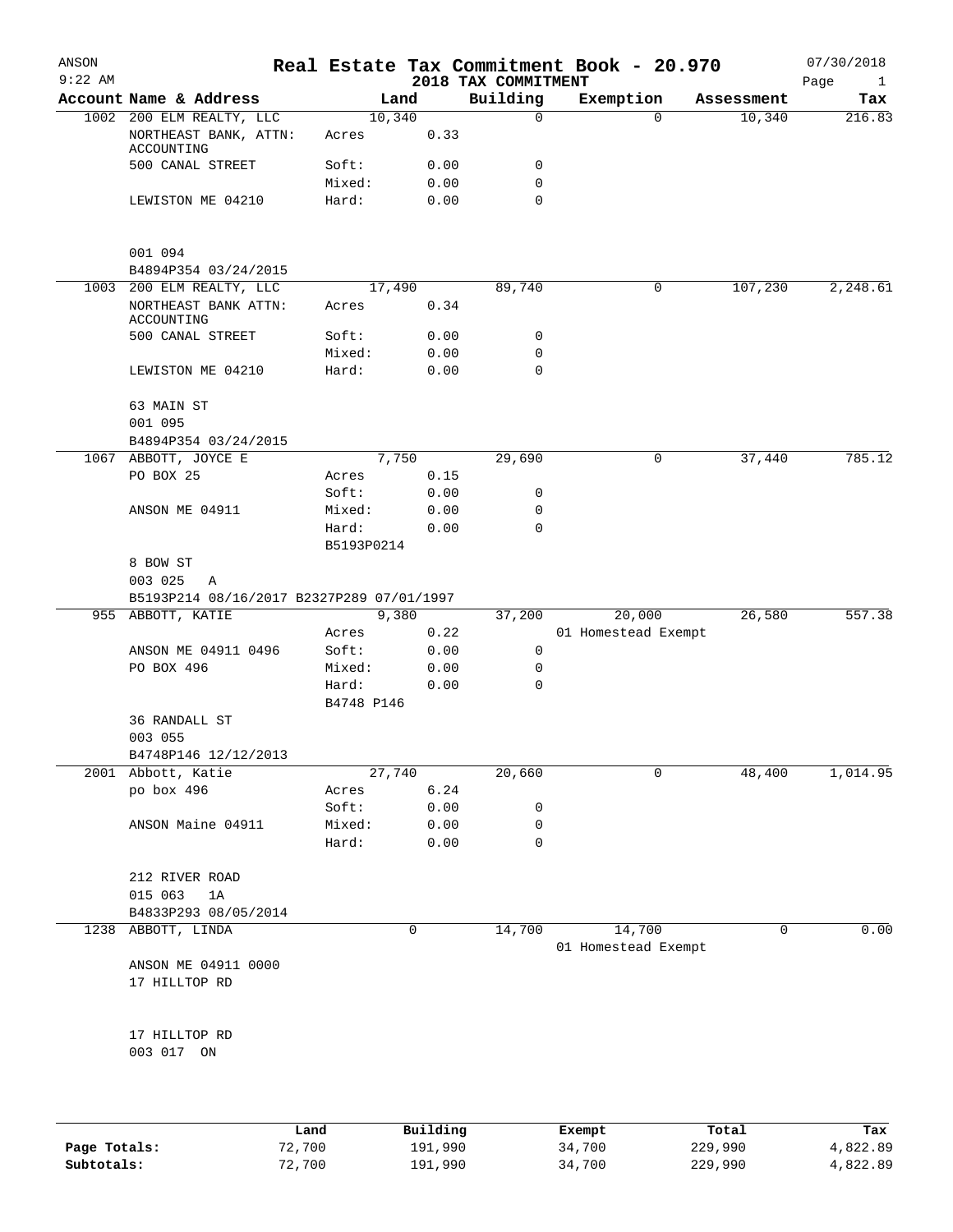ANSON
9:22 AM

# Real Estate Tax Commitment Book - 20.970

## 2018 TAX COMMITMENT

07/30/2018

| Account Name & Address | Land | | Building | Exemption | Assessment | Tax |
|---|---|---|---|---|---|---|
| 1002 200 ELM REALTY, LLC | 10,340 | | 0 | 0 | 10,340 | 216.83 |
| NORTHEAST BANK, ATTN: ACCOUNTING | Acres | 0.33 | | | | |
| 500 CANAL STREET | Soft: | 0.00 | 0 | | | |
| | Mixed: | 0.00 | 0 | | | |
| LEWISTON ME 04210 | Hard: | 0.00 | 0 | | | |
| 001 094 | | | | | | |
| B4894P354 03/24/2015 | | | | | | |
| 1003 200 ELM REALTY, LLC | 17,490 | | 89,740 | 0 | 107,230 | 2,248.61 |
| NORTHEAST BANK ATTN: ACCOUNTING | Acres | 0.34 | | | | |
| 500 CANAL STREET | Soft: | 0.00 | 0 | | | |
| | Mixed: | 0.00 | 0 | | | |
| LEWISTON ME 04210 | Hard: | 0.00 | 0 | | | |
| 63 MAIN ST | | | | | | |
| 001 095 | | | | | | |
| B4894P354 03/24/2015 | | | | | | |
| 1067 ABBOTT, JOYCE E | 7,750 | | 29,690 | 0 | 37,440 | 785.12 |
| PO BOX 25 | Acres | 0.15 | | | | |
| | Soft: | 0.00 | 0 | | | |
| ANSON ME 04911 | Mixed: | 0.00 | 0 | | | |
| | Hard: | 0.00 | 0 | | | |
| | B5193P0214 | | | | | |
| 8 BOW ST | | | | | | |
| 003 025 A | | | | | | |
| B5193P214 08/16/2017 B2327P289 07/01/1997 | | | | | | |
| 955 ABBOTT, KATIE | 9,380 | | 37,200 | 20,000 | 26,580 | 557.38 |
| | Acres | 0.22 | | 01 Homestead Exempt | | |
| ANSON ME 04911 0496 | Soft: | 0.00 | 0 | | | |
| PO BOX 496 | Mixed: | 0.00 | 0 | | | |
| | Hard: | 0.00 | 0 | | | |
| | B4748 P146 | | | | | |
| 36 RANDALL ST | | | | | | |
| 003 055 | | | | | | |
| B4748P146 12/12/2013 | | | | | | |
| 2001 Abbott, Katie | 27,740 | | 20,660 | 0 | 48,400 | 1,014.95 |
| po box 496 | Acres | 6.24 | | | | |
| | Soft: | 0.00 | 0 | | | |
| ANSON Maine 04911 | Mixed: | 0.00 | 0 | | | |
| | Hard: | 0.00 | 0 | | | |
| 212 RIVER ROAD | | | | | | |
| 015 063 1A | | | | | | |
| B4833P293 08/05/2014 | | | | | | |
| 1238 ABBOTT, LINDA | 0 | | 14,700 | 14,700 | 0 | 0.00 |
| | | | | 01 Homestead Exempt | | |
| ANSON ME 04911 0000 | | | | | | |
| 17 HILLTOP RD | | | | | | |
| 17 HILLTOP RD | | | | | | |
| 003 017 ON | | | | | | |

| | Land | Building | Exempt | Total | Tax |
|---|---|---|---|---|---|
| Page Totals: | 72,700 | 191,990 | 34,700 | 229,990 | 4,822.89 |
| Subtotals: | 72,700 | 191,990 | 34,700 | 229,990 | 4,822.89 |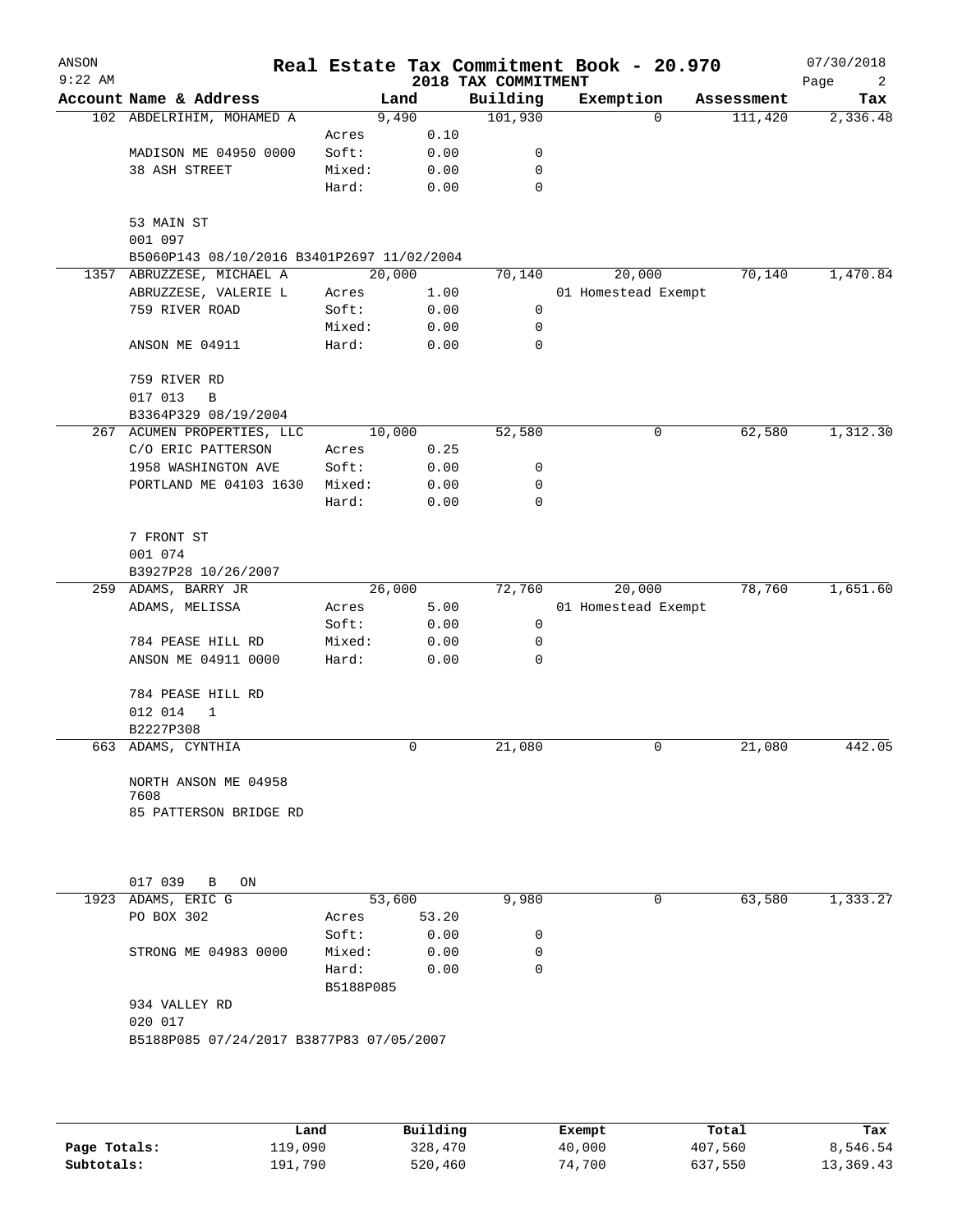# Real Estate Tax Commitment Book - 20.970

ANSON
9:22 AM

2018 TAX COMMITMENT

07/30/2018

| Account | Name & Address | | Land | Building | Exemption | Assessment | Tax |
|---|---|---|---|---|---|---|---|
| 102 | ABDELRIHIM, MOHAMED A | | 9,490 | 101,930 | 0 | 111,420 | 2,336.48 |
| | | Acres | 0.10 | | | | |
| | MADISON ME 04950 0000 | Soft: | 0.00 | 0 | | | |
| | 38 ASH STREET | Mixed: | 0.00 | 0 | | | |
| | | Hard: | 0.00 | 0 | | | |
| | 53 MAIN ST | | | | | | |
| | 001 097 | | | | | | |
| | B5060P143 08/10/2016 B3401P2697 11/02/2004 | | | | | | |
| 1357 | ABRUZZESE, MICHAEL A | | 20,000 | 70,140 | 20,000 | 70,140 | 1,470.84 |
| | ABRUZZESE, VALERIE L | Acres | 1.00 | | 01 Homestead Exempt | | |
| | 759 RIVER ROAD | Soft: | 0.00 | 0 | | | |
| | | Mixed: | 0.00 | 0 | | | |
| | ANSON ME 04911 | Hard: | 0.00 | 0 | | | |
| | 759 RIVER RD | | | | | | |
| | 017 013 B | | | | | | |
| | B3364P329 08/19/2004 | | | | | | |
| 267 | ACUMEN PROPERTIES, LLC | | 10,000 | 52,580 | 0 | 62,580 | 1,312.30 |
| | C/O ERIC PATTERSON | Acres | 0.25 | | | | |
| | 1958 WASHINGTON AVE | Soft: | 0.00 | 0 | | | |
| | PORTLAND ME 04103 1630 | Mixed: | 0.00 | 0 | | | |
| | | Hard: | 0.00 | 0 | | | |
| | 7 FRONT ST | | | | | | |
| | 001 074 | | | | | | |
| | B3927P28 10/26/2007 | | | | | | |
| 259 | ADAMS, BARRY JR | | 26,000 | 72,760 | 20,000 | 78,760 | 1,651.60 |
| | ADAMS, MELISSA | Acres | 5.00 | | 01 Homestead Exempt | | |
| | | Soft: | 0.00 | 0 | | | |
| | 784 PEASE HILL RD | Mixed: | 0.00 | 0 | | | |
| | ANSON ME 04911 0000 | Hard: | 0.00 | 0 | | | |
| | 784 PEASE HILL RD | | | | | | |
| | 012 014 1 | | | | | | |
| | B2227P308 | | | | | | |
| 663 | ADAMS, CYNTHIA | | 0 | 21,080 | 0 | 21,080 | 442.05 |
| | NORTH ANSON ME 04958 7608 | | | | | | |
| | 85 PATTERSON BRIDGE RD | | | | | | |
| | 017 039 B ON | | | | | | |
| 1923 | ADAMS, ERIC G | | 53,600 | 9,980 | 0 | 63,580 | 1,333.27 |
| | PO BOX 302 | Acres | 53.20 | | | | |
| | | Soft: | 0.00 | 0 | | | |
| | STRONG ME 04983 0000 | Mixed: | 0.00 | 0 | | | |
| | | Hard: | 0.00 | 0 | | | |
| | | B5188P085 | | | | | |
| | 934 VALLEY RD | | | | | | |
| | 020 017 | | | | | | |
| | B5188P085 07/24/2017 B3877P83 07/05/2007 | | | | | | |

| | Land | Building | Exempt | Total | Tax |
|---|---|---|---|---|---|
| Page Totals: | 119,090 | 328,470 | 40,000 | 407,560 | 8,546.54 |
| Subtotals: | 191,790 | 520,460 | 74,700 | 637,550 | 13,369.43 |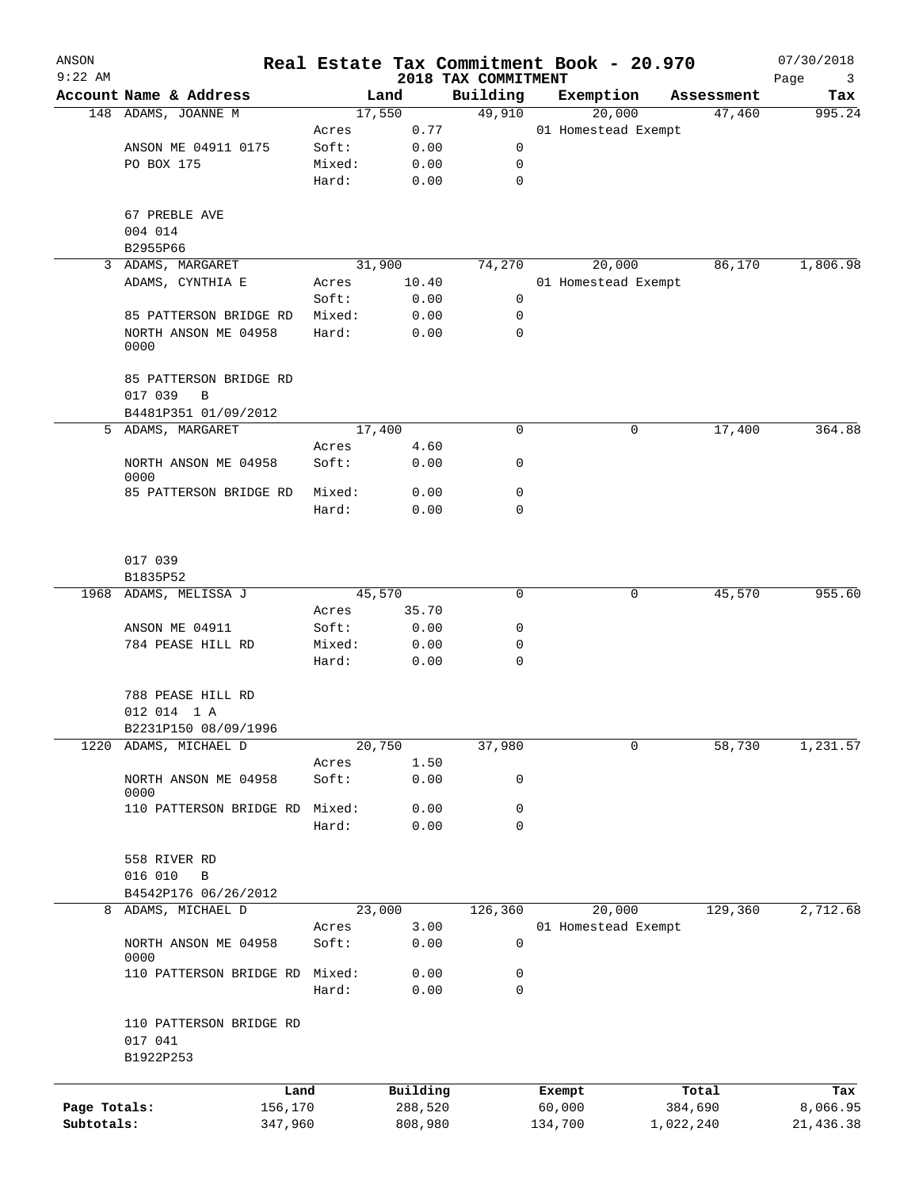ANSON
9:22 AM

# Real Estate Tax Commitment Book - 20.970

## 2018 TAX COMMITMENT

07/30/2018

| Account Name & Address | | Land | Building | Exemption | Assessment | Tax |
|---|---|---|---|---|---|---|
| 148 ADAMS, JOANNE M | | 17,550 | 49,910 | 20,000 | 47,460 | 995.24 |
| | Acres | 0.77 | | 01 Homestead Exempt | | |
| ANSON ME 04911 0175 | Soft: | 0.00 | 0 | | | |
| PO BOX 175 | Mixed: | 0.00 | 0 | | | |
| | Hard: | 0.00 | 0 | | | |
| 67 PREBLE AVE | | | | | | |
| 004 014 | | | | | | |
| B2955P66 | | | | | | |
| 3 ADAMS, MARGARET | | 31,900 | 74,270 | 20,000 | 86,170 | 1,806.98 |
| ADAMS, CYNTHIA E | Acres | 10.40 | | 01 Homestead Exempt | | |
| | Soft: | 0.00 | 0 | | | |
| 85 PATTERSON BRIDGE RD | Mixed: | 0.00 | 0 | | | |
| NORTH ANSON ME 04958 0000 | Hard: | 0.00 | 0 | | | |
| 85 PATTERSON BRIDGE RD | | | | | | |
| 017 039 B | | | | | | |
| B4481P351 01/09/2012 | | | | | | |
| 5 ADAMS, MARGARET | | 17,400 | 0 | 0 | 17,400 | 364.88 |
| | Acres | 4.60 | | | | |
| NORTH ANSON ME 04958 0000 | Soft: | 0.00 | 0 | | | |
| 85 PATTERSON BRIDGE RD | Mixed: | 0.00 | 0 | | | |
| | Hard: | 0.00 | 0 | | | |
| 017 039 | | | | | | |
| B1835P52 | | | | | | |
| 1968 ADAMS, MELISSA J | | 45,570 | 0 | 0 | 45,570 | 955.60 |
| | Acres | 35.70 | | | | |
| ANSON ME 04911 | Soft: | 0.00 | 0 | | | |
| 784 PEASE HILL RD | Mixed: | 0.00 | 0 | | | |
| | Hard: | 0.00 | 0 | | | |
| 788 PEASE HILL RD | | | | | | |
| 012 014 1 A | | | | | | |
| B2231P150 08/09/1996 | | | | | | |
| 1220 ADAMS, MICHAEL D | | 20,750 | 37,980 | 0 | 58,730 | 1,231.57 |
| | Acres | 1.50 | | | | |
| NORTH ANSON ME 04958 0000 | Soft: | 0.00 | 0 | | | |
| 110 PATTERSON BRIDGE RD | Mixed: | 0.00 | 0 | | | |
| | Hard: | 0.00 | 0 | | | |
| 558 RIVER RD | | | | | | |
| 016 010 B | | | | | | |
| B4542P176 06/26/2012 | | | | | | |
| 8 ADAMS, MICHAEL D | | 23,000 | 126,360 | 20,000 | 129,360 | 2,712.68 |
| | Acres | 3.00 | | 01 Homestead Exempt | | |
| NORTH ANSON ME 04958 0000 | Soft: | 0.00 | 0 | | | |
| 110 PATTERSON BRIDGE RD | Mixed: | 0.00 | 0 | | | |
| | Hard: | 0.00 | 0 | | | |
| 110 PATTERSON BRIDGE RD | | | | | | |
| 017 041 | | | | | | |
| B1922P253 | | | | | | |

| | Land | Building | Exempt | Total | Tax |
|---|---|---|---|---|---|
| Page Totals: | 156,170 | 288,520 | 60,000 | 384,690 | 8,066.95 |
| Subtotals: | 347,960 | 808,980 | 134,700 | 1,022,240 | 21,436.38 |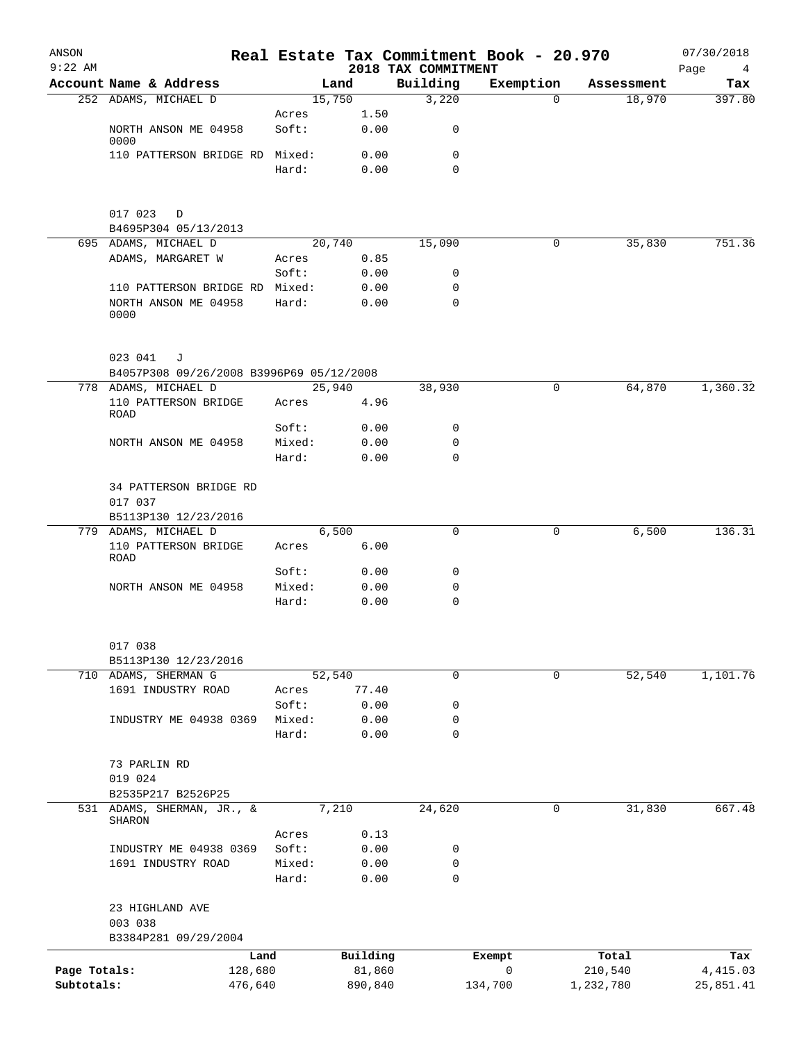ANSON 9:22 AM

# Real Estate Tax Commitment Book - 20.970

2018 TAX COMMITMENT

07/30/2018

| Account Name & Address | | Land | Building | Exemption | Assessment | Tax |
|---|---|---|---|---|---|---|
| 252 ADAMS, MICHAEL D | | 15,750 | 3,220 | 0 | 18,970 | 397.80 |
| | Acres | 1.50 | | | | |
| NORTH ANSON ME 04958 0000 | Soft: | 0.00 | 0 | | | |
| 110 PATTERSON BRIDGE RD | Mixed: | 0.00 | 0 | | | |
| | Hard: | 0.00 | 0 | | | |
| 017 023 D | | | | | | |
| B4695P304 05/13/2013 | | | | | | |
| 695 ADAMS, MICHAEL D | | 20,740 | 15,090 | 0 | 35,830 | 751.36 |
| ADAMS, MARGARET W | Acres | 0.85 | | | | |
| | Soft: | 0.00 | 0 | | | |
| 110 PATTERSON BRIDGE RD | Mixed: | 0.00 | 0 | | | |
| NORTH ANSON ME 04958 0000 | Hard: | 0.00 | 0 | | | |
| 023 041 J | | | | | | |
| B4057P308 09/26/2008 B3996P69 05/12/2008 | | | | | | |
| 778 ADAMS, MICHAEL D | | 25,940 | 38,930 | 0 | 64,870 | 1,360.32 |
| 110 PATTERSON BRIDGE ROAD | Acres | 4.96 | | | | |
| | Soft: | 0.00 | 0 | | | |
| NORTH ANSON ME 04958 | Mixed: | 0.00 | 0 | | | |
| | Hard: | 0.00 | 0 | | | |
| 34 PATTERSON BRIDGE RD | | | | | | |
| 017 037 | | | | | | |
| B5113P130 12/23/2016 | | | | | | |
| 779 ADAMS, MICHAEL D | | 6,500 | 0 | 0 | 6,500 | 136.31 |
| 110 PATTERSON BRIDGE ROAD | Acres | 6.00 | | | | |
| | Soft: | 0.00 | 0 | | | |
| NORTH ANSON ME 04958 | Mixed: | 0.00 | 0 | | | |
| | Hard: | 0.00 | 0 | | | |
| 017 038 | | | | | | |
| B5113P130 12/23/2016 | | | | | | |
| 710 ADAMS, SHERMAN G | | 52,540 | 0 | 0 | 52,540 | 1,101.76 |
| 1691 INDUSTRY ROAD | Acres | 77.40 | | | | |
| | Soft: | 0.00 | 0 | | | |
| INDUSTRY ME 04938 0369 | Mixed: | 0.00 | 0 | | | |
| | Hard: | 0.00 | 0 | | | |
| 73 PARLIN RD | | | | | | |
| 019 024 | | | | | | |
| B2535P217 B2526P25 | | | | | | |
| 531 ADAMS, SHERMAN, JR., & SHARON | | 7,210 | 24,620 | 0 | 31,830 | 667.48 |
| | Acres | 0.13 | | | | |
| INDUSTRY ME 04938 0369 | Soft: | 0.00 | 0 | | | |
| 1691 INDUSTRY ROAD | Mixed: | 0.00 | 0 | | | |
| | Hard: | 0.00 | 0 | | | |
| 23 HIGHLAND AVE | | | | | | |
| 003 038 | | | | | | |
| B3384P281 09/29/2004 | | | | | | |

| | Land | Building | Exempt | Total | Tax |
|---|---|---|---|---|---|
| Page Totals: | 128,680 | 81,860 | 0 | 210,540 | 4,415.03 |
| Subtotals: | 476,640 | 890,840 | 134,700 | 1,232,780 | 25,851.41 |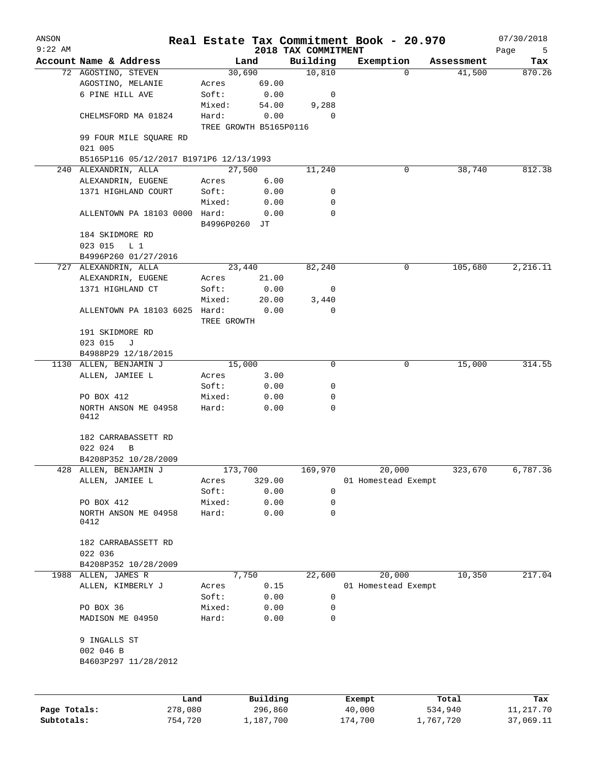# Real Estate Tax Commitment Book - 20.970

ANSON 9:22 AM — 2018 TAX COMMITMENT — 07/30/2018

| Account Name & Address | Land | | Building | Exemption | Assessment | Tax |
|---|---|---|---|---|---|---|
| 72 AGOSTINO, STEVEN | 30,690 | | 10,810 | 0 | 41,500 | 870.26 |
| AGOSTINO, MELANIE | Acres | 69.00 | | | | |
| 6 PINE HILL AVE | Soft: | 0.00 | 0 | | | |
| | Mixed: | 54.00 | 9,288 | | | |
| CHELMSFORD MA 01824 | Hard: | 0.00 | 0 | | | |
| | TREE GROWTH B5165P0116 | | | | | |
| 99 FOUR MILE SQUARE RD | | | | | | |
| 021 005 | | | | | | |
| B5165P116 05/12/2017 B1971P6 12/13/1993 | | | | | | |
| 240 ALEXANDRIN, ALLA | 27,500 | | 11,240 | 0 | 38,740 | 812.38 |
| ALEXANDRIN, EUGENE | Acres | 6.00 | | | | |
| 1371 HIGHLAND COURT | Soft: | 0.00 | 0 | | | |
| | Mixed: | 0.00 | 0 | | | |
| ALLENTOWN PA 18103 0000 | Hard: | 0.00 | 0 | | | |
| | B4996P0260 JT | | | | | |
| 184 SKIDMORE RD | | | | | | |
| 023 015 L 1 | | | | | | |
| B4996P260 01/27/2016 | | | | | | |
| 727 ALEXANDRIN, ALLA | 23,440 | | 82,240 | 0 | 105,680 | 2,216.11 |
| ALEXANDRIN, EUGENE | Acres | 21.00 | | | | |
| 1371 HIGHLAND CT | Soft: | 0.00 | 0 | | | |
| | Mixed: | 20.00 | 3,440 | | | |
| ALLENTOWN PA 18103 6025 | Hard: | 0.00 | 0 | | | |
| | TREE GROWTH | | | | | |
| 191 SKIDMORE RD | | | | | | |
| 023 015 J | | | | | | |
| B4988P29 12/18/2015 | | | | | | |
| 1130 ALLEN, BENJAMIN J | 15,000 | | 0 | 0 | 15,000 | 314.55 |
| ALLEN, JAMIEE L | Acres | 3.00 | | | | |
| | Soft: | 0.00 | 0 | | | |
| PO BOX 412 | Mixed: | 0.00 | 0 | | | |
| NORTH ANSON ME 04958 0412 | Hard: | 0.00 | 0 | | | |
| 182 CARRABASSETT RD | | | | | | |
| 022 024 B | | | | | | |
| B4208P352 10/28/2009 | | | | | | |
| 428 ALLEN, BENJAMIN J | 173,700 | | 169,970 | 20,000 | 323,670 | 6,787.36 |
| ALLEN, JAMIEE L | Acres | 329.00 | | 01 Homestead Exempt | | |
| | Soft: | 0.00 | 0 | | | |
| PO BOX 412 | Mixed: | 0.00 | 0 | | | |
| NORTH ANSON ME 04958 0412 | Hard: | 0.00 | 0 | | | |
| 182 CARRABASSETT RD | | | | | | |
| 022 036 | | | | | | |
| B4208P352 10/28/2009 | | | | | | |
| 1988 ALLEN, JAMES R | 7,750 | | 22,600 | 20,000 | 10,350 | 217.04 |
| ALLEN, KIMBERLY J | Acres | 0.15 | | 01 Homestead Exempt | | |
| | Soft: | 0.00 | 0 | | | |
| PO BOX 36 | Mixed: | 0.00 | 0 | | | |
| MADISON ME 04950 | Hard: | 0.00 | 0 | | | |
| 9 INGALLS ST | | | | | | |
| 002 046 B | | | | | | |
| B4603P297 11/28/2012 | | | | | | |

| | Land | Building | Exempt | Total | Tax |
|---|---|---|---|---|---|
| Page Totals: | 278,080 | 296,860 | 40,000 | 534,940 | 11,217.70 |
| Subtotals: | 754,720 | 1,187,700 | 174,700 | 1,767,720 | 37,069.11 |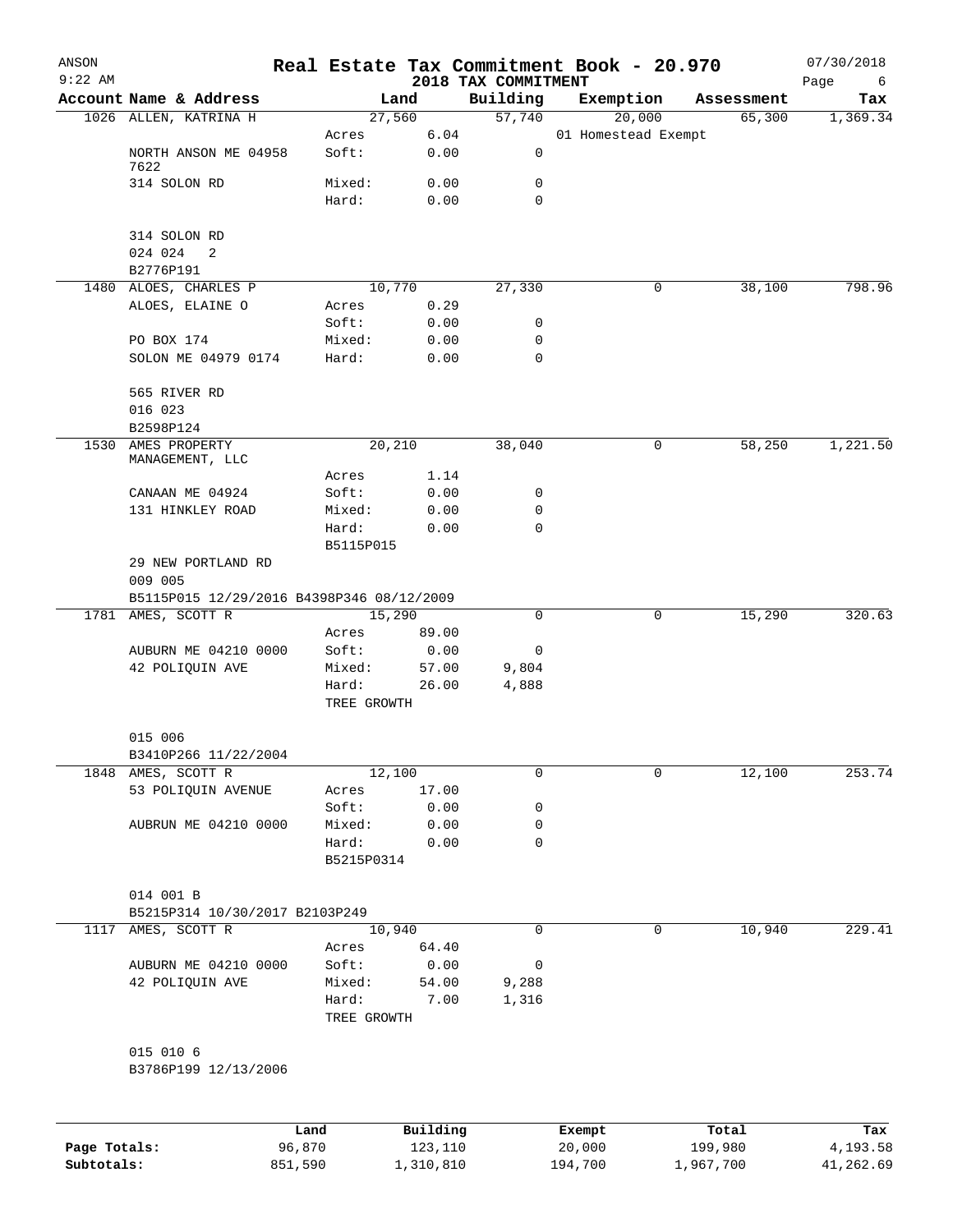ANSON
9:22 AM

# Real Estate Tax Commitment Book - 20.970

## 2018 TAX COMMITMENT

07/30/2018

| Account Name & Address | | Land | Building | Exemption | Assessment | Tax |
|---|---|---|---|---|---|---|
| 1026 ALLEN, KATRINA H | | 27,560 | 57,740 | 20,000 | 65,300 | 1,369.34 |
| | Acres | 6.04 | | 01 Homestead Exempt | | |
| NORTH ANSON ME 04958 7622 | Soft: | 0.00 | 0 | | | |
| 314 SOLON RD | Mixed: | 0.00 | 0 | | | |
| | Hard: | 0.00 | 0 | | | |
| 314 SOLON RD | | | | | | |
| 024 024 2 | | | | | | |
| B2776P191 | | | | | | |
| 1480 ALOES, CHARLES P | | 10,770 | 27,330 | 0 | 38,100 | 798.96 |
| ALOES, ELAINE O | Acres | 0.29 | | | | |
| | Soft: | 0.00 | 0 | | | |
| PO BOX 174 | Mixed: | 0.00 | 0 | | | |
| SOLON ME 04979 0174 | Hard: | 0.00 | 0 | | | |
| 565 RIVER RD | | | | | | |
| 016 023 | | | | | | |
| B2598P124 | | | | | | |
| 1530 AMES PROPERTY MANAGEMENT, LLC | | 20,210 | 38,040 | 0 | 58,250 | 1,221.50 |
| | Acres | 1.14 | | | | |
| CANAAN ME 04924 | Soft: | 0.00 | 0 | | | |
| 131 HINKLEY ROAD | Mixed: | 0.00 | 0 | | | |
| | Hard: | 0.00 | 0 | | | |
| | B5115P015 | | | | | |
| 29 NEW PORTLAND RD | | | | | | |
| 009 005 | | | | | | |
| B5115P015 12/29/2016 B4398P346 08/12/2009 | | | | | | |
| 1781 AMES, SCOTT R | | 15,290 | 0 | 0 | 15,290 | 320.63 |
| | Acres | 89.00 | | | | |
| AUBURN ME 04210 0000 | Soft: | 0.00 | 0 | | | |
| 42 POLIQUIN AVE | Mixed: | 57.00 | 9,804 | | | |
| | Hard: | 26.00 | 4,888 | | | |
| | TREE GROWTH | | | | | |
| 015 006 | | | | | | |
| B3410P266 11/22/2004 | | | | | | |
| 1848 AMES, SCOTT R | | 12,100 | 0 | 0 | 12,100 | 253.74 |
| 53 POLIQUIN AVENUE | Acres | 17.00 | | | | |
| | Soft: | 0.00 | 0 | | | |
| AUBRUN ME 04210 0000 | Mixed: | 0.00 | 0 | | | |
| | Hard: | 0.00 | 0 | | | |
| | B5215P0314 | | | | | |
| 014 001 B | | | | | | |
| B5215P314 10/30/2017 B2103P249 | | | | | | |
| 1117 AMES, SCOTT R | | 10,940 | 0 | 0 | 10,940 | 229.41 |
| | Acres | 64.40 | | | | |
| AUBURN ME 04210 0000 | Soft: | 0.00 | 0 | | | |
| 42 POLIQUIN AVE | Mixed: | 54.00 | 9,288 | | | |
| | Hard: | 7.00 | 1,316 | | | |
| | TREE GROWTH | | | | | |
| 015 010 6 | | | | | | |
| B3786P199 12/13/2006 | | | | | | |

| | Land | Building | Exempt | Total | Tax |
|---|---|---|---|---|---|
| Page Totals: | 96,870 | 123,110 | 20,000 | 199,980 | 4,193.58 |
| Subtotals: | 851,590 | 1,310,810 | 194,700 | 1,967,700 | 41,262.69 |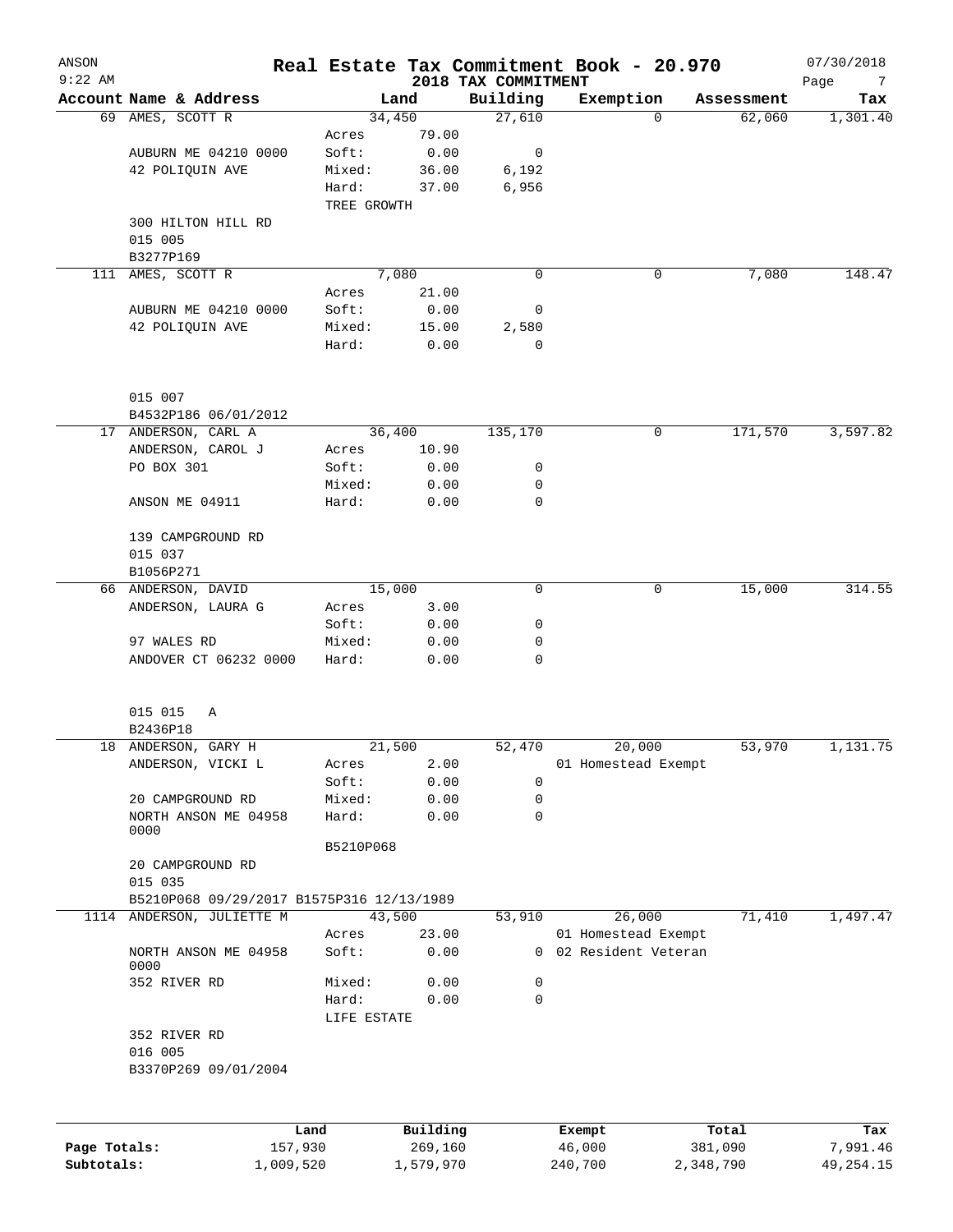# Real Estate Tax Commitment Book - 20.970

ANSON  
9:22 AM  
2018 TAX COMMITMENT  
07/30/2018

| Account | Name & Address | Land | | Building | Exemption | Assessment | Tax |
|---|---|---|---|---|---|---|---|
| 69 | AMES, SCOTT R | 34,450 | | 27,610 | 0 | 62,060 | 1,301.40 |
| | | Acres | 79.00 | | | | |
| | AUBURN ME 04210 0000 | Soft: | 0.00 | 0 | | | |
| | 42 POLIQUIN AVE | Mixed: | 36.00 | 6,192 | | | |
| | | Hard: | 37.00 | 6,956 | | | |
| | | TREE GROWTH | | | | | |
| | 300 HILTON HILL RD | | | | | | |
| | 015 005 | | | | | | |
| | B3277P169 | | | | | | |
| 111 | AMES, SCOTT R | 7,080 | | 0 | 0 | 7,080 | 148.47 |
| | | Acres | 21.00 | | | | |
| | AUBURN ME 04210 0000 | Soft: | 0.00 | 0 | | | |
| | 42 POLIQUIN AVE | Mixed: | 15.00 | 2,580 | | | |
| | | Hard: | 0.00 | 0 | | | |
| | 015 007 | | | | | | |
| | B4532P186 06/01/2012 | | | | | | |
| 17 | ANDERSON, CARL A | 36,400 | | 135,170 | 0 | 171,570 | 3,597.82 |
| | ANDERSON, CAROL J | Acres | 10.90 | | | | |
| | PO BOX 301 | Soft: | 0.00 | 0 | | | |
| | | Mixed: | 0.00 | 0 | | | |
| | ANSON ME 04911 | Hard: | 0.00 | 0 | | | |
| | 139 CAMPGROUND RD | | | | | | |
| | 015 037 | | | | | | |
| | B1056P271 | | | | | | |
| 66 | ANDERSON, DAVID | 15,000 | | 0 | 0 | 15,000 | 314.55 |
| | ANDERSON, LAURA G | Acres | 3.00 | | | | |
| | | Soft: | 0.00 | 0 | | | |
| | 97 WALES RD | Mixed: | 0.00 | 0 | | | |
| | ANDOVER CT 06232 0000 | Hard: | 0.00 | 0 | | | |
| | 015 015 A | | | | | | |
| | B2436P18 | | | | | | |
| 18 | ANDERSON, GARY H | 21,500 | | 52,470 | 20,000 | 53,970 | 1,131.75 |
| | ANDERSON, VICKI L | Acres | 2.00 | | 01 Homestead Exempt | | |
| | | Soft: | 0.00 | 0 | | | |
| | 20 CAMPGROUND RD | Mixed: | 0.00 | 0 | | | |
| | NORTH ANSON ME 04958 0000 | Hard: | 0.00 | 0 | | | |
| | | B5210P068 | | | | | |
| | 20 CAMPGROUND RD | | | | | | |
| | 015 035 | | | | | | |
| | B5210P068 09/29/2017 B1575P316 12/13/1989 | | | | | | |
| 1114 | ANDERSON, JULIETTE M | 43,500 | | 53,910 | 26,000 | 71,410 | 1,497.47 |
| | | Acres | 23.00 | | 01 Homestead Exempt | | |
| | NORTH ANSON ME 04958 0000 | Soft: | 0.00 | 0 | 02 Resident Veteran | | |
| | 352 RIVER RD | Mixed: | 0.00 | 0 | | | |
| | | Hard: | 0.00 | 0 | | | |
| | | LIFE ESTATE | | | | | |
| | 352 RIVER RD | | | | | | |
| | 016 005 | | | | | | |
| | B3370P269 09/01/2004 | | | | | | |

| | Land | Building | Exempt | Total | Tax |
|---|---|---|---|---|---|
| Page Totals: | 157,930 | 269,160 | 46,000 | 381,090 | 7,991.46 |
| Subtotals: | 1,009,520 | 1,579,970 | 240,700 | 2,348,790 | 49,254.15 |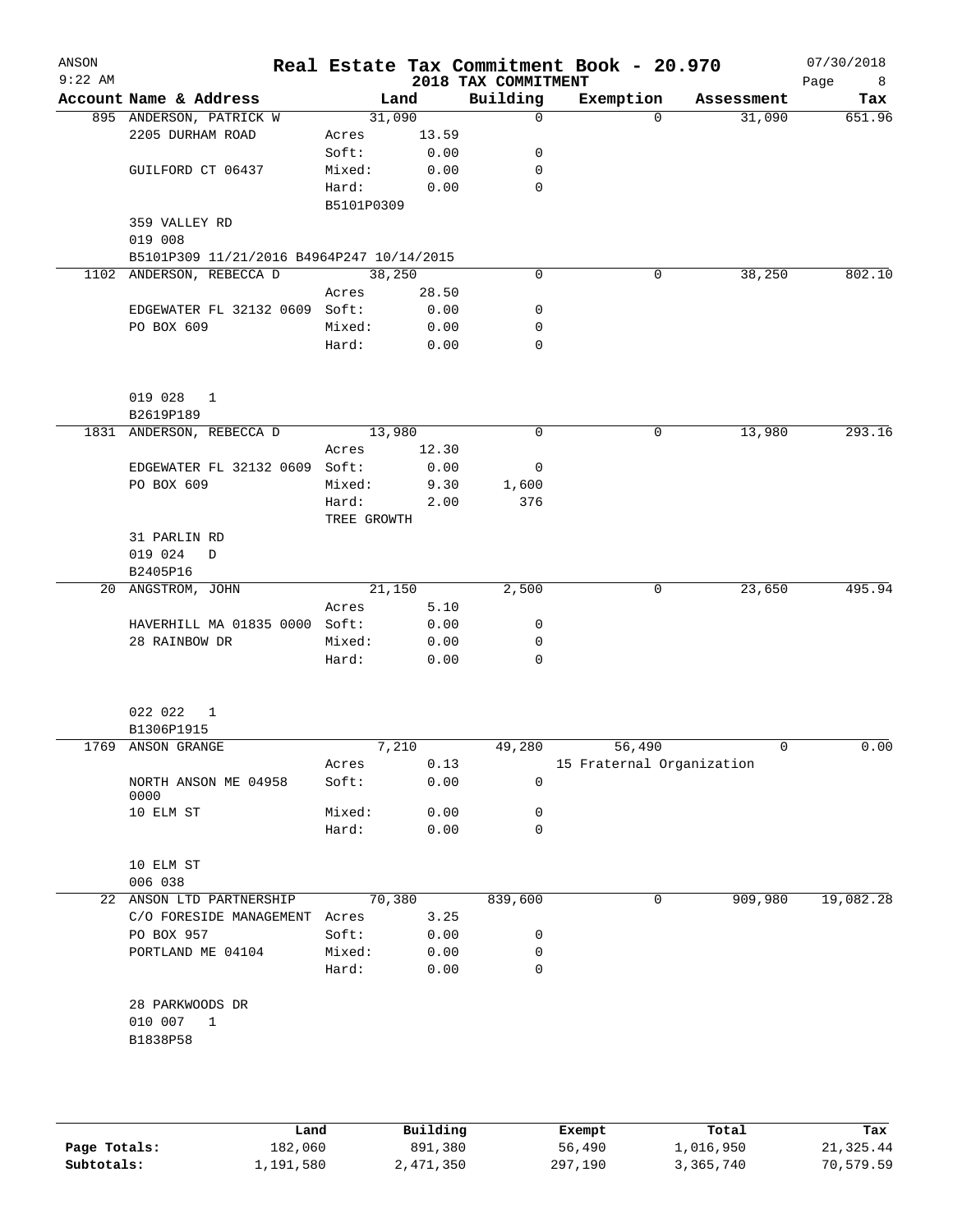ANSON
9:22 AM

# Real Estate Tax Commitment Book - 20.970

## 2018 TAX COMMITMENT

07/30/2018

| Account | Name & Address | | Land | Building | Exemption | Assessment | Tax |
|---|---|---|---|---|---|---|---|
| 895 | ANDERSON, PATRICK W | | 31,090 | 0 | 0 | 31,090 | 651.96 |
| | 2205 DURHAM ROAD | Acres | 13.59 | | | | |
| | | Soft: | 0.00 | 0 | | | |
| | GUILFORD CT 06437 | Mixed: | 0.00 | 0 | | | |
| | | Hard: | 0.00 | 0 | | | |
| | | B5101P0309 | | | | | |
| | 359 VALLEY RD | | | | | | |
| | 019 008 | | | | | | |
| | B5101P309 11/21/2016 B4964P247 10/14/2015 | | | | | | |
| 1102 | ANDERSON, REBECCA D | | 38,250 | 0 | 0 | 38,250 | 802.10 |
| | | Acres | 28.50 | | | | |
| | EDGEWATER FL 32132 0609 | Soft: | 0.00 | 0 | | | |
| | PO BOX 609 | Mixed: | 0.00 | 0 | | | |
| | | Hard: | 0.00 | 0 | | | |
| | 019 028 1 | | | | | | |
| | B2619P189 | | | | | | |
| 1831 | ANDERSON, REBECCA D | | 13,980 | 0 | 0 | 13,980 | 293.16 |
| | | Acres | 12.30 | | | | |
| | EDGEWATER FL 32132 0609 | Soft: | 0.00 | 0 | | | |
| | PO BOX 609 | Mixed: | 9.30 | 1,600 | | | |
| | | Hard: | 2.00 | 376 | | | |
| | | TREE GROWTH | | | | | |
| | 31 PARLIN RD | | | | | | |
| | 019 024 D | | | | | | |
| | B2405P16 | | | | | | |
| 20 | ANGSTROM, JOHN | | 21,150 | 2,500 | 0 | 23,650 | 495.94 |
| | | Acres | 5.10 | | | | |
| | HAVERHILL MA 01835 0000 | Soft: | 0.00 | 0 | | | |
| | 28 RAINBOW DR | Mixed: | 0.00 | 0 | | | |
| | | Hard: | 0.00 | 0 | | | |
| | 022 022 1 | | | | | | |
| | B1306P1915 | | | | | | |
| 1769 | ANSON GRANGE | | 7,210 | 49,280 | 56,490 | 0 | 0.00 |
| | | Acres | 0.13 | | 15 Fraternal Organization | | |
| | NORTH ANSON ME 04958 0000 | Soft: | 0.00 | 0 | | | |
| | 10 ELM ST | Mixed: | 0.00 | 0 | | | |
| | | Hard: | 0.00 | 0 | | | |
| | 10 ELM ST | | | | | | |
| | 006 038 | | | | | | |
| 22 | ANSON LTD PARTNERSHIP | | 70,380 | 839,600 | 0 | 909,980 | 19,082.28 |
| | C/O FORESIDE MANAGEMENT | Acres | 3.25 | | | | |
| | PO BOX 957 | Soft: | 0.00 | 0 | | | |
| | PORTLAND ME 04104 | Mixed: | 0.00 | 0 | | | |
| | | Hard: | 0.00 | 0 | | | |
| | 28 PARKWOODS DR | | | | | | |
| | 010 007 1 | | | | | | |
| | B1838P58 | | | | | | |

| | Land | Building | Exempt | Total | Tax |
|---|---|---|---|---|---|
| Page Totals: | 182,060 | 891,380 | 56,490 | 1,016,950 | 21,325.44 |
| Subtotals: | 1,191,580 | 2,471,350 | 297,190 | 3,365,740 | 70,579.59 |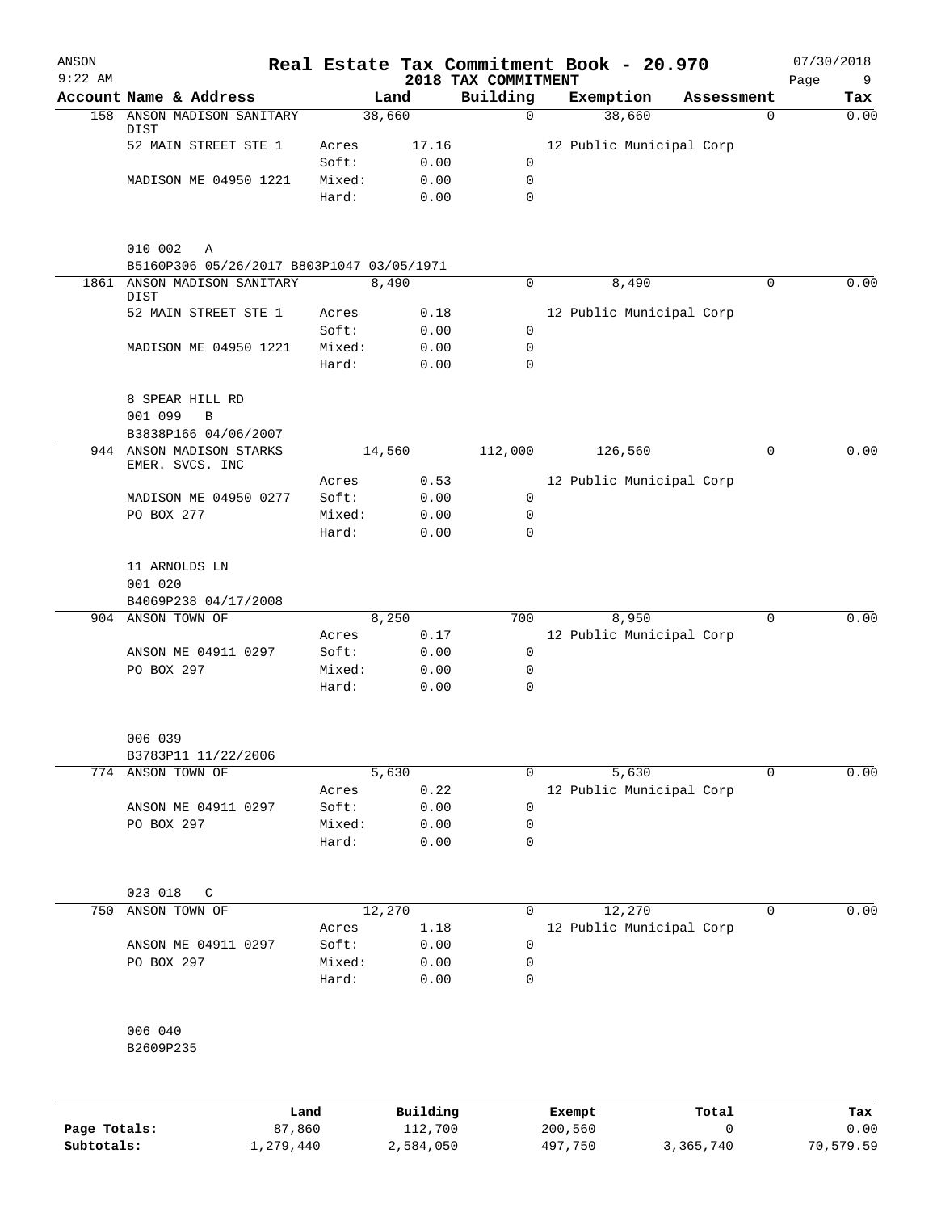# Real Estate Tax Commitment Book - 20.970

ANSON 9:22 AM — 2018 TAX COMMITMENT — 07/30/2018

| Account | Name & Address | | Land | Building | Exemption | Assessment | Tax |
|---|---|---|---|---|---|---|---|
| 158 | ANSON MADISON SANITARY DIST | | 38,660 | 0 | 38,660 | 0 | 0.00 |
| | 52 MAIN STREET STE 1 | Acres | 17.16 | | 12 Public Municipal Corp | | |
| | | Soft: | 0.00 | 0 | | | |
| | MADISON ME 04950 1221 | Mixed: | 0.00 | 0 | | | |
| | | Hard: | 0.00 | 0 | | | |
| | 010 002 A | | | | | | |
| | B5160P306 05/26/2017 B803P1047 03/05/1971 | | | | | | |
| 1861 | ANSON MADISON SANITARY DIST | | 8,490 | 0 | 8,490 | 0 | 0.00 |
| | 52 MAIN STREET STE 1 | Acres | 0.18 | | 12 Public Municipal Corp | | |
| | | Soft: | 0.00 | 0 | | | |
| | MADISON ME 04950 1221 | Mixed: | 0.00 | 0 | | | |
| | | Hard: | 0.00 | 0 | | | |
| | 8 SPEAR HILL RD | | | | | | |
| | 001 099 B | | | | | | |
| | B3838P166 04/06/2007 | | | | | | |
| 944 | ANSON MADISON STARKS EMER. SVCS. INC | | 14,560 | 112,000 | 126,560 | 0 | 0.00 |
| | | Acres | 0.53 | | 12 Public Municipal Corp | | |
| | MADISON ME 04950 0277 | Soft: | 0.00 | 0 | | | |
| | PO BOX 277 | Mixed: | 0.00 | 0 | | | |
| | | Hard: | 0.00 | 0 | | | |
| | 11 ARNOLDS LN | | | | | | |
| | 001 020 | | | | | | |
| | B4069P238 04/17/2008 | | | | | | |
| 904 | ANSON TOWN OF | | 8,250 | 700 | 8,950 | 0 | 0.00 |
| | | Acres | 0.17 | | 12 Public Municipal Corp | | |
| | ANSON ME 04911 0297 | Soft: | 0.00 | 0 | | | |
| | PO BOX 297 | Mixed: | 0.00 | 0 | | | |
| | | Hard: | 0.00 | 0 | | | |
| | 006 039 | | | | | | |
| | B3783P11 11/22/2006 | | | | | | |
| 774 | ANSON TOWN OF | | 5,630 | 0 | 5,630 | 0 | 0.00 |
| | | Acres | 0.22 | | 12 Public Municipal Corp | | |
| | ANSON ME 04911 0297 | Soft: | 0.00 | 0 | | | |
| | PO BOX 297 | Mixed: | 0.00 | 0 | | | |
| | | Hard: | 0.00 | 0 | | | |
| | 023 018 C | | | | | | |
| 750 | ANSON TOWN OF | | 12,270 | 0 | 12,270 | 0 | 0.00 |
| | | Acres | 1.18 | | 12 Public Municipal Corp | | |
| | ANSON ME 04911 0297 | Soft: | 0.00 | 0 | | | |
| | PO BOX 297 | Mixed: | 0.00 | 0 | | | |
| | | Hard: | 0.00 | 0 | | | |
| | 006 040 | | | | | | |
| | B2609P235 | | | | | | |

| | Land | Building | Exempt | Total | Tax |
|---|---|---|---|---|---|
| Page Totals: | 87,860 | 112,700 | 200,560 | 0 | 0.00 |
| Subtotals: | 1,279,440 | 2,584,050 | 497,750 | 3,365,740 | 70,579.59 |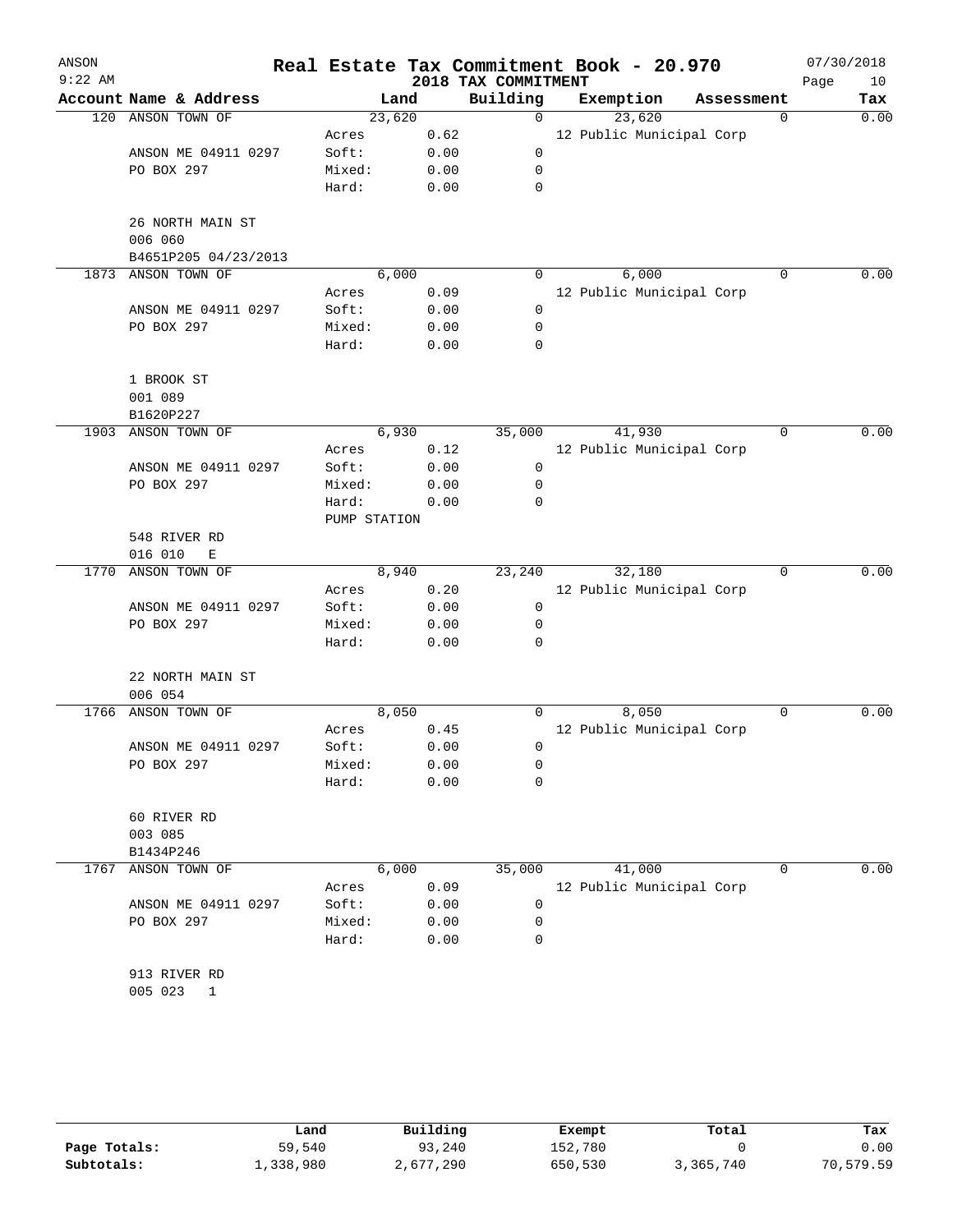# Real Estate Tax Commitment Book - 20.970

ANSON 9:22 AM — 2018 TAX COMMITMENT — 07/30/2018

| Account | Name & Address | | Land | Building | Exemption | Assessment | Tax |
|---|---|---|---|---|---|---|---|
| 120 | ANSON TOWN OF | | 23,620 | 0 | 23,620 | 0 | 0.00 |
| | | Acres | 0.62 | | 12 Public Municipal Corp | | |
| | ANSON ME 04911 0297 | Soft: | 0.00 | 0 | | | |
| | PO BOX 297 | Mixed: | 0.00 | 0 | | | |
| | | Hard: | 0.00 | 0 | | | |
| | 26 NORTH MAIN ST | | | | | | |
| | 006 060 | | | | | | |
| | B4651P205 04/23/2013 | | | | | | |
| 1873 | ANSON TOWN OF | | 6,000 | 0 | 6,000 | 0 | 0.00 |
| | | Acres | 0.09 | | 12 Public Municipal Corp | | |
| | ANSON ME 04911 0297 | Soft: | 0.00 | 0 | | | |
| | PO BOX 297 | Mixed: | 0.00 | 0 | | | |
| | | Hard: | 0.00 | 0 | | | |
| | 1 BROOK ST | | | | | | |
| | 001 089 | | | | | | |
| | B1620P227 | | | | | | |
| 1903 | ANSON TOWN OF | | 6,930 | 35,000 | 41,930 | 0 | 0.00 |
| | | Acres | 0.12 | | 12 Public Municipal Corp | | |
| | ANSON ME 04911 0297 | Soft: | 0.00 | 0 | | | |
| | PO BOX 297 | Mixed: | 0.00 | 0 | | | |
| | | Hard: | 0.00 | 0 | | | |
| | | PUMP STATION | | | | | |
| | 548 RIVER RD | | | | | | |
| | 016 010 E | | | | | | |
| 1770 | ANSON TOWN OF | | 8,940 | 23,240 | 32,180 | 0 | 0.00 |
| | | Acres | 0.20 | | 12 Public Municipal Corp | | |
| | ANSON ME 04911 0297 | Soft: | 0.00 | 0 | | | |
| | PO BOX 297 | Mixed: | 0.00 | 0 | | | |
| | | Hard: | 0.00 | 0 | | | |
| | 22 NORTH MAIN ST | | | | | | |
| | 006 054 | | | | | | |
| 1766 | ANSON TOWN OF | | 8,050 | 0 | 8,050 | 0 | 0.00 |
| | | Acres | 0.45 | | 12 Public Municipal Corp | | |
| | ANSON ME 04911 0297 | Soft: | 0.00 | 0 | | | |
| | PO BOX 297 | Mixed: | 0.00 | 0 | | | |
| | | Hard: | 0.00 | 0 | | | |
| | 60 RIVER RD | | | | | | |
| | 003 085 | | | | | | |
| | B1434P246 | | | | | | |
| 1767 | ANSON TOWN OF | | 6,000 | 35,000 | 41,000 | 0 | 0.00 |
| | | Acres | 0.09 | | 12 Public Municipal Corp | | |
| | ANSON ME 04911 0297 | Soft: | 0.00 | 0 | | | |
| | PO BOX 297 | Mixed: | 0.00 | 0 | | | |
| | | Hard: | 0.00 | 0 | | | |
| | 913 RIVER RD | | | | | | |
| | 005 023 1 | | | | | | |

| | Land | Building | Exempt | Total | Tax |
|---|---|---|---|---|---|
| Page Totals: | 59,540 | 93,240 | 152,780 | 0 | 0.00 |
| Subtotals: | 1,338,980 | 2,677,290 | 650,530 | 3,365,740 | 70,579.59 |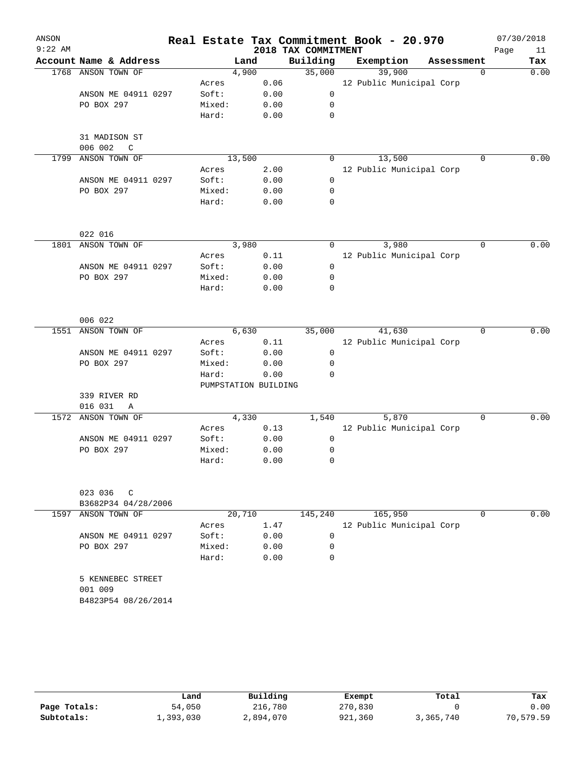# Real Estate Tax Commitment Book - 20.970

ANSON
9:22 AM

2018 TAX COMMITMENT

07/30/2018

| Account | Name & Address | | Land | Building | Exemption | Assessment | Tax |
|---|---|---|---|---|---|---|---|
| 1768 | ANSON TOWN OF | | 4,900 | 35,000 | 39,900 | 0 | 0.00 |
| | | Acres | 0.06 | | 12 Public Municipal Corp | | |
| | ANSON ME 04911 0297 | Soft: | 0.00 | 0 | | | |
| | PO BOX 297 | Mixed: | 0.00 | 0 | | | |
| | | Hard: | 0.00 | 0 | | | |
| | 31 MADISON ST | | | | | | |
| | 006 002 C | | | | | | |
| 1799 | ANSON TOWN OF | | 13,500 | 0 | 13,500 | 0 | 0.00 |
| | | Acres | 2.00 | | 12 Public Municipal Corp | | |
| | ANSON ME 04911 0297 | Soft: | 0.00 | 0 | | | |
| | PO BOX 297 | Mixed: | 0.00 | 0 | | | |
| | | Hard: | 0.00 | 0 | | | |
| | 022 016 | | | | | | |
| 1801 | ANSON TOWN OF | | 3,980 | 0 | 3,980 | 0 | 0.00 |
| | | Acres | 0.11 | | 12 Public Municipal Corp | | |
| | ANSON ME 04911 0297 | Soft: | 0.00 | 0 | | | |
| | PO BOX 297 | Mixed: | 0.00 | 0 | | | |
| | | Hard: | 0.00 | 0 | | | |
| | 006 022 | | | | | | |
| 1551 | ANSON TOWN OF | | 6,630 | 35,000 | 41,630 | 0 | 0.00 |
| | | Acres | 0.11 | | 12 Public Municipal Corp | | |
| | ANSON ME 04911 0297 | Soft: | 0.00 | 0 | | | |
| | PO BOX 297 | Mixed: | 0.00 | 0 | | | |
| | | Hard: | 0.00 | 0 | | | |
| | | PUMPSTATION BUILDING | | | | | |
| | 339 RIVER RD | | | | | | |
| | 016 031 A | | | | | | |
| 1572 | ANSON TOWN OF | | 4,330 | 1,540 | 5,870 | 0 | 0.00 |
| | | Acres | 0.13 | | 12 Public Municipal Corp | | |
| | ANSON ME 04911 0297 | Soft: | 0.00 | 0 | | | |
| | PO BOX 297 | Mixed: | 0.00 | 0 | | | |
| | | Hard: | 0.00 | 0 | | | |
| | 023 036 C | | | | | | |
| | B3682P34 04/28/2006 | | | | | | |
| 1597 | ANSON TOWN OF | | 20,710 | 145,240 | 165,950 | 0 | 0.00 |
| | | Acres | 1.47 | | 12 Public Municipal Corp | | |
| | ANSON ME 04911 0297 | Soft: | 0.00 | 0 | | | |
| | PO BOX 297 | Mixed: | 0.00 | 0 | | | |
| | | Hard: | 0.00 | 0 | | | |
| | 5 KENNEBEC STREET | | | | | | |
| | 001 009 | | | | | | |
| | B4823P54 08/26/2014 | | | | | | |

| | Land | Building | Exempt | Total | Tax |
|---|---|---|---|---|---|
| Page Totals: | 54,050 | 216,780 | 270,830 | 0 | 0.00 |
| Subtotals: | 1,393,030 | 2,894,070 | 921,360 | 3,365,740 | 70,579.59 |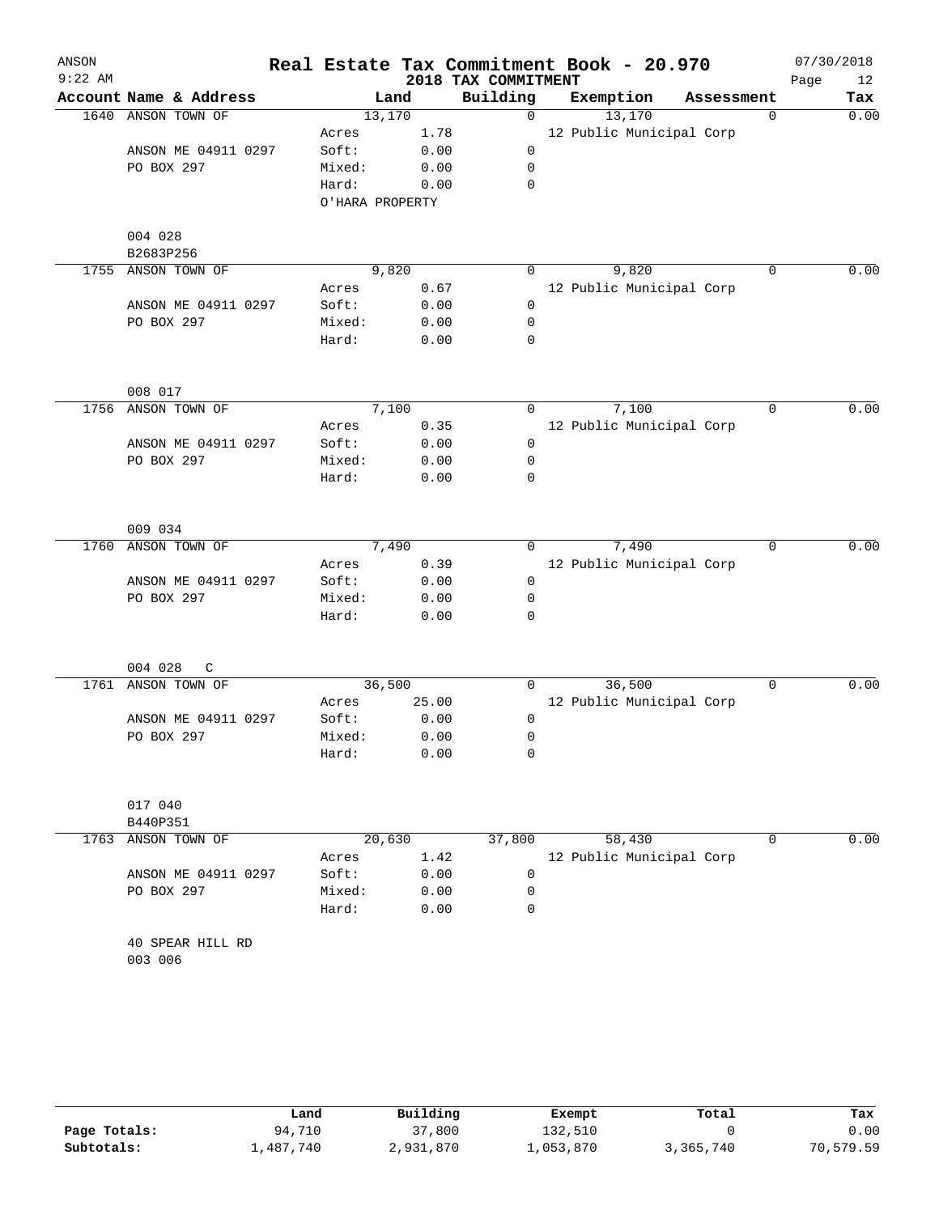# Real Estate Tax Commitment Book - 20.970

ANSON
9:22 AM

2018 TAX COMMITMENT

07/30/2018
Page 12

| Account | Name & Address | Land | | Building | Exemption | Assessment | Tax |
|---|---|---|---|---|---|---|---|
| 1640 | ANSON TOWN OF | | 13,170 | 0 | 13,170 | 0 | 0.00 |
| | | Acres | 1.78 | | 12 Public Municipal Corp | | |
| | ANSON ME 04911 0297 | Soft: | 0.00 | 0 | | | |
| | PO BOX 297 | Mixed: | 0.00 | 0 | | | |
| | | Hard: | 0.00 | 0 | | | |
| | | O'HARA PROPERTY | | | | | |
| | 004 028 | | | | | | |
| | B2683P256 | | | | | | |
| 1755 | ANSON TOWN OF | | 9,820 | 0 | 9,820 | 0 | 0.00 |
| | | Acres | 0.67 | | 12 Public Municipal Corp | | |
| | ANSON ME 04911 0297 | Soft: | 0.00 | 0 | | | |
| | PO BOX 297 | Mixed: | 0.00 | 0 | | | |
| | | Hard: | 0.00 | 0 | | | |
| | 008 017 | | | | | | |
| 1756 | ANSON TOWN OF | | 7,100 | 0 | 7,100 | 0 | 0.00 |
| | | Acres | 0.35 | | 12 Public Municipal Corp | | |
| | ANSON ME 04911 0297 | Soft: | 0.00 | 0 | | | |
| | PO BOX 297 | Mixed: | 0.00 | 0 | | | |
| | | Hard: | 0.00 | 0 | | | |
| | 009 034 | | | | | | |
| 1760 | ANSON TOWN OF | | 7,490 | 0 | 7,490 | 0 | 0.00 |
| | | Acres | 0.39 | | 12 Public Municipal Corp | | |
| | ANSON ME 04911 0297 | Soft: | 0.00 | 0 | | | |
| | PO BOX 297 | Mixed: | 0.00 | 0 | | | |
| | | Hard: | 0.00 | 0 | | | |
| | 004 028 C | | | | | | |
| 1761 | ANSON TOWN OF | | 36,500 | 0 | 36,500 | 0 | 0.00 |
| | | Acres | 25.00 | | 12 Public Municipal Corp | | |
| | ANSON ME 04911 0297 | Soft: | 0.00 | 0 | | | |
| | PO BOX 297 | Mixed: | 0.00 | 0 | | | |
| | | Hard: | 0.00 | 0 | | | |
| | 017 040 | | | | | | |
| | B440P351 | | | | | | |
| 1763 | ANSON TOWN OF | | 20,630 | 37,800 | 58,430 | 0 | 0.00 |
| | | Acres | 1.42 | | 12 Public Municipal Corp | | |
| | ANSON ME 04911 0297 | Soft: | 0.00 | 0 | | | |
| | PO BOX 297 | Mixed: | 0.00 | 0 | | | |
| | | Hard: | 0.00 | 0 | | | |
| | 40 SPEAR HILL RD | | | | | | |
| | 003 006 | | | | | | |

| | Land | Building | Exempt | Total | Tax |
|---|---|---|---|---|---|
| Page Totals: | 94,710 | 37,800 | 132,510 | 0 | 0.00 |
| Subtotals: | 1,487,740 | 2,931,870 | 1,053,870 | 3,365,740 | 70,579.59 |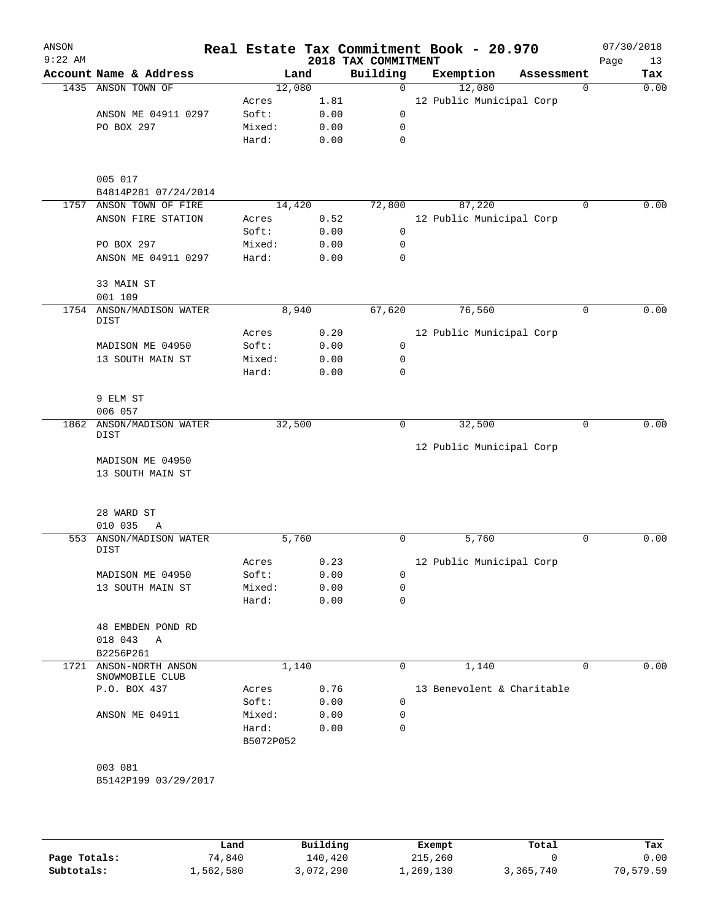# Real Estate Tax Commitment Book - 20.970

ANSON
9:22 AM

2018 TAX COMMITMENT

07/30/2018

| Account Name & Address | Land | | Building | Exemption | Assessment | Tax |
|---|---|---|---|---|---|---|
| 1435 ANSON TOWN OF | 12,080 | | 0 | 12,080 | 0 | 0.00 |
| | Acres | 1.81 | | 12 Public Municipal Corp | | |
| ANSON ME 04911 0297 | Soft: | 0.00 | 0 | | | |
| PO BOX 297 | Mixed: | 0.00 | 0 | | | |
| | Hard: | 0.00 | 0 | | | |
| 005 017 | | | | | | |
| B4814P281 07/24/2014 | | | | | | |
| 1757 ANSON TOWN OF FIRE | 14,420 | | 72,800 | 87,220 | 0 | 0.00 |
| ANSON FIRE STATION | Acres | 0.52 | | 12 Public Municipal Corp | | |
| | Soft: | 0.00 | 0 | | | |
| PO BOX 297 | Mixed: | 0.00 | 0 | | | |
| ANSON ME 04911 0297 | Hard: | 0.00 | 0 | | | |
| 33 MAIN ST | | | | | | |
| 001 109 | | | | | | |
| 1754 ANSON/MADISON WATER DIST | 8,940 | | 67,620 | 76,560 | 0 | 0.00 |
| | Acres | 0.20 | | 12 Public Municipal Corp | | |
| MADISON ME 04950 | Soft: | 0.00 | 0 | | | |
| 13 SOUTH MAIN ST | Mixed: | 0.00 | 0 | | | |
| | Hard: | 0.00 | 0 | | | |
| 9 ELM ST | | | | | | |
| 006 057 | | | | | | |
| 1862 ANSON/MADISON WATER DIST | 32,500 | | 0 | 32,500 | 0 | 0.00 |
| | | | | 12 Public Municipal Corp | | |
| MADISON ME 04950 | | | | | | |
| 13 SOUTH MAIN ST | | | | | | |
| 28 WARD ST | | | | | | |
| 010 035 A | | | | | | |
| 553 ANSON/MADISON WATER DIST | 5,760 | | 0 | 5,760 | 0 | 0.00 |
| | Acres | 0.23 | | 12 Public Municipal Corp | | |
| MADISON ME 04950 | Soft: | 0.00 | 0 | | | |
| 13 SOUTH MAIN ST | Mixed: | 0.00 | 0 | | | |
| | Hard: | 0.00 | 0 | | | |
| 48 EMBDEN POND RD | | | | | | |
| 018 043 A | | | | | | |
| B2256P261 | | | | | | |
| 1721 ANSON-NORTH ANSON SNOWMOBILE CLUB | 1,140 | | 0 | 1,140 | 0 | 0.00 |
| P.O. BOX 437 | Acres | 0.76 | | 13 Benevolent & Charitable | | |
| | Soft: | 0.00 | 0 | | | |
| ANSON ME 04911 | Mixed: | 0.00 | 0 | | | |
| | Hard: | 0.00 | 0 | | | |
| | B5072P052 | | | | | |
| 003 081 | | | | | | |
| B5142P199 03/29/2017 | | | | | | |

| | Land | Building | Exempt | Total | Tax |
|---|---|---|---|---|---|
| Page Totals: | 74,840 | 140,420 | 215,260 | 0 | 0.00 |
| Subtotals: | 1,562,580 | 3,072,290 | 1,269,130 | 3,365,740 | 70,579.59 |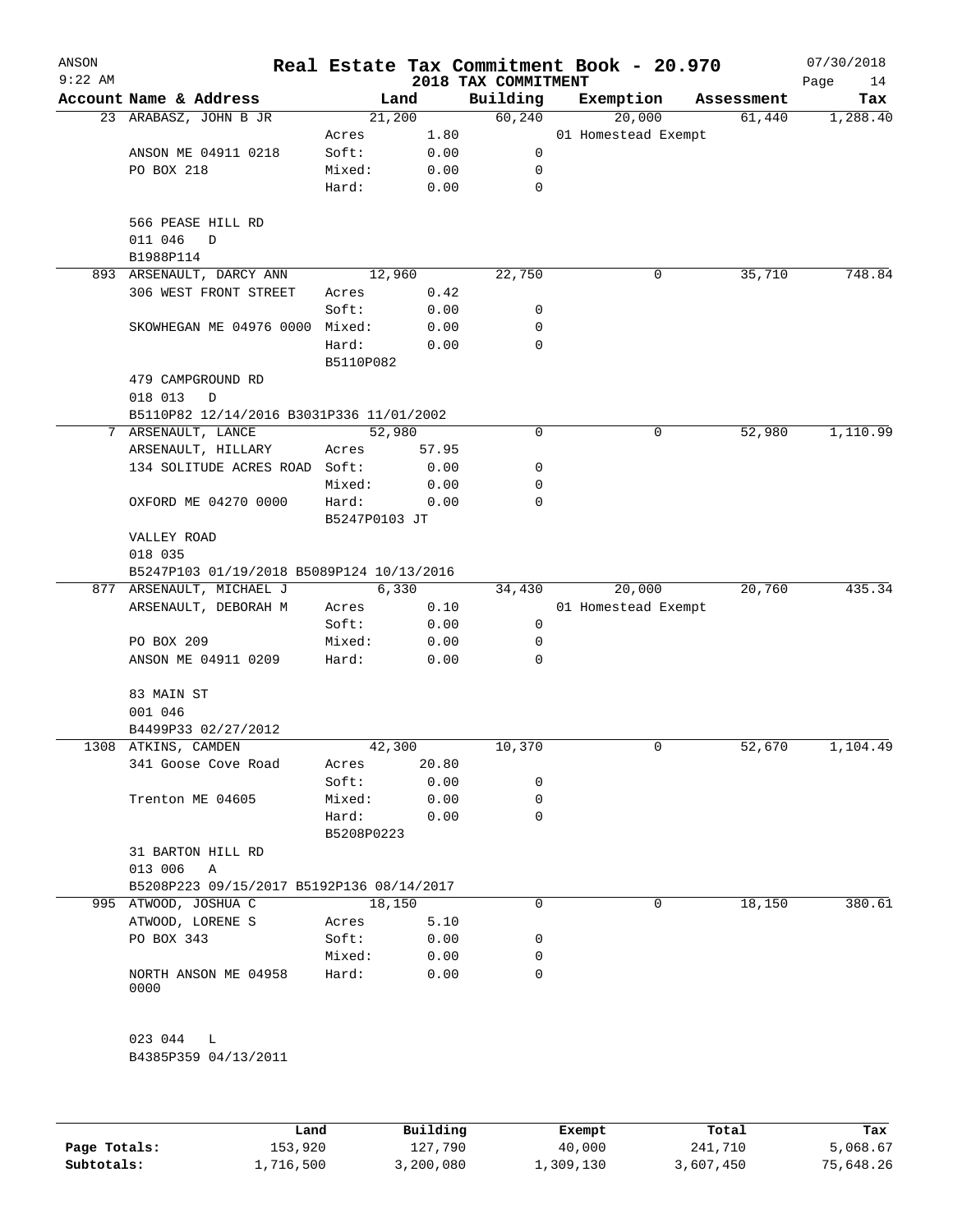# Real Estate Tax Commitment Book - 20.970

ANSON
9:22 AM

## 2018 TAX COMMITMENT

07/30/2018

| Account Name & Address | Land | | Building | Exemption | Assessment | Tax |
|---|---|---|---|---|---|---|
| 23 ARABASZ, JOHN B JR | 21,200 | | 60,240 | 20,000 | 61,440 | 1,288.40 |
| | Acres | 1.80 | | 01 Homestead Exempt | | |
| ANSON ME 04911 0218 | Soft: | 0.00 | 0 | | | |
| PO BOX 218 | Mixed: | 0.00 | 0 | | | |
| | Hard: | 0.00 | 0 | | | |
| 566 PEASE HILL RD | | | | | | |
| 011 046 D | | | | | | |
| B1988P114 | | | | | | |
| 893 ARSENAULT, DARCY ANN | 12,960 | | 22,750 | 0 | 35,710 | 748.84 |
| 306 WEST FRONT STREET | Acres | 0.42 | | | | |
| | Soft: | 0.00 | 0 | | | |
| SKOWHEGAN ME 04976 0000 | Mixed: | 0.00 | 0 | | | |
| | Hard: | 0.00 | 0 | | | |
| | B5110P082 | | | | | |
| 479 CAMPGROUND RD | | | | | | |
| 018 013 D | | | | | | |
| B5110P82 12/14/2016 B3031P336 11/01/2002 | | | | | | |
| 7 ARSENAULT, LANCE | 52,980 | | 0 | 0 | 52,980 | 1,110.99 |
| ARSENAULT, HILLARY | Acres | 57.95 | | | | |
| 134 SOLITUDE ACRES ROAD | Soft: | 0.00 | 0 | | | |
| | Mixed: | 0.00 | 0 | | | |
| OXFORD ME 04270 0000 | Hard: | 0.00 | 0 | | | |
| | B5247P0103 JT | | | | | |
| VALLEY ROAD | | | | | | |
| 018 035 | | | | | | |
| B5247P103 01/19/2018 B5089P124 10/13/2016 | | | | | | |
| 877 ARSENAULT, MICHAEL J | 6,330 | | 34,430 | 20,000 | 20,760 | 435.34 |
| ARSENAULT, DEBORAH M | Acres | 0.10 | | 01 Homestead Exempt | | |
| | Soft: | 0.00 | 0 | | | |
| PO BOX 209 | Mixed: | 0.00 | 0 | | | |
| ANSON ME 04911 0209 | Hard: | 0.00 | 0 | | | |
| 83 MAIN ST | | | | | | |
| 001 046 | | | | | | |
| B4499P33 02/27/2012 | | | | | | |
| 1308 ATKINS, CAMDEN | 42,300 | | 10,370 | 0 | 52,670 | 1,104.49 |
| 341 Goose Cove Road | Acres | 20.80 | | | | |
| | Soft: | 0.00 | 0 | | | |
| Trenton ME 04605 | Mixed: | 0.00 | 0 | | | |
| | Hard: | 0.00 | 0 | | | |
| | B5208P0223 | | | | | |
| 31 BARTON HILL RD | | | | | | |
| 013 006 A | | | | | | |
| B5208P223 09/15/2017 B5192P136 08/14/2017 | | | | | | |
| 995 ATWOOD, JOSHUA C | 18,150 | | 0 | 0 | 18,150 | 380.61 |
| ATWOOD, LORENE S | Acres | 5.10 | | | | |
| PO BOX 343 | Soft: | 0.00 | 0 | | | |
| | Mixed: | 0.00 | 0 | | | |
| NORTH ANSON ME 04958 0000 | Hard: | 0.00 | 0 | | | |
| 023 044 L | | | | | | |
| B4385P359 04/13/2011 | | | | | | |

| | Land | Building | Exempt | Total | Tax |
|---|---|---|---|---|---|
| Page Totals: | 153,920 | 127,790 | 40,000 | 241,710 | 5,068.67 |
| Subtotals: | 1,716,500 | 3,200,080 | 1,309,130 | 3,607,450 | 75,648.26 |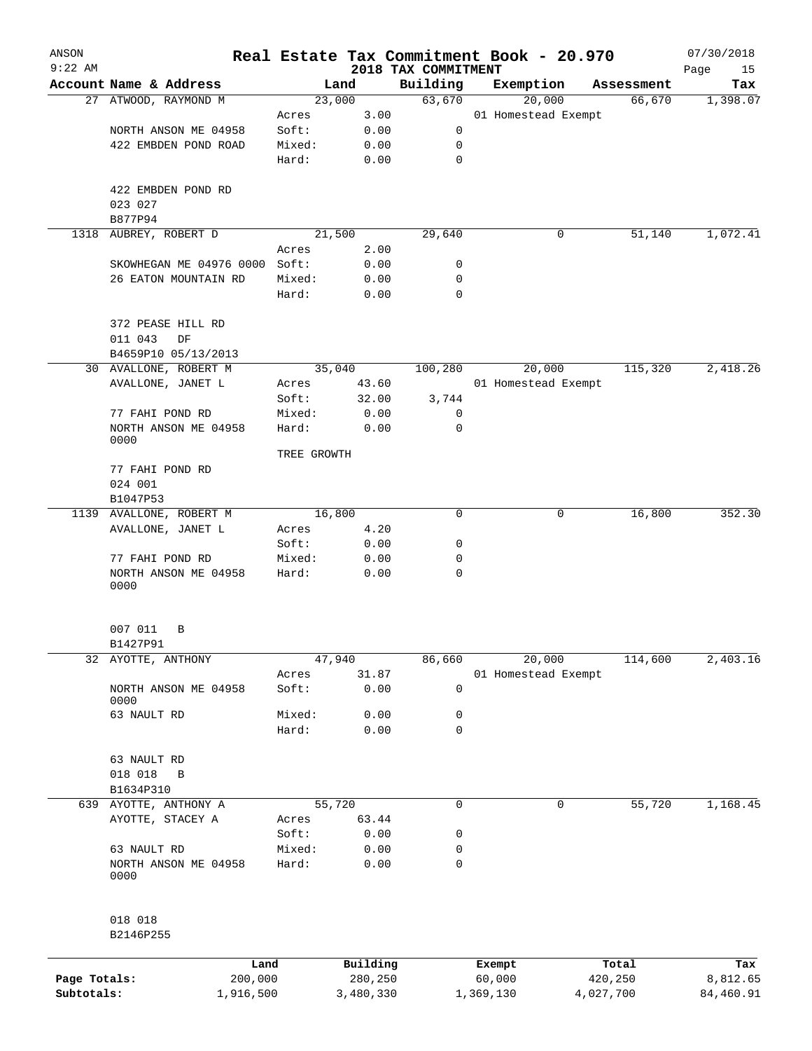# Real Estate Tax Commitment Book - 20.970

ANSON
9:22 AM

## 2018 TAX COMMITMENT

07/30/2018

| Account | Name & Address | | Land | Building | Exemption | Assessment | Tax |
|---|---|---|---|---|---|---|---|
| 27 | ATWOOD, RAYMOND M | | 23,000 | 63,670 | 20,000 | 66,670 | 1,398.07 |
| | | Acres | 3.00 | | 01 Homestead Exempt | | |
| | NORTH ANSON ME 04958 | Soft: | 0.00 | 0 | | | |
| | 422 EMBDEN POND ROAD | Mixed: | 0.00 | 0 | | | |
| | | Hard: | 0.00 | 0 | | | |
| | 422 EMBDEN POND RD | | | | | | |
| | 023 027 | | | | | | |
| | B877P94 | | | | | | |
| 1318 | AUBREY, ROBERT D | | 21,500 | 29,640 | 0 | 51,140 | 1,072.41 |
| | | Acres | 2.00 | | | | |
| | SKOWHEGAN ME 04976 0000 | Soft: | 0.00 | 0 | | | |
| | 26 EATON MOUNTAIN RD | Mixed: | 0.00 | 0 | | | |
| | | Hard: | 0.00 | 0 | | | |
| | 372 PEASE HILL RD | | | | | | |
| | 011 043 DF | | | | | | |
| | B4659P10 05/13/2013 | | | | | | |
| 30 | AVALLONE, ROBERT M | | 35,040 | 100,280 | 20,000 | 115,320 | 2,418.26 |
| | AVALLONE, JANET L | Acres | 43.60 | | 01 Homestead Exempt | | |
| | | Soft: | 32.00 | 3,744 | | | |
| | 77 FAHI POND RD | Mixed: | 0.00 | 0 | | | |
| | NORTH ANSON ME 04958 0000 | Hard: | 0.00 | 0 | | | |
| | | TREE GROWTH | | | | | |
| | 77 FAHI POND RD | | | | | | |
| | 024 001 | | | | | | |
| | B1047P53 | | | | | | |
| 1139 | AVALLONE, ROBERT M | | 16,800 | 0 | 0 | 16,800 | 352.30 |
| | AVALLONE, JANET L | Acres | 4.20 | | | | |
| | | Soft: | 0.00 | 0 | | | |
| | 77 FAHI POND RD | Mixed: | 0.00 | 0 | | | |
| | NORTH ANSON ME 04958 0000 | Hard: | 0.00 | 0 | | | |
| | 007 011 B | | | | | | |
| | B1427P91 | | | | | | |
| 32 | AYOTTE, ANTHONY | | 47,940 | 86,660 | 20,000 | 114,600 | 2,403.16 |
| | | Acres | 31.87 | | 01 Homestead Exempt | | |
| | NORTH ANSON ME 04958 0000 | Soft: | 0.00 | 0 | | | |
| | 63 NAULT RD | Mixed: | 0.00 | 0 | | | |
| | | Hard: | 0.00 | 0 | | | |
| | 63 NAULT RD | | | | | | |
| | 018 018 B | | | | | | |
| | B1634P310 | | | | | | |
| 639 | AYOTTE, ANTHONY A | | 55,720 | 0 | 0 | 55,720 | 1,168.45 |
| | AYOTTE, STACEY A | Acres | 63.44 | | | | |
| | | Soft: | 0.00 | 0 | | | |
| | 63 NAULT RD | Mixed: | 0.00 | 0 | | | |
| | NORTH ANSON ME 04958 0000 | Hard: | 0.00 | 0 | | | |
| | 018 018 | | | | | | |
| | B2146P255 | | | | | | |

| | Land | Building | Exempt | Total | Tax |
|---|---|---|---|---|---|
| Page Totals: | 200,000 | 280,250 | 60,000 | 420,250 | 8,812.65 |
| Subtotals: | 1,916,500 | 3,480,330 | 1,369,130 | 4,027,700 | 84,460.91 |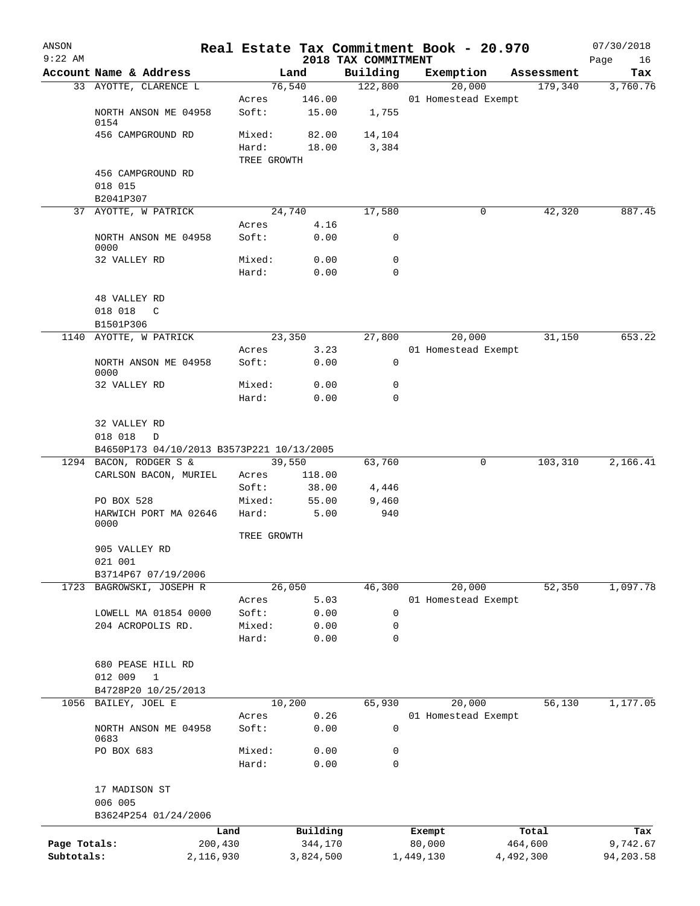ANSON
$9:22$ AM

# Real Estate Tax Commitment Book - 20.970

## 2018 TAX COMMITMENT

07/30/2018

| Account Name & Address | | Land | Building | Exemption | Assessment | Tax |
|---|---|---|---|---|---|---|
| 33 AYOTTE, CLARENCE L | | 76,540 | 122,800 | 20,000 | 179,340 | 3,760.76 |
| | Acres | 146.00 | | 01 Homestead Exempt | | |
| NORTH ANSON ME 04958 0154 | Soft: | 15.00 | 1,755 | | | |
| 456 CAMPGROUND RD | Mixed: | 82.00 | 14,104 | | | |
| | Hard: | 18.00 | 3,384 | | | |
| | TREE GROWTH | | | | | |
| 456 CAMPGROUND RD | | | | | | |
| 018 015 | | | | | | |
| B2041P307 | | | | | | |
| 37 AYOTTE, W PATRICK | | 24,740 | 17,580 | 0 | 42,320 | 887.45 |
| | Acres | 4.16 | | | | |
| NORTH ANSON ME 04958 0000 | Soft: | 0.00 | 0 | | | |
| 32 VALLEY RD | Mixed: | 0.00 | 0 | | | |
| | Hard: | 0.00 | 0 | | | |
| 48 VALLEY RD | | | | | | |
| 018 018 C | | | | | | |
| B1501P306 | | | | | | |
| 1140 AYOTTE, W PATRICK | | 23,350 | 27,800 | 20,000 | 31,150 | 653.22 |
| | Acres | 3.23 | | 01 Homestead Exempt | | |
| NORTH ANSON ME 04958 0000 | Soft: | 0.00 | 0 | | | |
| 32 VALLEY RD | Mixed: | 0.00 | 0 | | | |
| | Hard: | 0.00 | 0 | | | |
| 32 VALLEY RD | | | | | | |
| 018 018 D | | | | | | |
| B4650P173 04/10/2013 B3573P221 10/13/2005 | | | | | | |
| 1294 BACON, RODGER S & | | 39,550 | 63,760 | 0 | 103,310 | 2,166.41 |
| CARLSON BACON, MURIEL | Acres | 118.00 | | | | |
| | Soft: | 38.00 | 4,446 | | | |
| PO BOX 528 | Mixed: | 55.00 | 9,460 | | | |
| HARWICH PORT MA 02646 0000 | Hard: | 5.00 | 940 | | | |
| | TREE GROWTH | | | | | |
| 905 VALLEY RD | | | | | | |
| 021 001 | | | | | | |
| B3714P67 07/19/2006 | | | | | | |
| 1723 BAGROWSKI, JOSEPH R | | 26,050 | 46,300 | 20,000 | 52,350 | 1,097.78 |
| | Acres | 5.03 | | 01 Homestead Exempt | | |
| LOWELL MA 01854 0000 | Soft: | 0.00 | 0 | | | |
| 204 ACROPOLIS RD. | Mixed: | 0.00 | 0 | | | |
| | Hard: | 0.00 | 0 | | | |
| 680 PEASE HILL RD | | | | | | |
| 012 009 1 | | | | | | |
| B4728P20 10/25/2013 | | | | | | |
| 1056 BAILEY, JOEL E | | 10,200 | 65,930 | 20,000 | 56,130 | 1,177.05 |
| | Acres | 0.26 | | 01 Homestead Exempt | | |
| NORTH ANSON ME 04958 0683 | Soft: | 0.00 | 0 | | | |
| PO BOX 683 | Mixed: | 0.00 | 0 | | | |
| | Hard: | 0.00 | 0 | | | |
| 17 MADISON ST | | | | | | |
| 006 005 | | | | | | |
| B3624P254 01/24/2006 | | | | | | |

| | Land | Building | Exempt | Total | Tax |
|---|---|---|---|---|---|
| Page Totals: | 200,430 | 344,170 | 80,000 | 464,600 | 9,742.67 |
| Subtotals: | 2,116,930 | 3,824,500 | 1,449,130 | 4,492,300 | 94,203.58 |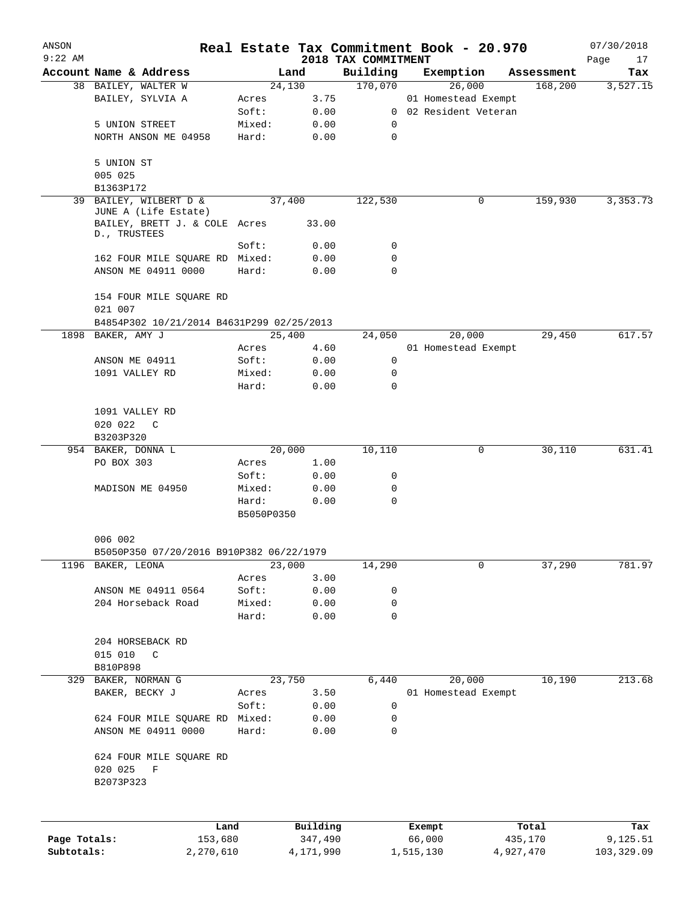# Real Estate Tax Commitment Book - 20.970

## 2018 TAX COMMITMENT

ANSON 9:22 AM — 07/30/2018

| Account Name & Address | | Land | Building | Exemption | Assessment | Tax |
|---|---|---|---|---|---|---|
| 38 BAILEY, WALTER W | | 24,130 | 170,070 | 26,000 | 168,200 | 3,527.15 |
| BAILEY, SYLVIA A | Acres | 3.75 | | 01 Homestead Exempt | | |
| | Soft: | 0.00 | 0 | 02 Resident Veteran | | |
| 5 UNION STREET | Mixed: | 0.00 | 0 | | | |
| NORTH ANSON ME 04958 | Hard: | 0.00 | 0 | | | |
| 5 UNION ST | | | | | | |
| 005 025 | | | | | | |
| B1363P172 | | | | | | |
| 39 BAILEY, WILBERT D & JUNE A (Life Estate) | | 37,400 | 122,530 | 0 | 159,930 | 3,353.73 |
| BAILEY, BRETT J. & COLE D., TRUSTEES | Acres | 33.00 | | | | |
| | Soft: | 0.00 | 0 | | | |
| 162 FOUR MILE SQUARE RD | Mixed: | 0.00 | 0 | | | |
| ANSON ME 04911 0000 | Hard: | 0.00 | 0 | | | |
| 154 FOUR MILE SQUARE RD | | | | | | |
| 021 007 | | | | | | |
| B4854P302 10/21/2014 B4631P299 02/25/2013 | | | | | | |
| 1898 BAKER, AMY J | | 25,400 | 24,050 | 20,000 | 29,450 | 617.57 |
| | Acres | 4.60 | | 01 Homestead Exempt | | |
| ANSON ME 04911 | Soft: | 0.00 | 0 | | | |
| 1091 VALLEY RD | Mixed: | 0.00 | 0 | | | |
| | Hard: | 0.00 | 0 | | | |
| 1091 VALLEY RD | | | | | | |
| 020 022 C | | | | | | |
| B3203P320 | | | | | | |
| 954 BAKER, DONNA L | | 20,000 | 10,110 | 0 | 30,110 | 631.41 |
| PO BOX 303 | Acres | 1.00 | | | | |
| | Soft: | 0.00 | 0 | | | |
| MADISON ME 04950 | Mixed: | 0.00 | 0 | | | |
| | Hard: | 0.00 | 0 | | | |
| | B5050P0350 | | | | | |
| 006 002 | | | | | | |
| B5050P350 07/20/2016 B910P382 06/22/1979 | | | | | | |
| 1196 BAKER, LEONA | | 23,000 | 14,290 | 0 | 37,290 | 781.97 |
| | Acres | 3.00 | | | | |
| ANSON ME 04911 0564 | Soft: | 0.00 | 0 | | | |
| 204 Horseback Road | Mixed: | 0.00 | 0 | | | |
| | Hard: | 0.00 | 0 | | | |
| 204 HORSEBACK RD | | | | | | |
| 015 010 C | | | | | | |
| B810P898 | | | | | | |
| 329 BAKER, NORMAN G | | 23,750 | 6,440 | 20,000 | 10,190 | 213.68 |
| BAKER, BECKY J | Acres | 3.50 | | 01 Homestead Exempt | | |
| | Soft: | 0.00 | 0 | | | |
| 624 FOUR MILE SQUARE RD | Mixed: | 0.00 | 0 | | | |
| ANSON ME 04911 0000 | Hard: | 0.00 | 0 | | | |
| 624 FOUR MILE SQUARE RD | | | | | | |
| 020 025 F | | | | | | |
| B2073P323 | | | | | | |

| | Land | Building | Exempt | Total | Tax |
|---|---|---|---|---|---|
| Page Totals: | 153,680 | 347,490 | 66,000 | 435,170 | 9,125.51 |
| Subtotals: | 2,270,610 | 4,171,990 | 1,515,130 | 4,927,470 | 103,329.09 |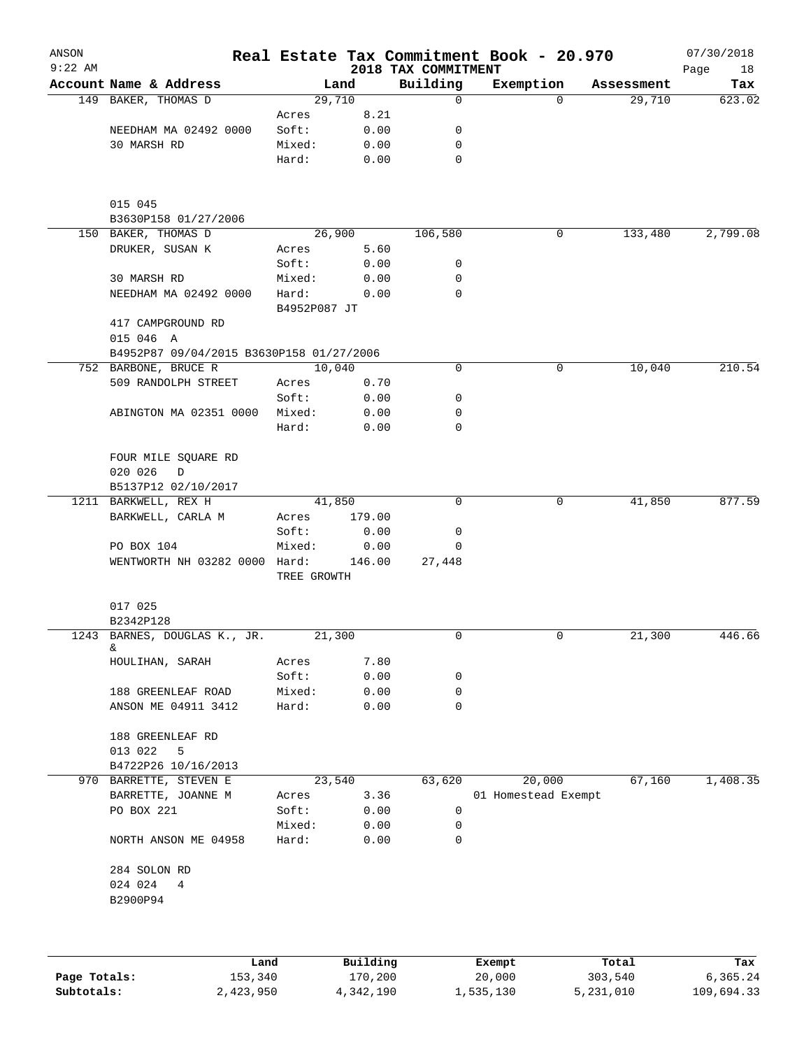# Real Estate Tax Commitment Book - 20.970

ANSON
9:22 AM

2018 TAX COMMITMENT

07/30/2018

| Account | Name & Address | Land | | Building | Exemption | Assessment | Tax |
|---|---|---|---|---|---|---|---|
| 149 | BAKER, THOMAS D | 29,710 | | 0 | 0 | 29,710 | 623.02 |
| | | Acres | 8.21 | | | | |
| | NEEDHAM MA 02492 0000 | Soft: | 0.00 | 0 | | | |
| | 30 MARSH RD | Mixed: | 0.00 | 0 | | | |
| | | Hard: | 0.00 | 0 | | | |
| | 015 045 | | | | | | |
| | B3630P158 01/27/2006 | | | | | | |
| 150 | BAKER, THOMAS D | 26,900 | | 106,580 | 0 | 133,480 | 2,799.08 |
| | DRUKER, SUSAN K | Acres | 5.60 | | | | |
| | | Soft: | 0.00 | 0 | | | |
| | 30 MARSH RD | Mixed: | 0.00 | 0 | | | |
| | NEEDHAM MA 02492 0000 | Hard: | 0.00 | 0 | | | |
| | | B4952P087 JT | | | | | |
| | 417 CAMPGROUND RD | | | | | | |
| | 015 046 A | | | | | | |
| | B4952P87 09/04/2015 B3630P158 01/27/2006 | | | | | | |
| 752 | BARBONE, BRUCE R | 10,040 | | 0 | 0 | 10,040 | 210.54 |
| | 509 RANDOLPH STREET | Acres | 0.70 | | | | |
| | | Soft: | 0.00 | 0 | | | |
| | ABINGTON MA 02351 0000 | Mixed: | 0.00 | 0 | | | |
| | | Hard: | 0.00 | 0 | | | |
| | FOUR MILE SQUARE RD | | | | | | |
| | 020 026 D | | | | | | |
| | B5137P12 02/10/2017 | | | | | | |
| 1211 | BARKWELL, REX H | 41,850 | | 0 | 0 | 41,850 | 877.59 |
| | BARKWELL, CARLA M | Acres | 179.00 | | | | |
| | | Soft: | 0.00 | 0 | | | |
| | PO BOX 104 | Mixed: | 0.00 | 0 | | | |
| | WENTWORTH NH 03282 0000 | Hard: | 146.00 | 27,448 | | | |
| | | TREE GROWTH | | | | | |
| | 017 025 | | | | | | |
| | B2342P128 | | | | | | |
| 1243 | BARNES, DOUGLAS K., JR. & | 21,300 | | 0 | 0 | 21,300 | 446.66 |
| | HOULIHAN, SARAH | Acres | 7.80 | | | | |
| | | Soft: | 0.00 | 0 | | | |
| | 188 GREENLEAF ROAD | Mixed: | 0.00 | 0 | | | |
| | ANSON ME 04911 3412 | Hard: | 0.00 | 0 | | | |
| | 188 GREENLEAF RD | | | | | | |
| | 013 022 5 | | | | | | |
| | B4722P26 10/16/2013 | | | | | | |
| 970 | BARRETTE, STEVEN E | 23,540 | | 63,620 | 20,000 | 67,160 | 1,408.35 |
| | BARRETTE, JOANNE M | Acres | 3.36 | | 01 Homestead Exempt | | |
| | PO BOX 221 | Soft: | 0.00 | 0 | | | |
| | | Mixed: | 0.00 | 0 | | | |
| | NORTH ANSON ME 04958 | Hard: | 0.00 | 0 | | | |
| | 284 SOLON RD | | | | | | |
| | 024 024 4 | | | | | | |
| | B2900P94 | | | | | | |

| | Land | Building | Exempt | Total | Tax |
|---|---|---|---|---|---|
| Page Totals: | 153,340 | 170,200 | 20,000 | 303,540 | 6,365.24 |
| Subtotals: | 2,423,950 | 4,342,190 | 1,535,130 | 5,231,010 | 109,694.33 |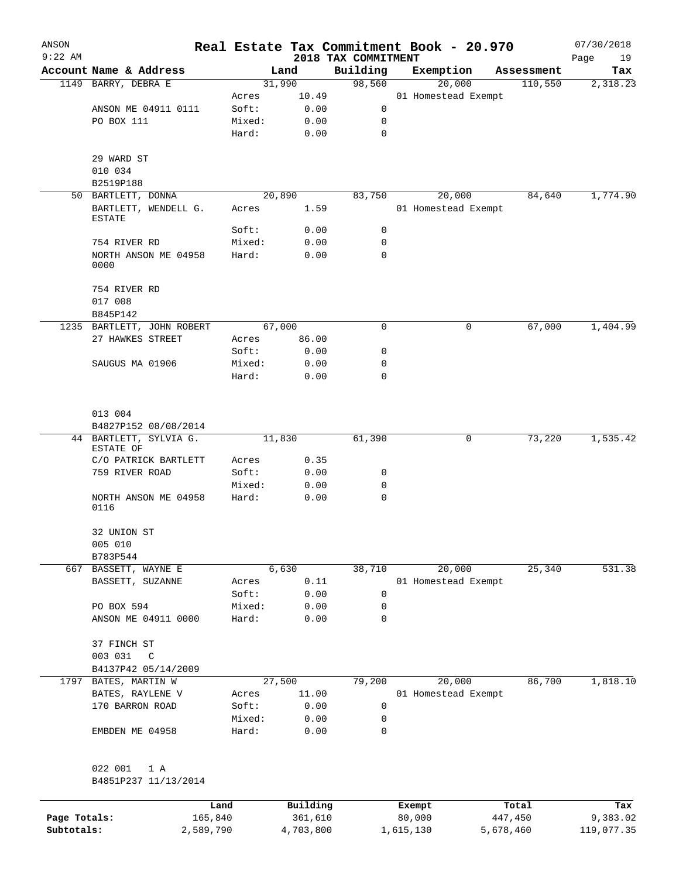# Real Estate Tax Commitment Book - 20.970

ANSON 9:22 AM — 2018 TAX COMMITMENT — 07/30/2018

| Account Name & Address | | Land | Building | Exemption | Assessment | Tax |
|---|---|---|---|---|---|---|
| 1149 BARRY, DEBRA E | | 31,990 | 98,560 | 20,000 | 110,550 | 2,318.23 |
| | Acres | 10.49 | | 01 Homestead Exempt | | |
| ANSON ME 04911 0111 | Soft: | 0.00 | 0 | | | |
| PO BOX 111 | Mixed: | 0.00 | 0 | | | |
| | Hard: | 0.00 | 0 | | | |
| 29 WARD ST | | | | | | |
| 010 034 | | | | | | |
| B2519P188 | | | | | | |
| 50 BARTLETT, DONNA | | 20,890 | 83,750 | 20,000 | 84,640 | 1,774.90 |
| BARTLETT, WENDELL G. ESTATE | Acres | 1.59 | | 01 Homestead Exempt | | |
| | Soft: | 0.00 | 0 | | | |
| 754 RIVER RD | Mixed: | 0.00 | 0 | | | |
| NORTH ANSON ME 04958 0000 | Hard: | 0.00 | 0 | | | |
| 754 RIVER RD | | | | | | |
| 017 008 | | | | | | |
| B845P142 | | | | | | |
| 1235 BARTLETT, JOHN ROBERT | | 67,000 | 0 | 0 | 67,000 | 1,404.99 |
| 27 HAWKES STREET | Acres | 86.00 | | | | |
| | Soft: | 0.00 | 0 | | | |
| SAUGUS MA 01906 | Mixed: | 0.00 | 0 | | | |
| | Hard: | 0.00 | 0 | | | |
| 013 004 | | | | | | |
| B4827P152 08/08/2014 | | | | | | |
| 44 BARTLETT, SYLVIA G. ESTATE OF | | 11,830 | 61,390 | 0 | 73,220 | 1,535.42 |
| C/O PATRICK BARTLETT | Acres | 0.35 | | | | |
| 759 RIVER ROAD | Soft: | 0.00 | 0 | | | |
| | Mixed: | 0.00 | 0 | | | |
| NORTH ANSON ME 04958 0116 | Hard: | 0.00 | 0 | | | |
| 32 UNION ST | | | | | | |
| 005 010 | | | | | | |
| B783P544 | | | | | | |
| 667 BASSETT, WAYNE E | | 6,630 | 38,710 | 20,000 | 25,340 | 531.38 |
| BASSETT, SUZANNE | Acres | 0.11 | | 01 Homestead Exempt | | |
| | Soft: | 0.00 | 0 | | | |
| PO BOX 594 | Mixed: | 0.00 | 0 | | | |
| ANSON ME 04911 0000 | Hard: | 0.00 | 0 | | | |
| 37 FINCH ST | | | | | | |
| 003 031 C | | | | | | |
| B4137P42 05/14/2009 | | | | | | |
| 1797 BATES, MARTIN W | | 27,500 | 79,200 | 20,000 | 86,700 | 1,818.10 |
| BATES, RAYLENE V | Acres | 11.00 | | 01 Homestead Exempt | | |
| 170 BARRON ROAD | Soft: | 0.00 | 0 | | | |
| | Mixed: | 0.00 | 0 | | | |
| EMBDEN ME 04958 | Hard: | 0.00 | 0 | | | |
| 022 001 1 A | | | | | | |
| B4851P237 11/13/2014 | | | | | | |

| | Land | Building | Exempt | Total | Tax |
|---|---|---|---|---|---|
| Page Totals: | 165,840 | 361,610 | 80,000 | 447,450 | 9,383.02 |
| Subtotals: | 2,589,790 | 4,703,800 | 1,615,130 | 5,678,460 | 119,077.35 |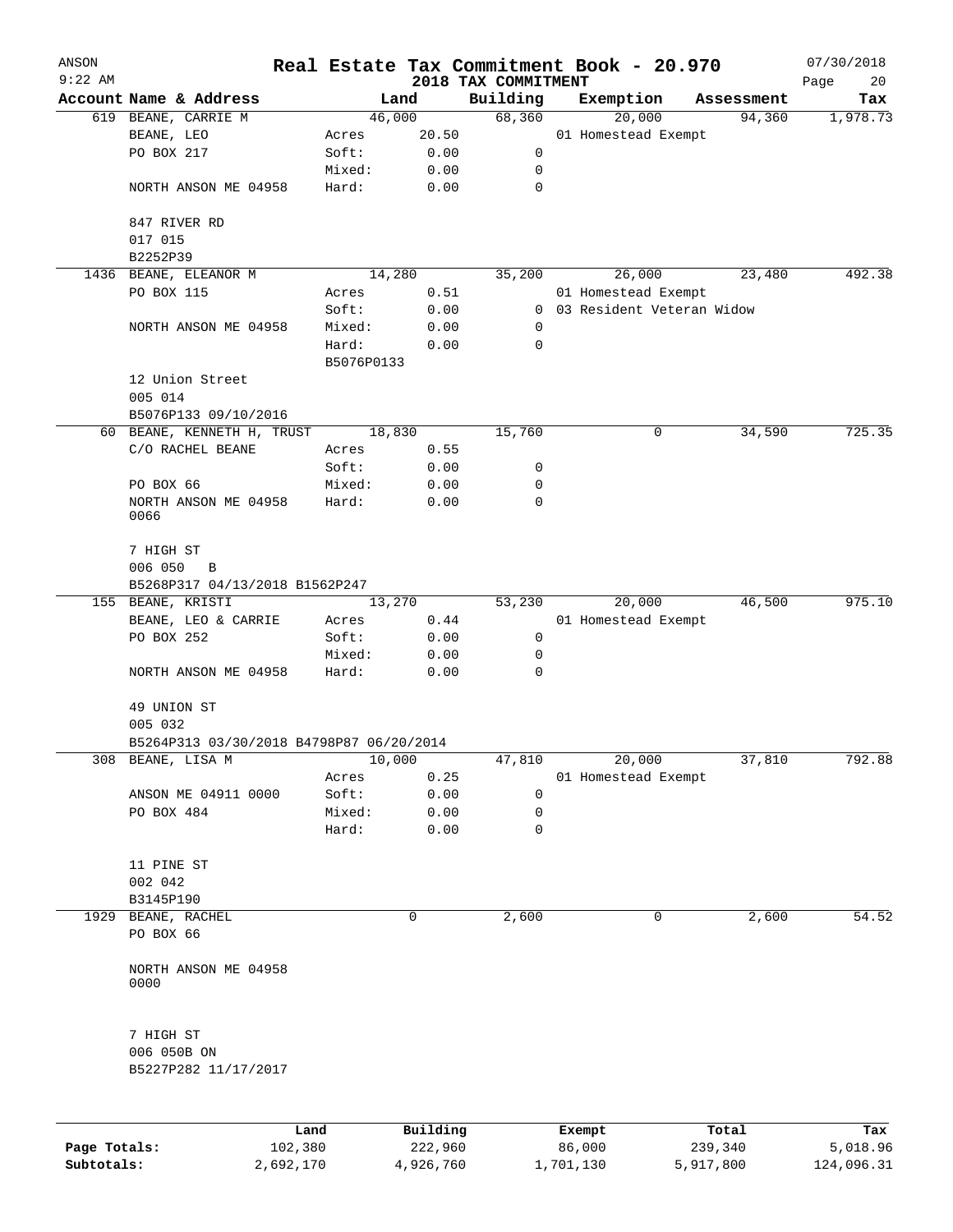# Real Estate Tax Commitment Book - 20.970

ANSON 9:22 AM — 2018 TAX COMMITMENT — 07/30/2018

| Account | Name & Address | Land | | Building | Exemption | Assessment | Tax |
|---|---|---|---|---|---|---|---|
| 619 | BEANE, CARRIE M | 46,000 | | 68,360 | 20,000 | 94,360 | 1,978.73 |
| | BEANE, LEO | Acres | 20.50 | | 01 Homestead Exempt | | |
| | PO BOX 217 | Soft: | 0.00 | 0 | | | |
| | | Mixed: | 0.00 | 0 | | | |
| | NORTH ANSON ME 04958 | Hard: | 0.00 | 0 | | | |
| | 847 RIVER RD | | | | | | |
| | 017 015 | | | | | | |
| | B2252P39 | | | | | | |
| 1436 | BEANE, ELEANOR M | 14,280 | | 35,200 | 26,000 | 23,480 | 492.38 |
| | PO BOX 115 | Acres | 0.51 | | 01 Homestead Exempt | | |
| | | Soft: | 0.00 | 0 | 03 Resident Veteran Widow | | |
| | NORTH ANSON ME 04958 | Mixed: | 0.00 | 0 | | | |
| | | Hard: | 0.00 | 0 | | | |
| | | B5076P0133 | | | | | |
| | 12 Union Street | | | | | | |
| | 005 014 | | | | | | |
| | B5076P133 09/10/2016 | | | | | | |
| 60 | BEANE, KENNETH H, TRUST | 18,830 | | 15,760 | 0 | 34,590 | 725.35 |
| | C/O RACHEL BEANE | Acres | 0.55 | | | | |
| | | Soft: | 0.00 | 0 | | | |
| | PO BOX 66 | Mixed: | 0.00 | 0 | | | |
| | NORTH ANSON ME 04958 0066 | Hard: | 0.00 | 0 | | | |
| | 7 HIGH ST | | | | | | |
| | 006 050 B | | | | | | |
| | B5268P317 04/13/2018 B1562P247 | | | | | | |
| 155 | BEANE, KRISTI | 13,270 | | 53,230 | 20,000 | 46,500 | 975.10 |
| | BEANE, LEO & CARRIE | Acres | 0.44 | | 01 Homestead Exempt | | |
| | PO BOX 252 | Soft: | 0.00 | 0 | | | |
| | | Mixed: | 0.00 | 0 | | | |
| | NORTH ANSON ME 04958 | Hard: | 0.00 | 0 | | | |
| | 49 UNION ST | | | | | | |
| | 005 032 | | | | | | |
| | B5264P313 03/30/2018 B4798P87 06/20/2014 | | | | | | |
| 308 | BEANE, LISA M | 10,000 | | 47,810 | 20,000 | 37,810 | 792.88 |
| | | Acres | 0.25 | | 01 Homestead Exempt | | |
| | ANSON ME 04911 0000 | Soft: | 0.00 | 0 | | | |
| | PO BOX 484 | Mixed: | 0.00 | 0 | | | |
| | | Hard: | 0.00 | 0 | | | |
| | 11 PINE ST | | | | | | |
| | 002 042 | | | | | | |
| | B3145P190 | | | | | | |
| 1929 | BEANE, RACHEL | 0 | | 2,600 | 0 | 2,600 | 54.52 |
| | PO BOX 66 | | | | | | |
| | NORTH ANSON ME 04958 0000 | | | | | | |
| | 7 HIGH ST | | | | | | |
| | 006 050B ON | | | | | | |
| | B5227P282 11/17/2017 | | | | | | |

| | Land | Building | Exempt | Total | Tax |
|---|---|---|---|---|---|
| Page Totals: | 102,380 | 222,960 | 86,000 | 239,340 | 5,018.96 |
| Subtotals: | 2,692,170 | 4,926,760 | 1,701,130 | 5,917,800 | 124,096.31 |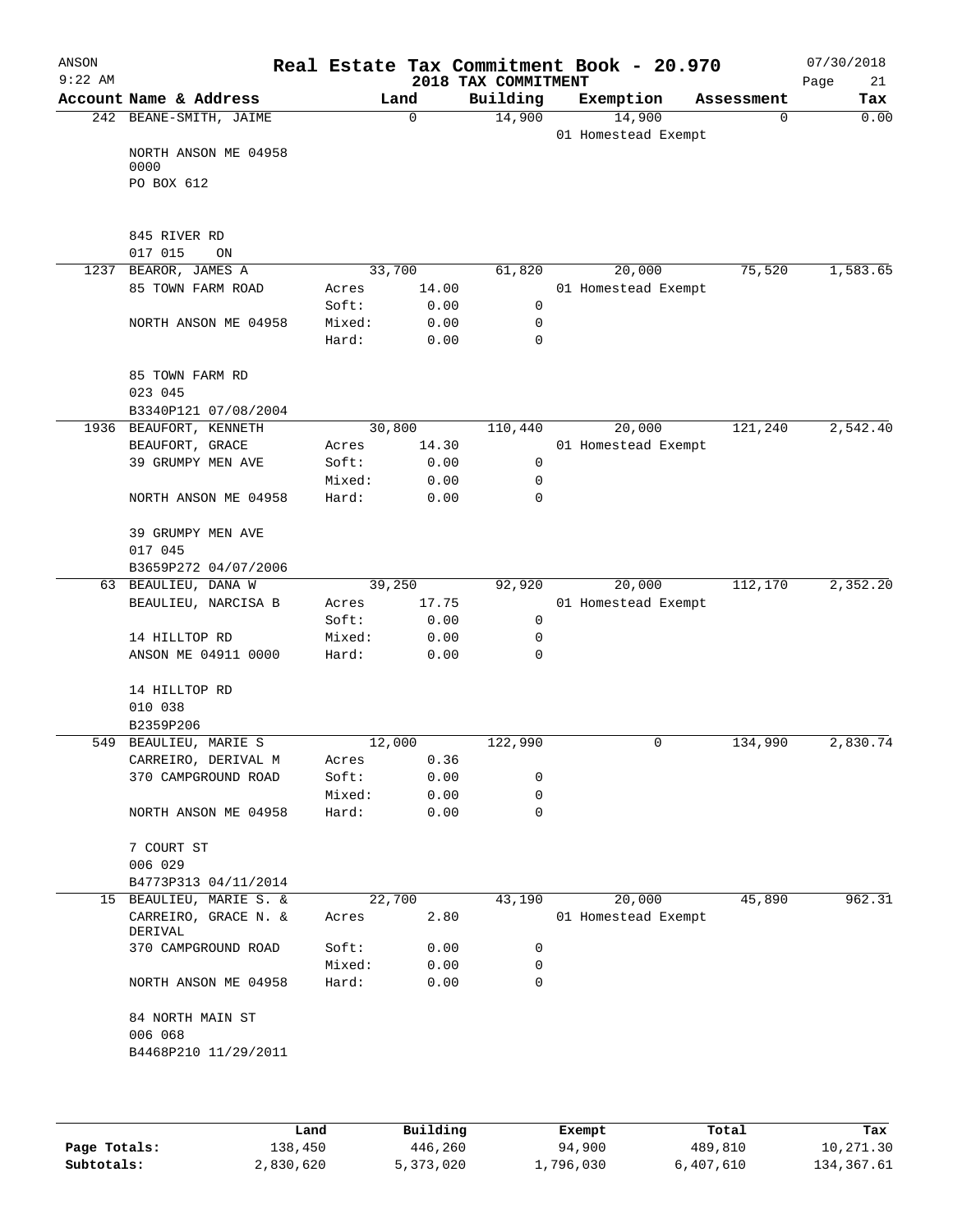ANSON 9:22 AM

# Real Estate Tax Commitment Book - 20.970

2018 TAX COMMITMENT

07/30/2018

| Account Name & Address | Land | Building | Exemption | Assessment | Tax |
|---|---|---|---|---|---|
| 242 BEANE-SMITH, JAIME | 0 | 14,900 | 14,900 | 0 | 0.00 |
| | | | 01 Homestead Exempt | | |
| NORTH ANSON ME 04958 0000 | | | | | |
| PO BOX 612 | | | | | |
| 845 RIVER RD | | | | | |
| 017 015 ON | | | | | |
| 1237 BEAROR, JAMES A | 33,700 | 61,820 | 20,000 | 75,520 | 1,583.65 |
| 85 TOWN FARM ROAD | Acres 14.00 | | 01 Homestead Exempt | | |
| | Soft: 0.00 | 0 | | | |
| NORTH ANSON ME 04958 | Mixed: 0.00 | 0 | | | |
| | Hard: 0.00 | 0 | | | |
| 85 TOWN FARM RD | | | | | |
| 023 045 | | | | | |
| B3340P121 07/08/2004 | | | | | |
| 1936 BEAUFORT, KENNETH | 30,800 | 110,440 | 20,000 | 121,240 | 2,542.40 |
| BEAUFORT, GRACE | Acres 14.30 | | 01 Homestead Exempt | | |
| 39 GRUMPY MEN AVE | Soft: 0.00 | 0 | | | |
| | Mixed: 0.00 | 0 | | | |
| NORTH ANSON ME 04958 | Hard: 0.00 | 0 | | | |
| 39 GRUMPY MEN AVE | | | | | |
| 017 045 | | | | | |
| B3659P272 04/07/2006 | | | | | |
| 63 BEAULIEU, DANA W | 39,250 | 92,920 | 20,000 | 112,170 | 2,352.20 |
| BEAULIEU, NARCISA B | Acres 17.75 | | 01 Homestead Exempt | | |
| | Soft: 0.00 | 0 | | | |
| 14 HILLTOP RD | Mixed: 0.00 | 0 | | | |
| ANSON ME 04911 0000 | Hard: 0.00 | 0 | | | |
| 14 HILLTOP RD | | | | | |
| 010 038 | | | | | |
| B2359P206 | | | | | |
| 549 BEAULIEU, MARIE S | 12,000 | 122,990 | 0 | 134,990 | 2,830.74 |
| CARREIRO, DERIVAL M | Acres 0.36 | | | | |
| 370 CAMPGROUND ROAD | Soft: 0.00 | 0 | | | |
| | Mixed: 0.00 | 0 | | | |
| NORTH ANSON ME 04958 | Hard: 0.00 | 0 | | | |
| 7 COURT ST | | | | | |
| 006 029 | | | | | |
| B4773P313 04/11/2014 | | | | | |
| 15 BEAULIEU, MARIE S. & | 22,700 | 43,190 | 20,000 | 45,890 | 962.31 |
| CARREIRO, GRACE N. & DERIVAL | Acres 2.80 | | 01 Homestead Exempt | | |
| 370 CAMPGROUND ROAD | Soft: 0.00 | 0 | | | |
| | Mixed: 0.00 | 0 | | | |
| NORTH ANSON ME 04958 | Hard: 0.00 | 0 | | | |
| 84 NORTH MAIN ST | | | | | |
| 006 068 | | | | | |
| B4468P210 11/29/2011 | | | | | |

| | Land | Building | Exempt | Total | Tax |
|---|---|---|---|---|---|
| Page Totals: | 138,450 | 446,260 | 94,900 | 489,810 | 10,271.30 |
| Subtotals: | 2,830,620 | 5,373,020 | 1,796,030 | 6,407,610 | 134,367.61 |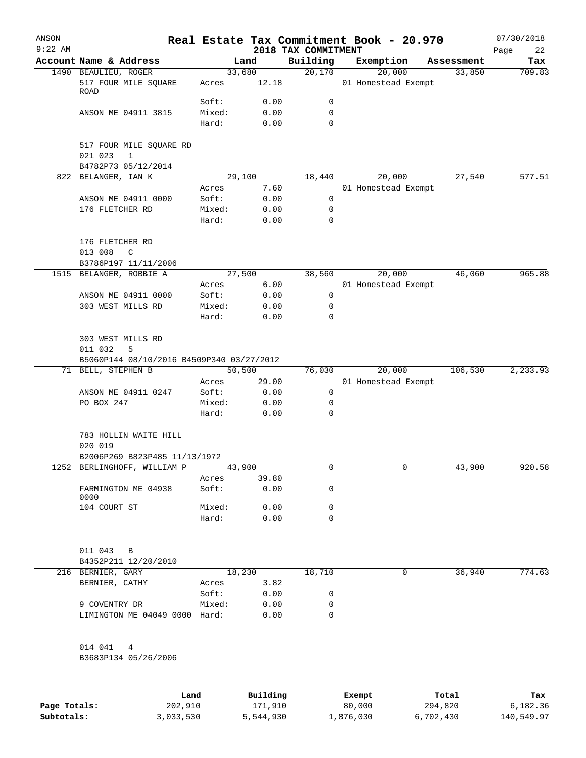# Real Estate Tax Commitment Book - 20.970

ANSON 9:22 AM — 2018 TAX COMMITMENT — 07/30/2018

| Account | Name & Address | Land | | Building | Exemption | Assessment | Tax |
|---|---|---|---|---|---|---|---|
| 1490 | BEAULIEU, ROGER | 33,680 | | 20,170 | 20,000 | 33,850 | 709.83 |
| | 517 FOUR MILE SQUARE ROAD | Acres | 12.18 | | 01 Homestead Exempt | | |
| | | Soft: | 0.00 | 0 | | | |
| | ANSON ME 04911 3815 | Mixed: | 0.00 | 0 | | | |
| | | Hard: | 0.00 | 0 | | | |
| | 517 FOUR MILE SQUARE RD | | | | | | |
| | 021 023 1 | | | | | | |
| | B4782P73 05/12/2014 | | | | | | |
| 822 | BELANGER, IAN K | 29,100 | | 18,440 | 20,000 | 27,540 | 577.51 |
| | | Acres | 7.60 | | 01 Homestead Exempt | | |
| | ANSON ME 04911 0000 | Soft: | 0.00 | 0 | | | |
| | 176 FLETCHER RD | Mixed: | 0.00 | 0 | | | |
| | | Hard: | 0.00 | 0 | | | |
| | 176 FLETCHER RD | | | | | | |
| | 013 008 C | | | | | | |
| | B3786P197 11/11/2006 | | | | | | |
| 1515 | BELANGER, ROBBIE A | 27,500 | | 38,560 | 20,000 | 46,060 | 965.88 |
| | | Acres | 6.00 | | 01 Homestead Exempt | | |
| | ANSON ME 04911 0000 | Soft: | 0.00 | 0 | | | |
| | 303 WEST MILLS RD | Mixed: | 0.00 | 0 | | | |
| | | Hard: | 0.00 | 0 | | | |
| | 303 WEST MILLS RD | | | | | | |
| | 011 032 5 | | | | | | |
| | B5060P144 08/10/2016 B4509P340 03/27/2012 | | | | | | |
| 71 | BELL, STEPHEN B | 50,500 | | 76,030 | 20,000 | 106,530 | 2,233.93 |
| | | Acres | 29.00 | | 01 Homestead Exempt | | |
| | ANSON ME 04911 0247 | Soft: | 0.00 | 0 | | | |
| | PO BOX 247 | Mixed: | 0.00 | 0 | | | |
| | | Hard: | 0.00 | 0 | | | |
| | 783 HOLLIN WAITE HILL | | | | | | |
| | 020 019 | | | | | | |
| | B2006P269 B823P485 11/13/1972 | | | | | | |
| 1252 | BERLINGHOFF, WILLIAM P | 43,900 | | 0 | 0 | 43,900 | 920.58 |
| | | Acres | 39.80 | | | | |
| | FARMINGTON ME 04938 0000 | Soft: | 0.00 | 0 | | | |
| | 104 COURT ST | Mixed: | 0.00 | 0 | | | |
| | | Hard: | 0.00 | 0 | | | |
| | 011 043 B | | | | | | |
| | B4352P211 12/20/2010 | | | | | | |
| 216 | BERNIER, GARY | 18,230 | | 18,710 | 0 | 36,940 | 774.63 |
| | BERNIER, CATHY | Acres | 3.82 | | | | |
| | | Soft: | 0.00 | 0 | | | |
| | 9 COVENTRY DR | Mixed: | 0.00 | 0 | | | |
| | LIMINGTON ME 04049 0000 | Hard: | 0.00 | 0 | | | |
| | 014 041 4 | | | | | | |
| | B3683P134 05/26/2006 | | | | | | |

| | Land | Building | Exempt | Total | Tax |
|---|---|---|---|---|---|
| Page Totals: | 202,910 | 171,910 | 80,000 | 294,820 | 6,182.36 |
| Subtotals: | 3,033,530 | 5,544,930 | 1,876,030 | 6,702,430 | 140,549.97 |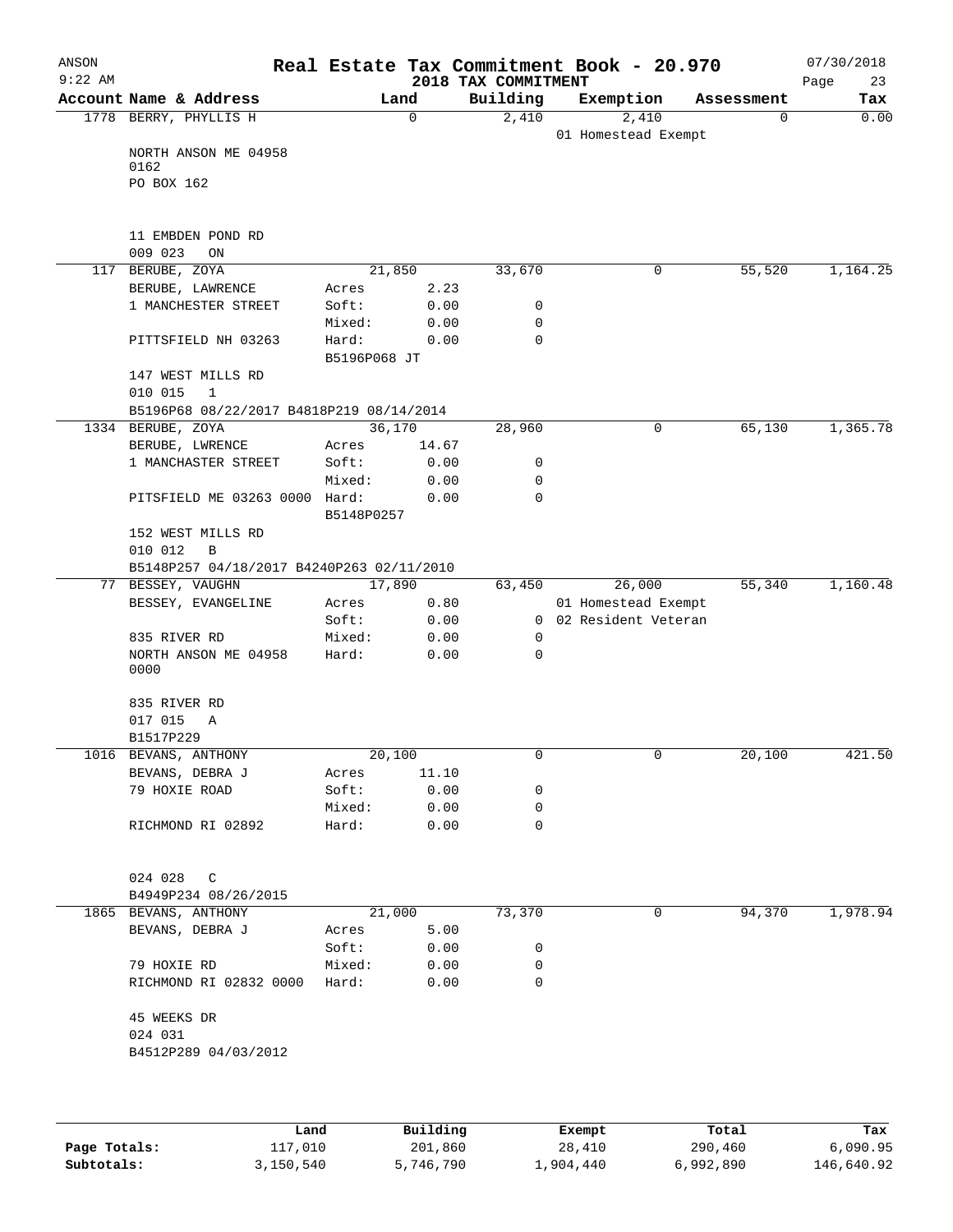ANSON 9:22 AM

# Real Estate Tax Commitment Book - 20.970

## 2018 TAX COMMITMENT

07/30/2018

| Account Name & Address | Land | | Building | Exemption | Assessment | Tax |
|---|---|---|---|---|---|---|
| 1778 BERRY, PHYLLIS H | 0 | | 2,410 | 2,410 | 0 | 0.00 |
| | | | | 01 Homestead Exempt | | |
| NORTH ANSON ME 04958 0162 | | | | | | |
| PO BOX 162 | | | | | | |
| 11 EMBDEN POND RD | | | | | | |
| 009 023 ON | | | | | | |
| 117 BERUBE, ZOYA | 21,850 | | 33,670 | 0 | 55,520 | 1,164.25 |
| BERUBE, LAWRENCE | Acres | 2.23 | | | | |
| 1 MANCHESTER STREET | Soft: | 0.00 | 0 | | | |
| | Mixed: | 0.00 | 0 | | | |
| PITTSFIELD NH 03263 | Hard: | 0.00 | 0 | | | |
| | B5196P068 JT | | | | | |
| 147 WEST MILLS RD | | | | | | |
| 010 015 1 | | | | | | |
| B5196P68 08/22/2017 B4818P219 08/14/2014 | | | | | | |
| 1334 BERUBE, ZOYA | 36,170 | | 28,960 | 0 | 65,130 | 1,365.78 |
| BERUBE, LWRENCE | Acres | 14.67 | | | | |
| 1 MANCHESTER STREET | Soft: | 0.00 | 0 | | | |
| | Mixed: | 0.00 | 0 | | | |
| PITSFIELD ME 03263 0000 | Hard: | 0.00 | 0 | | | |
| | B5148P0257 | | | | | |
| 152 WEST MILLS RD | | | | | | |
| 010 012 B | | | | | | |
| B5148P257 04/18/2017 B4240P263 02/11/2010 | | | | | | |
| 77 BESSEY, VAUGHN | 17,890 | | 63,450 | 26,000 | 55,340 | 1,160.48 |
| BESSEY, EVANGELINE | Acres | 0.80 | | 01 Homestead Exempt | | |
| | Soft: | 0.00 | 0 | 02 Resident Veteran | | |
| 835 RIVER RD | Mixed: | 0.00 | 0 | | | |
| NORTH ANSON ME 04958 0000 | Hard: | 0.00 | 0 | | | |
| 835 RIVER RD | | | | | | |
| 017 015 A | | | | | | |
| B1517P229 | | | | | | |
| 1016 BEVANS, ANTHONY | 20,100 | | 0 | 0 | 20,100 | 421.50 |
| BEVANS, DEBRA J | Acres | 11.10 | | | | |
| 79 HOXIE ROAD | Soft: | 0.00 | 0 | | | |
| | Mixed: | 0.00 | 0 | | | |
| RICHMOND RI 02892 | Hard: | 0.00 | 0 | | | |
| 024 028 C | | | | | | |
| B4949P234 08/26/2015 | | | | | | |
| 1865 BEVANS, ANTHONY | 21,000 | | 73,370 | 0 | 94,370 | 1,978.94 |
| BEVANS, DEBRA J | Acres | 5.00 | | | | |
| | Soft: | 0.00 | 0 | | | |
| 79 HOXIE RD | Mixed: | 0.00 | 0 | | | |
| RICHMOND RI 02832 0000 | Hard: | 0.00 | 0 | | | |
| 45 WEEKS DR | | | | | | |
| 024 031 | | | | | | |
| B4512P289 04/03/2012 | | | | | | |

| | Land | Building | Exempt | Total | Tax |
|---|---|---|---|---|---|
| Page Totals: | 117,010 | 201,860 | 28,410 | 290,460 | 6,090.95 |
| Subtotals: | 3,150,540 | 5,746,790 | 1,904,440 | 6,992,890 | 146,640.92 |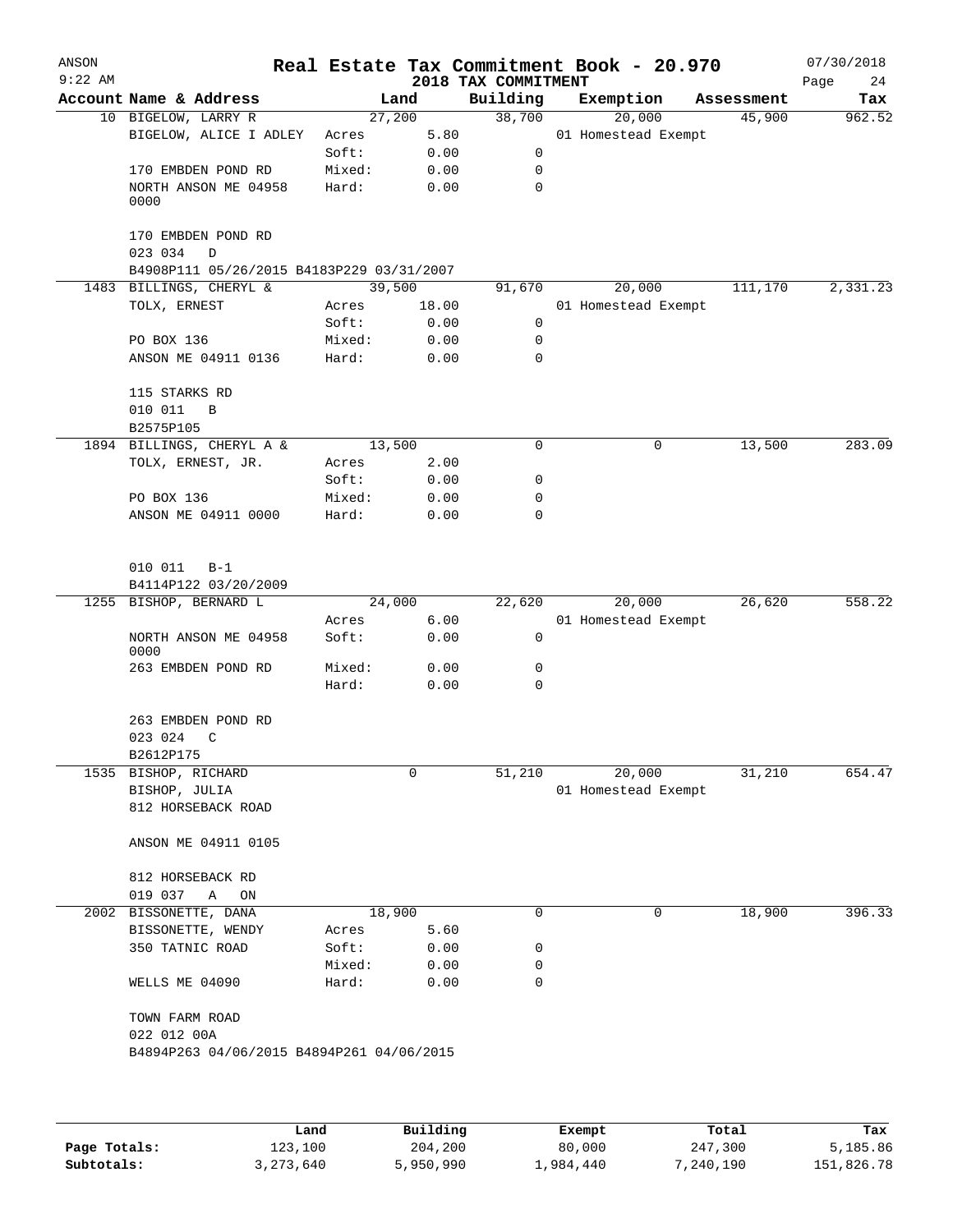# Real Estate Tax Commitment Book - 20.970

## 2018 TAX COMMITMENT

ANSON 9:22 AM — 07/30/2018

| Account Name & Address | Land | | Building | Exemption | Assessment | Tax |
|---|---|---|---|---|---|---|
| 10 BIGELOW, LARRY R | 27,200 | | 38,700 | 20,000 | 45,900 | 962.52 |
| BIGELOW, ALICE I ADLEY | Acres | 5.80 | | 01 Homestead Exempt | | |
| | Soft: | 0.00 | 0 | | | |
| 170 EMBDEN POND RD | Mixed: | 0.00 | 0 | | | |
| NORTH ANSON ME 04958 0000 | Hard: | 0.00 | 0 | | | |
| 170 EMBDEN POND RD | | | | | | |
| 023 034 D | | | | | | |
| B4908P111 05/26/2015 B4183P229 03/31/2007 | | | | | | |
| 1483 BILLINGS, CHERYL & | 39,500 | | 91,670 | 20,000 | 111,170 | 2,331.23 |
| TOLX, ERNEST | Acres | 18.00 | | 01 Homestead Exempt | | |
| | Soft: | 0.00 | 0 | | | |
| PO BOX 136 | Mixed: | 0.00 | 0 | | | |
| ANSON ME 04911 0136 | Hard: | 0.00 | 0 | | | |
| 115 STARKS RD | | | | | | |
| 010 011 B | | | | | | |
| B2575P105 | | | | | | |
| 1894 BILLINGS, CHERYL A & | 13,500 | | 0 | 0 | 13,500 | 283.09 |
| TOLX, ERNEST, JR. | Acres | 2.00 | | | | |
| | Soft: | 0.00 | 0 | | | |
| PO BOX 136 | Mixed: | 0.00 | 0 | | | |
| ANSON ME 04911 0000 | Hard: | 0.00 | 0 | | | |
| 010 011 B-1 | | | | | | |
| B4114P122 03/20/2009 | | | | | | |
| 1255 BISHOP, BERNARD L | 24,000 | | 22,620 | 20,000 | 26,620 | 558.22 |
| | Acres | 6.00 | | 01 Homestead Exempt | | |
| NORTH ANSON ME 04958 0000 | Soft: | 0.00 | 0 | | | |
| 263 EMBDEN POND RD | Mixed: | 0.00 | 0 | | | |
| | Hard: | 0.00 | 0 | | | |
| 263 EMBDEN POND RD | | | | | | |
| 023 024 C | | | | | | |
| B2612P175 | | | | | | |
| 1535 BISHOP, RICHARD | 0 | | 51,210 | 20,000 | 31,210 | 654.47 |
| BISHOP, JULIA | | | | 01 Homestead Exempt | | |
| 812 HORSEBACK ROAD | | | | | | |
| ANSON ME 04911 0105 | | | | | | |
| 812 HORSEBACK RD | | | | | | |
| 019 037 A ON | | | | | | |
| 2002 BISSONETTE, DANA | 18,900 | | 0 | 0 | 18,900 | 396.33 |
| BISSONETTE, WENDY | Acres | 5.60 | | | | |
| 350 TATNIC ROAD | Soft: | 0.00 | 0 | | | |
| | Mixed: | 0.00 | 0 | | | |
| WELLS ME 04090 | Hard: | 0.00 | 0 | | | |
| TOWN FARM ROAD | | | | | | |
| 022 012 00A | | | | | | |
| B4894P263 04/06/2015 B4894P261 04/06/2015 | | | | | | |

| | Land | Building | Exempt | Total | Tax |
|---|---|---|---|---|---|
| Page Totals: | 123,100 | 204,200 | 80,000 | 247,300 | 5,185.86 |
| Subtotals: | 3,273,640 | 5,950,990 | 1,984,440 | 7,240,190 | 151,826.78 |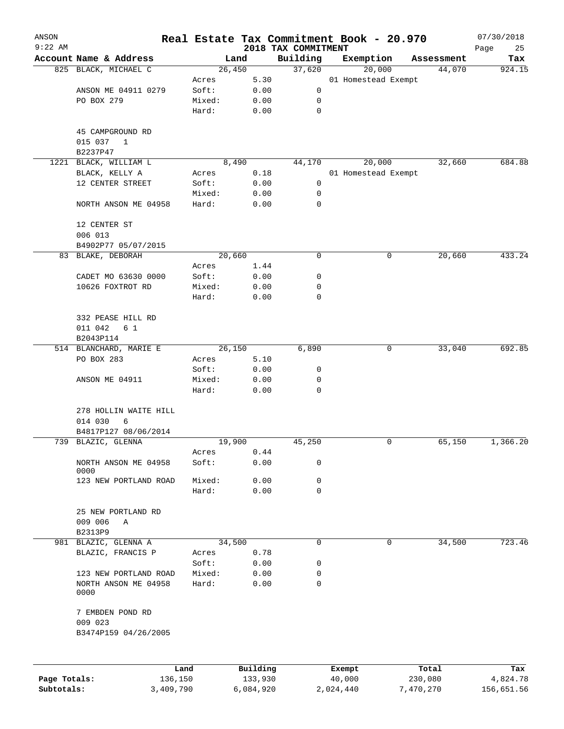# Real Estate Tax Commitment Book - 20.970

ANSON 9:22 AM — 2018 TAX COMMITMENT — 07/30/2018

| Account Name & Address | | Land | Building | Exemption | Assessment | Tax |
|---|---|---|---|---|---|---|
| 825 BLACK, MICHAEL C | | 26,450 | 37,620 | 20,000 | 44,070 | 924.15 |
| | Acres | 5.30 | | 01 Homestead Exempt | | |
| ANSON ME 04911 0279 | Soft: | 0.00 | 0 | | | |
| PO BOX 279 | Mixed: | 0.00 | 0 | | | |
| | Hard: | 0.00 | 0 | | | |
| 45 CAMPGROUND RD | | | | | | |
| 015 037 1 | | | | | | |
| B2237P47 | | | | | | |
| 1221 BLACK, WILLIAM L | | 8,490 | 44,170 | 20,000 | 32,660 | 684.88 |
| BLACK, KELLY A | Acres | 0.18 | | 01 Homestead Exempt | | |
| 12 CENTER STREET | Soft: | 0.00 | 0 | | | |
| | Mixed: | 0.00 | 0 | | | |
| NORTH ANSON ME 04958 | Hard: | 0.00 | 0 | | | |
| 12 CENTER ST | | | | | | |
| 006 013 | | | | | | |
| B4902P77 05/07/2015 | | | | | | |
| 83 BLAKE, DEBORAH | | 20,660 | 0 | 0 | 20,660 | 433.24 |
| | Acres | 1.44 | | | | |
| CADET MO 63630 0000 | Soft: | 0.00 | 0 | | | |
| 10626 FOXTROT RD | Mixed: | 0.00 | 0 | | | |
| | Hard: | 0.00 | 0 | | | |
| 332 PEASE HILL RD | | | | | | |
| 011 042 6 1 | | | | | | |
| B2043P114 | | | | | | |
| 514 BLANCHARD, MARIE E | | 26,150 | 6,890 | 0 | 33,040 | 692.85 |
| PO BOX 283 | Acres | 5.10 | | | | |
| | Soft: | 0.00 | 0 | | | |
| ANSON ME 04911 | Mixed: | 0.00 | 0 | | | |
| | Hard: | 0.00 | 0 | | | |
| 278 HOLLIN WAITE HILL | | | | | | |
| 014 030 6 | | | | | | |
| B4817P127 08/06/2014 | | | | | | |
| 739 BLAZIC, GLENNA | | 19,900 | 45,250 | 0 | 65,150 | 1,366.20 |
| | Acres | 0.44 | | | | |
| NORTH ANSON ME 04958 0000 | Soft: | 0.00 | 0 | | | |
| 123 NEW PORTLAND ROAD | Mixed: | 0.00 | 0 | | | |
| | Hard: | 0.00 | 0 | | | |
| 25 NEW PORTLAND RD | | | | | | |
| 009 006 A | | | | | | |
| B2313P9 | | | | | | |
| 981 BLAZIC, GLENNA A | | 34,500 | 0 | 0 | 34,500 | 723.46 |
| BLAZIC, FRANCIS P | Acres | 0.78 | | | | |
| | Soft: | 0.00 | 0 | | | |
| 123 NEW PORTLAND ROAD | Mixed: | 0.00 | 0 | | | |
| NORTH ANSON ME 04958 0000 | Hard: | 0.00 | 0 | | | |
| 7 EMBDEN POND RD | | | | | | |
| 009 023 | | | | | | |
| B3474P159 04/26/2005 | | | | | | |

| | Land | Building | Exempt | Total | Tax |
|---|---|---|---|---|---|
| Page Totals: | 136,150 | 133,930 | 40,000 | 230,080 | 4,824.78 |
| Subtotals: | 3,409,790 | 6,084,920 | 2,024,440 | 7,470,270 | 156,651.56 |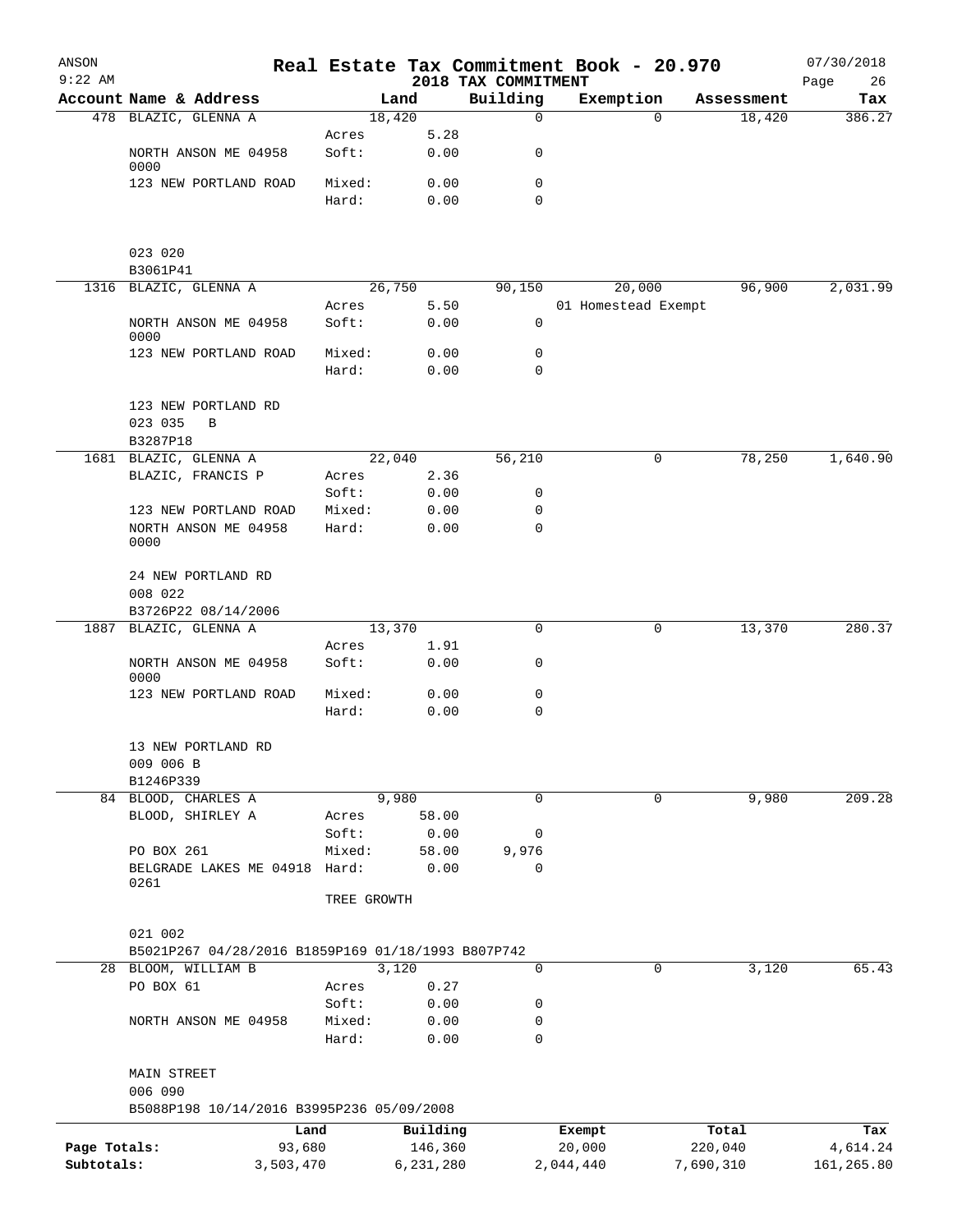ANSON
9:22 AM

# Real Estate Tax Commitment Book - 20.970

2018 TAX COMMITMENT

07/30/2018

| Account Name & Address | | Land | Building | Exemption | Assessment | Tax |
|---|---|---|---|---|---|---|
| 478 BLAZIC, GLENNA A | | 18,420 | 0 | 0 | 18,420 | 386.27 |
| | Acres | 5.28 | | | | |
| NORTH ANSON ME 04958 0000 | Soft: | 0.00 | 0 | | | |
| 123 NEW PORTLAND ROAD | Mixed: | 0.00 | 0 | | | |
| | Hard: | 0.00 | 0 | | | |
| 023 020 | | | | | | |
| B3061P41 | | | | | | |
| 1316 BLAZIC, GLENNA A | | 26,750 | 90,150 | 20,000 | 96,900 | 2,031.99 |
| | Acres | 5.50 | | 01 Homestead Exempt | | |
| NORTH ANSON ME 04958 0000 | Soft: | 0.00 | 0 | | | |
| 123 NEW PORTLAND ROAD | Mixed: | 0.00 | 0 | | | |
| | Hard: | 0.00 | 0 | | | |
| 123 NEW PORTLAND RD | | | | | | |
| 023 035 B | | | | | | |
| B3287P18 | | | | | | |
| 1681 BLAZIC, GLENNA A | | 22,040 | 56,210 | 0 | 78,250 | 1,640.90 |
| BLAZIC, FRANCIS P | Acres | 2.36 | | | | |
| | Soft: | 0.00 | 0 | | | |
| 123 NEW PORTLAND ROAD | Mixed: | 0.00 | 0 | | | |
| NORTH ANSON ME 04958 0000 | Hard: | 0.00 | 0 | | | |
| 24 NEW PORTLAND RD | | | | | | |
| 008 022 | | | | | | |
| B3726P22 08/14/2006 | | | | | | |
| 1887 BLAZIC, GLENNA A | | 13,370 | 0 | 0 | 13,370 | 280.37 |
| | Acres | 1.91 | | | | |
| NORTH ANSON ME 04958 0000 | Soft: | 0.00 | 0 | | | |
| 123 NEW PORTLAND ROAD | Mixed: | 0.00 | 0 | | | |
| | Hard: | 0.00 | 0 | | | |
| 13 NEW PORTLAND RD | | | | | | |
| 009 006 B | | | | | | |
| B1246P339 | | | | | | |
| 84 BLOOD, CHARLES A | | 9,980 | 0 | 0 | 9,980 | 209.28 |
| BLOOD, SHIRLEY A | Acres | 58.00 | | | | |
| | Soft: | 0.00 | 0 | | | |
| PO BOX 261 | Mixed: | 58.00 | 9,976 | | | |
| BELGRADE LAKES ME 04918 0261 | Hard: | 0.00 | 0 | | | |
| | TREE GROWTH | | | | | |
| 021 002 | | | | | | |
| B5021P267 04/28/2016 B1859P169 01/18/1993 B807P742 | | | | | | |
| 28 BLOOM, WILLIAM B | | 3,120 | 0 | 0 | 3,120 | 65.43 |
| PO BOX 61 | Acres | 0.27 | | | | |
| | Soft: | 0.00 | 0 | | | |
| NORTH ANSON ME 04958 | Mixed: | 0.00 | 0 | | | |
| | Hard: | 0.00 | 0 | | | |
| MAIN STREET | | | | | | |
| 006 090 | | | | | | |
| B5088P198 10/14/2016 B3995P236 05/09/2008 | | | | | | |

| | Land | Building | Exempt | Total | Tax |
|---|---|---|---|---|---|
| Page Totals: | 93,680 | 146,360 | 20,000 | 220,040 | 4,614.24 |
| Subtotals: | 3,503,470 | 6,231,280 | 2,044,440 | 7,690,310 | 161,265.80 |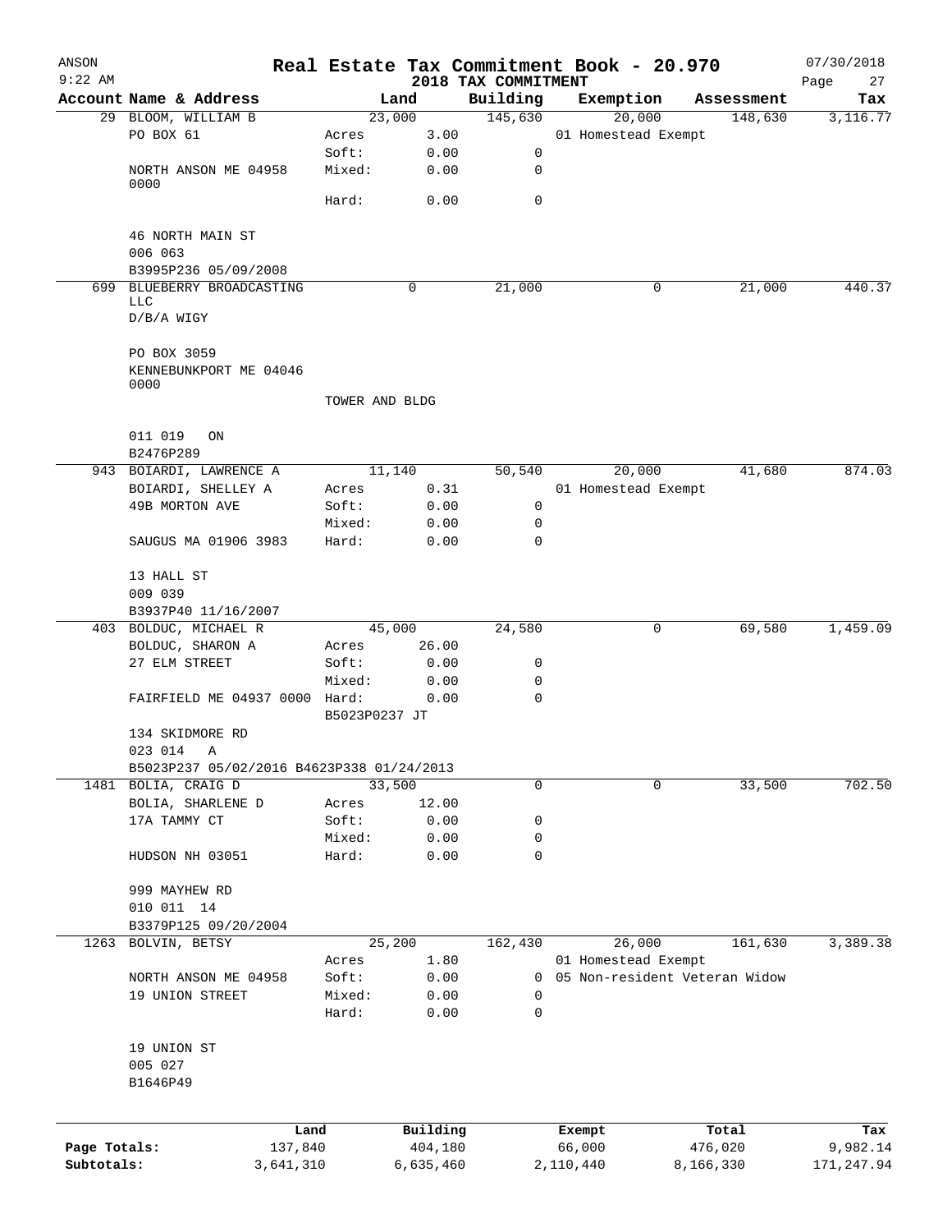# Real Estate Tax Commitment Book - 20.970

ANSON 9:22 AM — 2018 TAX COMMITMENT — 07/30/2018

| Account Name & Address | Land | | Building | Exemption | Assessment | Tax |
|---|---|---|---|---|---|---|
| 29 BLOOM, WILLIAM B | 23,000 | | 145,630 | 20,000 | 148,630 | 3,116.77 |
| PO BOX 61 | Acres | 3.00 | | 01 Homestead Exempt | | |
| | Soft: | 0.00 | 0 | | | |
| NORTH ANSON ME 04958 0000 | Mixed: | 0.00 | 0 | | | |
| | Hard: | 0.00 | 0 | | | |
| 46 NORTH MAIN ST | | | | | | |
| 006 063 | | | | | | |
| B3995P236 05/09/2008 | | | | | | |
| 699 BLUEBERRY BROADCASTING LLC | 0 | | 21,000 | 0 | 21,000 | 440.37 |
| D/B/A WIGY | | | | | | |
| PO BOX 3059 | | | | | | |
| KENNEBUNKPORT ME 04046 0000 | | | | | | |
| | TOWER AND BLDG | | | | | |
| 011 019 ON | | | | | | |
| B2476P289 | | | | | | |
| 943 BOIARDI, LAWRENCE A | 11,140 | | 50,540 | 20,000 | 41,680 | 874.03 |
| BOIARDI, SHELLEY A | Acres | 0.31 | | 01 Homestead Exempt | | |
| 49B MORTON AVE | Soft: | 0.00 | 0 | | | |
| | Mixed: | 0.00 | 0 | | | |
| SAUGUS MA 01906 3983 | Hard: | 0.00 | 0 | | | |
| 13 HALL ST | | | | | | |
| 009 039 | | | | | | |
| B3937P40 11/16/2007 | | | | | | |
| 403 BOLDUC, MICHAEL R | 45,000 | | 24,580 | 0 | 69,580 | 1,459.09 |
| BOLDUC, SHARON A | Acres | 26.00 | | | | |
| 27 ELM STREET | Soft: | 0.00 | 0 | | | |
| | Mixed: | 0.00 | 0 | | | |
| FAIRFIELD ME 04937 0000 | Hard: | 0.00 | 0 | | | |
| | B5023P0237 JT | | | | | |
| 134 SKIDMORE RD | | | | | | |
| 023 014 A | | | | | | |
| B5023P237 05/02/2016 B4623P338 01/24/2013 | | | | | | |
| 1481 BOLIA, CRAIG D | 33,500 | | 0 | 0 | 33,500 | 702.50 |
| BOLIA, SHARLENE D | Acres | 12.00 | | | | |
| 17A TAMMY CT | Soft: | 0.00 | 0 | | | |
| | Mixed: | 0.00 | 0 | | | |
| HUDSON NH 03051 | Hard: | 0.00 | 0 | | | |
| 999 MAYHEW RD | | | | | | |
| 010 011 14 | | | | | | |
| B3379P125 09/20/2004 | | | | | | |
| 1263 BOLVIN, BETSY | 25,200 | | 162,430 | 26,000 | 161,630 | 3,389.38 |
| | Acres | 1.80 | | 01 Homestead Exempt | | |
| NORTH ANSON ME 04958 | Soft: | 0.00 | 0 | 05 Non-resident Veteran Widow | | |
| 19 UNION STREET | Mixed: | 0.00 | 0 | | | |
| | Hard: | 0.00 | 0 | | | |
| 19 UNION ST | | | | | | |
| 005 027 | | | | | | |
| B1646P49 | | | | | | |

| | Land | Building | Exempt | Total | Tax |
|---|---|---|---|---|---|
| Page Totals: | 137,840 | 404,180 | 66,000 | 476,020 | 9,982.14 |
| Subtotals: | 3,641,310 | 6,635,460 | 2,110,440 | 8,166,330 | 171,247.94 |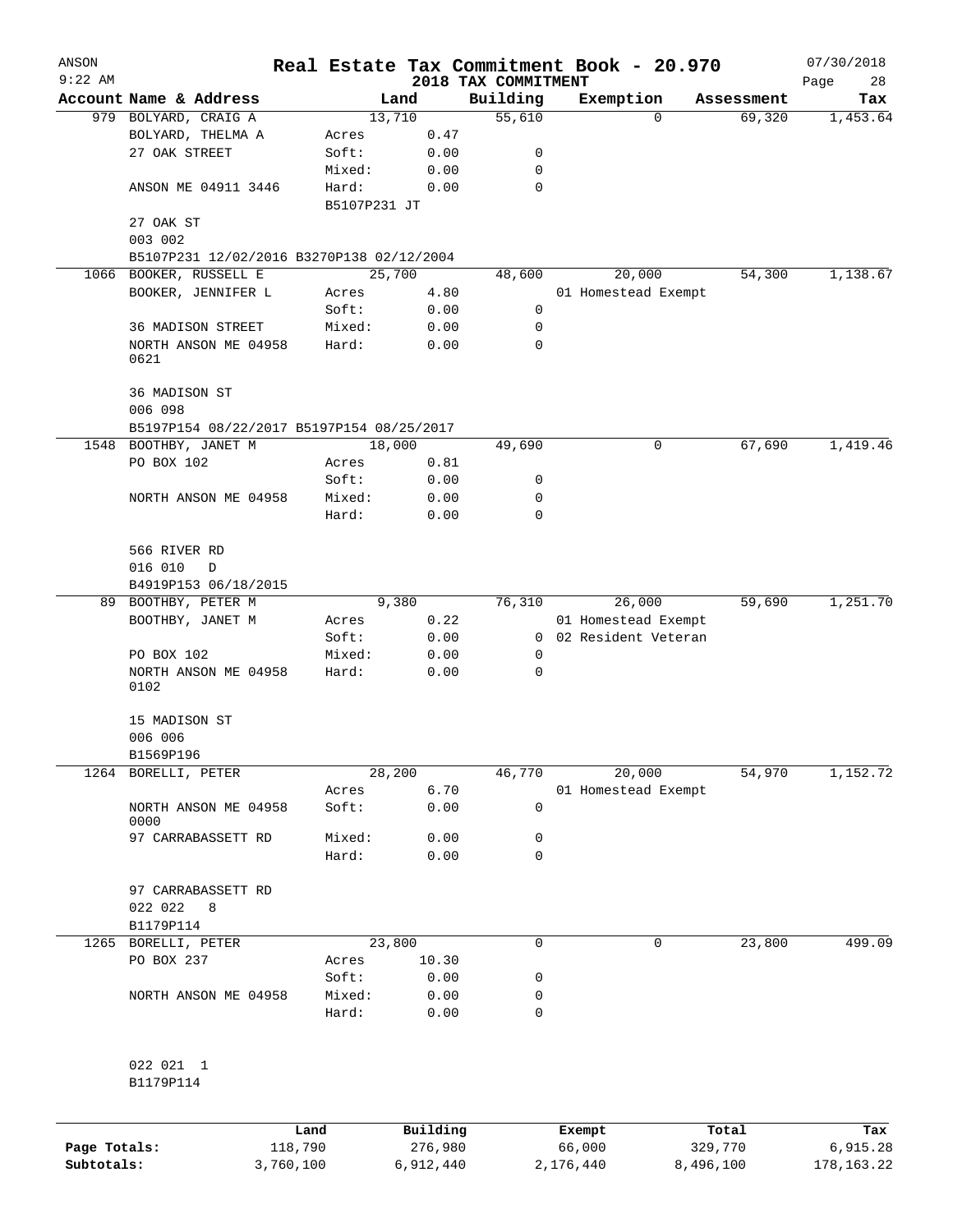ANSON
9:22 AM

# Real Estate Tax Commitment Book - 20.970

2018 TAX COMMITMENT

07/30/2018

| Account Name & Address | Land | | Building | Exemption | Assessment | Tax |
|---|---|---|---|---|---|---|
| 979 BOLYARD, CRAIG A | 13,710 | | 55,610 | 0 | 69,320 | 1,453.64 |
| BOLYARD, THELMA A | Acres | 0.47 | | | | |
| 27 OAK STREET | Soft: | 0.00 | 0 | | | |
| | Mixed: | 0.00 | 0 | | | |
| ANSON ME 04911 3446 | Hard: | 0.00 | 0 | | | |
| | B5107P231 JT | | | | | |
| 27 OAK ST | | | | | | |
| 003 002 | | | | | | |
| B5107P231 12/02/2016 B3270P138 02/12/2004 | | | | | | |
| 1066 BOOKER, RUSSELL E | 25,700 | | 48,600 | 20,000 | 54,300 | 1,138.67 |
| BOOKER, JENNIFER L | Acres | 4.80 | | 01 Homestead Exempt | | |
| | Soft: | 0.00 | 0 | | | |
| 36 MADISON STREET | Mixed: | 0.00 | 0 | | | |
| NORTH ANSON ME 04958 0621 | Hard: | 0.00 | 0 | | | |
| 36 MADISON ST | | | | | | |
| 006 098 | | | | | | |
| B5197P154 08/22/2017 B5197P154 08/25/2017 | | | | | | |
| 1548 BOOTHBY, JANET M | 18,000 | | 49,690 | 0 | 67,690 | 1,419.46 |
| PO BOX 102 | Acres | 0.81 | | | | |
| | Soft: | 0.00 | 0 | | | |
| NORTH ANSON ME 04958 | Mixed: | 0.00 | 0 | | | |
| | Hard: | 0.00 | 0 | | | |
| 566 RIVER RD | | | | | | |
| 016 010 D | | | | | | |
| B4919P153 06/18/2015 | | | | | | |
| 89 BOOTHBY, PETER M | 9,380 | | 76,310 | 26,000 | 59,690 | 1,251.70 |
| BOOTHBY, JANET M | Acres | 0.22 | | 01 Homestead Exempt | | |
| | Soft: | 0.00 | 0 | 02 Resident Veteran | | |
| PO BOX 102 | Mixed: | 0.00 | 0 | | | |
| NORTH ANSON ME 04958 0102 | Hard: | 0.00 | 0 | | | |
| 15 MADISON ST | | | | | | |
| 006 006 | | | | | | |
| B1569P196 | | | | | | |
| 1264 BORELLI, PETER | 28,200 | | 46,770 | 20,000 | 54,970 | 1,152.72 |
| | Acres | 6.70 | | 01 Homestead Exempt | | |
| NORTH ANSON ME 04958 0000 | Soft: | 0.00 | 0 | | | |
| 97 CARRABASSETT RD | Mixed: | 0.00 | 0 | | | |
| | Hard: | 0.00 | 0 | | | |
| 97 CARRABASSETT RD | | | | | | |
| 022 022 8 | | | | | | |
| B1179P114 | | | | | | |
| 1265 BORELLI, PETER | 23,800 | | 0 | 0 | 23,800 | 499.09 |
| PO BOX 237 | Acres | 10.30 | | | | |
| | Soft: | 0.00 | 0 | | | |
| NORTH ANSON ME 04958 | Mixed: | 0.00 | 0 | | | |
| | Hard: | 0.00 | 0 | | | |
| 022 021 1 | | | | | | |
| B1179P114 | | | | | | |

| | Land | Building | Exempt | Total | Tax |
|---|---|---|---|---|---|
| Page Totals: | 118,790 | 276,980 | 66,000 | 329,770 | 6,915.28 |
| Subtotals: | 3,760,100 | 6,912,440 | 2,176,440 | 8,496,100 | 178,163.22 |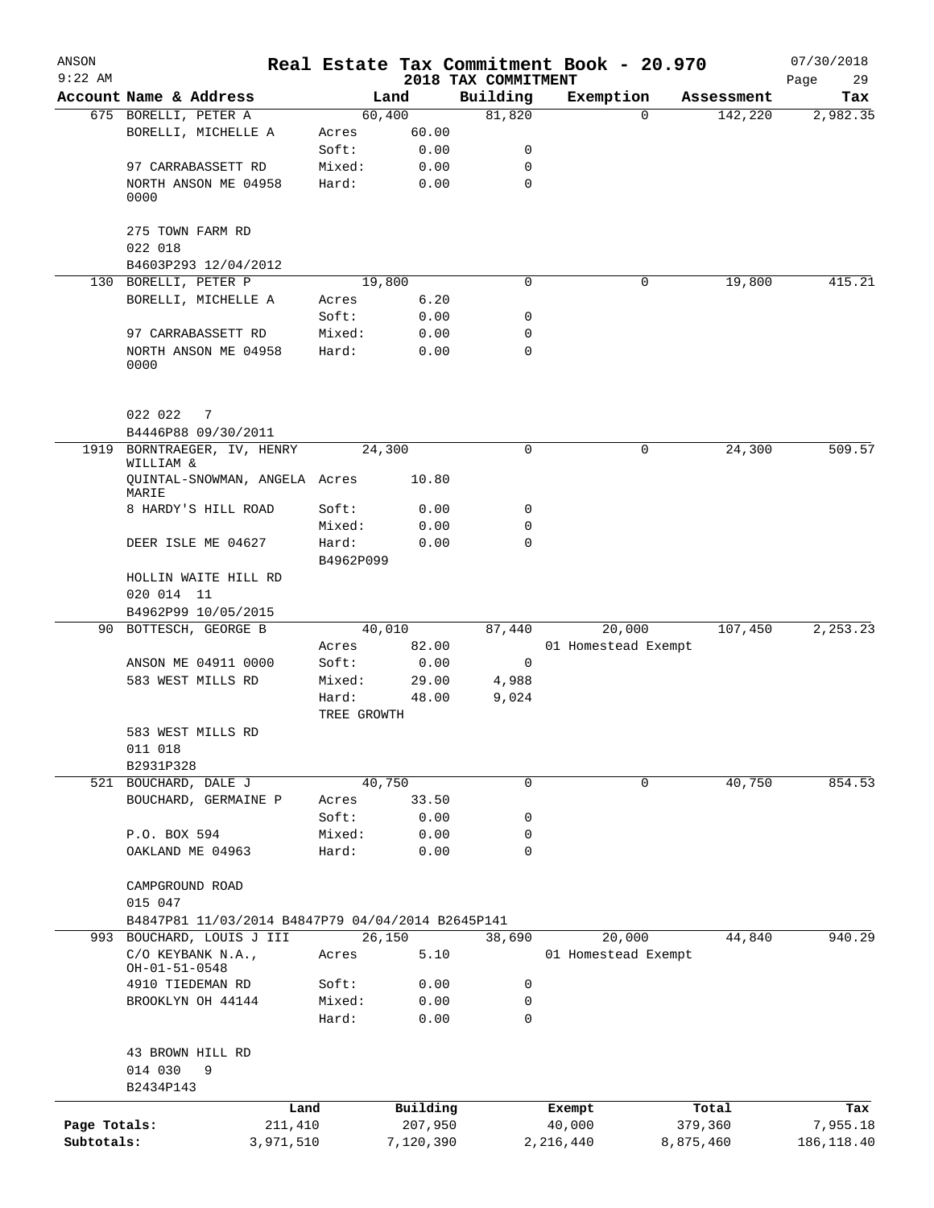# Real Estate Tax Commitment Book - 20.970

ANSON 9:22 AM — 2018 TAX COMMITMENT — 07/30/2018

| Account Name & Address | Land | | Building | Exemption | Assessment | Tax |
|---|---|---|---|---|---|---|
| 675 BORELLI, PETER A | 60,400 | | 81,820 | 0 | 142,220 | 2,982.35 |
| BORELLI, MICHELLE A | Acres | 60.00 | | | | |
| | Soft: | 0.00 | 0 | | | |
| 97 CARRABASSETT RD | Mixed: | 0.00 | 0 | | | |
| NORTH ANSON ME 04958 0000 | Hard: | 0.00 | 0 | | | |
| 275 TOWN FARM RD | | | | | | |
| 022 018 | | | | | | |
| B4603P293 12/04/2012 | | | | | | |
| 130 BORELLI, PETER P | 19,800 | | 0 | 0 | 19,800 | 415.21 |
| BORELLI, MICHELLE A | Acres | 6.20 | | | | |
| | Soft: | 0.00 | 0 | | | |
| 97 CARRABASSETT RD | Mixed: | 0.00 | 0 | | | |
| NORTH ANSON ME 04958 0000 | Hard: | 0.00 | 0 | | | |
| 022 022 7 | | | | | | |
| B4446P88 09/30/2011 | | | | | | |
| 1919 BORNTRAEGER, IV, HENRY WILLIAM & | 24,300 | | 0 | 0 | 24,300 | 509.57 |
| QUINTAL-SNOWMAN, ANGELA MARIE | Acres | 10.80 | | | | |
| 8 HARDY'S HILL ROAD | Soft: | 0.00 | 0 | | | |
| | Mixed: | 0.00 | 0 | | | |
| DEER ISLE ME 04627 | Hard: | 0.00 | 0 | | | |
| | B4962P099 | | | | | |
| HOLLIN WAITE HILL RD | | | | | | |
| 020 014 11 | | | | | | |
| B4962P99 10/05/2015 | | | | | | |
| 90 BOTTESCH, GEORGE B | 40,010 | | 87,440 | 20,000 | 107,450 | 2,253.23 |
| | Acres | 82.00 | | 01 Homestead Exempt | | |
| ANSON ME 04911 0000 | Soft: | 0.00 | 0 | | | |
| 583 WEST MILLS RD | Mixed: | 29.00 | 4,988 | | | |
| | Hard: | 48.00 | 9,024 | | | |
| | TREE GROWTH | | | | | |
| 583 WEST MILLS RD | | | | | | |
| 011 018 | | | | | | |
| B2931P328 | | | | | | |
| 521 BOUCHARD, DALE J | 40,750 | | 0 | 0 | 40,750 | 854.53 |
| BOUCHARD, GERMAINE P | Acres | 33.50 | | | | |
| | Soft: | 0.00 | 0 | | | |
| P.O. BOX 594 | Mixed: | 0.00 | 0 | | | |
| OAKLAND ME 04963 | Hard: | 0.00 | 0 | | | |
| CAMPGROUND ROAD | | | | | | |
| 015 047 | | | | | | |
| B4847P81 11/03/2014 B4847P79 04/04/2014 B2645P141 | | | | | | |
| 993 BOUCHARD, LOUIS J III | 26,150 | | 38,690 | 20,000 | 44,840 | 940.29 |
| C/O KEYBANK N.A., OH-01-51-0548 | Acres | 5.10 | | 01 Homestead Exempt | | |
| 4910 TIEDEMAN RD | Soft: | 0.00 | 0 | | | |
| BROOKLYN OH 44144 | Mixed: | 0.00 | 0 | | | |
| | Hard: | 0.00 | 0 | | | |
| 43 BROWN HILL RD | | | | | | |
| 014 030 9 | | | | | | |
| B2434P143 | | | | | | |

| | Land | Building | Exempt | Total | Tax |
|---|---|---|---|---|---|
| Page Totals: | 211,410 | 207,950 | 40,000 | 379,360 | 7,955.18 |
| Subtotals: | 3,971,510 | 7,120,390 | 2,216,440 | 8,875,460 | 186,118.40 |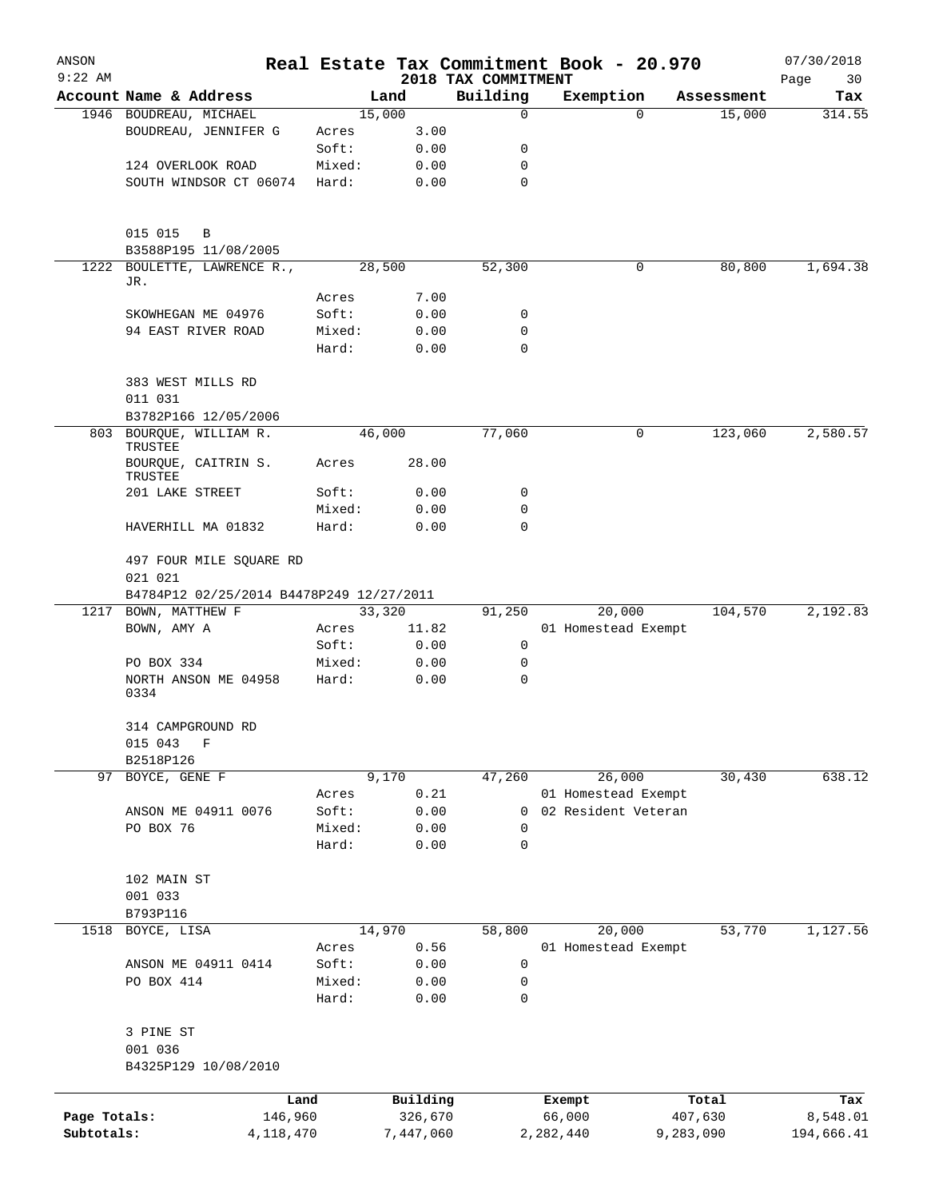# Real Estate Tax Commitment Book - 20.970

ANSON 9:22 AM — 2018 TAX COMMITMENT — 07/30/2018

| Account | Name & Address | | Land | Building | Exemption | Assessment | Tax |
|---|---|---|---|---|---|---|---|
| 1946 | BOUDREAU, MICHAEL | | 15,000 | 0 | 0 | 15,000 | 314.55 |
| | BOUDREAU, JENNIFER G | Acres | 3.00 | | | | |
| | | Soft: | 0.00 | 0 | | | |
| | 124 OVERLOOK ROAD | Mixed: | 0.00 | 0 | | | |
| | SOUTH WINDSOR CT 06074 | Hard: | 0.00 | 0 | | | |
| | 015 015 B | | | | | | |
| | B3588P195 11/08/2005 | | | | | | |
| 1222 | BOULETTE, LAWRENCE R., JR. | | 28,500 | 52,300 | 0 | 80,800 | 1,694.38 |
| | | Acres | 7.00 | | | | |
| | SKOWHEGAN ME 04976 | Soft: | 0.00 | 0 | | | |
| | 94 EAST RIVER ROAD | Mixed: | 0.00 | 0 | | | |
| | | Hard: | 0.00 | 0 | | | |
| | 383 WEST MILLS RD | | | | | | |
| | 011 031 | | | | | | |
| | B3782P166 12/05/2006 | | | | | | |
| 803 | BOURQUE, WILLIAM R. TRUSTEE | | 46,000 | 77,060 | 0 | 123,060 | 2,580.57 |
| | BOURQUE, CAITRIN S. TRUSTEE | Acres | 28.00 | | | | |
| | 201 LAKE STREET | Soft: | 0.00 | 0 | | | |
| | | Mixed: | 0.00 | 0 | | | |
| | HAVERHILL MA 01832 | Hard: | 0.00 | 0 | | | |
| | 497 FOUR MILE SQUARE RD | | | | | | |
| | 021 021 | | | | | | |
| | B4784P12 02/25/2014 B4478P249 12/27/2011 | | | | | | |
| 1217 | BOWN, MATTHEW F | | 33,320 | 91,250 | 20,000 | 104,570 | 2,192.83 |
| | BOWN, AMY A | Acres | 11.82 | | 01 Homestead Exempt | | |
| | | Soft: | 0.00 | 0 | | | |
| | PO BOX 334 | Mixed: | 0.00 | 0 | | | |
| | NORTH ANSON ME 04958 0334 | Hard: | 0.00 | 0 | | | |
| | 314 CAMPGROUND RD | | | | | | |
| | 015 043 F | | | | | | |
| | B2518P126 | | | | | | |
| 97 | BOYCE, GENE F | | 9,170 | 47,260 | 26,000 | 30,430 | 638.12 |
| | | Acres | 0.21 | | 01 Homestead Exempt | | |
| | ANSON ME 04911 0076 | Soft: | 0.00 | 0 | 02 Resident Veteran | | |
| | PO BOX 76 | Mixed: | 0.00 | 0 | | | |
| | | Hard: | 0.00 | 0 | | | |
| | 102 MAIN ST | | | | | | |
| | 001 033 | | | | | | |
| | B793P116 | | | | | | |
| 1518 | BOYCE, LISA | | 14,970 | 58,800 | 20,000 | 53,770 | 1,127.56 |
| | | Acres | 0.56 | | 01 Homestead Exempt | | |
| | ANSON ME 04911 0414 | Soft: | 0.00 | 0 | | | |
| | PO BOX 414 | Mixed: | 0.00 | 0 | | | |
| | | Hard: | 0.00 | 0 | | | |
| | 3 PINE ST | | | | | | |
| | 001 036 | | | | | | |
| | B4325P129 10/08/2010 | | | | | | |

| | Land | Building | Exempt | Total | Tax |
|---|---|---|---|---|---|
| Page Totals: | 146,960 | 326,670 | 66,000 | 407,630 | 8,548.01 |
| Subtotals: | 4,118,470 | 7,447,060 | 2,282,440 | 9,283,090 | 194,666.41 |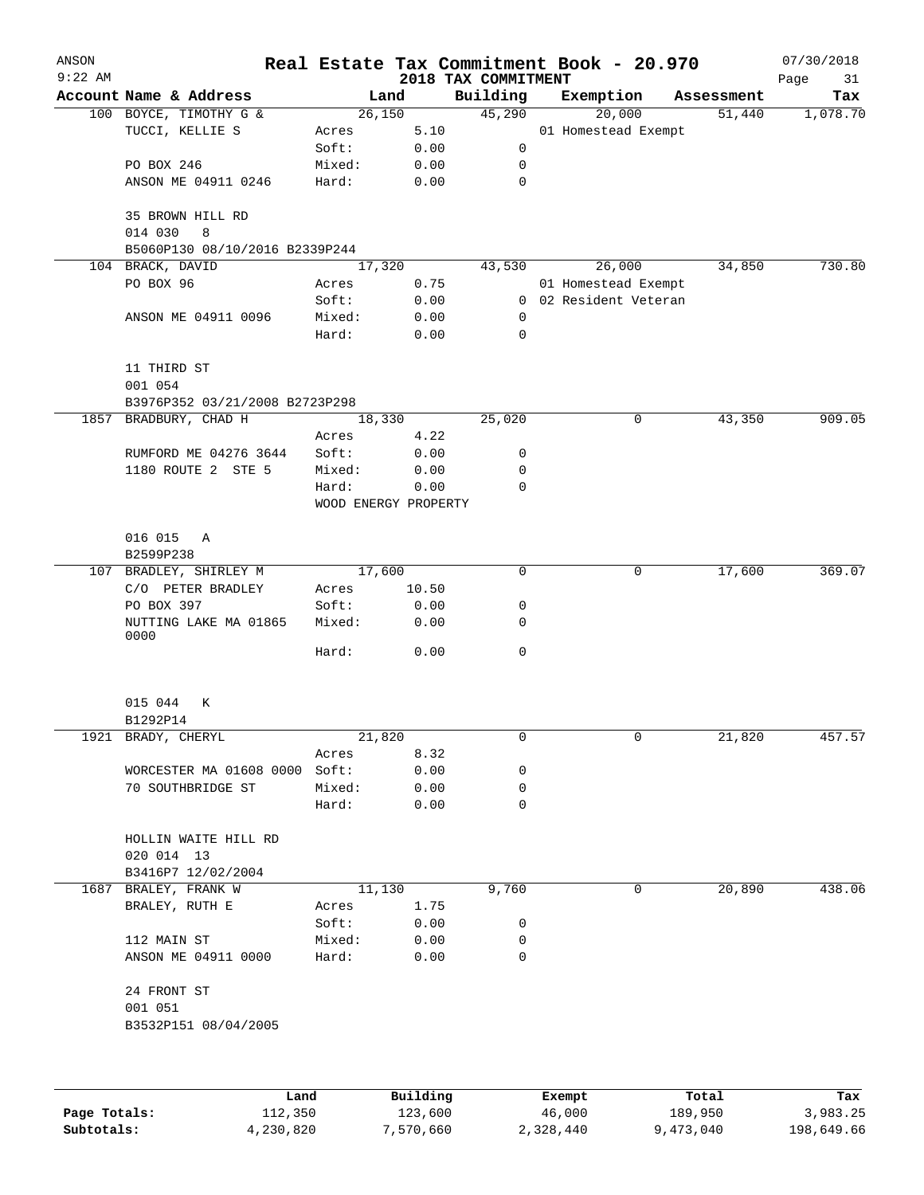# Real Estate Tax Commitment Book - 20.970

## 2018 TAX COMMITMENT

ANSON 9:22 AM — 07/30/2018

| Account Name & Address | Land | | Building | Exemption | Assessment | Tax |
|---|---|---|---|---|---|---|
| 100 BOYCE, TIMOTHY G & | 26,150 | | 45,290 | 20,000 | 51,440 | 1,078.70 |
| TUCCI, KELLIE S | Acres | 5.10 | | 01 Homestead Exempt | | |
| | Soft: | 0.00 | 0 | | | |
| PO BOX 246 | Mixed: | 0.00 | 0 | | | |
| ANSON ME 04911 0246 | Hard: | 0.00 | 0 | | | |
| 35 BROWN HILL RD | | | | | | |
| 014 030 8 | | | | | | |
| B5060P130 08/10/2016 B2339P244 | | | | | | |
| 104 BRACK, DAVID | 17,320 | | 43,530 | 26,000 | 34,850 | 730.80 |
| PO BOX 96 | Acres | 0.75 | | 01 Homestead Exempt | | |
| | Soft: | 0.00 | 0 | 02 Resident Veteran | | |
| ANSON ME 04911 0096 | Mixed: | 0.00 | 0 | | | |
| | Hard: | 0.00 | 0 | | | |
| 11 THIRD ST | | | | | | |
| 001 054 | | | | | | |
| B3976P352 03/21/2008 B2723P298 | | | | | | |
| 1857 BRADBURY, CHAD H | 18,330 | | 25,020 | 0 | 43,350 | 909.05 |
| | Acres | 4.22 | | | | |
| RUMFORD ME 04276 3644 | Soft: | 0.00 | 0 | | | |
| 1180 ROUTE 2 STE 5 | Mixed: | 0.00 | 0 | | | |
| | Hard: | 0.00 | 0 | | | |
| | WOOD ENERGY PROPERTY | | | | | |
| 016 015 A | | | | | | |
| B2599P238 | | | | | | |
| 107 BRADLEY, SHIRLEY M | 17,600 | | 0 | 0 | 17,600 | 369.07 |
| C/O PETER BRADLEY | Acres | 10.50 | | | | |
| PO BOX 397 | Soft: | 0.00 | 0 | | | |
| NUTTING LAKE MA 01865 0000 | Mixed: | 0.00 | 0 | | | |
| | Hard: | 0.00 | 0 | | | |
| 015 044 K | | | | | | |
| B1292P14 | | | | | | |
| 1921 BRADY, CHERYL | 21,820 | | 0 | 0 | 21,820 | 457.57 |
| | Acres | 8.32 | | | | |
| WORCESTER MA 01608 0000 | Soft: | 0.00 | 0 | | | |
| 70 SOUTHBRIDGE ST | Mixed: | 0.00 | 0 | | | |
| | Hard: | 0.00 | 0 | | | |
| HOLLIN WAITE HILL RD | | | | | | |
| 020 014 13 | | | | | | |
| B3416P7 12/02/2004 | | | | | | |
| 1687 BRALEY, FRANK W | 11,130 | | 9,760 | 0 | 20,890 | 438.06 |
| BRALEY, RUTH E | Acres | 1.75 | | | | |
| | Soft: | 0.00 | 0 | | | |
| 112 MAIN ST | Mixed: | 0.00 | 0 | | | |
| ANSON ME 04911 0000 | Hard: | 0.00 | 0 | | | |
| 24 FRONT ST | | | | | | |
| 001 051 | | | | | | |
| B3532P151 08/04/2005 | | | | | | |

| | Land | Building | Exempt | Total | Tax |
|---|---|---|---|---|---|
| Page Totals: | 112,350 | 123,600 | 46,000 | 189,950 | 3,983.25 |
| Subtotals: | 4,230,820 | 7,570,660 | 2,328,440 | 9,473,040 | 198,649.66 |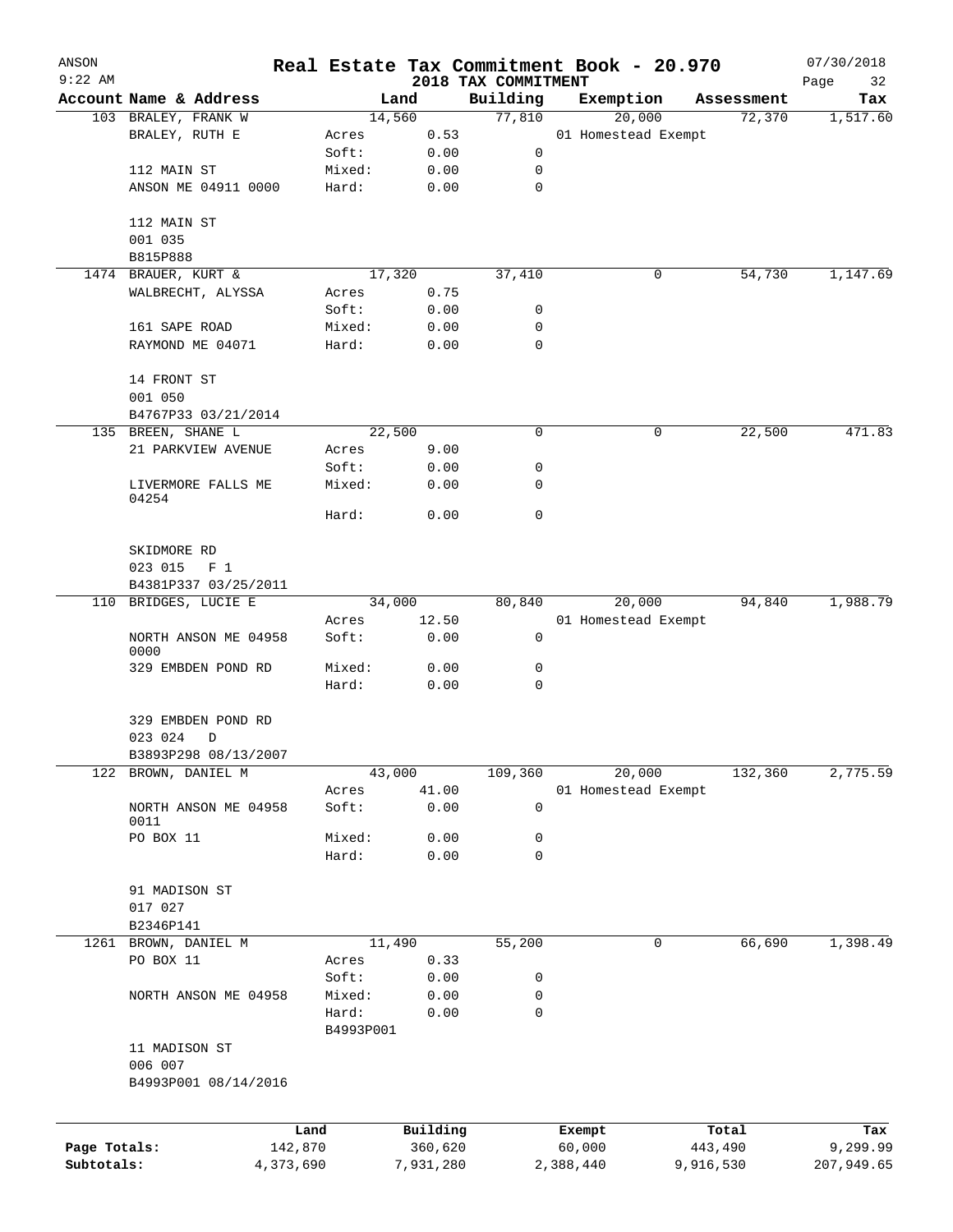# Real Estate Tax Commitment Book - 20.970

ANSON
9:22 AM

2018 TAX COMMITMENT

07/30/2018

| Account Name & Address | Land | | Building | Exemption | Assessment | Tax |
|---|---|---|---|---|---|---|
| 103 BRALEY, FRANK W | 14,560 | | 77,810 | 20,000 | 72,370 | 1,517.60 |
| BRALEY, RUTH E | Acres | 0.53 | | 01 Homestead Exempt | | |
| | Soft: | 0.00 | 0 | | | |
| 112 MAIN ST | Mixed: | 0.00 | 0 | | | |
| ANSON ME 04911 0000 | Hard: | 0.00 | 0 | | | |
| 112 MAIN ST | | | | | | |
| 001 035 | | | | | | |
| B815P888 | | | | | | |
| 1474 BRAUER, KURT & | 17,320 | | 37,410 | 0 | 54,730 | 1,147.69 |
| WALBRECHT, ALYSSA | Acres | 0.75 | | | | |
| | Soft: | 0.00 | 0 | | | |
| 161 SAPE ROAD | Mixed: | 0.00 | 0 | | | |
| RAYMOND ME 04071 | Hard: | 0.00 | 0 | | | |
| 14 FRONT ST | | | | | | |
| 001 050 | | | | | | |
| B4767P33 03/21/2014 | | | | | | |
| 135 BREEN, SHANE L | 22,500 | | 0 | 0 | 22,500 | 471.83 |
| 21 PARKVIEW AVENUE | Acres | 9.00 | | | | |
| | Soft: | 0.00 | 0 | | | |
| LIVERMORE FALLS ME 04254 | Mixed: | 0.00 | 0 | | | |
| | Hard: | 0.00 | 0 | | | |
| SKIDMORE RD | | | | | | |
| 023 015 F 1 | | | | | | |
| B4381P337 03/25/2011 | | | | | | |
| 110 BRIDGES, LUCIE E | 34,000 | | 80,840 | 20,000 | 94,840 | 1,988.79 |
| | Acres | 12.50 | | 01 Homestead Exempt | | |
| NORTH ANSON ME 04958 0000 | Soft: | 0.00 | 0 | | | |
| 329 EMBDEN POND RD | Mixed: | 0.00 | 0 | | | |
| | Hard: | 0.00 | 0 | | | |
| 329 EMBDEN POND RD | | | | | | |
| 023 024 D | | | | | | |
| B3893P298 08/13/2007 | | | | | | |
| 122 BROWN, DANIEL M | 43,000 | | 109,360 | 20,000 | 132,360 | 2,775.59 |
| | Acres | 41.00 | | 01 Homestead Exempt | | |
| NORTH ANSON ME 04958 0011 | Soft: | 0.00 | 0 | | | |
| PO BOX 11 | Mixed: | 0.00 | 0 | | | |
| | Hard: | 0.00 | 0 | | | |
| 91 MADISON ST | | | | | | |
| 017 027 | | | | | | |
| B2346P141 | | | | | | |
| 1261 BROWN, DANIEL M | 11,490 | | 55,200 | 0 | 66,690 | 1,398.49 |
| PO BOX 11 | Acres | 0.33 | | | | |
| | Soft: | 0.00 | 0 | | | |
| NORTH ANSON ME 04958 | Mixed: | 0.00 | 0 | | | |
| | Hard: | 0.00 | 0 | | | |
| | B4993P001 | | | | | |
| 11 MADISON ST | | | | | | |
| 006 007 | | | | | | |
| B4993P001 08/14/2016 | | | | | | |

| | Land | Building | Exempt | Total | Tax |
|---|---|---|---|---|---|
| Page Totals: | 142,870 | 360,620 | 60,000 | 443,490 | 9,299.99 |
| Subtotals: | 4,373,690 | 7,931,280 | 2,388,440 | 9,916,530 | 207,949.65 |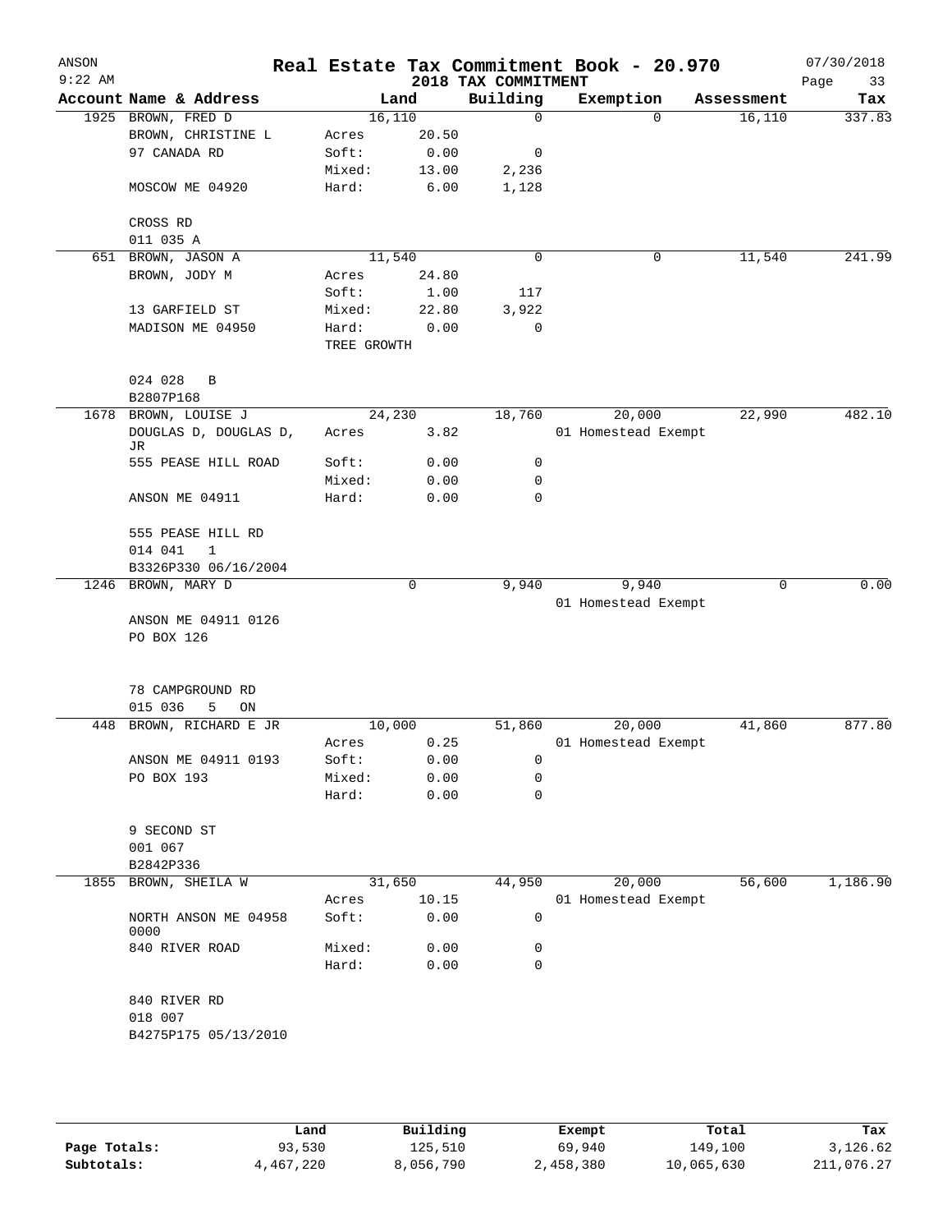# Real Estate Tax Commitment Book - 20.970

ANSON
9:22 AM

2018 TAX COMMITMENT

07/30/2018

| Account | Name & Address | Land | | Building | Exemption | Assessment | Tax |
|---|---|---|---|---|---|---|---|
| 1925 | BROWN, FRED D | 16,110 | | 0 | 0 | 16,110 | 337.83 |
| | BROWN, CHRISTINE L | Acres | 20.50 | | | | |
| | 97 CANADA RD | Soft: | 0.00 | 0 | | | |
| | | Mixed: | 13.00 | 2,236 | | | |
| | MOSCOW ME 04920 | Hard: | 6.00 | 1,128 | | | |
| | CROSS RD | | | | | | |
| | 011 035 A | | | | | | |
| 651 | BROWN, JASON A | 11,540 | | 0 | 0 | 11,540 | 241.99 |
| | BROWN, JODY M | Acres | 24.80 | | | | |
| | | Soft: | 1.00 | 117 | | | |
| | 13 GARFIELD ST | Mixed: | 22.80 | 3,922 | | | |
| | MADISON ME 04950 | Hard: | 0.00 | 0 | | | |
| | | TREE GROWTH | | | | | |
| | 024 028 B | | | | | | |
| | B2807P168 | | | | | | |
| 1678 | BROWN, LOUISE J | 24,230 | | 18,760 | 20,000 | 22,990 | 482.10 |
| | DOUGLAS D, DOUGLAS D, JR | Acres | 3.82 | | 01 Homestead Exempt | | |
| | 555 PEASE HILL ROAD | Soft: | 0.00 | 0 | | | |
| | | Mixed: | 0.00 | 0 | | | |
| | ANSON ME 04911 | Hard: | 0.00 | 0 | | | |
| | 555 PEASE HILL RD | | | | | | |
| | 014 041 1 | | | | | | |
| | B3326P330 06/16/2004 | | | | | | |
| 1246 | BROWN, MARY D | 0 | | 9,940 | 9,940 | 0 | 0.00 |
| | | | | | 01 Homestead Exempt | | |
| | ANSON ME 04911 0126 | | | | | | |
| | PO BOX 126 | | | | | | |
| | 78 CAMPGROUND RD | | | | | | |
| | 015 036 5 ON | | | | | | |
| 448 | BROWN, RICHARD E JR | 10,000 | | 51,860 | 20,000 | 41,860 | 877.80 |
| | | Acres | 0.25 | | 01 Homestead Exempt | | |
| | ANSON ME 04911 0193 | Soft: | 0.00 | 0 | | | |
| | PO BOX 193 | Mixed: | 0.00 | 0 | | | |
| | | Hard: | 0.00 | 0 | | | |
| | 9 SECOND ST | | | | | | |
| | 001 067 | | | | | | |
| | B2842P336 | | | | | | |
| 1855 | BROWN, SHEILA W | 31,650 | | 44,950 | 20,000 | 56,600 | 1,186.90 |
| | | Acres | 10.15 | | 01 Homestead Exempt | | |
| | NORTH ANSON ME 04958 0000 | Soft: | 0.00 | 0 | | | |
| | 840 RIVER ROAD | Mixed: | 0.00 | 0 | | | |
| | | Hard: | 0.00 | 0 | | | |
| | 840 RIVER RD | | | | | | |
| | 018 007 | | | | | | |
| | B4275P175 05/13/2010 | | | | | | |

| | Land | Building | Exempt | Total | Tax |
|---|---|---|---|---|---|
| Page Totals: | 93,530 | 125,510 | 69,940 | 149,100 | 3,126.62 |
| Subtotals: | 4,467,220 | 8,056,790 | 2,458,380 | 10,065,630 | 211,076.27 |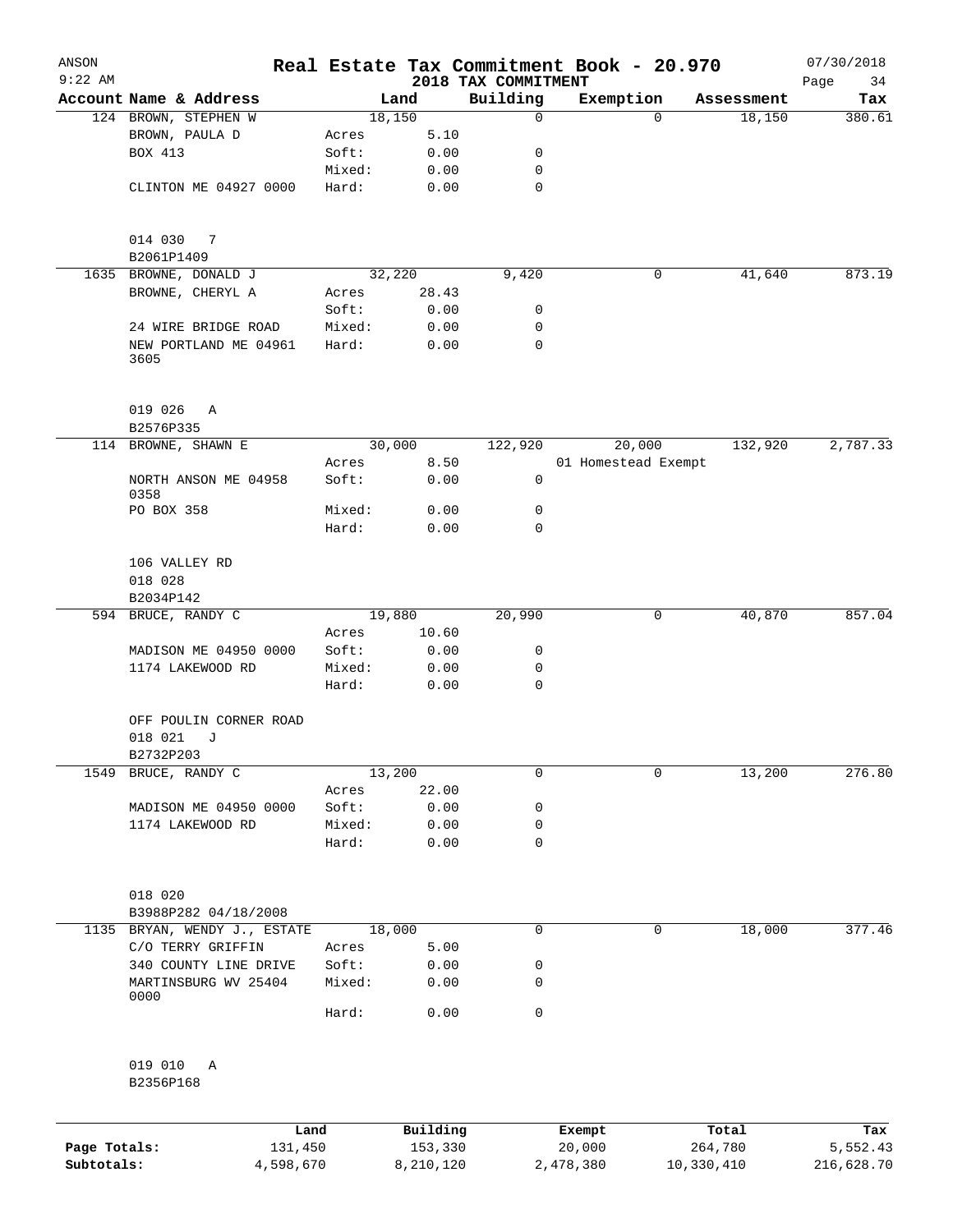ANSON
9:22 AM

# Real Estate Tax Commitment Book - 20.970

07/30/2018

2018 TAX COMMITMENT

| Account Name & Address | Land | | Building | Exemption | Assessment | Tax |
|---|---|---|---|---|---|---|
| 124 BROWN, STEPHEN W | 18,150 | | 0 | 0 | 18,150 | 380.61 |
| BROWN, PAULA D | Acres | 5.10 | | | | |
| BOX 413 | Soft: | 0.00 | 0 | | | |
| | Mixed: | 0.00 | 0 | | | |
| CLINTON ME 04927 0000 | Hard: | 0.00 | 0 | | | |
| 014 030 7 | | | | | | |
| B2061P1409 | | | | | | |
| 1635 BROWNE, DONALD J | 32,220 | | 9,420 | 0 | 41,640 | 873.19 |
| BROWNE, CHERYL A | Acres | 28.43 | | | | |
| | Soft: | 0.00 | 0 | | | |
| 24 WIRE BRIDGE ROAD | Mixed: | 0.00 | 0 | | | |
| NEW PORTLAND ME 04961 3605 | Hard: | 0.00 | 0 | | | |
| 019 026 A | | | | | | |
| B2576P335 | | | | | | |
| 114 BROWNE, SHAWN E | 30,000 | | 122,920 | 20,000 | 132,920 | 2,787.33 |
| | Acres | 8.50 | | 01 Homestead Exempt | | |
| NORTH ANSON ME 04958 0358 | Soft: | 0.00 | 0 | | | |
| PO BOX 358 | Mixed: | 0.00 | 0 | | | |
| | Hard: | 0.00 | 0 | | | |
| 106 VALLEY RD | | | | | | |
| 018 028 | | | | | | |
| B2034P142 | | | | | | |
| 594 BRUCE, RANDY C | 19,880 | | 20,990 | 0 | 40,870 | 857.04 |
| | Acres | 10.60 | | | | |
| MADISON ME 04950 0000 | Soft: | 0.00 | 0 | | | |
| 1174 LAKEWOOD RD | Mixed: | 0.00 | 0 | | | |
| | Hard: | 0.00 | 0 | | | |
| OFF POULIN CORNER ROAD | | | | | | |
| 018 021 J | | | | | | |
| B2732P203 | | | | | | |
| 1549 BRUCE, RANDY C | 13,200 | | 0 | 0 | 13,200 | 276.80 |
| | Acres | 22.00 | | | | |
| MADISON ME 04950 0000 | Soft: | 0.00 | 0 | | | |
| 1174 LAKEWOOD RD | Mixed: | 0.00 | 0 | | | |
| | Hard: | 0.00 | 0 | | | |
| 018 020 | | | | | | |
| B3988P282 04/18/2008 | | | | | | |
| 1135 BRYAN, WENDY J., ESTATE | 18,000 | | 0 | 0 | 18,000 | 377.46 |
| C/O TERRY GRIFFIN | Acres | 5.00 | | | | |
| 340 COUNTY LINE DRIVE | Soft: | 0.00 | 0 | | | |
| MARTINSBURG WV 25404 0000 | Mixed: | 0.00 | 0 | | | |
| | Hard: | 0.00 | 0 | | | |
| 019 010 A | | | | | | |
| B2356P168 | | | | | | |

| | Land | Building | Exempt | Total | Tax |
|---|---|---|---|---|---|
| Page Totals: | 131,450 | 153,330 | 20,000 | 264,780 | 5,552.43 |
| Subtotals: | 4,598,670 | 8,210,120 | 2,478,380 | 10,330,410 | 216,628.70 |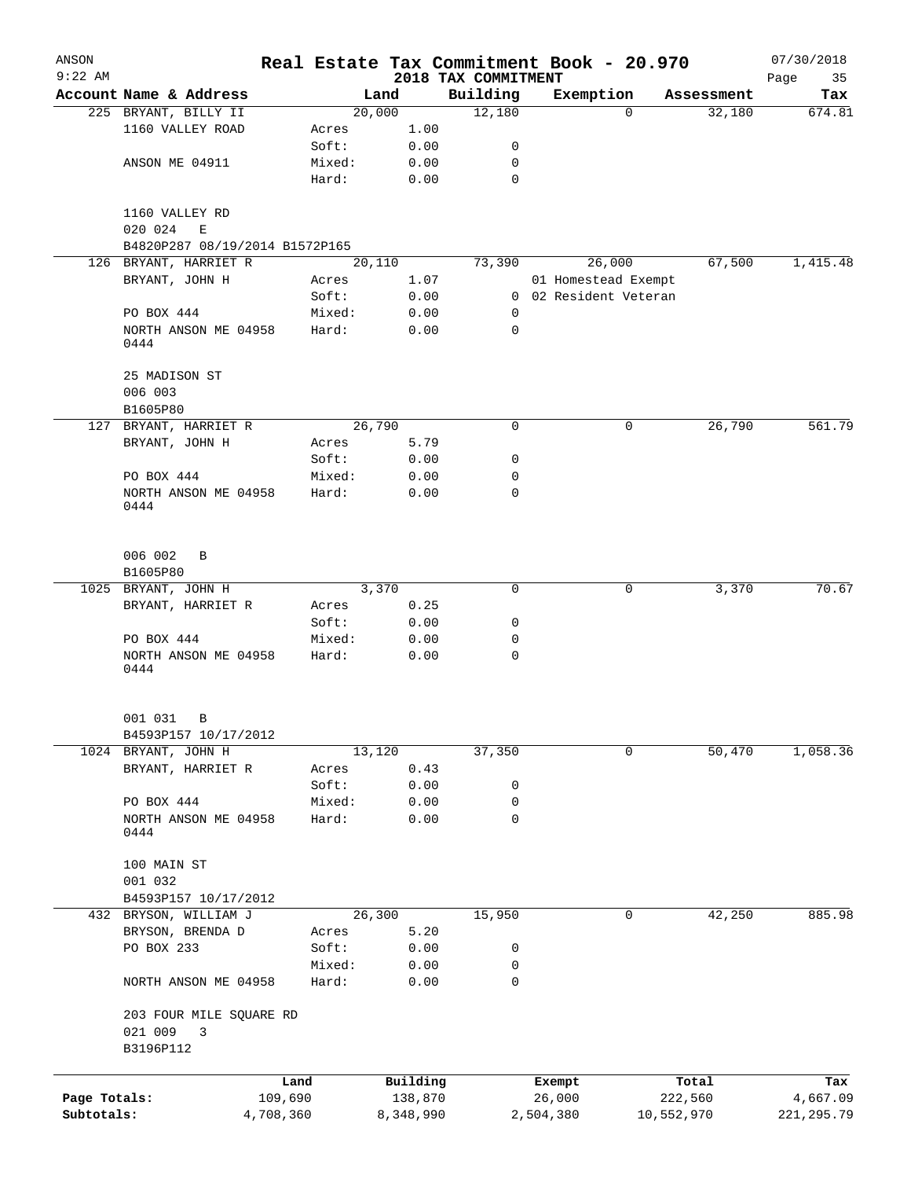# Real Estate Tax Commitment Book - 20.970

ANSON
9:22 AM

2018 TAX COMMITMENT

07/30/2018

| Account Name & Address | Land | | Building | Exemption | Assessment | Tax |
|---|---|---|---|---|---|---|
| 225 BRYANT, BILLY II | 20,000 | | 12,180 | 0 | 32,180 | 674.81 |
| 1160 VALLEY ROAD | Acres | 1.00 | | | | |
| | Soft: | 0.00 | 0 | | | |
| ANSON ME 04911 | Mixed: | 0.00 | 0 | | | |
| | Hard: | 0.00 | 0 | | | |
| 1160 VALLEY RD | | | | | | |
| 020 024 E | | | | | | |
| B4820P287 08/19/2014 B1572P165 | | | | | | |
| 126 BRYANT, HARRIET R | 20,110 | | 73,390 | 26,000 | 67,500 | 1,415.48 |
| BRYANT, JOHN H | Acres | 1.07 | | 01 Homestead Exempt | | |
| | Soft: | 0.00 | 0 | 02 Resident Veteran | | |
| PO BOX 444 | Mixed: | 0.00 | 0 | | | |
| NORTH ANSON ME 04958 0444 | Hard: | 0.00 | 0 | | | |
| 25 MADISON ST | | | | | | |
| 006 003 | | | | | | |
| B1605P80 | | | | | | |
| 127 BRYANT, HARRIET R | 26,790 | | 0 | 0 | 26,790 | 561.79 |
| BRYANT, JOHN H | Acres | 5.79 | | | | |
| | Soft: | 0.00 | 0 | | | |
| PO BOX 444 | Mixed: | 0.00 | 0 | | | |
| NORTH ANSON ME 04958 0444 | Hard: | 0.00 | 0 | | | |
| 006 002 B | | | | | | |
| B1605P80 | | | | | | |
| 1025 BRYANT, JOHN H | 3,370 | | 0 | 0 | 3,370 | 70.67 |
| BRYANT, HARRIET R | Acres | 0.25 | | | | |
| | Soft: | 0.00 | 0 | | | |
| PO BOX 444 | Mixed: | 0.00 | 0 | | | |
| NORTH ANSON ME 04958 0444 | Hard: | 0.00 | 0 | | | |
| 001 031 B | | | | | | |
| B4593P157 10/17/2012 | | | | | | |
| 1024 BRYANT, JOHN H | 13,120 | | 37,350 | 0 | 50,470 | 1,058.36 |
| BRYANT, HARRIET R | Acres | 0.43 | | | | |
| | Soft: | 0.00 | 0 | | | |
| PO BOX 444 | Mixed: | 0.00 | 0 | | | |
| NORTH ANSON ME 04958 0444 | Hard: | 0.00 | 0 | | | |
| 100 MAIN ST | | | | | | |
| 001 032 | | | | | | |
| B4593P157 10/17/2012 | | | | | | |
| 432 BRYSON, WILLIAM J | 26,300 | | 15,950 | 0 | 42,250 | 885.98 |
| BRYSON, BRENDA D | Acres | 5.20 | | | | |
| PO BOX 233 | Soft: | 0.00 | 0 | | | |
| | Mixed: | 0.00 | 0 | | | |
| NORTH ANSON ME 04958 | Hard: | 0.00 | 0 | | | |
| 203 FOUR MILE SQUARE RD | | | | | | |
| 021 009 3 | | | | | | |
| B3196P112 | | | | | | |

| | Land | Building | Exempt | Total | Tax |
|---|---|---|---|---|---|
| Page Totals: | 109,690 | 138,870 | 26,000 | 222,560 | 4,667.09 |
| Subtotals: | 4,708,360 | 8,348,990 | 2,504,380 | 10,552,970 | 221,295.79 |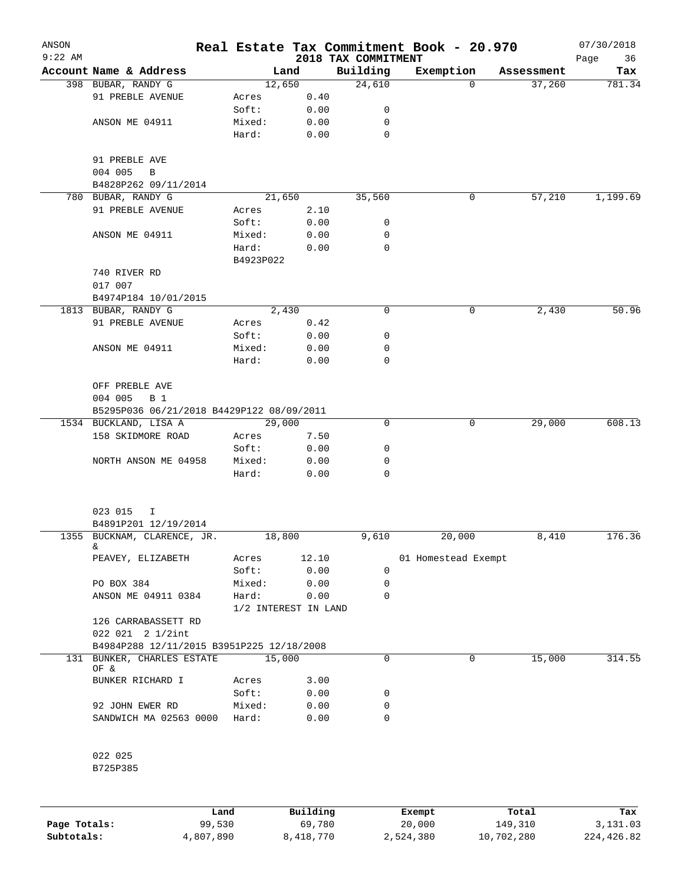ANSON
9:22 AM

# Real Estate Tax Commitment Book - 20.970
## 2018 TAX COMMITMENT

07/30/2018

| Account Name & Address | Land | | Building | Exemption | Assessment | Tax |
|---|---|---|---|---|---|---|
| 398 BUBAR, RANDY G | 12,650 | | 24,610 | 0 | 37,260 | 781.34 |
| 91 PREBLE AVENUE | Acres | 0.40 | | | | |
| | Soft: | 0.00 | 0 | | | |
| ANSON ME 04911 | Mixed: | 0.00 | 0 | | | |
| | Hard: | 0.00 | 0 | | | |
| 91 PREBLE AVE | | | | | | |
| 004 005 B | | | | | | |
| B4828P262 09/11/2014 | | | | | | |
| 780 BUBAR, RANDY G | 21,650 | | 35,560 | 0 | 57,210 | 1,199.69 |
| 91 PREBLE AVENUE | Acres | 2.10 | | | | |
| | Soft: | 0.00 | 0 | | | |
| ANSON ME 04911 | Mixed: | 0.00 | 0 | | | |
| | Hard: | 0.00 | 0 | | | |
| | B4923P022 | | | | | |
| 740 RIVER RD | | | | | | |
| 017 007 | | | | | | |
| B4974P184 10/01/2015 | | | | | | |
| 1813 BUBAR, RANDY G | 2,430 | | 0 | 0 | 2,430 | 50.96 |
| 91 PREBLE AVENUE | Acres | 0.42 | | | | |
| | Soft: | 0.00 | 0 | | | |
| ANSON ME 04911 | Mixed: | 0.00 | 0 | | | |
| | Hard: | 0.00 | 0 | | | |
| OFF PREBLE AVE | | | | | | |
| 004 005 B 1 | | | | | | |
| B5295P036 06/21/2018 B4429P122 08/09/2011 | | | | | | |
| 1534 BUCKLAND, LISA A | 29,000 | | 0 | 0 | 29,000 | 608.13 |
| 158 SKIDMORE ROAD | Acres | 7.50 | | | | |
| | Soft: | 0.00 | 0 | | | |
| NORTH ANSON ME 04958 | Mixed: | 0.00 | 0 | | | |
| | Hard: | 0.00 | 0 | | | |
| 023 015 I | | | | | | |
| B4891P201 12/19/2014 | | | | | | |
| 1355 BUCKNAM, CLARENCE, JR. & | 18,800 | | 9,610 | 20,000 | 8,410 | 176.36 |
| PEAVEY, ELIZABETH | Acres | 12.10 | | 01 Homestead Exempt | | |
| | Soft: | 0.00 | 0 | | | |
| PO BOX 384 | Mixed: | 0.00 | 0 | | | |
| ANSON ME 04911 0384 | Hard: | 0.00 | 0 | | | |
| | 1/2 INTEREST IN LAND | | | | | |
| 126 CARRABASSETT RD | | | | | | |
| 022 021 2 1/2int | | | | | | |
| B4984P288 12/11/2015 B3951P225 12/18/2008 | | | | | | |
| 131 BUNKER, CHARLES ESTATE OF & | 15,000 | | 0 | 0 | 15,000 | 314.55 |
| BUNKER RICHARD I | Acres | 3.00 | | | | |
| | Soft: | 0.00 | 0 | | | |
| 92 JOHN EWER RD | Mixed: | 0.00 | 0 | | | |
| SANDWICH MA 02563 0000 | Hard: | 0.00 | 0 | | | |
| 022 025 | | | | | | |
| B725P385 | | | | | | |

| | Land | Building | Exempt | Total | Tax |
|---|---|---|---|---|---|
| Page Totals: | 99,530 | 69,780 | 20,000 | 149,310 | 3,131.03 |
| Subtotals: | 4,807,890 | 8,418,770 | 2,524,380 | 10,702,280 | 224,426.82 |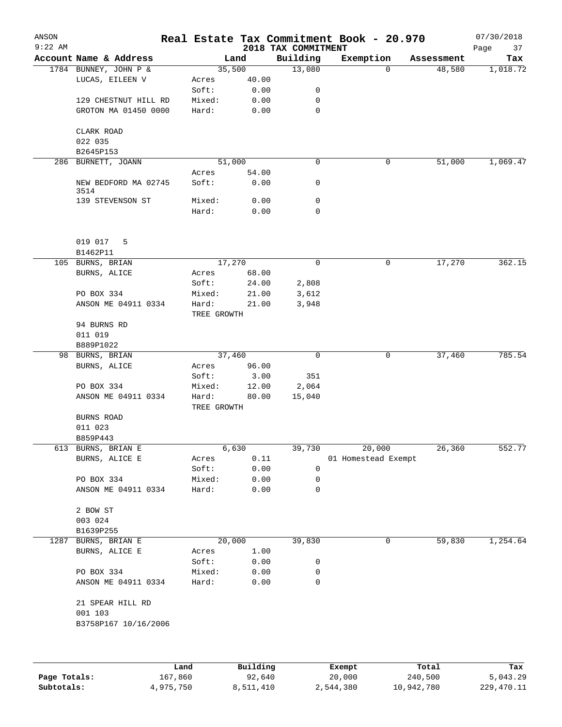# Real Estate Tax Commitment Book - 20.970

ANSON 9:22 AM — 2018 TAX COMMITMENT — 07/30/2018

| Account Name & Address | Land | | Building | Exemption | Assessment | Tax |
|---|---|---|---|---|---|---|
| 1784 BUNNEY, JOHN P & | 35,500 | | 13,080 | 0 | 48,580 | 1,018.72 |
| LUCAS, EILEEN V | Acres | 40.00 | | | | |
| | Soft: | 0.00 | 0 | | | |
| 129 CHESTNUT HILL RD | Mixed: | 0.00 | 0 | | | |
| GROTON MA 01450 0000 | Hard: | 0.00 | 0 | | | |
| CLARK ROAD | | | | | | |
| 022 035 | | | | | | |
| B2645P153 | | | | | | |
| 286 BURNETT, JOANN | 51,000 | | 0 | 0 | 51,000 | 1,069.47 |
| | Acres | 54.00 | | | | |
| NEW BEDFORD MA 02745 3514 | Soft: | 0.00 | 0 | | | |
| 139 STEVENSON ST | Mixed: | 0.00 | 0 | | | |
| | Hard: | 0.00 | 0 | | | |
| 019 017 5 | | | | | | |
| B1462P11 | | | | | | |
| 105 BURNS, BRIAN | 17,270 | | 0 | 0 | 17,270 | 362.15 |
| BURNS, ALICE | Acres | 68.00 | | | | |
| | Soft: | 24.00 | 2,808 | | | |
| PO BOX 334 | Mixed: | 21.00 | 3,612 | | | |
| ANSON ME 04911 0334 | Hard: | 21.00 | 3,948 | | | |
| | TREE GROWTH | | | | | |
| 94 BURNS RD | | | | | | |
| 011 019 | | | | | | |
| B889P1022 | | | | | | |
| 98 BURNS, BRIAN | 37,460 | | 0 | 0 | 37,460 | 785.54 |
| BURNS, ALICE | Acres | 96.00 | | | | |
| | Soft: | 3.00 | 351 | | | |
| PO BOX 334 | Mixed: | 12.00 | 2,064 | | | |
| ANSON ME 04911 0334 | Hard: | 80.00 | 15,040 | | | |
| | TREE GROWTH | | | | | |
| BURNS ROAD | | | | | | |
| 011 023 | | | | | | |
| B859P443 | | | | | | |
| 613 BURNS, BRIAN E | 6,630 | | 39,730 | 20,000 | 26,360 | 552.77 |
| BURNS, ALICE E | Acres | 0.11 | | 01 Homestead Exempt | | |
| | Soft: | 0.00 | 0 | | | |
| PO BOX 334 | Mixed: | 0.00 | 0 | | | |
| ANSON ME 04911 0334 | Hard: | 0.00 | 0 | | | |
| 2 BOW ST | | | | | | |
| 003 024 | | | | | | |
| B1639P255 | | | | | | |
| 1287 BURNS, BRIAN E | 20,000 | | 39,830 | 0 | 59,830 | 1,254.64 |
| BURNS, ALICE E | Acres | 1.00 | | | | |
| | Soft: | 0.00 | 0 | | | |
| PO BOX 334 | Mixed: | 0.00 | 0 | | | |
| ANSON ME 04911 0334 | Hard: | 0.00 | 0 | | | |
| 21 SPEAR HILL RD | | | | | | |
| 001 103 | | | | | | |
| B3758P167 10/16/2006 | | | | | | |

| | Land | Building | Exempt | Total | Tax |
|---|---|---|---|---|---|
| Page Totals: | 167,860 | 92,640 | 20,000 | 240,500 | 5,043.29 |
| Subtotals: | 4,975,750 | 8,511,410 | 2,544,380 | 10,942,780 | 229,470.11 |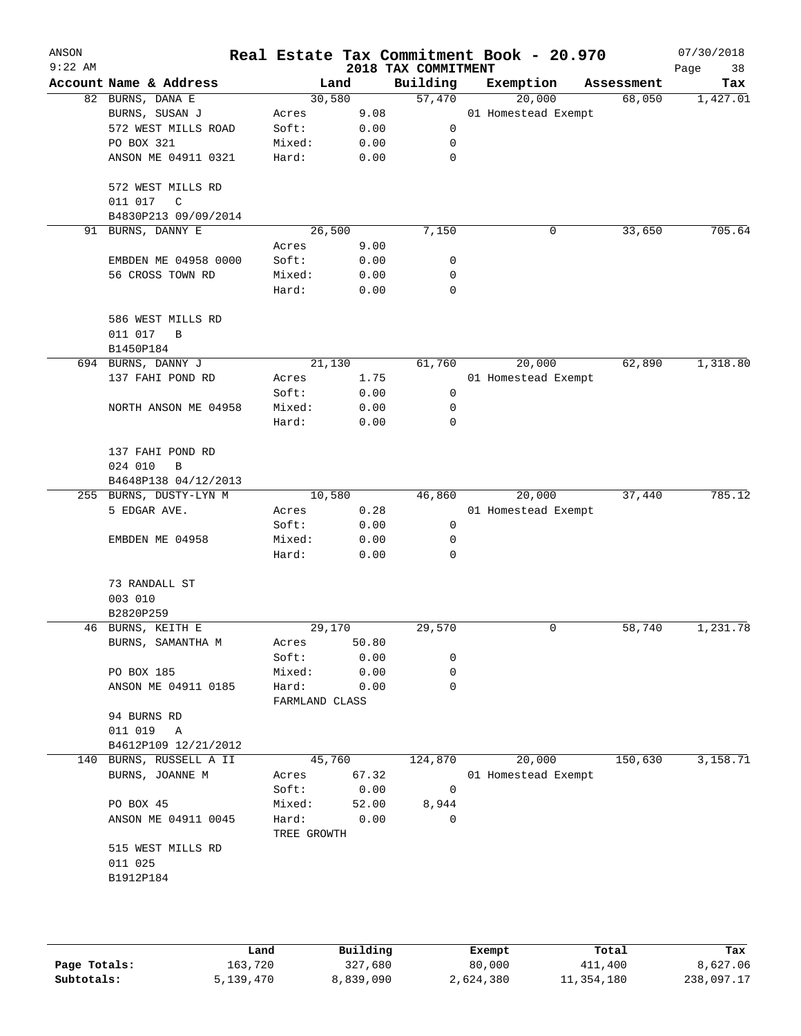# Real Estate Tax Commitment Book - 20.970

ANSON
9:22 AM
2018 TAX COMMITMENT
07/30/2018

| Account Name & Address | Land | | Building | Exemption | Assessment | Tax |
|---|---|---|---|---|---|---|
| 82 BURNS, DANA E | 30,580 | | 57,470 | 20,000 | 68,050 | 1,427.01 |
| BURNS, SUSAN J | Acres | 9.08 | | 01 Homestead Exempt | | |
| 572 WEST MILLS ROAD | Soft: | 0.00 | 0 | | | |
| PO BOX 321 | Mixed: | 0.00 | 0 | | | |
| ANSON ME 04911 0321 | Hard: | 0.00 | 0 | | | |
| 572 WEST MILLS RD | | | | | | |
| 011 017 C | | | | | | |
| B4830P213 09/09/2014 | | | | | | |
| 91 BURNS, DANNY E | 26,500 | | 7,150 | 0 | 33,650 | 705.64 |
| | Acres | 9.00 | | | | |
| EMBDEN ME 04958 0000 | Soft: | 0.00 | 0 | | | |
| 56 CROSS TOWN RD | Mixed: | 0.00 | 0 | | | |
| | Hard: | 0.00 | 0 | | | |
| 586 WEST MILLS RD | | | | | | |
| 011 017 B | | | | | | |
| B1450P184 | | | | | | |
| 694 BURNS, DANNY J | 21,130 | | 61,760 | 20,000 | 62,890 | 1,318.80 |
| 137 FAHI POND RD | Acres | 1.75 | | 01 Homestead Exempt | | |
| | Soft: | 0.00 | 0 | | | |
| NORTH ANSON ME 04958 | Mixed: | 0.00 | 0 | | | |
| | Hard: | 0.00 | 0 | | | |
| 137 FAHI POND RD | | | | | | |
| 024 010 B | | | | | | |
| B4648P138 04/12/2013 | | | | | | |
| 255 BURNS, DUSTY-LYN M | 10,580 | | 46,860 | 20,000 | 37,440 | 785.12 |
| 5 EDGAR AVE. | Acres | 0.28 | | 01 Homestead Exempt | | |
| | Soft: | 0.00 | 0 | | | |
| EMBDEN ME 04958 | Mixed: | 0.00 | 0 | | | |
| | Hard: | 0.00 | 0 | | | |
| 73 RANDALL ST | | | | | | |
| 003 010 | | | | | | |
| B2820P259 | | | | | | |
| 46 BURNS, KEITH E | 29,170 | | 29,570 | 0 | 58,740 | 1,231.78 |
| BURNS, SAMANTHA M | Acres | 50.80 | | | | |
| | Soft: | 0.00 | 0 | | | |
| PO BOX 185 | Mixed: | 0.00 | 0 | | | |
| ANSON ME 04911 0185 | Hard: | 0.00 | 0 | | | |
| | FARMLAND CLASS | | | | | |
| 94 BURNS RD | | | | | | |
| 011 019 A | | | | | | |
| B4612P109 12/21/2012 | | | | | | |
| 140 BURNS, RUSSELL A II | 45,760 | | 124,870 | 20,000 | 150,630 | 3,158.71 |
| BURNS, JOANNE M | Acres | 67.32 | | 01 Homestead Exempt | | |
| | Soft: | 0.00 | 0 | | | |
| PO BOX 45 | Mixed: | 52.00 | 8,944 | | | |
| ANSON ME 04911 0045 | Hard: | 0.00 | 0 | | | |
| | TREE GROWTH | | | | | |
| 515 WEST MILLS RD | | | | | | |
| 011 025 | | | | | | |
| B1912P184 | | | | | | |

| | Land | Building | Exempt | Total | Tax |
|---|---|---|---|---|---|
| Page Totals: | 163,720 | 327,680 | 80,000 | 411,400 | 8,627.06 |
| Subtotals: | 5,139,470 | 8,839,090 | 2,624,380 | 11,354,180 | 238,097.17 |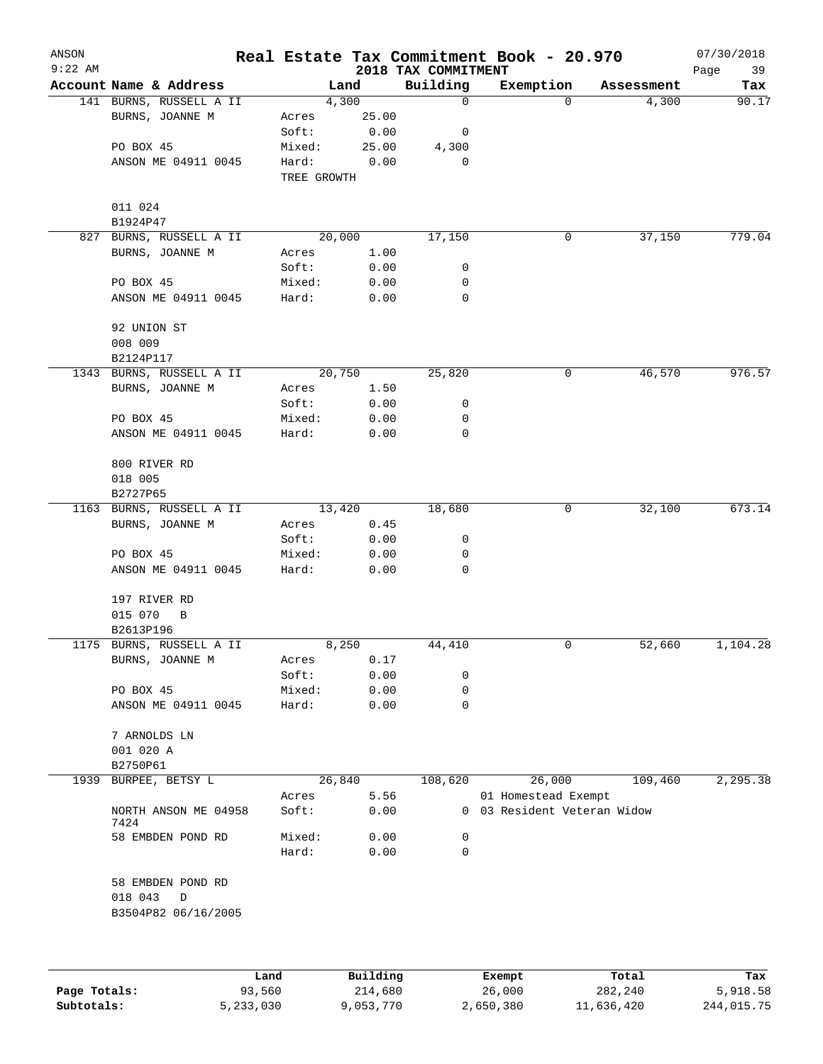# Real Estate Tax Commitment Book - 20.970

ANSON
9:22 AM

2018 TAX COMMITMENT

07/30/2018

| Account Name & Address | Land | | Building | Exemption | Assessment | Tax |
|---|---|---|---|---|---|---|
| 141 BURNS, RUSSELL A II | 4,300 | | 0 | 0 | 4,300 | 90.17 |
| BURNS, JOANNE M | Acres | 25.00 | | | | |
| | Soft: | 0.00 | 0 | | | |
| PO BOX 45 | Mixed: | 25.00 | 4,300 | | | |
| ANSON ME 04911 0045 | Hard: | 0.00 | 0 | | | |
| | TREE GROWTH | | | | | |
| 011 024 | | | | | | |
| B1924P47 | | | | | | |
| 827 BURNS, RUSSELL A II | 20,000 | | 17,150 | 0 | 37,150 | 779.04 |
| BURNS, JOANNE M | Acres | 1.00 | | | | |
| | Soft: | 0.00 | 0 | | | |
| PO BOX 45 | Mixed: | 0.00 | 0 | | | |
| ANSON ME 04911 0045 | Hard: | 0.00 | 0 | | | |
| 92 UNION ST | | | | | | |
| 008 009 | | | | | | |
| B2124P117 | | | | | | |
| 1343 BURNS, RUSSELL A II | 20,750 | | 25,820 | 0 | 46,570 | 976.57 |
| BURNS, JOANNE M | Acres | 1.50 | | | | |
| | Soft: | 0.00 | 0 | | | |
| PO BOX 45 | Mixed: | 0.00 | 0 | | | |
| ANSON ME 04911 0045 | Hard: | 0.00 | 0 | | | |
| 800 RIVER RD | | | | | | |
| 018 005 | | | | | | |
| B2727P65 | | | | | | |
| 1163 BURNS, RUSSELL A II | 13,420 | | 18,680 | 0 | 32,100 | 673.14 |
| BURNS, JOANNE M | Acres | 0.45 | | | | |
| | Soft: | 0.00 | 0 | | | |
| PO BOX 45 | Mixed: | 0.00 | 0 | | | |
| ANSON ME 04911 0045 | Hard: | 0.00 | 0 | | | |
| 197 RIVER RD | | | | | | |
| 015 070 B | | | | | | |
| B2613P196 | | | | | | |
| 1175 BURNS, RUSSELL A II | 8,250 | | 44,410 | 0 | 52,660 | 1,104.28 |
| BURNS, JOANNE M | Acres | 0.17 | | | | |
| | Soft: | 0.00 | 0 | | | |
| PO BOX 45 | Mixed: | 0.00 | 0 | | | |
| ANSON ME 04911 0045 | Hard: | 0.00 | 0 | | | |
| 7 ARNOLDS LN | | | | | | |
| 001 020 A | | | | | | |
| B2750P61 | | | | | | |
| 1939 BURPEE, BETSY L | 26,840 | | 108,620 | 26,000 | 109,460 | 2,295.38 |
| | Acres | 5.56 | | 01 Homestead Exempt | | |
| NORTH ANSON ME 04958 7424 | Soft: | 0.00 | 0 | 03 Resident Veteran Widow | | |
| 58 EMBDEN POND RD | Mixed: | 0.00 | 0 | | | |
| | Hard: | 0.00 | 0 | | | |
| 58 EMBDEN POND RD | | | | | | |
| 018 043 D | | | | | | |
| B3504P82 06/16/2005 | | | | | | |

| | Land | Building | Exempt | Total | Tax |
|---|---|---|---|---|---|
| Page Totals: | 93,560 | 214,680 | 26,000 | 282,240 | 5,918.58 |
| Subtotals: | 5,233,030 | 9,053,770 | 2,650,380 | 11,636,420 | 244,015.75 |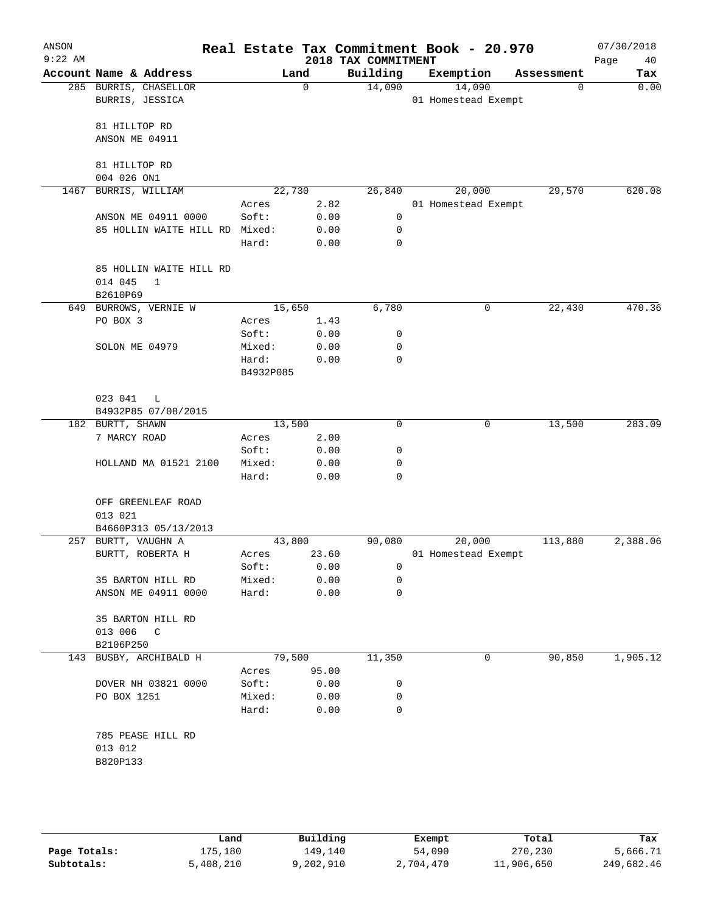ANSON
9:22 AM

# Real Estate Tax Commitment Book - 20.970

2018 TAX COMMITMENT

07/30/2018

| Account Name & Address | | Land | Building | Exemption | Assessment | Tax |
|---|---|---|---|---|---|---|
| 285 BURRIS, CHASELLOR | | 0 | 14,090 | 14,090 | 0 | 0.00 |
| BURRIS, JESSICA | | | | 01 Homestead Exempt | | |
| 81 HILLTOP RD | | | | | | |
| ANSON ME 04911 | | | | | | |
| 81 HILLTOP RD | | | | | | |
| 004 026 ON1 | | | | | | |
| 1467 BURRIS, WILLIAM | | 22,730 | 26,840 | 20,000 | 29,570 | 620.08 |
| | Acres | 2.82 | | 01 Homestead Exempt | | |
| ANSON ME 04911 0000 | Soft: | 0.00 | 0 | | | |
| 85 HOLLIN WAITE HILL RD | Mixed: | 0.00 | 0 | | | |
| | Hard: | 0.00 | 0 | | | |
| 85 HOLLIN WAITE HILL RD | | | | | | |
| 014 045 1 | | | | | | |
| B2610P69 | | | | | | |
| 649 BURROWS, VERNIE W | | 15,650 | 6,780 | 0 | 22,430 | 470.36 |
| PO BOX 3 | Acres | 1.43 | | | | |
| | Soft: | 0.00 | 0 | | | |
| SOLON ME 04979 | Mixed: | 0.00 | 0 | | | |
| | Hard: | 0.00 | 0 | | | |
| | B4932P085 | | | | | |
| 023 041 L | | | | | | |
| B4932P85 07/08/2015 | | | | | | |
| 182 BURTT, SHAWN | | 13,500 | 0 | 0 | 13,500 | 283.09 |
| 7 MARCY ROAD | Acres | 2.00 | | | | |
| | Soft: | 0.00 | 0 | | | |
| HOLLAND MA 01521 2100 | Mixed: | 0.00 | 0 | | | |
| | Hard: | 0.00 | 0 | | | |
| OFF GREENLEAF ROAD | | | | | | |
| 013 021 | | | | | | |
| B4660P313 05/13/2013 | | | | | | |
| 257 BURTT, VAUGHN A | | 43,800 | 90,080 | 20,000 | 113,880 | 2,388.06 |
| BURTT, ROBERTA H | Acres | 23.60 | | 01 Homestead Exempt | | |
| | Soft: | 0.00 | 0 | | | |
| 35 BARTON HILL RD | Mixed: | 0.00 | 0 | | | |
| ANSON ME 04911 0000 | Hard: | 0.00 | 0 | | | |
| 35 BARTON HILL RD | | | | | | |
| 013 006 C | | | | | | |
| B2106P250 | | | | | | |
| 143 BUSBY, ARCHIBALD H | | 79,500 | 11,350 | 0 | 90,850 | 1,905.12 |
| | Acres | 95.00 | | | | |
| DOVER NH 03821 0000 | Soft: | 0.00 | 0 | | | |
| PO BOX 1251 | Mixed: | 0.00 | 0 | | | |
| | Hard: | 0.00 | 0 | | | |
| 785 PEASE HILL RD | | | | | | |
| 013 012 | | | | | | |
| B820P133 | | | | | | |

| | Land | Building | Exempt | Total | Tax |
|---|---|---|---|---|---|
| Page Totals: | 175,180 | 149,140 | 54,090 | 270,230 | 5,666.71 |
| Subtotals: | 5,408,210 | 9,202,910 | 2,704,470 | 11,906,650 | 249,682.46 |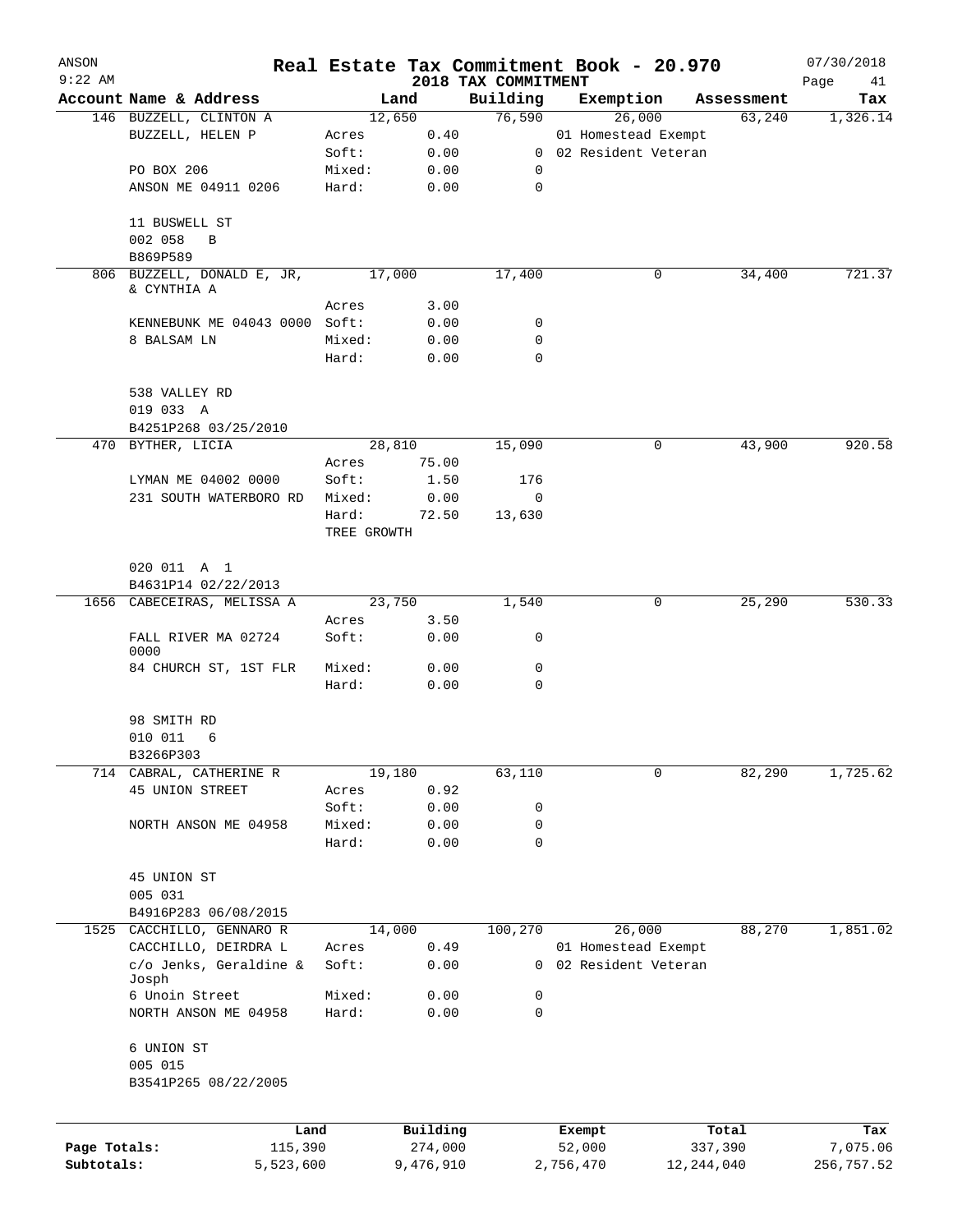ANSON
9:22 AM

# Real Estate Tax Commitment Book - 20.970

## 2018 TAX COMMITMENT

07/30/2018

| Account Name & Address | Land | | Building | Exemption | Assessment | Tax |
|---|---|---|---|---|---|---|
| 146 BUZZELL, CLINTON A | 12,650 | | 76,590 | 26,000 | 63,240 | 1,326.14 |
| BUZZELL, HELEN P | Acres | 0.40 | | 01 Homestead Exempt | | |
| | Soft: | 0.00 | 0 | 02 Resident Veteran | | |
| PO BOX 206 | Mixed: | 0.00 | 0 | | | |
| ANSON ME 04911 0206 | Hard: | 0.00 | 0 | | | |
| 11 BUSWELL ST | | | | | | |
| 002 058 B | | | | | | |
| B869P589 | | | | | | |
| 806 BUZZELL, DONALD E, JR, & CYNTHIA A | 17,000 | | 17,400 | 0 | 34,400 | 721.37 |
| | Acres | 3.00 | | | | |
| KENNEBUNK ME 04043 0000 | Soft: | 0.00 | 0 | | | |
| 8 BALSAM LN | Mixed: | 0.00 | 0 | | | |
| | Hard: | 0.00 | 0 | | | |
| 538 VALLEY RD | | | | | | |
| 019 033 A | | | | | | |
| B4251P268 03/25/2010 | | | | | | |
| 470 BYTHER, LICIA | 28,810 | | 15,090 | 0 | 43,900 | 920.58 |
| | Acres | 75.00 | | | | |
| LYMAN ME 04002 0000 | Soft: | 1.50 | 176 | | | |
| 231 SOUTH WATERBORO RD | Mixed: | 0.00 | 0 | | | |
| | Hard: | 72.50 | 13,630 | | | |
| | TREE GROWTH | | | | | |
| 020 011 A 1 | | | | | | |
| B4631P14 02/22/2013 | | | | | | |
| 1656 CABECEIRAS, MELISSA A | 23,750 | | 1,540 | 0 | 25,290 | 530.33 |
| | Acres | 3.50 | | | | |
| FALL RIVER MA 02724 0000 | Soft: | 0.00 | 0 | | | |
| 84 CHURCH ST, 1ST FLR | Mixed: | 0.00 | 0 | | | |
| | Hard: | 0.00 | 0 | | | |
| 98 SMITH RD | | | | | | |
| 010 011 6 | | | | | | |
| B3266P303 | | | | | | |
| 714 CABRAL, CATHERINE R | 19,180 | | 63,110 | 0 | 82,290 | 1,725.62 |
| 45 UNION STREET | Acres | 0.92 | | | | |
| | Soft: | 0.00 | 0 | | | |
| NORTH ANSON ME 04958 | Mixed: | 0.00 | 0 | | | |
| | Hard: | 0.00 | 0 | | | |
| 45 UNION ST | | | | | | |
| 005 031 | | | | | | |
| B4916P283 06/08/2015 | | | | | | |
| 1525 CACCHILLO, GENNARO R | 14,000 | | 100,270 | 26,000 | 88,270 | 1,851.02 |
| CACCHILLO, DEIRDRA L | Acres | 0.49 | | 01 Homestead Exempt | | |
| c/o Jenks, Geraldine & Josph | Soft: | 0.00 | 0 | 02 Resident Veteran | | |
| 6 Unoin Street | Mixed: | 0.00 | 0 | | | |
| NORTH ANSON ME 04958 | Hard: | 0.00 | 0 | | | |
| 6 UNION ST | | | | | | |
| 005 015 | | | | | | |
| B3541P265 08/22/2005 | | | | | | |

| | Land | Building | Exempt | Total | Tax |
|---|---|---|---|---|---|
| Page Totals: | 115,390 | 274,000 | 52,000 | 337,390 | 7,075.06 |
| Subtotals: | 5,523,600 | 9,476,910 | 2,756,470 | 12,244,040 | 256,757.52 |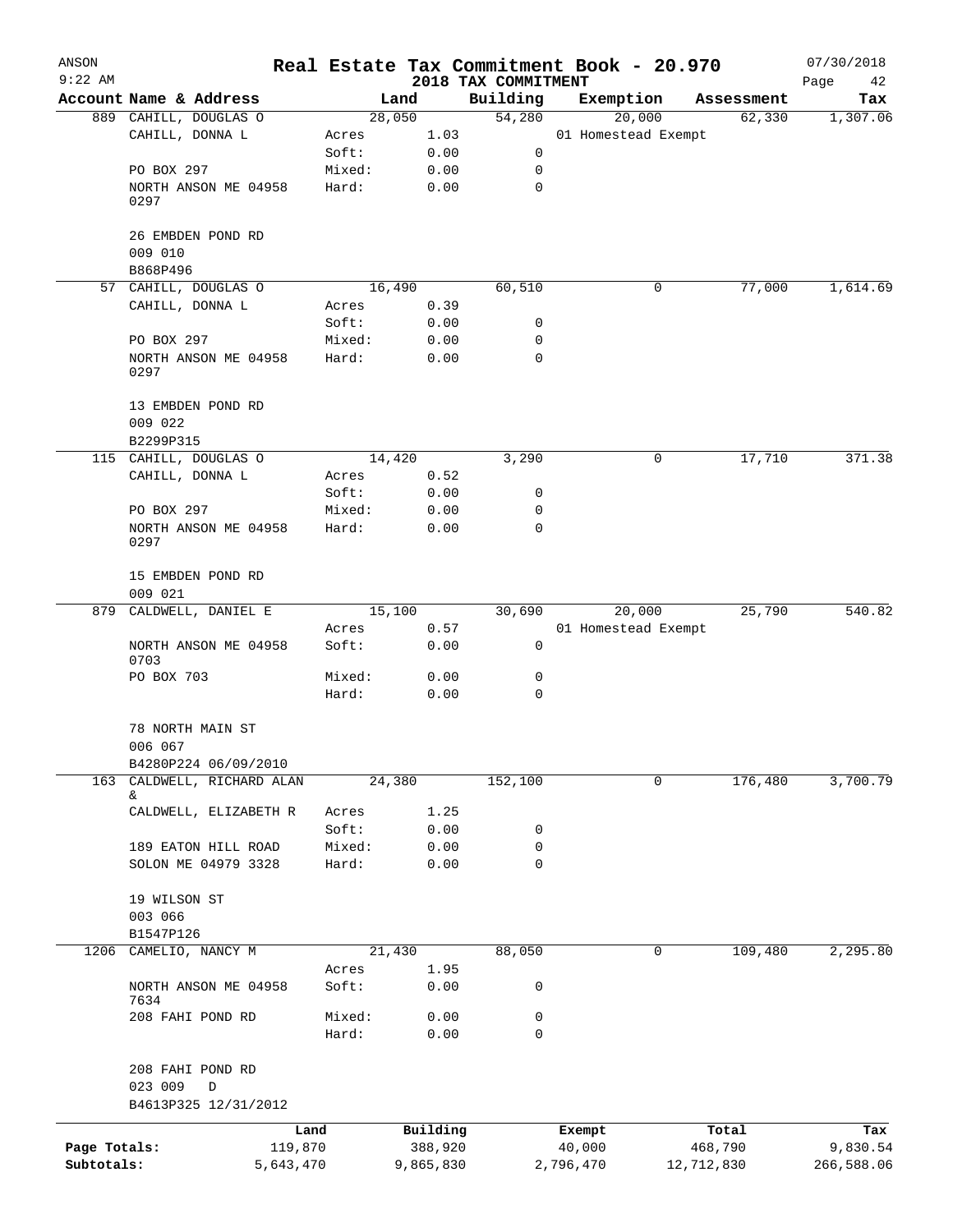ANSON
9:22 AM

# Real Estate Tax Commitment Book - 20.970

2018 TAX COMMITMENT

07/30/2018

| Account Name & Address | Land | | Building | Exemption | Assessment | Tax |
|---|---|---|---|---|---|---|
| 889 CAHILL, DOUGLAS O | 28,050 | | 54,280 | 20,000 | 62,330 | 1,307.06 |
| CAHILL, DONNA L | Acres | 1.03 | | 01 Homestead Exempt | | |
| | Soft: | 0.00 | 0 | | | |
| PO BOX 297 | Mixed: | 0.00 | 0 | | | |
| NORTH ANSON ME 04958 0297 | Hard: | 0.00 | 0 | | | |
| 26 EMBDEN POND RD | | | | | | |
| 009 010 | | | | | | |
| B868P496 | | | | | | |
| 57 CAHILL, DOUGLAS O | 16,490 | | 60,510 | 0 | 77,000 | 1,614.69 |
| CAHILL, DONNA L | Acres | 0.39 | | | | |
| | Soft: | 0.00 | 0 | | | |
| PO BOX 297 | Mixed: | 0.00 | 0 | | | |
| NORTH ANSON ME 04958 0297 | Hard: | 0.00 | 0 | | | |
| 13 EMBDEN POND RD | | | | | | |
| 009 022 | | | | | | |
| B2299P315 | | | | | | |
| 115 CAHILL, DOUGLAS O | 14,420 | | 3,290 | 0 | 17,710 | 371.38 |
| CAHILL, DONNA L | Acres | 0.52 | | | | |
| | Soft: | 0.00 | 0 | | | |
| PO BOX 297 | Mixed: | 0.00 | 0 | | | |
| NORTH ANSON ME 04958 0297 | Hard: | 0.00 | 0 | | | |
| 15 EMBDEN POND RD | | | | | | |
| 009 021 | | | | | | |
| 879 CALDWELL, DANIEL E | 15,100 | | 30,690 | 20,000 | 25,790 | 540.82 |
| | Acres | 0.57 | | 01 Homestead Exempt | | |
| NORTH ANSON ME 04958 0703 | Soft: | 0.00 | 0 | | | |
| PO BOX 703 | Mixed: | 0.00 | 0 | | | |
| | Hard: | 0.00 | 0 | | | |
| 78 NORTH MAIN ST | | | | | | |
| 006 067 | | | | | | |
| B4280P224 06/09/2010 | | | | | | |
| 163 CALDWELL, RICHARD ALAN & | 24,380 | | 152,100 | 0 | 176,480 | 3,700.79 |
| CALDWELL, ELIZABETH R | Acres | 1.25 | | | | |
| | Soft: | 0.00 | 0 | | | |
| 189 EATON HILL ROAD | Mixed: | 0.00 | 0 | | | |
| SOLON ME 04979 3328 | Hard: | 0.00 | 0 | | | |
| 19 WILSON ST | | | | | | |
| 003 066 | | | | | | |
| B1547P126 | | | | | | |
| 1206 CAMELIO, NANCY M | 21,430 | | 88,050 | 0 | 109,480 | 2,295.80 |
| | Acres | 1.95 | | | | |
| NORTH ANSON ME 04958 7634 | Soft: | 0.00 | 0 | | | |
| 208 FAHI POND RD | Mixed: | 0.00 | 0 | | | |
| | Hard: | 0.00 | 0 | | | |
| 208 FAHI POND RD | | | | | | |
| 023 009 D | | | | | | |
| B4613P325 12/31/2012 | | | | | | |

| | Land | Building | Exempt | Total | Tax |
|---|---|---|---|---|---|
| Page Totals: | 119,870 | 388,920 | 40,000 | 468,790 | 9,830.54 |
| Subtotals: | 5,643,470 | 9,865,830 | 2,796,470 | 12,712,830 | 266,588.06 |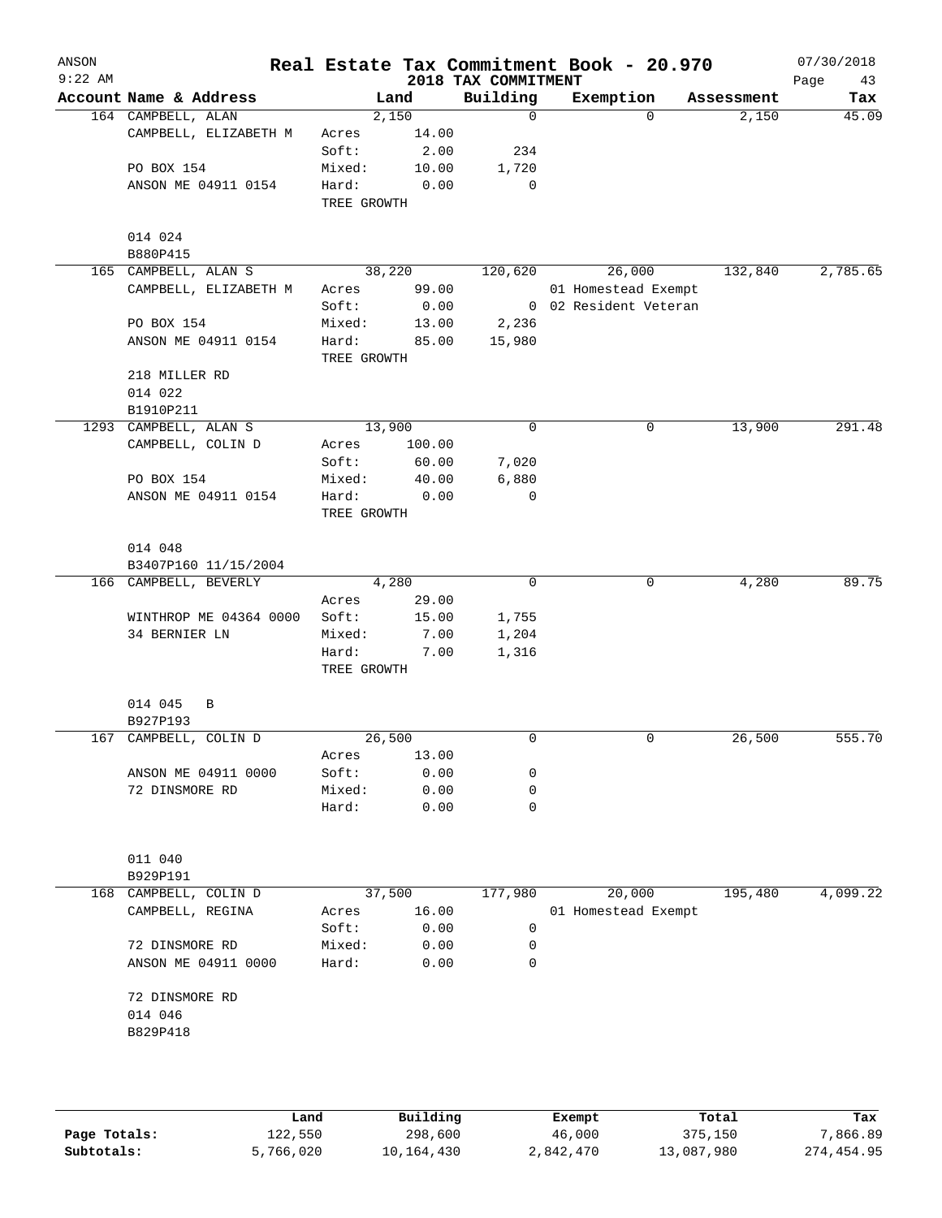# Real Estate Tax Commitment Book - 20.970

ANSON 9:22 AM — 2018 TAX COMMITMENT — 07/30/2018

| Account Name & Address | Land | | Building | Exemption | Assessment | Tax |
|---|---|---|---|---|---|---|
| 164 CAMPBELL, ALAN | 2,150 | | 0 | 0 | 2,150 | 45.09 |
| CAMPBELL, ELIZABETH M | Acres | 14.00 | | | | |
| | Soft: | 2.00 | 234 | | | |
| PO BOX 154 | Mixed: | 10.00 | 1,720 | | | |
| ANSON ME 04911 0154 | Hard: | 0.00 | 0 | | | |
| | TREE GROWTH | | | | | |
| 014 024 | | | | | | |
| B880P415 | | | | | | |
| 165 CAMPBELL, ALAN S | 38,220 | | 120,620 | 26,000 | 132,840 | 2,785.65 |
| CAMPBELL, ELIZABETH M | Acres | 99.00 | | 01 Homestead Exempt | | |
| | Soft: | 0.00 | 0 | 02 Resident Veteran | | |
| PO BOX 154 | Mixed: | 13.00 | 2,236 | | | |
| ANSON ME 04911 0154 | Hard: | 85.00 | 15,980 | | | |
| | TREE GROWTH | | | | | |
| 218 MILLER RD | | | | | | |
| 014 022 | | | | | | |
| B1910P211 | | | | | | |
| 1293 CAMPBELL, ALAN S | 13,900 | | 0 | 0 | 13,900 | 291.48 |
| CAMPBELL, COLIN D | Acres | 100.00 | | | | |
| | Soft: | 60.00 | 7,020 | | | |
| PO BOX 154 | Mixed: | 40.00 | 6,880 | | | |
| ANSON ME 04911 0154 | Hard: | 0.00 | 0 | | | |
| | TREE GROWTH | | | | | |
| 014 048 | | | | | | |
| B3407P160 11/15/2004 | | | | | | |
| 166 CAMPBELL, BEVERLY | 4,280 | | 0 | 0 | 4,280 | 89.75 |
| | Acres | 29.00 | | | | |
| WINTHROP ME 04364 0000 | Soft: | 15.00 | 1,755 | | | |
| 34 BERNIER LN | Mixed: | 7.00 | 1,204 | | | |
| | Hard: | 7.00 | 1,316 | | | |
| | TREE GROWTH | | | | | |
| 014 045 B | | | | | | |
| B927P193 | | | | | | |
| 167 CAMPBELL, COLIN D | 26,500 | | 0 | 0 | 26,500 | 555.70 |
| | Acres | 13.00 | | | | |
| ANSON ME 04911 0000 | Soft: | 0.00 | 0 | | | |
| 72 DINSMORE RD | Mixed: | 0.00 | 0 | | | |
| | Hard: | 0.00 | 0 | | | |
| 011 040 | | | | | | |
| B929P191 | | | | | | |
| 168 CAMPBELL, COLIN D | 37,500 | | 177,980 | 20,000 | 195,480 | 4,099.22 |
| CAMPBELL, REGINA | Acres | 16.00 | | 01 Homestead Exempt | | |
| | Soft: | 0.00 | 0 | | | |
| 72 DINSMORE RD | Mixed: | 0.00 | 0 | | | |
| ANSON ME 04911 0000 | Hard: | 0.00 | 0 | | | |
| 72 DINSMORE RD | | | | | | |
| 014 046 | | | | | | |
| B829P418 | | | | | | |

| | Land | Building | Exempt | Total | Tax |
|---|---|---|---|---|---|
| Page Totals: | 122,550 | 298,600 | 46,000 | 375,150 | 7,866.89 |
| Subtotals: | 5,766,020 | 10,164,430 | 2,842,470 | 13,087,980 | 274,454.95 |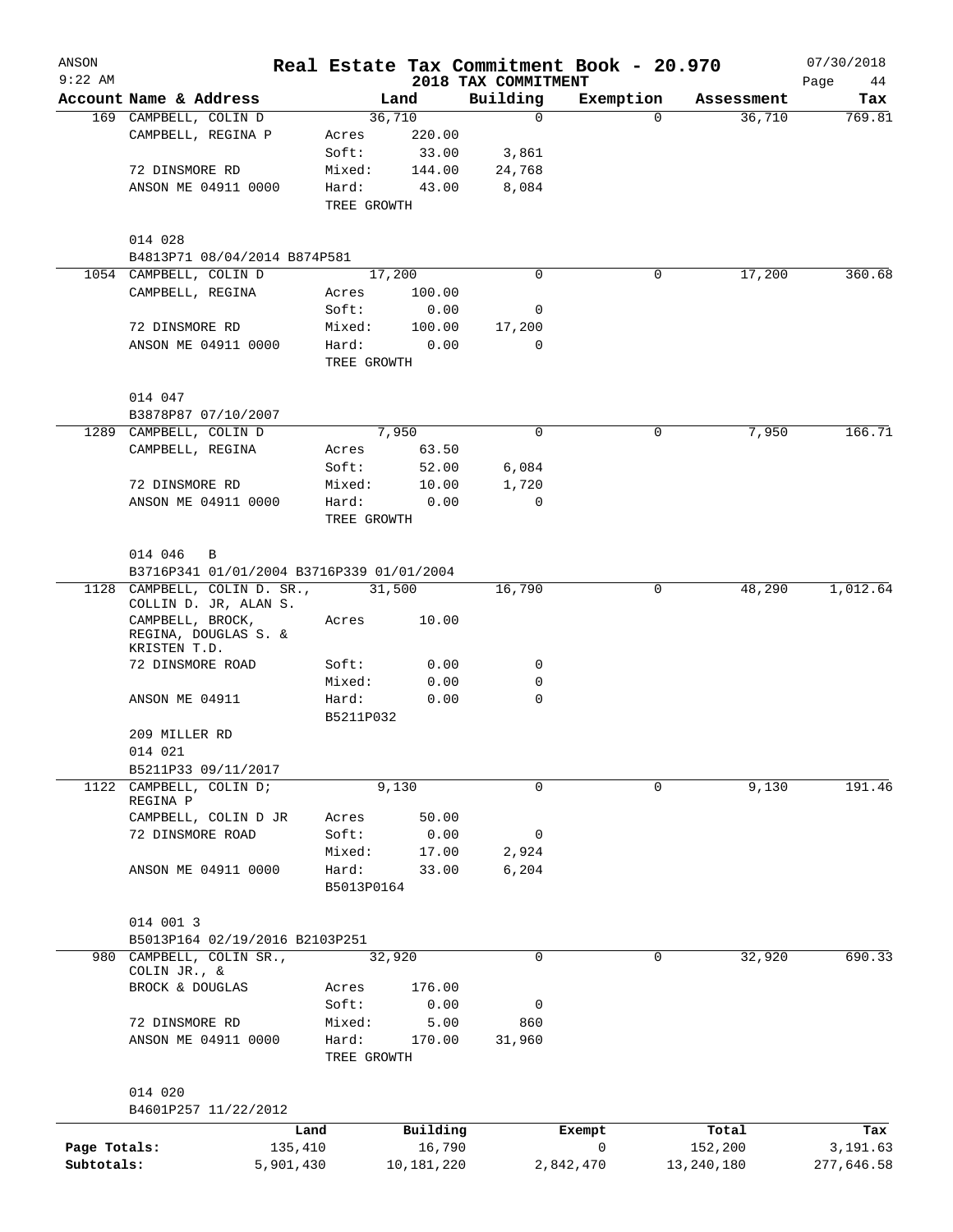# Real Estate Tax Commitment Book - 20.970

ANSON
9:22 AM

2018 TAX COMMITMENT

07/30/2018

| Account | Name & Address | Land | | Building | Exemption | Assessment | Tax |
|---|---|---|---|---|---|---|---|
| 169 | CAMPBELL, COLIN D | 36,710 | | 0 | 0 | 36,710 | 769.81 |
| | CAMPBELL, REGINA P | Acres | 220.00 | | | | |
| | | Soft: | 33.00 | 3,861 | | | |
| | 72 DINSMORE RD | Mixed: | 144.00 | 24,768 | | | |
| | ANSON ME 04911 0000 | Hard: | 43.00 | 8,084 | | | |
| | | TREE GROWTH | | | | | |
| | 014 028 | | | | | | |
| | B4813P71 08/04/2014 B874P581 | | | | | | |
| 1054 | CAMPBELL, COLIN D | 17,200 | | 0 | 0 | 17,200 | 360.68 |
| | CAMPBELL, REGINA | Acres | 100.00 | | | | |
| | | Soft: | 0.00 | 0 | | | |
| | 72 DINSMORE RD | Mixed: | 100.00 | 17,200 | | | |
| | ANSON ME 04911 0000 | Hard: | 0.00 | 0 | | | |
| | | TREE GROWTH | | | | | |
| | 014 047 | | | | | | |
| | B3878P87 07/10/2007 | | | | | | |
| 1289 | CAMPBELL, COLIN D | 7,950 | | 0 | 0 | 7,950 | 166.71 |
| | CAMPBELL, REGINA | Acres | 63.50 | | | | |
| | | Soft: | 52.00 | 6,084 | | | |
| | 72 DINSMORE RD | Mixed: | 10.00 | 1,720 | | | |
| | ANSON ME 04911 0000 | Hard: | 0.00 | 0 | | | |
| | | TREE GROWTH | | | | | |
| | 014 046 B | | | | | | |
| | B3716P341 01/01/2004 B3716P339 01/01/2004 | | | | | | |
| 1128 | CAMPBELL, COLIN D. SR., COLLIN D. JR, ALAN S. | 31,500 | | 16,790 | 0 | 48,290 | 1,012.64 |
| | CAMPBELL, BROCK, REGINA, DOUGLAS S. & KRISTEN T.D. | Acres | 10.00 | | | | |
| | 72 DINSMORE ROAD | Soft: | 0.00 | 0 | | | |
| | | Mixed: | 0.00 | 0 | | | |
| | ANSON ME 04911 | Hard: | 0.00 | 0 | | | |
| | | B5211P032 | | | | | |
| | 209 MILLER RD | | | | | | |
| | 014 021 | | | | | | |
| | B5211P33 09/11/2017 | | | | | | |
| 1122 | CAMPBELL, COLIN D; REGINA P | 9,130 | | 0 | 0 | 9,130 | 191.46 |
| | CAMPBELL, COLIN D JR | Acres | 50.00 | | | | |
| | 72 DINSMORE ROAD | Soft: | 0.00 | 0 | | | |
| | | Mixed: | 17.00 | 2,924 | | | |
| | ANSON ME 04911 0000 | Hard: | 33.00 | 6,204 | | | |
| | | B5013P0164 | | | | | |
| | 014 001 3 | | | | | | |
| | B5013P164 02/19/2016 B2103P251 | | | | | | |
| 980 | CAMPBELL, COLIN SR., COLIN JR., & | 32,920 | | 0 | 0 | 32,920 | 690.33 |
| | BROCK & DOUGLAS | Acres | 176.00 | | | | |
| | | Soft: | 0.00 | 0 | | | |
| | 72 DINSMORE RD | Mixed: | 5.00 | 860 | | | |
| | ANSON ME 04911 0000 | Hard: | 170.00 | 31,960 | | | |
| | | TREE GROWTH | | | | | |
| | 014 020 | | | | | | |
| | B4601P257 11/22/2012 | | | | | | |

| | Land | Building | Exempt | Total | Tax |
|---|---|---|---|---|---|
| Page Totals: | 135,410 | 16,790 | 0 | 152,200 | 3,191.63 |
| Subtotals: | 5,901,430 | 10,181,220 | 2,842,470 | 13,240,180 | 277,646.58 |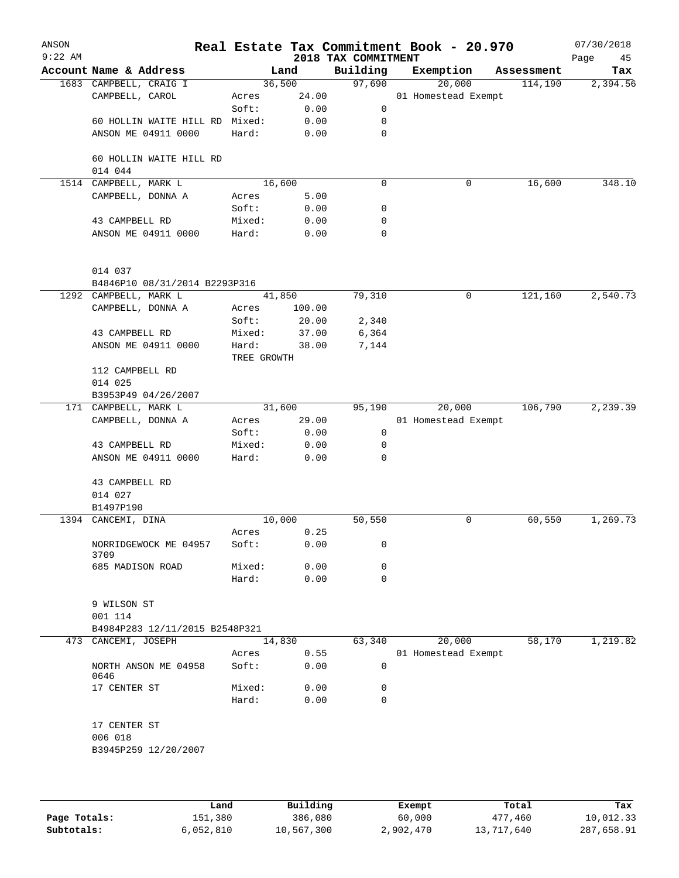ANSON
9:22 AM

# Real Estate Tax Commitment Book - 20.970

## 2018 TAX COMMITMENT

07/30/2018

| Account | Name & Address | | Land | Building | Exemption | Assessment | Tax |
|---|---|---|---|---|---|---|---|
| 1683 | CAMPBELL, CRAIG I | | 36,500 | 97,690 | 20,000 | 114,190 | 2,394.56 |
| | CAMPBELL, CAROL | Acres | 24.00 | | 01 Homestead Exempt | | |
| | | Soft: | 0.00 | 0 | | | |
| | 60 HOLLIN WAITE HILL RD | Mixed: | 0.00 | 0 | | | |
| | ANSON ME 04911 0000 | Hard: | 0.00 | 0 | | | |
| | 60 HOLLIN WAITE HILL RD | | | | | | |
| | 014 044 | | | | | | |
| 1514 | CAMPBELL, MARK L | | 16,600 | 0 | 0 | 16,600 | 348.10 |
| | CAMPBELL, DONNA A | Acres | 5.00 | | | | |
| | | Soft: | 0.00 | 0 | | | |
| | 43 CAMPBELL RD | Mixed: | 0.00 | 0 | | | |
| | ANSON ME 04911 0000 | Hard: | 0.00 | 0 | | | |
| | 014 037 | | | | | | |
| | B4846P10 08/31/2014 B2293P316 | | | | | | |
| 1292 | CAMPBELL, MARK L | | 41,850 | 79,310 | 0 | 121,160 | 2,540.73 |
| | CAMPBELL, DONNA A | Acres | 100.00 | | | | |
| | | Soft: | 20.00 | 2,340 | | | |
| | 43 CAMPBELL RD | Mixed: | 37.00 | 6,364 | | | |
| | ANSON ME 04911 0000 | Hard: | 38.00 | 7,144 | | | |
| | | TREE GROWTH | | | | | |
| | 112 CAMPBELL RD | | | | | | |
| | 014 025 | | | | | | |
| | B3953P49 04/26/2007 | | | | | | |
| 171 | CAMPBELL, MARK L | | 31,600 | 95,190 | 20,000 | 106,790 | 2,239.39 |
| | CAMPBELL, DONNA A | Acres | 29.00 | | 01 Homestead Exempt | | |
| | | Soft: | 0.00 | 0 | | | |
| | 43 CAMPBELL RD | Mixed: | 0.00 | 0 | | | |
| | ANSON ME 04911 0000 | Hard: | 0.00 | 0 | | | |
| | 43 CAMPBELL RD | | | | | | |
| | 014 027 | | | | | | |
| | B1497P190 | | | | | | |
| 1394 | CANCEMI, DINA | | 10,000 | 50,550 | 0 | 60,550 | 1,269.73 |
| | | Acres | 0.25 | | | | |
| | NORRIDGEWOCK ME 04957 3709 | Soft: | 0.00 | 0 | | | |
| | 685 MADISON ROAD | Mixed: | 0.00 | 0 | | | |
| | | Hard: | 0.00 | 0 | | | |
| | 9 WILSON ST | | | | | | |
| | 001 114 | | | | | | |
| | B4984P283 12/11/2015 B2548P321 | | | | | | |
| 473 | CANCEMI, JOSEPH | | 14,830 | 63,340 | 20,000 | 58,170 | 1,219.82 |
| | | Acres | 0.55 | | 01 Homestead Exempt | | |
| | NORTH ANSON ME 04958 0646 | Soft: | 0.00 | 0 | | | |
| | 17 CENTER ST | Mixed: | 0.00 | 0 | | | |
| | | Hard: | 0.00 | 0 | | | |
| | 17 CENTER ST | | | | | | |
| | 006 018 | | | | | | |
| | B3945P259 12/20/2007 | | | | | | |

| | Land | Building | Exempt | Total | Tax |
|---|---|---|---|---|---|
| Page Totals: | 151,380 | 386,080 | 60,000 | 477,460 | 10,012.33 |
| Subtotals: | 6,052,810 | 10,567,300 | 2,902,470 | 13,717,640 | 287,658.91 |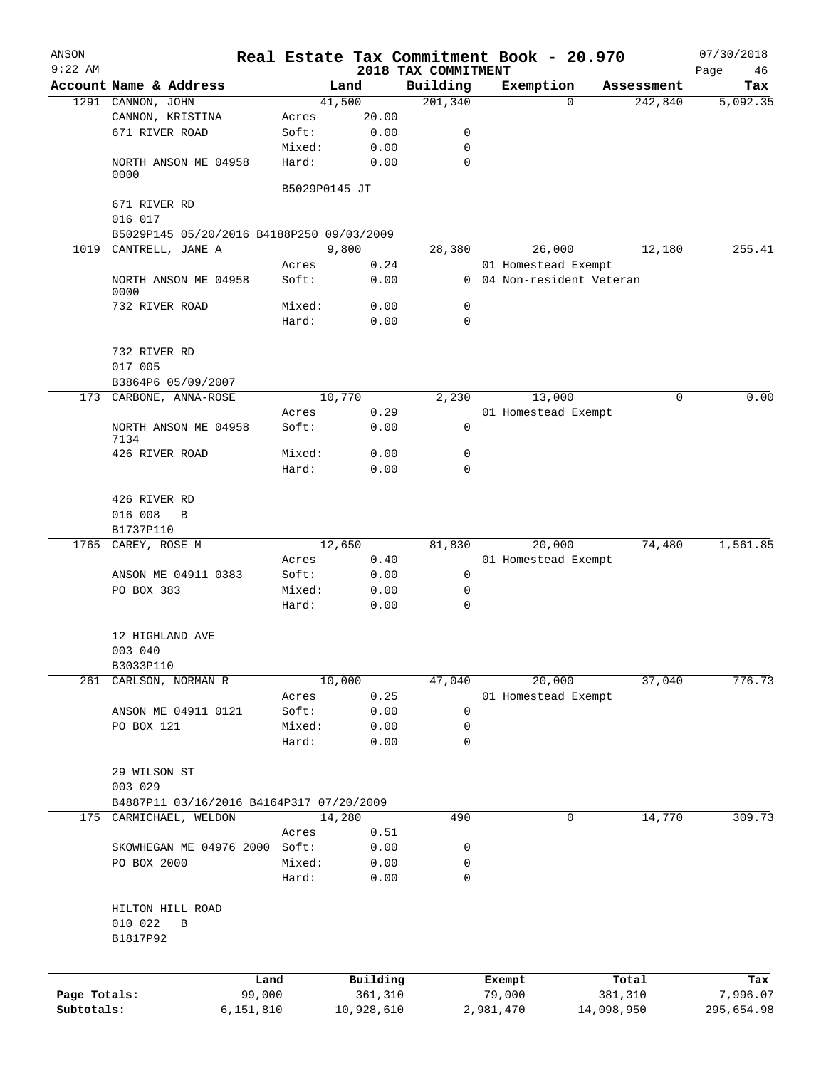# Real Estate Tax Commitment Book - 20.970

ANSON
9:22 AM

2018 TAX COMMITMENT

07/30/2018

| Account Name & Address | Land | | Building | Exemption | Assessment | Tax |
|---|---|---|---|---|---|---|
| 1291 CANNON, JOHN | 41,500 | | 201,340 | 0 | 242,840 | 5,092.35 |
| CANNON, KRISTINA | Acres | 20.00 | | | | |
| 671 RIVER ROAD | Soft: | 0.00 | 0 | | | |
| | Mixed: | 0.00 | 0 | | | |
| NORTH ANSON ME 04958 0000 | Hard: | 0.00 | 0 | | | |
| | B5029P0145 JT | | | | | |
| 671 RIVER RD | | | | | | |
| 016 017 | | | | | | |
| B5029P145 05/20/2016 B4188P250 09/03/2009 | | | | | | |
| 1019 CANTRELL, JANE A | 9,800 | | 28,380 | 26,000 | 12,180 | 255.41 |
| | Acres | 0.24 | | 01 Homestead Exempt | | |
| NORTH ANSON ME 04958 0000 | Soft: | 0.00 | 0 | 04 Non-resident Veteran | | |
| 732 RIVER ROAD | Mixed: | 0.00 | 0 | | | |
| | Hard: | 0.00 | 0 | | | |
| 732 RIVER RD | | | | | | |
| 017 005 | | | | | | |
| B3864P6 05/09/2007 | | | | | | |
| 173 CARBONE, ANNA-ROSE | 10,770 | | 2,230 | 13,000 | 0 | 0.00 |
| | Acres | 0.29 | | 01 Homestead Exempt | | |
| NORTH ANSON ME 04958 7134 | Soft: | 0.00 | 0 | | | |
| 426 RIVER ROAD | Mixed: | 0.00 | 0 | | | |
| | Hard: | 0.00 | 0 | | | |
| 426 RIVER RD | | | | | | |
| 016 008 B | | | | | | |
| B1737P110 | | | | | | |
| 1765 CAREY, ROSE M | 12,650 | | 81,830 | 20,000 | 74,480 | 1,561.85 |
| | Acres | 0.40 | | 01 Homestead Exempt | | |
| ANSON ME 04911 0383 | Soft: | 0.00 | 0 | | | |
| PO BOX 383 | Mixed: | 0.00 | 0 | | | |
| | Hard: | 0.00 | 0 | | | |
| 12 HIGHLAND AVE | | | | | | |
| 003 040 | | | | | | |
| B3033P110 | | | | | | |
| 261 CARLSON, NORMAN R | 10,000 | | 47,040 | 20,000 | 37,040 | 776.73 |
| | Acres | 0.25 | | 01 Homestead Exempt | | |
| ANSON ME 04911 0121 | Soft: | 0.00 | 0 | | | |
| PO BOX 121 | Mixed: | 0.00 | 0 | | | |
| | Hard: | 0.00 | 0 | | | |
| 29 WILSON ST | | | | | | |
| 003 029 | | | | | | |
| B4887P11 03/16/2016 B4164P317 07/20/2009 | | | | | | |
| 175 CARMICHAEL, WELDON | 14,280 | | 490 | 0 | 14,770 | 309.73 |
| | Acres | 0.51 | | | | |
| SKOWHEGAN ME 04976 2000 | Soft: | 0.00 | 0 | | | |
| PO BOX 2000 | Mixed: | 0.00 | 0 | | | |
| | Hard: | 0.00 | 0 | | | |
| HILTON HILL ROAD | | | | | | |
| 010 022 B | | | | | | |
| B1817P92 | | | | | | |

| | Land | Building | Exempt | Total | Tax |
|---|---|---|---|---|---|
| Page Totals: | 99,000 | 361,310 | 79,000 | 381,310 | 7,996.07 |
| Subtotals: | 6,151,810 | 10,928,610 | 2,981,470 | 14,098,950 | 295,654.98 |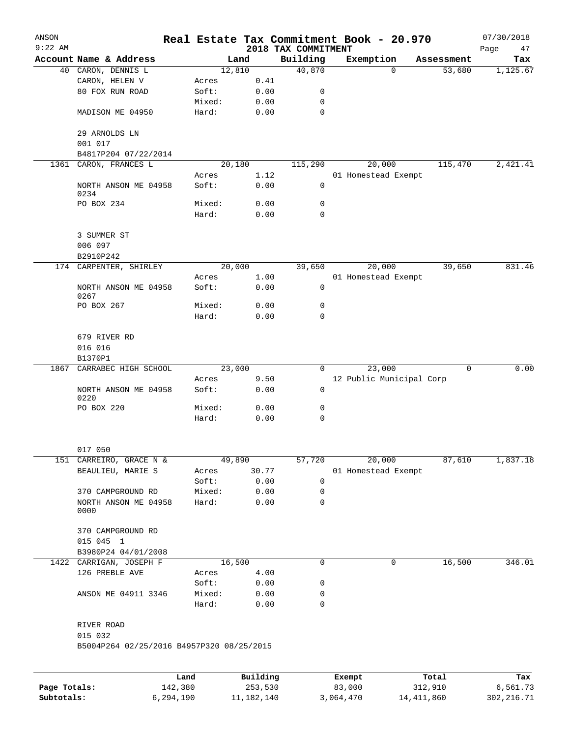# Real Estate Tax Commitment Book - 20.970

ANSON 9:22 AM — 2018 TAX COMMITMENT — 07/30/2018

| Account | Name & Address | Land | | Building | Exemption | Assessment | Tax |
|---|---|---|---|---|---|---|---|
| 40 | CARON, DENNIS L | 12,810 | | 40,870 | 0 | 53,680 | 1,125.67 |
| | CARON, HELEN V | Acres | 0.41 | | | | |
| | 80 FOX RUN ROAD | Soft: | 0.00 | 0 | | | |
| | | Mixed: | 0.00 | 0 | | | |
| | MADISON ME 04950 | Hard: | 0.00 | 0 | | | |
| | 29 ARNOLDS LN | | | | | | |
| | 001 017 | | | | | | |
| | B4817P204 07/22/2014 | | | | | | |
| 1361 | CARON, FRANCES L | 20,180 | | 115,290 | 20,000 | 115,470 | 2,421.41 |
| | | Acres | 1.12 | | 01 Homestead Exempt | | |
| | NORTH ANSON ME 04958 0234 | Soft: | 0.00 | 0 | | | |
| | PO BOX 234 | Mixed: | 0.00 | 0 | | | |
| | | Hard: | 0.00 | 0 | | | |
| | 3 SUMMER ST | | | | | | |
| | 006 097 | | | | | | |
| | B2910P242 | | | | | | |
| 174 | CARPENTER, SHIRLEY | 20,000 | | 39,650 | 20,000 | 39,650 | 831.46 |
| | | Acres | 1.00 | | 01 Homestead Exempt | | |
| | NORTH ANSON ME 04958 0267 | Soft: | 0.00 | 0 | | | |
| | PO BOX 267 | Mixed: | 0.00 | 0 | | | |
| | | Hard: | 0.00 | 0 | | | |
| | 679 RIVER RD | | | | | | |
| | 016 016 | | | | | | |
| | B1370P1 | | | | | | |
| 1867 | CARRABEC HIGH SCHOOL | 23,000 | | 0 | 23,000 | 0 | 0.00 |
| | | Acres | 9.50 | | 12 Public Municipal Corp | | |
| | NORTH ANSON ME 04958 0220 | Soft: | 0.00 | 0 | | | |
| | PO BOX 220 | Mixed: | 0.00 | 0 | | | |
| | | Hard: | 0.00 | 0 | | | |
| | 017 050 | | | | | | |
| 151 | CARREIRO, GRACE N & | 49,890 | | 57,720 | 20,000 | 87,610 | 1,837.18 |
| | BEAULIEU, MARIE S | Acres | 30.77 | | 01 Homestead Exempt | | |
| | | Soft: | 0.00 | 0 | | | |
| | 370 CAMPGROUND RD | Mixed: | 0.00 | 0 | | | |
| | NORTH ANSON ME 04958 0000 | Hard: | 0.00 | 0 | | | |
| | 370 CAMPGROUND RD | | | | | | |
| | 015 045 1 | | | | | | |
| | B3980P24 04/01/2008 | | | | | | |
| 1422 | CARRIGAN, JOSEPH F | 16,500 | | 0 | 0 | 16,500 | 346.01 |
| | 126 PREBLE AVE | Acres | 4.00 | | | | |
| | | Soft: | 0.00 | 0 | | | |
| | ANSON ME 04911 3346 | Mixed: | 0.00 | 0 | | | |
| | | Hard: | 0.00 | 0 | | | |
| | RIVER ROAD | | | | | | |
| | 015 032 | | | | | | |
| | B5004P264 02/25/2016 B4957P320 08/25/2015 | | | | | | |

| | Land | Building | Exempt | Total | Tax |
|---|---|---|---|---|---|
| Page Totals: | 142,380 | 253,530 | 83,000 | 312,910 | 6,561.73 |
| Subtotals: | 6,294,190 | 11,182,140 | 3,064,470 | 14,411,860 | 302,216.71 |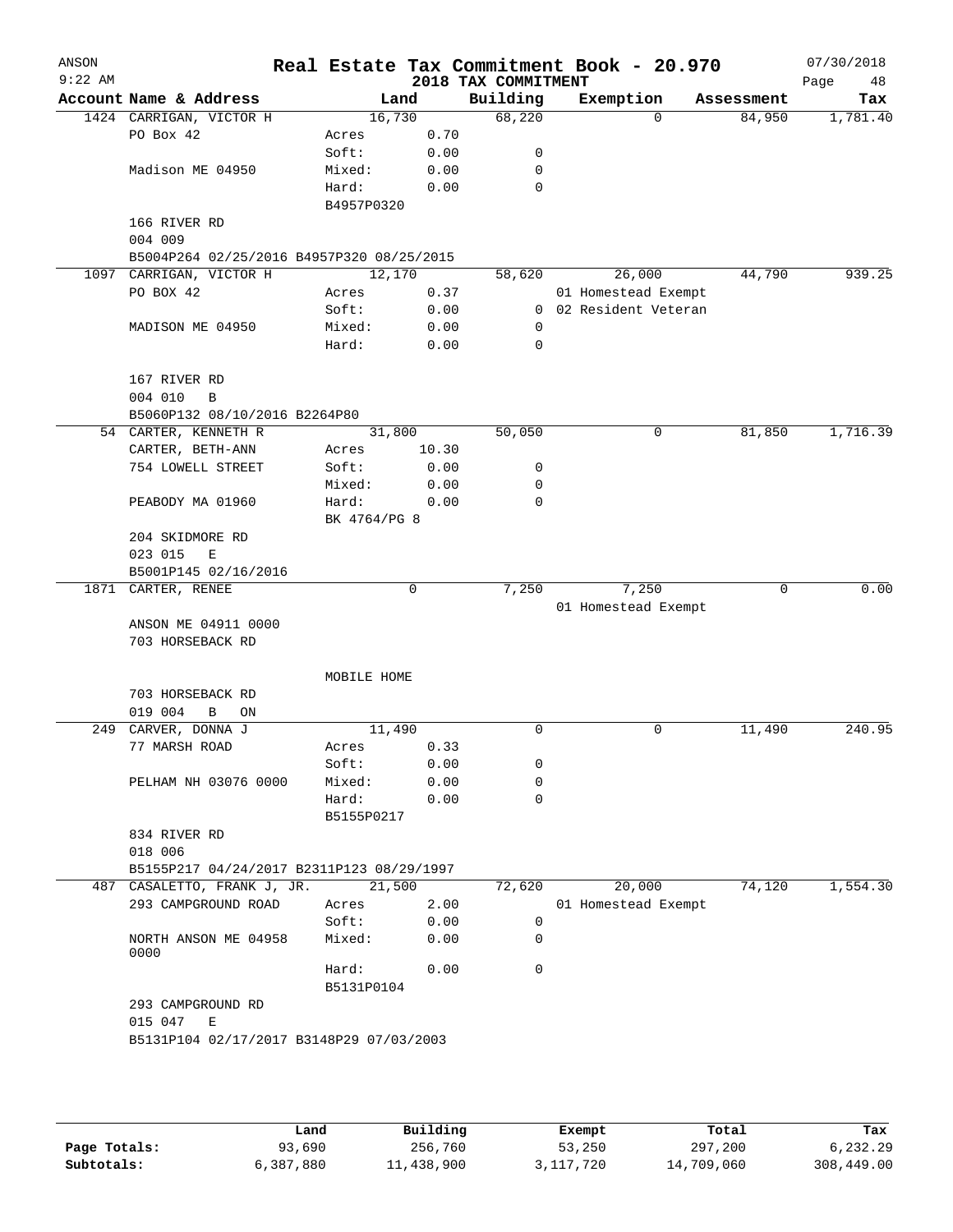# Real Estate Tax Commitment Book - 20.970

ANSON
9:22 AM

2018 TAX COMMITMENT

07/30/2018

| Account Name & Address | Land | | Building | Exemption | Assessment | Tax |
|---|---|---|---|---|---|---|
| 1424 CARRIGAN, VICTOR H | 16,730 | | 68,220 | 0 | 84,950 | 1,781.40 |
| PO Box 42 | Acres | 0.70 | | | | |
| | Soft: | 0.00 | 0 | | | |
| Madison ME 04950 | Mixed: | 0.00 | 0 | | | |
| | Hard: | 0.00 | 0 | | | |
| | B4957P0320 | | | | | |
| 166 RIVER RD | | | | | | |
| 004 009 | | | | | | |
| B5004P264 02/25/2016 B4957P320 08/25/2015 | | | | | | |
| 1097 CARRIGAN, VICTOR H | 12,170 | | 58,620 | 26,000 | 44,790 | 939.25 |
| PO BOX 42 | Acres | 0.37 | | 01 Homestead Exempt | | |
| | Soft: | 0.00 | 0 | 02 Resident Veteran | | |
| MADISON ME 04950 | Mixed: | 0.00 | 0 | | | |
| | Hard: | 0.00 | 0 | | | |
| 167 RIVER RD | | | | | | |
| 004 010 B | | | | | | |
| B5060P132 08/10/2016 B2264P80 | | | | | | |
| 54 CARTER, KENNETH R | 31,800 | | 50,050 | 0 | 81,850 | 1,716.39 |
| CARTER, BETH-ANN | Acres | 10.30 | | | | |
| 754 LOWELL STREET | Soft: | 0.00 | 0 | | | |
| | Mixed: | 0.00 | 0 | | | |
| PEABODY MA 01960 | Hard: | 0.00 | 0 | | | |
| | BK 4764/PG 8 | | | | | |
| 204 SKIDMORE RD | | | | | | |
| 023 015 E | | | | | | |
| B5001P145 02/16/2016 | | | | | | |
| 1871 CARTER, RENEE | 0 | | 7,250 | 7,250 | 0 | 0.00 |
| | | | | 01 Homestead Exempt | | |
| ANSON ME 04911 0000 | | | | | | |
| 703 HORSEBACK RD | | | | | | |
| | MOBILE HOME | | | | | |
| 703 HORSEBACK RD | | | | | | |
| 019 004 B ON | | | | | | |
| 249 CARVER, DONNA J | 11,490 | | 0 | 0 | 11,490 | 240.95 |
| 77 MARSH ROAD | Acres | 0.33 | | | | |
| | Soft: | 0.00 | 0 | | | |
| PELHAM NH 03076 0000 | Mixed: | 0.00 | 0 | | | |
| | Hard: | 0.00 | 0 | | | |
| | B5155P0217 | | | | | |
| 834 RIVER RD | | | | | | |
| 018 006 | | | | | | |
| B5155P217 04/24/2017 B2311P123 08/29/1997 | | | | | | |
| 487 CASALETTO, FRANK J, JR. | 21,500 | | 72,620 | 20,000 | 74,120 | 1,554.30 |
| 293 CAMPGROUND ROAD | Acres | 2.00 | | 01 Homestead Exempt | | |
| | Soft: | 0.00 | 0 | | | |
| NORTH ANSON ME 04958 0000 | Mixed: | 0.00 | 0 | | | |
| | Hard: | 0.00 | 0 | | | |
| | B5131P0104 | | | | | |
| 293 CAMPGROUND RD | | | | | | |
| 015 047 E | | | | | | |
| B5131P104 02/17/2017 B3148P29 07/03/2003 | | | | | | |

| | Land | Building | Exempt | Total | Tax |
|---|---|---|---|---|---|
| Page Totals: | 93,690 | 256,760 | 53,250 | 297,200 | 6,232.29 |
| Subtotals: | 6,387,880 | 11,438,900 | 3,117,720 | 14,709,060 | 308,449.00 |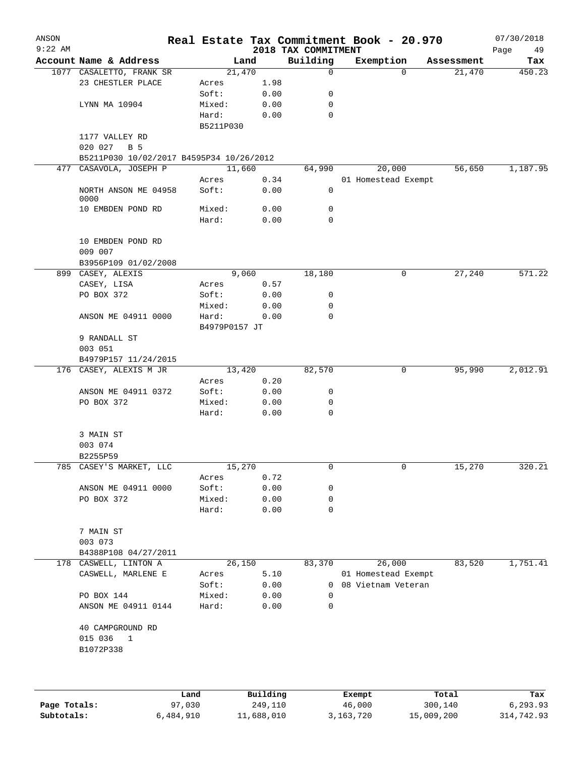ANSON
9:22 AM

# Real Estate Tax Commitment Book - 20.970

## 2018 TAX COMMITMENT

07/30/2018

| Account Name & Address | | Land | Building | Exemption | Assessment | Tax |
|---|---|---|---|---|---|---|
| 1077 CASALETTO, FRANK SR | | 21,470 | 0 | 0 | 21,470 | 450.23 |
| 23 CHESTLER PLACE | Acres | 1.98 | | | | |
| | Soft: | 0.00 | 0 | | | |
| LYNN MA 10904 | Mixed: | 0.00 | 0 | | | |
| | Hard: | 0.00 | 0 | | | |
| | B5211P030 | | | | | |
| 1177 VALLEY RD | | | | | | |
| 020 027 B 5 | | | | | | |
| B5211P030 10/02/2017 B4595P34 10/26/2012 | | | | | | |
| 477 CASAVOLA, JOSEPH P | | 11,660 | 64,990 | 20,000 | 56,650 | 1,187.95 |
| | Acres | 0.34 | | 01 Homestead Exempt | | |
| NORTH ANSON ME 04958 0000 | Soft: | 0.00 | 0 | | | |
| 10 EMBDEN POND RD | Mixed: | 0.00 | 0 | | | |
| | Hard: | 0.00 | 0 | | | |
| 10 EMBDEN POND RD | | | | | | |
| 009 007 | | | | | | |
| B3956P109 01/02/2008 | | | | | | |
| 899 CASEY, ALEXIS | | 9,060 | 18,180 | 0 | 27,240 | 571.22 |
| CASEY, LISA | Acres | 0.57 | | | | |
| PO BOX 372 | Soft: | 0.00 | 0 | | | |
| | Mixed: | 0.00 | 0 | | | |
| ANSON ME 04911 0000 | Hard: | 0.00 | 0 | | | |
| | B4979P0157 JT | | | | | |
| 9 RANDALL ST | | | | | | |
| 003 051 | | | | | | |
| B4979P157 11/24/2015 | | | | | | |
| 176 CASEY, ALEXIS M JR | | 13,420 | 82,570 | 0 | 95,990 | 2,012.91 |
| | Acres | 0.20 | | | | |
| ANSON ME 04911 0372 | Soft: | 0.00 | 0 | | | |
| PO BOX 372 | Mixed: | 0.00 | 0 | | | |
| | Hard: | 0.00 | 0 | | | |
| 3 MAIN ST | | | | | | |
| 003 074 | | | | | | |
| B2255P59 | | | | | | |
| 785 CASEY'S MARKET, LLC | | 15,270 | 0 | 0 | 15,270 | 320.21 |
| | Acres | 0.72 | | | | |
| ANSON ME 04911 0000 | Soft: | 0.00 | 0 | | | |
| PO BOX 372 | Mixed: | 0.00 | 0 | | | |
| | Hard: | 0.00 | 0 | | | |
| 7 MAIN ST | | | | | | |
| 003 073 | | | | | | |
| B4388P108 04/27/2011 | | | | | | |
| 178 CASWELL, LINTON A | | 26,150 | 83,370 | 26,000 | 83,520 | 1,751.41 |
| CASWELL, MARLENE E | Acres | 5.10 | | 01 Homestead Exempt | | |
| | Soft: | 0.00 | 0 | 08 Vietnam Veteran | | |
| PO BOX 144 | Mixed: | 0.00 | 0 | | | |
| ANSON ME 04911 0144 | Hard: | 0.00 | 0 | | | |
| 40 CAMPGROUND RD | | | | | | |
| 015 036 1 | | | | | | |
| B1072P338 | | | | | | |

| | Land | Building | Exempt | Total | Tax |
|---|---|---|---|---|---|
| Page Totals: | 97,030 | 249,110 | 46,000 | 300,140 | 6,293.93 |
| Subtotals: | 6,484,910 | 11,688,010 | 3,163,720 | 15,009,200 | 314,742.93 |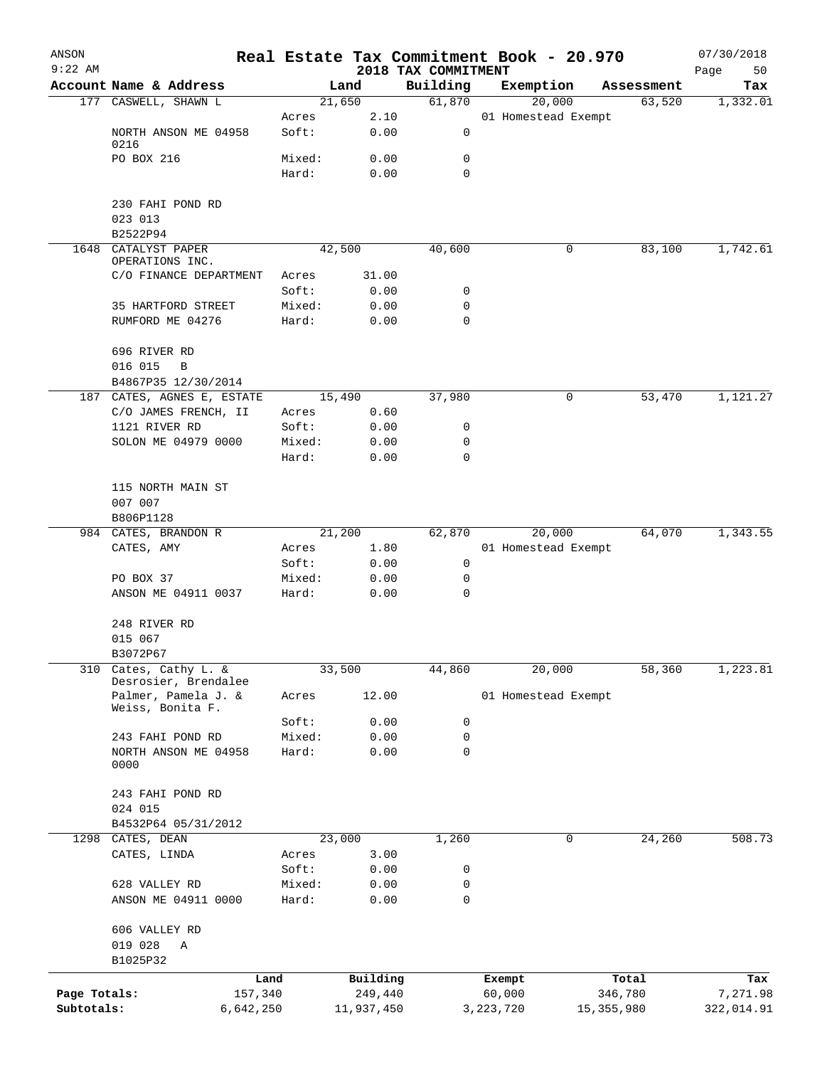ANSON
9:22 AM

# Real Estate Tax Commitment Book - 20.970

2018 TAX COMMITMENT

07/30/2018

| Account Name & Address | | Land | Building | Exemption | Assessment | Tax |
|---|---|---|---|---|---|---|
| 177 CASWELL, SHAWN L | | 21,650 | 61,870 | 20,000 | 63,520 | 1,332.01 |
| | Acres | 2.10 | | 01 Homestead Exempt | | |
| NORTH ANSON ME 04958 0216 | Soft: | 0.00 | 0 | | | |
| PO BOX 216 | Mixed: | 0.00 | 0 | | | |
| | Hard: | 0.00 | 0 | | | |
| 230 FAHI POND RD | | | | | | |
| 023 013 | | | | | | |
| B2522P94 | | | | | | |
| 1648 CATALYST PAPER OPERATIONS INC. | | 42,500 | 40,600 | 0 | 83,100 | 1,742.61 |
| C/O FINANCE DEPARTMENT | Acres | 31.00 | | | | |
| | Soft: | 0.00 | 0 | | | |
| 35 HARTFORD STREET | Mixed: | 0.00 | 0 | | | |
| RUMFORD ME 04276 | Hard: | 0.00 | 0 | | | |
| 696 RIVER RD | | | | | | |
| 016 015 B | | | | | | |
| B4867P35 12/30/2014 | | | | | | |
| 187 CATES, AGNES E, ESTATE | | 15,490 | 37,980 | 0 | 53,470 | 1,121.27 |
| C/O JAMES FRENCH, II | Acres | 0.60 | | | | |
| 1121 RIVER RD | Soft: | 0.00 | 0 | | | |
| SOLON ME 04979 0000 | Mixed: | 0.00 | 0 | | | |
| | Hard: | 0.00 | 0 | | | |
| 115 NORTH MAIN ST | | | | | | |
| 007 007 | | | | | | |
| B806P1128 | | | | | | |
| 984 CATES, BRANDON R | | 21,200 | 62,870 | 20,000 | 64,070 | 1,343.55 |
| CATES, AMY | Acres | 1.80 | | 01 Homestead Exempt | | |
| | Soft: | 0.00 | 0 | | | |
| PO BOX 37 | Mixed: | 0.00 | 0 | | | |
| ANSON ME 04911 0037 | Hard: | 0.00 | 0 | | | |
| 248 RIVER RD | | | | | | |
| 015 067 | | | | | | |
| B3072P67 | | | | | | |
| 310 Cates, Cathy L. & Desrosier, Brendalee | | 33,500 | 44,860 | 20,000 | 58,360 | 1,223.81 |
| Palmer, Pamela J. & Weiss, Bonita F. | Acres | 12.00 | | 01 Homestead Exempt | | |
| | Soft: | 0.00 | 0 | | | |
| 243 FAHI POND RD | Mixed: | 0.00 | 0 | | | |
| NORTH ANSON ME 04958 0000 | Hard: | 0.00 | 0 | | | |
| 243 FAHI POND RD | | | | | | |
| 024 015 | | | | | | |
| B4532P64 05/31/2012 | | | | | | |
| 1298 CATES, DEAN | | 23,000 | 1,260 | 0 | 24,260 | 508.73 |
| CATES, LINDA | Acres | 3.00 | | | | |
| | Soft: | 0.00 | 0 | | | |
| 628 VALLEY RD | Mixed: | 0.00 | 0 | | | |
| ANSON ME 04911 0000 | Hard: | 0.00 | 0 | | | |
| 606 VALLEY RD | | | | | | |
| 019 028 A | | | | | | |
| B1025P32 | | | | | | |

| | Land | Building | Exempt | Total | Tax |
|---|---|---|---|---|---|
| Page Totals: | 157,340 | 249,440 | 60,000 | 346,780 | 7,271.98 |
| Subtotals: | 6,642,250 | 11,937,450 | 3,223,720 | 15,355,980 | 322,014.91 |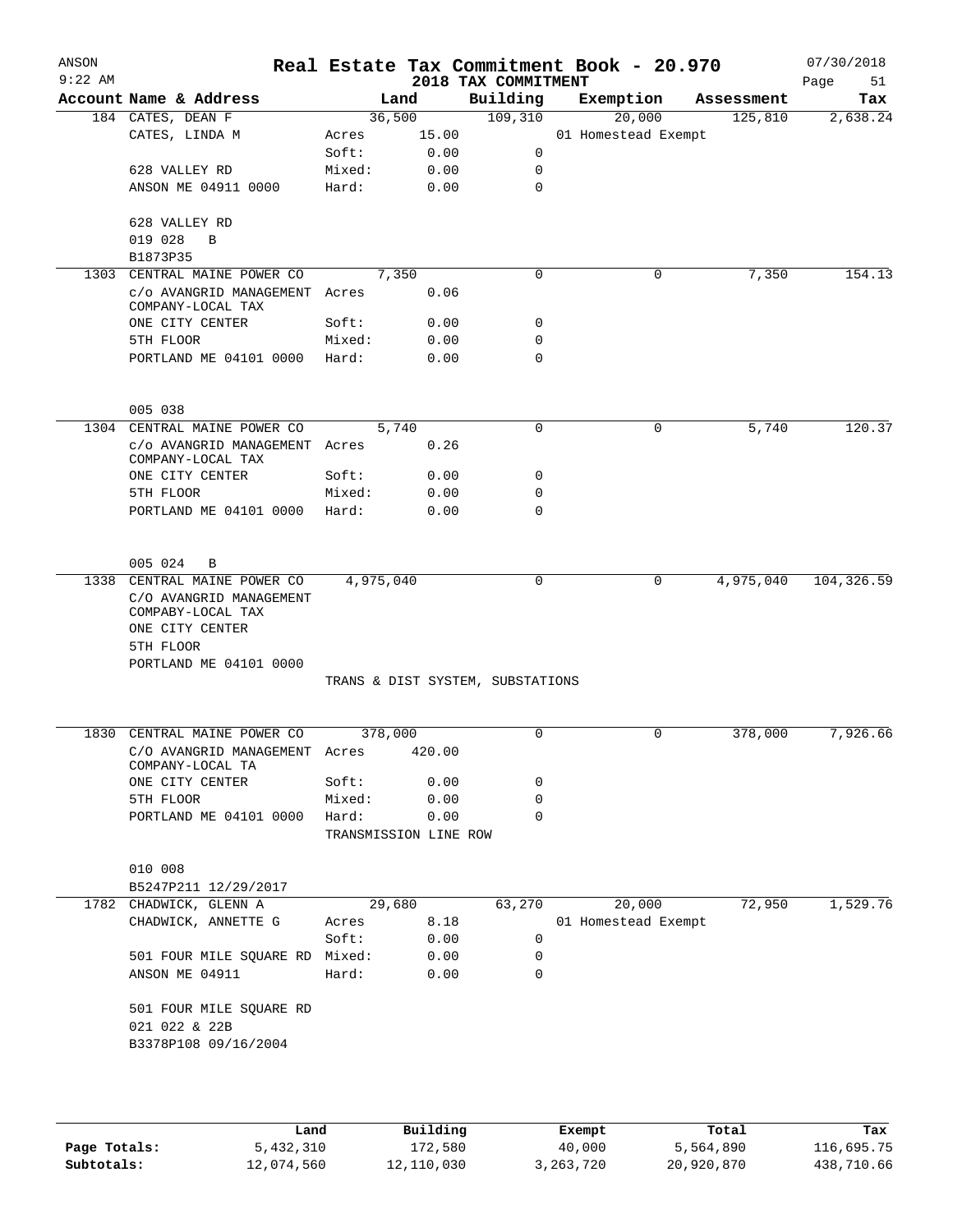# Real Estate Tax Commitment Book - 20.970

ANSON 9:22 AM — 2018 TAX COMMITMENT — 07/30/2018

| Account Name & Address | Land | | Building | Exemption | Assessment | Tax |
|---|---|---|---|---|---|---|
| 184 CATES, DEAN F | 36,500 | | 109,310 | 20,000 | 125,810 | 2,638.24 |
| CATES, LINDA M | Acres | 15.00 | | 01 Homestead Exempt | | |
| | Soft: | 0.00 | 0 | | | |
| 628 VALLEY RD | Mixed: | 0.00 | 0 | | | |
| ANSON ME 04911 0000 | Hard: | 0.00 | 0 | | | |
| 628 VALLEY RD | | | | | | |
| 019 028 B | | | | | | |
| B1873P35 | | | | | | |
| 1303 CENTRAL MAINE POWER CO | 7,350 | | 0 | 0 | 7,350 | 154.13 |
| c/o AVANGRID MANAGEMENT COMPANY-LOCAL TAX | Acres | 0.06 | | | | |
| ONE CITY CENTER | Soft: | 0.00 | 0 | | | |
| 5TH FLOOR | Mixed: | 0.00 | 0 | | | |
| PORTLAND ME 04101 0000 | Hard: | 0.00 | 0 | | | |
| 005 038 | | | | | | |
| 1304 CENTRAL MAINE POWER CO | 5,740 | | 0 | 0 | 5,740 | 120.37 |
| c/o AVANGRID MANAGEMENT COMPANY-LOCAL TAX | Acres | 0.26 | | | | |
| ONE CITY CENTER | Soft: | 0.00 | 0 | | | |
| 5TH FLOOR | Mixed: | 0.00 | 0 | | | |
| PORTLAND ME 04101 0000 | Hard: | 0.00 | 0 | | | |
| 005 024 B | | | | | | |
| 1338 CENTRAL MAINE POWER CO | 4,975,040 | | 0 | 0 | 4,975,040 | 104,326.59 |
| C/O AVANGRID MANAGEMENT COMPABY-LOCAL TAX | | | | | | |
| ONE CITY CENTER | | | | | | |
| 5TH FLOOR | | | | | | |
| PORTLAND ME 04101 0000 | | | | | | |
| | TRANS & DIST SYSTEM, SUBSTATIONS | | | | | |
| 1830 CENTRAL MAINE POWER CO | 378,000 | | 0 | 0 | 378,000 | 7,926.66 |
| C/O AVANGRID MANAGEMENT COMPANY-LOCAL TA | Acres | 420.00 | | | | |
| ONE CITY CENTER | Soft: | 0.00 | 0 | | | |
| 5TH FLOOR | Mixed: | 0.00 | 0 | | | |
| PORTLAND ME 04101 0000 | Hard: | 0.00 | 0 | | | |
| | TRANSMISSION LINE ROW | | | | | |
| 010 008 | | | | | | |
| B5247P211 12/29/2017 | | | | | | |
| 1782 CHADWICK, GLENN A | 29,680 | | 63,270 | 20,000 | 72,950 | 1,529.76 |
| CHADWICK, ANNETTE G | Acres | 8.18 | | 01 Homestead Exempt | | |
| | Soft: | 0.00 | 0 | | | |
| 501 FOUR MILE SQUARE RD | Mixed: | 0.00 | 0 | | | |
| ANSON ME 04911 | Hard: | 0.00 | 0 | | | |
| 501 FOUR MILE SQUARE RD | | | | | | |
| 021 022 & 22B | | | | | | |
| B3378P108 09/16/2004 | | | | | | |

| | Land | Building | Exempt | Total | Tax |
|---|---|---|---|---|---|
| Page Totals: | 5,432,310 | 172,580 | 40,000 | 5,564,890 | 116,695.75 |
| Subtotals: | 12,074,560 | 12,110,030 | 3,263,720 | 20,920,870 | 438,710.66 |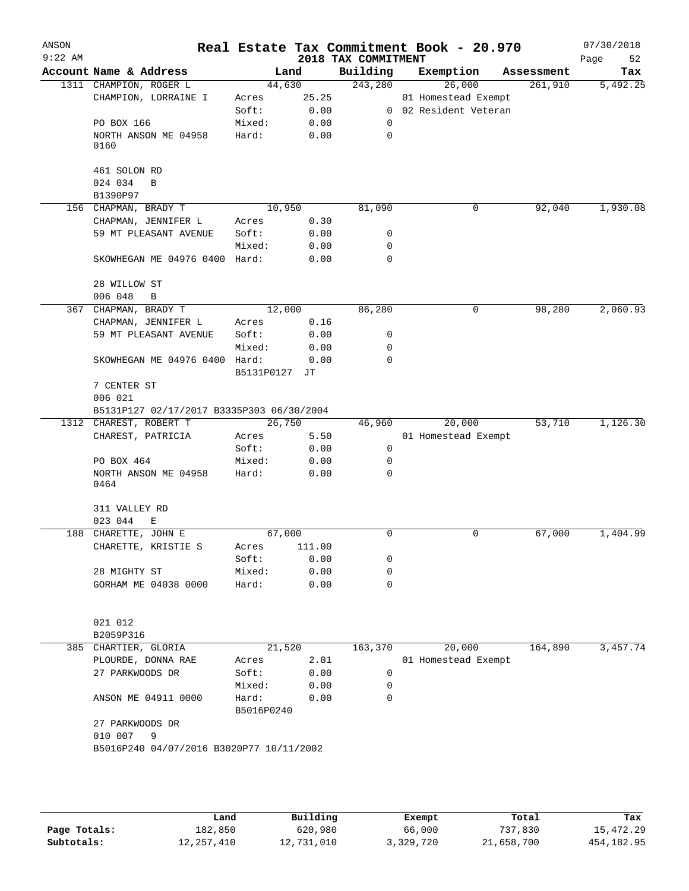ANSON 9:22 AM

# Real Estate Tax Commitment Book - 20.970

## 2018 TAX COMMITMENT

07/30/2018

| Account Name & Address | Land | | Building | Exemption | Assessment | Tax |
|---|---|---|---|---|---|---|
| 1311 CHAMPION, ROGER L | 44,630 | | 243,280 | 26,000 | 261,910 | 5,492.25 |
| CHAMPION, LORRAINE I | Acres | 25.25 | | 01 Homestead Exempt | | |
| | Soft: | 0.00 | 0 | 02 Resident Veteran | | |
| PO BOX 166 | Mixed: | 0.00 | 0 | | | |
| NORTH ANSON ME 04958 0160 | Hard: | 0.00 | 0 | | | |
| 461 SOLON RD | | | | | | |
| 024 034 B | | | | | | |
| B1390P97 | | | | | | |
| 156 CHAPMAN, BRADY T | 10,950 | | 81,090 | 0 | 92,040 | 1,930.08 |
| CHAPMAN, JENNIFER L | Acres | 0.30 | | | | |
| 59 MT PLEASANT AVENUE | Soft: | 0.00 | 0 | | | |
| | Mixed: | 0.00 | 0 | | | |
| SKOWHEGAN ME 04976 0400 | Hard: | 0.00 | 0 | | | |
| 28 WILLOW ST | | | | | | |
| 006 048 B | | | | | | |
| 367 CHAPMAN, BRADY T | 12,000 | | 86,280 | 0 | 98,280 | 2,060.93 |
| CHAPMAN, JENNIFER L | Acres | 0.16 | | | | |
| 59 MT PLEASANT AVENUE | Soft: | 0.00 | 0 | | | |
| | Mixed: | 0.00 | 0 | | | |
| SKOWHEGAN ME 04976 0400 | Hard: | 0.00 | 0 | | | |
| | B5131P0127 JT | | | | | |
| 7 CENTER ST | | | | | | |
| 006 021 | | | | | | |
| B5131P127 02/17/2017 B3335P303 06/30/2004 | | | | | | |
| 1312 CHAREST, ROBERT T | 26,750 | | 46,960 | 20,000 | 53,710 | 1,126.30 |
| CHAREST, PATRICIA | Acres | 5.50 | | 01 Homestead Exempt | | |
| | Soft: | 0.00 | 0 | | | |
| PO BOX 464 | Mixed: | 0.00 | 0 | | | |
| NORTH ANSON ME 04958 0464 | Hard: | 0.00 | 0 | | | |
| 311 VALLEY RD | | | | | | |
| 023 044 E | | | | | | |
| 188 CHARETTE, JOHN E | 67,000 | | 0 | 0 | 67,000 | 1,404.99 |
| CHARETTE, KRISTIE S | Acres | 111.00 | | | | |
| | Soft: | 0.00 | 0 | | | |
| 28 MIGHTY ST | Mixed: | 0.00 | 0 | | | |
| GORHAM ME 04038 0000 | Hard: | 0.00 | 0 | | | |
| 021 012 | | | | | | |
| B2059P316 | | | | | | |
| 385 CHARTIER, GLORIA | 21,520 | | 163,370 | 20,000 | 164,890 | 3,457.74 |
| PLOURDE, DONNA RAE | Acres | 2.01 | | 01 Homestead Exempt | | |
| 27 PARKWOODS DR | Soft: | 0.00 | 0 | | | |
| | Mixed: | 0.00 | 0 | | | |
| ANSON ME 04911 0000 | Hard: | 0.00 | 0 | | | |
| | B5016P0240 | | | | | |
| 27 PARKWOODS DR | | | | | | |
| 010 007 9 | | | | | | |
| B5016P240 04/07/2016 B3020P77 10/11/2002 | | | | | | |

| | Land | Building | Exempt | Total | Tax |
|---|---|---|---|---|---|
| Page Totals: | 182,850 | 620,980 | 66,000 | 737,830 | 15,472.29 |
| Subtotals: | 12,257,410 | 12,731,010 | 3,329,720 | 21,658,700 | 454,182.95 |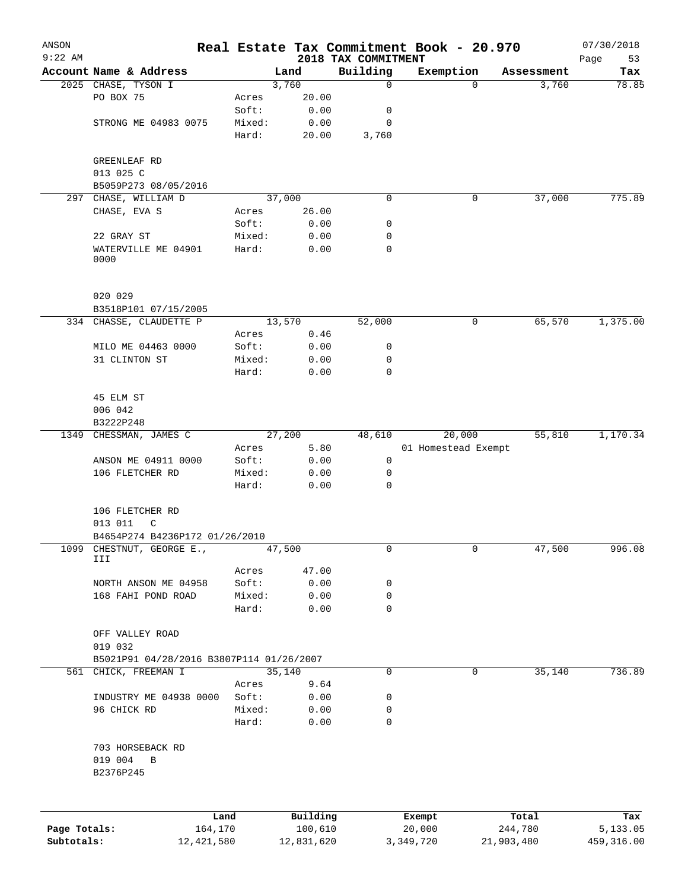ANSON — Real Estate Tax Commitment Book - 20.970 — 07/30/2018
9:22 AM — 2018 TAX COMMITMENT — Page 53

| Account | Name & Address | | Land | Building | Exemption | Assessment | Tax |
|---|---|---|---|---|---|---|---|
| 2025 | CHASE, TYSON I | | 3,760 | 0 | 0 | 3,760 | 78.85 |
| | PO BOX 75 | Acres | 20.00 | | | | |
| | | Soft: | 0.00 | 0 | | | |
| | STRONG ME 04983 0075 | Mixed: | 0.00 | 0 | | | |
| | | Hard: | 20.00 | 3,760 | | | |
| | GREENLEAF RD | | | | | | |
| | 013 025 C | | | | | | |
| | B5059P273 08/05/2016 | | | | | | |
| 297 | CHASE, WILLIAM D | | 37,000 | 0 | 0 | 37,000 | 775.89 |
| | CHASE, EVA S | Acres | 26.00 | | | | |
| | | Soft: | 0.00 | 0 | | | |
| | 22 GRAY ST | Mixed: | 0.00 | 0 | | | |
| | WATERVILLE ME 04901 0000 | Hard: | 0.00 | 0 | | | |
| | 020 029 | | | | | | |
| | B3518P101 07/15/2005 | | | | | | |
| 334 | CHASSE, CLAUDETTE P | | 13,570 | 52,000 | 0 | 65,570 | 1,375.00 |
| | | Acres | 0.46 | | | | |
| | MILO ME 04463 0000 | Soft: | 0.00 | 0 | | | |
| | 31 CLINTON ST | Mixed: | 0.00 | 0 | | | |
| | | Hard: | 0.00 | 0 | | | |
| | 45 ELM ST | | | | | | |
| | 006 042 | | | | | | |
| | B3222P248 | | | | | | |
| 1349 | CHESSMAN, JAMES C | | 27,200 | 48,610 | 20,000 | 55,810 | 1,170.34 |
| | | Acres | 5.80 | | 01 Homestead Exempt | | |
| | ANSON ME 04911 0000 | Soft: | 0.00 | 0 | | | |
| | 106 FLETCHER RD | Mixed: | 0.00 | 0 | | | |
| | | Hard: | 0.00 | 0 | | | |
| | 106 FLETCHER RD | | | | | | |
| | 013 011 C | | | | | | |
| | B4654P274 B4236P172 01/26/2010 | | | | | | |
| 1099 | CHESTNUT, GEORGE E., III | | 47,500 | 0 | 0 | 47,500 | 996.08 |
| | | Acres | 47.00 | | | | |
| | NORTH ANSON ME 04958 | Soft: | 0.00 | 0 | | | |
| | 168 FAHI POND ROAD | Mixed: | 0.00 | 0 | | | |
| | | Hard: | 0.00 | 0 | | | |
| | OFF VALLEY ROAD | | | | | | |
| | 019 032 | | | | | | |
| | B5021P91 04/28/2016 B3807P114 01/26/2007 | | | | | | |
| 561 | CHICK, FREEMAN I | | 35,140 | 0 | 0 | 35,140 | 736.89 |
| | | Acres | 9.64 | | | | |
| | INDUSTRY ME 04938 0000 | Soft: | 0.00 | 0 | | | |
| | 96 CHICK RD | Mixed: | 0.00 | 0 | | | |
| | | Hard: | 0.00 | 0 | | | |
| | 703 HORSEBACK RD | | | | | | |
| | 019 004 B | | | | | | |
| | B2376P245 | | | | | | |

| | Land | Building | Exempt | Total | Tax |
|---|---|---|---|---|---|
| Page Totals: | 164,170 | 100,610 | 20,000 | 244,780 | 5,133.05 |
| Subtotals: | 12,421,580 | 12,831,620 | 3,349,720 | 21,903,480 | 459,316.00 |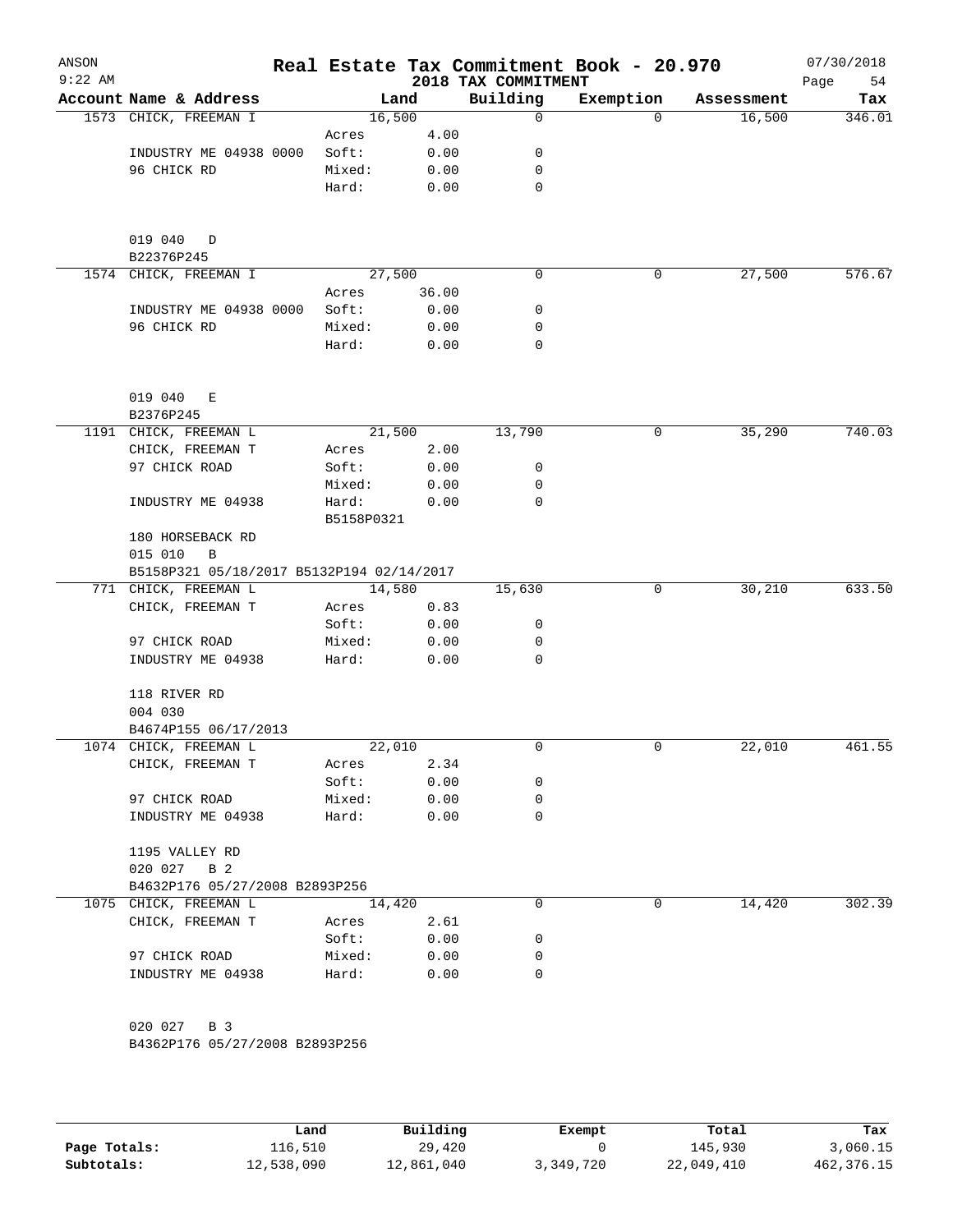# Real Estate Tax Commitment Book - 20.970

ANSON
9:22 AM

2018 TAX COMMITMENT

07/30/2018

| Account | Name & Address | Land | | Building | Exemption | Assessment | Tax |
|---|---|---|---|---|---|---|---|
| 1573 | CHICK, FREEMAN I | | 16,500 | 0 | 0 | 16,500 | 346.01 |
| | | Acres | 4.00 | | | | |
| | INDUSTRY ME 04938 0000 | Soft: | 0.00 | 0 | | | |
| | 96 CHICK RD | Mixed: | 0.00 | 0 | | | |
| | | Hard: | 0.00 | 0 | | | |
| | 019 040 D | | | | | | |
| | B22376P245 | | | | | | |
| 1574 | CHICK, FREEMAN I | | 27,500 | 0 | 0 | 27,500 | 576.67 |
| | | Acres | 36.00 | | | | |
| | INDUSTRY ME 04938 0000 | Soft: | 0.00 | 0 | | | |
| | 96 CHICK RD | Mixed: | 0.00 | 0 | | | |
| | | Hard: | 0.00 | 0 | | | |
| | 019 040 E | | | | | | |
| | B2376P245 | | | | | | |
| 1191 | CHICK, FREEMAN L | | 21,500 | 13,790 | 0 | 35,290 | 740.03 |
| | CHICK, FREEMAN T | Acres | 2.00 | | | | |
| | 97 CHICK ROAD | Soft: | 0.00 | 0 | | | |
| | | Mixed: | 0.00 | 0 | | | |
| | INDUSTRY ME 04938 | Hard: | 0.00 | 0 | | | |
| | | B5158P0321 | | | | | |
| | 180 HORSEBACK RD | | | | | | |
| | 015 010 B | | | | | | |
| | B5158P321 05/18/2017 B5132P194 02/14/2017 | | | | | | |
| 771 | CHICK, FREEMAN L | | 14,580 | 15,630 | 0 | 30,210 | 633.50 |
| | CHICK, FREEMAN T | Acres | 0.83 | | | | |
| | | Soft: | 0.00 | 0 | | | |
| | 97 CHICK ROAD | Mixed: | 0.00 | 0 | | | |
| | INDUSTRY ME 04938 | Hard: | 0.00 | 0 | | | |
| | 118 RIVER RD | | | | | | |
| | 004 030 | | | | | | |
| | B4674P155 06/17/2013 | | | | | | |
| 1074 | CHICK, FREEMAN L | | 22,010 | 0 | 0 | 22,010 | 461.55 |
| | CHICK, FREEMAN T | Acres | 2.34 | | | | |
| | | Soft: | 0.00 | 0 | | | |
| | 97 CHICK ROAD | Mixed: | 0.00 | 0 | | | |
| | INDUSTRY ME 04938 | Hard: | 0.00 | 0 | | | |
| | 1195 VALLEY RD | | | | | | |
| | 020 027 B 2 | | | | | | |
| | B4632P176 05/27/2008 B2893P256 | | | | | | |
| 1075 | CHICK, FREEMAN L | | 14,420 | 0 | 0 | 14,420 | 302.39 |
| | CHICK, FREEMAN T | Acres | 2.61 | | | | |
| | | Soft: | 0.00 | 0 | | | |
| | 97 CHICK ROAD | Mixed: | 0.00 | 0 | | | |
| | INDUSTRY ME 04938 | Hard: | 0.00 | 0 | | | |
| | 020 027 B 3 | | | | | | |
| | B4362P176 05/27/2008 B2893P256 | | | | | | |

| | Land | Building | Exempt | Total | Tax |
|---|---|---|---|---|---|
| Page Totals: | 116,510 | 29,420 | 0 | 145,930 | 3,060.15 |
| Subtotals: | 12,538,090 | 12,861,040 | 3,349,720 | 22,049,410 | 462,376.15 |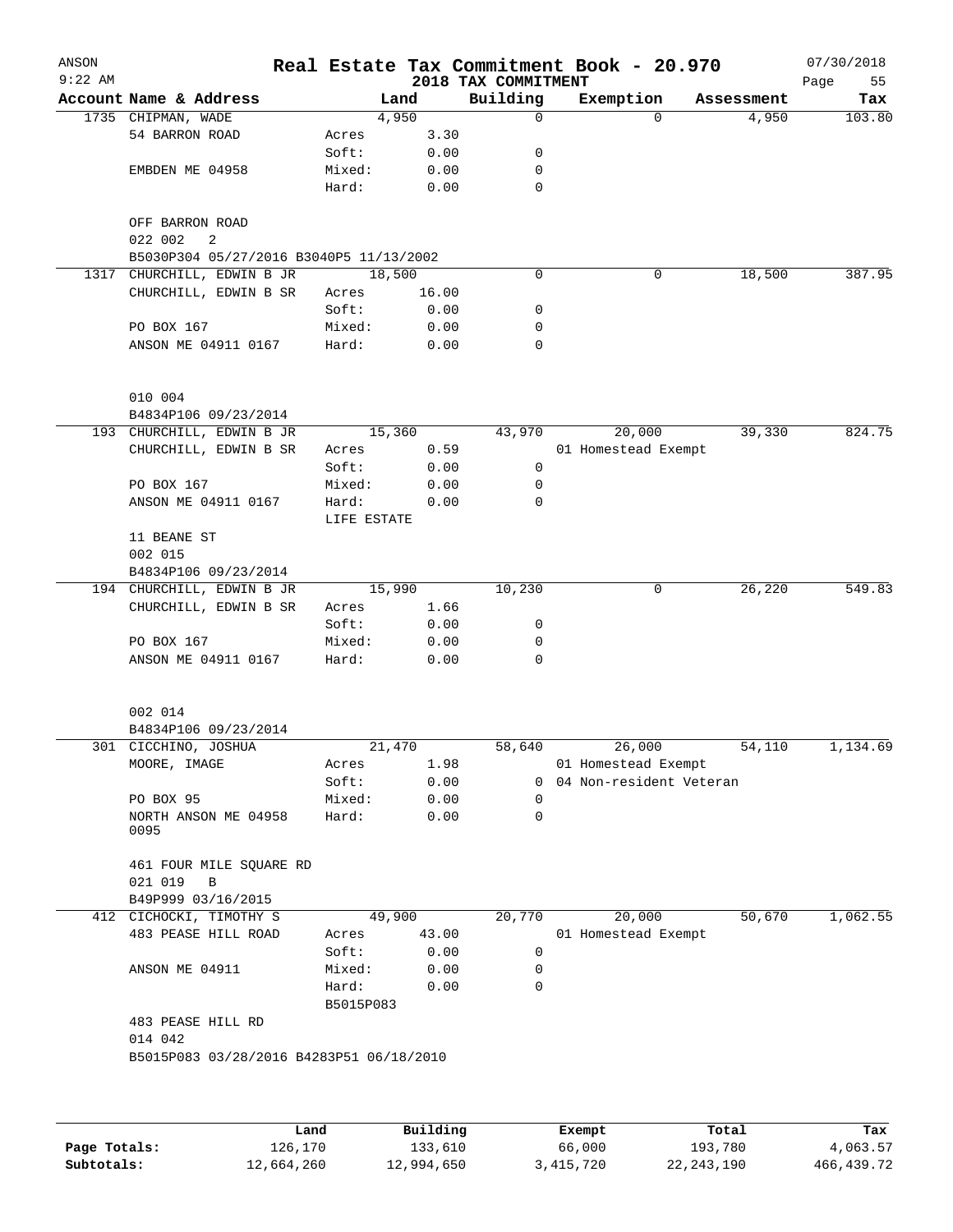# Real Estate Tax Commitment Book - 20.970

ANSON 9:22 AM — 2018 TAX COMMITMENT — 07/30/2018

| Account Name & Address | Land | | Building | Exemption | Assessment | Tax |
|---|---|---|---|---|---|---|
| 1735 CHIPMAN, WADE | 4,950 | | 0 | 0 | 4,950 | 103.80 |
| 54 BARRON ROAD | Acres | 3.30 | | | | |
| | Soft: | 0.00 | 0 | | | |
| EMBDEN ME 04958 | Mixed: | 0.00 | 0 | | | |
| | Hard: | 0.00 | 0 | | | |
| OFF BARRON ROAD | | | | | | |
| 022 002 2 | | | | | | |
| B5030P304 05/27/2016 B3040P5 11/13/2002 | | | | | | |
| 1317 CHURCHILL, EDWIN B JR | 18,500 | | 0 | 0 | 18,500 | 387.95 |
| CHURCHILL, EDWIN B SR | Acres | 16.00 | | | | |
| | Soft: | 0.00 | 0 | | | |
| PO BOX 167 | Mixed: | 0.00 | 0 | | | |
| ANSON ME 04911 0167 | Hard: | 0.00 | 0 | | | |
| 010 004 | | | | | | |
| B4834P106 09/23/2014 | | | | | | |
| 193 CHURCHILL, EDWIN B JR | 15,360 | | 43,970 | 20,000 | 39,330 | 824.75 |
| CHURCHILL, EDWIN B SR | Acres | 0.59 | | 01 Homestead Exempt | | |
| | Soft: | 0.00 | 0 | | | |
| PO BOX 167 | Mixed: | 0.00 | 0 | | | |
| ANSON ME 04911 0167 | Hard: | 0.00 | 0 | | | |
| | LIFE ESTATE | | | | | |
| 11 BEANE ST | | | | | | |
| 002 015 | | | | | | |
| B4834P106 09/23/2014 | | | | | | |
| 194 CHURCHILL, EDWIN B JR | 15,990 | | 10,230 | 0 | 26,220 | 549.83 |
| CHURCHILL, EDWIN B SR | Acres | 1.66 | | | | |
| | Soft: | 0.00 | 0 | | | |
| PO BOX 167 | Mixed: | 0.00 | 0 | | | |
| ANSON ME 04911 0167 | Hard: | 0.00 | 0 | | | |
| 002 014 | | | | | | |
| B4834P106 09/23/2014 | | | | | | |
| 301 CICCHINO, JOSHUA | 21,470 | | 58,640 | 26,000 | 54,110 | 1,134.69 |
| MOORE, IMAGE | Acres | 1.98 | | 01 Homestead Exempt | | |
| | Soft: | 0.00 | 0 | 04 Non-resident Veteran | | |
| PO BOX 95 | Mixed: | 0.00 | 0 | | | |
| NORTH ANSON ME 04958 0095 | Hard: | 0.00 | 0 | | | |
| 461 FOUR MILE SQUARE RD | | | | | | |
| 021 019 B | | | | | | |
| B49P999 03/16/2015 | | | | | | |
| 412 CICHOCKI, TIMOTHY S | 49,900 | | 20,770 | 20,000 | 50,670 | 1,062.55 |
| 483 PEASE HILL ROAD | Acres | 43.00 | | 01 Homestead Exempt | | |
| | Soft: | 0.00 | 0 | | | |
| ANSON ME 04911 | Mixed: | 0.00 | 0 | | | |
| | Hard: | 0.00 | 0 | | | |
| | B5015P083 | | | | | |
| 483 PEASE HILL RD | | | | | | |
| 014 042 | | | | | | |
| B5015P083 03/28/2016 B4283P51 06/18/2010 | | | | | | |

| | Land | Building | Exempt | Total | Tax |
|---|---|---|---|---|---|
| Page Totals: | 126,170 | 133,610 | 66,000 | 193,780 | 4,063.57 |
| Subtotals: | 12,664,260 | 12,994,650 | 3,415,720 | 22,243,190 | 466,439.72 |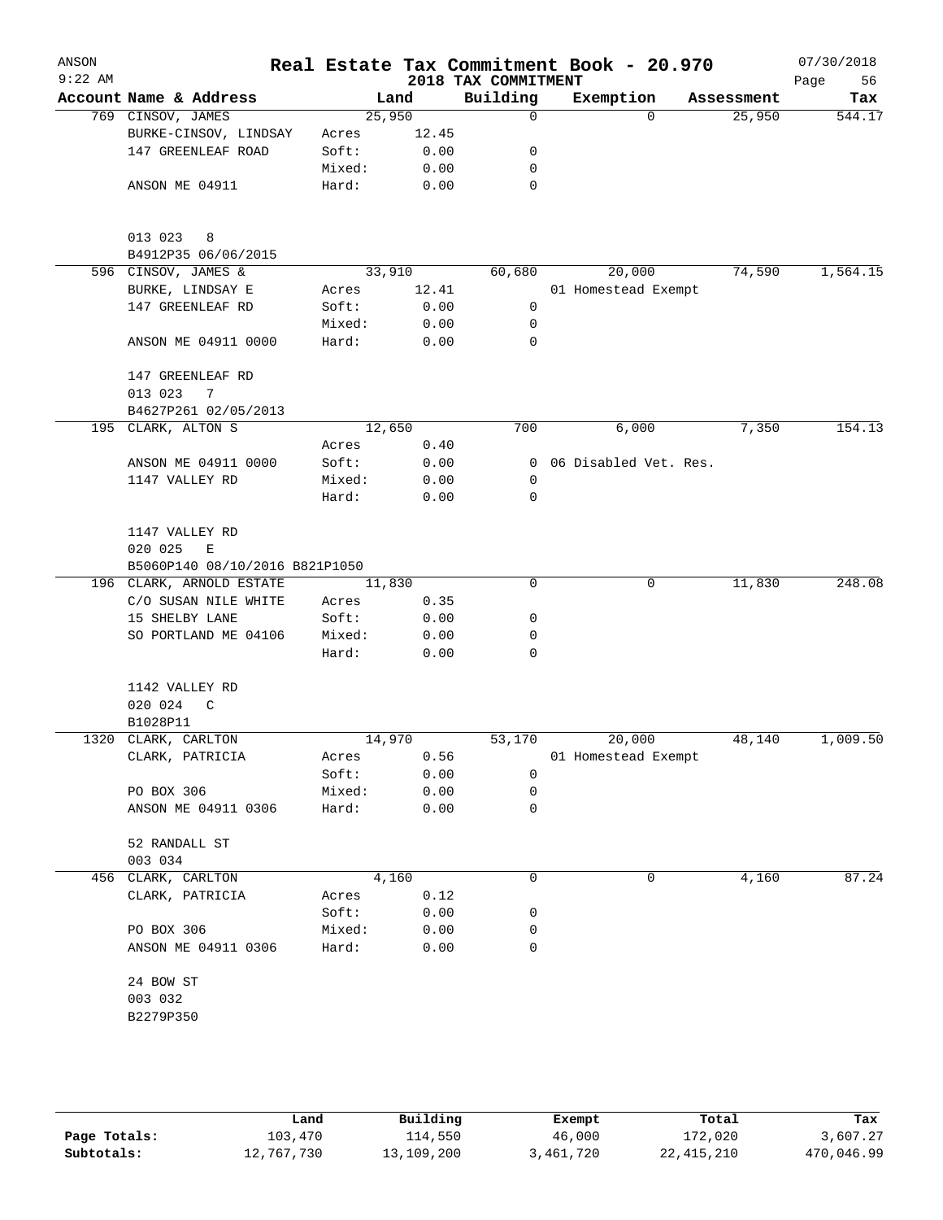# Real Estate Tax Commitment Book - 20.970

ANSON
9:22 AM

## 2018 TAX COMMITMENT

07/30/2018

| Account Name & Address | | Land | Building | Exemption | Assessment | Tax |
|---|---|---|---|---|---|---|
| 769 CINSOV, JAMES | | 25,950 | 0 | 0 | 25,950 | 544.17 |
| BURKE-CINSOV, LINDSAY | Acres | 12.45 | | | | |
| 147 GREENLEAF ROAD | Soft: | 0.00 | 0 | | | |
| | Mixed: | 0.00 | 0 | | | |
| ANSON ME 04911 | Hard: | 0.00 | 0 | | | |
| 013 023 8 | | | | | | |
| B4912P35 06/06/2015 | | | | | | |
| 596 CINSOV, JAMES & | | 33,910 | 60,680 | 20,000 | 74,590 | 1,564.15 |
| BURKE, LINDSAY E | Acres | 12.41 | | 01 Homestead Exempt | | |
| 147 GREENLEAF RD | Soft: | 0.00 | 0 | | | |
| | Mixed: | 0.00 | 0 | | | |
| ANSON ME 04911 0000 | Hard: | 0.00 | 0 | | | |
| 147 GREENLEAF RD | | | | | | |
| 013 023 7 | | | | | | |
| B4627P261 02/05/2013 | | | | | | |
| 195 CLARK, ALTON S | | 12,650 | 700 | 6,000 | 7,350 | 154.13 |
| | Acres | 0.40 | | | | |
| ANSON ME 04911 0000 | Soft: | 0.00 | 0 | 06 Disabled Vet. Res. | | |
| 1147 VALLEY RD | Mixed: | 0.00 | 0 | | | |
| | Hard: | 0.00 | 0 | | | |
| 1147 VALLEY RD | | | | | | |
| 020 025 E | | | | | | |
| B5060P140 08/10/2016 B821P1050 | | | | | | |
| 196 CLARK, ARNOLD ESTATE | | 11,830 | 0 | 0 | 11,830 | 248.08 |
| C/O SUSAN NILE WHITE | Acres | 0.35 | | | | |
| 15 SHELBY LANE | Soft: | 0.00 | 0 | | | |
| SO PORTLAND ME 04106 | Mixed: | 0.00 | 0 | | | |
| | Hard: | 0.00 | 0 | | | |
| 1142 VALLEY RD | | | | | | |
| 020 024 C | | | | | | |
| B1028P11 | | | | | | |
| 1320 CLARK, CARLTON | | 14,970 | 53,170 | 20,000 | 48,140 | 1,009.50 |
| CLARK, PATRICIA | Acres | 0.56 | | 01 Homestead Exempt | | |
| | Soft: | 0.00 | 0 | | | |
| PO BOX 306 | Mixed: | 0.00 | 0 | | | |
| ANSON ME 04911 0306 | Hard: | 0.00 | 0 | | | |
| 52 RANDALL ST | | | | | | |
| 003 034 | | | | | | |
| 456 CLARK, CARLTON | | 4,160 | 0 | 0 | 4,160 | 87.24 |
| CLARK, PATRICIA | Acres | 0.12 | | | | |
| | Soft: | 0.00 | 0 | | | |
| PO BOX 306 | Mixed: | 0.00 | 0 | | | |
| ANSON ME 04911 0306 | Hard: | 0.00 | 0 | | | |
| 24 BOW ST | | | | | | |
| 003 032 | | | | | | |
| B2279P350 | | | | | | |

| | Land | Building | Exempt | Total | Tax |
|---|---|---|---|---|---|
| Page Totals: | 103,470 | 114,550 | 46,000 | 172,020 | 3,607.27 |
| Subtotals: | 12,767,730 | 13,109,200 | 3,461,720 | 22,415,210 | 470,046.99 |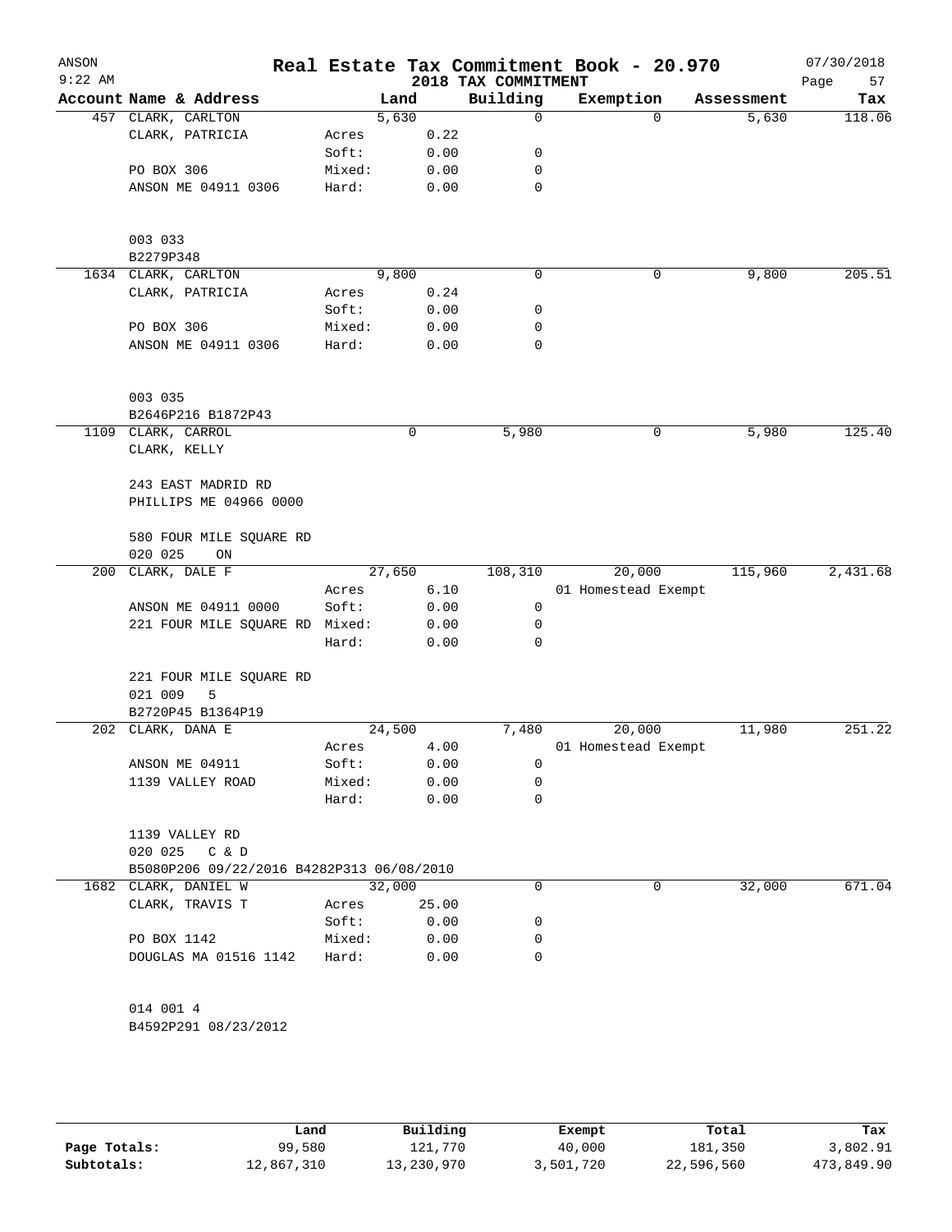ANSON
9:22 AM

# Real Estate Tax Commitment Book - 20.970

## 2018 TAX COMMITMENT

07/30/2018

| Account | Name & Address | | Land | Building | Exemption | Assessment | Tax |
|---|---|---|---|---|---|---|---|
| 457 | CLARK, CARLTON | | 5,630 | 0 | 0 | 5,630 | 118.06 |
| | CLARK, PATRICIA | Acres | 0.22 | | | | |
| | | Soft: | 0.00 | 0 | | | |
| | PO BOX 306 | Mixed: | 0.00 | 0 | | | |
| | ANSON ME 04911 0306 | Hard: | 0.00 | 0 | | | |
| | 003 033 | | | | | | |
| | B2279P348 | | | | | | |
| 1634 | CLARK, CARLTON | | 9,800 | 0 | 0 | 9,800 | 205.51 |
| | CLARK, PATRICIA | Acres | 0.24 | | | | |
| | | Soft: | 0.00 | 0 | | | |
| | PO BOX 306 | Mixed: | 0.00 | 0 | | | |
| | ANSON ME 04911 0306 | Hard: | 0.00 | 0 | | | |
| | 003 035 | | | | | | |
| | B2646P216 B1872P43 | | | | | | |
| 1109 | CLARK, CARROL | | 0 | 5,980 | 0 | 5,980 | 125.40 |
| | CLARK, KELLY | | | | | | |
| | 243 EAST MADRID RD | | | | | | |
| | PHILLIPS ME 04966 0000 | | | | | | |
| | 580 FOUR MILE SQUARE RD | | | | | | |
| | 020 025 ON | | | | | | |
| 200 | CLARK, DALE F | | 27,650 | 108,310 | 20,000 | 115,960 | 2,431.68 |
| | | Acres | 6.10 | | 01 Homestead Exempt | | |
| | ANSON ME 04911 0000 | Soft: | 0.00 | 0 | | | |
| | 221 FOUR MILE SQUARE RD | Mixed: | 0.00 | 0 | | | |
| | | Hard: | 0.00 | 0 | | | |
| | 221 FOUR MILE SQUARE RD | | | | | | |
| | 021 009 5 | | | | | | |
| | B2720P45 B1364P19 | | | | | | |
| 202 | CLARK, DANA E | | 24,500 | 7,480 | 20,000 | 11,980 | 251.22 |
| | | Acres | 4.00 | | 01 Homestead Exempt | | |
| | ANSON ME 04911 | Soft: | 0.00 | 0 | | | |
| | 1139 VALLEY ROAD | Mixed: | 0.00 | 0 | | | |
| | | Hard: | 0.00 | 0 | | | |
| | 1139 VALLEY RD | | | | | | |
| | 020 025 C & D | | | | | | |
| | B5080P206 09/22/2016 B4282P313 06/08/2010 | | | | | | |
| 1682 | CLARK, DANIEL W | | 32,000 | 0 | 0 | 32,000 | 671.04 |
| | CLARK, TRAVIS T | Acres | 25.00 | | | | |
| | | Soft: | 0.00 | 0 | | | |
| | PO BOX 1142 | Mixed: | 0.00 | 0 | | | |
| | DOUGLAS MA 01516 1142 | Hard: | 0.00 | 0 | | | |
| | 014 001 4 | | | | | | |
| | B4592P291 08/23/2012 | | | | | | |

| | Land | Building | Exempt | Total | Tax |
|---|---|---|---|---|---|
| Page Totals: | 99,580 | 121,770 | 40,000 | 181,350 | 3,802.91 |
| Subtotals: | 12,867,310 | 13,230,970 | 3,501,720 | 22,596,560 | 473,849.90 |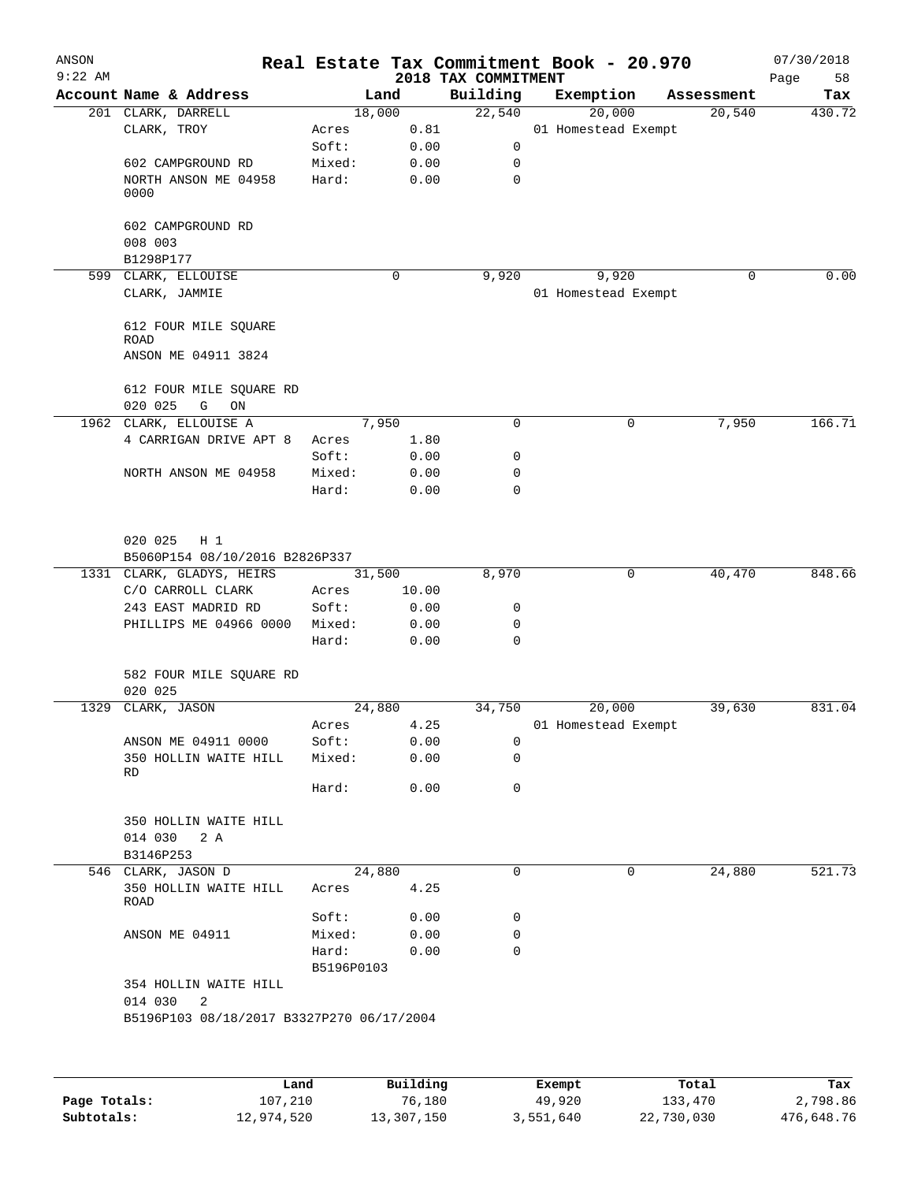# Real Estate Tax Commitment Book - 20.970

ANSON 9:22 AM — 2018 TAX COMMITMENT — 07/30/2018

| Account Name & Address | Land | | Building | Exemption | Assessment | Tax |
|---|---|---|---|---|---|---|
| 201 CLARK, DARRELL | 18,000 | | 22,540 | 20,000 | 20,540 | 430.72 |
| CLARK, TROY | Acres | 0.81 | | 01 Homestead Exempt | | |
| | Soft: | 0.00 | 0 | | | |
| 602 CAMPGROUND RD | Mixed: | 0.00 | 0 | | | |
| NORTH ANSON ME 04958 0000 | Hard: | 0.00 | 0 | | | |
| 602 CAMPGROUND RD | | | | | | |
| 008 003 | | | | | | |
| B1298P177 | | | | | | |
| 599 CLARK, ELLOUISE | 0 | | 9,920 | 9,920 | 0 | 0.00 |
| CLARK, JAMMIE | | | | 01 Homestead Exempt | | |
| 612 FOUR MILE SQUARE ROAD | | | | | | |
| ANSON ME 04911 3824 | | | | | | |
| 612 FOUR MILE SQUARE RD | | | | | | |
| 020 025 G ON | | | | | | |
| 1962 CLARK, ELLOUISE A | 7,950 | | 0 | 0 | 7,950 | 166.71 |
| 4 CARRIGAN DRIVE APT 8 | Acres | 1.80 | | | | |
| | Soft: | 0.00 | 0 | | | |
| NORTH ANSON ME 04958 | Mixed: | 0.00 | 0 | | | |
| | Hard: | 0.00 | 0 | | | |
| 020 025 H 1 | | | | | | |
| B5060P154 08/10/2016 B2826P337 | | | | | | |
| 1331 CLARK, GLADYS, HEIRS | 31,500 | | 8,970 | 0 | 40,470 | 848.66 |
| C/O CARROLL CLARK | Acres | 10.00 | | | | |
| 243 EAST MADRID RD | Soft: | 0.00 | 0 | | | |
| PHILLIPS ME 04966 0000 | Mixed: | 0.00 | 0 | | | |
| | Hard: | 0.00 | 0 | | | |
| 582 FOUR MILE SQUARE RD | | | | | | |
| 020 025 | | | | | | |
| 1329 CLARK, JASON | 24,880 | | 34,750 | 20,000 | 39,630 | 831.04 |
| | Acres | 4.25 | | 01 Homestead Exempt | | |
| ANSON ME 04911 0000 | Soft: | 0.00 | 0 | | | |
| 350 HOLLIN WAITE HILL RD | Mixed: | 0.00 | 0 | | | |
| | Hard: | 0.00 | 0 | | | |
| 350 HOLLIN WAITE HILL | | | | | | |
| 014 030 2 A | | | | | | |
| B3146P253 | | | | | | |
| 546 CLARK, JASON D | 24,880 | | 0 | 0 | 24,880 | 521.73 |
| 350 HOLLIN WAITE HILL ROAD | Acres | 4.25 | | | | |
| | Soft: | 0.00 | 0 | | | |
| ANSON ME 04911 | Mixed: | 0.00 | 0 | | | |
| | Hard: | 0.00 | 0 | | | |
| | B5196P0103 | | | | | |
| 354 HOLLIN WAITE HILL | | | | | | |
| 014 030 2 | | | | | | |
| B5196P103 08/18/2017 B3327P270 06/17/2004 | | | | | | |

| | Land | Building | Exempt | Total | Tax |
|---|---|---|---|---|---|
| Page Totals: | 107,210 | 76,180 | 49,920 | 133,470 | 2,798.86 |
| Subtotals: | 12,974,520 | 13,307,150 | 3,551,640 | 22,730,030 | 476,648.76 |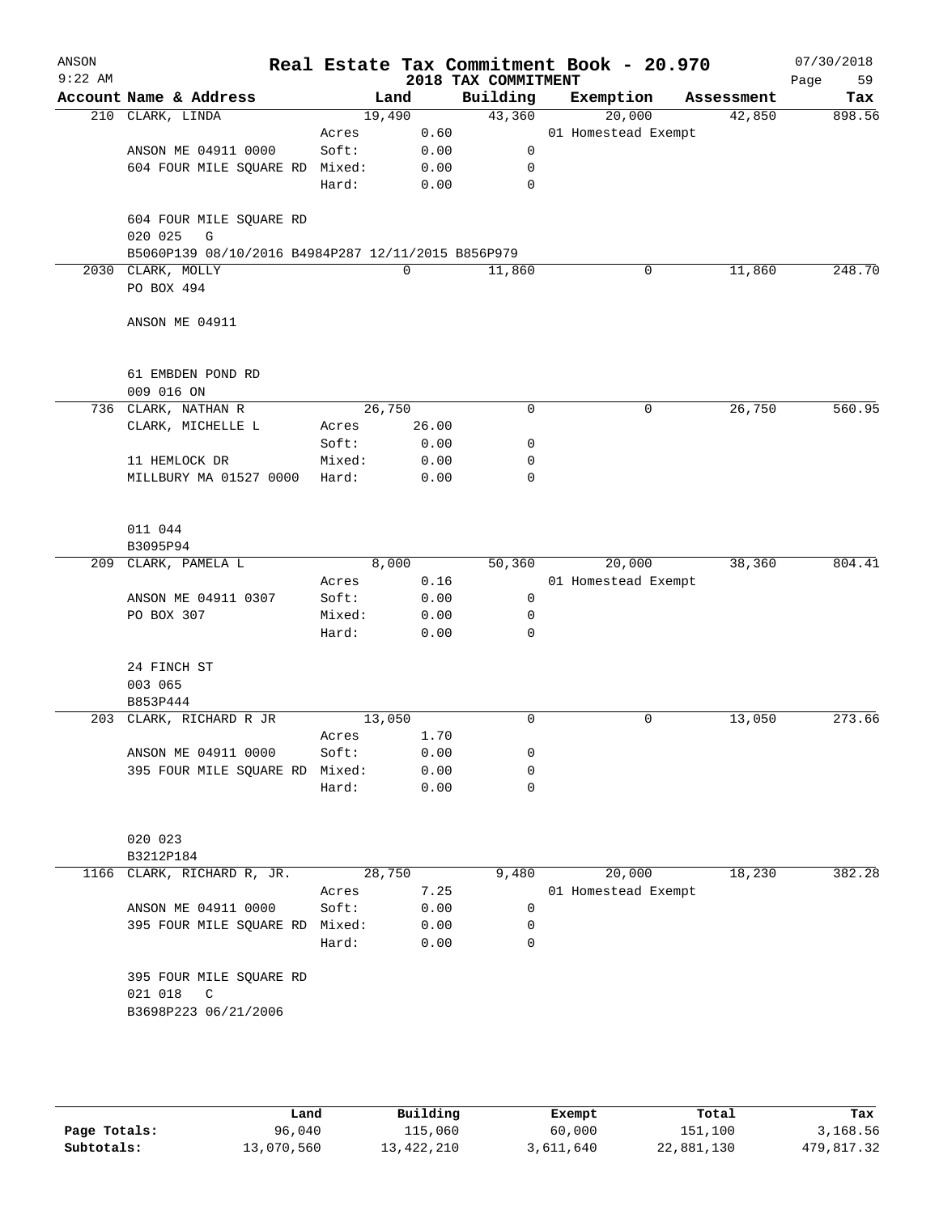ANSON
9:22 AM

# Real Estate Tax Commitment Book - 20.970
## 2018 TAX COMMITMENT

07/30/2018

| Account Name & Address | | Land | Building | Exemption | Assessment | Tax |
|---|---|---|---|---|---|---|
| 210 CLARK, LINDA | | 19,490 | 43,360 | 20,000 | 42,850 | 898.56 |
| | Acres | 0.60 | | 01 Homestead Exempt | | |
| ANSON ME 04911 0000 | Soft: | 0.00 | 0 | | | |
| 604 FOUR MILE SQUARE RD | Mixed: | 0.00 | 0 | | | |
| | Hard: | 0.00 | 0 | | | |
| 604 FOUR MILE SQUARE RD | | | | | | |
| 020 025 G | | | | | | |
| B5060P139 08/10/2016 B4984P287 12/11/2015 B856P979 | | | | | | |
| 2030 CLARK, MOLLY | | 0 | 11,860 | 0 | 11,860 | 248.70 |
| PO BOX 494 | | | | | | |
| ANSON ME 04911 | | | | | | |
| 61 EMBDEN POND RD | | | | | | |
| 009 016 ON | | | | | | |
| 736 CLARK, NATHAN R | | 26,750 | 0 | 0 | 26,750 | 560.95 |
| CLARK, MICHELLE L | Acres | 26.00 | | | | |
| | Soft: | 0.00 | 0 | | | |
| 11 HEMLOCK DR | Mixed: | 0.00 | 0 | | | |
| MILLBURY MA 01527 0000 | Hard: | 0.00 | 0 | | | |
| 011 044 | | | | | | |
| B3095P94 | | | | | | |
| 209 CLARK, PAMELA L | | 8,000 | 50,360 | 20,000 | 38,360 | 804.41 |
| | Acres | 0.16 | | 01 Homestead Exempt | | |
| ANSON ME 04911 0307 | Soft: | 0.00 | 0 | | | |
| PO BOX 307 | Mixed: | 0.00 | 0 | | | |
| | Hard: | 0.00 | 0 | | | |
| 24 FINCH ST | | | | | | |
| 003 065 | | | | | | |
| B853P444 | | | | | | |
| 203 CLARK, RICHARD R JR | | 13,050 | 0 | 0 | 13,050 | 273.66 |
| | Acres | 1.70 | | | | |
| ANSON ME 04911 0000 | Soft: | 0.00 | 0 | | | |
| 395 FOUR MILE SQUARE RD | Mixed: | 0.00 | 0 | | | |
| | Hard: | 0.00 | 0 | | | |
| 020 023 | | | | | | |
| B3212P184 | | | | | | |
| 1166 CLARK, RICHARD R, JR. | | 28,750 | 9,480 | 20,000 | 18,230 | 382.28 |
| | Acres | 7.25 | | 01 Homestead Exempt | | |
| ANSON ME 04911 0000 | Soft: | 0.00 | 0 | | | |
| 395 FOUR MILE SQUARE RD | Mixed: | 0.00 | 0 | | | |
| | Hard: | 0.00 | 0 | | | |
| 395 FOUR MILE SQUARE RD | | | | | | |
| 021 018 C | | | | | | |
| B3698P223 06/21/2006 | | | | | | |

| | Land | Building | Exempt | Total | Tax |
|---|---|---|---|---|---|
| Page Totals: | 96,040 | 115,060 | 60,000 | 151,100 | 3,168.56 |
| Subtotals: | 13,070,560 | 13,422,210 | 3,611,640 | 22,881,130 | 479,817.32 |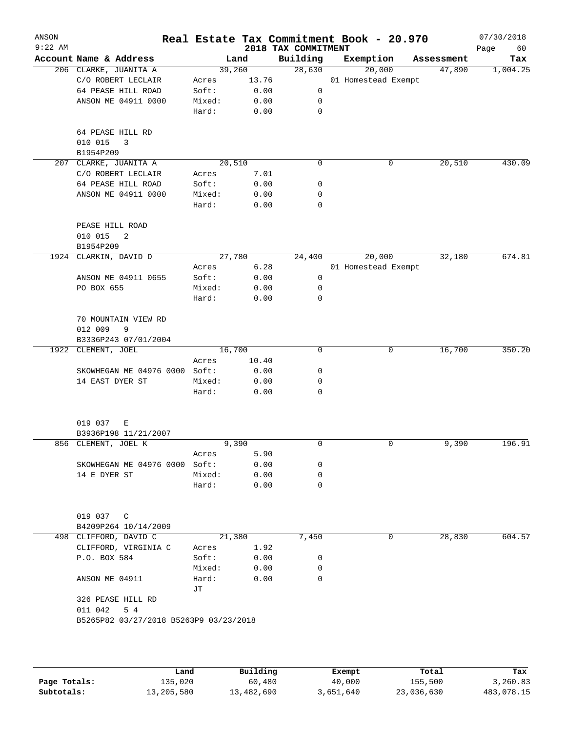# Real Estate Tax Commitment Book - 20.970

ANSON
9:22 AM

2018 TAX COMMITMENT

07/30/2018

| Account Name & Address | Land | | Building | Exemption | Assessment | Tax |
|---|---|---|---|---|---|---|
| 206 CLARKE, JUANITA A | 39,260 | | 28,630 | 20,000 | 47,890 | 1,004.25 |
| C/O ROBERT LECLAIR | Acres | 13.76 | | 01 Homestead Exempt | | |
| 64 PEASE HILL ROAD | Soft: | 0.00 | 0 | | | |
| ANSON ME 04911 0000 | Mixed: | 0.00 | 0 | | | |
| | Hard: | 0.00 | 0 | | | |
| 64 PEASE HILL RD | | | | | | |
| 010 015 3 | | | | | | |
| B1954P209 | | | | | | |
| 207 CLARKE, JUANITA A | 20,510 | | 0 | 0 | 20,510 | 430.09 |
| C/O ROBERT LECLAIR | Acres | 7.01 | | | | |
| 64 PEASE HILL ROAD | Soft: | 0.00 | 0 | | | |
| ANSON ME 04911 0000 | Mixed: | 0.00 | 0 | | | |
| | Hard: | 0.00 | 0 | | | |
| PEASE HILL ROAD | | | | | | |
| 010 015 2 | | | | | | |
| B1954P209 | | | | | | |
| 1924 CLARKIN, DAVID D | 27,780 | | 24,400 | 20,000 | 32,180 | 674.81 |
| | Acres | 6.28 | | 01 Homestead Exempt | | |
| ANSON ME 04911 0655 | Soft: | 0.00 | 0 | | | |
| PO BOX 655 | Mixed: | 0.00 | 0 | | | |
| | Hard: | 0.00 | 0 | | | |
| 70 MOUNTAIN VIEW RD | | | | | | |
| 012 009 9 | | | | | | |
| B3336P243 07/01/2004 | | | | | | |
| 1922 CLEMENT, JOEL | 16,700 | | 0 | 0 | 16,700 | 350.20 |
| | Acres | 10.40 | | | | |
| SKOWHEGAN ME 04976 0000 | Soft: | 0.00 | 0 | | | |
| 14 EAST DYER ST | Mixed: | 0.00 | 0 | | | |
| | Hard: | 0.00 | 0 | | | |
| 019 037 E | | | | | | |
| B3936P198 11/21/2007 | | | | | | |
| 856 CLEMENT, JOEL K | 9,390 | | 0 | 0 | 9,390 | 196.91 |
| | Acres | 5.90 | | | | |
| SKOWHEGAN ME 04976 0000 | Soft: | 0.00 | 0 | | | |
| 14 E DYER ST | Mixed: | 0.00 | 0 | | | |
| | Hard: | 0.00 | 0 | | | |
| 019 037 C | | | | | | |
| B4209P264 10/14/2009 | | | | | | |
| 498 CLIFFORD, DAVID C | 21,380 | | 7,450 | 0 | 28,830 | 604.57 |
| CLIFFORD, VIRGINIA C | Acres | 1.92 | | | | |
| P.O. BOX 584 | Soft: | 0.00 | 0 | | | |
| | Mixed: | 0.00 | 0 | | | |
| ANSON ME 04911 | Hard: | 0.00 | 0 | | | |
| | JT | | | | | |
| 326 PEASE HILL RD | | | | | | |
| 011 042 5 4 | | | | | | |
| B5265P82 03/27/2018 B5263P9 03/23/2018 | | | | | | |

| | Land | Building | Exempt | Total | Tax |
|---|---|---|---|---|---|
| Page Totals: | 135,020 | 60,480 | 40,000 | 155,500 | 3,260.83 |
| Subtotals: | 13,205,580 | 13,482,690 | 3,651,640 | 23,036,630 | 483,078.15 |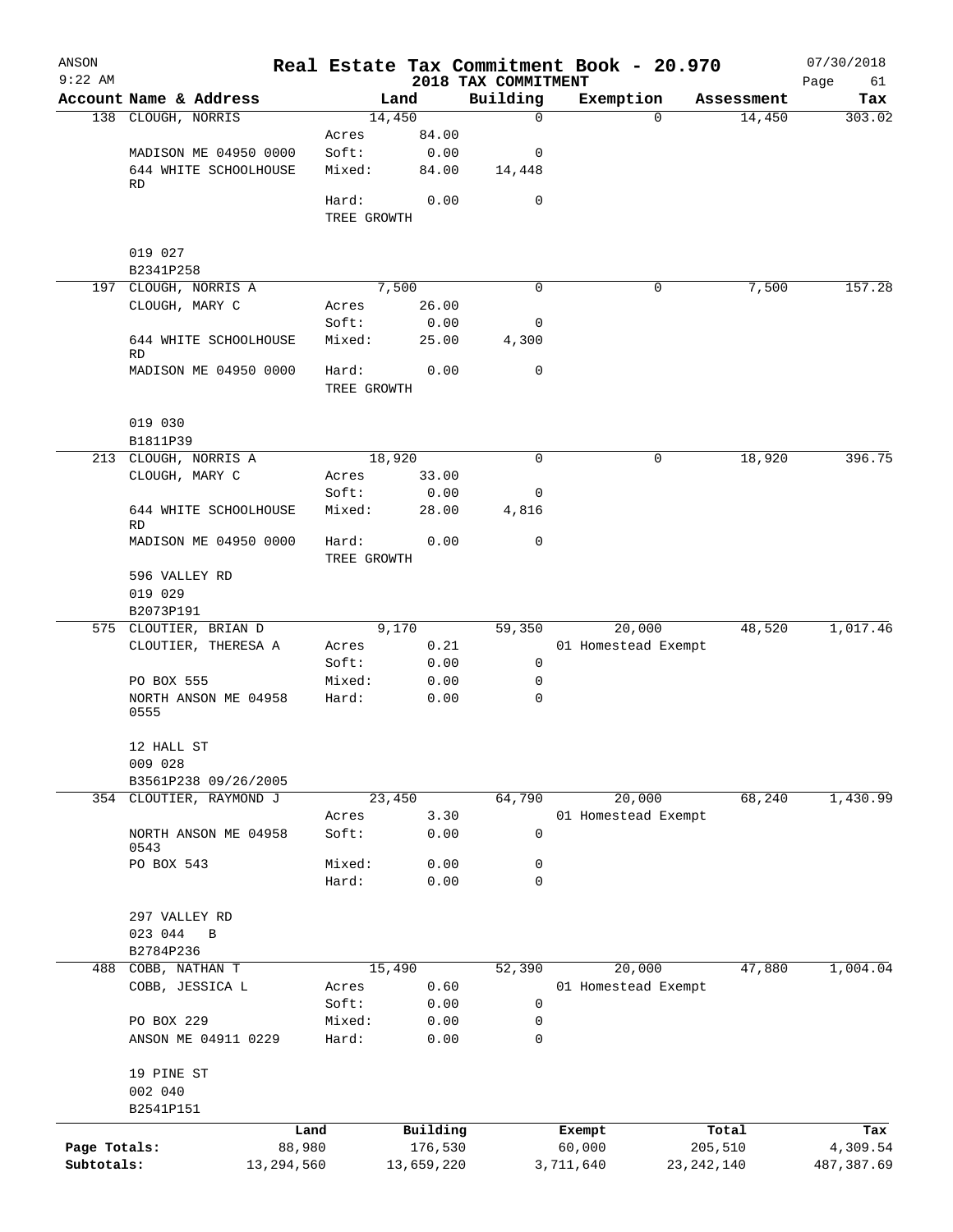# Real Estate Tax Commitment Book - 20.970

ANSON 9:22 AM — 2018 TAX COMMITMENT — 07/30/2018

| Account Name & Address | Land | | Building | Exemption | Assessment | Tax |
|---|---|---|---|---|---|---|
| 138 CLOUGH, NORRIS | 14,450 | | 0 | 0 | 14,450 | 303.02 |
| | Acres | 84.00 | | | | |
| MADISON ME 04950 0000 | Soft: | 0.00 | 0 | | | |
| 644 WHITE SCHOOLHOUSE RD | Mixed: | 84.00 | 14,448 | | | |
| | Hard: | 0.00 | 0 | | | |
| | TREE GROWTH | | | | | |
| 019 027 | | | | | | |
| B2341P258 | | | | | | |
| 197 CLOUGH, NORRIS A | 7,500 | | 0 | 0 | 7,500 | 157.28 |
| CLOUGH, MARY C | Acres | 26.00 | | | | |
| | Soft: | 0.00 | 0 | | | |
| 644 WHITE SCHOOLHOUSE RD | Mixed: | 25.00 | 4,300 | | | |
| MADISON ME 04950 0000 | Hard: | 0.00 | 0 | | | |
| | TREE GROWTH | | | | | |
| 019 030 | | | | | | |
| B1811P39 | | | | | | |
| 213 CLOUGH, NORRIS A | 18,920 | | 0 | 0 | 18,920 | 396.75 |
| CLOUGH, MARY C | Acres | 33.00 | | | | |
| | Soft: | 0.00 | 0 | | | |
| 644 WHITE SCHOOLHOUSE RD | Mixed: | 28.00 | 4,816 | | | |
| MADISON ME 04950 0000 | Hard: | 0.00 | 0 | | | |
| | TREE GROWTH | | | | | |
| 596 VALLEY RD | | | | | | |
| 019 029 | | | | | | |
| B2073P191 | | | | | | |
| 575 CLOUTIER, BRIAN D | 9,170 | | 59,350 | 20,000 | 48,520 | 1,017.46 |
| CLOUTIER, THERESA A | Acres | 0.21 | | 01 Homestead Exempt | | |
| | Soft: | 0.00 | 0 | | | |
| PO BOX 555 | Mixed: | 0.00 | 0 | | | |
| NORTH ANSON ME 04958 0555 | Hard: | 0.00 | 0 | | | |
| 12 HALL ST | | | | | | |
| 009 028 | | | | | | |
| B3561P238 09/26/2005 | | | | | | |
| 354 CLOUTIER, RAYMOND J | 23,450 | | 64,790 | 20,000 | 68,240 | 1,430.99 |
| | Acres | 3.30 | | 01 Homestead Exempt | | |
| NORTH ANSON ME 04958 0543 | Soft: | 0.00 | 0 | | | |
| PO BOX 543 | Mixed: | 0.00 | 0 | | | |
| | Hard: | 0.00 | 0 | | | |
| 297 VALLEY RD | | | | | | |
| 023 044 B | | | | | | |
| B2784P236 | | | | | | |
| 488 COBB, NATHAN T | 15,490 | | 52,390 | 20,000 | 47,880 | 1,004.04 |
| COBB, JESSICA L | Acres | 0.60 | | 01 Homestead Exempt | | |
| | Soft: | 0.00 | 0 | | | |
| PO BOX 229 | Mixed: | 0.00 | 0 | | | |
| ANSON ME 04911 0229 | Hard: | 0.00 | 0 | | | |
| 19 PINE ST | | | | | | |
| 002 040 | | | | | | |
| B2541P151 | | | | | | |

| | Land | Building | Exempt | Total | Tax |
|---|---|---|---|---|---|
| Page Totals: | 88,980 | 176,530 | 60,000 | 205,510 | 4,309.54 |
| Subtotals: | 13,294,560 | 13,659,220 | 3,711,640 | 23,242,140 | 487,387.69 |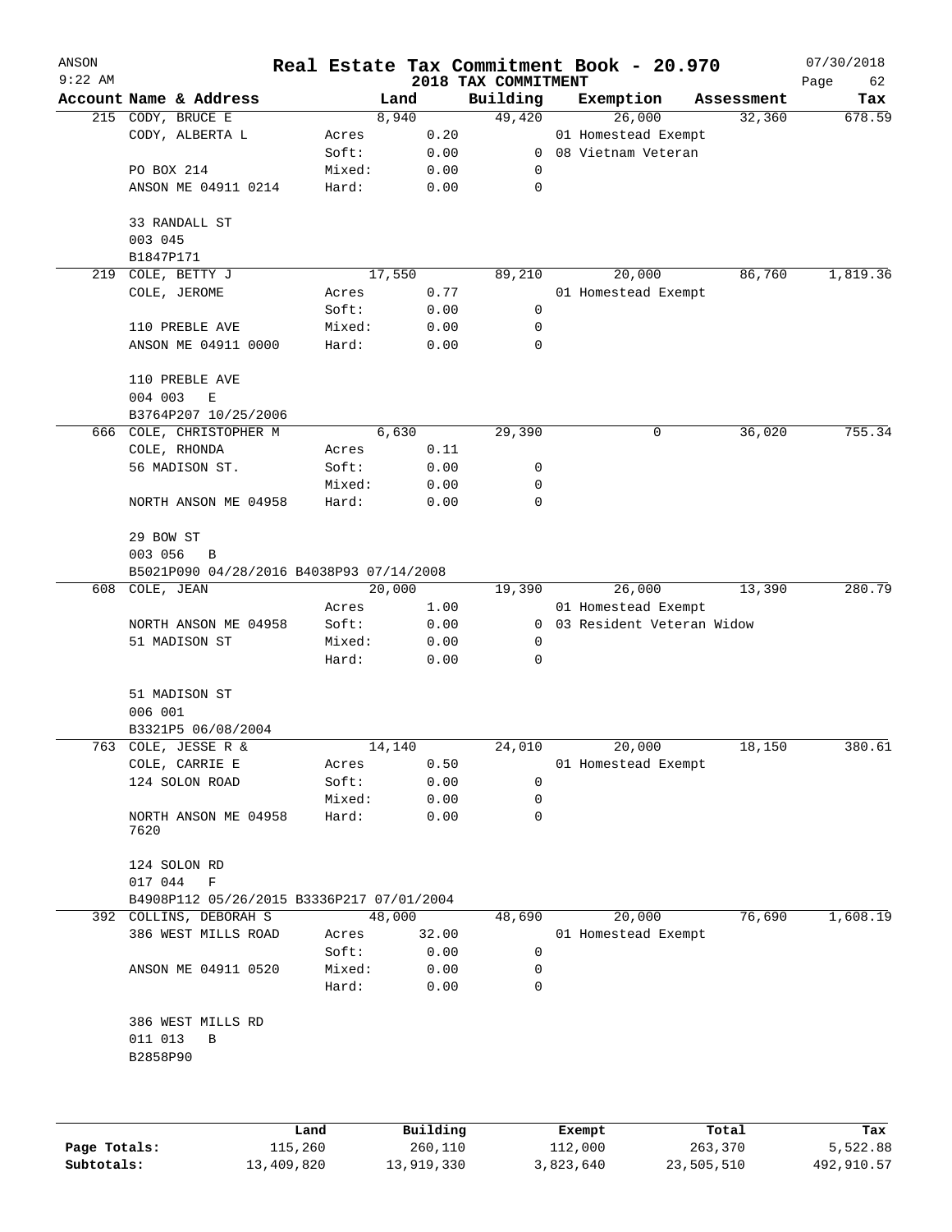ANSON | | Real Estate Tax Commitment Book - 20.970 | 07/30/2018
9:22 AM | | 2018 TAX COMMITMENT | Page 62

| Account Name & Address | | Land | Building | Exemption | Assessment | Tax |
|---|---|---|---|---|---|---|
| 215 CODY, BRUCE E | | 8,940 | 49,420 | 26,000 | 32,360 | 678.59 |
| CODY, ALBERTA L | Acres | 0.20 | | 01 Homestead Exempt | | |
| | Soft: | 0.00 | 0 | 08 Vietnam Veteran | | |
| PO BOX 214 | Mixed: | 0.00 | 0 | | | |
| ANSON ME 04911 0214 | Hard: | 0.00 | 0 | | | |
| 33 RANDALL ST | | | | | | |
| 003 045 | | | | | | |
| B1847P171 | | | | | | |
| 219 COLE, BETTY J | | 17,550 | 89,210 | 20,000 | 86,760 | 1,819.36 |
| COLE, JEROME | Acres | 0.77 | | 01 Homestead Exempt | | |
| | Soft: | 0.00 | 0 | | | |
| 110 PREBLE AVE | Mixed: | 0.00 | 0 | | | |
| ANSON ME 04911 0000 | Hard: | 0.00 | 0 | | | |
| 110 PREBLE AVE | | | | | | |
| 004 003 E | | | | | | |
| B3764P207 10/25/2006 | | | | | | |
| 666 COLE, CHRISTOPHER M | | 6,630 | 29,390 | 0 | 36,020 | 755.34 |
| COLE, RHONDA | Acres | 0.11 | | | | |
| 56 MADISON ST. | Soft: | 0.00 | 0 | | | |
| | Mixed: | 0.00 | 0 | | | |
| NORTH ANSON ME 04958 | Hard: | 0.00 | 0 | | | |
| 29 BOW ST | | | | | | |
| 003 056 B | | | | | | |
| B5021P090 04/28/2016 B4038P93 07/14/2008 | | | | | | |
| 608 COLE, JEAN | | 20,000 | 19,390 | 26,000 | 13,390 | 280.79 |
| | Acres | 1.00 | | 01 Homestead Exempt | | |
| NORTH ANSON ME 04958 | Soft: | 0.00 | 0 | 03 Resident Veteran Widow | | |
| 51 MADISON ST | Mixed: | 0.00 | 0 | | | |
| | Hard: | 0.00 | 0 | | | |
| 51 MADISON ST | | | | | | |
| 006 001 | | | | | | |
| B3321P5 06/08/2004 | | | | | | |
| 763 COLE, JESSE R & | | 14,140 | 24,010 | 20,000 | 18,150 | 380.61 |
| COLE, CARRIE E | Acres | 0.50 | | 01 Homestead Exempt | | |
| 124 SOLON ROAD | Soft: | 0.00 | 0 | | | |
| | Mixed: | 0.00 | 0 | | | |
| NORTH ANSON ME 04958 7620 | Hard: | 0.00 | 0 | | | |
| 124 SOLON RD | | | | | | |
| 017 044 F | | | | | | |
| B4908P112 05/26/2015 B3336P217 07/01/2004 | | | | | | |
| 392 COLLINS, DEBORAH S | | 48,000 | 48,690 | 20,000 | 76,690 | 1,608.19 |
| 386 WEST MILLS ROAD | Acres | 32.00 | | 01 Homestead Exempt | | |
| | Soft: | 0.00 | 0 | | | |
| ANSON ME 04911 0520 | Mixed: | 0.00 | 0 | | | |
| | Hard: | 0.00 | 0 | | | |
| 386 WEST MILLS RD | | | | | | |
| 011 013 B | | | | | | |
| B2858P90 | | | | | | |

| | Land | Building | Exempt | Total | Tax |
|---|---|---|---|---|---|
| Page Totals: | 115,260 | 260,110 | 112,000 | 263,370 | 5,522.88 |
| Subtotals: | 13,409,820 | 13,919,330 | 3,823,640 | 23,505,510 | 492,910.57 |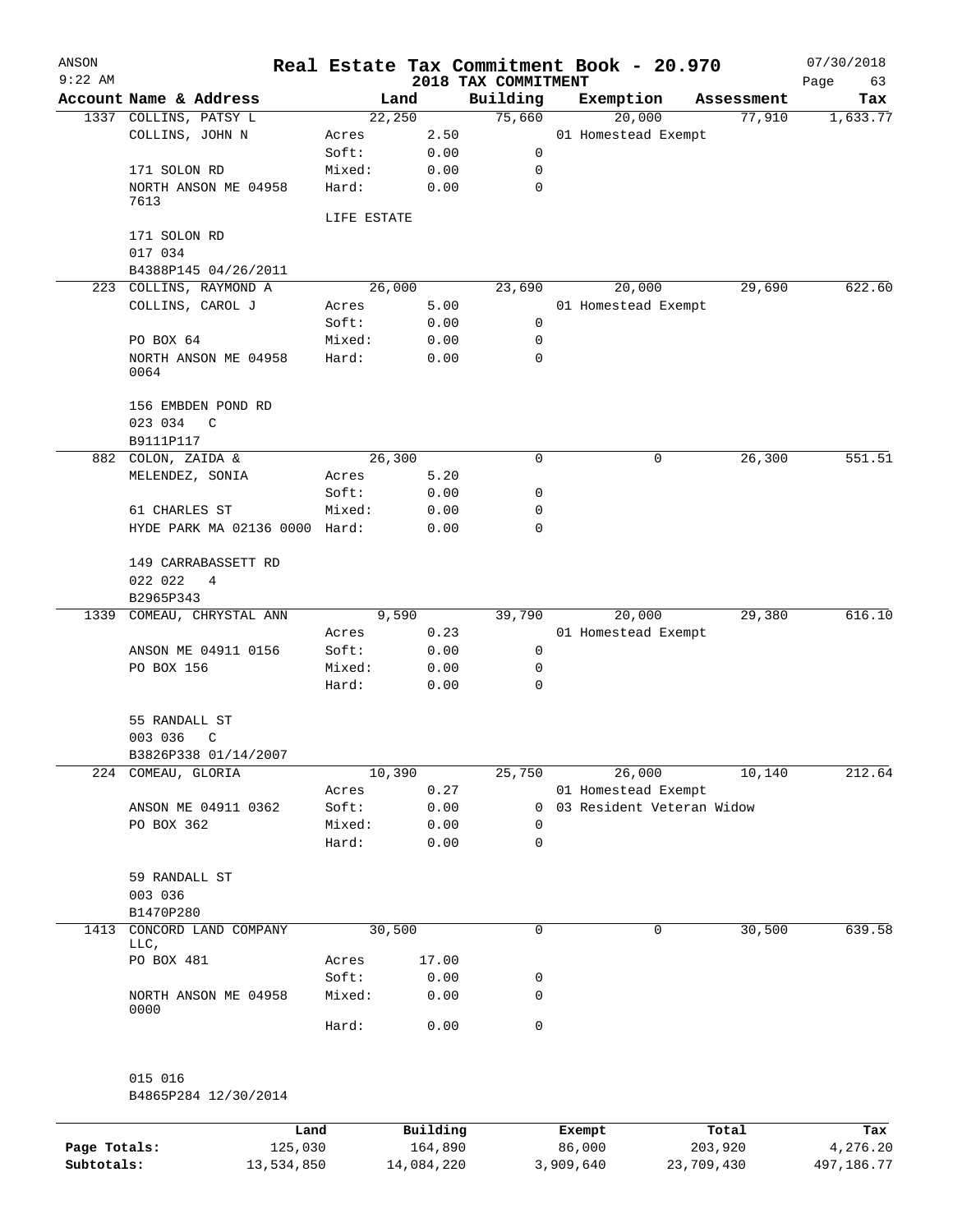# Real Estate Tax Commitment Book - 20.970

ANSON 9:22 AM — 2018 TAX COMMITMENT — 07/30/2018

| Account Name & Address | Land | | Building | Exemption | Assessment | Tax |
|---|---|---|---|---|---|---|
| 1337 COLLINS, PATSY L | 22,250 | | 75,660 | 20,000 | 77,910 | 1,633.77 |
| COLLINS, JOHN N | Acres | 2.50 | | 01 Homestead Exempt | | |
| | Soft: | 0.00 | 0 | | | |
| 171 SOLON RD | Mixed: | 0.00 | 0 | | | |
| NORTH ANSON ME 04958 7613 | Hard: | 0.00 | 0 | | | |
| | LIFE ESTATE | | | | | |
| 171 SOLON RD | | | | | | |
| 017 034 | | | | | | |
| B4388P145 04/26/2011 | | | | | | |
| 223 COLLINS, RAYMOND A | 26,000 | | 23,690 | 20,000 | 29,690 | 622.60 |
| COLLINS, CAROL J | Acres | 5.00 | | 01 Homestead Exempt | | |
| | Soft: | 0.00 | 0 | | | |
| PO BOX 64 | Mixed: | 0.00 | 0 | | | |
| NORTH ANSON ME 04958 0064 | Hard: | 0.00 | 0 | | | |
| 156 EMBDEN POND RD | | | | | | |
| 023 034 C | | | | | | |
| B9111P117 | | | | | | |
| 882 COLON, ZAIDA & | 26,300 | | 0 | 0 | 26,300 | 551.51 |
| MELENDEZ, SONIA | Acres | 5.20 | | | | |
| | Soft: | 0.00 | 0 | | | |
| 61 CHARLES ST | Mixed: | 0.00 | 0 | | | |
| HYDE PARK MA 02136 0000 | Hard: | 0.00 | 0 | | | |
| 149 CARRABASSETT RD | | | | | | |
| 022 022 4 | | | | | | |
| B2965P343 | | | | | | |
| 1339 COMEAU, CHRYSTAL ANN | 9,590 | | 39,790 | 20,000 | 29,380 | 616.10 |
| | Acres | 0.23 | | 01 Homestead Exempt | | |
| ANSON ME 04911 0156 | Soft: | 0.00 | 0 | | | |
| PO BOX 156 | Mixed: | 0.00 | 0 | | | |
| | Hard: | 0.00 | 0 | | | |
| 55 RANDALL ST | | | | | | |
| 003 036 C | | | | | | |
| B3826P338 01/14/2007 | | | | | | |
| 224 COMEAU, GLORIA | 10,390 | | 25,750 | 26,000 | 10,140 | 212.64 |
| | Acres | 0.27 | | 01 Homestead Exempt | | |
| ANSON ME 04911 0362 | Soft: | 0.00 | 0 | 03 Resident Veteran Widow | | |
| PO BOX 362 | Mixed: | 0.00 | 0 | | | |
| | Hard: | 0.00 | 0 | | | |
| 59 RANDALL ST | | | | | | |
| 003 036 | | | | | | |
| B1470P280 | | | | | | |
| 1413 CONCORD LAND COMPANY LLC, | 30,500 | | 0 | 0 | 30,500 | 639.58 |
| PO BOX 481 | Acres | 17.00 | | | | |
| | Soft: | 0.00 | 0 | | | |
| NORTH ANSON ME 04958 0000 | Mixed: | 0.00 | 0 | | | |
| | Hard: | 0.00 | 0 | | | |
| 015 016 | | | | | | |
| B4865P284 12/30/2014 | | | | | | |

| | Land | Building | Exempt | Total | Tax |
|---|---|---|---|---|---|
| Page Totals: | 125,030 | 164,890 | 86,000 | 203,920 | 4,276.20 |
| Subtotals: | 13,534,850 | 14,084,220 | 3,909,640 | 23,709,430 | 497,186.77 |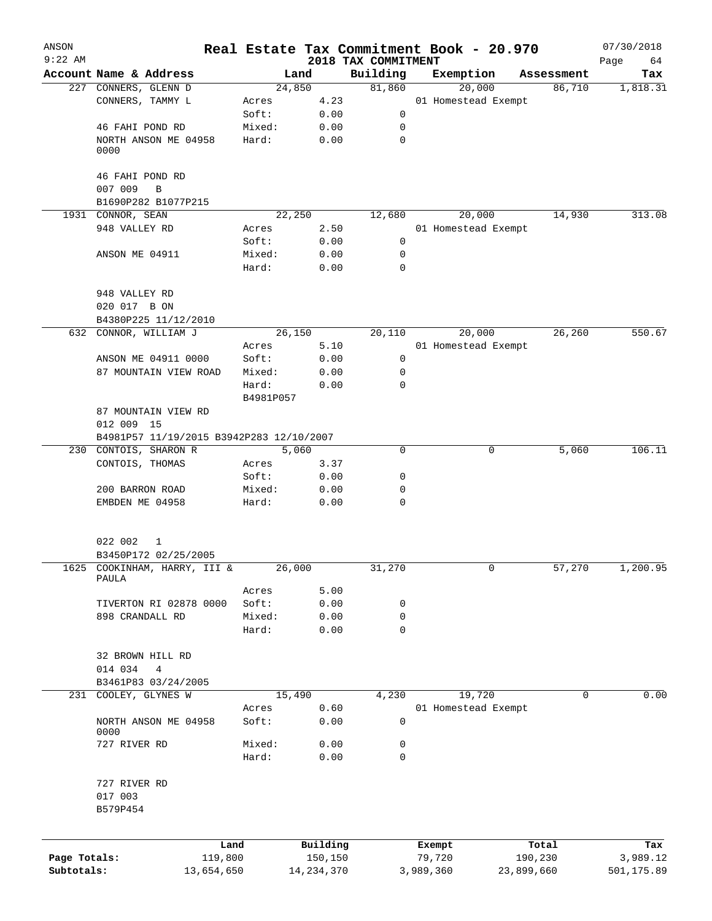ANSON 9:22 AM — **Real Estate Tax Commitment Book - 20.970** — 2018 TAX COMMITMENT — 07/30/2018

| Account Name & Address | Land | | Building | Exemption | Assessment | Tax |
|---|---|---|---|---|---|---|
| 227 CONNERS, GLENN D | 24,850 | | 81,860 | 20,000 | 86,710 | 1,818.31 |
| CONNERS, TAMMY L | Acres | 4.23 | | 01 Homestead Exempt | | |
| | Soft: | 0.00 | 0 | | | |
| 46 FAHI POND RD | Mixed: | 0.00 | 0 | | | |
| NORTH ANSON ME 04958 0000 | Hard: | 0.00 | 0 | | | |
| 46 FAHI POND RD | | | | | | |
| 007 009 B | | | | | | |
| B1690P282 B1077P215 | | | | | | |
| 1931 CONNOR, SEAN | 22,250 | | 12,680 | 20,000 | 14,930 | 313.08 |
| 948 VALLEY RD | Acres | 2.50 | | 01 Homestead Exempt | | |
| | Soft: | 0.00 | 0 | | | |
| ANSON ME 04911 | Mixed: | 0.00 | 0 | | | |
| | Hard: | 0.00 | 0 | | | |
| 948 VALLEY RD | | | | | | |
| 020 017 B ON | | | | | | |
| B4380P225 11/12/2010 | | | | | | |
| 632 CONNOR, WILLIAM J | 26,150 | | 20,110 | 20,000 | 26,260 | 550.67 |
| | Acres | 5.10 | | 01 Homestead Exempt | | |
| ANSON ME 04911 0000 | Soft: | 0.00 | 0 | | | |
| 87 MOUNTAIN VIEW ROAD | Mixed: | 0.00 | 0 | | | |
| | Hard: | 0.00 | 0 | | | |
| | B4981P057 | | | | | |
| 87 MOUNTAIN VIEW RD | | | | | | |
| 012 009 15 | | | | | | |
| B4981P57 11/19/2015 B3942P283 12/10/2007 | | | | | | |
| 230 CONTOIS, SHARON R | 5,060 | | 0 | 0 | 5,060 | 106.11 |
| CONTOIS, THOMAS | Acres | 3.37 | | | | |
| | Soft: | 0.00 | 0 | | | |
| 200 BARRON ROAD | Mixed: | 0.00 | 0 | | | |
| EMBDEN ME 04958 | Hard: | 0.00 | 0 | | | |
| 022 002 1 | | | | | | |
| B3450P172 02/25/2005 | | | | | | |
| 1625 COOKINHAM, HARRY, III & PAULA | 26,000 | | 31,270 | 0 | 57,270 | 1,200.95 |
| | Acres | 5.00 | | | | |
| TIVERTON RI 02878 0000 | Soft: | 0.00 | 0 | | | |
| 898 CRANDALL RD | Mixed: | 0.00 | 0 | | | |
| | Hard: | 0.00 | 0 | | | |
| 32 BROWN HILL RD | | | | | | |
| 014 034 4 | | | | | | |
| B3461P83 03/24/2005 | | | | | | |
| 231 COOLEY, GLYNES W | 15,490 | | 4,230 | 19,720 | 0 | 0.00 |
| | Acres | 0.60 | | 01 Homestead Exempt | | |
| NORTH ANSON ME 04958 0000 | Soft: | 0.00 | 0 | | | |
| 727 RIVER RD | Mixed: | 0.00 | 0 | | | |
| | Hard: | 0.00 | 0 | | | |
| 727 RIVER RD | | | | | | |
| 017 003 | | | | | | |
| B579P454 | | | | | | |

| | Land | Building | Exempt | Total | Tax |
|---|---|---|---|---|---|
| Page Totals: | 119,800 | 150,150 | 79,720 | 190,230 | 3,989.12 |
| Subtotals: | 13,654,650 | 14,234,370 | 3,989,360 | 23,899,660 | 501,175.89 |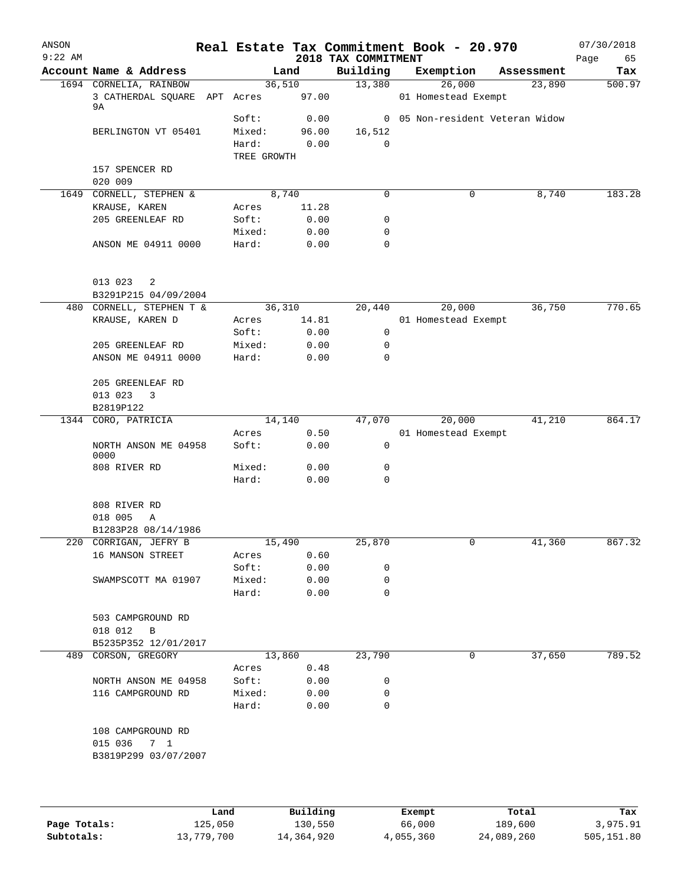ANSON
9:22 AM

# Real Estate Tax Commitment Book - 20.970

## 2018 TAX COMMITMENT

07/30/2018
Page 65

| Account Name & Address | Land | | Building | Exemption | Assessment | Tax |
|---|---|---|---|---|---|---|
| 1694 CORNELIA, RAINBOW | | 36,510 | 13,380 | 26,000 | 23,890 | 500.97 |
| 3 CATHERDAL SQUARE APT 9A | Acres | 97.00 | | 01 Homestead Exempt | | |
| | Soft: | 0.00 | 0 | 05 Non-resident Veteran Widow | | |
| BERLINGTON VT 05401 | Mixed: | 96.00 | 16,512 | | | |
| | Hard: | 0.00 | 0 | | | |
| | TREE GROWTH | | | | | |
| 157 SPENCER RD | | | | | | |
| 020 009 | | | | | | |
| 1649 CORNELL, STEPHEN & | | 8,740 | 0 | 0 | 8,740 | 183.28 |
| KRAUSE, KAREN | Acres | 11.28 | | | | |
| 205 GREENLEAF RD | Soft: | 0.00 | 0 | | | |
| | Mixed: | 0.00 | 0 | | | |
| ANSON ME 04911 0000 | Hard: | 0.00 | 0 | | | |
| 013 023 2 | | | | | | |
| B3291P215 04/09/2004 | | | | | | |
| 480 CORNELL, STEPHEN T & | | 36,310 | 20,440 | 20,000 | 36,750 | 770.65 |
| KRAUSE, KAREN D | Acres | 14.81 | | 01 Homestead Exempt | | |
| | Soft: | 0.00 | 0 | | | |
| 205 GREENLEAF RD | Mixed: | 0.00 | 0 | | | |
| ANSON ME 04911 0000 | Hard: | 0.00 | 0 | | | |
| 205 GREENLEAF RD | | | | | | |
| 013 023 3 | | | | | | |
| B2819P122 | | | | | | |
| 1344 CORO, PATRICIA | | 14,140 | 47,070 | 20,000 | 41,210 | 864.17 |
| | Acres | 0.50 | | 01 Homestead Exempt | | |
| NORTH ANSON ME 04958 0000 | Soft: | 0.00 | 0 | | | |
| 808 RIVER RD | Mixed: | 0.00 | 0 | | | |
| | Hard: | 0.00 | 0 | | | |
| 808 RIVER RD | | | | | | |
| 018 005 A | | | | | | |
| B1283P28 08/14/1986 | | | | | | |
| 220 CORRIGAN, JEFRY B | | 15,490 | 25,870 | 0 | 41,360 | 867.32 |
| 16 MANSON STREET | Acres | 0.60 | | | | |
| | Soft: | 0.00 | 0 | | | |
| SWAMPSCOTT MA 01907 | Mixed: | 0.00 | 0 | | | |
| | Hard: | 0.00 | 0 | | | |
| 503 CAMPGROUND RD | | | | | | |
| 018 012 B | | | | | | |
| B5235P352 12/01/2017 | | | | | | |
| 489 CORSON, GREGORY | | 13,860 | 23,790 | 0 | 37,650 | 789.52 |
| | Acres | 0.48 | | | | |
| NORTH ANSON ME 04958 | Soft: | 0.00 | 0 | | | |
| 116 CAMPGROUND RD | Mixed: | 0.00 | 0 | | | |
| | Hard: | 0.00 | 0 | | | |
| 108 CAMPGROUND RD | | | | | | |
| 015 036 7 1 | | | | | | |
| B3819P299 03/07/2007 | | | | | | |

| | Land | Building | Exempt | Total | Tax |
|---|---|---|---|---|---|
| Page Totals: | 125,050 | 130,550 | 66,000 | 189,600 | 3,975.91 |
| Subtotals: | 13,779,700 | 14,364,920 | 4,055,360 | 24,089,260 | 505,151.80 |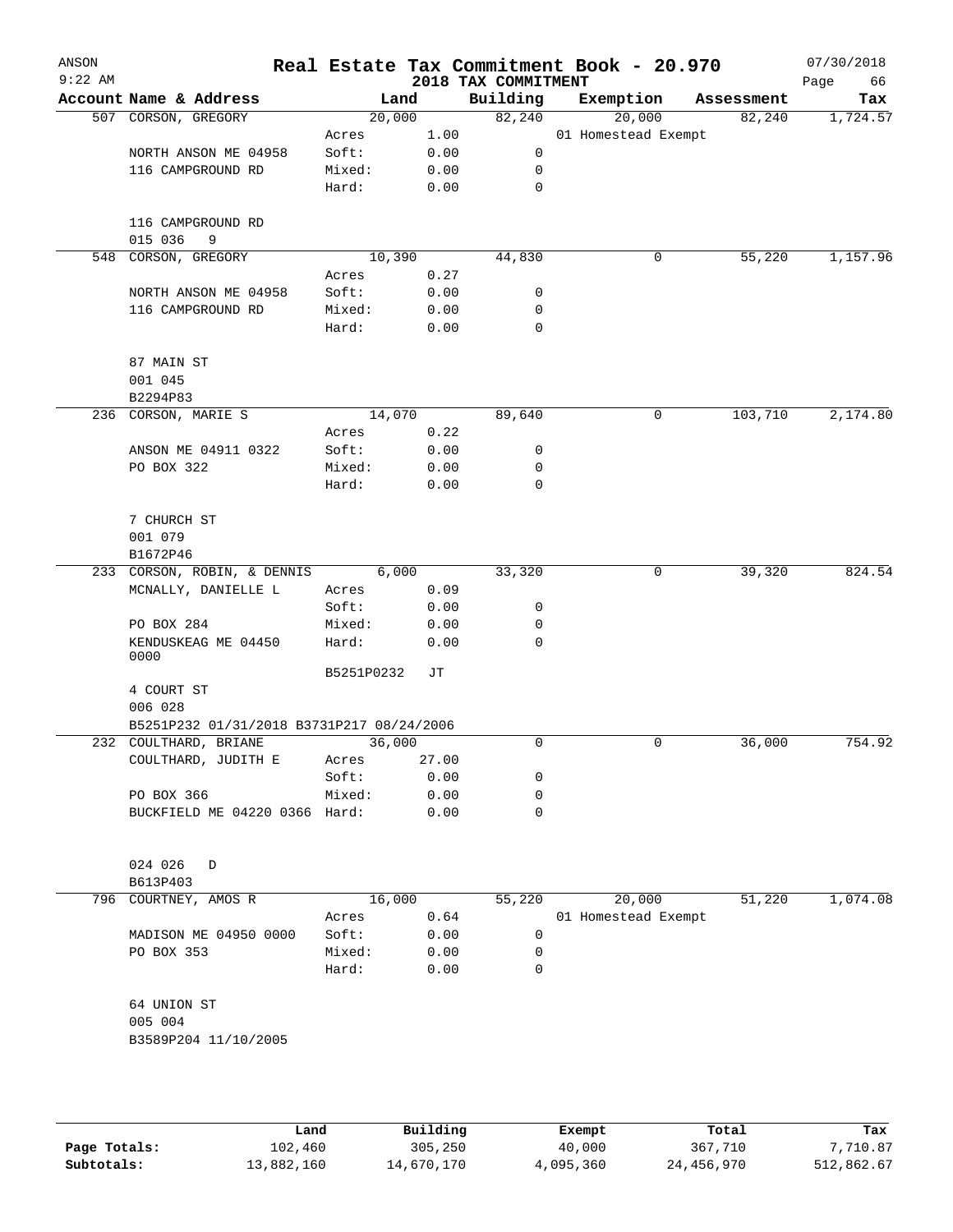# Real Estate Tax Commitment Book - 20.970

ANSON
9:22 AM

2018 TAX COMMITMENT

07/30/2018

| Account Name & Address | Land | | Building | Exemption | Assessment | Tax |
|---|---|---|---|---|---|---|
| 507 CORSON, GREGORY | 20,000 | | 82,240 | 20,000 | 82,240 | 1,724.57 |
| | Acres | 1.00 | | 01 Homestead Exempt | | |
| NORTH ANSON ME 04958 | Soft: | 0.00 | 0 | | | |
| 116 CAMPGROUND RD | Mixed: | 0.00 | 0 | | | |
| | Hard: | 0.00 | 0 | | | |
| 116 CAMPGROUND RD | | | | | | |
| 015 036 9 | | | | | | |
| 548 CORSON, GREGORY | 10,390 | | 44,830 | 0 | 55,220 | 1,157.96 |
| | Acres | 0.27 | | | | |
| NORTH ANSON ME 04958 | Soft: | 0.00 | 0 | | | |
| 116 CAMPGROUND RD | Mixed: | 0.00 | 0 | | | |
| | Hard: | 0.00 | 0 | | | |
| 87 MAIN ST | | | | | | |
| 001 045 | | | | | | |
| B2294P83 | | | | | | |
| 236 CORSON, MARIE S | 14,070 | | 89,640 | 0 | 103,710 | 2,174.80 |
| | Acres | 0.22 | | | | |
| ANSON ME 04911 0322 | Soft: | 0.00 | 0 | | | |
| PO BOX 322 | Mixed: | 0.00 | 0 | | | |
| | Hard: | 0.00 | 0 | | | |
| 7 CHURCH ST | | | | | | |
| 001 079 | | | | | | |
| B1672P46 | | | | | | |
| 233 CORSON, ROBIN, & DENNIS | 6,000 | | 33,320 | 0 | 39,320 | 824.54 |
| MCNALLY, DANIELLE L | Acres | 0.09 | | | | |
| | Soft: | 0.00 | 0 | | | |
| PO BOX 284 | Mixed: | 0.00 | 0 | | | |
| KENDUSKEAG ME 04450 0000 | Hard: | 0.00 | 0 | | | |
| | B5251P0232 | JT | | | | |
| 4 COURT ST | | | | | | |
| 006 028 | | | | | | |
| B5251P232 01/31/2018 B3731P217 08/24/2006 | | | | | | |
| 232 COULTHARD, BRIANE | 36,000 | | 0 | 0 | 36,000 | 754.92 |
| COULTHARD, JUDITH E | Acres | 27.00 | | | | |
| | Soft: | 0.00 | 0 | | | |
| PO BOX 366 | Mixed: | 0.00 | 0 | | | |
| BUCKFIELD ME 04220 0366 | Hard: | 0.00 | 0 | | | |
| 024 026 D | | | | | | |
| B613P403 | | | | | | |
| 796 COURTNEY, AMOS R | 16,000 | | 55,220 | 20,000 | 51,220 | 1,074.08 |
| | Acres | 0.64 | | 01 Homestead Exempt | | |
| MADISON ME 04950 0000 | Soft: | 0.00 | 0 | | | |
| PO BOX 353 | Mixed: | 0.00 | 0 | | | |
| | Hard: | 0.00 | 0 | | | |
| 64 UNION ST | | | | | | |
| 005 004 | | | | | | |
| B3589P204 11/10/2005 | | | | | | |

| | Land | Building | Exempt | Total | Tax |
|---|---|---|---|---|---|
| Page Totals: | 102,460 | 305,250 | 40,000 | 367,710 | 7,710.87 |
| Subtotals: | 13,882,160 | 14,670,170 | 4,095,360 | 24,456,970 | 512,862.67 |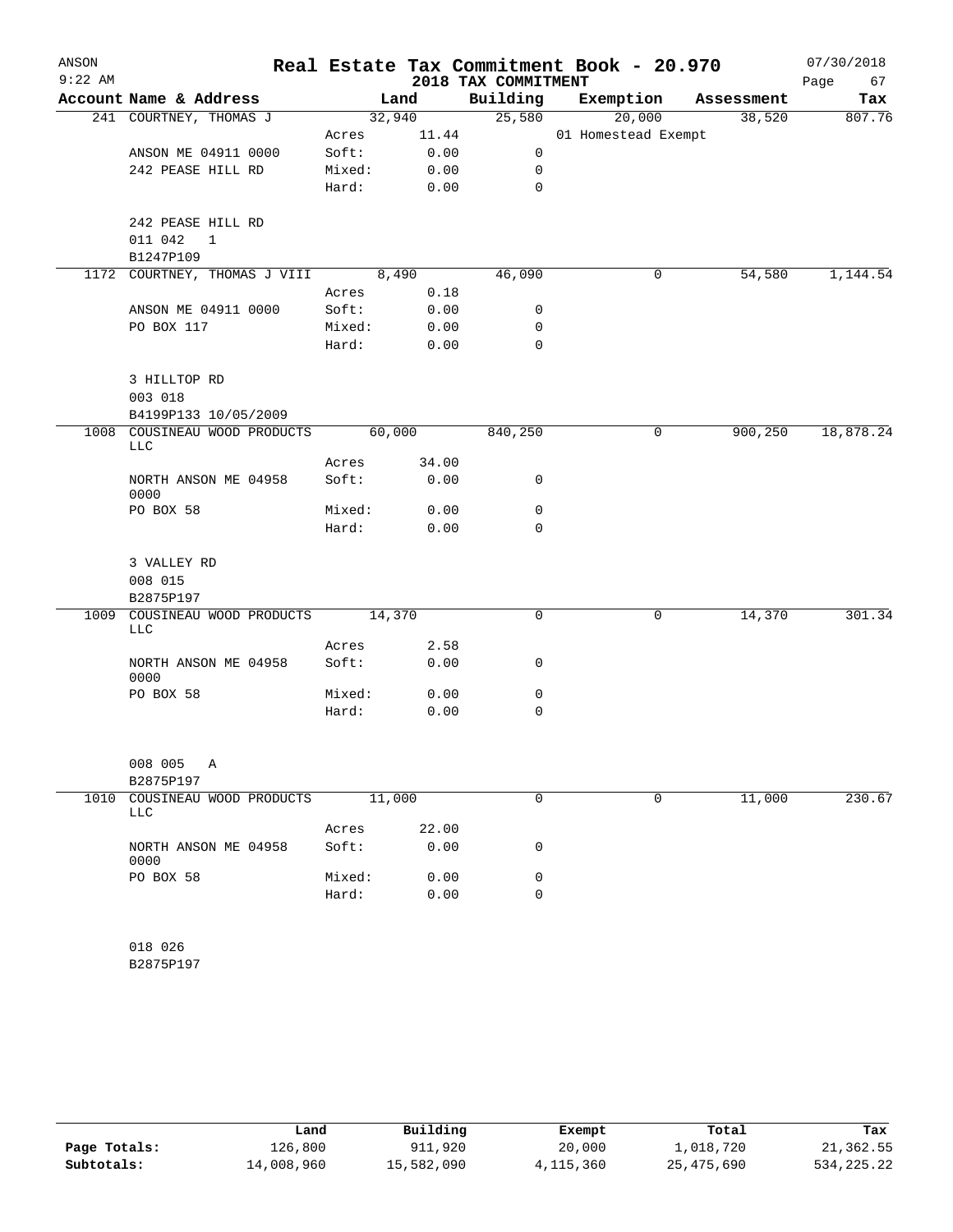# Real Estate Tax Commitment Book - 20.970

ANSON
9:22 AM

2018 TAX COMMITMENT

07/30/2018
Page 67

| Account Name & Address | | Land | Building | Exemption | Assessment | Tax |
|---|---|---|---|---|---|---|
| 241 COURTNEY, THOMAS J | | 32,940 | 25,580 | 20,000 | 38,520 | 807.76 |
| | Acres | 11.44 | | 01 Homestead Exempt | | |
| ANSON ME 04911 0000 | Soft: | 0.00 | 0 | | | |
| 242 PEASE HILL RD | Mixed: | 0.00 | 0 | | | |
| | Hard: | 0.00 | 0 | | | |
| 242 PEASE HILL RD | | | | | | |
| 011 042 1 | | | | | | |
| B1247P109 | | | | | | |
| 1172 COURTNEY, THOMAS J VIII | | 8,490 | 46,090 | 0 | 54,580 | 1,144.54 |
| | Acres | 0.18 | | | | |
| ANSON ME 04911 0000 | Soft: | 0.00 | 0 | | | |
| PO BOX 117 | Mixed: | 0.00 | 0 | | | |
| | Hard: | 0.00 | 0 | | | |
| 3 HILLTOP RD | | | | | | |
| 003 018 | | | | | | |
| B4199P133 10/05/2009 | | | | | | |
| 1008 COUSINEAU WOOD PRODUCTS LLC | | 60,000 | 840,250 | 0 | 900,250 | 18,878.24 |
| | Acres | 34.00 | | | | |
| NORTH ANSON ME 04958 0000 | Soft: | 0.00 | 0 | | | |
| PO BOX 58 | Mixed: | 0.00 | 0 | | | |
| | Hard: | 0.00 | 0 | | | |
| 3 VALLEY RD | | | | | | |
| 008 015 | | | | | | |
| B2875P197 | | | | | | |
| 1009 COUSINEAU WOOD PRODUCTS LLC | | 14,370 | 0 | 0 | 14,370 | 301.34 |
| | Acres | 2.58 | | | | |
| NORTH ANSON ME 04958 0000 | Soft: | 0.00 | 0 | | | |
| PO BOX 58 | Mixed: | 0.00 | 0 | | | |
| | Hard: | 0.00 | 0 | | | |
| 008 005 A | | | | | | |
| B2875P197 | | | | | | |
| 1010 COUSINEAU WOOD PRODUCTS LLC | | 11,000 | 0 | 0 | 11,000 | 230.67 |
| | Acres | 22.00 | | | | |
| NORTH ANSON ME 04958 0000 | Soft: | 0.00 | 0 | | | |
| PO BOX 58 | Mixed: | 0.00 | 0 | | | |
| | Hard: | 0.00 | 0 | | | |
| 018 026 | | | | | | |
| B2875P197 | | | | | | |

| | Land | Building | Exempt | Total | Tax |
|---|---|---|---|---|---|
| Page Totals: | 126,800 | 911,920 | 20,000 | 1,018,720 | 21,362.55 |
| Subtotals: | 14,008,960 | 15,582,090 | 4,115,360 | 25,475,690 | 534,225.22 |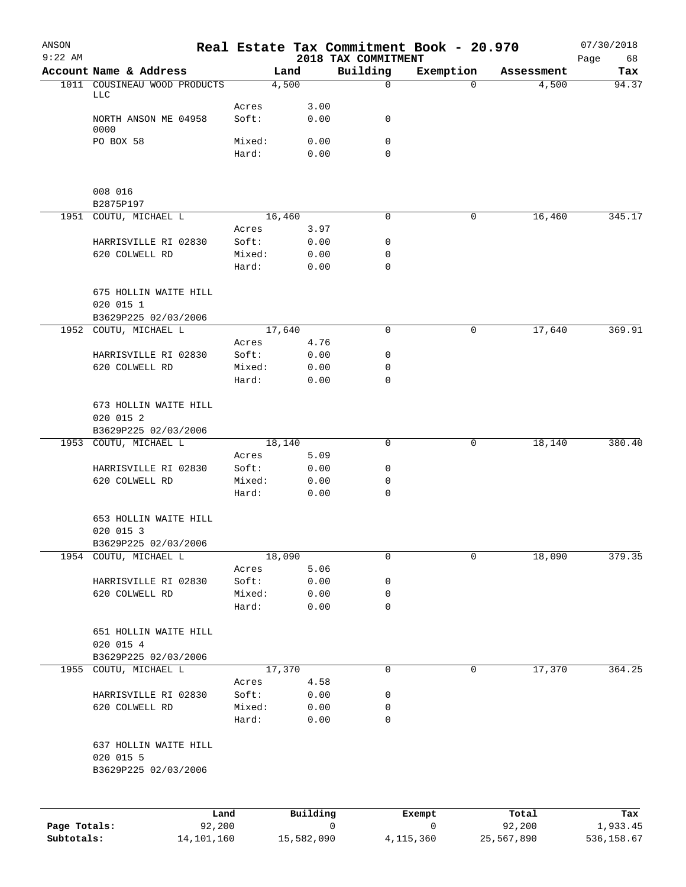ANSON
9:22 AM

# Real Estate Tax Commitment Book - 20.970

2018 TAX COMMITMENT

07/30/2018

| Account Name & Address | | Land | Building | Exemption | Assessment | Tax |
|---|---|---|---|---|---|---|
| 1011 COUSINEAU WOOD PRODUCTS LLC | | 4,500 | 0 | 0 | 4,500 | 94.37 |
| | Acres | 3.00 | | | | |
| NORTH ANSON ME 04958 0000 | Soft: | 0.00 | 0 | | | |
| PO BOX 58 | Mixed: | 0.00 | 0 | | | |
| | Hard: | 0.00 | 0 | | | |
| 008 016 | | | | | | |
| B2875P197 | | | | | | |
| 1951 COUTU, MICHAEL L | | 16,460 | 0 | 0 | 16,460 | 345.17 |
| | Acres | 3.97 | | | | |
| HARRISVILLE RI 02830 | Soft: | 0.00 | 0 | | | |
| 620 COLWELL RD | Mixed: | 0.00 | 0 | | | |
| | Hard: | 0.00 | 0 | | | |
| 675 HOLLIN WAITE HILL | | | | | | |
| 020 015 1 | | | | | | |
| B3629P225 02/03/2006 | | | | | | |
| 1952 COUTU, MICHAEL L | | 17,640 | 0 | 0 | 17,640 | 369.91 |
| | Acres | 4.76 | | | | |
| HARRISVILLE RI 02830 | Soft: | 0.00 | 0 | | | |
| 620 COLWELL RD | Mixed: | 0.00 | 0 | | | |
| | Hard: | 0.00 | 0 | | | |
| 673 HOLLIN WAITE HILL | | | | | | |
| 020 015 2 | | | | | | |
| B3629P225 02/03/2006 | | | | | | |
| 1953 COUTU, MICHAEL L | | 18,140 | 0 | 0 | 18,140 | 380.40 |
| | Acres | 5.09 | | | | |
| HARRISVILLE RI 02830 | Soft: | 0.00 | 0 | | | |
| 620 COLWELL RD | Mixed: | 0.00 | 0 | | | |
| | Hard: | 0.00 | 0 | | | |
| 653 HOLLIN WAITE HILL | | | | | | |
| 020 015 3 | | | | | | |
| B3629P225 02/03/2006 | | | | | | |
| 1954 COUTU, MICHAEL L | | 18,090 | 0 | 0 | 18,090 | 379.35 |
| | Acres | 5.06 | | | | |
| HARRISVILLE RI 02830 | Soft: | 0.00 | 0 | | | |
| 620 COLWELL RD | Mixed: | 0.00 | 0 | | | |
| | Hard: | 0.00 | 0 | | | |
| 651 HOLLIN WAITE HILL | | | | | | |
| 020 015 4 | | | | | | |
| B3629P225 02/03/2006 | | | | | | |
| 1955 COUTU, MICHAEL L | | 17,370 | 0 | 0 | 17,370 | 364.25 |
| | Acres | 4.58 | | | | |
| HARRISVILLE RI 02830 | Soft: | 0.00 | 0 | | | |
| 620 COLWELL RD | Mixed: | 0.00 | 0 | | | |
| | Hard: | 0.00 | 0 | | | |
| 637 HOLLIN WAITE HILL | | | | | | |
| 020 015 5 | | | | | | |
| B3629P225 02/03/2006 | | | | | | |

| | Land | Building | Exempt | Total | Tax |
|---|---|---|---|---|---|
| Page Totals: | 92,200 | 0 | 0 | 92,200 | 1,933.45 |
| Subtotals: | 14,101,160 | 15,582,090 | 4,115,360 | 25,567,890 | 536,158.67 |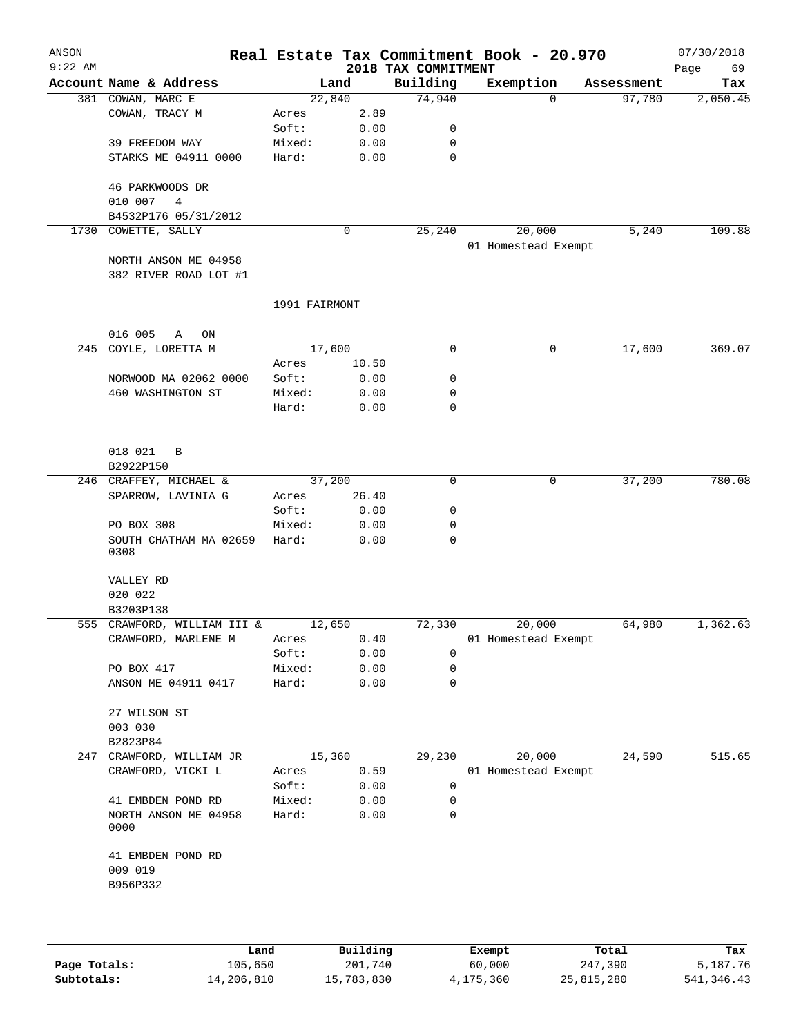ANSON 9:22 AM

# Real Estate Tax Commitment Book - 20.970

2018 TAX COMMITMENT

07/30/2018

| Account | Name & Address | Land | | Building | Exemption | Assessment | Tax |
|---|---|---|---|---|---|---|---|
| 381 | COWAN, MARC E | | 22,840 | 74,940 | 0 | 97,780 | 2,050.45 |
| | COWAN, TRACY M | Acres | 2.89 | | | | |
| | | Soft: | 0.00 | 0 | | | |
| | 39 FREEDOM WAY | Mixed: | 0.00 | 0 | | | |
| | STARKS ME 04911 0000 | Hard: | 0.00 | 0 | | | |
| | 46 PARKWOODS DR | | | | | | |
| | 010 007 4 | | | | | | |
| | B4532P176 05/31/2012 | | | | | | |
| 1730 | COWETTE, SALLY | | 0 | 25,240 | 20,000 | 5,240 | 109.88 |
| | | | | | 01 Homestead Exempt | | |
| | NORTH ANSON ME 04958 | | | | | | |
| | 382 RIVER ROAD LOT #1 | | | | | | |
| | | 1991 FAIRMONT | | | | | |
| | 016 005 A ON | | | | | | |
| 245 | COYLE, LORETTA M | | 17,600 | 0 | 0 | 17,600 | 369.07 |
| | | Acres | 10.50 | | | | |
| | NORWOOD MA 02062 0000 | Soft: | 0.00 | 0 | | | |
| | 460 WASHINGTON ST | Mixed: | 0.00 | 0 | | | |
| | | Hard: | 0.00 | 0 | | | |
| | 018 021 B | | | | | | |
| | B2922P150 | | | | | | |
| 246 | CRAFFEY, MICHAEL & | | 37,200 | 0 | 0 | 37,200 | 780.08 |
| | SPARROW, LAVINIA G | Acres | 26.40 | | | | |
| | | Soft: | 0.00 | 0 | | | |
| | PO BOX 308 | Mixed: | 0.00 | 0 | | | |
| | SOUTH CHATHAM MA 02659 0308 | Hard: | 0.00 | 0 | | | |
| | VALLEY RD | | | | | | |
| | 020 022 | | | | | | |
| | B3203P138 | | | | | | |
| 555 | CRAWFORD, WILLIAM III & | | 12,650 | 72,330 | 20,000 | 64,980 | 1,362.63 |
| | CRAWFORD, MARLENE M | Acres | 0.40 | | 01 Homestead Exempt | | |
| | | Soft: | 0.00 | 0 | | | |
| | PO BOX 417 | Mixed: | 0.00 | 0 | | | |
| | ANSON ME 04911 0417 | Hard: | 0.00 | 0 | | | |
| | 27 WILSON ST | | | | | | |
| | 003 030 | | | | | | |
| | B2823P84 | | | | | | |
| 247 | CRAWFORD, WILLIAM JR | | 15,360 | 29,230 | 20,000 | 24,590 | 515.65 |
| | CRAWFORD, VICKI L | Acres | 0.59 | | 01 Homestead Exempt | | |
| | | Soft: | 0.00 | 0 | | | |
| | 41 EMBDEN POND RD | Mixed: | 0.00 | 0 | | | |
| | NORTH ANSON ME 04958 0000 | Hard: | 0.00 | 0 | | | |
| | 41 EMBDEN POND RD | | | | | | |
| | 009 019 | | | | | | |
| | B956P332 | | | | | | |

| | Land | Building | Exempt | Total | Tax |
|---|---|---|---|---|---|
| Page Totals: | 105,650 | 201,740 | 60,000 | 247,390 | 5,187.76 |
| Subtotals: | 14,206,810 | 15,783,830 | 4,175,360 | 25,815,280 | 541,346.43 |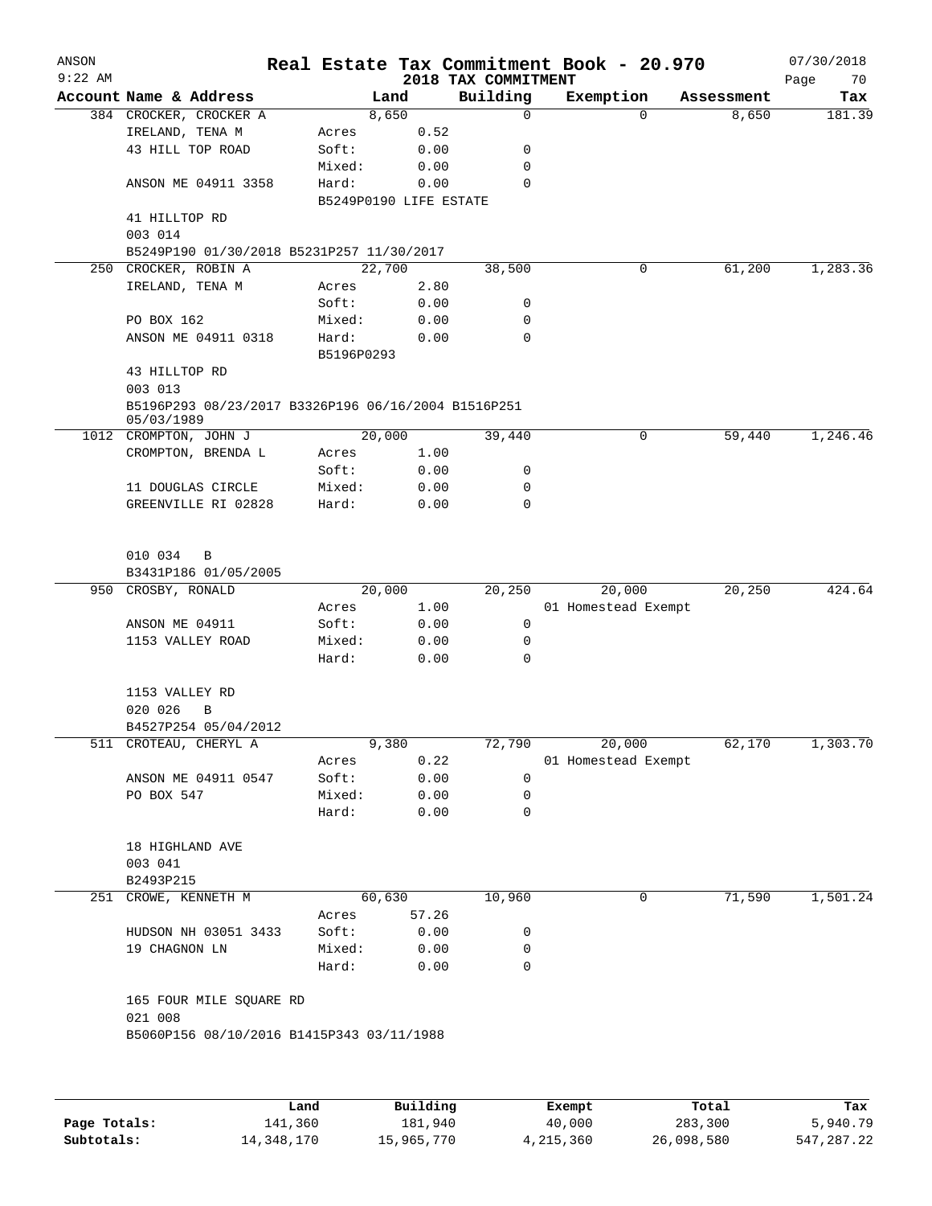ANSON
9:22 AM

# Real Estate Tax Commitment Book - 20.970

2018 TAX COMMITMENT

07/30/2018

| Account | Name & Address | Land | | Building | Exemption | Assessment | Tax |
|---|---|---|---|---|---|---|---|
| 384 | CROCKER, CROCKER A | 8,650 | | 0 | 0 | 8,650 | 181.39 |
| | IRELAND, TENA M | Acres | 0.52 | | | | |
| | 43 HILL TOP ROAD | Soft: | 0.00 | 0 | | | |
| | | Mixed: | 0.00 | 0 | | | |
| | ANSON ME 04911 3358 | Hard: | 0.00 | 0 | | | |
| | | B5249P0190 LIFE ESTATE | | | | | |
| | 41 HILLTOP RD | | | | | | |
| | 003 014 | | | | | | |
| | B5249P190 01/30/2018 B5231P257 11/30/2017 | | | | | | |
| 250 | CROCKER, ROBIN A | 22,700 | | 38,500 | 0 | 61,200 | 1,283.36 |
| | IRELAND, TENA M | Acres | 2.80 | | | | |
| | | Soft: | 0.00 | 0 | | | |
| | PO BOX 162 | Mixed: | 0.00 | 0 | | | |
| | ANSON ME 04911 0318 | Hard: | 0.00 | 0 | | | |
| | | B5196P0293 | | | | | |
| | 43 HILLTOP RD | | | | | | |
| | 003 013 | | | | | | |
| | B5196P293 08/23/2017 B3326P196 06/16/2004 B1516P251 05/03/1989 | | | | | | |
| 1012 | CROMPTON, JOHN J | 20,000 | | 39,440 | 0 | 59,440 | 1,246.46 |
| | CROMPTON, BRENDA L | Acres | 1.00 | | | | |
| | | Soft: | 0.00 | 0 | | | |
| | 11 DOUGLAS CIRCLE | Mixed: | 0.00 | 0 | | | |
| | GREENVILLE RI 02828 | Hard: | 0.00 | 0 | | | |
| | 010 034 B | | | | | | |
| | B3431P186 01/05/2005 | | | | | | |
| 950 | CROSBY, RONALD | 20,000 | | 20,250 | 20,000 | 20,250 | 424.64 |
| | | Acres | 1.00 | | 01 Homestead Exempt | | |
| | ANSON ME 04911 | Soft: | 0.00 | 0 | | | |
| | 1153 VALLEY ROAD | Mixed: | 0.00 | 0 | | | |
| | | Hard: | 0.00 | 0 | | | |
| | 1153 VALLEY RD | | | | | | |
| | 020 026 B | | | | | | |
| | B4527P254 05/04/2012 | | | | | | |
| 511 | CROTEAU, CHERYL A | 9,380 | | 72,790 | 20,000 | 62,170 | 1,303.70 |
| | | Acres | 0.22 | | 01 Homestead Exempt | | |
| | ANSON ME 04911 0547 | Soft: | 0.00 | 0 | | | |
| | PO BOX 547 | Mixed: | 0.00 | 0 | | | |
| | | Hard: | 0.00 | 0 | | | |
| | 18 HIGHLAND AVE | | | | | | |
| | 003 041 | | | | | | |
| | B2493P215 | | | | | | |
| 251 | CROWE, KENNETH M | 60,630 | | 10,960 | 0 | 71,590 | 1,501.24 |
| | | Acres | 57.26 | | | | |
| | HUDSON NH 03051 3433 | Soft: | 0.00 | 0 | | | |
| | 19 CHAGNON LN | Mixed: | 0.00 | 0 | | | |
| | | Hard: | 0.00 | 0 | | | |
| | 165 FOUR MILE SQUARE RD | | | | | | |
| | 021 008 | | | | | | |
| | B5060P156 08/10/2016 B1415P343 03/11/1988 | | | | | | |

| | Land | Building | Exempt | Total | Tax |
|---|---|---|---|---|---|
| Page Totals: | 141,360 | 181,940 | 40,000 | 283,300 | 5,940.79 |
| Subtotals: | 14,348,170 | 15,965,770 | 4,215,360 | 26,098,580 | 547,287.22 |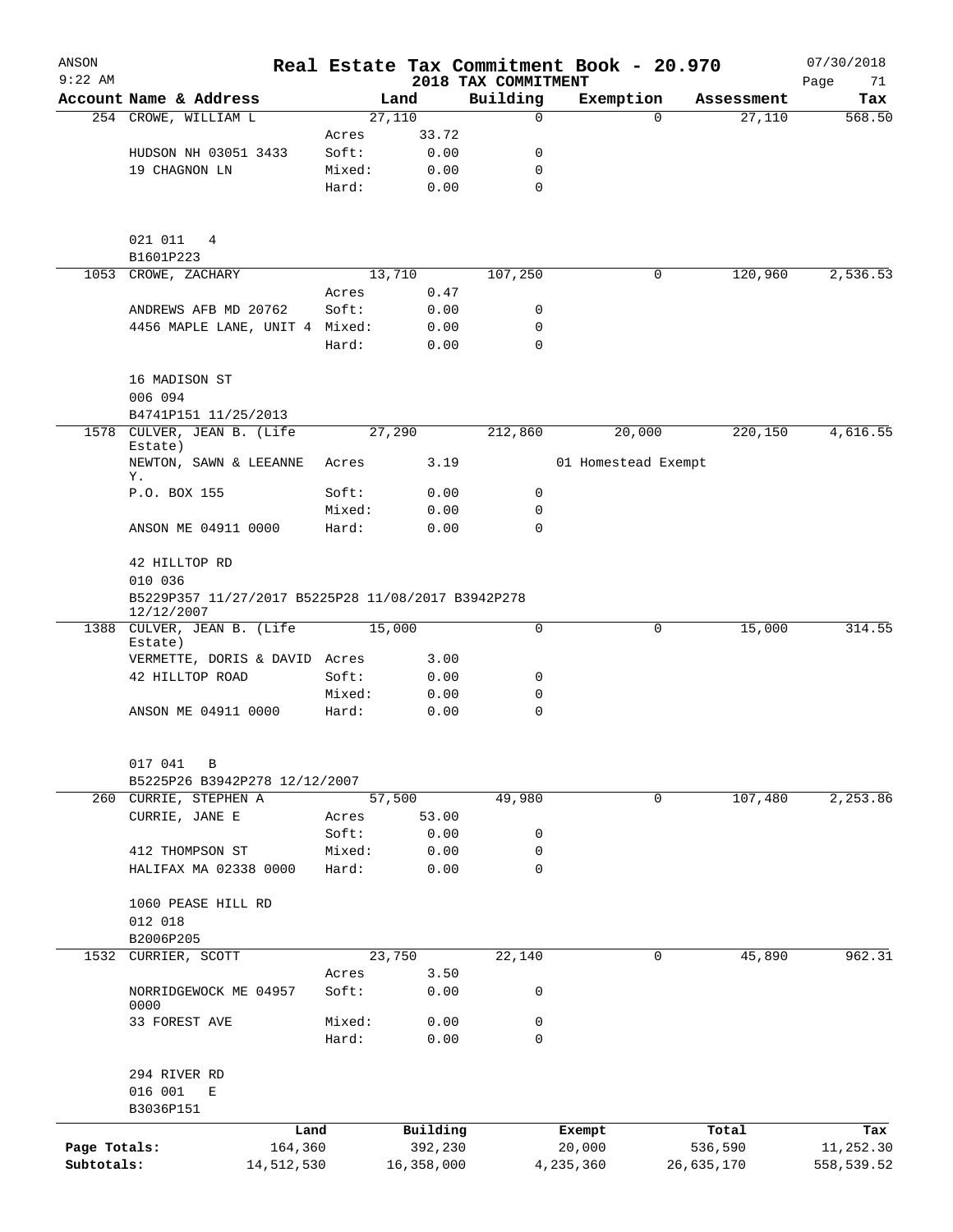ANSON 9:22 AM

# Real Estate Tax Commitment Book - 20.970

07/30/2018

## 2018 TAX COMMITMENT

| Account Name & Address | | Land | Building | Exemption | Assessment | Tax |
|---|---|---|---|---|---|---|
| 254 CROWE, WILLIAM L | | 27,110 | 0 | 0 | 27,110 | 568.50 |
| | Acres | 33.72 | | | | |
| HUDSON NH 03051 3433 | Soft: | 0.00 | 0 | | | |
| 19 CHAGNON LN | Mixed: | 0.00 | 0 | | | |
| | Hard: | 0.00 | 0 | | | |
| 021 011 4 | | | | | | |
| B1601P223 | | | | | | |
| 1053 CROWE, ZACHARY | | 13,710 | 107,250 | 0 | 120,960 | 2,536.53 |
| | Acres | 0.47 | | | | |
| ANDREWS AFB MD 20762 | Soft: | 0.00 | 0 | | | |
| 4456 MAPLE LANE, UNIT 4 | Mixed: | 0.00 | 0 | | | |
| | Hard: | 0.00 | 0 | | | |
| 16 MADISON ST | | | | | | |
| 006 094 | | | | | | |
| B4741P151 11/25/2013 | | | | | | |
| 1578 CULVER, JEAN B. (Life Estate) | | 27,290 | 212,860 | 20,000 | 220,150 | 4,616.55 |
| NEWTON, SAWN & LEEANNE Y. | Acres | 3.19 | | 01 Homestead Exempt | | |
| P.O. BOX 155 | Soft: | 0.00 | 0 | | | |
| | Mixed: | 0.00 | 0 | | | |
| ANSON ME 04911 0000 | Hard: | 0.00 | 0 | | | |
| 42 HILLTOP RD | | | | | | |
| 010 036 | | | | | | |
| B5229P357 11/27/2017 B5225P28 11/08/2017 B3942P278 12/12/2007 | | | | | | |
| 1388 CULVER, JEAN B. (Life Estate) | | 15,000 | 0 | 0 | 15,000 | 314.55 |
| VERMETTE, DORIS & DAVID | Acres | 3.00 | | | | |
| 42 HILLTOP ROAD | Soft: | 0.00 | 0 | | | |
| | Mixed: | 0.00 | 0 | | | |
| ANSON ME 04911 0000 | Hard: | 0.00 | 0 | | | |
| 017 041 B | | | | | | |
| B5225P26 B3942P278 12/12/2007 | | | | | | |
| 260 CURRIE, STEPHEN A | | 57,500 | 49,980 | 0 | 107,480 | 2,253.86 |
| CURRIE, JANE E | Acres | 53.00 | | | | |
| | Soft: | 0.00 | 0 | | | |
| 412 THOMPSON ST | Mixed: | 0.00 | 0 | | | |
| HALIFAX MA 02338 0000 | Hard: | 0.00 | 0 | | | |
| 1060 PEASE HILL RD | | | | | | |
| 012 018 | | | | | | |
| B2006P205 | | | | | | |
| 1532 CURRIER, SCOTT | | 23,750 | 22,140 | 0 | 45,890 | 962.31 |
| | Acres | 3.50 | | | | |
| NORRIDGEWOCK ME 04957 0000 | Soft: | 0.00 | 0 | | | |
| 33 FOREST AVE | Mixed: | 0.00 | 0 | | | |
| | Hard: | 0.00 | 0 | | | |
| 294 RIVER RD | | | | | | |
| 016 001 E | | | | | | |
| B3036P151 | | | | | | |

| | Land | Building | Exempt | Total | Tax |
|---|---|---|---|---|---|
| Page Totals: | 164,360 | 392,230 | 20,000 | 536,590 | 11,252.30 |
| Subtotals: | 14,512,530 | 16,358,000 | 4,235,360 | 26,635,170 | 558,539.52 |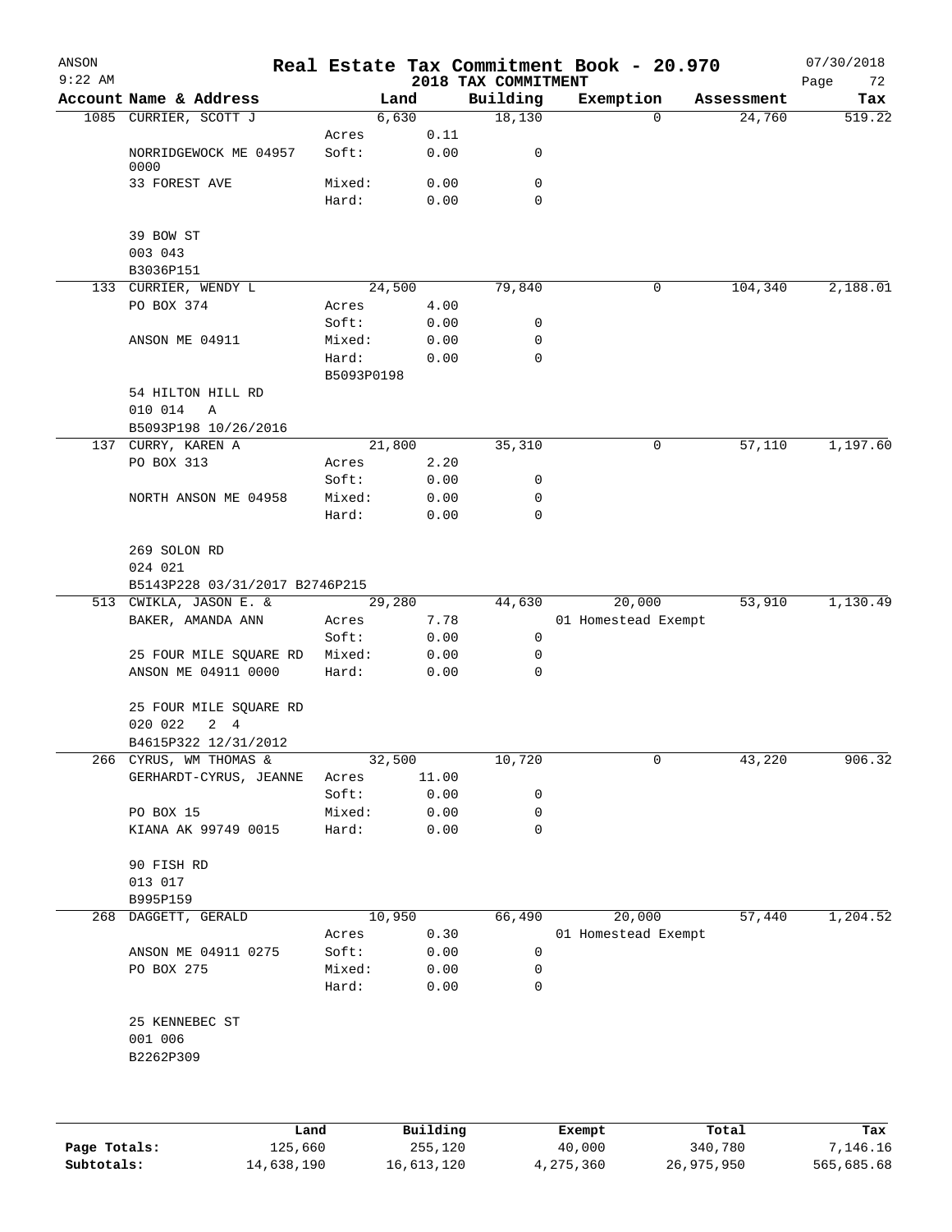# Real Estate Tax Commitment Book - 20.970

ANSON
9:22 AM

2018 TAX COMMITMENT

07/30/2018

| Account | Name & Address | | Land | Building | Exemption | Assessment | Tax |
|---|---|---|---|---|---|---|---|
| 1085 | CURRIER, SCOTT J | | 6,630 | 18,130 | 0 | 24,760 | 519.22 |
| | | Acres | 0.11 | | | | |
| | NORRIDGEWOCK ME 04957 0000 | Soft: | 0.00 | 0 | | | |
| | 33 FOREST AVE | Mixed: | 0.00 | 0 | | | |
| | | Hard: | 0.00 | 0 | | | |
| | 39 BOW ST | | | | | | |
| | 003 043 | | | | | | |
| | B3036P151 | | | | | | |
| 133 | CURRIER, WENDY L | | 24,500 | 79,840 | 0 | 104,340 | 2,188.01 |
| | PO BOX 374 | Acres | 4.00 | | | | |
| | | Soft: | 0.00 | 0 | | | |
| | ANSON ME 04911 | Mixed: | 0.00 | 0 | | | |
| | | Hard: | 0.00 | 0 | | | |
| | | B5093P0198 | | | | | |
| | 54 HILTON HILL RD | | | | | | |
| | 010 014 A | | | | | | |
| | B5093P198 10/26/2016 | | | | | | |
| 137 | CURRY, KAREN A | | 21,800 | 35,310 | 0 | 57,110 | 1,197.60 |
| | PO BOX 313 | Acres | 2.20 | | | | |
| | | Soft: | 0.00 | 0 | | | |
| | NORTH ANSON ME 04958 | Mixed: | 0.00 | 0 | | | |
| | | Hard: | 0.00 | 0 | | | |
| | 269 SOLON RD | | | | | | |
| | 024 021 | | | | | | |
| | B5143P228 03/31/2017 B2746P215 | | | | | | |
| 513 | CWIKLA, JASON E. & | | 29,280 | 44,630 | 20,000 | 53,910 | 1,130.49 |
| | BAKER, AMANDA ANN | Acres | 7.78 | | 01 Homestead Exempt | | |
| | | Soft: | 0.00 | 0 | | | |
| | 25 FOUR MILE SQUARE RD | Mixed: | 0.00 | 0 | | | |
| | ANSON ME 04911 0000 | Hard: | 0.00 | 0 | | | |
| | 25 FOUR MILE SQUARE RD | | | | | | |
| | 020 022 2 4 | | | | | | |
| | B4615P322 12/31/2012 | | | | | | |
| 266 | CYRUS, WM THOMAS & | | 32,500 | 10,720 | 0 | 43,220 | 906.32 |
| | GERHARDT-CYRUS, JEANNE | Acres | 11.00 | | | | |
| | | Soft: | 0.00 | 0 | | | |
| | PO BOX 15 | Mixed: | 0.00 | 0 | | | |
| | KIANA AK 99749 0015 | Hard: | 0.00 | 0 | | | |
| | 90 FISH RD | | | | | | |
| | 013 017 | | | | | | |
| | B995P159 | | | | | | |
| 268 | DAGGETT, GERALD | | 10,950 | 66,490 | 20,000 | 57,440 | 1,204.52 |
| | | Acres | 0.30 | | 01 Homestead Exempt | | |
| | ANSON ME 04911 0275 | Soft: | 0.00 | 0 | | | |
| | PO BOX 275 | Mixed: | 0.00 | 0 | | | |
| | | Hard: | 0.00 | 0 | | | |
| | 25 KENNEBEC ST | | | | | | |
| | 001 006 | | | | | | |
| | B2262P309 | | | | | | |

| | Land | Building | Exempt | Total | Tax |
|---|---|---|---|---|---|
| Page Totals: | 125,660 | 255,120 | 40,000 | 340,780 | 7,146.16 |
| Subtotals: | 14,638,190 | 16,613,120 | 4,275,360 | 26,975,950 | 565,685.68 |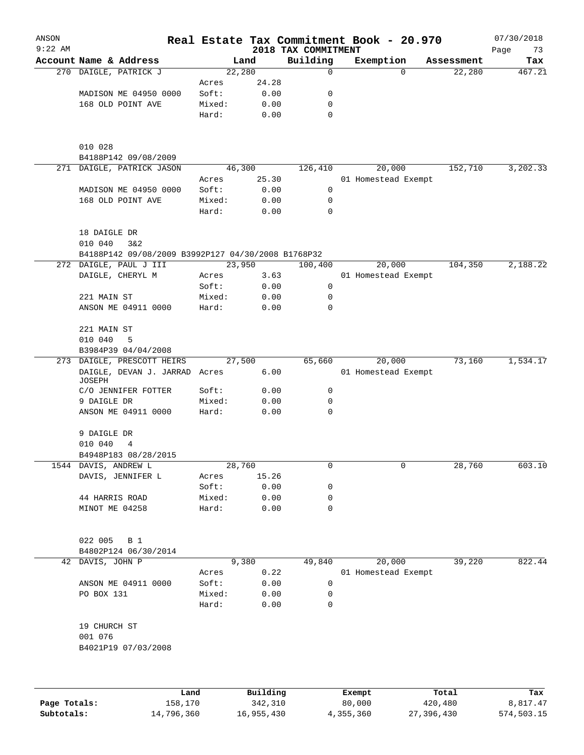# Real Estate Tax Commitment Book - 20.970

ANSON 9:22 AM — 2018 TAX COMMITMENT — 07/30/2018

| Account Name & Address | | Land | Building | Exemption | Assessment | Tax |
|---|---|---|---|---|---|---|
| 270 DAIGLE, PATRICK J | | 22,280 | 0 | 0 | 22,280 | 467.21 |
| | Acres | 24.28 | | | | |
| MADISON ME 04950 0000 | Soft: | 0.00 | 0 | | | |
| 168 OLD POINT AVE | Mixed: | 0.00 | 0 | | | |
| | Hard: | 0.00 | 0 | | | |
| 010 028 | | | | | | |
| B4188P142 09/08/2009 | | | | | | |
| 271 DAIGLE, PATRICK JASON | | 46,300 | 126,410 | 20,000 | 152,710 | 3,202.33 |
| | Acres | 25.30 | | 01 Homestead Exempt | | |
| MADISON ME 04950 0000 | Soft: | 0.00 | 0 | | | |
| 168 OLD POINT AVE | Mixed: | 0.00 | 0 | | | |
| | Hard: | 0.00 | 0 | | | |
| 18 DAIGLE DR | | | | | | |
| 010 040 3&2 | | | | | | |
| B4188P142 09/08/2009 B3992P127 04/30/2008 B1768P32 | | | | | | |
| 272 DAIGLE, PAUL J III | | 23,950 | 100,400 | 20,000 | 104,350 | 2,188.22 |
| DAIGLE, CHERYL M | Acres | 3.63 | | 01 Homestead Exempt | | |
| | Soft: | 0.00 | 0 | | | |
| 221 MAIN ST | Mixed: | 0.00 | 0 | | | |
| ANSON ME 04911 0000 | Hard: | 0.00 | 0 | | | |
| 221 MAIN ST | | | | | | |
| 010 040 5 | | | | | | |
| B3984P39 04/04/2008 | | | | | | |
| 273 DAIGLE, PRESCOTT HEIRS | | 27,500 | 65,660 | 20,000 | 73,160 | 1,534.17 |
| DAIGLE, DEVAN J. JARRAD JOSEPH | Acres | 6.00 | | 01 Homestead Exempt | | |
| C/O JENNIFER FOTTER | Soft: | 0.00 | 0 | | | |
| 9 DAIGLE DR | Mixed: | 0.00 | 0 | | | |
| ANSON ME 04911 0000 | Hard: | 0.00 | 0 | | | |
| 9 DAIGLE DR | | | | | | |
| 010 040 4 | | | | | | |
| B4948P183 08/28/2015 | | | | | | |
| 1544 DAVIS, ANDREW L | | 28,760 | 0 | 0 | 28,760 | 603.10 |
| DAVIS, JENNIFER L | Acres | 15.26 | | | | |
| | Soft: | 0.00 | 0 | | | |
| 44 HARRIS ROAD | Mixed: | 0.00 | 0 | | | |
| MINOT ME 04258 | Hard: | 0.00 | 0 | | | |
| 022 005 B 1 | | | | | | |
| B4802P124 06/30/2014 | | | | | | |
| 42 DAVIS, JOHN P | | 9,380 | 49,840 | 20,000 | 39,220 | 822.44 |
| | Acres | 0.22 | | 01 Homestead Exempt | | |
| ANSON ME 04911 0000 | Soft: | 0.00 | 0 | | | |
| PO BOX 131 | Mixed: | 0.00 | 0 | | | |
| | Hard: | 0.00 | 0 | | | |
| 19 CHURCH ST | | | | | | |
| 001 076 | | | | | | |
| B4021P19 07/03/2008 | | | | | | |

| | Land | Building | Exempt | Total | Tax |
|---|---|---|---|---|---|
| Page Totals: | 158,170 | 342,310 | 80,000 | 420,480 | 8,817.47 |
| Subtotals: | 14,796,360 | 16,955,430 | 4,355,360 | 27,396,430 | 574,503.15 |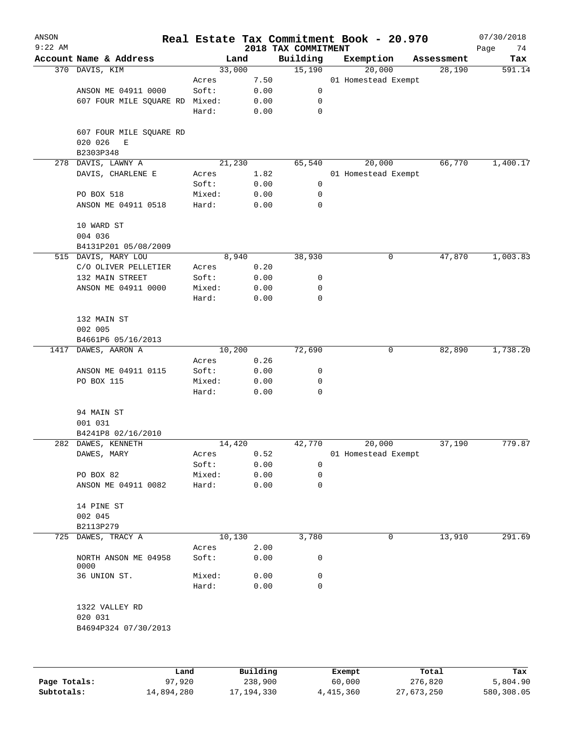ANSON 9:22 AM

# Real Estate Tax Commitment Book - 20.970

2018 TAX COMMITMENT

07/30/2018

| Account Name & Address | Land | | Building | Exemption | Assessment | Tax |
|---|---|---|---|---|---|---|
| 370 DAVIS, KIM | 33,000 | | 15,190 | 20,000 | 28,190 | 591.14 |
| | Acres | 7.50 | | 01 Homestead Exempt | | |
| ANSON ME 04911 0000 | Soft: | 0.00 | 0 | | | |
| 607 FOUR MILE SQUARE RD | Mixed: | 0.00 | 0 | | | |
| | Hard: | 0.00 | 0 | | | |
| 607 FOUR MILE SQUARE RD | | | | | | |
| 020 026 E | | | | | | |
| B2303P348 | | | | | | |
| 278 DAVIS, LAWNY A | 21,230 | | 65,540 | 20,000 | 66,770 | 1,400.17 |
| DAVIS, CHARLENE E | Acres | 1.82 | | 01 Homestead Exempt | | |
| | Soft: | 0.00 | 0 | | | |
| PO BOX 518 | Mixed: | 0.00 | 0 | | | |
| ANSON ME 04911 0518 | Hard: | 0.00 | 0 | | | |
| 10 WARD ST | | | | | | |
| 004 036 | | | | | | |
| B4131P201 05/08/2009 | | | | | | |
| 515 DAVIS, MARY LOU | 8,940 | | 38,930 | 0 | 47,870 | 1,003.83 |
| C/O OLIVER PELLETIER | Acres | 0.20 | | | | |
| 132 MAIN STREET | Soft: | 0.00 | 0 | | | |
| ANSON ME 04911 0000 | Mixed: | 0.00 | 0 | | | |
| | Hard: | 0.00 | 0 | | | |
| 132 MAIN ST | | | | | | |
| 002 005 | | | | | | |
| B4661P6 05/16/2013 | | | | | | |
| 1417 DAWES, AARON A | 10,200 | | 72,690 | 0 | 82,890 | 1,738.20 |
| | Acres | 0.26 | | | | |
| ANSON ME 04911 0115 | Soft: | 0.00 | 0 | | | |
| PO BOX 115 | Mixed: | 0.00 | 0 | | | |
| | Hard: | 0.00 | 0 | | | |
| 94 MAIN ST | | | | | | |
| 001 031 | | | | | | |
| B4241P8 02/16/2010 | | | | | | |
| 282 DAWES, KENNETH | 14,420 | | 42,770 | 20,000 | 37,190 | 779.87 |
| DAWES, MARY | Acres | 0.52 | | 01 Homestead Exempt | | |
| | Soft: | 0.00 | 0 | | | |
| PO BOX 82 | Mixed: | 0.00 | 0 | | | |
| ANSON ME 04911 0082 | Hard: | 0.00 | 0 | | | |
| 14 PINE ST | | | | | | |
| 002 045 | | | | | | |
| B2113P279 | | | | | | |
| 725 DAWES, TRACY A | 10,130 | | 3,780 | 0 | 13,910 | 291.69 |
| | Acres | 2.00 | | | | |
| NORTH ANSON ME 04958 0000 | Soft: | 0.00 | 0 | | | |
| 36 UNION ST. | Mixed: | 0.00 | 0 | | | |
| | Hard: | 0.00 | 0 | | | |
| 1322 VALLEY RD | | | | | | |
| 020 031 | | | | | | |
| B4694P324 07/30/2013 | | | | | | |

| | Land | Building | Exempt | Total | Tax |
|---|---|---|---|---|---|
| Page Totals: | 97,920 | 238,900 | 60,000 | 276,820 | 5,804.90 |
| Subtotals: | 14,894,280 | 17,194,330 | 4,415,360 | 27,673,250 | 580,308.05 |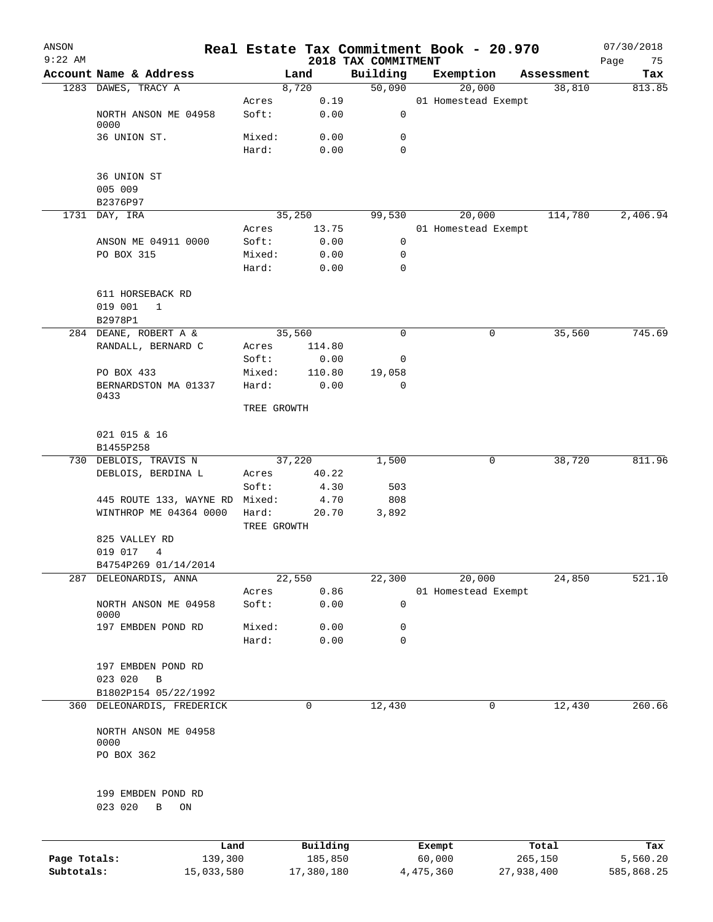ANSON 9:22 AM — **Real Estate Tax Commitment Book - 20.970** — 07/30/2018

**2018 TAX COMMITMENT**

| Account Name & Address | | Land | Building | Exemption | Assessment | Tax |
|---|---|---|---|---|---|---|
| 1283 DAWES, TRACY A | | 8,720 | 50,090 | 20,000 | 38,810 | 813.85 |
| | Acres | 0.19 | | 01 Homestead Exempt | | |
| NORTH ANSON ME 04958 0000 | Soft: | 0.00 | 0 | | | |
| 36 UNION ST. | Mixed: | 0.00 | 0 | | | |
| | Hard: | 0.00 | 0 | | | |
| 36 UNION ST | | | | | | |
| 005 009 | | | | | | |
| B2376P97 | | | | | | |
| 1731 DAY, IRA | | 35,250 | 99,530 | 20,000 | 114,780 | 2,406.94 |
| | Acres | 13.75 | | 01 Homestead Exempt | | |
| ANSON ME 04911 0000 | Soft: | 0.00 | 0 | | | |
| PO BOX 315 | Mixed: | 0.00 | 0 | | | |
| | Hard: | 0.00 | 0 | | | |
| 611 HORSEBACK RD | | | | | | |
| 019 001 1 | | | | | | |
| B2978P1 | | | | | | |
| 284 DEANE, ROBERT A & | | 35,560 | 0 | 0 | 35,560 | 745.69 |
| RANDALL, BERNARD C | Acres | 114.80 | | | | |
| | Soft: | 0.00 | 0 | | | |
| PO BOX 433 | Mixed: | 110.80 | 19,058 | | | |
| BERNARDSTON MA 01337 0433 | Hard: | 0.00 | 0 | | | |
| | TREE GROWTH | | | | | |
| 021 015 & 16 | | | | | | |
| B1455P258 | | | | | | |
| 730 DEBLOIS, TRAVIS N | | 37,220 | 1,500 | 0 | 38,720 | 811.96 |
| DEBLOIS, BERDINA L | Acres | 40.22 | | | | |
| | Soft: | 4.30 | 503 | | | |
| 445 ROUTE 133, WAYNE RD | Mixed: | 4.70 | 808 | | | |
| WINTHROP ME 04364 0000 | Hard: | 20.70 | 3,892 | | | |
| | TREE GROWTH | | | | | |
| 825 VALLEY RD | | | | | | |
| 019 017 4 | | | | | | |
| B4754P269 01/14/2014 | | | | | | |
| 287 DELEONARDIS, ANNA | | 22,550 | 22,300 | 20,000 | 24,850 | 521.10 |
| | Acres | 0.86 | | 01 Homestead Exempt | | |
| NORTH ANSON ME 04958 0000 | Soft: | 0.00 | 0 | | | |
| 197 EMBDEN POND RD | Mixed: | 0.00 | 0 | | | |
| | Hard: | 0.00 | 0 | | | |
| 197 EMBDEN POND RD | | | | | | |
| 023 020 B | | | | | | |
| B1802P154 05/22/1992 | | | | | | |
| 360 DELEONARDIS, FREDERICK | | 0 | 12,430 | 0 | 12,430 | 260.66 |
| NORTH ANSON ME 04958 0000 | | | | | | |
| PO BOX 362 | | | | | | |
| 199 EMBDEN POND RD | | | | | | |
| 023 020 B ON | | | | | | |

| | Land | Building | Exempt | Total | Tax |
|---|---|---|---|---|---|
| Page Totals: | 139,300 | 185,850 | 60,000 | 265,150 | 5,560.20 |
| Subtotals: | 15,033,580 | 17,380,180 | 4,475,360 | 27,938,400 | 585,868.25 |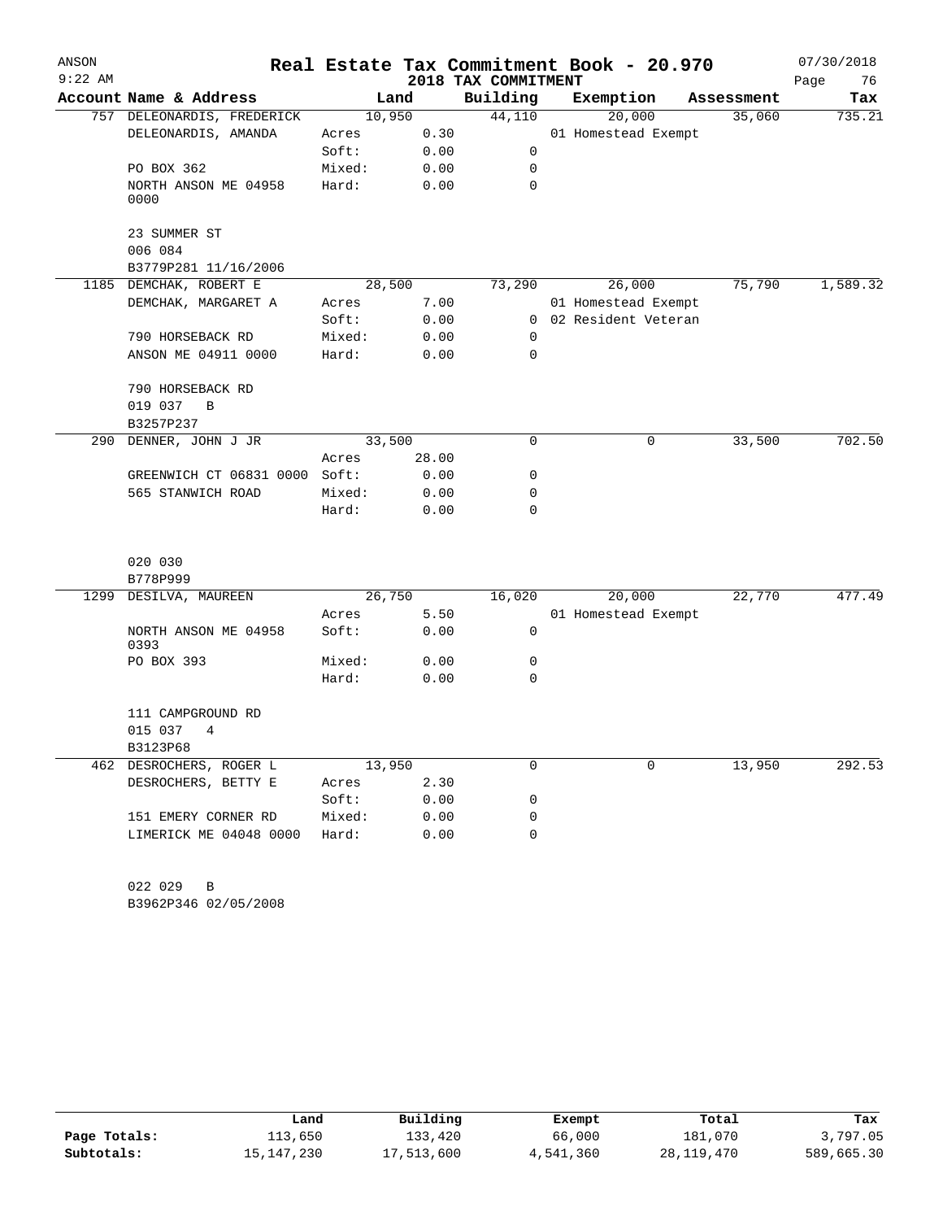# Real Estate Tax Commitment Book - 20.970

ANSON 9:22 AM — 2018 TAX COMMITMENT — 07/30/2018

| Account Name & Address | | Land | Building | Exemption | Assessment | Tax |
|---|---|---|---|---|---|---|
| 757 DELEONARDIS, FREDERICK | | 10,950 | 44,110 | 20,000 | 35,060 | 735.21 |
| DELEONARDIS, AMANDA | Acres | 0.30 | | 01 Homestead Exempt | | |
| | Soft: | 0.00 | 0 | | | |
| PO BOX 362 | Mixed: | 0.00 | 0 | | | |
| NORTH ANSON ME 04958 0000 | Hard: | 0.00 | 0 | | | |
| 23 SUMMER ST | | | | | | |
| 006 084 | | | | | | |
| B3779P281 11/16/2006 | | | | | | |
| 1185 DEMCHAK, ROBERT E | | 28,500 | 73,290 | 26,000 | 75,790 | 1,589.32 |
| DEMCHAK, MARGARET A | Acres | 7.00 | | 01 Homestead Exempt | | |
| | Soft: | 0.00 | 0 | 02 Resident Veteran | | |
| 790 HORSEBACK RD | Mixed: | 0.00 | 0 | | | |
| ANSON ME 04911 0000 | Hard: | 0.00 | 0 | | | |
| 790 HORSEBACK RD | | | | | | |
| 019 037 B | | | | | | |
| B3257P237 | | | | | | |
| 290 DENNER, JOHN J JR | | 33,500 | 0 | 0 | 33,500 | 702.50 |
| | Acres | 28.00 | | | | |
| GREENWICH CT 06831 0000 | Soft: | 0.00 | 0 | | | |
| 565 STANWICH ROAD | Mixed: | 0.00 | 0 | | | |
| | Hard: | 0.00 | 0 | | | |
| 020 030 | | | | | | |
| B778P999 | | | | | | |
| 1299 DESILVA, MAUREEN | | 26,750 | 16,020 | 20,000 | 22,770 | 477.49 |
| | Acres | 5.50 | | 01 Homestead Exempt | | |
| NORTH ANSON ME 04958 0393 | Soft: | 0.00 | 0 | | | |
| PO BOX 393 | Mixed: | 0.00 | 0 | | | |
| | Hard: | 0.00 | 0 | | | |
| 111 CAMPGROUND RD | | | | | | |
| 015 037 4 | | | | | | |
| B3123P68 | | | | | | |
| 462 DESROCHERS, ROGER L | | 13,950 | 0 | 0 | 13,950 | 292.53 |
| DESROCHERS, BETTY E | Acres | 2.30 | | | | |
| | Soft: | 0.00 | 0 | | | |
| 151 EMERY CORNER RD | Mixed: | 0.00 | 0 | | | |
| LIMERICK ME 04048 0000 | Hard: | 0.00 | 0 | | | |
| 022 029 B | | | | | | |
| B3962P346 02/05/2008 | | | | | | |

| | Land | Building | Exempt | Total | Tax |
|---|---|---|---|---|---|
| Page Totals: | 113,650 | 133,420 | 66,000 | 181,070 | 3,797.05 |
| Subtotals: | 15,147,230 | 17,513,600 | 4,541,360 | 28,119,470 | 589,665.30 |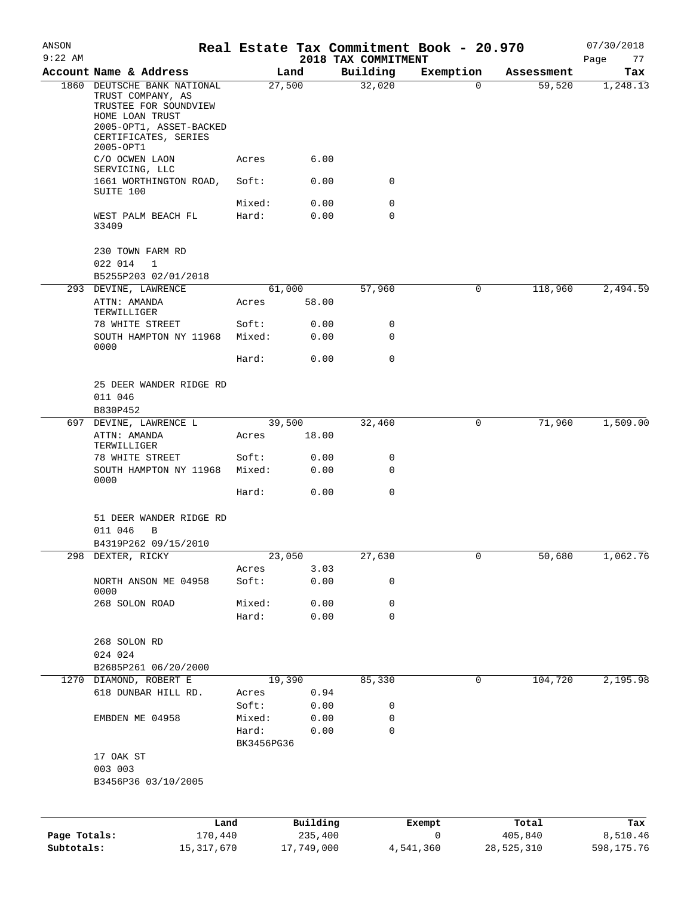ANSON 9:22 AM

# Real Estate Tax Commitment Book - 20.970

2018 TAX COMMITMENT

07/30/2018

| Account Name & Address | Land | | Building | Exemption | Assessment | Tax |
|---|---|---|---|---|---|---|
| 1860 DEUTSCHE BANK NATIONAL TRUST COMPANY, AS TRUSTEE FOR SOUNDVIEW HOME LOAN TRUST 2005-OPT1, ASSET-BACKED CERTIFICATES, SERIES 2005-OPT1 | 27,500 | | 32,020 | 0 | 59,520 | 1,248.13 |
| C/O OCWEN LAON SERVICING, LLC | Acres | 6.00 | | | | |
| 1661 WORTHINGTON ROAD, SUITE 100 | Soft: | 0.00 | 0 | | | |
| | Mixed: | 0.00 | 0 | | | |
| WEST PALM BEACH FL 33409 | Hard: | 0.00 | 0 | | | |
| 230 TOWN FARM RD | | | | | | |
| 022 014 1 | | | | | | |
| B5255P203 02/01/2018 | | | | | | |
| 293 DEVINE, LAWRENCE | 61,000 | | 57,960 | 0 | 118,960 | 2,494.59 |
| ATTN: AMANDA TERWILLIGER | Acres | 58.00 | | | | |
| 78 WHITE STREET | Soft: | 0.00 | 0 | | | |
| SOUTH HAMPTON NY 11968 0000 | Mixed: | 0.00 | 0 | | | |
| | Hard: | 0.00 | 0 | | | |
| 25 DEER WANDER RIDGE RD | | | | | | |
| 011 046 | | | | | | |
| B830P452 | | | | | | |
| 697 DEVINE, LAWRENCE L | 39,500 | | 32,460 | 0 | 71,960 | 1,509.00 |
| ATTN: AMANDA TERWILLIGER | Acres | 18.00 | | | | |
| 78 WHITE STREET | Soft: | 0.00 | 0 | | | |
| SOUTH HAMPTON NY 11968 0000 | Mixed: | 0.00 | 0 | | | |
| | Hard: | 0.00 | 0 | | | |
| 51 DEER WANDER RIDGE RD | | | | | | |
| 011 046 B | | | | | | |
| B4319P262 09/15/2010 | | | | | | |
| 298 DEXTER, RICKY | 23,050 | | 27,630 | 0 | 50,680 | 1,062.76 |
| | Acres | 3.03 | | | | |
| NORTH ANSON ME 04958 0000 | Soft: | 0.00 | 0 | | | |
| 268 SOLON ROAD | Mixed: | 0.00 | 0 | | | |
| | Hard: | 0.00 | 0 | | | |
| 268 SOLON RD | | | | | | |
| 024 024 | | | | | | |
| B2685P261 06/20/2000 | | | | | | |
| 1270 DIAMOND, ROBERT E | 19,390 | | 85,330 | 0 | 104,720 | 2,195.98 |
| 618 DUNBAR HILL RD. | Acres | 0.94 | | | | |
| | Soft: | 0.00 | 0 | | | |
| EMBDEN ME 04958 | Mixed: | 0.00 | 0 | | | |
| | Hard: | 0.00 | 0 | | | |
| | BK3456PG36 | | | | | |
| 17 OAK ST | | | | | | |
| 003 003 | | | | | | |
| B3456P36 03/10/2005 | | | | | | |

| | Land | Building | Exempt | Total | Tax |
|---|---|---|---|---|---|
| Page Totals: | 170,440 | 235,400 | 0 | 405,840 | 8,510.46 |
| Subtotals: | 15,317,670 | 17,749,000 | 4,541,360 | 28,525,310 | 598,175.76 |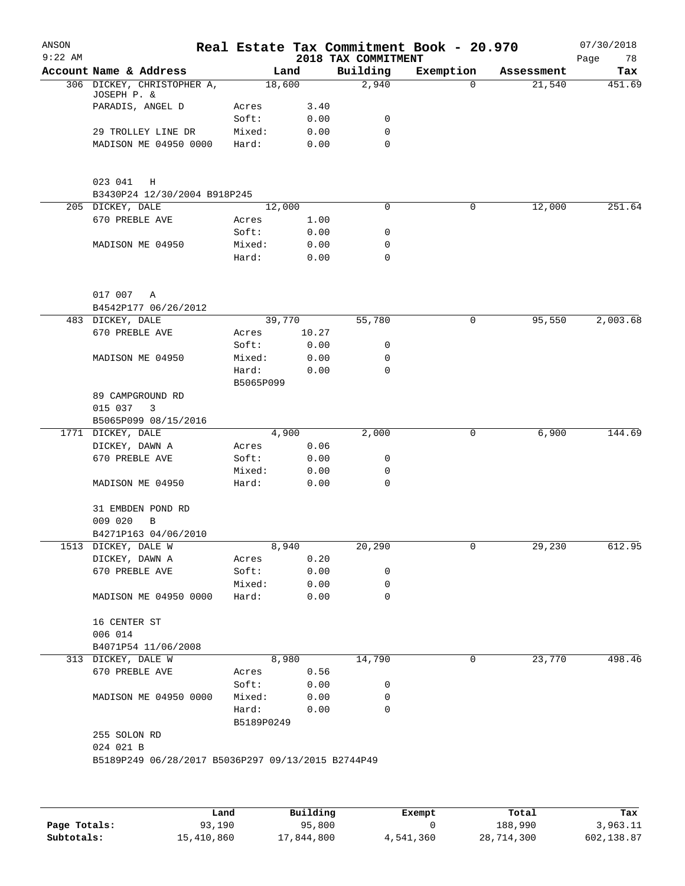# Real Estate Tax Commitment Book - 20.970

ANSON 9:22 AM — 2018 TAX COMMITMENT — 07/30/2018

| Account Name & Address | Land | | Building | Exemption | Assessment | Tax |
|---|---|---|---|---|---|---|
| 306 DICKEY, CHRISTOPHER A, JOSEPH P. & | 18,600 | | 2,940 | 0 | 21,540 | 451.69 |
| PARADIS, ANGEL D | Acres | 3.40 | | | | |
| | Soft: | 0.00 | 0 | | | |
| 29 TROLLEY LINE DR | Mixed: | 0.00 | 0 | | | |
| MADISON ME 04950 0000 | Hard: | 0.00 | 0 | | | |
| 023 041 H | | | | | | |
| B3430P24 12/30/2004 B918P245 | | | | | | |
| 205 DICKEY, DALE | 12,000 | | 0 | 0 | 12,000 | 251.64 |
| 670 PREBLE AVE | Acres | 1.00 | | | | |
| | Soft: | 0.00 | 0 | | | |
| MADISON ME 04950 | Mixed: | 0.00 | 0 | | | |
| | Hard: | 0.00 | 0 | | | |
| 017 007 A | | | | | | |
| B4542P177 06/26/2012 | | | | | | |
| 483 DICKEY, DALE | 39,770 | | 55,780 | 0 | 95,550 | 2,003.68 |
| 670 PREBLE AVE | Acres | 10.27 | | | | |
| | Soft: | 0.00 | 0 | | | |
| MADISON ME 04950 | Mixed: | 0.00 | 0 | | | |
| | Hard: | 0.00 | 0 | | | |
| | B5065P099 | | | | | |
| 89 CAMPGROUND RD | | | | | | |
| 015 037 3 | | | | | | |
| B5065P099 08/15/2016 | | | | | | |
| 1771 DICKEY, DALE | 4,900 | | 2,000 | 0 | 6,900 | 144.69 |
| DICKEY, DAWN A | Acres | 0.06 | | | | |
| 670 PREBLE AVE | Soft: | 0.00 | 0 | | | |
| | Mixed: | 0.00 | 0 | | | |
| MADISON ME 04950 | Hard: | 0.00 | 0 | | | |
| 31 EMBDEN POND RD | | | | | | |
| 009 020 B | | | | | | |
| B4271P163 04/06/2010 | | | | | | |
| 1513 DICKEY, DALE W | 8,940 | | 20,290 | 0 | 29,230 | 612.95 |
| DICKEY, DAWN A | Acres | 0.20 | | | | |
| 670 PREBLE AVE | Soft: | 0.00 | 0 | | | |
| | Mixed: | 0.00 | 0 | | | |
| MADISON ME 04950 0000 | Hard: | 0.00 | 0 | | | |
| 16 CENTER ST | | | | | | |
| 006 014 | | | | | | |
| B4071P54 11/06/2008 | | | | | | |
| 313 DICKEY, DALE W | 8,980 | | 14,790 | 0 | 23,770 | 498.46 |
| 670 PREBLE AVE | Acres | 0.56 | | | | |
| | Soft: | 0.00 | 0 | | | |
| MADISON ME 04950 0000 | Mixed: | 0.00 | 0 | | | |
| | Hard: | 0.00 | 0 | | | |
| | B5189P0249 | | | | | |
| 255 SOLON RD | | | | | | |
| 024 021 B | | | | | | |
| B5189P249 06/28/2017 B5036P297 09/13/2015 B2744P49 | | | | | | |

| | Land | Building | Exempt | Total | Tax |
|---|---|---|---|---|---|
| Page Totals: | 93,190 | 95,800 | 0 | 188,990 | 3,963.11 |
| Subtotals: | 15,410,860 | 17,844,800 | 4,541,360 | 28,714,300 | 602,138.87 |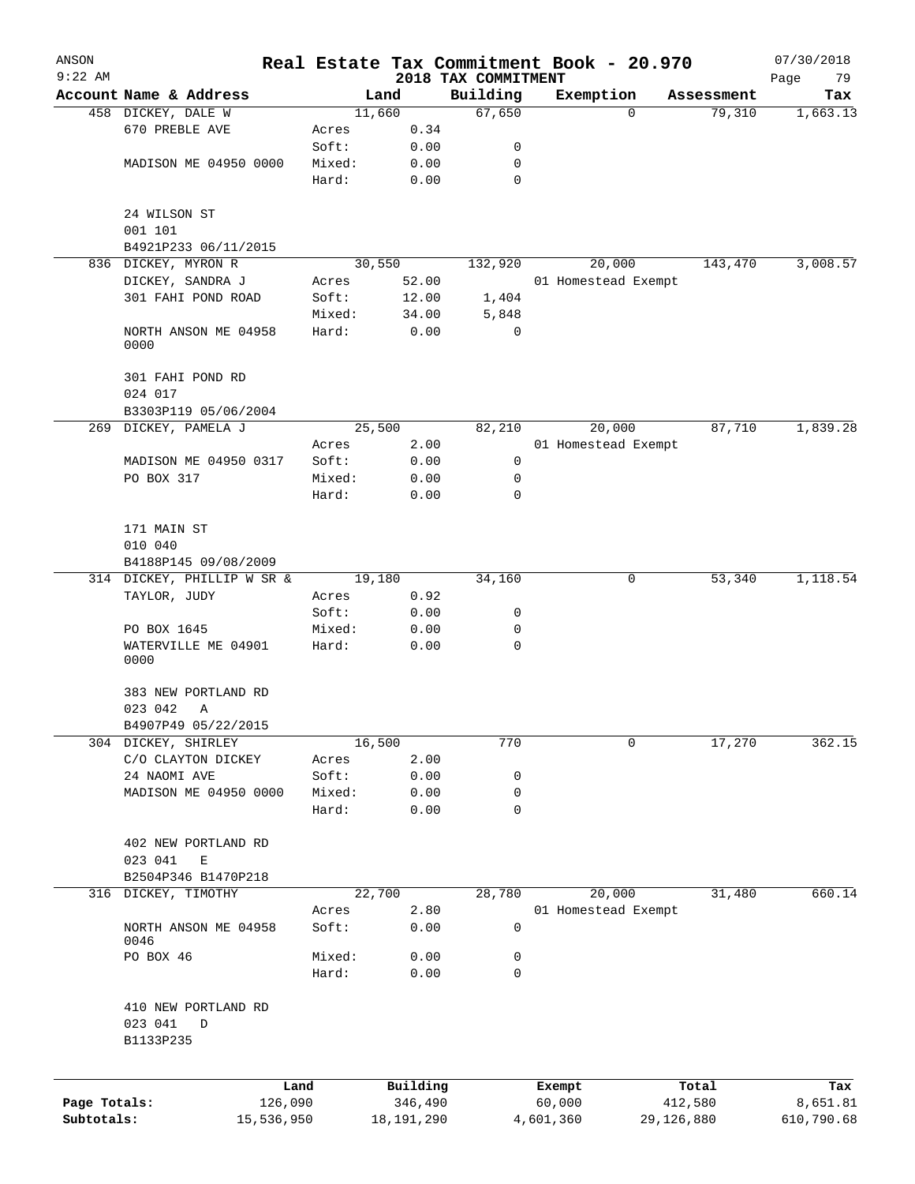ANSON 9:22 AM

# Real Estate Tax Commitment Book - 20.970

## 2018 TAX COMMITMENT

07/30/2018

| Account Name & Address | Land | | Building | Exemption | Assessment | Tax |
|---|---|---|---|---|---|---|
| 458 DICKEY, DALE W | 11,660 | | 67,650 | 0 | 79,310 | 1,663.13 |
| 670 PREBLE AVE | Acres | 0.34 | | | | |
| | Soft: | 0.00 | 0 | | | |
| MADISON ME 04950 0000 | Mixed: | 0.00 | 0 | | | |
| | Hard: | 0.00 | 0 | | | |
| 24 WILSON ST | | | | | | |
| 001 101 | | | | | | |
| B4921P233 06/11/2015 | | | | | | |
| 836 DICKEY, MYRON R | 30,550 | | 132,920 | 20,000 | 143,470 | 3,008.57 |
| DICKEY, SANDRA J | Acres | 52.00 | | 01 Homestead Exempt | | |
| 301 FAHI POND ROAD | Soft: | 12.00 | 1,404 | | | |
| | Mixed: | 34.00 | 5,848 | | | |
| NORTH ANSON ME 04958 0000 | Hard: | 0.00 | 0 | | | |
| 301 FAHI POND RD | | | | | | |
| 024 017 | | | | | | |
| B3303P119 05/06/2004 | | | | | | |
| 269 DICKEY, PAMELA J | 25,500 | | 82,210 | 20,000 | 87,710 | 1,839.28 |
| | Acres | 2.00 | | 01 Homestead Exempt | | |
| MADISON ME 04950 0317 | Soft: | 0.00 | 0 | | | |
| PO BOX 317 | Mixed: | 0.00 | 0 | | | |
| | Hard: | 0.00 | 0 | | | |
| 171 MAIN ST | | | | | | |
| 010 040 | | | | | | |
| B4188P145 09/08/2009 | | | | | | |
| 314 DICKEY, PHILLIP W SR & | 19,180 | | 34,160 | 0 | 53,340 | 1,118.54 |
| TAYLOR, JUDY | Acres | 0.92 | | | | |
| | Soft: | 0.00 | 0 | | | |
| PO BOX 1645 | Mixed: | 0.00 | 0 | | | |
| WATERVILLE ME 04901 0000 | Hard: | 0.00 | 0 | | | |
| 383 NEW PORTLAND RD | | | | | | |
| 023 042 A | | | | | | |
| B4907P49 05/22/2015 | | | | | | |
| 304 DICKEY, SHIRLEY | 16,500 | | 770 | 0 | 17,270 | 362.15 |
| C/O CLAYTON DICKEY | Acres | 2.00 | | | | |
| 24 NAOMI AVE | Soft: | 0.00 | 0 | | | |
| MADISON ME 04950 0000 | Mixed: | 0.00 | 0 | | | |
| | Hard: | 0.00 | 0 | | | |
| 402 NEW PORTLAND RD | | | | | | |
| 023 041 E | | | | | | |
| B2504P346 B1470P218 | | | | | | |
| 316 DICKEY, TIMOTHY | 22,700 | | 28,780 | 20,000 | 31,480 | 660.14 |
| | Acres | 2.80 | | 01 Homestead Exempt | | |
| NORTH ANSON ME 04958 0046 | Soft: | 0.00 | 0 | | | |
| PO BOX 46 | Mixed: | 0.00 | 0 | | | |
| | Hard: | 0.00 | 0 | | | |
| 410 NEW PORTLAND RD | | | | | | |
| 023 041 D | | | | | | |
| B1133P235 | | | | | | |

| | Land | Building | Exempt | Total | Tax |
|---|---|---|---|---|---|
| Page Totals: | 126,090 | 346,490 | 60,000 | 412,580 | 8,651.81 |
| Subtotals: | 15,536,950 | 18,191,290 | 4,601,360 | 29,126,880 | 610,790.68 |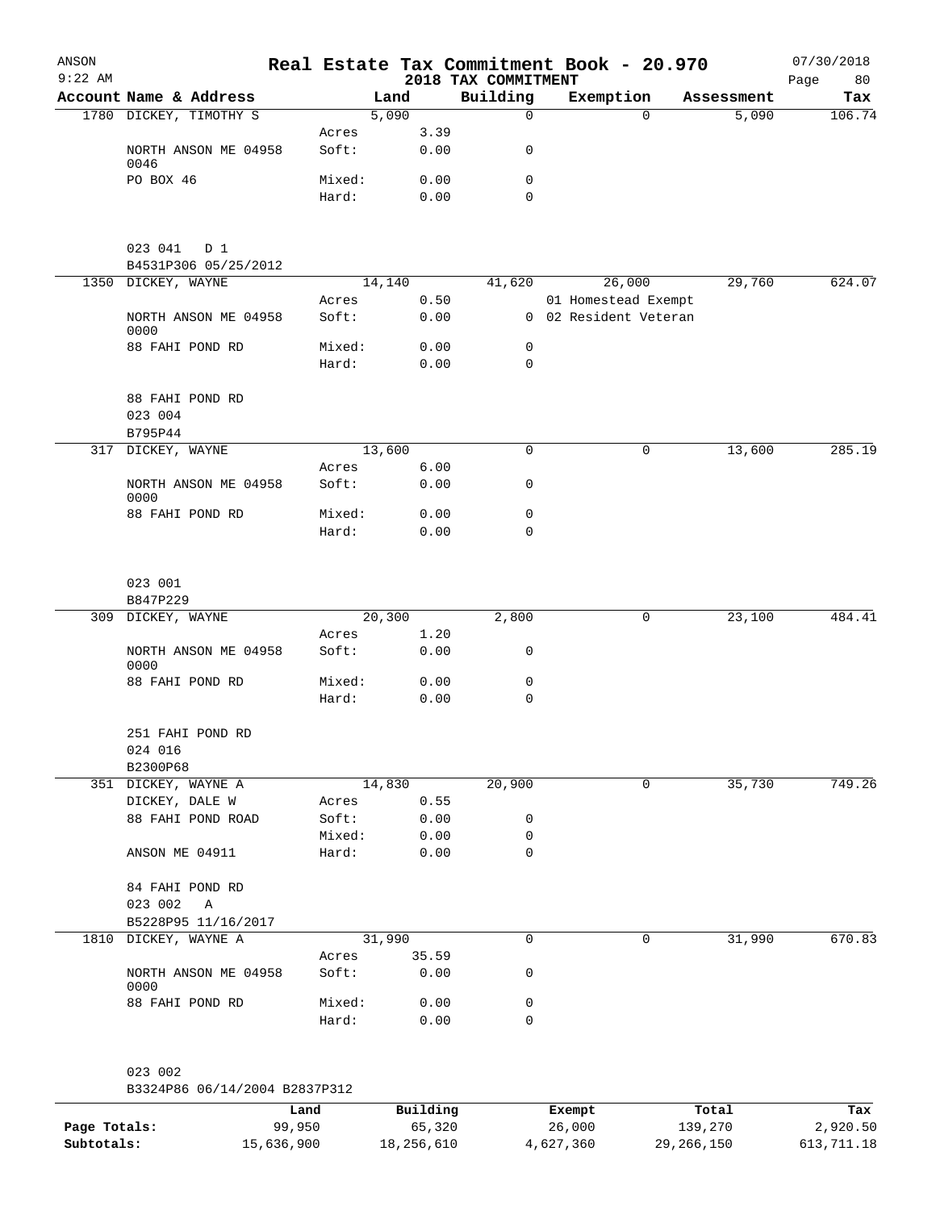ANSON 9:22 AM

# Real Estate Tax Commitment Book - 20.970

2018 TAX COMMITMENT

07/30/2018

| Account Name & Address | | Land | Building | Exemption | Assessment | Tax |
|---|---|---|---|---|---|---|
| 1780 DICKEY, TIMOTHY S | | 5,090 | 0 | 0 | 5,090 | 106.74 |
| | Acres | 3.39 | | | | |
| NORTH ANSON ME 04958 0046 | Soft: | 0.00 | 0 | | | |
| PO BOX 46 | Mixed: | 0.00 | 0 | | | |
| | Hard: | 0.00 | 0 | | | |
| 023 041 D 1 | | | | | | |
| B4531P306 05/25/2012 | | | | | | |
| 1350 DICKEY, WAYNE | | 14,140 | 41,620 | 26,000 | 29,760 | 624.07 |
| | Acres | 0.50 | | 01 Homestead Exempt | | |
| NORTH ANSON ME 04958 0000 | Soft: | 0.00 | 0 | 02 Resident Veteran | | |
| 88 FAHI POND RD | Mixed: | 0.00 | 0 | | | |
| | Hard: | 0.00 | 0 | | | |
| 88 FAHI POND RD | | | | | | |
| 023 004 | | | | | | |
| B795P44 | | | | | | |
| 317 DICKEY, WAYNE | | 13,600 | 0 | 0 | 13,600 | 285.19 |
| | Acres | 6.00 | | | | |
| NORTH ANSON ME 04958 0000 | Soft: | 0.00 | 0 | | | |
| 88 FAHI POND RD | Mixed: | 0.00 | 0 | | | |
| | Hard: | 0.00 | 0 | | | |
| 023 001 | | | | | | |
| B847P229 | | | | | | |
| 309 DICKEY, WAYNE | | 20,300 | 2,800 | 0 | 23,100 | 484.41 |
| | Acres | 1.20 | | | | |
| NORTH ANSON ME 04958 0000 | Soft: | 0.00 | 0 | | | |
| 88 FAHI POND RD | Mixed: | 0.00 | 0 | | | |
| | Hard: | 0.00 | 0 | | | |
| 251 FAHI POND RD | | | | | | |
| 024 016 | | | | | | |
| B2300P68 | | | | | | |
| 351 DICKEY, WAYNE A | | 14,830 | 20,900 | 0 | 35,730 | 749.26 |
| DICKEY, DALE W | Acres | 0.55 | | | | |
| 88 FAHI POND ROAD | Soft: | 0.00 | 0 | | | |
| | Mixed: | 0.00 | 0 | | | |
| ANSON ME 04911 | Hard: | 0.00 | 0 | | | |
| 84 FAHI POND RD | | | | | | |
| 023 002 A | | | | | | |
| B5228P95 11/16/2017 | | | | | | |
| 1810 DICKEY, WAYNE A | | 31,990 | 0 | 0 | 31,990 | 670.83 |
| | Acres | 35.59 | | | | |
| NORTH ANSON ME 04958 0000 | Soft: | 0.00 | 0 | | | |
| 88 FAHI POND RD | Mixed: | 0.00 | 0 | | | |
| | Hard: | 0.00 | 0 | | | |
| 023 002 | | | | | | |
| B3324P86 06/14/2004 B2837P312 | | | | | | |

| | Land | Building | Exempt | Total | Tax |
|---|---|---|---|---|---|
| Page Totals: | 99,950 | 65,320 | 26,000 | 139,270 | 2,920.50 |
| Subtotals: | 15,636,900 | 18,256,610 | 4,627,360 | 29,266,150 | 613,711.18 |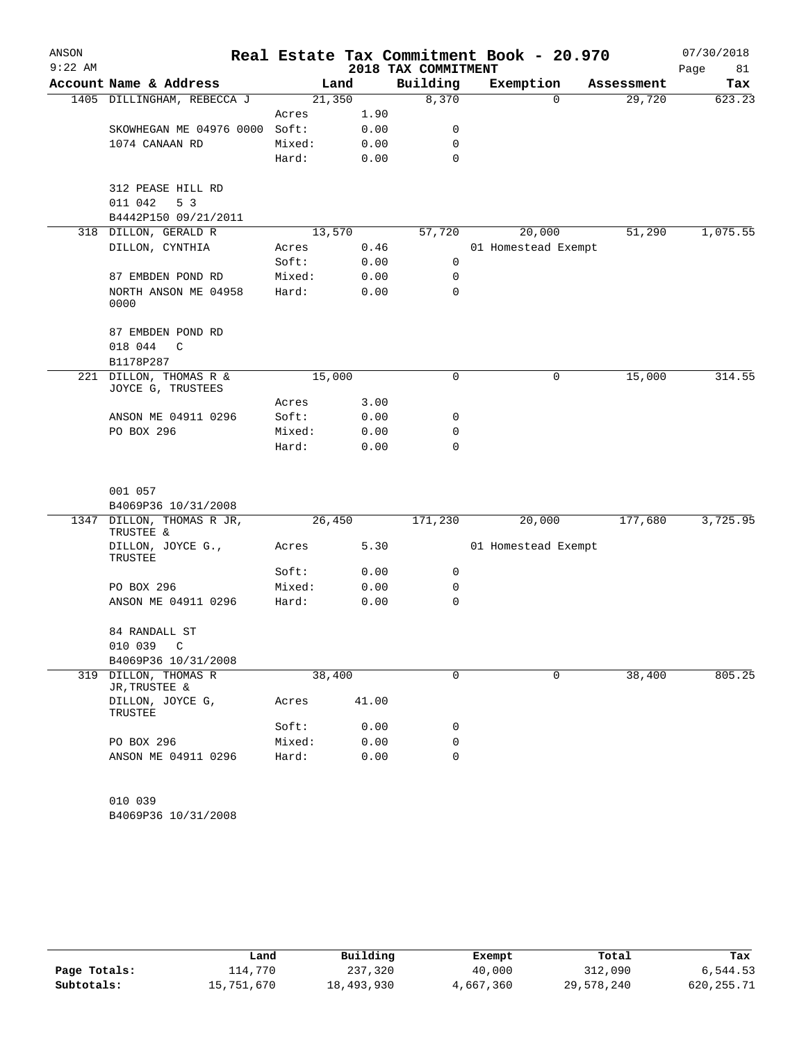ANSON
9:22 AM

# Real Estate Tax Commitment Book - 20.970

## 2018 TAX COMMITMENT

07/30/2018

| Account Name & Address | Land | | Building | Exemption | Assessment | Tax |
|---|---|---|---|---|---|---|
| 1405 DILLINGHAM, REBECCA J | 21,350 | | 8,370 | 0 | 29,720 | 623.23 |
| | Acres | 1.90 | | | | |
| SKOWHEGAN ME 04976 0000 | Soft: | 0.00 | 0 | | | |
| 1074 CANAAN RD | Mixed: | 0.00 | 0 | | | |
| | Hard: | 0.00 | 0 | | | |
| 312 PEASE HILL RD | | | | | | |
| 011 042 5 3 | | | | | | |
| B4442P150 09/21/2011 | | | | | | |
| 318 DILLON, GERALD R | 13,570 | | 57,720 | 20,000 | 51,290 | 1,075.55 |
| DILLON, CYNTHIA | Acres | 0.46 | | 01 Homestead Exempt | | |
| | Soft: | 0.00 | 0 | | | |
| 87 EMBDEN POND RD | Mixed: | 0.00 | 0 | | | |
| NORTH ANSON ME 04958 0000 | Hard: | 0.00 | 0 | | | |
| 87 EMBDEN POND RD | | | | | | |
| 018 044 C | | | | | | |
| B1178P287 | | | | | | |
| 221 DILLON, THOMAS R & JOYCE G, TRUSTEES | 15,000 | | 0 | 0 | 15,000 | 314.55 |
| | Acres | 3.00 | | | | |
| ANSON ME 04911 0296 | Soft: | 0.00 | 0 | | | |
| PO BOX 296 | Mixed: | 0.00 | 0 | | | |
| | Hard: | 0.00 | 0 | | | |
| 001 057 | | | | | | |
| B4069P36 10/31/2008 | | | | | | |
| 1347 DILLON, THOMAS R JR, TRUSTEE & | 26,450 | | 171,230 | 20,000 | 177,680 | 3,725.95 |
| DILLON, JOYCE G., TRUSTEE | Acres | 5.30 | | 01 Homestead Exempt | | |
| | Soft: | 0.00 | 0 | | | |
| PO BOX 296 | Mixed: | 0.00 | 0 | | | |
| ANSON ME 04911 0296 | Hard: | 0.00 | 0 | | | |
| 84 RANDALL ST | | | | | | |
| 010 039 C | | | | | | |
| B4069P36 10/31/2008 | | | | | | |
| 319 DILLON, THOMAS R JR,TRUSTEE & | 38,400 | | 0 | 0 | 38,400 | 805.25 |
| DILLON, JOYCE G, TRUSTEE | Acres | 41.00 | | | | |
| | Soft: | 0.00 | 0 | | | |
| PO BOX 296 | Mixed: | 0.00 | 0 | | | |
| ANSON ME 04911 0296 | Hard: | 0.00 | 0 | | | |
| 010 039 | | | | | | |
| B4069P36 10/31/2008 | | | | | | |

| | Land | Building | Exempt | Total | Tax |
|---|---|---|---|---|---|
| Page Totals: | 114,770 | 237,320 | 40,000 | 312,090 | 6,544.53 |
| Subtotals: | 15,751,670 | 18,493,930 | 4,667,360 | 29,578,240 | 620,255.71 |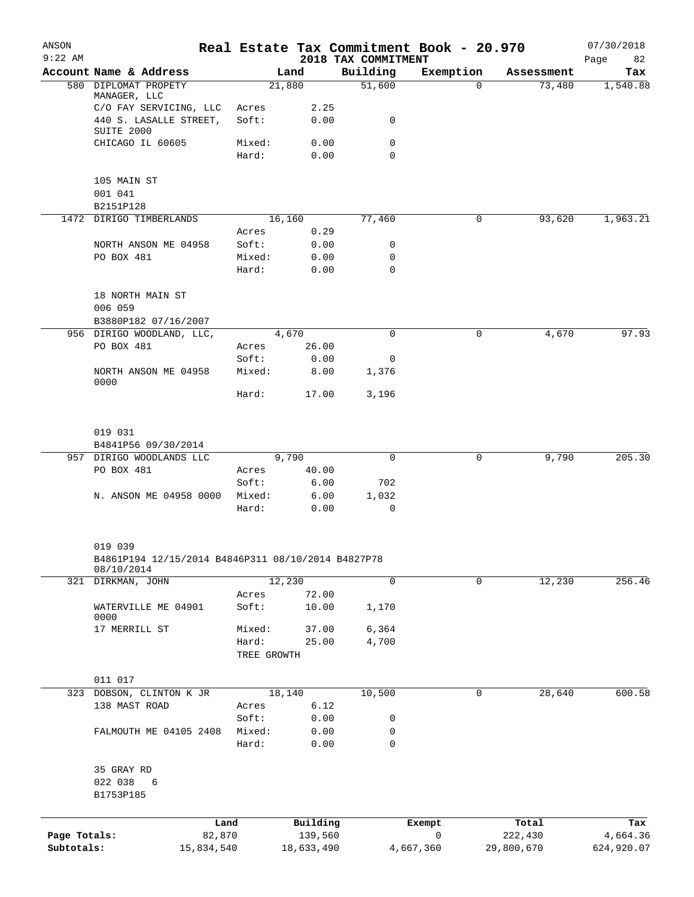ANSON — Real Estate Tax Commitment Book - 20.970 — 07/30/2018

9:22 AM — 2018 TAX COMMITMENT — Page 82

| Account Name & Address | | Land | Building | Exemption | Assessment | Tax |
|---|---|---|---|---|---|---|
| 580 DIPLOMAT PROPETY MANAGER, LLC | | 21,880 | 51,600 | 0 | 73,480 | 1,540.88 |
| C/O FAY SERVICING, LLC | Acres | 2.25 | | | | |
| 440 S. LASALLE STREET, SUITE 2000 | Soft: | 0.00 | 0 | | | |
| CHICAGO IL 60605 | Mixed: | 0.00 | 0 | | | |
| | Hard: | 0.00 | 0 | | | |
| 105 MAIN ST | | | | | | |
| 001 041 | | | | | | |
| B2151P128 | | | | | | |
| 1472 DIRIGO TIMBERLANDS | | 16,160 | 77,460 | 0 | 93,620 | 1,963.21 |
| | Acres | 0.29 | | | | |
| NORTH ANSON ME 04958 | Soft: | 0.00 | 0 | | | |
| PO BOX 481 | Mixed: | 0.00 | 0 | | | |
| | Hard: | 0.00 | 0 | | | |
| 18 NORTH MAIN ST | | | | | | |
| 006 059 | | | | | | |
| B3880P182 07/16/2007 | | | | | | |
| 956 DIRIGO WOODLAND, LLC, | | 4,670 | 0 | 0 | 4,670 | 97.93 |
| PO BOX 481 | Acres | 26.00 | | | | |
| | Soft: | 0.00 | 0 | | | |
| NORTH ANSON ME 04958 0000 | Mixed: | 8.00 | 1,376 | | | |
| | Hard: | 17.00 | 3,196 | | | |
| 019 031 | | | | | | |
| B4841P56 09/30/2014 | | | | | | |
| 957 DIRIGO WOODLANDS LLC | | 9,790 | 0 | 0 | 9,790 | 205.30 |
| PO BOX 481 | Acres | 40.00 | | | | |
| | Soft: | 6.00 | 702 | | | |
| N. ANSON ME 04958 0000 | Mixed: | 6.00 | 1,032 | | | |
| | Hard: | 0.00 | 0 | | | |
| 019 039 | | | | | | |
| B4861P194 12/15/2014 B4846P311 08/10/2014 B4827P78 08/10/2014 | | | | | | |
| 321 DIRKMAN, JOHN | | 12,230 | 0 | 0 | 12,230 | 256.46 |
| | Acres | 72.00 | | | | |
| WATERVILLE ME 04901 0000 | Soft: | 10.00 | 1,170 | | | |
| 17 MERRILL ST | Mixed: | 37.00 | 6,364 | | | |
| | Hard: | 25.00 | 4,700 | | | |
| | TREE GROWTH | | | | | |
| 011 017 | | | | | | |
| 323 DOBSON, CLINTON K JR | | 18,140 | 10,500 | 0 | 28,640 | 600.58 |
| 138 MAST ROAD | Acres | 6.12 | | | | |
| | Soft: | 0.00 | 0 | | | |
| FALMOUTH ME 04105 2408 | Mixed: | 0.00 | 0 | | | |
| | Hard: | 0.00 | 0 | | | |
| 35 GRAY RD | | | | | | |
| 022 038 6 | | | | | | |
| B1753P185 | | | | | | |

| | Land | Building | Exempt | Total | Tax |
|---|---|---|---|---|---|
| Page Totals: | 82,870 | 139,560 | 0 | 222,430 | 4,664.36 |
| Subtotals: | 15,834,540 | 18,633,490 | 4,667,360 | 29,800,670 | 624,920.07 |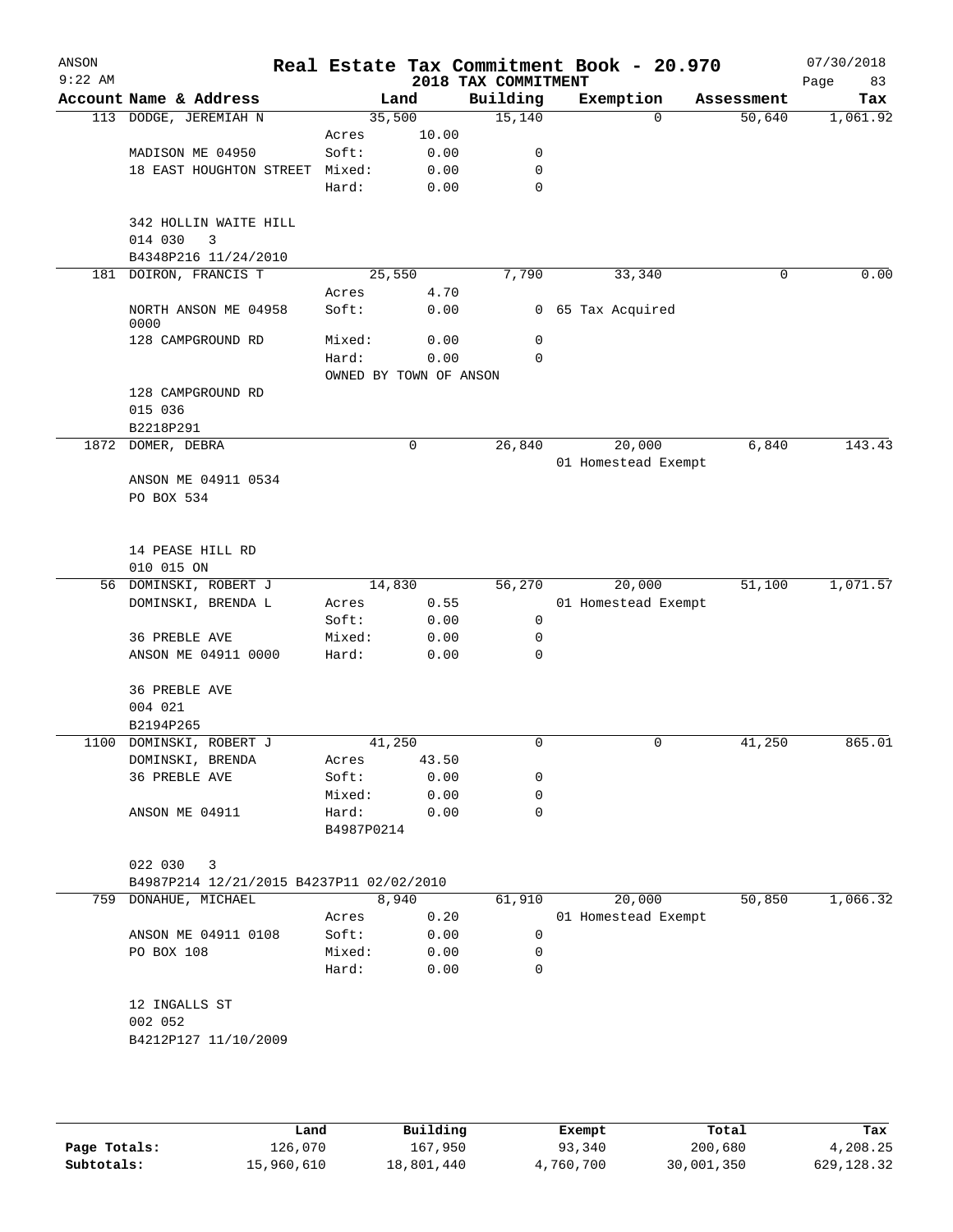# Real Estate Tax Commitment Book - 20.970

ANSON
9:22 AM

2018 TAX COMMITMENT

07/30/2018

| Account Name & Address | | Land | Building | Exemption | Assessment | Tax |
|---|---|---|---|---|---|---|
| 113 DODGE, JEREMIAH N | | 35,500 | 15,140 | 0 | 50,640 | 1,061.92 |
| | Acres | 10.00 | | | | |
| MADISON ME 04950 | Soft: | 0.00 | 0 | | | |
| 18 EAST HOUGHTON STREET | Mixed: | 0.00 | 0 | | | |
| | Hard: | 0.00 | 0 | | | |
| 342 HOLLIN WAITE HILL | | | | | | |
| 014 030 3 | | | | | | |
| B4348P216 11/24/2010 | | | | | | |
| 181 DOIRON, FRANCIS T | | 25,550 | 7,790 | 33,340 | 0 | 0.00 |
| | Acres | 4.70 | | | | |
| NORTH ANSON ME 04958 0000 | Soft: | 0.00 | 0 | 65 Tax Acquired | | |
| 128 CAMPGROUND RD | Mixed: | 0.00 | 0 | | | |
| | Hard: | 0.00 | 0 | | | |
| | OWNED BY TOWN OF ANSON | | | | | |
| 128 CAMPGROUND RD | | | | | | |
| 015 036 | | | | | | |
| B2218P291 | | | | | | |
| 1872 DOMER, DEBRA | | 0 | 26,840 | 20,000 | 6,840 | 143.43 |
| | | | | 01 Homestead Exempt | | |
| ANSON ME 04911 0534 | | | | | | |
| PO BOX 534 | | | | | | |
| 14 PEASE HILL RD | | | | | | |
| 010 015 ON | | | | | | |
| 56 DOMINSKI, ROBERT J | | 14,830 | 56,270 | 20,000 | 51,100 | 1,071.57 |
| DOMINSKI, BRENDA L | Acres | 0.55 | | 01 Homestead Exempt | | |
| | Soft: | 0.00 | 0 | | | |
| 36 PREBLE AVE | Mixed: | 0.00 | 0 | | | |
| ANSON ME 04911 0000 | Hard: | 0.00 | 0 | | | |
| 36 PREBLE AVE | | | | | | |
| 004 021 | | | | | | |
| B2194P265 | | | | | | |
| 1100 DOMINSKI, ROBERT J | | 41,250 | 0 | 0 | 41,250 | 865.01 |
| DOMINSKI, BRENDA | Acres | 43.50 | | | | |
| 36 PREBLE AVE | Soft: | 0.00 | 0 | | | |
| | Mixed: | 0.00 | 0 | | | |
| ANSON ME 04911 | Hard: | 0.00 | 0 | | | |
| | B4987P0214 | | | | | |
| 022 030 3 | | | | | | |
| B4987P214 12/21/2015 B4237P11 02/02/2010 | | | | | | |
| 759 DONAHUE, MICHAEL | | 8,940 | 61,910 | 20,000 | 50,850 | 1,066.32 |
| | Acres | 0.20 | | 01 Homestead Exempt | | |
| ANSON ME 04911 0108 | Soft: | 0.00 | 0 | | | |
| PO BOX 108 | Mixed: | 0.00 | 0 | | | |
| | Hard: | 0.00 | 0 | | | |
| 12 INGALLS ST | | | | | | |
| 002 052 | | | | | | |
| B4212P127 11/10/2009 | | | | | | |

| | Land | Building | Exempt | Total | Tax |
|---|---|---|---|---|---|
| Page Totals: | 126,070 | 167,950 | 93,340 | 200,680 | 4,208.25 |
| Subtotals: | 15,960,610 | 18,801,440 | 4,760,700 | 30,001,350 | 629,128.32 |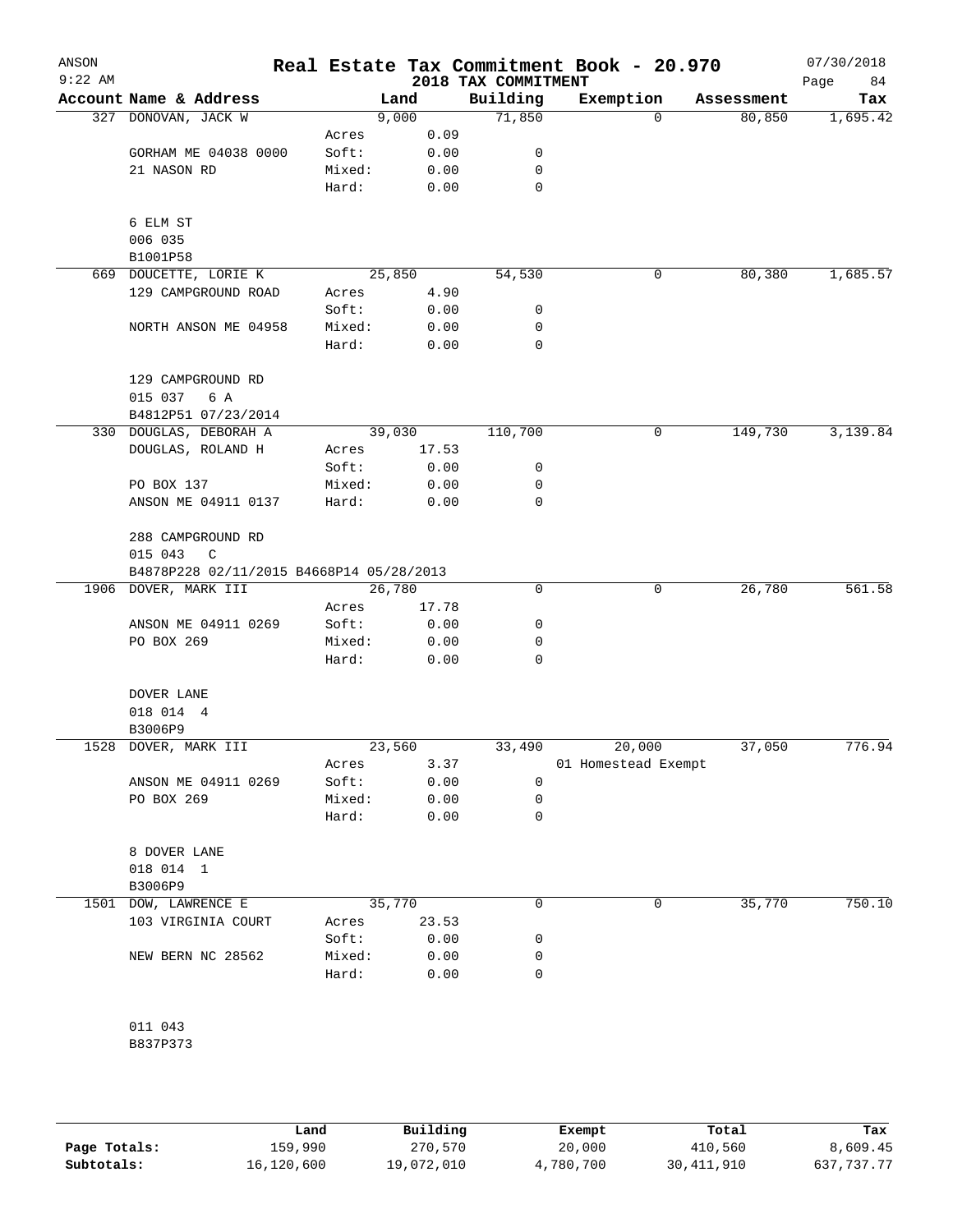# Real Estate Tax Commitment Book - 20.970

ANSON
9:22 AM

2018 TAX COMMITMENT

07/30/2018

| Account | Name & Address | | Land | Building | Exemption | Assessment | Tax |
|---|---|---|---|---|---|---|---|
| 327 | DONOVAN, JACK W | | 9,000 | 71,850 | 0 | 80,850 | 1,695.42 |
| | | Acres | 0.09 | | | | |
| | GORHAM ME 04038 0000 | Soft: | 0.00 | 0 | | | |
| | 21 NASON RD | Mixed: | 0.00 | 0 | | | |
| | | Hard: | 0.00 | 0 | | | |
| | 6 ELM ST | | | | | | |
| | 006 035 | | | | | | |
| | B1001P58 | | | | | | |
| 669 | DOUCETTE, LORIE K | | 25,850 | 54,530 | 0 | 80,380 | 1,685.57 |
| | 129 CAMPGROUND ROAD | Acres | 4.90 | | | | |
| | | Soft: | 0.00 | 0 | | | |
| | NORTH ANSON ME 04958 | Mixed: | 0.00 | 0 | | | |
| | | Hard: | 0.00 | 0 | | | |
| | 129 CAMPGROUND RD | | | | | | |
| | 015 037 6 A | | | | | | |
| | B4812P51 07/23/2014 | | | | | | |
| 330 | DOUGLAS, DEBORAH A | | 39,030 | 110,700 | 0 | 149,730 | 3,139.84 |
| | DOUGLAS, ROLAND H | Acres | 17.53 | | | | |
| | | Soft: | 0.00 | 0 | | | |
| | PO BOX 137 | Mixed: | 0.00 | 0 | | | |
| | ANSON ME 04911 0137 | Hard: | 0.00 | 0 | | | |
| | 288 CAMPGROUND RD | | | | | | |
| | 015 043 C | | | | | | |
| | B4878P228 02/11/2015 B4668P14 05/28/2013 | | | | | | |
| 1906 | DOVER, MARK III | | 26,780 | 0 | 0 | 26,780 | 561.58 |
| | | Acres | 17.78 | | | | |
| | ANSON ME 04911 0269 | Soft: | 0.00 | 0 | | | |
| | PO BOX 269 | Mixed: | 0.00 | 0 | | | |
| | | Hard: | 0.00 | 0 | | | |
| | DOVER LANE | | | | | | |
| | 018 014 4 | | | | | | |
| | B3006P9 | | | | | | |
| 1528 | DOVER, MARK III | | 23,560 | 33,490 | 20,000 | 37,050 | 776.94 |
| | | Acres | 3.37 | | 01 Homestead Exempt | | |
| | ANSON ME 04911 0269 | Soft: | 0.00 | 0 | | | |
| | PO BOX 269 | Mixed: | 0.00 | 0 | | | |
| | | Hard: | 0.00 | 0 | | | |
| | 8 DOVER LANE | | | | | | |
| | 018 014 1 | | | | | | |
| | B3006P9 | | | | | | |
| 1501 | DOW, LAWRENCE E | | 35,770 | 0 | 0 | 35,770 | 750.10 |
| | 103 VIRGINIA COURT | Acres | 23.53 | | | | |
| | | Soft: | 0.00 | 0 | | | |
| | NEW BERN NC 28562 | Mixed: | 0.00 | 0 | | | |
| | | Hard: | 0.00 | 0 | | | |
| | 011 043 | | | | | | |
| | B837P373 | | | | | | |

| | Land | Building | Exempt | Total | Tax |
|---|---|---|---|---|---|
| Page Totals: | 159,990 | 270,570 | 20,000 | 410,560 | 8,609.45 |
| Subtotals: | 16,120,600 | 19,072,010 | 4,780,700 | 30,411,910 | 637,737.77 |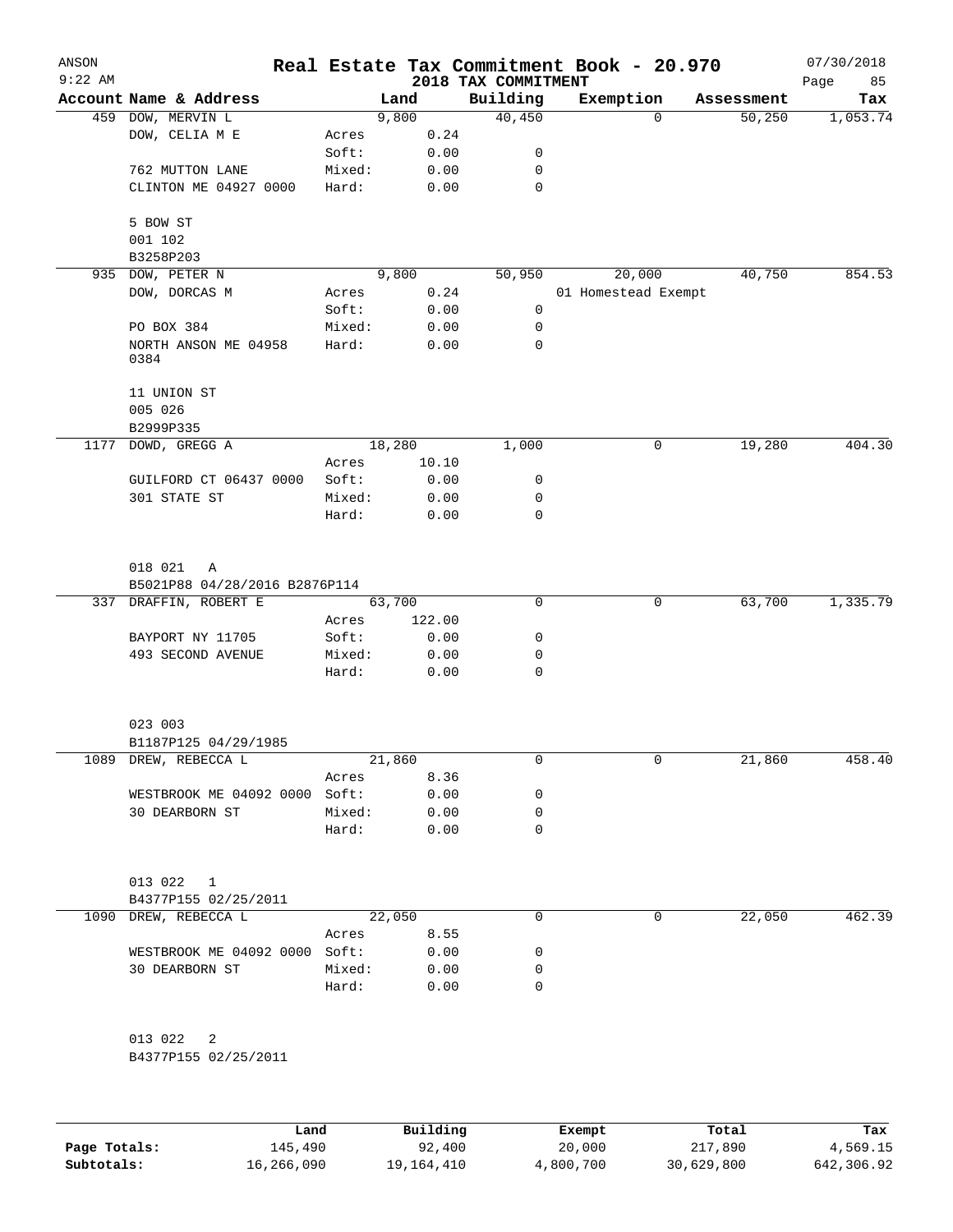ANSON 9:22 AM

# Real Estate Tax Commitment Book - 20.970

2018 TAX COMMITMENT

07/30/2018 Page 85

| Account | Name & Address | | Land | Building | Exemption | Assessment | Tax |
|---|---|---|---|---|---|---|---|
| 459 | DOW, MERVIN L | | 9,800 | 40,450 | 0 | 50,250 | 1,053.74 |
| | DOW, CELIA M E | Acres | 0.24 | | | | |
| | | Soft: | 0.00 | 0 | | | |
| | 762 MUTTON LANE | Mixed: | 0.00 | 0 | | | |
| | CLINTON ME 04927 0000 | Hard: | 0.00 | 0 | | | |
| | 5 BOW ST | | | | | | |
| | 001 102 | | | | | | |
| | B3258P203 | | | | | | |
| 935 | DOW, PETER N | | 9,800 | 50,950 | 20,000 | 40,750 | 854.53 |
| | DOW, DORCAS M | Acres | 0.24 | | 01 Homestead Exempt | | |
| | | Soft: | 0.00 | 0 | | | |
| | PO BOX 384 | Mixed: | 0.00 | 0 | | | |
| | NORTH ANSON ME 04958 0384 | Hard: | 0.00 | 0 | | | |
| | 11 UNION ST | | | | | | |
| | 005 026 | | | | | | |
| | B2999P335 | | | | | | |
| 1177 | DOWD, GREGG A | | 18,280 | 1,000 | 0 | 19,280 | 404.30 |
| | | Acres | 10.10 | | | | |
| | GUILFORD CT 06437 0000 | Soft: | 0.00 | 0 | | | |
| | 301 STATE ST | Mixed: | 0.00 | 0 | | | |
| | | Hard: | 0.00 | 0 | | | |
| | 018 021 A | | | | | | |
| | B5021P88 04/28/2016 B2876P114 | | | | | | |
| 337 | DRAFFIN, ROBERT E | | 63,700 | 0 | 0 | 63,700 | 1,335.79 |
| | | Acres | 122.00 | | | | |
| | BAYPORT NY 11705 | Soft: | 0.00 | 0 | | | |
| | 493 SECOND AVENUE | Mixed: | 0.00 | 0 | | | |
| | | Hard: | 0.00 | 0 | | | |
| | 023 003 | | | | | | |
| | B1187P125 04/29/1985 | | | | | | |
| 1089 | DREW, REBECCA L | | 21,860 | 0 | 0 | 21,860 | 458.40 |
| | | Acres | 8.36 | | | | |
| | WESTBROOK ME 04092 0000 | Soft: | 0.00 | 0 | | | |
| | 30 DEARBORN ST | Mixed: | 0.00 | 0 | | | |
| | | Hard: | 0.00 | 0 | | | |
| | 013 022 1 | | | | | | |
| | B4377P155 02/25/2011 | | | | | | |
| 1090 | DREW, REBECCA L | | 22,050 | 0 | 0 | 22,050 | 462.39 |
| | | Acres | 8.55 | | | | |
| | WESTBROOK ME 04092 0000 | Soft: | 0.00 | 0 | | | |
| | 30 DEARBORN ST | Mixed: | 0.00 | 0 | | | |
| | | Hard: | 0.00 | 0 | | | |
| | 013 022 2 | | | | | | |
| | B4377P155 02/25/2011 | | | | | | |

| | Land | Building | Exempt | Total | Tax |
|---|---|---|---|---|---|
| Page Totals: | 145,490 | 92,400 | 20,000 | 217,890 | 4,569.15 |
| Subtotals: | 16,266,090 | 19,164,410 | 4,800,700 | 30,629,800 | 642,306.92 |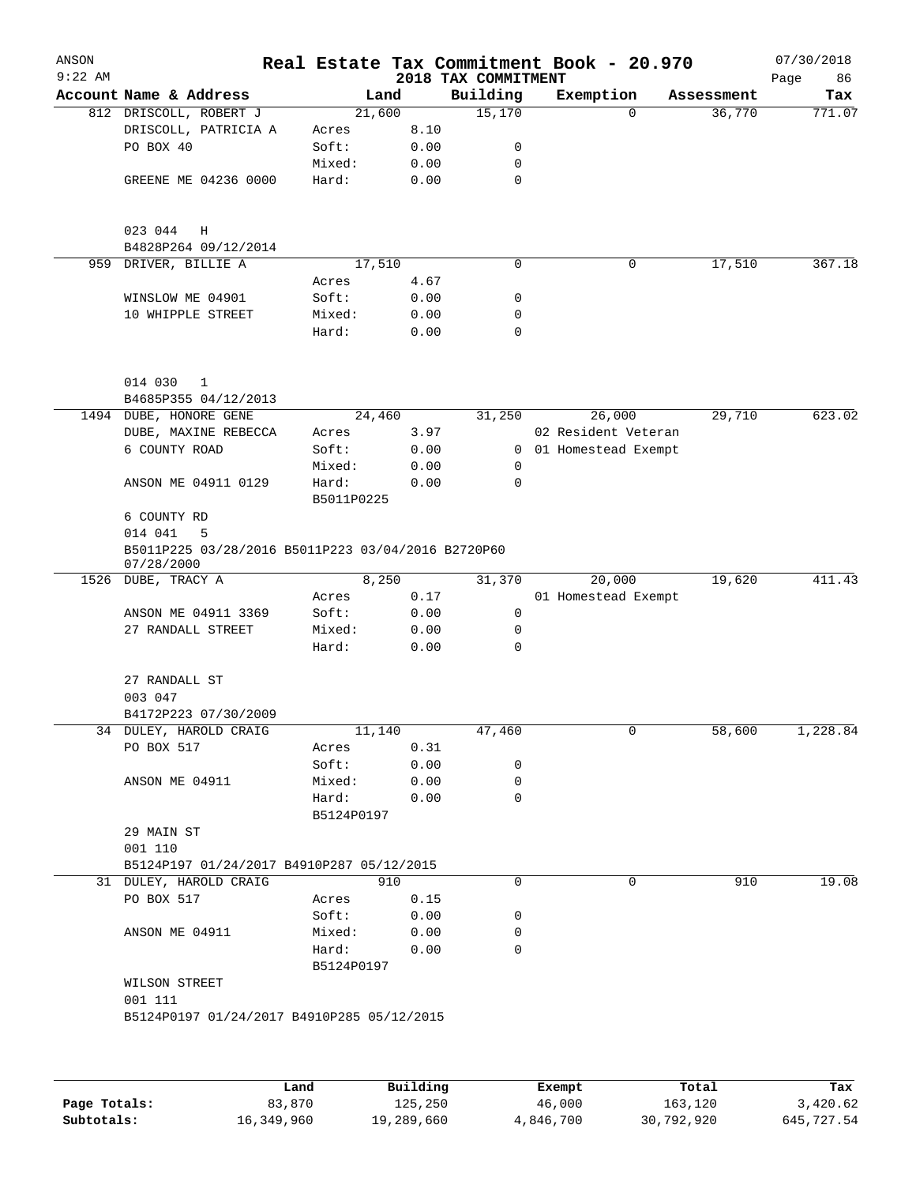ANSON 9:22 AM — **Real Estate Tax Commitment Book - 20.970** — 2018 TAX COMMITMENT — 07/30/2018

| Account Name & Address | | Land | | Building | Exemption | Assessment | Tax |
|---|---|---|---|---|---|---|---|
| 812 DRISCOLL, ROBERT J | | 21,600 | | 15,170 | 0 | 36,770 | 771.07 |
| DRISCOLL, PATRICIA A | Acres | | 8.10 | | | | |
| PO BOX 40 | Soft: | | 0.00 | 0 | | | |
| | Mixed: | | 0.00 | 0 | | | |
| GREENE ME 04236 0000 | Hard: | | 0.00 | 0 | | | |
| 023 044 H | | | | | | | |
| B4828P264 09/12/2014 | | | | | | | |
| 959 DRIVER, BILLIE A | | 17,510 | | 0 | 0 | 17,510 | 367.18 |
| | Acres | | 4.67 | | | | |
| WINSLOW ME 04901 | Soft: | | 0.00 | 0 | | | |
| 10 WHIPPLE STREET | Mixed: | | 0.00 | 0 | | | |
| | Hard: | | 0.00 | 0 | | | |
| 014 030 1 | | | | | | | |
| B4685P355 04/12/2013 | | | | | | | |
| 1494 DUBE, HONORE GENE | | 24,460 | | 31,250 | 26,000 | 29,710 | 623.02 |
| DUBE, MAXINE REBECCA | Acres | | 3.97 | | 02 Resident Veteran | | |
| 6 COUNTY ROAD | Soft: | | 0.00 | 0 | 01 Homestead Exempt | | |
| | Mixed: | | 0.00 | 0 | | | |
| ANSON ME 04911 0129 | Hard: | | 0.00 | 0 | | | |
| | B5011P0225 | | | | | | |
| 6 COUNTY RD | | | | | | | |
| 014 041 5 | | | | | | | |
| B5011P225 03/28/2016 B5011P223 03/04/2016 B2720P60 07/28/2000 | | | | | | | |
| 1526 DUBE, TRACY A | | 8,250 | | 31,370 | 20,000 | 19,620 | 411.43 |
| | Acres | | 0.17 | | 01 Homestead Exempt | | |
| ANSON ME 04911 3369 | Soft: | | 0.00 | 0 | | | |
| 27 RANDALL STREET | Mixed: | | 0.00 | 0 | | | |
| | Hard: | | 0.00 | 0 | | | |
| 27 RANDALL ST | | | | | | | |
| 003 047 | | | | | | | |
| B4172P223 07/30/2009 | | | | | | | |
| 34 DULEY, HAROLD CRAIG | | 11,140 | | 47,460 | 0 | 58,600 | 1,228.84 |
| PO BOX 517 | Acres | | 0.31 | | | | |
| | Soft: | | 0.00 | 0 | | | |
| ANSON ME 04911 | Mixed: | | 0.00 | 0 | | | |
| | Hard: | | 0.00 | 0 | | | |
| | B5124P0197 | | | | | | |
| 29 MAIN ST | | | | | | | |
| 001 110 | | | | | | | |
| B5124P197 01/24/2017 B4910P287 05/12/2015 | | | | | | | |
| 31 DULEY, HAROLD CRAIG | | 910 | | 0 | 0 | 910 | 19.08 |
| PO BOX 517 | Acres | | 0.15 | | | | |
| | Soft: | | 0.00 | 0 | | | |
| ANSON ME 04911 | Mixed: | | 0.00 | 0 | | | |
| | Hard: | | 0.00 | 0 | | | |
| | B5124P0197 | | | | | | |
| WILSON STREET | | | | | | | |
| 001 111 | | | | | | | |
| B5124P0197 01/24/2017 B4910P285 05/12/2015 | | | | | | | |

| | Land | Building | Exempt | Total | Tax |
|---|---|---|---|---|---|
| Page Totals: | 83,870 | 125,250 | 46,000 | 163,120 | 3,420.62 |
| Subtotals: | 16,349,960 | 19,289,660 | 4,846,700 | 30,792,920 | 645,727.54 |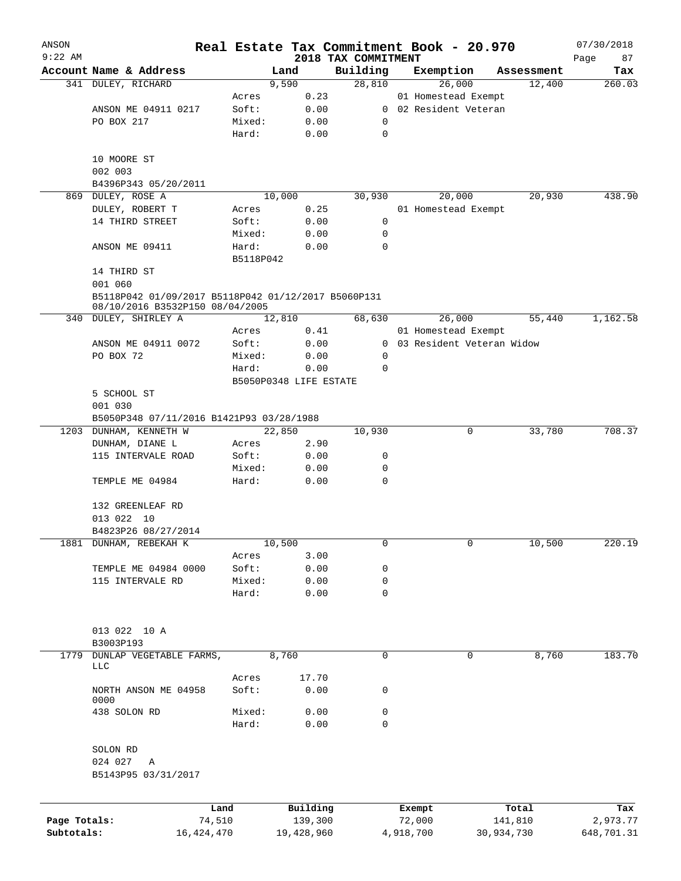# Real Estate Tax Commitment Book - 20.970

ANSON 9:22 AM — 2018 TAX COMMITMENT — 07/30/2018

| Account Name & Address | | Land | Building | Exemption | Assessment | Tax |
|---|---|---|---|---|---|---|
| 341 DULEY, RICHARD | | 9,590 | 28,810 | 26,000 | 12,400 | 260.03 |
| | Acres | 0.23 | | 01 Homestead Exempt | | |
| ANSON ME 04911 0217 | Soft: | 0.00 | 0 | 02 Resident Veteran | | |
| PO BOX 217 | Mixed: | 0.00 | 0 | | | |
| | Hard: | 0.00 | 0 | | | |
| 10 MOORE ST | | | | | | |
| 002 003 | | | | | | |
| B4396P343 05/20/2011 | | | | | | |
| 869 DULEY, ROSE A | | 10,000 | 30,930 | 20,000 | 20,930 | 438.90 |
| DULEY, ROBERT T | Acres | 0.25 | | 01 Homestead Exempt | | |
| 14 THIRD STREET | Soft: | 0.00 | 0 | | | |
| | Mixed: | 0.00 | 0 | | | |
| ANSON ME 09411 | Hard: | 0.00 | 0 | | | |
| | B5118P042 | | | | | |
| 14 THIRD ST | | | | | | |
| 001 060 | | | | | | |
| B5118P042 01/09/2017 B5118P042 01/12/2017 B5060P131 08/10/2016 B3532P150 08/04/2005 | | | | | | |
| 340 DULEY, SHIRLEY A | | 12,810 | 68,630 | 26,000 | 55,440 | 1,162.58 |
| | Acres | 0.41 | | 01 Homestead Exempt | | |
| ANSON ME 04911 0072 | Soft: | 0.00 | 0 | 03 Resident Veteran Widow | | |
| PO BOX 72 | Mixed: | 0.00 | 0 | | | |
| | Hard: | 0.00 | 0 | | | |
| | B5050P0348 LIFE ESTATE | | | | | |
| 5 SCHOOL ST | | | | | | |
| 001 030 | | | | | | |
| B5050P348 07/11/2016 B1421P93 03/28/1988 | | | | | | |
| 1203 DUNHAM, KENNETH W | | 22,850 | 10,930 | 0 | 33,780 | 708.37 |
| DUNHAM, DIANE L | Acres | 2.90 | | | | |
| 115 INTERVALE ROAD | Soft: | 0.00 | 0 | | | |
| | Mixed: | 0.00 | 0 | | | |
| TEMPLE ME 04984 | Hard: | 0.00 | 0 | | | |
| 132 GREENLEAF RD | | | | | | |
| 013 022 10 | | | | | | |
| B4823P26 08/27/2014 | | | | | | |
| 1881 DUNHAM, REBEKAH K | | 10,500 | 0 | 0 | 10,500 | 220.19 |
| | Acres | 3.00 | | | | |
| TEMPLE ME 04984 0000 | Soft: | 0.00 | 0 | | | |
| 115 INTERVALE RD | Mixed: | 0.00 | 0 | | | |
| | Hard: | 0.00 | 0 | | | |
| 013 022 10 A | | | | | | |
| B3003P193 | | | | | | |
| 1779 DUNLAP VEGETABLE FARMS, LLC | | 8,760 | 0 | 0 | 8,760 | 183.70 |
| | Acres | 17.70 | | | | |
| NORTH ANSON ME 04958 0000 | Soft: | 0.00 | 0 | | | |
| 438 SOLON RD | Mixed: | 0.00 | 0 | | | |
| | Hard: | 0.00 | 0 | | | |
| SOLON RD | | | | | | |
| 024 027 A | | | | | | |
| B5143P95 03/31/2017 | | | | | | |

| | Land | Building | Exempt | Total | Tax |
|---|---|---|---|---|---|
| Page Totals: | 74,510 | 139,300 | 72,000 | 141,810 | 2,973.77 |
| Subtotals: | 16,424,470 | 19,428,960 | 4,918,700 | 30,934,730 | 648,701.31 |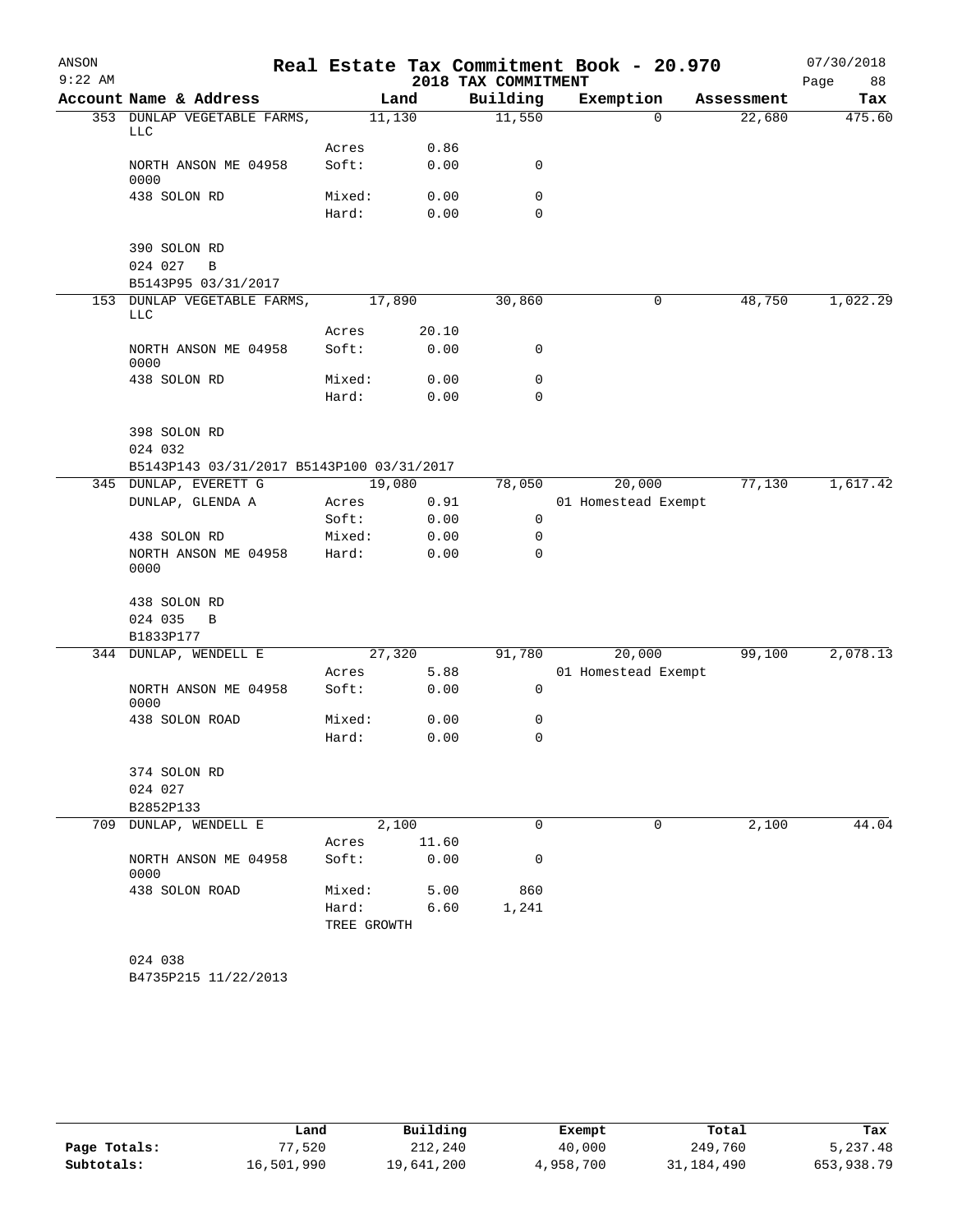ANSON
9:22 AM

# Real Estate Tax Commitment Book - 20.970

2018 TAX COMMITMENT

07/30/2018

| Account Name & Address | Land | | Building | Exemption | Assessment | Tax |
|---|---|---|---|---|---|---|
| 353 DUNLAP VEGETABLE FARMS, LLC | 11,130 | | 11,550 | 0 | 22,680 | 475.60 |
| | Acres | 0.86 | | | | |
| NORTH ANSON ME 04958 0000 | Soft: | 0.00 | 0 | | | |
| 438 SOLON RD | Mixed: | 0.00 | 0 | | | |
| | Hard: | 0.00 | 0 | | | |
| 390 SOLON RD | | | | | | |
| 024 027 B | | | | | | |
| B5143P95 03/31/2017 | | | | | | |
| 153 DUNLAP VEGETABLE FARMS, LLC | 17,890 | | 30,860 | 0 | 48,750 | 1,022.29 |
| | Acres | 20.10 | | | | |
| NORTH ANSON ME 04958 0000 | Soft: | 0.00 | 0 | | | |
| 438 SOLON RD | Mixed: | 0.00 | 0 | | | |
| | Hard: | 0.00 | 0 | | | |
| 398 SOLON RD | | | | | | |
| 024 032 | | | | | | |
| B5143P143 03/31/2017 B5143P100 03/31/2017 | | | | | | |
| 345 DUNLAP, EVERETT G | 19,080 | | 78,050 | 20,000 | 77,130 | 1,617.42 |
| DUNLAP, GLENDA A | Acres | 0.91 | | 01 Homestead Exempt | | |
| | Soft: | 0.00 | 0 | | | |
| 438 SOLON RD | Mixed: | 0.00 | 0 | | | |
| NORTH ANSON ME 04958 0000 | Hard: | 0.00 | 0 | | | |
| 438 SOLON RD | | | | | | |
| 024 035 B | | | | | | |
| B1833P177 | | | | | | |
| 344 DUNLAP, WENDELL E | 27,320 | | 91,780 | 20,000 | 99,100 | 2,078.13 |
| | Acres | 5.88 | | 01 Homestead Exempt | | |
| NORTH ANSON ME 04958 0000 | Soft: | 0.00 | 0 | | | |
| 438 SOLON ROAD | Mixed: | 0.00 | 0 | | | |
| | Hard: | 0.00 | 0 | | | |
| 374 SOLON RD | | | | | | |
| 024 027 | | | | | | |
| B2852P133 | | | | | | |
| 709 DUNLAP, WENDELL E | 2,100 | | 0 | 0 | 2,100 | 44.04 |
| | Acres | 11.60 | | | | |
| NORTH ANSON ME 04958 0000 | Soft: | 0.00 | 0 | | | |
| 438 SOLON ROAD | Mixed: | 5.00 | 860 | | | |
| | Hard: | 6.60 | 1,241 | | | |
| | TREE GROWTH | | | | | |
| 024 038 | | | | | | |
| B4735P215 11/22/2013 | | | | | | |

| | Land | Building | Exempt | Total | Tax |
|---|---|---|---|---|---|
| Page Totals: | 77,520 | 212,240 | 40,000 | 249,760 | 5,237.48 |
| Subtotals: | 16,501,990 | 19,641,200 | 4,958,700 | 31,184,490 | 653,938.79 |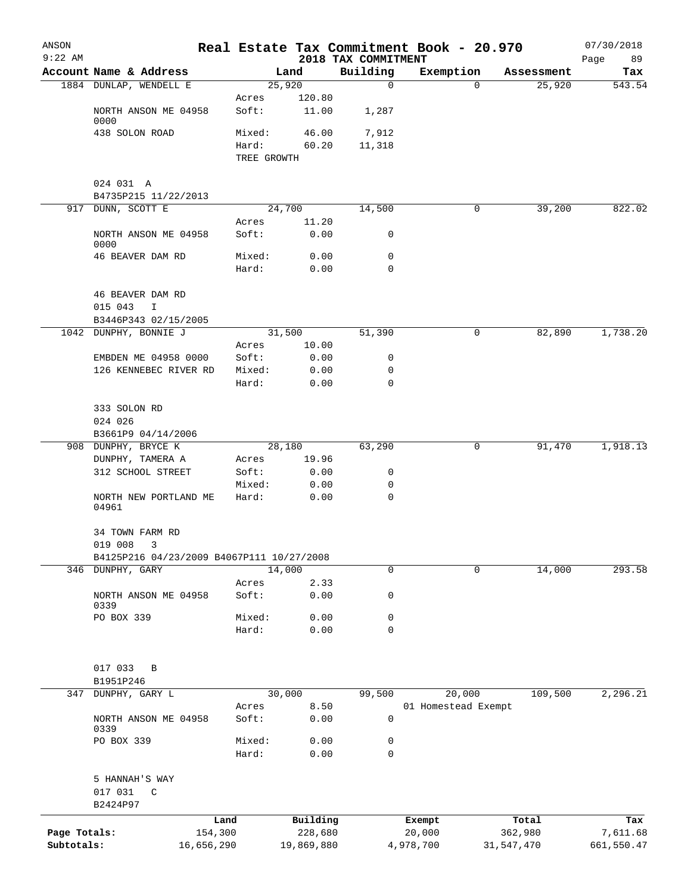ANSON 9:22 AM

# Real Estate Tax Commitment Book - 20.970

2018 TAX COMMITMENT

07/30/2018

| Account | Name & Address | Land | | Building | Exemption | Assessment | Tax |
|---|---|---|---|---|---|---|---|
| 1884 | DUNLAP, WENDELL E | 25,920 | | 0 | 0 | 25,920 | 543.54 |
| | | Acres | 120.80 | | | | |
| | NORTH ANSON ME 04958 0000 | Soft: | 11.00 | 1,287 | | | |
| | 438 SOLON ROAD | Mixed: | 46.00 | 7,912 | | | |
| | | Hard: | 60.20 | 11,318 | | | |
| | | TREE GROWTH | | | | | |
| | 024 031 A | | | | | | |
| | B4735P215 11/22/2013 | | | | | | |
| 917 | DUNN, SCOTT E | 24,700 | | 14,500 | 0 | 39,200 | 822.02 |
| | | Acres | 11.20 | | | | |
| | NORTH ANSON ME 04958 0000 | Soft: | 0.00 | 0 | | | |
| | 46 BEAVER DAM RD | Mixed: | 0.00 | 0 | | | |
| | | Hard: | 0.00 | 0 | | | |
| | 46 BEAVER DAM RD | | | | | | |
| | 015 043 I | | | | | | |
| | B3446P343 02/15/2005 | | | | | | |
| 1042 | DUNPHY, BONNIE J | 31,500 | | 51,390 | 0 | 82,890 | 1,738.20 |
| | | Acres | 10.00 | | | | |
| | EMBDEN ME 04958 0000 | Soft: | 0.00 | 0 | | | |
| | 126 KENNEBEC RIVER RD | Mixed: | 0.00 | 0 | | | |
| | | Hard: | 0.00 | 0 | | | |
| | 333 SOLON RD | | | | | | |
| | 024 026 | | | | | | |
| | B3661P9 04/14/2006 | | | | | | |
| 908 | DUNPHY, BRYCE K | 28,180 | | 63,290 | 0 | 91,470 | 1,918.13 |
| | DUNPHY, TAMERA A | Acres | 19.96 | | | | |
| | 312 SCHOOL STREET | Soft: | 0.00 | 0 | | | |
| | | Mixed: | 0.00 | 0 | | | |
| | NORTH NEW PORTLAND ME 04961 | Hard: | 0.00 | 0 | | | |
| | 34 TOWN FARM RD | | | | | | |
| | 019 008 3 | | | | | | |
| | B4125P216 04/23/2009 B4067P111 10/27/2008 | | | | | | |
| 346 | DUNPHY, GARY | 14,000 | | 0 | 0 | 14,000 | 293.58 |
| | | Acres | 2.33 | | | | |
| | NORTH ANSON ME 04958 0339 | Soft: | 0.00 | 0 | | | |
| | PO BOX 339 | Mixed: | 0.00 | 0 | | | |
| | | Hard: | 0.00 | 0 | | | |
| | 017 033 B | | | | | | |
| | B1951P246 | | | | | | |
| 347 | DUNPHY, GARY L | 30,000 | | 99,500 | 20,000 | 109,500 | 2,296.21 |
| | | Acres | 8.50 | | 01 Homestead Exempt | | |
| | NORTH ANSON ME 04958 0339 | Soft: | 0.00 | 0 | | | |
| | PO BOX 339 | Mixed: | 0.00 | 0 | | | |
| | | Hard: | 0.00 | 0 | | | |
| | 5 HANNAH'S WAY | | | | | | |
| | 017 031 C | | | | | | |
| | B2424P97 | | | | | | |

| | Land | Building | Exempt | Total | Tax |
|---|---|---|---|---|---|
| Page Totals: | 154,300 | 228,680 | 20,000 | 362,980 | 7,611.68 |
| Subtotals: | 16,656,290 | 19,869,880 | 4,978,700 | 31,547,470 | 661,550.47 |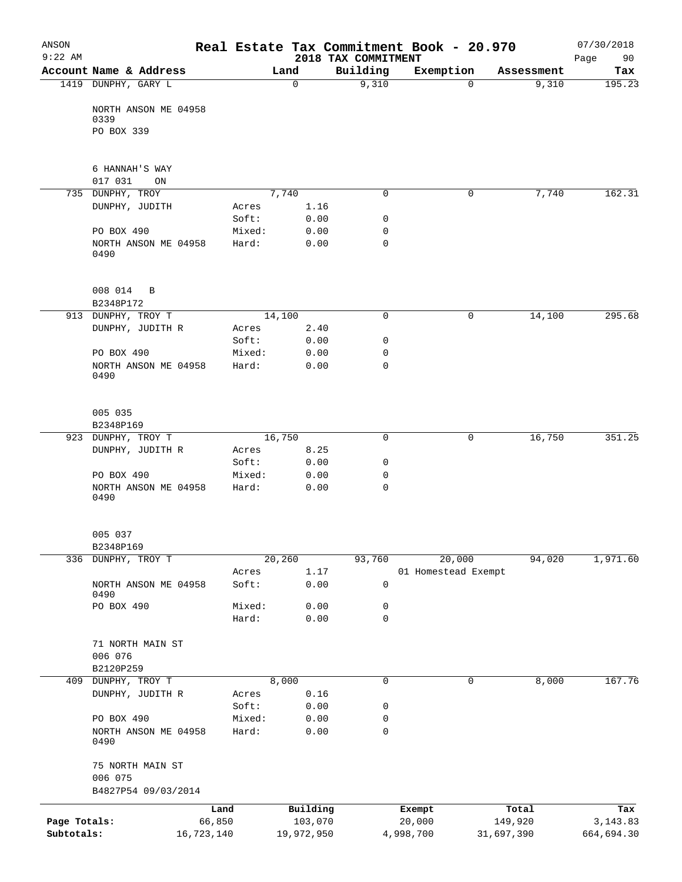ANSON 9:22 AM

# Real Estate Tax Commitment Book - 20.970

2018 TAX COMMITMENT

07/30/2018 Page 90

| Account Name & Address | Land | | Building | Exemption | Assessment | Tax |
|---|---|---|---|---|---|---|
| 1419 DUNPHY, GARY L | 0 | | 9,310 | 0 | 9,310 | 195.23 |
| NORTH ANSON ME 04958 0339 | | | | | | |
| PO BOX 339 | | | | | | |
| 6 HANNAH'S WAY | | | | | | |
| 017 031 ON | | | | | | |
| 735 DUNPHY, TROY | 7,740 | | 0 | 0 | 7,740 | 162.31 |
| DUNPHY, JUDITH | Acres | 1.16 | | | | |
| | Soft: | 0.00 | 0 | | | |
| PO BOX 490 | Mixed: | 0.00 | 0 | | | |
| NORTH ANSON ME 04958 0490 | Hard: | 0.00 | 0 | | | |
| 008 014 B | | | | | | |
| B2348P172 | | | | | | |
| 913 DUNPHY, TROY T | 14,100 | | 0 | 0 | 14,100 | 295.68 |
| DUNPHY, JUDITH R | Acres | 2.40 | | | | |
| | Soft: | 0.00 | 0 | | | |
| PO BOX 490 | Mixed: | 0.00 | 0 | | | |
| NORTH ANSON ME 04958 0490 | Hard: | 0.00 | 0 | | | |
| 005 035 | | | | | | |
| B2348P169 | | | | | | |
| 923 DUNPHY, TROY T | 16,750 | | 0 | 0 | 16,750 | 351.25 |
| DUNPHY, JUDITH R | Acres | 8.25 | | | | |
| | Soft: | 0.00 | 0 | | | |
| PO BOX 490 | Mixed: | 0.00 | 0 | | | |
| NORTH ANSON ME 04958 0490 | Hard: | 0.00 | 0 | | | |
| 005 037 | | | | | | |
| B2348P169 | | | | | | |
| 336 DUNPHY, TROY T | 20,260 | | 93,760 | 20,000 | 94,020 | 1,971.60 |
| | Acres | 1.17 | | 01 Homestead Exempt | | |
| NORTH ANSON ME 04958 0490 | Soft: | 0.00 | 0 | | | |
| PO BOX 490 | Mixed: | 0.00 | 0 | | | |
| | Hard: | 0.00 | 0 | | | |
| 71 NORTH MAIN ST | | | | | | |
| 006 076 | | | | | | |
| B2120P259 | | | | | | |
| 409 DUNPHY, TROY T | 8,000 | | 0 | 0 | 8,000 | 167.76 |
| DUNPHY, JUDITH R | Acres | 0.16 | | | | |
| | Soft: | 0.00 | 0 | | | |
| PO BOX 490 | Mixed: | 0.00 | 0 | | | |
| NORTH ANSON ME 04958 0490 | Hard: | 0.00 | 0 | | | |
| 75 NORTH MAIN ST | | | | | | |
| 006 075 | | | | | | |
| B4827P54 09/03/2014 | | | | | | |

| | Land | Building | Exempt | Total | Tax |
|---|---|---|---|---|---|
| Page Totals: | 66,850 | 103,070 | 20,000 | 149,920 | 3,143.83 |
| Subtotals: | 16,723,140 | 19,972,950 | 4,998,700 | 31,697,390 | 664,694.30 |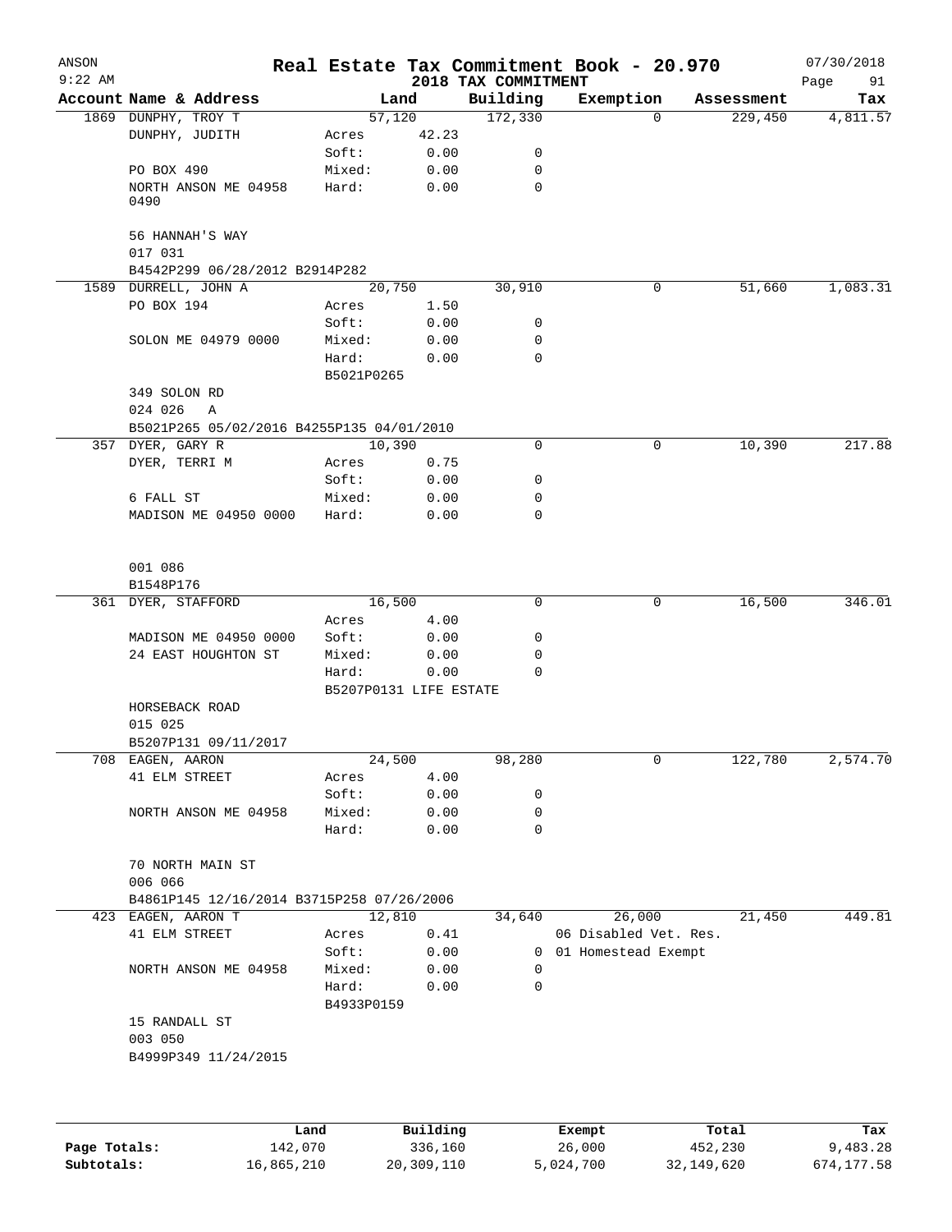ANSON
9:22 AM

# Real Estate Tax Commitment Book - 20.970

2018 TAX COMMITMENT

07/30/2018

| Account Name & Address | | Land | Building | Exemption | Assessment | Tax |
|---|---|---|---|---|---|---|
| 1869 DUNPHY, TROY T | | 57,120 | 172,330 | 0 | 229,450 | 4,811.57 |
| DUNPHY, JUDITH | Acres | 42.23 | | | | |
| | Soft: | 0.00 | 0 | | | |
| PO BOX 490 | Mixed: | 0.00 | 0 | | | |
| NORTH ANSON ME 04958 0490 | Hard: | 0.00 | 0 | | | |
| 56 HANNAH'S WAY | | | | | | |
| 017 031 | | | | | | |
| B4542P299 06/28/2012 B2914P282 | | | | | | |
| 1589 DURRELL, JOHN A | | 20,750 | 30,910 | 0 | 51,660 | 1,083.31 |
| PO BOX 194 | Acres | 1.50 | | | | |
| | Soft: | 0.00 | 0 | | | |
| SOLON ME 04979 0000 | Mixed: | 0.00 | 0 | | | |
| | Hard: | 0.00 | 0 | | | |
| | B5021P0265 | | | | | |
| 349 SOLON RD | | | | | | |
| 024 026 A | | | | | | |
| B5021P265 05/02/2016 B4255P135 04/01/2010 | | | | | | |
| 357 DYER, GARY R | | 10,390 | 0 | 0 | 10,390 | 217.88 |
| DYER, TERRI M | Acres | 0.75 | | | | |
| | Soft: | 0.00 | 0 | | | |
| 6 FALL ST | Mixed: | 0.00 | 0 | | | |
| MADISON ME 04950 0000 | Hard: | 0.00 | 0 | | | |
| 001 086 | | | | | | |
| B1548P176 | | | | | | |
| 361 DYER, STAFFORD | | 16,500 | 0 | 0 | 16,500 | 346.01 |
| | Acres | 4.00 | | | | |
| MADISON ME 04950 0000 | Soft: | 0.00 | 0 | | | |
| 24 EAST HOUGHTON ST | Mixed: | 0.00 | 0 | | | |
| | Hard: | 0.00 | 0 | | | |
| | B5207P0131 LIFE ESTATE | | | | | |
| HORSEBACK ROAD | | | | | | |
| 015 025 | | | | | | |
| B5207P131 09/11/2017 | | | | | | |
| 708 EAGEN, AARON | | 24,500 | 98,280 | 0 | 122,780 | 2,574.70 |
| 41 ELM STREET | Acres | 4.00 | | | | |
| | Soft: | 0.00 | 0 | | | |
| NORTH ANSON ME 04958 | Mixed: | 0.00 | 0 | | | |
| | Hard: | 0.00 | 0 | | | |
| 70 NORTH MAIN ST | | | | | | |
| 006 066 | | | | | | |
| B4861P145 12/16/2014 B3715P258 07/26/2006 | | | | | | |
| 423 EAGEN, AARON T | | 12,810 | 34,640 | 26,000 | 21,450 | 449.81 |
| 41 ELM STREET | Acres | 0.41 | | 06 Disabled Vet. Res. | | |
| | Soft: | 0.00 | 0 | 01 Homestead Exempt | | |
| NORTH ANSON ME 04958 | Mixed: | 0.00 | 0 | | | |
| | Hard: | 0.00 | 0 | | | |
| | B4933P0159 | | | | | |
| 15 RANDALL ST | | | | | | |
| 003 050 | | | | | | |
| B4999P349 11/24/2015 | | | | | | |

| | Land | Building | Exempt | Total | Tax |
|---|---|---|---|---|---|
| Page Totals: | 142,070 | 336,160 | 26,000 | 452,230 | 9,483.28 |
| Subtotals: | 16,865,210 | 20,309,110 | 5,024,700 | 32,149,620 | 674,177.58 |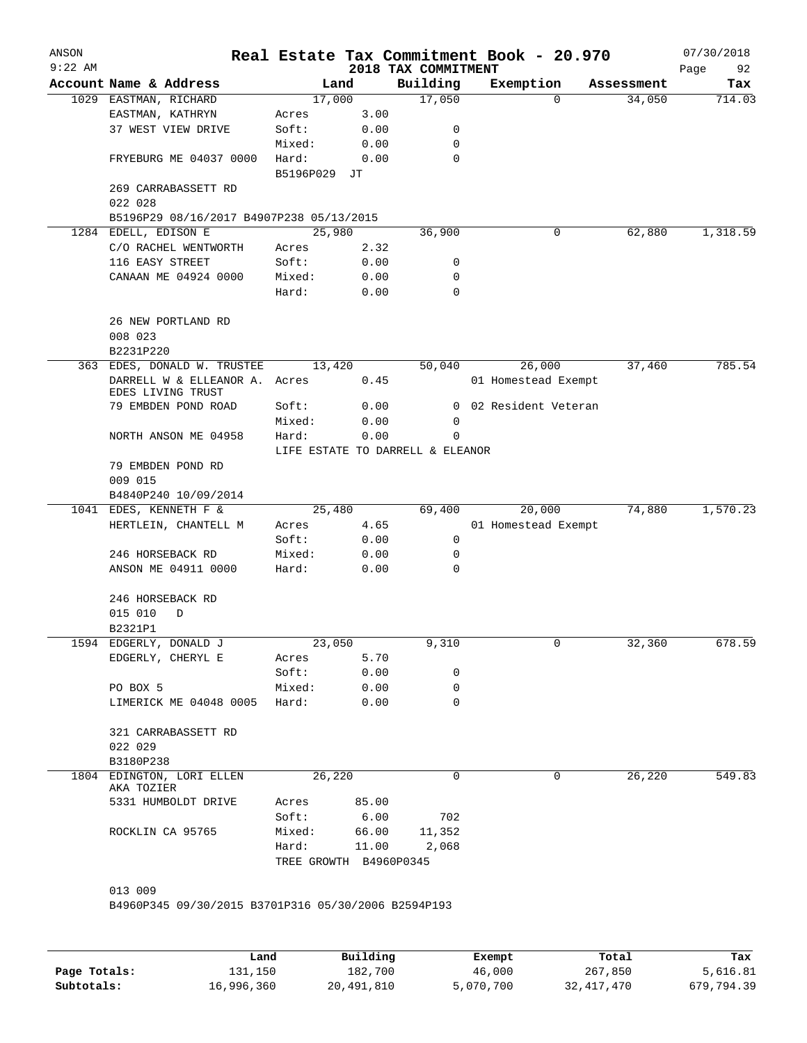# Real Estate Tax Commitment Book - 20.970

ANSON 9:22 AM — 2018 TAX COMMITMENT — 07/30/2018

| Account | Name & Address | Land | | Building | Exemption | Assessment | Tax |
|---|---|---|---|---|---|---|---|
| 1029 | EASTMAN, RICHARD | 17,000 | | 17,050 | 0 | 34,050 | 714.03 |
| | EASTMAN, KATHRYN | Acres | 3.00 | | | | |
| | 37 WEST VIEW DRIVE | Soft: | 0.00 | 0 | | | |
| | | Mixed: | 0.00 | 0 | | | |
| | FRYEBURG ME 04037 0000 | Hard: | 0.00 | 0 | | | |
| | | B5196P029 JT | | | | | |
| | 269 CARRABASSETT RD | | | | | | |
| | 022 028 | | | | | | |
| | B5196P29 08/16/2017 B4907P238 05/13/2015 | | | | | | |
| 1284 | EDELL, EDISON E | 25,980 | | 36,900 | 0 | 62,880 | 1,318.59 |
| | C/O RACHEL WENTWORTH | Acres | 2.32 | | | | |
| | 116 EASY STREET | Soft: | 0.00 | 0 | | | |
| | CANAAN ME 04924 0000 | Mixed: | 0.00 | 0 | | | |
| | | Hard: | 0.00 | 0 | | | |
| | 26 NEW PORTLAND RD | | | | | | |
| | 008 023 | | | | | | |
| | B2231P220 | | | | | | |
| 363 | EDES, DONALD W. TRUSTEE | 13,420 | | 50,040 | 26,000 | 37,460 | 785.54 |
| | DARRELL W & ELLEANOR A. EDES LIVING TRUST | Acres | 0.45 | | 01 Homestead Exempt | | |
| | 79 EMBDEN POND ROAD | Soft: | 0.00 | 0 | 02 Resident Veteran | | |
| | | Mixed: | 0.00 | 0 | | | |
| | NORTH ANSON ME 04958 | Hard: | 0.00 | 0 | | | |
| | | LIFE ESTATE TO DARRELL & ELEANOR | | | | | |
| | 79 EMBDEN POND RD | | | | | | |
| | 009 015 | | | | | | |
| | B4840P240 10/09/2014 | | | | | | |
| 1041 | EDES, KENNETH F & | 25,480 | | 69,400 | 20,000 | 74,880 | 1,570.23 |
| | HERTLEIN, CHANTELL M | Acres | 4.65 | | 01 Homestead Exempt | | |
| | | Soft: | 0.00 | 0 | | | |
| | 246 HORSEBACK RD | Mixed: | 0.00 | 0 | | | |
| | ANSON ME 04911 0000 | Hard: | 0.00 | 0 | | | |
| | 246 HORSEBACK RD | | | | | | |
| | 015 010 D | | | | | | |
| | B2321P1 | | | | | | |
| 1594 | EDGERLY, DONALD J | 23,050 | | 9,310 | 0 | 32,360 | 678.59 |
| | EDGERLY, CHERYL E | Acres | 5.70 | | | | |
| | | Soft: | 0.00 | 0 | | | |
| | PO BOX 5 | Mixed: | 0.00 | 0 | | | |
| | LIMERICK ME 04048 0005 | Hard: | 0.00 | 0 | | | |
| | 321 CARRABASSETT RD | | | | | | |
| | 022 029 | | | | | | |
| | B3180P238 | | | | | | |
| 1804 | EDINGTON, LORI ELLEN AKA TOZIER | 26,220 | | 0 | 0 | 26,220 | 549.83 |
| | 5331 HUMBOLDT DRIVE | Acres | 85.00 | | | | |
| | | Soft: | 6.00 | 702 | | | |
| | ROCKLIN CA 95765 | Mixed: | 66.00 | 11,352 | | | |
| | | Hard: | 11.00 | 2,068 | | | |
| | | TREE GROWTH B4960P0345 | | | | | |
| | 013 009 | | | | | | |
| | B4960P345 09/30/2015 B3701P316 05/30/2006 B2594P193 | | | | | | |

| | Land | Building | Exempt | Total | Tax |
|---|---|---|---|---|---|
| Page Totals: | 131,150 | 182,700 | 46,000 | 267,850 | 5,616.81 |
| Subtotals: | 16,996,360 | 20,491,810 | 5,070,700 | 32,417,470 | 679,794.39 |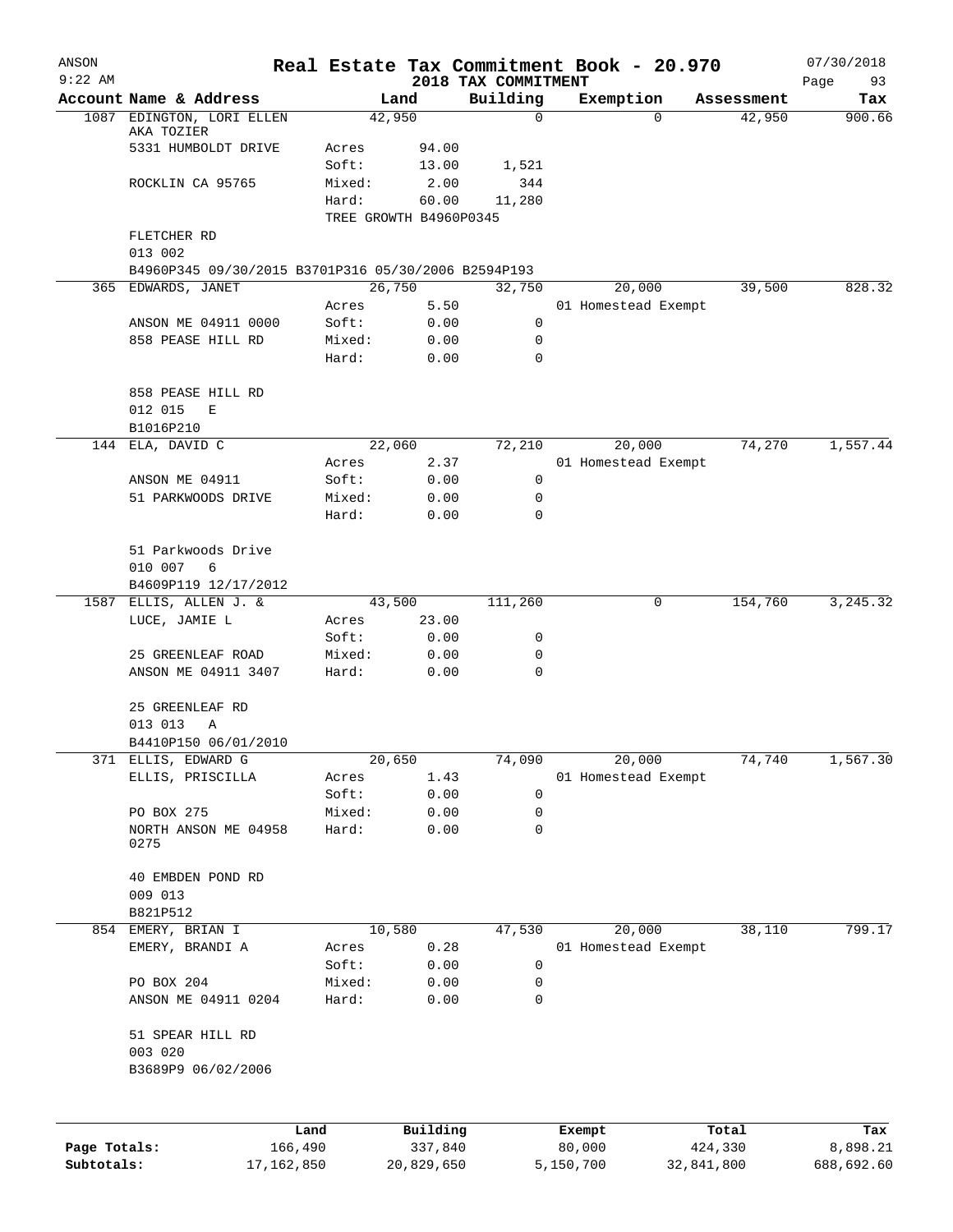ANSON
9:22 AM

# Real Estate Tax Commitment Book - 20.970

## 2018 TAX COMMITMENT

07/30/2018

| Account Name & Address | Land | | Building | Exemption | Assessment | Tax |
|---|---|---|---|---|---|---|
| 1087 EDINGTON, LORI ELLEN | 42,950 | | 0 | 0 | 42,950 | 900.66 |
| AKA TOZIER | | | | | | |
| 5331 HUMBOLDT DRIVE | Acres | 94.00 | | | | |
| | Soft: | 13.00 | 1,521 | | | |
| ROCKLIN CA 95765 | Mixed: | 2.00 | 344 | | | |
| | Hard: | 60.00 | 11,280 | | | |
| | TREE GROWTH B4960P0345 | | | | | |
| FLETCHER RD | | | | | | |
| 013 002 | | | | | | |
| B4960P345 09/30/2015 B3701P316 05/30/2006 B2594P193 | | | | | | |
| 365 EDWARDS, JANET | 26,750 | | 32,750 | 20,000 | 39,500 | 828.32 |
| | Acres | 5.50 | | 01 Homestead Exempt | | |
| ANSON ME 04911 0000 | Soft: | 0.00 | 0 | | | |
| 858 PEASE HILL RD | Mixed: | 0.00 | 0 | | | |
| | Hard: | 0.00 | 0 | | | |
| 858 PEASE HILL RD | | | | | | |
| 012 015 E | | | | | | |
| B1016P210 | | | | | | |
| 144 ELA, DAVID C | 22,060 | | 72,210 | 20,000 | 74,270 | 1,557.44 |
| | Acres | 2.37 | | 01 Homestead Exempt | | |
| ANSON ME 04911 | Soft: | 0.00 | 0 | | | |
| 51 PARKWOODS DRIVE | Mixed: | 0.00 | 0 | | | |
| | Hard: | 0.00 | 0 | | | |
| 51 Parkwoods Drive | | | | | | |
| 010 007 6 | | | | | | |
| B4609P119 12/17/2012 | | | | | | |
| 1587 ELLIS, ALLEN J. & | 43,500 | | 111,260 | 0 | 154,760 | 3,245.32 |
| LUCE, JAMIE L | Acres | 23.00 | | | | |
| | Soft: | 0.00 | 0 | | | |
| 25 GREENLEAF ROAD | Mixed: | 0.00 | 0 | | | |
| ANSON ME 04911 3407 | Hard: | 0.00 | 0 | | | |
| 25 GREENLEAF RD | | | | | | |
| 013 013 A | | | | | | |
| B4410P150 06/01/2010 | | | | | | |
| 371 ELLIS, EDWARD G | 20,650 | | 74,090 | 20,000 | 74,740 | 1,567.30 |
| ELLIS, PRISCILLA | Acres | 1.43 | | 01 Homestead Exempt | | |
| | Soft: | 0.00 | 0 | | | |
| PO BOX 275 | Mixed: | 0.00 | 0 | | | |
| NORTH ANSON ME 04958 0275 | Hard: | 0.00 | 0 | | | |
| 40 EMBDEN POND RD | | | | | | |
| 009 013 | | | | | | |
| B821P512 | | | | | | |
| 854 EMERY, BRIAN I | 10,580 | | 47,530 | 20,000 | 38,110 | 799.17 |
| EMERY, BRANDI A | Acres | 0.28 | | 01 Homestead Exempt | | |
| | Soft: | 0.00 | 0 | | | |
| PO BOX 204 | Mixed: | 0.00 | 0 | | | |
| ANSON ME 04911 0204 | Hard: | 0.00 | 0 | | | |
| 51 SPEAR HILL RD | | | | | | |
| 003 020 | | | | | | |
| B3689P9 06/02/2006 | | | | | | |

| | Land | Building | Exempt | Total | Tax |
|---|---|---|---|---|---|
| Page Totals: | 166,490 | 337,840 | 80,000 | 424,330 | 8,898.21 |
| Subtotals: | 17,162,850 | 20,829,650 | 5,150,700 | 32,841,800 | 688,692.60 |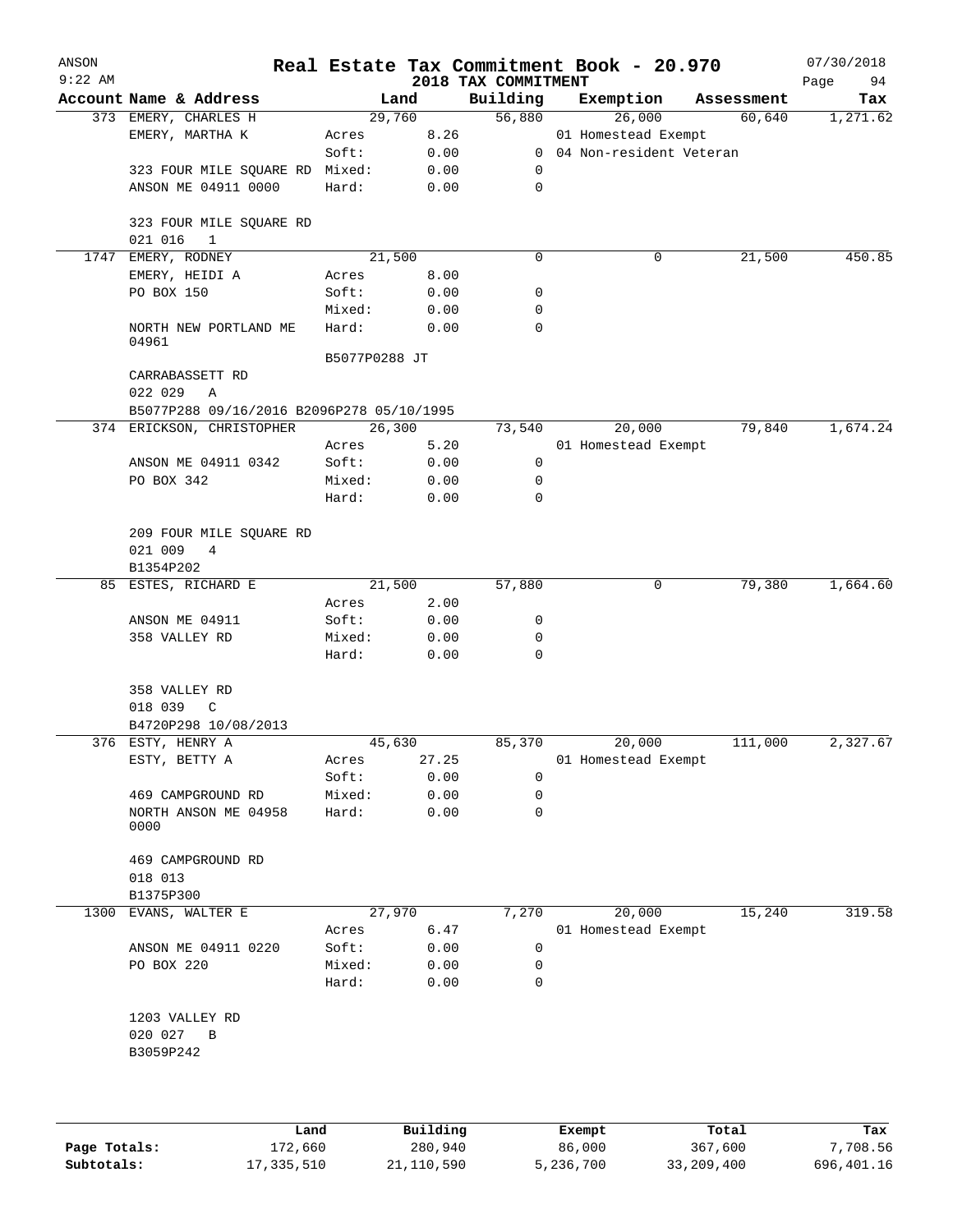ANSON
9:22 AM

# Real Estate Tax Commitment Book - 20.970

2018 TAX COMMITMENT

07/30/2018

| Account Name & Address | Land | | Building | Exemption | Assessment | Tax |
|---|---|---|---|---|---|---|
| 373 EMERY, CHARLES H | 29,760 | | 56,880 | 26,000 | 60,640 | 1,271.62 |
| EMERY, MARTHA K | Acres | 8.26 | | 01 Homestead Exempt | | |
| | Soft: | 0.00 | 0 | 04 Non-resident Veteran | | |
| 323 FOUR MILE SQUARE RD | Mixed: | 0.00 | 0 | | | |
| ANSON ME 04911 0000 | Hard: | 0.00 | 0 | | | |
| 323 FOUR MILE SQUARE RD | | | | | | |
| 021 016 1 | | | | | | |
| 1747 EMERY, RODNEY | 21,500 | | 0 | 0 | 21,500 | 450.85 |
| EMERY, HEIDI A | Acres | 8.00 | | | | |
| PO BOX 150 | Soft: | 0.00 | 0 | | | |
| | Mixed: | 0.00 | 0 | | | |
| NORTH NEW PORTLAND ME 04961 | Hard: | 0.00 | 0 | | | |
| | B5077P0288 JT | | | | | |
| CARRABASSETT RD | | | | | | |
| 022 029 A | | | | | | |
| B5077P288 09/16/2016 B2096P278 05/10/1995 | | | | | | |
| 374 ERICKSON, CHRISTOPHER | 26,300 | | 73,540 | 20,000 | 79,840 | 1,674.24 |
| | Acres | 5.20 | | 01 Homestead Exempt | | |
| ANSON ME 04911 0342 | Soft: | 0.00 | 0 | | | |
| PO BOX 342 | Mixed: | 0.00 | 0 | | | |
| | Hard: | 0.00 | 0 | | | |
| 209 FOUR MILE SQUARE RD | | | | | | |
| 021 009 4 | | | | | | |
| B1354P202 | | | | | | |
| 85 ESTES, RICHARD E | 21,500 | | 57,880 | 0 | 79,380 | 1,664.60 |
| | Acres | 2.00 | | | | |
| ANSON ME 04911 | Soft: | 0.00 | 0 | | | |
| 358 VALLEY RD | Mixed: | 0.00 | 0 | | | |
| | Hard: | 0.00 | 0 | | | |
| 358 VALLEY RD | | | | | | |
| 018 039 C | | | | | | |
| B4720P298 10/08/2013 | | | | | | |
| 376 ESTY, HENRY A | 45,630 | | 85,370 | 20,000 | 111,000 | 2,327.67 |
| ESTY, BETTY A | Acres | 27.25 | | 01 Homestead Exempt | | |
| | Soft: | 0.00 | 0 | | | |
| 469 CAMPGROUND RD | Mixed: | 0.00 | 0 | | | |
| NORTH ANSON ME 04958 0000 | Hard: | 0.00 | 0 | | | |
| 469 CAMPGROUND RD | | | | | | |
| 018 013 | | | | | | |
| B1375P300 | | | | | | |
| 1300 EVANS, WALTER E | 27,970 | | 7,270 | 20,000 | 15,240 | 319.58 |
| | Acres | 6.47 | | 01 Homestead Exempt | | |
| ANSON ME 04911 0220 | Soft: | 0.00 | 0 | | | |
| PO BOX 220 | Mixed: | 0.00 | 0 | | | |
| | Hard: | 0.00 | 0 | | | |
| 1203 VALLEY RD | | | | | | |
| 020 027 B | | | | | | |
| B3059P242 | | | | | | |

| | Land | Building | Exempt | Total | Tax |
|---|---|---|---|---|---|
| Page Totals: | 172,660 | 280,940 | 86,000 | 367,600 | 7,708.56 |
| Subtotals: | 17,335,510 | 21,110,590 | 5,236,700 | 33,209,400 | 696,401.16 |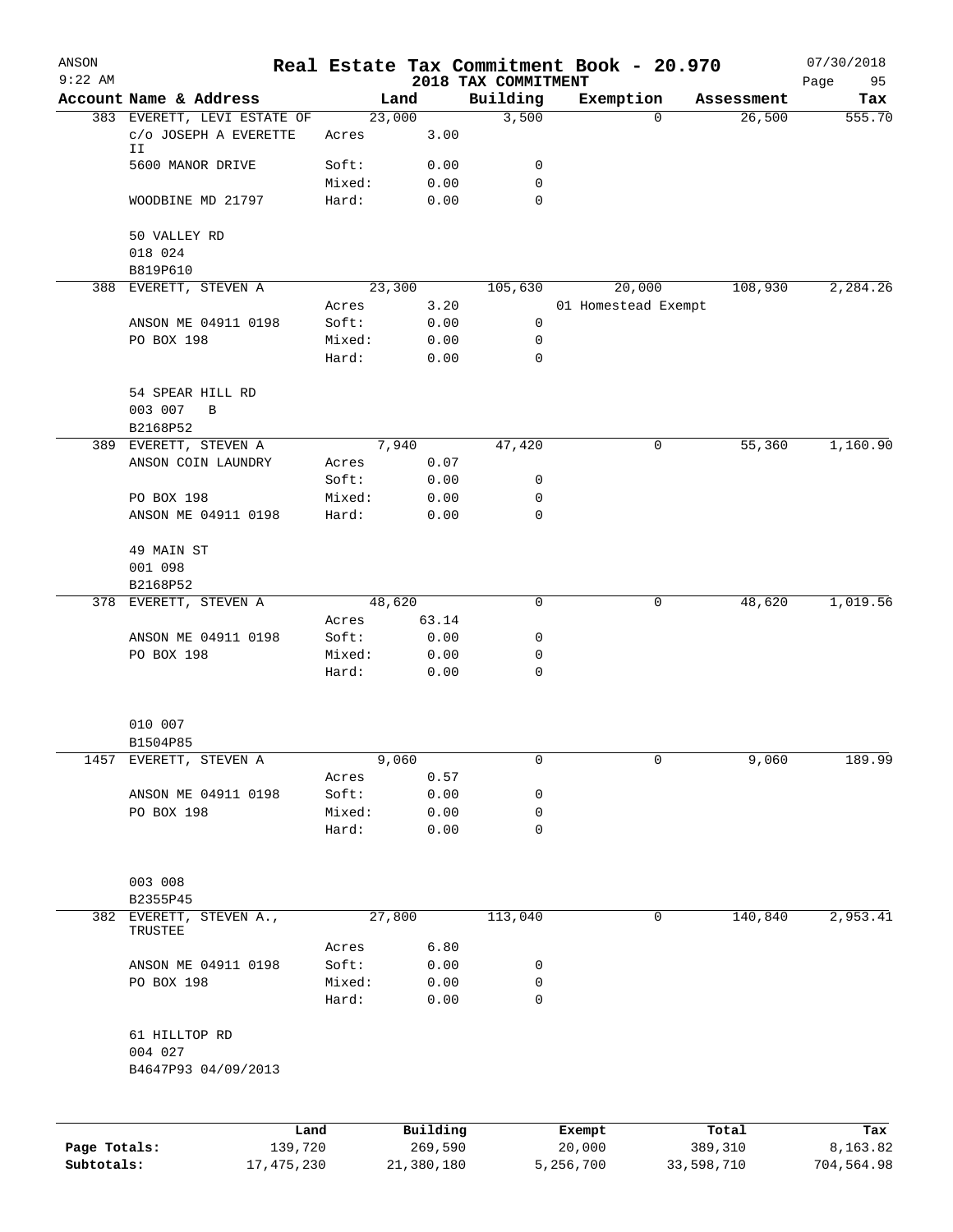# Real Estate Tax Commitment Book - 20.970

ANSON
9:22 AM

2018 TAX COMMITMENT

07/30/2018

| Account Name & Address | | Land | Building | Exemption | Assessment | Tax |
|---|---|---|---|---|---|---|
| 383 EVERETT, LEVI ESTATE OF | | 23,000 | 3,500 | 0 | 26,500 | 555.70 |
| c/o JOSEPH A EVERETTE II | Acres | 3.00 | | | | |
| 5600 MANOR DRIVE | Soft: | 0.00 | 0 | | | |
| | Mixed: | 0.00 | 0 | | | |
| WOODBINE MD 21797 | Hard: | 0.00 | 0 | | | |
| 50 VALLEY RD | | | | | | |
| 018 024 | | | | | | |
| B819P610 | | | | | | |
| 388 EVERETT, STEVEN A | | 23,300 | 105,630 | 20,000 | 108,930 | 2,284.26 |
| | Acres | 3.20 | | 01 Homestead Exempt | | |
| ANSON ME 04911 0198 | Soft: | 0.00 | 0 | | | |
| PO BOX 198 | Mixed: | 0.00 | 0 | | | |
| | Hard: | 0.00 | 0 | | | |
| 54 SPEAR HILL RD | | | | | | |
| 003 007 B | | | | | | |
| B2168P52 | | | | | | |
| 389 EVERETT, STEVEN A | | 7,940 | 47,420 | 0 | 55,360 | 1,160.90 |
| ANSON COIN LAUNDRY | Acres | 0.07 | | | | |
| | Soft: | 0.00 | 0 | | | |
| PO BOX 198 | Mixed: | 0.00 | 0 | | | |
| ANSON ME 04911 0198 | Hard: | 0.00 | 0 | | | |
| 49 MAIN ST | | | | | | |
| 001 098 | | | | | | |
| B2168P52 | | | | | | |
| 378 EVERETT, STEVEN A | | 48,620 | 0 | 0 | 48,620 | 1,019.56 |
| | Acres | 63.14 | | | | |
| ANSON ME 04911 0198 | Soft: | 0.00 | 0 | | | |
| PO BOX 198 | Mixed: | 0.00 | 0 | | | |
| | Hard: | 0.00 | 0 | | | |
| 010 007 | | | | | | |
| B1504P85 | | | | | | |
| 1457 EVERETT, STEVEN A | | 9,060 | 0 | 0 | 9,060 | 189.99 |
| | Acres | 0.57 | | | | |
| ANSON ME 04911 0198 | Soft: | 0.00 | 0 | | | |
| PO BOX 198 | Mixed: | 0.00 | 0 | | | |
| | Hard: | 0.00 | 0 | | | |
| 003 008 | | | | | | |
| B2355P45 | | | | | | |
| 382 EVERETT, STEVEN A., TRUSTEE | | 27,800 | 113,040 | 0 | 140,840 | 2,953.41 |
| | Acres | 6.80 | | | | |
| ANSON ME 04911 0198 | Soft: | 0.00 | 0 | | | |
| PO BOX 198 | Mixed: | 0.00 | 0 | | | |
| | Hard: | 0.00 | 0 | | | |
| 61 HILLTOP RD | | | | | | |
| 004 027 | | | | | | |
| B4647P93 04/09/2013 | | | | | | |

| | Land | Building | Exempt | Total | Tax |
|---|---|---|---|---|---|
| Page Totals: | 139,720 | 269,590 | 20,000 | 389,310 | 8,163.82 |
| Subtotals: | 17,475,230 | 21,380,180 | 5,256,700 | 33,598,710 | 704,564.98 |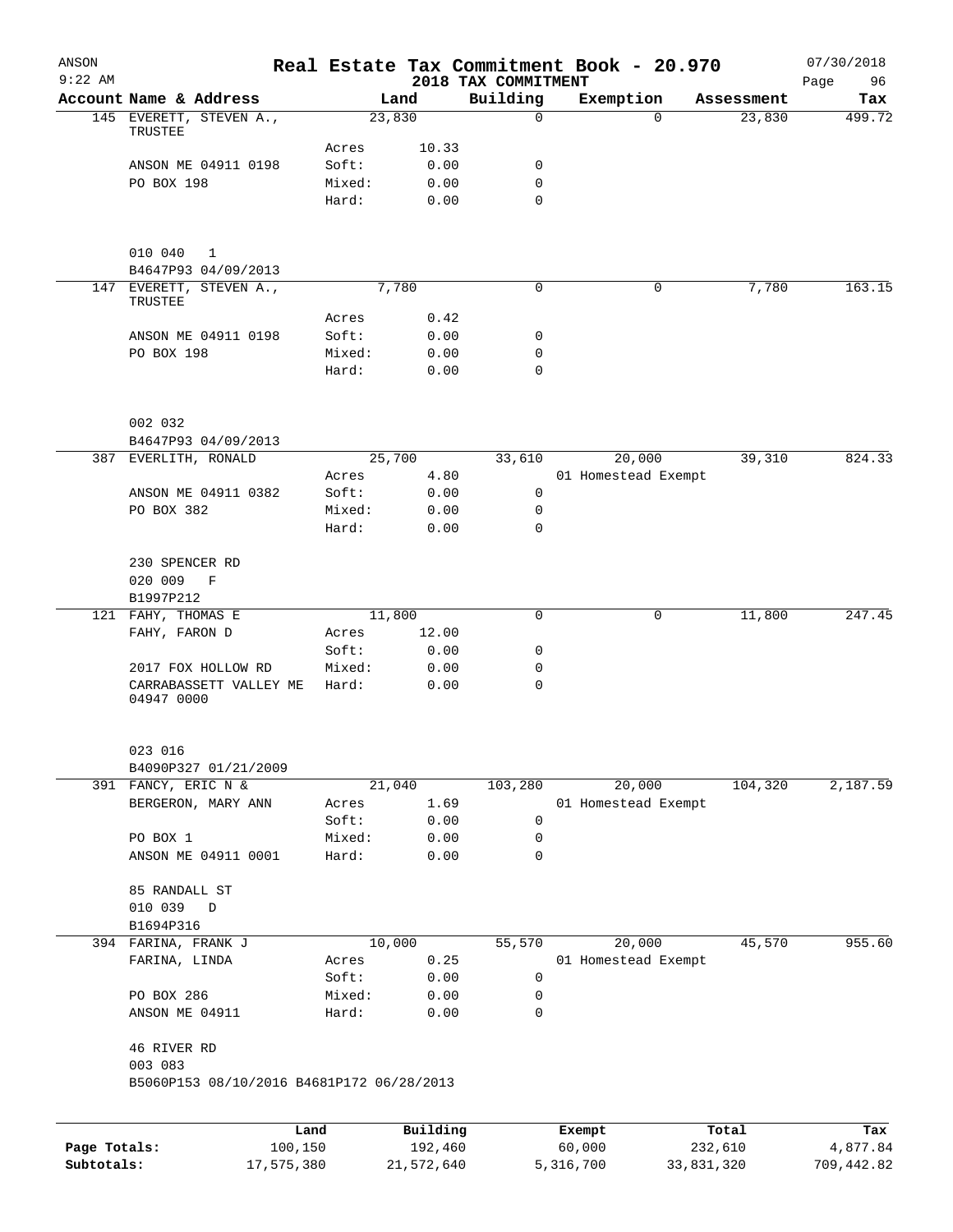ANSON
9:22 AM

# Real Estate Tax Commitment Book - 20.970

2018 TAX COMMITMENT

07/30/2018

| Account Name & Address | | Land | Building | Exemption | Assessment | Tax |
|---|---|---|---|---|---|---|
| 145 EVERETT, STEVEN A., TRUSTEE | | 23,830 | 0 | 0 | 23,830 | 499.72 |
| | Acres | 10.33 | | | | |
| ANSON ME 04911 0198 | Soft: | 0.00 | 0 | | | |
| PO BOX 198 | Mixed: | 0.00 | 0 | | | |
| | Hard: | 0.00 | 0 | | | |
| 010 040 1 | | | | | | |
| B4647P93 04/09/2013 | | | | | | |
| 147 EVERETT, STEVEN A., TRUSTEE | | 7,780 | 0 | 0 | 7,780 | 163.15 |
| | Acres | 0.42 | | | | |
| ANSON ME 04911 0198 | Soft: | 0.00 | 0 | | | |
| PO BOX 198 | Mixed: | 0.00 | 0 | | | |
| | Hard: | 0.00 | 0 | | | |
| 002 032 | | | | | | |
| B4647P93 04/09/2013 | | | | | | |
| 387 EVERLITH, RONALD | | 25,700 | 33,610 | 20,000 | 39,310 | 824.33 |
| | Acres | 4.80 | | 01 Homestead Exempt | | |
| ANSON ME 04911 0382 | Soft: | 0.00 | 0 | | | |
| PO BOX 382 | Mixed: | 0.00 | 0 | | | |
| | Hard: | 0.00 | 0 | | | |
| 230 SPENCER RD | | | | | | |
| 020 009 F | | | | | | |
| B1997P212 | | | | | | |
| 121 FAHY, THOMAS E | | 11,800 | 0 | 0 | 11,800 | 247.45 |
| FAHY, FARON D | Acres | 12.00 | | | | |
| | Soft: | 0.00 | 0 | | | |
| 2017 FOX HOLLOW RD | Mixed: | 0.00 | 0 | | | |
| CARRABASSETT VALLEY ME 04947 0000 | Hard: | 0.00 | 0 | | | |
| 023 016 | | | | | | |
| B4090P327 01/21/2009 | | | | | | |
| 391 FANCY, ERIC N & | | 21,040 | 103,280 | 20,000 | 104,320 | 2,187.59 |
| BERGERON, MARY ANN | Acres | 1.69 | | 01 Homestead Exempt | | |
| | Soft: | 0.00 | 0 | | | |
| PO BOX 1 | Mixed: | 0.00 | 0 | | | |
| ANSON ME 04911 0001 | Hard: | 0.00 | 0 | | | |
| 85 RANDALL ST | | | | | | |
| 010 039 D | | | | | | |
| B1694P316 | | | | | | |
| 394 FARINA, FRANK J | | 10,000 | 55,570 | 20,000 | 45,570 | 955.60 |
| FARINA, LINDA | Acres | 0.25 | | 01 Homestead Exempt | | |
| | Soft: | 0.00 | 0 | | | |
| PO BOX 286 | Mixed: | 0.00 | 0 | | | |
| ANSON ME 04911 | Hard: | 0.00 | 0 | | | |
| 46 RIVER RD | | | | | | |
| 003 083 | | | | | | |
| B5060P153 08/10/2016 B4681P172 06/28/2013 | | | | | | |

| | Land | Building | Exempt | Total | Tax |
|---|---|---|---|---|---|
| Page Totals: | 100,150 | 192,460 | 60,000 | 232,610 | 4,877.84 |
| Subtotals: | 17,575,380 | 21,572,640 | 5,316,700 | 33,831,320 | 709,442.82 |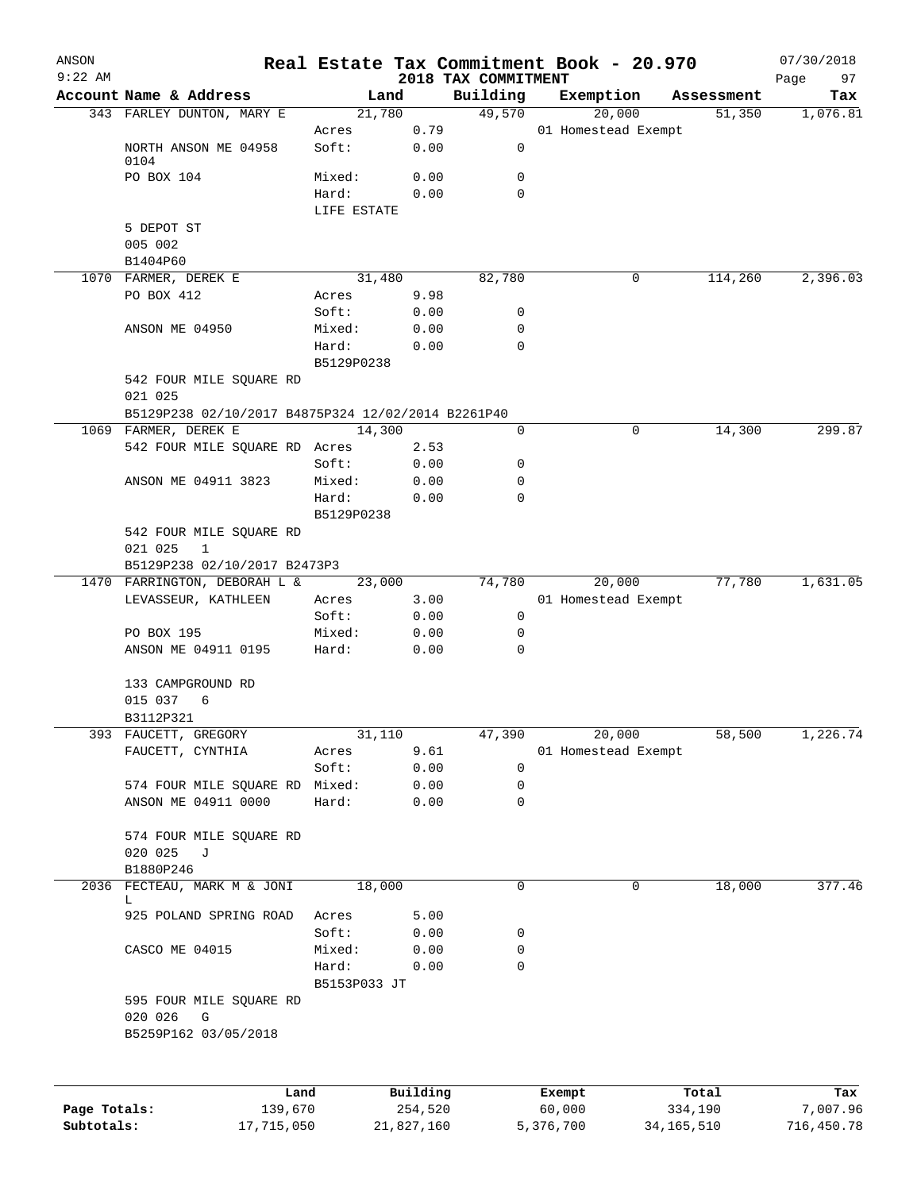# Real Estate Tax Commitment Book - 20.970

ANSON
9:22 AM

2018 TAX COMMITMENT

07/30/2018

| Account Name & Address | Land | | Building | Exemption | Assessment | Tax |
|---|---|---|---|---|---|---|
| 343 FARLEY DUNTON, MARY E | 21,780 | | 49,570 | 20,000 | 51,350 | 1,076.81 |
| | Acres | 0.79 | | 01 Homestead Exempt | | |
| NORTH ANSON ME 04958 0104 | Soft: | 0.00 | 0 | | | |
| PO BOX 104 | Mixed: | 0.00 | 0 | | | |
| | Hard: | 0.00 | 0 | | | |
| | LIFE ESTATE | | | | | |
| 5 DEPOT ST | | | | | | |
| 005 002 | | | | | | |
| B1404P60 | | | | | | |
| 1070 FARMER, DEREK E | 31,480 | | 82,780 | 0 | 114,260 | 2,396.03 |
| PO BOX 412 | Acres | 9.98 | | | | |
| | Soft: | 0.00 | 0 | | | |
| ANSON ME 04950 | Mixed: | 0.00 | 0 | | | |
| | Hard: | 0.00 | 0 | | | |
| | B5129P0238 | | | | | |
| 542 FOUR MILE SQUARE RD | | | | | | |
| 021 025 | | | | | | |
| B5129P238 02/10/2017 B4875P324 12/02/2014 B2261P40 | | | | | | |
| 1069 FARMER, DEREK E | 14,300 | | 0 | 0 | 14,300 | 299.87 |
| 542 FOUR MILE SQUARE RD | Acres | 2.53 | | | | |
| | Soft: | 0.00 | 0 | | | |
| ANSON ME 04911 3823 | Mixed: | 0.00 | 0 | | | |
| | Hard: | 0.00 | 0 | | | |
| | B5129P0238 | | | | | |
| 542 FOUR MILE SQUARE RD | | | | | | |
| 021 025 1 | | | | | | |
| B5129P238 02/10/2017 B2473P3 | | | | | | |
| 1470 FARRINGTON, DEBORAH L & | 23,000 | | 74,780 | 20,000 | 77,780 | 1,631.05 |
| LEVASSEUR, KATHLEEN | Acres | 3.00 | | 01 Homestead Exempt | | |
| | Soft: | 0.00 | 0 | | | |
| PO BOX 195 | Mixed: | 0.00 | 0 | | | |
| ANSON ME 04911 0195 | Hard: | 0.00 | 0 | | | |
| 133 CAMPGROUND RD | | | | | | |
| 015 037 6 | | | | | | |
| B3112P321 | | | | | | |
| 393 FAUCETT, GREGORY | 31,110 | | 47,390 | 20,000 | 58,500 | 1,226.74 |
| FAUCETT, CYNTHIA | Acres | 9.61 | | 01 Homestead Exempt | | |
| | Soft: | 0.00 | 0 | | | |
| 574 FOUR MILE SQUARE RD | Mixed: | 0.00 | 0 | | | |
| ANSON ME 04911 0000 | Hard: | 0.00 | 0 | | | |
| 574 FOUR MILE SQUARE RD | | | | | | |
| 020 025 J | | | | | | |
| B1880P246 | | | | | | |
| 2036 FECTEAU, MARK M & JONI L | 18,000 | | 0 | 0 | 18,000 | 377.46 |
| 925 POLAND SPRING ROAD | Acres | 5.00 | | | | |
| | Soft: | 0.00 | 0 | | | |
| CASCO ME 04015 | Mixed: | 0.00 | 0 | | | |
| | Hard: | 0.00 | 0 | | | |
| | B5153P033 JT | | | | | |
| 595 FOUR MILE SQUARE RD | | | | | | |
| 020 026 G | | | | | | |
| B5259P162 03/05/2018 | | | | | | |

| | Land | Building | Exempt | Total | Tax |
|---|---|---|---|---|---|
| Page Totals: | 139,670 | 254,520 | 60,000 | 334,190 | 7,007.96 |
| Subtotals: | 17,715,050 | 21,827,160 | 5,376,700 | 34,165,510 | 716,450.78 |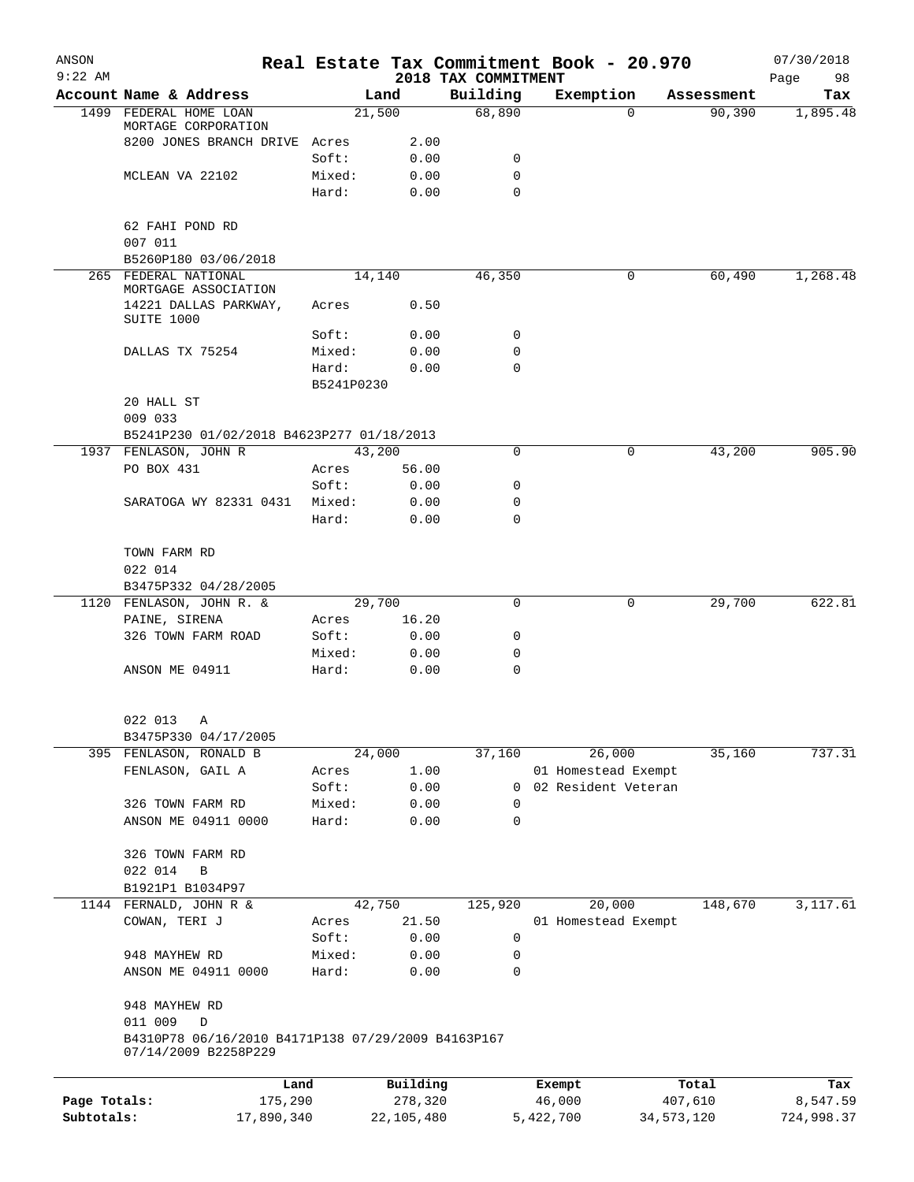ANSON 9:22 AM

# Real Estate Tax Commitment Book - 20.970

## 2018 TAX COMMITMENT

07/30/2018

| Account | Name & Address | Land | | Building | Exemption | Assessment | Tax |
|---|---|---|---|---|---|---|---|
| 1499 | FEDERAL HOME LOAN MORTAGE CORPORATION | 21,500 | | 68,890 | 0 | 90,390 | 1,895.48 |
| | 8200 JONES BRANCH DRIVE | Acres | 2.00 | | | | |
| | | Soft: | 0.00 | 0 | | | |
| | MCLEAN VA 22102 | Mixed: | 0.00 | 0 | | | |
| | | Hard: | 0.00 | 0 | | | |
| | 62 FAHI POND RD | | | | | | |
| | 007 011 | | | | | | |
| | B5260P180 03/06/2018 | | | | | | |
| 265 | FEDERAL NATIONAL MORTGAGE ASSOCIATION | 14,140 | | 46,350 | 0 | 60,490 | 1,268.48 |
| | 14221 DALLAS PARKWAY, SUITE 1000 | Acres | 0.50 | | | | |
| | | Soft: | 0.00 | 0 | | | |
| | DALLAS TX 75254 | Mixed: | 0.00 | 0 | | | |
| | | Hard: | 0.00 | 0 | | | |
| | | B5241P0230 | | | | | |
| | 20 HALL ST | | | | | | |
| | 009 033 | | | | | | |
| | B5241P230 01/02/2018 B4623P277 01/18/2013 | | | | | | |
| 1937 | FENLASON, JOHN R | 43,200 | | 0 | 0 | 43,200 | 905.90 |
| | PO BOX 431 | Acres | 56.00 | | | | |
| | | Soft: | 0.00 | 0 | | | |
| | SARATOGA WY 82331 0431 | Mixed: | 0.00 | 0 | | | |
| | | Hard: | 0.00 | 0 | | | |
| | TOWN FARM RD | | | | | | |
| | 022 014 | | | | | | |
| | B3475P332 04/28/2005 | | | | | | |
| 1120 | FENLASON, JOHN R. & | 29,700 | | 0 | 0 | 29,700 | 622.81 |
| | PAINE, SIRENA | Acres | 16.20 | | | | |
| | 326 TOWN FARM ROAD | Soft: | 0.00 | 0 | | | |
| | | Mixed: | 0.00 | 0 | | | |
| | ANSON ME 04911 | Hard: | 0.00 | 0 | | | |
| | 022 013 A | | | | | | |
| | B3475P330 04/17/2005 | | | | | | |
| 395 | FENLASON, RONALD B | 24,000 | | 37,160 | 26,000 | 35,160 | 737.31 |
| | FENLASON, GAIL A | Acres | 1.00 | | 01 Homestead Exempt | | |
| | | Soft: | 0.00 | 0 | 02 Resident Veteran | | |
| | 326 TOWN FARM RD | Mixed: | 0.00 | 0 | | | |
| | ANSON ME 04911 0000 | Hard: | 0.00 | 0 | | | |
| | 326 TOWN FARM RD | | | | | | |
| | 022 014 B | | | | | | |
| | B1921P1 B1034P97 | | | | | | |
| 1144 | FERNALD, JOHN R & | 42,750 | | 125,920 | 20,000 | 148,670 | 3,117.61 |
| | COWAN, TERI J | Acres | 21.50 | | 01 Homestead Exempt | | |
| | | Soft: | 0.00 | 0 | | | |
| | 948 MAYHEW RD | Mixed: | 0.00 | 0 | | | |
| | ANSON ME 04911 0000 | Hard: | 0.00 | 0 | | | |
| | 948 MAYHEW RD | | | | | | |
| | 011 009 D | | | | | | |
| | B4310P78 06/16/2010 B4171P138 07/29/2009 B4163P167 07/14/2009 B2258P229 | | | | | | |

| | Land | Building | Exempt | Total | Tax |
|---|---|---|---|---|---|
| Page Totals: | 175,290 | 278,320 | 46,000 | 407,610 | 8,547.59 |
| Subtotals: | 17,890,340 | 22,105,480 | 5,422,700 | 34,573,120 | 724,998.37 |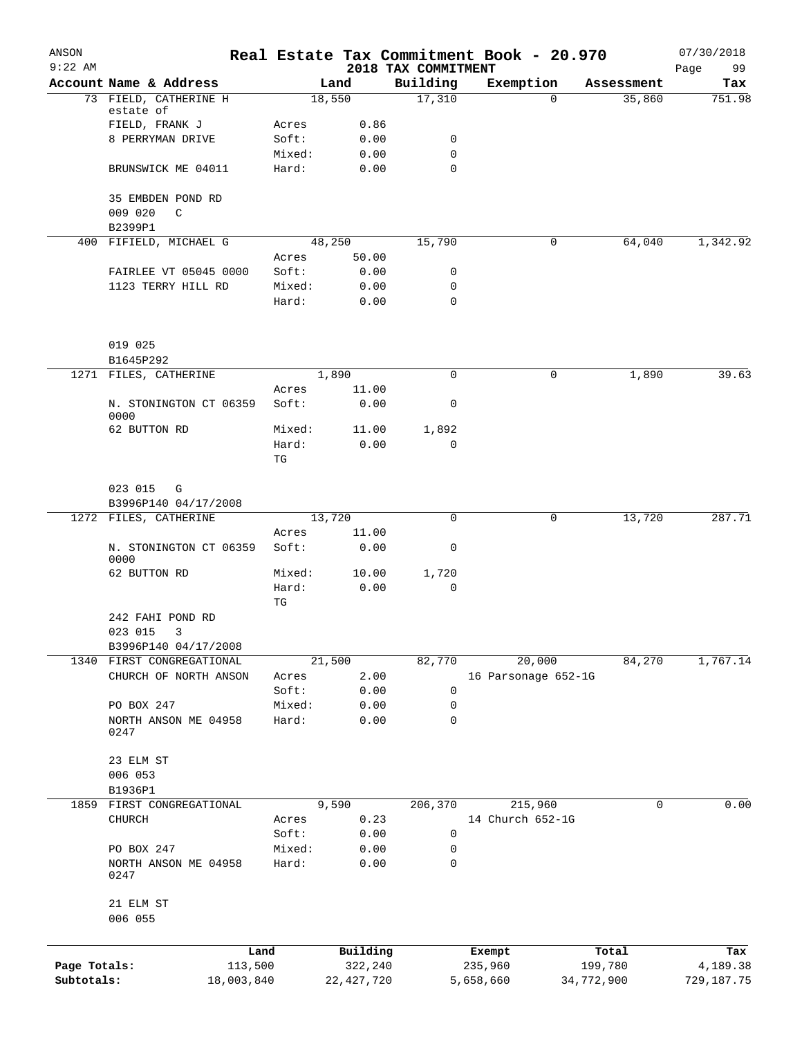ANSON
9:22 AM

# Real Estate Tax Commitment Book - 20.970

## 2018 TAX COMMITMENT

07/30/2018
Page 99

| Account Name & Address | | Land | Building | Exemption | Assessment | Tax |
|---|---|---|---|---|---|---|
| 73 FIELD, CATHERINE H estate of | | 18,550 | 17,310 | 0 | 35,860 | 751.98 |
| FIELD, FRANK J | Acres | 0.86 | | | | |
| 8 PERRYMAN DRIVE | Soft: | 0.00 | 0 | | | |
| | Mixed: | 0.00 | 0 | | | |
| BRUNSWICK ME 04011 | Hard: | 0.00 | 0 | | | |
| 35 EMBDEN POND RD | | | | | | |
| 009 020 C | | | | | | |
| B2399P1 | | | | | | |
| 400 FIFIELD, MICHAEL G | | 48,250 | 15,790 | 0 | 64,040 | 1,342.92 |
| | Acres | 50.00 | | | | |
| FAIRLEE VT 05045 0000 | Soft: | 0.00 | 0 | | | |
| 1123 TERRY HILL RD | Mixed: | 0.00 | 0 | | | |
| | Hard: | 0.00 | 0 | | | |
| 019 025 | | | | | | |
| B1645P292 | | | | | | |
| 1271 FILES, CATHERINE | | 1,890 | 0 | 0 | 1,890 | 39.63 |
| | Acres | 11.00 | | | | |
| N. STONINGTON CT 06359 0000 | Soft: | 0.00 | 0 | | | |
| 62 BUTTON RD | Mixed: | 11.00 | 1,892 | | | |
| | Hard: | 0.00 | 0 | | | |
| | TG | | | | | |
| 023 015 G | | | | | | |
| B3996P140 04/17/2008 | | | | | | |
| 1272 FILES, CATHERINE | | 13,720 | 0 | 0 | 13,720 | 287.71 |
| | Acres | 11.00 | | | | |
| N. STONINGTON CT 06359 0000 | Soft: | 0.00 | 0 | | | |
| 62 BUTTON RD | Mixed: | 10.00 | 1,720 | | | |
| | Hard: | 0.00 | 0 | | | |
| | TG | | | | | |
| 242 FAHI POND RD | | | | | | |
| 023 015 3 | | | | | | |
| B3996P140 04/17/2008 | | | | | | |
| 1340 FIRST CONGREGATIONAL | | 21,500 | 82,770 | 20,000 | 84,270 | 1,767.14 |
| CHURCH OF NORTH ANSON | Acres | 2.00 | | 16 Parsonage 652-1G | | |
| | Soft: | 0.00 | 0 | | | |
| PO BOX 247 | Mixed: | 0.00 | 0 | | | |
| NORTH ANSON ME 04958 0247 | Hard: | 0.00 | 0 | | | |
| 23 ELM ST | | | | | | |
| 006 053 | | | | | | |
| B1936P1 | | | | | | |
| 1859 FIRST CONGREGATIONAL | | 9,590 | 206,370 | 215,960 | 0 | 0.00 |
| CHURCH | Acres | 0.23 | | 14 Church 652-1G | | |
| | Soft: | 0.00 | 0 | | | |
| PO BOX 247 | Mixed: | 0.00 | 0 | | | |
| NORTH ANSON ME 04958 0247 | Hard: | 0.00 | 0 | | | |
| 21 ELM ST | | | | | | |
| 006 055 | | | | | | |

| | Land | Building | Exempt | Total | Tax |
|---|---|---|---|---|---|
| Page Totals: | 113,500 | 322,240 | 235,960 | 199,780 | 4,189.38 |
| Subtotals: | 18,003,840 | 22,427,720 | 5,658,660 | 34,772,900 | 729,187.75 |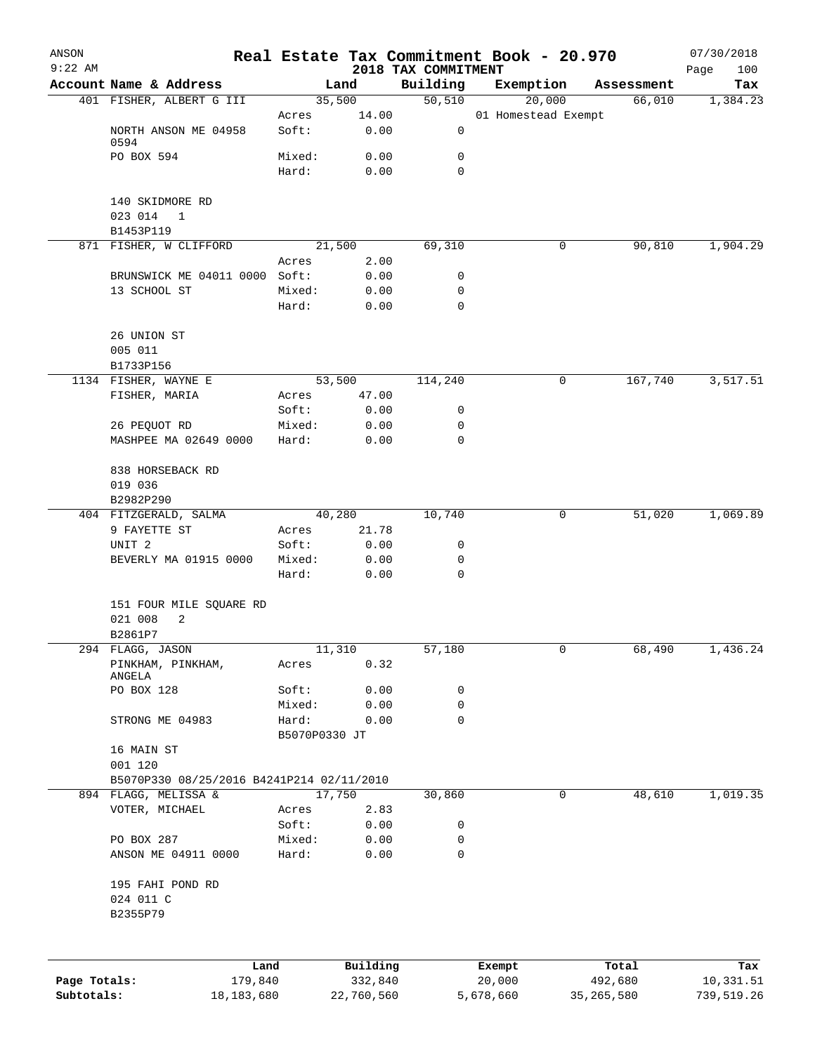# Real Estate Tax Commitment Book - 20.970

ANSON
9:22 AM

2018 TAX COMMITMENT

07/30/2018

| Account Name & Address | | Land | Building | Exemption | Assessment | Tax |
|---|---|---|---|---|---|---|
| 401 FISHER, ALBERT G III | | 35,500 | 50,510 | 20,000 | 66,010 | 1,384.23 |
| | Acres | 14.00 | | 01 Homestead Exempt | | |
| NORTH ANSON ME 04958 0594 | Soft: | 0.00 | 0 | | | |
| PO BOX 594 | Mixed: | 0.00 | 0 | | | |
| | Hard: | 0.00 | 0 | | | |
| 140 SKIDMORE RD | | | | | | |
| 023 014 1 | | | | | | |
| B1453P119 | | | | | | |
| 871 FISHER, W CLIFFORD | | 21,500 | 69,310 | 0 | 90,810 | 1,904.29 |
| | Acres | 2.00 | | | | |
| BRUNSWICK ME 04011 0000 | Soft: | 0.00 | 0 | | | |
| 13 SCHOOL ST | Mixed: | 0.00 | 0 | | | |
| | Hard: | 0.00 | 0 | | | |
| 26 UNION ST | | | | | | |
| 005 011 | | | | | | |
| B1733P156 | | | | | | |
| 1134 FISHER, WAYNE E | | 53,500 | 114,240 | 0 | 167,740 | 3,517.51 |
| FISHER, MARIA | Acres | 47.00 | | | | |
| | Soft: | 0.00 | 0 | | | |
| 26 PEQUOT RD | Mixed: | 0.00 | 0 | | | |
| MASHPEE MA 02649 0000 | Hard: | 0.00 | 0 | | | |
| 838 HORSEBACK RD | | | | | | |
| 019 036 | | | | | | |
| B2982P290 | | | | | | |
| 404 FITZGERALD, SALMA | | 40,280 | 10,740 | 0 | 51,020 | 1,069.89 |
| 9 FAYETTE ST | Acres | 21.78 | | | | |
| UNIT 2 | Soft: | 0.00 | 0 | | | |
| BEVERLY MA 01915 0000 | Mixed: | 0.00 | 0 | | | |
| | Hard: | 0.00 | 0 | | | |
| 151 FOUR MILE SQUARE RD | | | | | | |
| 021 008 2 | | | | | | |
| B2861P7 | | | | | | |
| 294 FLAGG, JASON | | 11,310 | 57,180 | 0 | 68,490 | 1,436.24 |
| PINKHAM, PINKHAM, ANGELA | Acres | 0.32 | | | | |
| PO BOX 128 | Soft: | 0.00 | 0 | | | |
| | Mixed: | 0.00 | 0 | | | |
| STRONG ME 04983 | Hard: | 0.00 | 0 | | | |
| | B5070P0330 JT | | | | | |
| 16 MAIN ST | | | | | | |
| 001 120 | | | | | | |
| B5070P330 08/25/2016 B4241P214 02/11/2010 | | | | | | |
| 894 FLAGG, MELISSA & | | 17,750 | 30,860 | 0 | 48,610 | 1,019.35 |
| VOTER, MICHAEL | Acres | 2.83 | | | | |
| | Soft: | 0.00 | 0 | | | |
| PO BOX 287 | Mixed: | 0.00 | 0 | | | |
| ANSON ME 04911 0000 | Hard: | 0.00 | 0 | | | |
| 195 FAHI POND RD | | | | | | |
| 024 011 C | | | | | | |
| B2355P79 | | | | | | |

| | Land | Building | Exempt | Total | Tax |
|---|---|---|---|---|---|
| Page Totals: | 179,840 | 332,840 | 20,000 | 492,680 | 10,331.51 |
| Subtotals: | 18,183,680 | 22,760,560 | 5,678,660 | 35,265,580 | 739,519.26 |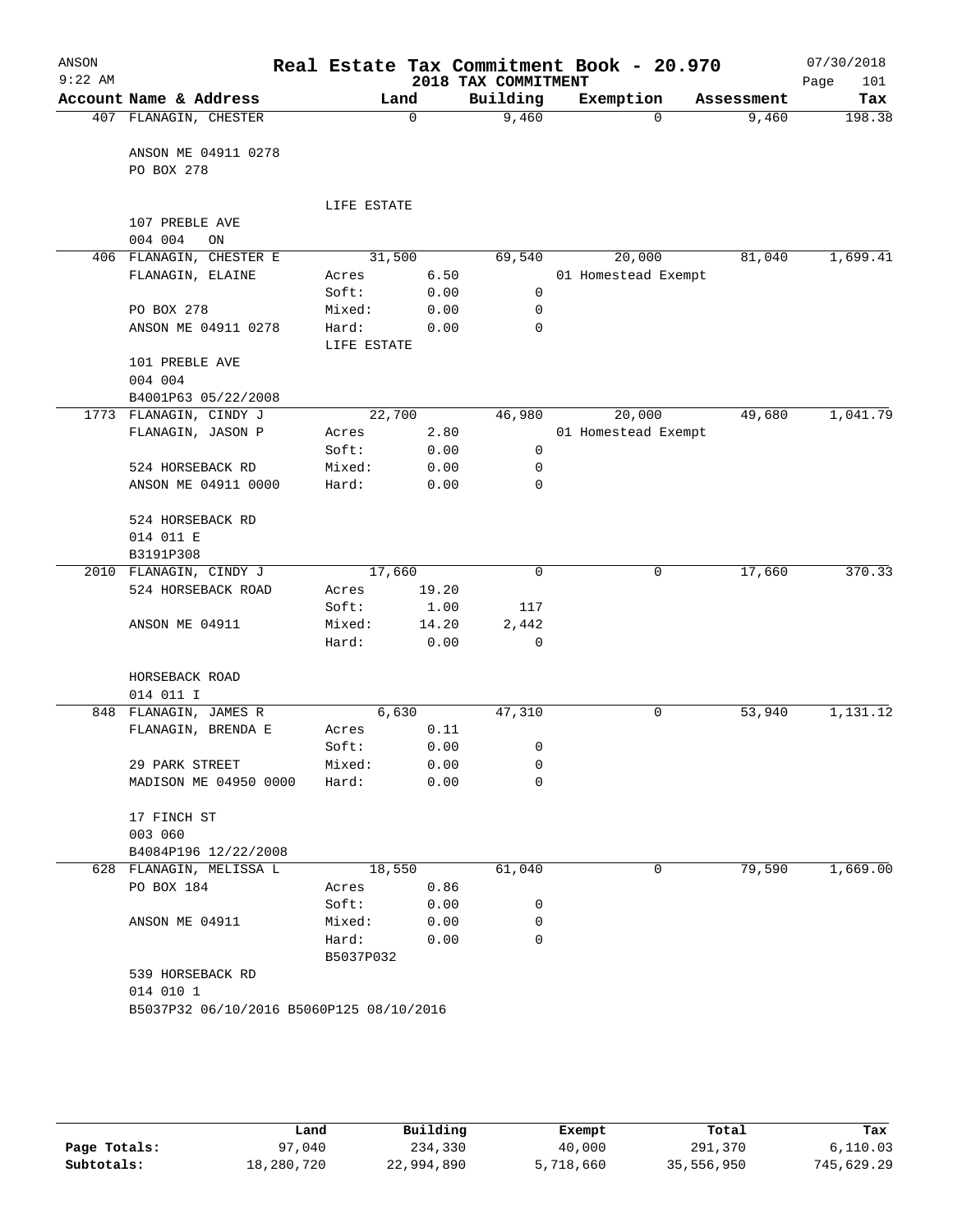# Real Estate Tax Commitment Book - 20.970

## 2018 TAX COMMITMENT

ANSON 9:22 AM — 07/30/2018

| Account Name & Address | Land | | Building | Exemption | Assessment | Tax |
|---|---|---|---|---|---|---|
| 407 FLANAGIN, CHESTER | 0 | | 9,460 | 0 | 9,460 | 198.38 |
| ANSON ME 04911 0278 | | | | | | |
| PO BOX 278 | | | | | | |
| | LIFE ESTATE | | | | | |
| 107 PREBLE AVE | | | | | | |
| 004 004 ON | | | | | | |
| 406 FLANAGIN, CHESTER E | 31,500 | | 69,540 | 20,000 | 81,040 | 1,699.41 |
| FLANAGIN, ELAINE | Acres | 6.50 | | 01 Homestead Exempt | | |
| | Soft: | 0.00 | 0 | | | |
| PO BOX 278 | Mixed: | 0.00 | 0 | | | |
| ANSON ME 04911 0278 | Hard: | 0.00 | 0 | | | |
| | LIFE ESTATE | | | | | |
| 101 PREBLE AVE | | | | | | |
| 004 004 | | | | | | |
| B4001P63 05/22/2008 | | | | | | |
| 1773 FLANAGIN, CINDY J | 22,700 | | 46,980 | 20,000 | 49,680 | 1,041.79 |
| FLANAGIN, JASON P | Acres | 2.80 | | 01 Homestead Exempt | | |
| | Soft: | 0.00 | 0 | | | |
| 524 HORSEBACK RD | Mixed: | 0.00 | 0 | | | |
| ANSON ME 04911 0000 | Hard: | 0.00 | 0 | | | |
| 524 HORSEBACK RD | | | | | | |
| 014 011 E | | | | | | |
| B3191P308 | | | | | | |
| 2010 FLANAGIN, CINDY J | 17,660 | | 0 | 0 | 17,660 | 370.33 |
| 524 HORSEBACK ROAD | Acres | 19.20 | | | | |
| | Soft: | 1.00 | 117 | | | |
| ANSON ME 04911 | Mixed: | 14.20 | 2,442 | | | |
| | Hard: | 0.00 | 0 | | | |
| HORSEBACK ROAD | | | | | | |
| 014 011 I | | | | | | |
| 848 FLANAGIN, JAMES R | 6,630 | | 47,310 | 0 | 53,940 | 1,131.12 |
| FLANAGIN, BRENDA E | Acres | 0.11 | | | | |
| | Soft: | 0.00 | 0 | | | |
| 29 PARK STREET | Mixed: | 0.00 | 0 | | | |
| MADISON ME 04950 0000 | Hard: | 0.00 | 0 | | | |
| 17 FINCH ST | | | | | | |
| 003 060 | | | | | | |
| B4084P196 12/22/2008 | | | | | | |
| 628 FLANAGIN, MELISSA L | 18,550 | | 61,040 | 0 | 79,590 | 1,669.00 |
| PO BOX 184 | Acres | 0.86 | | | | |
| | Soft: | 0.00 | 0 | | | |
| ANSON ME 04911 | Mixed: | 0.00 | 0 | | | |
| | Hard: | 0.00 | 0 | | | |
| | B5037P032 | | | | | |
| 539 HORSEBACK RD | | | | | | |
| 014 010 1 | | | | | | |
| B5037P32 06/10/2016 B5060P125 08/10/2016 | | | | | | |

| | Land | Building | Exempt | Total | Tax |
|---|---|---|---|---|---|
| Page Totals: | 97,040 | 234,330 | 40,000 | 291,370 | 6,110.03 |
| Subtotals: | 18,280,720 | 22,994,890 | 5,718,660 | 35,556,950 | 745,629.29 |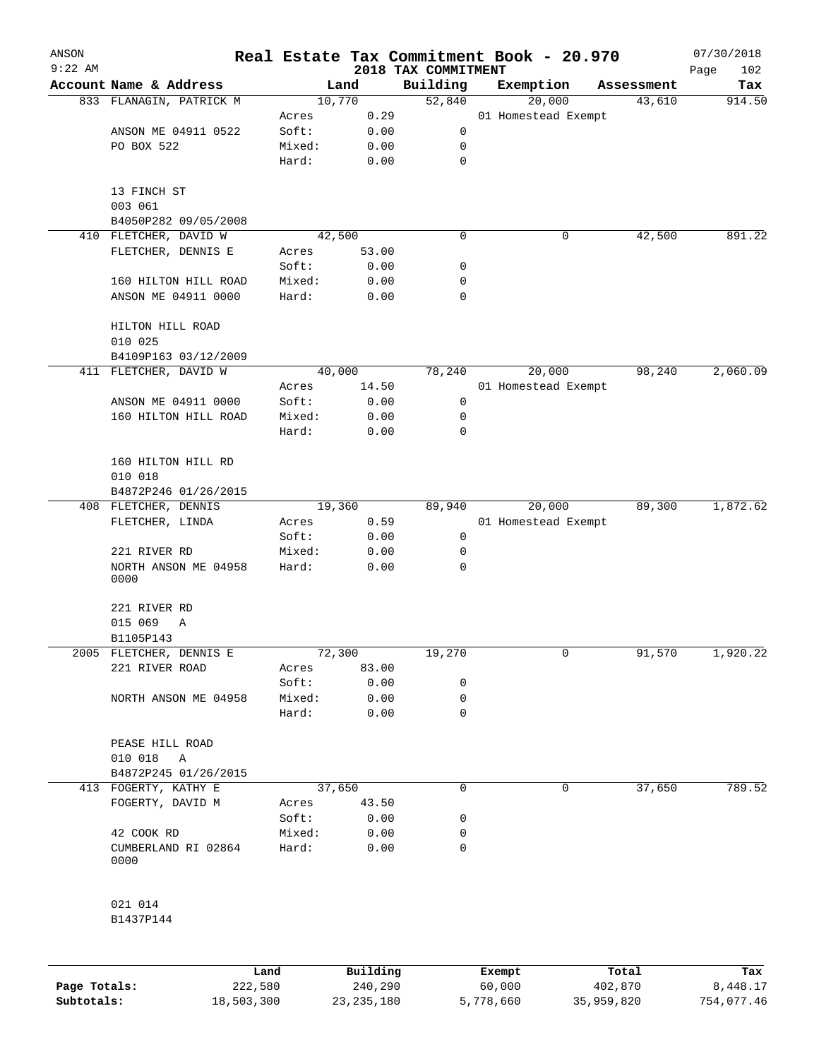# Real Estate Tax Commitment Book - 20.970

ANSON
9:22 AM

2018 TAX COMMITMENT

07/30/2018
Page 102

| Account Name & Address | Land | | Building | Exemption | Assessment | Tax |
|---|---|---|---|---|---|---|
| 833 FLANAGIN, PATRICK M | 10,770 | | 52,840 | 20,000 | 43,610 | 914.50 |
| | Acres | 0.29 | | 01 Homestead Exempt | | |
| ANSON ME 04911 0522 | Soft: | 0.00 | 0 | | | |
| PO BOX 522 | Mixed: | 0.00 | 0 | | | |
| | Hard: | 0.00 | 0 | | | |
| 13 FINCH ST | | | | | | |
| 003 061 | | | | | | |
| B4050P282 09/05/2008 | | | | | | |
| 410 FLETCHER, DAVID W | 42,500 | | 0 | 0 | 42,500 | 891.22 |
| FLETCHER, DENNIS E | Acres | 53.00 | | | | |
| | Soft: | 0.00 | 0 | | | |
| 160 HILTON HILL ROAD | Mixed: | 0.00 | 0 | | | |
| ANSON ME 04911 0000 | Hard: | 0.00 | 0 | | | |
| HILTON HILL ROAD | | | | | | |
| 010 025 | | | | | | |
| B4109P163 03/12/2009 | | | | | | |
| 411 FLETCHER, DAVID W | 40,000 | | 78,240 | 20,000 | 98,240 | 2,060.09 |
| | Acres | 14.50 | | 01 Homestead Exempt | | |
| ANSON ME 04911 0000 | Soft: | 0.00 | 0 | | | |
| 160 HILTON HILL ROAD | Mixed: | 0.00 | 0 | | | |
| | Hard: | 0.00 | 0 | | | |
| 160 HILTON HILL RD | | | | | | |
| 010 018 | | | | | | |
| B4872P246 01/26/2015 | | | | | | |
| 408 FLETCHER, DENNIS | 19,360 | | 89,940 | 20,000 | 89,300 | 1,872.62 |
| FLETCHER, LINDA | Acres | 0.59 | | 01 Homestead Exempt | | |
| | Soft: | 0.00 | 0 | | | |
| 221 RIVER RD | Mixed: | 0.00 | 0 | | | |
| NORTH ANSON ME 04958 0000 | Hard: | 0.00 | 0 | | | |
| 221 RIVER RD | | | | | | |
| 015 069 A | | | | | | |
| B1105P143 | | | | | | |
| 2005 FLETCHER, DENNIS E | 72,300 | | 19,270 | 0 | 91,570 | 1,920.22 |
| 221 RIVER ROAD | Acres | 83.00 | | | | |
| | Soft: | 0.00 | 0 | | | |
| NORTH ANSON ME 04958 | Mixed: | 0.00 | 0 | | | |
| | Hard: | 0.00 | 0 | | | |
| PEASE HILL ROAD | | | | | | |
| 010 018 A | | | | | | |
| B4872P245 01/26/2015 | | | | | | |
| 413 FOGERTY, KATHY E | 37,650 | | 0 | 0 | 37,650 | 789.52 |
| FOGERTY, DAVID M | Acres | 43.50 | | | | |
| | Soft: | 0.00 | 0 | | | |
| 42 COOK RD | Mixed: | 0.00 | 0 | | | |
| CUMBERLAND RI 02864 0000 | Hard: | 0.00 | 0 | | | |
| 021 014 | | | | | | |
| B1437P144 | | | | | | |

| | Land | Building | Exempt | Total | Tax |
|---|---|---|---|---|---|
| Page Totals: | 222,580 | 240,290 | 60,000 | 402,870 | 8,448.17 |
| Subtotals: | 18,503,300 | 23,235,180 | 5,778,660 | 35,959,820 | 754,077.46 |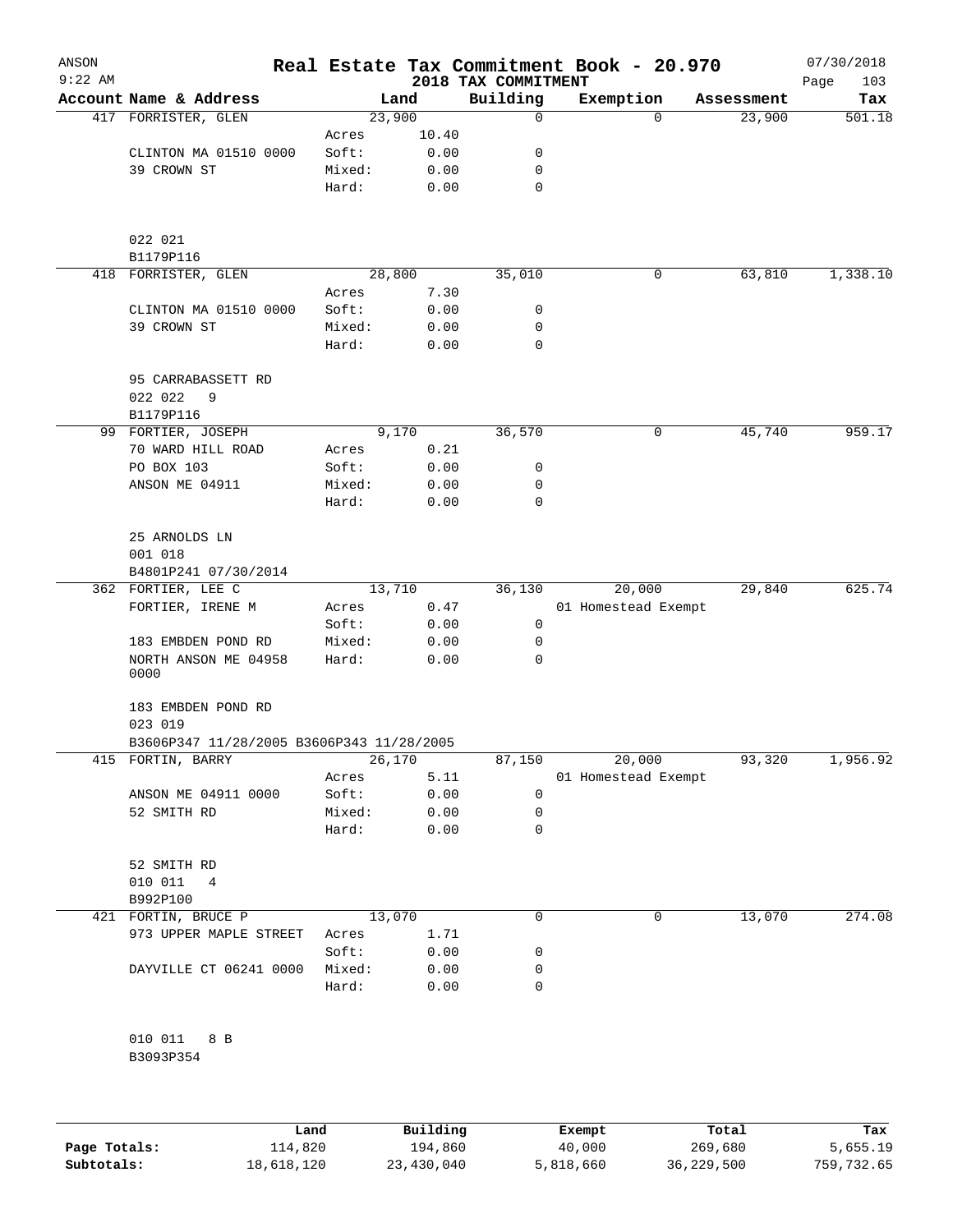# Real Estate Tax Commitment Book - 20.970

ANSON 9:22 AM — 2018 TAX COMMITMENT — 07/30/2018

| Account Name & Address | | Land | Building | Exemption | Assessment | Tax |
|---|---|---|---|---|---|---|
| 417 FORRISTER, GLEN | | 23,900 | 0 | 0 | 23,900 | 501.18 |
| | Acres | 10.40 | | | | |
| CLINTON MA 01510 0000 | Soft: | 0.00 | 0 | | | |
| 39 CROWN ST | Mixed: | 0.00 | 0 | | | |
| | Hard: | 0.00 | 0 | | | |
| 022 021 | | | | | | |
| B1179P116 | | | | | | |
| 418 FORRISTER, GLEN | | 28,800 | 35,010 | 0 | 63,810 | 1,338.10 |
| | Acres | 7.30 | | | | |
| CLINTON MA 01510 0000 | Soft: | 0.00 | 0 | | | |
| 39 CROWN ST | Mixed: | 0.00 | 0 | | | |
| | Hard: | 0.00 | 0 | | | |
| 95 CARRABASSETT RD | | | | | | |
| 022 022 9 | | | | | | |
| B1179P116 | | | | | | |
| 99 FORTIER, JOSEPH | | 9,170 | 36,570 | 0 | 45,740 | 959.17 |
| 70 WARD HILL ROAD | Acres | 0.21 | | | | |
| PO BOX 103 | Soft: | 0.00 | 0 | | | |
| ANSON ME 04911 | Mixed: | 0.00 | 0 | | | |
| | Hard: | 0.00 | 0 | | | |
| 25 ARNOLDS LN | | | | | | |
| 001 018 | | | | | | |
| B4801P241 07/30/2014 | | | | | | |
| 362 FORTIER, LEE C | | 13,710 | 36,130 | 20,000 | 29,840 | 625.74 |
| FORTIER, IRENE M | Acres | 0.47 | | 01 Homestead Exempt | | |
| | Soft: | 0.00 | 0 | | | |
| 183 EMBDEN POND RD | Mixed: | 0.00 | 0 | | | |
| NORTH ANSON ME 04958 0000 | Hard: | 0.00 | 0 | | | |
| 183 EMBDEN POND RD | | | | | | |
| 023 019 | | | | | | |
| B3606P347 11/28/2005 B3606P343 11/28/2005 | | | | | | |
| 415 FORTIN, BARRY | | 26,170 | 87,150 | 20,000 | 93,320 | 1,956.92 |
| | Acres | 5.11 | | 01 Homestead Exempt | | |
| ANSON ME 04911 0000 | Soft: | 0.00 | 0 | | | |
| 52 SMITH RD | Mixed: | 0.00 | 0 | | | |
| | Hard: | 0.00 | 0 | | | |
| 52 SMITH RD | | | | | | |
| 010 011 4 | | | | | | |
| B992P100 | | | | | | |
| 421 FORTIN, BRUCE P | | 13,070 | 0 | 0 | 13,070 | 274.08 |
| 973 UPPER MAPLE STREET | Acres | 1.71 | | | | |
| | Soft: | 0.00 | 0 | | | |
| DAYVILLE CT 06241 0000 | Mixed: | 0.00 | 0 | | | |
| | Hard: | 0.00 | 0 | | | |
| 010 011 8 B | | | | | | |
| B3093P354 | | | | | | |

| | Land | Building | Exempt | Total | Tax |
|---|---|---|---|---|---|
| Page Totals: | 114,820 | 194,860 | 40,000 | 269,680 | 5,655.19 |
| Subtotals: | 18,618,120 | 23,430,040 | 5,818,660 | 36,229,500 | 759,732.65 |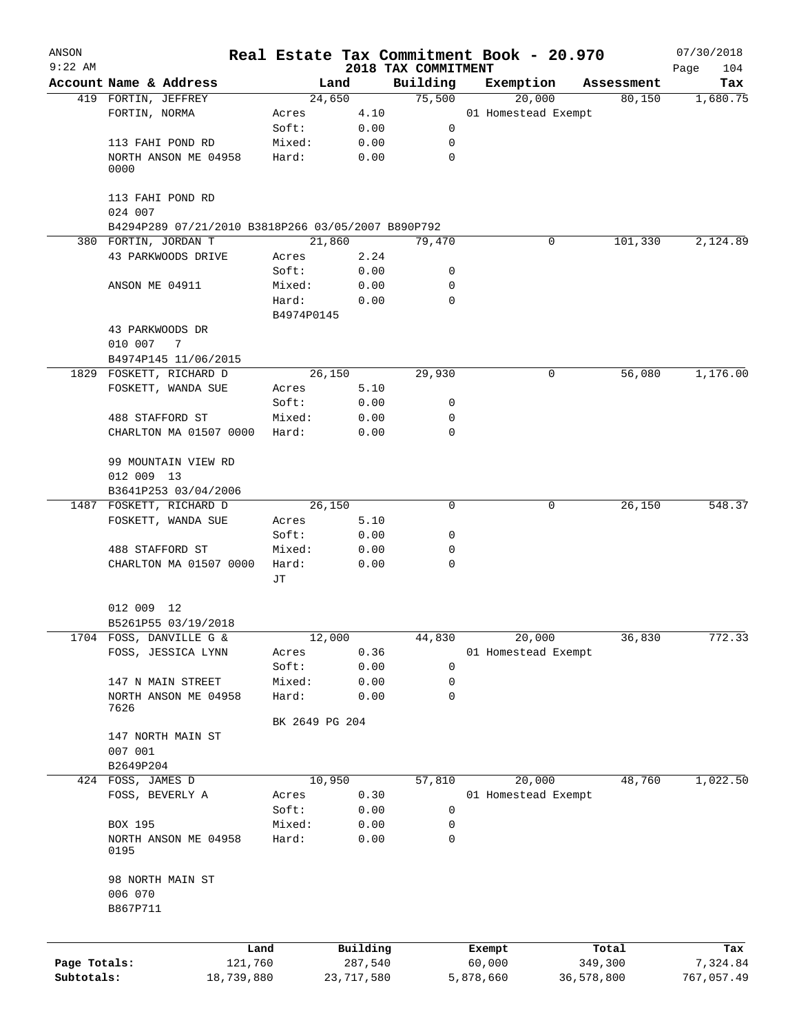# Real Estate Tax Commitment Book - 20.970

## 2018 TAX COMMITMENT

ANSON 9:22 AM — 07/30/2018

| Account Name & Address | Land | | Building | Exemption | Assessment | Tax |
|---|---|---|---|---|---|---|
| 419 FORTIN, JEFFREY | 24,650 | | 75,500 | 20,000 | 80,150 | 1,680.75 |
| FORTIN, NORMA | Acres | 4.10 | | 01 Homestead Exempt | | |
| | Soft: | 0.00 | 0 | | | |
| 113 FAHI POND RD | Mixed: | 0.00 | 0 | | | |
| NORTH ANSON ME 04958 0000 | Hard: | 0.00 | 0 | | | |
| 113 FAHI POND RD | | | | | | |
| 024 007 | | | | | | |
| B4294P289 07/21/2010 B3818P266 03/05/2007 B890P792 | | | | | | |
| 380 FORTIN, JORDAN T | 21,860 | | 79,470 | 0 | 101,330 | 2,124.89 |
| 43 PARKWOODS DRIVE | Acres | 2.24 | | | | |
| | Soft: | 0.00 | 0 | | | |
| ANSON ME 04911 | Mixed: | 0.00 | 0 | | | |
| | Hard: | 0.00 | 0 | | | |
| | B4974P0145 | | | | | |
| 43 PARKWOODS DR | | | | | | |
| 010 007 7 | | | | | | |
| B4974P145 11/06/2015 | | | | | | |
| 1829 FOSKETT, RICHARD D | 26,150 | | 29,930 | 0 | 56,080 | 1,176.00 |
| FOSKETT, WANDA SUE | Acres | 5.10 | | | | |
| | Soft: | 0.00 | 0 | | | |
| 488 STAFFORD ST | Mixed: | 0.00 | 0 | | | |
| CHARLTON MA 01507 0000 | Hard: | 0.00 | 0 | | | |
| 99 MOUNTAIN VIEW RD | | | | | | |
| 012 009 13 | | | | | | |
| B3641P253 03/04/2006 | | | | | | |
| 1487 FOSKETT, RICHARD D | 26,150 | | 0 | 0 | 26,150 | 548.37 |
| FOSKETT, WANDA SUE | Acres | 5.10 | | | | |
| | Soft: | 0.00 | 0 | | | |
| 488 STAFFORD ST | Mixed: | 0.00 | 0 | | | |
| CHARLTON MA 01507 0000 | Hard: | 0.00 | 0 | | | |
| | JT | | | | | |
| 012 009 12 | | | | | | |
| B5261P55 03/19/2018 | | | | | | |
| 1704 FOSS, DANVILLE G & | 12,000 | | 44,830 | 20,000 | 36,830 | 772.33 |
| FOSS, JESSICA LYNN | Acres | 0.36 | | 01 Homestead Exempt | | |
| | Soft: | 0.00 | 0 | | | |
| 147 N MAIN STREET | Mixed: | 0.00 | 0 | | | |
| NORTH ANSON ME 04958 7626 | Hard: | 0.00 | 0 | | | |
| | BK 2649 PG 204 | | | | | |
| 147 NORTH MAIN ST | | | | | | |
| 007 001 | | | | | | |
| B2649P204 | | | | | | |
| 424 FOSS, JAMES D | 10,950 | | 57,810 | 20,000 | 48,760 | 1,022.50 |
| FOSS, BEVERLY A | Acres | 0.30 | | 01 Homestead Exempt | | |
| | Soft: | 0.00 | 0 | | | |
| BOX 195 | Mixed: | 0.00 | 0 | | | |
| NORTH ANSON ME 04958 0195 | Hard: | 0.00 | 0 | | | |
| 98 NORTH MAIN ST | | | | | | |
| 006 070 | | | | | | |
| B867P711 | | | | | | |

| | Land | Building | Exempt | Total | Tax |
|---|---|---|---|---|---|
| Page Totals: | 121,760 | 287,540 | 60,000 | 349,300 | 7,324.84 |
| Subtotals: | 18,739,880 | 23,717,580 | 5,878,660 | 36,578,800 | 767,057.49 |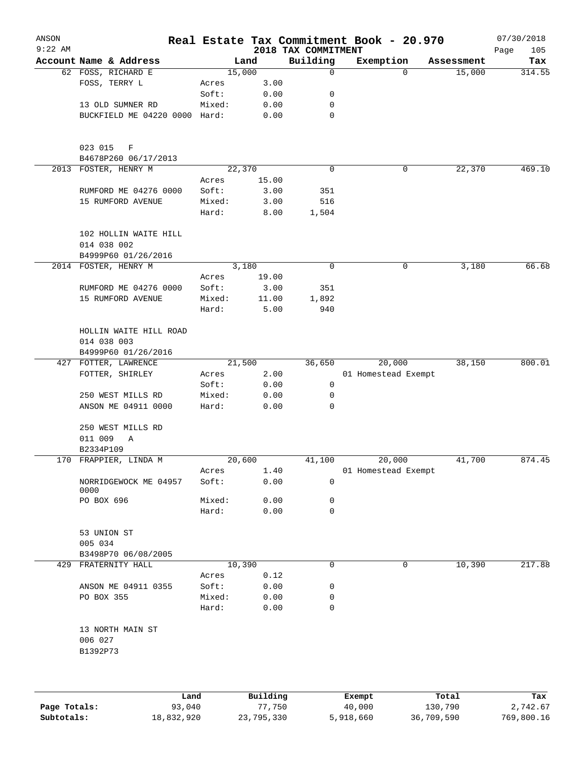ANSON 9:22 AM

# Real Estate Tax Commitment Book - 20.970

2018 TAX COMMITMENT

07/30/2018 Page 105

| Account Name & Address | | Land | Building | Exemption | Assessment | Tax |
|---|---|---|---|---|---|---|
| 62 FOSS, RICHARD E | | 15,000 | 0 | 0 | 15,000 | 314.55 |
| FOSS, TERRY L | Acres | 3.00 | | | | |
| | Soft: | 0.00 | 0 | | | |
| 13 OLD SUMNER RD | Mixed: | 0.00 | 0 | | | |
| BUCKFIELD ME 04220 0000 | Hard: | 0.00 | 0 | | | |
| 023 015 F | | | | | | |
| B4678P260 06/17/2013 | | | | | | |
| 2013 FOSTER, HENRY M | | 22,370 | 0 | 0 | 22,370 | 469.10 |
| | Acres | 15.00 | | | | |
| RUMFORD ME 04276 0000 | Soft: | 3.00 | 351 | | | |
| 15 RUMFORD AVENUE | Mixed: | 3.00 | 516 | | | |
| | Hard: | 8.00 | 1,504 | | | |
| 102 HOLLIN WAITE HILL | | | | | | |
| 014 038 002 | | | | | | |
| B4999P60 01/26/2016 | | | | | | |
| 2014 FOSTER, HENRY M | | 3,180 | 0 | 0 | 3,180 | 66.68 |
| | Acres | 19.00 | | | | |
| RUMFORD ME 04276 0000 | Soft: | 3.00 | 351 | | | |
| 15 RUMFORD AVENUE | Mixed: | 11.00 | 1,892 | | | |
| | Hard: | 5.00 | 940 | | | |
| HOLLIN WAITE HILL ROAD | | | | | | |
| 014 038 003 | | | | | | |
| B4999P60 01/26/2016 | | | | | | |
| 427 FOTTER, LAWRENCE | | 21,500 | 36,650 | 20,000 | 38,150 | 800.01 |
| FOTTER, SHIRLEY | Acres | 2.00 | | 01 Homestead Exempt | | |
| | Soft: | 0.00 | 0 | | | |
| 250 WEST MILLS RD | Mixed: | 0.00 | 0 | | | |
| ANSON ME 04911 0000 | Hard: | 0.00 | 0 | | | |
| 250 WEST MILLS RD | | | | | | |
| 011 009 A | | | | | | |
| B2334P109 | | | | | | |
| 170 FRAPPIER, LINDA M | | 20,600 | 41,100 | 20,000 | 41,700 | 874.45 |
| | Acres | 1.40 | | 01 Homestead Exempt | | |
| NORRIDGEWOCK ME 04957 0000 | Soft: | 0.00 | 0 | | | |
| PO BOX 696 | Mixed: | 0.00 | 0 | | | |
| | Hard: | 0.00 | 0 | | | |
| 53 UNION ST | | | | | | |
| 005 034 | | | | | | |
| B3498P70 06/08/2005 | | | | | | |
| 429 FRATERNITY HALL | | 10,390 | 0 | 0 | 10,390 | 217.88 |
| | Acres | 0.12 | | | | |
| ANSON ME 04911 0355 | Soft: | 0.00 | 0 | | | |
| PO BOX 355 | Mixed: | 0.00 | 0 | | | |
| | Hard: | 0.00 | 0 | | | |
| 13 NORTH MAIN ST | | | | | | |
| 006 027 | | | | | | |
| B1392P73 | | | | | | |

| | Land | Building | Exempt | Total | Tax |
|---|---|---|---|---|---|
| Page Totals: | 93,040 | 77,750 | 40,000 | 130,790 | 2,742.67 |
| Subtotals: | 18,832,920 | 23,795,330 | 5,918,660 | 36,709,590 | 769,800.16 |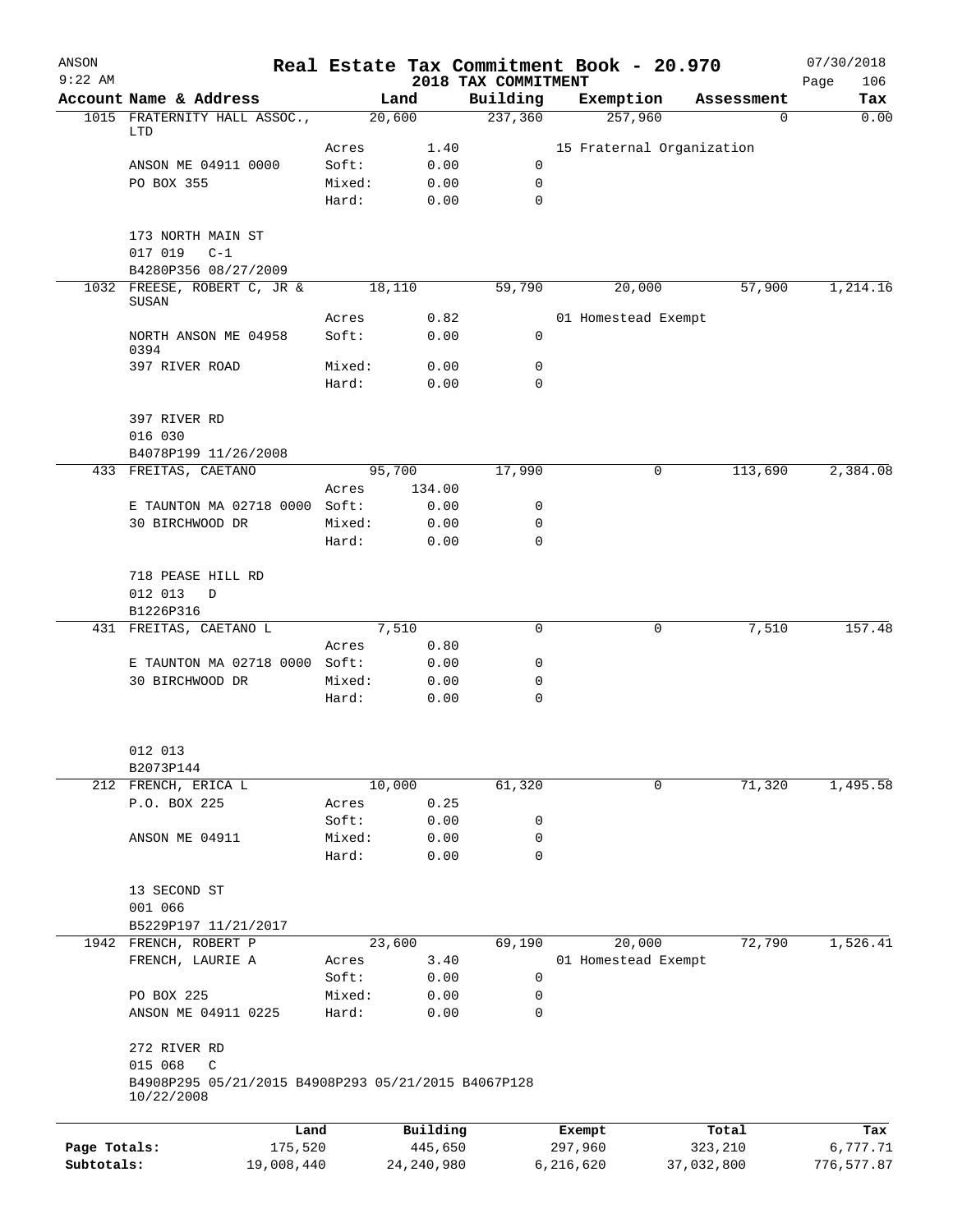ANSON 9:22 AM

# Real Estate Tax Commitment Book - 20.970

2018 TAX COMMITMENT

07/30/2018

| Account | Name & Address | Land | | Building | Exemption | Assessment | Tax |
|---|---|---|---|---|---|---|---|
| 1015 | FRATERNITY HALL ASSOC., LTD | 20,600 | | 237,360 | 257,960 | 0 | 0.00 |
| | | Acres | 1.40 | | 15 Fraternal Organization | | |
| | ANSON ME 04911 0000 | Soft: | 0.00 | 0 | | | |
| | PO BOX 355 | Mixed: | 0.00 | 0 | | | |
| | | Hard: | 0.00 | 0 | | | |
| | 173 NORTH MAIN ST | | | | | | |
| | 017 019 C-1 | | | | | | |
| | B4280P356 08/27/2009 | | | | | | |
| 1032 | FREESE, ROBERT C, JR & SUSAN | 18,110 | | 59,790 | 20,000 | 57,900 | 1,214.16 |
| | | Acres | 0.82 | | 01 Homestead Exempt | | |
| | NORTH ANSON ME 04958 0394 | Soft: | 0.00 | 0 | | | |
| | 397 RIVER ROAD | Mixed: | 0.00 | 0 | | | |
| | | Hard: | 0.00 | 0 | | | |
| | 397 RIVER RD | | | | | | |
| | 016 030 | | | | | | |
| | B4078P199 11/26/2008 | | | | | | |
| 433 | FREITAS, CAETANO | 95,700 | | 17,990 | 0 | 113,690 | 2,384.08 |
| | | Acres | 134.00 | | | | |
| | E TAUNTON MA 02718 0000 | Soft: | 0.00 | 0 | | | |
| | 30 BIRCHWOOD DR | Mixed: | 0.00 | 0 | | | |
| | | Hard: | 0.00 | 0 | | | |
| | 718 PEASE HILL RD | | | | | | |
| | 012 013 D | | | | | | |
| | B1226P316 | | | | | | |
| 431 | FREITAS, CAETANO L | 7,510 | | 0 | 0 | 7,510 | 157.48 |
| | | Acres | 0.80 | | | | |
| | E TAUNTON MA 02718 0000 | Soft: | 0.00 | 0 | | | |
| | 30 BIRCHWOOD DR | Mixed: | 0.00 | 0 | | | |
| | | Hard: | 0.00 | 0 | | | |
| | 012 013 | | | | | | |
| | B2073P144 | | | | | | |
| 212 | FRENCH, ERICA L | 10,000 | | 61,320 | 0 | 71,320 | 1,495.58 |
| | P.O. BOX 225 | Acres | 0.25 | | | | |
| | | Soft: | 0.00 | 0 | | | |
| | ANSON ME 04911 | Mixed: | 0.00 | 0 | | | |
| | | Hard: | 0.00 | 0 | | | |
| | 13 SECOND ST | | | | | | |
| | 001 066 | | | | | | |
| | B5229P197 11/21/2017 | | | | | | |
| 1942 | FRENCH, ROBERT P | 23,600 | | 69,190 | 20,000 | 72,790 | 1,526.41 |
| | FRENCH, LAURIE A | Acres | 3.40 | | 01 Homestead Exempt | | |
| | | Soft: | 0.00 | 0 | | | |
| | PO BOX 225 | Mixed: | 0.00 | 0 | | | |
| | ANSON ME 04911 0225 | Hard: | 0.00 | 0 | | | |
| | 272 RIVER RD | | | | | | |
| | 015 068 C | | | | | | |
| | B4908P295 05/21/2015 B4908P293 05/21/2015 B4067P128 10/22/2008 | | | | | | |

| | Land | Building | Exempt | Total | Tax |
|---|---|---|---|---|---|
| Page Totals: | 175,520 | 445,650 | 297,960 | 323,210 | 6,777.71 |
| Subtotals: | 19,008,440 | 24,240,980 | 6,216,620 | 37,032,800 | 776,577.87 |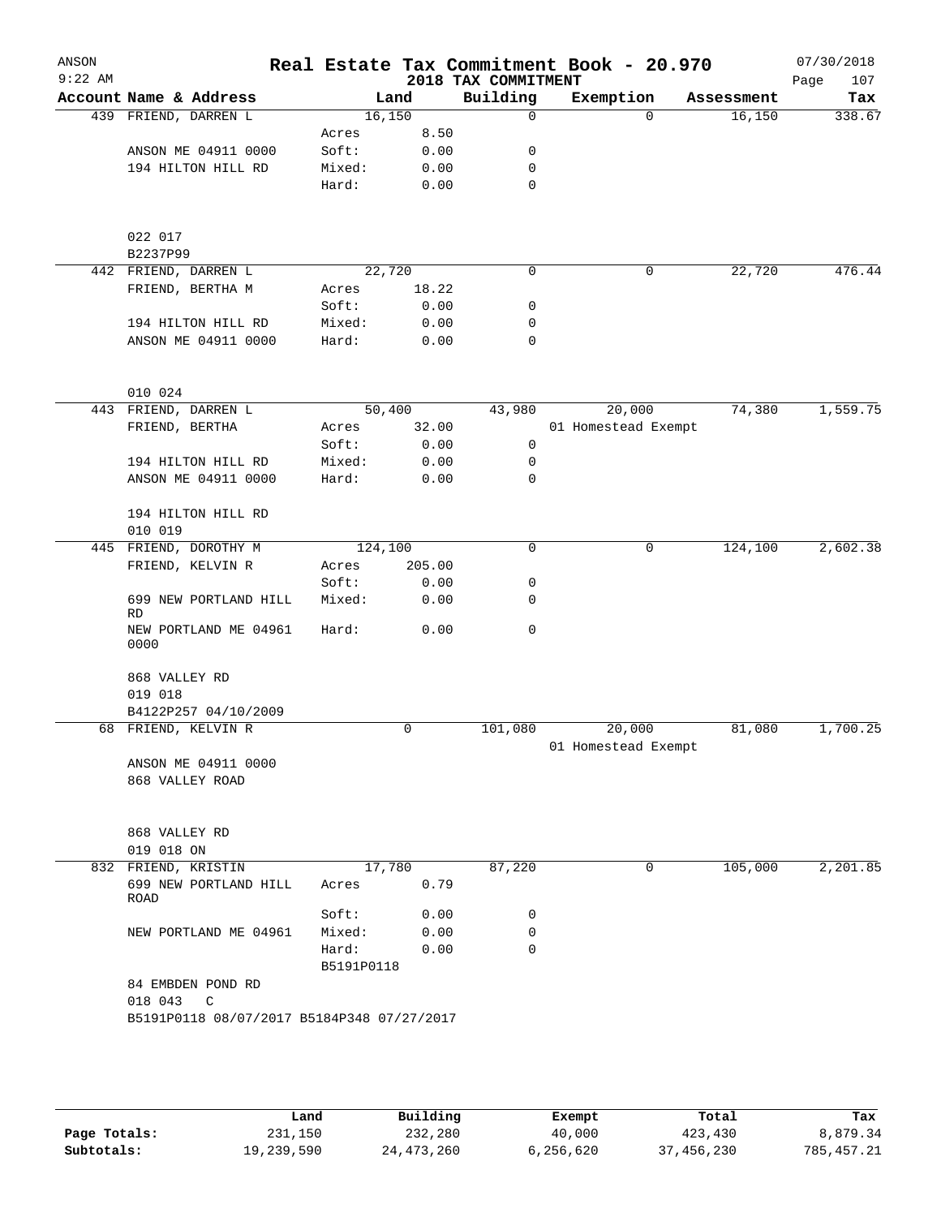# Real Estate Tax Commitment Book - 20.970

ANSON
9:22 AM

## 2018 TAX COMMITMENT

07/30/2018
Page 107

| Account Name & Address | Land | | Building | Exemption | Assessment | Tax |
|---|---|---|---|---|---|---|
| 439 FRIEND, DARREN L | 16,150 | | 0 | 0 | 16,150 | 338.67 |
| | Acres | 8.50 | | | | |
| ANSON ME 04911 0000 | Soft: | 0.00 | 0 | | | |
| 194 HILTON HILL RD | Mixed: | 0.00 | 0 | | | |
| | Hard: | 0.00 | 0 | | | |
| 022 017 | | | | | | |
| B2237P99 | | | | | | |
| 442 FRIEND, DARREN L | 22,720 | | 0 | 0 | 22,720 | 476.44 |
| FRIEND, BERTHA M | Acres | 18.22 | | | | |
| | Soft: | 0.00 | 0 | | | |
| 194 HILTON HILL RD | Mixed: | 0.00 | 0 | | | |
| ANSON ME 04911 0000 | Hard: | 0.00 | 0 | | | |
| 010 024 | | | | | | |
| 443 FRIEND, DARREN L | 50,400 | | 43,980 | 20,000 | 74,380 | 1,559.75 |
| FRIEND, BERTHA | Acres | 32.00 | | 01 Homestead Exempt | | |
| | Soft: | 0.00 | 0 | | | |
| 194 HILTON HILL RD | Mixed: | 0.00 | 0 | | | |
| ANSON ME 04911 0000 | Hard: | 0.00 | 0 | | | |
| 194 HILTON HILL RD | | | | | | |
| 010 019 | | | | | | |
| 445 FRIEND, DOROTHY M | 124,100 | | 0 | 0 | 124,100 | 2,602.38 |
| FRIEND, KELVIN R | Acres | 205.00 | | | | |
| | Soft: | 0.00 | 0 | | | |
| 699 NEW PORTLAND HILL RD | Mixed: | 0.00 | 0 | | | |
| NEW PORTLAND ME 04961 0000 | Hard: | 0.00 | 0 | | | |
| 868 VALLEY RD | | | | | | |
| 019 018 | | | | | | |
| B4122P257 04/10/2009 | | | | | | |
| 68 FRIEND, KELVIN R | 0 | | 101,080 | 20,000 | 81,080 | 1,700.25 |
| | | | | 01 Homestead Exempt | | |
| ANSON ME 04911 0000 | | | | | | |
| 868 VALLEY ROAD | | | | | | |
| 868 VALLEY RD | | | | | | |
| 019 018 ON | | | | | | |
| 832 FRIEND, KRISTIN | 17,780 | | 87,220 | 0 | 105,000 | 2,201.85 |
| 699 NEW PORTLAND HILL ROAD | Acres | 0.79 | | | | |
| | Soft: | 0.00 | 0 | | | |
| NEW PORTLAND ME 04961 | Mixed: | 0.00 | 0 | | | |
| | Hard: | 0.00 | 0 | | | |
| | B5191P0118 | | | | | |
| 84 EMBDEN POND RD | | | | | | |
| 018 043 C | | | | | | |
| B5191P0118 08/07/2017 B5184P348 07/27/2017 | | | | | | |

| | Land | Building | Exempt | Total | Tax |
|---|---|---|---|---|---|
| Page Totals: | 231,150 | 232,280 | 40,000 | 423,430 | 8,879.34 |
| Subtotals: | 19,239,590 | 24,473,260 | 6,256,620 | 37,456,230 | 785,457.21 |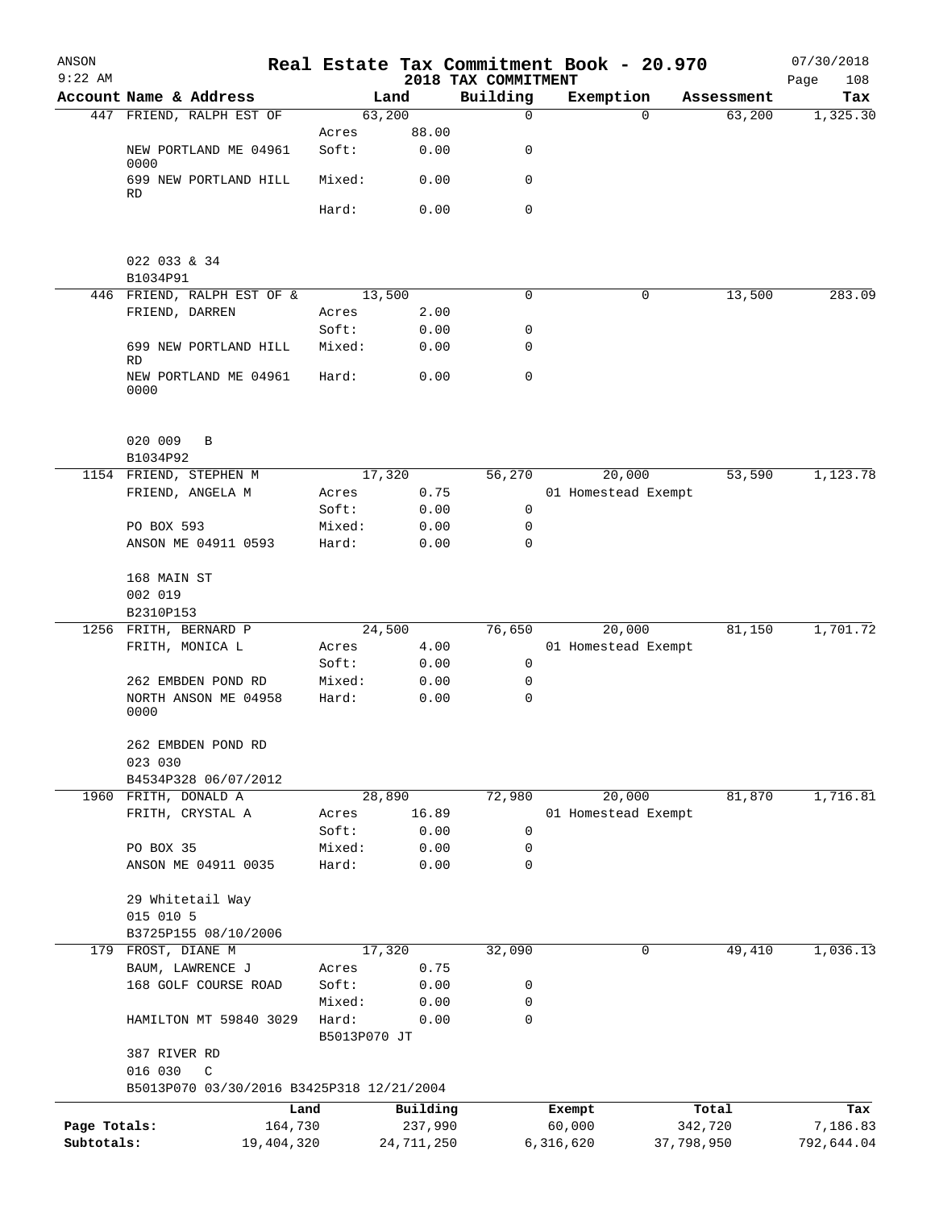# Real Estate Tax Commitment Book - 20.970

ANSON 9:22 AM — 2018 TAX COMMITMENT — 07/30/2018

| Account | Name & Address | | Land | Building | Exemption | Assessment | Tax |
|---|---|---|---|---|---|---|---|
| 447 | FRIEND, RALPH EST OF | | 63,200 | 0 | 0 | 63,200 | 1,325.30 |
| | | Acres | 88.00 | | | | |
| | NEW PORTLAND ME 04961 0000 | Soft: | 0.00 | 0 | | | |
| | 699 NEW PORTLAND HILL RD | Mixed: | 0.00 | 0 | | | |
| | | Hard: | 0.00 | 0 | | | |
| | 022 033 & 34 | | | | | | |
| | B1034P91 | | | | | | |
| 446 | FRIEND, RALPH EST OF & | | 13,500 | 0 | 0 | 13,500 | 283.09 |
| | FRIEND, DARREN | Acres | 2.00 | | | | |
| | | Soft: | 0.00 | 0 | | | |
| | 699 NEW PORTLAND HILL RD | Mixed: | 0.00 | 0 | | | |
| | NEW PORTLAND ME 04961 0000 | Hard: | 0.00 | 0 | | | |
| | 020 009 B | | | | | | |
| | B1034P92 | | | | | | |
| 1154 | FRIEND, STEPHEN M | | 17,320 | 56,270 | 20,000 | 53,590 | 1,123.78 |
| | FRIEND, ANGELA M | Acres | 0.75 | | 01 Homestead Exempt | | |
| | | Soft: | 0.00 | 0 | | | |
| | PO BOX 593 | Mixed: | 0.00 | 0 | | | |
| | ANSON ME 04911 0593 | Hard: | 0.00 | 0 | | | |
| | 168 MAIN ST | | | | | | |
| | 002 019 | | | | | | |
| | B2310P153 | | | | | | |
| 1256 | FRITH, BERNARD P | | 24,500 | 76,650 | 20,000 | 81,150 | 1,701.72 |
| | FRITH, MONICA L | Acres | 4.00 | | 01 Homestead Exempt | | |
| | | Soft: | 0.00 | 0 | | | |
| | 262 EMBDEN POND RD | Mixed: | 0.00 | 0 | | | |
| | NORTH ANSON ME 04958 0000 | Hard: | 0.00 | 0 | | | |
| | 262 EMBDEN POND RD | | | | | | |
| | 023 030 | | | | | | |
| | B4534P328 06/07/2012 | | | | | | |
| 1960 | FRITH, DONALD A | | 28,890 | 72,980 | 20,000 | 81,870 | 1,716.81 |
| | FRITH, CRYSTAL A | Acres | 16.89 | | 01 Homestead Exempt | | |
| | | Soft: | 0.00 | 0 | | | |
| | PO BOX 35 | Mixed: | 0.00 | 0 | | | |
| | ANSON ME 04911 0035 | Hard: | 0.00 | 0 | | | |
| | 29 Whitetail Way | | | | | | |
| | 015 010 5 | | | | | | |
| | B3725P155 08/10/2006 | | | | | | |
| 179 | FROST, DIANE M | | 17,320 | 32,090 | 0 | 49,410 | 1,036.13 |
| | BAUM, LAWRENCE J | Acres | 0.75 | | | | |
| | 168 GOLF COURSE ROAD | Soft: | 0.00 | 0 | | | |
| | | Mixed: | 0.00 | 0 | | | |
| | HAMILTON MT 59840 3029 | Hard: | 0.00 | 0 | | | |
| | | B5013P070 JT | | | | | |
| | 387 RIVER RD | | | | | | |
| | 016 030 C | | | | | | |
| | B5013P070 03/30/2016 B3425P318 12/21/2004 | | | | | | |

| | Land | Building | Exempt | Total | Tax |
|---|---|---|---|---|---|
| Page Totals: | 164,730 | 237,990 | 60,000 | 342,720 | 7,186.83 |
| Subtotals: | 19,404,320 | 24,711,250 | 6,316,620 | 37,798,950 | 792,644.04 |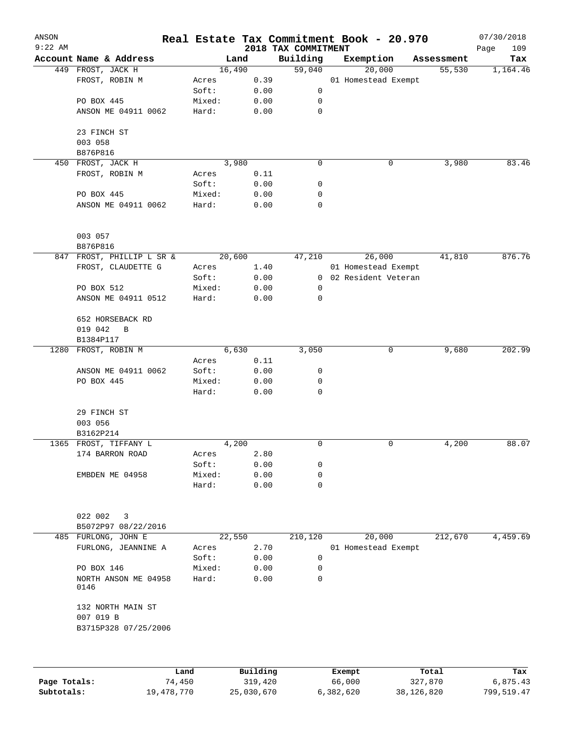# Real Estate Tax Commitment Book - 20.970

ANSON
9:22 AM
2018 TAX COMMITMENT
07/30/2018

| Account | Name & Address | | Land | Building | Exemption | Assessment | Tax |
|---|---|---|---|---|---|---|---|
| 449 | FROST, JACK H | | 16,490 | 59,040 | 20,000 | 55,530 | 1,164.46 |
| | FROST, ROBIN M | Acres | 0.39 | | 01 Homestead Exempt | | |
| | | Soft: | 0.00 | 0 | | | |
| | PO BOX 445 | Mixed: | 0.00 | 0 | | | |
| | ANSON ME 04911 0062 | Hard: | 0.00 | 0 | | | |
| | 23 FINCH ST | | | | | | |
| | 003 058 | | | | | | |
| | B876P816 | | | | | | |
| 450 | FROST, JACK H | | 3,980 | 0 | 0 | 3,980 | 83.46 |
| | FROST, ROBIN M | Acres | 0.11 | | | | |
| | | Soft: | 0.00 | 0 | | | |
| | PO BOX 445 | Mixed: | 0.00 | 0 | | | |
| | ANSON ME 04911 0062 | Hard: | 0.00 | 0 | | | |
| | 003 057 | | | | | | |
| | B876P816 | | | | | | |
| 847 | FROST, PHILLIP L SR & | | 20,600 | 47,210 | 26,000 | 41,810 | 876.76 |
| | FROST, CLAUDETTE G | Acres | 1.40 | | 01 Homestead Exempt | | |
| | | Soft: | 0.00 | 0 | 02 Resident Veteran | | |
| | PO BOX 512 | Mixed: | 0.00 | 0 | | | |
| | ANSON ME 04911 0512 | Hard: | 0.00 | 0 | | | |
| | 652 HORSEBACK RD | | | | | | |
| | 019 042 B | | | | | | |
| | B1384P117 | | | | | | |
| 1280 | FROST, ROBIN M | | 6,630 | 3,050 | 0 | 9,680 | 202.99 |
| | | Acres | 0.11 | | | | |
| | ANSON ME 04911 0062 | Soft: | 0.00 | 0 | | | |
| | PO BOX 445 | Mixed: | 0.00 | 0 | | | |
| | | Hard: | 0.00 | 0 | | | |
| | 29 FINCH ST | | | | | | |
| | 003 056 | | | | | | |
| | B3162P214 | | | | | | |
| 1365 | FROST, TIFFANY L | | 4,200 | 0 | 0 | 4,200 | 88.07 |
| | 174 BARRON ROAD | Acres | 2.80 | | | | |
| | | Soft: | 0.00 | 0 | | | |
| | EMBDEN ME 04958 | Mixed: | 0.00 | 0 | | | |
| | | Hard: | 0.00 | 0 | | | |
| | 022 002 3 | | | | | | |
| | B5072P97 08/22/2016 | | | | | | |
| 485 | FURLONG, JOHN E | | 22,550 | 210,120 | 20,000 | 212,670 | 4,459.69 |
| | FURLONG, JEANNINE A | Acres | 2.70 | | 01 Homestead Exempt | | |
| | | Soft: | 0.00 | 0 | | | |
| | PO BOX 146 | Mixed: | 0.00 | 0 | | | |
| | NORTH ANSON ME 04958 0146 | Hard: | 0.00 | 0 | | | |
| | 132 NORTH MAIN ST | | | | | | |
| | 007 019 B | | | | | | |
| | B3715P328 07/25/2006 | | | | | | |

| | Land | Building | Exempt | Total | Tax |
|---|---|---|---|---|---|
| Page Totals: | 74,450 | 319,420 | 66,000 | 327,870 | 6,875.43 |
| Subtotals: | 19,478,770 | 25,030,670 | 6,382,620 | 38,126,820 | 799,519.47 |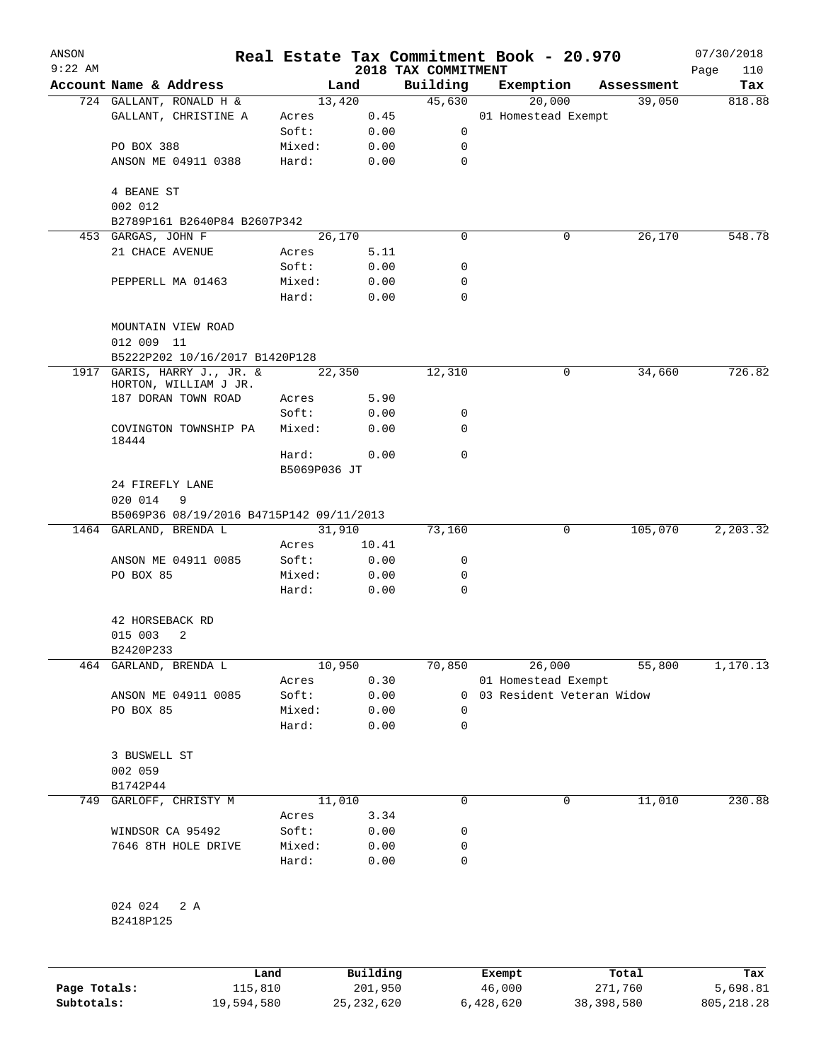# Real Estate Tax Commitment Book - 20.970

ANSON
9:22 AM

2018 TAX COMMITMENT

07/30/2018

| Account Name & Address | Land | | Building | Exemption | Assessment | Tax |
|---|---|---|---|---|---|---|
| 724 GALLANT, RONALD H & | 13,420 | | 45,630 | 20,000 | 39,050 | 818.88 |
| GALLANT, CHRISTINE A | Acres | 0.45 | | 01 Homestead Exempt | | |
| | Soft: | 0.00 | 0 | | | |
| PO BOX 388 | Mixed: | 0.00 | 0 | | | |
| ANSON ME 04911 0388 | Hard: | 0.00 | 0 | | | |
| 4 BEANE ST | | | | | | |
| 002 012 | | | | | | |
| B2789P161 B2640P84 B2607P342 | | | | | | |
| 453 GARGAS, JOHN F | 26,170 | | 0 | 0 | 26,170 | 548.78 |
| 21 CHACE AVENUE | Acres | 5.11 | | | | |
| | Soft: | 0.00 | 0 | | | |
| PEPPERLL MA 01463 | Mixed: | 0.00 | 0 | | | |
| | Hard: | 0.00 | 0 | | | |
| MOUNTAIN VIEW ROAD | | | | | | |
| 012 009 11 | | | | | | |
| B5222P202 10/16/2017 B1420P128 | | | | | | |
| 1917 GARIS, HARRY J., JR. & HORTON, WILLIAM J JR. | 22,350 | | 12,310 | 0 | 34,660 | 726.82 |
| 187 DORAN TOWN ROAD | Acres | 5.90 | | | | |
| | Soft: | 0.00 | 0 | | | |
| COVINGTON TOWNSHIP PA 18444 | Mixed: | 0.00 | 0 | | | |
| | Hard: | 0.00 | 0 | | | |
| | B5069P036 JT | | | | | |
| 24 FIREFLY LANE | | | | | | |
| 020 014 9 | | | | | | |
| B5069P36 08/19/2016 B4715P142 09/11/2013 | | | | | | |
| 1464 GARLAND, BRENDA L | 31,910 | | 73,160 | 0 | 105,070 | 2,203.32 |
| | Acres | 10.41 | | | | |
| ANSON ME 04911 0085 | Soft: | 0.00 | 0 | | | |
| PO BOX 85 | Mixed: | 0.00 | 0 | | | |
| | Hard: | 0.00 | 0 | | | |
| 42 HORSEBACK RD | | | | | | |
| 015 003 2 | | | | | | |
| B2420P233 | | | | | | |
| 464 GARLAND, BRENDA L | 10,950 | | 70,850 | 26,000 | 55,800 | 1,170.13 |
| | Acres | 0.30 | | 01 Homestead Exempt | | |
| ANSON ME 04911 0085 | Soft: | 0.00 | 0 | 03 Resident Veteran Widow | | |
| PO BOX 85 | Mixed: | 0.00 | 0 | | | |
| | Hard: | 0.00 | 0 | | | |
| 3 BUSWELL ST | | | | | | |
| 002 059 | | | | | | |
| B1742P44 | | | | | | |
| 749 GARLOFF, CHRISTY M | 11,010 | | 0 | 0 | 11,010 | 230.88 |
| | Acres | 3.34 | | | | |
| WINDSOR CA 95492 | Soft: | 0.00 | 0 | | | |
| 7646 8TH HOLE DRIVE | Mixed: | 0.00 | 0 | | | |
| | Hard: | 0.00 | 0 | | | |
| 024 024 2 A | | | | | | |
| B2418P125 | | | | | | |

| | Land | Building | Exempt | Total | Tax |
|---|---|---|---|---|---|
| Page Totals: | 115,810 | 201,950 | 46,000 | 271,760 | 5,698.81 |
| Subtotals: | 19,594,580 | 25,232,620 | 6,428,620 | 38,398,580 | 805,218.28 |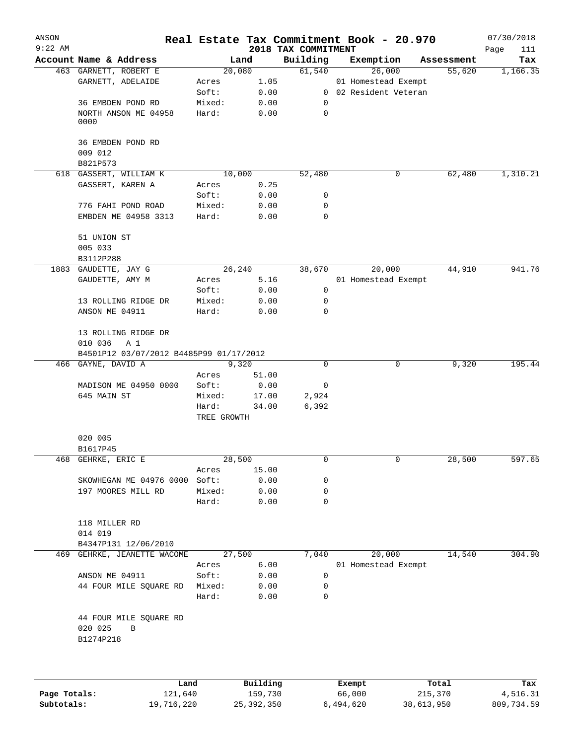# Real Estate Tax Commitment Book - 20.970

ANSON 9:22 AM — 2018 TAX COMMITMENT — 07/30/2018

| Account Name & Address | | Land | Building | Exemption | Assessment | Tax |
|---|---|---|---|---|---|---|
| 463 GARNETT, ROBERT E | | 20,080 | 61,540 | 26,000 | 55,620 | 1,166.35 |
| GARNETT, ADELAIDE | Acres | 1.05 | | 01 Homestead Exempt | | |
| | Soft: | 0.00 | 0 | 02 Resident Veteran | | |
| 36 EMBDEN POND RD | Mixed: | 0.00 | 0 | | | |
| NORTH ANSON ME 04958 0000 | Hard: | 0.00 | 0 | | | |
| 36 EMBDEN POND RD | | | | | | |
| 009 012 | | | | | | |
| B821P573 | | | | | | |
| 618 GASSERT, WILLIAM K | | 10,000 | 52,480 | 0 | 62,480 | 1,310.21 |
| GASSERT, KAREN A | Acres | 0.25 | | | | |
| | Soft: | 0.00 | 0 | | | |
| 776 FAHI POND ROAD | Mixed: | 0.00 | 0 | | | |
| EMBDEN ME 04958 3313 | Hard: | 0.00 | 0 | | | |
| 51 UNION ST | | | | | | |
| 005 033 | | | | | | |
| B3112P288 | | | | | | |
| 1883 GAUDETTE, JAY G | | 26,240 | 38,670 | 20,000 | 44,910 | 941.76 |
| GAUDETTE, AMY M | Acres | 5.16 | | 01 Homestead Exempt | | |
| | Soft: | 0.00 | 0 | | | |
| 13 ROLLING RIDGE DR | Mixed: | 0.00 | 0 | | | |
| ANSON ME 04911 | Hard: | 0.00 | 0 | | | |
| 13 ROLLING RIDGE DR | | | | | | |
| 010 036 A 1 | | | | | | |
| B4501P12 03/07/2012 B4485P99 01/17/2012 | | | | | | |
| 466 GAYNE, DAVID A | | 9,320 | 0 | 0 | 9,320 | 195.44 |
| | Acres | 51.00 | | | | |
| MADISON ME 04950 0000 | Soft: | 0.00 | 0 | | | |
| 645 MAIN ST | Mixed: | 17.00 | 2,924 | | | |
| | Hard: | 34.00 | 6,392 | | | |
| | TREE GROWTH | | | | | |
| 020 005 | | | | | | |
| B1617P45 | | | | | | |
| 468 GEHRKE, ERIC E | | 28,500 | 0 | 0 | 28,500 | 597.65 |
| | Acres | 15.00 | | | | |
| SKOWHEGAN ME 04976 0000 | Soft: | 0.00 | 0 | | | |
| 197 MOORES MILL RD | Mixed: | 0.00 | 0 | | | |
| | Hard: | 0.00 | 0 | | | |
| 118 MILLER RD | | | | | | |
| 014 019 | | | | | | |
| B4347P131 12/06/2010 | | | | | | |
| 469 GEHRKE, JEANETTE WACOME | | 27,500 | 7,040 | 20,000 | 14,540 | 304.90 |
| | Acres | 6.00 | | 01 Homestead Exempt | | |
| ANSON ME 04911 | Soft: | 0.00 | 0 | | | |
| 44 FOUR MILE SQUARE RD | Mixed: | 0.00 | 0 | | | |
| | Hard: | 0.00 | 0 | | | |
| 44 FOUR MILE SQUARE RD | | | | | | |
| 020 025 B | | | | | | |
| B1274P218 | | | | | | |

| | Land | Building | Exempt | Total | Tax |
|---|---|---|---|---|---|
| Page Totals: | 121,640 | 159,730 | 66,000 | 215,370 | 4,516.31 |
| Subtotals: | 19,716,220 | 25,392,350 | 6,494,620 | 38,613,950 | 809,734.59 |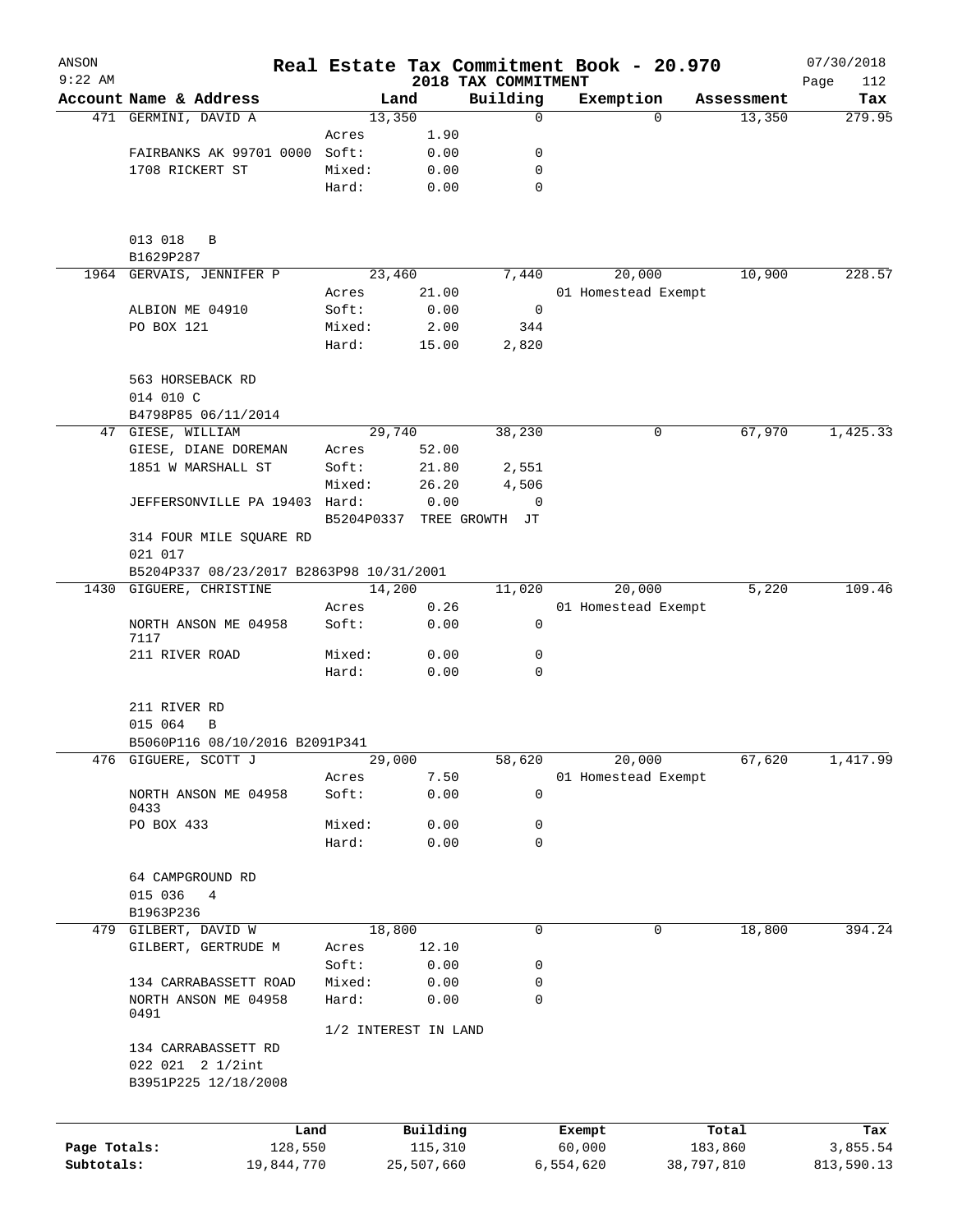# Real Estate Tax Commitment Book - 20.970

ANSON
9:22 AM

2018 TAX COMMITMENT

07/30/2018

| Account Name & Address | Land | | Building | Exemption | Assessment | Tax |
|---|---|---|---|---|---|---|
| 471 GERMINI, DAVID A | 13,350 | | 0 | 0 | 13,350 | 279.95 |
| | Acres | 1.90 | | | | |
| FAIRBANKS AK 99701 0000 | Soft: | 0.00 | 0 | | | |
| 1708 RICKERT ST | Mixed: | 0.00 | 0 | | | |
| | Hard: | 0.00 | 0 | | | |
| 013 018 B | | | | | | |
| B1629P287 | | | | | | |
| 1964 GERVAIS, JENNIFER P | 23,460 | | 7,440 | 20,000 | 10,900 | 228.57 |
| | Acres | 21.00 | | 01 Homestead Exempt | | |
| ALBION ME 04910 | Soft: | 0.00 | 0 | | | |
| PO BOX 121 | Mixed: | 2.00 | 344 | | | |
| | Hard: | 15.00 | 2,820 | | | |
| 563 HORSEBACK RD | | | | | | |
| 014 010 C | | | | | | |
| B4798P85 06/11/2014 | | | | | | |
| 47 GIESE, WILLIAM | 29,740 | | 38,230 | 0 | 67,970 | 1,425.33 |
| GIESE, DIANE DOREMAN | Acres | 52.00 | | | | |
| 1851 W MARSHALL ST | Soft: | 21.80 | 2,551 | | | |
| | Mixed: | 26.20 | 4,506 | | | |
| JEFFERSONVILLE PA 19403 | Hard: | 0.00 | 0 | | | |
| | B5204P0337 | TREE GROWTH | JT | | | |
| 314 FOUR MILE SQUARE RD | | | | | | |
| 021 017 | | | | | | |
| B5204P337 08/23/2017 B2863P98 10/31/2001 | | | | | | |
| 1430 GIGUERE, CHRISTINE | 14,200 | | 11,020 | 20,000 | 5,220 | 109.46 |
| | Acres | 0.26 | | 01 Homestead Exempt | | |
| NORTH ANSON ME 04958 7117 | Soft: | 0.00 | 0 | | | |
| 211 RIVER ROAD | Mixed: | 0.00 | 0 | | | |
| | Hard: | 0.00 | 0 | | | |
| 211 RIVER RD | | | | | | |
| 015 064 B | | | | | | |
| B5060P116 08/10/2016 B2091P341 | | | | | | |
| 476 GIGUERE, SCOTT J | 29,000 | | 58,620 | 20,000 | 67,620 | 1,417.99 |
| | Acres | 7.50 | | 01 Homestead Exempt | | |
| NORTH ANSON ME 04958 0433 | Soft: | 0.00 | 0 | | | |
| PO BOX 433 | Mixed: | 0.00 | 0 | | | |
| | Hard: | 0.00 | 0 | | | |
| 64 CAMPGROUND RD | | | | | | |
| 015 036 4 | | | | | | |
| B1963P236 | | | | | | |
| 479 GILBERT, DAVID W | 18,800 | | 0 | 0 | 18,800 | 394.24 |
| GILBERT, GERTRUDE M | Acres | 12.10 | | | | |
| | Soft: | 0.00 | 0 | | | |
| 134 CARRABASSETT ROAD | Mixed: | 0.00 | 0 | | | |
| NORTH ANSON ME 04958 0491 | Hard: | 0.00 | 0 | | | |
| | 1/2 INTEREST IN LAND | | | | | |
| 134 CARRABASSETT RD | | | | | | |
| 022 021 2 1/2int | | | | | | |
| B3951P225 12/18/2008 | | | | | | |

| | Land | Building | Exempt | Total | Tax |
|---|---|---|---|---|---|
| Page Totals: | 128,550 | 115,310 | 60,000 | 183,860 | 3,855.54 |
| Subtotals: | 19,844,770 | 25,507,660 | 6,554,620 | 38,797,810 | 813,590.13 |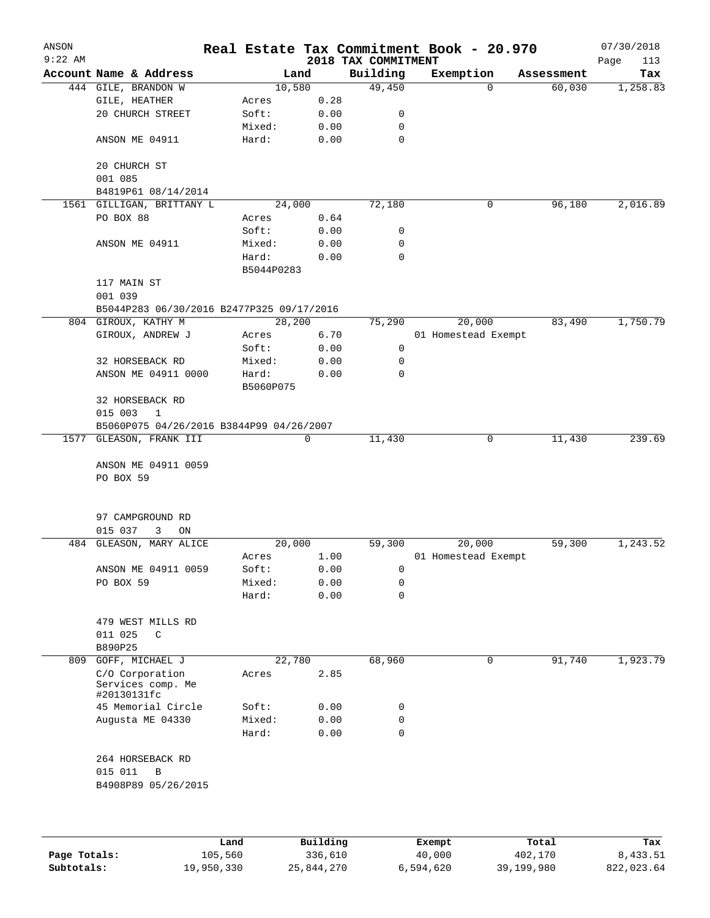# Real Estate Tax Commitment Book - 20.970

ANSON
9:22 AM

2018 TAX COMMITMENT

07/30/2018

| Account | Name & Address | | Land | Building | Exemption | Assessment | Tax |
|---|---|---|---|---|---|---|---|
| 444 | GILE, BRANDON W | | 10,580 | 49,450 | 0 | 60,030 | 1,258.83 |
| | GILE, HEATHER | Acres | 0.28 | | | | |
| | 20 CHURCH STREET | Soft: | 0.00 | 0 | | | |
| | | Mixed: | 0.00 | 0 | | | |
| | ANSON ME 04911 | Hard: | 0.00 | 0 | | | |
| | 20 CHURCH ST | | | | | | |
| | 001 085 | | | | | | |
| | B4819P61 08/14/2014 | | | | | | |
| 1561 | GILLIGAN, BRITTANY L | | 24,000 | 72,180 | 0 | 96,180 | 2,016.89 |
| | PO BOX 88 | Acres | 0.64 | | | | |
| | | Soft: | 0.00 | 0 | | | |
| | ANSON ME 04911 | Mixed: | 0.00 | 0 | | | |
| | | Hard: | 0.00 | 0 | | | |
| | | B5044P0283 | | | | | |
| | 117 MAIN ST | | | | | | |
| | 001 039 | | | | | | |
| | B5044P283 06/30/2016 B2477P325 09/17/2016 | | | | | | |
| 804 | GIROUX, KATHY M | | 28,200 | 75,290 | 20,000 | 83,490 | 1,750.79 |
| | GIROUX, ANDREW J | Acres | 6.70 | | 01 Homestead Exempt | | |
| | | Soft: | 0.00 | 0 | | | |
| | 32 HORSEBACK RD | Mixed: | 0.00 | 0 | | | |
| | ANSON ME 04911 0000 | Hard: | 0.00 | 0 | | | |
| | | B5060P075 | | | | | |
| | 32 HORSEBACK RD | | | | | | |
| | 015 003 1 | | | | | | |
| | B5060P075 04/26/2016 B3844P99 04/26/2007 | | | | | | |
| 1577 | GLEASON, FRANK III | | 0 | 11,430 | 0 | 11,430 | 239.69 |
| | ANSON ME 04911 0059 | | | | | | |
| | PO BOX 59 | | | | | | |
| | 97 CAMPGROUND RD | | | | | | |
| | 015 037 3 ON | | | | | | |
| 484 | GLEASON, MARY ALICE | | 20,000 | 59,300 | 20,000 | 59,300 | 1,243.52 |
| | | Acres | 1.00 | | 01 Homestead Exempt | | |
| | ANSON ME 04911 0059 | Soft: | 0.00 | 0 | | | |
| | PO BOX 59 | Mixed: | 0.00 | 0 | | | |
| | | Hard: | 0.00 | 0 | | | |
| | 479 WEST MILLS RD | | | | | | |
| | 011 025 C | | | | | | |
| | B890P25 | | | | | | |
| 809 | GOFF, MICHAEL J | | 22,780 | 68,960 | 0 | 91,740 | 1,923.79 |
| | C/O Corporation Services comp. Me #20130131fc | Acres | 2.85 | | | | |
| | 45 Memorial Circle | Soft: | 0.00 | 0 | | | |
| | Augusta ME 04330 | Mixed: | 0.00 | 0 | | | |
| | | Hard: | 0.00 | 0 | | | |
| | 264 HORSEBACK RD | | | | | | |
| | 015 011 B | | | | | | |
| | B4908P89 05/26/2015 | | | | | | |

| | Land | Building | Exempt | Total | Tax |
|---|---|---|---|---|---|
| Page Totals: | 105,560 | 336,610 | 40,000 | 402,170 | 8,433.51 |
| Subtotals: | 19,950,330 | 25,844,270 | 6,594,620 | 39,199,980 | 822,023.64 |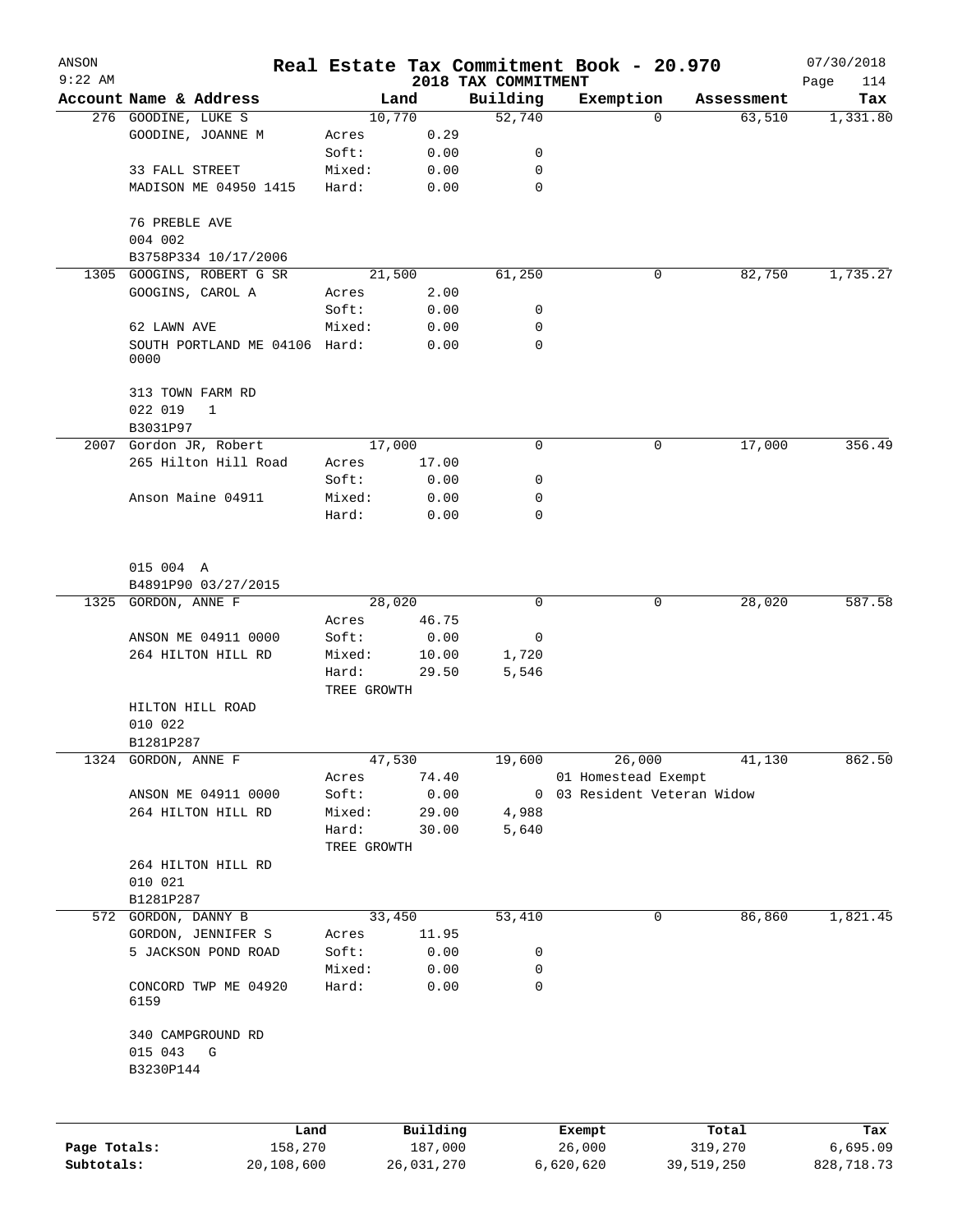ANSON 9:22 AM — Real Estate Tax Commitment Book - 20.970 — 2018 TAX COMMITMENT — 07/30/2018

| Account Name & Address | | Land | Building | Exemption | Assessment | Tax |
|---|---|---|---|---|---|---|
| 276 GOODINE, LUKE S | | 10,770 | 52,740 | 0 | 63,510 | 1,331.80 |
| GOODINE, JOANNE M | Acres | 0.29 | | | | |
| | Soft: | 0.00 | 0 | | | |
| 33 FALL STREET | Mixed: | 0.00 | 0 | | | |
| MADISON ME 04950 1415 | Hard: | 0.00 | 0 | | | |
| 76 PREBLE AVE | | | | | | |
| 004 002 | | | | | | |
| B3758P334 10/17/2006 | | | | | | |
| 1305 GOOGINS, ROBERT G SR | | 21,500 | 61,250 | 0 | 82,750 | 1,735.27 |
| GOOGINS, CAROL A | Acres | 2.00 | | | | |
| | Soft: | 0.00 | 0 | | | |
| 62 LAWN AVE | Mixed: | 0.00 | 0 | | | |
| SOUTH PORTLAND ME 04106 0000 | Hard: | 0.00 | 0 | | | |
| 313 TOWN FARM RD | | | | | | |
| 022 019 1 | | | | | | |
| B3031P97 | | | | | | |
| 2007 Gordon JR, Robert | | 17,000 | 0 | 0 | 17,000 | 356.49 |
| 265 Hilton Hill Road | Acres | 17.00 | | | | |
| | Soft: | 0.00 | 0 | | | |
| Anson Maine 04911 | Mixed: | 0.00 | 0 | | | |
| | Hard: | 0.00 | 0 | | | |
| 015 004 A | | | | | | |
| B4891P90 03/27/2015 | | | | | | |
| 1325 GORDON, ANNE F | | 28,020 | 0 | 0 | 28,020 | 587.58 |
| | Acres | 46.75 | | | | |
| ANSON ME 04911 0000 | Soft: | 0.00 | 0 | | | |
| 264 HILTON HILL RD | Mixed: | 10.00 | 1,720 | | | |
| | Hard: | 29.50 | 5,546 | | | |
| | TREE GROWTH | | | | | |
| HILTON HILL ROAD | | | | | | |
| 010 022 | | | | | | |
| B1281P287 | | | | | | |
| 1324 GORDON, ANNE F | | 47,530 | 19,600 | 26,000 | 41,130 | 862.50 |
| | Acres | 74.40 | | 01 Homestead Exempt | | |
| ANSON ME 04911 0000 | Soft: | 0.00 | 0 | 03 Resident Veteran Widow | | |
| 264 HILTON HILL RD | Mixed: | 29.00 | 4,988 | | | |
| | Hard: | 30.00 | 5,640 | | | |
| | TREE GROWTH | | | | | |
| 264 HILTON HILL RD | | | | | | |
| 010 021 | | | | | | |
| B1281P287 | | | | | | |
| 572 GORDON, DANNY B | | 33,450 | 53,410 | 0 | 86,860 | 1,821.45 |
| GORDON, JENNIFER S | Acres | 11.95 | | | | |
| 5 JACKSON POND ROAD | Soft: | 0.00 | 0 | | | |
| | Mixed: | 0.00 | 0 | | | |
| CONCORD TWP ME 04920 6159 | Hard: | 0.00 | 0 | | | |
| 340 CAMPGROUND RD | | | | | | |
| 015 043 G | | | | | | |
| B3230P144 | | | | | | |

| | Land | Building | Exempt | Total | Tax |
|---|---|---|---|---|---|
| Page Totals: | 158,270 | 187,000 | 26,000 | 319,270 | 6,695.09 |
| Subtotals: | 20,108,600 | 26,031,270 | 6,620,620 | 39,519,250 | 828,718.73 |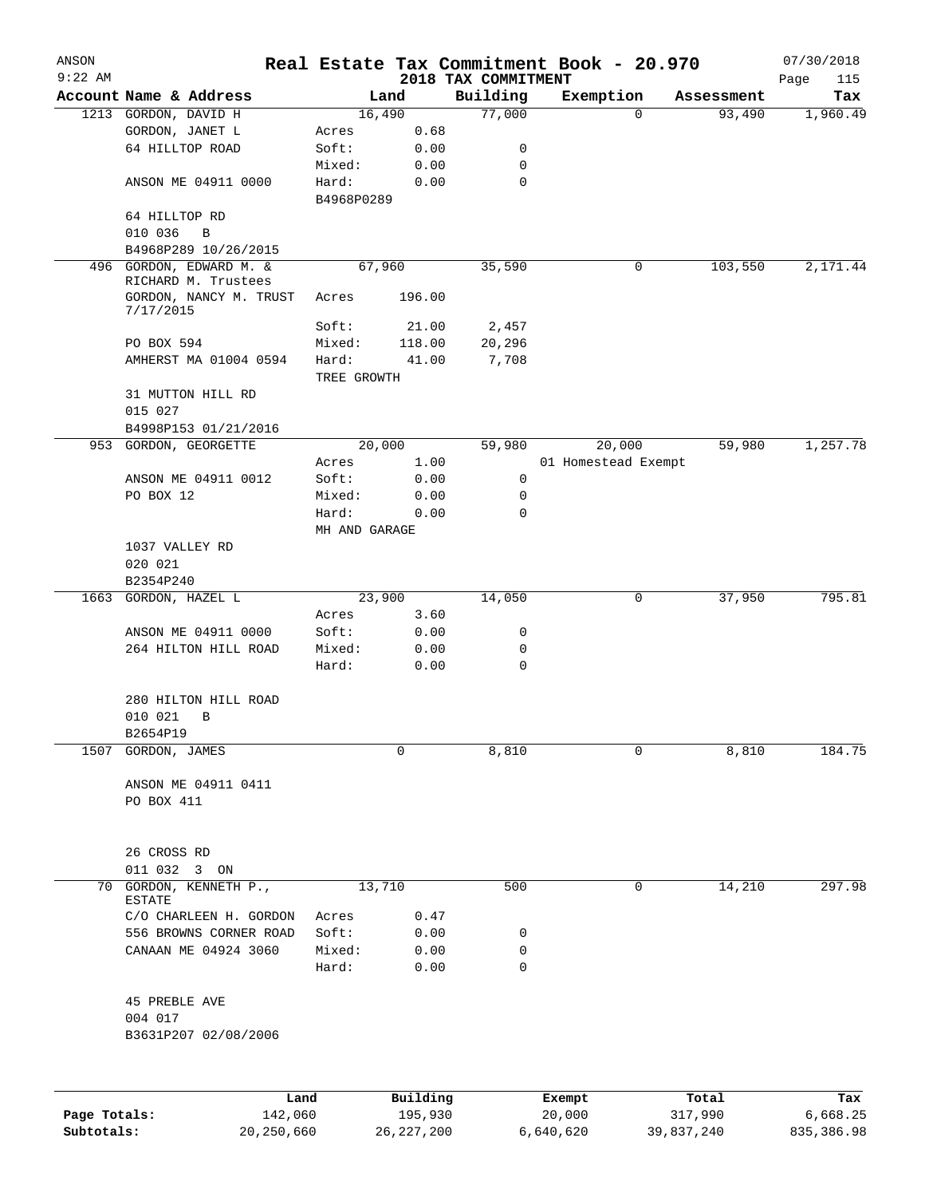# Real Estate Tax Commitment Book - 20.970

ANSON
9:22 AM

2018 TAX COMMITMENT

07/30/2018

| Account Name & Address | Land | | Building | Exemption | Assessment | Tax |
|---|---|---|---|---|---|---|
| 1213 GORDON, DAVID H | 16,490 | | 77,000 | 0 | 93,490 | 1,960.49 |
| GORDON, JANET L | Acres | 0.68 | | | | |
| 64 HILLTOP ROAD | Soft: | 0.00 | 0 | | | |
| | Mixed: | 0.00 | 0 | | | |
| ANSON ME 04911 0000 | Hard: | 0.00 | 0 | | | |
| | B4968P0289 | | | | | |
| 64 HILLTOP RD | | | | | | |
| 010 036 B | | | | | | |
| B4968P289 10/26/2015 | | | | | | |
| 496 GORDON, EDWARD M. & RICHARD M. Trustees | 67,960 | | 35,590 | 0 | 103,550 | 2,171.44 |
| GORDON, NANCY M. TRUST 7/17/2015 | Acres | 196.00 | | | | |
| | Soft: | 21.00 | 2,457 | | | |
| PO BOX 594 | Mixed: | 118.00 | 20,296 | | | |
| AMHERST MA 01004 0594 | Hard: | 41.00 | 7,708 | | | |
| | TREE GROWTH | | | | | |
| 31 MUTTON HILL RD | | | | | | |
| 015 027 | | | | | | |
| B4998P153 01/21/2016 | | | | | | |
| 953 GORDON, GEORGETTE | 20,000 | | 59,980 | 20,000 | 59,980 | 1,257.78 |
| | Acres | 1.00 | | 01 Homestead Exempt | | |
| ANSON ME 04911 0012 | Soft: | 0.00 | 0 | | | |
| PO BOX 12 | Mixed: | 0.00 | 0 | | | |
| | Hard: | 0.00 | 0 | | | |
| | MH AND GARAGE | | | | | |
| 1037 VALLEY RD | | | | | | |
| 020 021 | | | | | | |
| B2354P240 | | | | | | |
| 1663 GORDON, HAZEL L | 23,900 | | 14,050 | 0 | 37,950 | 795.81 |
| | Acres | 3.60 | | | | |
| ANSON ME 04911 0000 | Soft: | 0.00 | 0 | | | |
| 264 HILTON HILL ROAD | Mixed: | 0.00 | 0 | | | |
| | Hard: | 0.00 | 0 | | | |
| 280 HILTON HILL ROAD | | | | | | |
| 010 021 B | | | | | | |
| B2654P19 | | | | | | |
| 1507 GORDON, JAMES | 0 | | 8,810 | 0 | 8,810 | 184.75 |
| ANSON ME 04911 0411 | | | | | | |
| PO BOX 411 | | | | | | |
| 26 CROSS RD | | | | | | |
| 011 032 3 ON | | | | | | |
| 70 GORDON, KENNETH P., ESTATE | 13,710 | | 500 | 0 | 14,210 | 297.98 |
| C/O CHARLEEN H. GORDON | Acres | 0.47 | | | | |
| 556 BROWNS CORNER ROAD | Soft: | 0.00 | 0 | | | |
| CANAAN ME 04924 3060 | Mixed: | 0.00 | 0 | | | |
| | Hard: | 0.00 | 0 | | | |
| 45 PREBLE AVE | | | | | | |
| 004 017 | | | | | | |
| B3631P207 02/08/2006 | | | | | | |

| | Land | Building | Exempt | Total | Tax |
|---|---|---|---|---|---|
| Page Totals: | 142,060 | 195,930 | 20,000 | 317,990 | 6,668.25 |
| Subtotals: | 20,250,660 | 26,227,200 | 6,640,620 | 39,837,240 | 835,386.98 |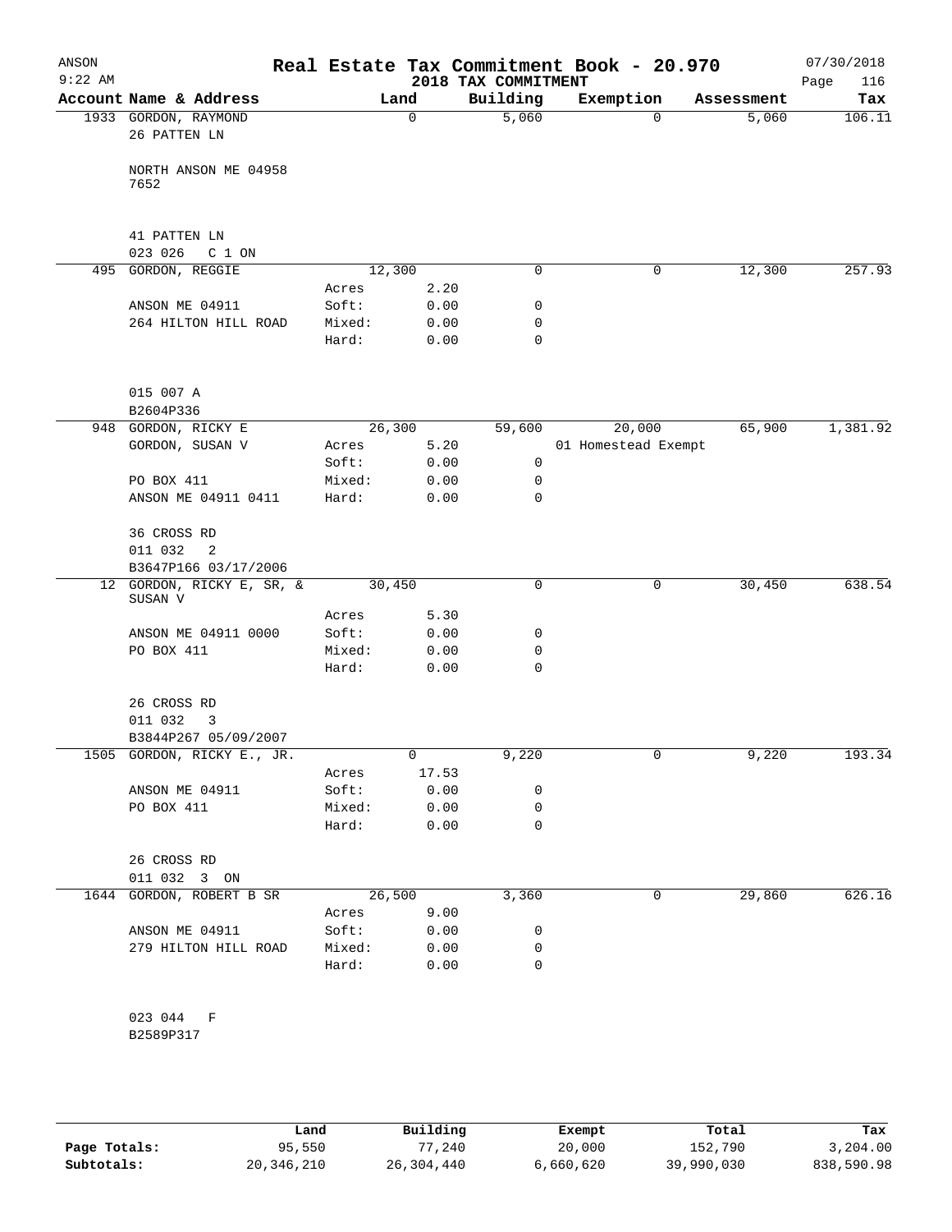# Real Estate Tax Commitment Book - 20.970

ANSON
9:22 AM

2018 TAX COMMITMENT

07/30/2018

| Account | Name & Address | | Land | Building | Exemption | Assessment | Tax |
|---|---|---|---|---|---|---|---|
| 1933 | GORDON, RAYMOND | | 0 | 5,060 | 0 | 5,060 | 106.11 |
| | 26 PATTEN LN | | | | | | |
| | NORTH ANSON ME 04958 7652 | | | | | | |
| | 41 PATTEN LN | | | | | | |
| | 023 026 C 1 ON | | | | | | |
| 495 | GORDON, REGGIE | | 12,300 | 0 | 0 | 12,300 | 257.93 |
| | | Acres | 2.20 | | | | |
| | ANSON ME 04911 | Soft: | 0.00 | 0 | | | |
| | 264 HILTON HILL ROAD | Mixed: | 0.00 | 0 | | | |
| | | Hard: | 0.00 | 0 | | | |
| | 015 007 A | | | | | | |
| | B2604P336 | | | | | | |
| 948 | GORDON, RICKY E | | 26,300 | 59,600 | 20,000 | 65,900 | 1,381.92 |
| | GORDON, SUSAN V | Acres | 5.20 | | 01 Homestead Exempt | | |
| | | Soft: | 0.00 | 0 | | | |
| | PO BOX 411 | Mixed: | 0.00 | 0 | | | |
| | ANSON ME 04911 0411 | Hard: | 0.00 | 0 | | | |
| | 36 CROSS RD | | | | | | |
| | 011 032 2 | | | | | | |
| | B3647P166 03/17/2006 | | | | | | |
| 12 | GORDON, RICKY E, SR, & SUSAN V | | 30,450 | 0 | 0 | 30,450 | 638.54 |
| | | Acres | 5.30 | | | | |
| | ANSON ME 04911 0000 | Soft: | 0.00 | 0 | | | |
| | PO BOX 411 | Mixed: | 0.00 | 0 | | | |
| | | Hard: | 0.00 | 0 | | | |
| | 26 CROSS RD | | | | | | |
| | 011 032 3 | | | | | | |
| | B3844P267 05/09/2007 | | | | | | |
| 1505 | GORDON, RICKY E., JR. | | 0 | 9,220 | 0 | 9,220 | 193.34 |
| | | Acres | 17.53 | | | | |
| | ANSON ME 04911 | Soft: | 0.00 | 0 | | | |
| | PO BOX 411 | Mixed: | 0.00 | 0 | | | |
| | | Hard: | 0.00 | 0 | | | |
| | 26 CROSS RD | | | | | | |
| | 011 032 3 ON | | | | | | |
| 1644 | GORDON, ROBERT B SR | | 26,500 | 3,360 | 0 | 29,860 | 626.16 |
| | | Acres | 9.00 | | | | |
| | ANSON ME 04911 | Soft: | 0.00 | 0 | | | |
| | 279 HILTON HILL ROAD | Mixed: | 0.00 | 0 | | | |
| | | Hard: | 0.00 | 0 | | | |
| | 023 044 F | | | | | | |
| | B2589P317 | | | | | | |

| | Land | Building | Exempt | Total | Tax |
|---|---|---|---|---|---|
| Page Totals: | 95,550 | 77,240 | 20,000 | 152,790 | 3,204.00 |
| Subtotals: | 20,346,210 | 26,304,440 | 6,660,620 | 39,990,030 | 838,590.98 |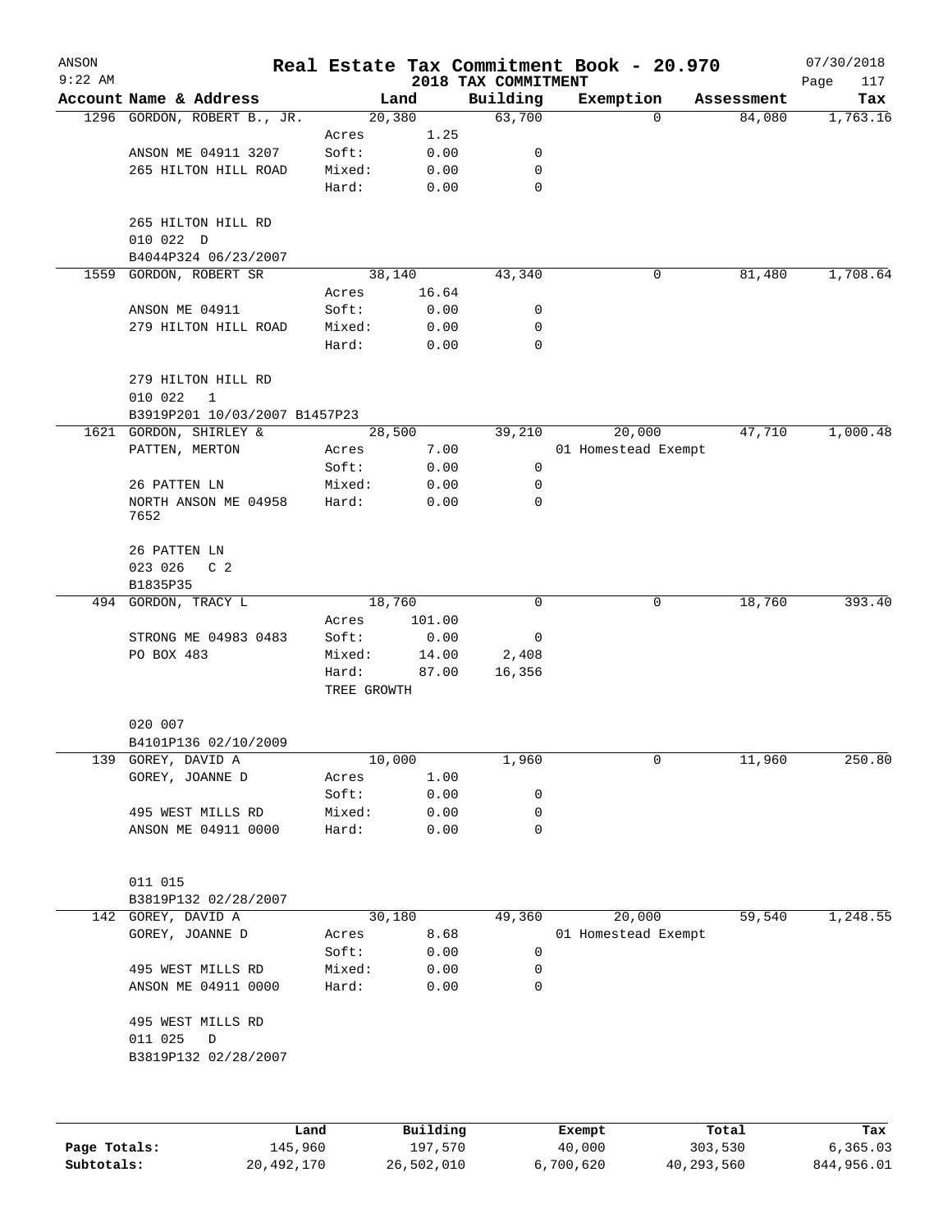ANSON 9:22 AM

# Real Estate Tax Commitment Book - 20.970

## 2018 TAX COMMITMENT

07/30/2018

| Account | Name & Address | | Land | Building | Exemption | Assessment | Tax |
|---|---|---|---|---|---|---|---|
| 1296 | GORDON, ROBERT B., JR. | | 20,380 | 63,700 | 0 | 84,080 | 1,763.16 |
| | | Acres | 1.25 | | | | |
| | ANSON ME 04911 3207 | Soft: | 0.00 | 0 | | | |
| | 265 HILTON HILL ROAD | Mixed: | 0.00 | 0 | | | |
| | | Hard: | 0.00 | 0 | | | |
| | 265 HILTON HILL RD | | | | | | |
| | 010 022 D | | | | | | |
| | B4044P324 06/23/2007 | | | | | | |
| 1559 | GORDON, ROBERT SR | | 38,140 | 43,340 | 0 | 81,480 | 1,708.64 |
| | | Acres | 16.64 | | | | |
| | ANSON ME 04911 | Soft: | 0.00 | 0 | | | |
| | 279 HILTON HILL ROAD | Mixed: | 0.00 | 0 | | | |
| | | Hard: | 0.00 | 0 | | | |
| | 279 HILTON HILL RD | | | | | | |
| | 010 022 1 | | | | | | |
| | B3919P201 10/03/2007 B1457P23 | | | | | | |
| 1621 | GORDON, SHIRLEY & | | 28,500 | 39,210 | 20,000 | 47,710 | 1,000.48 |
| | PATTEN, MERTON | Acres | 7.00 | | 01 Homestead Exempt | | |
| | | Soft: | 0.00 | 0 | | | |
| | 26 PATTEN LN | Mixed: | 0.00 | 0 | | | |
| | NORTH ANSON ME 04958 7652 | Hard: | 0.00 | 0 | | | |
| | 26 PATTEN LN | | | | | | |
| | 023 026 C 2 | | | | | | |
| | B1835P35 | | | | | | |
| 494 | GORDON, TRACY L | | 18,760 | 0 | 0 | 18,760 | 393.40 |
| | | Acres | 101.00 | | | | |
| | STRONG ME 04983 0483 | Soft: | 0.00 | 0 | | | |
| | PO BOX 483 | Mixed: | 14.00 | 2,408 | | | |
| | | Hard: | 87.00 | 16,356 | | | |
| | | TREE GROWTH | | | | | |
| | 020 007 | | | | | | |
| | B4101P136 02/10/2009 | | | | | | |
| 139 | GOREY, DAVID A | | 10,000 | 1,960 | 0 | 11,960 | 250.80 |
| | GOREY, JOANNE D | Acres | 1.00 | | | | |
| | | Soft: | 0.00 | 0 | | | |
| | 495 WEST MILLS RD | Mixed: | 0.00 | 0 | | | |
| | ANSON ME 04911 0000 | Hard: | 0.00 | 0 | | | |
| | 011 015 | | | | | | |
| | B3819P132 02/28/2007 | | | | | | |
| 142 | GOREY, DAVID A | | 30,180 | 49,360 | 20,000 | 59,540 | 1,248.55 |
| | GOREY, JOANNE D | Acres | 8.68 | | 01 Homestead Exempt | | |
| | | Soft: | 0.00 | 0 | | | |
| | 495 WEST MILLS RD | Mixed: | 0.00 | 0 | | | |
| | ANSON ME 04911 0000 | Hard: | 0.00 | 0 | | | |
| | 495 WEST MILLS RD | | | | | | |
| | 011 025 D | | | | | | |
| | B3819P132 02/28/2007 | | | | | | |

| | Land | Building | Exempt | Total | Tax |
|---|---|---|---|---|---|
| Page Totals: | 145,960 | 197,570 | 40,000 | 303,530 | 6,365.03 |
| Subtotals: | 20,492,170 | 26,502,010 | 6,700,620 | 40,293,560 | 844,956.01 |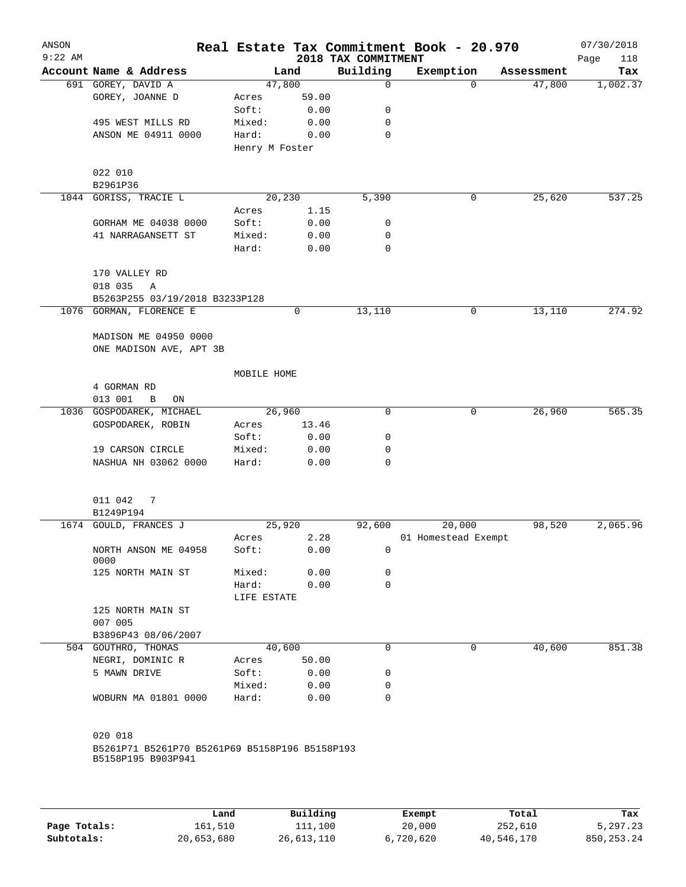ANSON
9:22 AM

# Real Estate Tax Commitment Book - 20.970
## 2018 TAX COMMITMENT

07/30/2018

| Account Name & Address | Land | | Building | Exemption | Assessment | Tax |
|---|---|---|---|---|---|---|
| 691 GOREY, DAVID A | 47,800 | | 0 | 0 | 47,800 | 1,002.37 |
| GOREY, JOANNE D | Acres | 59.00 | | | | |
| | Soft: | 0.00 | 0 | | | |
| 495 WEST MILLS RD | Mixed: | 0.00 | 0 | | | |
| ANSON ME 04911 0000 | Hard: | 0.00 | 0 | | | |
| | Henry M Foster | | | | | |
| 022 010 | | | | | | |
| B2961P36 | | | | | | |
| 1044 GORISS, TRACIE L | 20,230 | | 5,390 | 0 | 25,620 | 537.25 |
| | Acres | 1.15 | | | | |
| GORHAM ME 04038 0000 | Soft: | 0.00 | 0 | | | |
| 41 NARRAGANSETT ST | Mixed: | 0.00 | 0 | | | |
| | Hard: | 0.00 | 0 | | | |
| 170 VALLEY RD | | | | | | |
| 018 035 A | | | | | | |
| B5263P255 03/19/2018 B3233P128 | | | | | | |
| 1076 GORMAN, FLORENCE E | 0 | | 13,110 | 0 | 13,110 | 274.92 |
| MADISON ME 04950 0000 | | | | | | |
| ONE MADISON AVE, APT 3B | | | | | | |
| | MOBILE HOME | | | | | |
| 4 GORMAN RD | | | | | | |
| 013 001 B ON | | | | | | |
| 1036 GOSPODAREK, MICHAEL | 26,960 | | 0 | 0 | 26,960 | 565.35 |
| GOSPODAREK, ROBIN | Acres | 13.46 | | | | |
| | Soft: | 0.00 | 0 | | | |
| 19 CARSON CIRCLE | Mixed: | 0.00 | 0 | | | |
| NASHUA NH 03062 0000 | Hard: | 0.00 | 0 | | | |
| 011 042 7 | | | | | | |
| B1249P194 | | | | | | |
| 1674 GOULD, FRANCES J | 25,920 | | 92,600 | 20,000 | 98,520 | 2,065.96 |
| | Acres | 2.28 | | 01 Homestead Exempt | | |
| NORTH ANSON ME 04958 0000 | Soft: | 0.00 | 0 | | | |
| 125 NORTH MAIN ST | Mixed: | 0.00 | 0 | | | |
| | Hard: | 0.00 | 0 | | | |
| | LIFE ESTATE | | | | | |
| 125 NORTH MAIN ST | | | | | | |
| 007 005 | | | | | | |
| B3896P43 08/06/2007 | | | | | | |
| 504 GOUTHRO, THOMAS | 40,600 | | 0 | 0 | 40,600 | 851.38 |
| NEGRI, DOMINIC R | Acres | 50.00 | | | | |
| 5 MAWN DRIVE | Soft: | 0.00 | 0 | | | |
| | Mixed: | 0.00 | 0 | | | |
| WOBURN MA 01801 0000 | Hard: | 0.00 | 0 | | | |
| 020 018 | | | | | | |
| B5261P71 B5261P70 B5261P69 B5158P196 B5158P193 B5158P195 B903P941 | | | | | | |

| | Land | Building | Exempt | Total | Tax |
|---|---|---|---|---|---|
| Page Totals: | 161,510 | 111,100 | 20,000 | 252,610 | 5,297.23 |
| Subtotals: | 20,653,680 | 26,613,110 | 6,720,620 | 40,546,170 | 850,253.24 |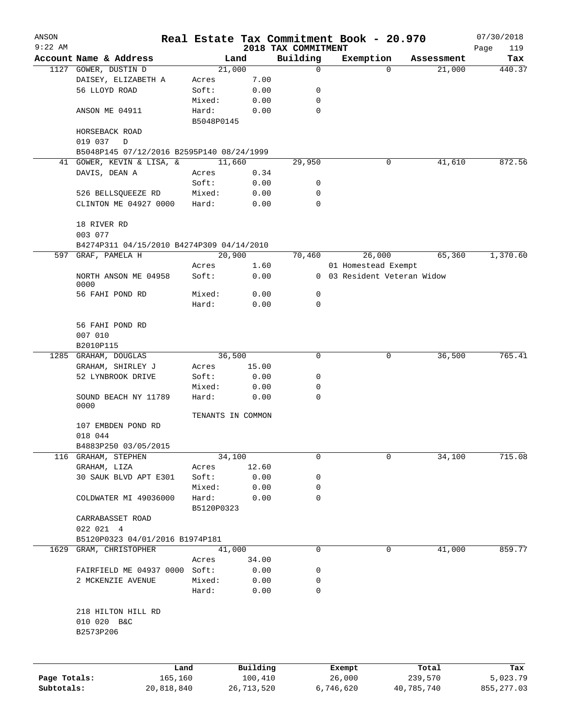# Real Estate Tax Commitment Book - 20.970

ANSON
9:22 AM
2018 TAX COMMITMENT
07/30/2018

| Account Name & Address | Land | | Building | Exemption | Assessment | Tax |
|---|---|---|---|---|---|---|
| 1127 GOWER, DUSTIN D | 21,000 | | 0 | 0 | 21,000 | 440.37 |
| DAISEY, ELIZABETH A | Acres | 7.00 | | | | |
| 56 LLOYD ROAD | Soft: | 0.00 | 0 | | | |
| | Mixed: | 0.00 | 0 | | | |
| ANSON ME 04911 | Hard: | 0.00 | 0 | | | |
| | B5048P0145 | | | | | |
| HORSEBACK ROAD | | | | | | |
| 019 037 D | | | | | | |
| B5048P145 07/12/2016 B2595P140 08/24/1999 | | | | | | |
| 41 GOWER, KEVIN & LISA, & | 11,660 | | 29,950 | 0 | 41,610 | 872.56 |
| DAVIS, DEAN A | Acres | 0.34 | | | | |
| | Soft: | 0.00 | 0 | | | |
| 526 BELLSQUEEZE RD | Mixed: | 0.00 | 0 | | | |
| CLINTON ME 04927 0000 | Hard: | 0.00 | 0 | | | |
| 18 RIVER RD | | | | | | |
| 003 077 | | | | | | |
| B4274P311 04/15/2010 B4274P309 04/14/2010 | | | | | | |
| 597 GRAF, PAMELA H | 20,900 | | 70,460 | 26,000 | 65,360 | 1,370.60 |
| | Acres | 1.60 | | 01 Homestead Exempt | | |
| NORTH ANSON ME 04958 0000 | Soft: | 0.00 | 0 | 03 Resident Veteran Widow | | |
| 56 FAHI POND RD | Mixed: | 0.00 | 0 | | | |
| | Hard: | 0.00 | 0 | | | |
| 56 FAHI POND RD | | | | | | |
| 007 010 | | | | | | |
| B2010P115 | | | | | | |
| 1285 GRAHAM, DOUGLAS | 36,500 | | 0 | 0 | 36,500 | 765.41 |
| GRAHAM, SHIRLEY J | Acres | 15.00 | | | | |
| 52 LYNBROOK DRIVE | Soft: | 0.00 | 0 | | | |
| | Mixed: | 0.00 | 0 | | | |
| SOUND BEACH NY 11789 0000 | Hard: | 0.00 | 0 | | | |
| | TENANTS IN COMMON | | | | | |
| 107 EMBDEN POND RD | | | | | | |
| 018 044 | | | | | | |
| B4883P250 03/05/2015 | | | | | | |
| 116 GRAHAM, STEPHEN | 34,100 | | 0 | 0 | 34,100 | 715.08 |
| GRAHAM, LIZA | Acres | 12.60 | | | | |
| 30 SAUK BLVD APT E301 | Soft: | 0.00 | 0 | | | |
| | Mixed: | 0.00 | 0 | | | |
| COLDWATER MI 49036000 | Hard: | 0.00 | 0 | | | |
| | B5120P0323 | | | | | |
| CARRABASSET ROAD | | | | | | |
| 022 021 4 | | | | | | |
| B5120P0323 04/01/2016 B1974P181 | | | | | | |
| 1629 GRAM, CHRISTOPHER | 41,000 | | 0 | 0 | 41,000 | 859.77 |
| | Acres | 34.00 | | | | |
| FAIRFIELD ME 04937 0000 | Soft: | 0.00 | 0 | | | |
| 2 MCKENZIE AVENUE | Mixed: | 0.00 | 0 | | | |
| | Hard: | 0.00 | 0 | | | |
| 218 HILTON HILL RD | | | | | | |
| 010 020 B&C | | | | | | |
| B2573P206 | | | | | | |

| | Land | Building | Exempt | Total | Tax |
|---|---|---|---|---|---|
| Page Totals: | 165,160 | 100,410 | 26,000 | 239,570 | 5,023.79 |
| Subtotals: | 20,818,840 | 26,713,520 | 6,746,620 | 40,785,740 | 855,277.03 |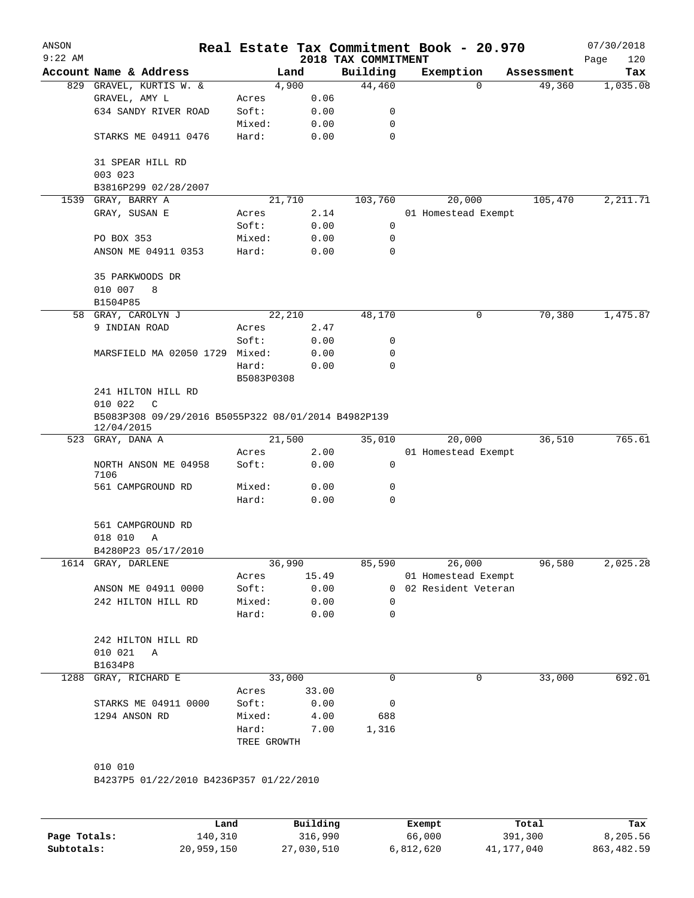# Real Estate Tax Commitment Book - 20.970

ANSON 9:22 AM — 2018 TAX COMMITMENT — 07/30/2018

| Account Name & Address | | Land | Building | Exemption | Assessment | Tax |
|---|---|---|---|---|---|---|
| 829 GRAVEL, KURTIS W. & | | 4,900 | 44,460 | 0 | 49,360 | 1,035.08 |
| GRAVEL, AMY L | Acres | 0.06 | | | | |
| 634 SANDY RIVER ROAD | Soft: | 0.00 | 0 | | | |
| | Mixed: | 0.00 | 0 | | | |
| STARKS ME 04911 0476 | Hard: | 0.00 | 0 | | | |
| 31 SPEAR HILL RD | | | | | | |
| 003 023 | | | | | | |
| B3816P299 02/28/2007 | | | | | | |
| 1539 GRAY, BARRY A | | 21,710 | 103,760 | 20,000 | 105,470 | 2,211.71 |
| GRAY, SUSAN E | Acres | 2.14 | | 01 Homestead Exempt | | |
| | Soft: | 0.00 | 0 | | | |
| PO BOX 353 | Mixed: | 0.00 | 0 | | | |
| ANSON ME 04911 0353 | Hard: | 0.00 | 0 | | | |
| 35 PARKWOODS DR | | | | | | |
| 010 007 8 | | | | | | |
| B1504P85 | | | | | | |
| 58 GRAY, CAROLYN J | | 22,210 | 48,170 | 0 | 70,380 | 1,475.87 |
| 9 INDIAN ROAD | Acres | 2.47 | | | | |
| | Soft: | 0.00 | 0 | | | |
| MARSFIELD MA 02050 1729 | Mixed: | 0.00 | 0 | | | |
| | Hard: | 0.00 | 0 | | | |
| | B5083P0308 | | | | | |
| 241 HILTON HILL RD | | | | | | |
| 010 022 C | | | | | | |
| B5083P308 09/29/2016 B5055P322 08/01/2014 B4982P139 12/04/2015 | | | | | | |
| 523 GRAY, DANA A | | 21,500 | 35,010 | 20,000 | 36,510 | 765.61 |
| | Acres | 2.00 | | 01 Homestead Exempt | | |
| NORTH ANSON ME 04958 7106 | Soft: | 0.00 | 0 | | | |
| 561 CAMPGROUND RD | Mixed: | 0.00 | 0 | | | |
| | Hard: | 0.00 | 0 | | | |
| 561 CAMPGROUND RD | | | | | | |
| 018 010 A | | | | | | |
| B4280P23 05/17/2010 | | | | | | |
| 1614 GRAY, DARLENE | | 36,990 | 85,590 | 26,000 | 96,580 | 2,025.28 |
| | Acres | 15.49 | | 01 Homestead Exempt | | |
| ANSON ME 04911 0000 | Soft: | 0.00 | 0 | 02 Resident Veteran | | |
| 242 HILTON HILL RD | Mixed: | 0.00 | 0 | | | |
| | Hard: | 0.00 | 0 | | | |
| 242 HILTON HILL RD | | | | | | |
| 010 021 A | | | | | | |
| B1634P8 | | | | | | |
| 1288 GRAY, RICHARD E | | 33,000 | 0 | 0 | 33,000 | 692.01 |
| | Acres | 33.00 | | | | |
| STARKS ME 04911 0000 | Soft: | 0.00 | 0 | | | |
| 1294 ANSON RD | Mixed: | 4.00 | 688 | | | |
| | Hard: | 7.00 | 1,316 | | | |
| | TREE GROWTH | | | | | |
| 010 010 | | | | | | |
| B4237P5 01/22/2010 B4236P357 01/22/2010 | | | | | | |

| | Land | Building | Exempt | Total | Tax |
|---|---|---|---|---|---|
| Page Totals: | 140,310 | 316,990 | 66,000 | 391,300 | 8,205.56 |
| Subtotals: | 20,959,150 | 27,030,510 | 6,812,620 | 41,177,040 | 863,482.59 |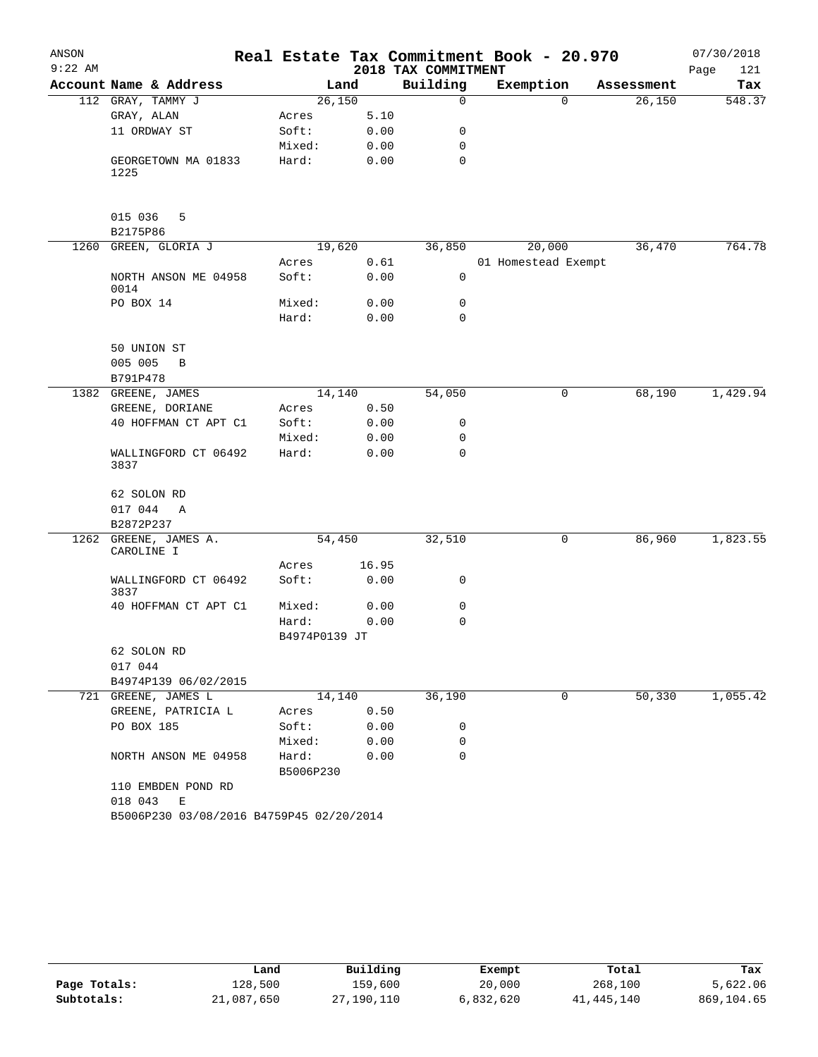ANSON
9:22 AM

# Real Estate Tax Commitment Book - 20.970

## 2018 TAX COMMITMENT

07/30/2018
Page 121

| Account Name & Address | Land | | Building | Exemption | Assessment | Tax |
|---|---|---|---|---|---|---|
| 112 GRAY, TAMMY J | 26,150 | | 0 | 0 | 26,150 | 548.37 |
| GRAY, ALAN | Acres | 5.10 | | | | |
| 11 ORDWAY ST | Soft: | 0.00 | 0 | | | |
| | Mixed: | 0.00 | 0 | | | |
| GEORGETOWN MA 01833 1225 | Hard: | 0.00 | 0 | | | |
| 015 036 5 | | | | | | |
| B2175P86 | | | | | | |
| 1260 GREEN, GLORIA J | 19,620 | | 36,850 | 20,000 | 36,470 | 764.78 |
| | Acres | 0.61 | | 01 Homestead Exempt | | |
| NORTH ANSON ME 04958 0014 | Soft: | 0.00 | 0 | | | |
| PO BOX 14 | Mixed: | 0.00 | 0 | | | |
| | Hard: | 0.00 | 0 | | | |
| 50 UNION ST | | | | | | |
| 005 005 B | | | | | | |
| B791P478 | | | | | | |
| 1382 GREENE, JAMES | 14,140 | | 54,050 | 0 | 68,190 | 1,429.94 |
| GREENE, DORIANE | Acres | 0.50 | | | | |
| 40 HOFFMAN CT APT C1 | Soft: | 0.00 | 0 | | | |
| | Mixed: | 0.00 | 0 | | | |
| WALLINGFORD CT 06492 3837 | Hard: | 0.00 | 0 | | | |
| 62 SOLON RD | | | | | | |
| 017 044 A | | | | | | |
| B2872P237 | | | | | | |
| 1262 GREENE, JAMES A. CAROLINE I | 54,450 | | 32,510 | 0 | 86,960 | 1,823.55 |
| | Acres | 16.95 | | | | |
| WALLINGFORD CT 06492 3837 | Soft: | 0.00 | 0 | | | |
| 40 HOFFMAN CT APT C1 | Mixed: | 0.00 | 0 | | | |
| | Hard: | 0.00 | 0 | | | |
| | B4974P0139 JT | | | | | |
| 62 SOLON RD | | | | | | |
| 017 044 | | | | | | |
| B4974P139 06/02/2015 | | | | | | |
| 721 GREENE, JAMES L | 14,140 | | 36,190 | 0 | 50,330 | 1,055.42 |
| GREENE, PATRICIA L | Acres | 0.50 | | | | |
| PO BOX 185 | Soft: | 0.00 | 0 | | | |
| | Mixed: | 0.00 | 0 | | | |
| NORTH ANSON ME 04958 | Hard: | 0.00 | 0 | | | |
| | B5006P230 | | | | | |
| 110 EMBDEN POND RD | | | | | | |
| 018 043 E | | | | | | |
| B5006P230 03/08/2016 B4759P45 02/20/2014 | | | | | | |

| | Land | Building | Exempt | Total | Tax |
|---|---|---|---|---|---|
| Page Totals: | 128,500 | 159,600 | 20,000 | 268,100 | 5,622.06 |
| Subtotals: | 21,087,650 | 27,190,110 | 6,832,620 | 41,445,140 | 869,104.65 |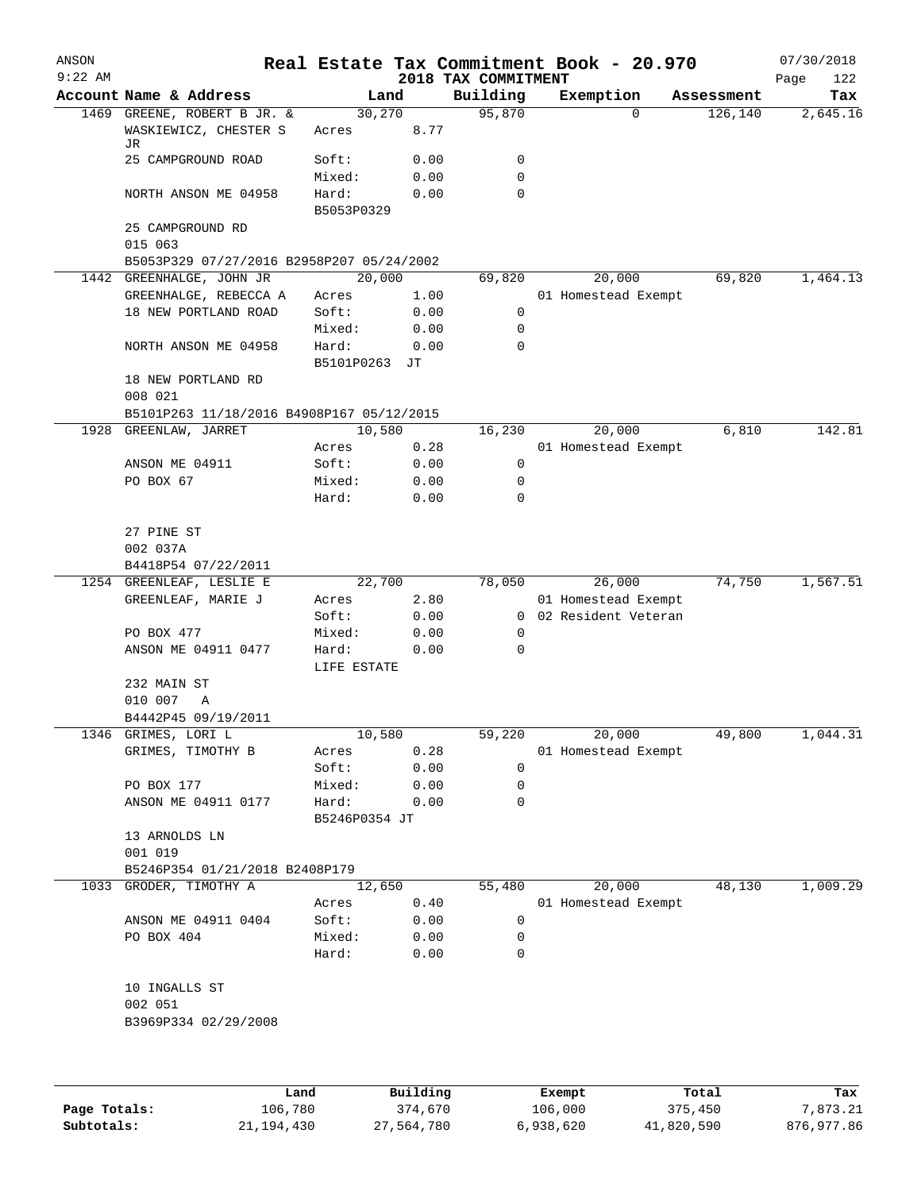# Real Estate Tax Commitment Book - 20.970

ANSON
9:22 AM

2018 TAX COMMITMENT

07/30/2018

| Account Name & Address | Land | | Building | Exemption | Assessment | Tax |
|---|---|---|---|---|---|---|
| 1469 GREENE, ROBERT B JR. & | 30,270 | | 95,870 | 0 | 126,140 | 2,645.16 |
| WASKIEWICZ, CHESTER S JR | Acres | 8.77 | | | | |
| 25 CAMPGROUND ROAD | Soft: | 0.00 | 0 | | | |
| | Mixed: | 0.00 | 0 | | | |
| NORTH ANSON ME 04958 | Hard: | 0.00 | 0 | | | |
| | B5053P0329 | | | | | |
| 25 CAMPGROUND RD | | | | | | |
| 015 063 | | | | | | |
| B5053P329 07/27/2016 B2958P207 05/24/2002 | | | | | | |
| 1442 GREENHALGE, JOHN JR | 20,000 | | 69,820 | 20,000 | 69,820 | 1,464.13 |
| GREENHALGE, REBECCA A | Acres | 1.00 | | 01 Homestead Exempt | | |
| 18 NEW PORTLAND ROAD | Soft: | 0.00 | 0 | | | |
| | Mixed: | 0.00 | 0 | | | |
| NORTH ANSON ME 04958 | Hard: | 0.00 | 0 | | | |
| | B5101P0263 JT | | | | | |
| 18 NEW PORTLAND RD | | | | | | |
| 008 021 | | | | | | |
| B5101P263 11/18/2016 B4908P167 05/12/2015 | | | | | | |
| 1928 GREENLAW, JARRET | 10,580 | | 16,230 | 20,000 | 6,810 | 142.81 |
| | Acres | 0.28 | | 01 Homestead Exempt | | |
| ANSON ME 04911 | Soft: | 0.00 | 0 | | | |
| PO BOX 67 | Mixed: | 0.00 | 0 | | | |
| | Hard: | 0.00 | 0 | | | |
| 27 PINE ST | | | | | | |
| 002 037A | | | | | | |
| B4418P54 07/22/2011 | | | | | | |
| 1254 GREENLEAF, LESLIE E | 22,700 | | 78,050 | 26,000 | 74,750 | 1,567.51 |
| GREENLEAF, MARIE J | Acres | 2.80 | | 01 Homestead Exempt | | |
| | Soft: | 0.00 | 0 | 02 Resident Veteran | | |
| PO BOX 477 | Mixed: | 0.00 | 0 | | | |
| ANSON ME 04911 0477 | Hard: | 0.00 | 0 | | | |
| | LIFE ESTATE | | | | | |
| 232 MAIN ST | | | | | | |
| 010 007 A | | | | | | |
| B4442P45 09/19/2011 | | | | | | |
| 1346 GRIMES, LORI L | 10,580 | | 59,220 | 20,000 | 49,800 | 1,044.31 |
| GRIMES, TIMOTHY B | Acres | 0.28 | | 01 Homestead Exempt | | |
| | Soft: | 0.00 | 0 | | | |
| PO BOX 177 | Mixed: | 0.00 | 0 | | | |
| ANSON ME 04911 0177 | Hard: | 0.00 | 0 | | | |
| | B5246P0354 JT | | | | | |
| 13 ARNOLDS LN | | | | | | |
| 001 019 | | | | | | |
| B5246P354 01/21/2018 B2408P179 | | | | | | |
| 1033 GRODER, TIMOTHY A | 12,650 | | 55,480 | 20,000 | 48,130 | 1,009.29 |
| | Acres | 0.40 | | 01 Homestead Exempt | | |
| ANSON ME 04911 0404 | Soft: | 0.00 | 0 | | | |
| PO BOX 404 | Mixed: | 0.00 | 0 | | | |
| | Hard: | 0.00 | 0 | | | |
| 10 INGALLS ST | | | | | | |
| 002 051 | | | | | | |
| B3969P334 02/29/2008 | | | | | | |

| | Land | Building | Exempt | Total | Tax |
|---|---|---|---|---|---|
| Page Totals: | 106,780 | 374,670 | 106,000 | 375,450 | 7,873.21 |
| Subtotals: | 21,194,430 | 27,564,780 | 6,938,620 | 41,820,590 | 876,977.86 |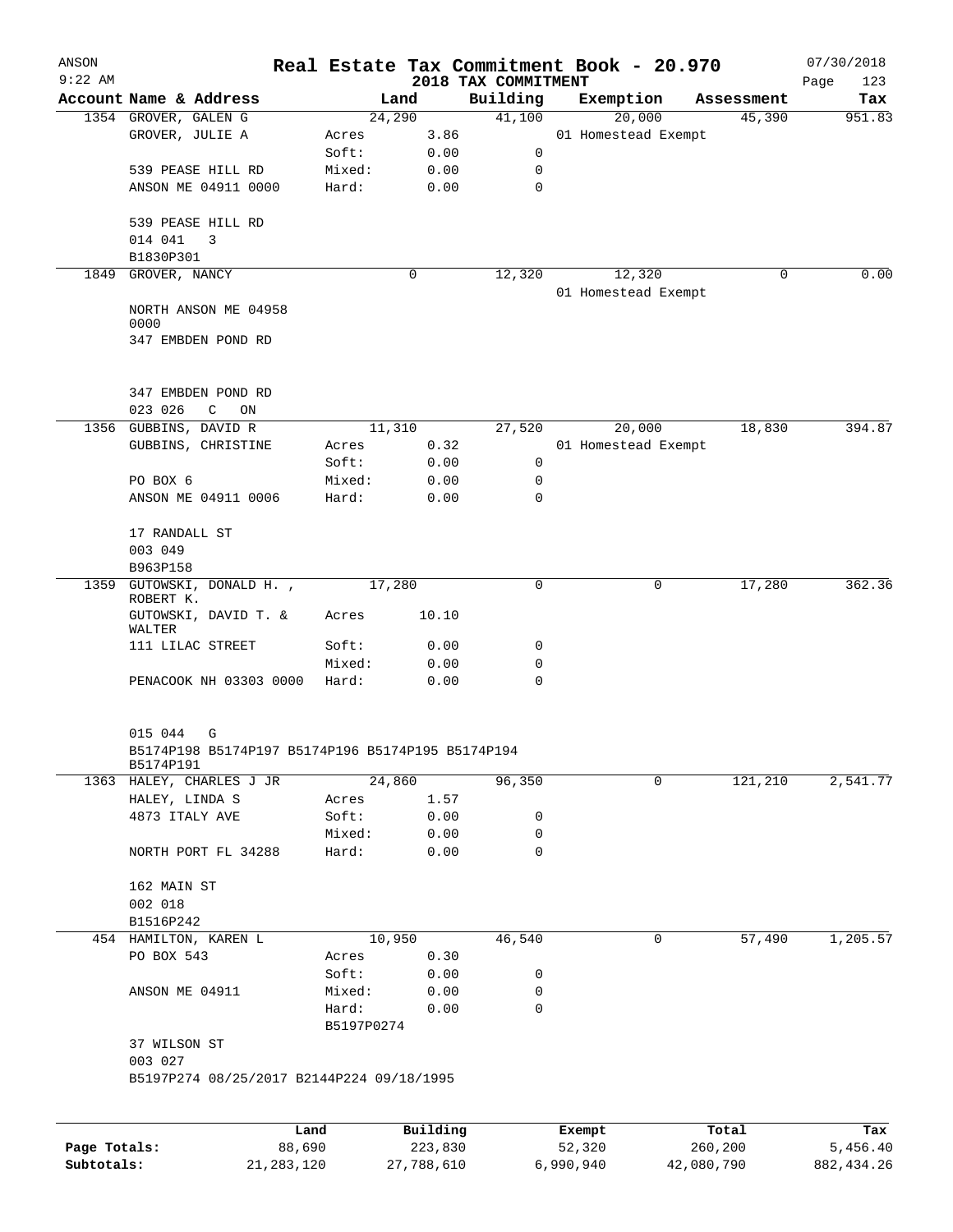ANSON
9:22 AM

# Real Estate Tax Commitment Book - 20.970

## 2018 TAX COMMITMENT

07/30/2018

| Account Name & Address | Land | | Building | Exemption | Assessment | Tax |
|---|---|---|---|---|---|---|
| 1354 GROVER, GALEN G | 24,290 | | 41,100 | 20,000 | 45,390 | 951.83 |
| GROVER, JULIE A | Acres | 3.86 | | 01 Homestead Exempt | | |
| | Soft: | 0.00 | 0 | | | |
| 539 PEASE HILL RD | Mixed: | 0.00 | 0 | | | |
| ANSON ME 04911 0000 | Hard: | 0.00 | 0 | | | |
| 539 PEASE HILL RD | | | | | | |
| 014 041 3 | | | | | | |
| B1830P301 | | | | | | |
| 1849 GROVER, NANCY | 0 | | 12,320 | 12,320 | 0 | 0.00 |
| | | | | 01 Homestead Exempt | | |
| NORTH ANSON ME 04958 0000 | | | | | | |
| 347 EMBDEN POND RD | | | | | | |
| 347 EMBDEN POND RD | | | | | | |
| 023 026 C ON | | | | | | |
| 1356 GUBBINS, DAVID R | 11,310 | | 27,520 | 20,000 | 18,830 | 394.87 |
| GUBBINS, CHRISTINE | Acres | 0.32 | | 01 Homestead Exempt | | |
| | Soft: | 0.00 | 0 | | | |
| PO BOX 6 | Mixed: | 0.00 | 0 | | | |
| ANSON ME 04911 0006 | Hard: | 0.00 | 0 | | | |
| 17 RANDALL ST | | | | | | |
| 003 049 | | | | | | |
| B963P158 | | | | | | |
| 1359 GUTOWSKI, DONALD H. , ROBERT K. | 17,280 | | 0 | 0 | 17,280 | 362.36 |
| GUTOWSKI, DAVID T. & WALTER | Acres | 10.10 | | | | |
| 111 LILAC STREET | Soft: | 0.00 | 0 | | | |
| | Mixed: | 0.00 | 0 | | | |
| PENACOOK NH 03303 0000 | Hard: | 0.00 | 0 | | | |
| 015 044 G | | | | | | |
| B5174P198 B5174P197 B5174P196 B5174P195 B5174P194 B5174P191 | | | | | | |
| 1363 HALEY, CHARLES J JR | 24,860 | | 96,350 | 0 | 121,210 | 2,541.77 |
| HALEY, LINDA S | Acres | 1.57 | | | | |
| 4873 ITALY AVE | Soft: | 0.00 | 0 | | | |
| | Mixed: | 0.00 | 0 | | | |
| NORTH PORT FL 34288 | Hard: | 0.00 | 0 | | | |
| 162 MAIN ST | | | | | | |
| 002 018 | | | | | | |
| B1516P242 | | | | | | |
| 454 HAMILTON, KAREN L | 10,950 | | 46,540 | 0 | 57,490 | 1,205.57 |
| PO BOX 543 | Acres | 0.30 | | | | |
| | Soft: | 0.00 | 0 | | | |
| ANSON ME 04911 | Mixed: | 0.00 | 0 | | | |
| | Hard: | 0.00 | 0 | | | |
| | B5197P0274 | | | | | |
| 37 WILSON ST | | | | | | |
| 003 027 | | | | | | |
| B5197P274 08/25/2017 B2144P224 09/18/1995 | | | | | | |

| | Land | Building | Exempt | Total | Tax |
|---|---|---|---|---|---|
| Page Totals: | 88,690 | 223,830 | 52,320 | 260,200 | 5,456.40 |
| Subtotals: | 21,283,120 | 27,788,610 | 6,990,940 | 42,080,790 | 882,434.26 |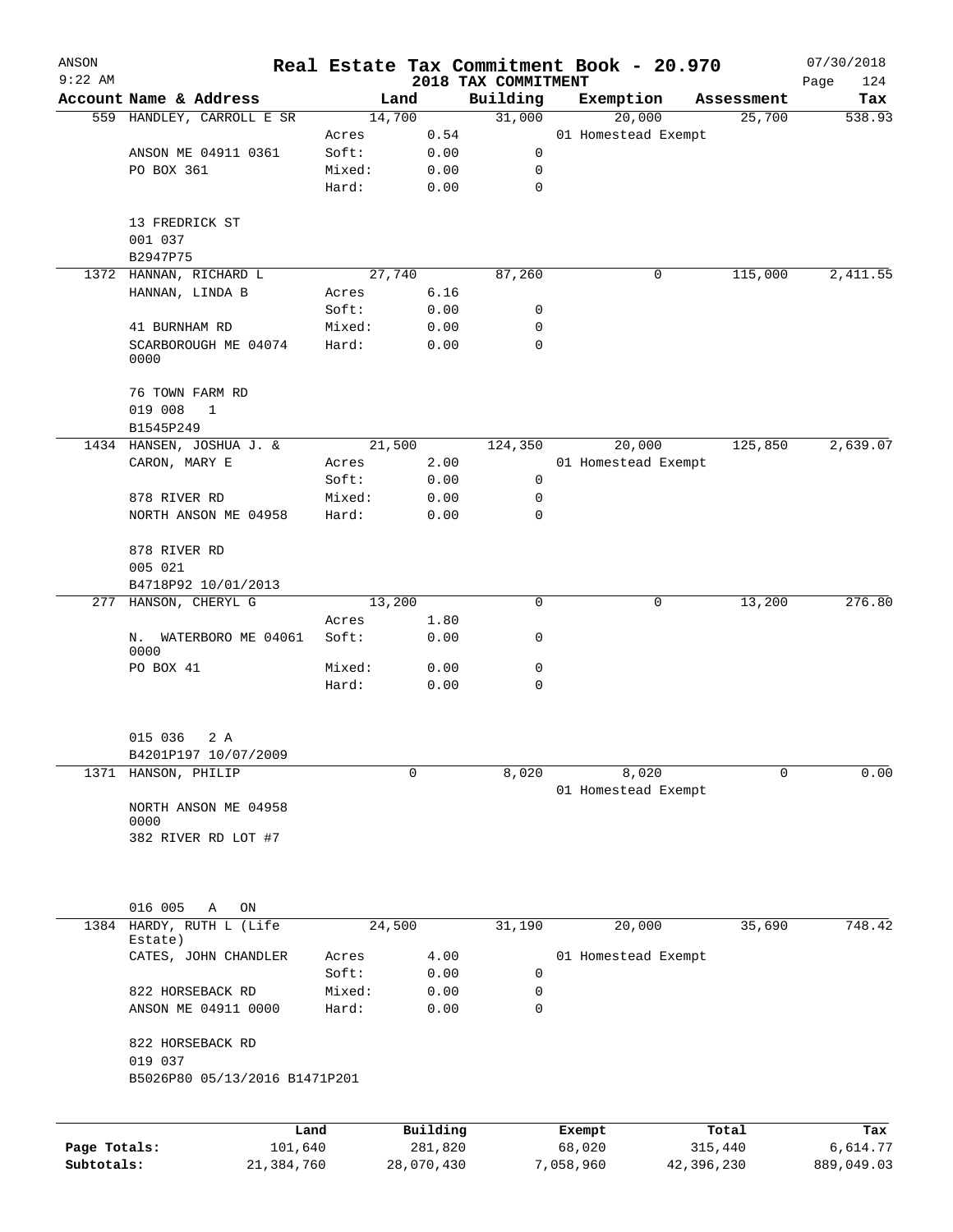# Real Estate Tax Commitment Book - 20.970

## 2018 TAX COMMITMENT

ANSON 9:22 AM — 07/30/2018

| Account Name & Address | | Land | | Building | Exemption | Assessment | Tax |
|---|---|---|---|---|---|---|---|
| 559 HANDLEY, CARROLL E SR | | 14,700 | | 31,000 | 20,000 | 25,700 | 538.93 |
| | Acres | | 0.54 | | 01 Homestead Exempt | | |
| ANSON ME 04911 0361 | Soft: | | 0.00 | 0 | | | |
| PO BOX 361 | Mixed: | | 0.00 | 0 | | | |
| | Hard: | | 0.00 | 0 | | | |
| 13 FREDRICK ST | | | | | | | |
| 001 037 | | | | | | | |
| B2947P75 | | | | | | | |
| 1372 HANNAN, RICHARD L | | 27,740 | | 87,260 | 0 | 115,000 | 2,411.55 |
| HANNAN, LINDA B | Acres | | 6.16 | | | | |
| | Soft: | | 0.00 | 0 | | | |
| 41 BURNHAM RD | Mixed: | | 0.00 | 0 | | | |
| SCARBOROUGH ME 04074 0000 | Hard: | | 0.00 | 0 | | | |
| 76 TOWN FARM RD | | | | | | | |
| 019 008 1 | | | | | | | |
| B1545P249 | | | | | | | |
| 1434 HANSEN, JOSHUA J. & | | 21,500 | | 124,350 | 20,000 | 125,850 | 2,639.07 |
| CARON, MARY E | Acres | | 2.00 | | 01 Homestead Exempt | | |
| | Soft: | | 0.00 | 0 | | | |
| 878 RIVER RD | Mixed: | | 0.00 | 0 | | | |
| NORTH ANSON ME 04958 | Hard: | | 0.00 | 0 | | | |
| 878 RIVER RD | | | | | | | |
| 005 021 | | | | | | | |
| B4718P92 10/01/2013 | | | | | | | |
| 277 HANSON, CHERYL G | | 13,200 | | 0 | 0 | 13,200 | 276.80 |
| | Acres | | 1.80 | | | | |
| N. WATERBORO ME 04061 0000 | Soft: | | 0.00 | 0 | | | |
| PO BOX 41 | Mixed: | | 0.00 | 0 | | | |
| | Hard: | | 0.00 | 0 | | | |
| 015 036 2 A | | | | | | | |
| B4201P197 10/07/2009 | | | | | | | |
| 1371 HANSON, PHILIP | | 0 | | 8,020 | 8,020 | 0 | 0.00 |
| | | | | | 01 Homestead Exempt | | |
| NORTH ANSON ME 04958 0000 | | | | | | | |
| 382 RIVER RD LOT #7 | | | | | | | |
| 016 005 A ON | | | | | | | |
| 1384 HARDY, RUTH L (Life Estate) | | 24,500 | | 31,190 | 20,000 | 35,690 | 748.42 |
| CATES, JOHN CHANDLER | Acres | | 4.00 | | 01 Homestead Exempt | | |
| | Soft: | | 0.00 | 0 | | | |
| 822 HORSEBACK RD | Mixed: | | 0.00 | 0 | | | |
| ANSON ME 04911 0000 | Hard: | | 0.00 | 0 | | | |
| 822 HORSEBACK RD | | | | | | | |
| 019 037 | | | | | | | |
| B5026P80 05/13/2016 B1471P201 | | | | | | | |

| | Land | Building | Exempt | Total | Tax |
|---|---|---|---|---|---|
| Page Totals: | 101,640 | 281,820 | 68,020 | 315,440 | 6,614.77 |
| Subtotals: | 21,384,760 | 28,070,430 | 7,058,960 | 42,396,230 | 889,049.03 |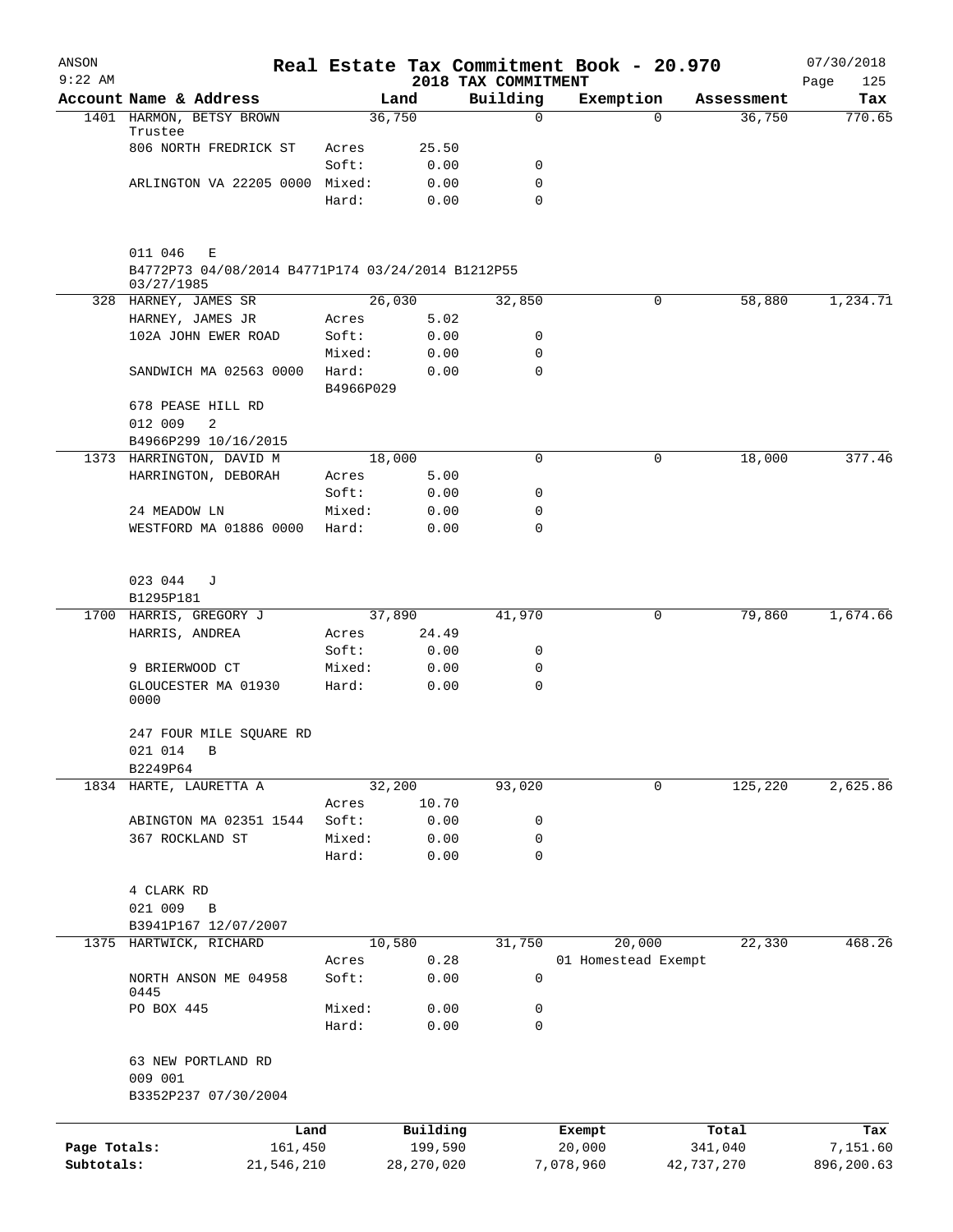ANSON
9:22 AM

# Real Estate Tax Commitment Book - 20.970

2018 TAX COMMITMENT

07/30/2018
Page 125

| Account | Name & Address | | Land | Building | Exemption | Assessment | Tax |
|---|---|---|---|---|---|---|---|
| 1401 | HARMON, BETSY BROWN Trustee | | 36,750 | 0 | 0 | 36,750 | 770.65 |
| | 806 NORTH FREDRICK ST | Acres | 25.50 | | | | |
| | | Soft: | 0.00 | 0 | | | |
| | ARLINGTON VA 22205 0000 | Mixed: | 0.00 | 0 | | | |
| | | Hard: | 0.00 | 0 | | | |
| | 011 046 E | | | | | | |
| | B4772P73 04/08/2014 B4771P174 03/24/2014 B1212P55 03/27/1985 | | | | | | |
| 328 | HARNEY, JAMES SR | | 26,030 | 32,850 | 0 | 58,880 | 1,234.71 |
| | HARNEY, JAMES JR | Acres | 5.02 | | | | |
| | 102A JOHN EWER ROAD | Soft: | 0.00 | 0 | | | |
| | | Mixed: | 0.00 | 0 | | | |
| | SANDWICH MA 02563 0000 | Hard: | 0.00 | 0 | | | |
| | | B4966P029 | | | | | |
| | 678 PEASE HILL RD | | | | | | |
| | 012 009 2 | | | | | | |
| | B4966P299 10/16/2015 | | | | | | |
| 1373 | HARRINGTON, DAVID M | | 18,000 | 0 | 0 | 18,000 | 377.46 |
| | HARRINGTON, DEBORAH | Acres | 5.00 | | | | |
| | | Soft: | 0.00 | 0 | | | |
| | 24 MEADOW LN | Mixed: | 0.00 | 0 | | | |
| | WESTFORD MA 01886 0000 | Hard: | 0.00 | 0 | | | |
| | 023 044 J | | | | | | |
| | B1295P181 | | | | | | |
| 1700 | HARRIS, GREGORY J | | 37,890 | 41,970 | 0 | 79,860 | 1,674.66 |
| | HARRIS, ANDREA | Acres | 24.49 | | | | |
| | | Soft: | 0.00 | 0 | | | |
| | 9 BRIERWOOD CT | Mixed: | 0.00 | 0 | | | |
| | GLOUCESTER MA 01930 0000 | Hard: | 0.00 | 0 | | | |
| | 247 FOUR MILE SQUARE RD | | | | | | |
| | 021 014 B | | | | | | |
| | B2249P64 | | | | | | |
| 1834 | HARTE, LAURETTA A | | 32,200 | 93,020 | 0 | 125,220 | 2,625.86 |
| | | Acres | 10.70 | | | | |
| | ABINGTON MA 02351 1544 | Soft: | 0.00 | 0 | | | |
| | 367 ROCKLAND ST | Mixed: | 0.00 | 0 | | | |
| | | Hard: | 0.00 | 0 | | | |
| | 4 CLARK RD | | | | | | |
| | 021 009 B | | | | | | |
| | B3941P167 12/07/2007 | | | | | | |
| 1375 | HARTWICK, RICHARD | | 10,580 | 31,750 | 20,000 | 22,330 | 468.26 |
| | | Acres | 0.28 | | 01 Homestead Exempt | | |
| | NORTH ANSON ME 04958 0445 | Soft: | 0.00 | 0 | | | |
| | PO BOX 445 | Mixed: | 0.00 | 0 | | | |
| | | Hard: | 0.00 | 0 | | | |
| | 63 NEW PORTLAND RD | | | | | | |
| | 009 001 | | | | | | |
| | B3352P237 07/30/2004 | | | | | | |

| | Land | Building | Exempt | Total | Tax |
|---|---|---|---|---|---|
| Page Totals: | 161,450 | 199,590 | 20,000 | 341,040 | 7,151.60 |
| Subtotals: | 21,546,210 | 28,270,020 | 7,078,960 | 42,737,270 | 896,200.63 |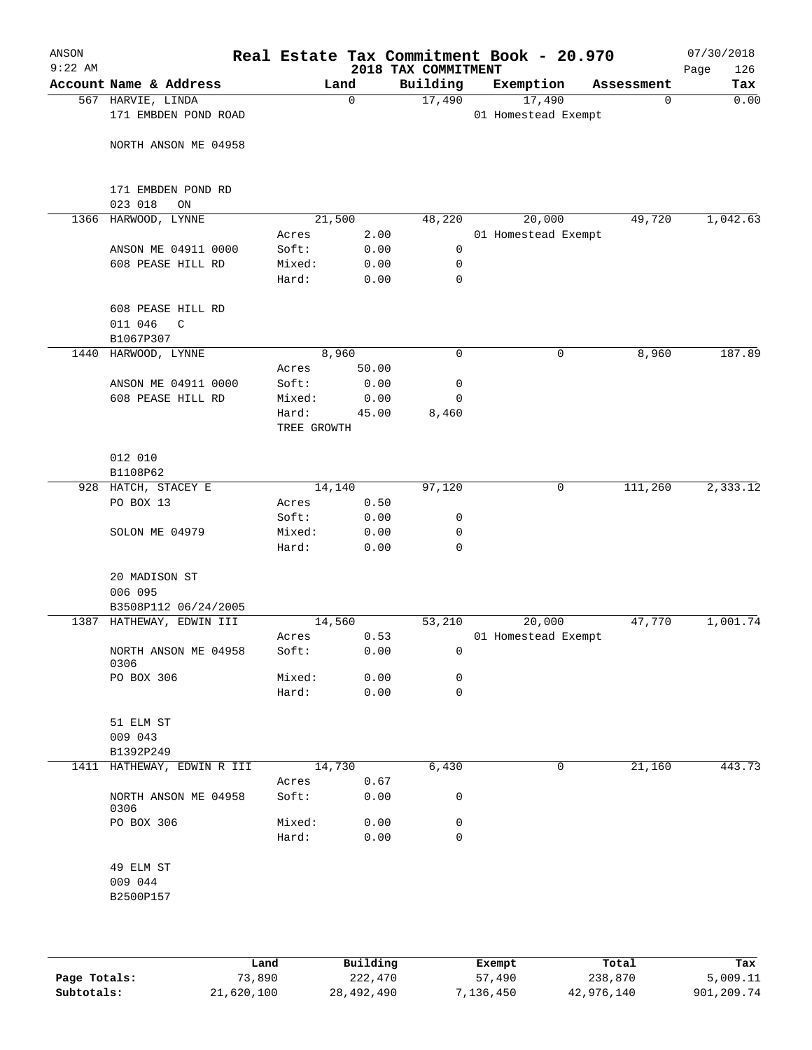# Real Estate Tax Commitment Book - 20.970

## 2018 TAX COMMITMENT

ANSON 9:22 AM — 07/30/2018

| Account | Name & Address | Land | | Building | Exemption | Assessment | Tax |
|---|---|---|---|---|---|---|---|
| 567 | HARVIE, LINDA | 0 | | 17,490 | 17,490 | 0 | 0.00 |
| | 171 EMBDEN POND ROAD | | | | 01 Homestead Exempt | | |
| | NORTH ANSON ME 04958 | | | | | | |
| | 171 EMBDEN POND RD | | | | | | |
| | 023 018 ON | | | | | | |
| 1366 | HARWOOD, LYNNE | 21,500 | | 48,220 | 20,000 | 49,720 | 1,042.63 |
| | | Acres | 2.00 | | 01 Homestead Exempt | | |
| | ANSON ME 04911 0000 | Soft: | 0.00 | 0 | | | |
| | 608 PEASE HILL RD | Mixed: | 0.00 | 0 | | | |
| | | Hard: | 0.00 | 0 | | | |
| | 608 PEASE HILL RD | | | | | | |
| | 011 046 C | | | | | | |
| | B1067P307 | | | | | | |
| 1440 | HARWOOD, LYNNE | 8,960 | | 0 | 0 | 8,960 | 187.89 |
| | | Acres | 50.00 | | | | |
| | ANSON ME 04911 0000 | Soft: | 0.00 | 0 | | | |
| | 608 PEASE HILL RD | Mixed: | 0.00 | 0 | | | |
| | | Hard: | 45.00 | 8,460 | | | |
| | | TREE GROWTH | | | | | |
| | 012 010 | | | | | | |
| | B1108P62 | | | | | | |
| 928 | HATCH, STACEY E | 14,140 | | 97,120 | 0 | 111,260 | 2,333.12 |
| | PO BOX 13 | Acres | 0.50 | | | | |
| | | Soft: | 0.00 | 0 | | | |
| | SOLON ME 04979 | Mixed: | 0.00 | 0 | | | |
| | | Hard: | 0.00 | 0 | | | |
| | 20 MADISON ST | | | | | | |
| | 006 095 | | | | | | |
| | B3508P112 06/24/2005 | | | | | | |
| 1387 | HATHEWAY, EDWIN III | 14,560 | | 53,210 | 20,000 | 47,770 | 1,001.74 |
| | | Acres | 0.53 | | 01 Homestead Exempt | | |
| | NORTH ANSON ME 04958 0306 | Soft: | 0.00 | 0 | | | |
| | PO BOX 306 | Mixed: | 0.00 | 0 | | | |
| | | Hard: | 0.00 | 0 | | | |
| | 51 ELM ST | | | | | | |
| | 009 043 | | | | | | |
| | B1392P249 | | | | | | |
| 1411 | HATHEWAY, EDWIN R III | 14,730 | | 6,430 | 0 | 21,160 | 443.73 |
| | | Acres | 0.67 | | | | |
| | NORTH ANSON ME 04958 0306 | Soft: | 0.00 | 0 | | | |
| | PO BOX 306 | Mixed: | 0.00 | 0 | | | |
| | | Hard: | 0.00 | 0 | | | |
| | 49 ELM ST | | | | | | |
| | 009 044 | | | | | | |
| | B2500P157 | | | | | | |

| | Land | Building | Exempt | Total | Tax |
|---|---|---|---|---|---|
| Page Totals: | 73,890 | 222,470 | 57,490 | 238,870 | 5,009.11 |
| Subtotals: | 21,620,100 | 28,492,490 | 7,136,450 | 42,976,140 | 901,209.74 |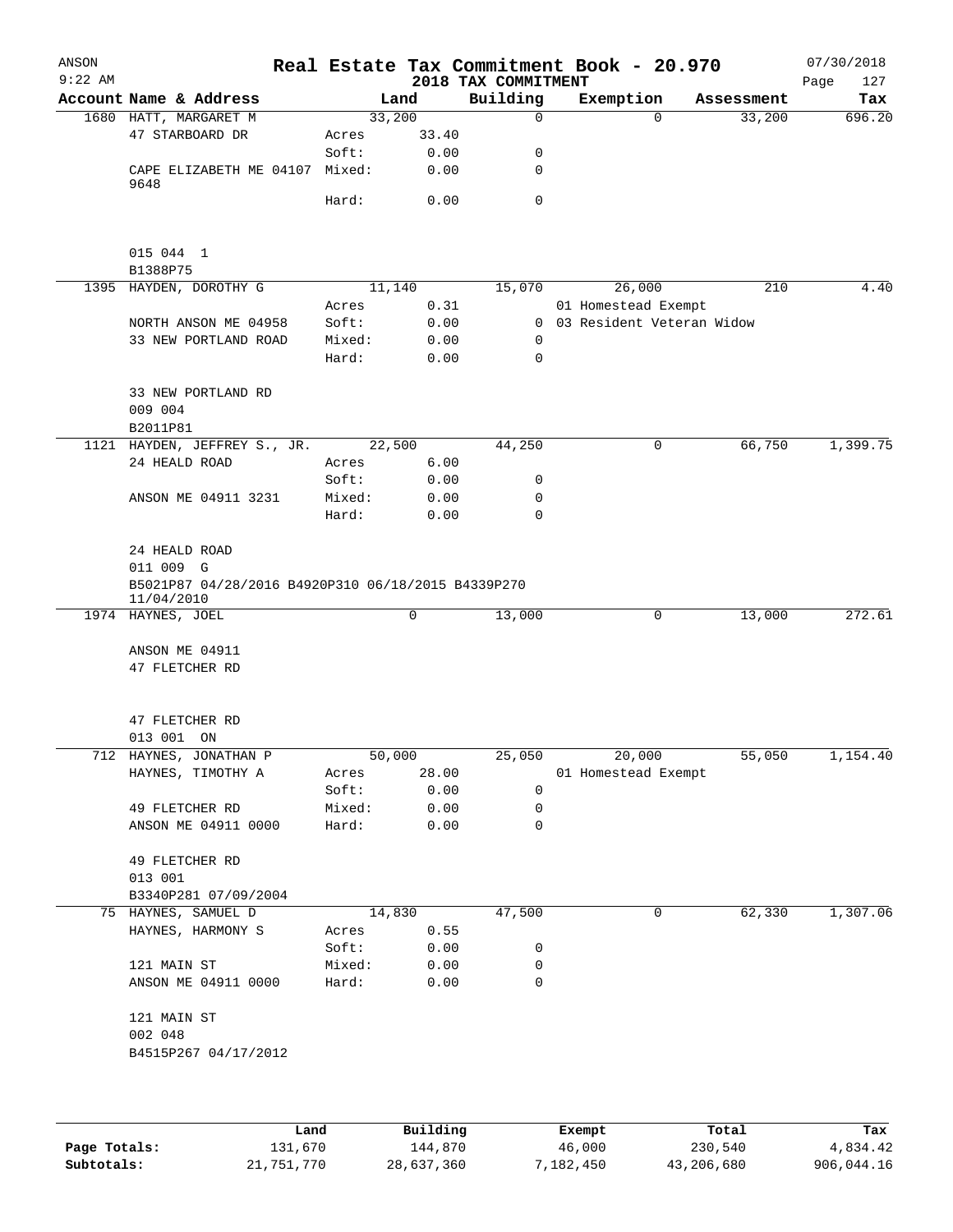ANSON 9:22 AM

# Real Estate Tax Commitment Book - 20.970

## 2018 TAX COMMITMENT

07/30/2018 Page 127

| Account | Name & Address | | Land | Building | Exemption | Assessment | Tax |
|---|---|---|---|---|---|---|---|
| 1680 | HATT, MARGARET M | | 33,200 | 0 | 0 | 33,200 | 696.20 |
| | 47 STARBOARD DR | Acres | 33.40 | | | | |
| | | Soft: | 0.00 | 0 | | | |
| | CAPE ELIZABETH ME 04107 9648 | Mixed: | 0.00 | 0 | | | |
| | | Hard: | 0.00 | 0 | | | |
| | 015 044 1 | | | | | | |
| | B1388P75 | | | | | | |
| 1395 | HAYDEN, DOROTHY G | | 11,140 | 15,070 | 26,000 | 210 | 4.40 |
| | | Acres | 0.31 | | 01 Homestead Exempt | | |
| | NORTH ANSON ME 04958 | Soft: | 0.00 | 0 | 03 Resident Veteran Widow | | |
| | 33 NEW PORTLAND ROAD | Mixed: | 0.00 | 0 | | | |
| | | Hard: | 0.00 | 0 | | | |
| | 33 NEW PORTLAND RD | | | | | | |
| | 009 004 | | | | | | |
| | B2011P81 | | | | | | |
| 1121 | HAYDEN, JEFFREY S., JR. | | 22,500 | 44,250 | 0 | 66,750 | 1,399.75 |
| | 24 HEALD ROAD | Acres | 6.00 | | | | |
| | | Soft: | 0.00 | 0 | | | |
| | ANSON ME 04911 3231 | Mixed: | 0.00 | 0 | | | |
| | | Hard: | 0.00 | 0 | | | |
| | 24 HEALD ROAD | | | | | | |
| | 011 009 G | | | | | | |
| | B5021P87 04/28/2016 B4920P310 06/18/2015 B4339P270 11/04/2010 | | | | | | |
| 1974 | HAYNES, JOEL | | 0 | 13,000 | 0 | 13,000 | 272.61 |
| | ANSON ME 04911 | | | | | | |
| | 47 FLETCHER RD | | | | | | |
| | 47 FLETCHER RD | | | | | | |
| | 013 001 ON | | | | | | |
| 712 | HAYNES, JONATHAN P | | 50,000 | 25,050 | 20,000 | 55,050 | 1,154.40 |
| | HAYNES, TIMOTHY A | Acres | 28.00 | | 01 Homestead Exempt | | |
| | | Soft: | 0.00 | 0 | | | |
| | 49 FLETCHER RD | Mixed: | 0.00 | 0 | | | |
| | ANSON ME 04911 0000 | Hard: | 0.00 | 0 | | | |
| | 49 FLETCHER RD | | | | | | |
| | 013 001 | | | | | | |
| | B3340P281 07/09/2004 | | | | | | |
| 75 | HAYNES, SAMUEL D | | 14,830 | 47,500 | 0 | 62,330 | 1,307.06 |
| | HAYNES, HARMONY S | Acres | 0.55 | | | | |
| | | Soft: | 0.00 | 0 | | | |
| | 121 MAIN ST | Mixed: | 0.00 | 0 | | | |
| | ANSON ME 04911 0000 | Hard: | 0.00 | 0 | | | |
| | 121 MAIN ST | | | | | | |
| | 002 048 | | | | | | |
| | B4515P267 04/17/2012 | | | | | | |

| | Land | Building | Exempt | Total | Tax |
|---|---|---|---|---|---|
| Page Totals: | 131,670 | 144,870 | 46,000 | 230,540 | 4,834.42 |
| Subtotals: | 21,751,770 | 28,637,360 | 7,182,450 | 43,206,680 | 906,044.16 |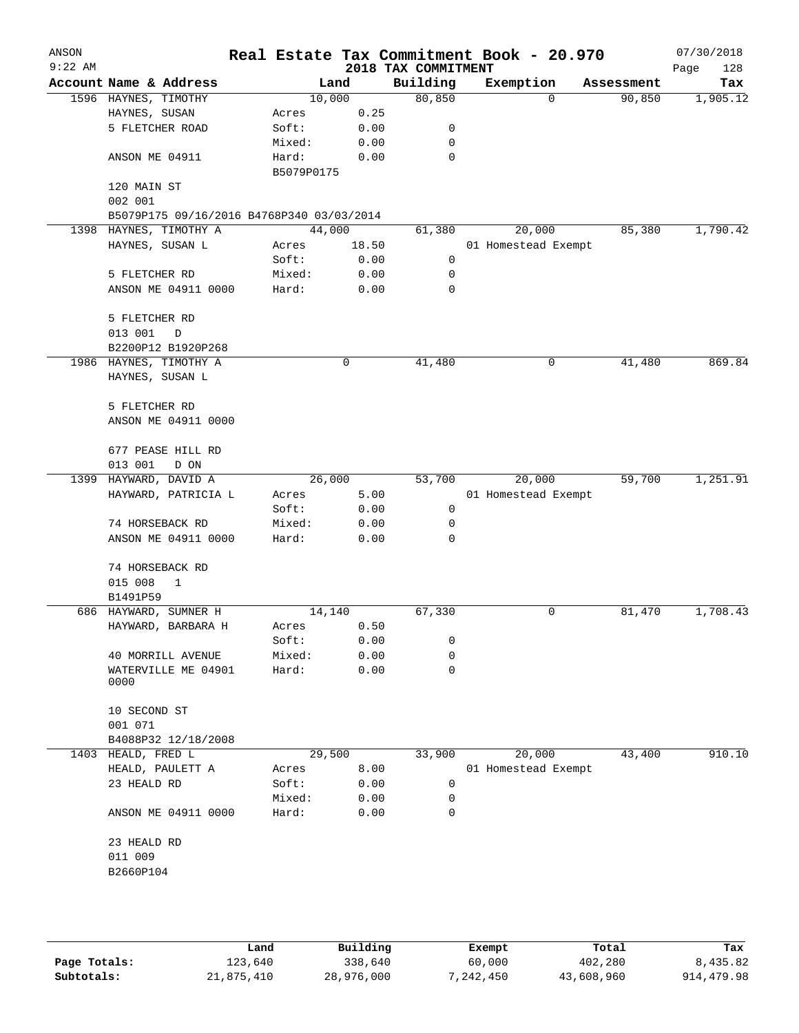# Real Estate Tax Commitment Book - 20.970

ANSON
9:22 AM

## 2018 TAX COMMITMENT

07/30/2018

| Account | Name & Address | Land | | Building | Exemption | Assessment | Tax |
|---|---|---|---|---|---|---|---|
| 1596 | HAYNES, TIMOTHY | 10,000 | | 80,850 | 0 | 90,850 | 1,905.12 |
| | HAYNES, SUSAN | Acres | 0.25 | | | | |
| | 5 FLETCHER ROAD | Soft: | 0.00 | 0 | | | |
| | | Mixed: | 0.00 | 0 | | | |
| | ANSON ME 04911 | Hard: | 0.00 | 0 | | | |
| | | B5079P0175 | | | | | |
| | 120 MAIN ST | | | | | | |
| | 002 001 | | | | | | |
| | B5079P175 09/16/2016 B4768P340 03/03/2014 | | | | | | |
| 1398 | HAYNES, TIMOTHY A | 44,000 | | 61,380 | 20,000 | 85,380 | 1,790.42 |
| | HAYNES, SUSAN L | Acres | 18.50 | | 01 Homestead Exempt | | |
| | | Soft: | 0.00 | 0 | | | |
| | 5 FLETCHER RD | Mixed: | 0.00 | 0 | | | |
| | ANSON ME 04911 0000 | Hard: | 0.00 | 0 | | | |
| | 5 FLETCHER RD | | | | | | |
| | 013 001 D | | | | | | |
| | B2200P12 B1920P268 | | | | | | |
| 1986 | HAYNES, TIMOTHY A | 0 | | 41,480 | 0 | 41,480 | 869.84 |
| | HAYNES, SUSAN L | | | | | | |
| | 5 FLETCHER RD | | | | | | |
| | ANSON ME 04911 0000 | | | | | | |
| | 677 PEASE HILL RD | | | | | | |
| | 013 001 D ON | | | | | | |
| 1399 | HAYWARD, DAVID A | 26,000 | | 53,700 | 20,000 | 59,700 | 1,251.91 |
| | HAYWARD, PATRICIA L | Acres | 5.00 | | 01 Homestead Exempt | | |
| | | Soft: | 0.00 | 0 | | | |
| | 74 HORSEBACK RD | Mixed: | 0.00 | 0 | | | |
| | ANSON ME 04911 0000 | Hard: | 0.00 | 0 | | | |
| | 74 HORSEBACK RD | | | | | | |
| | 015 008 1 | | | | | | |
| | B1491P59 | | | | | | |
| 686 | HAYWARD, SUMNER H | 14,140 | | 67,330 | 0 | 81,470 | 1,708.43 |
| | HAYWARD, BARBARA H | Acres | 0.50 | | | | |
| | | Soft: | 0.00 | 0 | | | |
| | 40 MORRILL AVENUE | Mixed: | 0.00 | 0 | | | |
| | WATERVILLE ME 04901 0000 | Hard: | 0.00 | 0 | | | |
| | 10 SECOND ST | | | | | | |
| | 001 071 | | | | | | |
| | B4088P32 12/18/2008 | | | | | | |
| 1403 | HEALD, FRED L | 29,500 | | 33,900 | 20,000 | 43,400 | 910.10 |
| | HEALD, PAULETT A | Acres | 8.00 | | 01 Homestead Exempt | | |
| | 23 HEALD RD | Soft: | 0.00 | 0 | | | |
| | | Mixed: | 0.00 | 0 | | | |
| | ANSON ME 04911 0000 | Hard: | 0.00 | 0 | | | |
| | 23 HEALD RD | | | | | | |
| | 011 009 | | | | | | |
| | B2660P104 | | | | | | |

| | Land | Building | Exempt | Total | Tax |
|---|---|---|---|---|---|
| Page Totals: | 123,640 | 338,640 | 60,000 | 402,280 | 8,435.82 |
| Subtotals: | 21,875,410 | 28,976,000 | 7,242,450 | 43,608,960 | 914,479.98 |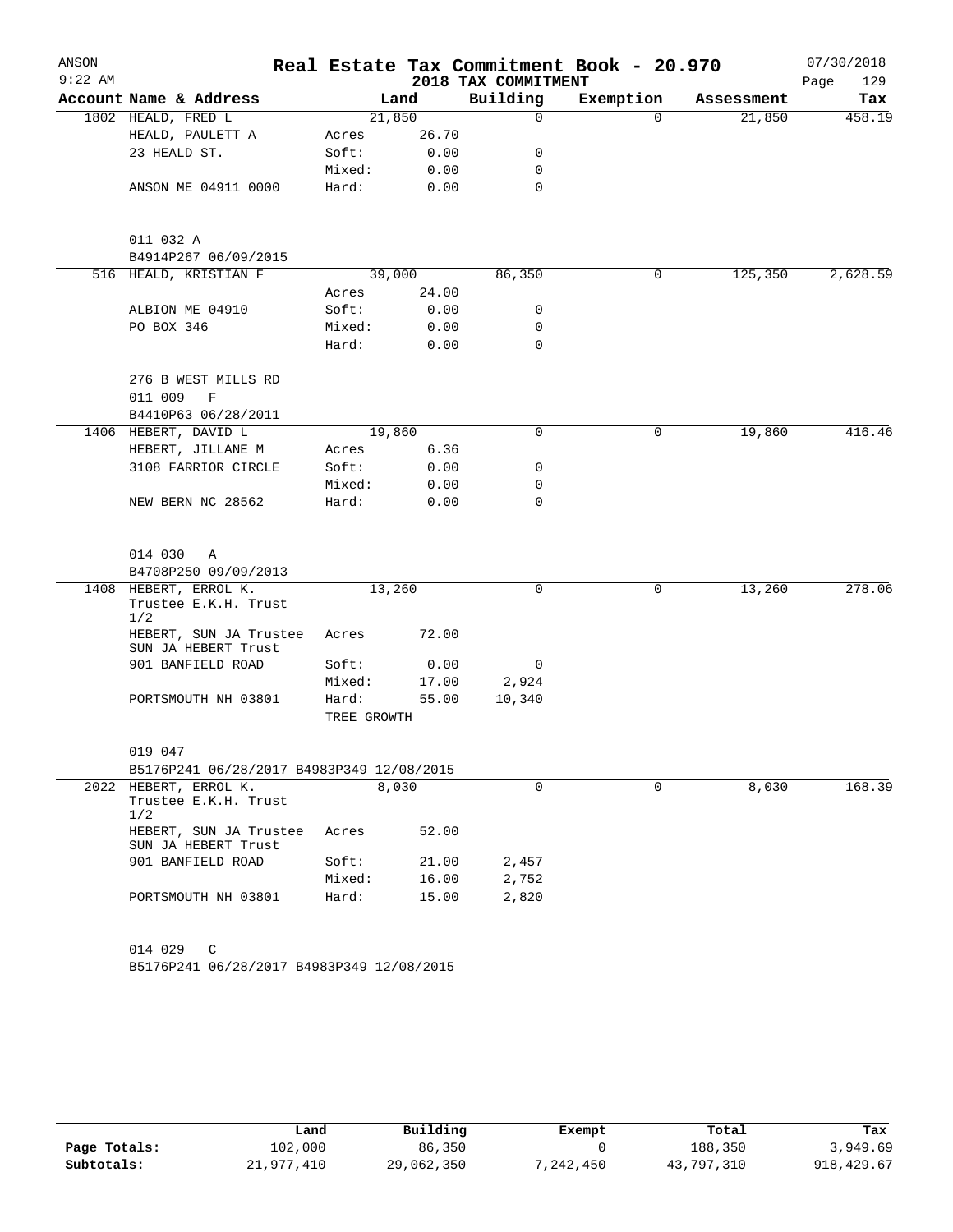ANSON
9:22 AM

# Real Estate Tax Commitment Book - 20.970

2018 TAX COMMITMENT

07/30/2018

| Account Name & Address | Land | | Building | Exemption | Assessment | Tax |
|---|---|---|---|---|---|---|
| 1802 HEALD, FRED L | 21,850 | | 0 | 0 | 21,850 | 458.19 |
| HEALD, PAULETT A | Acres | 26.70 | | | | |
| 23 HEALD ST. | Soft: | 0.00 | 0 | | | |
| | Mixed: | 0.00 | 0 | | | |
| ANSON ME 04911 0000 | Hard: | 0.00 | 0 | | | |
| 011 032 A | | | | | | |
| B4914P267 06/09/2015 | | | | | | |
| 516 HEALD, KRISTIAN F | 39,000 | | 86,350 | 0 | 125,350 | 2,628.59 |
| | Acres | 24.00 | | | | |
| ALBION ME 04910 | Soft: | 0.00 | 0 | | | |
| PO BOX 346 | Mixed: | 0.00 | 0 | | | |
| | Hard: | 0.00 | 0 | | | |
| 276 B WEST MILLS RD | | | | | | |
| 011 009 F | | | | | | |
| B4410P63 06/28/2011 | | | | | | |
| 1406 HEBERT, DAVID L | 19,860 | | 0 | 0 | 19,860 | 416.46 |
| HEBERT, JILLANE M | Acres | 6.36 | | | | |
| 3108 FARRIOR CIRCLE | Soft: | 0.00 | 0 | | | |
| | Mixed: | 0.00 | 0 | | | |
| NEW BERN NC 28562 | Hard: | 0.00 | 0 | | | |
| 014 030 A | | | | | | |
| B4708P250 09/09/2013 | | | | | | |
| 1408 HEBERT, ERROL K. Trustee E.K.H. Trust 1/2 | 13,260 | | 0 | 0 | 13,260 | 278.06 |
| HEBERT, SUN JA Trustee SUN JA HEBERT Trust | Acres | 72.00 | | | | |
| 901 BANFIELD ROAD | Soft: | 0.00 | 0 | | | |
| | Mixed: | 17.00 | 2,924 | | | |
| PORTSMOUTH NH 03801 | Hard: | 55.00 | 10,340 | | | |
| | TREE GROWTH | | | | | |
| 019 047 | | | | | | |
| B5176P241 06/28/2017 B4983P349 12/08/2015 | | | | | | |
| 2022 HEBERT, ERROL K. Trustee E.K.H. Trust 1/2 | 8,030 | | 0 | 0 | 8,030 | 168.39 |
| HEBERT, SUN JA Trustee SUN JA HEBERT Trust | Acres | 52.00 | | | | |
| 901 BANFIELD ROAD | Soft: | 21.00 | 2,457 | | | |
| | Mixed: | 16.00 | 2,752 | | | |
| PORTSMOUTH NH 03801 | Hard: | 15.00 | 2,820 | | | |
| 014 029 C | | | | | | |
| B5176P241 06/28/2017 B4983P349 12/08/2015 | | | | | | |

| | Land | Building | Exempt | Total | Tax |
|---|---|---|---|---|---|
| Page Totals: | 102,000 | 86,350 | 0 | 188,350 | 3,949.69 |
| Subtotals: | 21,977,410 | 29,062,350 | 7,242,450 | 43,797,310 | 918,429.67 |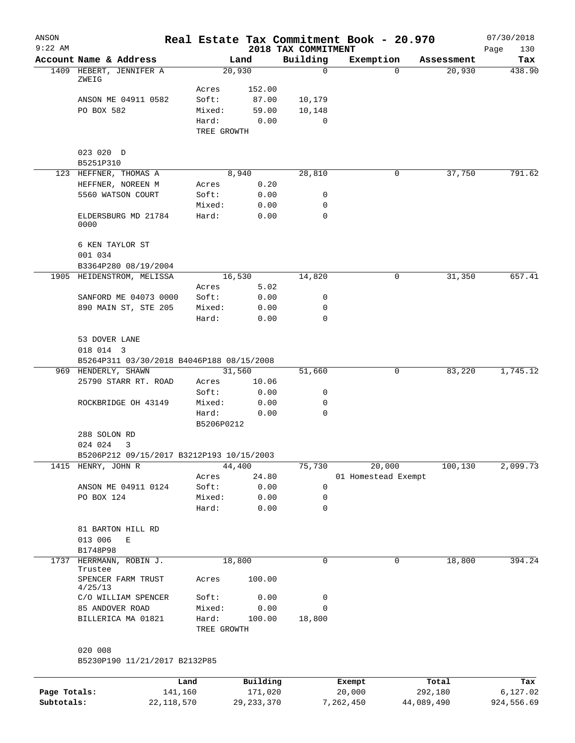# Real Estate Tax Commitment Book - 20.970

ANSON
9:22 AM

2018 TAX COMMITMENT

07/30/2018

| Account Name & Address | Land | | Building | Exemption | Assessment | Tax |
|---|---|---|---|---|---|---|
| 1409 HEBERT, JENNIFER A ZWEIG | 20,930 | | 0 | 0 | 20,930 | 438.90 |
| | Acres | 152.00 | | | | |
| ANSON ME 04911 0582 | Soft: | 87.00 | 10,179 | | | |
| PO BOX 582 | Mixed: | 59.00 | 10,148 | | | |
| | Hard: | 0.00 | 0 | | | |
| | TREE GROWTH | | | | | |
| 023 020 D | | | | | | |
| B5251P310 | | | | | | |
| 123 HEFFNER, THOMAS A | 8,940 | | 28,810 | 0 | 37,750 | 791.62 |
| HEFFNER, NOREEN M | Acres | 0.20 | | | | |
| 5560 WATSON COURT | Soft: | 0.00 | 0 | | | |
| | Mixed: | 0.00 | 0 | | | |
| ELDERSBURG MD 21784 0000 | Hard: | 0.00 | 0 | | | |
| 6 KEN TAYLOR ST | | | | | | |
| 001 034 | | | | | | |
| B3364P280 08/19/2004 | | | | | | |
| 1905 HEIDENSTROM, MELISSA | 16,530 | | 14,820 | 0 | 31,350 | 657.41 |
| | Acres | 5.02 | | | | |
| SANFORD ME 04073 0000 | Soft: | 0.00 | 0 | | | |
| 890 MAIN ST, STE 205 | Mixed: | 0.00 | 0 | | | |
| | Hard: | 0.00 | 0 | | | |
| 53 DOVER LANE | | | | | | |
| 018 014 3 | | | | | | |
| B5264P311 03/30/2018 B4046P188 08/15/2008 | | | | | | |
| 969 HENDERLY, SHAWN | 31,560 | | 51,660 | 0 | 83,220 | 1,745.12 |
| 25790 STARR RT. ROAD | Acres | 10.06 | | | | |
| | Soft: | 0.00 | 0 | | | |
| ROCKBRIDGE OH 43149 | Mixed: | 0.00 | 0 | | | |
| | Hard: | 0.00 | 0 | | | |
| | B5206P0212 | | | | | |
| 288 SOLON RD | | | | | | |
| 024 024 3 | | | | | | |
| B5206P212 09/15/2017 B3212P193 10/15/2003 | | | | | | |
| 1415 HENRY, JOHN R | 44,400 | | 75,730 | 20,000 | 100,130 | 2,099.73 |
| | Acres | 24.80 | | 01 Homestead Exempt | | |
| ANSON ME 04911 0124 | Soft: | 0.00 | 0 | | | |
| PO BOX 124 | Mixed: | 0.00 | 0 | | | |
| | Hard: | 0.00 | 0 | | | |
| 81 BARTON HILL RD | | | | | | |
| 013 006 E | | | | | | |
| B1748P98 | | | | | | |
| 1737 HERRMANN, ROBIN J. Trustee | 18,800 | | 0 | 0 | 18,800 | 394.24 |
| SPENCER FARM TRUST 4/25/13 | Acres | 100.00 | | | | |
| C/O WILLIAM SPENCER | Soft: | 0.00 | 0 | | | |
| 85 ANDOVER ROAD | Mixed: | 0.00 | 0 | | | |
| BILLERICA MA 01821 | Hard: | 100.00 | 18,800 | | | |
| | TREE GROWTH | | | | | |
| 020 008 | | | | | | |
| B5230P190 11/21/2017 B2132P85 | | | | | | |

| | Land | Building | Exempt | Total | Tax |
|---|---|---|---|---|---|
| Page Totals: | 141,160 | 171,020 | 20,000 | 292,180 | 6,127.02 |
| Subtotals: | 22,118,570 | 29,233,370 | 7,262,450 | 44,089,490 | 924,556.69 |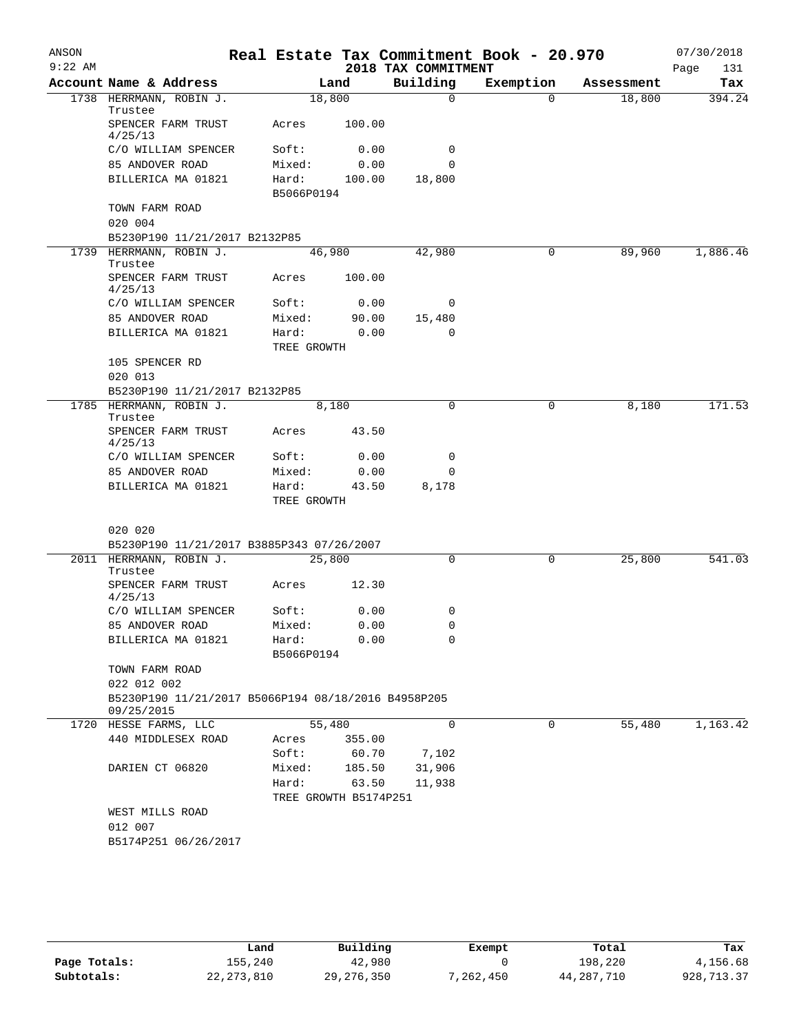ANSON  
9:22 AM

# Real Estate Tax Commitment Book - 20.970

## 2018 TAX COMMITMENT

07/30/2018

| Account Name & Address | Land | | Building | Exemption | Assessment | Tax |
|---|---|---|---|---|---|---|
| 1738 HERRMANN, ROBIN J. Trustee | 18,800 | | 0 | 0 | 18,800 | 394.24 |
| SPENCER FARM TRUST 4/25/13 | Acres | 100.00 | | | | |
| C/O WILLIAM SPENCER | Soft: | 0.00 | 0 | | | |
| 85 ANDOVER ROAD | Mixed: | 0.00 | 0 | | | |
| BILLERICA MA 01821 | Hard: | 100.00 | 18,800 | | | |
| | B5066P0194 | | | | | |
| TOWN FARM ROAD | | | | | | |
| 020 004 | | | | | | |
| B5230P190 11/21/2017 B2132P85 | | | | | | |
| 1739 HERRMANN, ROBIN J. Trustee | 46,980 | | 42,980 | 0 | 89,960 | 1,886.46 |
| SPENCER FARM TRUST 4/25/13 | Acres | 100.00 | | | | |
| C/O WILLIAM SPENCER | Soft: | 0.00 | 0 | | | |
| 85 ANDOVER ROAD | Mixed: | 90.00 | 15,480 | | | |
| BILLERICA MA 01821 | Hard: | 0.00 | 0 | | | |
| | TREE GROWTH | | | | | |
| 105 SPENCER RD | | | | | | |
| 020 013 | | | | | | |
| B5230P190 11/21/2017 B2132P85 | | | | | | |
| 1785 HERRMANN, ROBIN J. Trustee | 8,180 | | 0 | 0 | 8,180 | 171.53 |
| SPENCER FARM TRUST 4/25/13 | Acres | 43.50 | | | | |
| C/O WILLIAM SPENCER | Soft: | 0.00 | 0 | | | |
| 85 ANDOVER ROAD | Mixed: | 0.00 | 0 | | | |
| BILLERICA MA 01821 | Hard: | 43.50 | 8,178 | | | |
| | TREE GROWTH | | | | | |
| 020 020 | | | | | | |
| B5230P190 11/21/2017 B3885P343 07/26/2007 | | | | | | |
| 2011 HERRMANN, ROBIN J. Trustee | 25,800 | | 0 | 0 | 25,800 | 541.03 |
| SPENCER FARM TRUST 4/25/13 | Acres | 12.30 | | | | |
| C/O WILLIAM SPENCER | Soft: | 0.00 | 0 | | | |
| 85 ANDOVER ROAD | Mixed: | 0.00 | 0 | | | |
| BILLERICA MA 01821 | Hard: | 0.00 | 0 | | | |
| | B5066P0194 | | | | | |
| TOWN FARM ROAD | | | | | | |
| 022 012 002 | | | | | | |
| B5230P190 11/21/2017 B5066P194 08/18/2016 B4958P205 09/25/2015 | | | | | | |
| 1720 HESSE FARMS, LLC | 55,480 | | 0 | 0 | 55,480 | 1,163.42 |
| 440 MIDDLESEX ROAD | Acres | 355.00 | | | | |
| | Soft: | 60.70 | 7,102 | | | |
| DARIEN CT 06820 | Mixed: | 185.50 | 31,906 | | | |
| | Hard: | 63.50 | 11,938 | | | |
| | TREE GROWTH B5174P251 | | | | | |
| WEST MILLS ROAD | | | | | | |
| 012 007 | | | | | | |
| B5174P251 06/26/2017 | | | | | | |

| | Land | Building | Exempt | Total | Tax |
|---|---|---|---|---|---|
| Page Totals: | 155,240 | 42,980 | 0 | 198,220 | 4,156.68 |
| Subtotals: | 22,273,810 | 29,276,350 | 7,262,450 | 44,287,710 | 928,713.37 |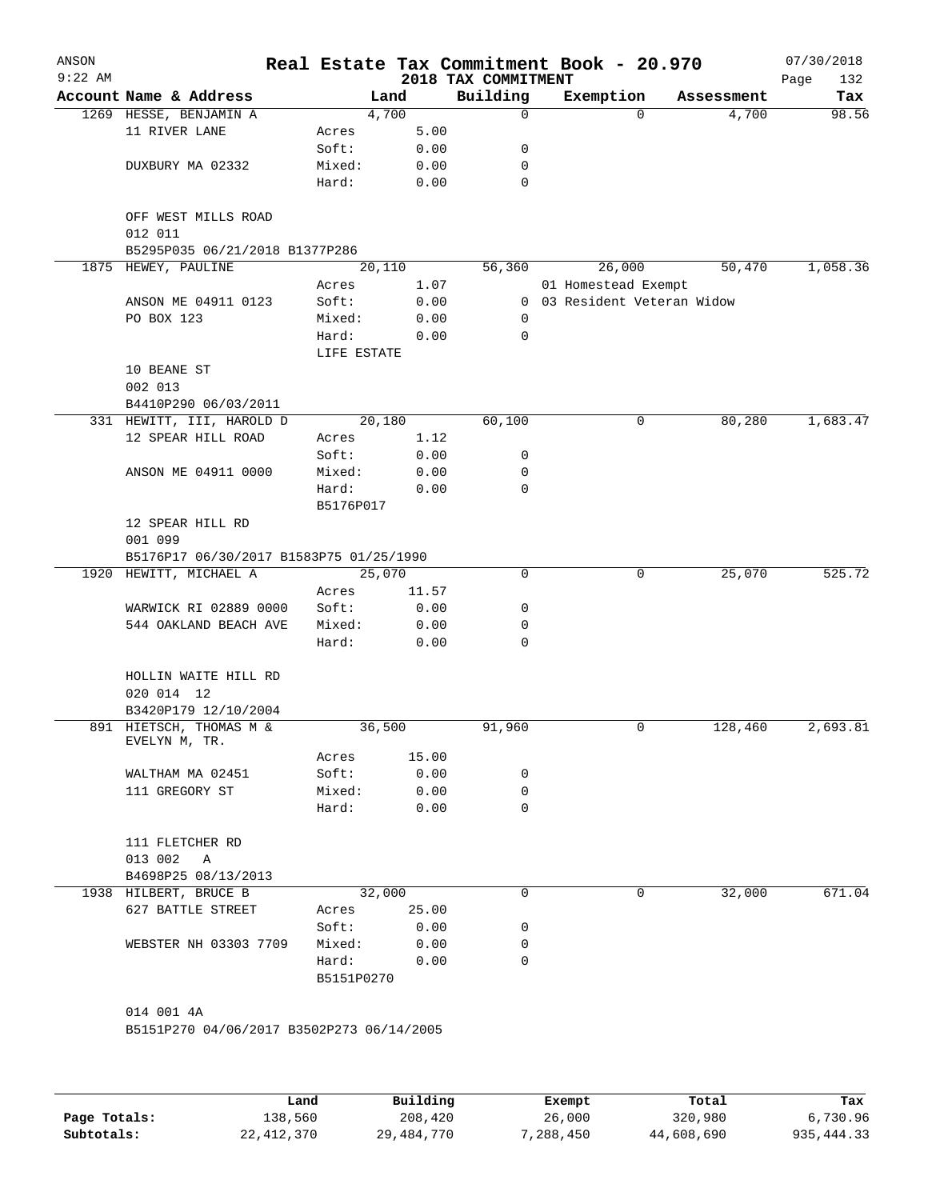ANSON
9:22 AM

# Real Estate Tax Commitment Book - 20.970

07/30/2018

2018 TAX COMMITMENT

| Account Name & Address | Land | | Building | Exemption | Assessment | Tax |
|---|---|---|---|---|---|---|
| 1269 HESSE, BENJAMIN A | 4,700 | | 0 | 0 | 4,700 | 98.56 |
| 11 RIVER LANE | Acres | 5.00 | | | | |
| | Soft: | 0.00 | 0 | | | |
| DUXBURY MA 02332 | Mixed: | 0.00 | 0 | | | |
| | Hard: | 0.00 | 0 | | | |
| OFF WEST MILLS ROAD | | | | | | |
| 012 011 | | | | | | |
| B5295P035 06/21/2018 B1377P286 | | | | | | |
| 1875 HEWEY, PAULINE | 20,110 | | 56,360 | 26,000 | 50,470 | 1,058.36 |
| | Acres | 1.07 | | 01 Homestead Exempt | | |
| ANSON ME 04911 0123 | Soft: | 0.00 | 0 | 03 Resident Veteran Widow | | |
| PO BOX 123 | Mixed: | 0.00 | 0 | | | |
| | Hard: | 0.00 | 0 | | | |
| | LIFE ESTATE | | | | | |
| 10 BEANE ST | | | | | | |
| 002 013 | | | | | | |
| B4410P290 06/03/2011 | | | | | | |
| 331 HEWITT, III, HAROLD D | 20,180 | | 60,100 | 0 | 80,280 | 1,683.47 |
| 12 SPEAR HILL ROAD | Acres | 1.12 | | | | |
| | Soft: | 0.00 | 0 | | | |
| ANSON ME 04911 0000 | Mixed: | 0.00 | 0 | | | |
| | Hard: | 0.00 | 0 | | | |
| | B5176P017 | | | | | |
| 12 SPEAR HILL RD | | | | | | |
| 001 099 | | | | | | |
| B5176P17 06/30/2017 B1583P75 01/25/1990 | | | | | | |
| 1920 HEWITT, MICHAEL A | 25,070 | | 0 | 0 | 25,070 | 525.72 |
| | Acres | 11.57 | | | | |
| WARWICK RI 02889 0000 | Soft: | 0.00 | 0 | | | |
| 544 OAKLAND BEACH AVE | Mixed: | 0.00 | 0 | | | |
| | Hard: | 0.00 | 0 | | | |
| HOLLIN WAITE HILL RD | | | | | | |
| 020 014 12 | | | | | | |
| B3420P179 12/10/2004 | | | | | | |
| 891 HIETSCH, THOMAS M & EVELYN M, TR. | 36,500 | | 91,960 | 0 | 128,460 | 2,693.81 |
| | Acres | 15.00 | | | | |
| WALTHAM MA 02451 | Soft: | 0.00 | 0 | | | |
| 111 GREGORY ST | Mixed: | 0.00 | 0 | | | |
| | Hard: | 0.00 | 0 | | | |
| 111 FLETCHER RD | | | | | | |
| 013 002 A | | | | | | |
| B4698P25 08/13/2013 | | | | | | |
| 1938 HILBERT, BRUCE B | 32,000 | | 0 | 0 | 32,000 | 671.04 |
| 627 BATTLE STREET | Acres | 25.00 | | | | |
| | Soft: | 0.00 | 0 | | | |
| WEBSTER NH 03303 7709 | Mixed: | 0.00 | 0 | | | |
| | Hard: | 0.00 | 0 | | | |
| | B5151P0270 | | | | | |
| 014 001 4A | | | | | | |
| B5151P270 04/06/2017 B3502P273 06/14/2005 | | | | | | |

| | Land | Building | Exempt | Total | Tax |
|---|---|---|---|---|---|
| Page Totals: | 138,560 | 208,420 | 26,000 | 320,980 | 6,730.96 |
| Subtotals: | 22,412,370 | 29,484,770 | 7,288,450 | 44,608,690 | 935,444.33 |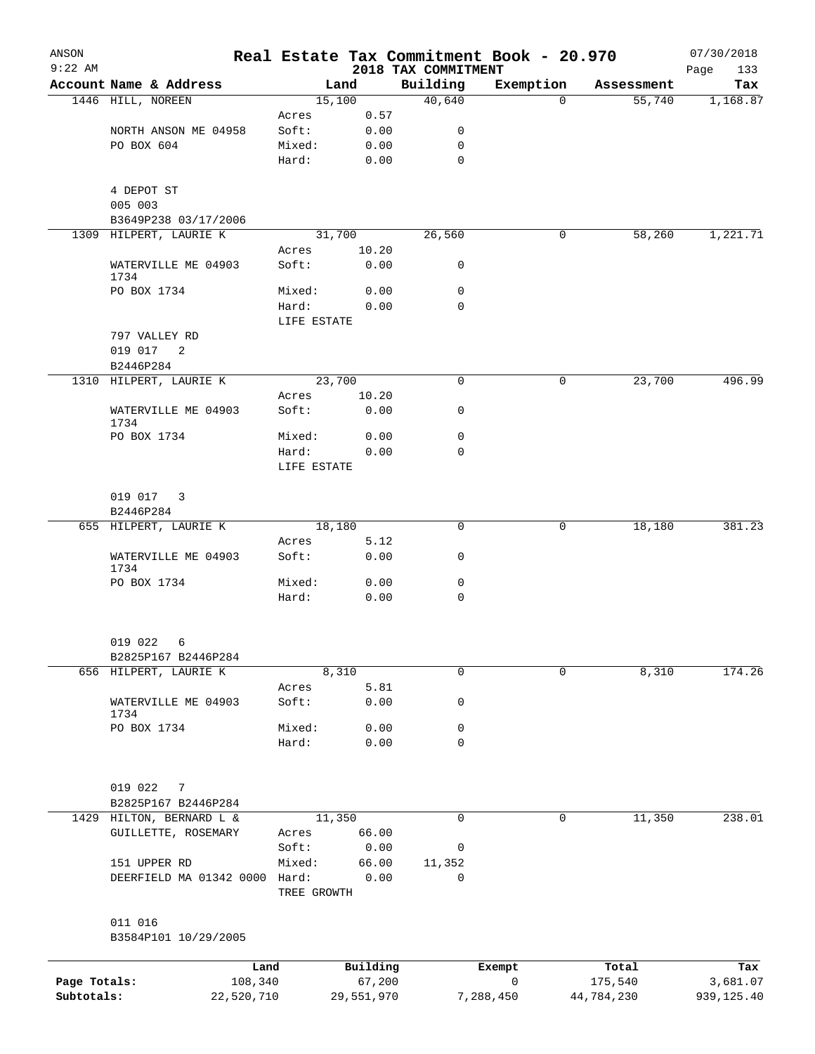ANSON 9:22 AM

# Real Estate Tax Commitment Book - 20.970

## 2018 TAX COMMITMENT

07/30/2018 Page 133

| Account Name & Address | | Land | Building | Exemption | Assessment | Tax |
|---|---|---|---|---|---|---|
| 1446 HILL, NOREEN | | 15,100 | 40,640 | 0 | 55,740 | 1,168.87 |
| | Acres | 0.57 | | | | |
| NORTH ANSON ME 04958 | Soft: | 0.00 | 0 | | | |
| PO BOX 604 | Mixed: | 0.00 | 0 | | | |
| | Hard: | 0.00 | 0 | | | |
| 4 DEPOT ST | | | | | | |
| 005 003 | | | | | | |
| B3649P238 03/17/2006 | | | | | | |
| 1309 HILPERT, LAURIE K | | 31,700 | 26,560 | 0 | 58,260 | 1,221.71 |
| | Acres | 10.20 | | | | |
| WATERVILLE ME 04903 1734 | Soft: | 0.00 | 0 | | | |
| PO BOX 1734 | Mixed: | 0.00 | 0 | | | |
| | Hard: | 0.00 | 0 | | | |
| | LIFE ESTATE | | | | | |
| 797 VALLEY RD | | | | | | |
| 019 017 2 | | | | | | |
| B2446P284 | | | | | | |
| 1310 HILPERT, LAURIE K | | 23,700 | 0 | 0 | 23,700 | 496.99 |
| | Acres | 10.20 | | | | |
| WATERVILLE ME 04903 1734 | Soft: | 0.00 | 0 | | | |
| PO BOX 1734 | Mixed: | 0.00 | 0 | | | |
| | Hard: | 0.00 | 0 | | | |
| | LIFE ESTATE | | | | | |
| 019 017 3 | | | | | | |
| B2446P284 | | | | | | |
| 655 HILPERT, LAURIE K | | 18,180 | 0 | 0 | 18,180 | 381.23 |
| | Acres | 5.12 | | | | |
| WATERVILLE ME 04903 1734 | Soft: | 0.00 | 0 | | | |
| PO BOX 1734 | Mixed: | 0.00 | 0 | | | |
| | Hard: | 0.00 | 0 | | | |
| 019 022 6 | | | | | | |
| B2825P167 B2446P284 | | | | | | |
| 656 HILPERT, LAURIE K | | 8,310 | 0 | 0 | 8,310 | 174.26 |
| | Acres | 5.81 | | | | |
| WATERVILLE ME 04903 1734 | Soft: | 0.00 | 0 | | | |
| PO BOX 1734 | Mixed: | 0.00 | 0 | | | |
| | Hard: | 0.00 | 0 | | | |
| 019 022 7 | | | | | | |
| B2825P167 B2446P284 | | | | | | |
| 1429 HILTON, BERNARD L & | | 11,350 | 0 | 0 | 11,350 | 238.01 |
| GUILLETTE, ROSEMARY | Acres | 66.00 | | | | |
| | Soft: | 0.00 | 0 | | | |
| 151 UPPER RD | Mixed: | 66.00 | 11,352 | | | |
| DEERFIELD MA 01342 0000 | Hard: | 0.00 | 0 | | | |
| | TREE GROWTH | | | | | |
| 011 016 | | | | | | |
| B3584P101 10/29/2005 | | | | | | |

| | Land | Building | Exempt | Total | Tax |
|---|---|---|---|---|---|
| Page Totals: | 108,340 | 67,200 | 0 | 175,540 | 3,681.07 |
| Subtotals: | 22,520,710 | 29,551,970 | 7,288,450 | 44,784,230 | 939,125.40 |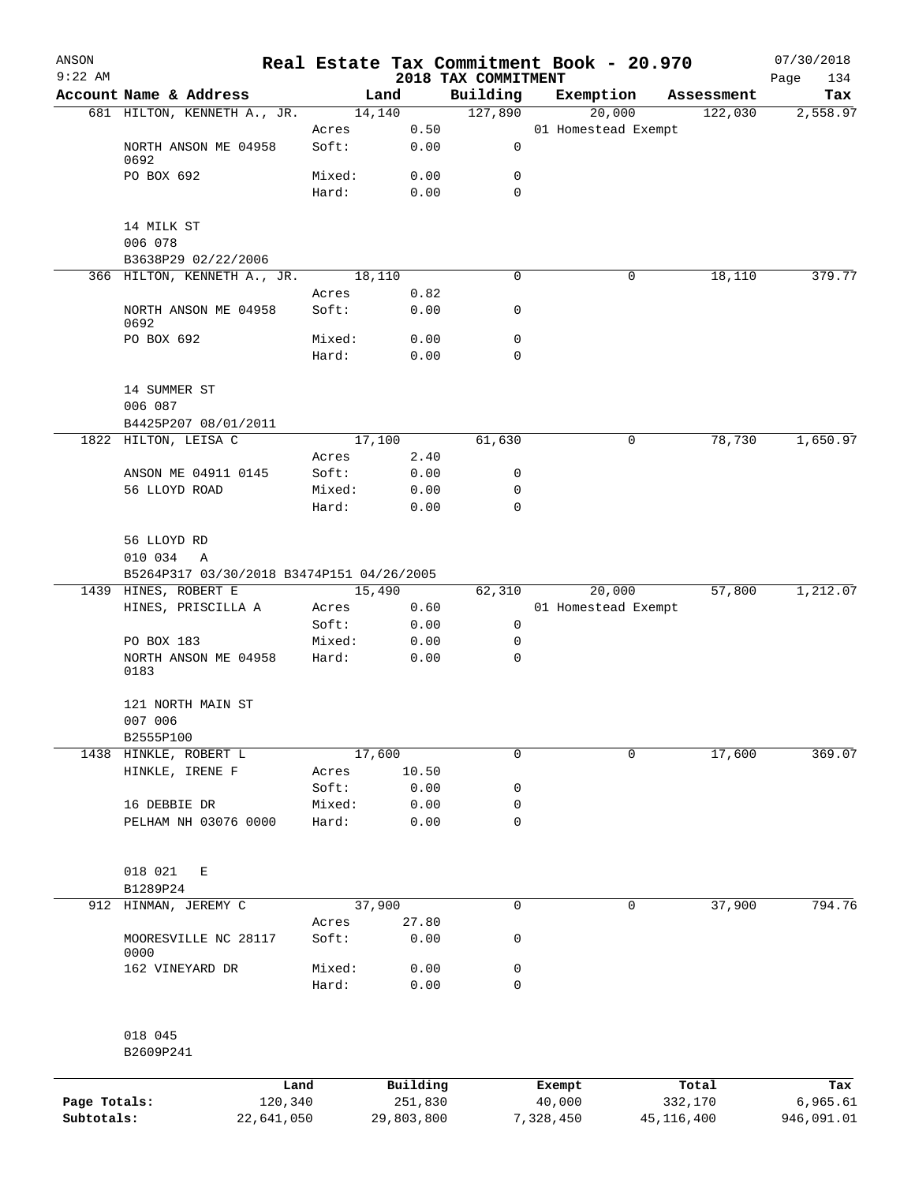ANSON 9:22 AM

# Real Estate Tax Commitment Book - 20.970

2018 TAX COMMITMENT

07/30/2018

| Account Name & Address | | Land | Building | Exemption | Assessment | Tax |
|---|---|---|---|---|---|---|
| 681 HILTON, KENNETH A., JR. | | 14,140 | 127,890 | 20,000 | 122,030 | 2,558.97 |
| | Acres | 0.50 | | 01 Homestead Exempt | | |
| NORTH ANSON ME 04958 0692 | Soft: | 0.00 | 0 | | | |
| PO BOX 692 | Mixed: | 0.00 | 0 | | | |
| | Hard: | 0.00 | 0 | | | |
| 14 MILK ST | | | | | | |
| 006 078 | | | | | | |
| B3638P29 02/22/2006 | | | | | | |
| 366 HILTON, KENNETH A., JR. | | 18,110 | 0 | 0 | 18,110 | 379.77 |
| | Acres | 0.82 | | | | |
| NORTH ANSON ME 04958 0692 | Soft: | 0.00 | 0 | | | |
| PO BOX 692 | Mixed: | 0.00 | 0 | | | |
| | Hard: | 0.00 | 0 | | | |
| 14 SUMMER ST | | | | | | |
| 006 087 | | | | | | |
| B4425P207 08/01/2011 | | | | | | |
| 1822 HILTON, LEISA C | | 17,100 | 61,630 | 0 | 78,730 | 1,650.97 |
| | Acres | 2.40 | | | | |
| ANSON ME 04911 0145 | Soft: | 0.00 | 0 | | | |
| 56 LLOYD ROAD | Mixed: | 0.00 | 0 | | | |
| | Hard: | 0.00 | 0 | | | |
| 56 LLOYD RD | | | | | | |
| 010 034 A | | | | | | |
| B5264P317 03/30/2018 B3474P151 04/26/2005 | | | | | | |
| 1439 HINES, ROBERT E | | 15,490 | 62,310 | 20,000 | 57,800 | 1,212.07 |
| HINES, PRISCILLA A | Acres | 0.60 | | 01 Homestead Exempt | | |
| | Soft: | 0.00 | 0 | | | |
| PO BOX 183 | Mixed: | 0.00 | 0 | | | |
| NORTH ANSON ME 04958 0183 | Hard: | 0.00 | 0 | | | |
| 121 NORTH MAIN ST | | | | | | |
| 007 006 | | | | | | |
| B2555P100 | | | | | | |
| 1438 HINKLE, ROBERT L | | 17,600 | 0 | 0 | 17,600 | 369.07 |
| HINKLE, IRENE F | Acres | 10.50 | | | | |
| | Soft: | 0.00 | 0 | | | |
| 16 DEBBIE DR | Mixed: | 0.00 | 0 | | | |
| PELHAM NH 03076 0000 | Hard: | 0.00 | 0 | | | |
| 018 021 E | | | | | | |
| B1289P24 | | | | | | |
| 912 HINMAN, JEREMY C | | 37,900 | 0 | 0 | 37,900 | 794.76 |
| | Acres | 27.80 | | | | |
| MOORESVILLE NC 28117 0000 | Soft: | 0.00 | 0 | | | |
| 162 VINEYARD DR | Mixed: | 0.00 | 0 | | | |
| | Hard: | 0.00 | 0 | | | |
| 018 045 | | | | | | |
| B2609P241 | | | | | | |

| | Land | Building | Exempt | Total | Tax |
|---|---|---|---|---|---|
| Page Totals: | 120,340 | 251,830 | 40,000 | 332,170 | 6,965.61 |
| Subtotals: | 22,641,050 | 29,803,800 | 7,328,450 | 45,116,400 | 946,091.01 |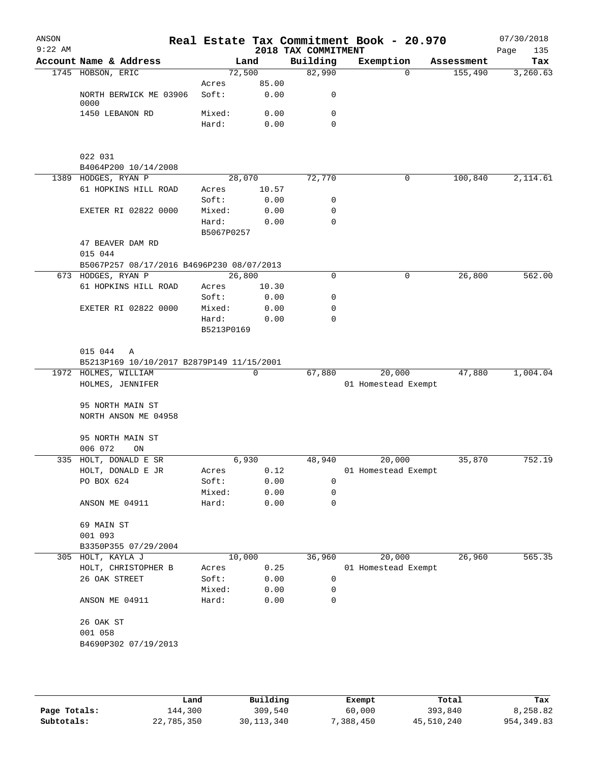ANSON
9:22 AM

# Real Estate Tax Commitment Book - 20.970

2018 TAX COMMITMENT

07/30/2018
Page 135

| Account Name & Address | | Land | Building | Exemption | Assessment | Tax |
|---|---|---|---|---|---|---|
| 1745 HOBSON, ERIC | | 72,500 | 82,990 | 0 | 155,490 | 3,260.63 |
| | Acres | 85.00 | | | | |
| NORTH BERWICK ME 03906 0000 | Soft: | 0.00 | 0 | | | |
| 1450 LEBANON RD | Mixed: | 0.00 | 0 | | | |
| | Hard: | 0.00 | 0 | | | |
| 022 031 | | | | | | |
| B4064P200 10/14/2008 | | | | | | |
| 1389 HODGES, RYAN P | | 28,070 | 72,770 | 0 | 100,840 | 2,114.61 |
| 61 HOPKINS HILL ROAD | Acres | 10.57 | | | | |
| | Soft: | 0.00 | 0 | | | |
| EXETER RI 02822 0000 | Mixed: | 0.00 | 0 | | | |
| | Hard: | 0.00 | 0 | | | |
| | B5067P0257 | | | | | |
| 47 BEAVER DAM RD | | | | | | |
| 015 044 | | | | | | |
| B5067P257 08/17/2016 B4696P230 08/07/2013 | | | | | | |
| 673 HODGES, RYAN P | | 26,800 | 0 | 0 | 26,800 | 562.00 |
| 61 HOPKINS HILL ROAD | Acres | 10.30 | | | | |
| | Soft: | 0.00 | 0 | | | |
| EXETER RI 02822 0000 | Mixed: | 0.00 | 0 | | | |
| | Hard: | 0.00 | 0 | | | |
| | B5213P0169 | | | | | |
| 015 044 A | | | | | | |
| B5213P169 10/10/2017 B2879P149 11/15/2001 | | | | | | |
| 1972 HOLMES, WILLIAM | | 0 | 67,880 | 20,000 | 47,880 | 1,004.04 |
| HOLMES, JENNIFER | | | | 01 Homestead Exempt | | |
| 95 NORTH MAIN ST | | | | | | |
| NORTH ANSON ME 04958 | | | | | | |
| 95 NORTH MAIN ST | | | | | | |
| 006 072 ON | | | | | | |
| 335 HOLT, DONALD E SR | | 6,930 | 48,940 | 20,000 | 35,870 | 752.19 |
| HOLT, DONALD E JR | Acres | 0.12 | | 01 Homestead Exempt | | |
| PO BOX 624 | Soft: | 0.00 | 0 | | | |
| | Mixed: | 0.00 | 0 | | | |
| ANSON ME 04911 | Hard: | 0.00 | 0 | | | |
| 69 MAIN ST | | | | | | |
| 001 093 | | | | | | |
| B3350P355 07/29/2004 | | | | | | |
| 305 HOLT, KAYLA J | | 10,000 | 36,960 | 20,000 | 26,960 | 565.35 |
| HOLT, CHRISTOPHER B | Acres | 0.25 | | 01 Homestead Exempt | | |
| 26 OAK STREET | Soft: | 0.00 | 0 | | | |
| | Mixed: | 0.00 | 0 | | | |
| ANSON ME 04911 | Hard: | 0.00 | 0 | | | |
| 26 OAK ST | | | | | | |
| 001 058 | | | | | | |
| B4690P302 07/19/2013 | | | | | | |

| | Land | Building | Exempt | Total | Tax |
|---|---|---|---|---|---|
| Page Totals: | 144,300 | 309,540 | 60,000 | 393,840 | 8,258.82 |
| Subtotals: | 22,785,350 | 30,113,340 | 7,388,450 | 45,510,240 | 954,349.83 |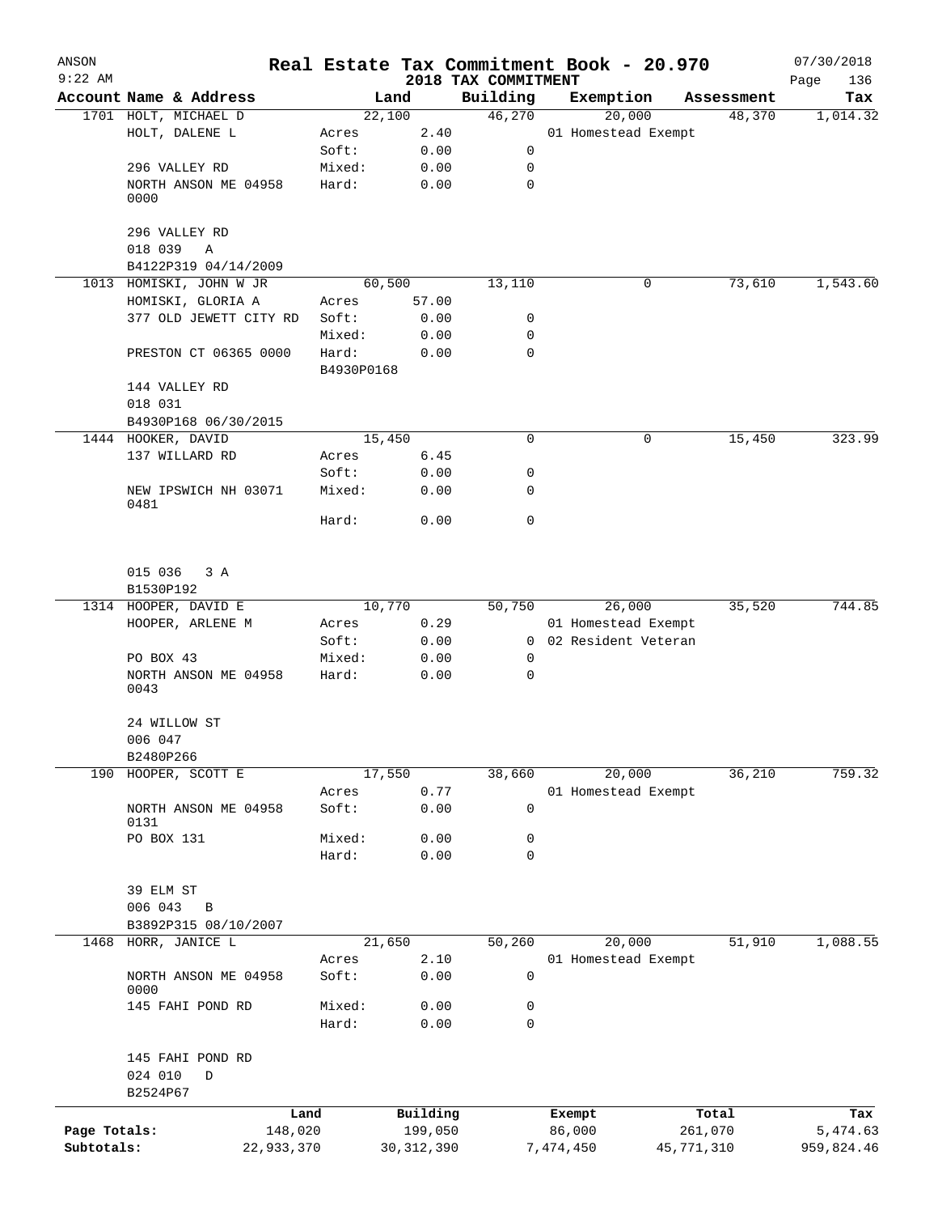ANSON 9:22 AM

# Real Estate Tax Commitment Book - 20.970

2018 TAX COMMITMENT

07/30/2018 Page 136

| Account Name & Address | | Land | Building | Exemption | Assessment | Tax |
|---|---|---|---|---|---|---|
| 1701 HOLT, MICHAEL D | | 22,100 | 46,270 | 20,000 | 48,370 | 1,014.32 |
| HOLT, DALENE L | Acres | 2.40 | | 01 Homestead Exempt | | |
| | Soft: | 0.00 | 0 | | | |
| 296 VALLEY RD | Mixed: | 0.00 | 0 | | | |
| NORTH ANSON ME 04958 0000 | Hard: | 0.00 | 0 | | | |
| 296 VALLEY RD | | | | | | |
| 018 039 A | | | | | | |
| B4122P319 04/14/2009 | | | | | | |
| 1013 HOMISKI, JOHN W JR | | 60,500 | 13,110 | 0 | 73,610 | 1,543.60 |
| HOMISKI, GLORIA A | Acres | 57.00 | | | | |
| 377 OLD JEWETT CITY RD | Soft: | 0.00 | 0 | | | |
| | Mixed: | 0.00 | 0 | | | |
| PRESTON CT 06365 0000 | Hard: | 0.00 | 0 | | | |
| | B4930P0168 | | | | | |
| 144 VALLEY RD | | | | | | |
| 018 031 | | | | | | |
| B4930P168 06/30/2015 | | | | | | |
| 1444 HOOKER, DAVID | | 15,450 | 0 | 0 | 15,450 | 323.99 |
| 137 WILLARD RD | Acres | 6.45 | | | | |
| | Soft: | 0.00 | 0 | | | |
| NEW IPSWICH NH 03071 0481 | Mixed: | 0.00 | 0 | | | |
| | Hard: | 0.00 | 0 | | | |
| 015 036 3 A | | | | | | |
| B1530P192 | | | | | | |
| 1314 HOOPER, DAVID E | | 10,770 | 50,750 | 26,000 | 35,520 | 744.85 |
| HOOPER, ARLENE M | Acres | 0.29 | | 01 Homestead Exempt | | |
| | Soft: | 0.00 | 0 | 02 Resident Veteran | | |
| PO BOX 43 | Mixed: | 0.00 | 0 | | | |
| NORTH ANSON ME 04958 0043 | Hard: | 0.00 | 0 | | | |
| 24 WILLOW ST | | | | | | |
| 006 047 | | | | | | |
| B2480P266 | | | | | | |
| 190 HOOPER, SCOTT E | | 17,550 | 38,660 | 20,000 | 36,210 | 759.32 |
| | Acres | 0.77 | | 01 Homestead Exempt | | |
| NORTH ANSON ME 04958 0131 | Soft: | 0.00 | 0 | | | |
| PO BOX 131 | Mixed: | 0.00 | 0 | | | |
| | Hard: | 0.00 | 0 | | | |
| 39 ELM ST | | | | | | |
| 006 043 B | | | | | | |
| B3892P315 08/10/2007 | | | | | | |
| 1468 HORR, JANICE L | | 21,650 | 50,260 | 20,000 | 51,910 | 1,088.55 |
| | Acres | 2.10 | | 01 Homestead Exempt | | |
| NORTH ANSON ME 04958 0000 | Soft: | 0.00 | 0 | | | |
| 145 FAHI POND RD | Mixed: | 0.00 | 0 | | | |
| | Hard: | 0.00 | 0 | | | |
| 145 FAHI POND RD | | | | | | |
| 024 010 D | | | | | | |
| B2524P67 | | | | | | |

| | Land | Building | Exempt | Total | Tax |
|---|---|---|---|---|---|
| Page Totals: | 148,020 | 199,050 | 86,000 | 261,070 | 5,474.63 |
| Subtotals: | 22,933,370 | 30,312,390 | 7,474,450 | 45,771,310 | 959,824.46 |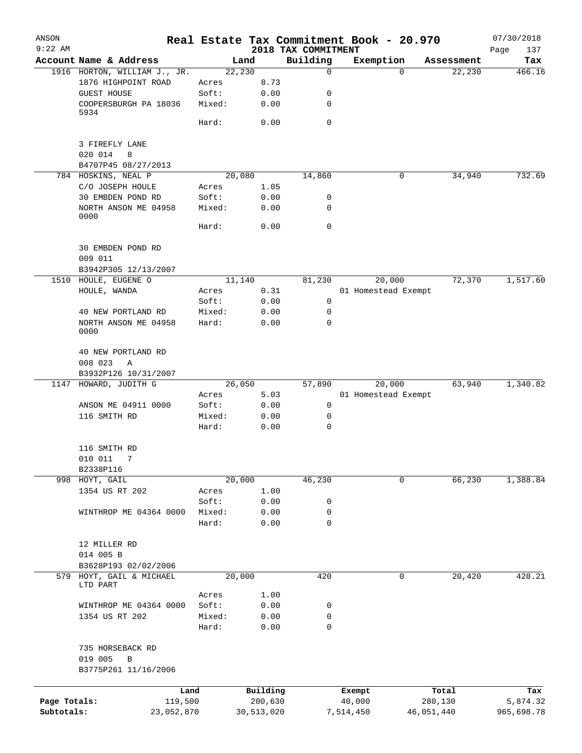# Real Estate Tax Commitment Book - 20.970

ANSON
9:22 AM

2018 TAX COMMITMENT

07/30/2018

| Account | Name & Address | Land | | Building | Exemption | Assessment | Tax |
|---|---|---|---|---|---|---|---|
| 1916 | HORTON, WILLIAM J., JR. | 22,230 | | 0 | 0 | 22,230 | 466.16 |
| | 1876 HIGHPOINT ROAD | Acres | 8.73 | | | | |
| | GUEST HOUSE | Soft: | 0.00 | 0 | | | |
| | COOPERSBURGH PA 18036 5934 | Mixed: | 0.00 | 0 | | | |
| | | Hard: | 0.00 | 0 | | | |
| | 3 FIREFLY LANE | | | | | | |
| | 020 014 8 | | | | | | |
| | B4707P45 08/27/2013 | | | | | | |
| 784 | HOSKINS, NEAL P | 20,080 | | 14,860 | 0 | 34,940 | 732.69 |
| | C/O JOSEPH HOULE | Acres | 1.05 | | | | |
| | 30 EMBDEN POND RD | Soft: | 0.00 | 0 | | | |
| | NORTH ANSON ME 04958 0000 | Mixed: | 0.00 | 0 | | | |
| | | Hard: | 0.00 | 0 | | | |
| | 30 EMBDEN POND RD | | | | | | |
| | 009 011 | | | | | | |
| | B3942P305 12/13/2007 | | | | | | |
| 1510 | HOULE, EUGENE O | 11,140 | | 81,230 | 20,000 | 72,370 | 1,517.60 |
| | HOULE, WANDA | Acres | 0.31 | | 01 Homestead Exempt | | |
| | | Soft: | 0.00 | 0 | | | |
| | 40 NEW PORTLAND RD | Mixed: | 0.00 | 0 | | | |
| | NORTH ANSON ME 04958 0000 | Hard: | 0.00 | 0 | | | |
| | 40 NEW PORTLAND RD | | | | | | |
| | 008 023 A | | | | | | |
| | B3932P126 10/31/2007 | | | | | | |
| 1147 | HOWARD, JUDITH G | 26,050 | | 57,890 | 20,000 | 63,940 | 1,340.82 |
| | | Acres | 5.03 | | 01 Homestead Exempt | | |
| | ANSON ME 04911 0000 | Soft: | 0.00 | 0 | | | |
| | 116 SMITH RD | Mixed: | 0.00 | 0 | | | |
| | | Hard: | 0.00 | 0 | | | |
| | 116 SMITH RD | | | | | | |
| | 010 011 7 | | | | | | |
| | B2338P116 | | | | | | |
| 998 | HOYT, GAIL | 20,000 | | 46,230 | 0 | 66,230 | 1,388.84 |
| | 1354 US RT 202 | Acres | 1.00 | | | | |
| | | Soft: | 0.00 | 0 | | | |
| | WINTHROP ME 04364 0000 | Mixed: | 0.00 | 0 | | | |
| | | Hard: | 0.00 | 0 | | | |
| | 12 MILLER RD | | | | | | |
| | 014 005 B | | | | | | |
| | B3628P193 02/02/2006 | | | | | | |
| 579 | HOYT, GAIL & MICHAEL LTD PART | 20,000 | | 420 | 0 | 20,420 | 428.21 |
| | | Acres | 1.00 | | | | |
| | WINTHROP ME 04364 0000 | Soft: | 0.00 | 0 | | | |
| | 1354 US RT 202 | Mixed: | 0.00 | 0 | | | |
| | | Hard: | 0.00 | 0 | | | |
| | 735 HORSEBACK RD | | | | | | |
| | 019 005 B | | | | | | |
| | B3775P261 11/16/2006 | | | | | | |

| | Land | Building | Exempt | Total | Tax |
|---|---|---|---|---|---|
| Page Totals: | 119,500 | 200,630 | 40,000 | 280,130 | 5,874.32 |
| Subtotals: | 23,052,870 | 30,513,020 | 7,514,450 | 46,051,440 | 965,698.78 |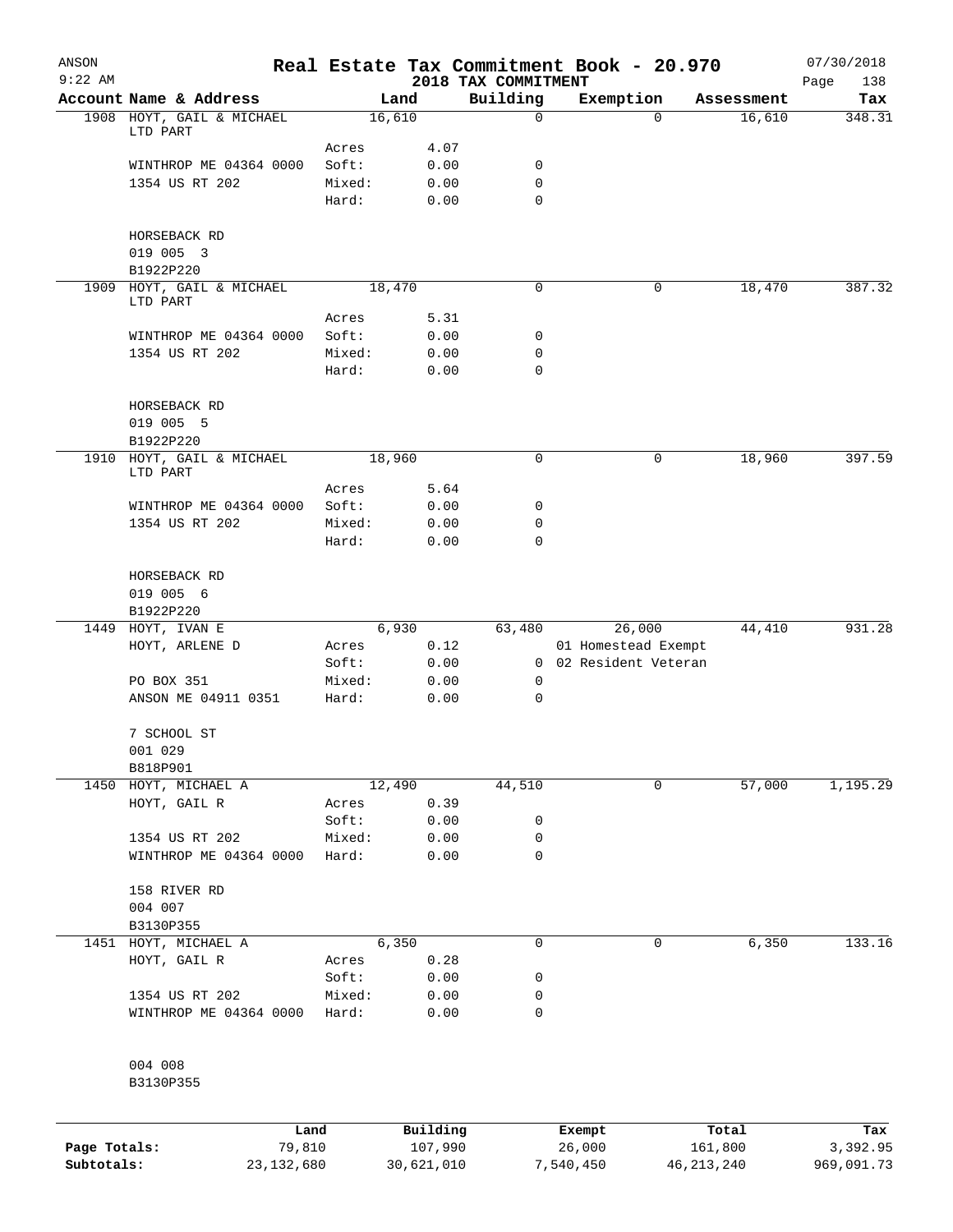ANSON 9:22 AM

# Real Estate Tax Commitment Book - 20.970

## 2018 TAX COMMITMENT

07/30/2018

| Account Name & Address | Land | | Building | Exemption | Assessment | Tax |
|---|---|---|---|---|---|---|
| 1908 HOYT, GAIL & MICHAEL LTD PART | 16,610 | | 0 | 0 | 16,610 | 348.31 |
| | Acres | 4.07 | | | | |
| WINTHROP ME 04364 0000 | Soft: | 0.00 | 0 | | | |
| 1354 US RT 202 | Mixed: | 0.00 | 0 | | | |
| | Hard: | 0.00 | 0 | | | |
| HORSEBACK RD | | | | | | |
| 019 005 3 | | | | | | |
| B1922P220 | | | | | | |
| 1909 HOYT, GAIL & MICHAEL LTD PART | 18,470 | | 0 | 0 | 18,470 | 387.32 |
| | Acres | 5.31 | | | | |
| WINTHROP ME 04364 0000 | Soft: | 0.00 | 0 | | | |
| 1354 US RT 202 | Mixed: | 0.00 | 0 | | | |
| | Hard: | 0.00 | 0 | | | |
| HORSEBACK RD | | | | | | |
| 019 005 5 | | | | | | |
| B1922P220 | | | | | | |
| 1910 HOYT, GAIL & MICHAEL LTD PART | 18,960 | | 0 | 0 | 18,960 | 397.59 |
| | Acres | 5.64 | | | | |
| WINTHROP ME 04364 0000 | Soft: | 0.00 | 0 | | | |
| 1354 US RT 202 | Mixed: | 0.00 | 0 | | | |
| | Hard: | 0.00 | 0 | | | |
| HORSEBACK RD | | | | | | |
| 019 005 6 | | | | | | |
| B1922P220 | | | | | | |
| 1449 HOYT, IVAN E | 6,930 | | 63,480 | 26,000 | 44,410 | 931.28 |
| HOYT, ARLENE D | Acres | 0.12 | | 01 Homestead Exempt | | |
| | Soft: | 0.00 | 0 | 02 Resident Veteran | | |
| PO BOX 351 | Mixed: | 0.00 | 0 | | | |
| ANSON ME 04911 0351 | Hard: | 0.00 | 0 | | | |
| 7 SCHOOL ST | | | | | | |
| 001 029 | | | | | | |
| B818P901 | | | | | | |
| 1450 HOYT, MICHAEL A | 12,490 | | 44,510 | 0 | 57,000 | 1,195.29 |
| HOYT, GAIL R | Acres | 0.39 | | | | |
| | Soft: | 0.00 | 0 | | | |
| 1354 US RT 202 | Mixed: | 0.00 | 0 | | | |
| WINTHROP ME 04364 0000 | Hard: | 0.00 | 0 | | | |
| 158 RIVER RD | | | | | | |
| 004 007 | | | | | | |
| B3130P355 | | | | | | |
| 1451 HOYT, MICHAEL A | 6,350 | | 0 | 0 | 6,350 | 133.16 |
| HOYT, GAIL R | Acres | 0.28 | | | | |
| | Soft: | 0.00 | 0 | | | |
| 1354 US RT 202 | Mixed: | 0.00 | 0 | | | |
| WINTHROP ME 04364 0000 | Hard: | 0.00 | 0 | | | |
| 004 008 | | | | | | |
| B3130P355 | | | | | | |

| | Land | Building | Exempt | Total | Tax |
|---|---|---|---|---|---|
| Page Totals: | 79,810 | 107,990 | 26,000 | 161,800 | 3,392.95 |
| Subtotals: | 23,132,680 | 30,621,010 | 7,540,450 | 46,213,240 | 969,091.73 |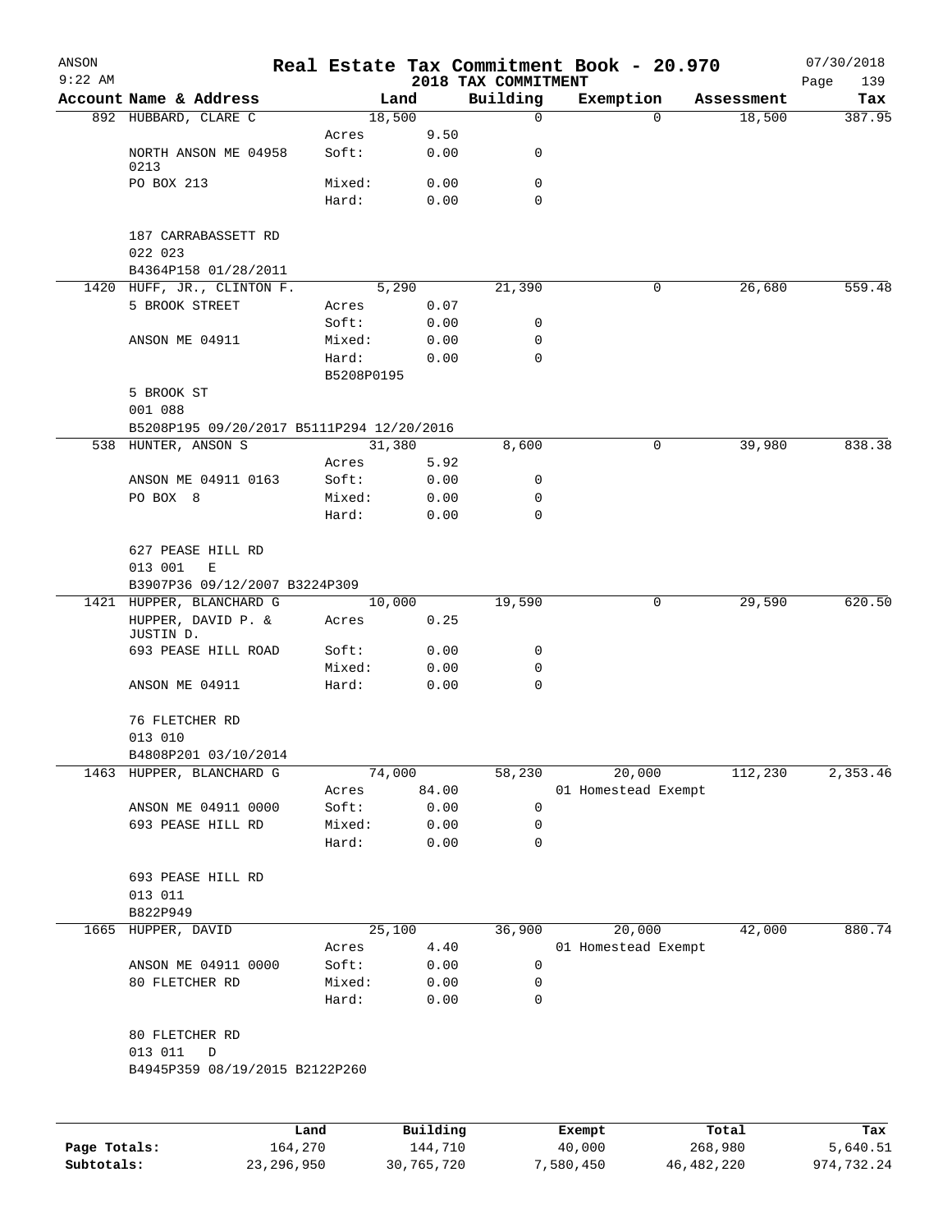# Real Estate Tax Commitment Book - 20.970

ANSON
9:22 AM

## 2018 TAX COMMITMENT

07/30/2018

| Account Name & Address | Land | | Building | Exemption | Assessment | Tax |
|---|---|---|---|---|---|---|
| 892 HUBBARD, CLARE C | 18,500 | | 0 | 0 | 18,500 | 387.95 |
| | Acres | 9.50 | | | | |
| NORTH ANSON ME 04958 0213 | Soft: | 0.00 | 0 | | | |
| PO BOX 213 | Mixed: | 0.00 | 0 | | | |
| | Hard: | 0.00 | 0 | | | |
| 187 CARRABASSETT RD | | | | | | |
| 022 023 | | | | | | |
| B4364P158 01/28/2011 | | | | | | |
| 1420 HUFF, JR., CLINTON F. | 5,290 | | 21,390 | 0 | 26,680 | 559.48 |
| 5 BROOK STREET | Acres | 0.07 | | | | |
| | Soft: | 0.00 | 0 | | | |
| ANSON ME 04911 | Mixed: | 0.00 | 0 | | | |
| | Hard: | 0.00 | 0 | | | |
| | B5208P0195 | | | | | |
| 5 BROOK ST | | | | | | |
| 001 088 | | | | | | |
| B5208P195 09/20/2017 B5111P294 12/20/2016 | | | | | | |
| 538 HUNTER, ANSON S | 31,380 | | 8,600 | 0 | 39,980 | 838.38 |
| | Acres | 5.92 | | | | |
| ANSON ME 04911 0163 | Soft: | 0.00 | 0 | | | |
| PO BOX 8 | Mixed: | 0.00 | 0 | | | |
| | Hard: | 0.00 | 0 | | | |
| 627 PEASE HILL RD | | | | | | |
| 013 001 E | | | | | | |
| B3907P36 09/12/2007 B3224P309 | | | | | | |
| 1421 HUPPER, BLANCHARD G | 10,000 | | 19,590 | 0 | 29,590 | 620.50 |
| HUPPER, DAVID P. & JUSTIN D. | Acres | 0.25 | | | | |
| 693 PEASE HILL ROAD | Soft: | 0.00 | 0 | | | |
| | Mixed: | 0.00 | 0 | | | |
| ANSON ME 04911 | Hard: | 0.00 | 0 | | | |
| 76 FLETCHER RD | | | | | | |
| 013 010 | | | | | | |
| B4808P201 03/10/2014 | | | | | | |
| 1463 HUPPER, BLANCHARD G | 74,000 | | 58,230 | 20,000 | 112,230 | 2,353.46 |
| | Acres | 84.00 | | 01 Homestead Exempt | | |
| ANSON ME 04911 0000 | Soft: | 0.00 | 0 | | | |
| 693 PEASE HILL RD | Mixed: | 0.00 | 0 | | | |
| | Hard: | 0.00 | 0 | | | |
| 693 PEASE HILL RD | | | | | | |
| 013 011 | | | | | | |
| B822P949 | | | | | | |
| 1665 HUPPER, DAVID | 25,100 | | 36,900 | 20,000 | 42,000 | 880.74 |
| | Acres | 4.40 | | 01 Homestead Exempt | | |
| ANSON ME 04911 0000 | Soft: | 0.00 | 0 | | | |
| 80 FLETCHER RD | Mixed: | 0.00 | 0 | | | |
| | Hard: | 0.00 | 0 | | | |
| 80 FLETCHER RD | | | | | | |
| 013 011 D | | | | | | |
| B4945P359 08/19/2015 B2122P260 | | | | | | |

| | Land | Building | Exempt | Total | Tax |
|---|---|---|---|---|---|
| Page Totals: | 164,270 | 144,710 | 40,000 | 268,980 | 5,640.51 |
| Subtotals: | 23,296,950 | 30,765,720 | 7,580,450 | 46,482,220 | 974,732.24 |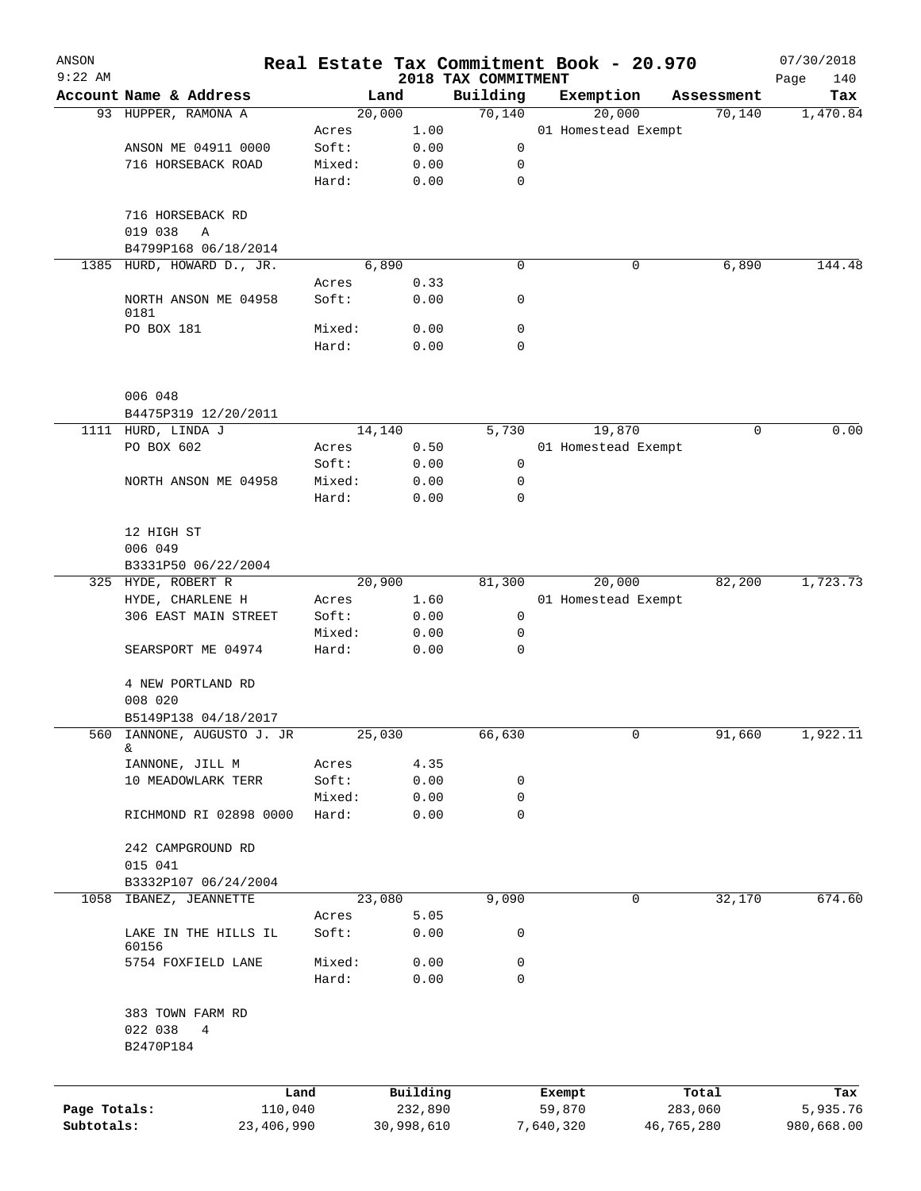ANSON 9:22 AM

# Real Estate Tax Commitment Book - 20.970

## 2018 TAX COMMITMENT

07/30/2018

| Account Name & Address | Land | | Building | Exemption | Assessment | Tax |
|---|---|---|---|---|---|---|
| 93 HUPPER, RAMONA A | | 20,000 | 70,140 | 20,000 | 70,140 | 1,470.84 |
| | Acres | 1.00 | | 01 Homestead Exempt | | |
| ANSON ME 04911 0000 | Soft: | 0.00 | 0 | | | |
| 716 HORSEBACK ROAD | Mixed: | 0.00 | 0 | | | |
| | Hard: | 0.00 | 0 | | | |
| 716 HORSEBACK RD | | | | | | |
| 019 038 A | | | | | | |
| B4799P168 06/18/2014 | | | | | | |
| 1385 HURD, HOWARD D., JR. | | 6,890 | 0 | 0 | 6,890 | 144.48 |
| | Acres | 0.33 | | | | |
| NORTH ANSON ME 04958 0181 | Soft: | 0.00 | 0 | | | |
| PO BOX 181 | Mixed: | 0.00 | 0 | | | |
| | Hard: | 0.00 | 0 | | | |
| 006 048 | | | | | | |
| B4475P319 12/20/2011 | | | | | | |
| 1111 HURD, LINDA J | | 14,140 | 5,730 | 19,870 | 0 | 0.00 |
| PO BOX 602 | Acres | 0.50 | | 01 Homestead Exempt | | |
| | Soft: | 0.00 | 0 | | | |
| NORTH ANSON ME 04958 | Mixed: | 0.00 | 0 | | | |
| | Hard: | 0.00 | 0 | | | |
| 12 HIGH ST | | | | | | |
| 006 049 | | | | | | |
| B3331P50 06/22/2004 | | | | | | |
| 325 HYDE, ROBERT R | | 20,900 | 81,300 | 20,000 | 82,200 | 1,723.73 |
| HYDE, CHARLENE H | Acres | 1.60 | | 01 Homestead Exempt | | |
| 306 EAST MAIN STREET | Soft: | 0.00 | 0 | | | |
| | Mixed: | 0.00 | 0 | | | |
| SEARSPORT ME 04974 | Hard: | 0.00 | 0 | | | |
| 4 NEW PORTLAND RD | | | | | | |
| 008 020 | | | | | | |
| B5149P138 04/18/2017 | | | | | | |
| 560 IANNONE, AUGUSTO J. JR & | | 25,030 | 66,630 | 0 | 91,660 | 1,922.11 |
| IANNONE, JILL M | Acres | 4.35 | | | | |
| 10 MEADOWLARK TERR | Soft: | 0.00 | 0 | | | |
| | Mixed: | 0.00 | 0 | | | |
| RICHMOND RI 02898 0000 | Hard: | 0.00 | 0 | | | |
| 242 CAMPGROUND RD | | | | | | |
| 015 041 | | | | | | |
| B3332P107 06/24/2004 | | | | | | |
| 1058 IBANEZ, JEANNETTE | | 23,080 | 9,090 | 0 | 32,170 | 674.60 |
| | Acres | 5.05 | | | | |
| LAKE IN THE HILLS IL 60156 | Soft: | 0.00 | 0 | | | |
| 5754 FOXFIELD LANE | Mixed: | 0.00 | 0 | | | |
| | Hard: | 0.00 | 0 | | | |
| 383 TOWN FARM RD | | | | | | |
| 022 038 4 | | | | | | |
| B2470P184 | | | | | | |

| | Land | Building | Exempt | Total | Tax |
|---|---|---|---|---|---|
| Page Totals: | 110,040 | 232,890 | 59,870 | 283,060 | 5,935.76 |
| Subtotals: | 23,406,990 | 30,998,610 | 7,640,320 | 46,765,280 | 980,668.00 |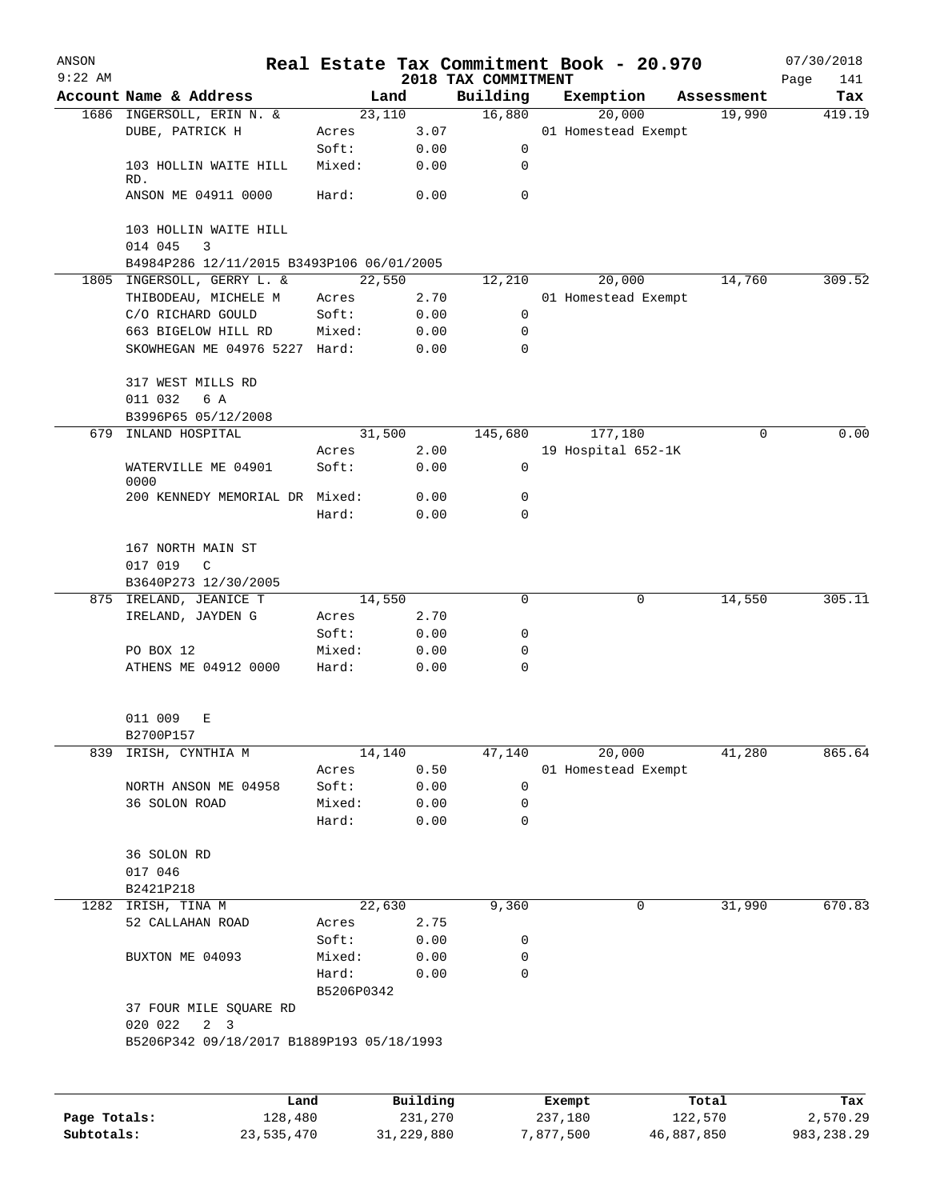# Real Estate Tax Commitment Book - 20.970

ANSON 9:22 AM — 2018 TAX COMMITMENT — 07/30/2018

| Account Name & Address | | Land | Building | Exemption | Assessment | Tax |
|---|---|---|---|---|---|---|
| 1686 INGERSOLL, ERIN N. & | | 23,110 | 16,880 | 20,000 | 19,990 | 419.19 |
| DUBE, PATRICK H | Acres | 3.07 | | 01 Homestead Exempt | | |
| | Soft: | 0.00 | 0 | | | |
| 103 HOLLIN WAITE HILL RD. | Mixed: | 0.00 | 0 | | | |
| ANSON ME 04911 0000 | Hard: | 0.00 | 0 | | | |
| 103 HOLLIN WAITE HILL | | | | | | |
| 014 045 3 | | | | | | |
| B4984P286 12/11/2015 B3493P106 06/01/2005 | | | | | | |
| 1805 INGERSOLL, GERRY L. & | | 22,550 | 12,210 | 20,000 | 14,760 | 309.52 |
| THIBODEAU, MICHELE M | Acres | 2.70 | | 01 Homestead Exempt | | |
| C/O RICHARD GOULD | Soft: | 0.00 | 0 | | | |
| 663 BIGELOW HILL RD | Mixed: | 0.00 | 0 | | | |
| SKOWHEGAN ME 04976 5227 | Hard: | 0.00 | 0 | | | |
| 317 WEST MILLS RD | | | | | | |
| 011 032 6 A | | | | | | |
| B3996P65 05/12/2008 | | | | | | |
| 679 INLAND HOSPITAL | | 31,500 | 145,680 | 177,180 | 0 | 0.00 |
| | Acres | 2.00 | | 19 Hospital 652-1K | | |
| WATERVILLE ME 04901 0000 | Soft: | 0.00 | 0 | | | |
| 200 KENNEDY MEMORIAL DR | Mixed: | 0.00 | 0 | | | |
| | Hard: | 0.00 | 0 | | | |
| 167 NORTH MAIN ST | | | | | | |
| 017 019 C | | | | | | |
| B3640P273 12/30/2005 | | | | | | |
| 875 IRELAND, JEANICE T | | 14,550 | 0 | 0 | 14,550 | 305.11 |
| IRELAND, JAYDEN G | Acres | 2.70 | | | | |
| | Soft: | 0.00 | 0 | | | |
| PO BOX 12 | Mixed: | 0.00 | 0 | | | |
| ATHENS ME 04912 0000 | Hard: | 0.00 | 0 | | | |
| 011 009 E | | | | | | |
| B2700P157 | | | | | | |
| 839 IRISH, CYNTHIA M | | 14,140 | 47,140 | 20,000 | 41,280 | 865.64 |
| | Acres | 0.50 | | 01 Homestead Exempt | | |
| NORTH ANSON ME 04958 | Soft: | 0.00 | 0 | | | |
| 36 SOLON ROAD | Mixed: | 0.00 | 0 | | | |
| | Hard: | 0.00 | 0 | | | |
| 36 SOLON RD | | | | | | |
| 017 046 | | | | | | |
| B2421P218 | | | | | | |
| 1282 IRISH, TINA M | | 22,630 | 9,360 | 0 | 31,990 | 670.83 |
| 52 CALLAHAN ROAD | Acres | 2.75 | | | | |
| | Soft: | 0.00 | 0 | | | |
| BUXTON ME 04093 | Mixed: | 0.00 | 0 | | | |
| | Hard: | 0.00 | 0 | | | |
| | B5206P0342 | | | | | |
| 37 FOUR MILE SQUARE RD | | | | | | |
| 020 022 2 3 | | | | | | |
| B5206P342 09/18/2017 B1889P193 05/18/1993 | | | | | | |

| | Land | Building | Exempt | Total | Tax |
|---|---|---|---|---|---|
| Page Totals: | 128,480 | 231,270 | 237,180 | 122,570 | 2,570.29 |
| Subtotals: | 23,535,470 | 31,229,880 | 7,877,500 | 46,887,850 | 983,238.29 |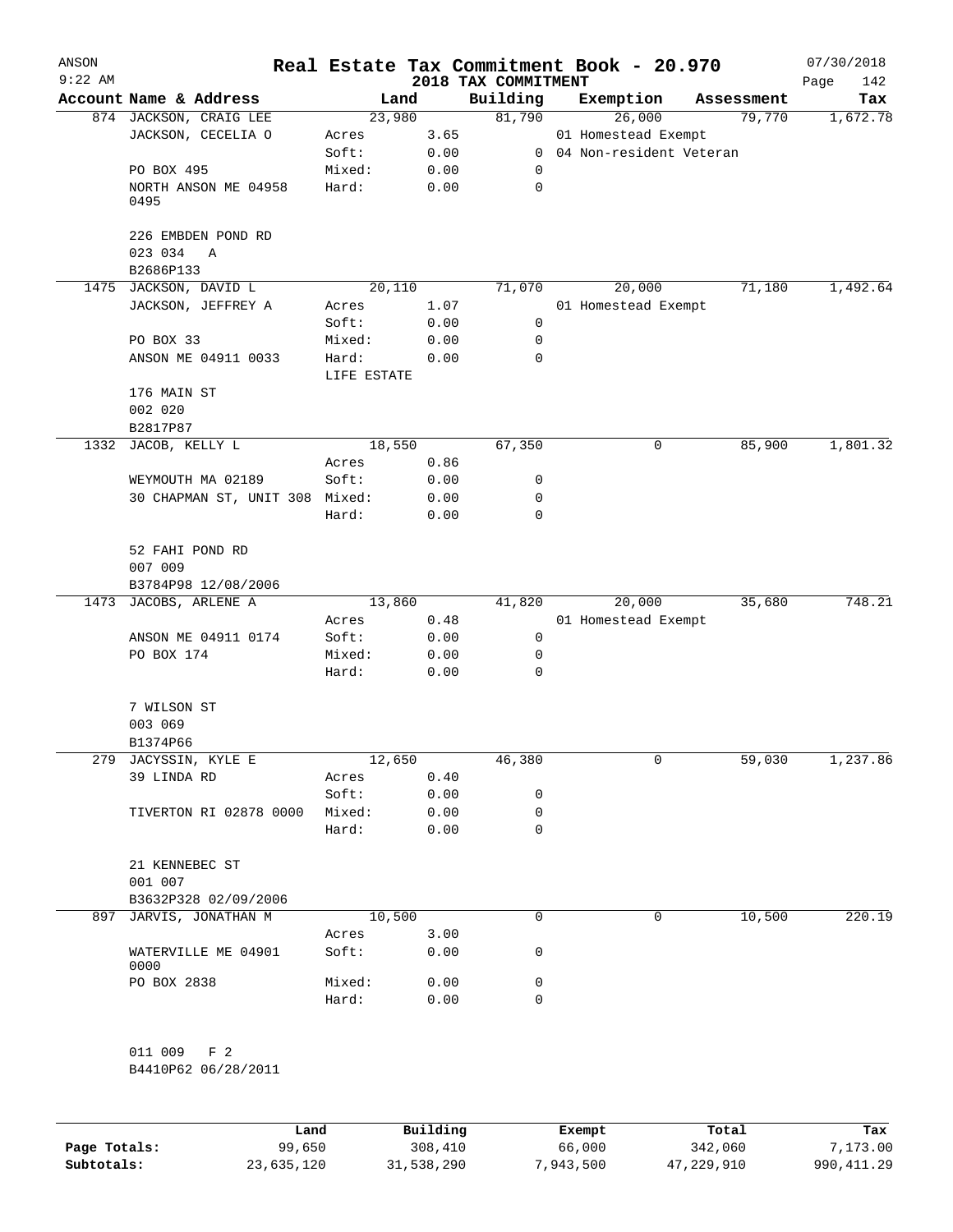ANSON 9:22 AM

# Real Estate Tax Commitment Book - 20.970

## 2018 TAX COMMITMENT

07/30/2018

| Account Name & Address | Land | | Building | Exemption | Assessment | Tax |
|---|---|---|---|---|---|---|
| 874 JACKSON, CRAIG LEE | 23,980 | | 81,790 | 26,000 | 79,770 | 1,672.78 |
| JACKSON, CECELIA O | Acres | 3.65 | | 01 Homestead Exempt | | |
| | Soft: | 0.00 | 0 | 04 Non-resident Veteran | | |
| PO BOX 495 | Mixed: | 0.00 | 0 | | | |
| NORTH ANSON ME 04958 0495 | Hard: | 0.00 | 0 | | | |
| 226 EMBDEN POND RD | | | | | | |
| 023 034 A | | | | | | |
| B2686P133 | | | | | | |
| 1475 JACKSON, DAVID L | 20,110 | | 71,070 | 20,000 | 71,180 | 1,492.64 |
| JACKSON, JEFFREY A | Acres | 1.07 | | 01 Homestead Exempt | | |
| | Soft: | 0.00 | 0 | | | |
| PO BOX 33 | Mixed: | 0.00 | 0 | | | |
| ANSON ME 04911 0033 | Hard: | 0.00 | 0 | | | |
| | LIFE ESTATE | | | | | |
| 176 MAIN ST | | | | | | |
| 002 020 | | | | | | |
| B2817P87 | | | | | | |
| 1332 JACOB, KELLY L | 18,550 | | 67,350 | 0 | 85,900 | 1,801.32 |
| | Acres | 0.86 | | | | |
| WEYMOUTH MA 02189 | Soft: | 0.00 | 0 | | | |
| 30 CHAPMAN ST, UNIT 308 | Mixed: | 0.00 | 0 | | | |
| | Hard: | 0.00 | 0 | | | |
| 52 FAHI POND RD | | | | | | |
| 007 009 | | | | | | |
| B3784P98 12/08/2006 | | | | | | |
| 1473 JACOBS, ARLENE A | 13,860 | | 41,820 | 20,000 | 35,680 | 748.21 |
| | Acres | 0.48 | | 01 Homestead Exempt | | |
| ANSON ME 04911 0174 | Soft: | 0.00 | 0 | | | |
| PO BOX 174 | Mixed: | 0.00 | 0 | | | |
| | Hard: | 0.00 | 0 | | | |
| 7 WILSON ST | | | | | | |
| 003 069 | | | | | | |
| B1374P66 | | | | | | |
| 279 JACYSSIN, KYLE E | 12,650 | | 46,380 | 0 | 59,030 | 1,237.86 |
| 39 LINDA RD | Acres | 0.40 | | | | |
| | Soft: | 0.00 | 0 | | | |
| TIVERTON RI 02878 0000 | Mixed: | 0.00 | 0 | | | |
| | Hard: | 0.00 | 0 | | | |
| 21 KENNEBEC ST | | | | | | |
| 001 007 | | | | | | |
| B3632P328 02/09/2006 | | | | | | |
| 897 JARVIS, JONATHAN M | 10,500 | | 0 | 0 | 10,500 | 220.19 |
| | Acres | 3.00 | | | | |
| WATERVILLE ME 04901 0000 | Soft: | 0.00 | 0 | | | |
| PO BOX 2838 | Mixed: | 0.00 | 0 | | | |
| | Hard: | 0.00 | 0 | | | |
| 011 009 F 2 | | | | | | |
| B4410P62 06/28/2011 | | | | | | |

| | Land | Building | Exempt | Total | Tax |
|---|---|---|---|---|---|
| Page Totals: | 99,650 | 308,410 | 66,000 | 342,060 | 7,173.00 |
| Subtotals: | 23,635,120 | 31,538,290 | 7,943,500 | 47,229,910 | 990,411.29 |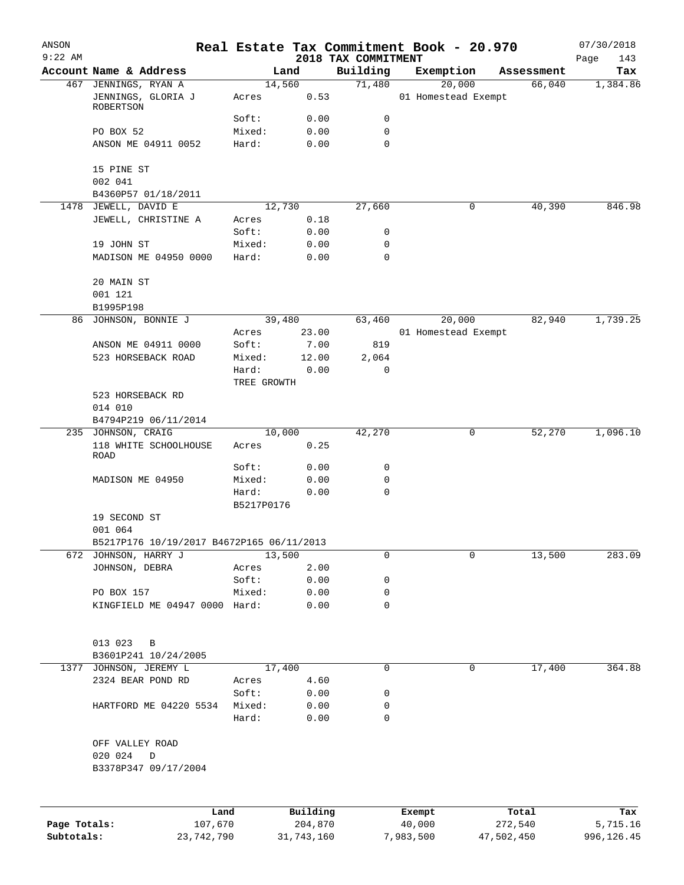ANSON
9:22 AM

# Real Estate Tax Commitment Book - 20.970

## 2018 TAX COMMITMENT

07/30/2018

| Account Name & Address | Land | | Building | Exemption | Assessment | Tax |
|---|---|---|---|---|---|---|
| 467 JENNINGS, RYAN A | 14,560 | | 71,480 | 20,000 | 66,040 | 1,384.86 |
| JENNINGS, GLORIA J ROBERTSON | Acres | 0.53 | | 01 Homestead Exempt | | |
| | Soft: | 0.00 | 0 | | | |
| PO BOX 52 | Mixed: | 0.00 | 0 | | | |
| ANSON ME 04911 0052 | Hard: | 0.00 | 0 | | | |
| 15 PINE ST | | | | | | |
| 002 041 | | | | | | |
| B4360P57 01/18/2011 | | | | | | |
| 1478 JEWELL, DAVID E | 12,730 | | 27,660 | 0 | 40,390 | 846.98 |
| JEWELL, CHRISTINE A | Acres | 0.18 | | | | |
| | Soft: | 0.00 | 0 | | | |
| 19 JOHN ST | Mixed: | 0.00 | 0 | | | |
| MADISON ME 04950 0000 | Hard: | 0.00 | 0 | | | |
| 20 MAIN ST | | | | | | |
| 001 121 | | | | | | |
| B1995P198 | | | | | | |
| 86 JOHNSON, BONNIE J | 39,480 | | 63,460 | 20,000 | 82,940 | 1,739.25 |
| | Acres | 23.00 | | 01 Homestead Exempt | | |
| ANSON ME 04911 0000 | Soft: | 7.00 | 819 | | | |
| 523 HORSEBACK ROAD | Mixed: | 12.00 | 2,064 | | | |
| | Hard: | 0.00 | 0 | | | |
| | TREE GROWTH | | | | | |
| 523 HORSEBACK RD | | | | | | |
| 014 010 | | | | | | |
| B4794P219 06/11/2014 | | | | | | |
| 235 JOHNSON, CRAIG | 10,000 | | 42,270 | 0 | 52,270 | 1,096.10 |
| 118 WHITE SCHOOLHOUSE ROAD | Acres | 0.25 | | | | |
| | Soft: | 0.00 | 0 | | | |
| MADISON ME 04950 | Mixed: | 0.00 | 0 | | | |
| | Hard: | 0.00 | 0 | | | |
| | B5217P0176 | | | | | |
| 19 SECOND ST | | | | | | |
| 001 064 | | | | | | |
| B5217P176 10/19/2017 B4672P165 06/11/2013 | | | | | | |
| 672 JOHNSON, HARRY J | 13,500 | | 0 | 0 | 13,500 | 283.09 |
| JOHNSON, DEBRA | Acres | 2.00 | | | | |
| | Soft: | 0.00 | 0 | | | |
| PO BOX 157 | Mixed: | 0.00 | 0 | | | |
| KINGFIELD ME 04947 0000 | Hard: | 0.00 | 0 | | | |
| 013 023 B | | | | | | |
| B3601P241 10/24/2005 | | | | | | |
| 1377 JOHNSON, JEREMY L | 17,400 | | 0 | 0 | 17,400 | 364.88 |
| 2324 BEAR POND RD | Acres | 4.60 | | | | |
| | Soft: | 0.00 | 0 | | | |
| HARTFORD ME 04220 5534 | Mixed: | 0.00 | 0 | | | |
| | Hard: | 0.00 | 0 | | | |
| OFF VALLEY ROAD | | | | | | |
| 020 024 D | | | | | | |
| B3378P347 09/17/2004 | | | | | | |

| | Land | Building | Exempt | Total | Tax |
|---|---|---|---|---|---|
| Page Totals: | 107,670 | 204,870 | 40,000 | 272,540 | 5,715.16 |
| Subtotals: | 23,742,790 | 31,743,160 | 7,983,500 | 47,502,450 | 996,126.45 |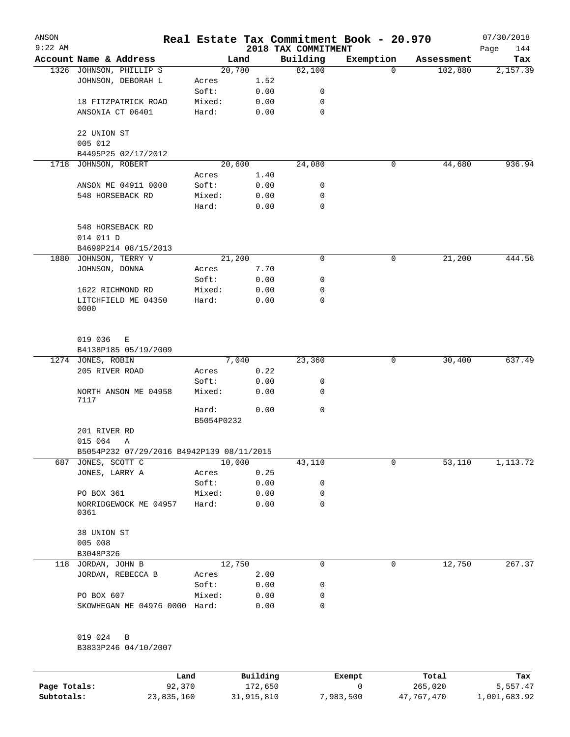# Real Estate Tax Commitment Book - 20.970

ANSON
9:22 AM

## 2018 TAX COMMITMENT

07/30/2018

| Account | Name & Address | | Land | Building | Exemption | Assessment | Tax |
|---|---|---|---|---|---|---|---|
| 1326 | JOHNSON, PHILLIP S | | 20,780 | 82,100 | 0 | 102,880 | 2,157.39 |
| | JOHNSON, DEBORAH L | Acres | 1.52 | | | | |
| | | Soft: | 0.00 | 0 | | | |
| | 18 FITZPATRICK ROAD | Mixed: | 0.00 | 0 | | | |
| | ANSONIA CT 06401 | Hard: | 0.00 | 0 | | | |
| | 22 UNION ST | | | | | | |
| | 005 012 | | | | | | |
| | B4495P25 02/17/2012 | | | | | | |
| 1718 | JOHNSON, ROBERT | | 20,600 | 24,080 | 0 | 44,680 | 936.94 |
| | | Acres | 1.40 | | | | |
| | ANSON ME 04911 0000 | Soft: | 0.00 | 0 | | | |
| | 548 HORSEBACK RD | Mixed: | 0.00 | 0 | | | |
| | | Hard: | 0.00 | 0 | | | |
| | 548 HORSEBACK RD | | | | | | |
| | 014 011 D | | | | | | |
| | B4699P214 08/15/2013 | | | | | | |
| 1880 | JOHNSON, TERRY V | | 21,200 | 0 | 0 | 21,200 | 444.56 |
| | JOHNSON, DONNA | Acres | 7.70 | | | | |
| | | Soft: | 0.00 | 0 | | | |
| | 1622 RICHMOND RD | Mixed: | 0.00 | 0 | | | |
| | LITCHFIELD ME 04350 0000 | Hard: | 0.00 | 0 | | | |
| | 019 036 E | | | | | | |
| | B4138P185 05/19/2009 | | | | | | |
| 1274 | JONES, ROBIN | | 7,040 | 23,360 | 0 | 30,400 | 637.49 |
| | 205 RIVER ROAD | Acres | 0.22 | | | | |
| | | Soft: | 0.00 | 0 | | | |
| | NORTH ANSON ME 04958 7117 | Mixed: | 0.00 | 0 | | | |
| | | Hard: | 0.00 | 0 | | | |
| | | B5054P0232 | | | | | |
| | 201 RIVER RD | | | | | | |
| | 015 064 A | | | | | | |
| | B5054P232 07/29/2016 B4942P139 08/11/2015 | | | | | | |
| 687 | JONES, SCOTT C | | 10,000 | 43,110 | 0 | 53,110 | 1,113.72 |
| | JONES, LARRY A | Acres | 0.25 | | | | |
| | | Soft: | 0.00 | 0 | | | |
| | PO BOX 361 | Mixed: | 0.00 | 0 | | | |
| | NORRIDGEWOCK ME 04957 0361 | Hard: | 0.00 | 0 | | | |
| | 38 UNION ST | | | | | | |
| | 005 008 | | | | | | |
| | B3048P326 | | | | | | |
| 118 | JORDAN, JOHN B | | 12,750 | 0 | 0 | 12,750 | 267.37 |
| | JORDAN, REBECCA B | Acres | 2.00 | | | | |
| | | Soft: | 0.00 | 0 | | | |
| | PO BOX 607 | Mixed: | 0.00 | 0 | | | |
| | SKOWHEGAN ME 04976 0000 | Hard: | 0.00 | 0 | | | |
| | 019 024 B | | | | | | |
| | B3833P246 04/10/2007 | | | | | | |

| | Land | Building | Exempt | Total | Tax |
|---|---|---|---|---|---|
| Page Totals: | 92,370 | 172,650 | 0 | 265,020 | 5,557.47 |
| Subtotals: | 23,835,160 | 31,915,810 | 7,983,500 | 47,767,470 | 1,001,683.92 |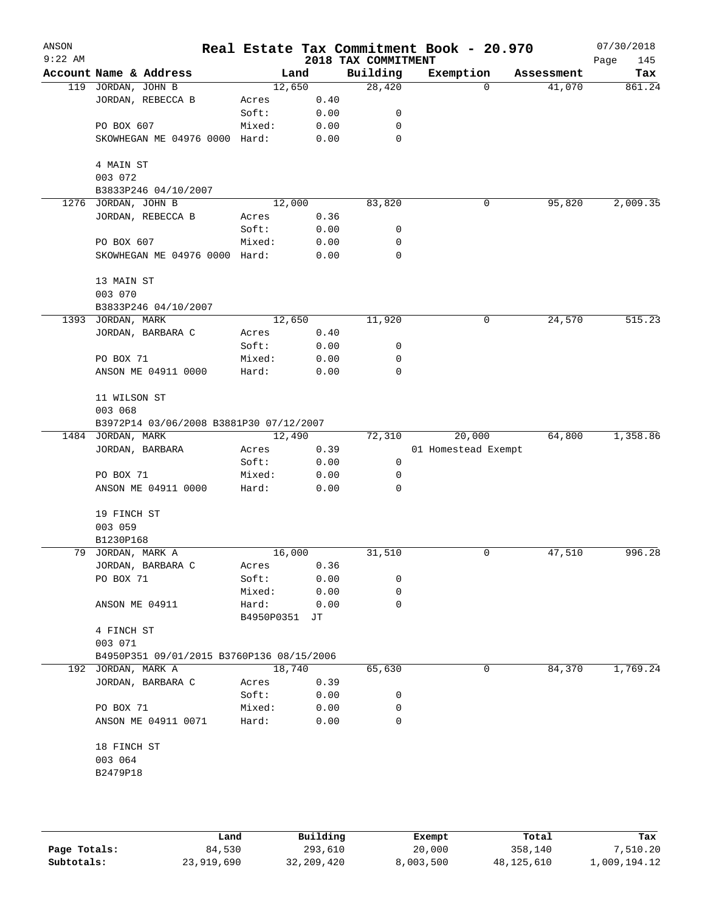ANSON 9:22 AM

# Real Estate Tax Commitment Book - 20.970

## 2018 TAX COMMITMENT

07/30/2018

| Account Name & Address | | Land | Building | Exemption | Assessment | Tax |
|---|---|---|---|---|---|---|
| 119 JORDAN, JOHN B | | 12,650 | 28,420 | 0 | 41,070 | 861.24 |
| JORDAN, REBECCA B | Acres | 0.40 | | | | |
| | Soft: | 0.00 | 0 | | | |
| PO BOX 607 | Mixed: | 0.00 | 0 | | | |
| SKOWHEGAN ME 04976 0000 | Hard: | 0.00 | 0 | | | |
| 4 MAIN ST | | | | | | |
| 003 072 | | | | | | |
| B3833P246 04/10/2007 | | | | | | |
| 1276 JORDAN, JOHN B | | 12,000 | 83,820 | 0 | 95,820 | 2,009.35 |
| JORDAN, REBECCA B | Acres | 0.36 | | | | |
| | Soft: | 0.00 | 0 | | | |
| PO BOX 607 | Mixed: | 0.00 | 0 | | | |
| SKOWHEGAN ME 04976 0000 | Hard: | 0.00 | 0 | | | |
| 13 MAIN ST | | | | | | |
| 003 070 | | | | | | |
| B3833P246 04/10/2007 | | | | | | |
| 1393 JORDAN, MARK | | 12,650 | 11,920 | 0 | 24,570 | 515.23 |
| JORDAN, BARBARA C | Acres | 0.40 | | | | |
| | Soft: | 0.00 | 0 | | | |
| PO BOX 71 | Mixed: | 0.00 | 0 | | | |
| ANSON ME 04911 0000 | Hard: | 0.00 | 0 | | | |
| 11 WILSON ST | | | | | | |
| 003 068 | | | | | | |
| B3972P14 03/06/2008 B3881P30 07/12/2007 | | | | | | |
| 1484 JORDAN, MARK | | 12,490 | 72,310 | 20,000 | 64,800 | 1,358.86 |
| JORDAN, BARBARA | Acres | 0.39 | | 01 Homestead Exempt | | |
| | Soft: | 0.00 | 0 | | | |
| PO BOX 71 | Mixed: | 0.00 | 0 | | | |
| ANSON ME 04911 0000 | Hard: | 0.00 | 0 | | | |
| 19 FINCH ST | | | | | | |
| 003 059 | | | | | | |
| B1230P168 | | | | | | |
| 79 JORDAN, MARK A | | 16,000 | 31,510 | 0 | 47,510 | 996.28 |
| JORDAN, BARBARA C | Acres | 0.36 | | | | |
| PO BOX 71 | Soft: | 0.00 | 0 | | | |
| | Mixed: | 0.00 | 0 | | | |
| ANSON ME 04911 | Hard: | 0.00 | 0 | | | |
| | B4950P0351 JT | | | | | |
| 4 FINCH ST | | | | | | |
| 003 071 | | | | | | |
| B4950P351 09/01/2015 B3760P136 08/15/2006 | | | | | | |
| 192 JORDAN, MARK A | | 18,740 | 65,630 | 0 | 84,370 | 1,769.24 |
| JORDAN, BARBARA C | Acres | 0.39 | | | | |
| | Soft: | 0.00 | 0 | | | |
| PO BOX 71 | Mixed: | 0.00 | 0 | | | |
| ANSON ME 04911 0071 | Hard: | 0.00 | 0 | | | |
| 18 FINCH ST | | | | | | |
| 003 064 | | | | | | |
| B2479P18 | | | | | | |

| | Land | Building | Exempt | Total | Tax |
|---|---|---|---|---|---|
| Page Totals: | 84,530 | 293,610 | 20,000 | 358,140 | 7,510.20 |
| Subtotals: | 23,919,690 | 32,209,420 | 8,003,500 | 48,125,610 | 1,009,194.12 |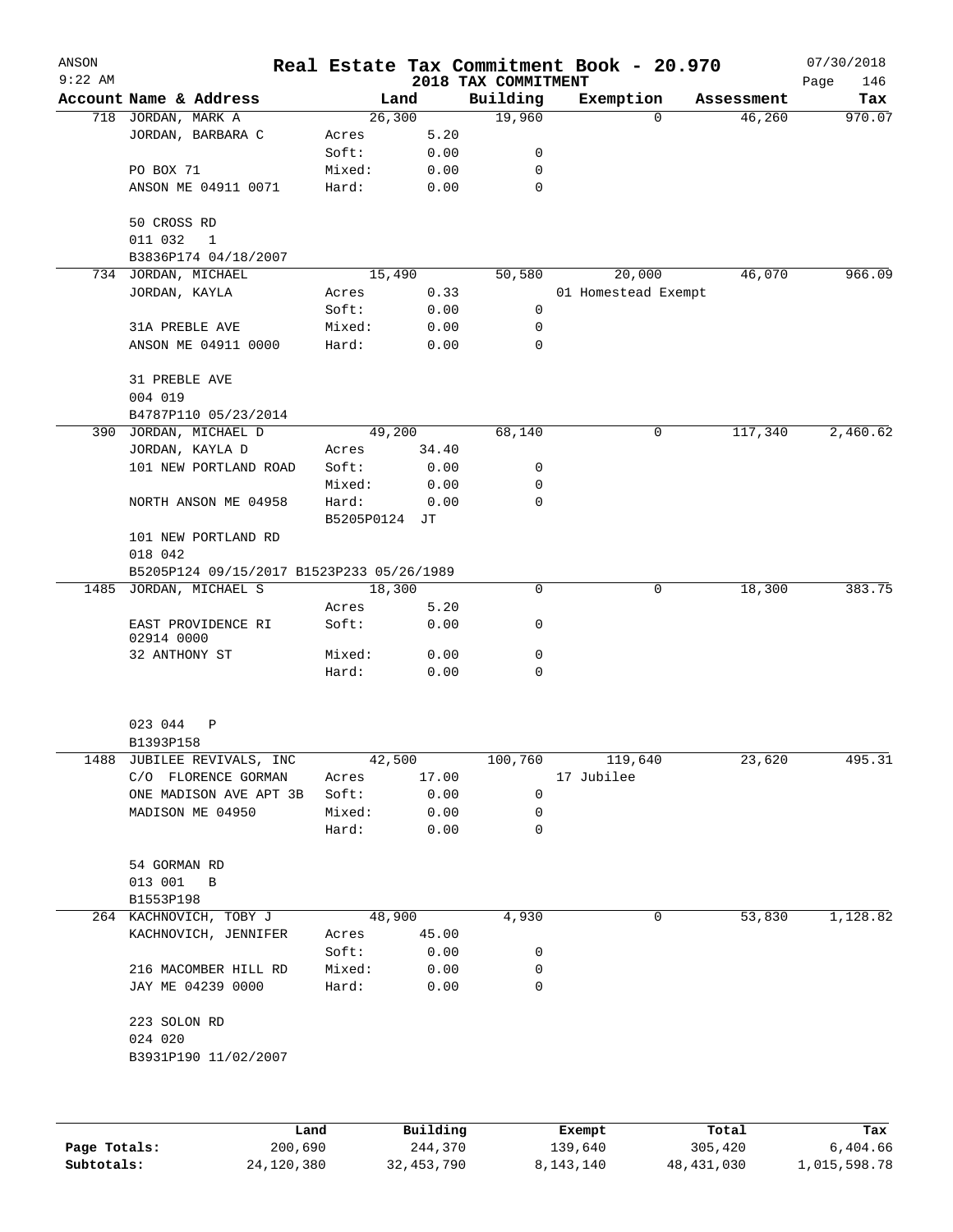ANSON
9:22 AM

# Real Estate Tax Commitment Book - 20.970
## 2018 TAX COMMITMENT

07/30/2018

| Account Name & Address | | Land | Building | Exemption | Assessment | Tax |
|---|---|---|---|---|---|---|
| 718 JORDAN, MARK A | | 26,300 | 19,960 | 0 | 46,260 | 970.07 |
| JORDAN, BARBARA C | Acres | 5.20 | | | | |
| | Soft: | 0.00 | 0 | | | |
| PO BOX 71 | Mixed: | 0.00 | 0 | | | |
| ANSON ME 04911 0071 | Hard: | 0.00 | 0 | | | |
| 50 CROSS RD | | | | | | |
| 011 032 1 | | | | | | |
| B3836P174 04/18/2007 | | | | | | |
| 734 JORDAN, MICHAEL | | 15,490 | 50,580 | 20,000 | 46,070 | 966.09 |
| JORDAN, KAYLA | Acres | 0.33 | | 01 Homestead Exempt | | |
| | Soft: | 0.00 | 0 | | | |
| 31A PREBLE AVE | Mixed: | 0.00 | 0 | | | |
| ANSON ME 04911 0000 | Hard: | 0.00 | 0 | | | |
| 31 PREBLE AVE | | | | | | |
| 004 019 | | | | | | |
| B4787P110 05/23/2014 | | | | | | |
| 390 JORDAN, MICHAEL D | | 49,200 | 68,140 | 0 | 117,340 | 2,460.62 |
| JORDAN, KAYLA D | Acres | 34.40 | | | | |
| 101 NEW PORTLAND ROAD | Soft: | 0.00 | 0 | | | |
| | Mixed: | 0.00 | 0 | | | |
| NORTH ANSON ME 04958 | Hard: | 0.00 | 0 | | | |
| | B5205P0124 JT | | | | | |
| 101 NEW PORTLAND RD | | | | | | |
| 018 042 | | | | | | |
| B5205P124 09/15/2017 B1523P233 05/26/1989 | | | | | | |
| 1485 JORDAN, MICHAEL S | | 18,300 | 0 | 0 | 18,300 | 383.75 |
| | Acres | 5.20 | | | | |
| EAST PROVIDENCE RI 02914 0000 | Soft: | 0.00 | 0 | | | |
| 32 ANTHONY ST | Mixed: | 0.00 | 0 | | | |
| | Hard: | 0.00 | 0 | | | |
| 023 044 P | | | | | | |
| B1393P158 | | | | | | |
| 1488 JUBILEE REVIVALS, INC | | 42,500 | 100,760 | 119,640 | 23,620 | 495.31 |
| C/O FLORENCE GORMAN | Acres | 17.00 | | 17 Jubilee | | |
| ONE MADISON AVE APT 3B | Soft: | 0.00 | 0 | | | |
| MADISON ME 04950 | Mixed: | 0.00 | 0 | | | |
| | Hard: | 0.00 | 0 | | | |
| 54 GORMAN RD | | | | | | |
| 013 001 B | | | | | | |
| B1553P198 | | | | | | |
| 264 KACHNOVICH, TOBY J | | 48,900 | 4,930 | 0 | 53,830 | 1,128.82 |
| KACHNOVICH, JENNIFER | Acres | 45.00 | | | | |
| | Soft: | 0.00 | 0 | | | |
| 216 MACOMBER HILL RD | Mixed: | 0.00 | 0 | | | |
| JAY ME 04239 0000 | Hard: | 0.00 | 0 | | | |
| 223 SOLON RD | | | | | | |
| 024 020 | | | | | | |
| B3931P190 11/02/2007 | | | | | | |

| | Land | Building | Exempt | Total | Tax |
|---|---|---|---|---|---|
| Page Totals: | 200,690 | 244,370 | 139,640 | 305,420 | 6,404.66 |
| Subtotals: | 24,120,380 | 32,453,790 | 8,143,140 | 48,431,030 | 1,015,598.78 |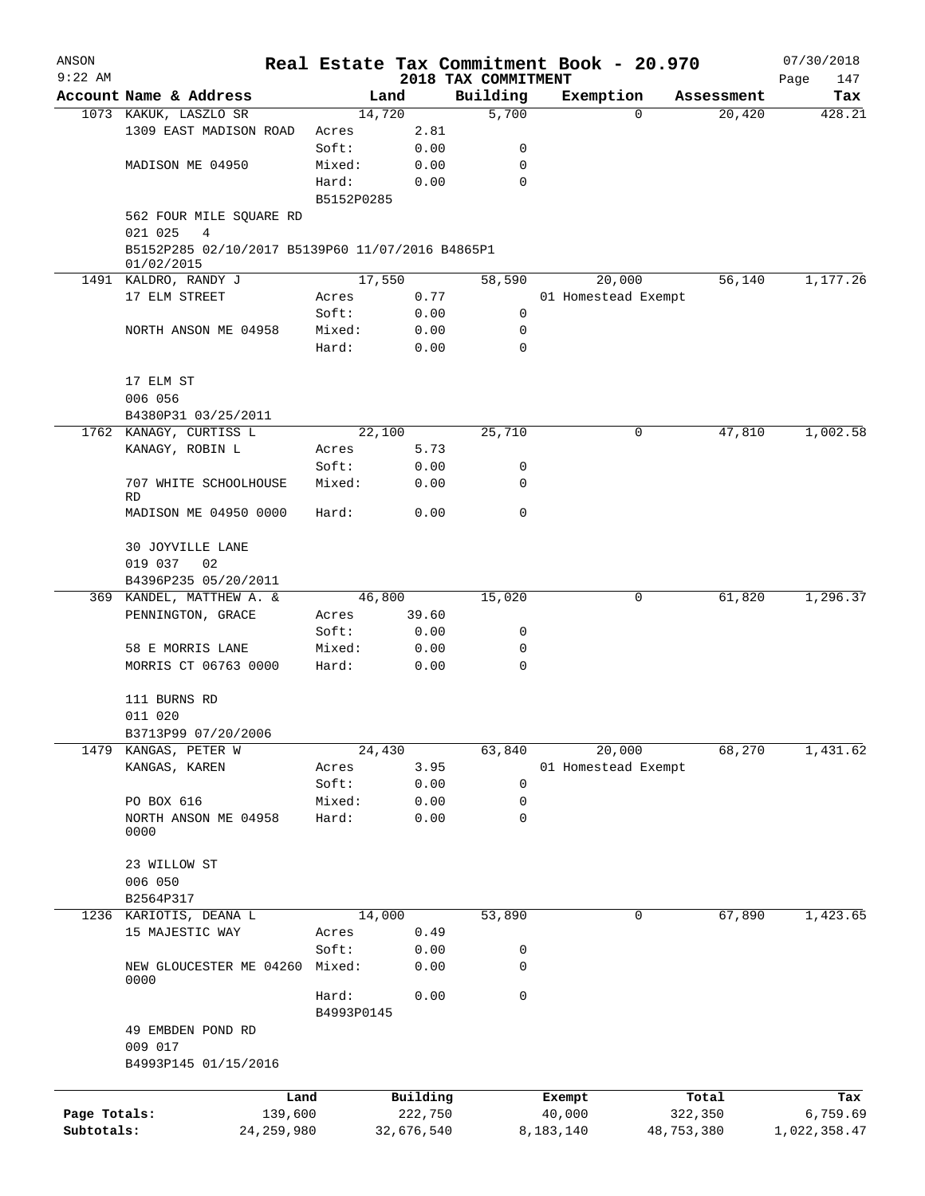ANSON
9:22 AM

# Real Estate Tax Commitment Book - 20.970

2018 TAX COMMITMENT

07/30/2018

| Account Name & Address | Land | | Building | Exemption | Assessment | Tax |
|---|---|---|---|---|---|---|
| 1073 KAKUK, LASZLO SR | 14,720 | | 5,700 | 0 | 20,420 | 428.21 |
| 1309 EAST MADISON ROAD | Acres | 2.81 | | | | |
| | Soft: | 0.00 | 0 | | | |
| MADISON ME 04950 | Mixed: | 0.00 | 0 | | | |
| | Hard: | 0.00 | 0 | | | |
| | B5152P0285 | | | | | |
| 562 FOUR MILE SQUARE RD | | | | | | |
| 021 025 4 | | | | | | |
| B5152P285 02/10/2017 B5139P60 11/07/2016 B4865P1 01/02/2015 | | | | | | |
| 1491 KALDRO, RANDY J | 17,550 | | 58,590 | 20,000 | 56,140 | 1,177.26 |
| 17 ELM STREET | Acres | 0.77 | | 01 Homestead Exempt | | |
| | Soft: | 0.00 | 0 | | | |
| NORTH ANSON ME 04958 | Mixed: | 0.00 | 0 | | | |
| | Hard: | 0.00 | 0 | | | |
| 17 ELM ST | | | | | | |
| 006 056 | | | | | | |
| B4380P31 03/25/2011 | | | | | | |
| 1762 KANAGY, CURTISS L | 22,100 | | 25,710 | 0 | 47,810 | 1,002.58 |
| KANAGY, ROBIN L | Acres | 5.73 | | | | |
| | Soft: | 0.00 | 0 | | | |
| 707 WHITE SCHOOLHOUSE RD | Mixed: | 0.00 | 0 | | | |
| MADISON ME 04950 0000 | Hard: | 0.00 | 0 | | | |
| 30 JOYVILLE LANE | | | | | | |
| 019 037 02 | | | | | | |
| B4396P235 05/20/2011 | | | | | | |
| 369 KANDEL, MATTHEW A. & | 46,800 | | 15,020 | 0 | 61,820 | 1,296.37 |
| PENNINGTON, GRACE | Acres | 39.60 | | | | |
| | Soft: | 0.00 | 0 | | | |
| 58 E MORRIS LANE | Mixed: | 0.00 | 0 | | | |
| MORRIS CT 06763 0000 | Hard: | 0.00 | 0 | | | |
| 111 BURNS RD | | | | | | |
| 011 020 | | | | | | |
| B3713P99 07/20/2006 | | | | | | |
| 1479 KANGAS, PETER W | 24,430 | | 63,840 | 20,000 | 68,270 | 1,431.62 |
| KANGAS, KAREN | Acres | 3.95 | | 01 Homestead Exempt | | |
| | Soft: | 0.00 | 0 | | | |
| PO BOX 616 | Mixed: | 0.00 | 0 | | | |
| NORTH ANSON ME 04958 0000 | Hard: | 0.00 | 0 | | | |
| 23 WILLOW ST | | | | | | |
| 006 050 | | | | | | |
| B2564P317 | | | | | | |
| 1236 KARIOTIS, DEANA L | 14,000 | | 53,890 | 0 | 67,890 | 1,423.65 |
| 15 MAJESTIC WAY | Acres | 0.49 | | | | |
| | Soft: | 0.00 | 0 | | | |
| NEW GLOUCESTER ME 04260 0000 | Mixed: | 0.00 | 0 | | | |
| | Hard: | 0.00 | 0 | | | |
| | B4993P0145 | | | | | |
| 49 EMBDEN POND RD | | | | | | |
| 009 017 | | | | | | |
| B4993P145 01/15/2016 | | | | | | |

| | Land | Building | Exempt | Total | Tax |
|---|---|---|---|---|---|
| Page Totals: | 139,600 | 222,750 | 40,000 | 322,350 | 6,759.69 |
| Subtotals: | 24,259,980 | 32,676,540 | 8,183,140 | 48,753,380 | 1,022,358.47 |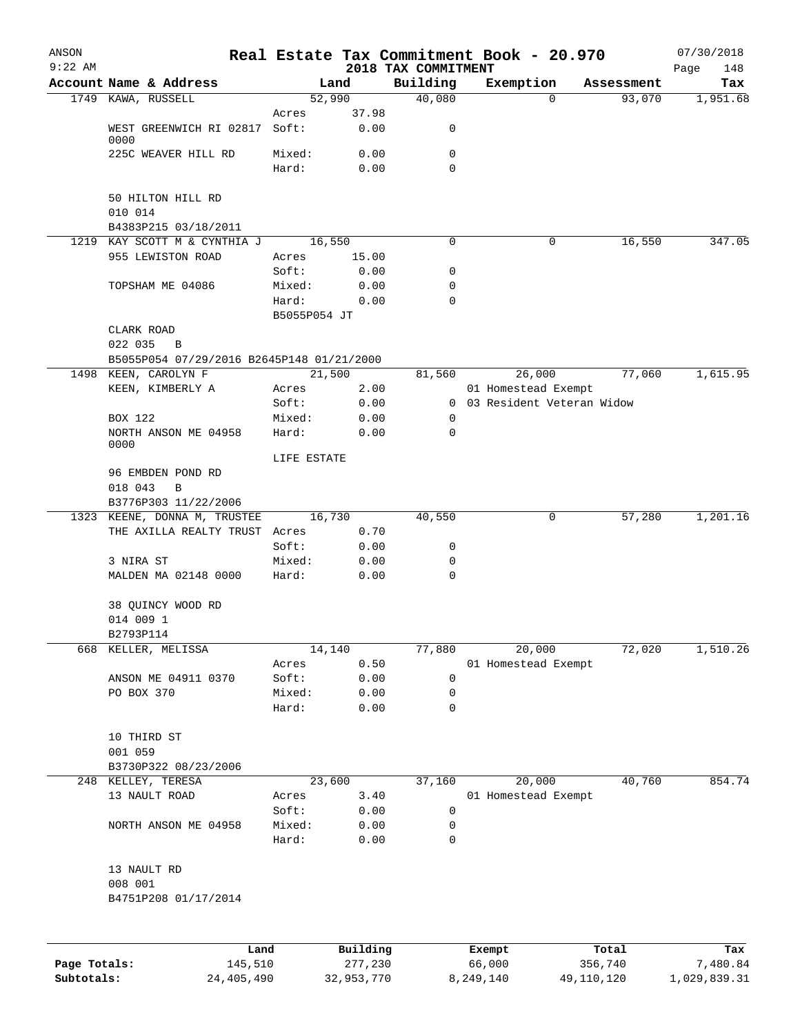ANSON  9:22 AM

# Real Estate Tax Commitment Book - 20.970

2018 TAX COMMITMENT

07/30/2018

| Account Name & Address | | Land | Building | Exemption | Assessment | Tax |
|---|---|---|---|---|---|---|
| 1749 KAWA, RUSSELL | | 52,990 | 40,080 | 0 | 93,070 | 1,951.68 |
| | Acres | 37.98 | | | | |
| WEST GREENWICH RI 02817 0000 | Soft: | 0.00 | 0 | | | |
| 225C WEAVER HILL RD | Mixed: | 0.00 | 0 | | | |
| | Hard: | 0.00 | 0 | | | |
| 50 HILTON HILL RD | | | | | | |
| 010 014 | | | | | | |
| B4383P215 03/18/2011 | | | | | | |
| 1219 KAY SCOTT M & CYNTHIA J | | 16,550 | 0 | 0 | 16,550 | 347.05 |
| 955 LEWISTON ROAD | Acres | 15.00 | | | | |
| | Soft: | 0.00 | 0 | | | |
| TOPSHAM ME 04086 | Mixed: | 0.00 | 0 | | | |
| | Hard: | 0.00 | 0 | | | |
| | B5055P054 JT | | | | | |
| CLARK ROAD | | | | | | |
| 022 035 B | | | | | | |
| B5055P054 07/29/2016 B2645P148 01/21/2000 | | | | | | |
| 1498 KEEN, CAROLYN F | | 21,500 | 81,560 | 26,000 | 77,060 | 1,615.95 |
| KEEN, KIMBERLY A | Acres | 2.00 | | 01 Homestead Exempt | | |
| | Soft: | 0.00 | 0 | 03 Resident Veteran Widow | | |
| BOX 122 | Mixed: | 0.00 | 0 | | | |
| NORTH ANSON ME 04958 0000 | Hard: | 0.00 | 0 | | | |
| | LIFE ESTATE | | | | | |
| 96 EMBDEN POND RD | | | | | | |
| 018 043 B | | | | | | |
| B3776P303 11/22/2006 | | | | | | |
| 1323 KEENE, DONNA M, TRUSTEE | | 16,730 | 40,550 | 0 | 57,280 | 1,201.16 |
| THE AXILLA REALTY TRUST | Acres | 0.70 | | | | |
| | Soft: | 0.00 | 0 | | | |
| 3 NIRA ST | Mixed: | 0.00 | 0 | | | |
| MALDEN MA 02148 0000 | Hard: | 0.00 | 0 | | | |
| 38 QUINCY WOOD RD | | | | | | |
| 014 009 1 | | | | | | |
| B2793P114 | | | | | | |
| 668 KELLER, MELISSA | | 14,140 | 77,880 | 20,000 | 72,020 | 1,510.26 |
| | Acres | 0.50 | | 01 Homestead Exempt | | |
| ANSON ME 04911 0370 | Soft: | 0.00 | 0 | | | |
| PO BOX 370 | Mixed: | 0.00 | 0 | | | |
| | Hard: | 0.00 | 0 | | | |
| 10 THIRD ST | | | | | | |
| 001 059 | | | | | | |
| B3730P322 08/23/2006 | | | | | | |
| 248 KELLEY, TERESA | | 23,600 | 37,160 | 20,000 | 40,760 | 854.74 |
| 13 NAULT ROAD | Acres | 3.40 | | 01 Homestead Exempt | | |
| | Soft: | 0.00 | 0 | | | |
| NORTH ANSON ME 04958 | Mixed: | 0.00 | 0 | | | |
| | Hard: | 0.00 | 0 | | | |
| 13 NAULT RD | | | | | | |
| 008 001 | | | | | | |
| B4751P208 01/17/2014 | | | | | | |

| | Land | Building | Exempt | Total | Tax |
|---|---|---|---|---|---|
| Page Totals: | 145,510 | 277,230 | 66,000 | 356,740 | 7,480.84 |
| Subtotals: | 24,405,490 | 32,953,770 | 8,249,140 | 49,110,120 | 1,029,839.31 |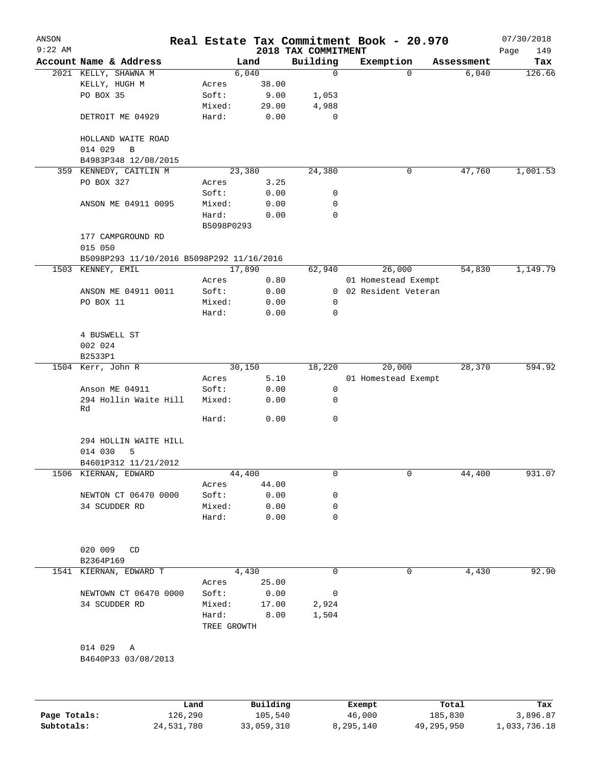ANSON 9:22 AM

# Real Estate Tax Commitment Book - 20.970

## 2018 TAX COMMITMENT

07/30/2018 Page 149

| Account Name & Address | | Land | Building | Exemption | Assessment | Tax |
|---|---|---|---|---|---|---|
| 2021 KELLY, SHAWNA M | | 6,040 | 0 | 0 | 6,040 | 126.66 |
| KELLY, HUGH M | Acres | 38.00 | | | | |
| PO BOX 35 | Soft: | 9.00 | 1,053 | | | |
| | Mixed: | 29.00 | 4,988 | | | |
| DETROIT ME 04929 | Hard: | 0.00 | 0 | | | |
| HOLLAND WAITE ROAD | | | | | | |
| 014 029 B | | | | | | |
| B4983P348 12/08/2015 | | | | | | |
| 359 KENNEDY, CAITLIN M | | 23,380 | 24,380 | 0 | 47,760 | 1,001.53 |
| PO BOX 327 | Acres | 3.25 | | | | |
| | Soft: | 0.00 | 0 | | | |
| ANSON ME 04911 0095 | Mixed: | 0.00 | 0 | | | |
| | Hard: | 0.00 | 0 | | | |
| | B5098P0293 | | | | | |
| 177 CAMPGROUND RD | | | | | | |
| 015 050 | | | | | | |
| B5098P293 11/10/2016 B5098P292 11/16/2016 | | | | | | |
| 1503 KENNEY, EMIL | | 17,890 | 62,940 | 26,000 | 54,830 | 1,149.79 |
| | Acres | 0.80 | | 01 Homestead Exempt | | |
| ANSON ME 04911 0011 | Soft: | 0.00 | 0 | 02 Resident Veteran | | |
| PO BOX 11 | Mixed: | 0.00 | 0 | | | |
| | Hard: | 0.00 | 0 | | | |
| 4 BUSWELL ST | | | | | | |
| 002 024 | | | | | | |
| B2533P1 | | | | | | |
| 1504 Kerr, John R | | 30,150 | 18,220 | 20,000 | 28,370 | 594.92 |
| | Acres | 5.10 | | 01 Homestead Exempt | | |
| Anson ME 04911 | Soft: | 0.00 | 0 | | | |
| 294 Hollin Waite Hill Rd | Mixed: | 0.00 | 0 | | | |
| | Hard: | 0.00 | 0 | | | |
| 294 HOLLIN WAITE HILL | | | | | | |
| 014 030 5 | | | | | | |
| B4601P312 11/21/2012 | | | | | | |
| 1506 KIERNAN, EDWARD | | 44,400 | 0 | 0 | 44,400 | 931.07 |
| | Acres | 44.00 | | | | |
| NEWTON CT 06470 0000 | Soft: | 0.00 | 0 | | | |
| 34 SCUDDER RD | Mixed: | 0.00 | 0 | | | |
| | Hard: | 0.00 | 0 | | | |
| 020 009 CD | | | | | | |
| B2364P169 | | | | | | |
| 1541 KIERNAN, EDWARD T | | 4,430 | 0 | 0 | 4,430 | 92.90 |
| | Acres | 25.00 | | | | |
| NEWTOWN CT 06470 0000 | Soft: | 0.00 | 0 | | | |
| 34 SCUDDER RD | Mixed: | 17.00 | 2,924 | | | |
| | Hard: | 8.00 | 1,504 | | | |
| | TREE GROWTH | | | | | |
| 014 029 A | | | | | | |
| B4640P33 03/08/2013 | | | | | | |

| | Land | Building | Exempt | Total | Tax |
|---|---|---|---|---|---|
| Page Totals: | 126,290 | 105,540 | 46,000 | 185,830 | 3,896.87 |
| Subtotals: | 24,531,780 | 33,059,310 | 8,295,140 | 49,295,950 | 1,033,736.18 |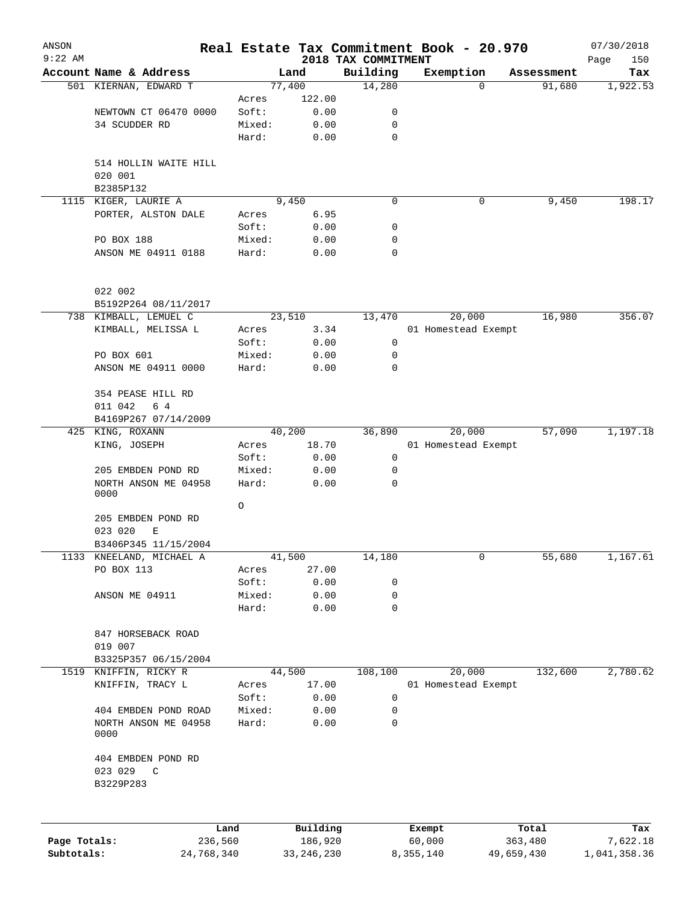# Real Estate Tax Commitment Book - 20.970

ANSON 9:22 AM — 2018 TAX COMMITMENT — 07/30/2018

| Account Name & Address | | Land | Building | Exemption | Assessment | Tax |
|---|---|---|---|---|---|---|
| 501 KIERNAN, EDWARD T | | 77,400 | 14,280 | 0 | 91,680 | 1,922.53 |
| | Acres | 122.00 | | | | |
| NEWTOWN CT 06470 0000 | Soft: | 0.00 | 0 | | | |
| 34 SCUDDER RD | Mixed: | 0.00 | 0 | | | |
| | Hard: | 0.00 | 0 | | | |
| 514 HOLLIN WAITE HILL | | | | | | |
| 020 001 | | | | | | |
| B2385P132 | | | | | | |
| 1115 KIGER, LAURIE A | | 9,450 | 0 | 0 | 9,450 | 198.17 |
| PORTER, ALSTON DALE | Acres | 6.95 | | | | |
| | Soft: | 0.00 | 0 | | | |
| PO BOX 188 | Mixed: | 0.00 | 0 | | | |
| ANSON ME 04911 0188 | Hard: | 0.00 | 0 | | | |
| 022 002 | | | | | | |
| B5192P264 08/11/2017 | | | | | | |
| 738 KIMBALL, LEMUEL C | | 23,510 | 13,470 | 20,000 | 16,980 | 356.07 |
| KIMBALL, MELISSA L | Acres | 3.34 | | 01 Homestead Exempt | | |
| | Soft: | 0.00 | 0 | | | |
| PO BOX 601 | Mixed: | 0.00 | 0 | | | |
| ANSON ME 04911 0000 | Hard: | 0.00 | 0 | | | |
| 354 PEASE HILL RD | | | | | | |
| 011 042 6 4 | | | | | | |
| B4169P267 07/14/2009 | | | | | | |
| 425 KING, ROXANN | | 40,200 | 36,890 | 20,000 | 57,090 | 1,197.18 |
| KING, JOSEPH | Acres | 18.70 | | 01 Homestead Exempt | | |
| | Soft: | 0.00 | 0 | | | |
| 205 EMBDEN POND RD | Mixed: | 0.00 | 0 | | | |
| NORTH ANSON ME 04958 0000 | Hard: | 0.00 | 0 | | | |
| | O | | | | | |
| 205 EMBDEN POND RD | | | | | | |
| 023 020 E | | | | | | |
| B3406P345 11/15/2004 | | | | | | |
| 1133 KNEELAND, MICHAEL A | | 41,500 | 14,180 | 0 | 55,680 | 1,167.61 |
| PO BOX 113 | Acres | 27.00 | | | | |
| | Soft: | 0.00 | 0 | | | |
| ANSON ME 04911 | Mixed: | 0.00 | 0 | | | |
| | Hard: | 0.00 | 0 | | | |
| 847 HORSEBACK ROAD | | | | | | |
| 019 007 | | | | | | |
| B3325P357 06/15/2004 | | | | | | |
| 1519 KNIFFIN, RICKY R | | 44,500 | 108,100 | 20,000 | 132,600 | 2,780.62 |
| KNIFFIN, TRACY L | Acres | 17.00 | | 01 Homestead Exempt | | |
| | Soft: | 0.00 | 0 | | | |
| 404 EMBDEN POND ROAD | Mixed: | 0.00 | 0 | | | |
| NORTH ANSON ME 04958 0000 | Hard: | 0.00 | 0 | | | |
| 404 EMBDEN POND RD | | | | | | |
| 023 029 C | | | | | | |
| B3229P283 | | | | | | |

| | Land | Building | Exempt | Total | Tax |
|---|---|---|---|---|---|
| Page Totals: | 236,560 | 186,920 | 60,000 | 363,480 | 7,622.18 |
| Subtotals: | 24,768,340 | 33,246,230 | 8,355,140 | 49,659,430 | 1,041,358.36 |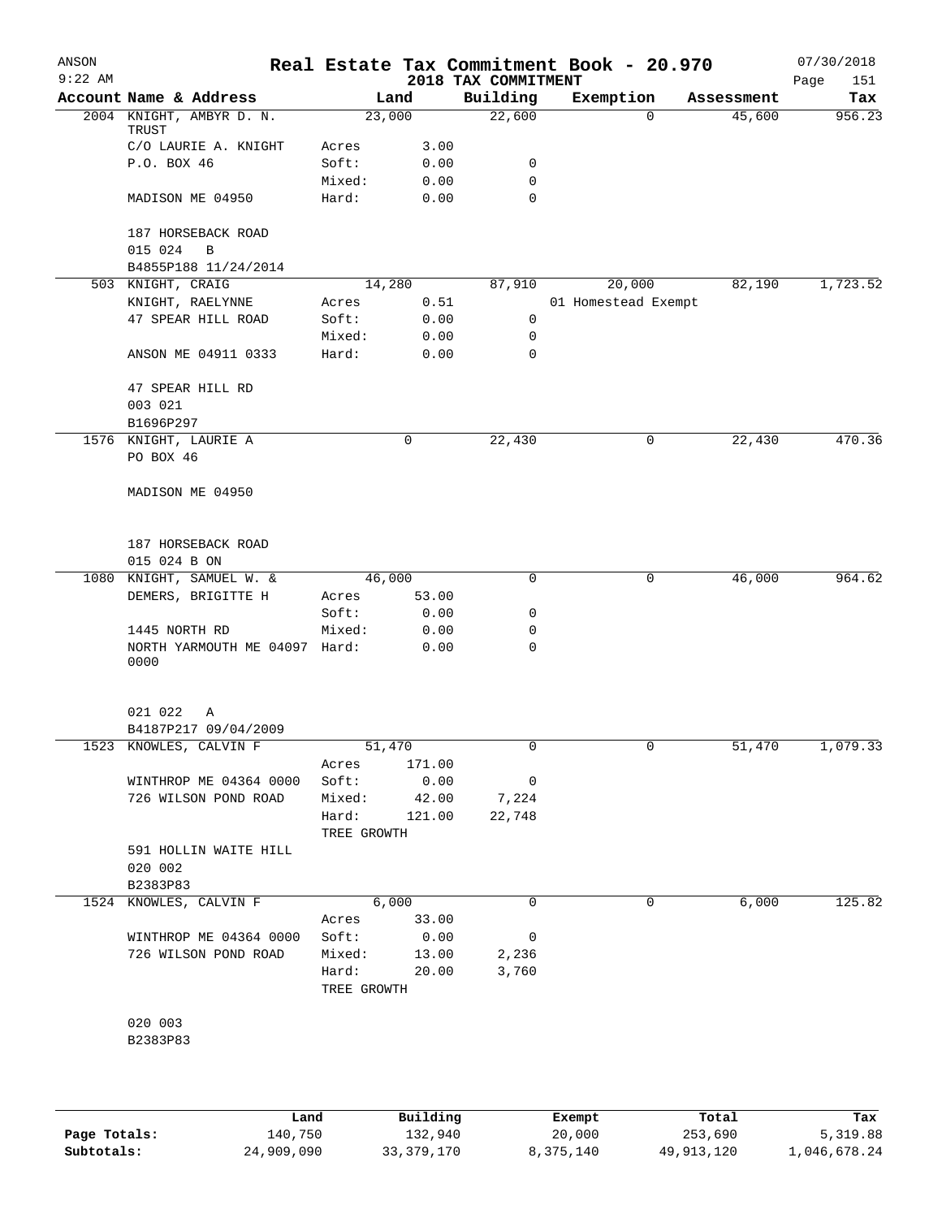ANSON 9:22 AM

# Real Estate Tax Commitment Book - 20.970

07/30/2018

## 2018 TAX COMMITMENT

| Account Name & Address | Land | | Building | Exemption | Assessment | Tax |
|---|---|---|---|---|---|---|
| 2004 KNIGHT, AMBYR D. N. TRUST | 23,000 | | 22,600 | 0 | 45,600 | 956.23 |
| C/O LAURIE A. KNIGHT | Acres | 3.00 | | | | |
| P.O. BOX 46 | Soft: | 0.00 | 0 | | | |
| | Mixed: | 0.00 | 0 | | | |
| MADISON ME 04950 | Hard: | 0.00 | 0 | | | |
| 187 HORSEBACK ROAD | | | | | | |
| 015 024 B | | | | | | |
| B4855P188 11/24/2014 | | | | | | |
| 503 KNIGHT, CRAIG | 14,280 | | 87,910 | 20,000 | 82,190 | 1,723.52 |
| KNIGHT, RAELYNNE | Acres | 0.51 | | 01 Homestead Exempt | | |
| 47 SPEAR HILL ROAD | Soft: | 0.00 | 0 | | | |
| | Mixed: | 0.00 | 0 | | | |
| ANSON ME 04911 0333 | Hard: | 0.00 | 0 | | | |
| 47 SPEAR HILL RD | | | | | | |
| 003 021 | | | | | | |
| B1696P297 | | | | | | |
| 1576 KNIGHT, LAURIE A | 0 | | 22,430 | 0 | 22,430 | 470.36 |
| PO BOX 46 | | | | | | |
| MADISON ME 04950 | | | | | | |
| 187 HORSEBACK ROAD | | | | | | |
| 015 024 B ON | | | | | | |
| 1080 KNIGHT, SAMUEL W. & | 46,000 | | 0 | 0 | 46,000 | 964.62 |
| DEMERS, BRIGITTE H | Acres | 53.00 | | | | |
| | Soft: | 0.00 | 0 | | | |
| 1445 NORTH RD | Mixed: | 0.00 | 0 | | | |
| NORTH YARMOUTH ME 04097 0000 | Hard: | 0.00 | 0 | | | |
| 021 022 A | | | | | | |
| B4187P217 09/04/2009 | | | | | | |
| 1523 KNOWLES, CALVIN F | 51,470 | | 0 | 0 | 51,470 | 1,079.33 |
| | Acres | 171.00 | | | | |
| WINTHROP ME 04364 0000 | Soft: | 0.00 | 0 | | | |
| 726 WILSON POND ROAD | Mixed: | 42.00 | 7,224 | | | |
| | Hard: | 121.00 | 22,748 | | | |
| | TREE GROWTH | | | | | |
| 591 HOLLIN WAITE HILL | | | | | | |
| 020 002 | | | | | | |
| B2383P83 | | | | | | |
| 1524 KNOWLES, CALVIN F | 6,000 | | 0 | 0 | 6,000 | 125.82 |
| | Acres | 33.00 | | | | |
| WINTHROP ME 04364 0000 | Soft: | 0.00 | 0 | | | |
| 726 WILSON POND ROAD | Mixed: | 13.00 | 2,236 | | | |
| | Hard: | 20.00 | 3,760 | | | |
| | TREE GROWTH | | | | | |
| 020 003 | | | | | | |
| B2383P83 | | | | | | |

| | Land | Building | Exempt | Total | Tax |
|---|---|---|---|---|---|
| Page Totals: | 140,750 | 132,940 | 20,000 | 253,690 | 5,319.88 |
| Subtotals: | 24,909,090 | 33,379,170 | 8,375,140 | 49,913,120 | 1,046,678.24 |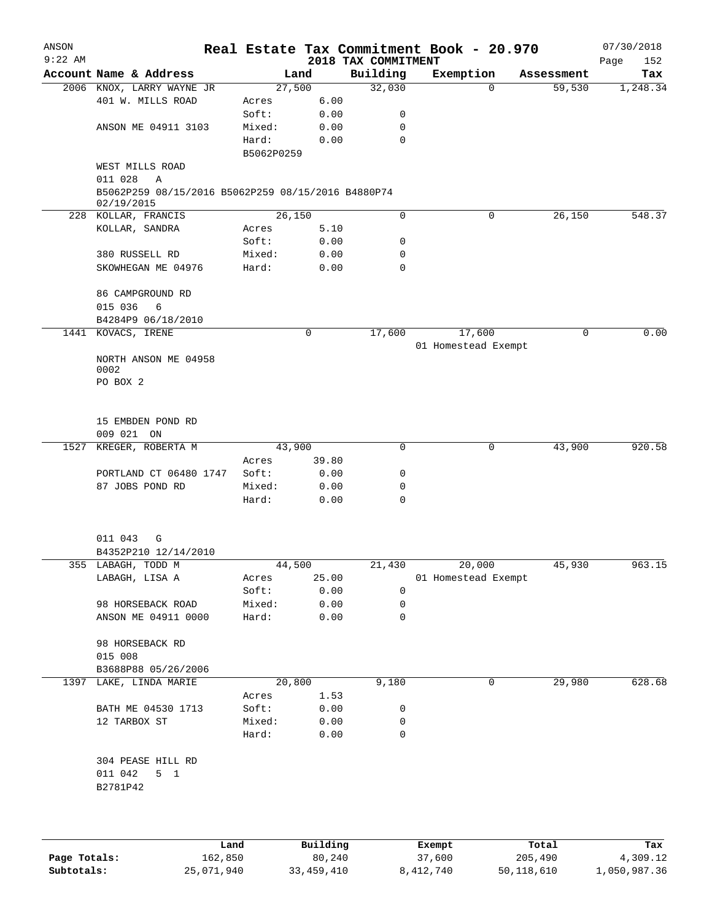# Real Estate Tax Commitment Book - 20.970

ANSON 9:22 AM — 2018 TAX COMMITMENT — 07/30/2018

| Account Name & Address | Land | | Building | Exemption | Assessment | Tax |
|---|---|---|---|---|---|---|
| 2006 KNOX, LARRY WAYNE JR | 27,500 | | 32,030 | 0 | 59,530 | 1,248.34 |
| 401 W. MILLS ROAD | Acres | 6.00 | | | | |
| | Soft: | 0.00 | 0 | | | |
| ANSON ME 04911 3103 | Mixed: | 0.00 | 0 | | | |
| | Hard: | 0.00 | 0 | | | |
| | B5062P0259 | | | | | |
| WEST MILLS ROAD | | | | | | |
| 011 028 A | | | | | | |
| B5062P259 08/15/2016 B5062P259 08/15/2016 B4880P74 02/19/2015 | | | | | | |
| 228 KOLLAR, FRANCIS | 26,150 | | 0 | 0 | 26,150 | 548.37 |
| KOLLAR, SANDRA | Acres | 5.10 | | | | |
| | Soft: | 0.00 | 0 | | | |
| 380 RUSSELL RD | Mixed: | 0.00 | 0 | | | |
| SKOWHEGAN ME 04976 | Hard: | 0.00 | 0 | | | |
| 86 CAMPGROUND RD | | | | | | |
| 015 036 6 | | | | | | |
| B4284P9 06/18/2010 | | | | | | |
| 1441 KOVACS, IRENE | 0 | | 17,600 | 17,600 | 0 | 0.00 |
| | | | | 01 Homestead Exempt | | |
| NORTH ANSON ME 04958 0002 | | | | | | |
| PO BOX 2 | | | | | | |
| 15 EMBDEN POND RD | | | | | | |
| 009 021 ON | | | | | | |
| 1527 KREGER, ROBERTA M | 43,900 | | 0 | 0 | 43,900 | 920.58 |
| | Acres | 39.80 | | | | |
| PORTLAND CT 06480 1747 | Soft: | 0.00 | 0 | | | |
| 87 JOBS POND RD | Mixed: | 0.00 | 0 | | | |
| | Hard: | 0.00 | 0 | | | |
| 011 043 G | | | | | | |
| B4352P210 12/14/2010 | | | | | | |
| 355 LABAGH, TODD M | 44,500 | | 21,430 | 20,000 | 45,930 | 963.15 |
| LABAGH, LISA A | Acres | 25.00 | | 01 Homestead Exempt | | |
| | Soft: | 0.00 | 0 | | | |
| 98 HORSEBACK ROAD | Mixed: | 0.00 | 0 | | | |
| ANSON ME 04911 0000 | Hard: | 0.00 | 0 | | | |
| 98 HORSEBACK RD | | | | | | |
| 015 008 | | | | | | |
| B3688P88 05/26/2006 | | | | | | |
| 1397 LAKE, LINDA MARIE | 20,800 | | 9,180 | 0 | 29,980 | 628.68 |
| | Acres | 1.53 | | | | |
| BATH ME 04530 1713 | Soft: | 0.00 | 0 | | | |
| 12 TARBOX ST | Mixed: | 0.00 | 0 | | | |
| | Hard: | 0.00 | 0 | | | |
| 304 PEASE HILL RD | | | | | | |
| 011 042 5 1 | | | | | | |
| B2781P42 | | | | | | |

| | Land | Building | Exempt | Total | Tax |
|---|---|---|---|---|---|
| Page Totals: | 162,850 | 80,240 | 37,600 | 205,490 | 4,309.12 |
| Subtotals: | 25,071,940 | 33,459,410 | 8,412,740 | 50,118,610 | 1,050,987.36 |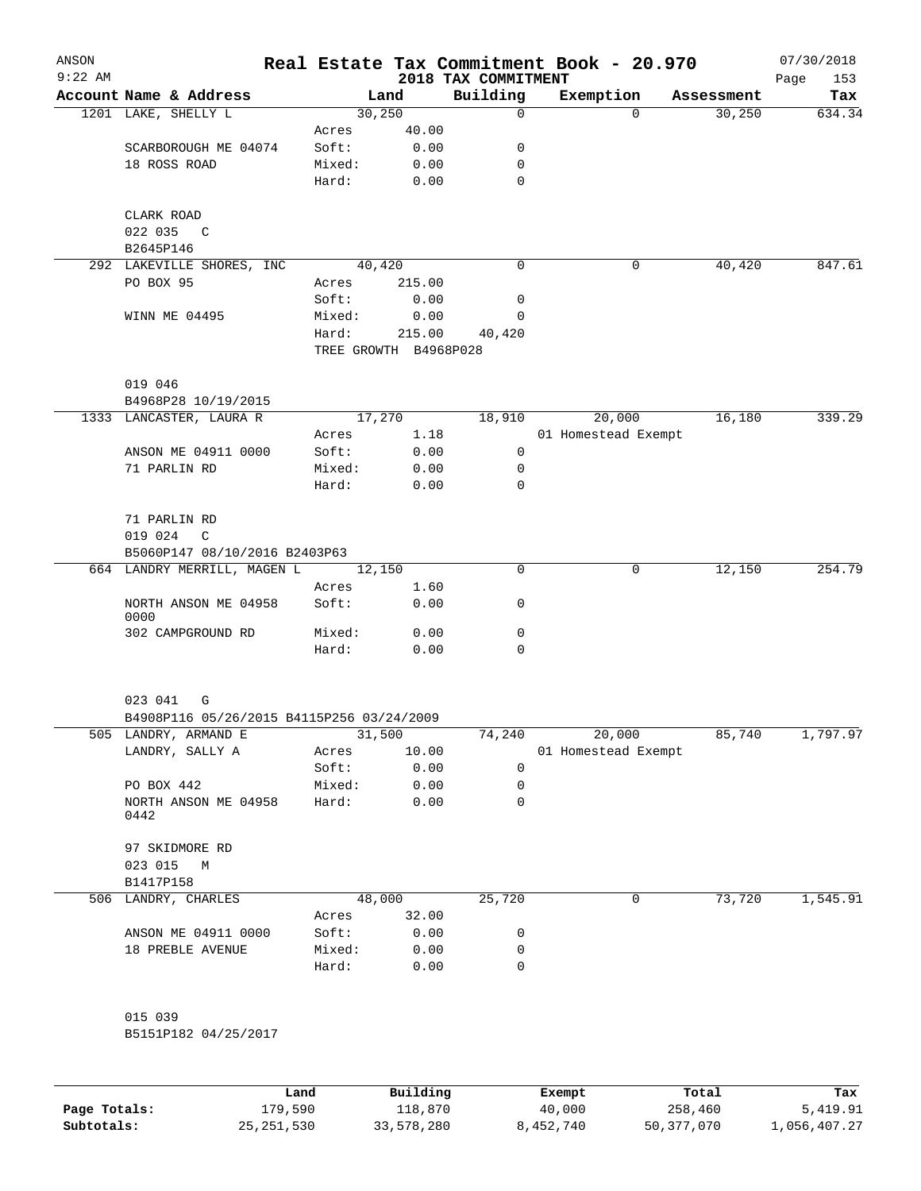# Real Estate Tax Commitment Book - 20.970

ANSON
9:22 AM

2018 TAX COMMITMENT

07/30/2018

| Account Name & Address | | Land | Building | Exemption | Assessment | Tax |
|---|---|---|---|---|---|---|
| 1201 LAKE, SHELLY L | | 30,250 | 0 | 0 | 30,250 | 634.34 |
| | Acres | 40.00 | | | | |
| SCARBOROUGH ME 04074 | Soft: | 0.00 | 0 | | | |
| 18 ROSS ROAD | Mixed: | 0.00 | 0 | | | |
| | Hard: | 0.00 | 0 | | | |
| CLARK ROAD | | | | | | |
| 022 035 C | | | | | | |
| B2645P146 | | | | | | |
| 292 LAKEVILLE SHORES, INC | | 40,420 | 0 | 0 | 40,420 | 847.61 |
| PO BOX 95 | Acres | 215.00 | | | | |
| | Soft: | 0.00 | 0 | | | |
| WINN ME 04495 | Mixed: | 0.00 | 0 | | | |
| | Hard: | 215.00 | 40,420 | | | |
| | TREE GROWTH B4968P028 | | | | | |
| 019 046 | | | | | | |
| B4968P28 10/19/2015 | | | | | | |
| 1333 LANCASTER, LAURA R | | 17,270 | 18,910 | 20,000 | 16,180 | 339.29 |
| | Acres | 1.18 | | 01 Homestead Exempt | | |
| ANSON ME 04911 0000 | Soft: | 0.00 | 0 | | | |
| 71 PARLIN RD | Mixed: | 0.00 | 0 | | | |
| | Hard: | 0.00 | 0 | | | |
| 71 PARLIN RD | | | | | | |
| 019 024 C | | | | | | |
| B5060P147 08/10/2016 B2403P63 | | | | | | |
| 664 LANDRY MERRILL, MAGEN L | | 12,150 | 0 | 0 | 12,150 | 254.79 |
| | Acres | 1.60 | | | | |
| NORTH ANSON ME 04958 0000 | Soft: | 0.00 | 0 | | | |
| 302 CAMPGROUND RD | Mixed: | 0.00 | 0 | | | |
| | Hard: | 0.00 | 0 | | | |
| 023 041 G | | | | | | |
| B4908P116 05/26/2015 B4115P256 03/24/2009 | | | | | | |
| 505 LANDRY, ARMAND E | | 31,500 | 74,240 | 20,000 | 85,740 | 1,797.97 |
| LANDRY, SALLY A | Acres | 10.00 | | 01 Homestead Exempt | | |
| | Soft: | 0.00 | 0 | | | |
| PO BOX 442 | Mixed: | 0.00 | 0 | | | |
| NORTH ANSON ME 04958 0442 | Hard: | 0.00 | 0 | | | |
| 97 SKIDMORE RD | | | | | | |
| 023 015 M | | | | | | |
| B1417P158 | | | | | | |
| 506 LANDRY, CHARLES | | 48,000 | 25,720 | 0 | 73,720 | 1,545.91 |
| | Acres | 32.00 | | | | |
| ANSON ME 04911 0000 | Soft: | 0.00 | 0 | | | |
| 18 PREBLE AVENUE | Mixed: | 0.00 | 0 | | | |
| | Hard: | 0.00 | 0 | | | |
| 015 039 | | | | | | |
| B5151P182 04/25/2017 | | | | | | |

| | Land | Building | Exempt | Total | Tax |
|---|---|---|---|---|---|
| Page Totals: | 179,590 | 118,870 | 40,000 | 258,460 | 5,419.91 |
| Subtotals: | 25,251,530 | 33,578,280 | 8,452,740 | 50,377,070 | 1,056,407.27 |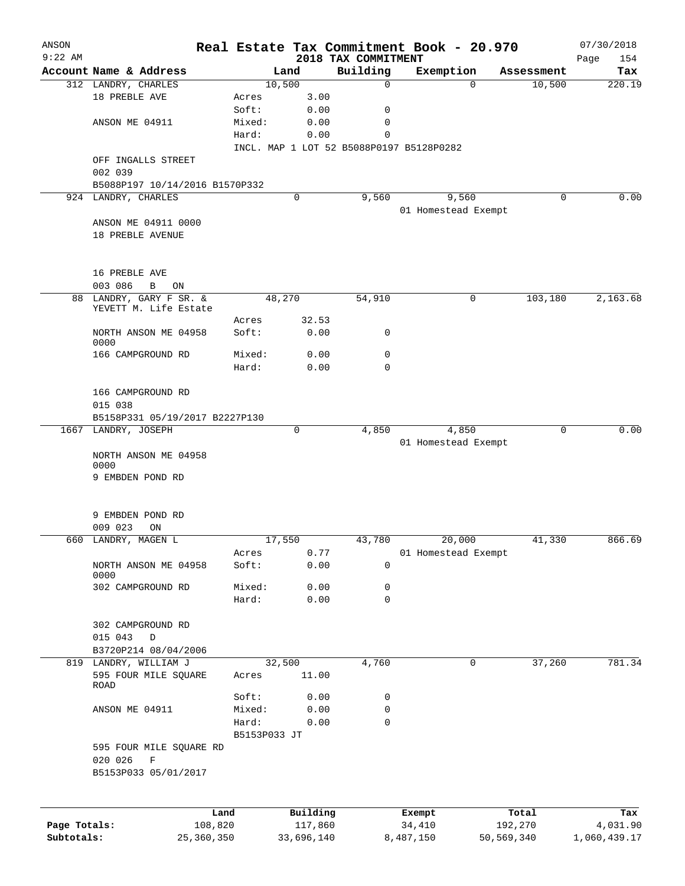ANSON 9:22 AM

# Real Estate Tax Commitment Book - 20.970

## 2018 TAX COMMITMENT

07/30/2018 Page 154

| Account Name & Address | Land | | Building | Exemption | Assessment | Tax |
|---|---|---|---|---|---|---|
| 312 LANDRY, CHARLES | 10,500 | | 0 | 0 | 10,500 | 220.19 |
| 18 PREBLE AVE | Acres | 3.00 | | | | |
| | Soft: | 0.00 | 0 | | | |
| ANSON ME 04911 | Mixed: | 0.00 | 0 | | | |
| | Hard: | 0.00 | 0 | | | |
| | INCL. MAP 1 LOT 52 B5088P0197 B5128P0282 | | | | | |
| OFF INGALLS STREET | | | | | | |
| 002 039 | | | | | | |
| B5088P197 10/14/2016 B1570P332 | | | | | | |
| 924 LANDRY, CHARLES | 0 | | 9,560 | 9,560 | 0 | 0.00 |
| | | | | 01 Homestead Exempt | | |
| ANSON ME 04911 0000 | | | | | | |
| 18 PREBLE AVENUE | | | | | | |
| 16 PREBLE AVE | | | | | | |
| 003 086 B ON | | | | | | |
| 88 LANDRY, GARY F SR. & YEVETT M. Life Estate | 48,270 | | 54,910 | 0 | 103,180 | 2,163.68 |
| | Acres | 32.53 | | | | |
| NORTH ANSON ME 04958 0000 | Soft: | 0.00 | 0 | | | |
| 166 CAMPGROUND RD | Mixed: | 0.00 | 0 | | | |
| | Hard: | 0.00 | 0 | | | |
| 166 CAMPGROUND RD | | | | | | |
| 015 038 | | | | | | |
| B5158P331 05/19/2017 B2227P130 | | | | | | |
| 1667 LANDRY, JOSEPH | 0 | | 4,850 | 4,850 | 0 | 0.00 |
| | | | | 01 Homestead Exempt | | |
| NORTH ANSON ME 04958 0000 | | | | | | |
| 9 EMBDEN POND RD | | | | | | |
| 9 EMBDEN POND RD | | | | | | |
| 009 023 ON | | | | | | |
| 660 LANDRY, MAGEN L | 17,550 | | 43,780 | 20,000 | 41,330 | 866.69 |
| | Acres | 0.77 | | 01 Homestead Exempt | | |
| NORTH ANSON ME 04958 0000 | Soft: | 0.00 | 0 | | | |
| 302 CAMPGROUND RD | Mixed: | 0.00 | 0 | | | |
| | Hard: | 0.00 | 0 | | | |
| 302 CAMPGROUND RD | | | | | | |
| 015 043 D | | | | | | |
| B3720P214 08/04/2006 | | | | | | |
| 819 LANDRY, WILLIAM J | 32,500 | | 4,760 | 0 | 37,260 | 781.34 |
| 595 FOUR MILE SQUARE ROAD | Acres | 11.00 | | | | |
| | Soft: | 0.00 | 0 | | | |
| ANSON ME 04911 | Mixed: | 0.00 | 0 | | | |
| | Hard: | 0.00 | 0 | | | |
| | B5153P033 JT | | | | | |
| 595 FOUR MILE SQUARE RD | | | | | | |
| 020 026 F | | | | | | |
| B5153P033 05/01/2017 | | | | | | |

| | Land | Building | Exempt | Total | Tax |
|---|---|---|---|---|---|
| Page Totals: | 108,820 | 117,860 | 34,410 | 192,270 | 4,031.90 |
| Subtotals: | 25,360,350 | 33,696,140 | 8,487,150 | 50,569,340 | 1,060,439.17 |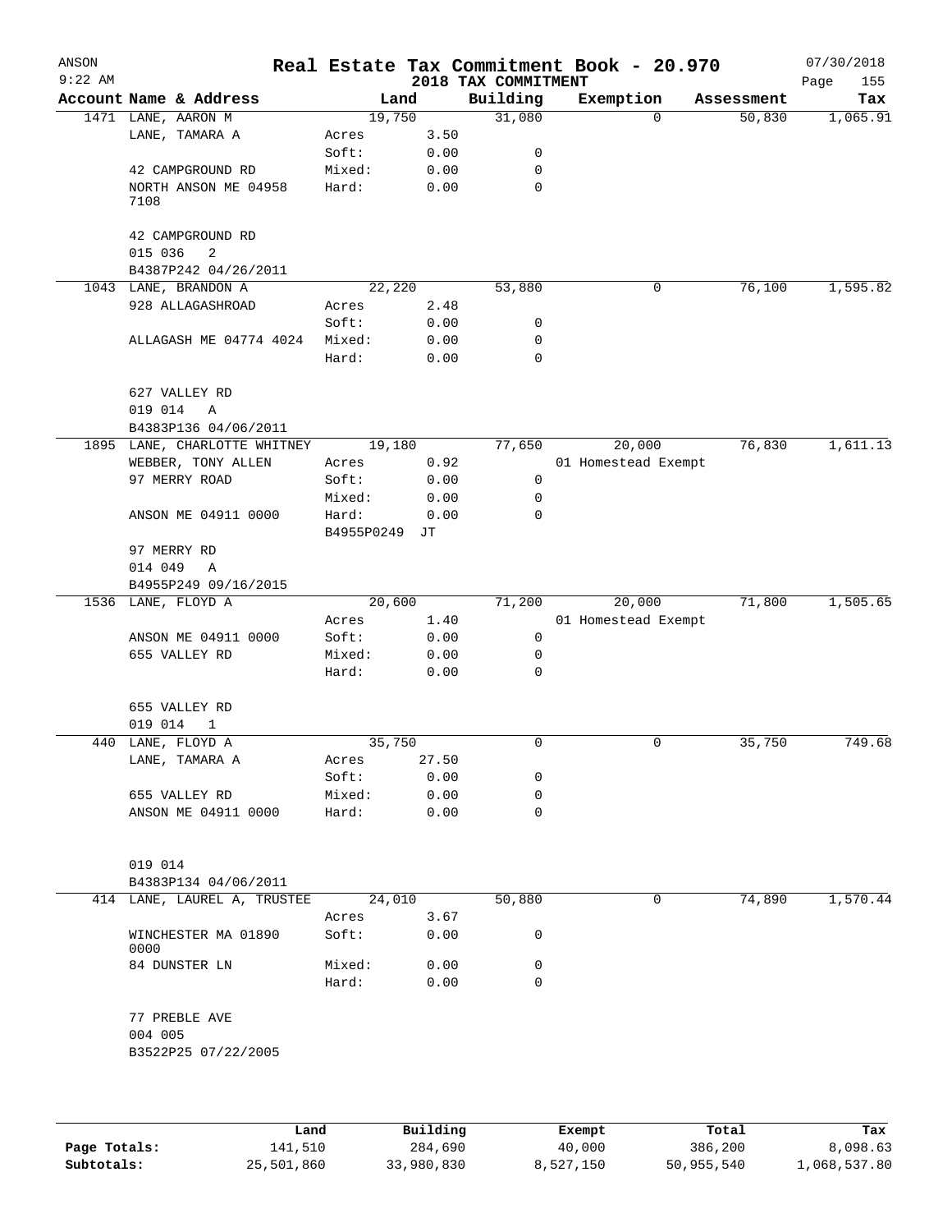# Real Estate Tax Commitment Book - 20.970

ANSON 9:22 AM — 2018 TAX COMMITMENT — 07/30/2018

| Account Name & Address | Land | | Building | Exemption | Assessment | Tax |
|---|---|---|---|---|---|---|
| 1471 LANE, AARON M | 19,750 | | 31,080 | 0 | 50,830 | 1,065.91 |
| LANE, TAMARA A | Acres | 3.50 | | | | |
| | Soft: | 0.00 | 0 | | | |
| 42 CAMPGROUND RD | Mixed: | 0.00 | 0 | | | |
| NORTH ANSON ME 04958 7108 | Hard: | 0.00 | 0 | | | |
| 42 CAMPGROUND RD | | | | | | |
| 015 036 2 | | | | | | |
| B4387P242 04/26/2011 | | | | | | |
| 1043 LANE, BRANDON A | 22,220 | | 53,880 | 0 | 76,100 | 1,595.82 |
| 928 ALLAGASHROAD | Acres | 2.48 | | | | |
| | Soft: | 0.00 | 0 | | | |
| ALLAGASH ME 04774 4024 | Mixed: | 0.00 | 0 | | | |
| | Hard: | 0.00 | 0 | | | |
| 627 VALLEY RD | | | | | | |
| 019 014 A | | | | | | |
| B4383P136 04/06/2011 | | | | | | |
| 1895 LANE, CHARLOTTE WHITNEY | 19,180 | | 77,650 | 20,000 | 76,830 | 1,611.13 |
| WEBBER, TONY ALLEN | Acres | 0.92 | | 01 Homestead Exempt | | |
| 97 MERRY ROAD | Soft: | 0.00 | 0 | | | |
| | Mixed: | 0.00 | 0 | | | |
| ANSON ME 04911 0000 | Hard: | 0.00 | 0 | | | |
| | B4955P0249 | JT | | | | |
| 97 MERRY RD | | | | | | |
| 014 049 A | | | | | | |
| B4955P249 09/16/2015 | | | | | | |
| 1536 LANE, FLOYD A | 20,600 | | 71,200 | 20,000 | 71,800 | 1,505.65 |
| | Acres | 1.40 | | 01 Homestead Exempt | | |
| ANSON ME 04911 0000 | Soft: | 0.00 | 0 | | | |
| 655 VALLEY RD | Mixed: | 0.00 | 0 | | | |
| | Hard: | 0.00 | 0 | | | |
| 655 VALLEY RD | | | | | | |
| 019 014 1 | | | | | | |
| 440 LANE, FLOYD A | 35,750 | | 0 | 0 | 35,750 | 749.68 |
| LANE, TAMARA A | Acres | 27.50 | | | | |
| | Soft: | 0.00 | 0 | | | |
| 655 VALLEY RD | Mixed: | 0.00 | 0 | | | |
| ANSON ME 04911 0000 | Hard: | 0.00 | 0 | | | |
| 019 014 | | | | | | |
| B4383P134 04/06/2011 | | | | | | |
| 414 LANE, LAUREL A, TRUSTEE | 24,010 | | 50,880 | 0 | 74,890 | 1,570.44 |
| | Acres | 3.67 | | | | |
| WINCHESTER MA 01890 0000 | Soft: | 0.00 | 0 | | | |
| 84 DUNSTER LN | Mixed: | 0.00 | 0 | | | |
| | Hard: | 0.00 | 0 | | | |
| 77 PREBLE AVE | | | | | | |
| 004 005 | | | | | | |
| B3522P25 07/22/2005 | | | | | | |

| | Land | Building | Exempt | Total | Tax |
|---|---|---|---|---|---|
| Page Totals: | 141,510 | 284,690 | 40,000 | 386,200 | 8,098.63 |
| Subtotals: | 25,501,860 | 33,980,830 | 8,527,150 | 50,955,540 | 1,068,537.80 |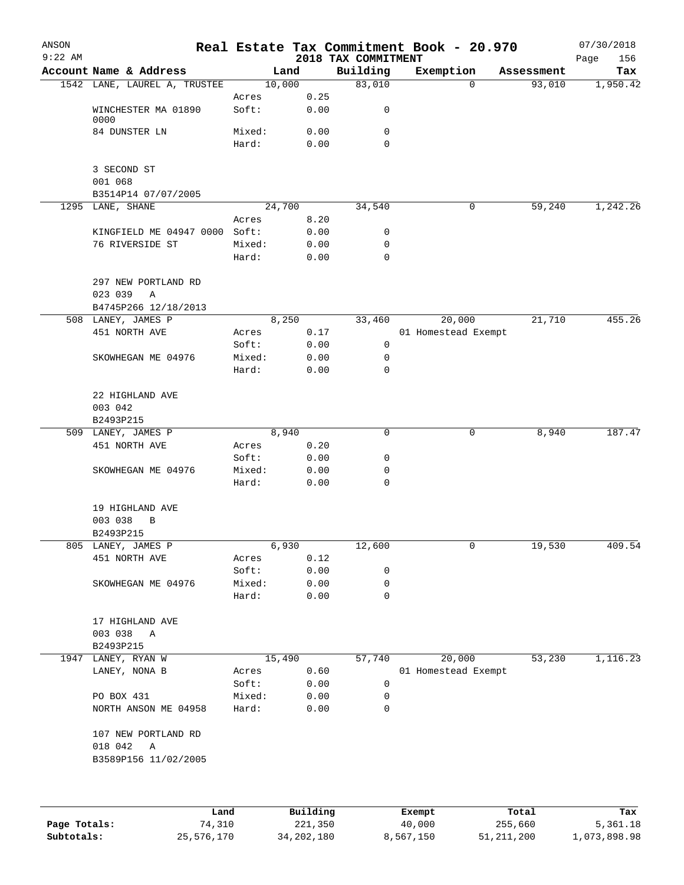# Real Estate Tax Commitment Book - 20.970

ANSON 9:22 AM — 2018 TAX COMMITMENT — 07/30/2018

| Account | Name & Address | Land | | Building | Exemption | Assessment | Tax |
|---|---|---|---|---|---|---|---|
| 1542 | LANE, LAUREL A, TRUSTEE | 10,000 | | 83,010 | 0 | 93,010 | 1,950.42 |
| | | Acres | 0.25 | | | | |
| | WINCHESTER MA 01890 0000 | Soft: | 0.00 | 0 | | | |
| | 84 DUNSTER LN | Mixed: | 0.00 | 0 | | | |
| | | Hard: | 0.00 | 0 | | | |
| | 3 SECOND ST | | | | | | |
| | 001 068 | | | | | | |
| | B3514P14 07/07/2005 | | | | | | |
| 1295 | LANE, SHANE | 24,700 | | 34,540 | 0 | 59,240 | 1,242.26 |
| | | Acres | 8.20 | | | | |
| | KINGFIELD ME 04947 0000 | Soft: | 0.00 | 0 | | | |
| | 76 RIVERSIDE ST | Mixed: | 0.00 | 0 | | | |
| | | Hard: | 0.00 | 0 | | | |
| | 297 NEW PORTLAND RD | | | | | | |
| | 023 039 A | | | | | | |
| | B4745P266 12/18/2013 | | | | | | |
| 508 | LANEY, JAMES P | 8,250 | | 33,460 | 20,000 | 21,710 | 455.26 |
| | 451 NORTH AVE | Acres | 0.17 | | 01 Homestead Exempt | | |
| | | Soft: | 0.00 | 0 | | | |
| | SKOWHEGAN ME 04976 | Mixed: | 0.00 | 0 | | | |
| | | Hard: | 0.00 | 0 | | | |
| | 22 HIGHLAND AVE | | | | | | |
| | 003 042 | | | | | | |
| | B2493P215 | | | | | | |
| 509 | LANEY, JAMES P | 8,940 | | 0 | 0 | 8,940 | 187.47 |
| | 451 NORTH AVE | Acres | 0.20 | | | | |
| | | Soft: | 0.00 | 0 | | | |
| | SKOWHEGAN ME 04976 | Mixed: | 0.00 | 0 | | | |
| | | Hard: | 0.00 | 0 | | | |
| | 19 HIGHLAND AVE | | | | | | |
| | 003 038 B | | | | | | |
| | B2493P215 | | | | | | |
| 805 | LANEY, JAMES P | 6,930 | | 12,600 | 0 | 19,530 | 409.54 |
| | 451 NORTH AVE | Acres | 0.12 | | | | |
| | | Soft: | 0.00 | 0 | | | |
| | SKOWHEGAN ME 04976 | Mixed: | 0.00 | 0 | | | |
| | | Hard: | 0.00 | 0 | | | |
| | 17 HIGHLAND AVE | | | | | | |
| | 003 038 A | | | | | | |
| | B2493P215 | | | | | | |
| 1947 | LANEY, RYAN W | 15,490 | | 57,740 | 20,000 | 53,230 | 1,116.23 |
| | LANEY, NONA B | Acres | 0.60 | | 01 Homestead Exempt | | |
| | | Soft: | 0.00 | 0 | | | |
| | PO BOX 431 | Mixed: | 0.00 | 0 | | | |
| | NORTH ANSON ME 04958 | Hard: | 0.00 | 0 | | | |
| | 107 NEW PORTLAND RD | | | | | | |
| | 018 042 A | | | | | | |
| | B3589P156 11/02/2005 | | | | | | |

| | Land | Building | Exempt | Total | Tax |
|---|---|---|---|---|---|
| Page Totals: | 74,310 | 221,350 | 40,000 | 255,660 | 5,361.18 |
| Subtotals: | 25,576,170 | 34,202,180 | 8,567,150 | 51,211,200 | 1,073,898.98 |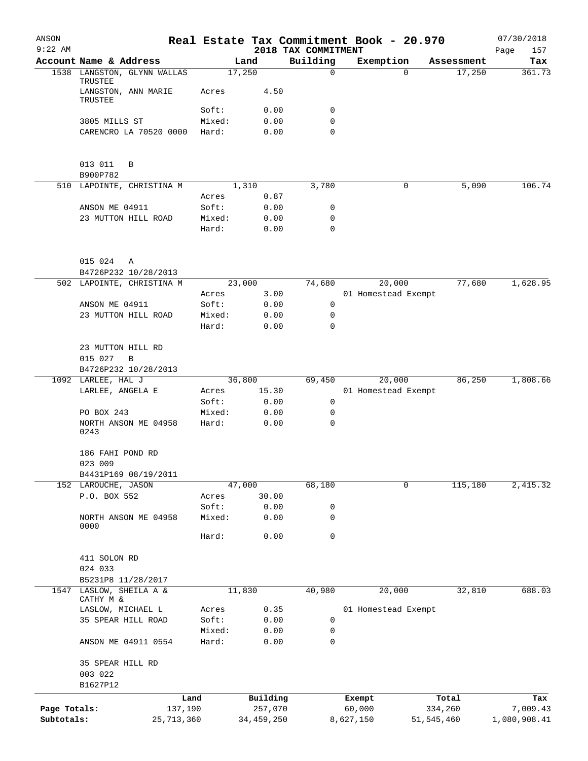ANSON 9:22 AM

# Real Estate Tax Commitment Book - 20.970

## 2018 TAX COMMITMENT

07/30/2018 Page 157

| Account Name & Address | Land | | Building | Exemption | Assessment | Tax |
|---|---|---|---|---|---|---|
| 1538 LANGSTON, GLYNN WALLAS TRUSTEE | 17,250 | | 0 | 0 | 17,250 | 361.73 |
| LANGSTON, ANN MARIE TRUSTEE | Acres | 4.50 | | | | |
| | Soft: | 0.00 | 0 | | | |
| 3805 MILLS ST | Mixed: | 0.00 | 0 | | | |
| CARENCRO LA 70520 0000 | Hard: | 0.00 | 0 | | | |
| 013 011 B | | | | | | |
| B900P782 | | | | | | |
| 510 LAPOINTE, CHRISTINA M | 1,310 | | 3,780 | 0 | 5,090 | 106.74 |
| | Acres | 0.87 | | | | |
| ANSON ME 04911 | Soft: | 0.00 | 0 | | | |
| 23 MUTTON HILL ROAD | Mixed: | 0.00 | 0 | | | |
| | Hard: | 0.00 | 0 | | | |
| 015 024 A | | | | | | |
| B4726P232 10/28/2013 | | | | | | |
| 502 LAPOINTE, CHRISTINA M | 23,000 | | 74,680 | 20,000 | 77,680 | 1,628.95 |
| | Acres | 3.00 | | 01 Homestead Exempt | | |
| ANSON ME 04911 | Soft: | 0.00 | 0 | | | |
| 23 MUTTON HILL ROAD | Mixed: | 0.00 | 0 | | | |
| | Hard: | 0.00 | 0 | | | |
| 23 MUTTON HILL RD | | | | | | |
| 015 027 B | | | | | | |
| B4726P232 10/28/2013 | | | | | | |
| 1092 LARLEE, HAL J | 36,800 | | 69,450 | 20,000 | 86,250 | 1,808.66 |
| LARLEE, ANGELA E | Acres | 15.30 | | 01 Homestead Exempt | | |
| | Soft: | 0.00 | 0 | | | |
| PO BOX 243 | Mixed: | 0.00 | 0 | | | |
| NORTH ANSON ME 04958 0243 | Hard: | 0.00 | 0 | | | |
| 186 FAHI POND RD | | | | | | |
| 023 009 | | | | | | |
| B4431P169 08/19/2011 | | | | | | |
| 152 LAROUCHE, JASON | 47,000 | | 68,180 | 0 | 115,180 | 2,415.32 |
| P.O. BOX 552 | Acres | 30.00 | | | | |
| | Soft: | 0.00 | 0 | | | |
| NORTH ANSON ME 04958 0000 | Mixed: | 0.00 | 0 | | | |
| | Hard: | 0.00 | 0 | | | |
| 411 SOLON RD | | | | | | |
| 024 033 | | | | | | |
| B5231P8 11/28/2017 | | | | | | |
| 1547 LASLOW, SHEILA A & CATHY M & | 11,830 | | 40,980 | 20,000 | 32,810 | 688.03 |
| LASLOW, MICHAEL L | Acres | 0.35 | | 01 Homestead Exempt | | |
| 35 SPEAR HILL ROAD | Soft: | 0.00 | 0 | | | |
| | Mixed: | 0.00 | 0 | | | |
| ANSON ME 04911 0554 | Hard: | 0.00 | 0 | | | |
| 35 SPEAR HILL RD | | | | | | |
| 003 022 | | | | | | |
| B1627P12 | | | | | | |

| | Land | Building | Exempt | Total | Tax |
|---|---|---|---|---|---|
| Page Totals: | 137,190 | 257,070 | 60,000 | 334,260 | 7,009.43 |
| Subtotals: | 25,713,360 | 34,459,250 | 8,627,150 | 51,545,460 | 1,080,908.41 |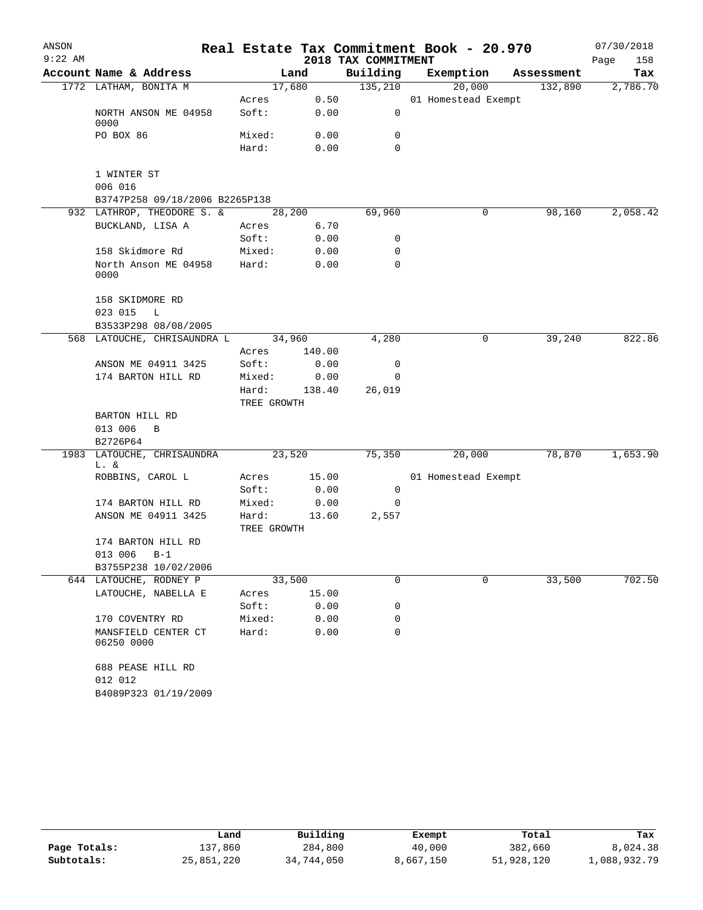ANSON
9:22 AM

# Real Estate Tax Commitment Book - 20.970

## 2018 TAX COMMITMENT

07/30/2018

| Account Name & Address | | Land | Building | Exemption | Assessment | Tax |
|---|---|---|---|---|---|---|
| 1772 LATHAM, BONITA M | | 17,680 | 135,210 | 20,000 | 132,890 | 2,786.70 |
| | Acres | 0.50 | | 01 Homestead Exempt | | |
| NORTH ANSON ME 04958 0000 | Soft: | 0.00 | 0 | | | |
| PO BOX 86 | Mixed: | 0.00 | 0 | | | |
| | Hard: | 0.00 | 0 | | | |
| 1 WINTER ST | | | | | | |
| 006 016 | | | | | | |
| B3747P258 09/18/2006 B2265P138 | | | | | | |
| 932 LATHROP, THEODORE S. & | | 28,200 | 69,960 | 0 | 98,160 | 2,058.42 |
| BUCKLAND, LISA A | Acres | 6.70 | | | | |
| | Soft: | 0.00 | 0 | | | |
| 158 Skidmore Rd | Mixed: | 0.00 | 0 | | | |
| North Anson ME 04958 0000 | Hard: | 0.00 | 0 | | | |
| 158 SKIDMORE RD | | | | | | |
| 023 015 L | | | | | | |
| B3533P298 08/08/2005 | | | | | | |
| 568 LATOUCHE, CHRISAUNDRA L | | 34,960 | 4,280 | 0 | 39,240 | 822.86 |
| | Acres | 140.00 | | | | |
| ANSON ME 04911 3425 | Soft: | 0.00 | 0 | | | |
| 174 BARTON HILL RD | Mixed: | 0.00 | 0 | | | |
| | Hard: | 138.40 | 26,019 | | | |
| | TREE GROWTH | | | | | |
| BARTON HILL RD | | | | | | |
| 013 006 B | | | | | | |
| B2726P64 | | | | | | |
| 1983 LATOUCHE, CHRISAUNDRA L. & | | 23,520 | 75,350 | 20,000 | 78,870 | 1,653.90 |
| ROBBINS, CAROL L | Acres | 15.00 | | 01 Homestead Exempt | | |
| | Soft: | 0.00 | 0 | | | |
| 174 BARTON HILL RD | Mixed: | 0.00 | 0 | | | |
| ANSON ME 04911 3425 | Hard: | 13.60 | 2,557 | | | |
| | TREE GROWTH | | | | | |
| 174 BARTON HILL RD | | | | | | |
| 013 006 B-1 | | | | | | |
| B3755P238 10/02/2006 | | | | | | |
| 644 LATOUCHE, RODNEY P | | 33,500 | 0 | 0 | 33,500 | 702.50 |
| LATOUCHE, NABELLA E | Acres | 15.00 | | | | |
| | Soft: | 0.00 | 0 | | | |
| 170 COVENTRY RD | Mixed: | 0.00 | 0 | | | |
| MANSFIELD CENTER CT 06250 0000 | Hard: | 0.00 | 0 | | | |
| 688 PEASE HILL RD | | | | | | |
| 012 012 | | | | | | |
| B4089P323 01/19/2009 | | | | | | |

| | Land | Building | Exempt | Total | Tax |
|---|---|---|---|---|---|
| Page Totals: | 137,860 | 284,800 | 40,000 | 382,660 | 8,024.38 |
| Subtotals: | 25,851,220 | 34,744,050 | 8,667,150 | 51,928,120 | 1,088,932.79 |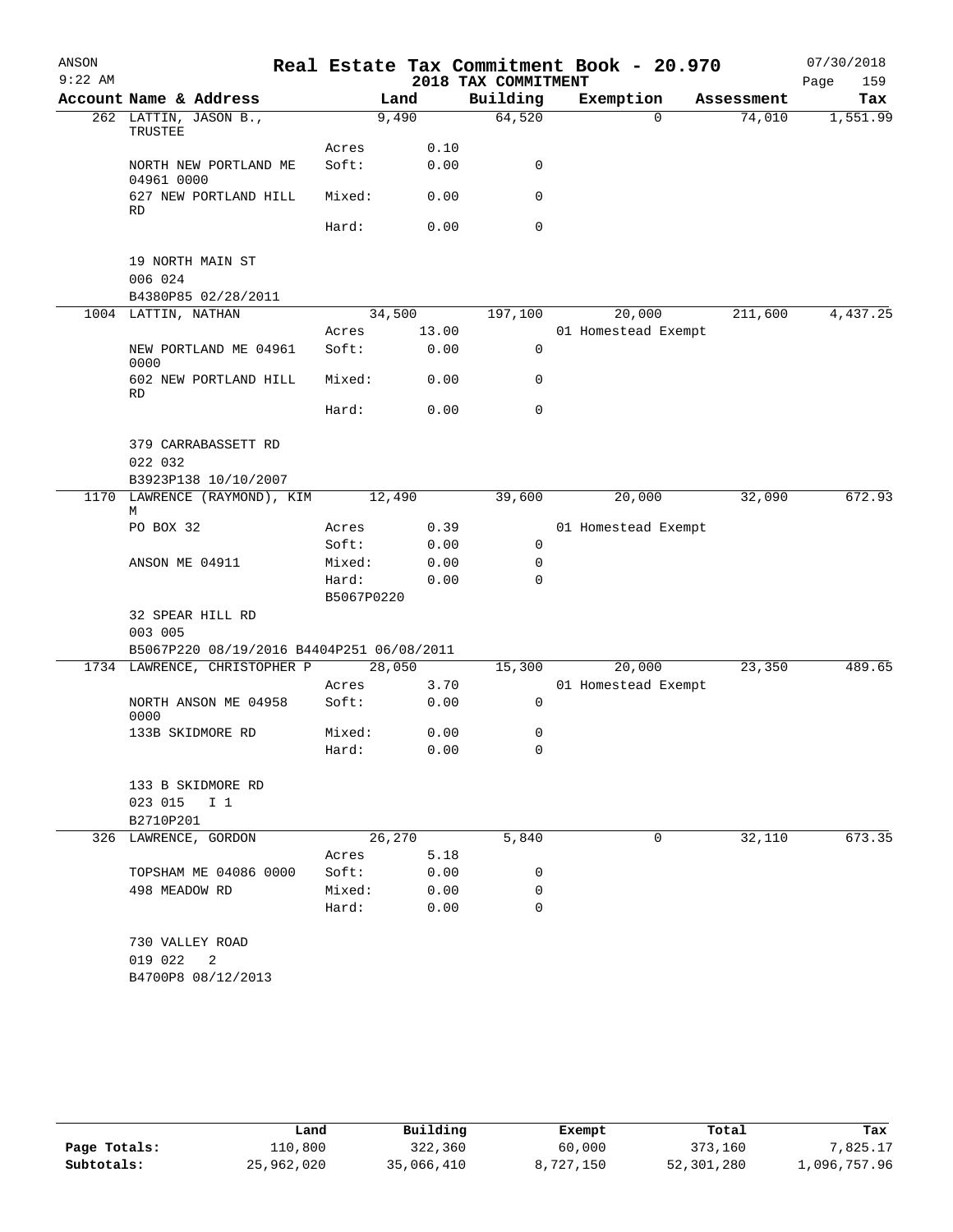ANSON 9:22 AM

# Real Estate Tax Commitment Book - 20.970

## 2018 TAX COMMITMENT

07/30/2018

| Account Name & Address | | Land | Building | Exemption | Assessment | Tax |
|---|---|---|---|---|---|---|
| 262 LATTIN, JASON B., TRUSTEE | | 9,490 | 64,520 | 0 | 74,010 | 1,551.99 |
| | Acres | 0.10 | | | | |
| NORTH NEW PORTLAND ME 04961 0000 | Soft: | 0.00 | 0 | | | |
| 627 NEW PORTLAND HILL RD | Mixed: | 0.00 | 0 | | | |
| | Hard: | 0.00 | 0 | | | |
| 19 NORTH MAIN ST | | | | | | |
| 006 024 | | | | | | |
| B4380P85 02/28/2011 | | | | | | |
| 1004 LATTIN, NATHAN | | 34,500 | 197,100 | 20,000 | 211,600 | 4,437.25 |
| | Acres | 13.00 | | 01 Homestead Exempt | | |
| NEW PORTLAND ME 04961 0000 | Soft: | 0.00 | 0 | | | |
| 602 NEW PORTLAND HILL RD | Mixed: | 0.00 | 0 | | | |
| | Hard: | 0.00 | 0 | | | |
| 379 CARRABASSETT RD | | | | | | |
| 022 032 | | | | | | |
| B3923P138 10/10/2007 | | | | | | |
| 1170 LAWRENCE (RAYMOND), KIM M | | 12,490 | 39,600 | 20,000 | 32,090 | 672.93 |
| PO BOX 32 | Acres | 0.39 | | 01 Homestead Exempt | | |
| | Soft: | 0.00 | 0 | | | |
| ANSON ME 04911 | Mixed: | 0.00 | 0 | | | |
| | Hard: | 0.00 | 0 | | | |
| | B5067P0220 | | | | | |
| 32 SPEAR HILL RD | | | | | | |
| 003 005 | | | | | | |
| B5067P220 08/19/2016 B4404P251 06/08/2011 | | | | | | |
| 1734 LAWRENCE, CHRISTOPHER P | | 28,050 | 15,300 | 20,000 | 23,350 | 489.65 |
| | Acres | 3.70 | | 01 Homestead Exempt | | |
| NORTH ANSON ME 04958 0000 | Soft: | 0.00 | 0 | | | |
| 133B SKIDMORE RD | Mixed: | 0.00 | 0 | | | |
| | Hard: | 0.00 | 0 | | | |
| 133 B SKIDMORE RD | | | | | | |
| 023 015 I 1 | | | | | | |
| B2710P201 | | | | | | |
| 326 LAWRENCE, GORDON | | 26,270 | 5,840 | 0 | 32,110 | 673.35 |
| | Acres | 5.18 | | | | |
| TOPSHAM ME 04086 0000 | Soft: | 0.00 | 0 | | | |
| 498 MEADOW RD | Mixed: | 0.00 | 0 | | | |
| | Hard: | 0.00 | 0 | | | |
| 730 VALLEY ROAD | | | | | | |
| 019 022 2 | | | | | | |
| B4700P8 08/12/2013 | | | | | | |

| | Land | Building | Exempt | Total | Tax |
|---|---|---|---|---|---|
| Page Totals: | 110,800 | 322,360 | 60,000 | 373,160 | 7,825.17 |
| Subtotals: | 25,962,020 | 35,066,410 | 8,727,150 | 52,301,280 | 1,096,757.96 |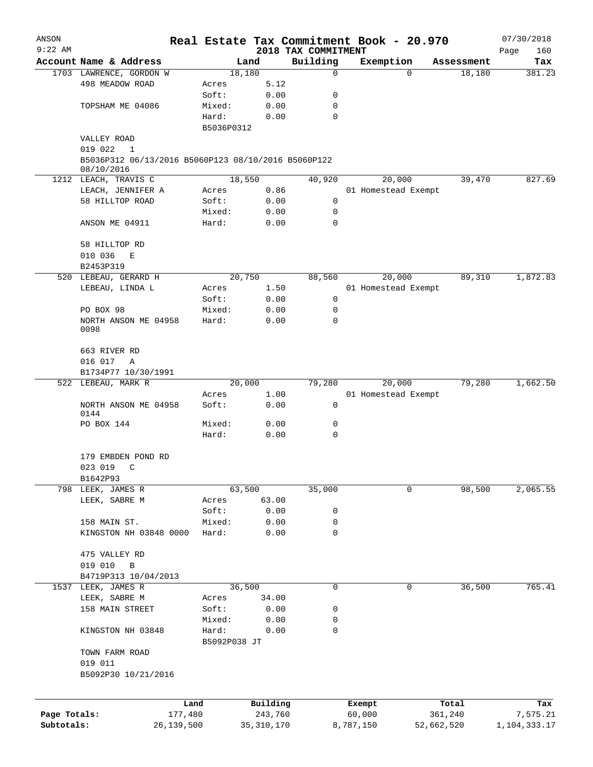ANSON
9:22 AM

# Real Estate Tax Commitment Book - 20.970
## 2018 TAX COMMITMENT

07/30/2018

| Account Name & Address | | Land | Building | Exemption | Assessment | Tax |
|---|---|---|---|---|---|---|
| 1703 LAWRENCE, GORDON W | | 18,180 | 0 | 0 | 18,180 | 381.23 |
| 498 MEADOW ROAD | Acres | 5.12 | | | | |
| | Soft: | 0.00 | 0 | | | |
| TOPSHAM ME 04086 | Mixed: | 0.00 | 0 | | | |
| | Hard: | 0.00 | 0 | | | |
| | B5036P0312 | | | | | |
| VALLEY ROAD | | | | | | |
| 019 022 1 | | | | | | |
| B5036P312 06/13/2016 B5060P123 08/10/2016 B5060P122 08/10/2016 | | | | | | |
| 1212 LEACH, TRAVIS C | | 18,550 | 40,920 | 20,000 | 39,470 | 827.69 |
| LEACH, JENNIFER A | Acres | 0.86 | | 01 Homestead Exempt | | |
| 58 HILLTOP ROAD | Soft: | 0.00 | 0 | | | |
| | Mixed: | 0.00 | 0 | | | |
| ANSON ME 04911 | Hard: | 0.00 | 0 | | | |
| 58 HILLTOP RD | | | | | | |
| 010 036 E | | | | | | |
| B2453P319 | | | | | | |
| 520 LEBEAU, GERARD H | | 20,750 | 88,560 | 20,000 | 89,310 | 1,872.83 |
| LEBEAU, LINDA L | Acres | 1.50 | | 01 Homestead Exempt | | |
| | Soft: | 0.00 | 0 | | | |
| PO BOX 98 | Mixed: | 0.00 | 0 | | | |
| NORTH ANSON ME 04958 0098 | Hard: | 0.00 | 0 | | | |
| 663 RIVER RD | | | | | | |
| 016 017 A | | | | | | |
| B1734P77 10/30/1991 | | | | | | |
| 522 LEBEAU, MARK R | | 20,000 | 79,280 | 20,000 | 79,280 | 1,662.50 |
| | Acres | 1.00 | | 01 Homestead Exempt | | |
| NORTH ANSON ME 04958 0144 | Soft: | 0.00 | 0 | | | |
| PO BOX 144 | Mixed: | 0.00 | 0 | | | |
| | Hard: | 0.00 | 0 | | | |
| 179 EMBDEN POND RD | | | | | | |
| 023 019 C | | | | | | |
| B1642P93 | | | | | | |
| 798 LEEK, JAMES R | | 63,500 | 35,000 | 0 | 98,500 | 2,065.55 |
| LEEK, SABRE M | Acres | 63.00 | | | | |
| | Soft: | 0.00 | 0 | | | |
| 158 MAIN ST. | Mixed: | 0.00 | 0 | | | |
| KINGSTON NH 03848 0000 | Hard: | 0.00 | 0 | | | |
| 475 VALLEY RD | | | | | | |
| 019 010 B | | | | | | |
| B4719P313 10/04/2013 | | | | | | |
| 1537 LEEK, JAMES R | | 36,500 | 0 | 0 | 36,500 | 765.41 |
| LEEK, SABRE M | Acres | 34.00 | | | | |
| 158 MAIN STREET | Soft: | 0.00 | 0 | | | |
| | Mixed: | 0.00 | 0 | | | |
| KINGSTON NH 03848 | Hard: | 0.00 | 0 | | | |
| | B5092P038 JT | | | | | |
| TOWN FARM ROAD | | | | | | |
| 019 011 | | | | | | |
| B5092P30 10/21/2016 | | | | | | |

| | Land | Building | Exempt | Total | Tax |
|---|---|---|---|---|---|
| Page Totals: | 177,480 | 243,760 | 60,000 | 361,240 | 7,575.21 |
| Subtotals: | 26,139,500 | 35,310,170 | 8,787,150 | 52,662,520 | 1,104,333.17 |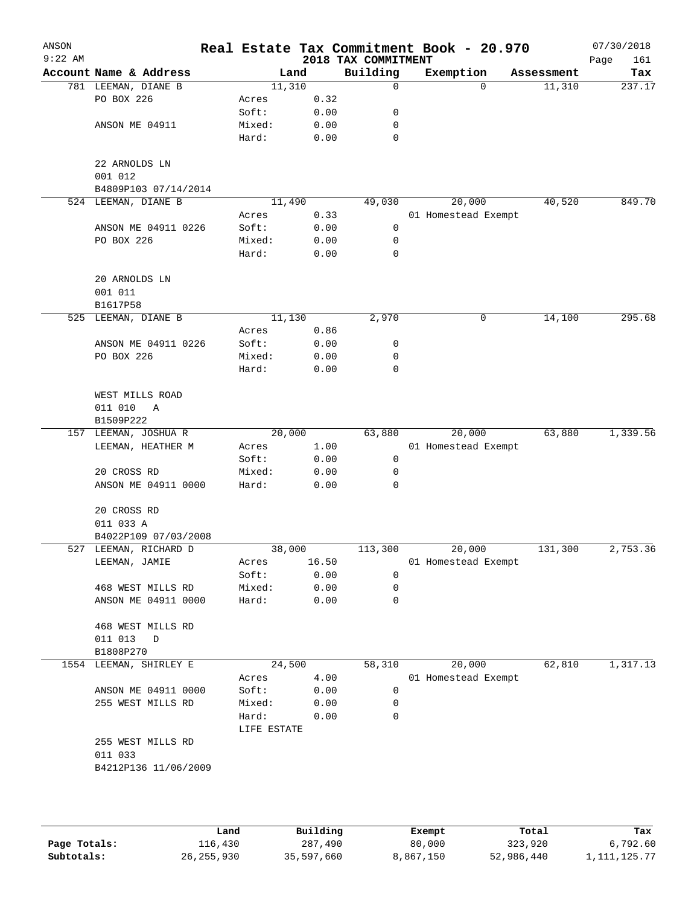ANSON 9:22 AM

# Real Estate Tax Commitment Book - 20.970

## 2018 TAX COMMITMENT

07/30/2018

| Account Name & Address | Land | | Building | Exemption | Assessment | Tax |
|---|---|---|---|---|---|---|
| 781 LEEMAN, DIANE B | 11,310 | | 0 | 0 | 11,310 | 237.17 |
| PO BOX 226 | Acres | 0.32 | | | | |
| | Soft: | 0.00 | 0 | | | |
| ANSON ME 04911 | Mixed: | 0.00 | 0 | | | |
| | Hard: | 0.00 | 0 | | | |
| 22 ARNOLDS LN | | | | | | |
| 001 012 | | | | | | |
| B4809P103 07/14/2014 | | | | | | |
| 524 LEEMAN, DIANE B | 11,490 | | 49,030 | 20,000 | 40,520 | 849.70 |
| | Acres | 0.33 | | 01 Homestead Exempt | | |
| ANSON ME 04911 0226 | Soft: | 0.00 | 0 | | | |
| PO BOX 226 | Mixed: | 0.00 | 0 | | | |
| | Hard: | 0.00 | 0 | | | |
| 20 ARNOLDS LN | | | | | | |
| 001 011 | | | | | | |
| B1617P58 | | | | | | |
| 525 LEEMAN, DIANE B | 11,130 | | 2,970 | 0 | 14,100 | 295.68 |
| | Acres | 0.86 | | | | |
| ANSON ME 04911 0226 | Soft: | 0.00 | 0 | | | |
| PO BOX 226 | Mixed: | 0.00 | 0 | | | |
| | Hard: | 0.00 | 0 | | | |
| WEST MILLS ROAD | | | | | | |
| 011 010 A | | | | | | |
| B1509P222 | | | | | | |
| 157 LEEMAN, JOSHUA R | 20,000 | | 63,880 | 20,000 | 63,880 | 1,339.56 |
| LEEMAN, HEATHER M | Acres | 1.00 | | 01 Homestead Exempt | | |
| | Soft: | 0.00 | 0 | | | |
| 20 CROSS RD | Mixed: | 0.00 | 0 | | | |
| ANSON ME 04911 0000 | Hard: | 0.00 | 0 | | | |
| 20 CROSS RD | | | | | | |
| 011 033 A | | | | | | |
| B4022P109 07/03/2008 | | | | | | |
| 527 LEEMAN, RICHARD D | 38,000 | | 113,300 | 20,000 | 131,300 | 2,753.36 |
| LEEMAN, JAMIE | Acres | 16.50 | | 01 Homestead Exempt | | |
| | Soft: | 0.00 | 0 | | | |
| 468 WEST MILLS RD | Mixed: | 0.00 | 0 | | | |
| ANSON ME 04911 0000 | Hard: | 0.00 | 0 | | | |
| 468 WEST MILLS RD | | | | | | |
| 011 013 D | | | | | | |
| B1808P270 | | | | | | |
| 1554 LEEMAN, SHIRLEY E | 24,500 | | 58,310 | 20,000 | 62,810 | 1,317.13 |
| | Acres | 4.00 | | 01 Homestead Exempt | | |
| ANSON ME 04911 0000 | Soft: | 0.00 | 0 | | | |
| 255 WEST MILLS RD | Mixed: | 0.00 | 0 | | | |
| | Hard: | 0.00 | 0 | | | |
| | LIFE ESTATE | | | | | |
| 255 WEST MILLS RD | | | | | | |
| 011 033 | | | | | | |
| B4212P136 11/06/2009 | | | | | | |

| | Land | Building | Exempt | Total | Tax |
|---|---|---|---|---|---|
| Page Totals: | 116,430 | 287,490 | 80,000 | 323,920 | 6,792.60 |
| Subtotals: | 26,255,930 | 35,597,660 | 8,867,150 | 52,986,440 | 1,111,125.77 |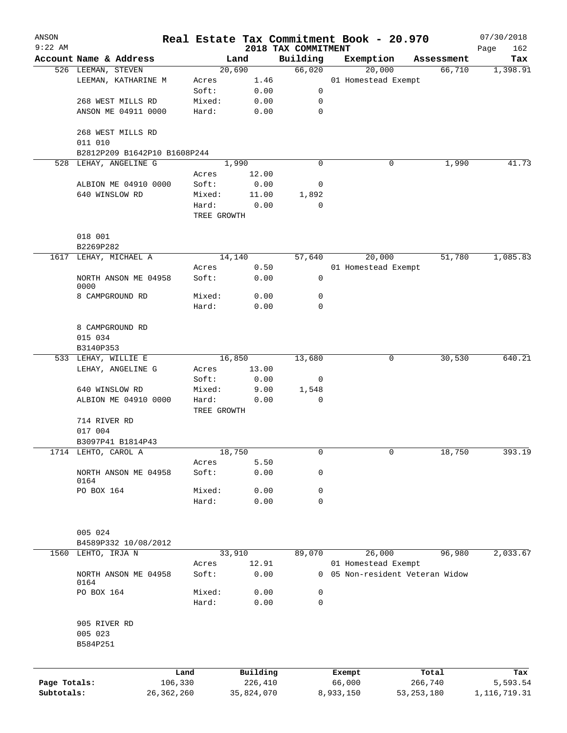ANSON 9:22 AM

# Real Estate Tax Commitment Book - 20.970

2018 TAX COMMITMENT

07/30/2018

| Account | Name & Address | | Land | Building | Exemption | Assessment | Tax |
|---|---|---|---|---|---|---|---|
| 526 | LEEMAN, STEVEN | | 20,690 | 66,020 | 20,000 | 66,710 | 1,398.91 |
| | LEEMAN, KATHARINE M | Acres | 1.46 | | 01 Homestead Exempt | | |
| | | Soft: | 0.00 | 0 | | | |
| | 268 WEST MILLS RD | Mixed: | 0.00 | 0 | | | |
| | ANSON ME 04911 0000 | Hard: | 0.00 | 0 | | | |
| | 268 WEST MILLS RD | | | | | | |
| | 011 010 | | | | | | |
| | B2812P209 B1642P10 B1608P244 | | | | | | |
| 528 | LEHAY, ANGELINE G | | 1,990 | 0 | 0 | 1,990 | 41.73 |
| | | Acres | 12.00 | | | | |
| | ALBION ME 04910 0000 | Soft: | 0.00 | 0 | | | |
| | 640 WINSLOW RD | Mixed: | 11.00 | 1,892 | | | |
| | | Hard: | 0.00 | 0 | | | |
| | | TREE GROWTH | | | | | |
| | 018 001 | | | | | | |
| | B2269P282 | | | | | | |
| 1617 | LEHAY, MICHAEL A | | 14,140 | 57,640 | 20,000 | 51,780 | 1,085.83 |
| | | Acres | 0.50 | | 01 Homestead Exempt | | |
| | NORTH ANSON ME 04958 0000 | Soft: | 0.00 | 0 | | | |
| | 8 CAMPGROUND RD | Mixed: | 0.00 | 0 | | | |
| | | Hard: | 0.00 | 0 | | | |
| | 8 CAMPGROUND RD | | | | | | |
| | 015 034 | | | | | | |
| | B3140P353 | | | | | | |
| 533 | LEHAY, WILLIE E | | 16,850 | 13,680 | 0 | 30,530 | 640.21 |
| | LEHAY, ANGELINE G | Acres | 13.00 | | | | |
| | | Soft: | 0.00 | 0 | | | |
| | 640 WINSLOW RD | Mixed: | 9.00 | 1,548 | | | |
| | ALBION ME 04910 0000 | Hard: | 0.00 | 0 | | | |
| | | TREE GROWTH | | | | | |
| | 714 RIVER RD | | | | | | |
| | 017 004 | | | | | | |
| | B3097P41 B1814P43 | | | | | | |
| 1714 | LEHTO, CAROL A | | 18,750 | 0 | 0 | 18,750 | 393.19 |
| | | Acres | 5.50 | | | | |
| | NORTH ANSON ME 04958 0164 | Soft: | 0.00 | 0 | | | |
| | PO BOX 164 | Mixed: | 0.00 | 0 | | | |
| | | Hard: | 0.00 | 0 | | | |
| | 005 024 | | | | | | |
| | B4589P332 10/08/2012 | | | | | | |
| 1560 | LEHTO, IRJA N | | 33,910 | 89,070 | 26,000 | 96,980 | 2,033.67 |
| | | Acres | 12.91 | | 01 Homestead Exempt | | |
| | NORTH ANSON ME 04958 0164 | Soft: | 0.00 | 0 | 05 Non-resident Veteran Widow | | |
| | PO BOX 164 | Mixed: | 0.00 | 0 | | | |
| | | Hard: | 0.00 | 0 | | | |
| | 905 RIVER RD | | | | | | |
| | 005 023 | | | | | | |
| | B584P251 | | | | | | |

| | Land | Building | Exempt | Total | Tax |
|---|---|---|---|---|---|
| Page Totals: | 106,330 | 226,410 | 66,000 | 266,740 | 5,593.54 |
| Subtotals: | 26,362,260 | 35,824,070 | 8,933,150 | 53,253,180 | 1,116,719.31 |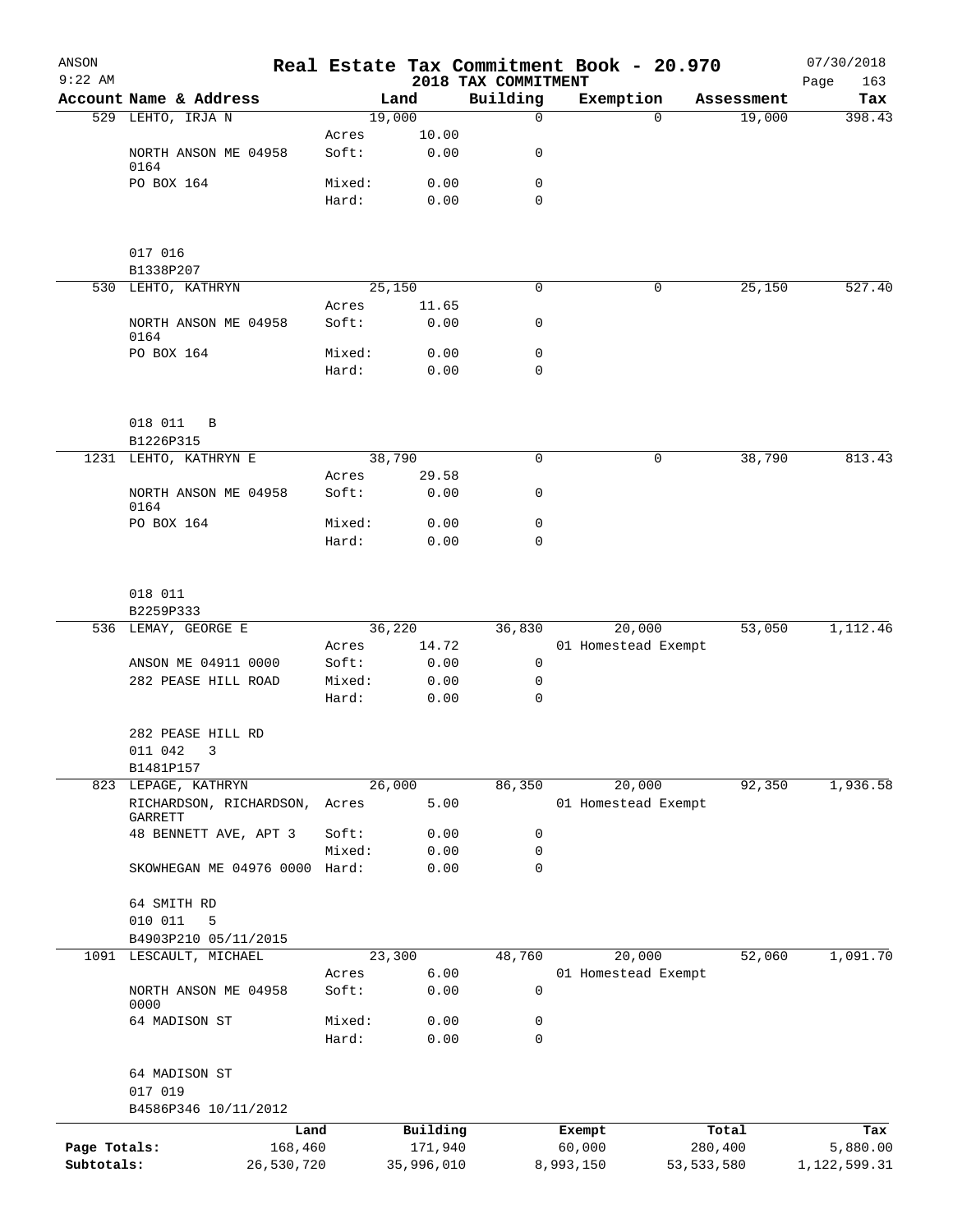ANSON
9:22 AM

# Real Estate Tax Commitment Book - 20.970

## 2018 TAX COMMITMENT

07/30/2018

| Account Name & Address | | Land | Building | Exemption | Assessment | Tax |
|---|---|---|---|---|---|---|
| 529 LEHTO, IRJA N | | 19,000 | 0 | 0 | 19,000 | 398.43 |
| | Acres | 10.00 | | | | |
| NORTH ANSON ME 04958 0164 | Soft: | 0.00 | 0 | | | |
| PO BOX 164 | Mixed: | 0.00 | 0 | | | |
| | Hard: | 0.00 | 0 | | | |
| 017 016 | | | | | | |
| B1338P207 | | | | | | |
| 530 LEHTO, KATHRYN | | 25,150 | 0 | 0 | 25,150 | 527.40 |
| | Acres | 11.65 | | | | |
| NORTH ANSON ME 04958 0164 | Soft: | 0.00 | 0 | | | |
| PO BOX 164 | Mixed: | 0.00 | 0 | | | |
| | Hard: | 0.00 | 0 | | | |
| 018 011 B | | | | | | |
| B1226P315 | | | | | | |
| 1231 LEHTO, KATHRYN E | | 38,790 | 0 | 0 | 38,790 | 813.43 |
| | Acres | 29.58 | | | | |
| NORTH ANSON ME 04958 0164 | Soft: | 0.00 | 0 | | | |
| PO BOX 164 | Mixed: | 0.00 | 0 | | | |
| | Hard: | 0.00 | 0 | | | |
| 018 011 | | | | | | |
| B2259P333 | | | | | | |
| 536 LEMAY, GEORGE E | | 36,220 | 36,830 | 20,000 | 53,050 | 1,112.46 |
| | Acres | 14.72 | | 01 Homestead Exempt | | |
| ANSON ME 04911 0000 | Soft: | 0.00 | 0 | | | |
| 282 PEASE HILL ROAD | Mixed: | 0.00 | 0 | | | |
| | Hard: | 0.00 | 0 | | | |
| 282 PEASE HILL RD | | | | | | |
| 011 042 3 | | | | | | |
| B1481P157 | | | | | | |
| 823 LEPAGE, KATHRYN | | 26,000 | 86,350 | 20,000 | 92,350 | 1,936.58 |
| RICHARDSON, RICHARDSON, GARRETT | Acres | 5.00 | | 01 Homestead Exempt | | |
| 48 BENNETT AVE, APT 3 | Soft: | 0.00 | 0 | | | |
| | Mixed: | 0.00 | 0 | | | |
| SKOWHEGAN ME 04976 0000 | Hard: | 0.00 | 0 | | | |
| 64 SMITH RD | | | | | | |
| 010 011 5 | | | | | | |
| B4903P210 05/11/2015 | | | | | | |
| 1091 LESCAULT, MICHAEL | | 23,300 | 48,760 | 20,000 | 52,060 | 1,091.70 |
| | Acres | 6.00 | | 01 Homestead Exempt | | |
| NORTH ANSON ME 04958 0000 | Soft: | 0.00 | 0 | | | |
| 64 MADISON ST | Mixed: | 0.00 | 0 | | | |
| | Hard: | 0.00 | 0 | | | |
| 64 MADISON ST | | | | | | |
| 017 019 | | | | | | |
| B4586P346 10/11/2012 | | | | | | |

| | Land | Building | Exempt | Total | Tax |
|---|---|---|---|---|---|
| Page Totals: | 168,460 | 171,940 | 60,000 | 280,400 | 5,880.00 |
| Subtotals: | 26,530,720 | 35,996,010 | 8,993,150 | 53,533,580 | 1,122,599.31 |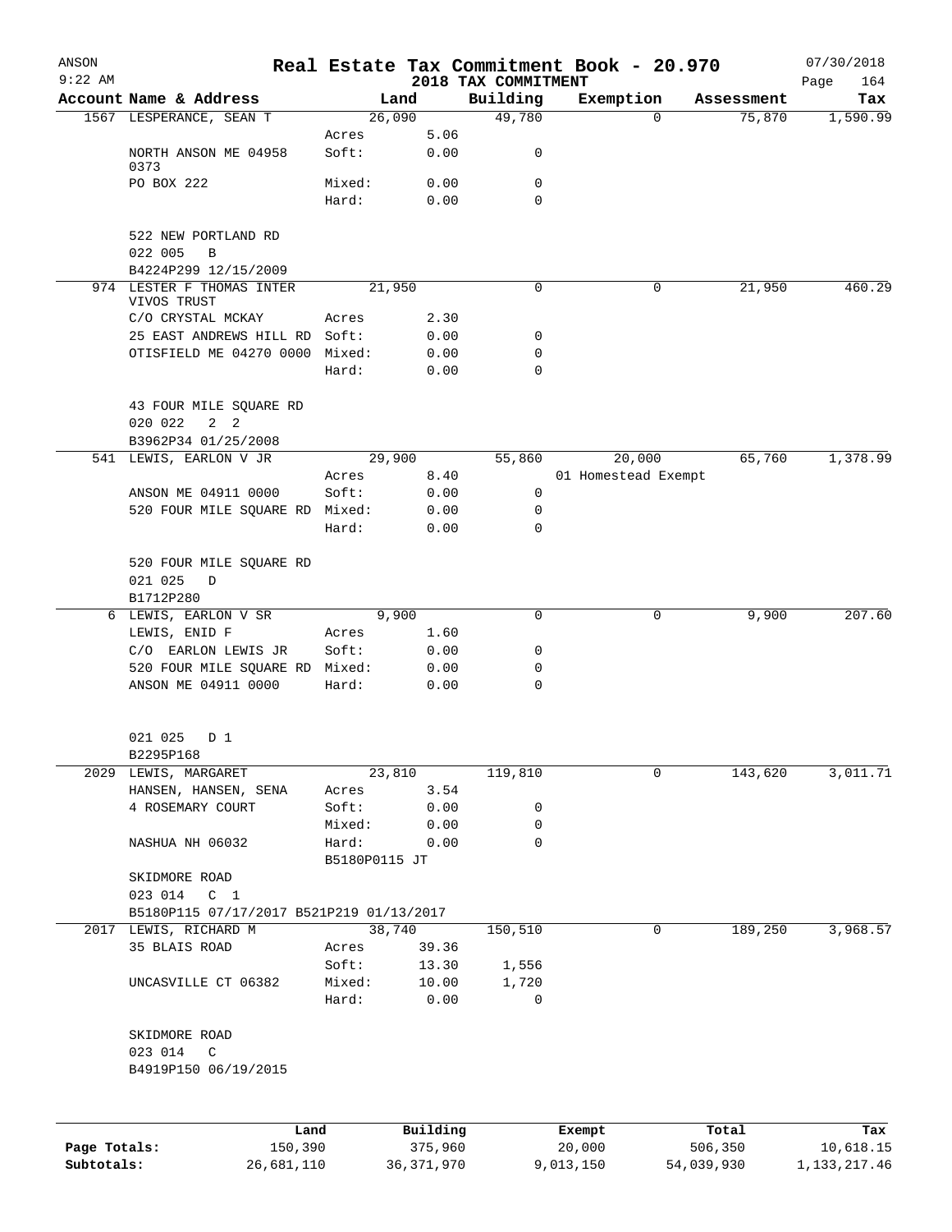ANSON 9:22 AM

# Real Estate Tax Commitment Book - 20.970

## 2018 TAX COMMITMENT

07/30/2018

| Account Name & Address | | Land | Building | Exemption | Assessment | Tax |
|---|---|---|---|---|---|---|
| 1567 LESPERANCE, SEAN T | | 26,090 | 49,780 | 0 | 75,870 | 1,590.99 |
| | Acres | 5.06 | | | | |
| NORTH ANSON ME 04958 0373 | Soft: | 0.00 | 0 | | | |
| PO BOX 222 | Mixed: | 0.00 | 0 | | | |
| | Hard: | 0.00 | 0 | | | |
| 522 NEW PORTLAND RD | | | | | | |
| 022 005 B | | | | | | |
| B4224P299 12/15/2009 | | | | | | |
| 974 LESTER F THOMAS INTER VIVOS TRUST | | 21,950 | 0 | 0 | 21,950 | 460.29 |
| C/O CRYSTAL MCKAY | Acres | 2.30 | | | | |
| 25 EAST ANDREWS HILL RD | Soft: | 0.00 | 0 | | | |
| OTISFIELD ME 04270 0000 | Mixed: | 0.00 | 0 | | | |
| | Hard: | 0.00 | 0 | | | |
| 43 FOUR MILE SQUARE RD | | | | | | |
| 020 022 2 2 | | | | | | |
| B3962P34 01/25/2008 | | | | | | |
| 541 LEWIS, EARLON V JR | | 29,900 | 55,860 | 20,000 | 65,760 | 1,378.99 |
| | Acres | 8.40 | | 01 Homestead Exempt | | |
| ANSON ME 04911 0000 | Soft: | 0.00 | 0 | | | |
| 520 FOUR MILE SQUARE RD | Mixed: | 0.00 | 0 | | | |
| | Hard: | 0.00 | 0 | | | |
| 520 FOUR MILE SQUARE RD | | | | | | |
| 021 025 D | | | | | | |
| B1712P280 | | | | | | |
| 6 LEWIS, EARLON V SR | | 9,900 | 0 | 0 | 9,900 | 207.60 |
| LEWIS, ENID F | Acres | 1.60 | | | | |
| C/O EARLON LEWIS JR | Soft: | 0.00 | 0 | | | |
| 520 FOUR MILE SQUARE RD | Mixed: | 0.00 | 0 | | | |
| ANSON ME 04911 0000 | Hard: | 0.00 | 0 | | | |
| 021 025 D 1 | | | | | | |
| B2295P168 | | | | | | |
| 2029 LEWIS, MARGARET | | 23,810 | 119,810 | 0 | 143,620 | 3,011.71 |
| HANSEN, HANSEN, SENA | Acres | 3.54 | | | | |
| 4 ROSEMARY COURT | Soft: | 0.00 | 0 | | | |
| | Mixed: | 0.00 | 0 | | | |
| NASHUA NH 06032 | Hard: | 0.00 | 0 | | | |
| | B5180P0115 JT | | | | | |
| SKIDMORE ROAD | | | | | | |
| 023 014 C 1 | | | | | | |
| B5180P115 07/17/2017 B521P219 01/13/2017 | | | | | | |
| 2017 LEWIS, RICHARD M | | 38,740 | 150,510 | 0 | 189,250 | 3,968.57 |
| 35 BLAIS ROAD | Acres | 39.36 | | | | |
| | Soft: | 13.30 | 1,556 | | | |
| UNCASVILLE CT 06382 | Mixed: | 10.00 | 1,720 | | | |
| | Hard: | 0.00 | 0 | | | |
| SKIDMORE ROAD | | | | | | |
| 023 014 C | | | | | | |
| B4919P150 06/19/2015 | | | | | | |

| | Land | Building | Exempt | Total | Tax |
|---|---|---|---|---|---|
| Page Totals: | 150,390 | 375,960 | 20,000 | 506,350 | 10,618.15 |
| Subtotals: | 26,681,110 | 36,371,970 | 9,013,150 | 54,039,930 | 1,133,217.46 |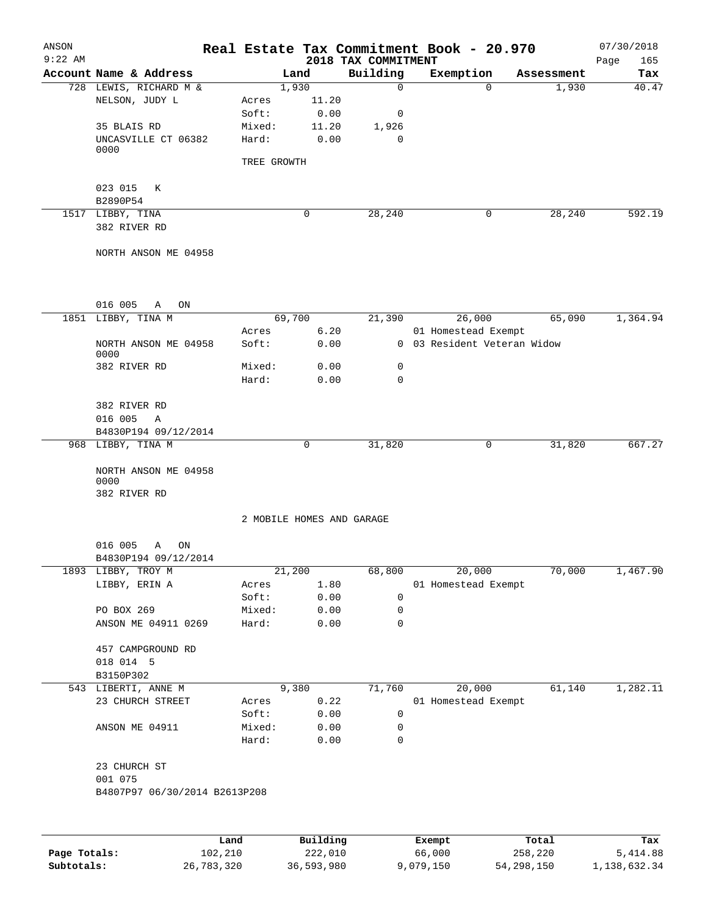ANSON 9:22 AM

# Real Estate Tax Commitment Book - 20.970

2018 TAX COMMITMENT

07/30/2018 Page 165

| Account Name & Address | Land | | Building | Exemption | Assessment | Tax |
|---|---|---|---|---|---|---|
| 728 LEWIS, RICHARD M & | 1,930 | | 0 | 0 | 1,930 | 40.47 |
| NELSON, JUDY L | Acres | 11.20 | | | | |
| | Soft: | 0.00 | 0 | | | |
| 35 BLAIS RD | Mixed: | 11.20 | 1,926 | | | |
| UNCASVILLE CT 06382 0000 | Hard: | 0.00 | 0 | | | |
| | TREE GROWTH | | | | | |
| 023 015 K | | | | | | |
| B2890P54 | | | | | | |
| 1517 LIBBY, TINA | 0 | | 28,240 | 0 | 28,240 | 592.19 |
| 382 RIVER RD | | | | | | |
| NORTH ANSON ME 04958 | | | | | | |
| 016 005 A ON | | | | | | |
| 1851 LIBBY, TINA M | 69,700 | | 21,390 | 26,000 | 65,090 | 1,364.94 |
| | Acres | 6.20 | | 01 Homestead Exempt | | |
| NORTH ANSON ME 04958 0000 | Soft: | 0.00 | 0 | 03 Resident Veteran Widow | | |
| 382 RIVER RD | Mixed: | 0.00 | 0 | | | |
| | Hard: | 0.00 | 0 | | | |
| 382 RIVER RD | | | | | | |
| 016 005 A | | | | | | |
| B4830P194 09/12/2014 | | | | | | |
| 968 LIBBY, TINA M | 0 | | 31,820 | 0 | 31,820 | 667.27 |
| NORTH ANSON ME 04958 0000 | | | | | | |
| 382 RIVER RD | | | | | | |
| | 2 MOBILE HOMES AND GARAGE | | | | | |
| 016 005 A ON | | | | | | |
| B4830P194 09/12/2014 | | | | | | |
| 1893 LIBBY, TROY M | 21,200 | | 68,800 | 20,000 | 70,000 | 1,467.90 |
| LIBBY, ERIN A | Acres | 1.80 | | 01 Homestead Exempt | | |
| | Soft: | 0.00 | 0 | | | |
| PO BOX 269 | Mixed: | 0.00 | 0 | | | |
| ANSON ME 04911 0269 | Hard: | 0.00 | 0 | | | |
| 457 CAMPGROUND RD | | | | | | |
| 018 014 5 | | | | | | |
| B3150P302 | | | | | | |
| 543 LIBERTI, ANNE M | 9,380 | | 71,760 | 20,000 | 61,140 | 1,282.11 |
| 23 CHURCH STREET | Acres | 0.22 | | 01 Homestead Exempt | | |
| | Soft: | 0.00 | 0 | | | |
| ANSON ME 04911 | Mixed: | 0.00 | 0 | | | |
| | Hard: | 0.00 | 0 | | | |
| 23 CHURCH ST | | | | | | |
| 001 075 | | | | | | |
| B4807P97 06/30/2014 B2613P208 | | | | | | |

| | Land | Building | Exempt | Total | Tax |
|---|---|---|---|---|---|
| Page Totals: | 102,210 | 222,010 | 66,000 | 258,220 | 5,414.88 |
| Subtotals: | 26,783,320 | 36,593,980 | 9,079,150 | 54,298,150 | 1,138,632.34 |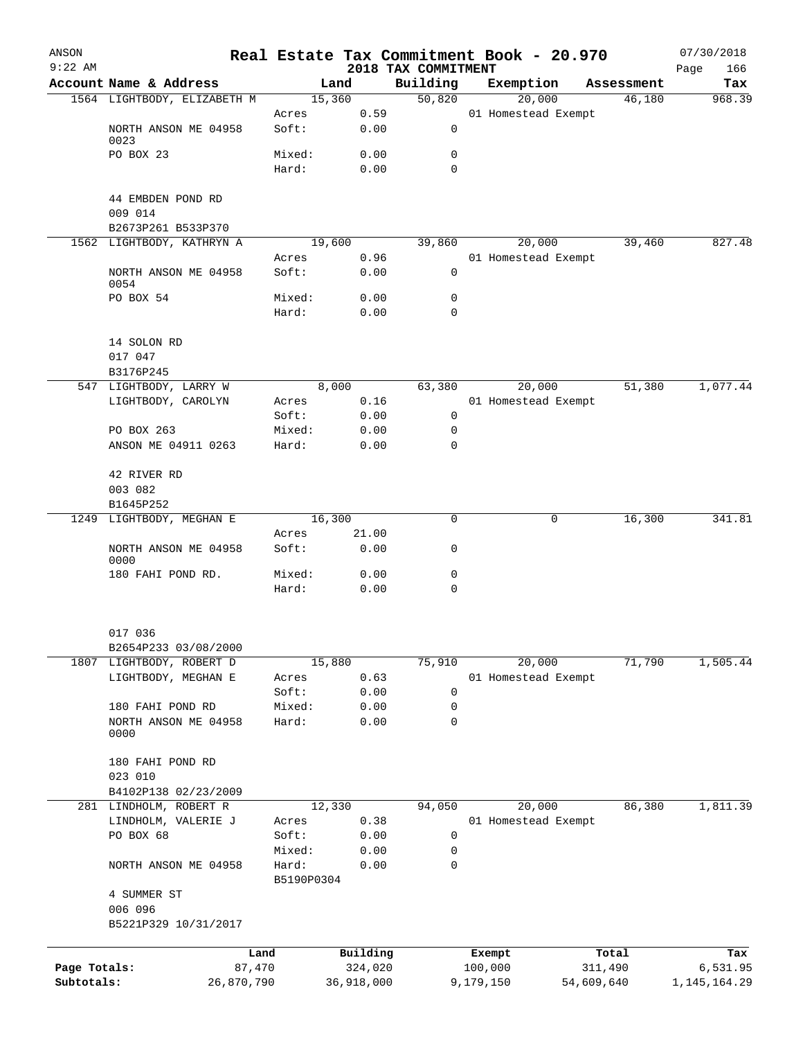# Real Estate Tax Commitment Book - 20.970

ANSON 9:22 AM — 2018 TAX COMMITMENT — 07/30/2018

| Account Name & Address | | Land | Building | Exemption | Assessment | Tax |
|---|---|---|---|---|---|---|
| 1564 LIGHTBODY, ELIZABETH M | | 15,360 | 50,820 | 20,000 | 46,180 | 968.39 |
| | Acres | 0.59 | | 01 Homestead Exempt | | |
| NORTH ANSON ME 04958 0023 | Soft: | 0.00 | 0 | | | |
| PO BOX 23 | Mixed: | 0.00 | 0 | | | |
| | Hard: | 0.00 | 0 | | | |
| 44 EMBDEN POND RD | | | | | | |
| 009 014 | | | | | | |
| B2673P261 B533P370 | | | | | | |
| 1562 LIGHTBODY, KATHRYN A | | 19,600 | 39,860 | 20,000 | 39,460 | 827.48 |
| | Acres | 0.96 | | 01 Homestead Exempt | | |
| NORTH ANSON ME 04958 0054 | Soft: | 0.00 | 0 | | | |
| PO BOX 54 | Mixed: | 0.00 | 0 | | | |
| | Hard: | 0.00 | 0 | | | |
| 14 SOLON RD | | | | | | |
| 017 047 | | | | | | |
| B3176P245 | | | | | | |
| 547 LIGHTBODY, LARRY W | | 8,000 | 63,380 | 20,000 | 51,380 | 1,077.44 |
| LIGHTBODY, CAROLYN | Acres | 0.16 | | 01 Homestead Exempt | | |
| | Soft: | 0.00 | 0 | | | |
| PO BOX 263 | Mixed: | 0.00 | 0 | | | |
| ANSON ME 04911 0263 | Hard: | 0.00 | 0 | | | |
| 42 RIVER RD | | | | | | |
| 003 082 | | | | | | |
| B1645P252 | | | | | | |
| 1249 LIGHTBODY, MEGHAN E | | 16,300 | 0 | 0 | 16,300 | 341.81 |
| | Acres | 21.00 | | | | |
| NORTH ANSON ME 04958 0000 | Soft: | 0.00 | 0 | | | |
| 180 FAHI POND RD. | Mixed: | 0.00 | 0 | | | |
| | Hard: | 0.00 | 0 | | | |
| 017 036 | | | | | | |
| B2654P233 03/08/2000 | | | | | | |
| 1807 LIGHTBODY, ROBERT D | | 15,880 | 75,910 | 20,000 | 71,790 | 1,505.44 |
| LIGHTBODY, MEGHAN E | Acres | 0.63 | | 01 Homestead Exempt | | |
| | Soft: | 0.00 | 0 | | | |
| 180 FAHI POND RD | Mixed: | 0.00 | 0 | | | |
| NORTH ANSON ME 04958 0000 | Hard: | 0.00 | 0 | | | |
| 180 FAHI POND RD | | | | | | |
| 023 010 | | | | | | |
| B4102P138 02/23/2009 | | | | | | |
| 281 LINDHOLM, ROBERT R | | 12,330 | 94,050 | 20,000 | 86,380 | 1,811.39 |
| LINDHOLM, VALERIE J | Acres | 0.38 | | 01 Homestead Exempt | | |
| PO BOX 68 | Soft: | 0.00 | 0 | | | |
| | Mixed: | 0.00 | 0 | | | |
| NORTH ANSON ME 04958 | Hard: | 0.00 | 0 | | | |
| | B5190P0304 | | | | | |
| 4 SUMMER ST | | | | | | |
| 006 096 | | | | | | |
| B5221P329 10/31/2017 | | | | | | |

| | Land | Building | Exempt | Total | Tax |
|---|---|---|---|---|---|
| Page Totals: | 87,470 | 324,020 | 100,000 | 311,490 | 6,531.95 |
| Subtotals: | 26,870,790 | 36,918,000 | 9,179,150 | 54,609,640 | 1,145,164.29 |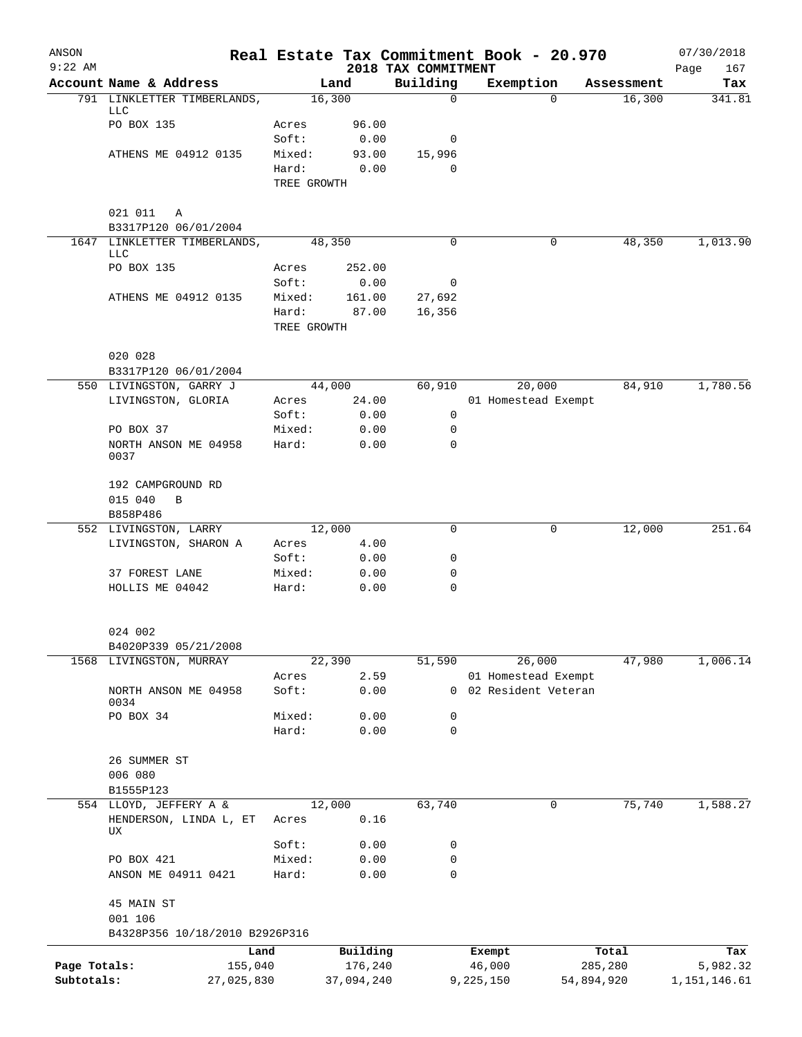# Real Estate Tax Commitment Book - 20.970

ANSON
9:22 AM

2018 TAX COMMITMENT

07/30/2018

| Account Name & Address | Land | | Building | Exemption | Assessment | Tax |
|---|---|---|---|---|---|---|
| 791 LINKLETTER TIMBERLANDS, LLC | 16,300 | | 0 | 0 | 16,300 | 341.81 |
| PO BOX 135 | Acres | 96.00 | | | | |
| | Soft: | 0.00 | 0 | | | |
| ATHENS ME 04912 0135 | Mixed: | 93.00 | 15,996 | | | |
| | Hard: | 0.00 | 0 | | | |
| | TREE GROWTH | | | | | |
| 021 011 A | | | | | | |
| B3317P120 06/01/2004 | | | | | | |
| 1647 LINKLETTER TIMBERLANDS, LLC | 48,350 | | 0 | 0 | 48,350 | 1,013.90 |
| PO BOX 135 | Acres | 252.00 | | | | |
| | Soft: | 0.00 | 0 | | | |
| ATHENS ME 04912 0135 | Mixed: | 161.00 | 27,692 | | | |
| | Hard: | 87.00 | 16,356 | | | |
| | TREE GROWTH | | | | | |
| 020 028 | | | | | | |
| B3317P120 06/01/2004 | | | | | | |
| 550 LIVINGSTON, GARRY J | 44,000 | | 60,910 | 20,000 | 84,910 | 1,780.56 |
| LIVINGSTON, GLORIA | Acres | 24.00 | | 01 Homestead Exempt | | |
| | Soft: | 0.00 | 0 | | | |
| PO BOX 37 | Mixed: | 0.00 | 0 | | | |
| NORTH ANSON ME 04958 0037 | Hard: | 0.00 | 0 | | | |
| 192 CAMPGROUND RD | | | | | | |
| 015 040 B | | | | | | |
| B858P486 | | | | | | |
| 552 LIVINGSTON, LARRY | 12,000 | | 0 | 0 | 12,000 | 251.64 |
| LIVINGSTON, SHARON A | Acres | 4.00 | | | | |
| | Soft: | 0.00 | 0 | | | |
| 37 FOREST LANE | Mixed: | 0.00 | 0 | | | |
| HOLLIS ME 04042 | Hard: | 0.00 | 0 | | | |
| 024 002 | | | | | | |
| B4020P339 05/21/2008 | | | | | | |
| 1568 LIVINGSTON, MURRAY | 22,390 | | 51,590 | 26,000 | 47,980 | 1,006.14 |
| | Acres | 2.59 | | 01 Homestead Exempt | | |
| NORTH ANSON ME 04958 0034 | Soft: | 0.00 | 0 | 02 Resident Veteran | | |
| PO BOX 34 | Mixed: | 0.00 | 0 | | | |
| | Hard: | 0.00 | 0 | | | |
| 26 SUMMER ST | | | | | | |
| 006 080 | | | | | | |
| B1555P123 | | | | | | |
| 554 LLOYD, JEFFERY A & | 12,000 | | 63,740 | 0 | 75,740 | 1,588.27 |
| HENDERSON, LINDA L, ET UX | Acres | 0.16 | | | | |
| | Soft: | 0.00 | 0 | | | |
| PO BOX 421 | Mixed: | 0.00 | 0 | | | |
| ANSON ME 04911 0421 | Hard: | 0.00 | 0 | | | |
| 45 MAIN ST | | | | | | |
| 001 106 | | | | | | |
| B4328P356 10/18/2010 B2926P316 | | | | | | |

| | Land | Building | Exempt | Total | Tax |
|---|---|---|---|---|---|
| Page Totals: | 155,040 | 176,240 | 46,000 | 285,280 | 5,982.32 |
| Subtotals: | 27,025,830 | 37,094,240 | 9,225,150 | 54,894,920 | 1,151,146.61 |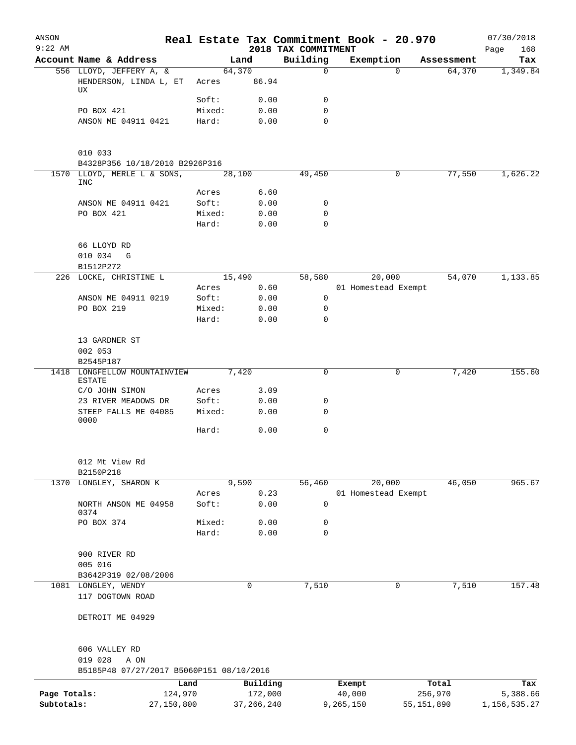ANSON
9:22 AM

# Real Estate Tax Commitment Book - 20.970

## 2018 TAX COMMITMENT

07/30/2018

| Account | Name & Address | | Land | Building | Exemption | Assessment | Tax |
|---|---|---|---|---|---|---|---|
| 556 | LLOYD, JEFFERY A, & | | 64,370 | 0 | 0 | 64,370 | 1,349.84 |
| | HENDERSON, LINDA L, ET UX | Acres | 86.94 | | | | |
| | | Soft: | 0.00 | 0 | | | |
| | PO BOX 421 | Mixed: | 0.00 | 0 | | | |
| | ANSON ME 04911 0421 | Hard: | 0.00 | 0 | | | |
| | 010 033 | | | | | | |
| | B4328P356 10/18/2010 B2926P316 | | | | | | |
| 1570 | LLOYD, MERLE L & SONS, INC | | 28,100 | 49,450 | 0 | 77,550 | 1,626.22 |
| | | Acres | 6.60 | | | | |
| | ANSON ME 04911 0421 | Soft: | 0.00 | 0 | | | |
| | PO BOX 421 | Mixed: | 0.00 | 0 | | | |
| | | Hard: | 0.00 | 0 | | | |
| | 66 LLOYD RD | | | | | | |
| | 010 034 G | | | | | | |
| | B1512P272 | | | | | | |
| 226 | LOCKE, CHRISTINE L | | 15,490 | 58,580 | 20,000 | 54,070 | 1,133.85 |
| | | Acres | 0.60 | | 01 Homestead Exempt | | |
| | ANSON ME 04911 0219 | Soft: | 0.00 | 0 | | | |
| | PO BOX 219 | Mixed: | 0.00 | 0 | | | |
| | | Hard: | 0.00 | 0 | | | |
| | 13 GARDNER ST | | | | | | |
| | 002 053 | | | | | | |
| | B2545P187 | | | | | | |
| 1418 | LONGFELLOW MOUNTAINVIEW ESTATE | | 7,420 | 0 | 0 | 7,420 | 155.60 |
| | C/O JOHN SIMON | Acres | 3.09 | | | | |
| | 23 RIVER MEADOWS DR | Soft: | 0.00 | 0 | | | |
| | STEEP FALLS ME 04085 0000 | Mixed: | 0.00 | 0 | | | |
| | | Hard: | 0.00 | 0 | | | |
| | 012 Mt View Rd | | | | | | |
| | B2150P218 | | | | | | |
| 1370 | LONGLEY, SHARON K | | 9,590 | 56,460 | 20,000 | 46,050 | 965.67 |
| | | Acres | 0.23 | | 01 Homestead Exempt | | |
| | NORTH ANSON ME 04958 0374 | Soft: | 0.00 | 0 | | | |
| | PO BOX 374 | Mixed: | 0.00 | 0 | | | |
| | | Hard: | 0.00 | 0 | | | |
| | 900 RIVER RD | | | | | | |
| | 005 016 | | | | | | |
| | B3642P319 02/08/2006 | | | | | | |
| 1081 | LONGLEY, WENDY | | 0 | 7,510 | 0 | 7,510 | 157.48 |
| | 117 DOGTOWN ROAD | | | | | | |
| | DETROIT ME 04929 | | | | | | |
| | 606 VALLEY RD | | | | | | |
| | 019 028 A ON | | | | | | |
| | B5185P48 07/27/2017 B5060P151 08/10/2016 | | | | | | |

| | Land | Building | Exempt | Total | Tax |
|---|---|---|---|---|---|
| Page Totals: | 124,970 | 172,000 | 40,000 | 256,970 | 5,388.66 |
| Subtotals: | 27,150,800 | 37,266,240 | 9,265,150 | 55,151,890 | 1,156,535.27 |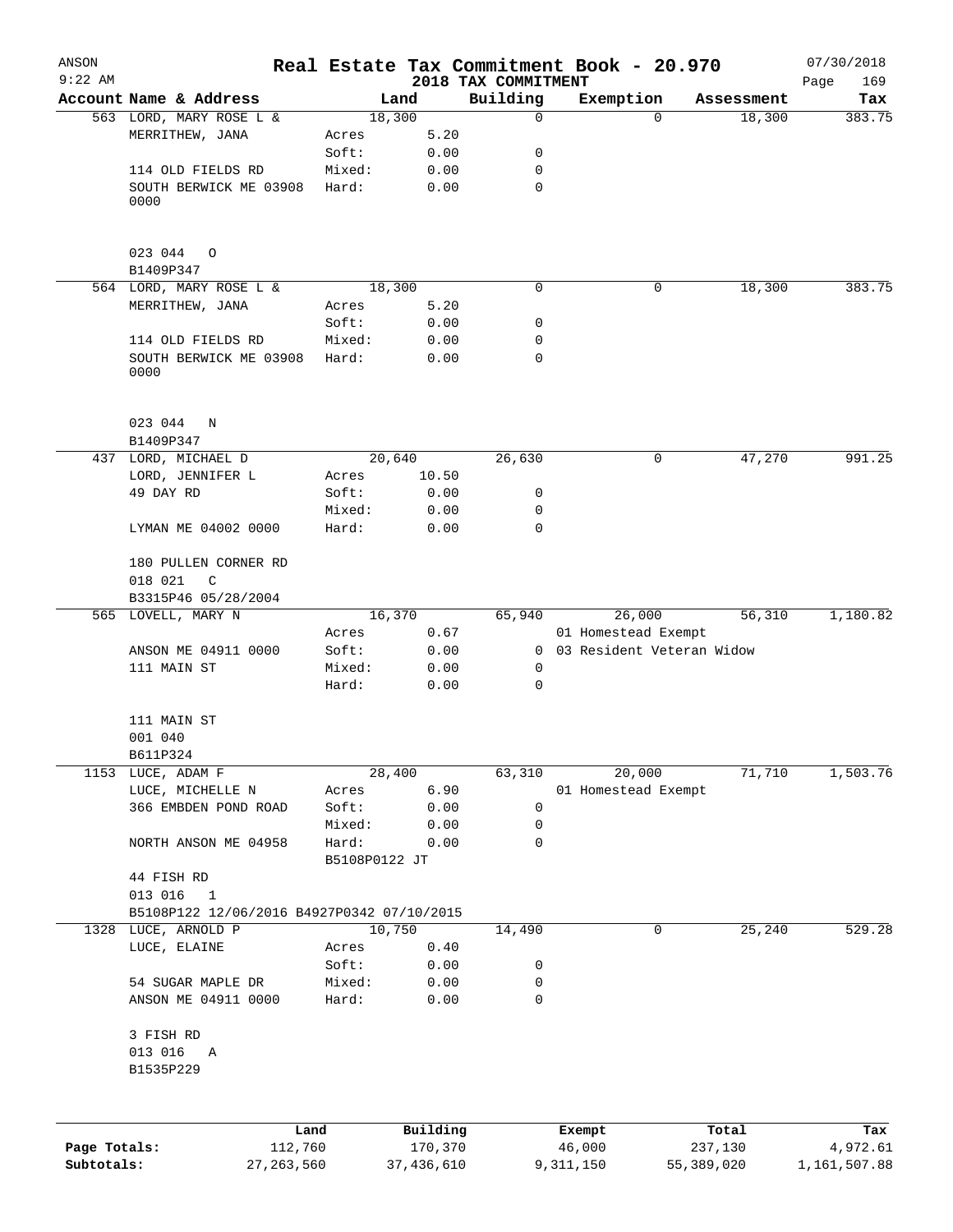# Real Estate Tax Commitment Book - 20.970

ANSON 9:22 AM — 2018 TAX COMMITMENT — 07/30/2018

| Account | Name & Address | Land | | Building | Exemption | Assessment | Tax |
|---|---|---|---|---|---|---|---|
| 563 | LORD, MARY ROSE L & | | 18,300 | 0 | 0 | 18,300 | 383.75 |
| | MERRITHEW, JANA | Acres | 5.20 | | | | |
| | | Soft: | 0.00 | 0 | | | |
| | 114 OLD FIELDS RD | Mixed: | 0.00 | 0 | | | |
| | SOUTH BERWICK ME 03908 0000 | Hard: | 0.00 | 0 | | | |
| | 023 044 O | | | | | | |
| | B1409P347 | | | | | | |
| 564 | LORD, MARY ROSE L & | | 18,300 | 0 | 0 | 18,300 | 383.75 |
| | MERRITHEW, JANA | Acres | 5.20 | | | | |
| | | Soft: | 0.00 | 0 | | | |
| | 114 OLD FIELDS RD | Mixed: | 0.00 | 0 | | | |
| | SOUTH BERWICK ME 03908 0000 | Hard: | 0.00 | 0 | | | |
| | 023 044 N | | | | | | |
| | B1409P347 | | | | | | |
| 437 | LORD, MICHAEL D | | 20,640 | 26,630 | 0 | 47,270 | 991.25 |
| | LORD, JENNIFER L | Acres | 10.50 | | | | |
| | 49 DAY RD | Soft: | 0.00 | 0 | | | |
| | | Mixed: | 0.00 | 0 | | | |
| | LYMAN ME 04002 0000 | Hard: | 0.00 | 0 | | | |
| | 180 PULLEN CORNER RD | | | | | | |
| | 018 021 C | | | | | | |
| | B3315P46 05/28/2004 | | | | | | |
| 565 | LOVELL, MARY N | | 16,370 | 65,940 | 26,000 | 56,310 | 1,180.82 |
| | | Acres | 0.67 | | 01 Homestead Exempt | | |
| | ANSON ME 04911 0000 | Soft: | 0.00 | 0 | 03 Resident Veteran Widow | | |
| | 111 MAIN ST | Mixed: | 0.00 | 0 | | | |
| | | Hard: | 0.00 | 0 | | | |
| | 111 MAIN ST | | | | | | |
| | 001 040 | | | | | | |
| | B611P324 | | | | | | |
| 1153 | LUCE, ADAM F | | 28,400 | 63,310 | 20,000 | 71,710 | 1,503.76 |
| | LUCE, MICHELLE N | Acres | 6.90 | | 01 Homestead Exempt | | |
| | 366 EMBDEN POND ROAD | Soft: | 0.00 | 0 | | | |
| | | Mixed: | 0.00 | 0 | | | |
| | NORTH ANSON ME 04958 | Hard: | 0.00 | 0 | | | |
| | | B5108P0122 JT | | | | | |
| | 44 FISH RD | | | | | | |
| | 013 016 1 | | | | | | |
| | B5108P122 12/06/2016 B4927P0342 07/10/2015 | | | | | | |
| 1328 | LUCE, ARNOLD P | | 10,750 | 14,490 | 0 | 25,240 | 529.28 |
| | LUCE, ELAINE | Acres | 0.40 | | | | |
| | | Soft: | 0.00 | 0 | | | |
| | 54 SUGAR MAPLE DR | Mixed: | 0.00 | 0 | | | |
| | ANSON ME 04911 0000 | Hard: | 0.00 | 0 | | | |
| | 3 FISH RD | | | | | | |
| | 013 016 A | | | | | | |
| | B1535P229 | | | | | | |

| | Land | Building | Exempt | Total | Tax |
|---|---|---|---|---|---|
| Page Totals: | 112,760 | 170,370 | 46,000 | 237,130 | 4,972.61 |
| Subtotals: | 27,263,560 | 37,436,610 | 9,311,150 | 55,389,020 | 1,161,507.88 |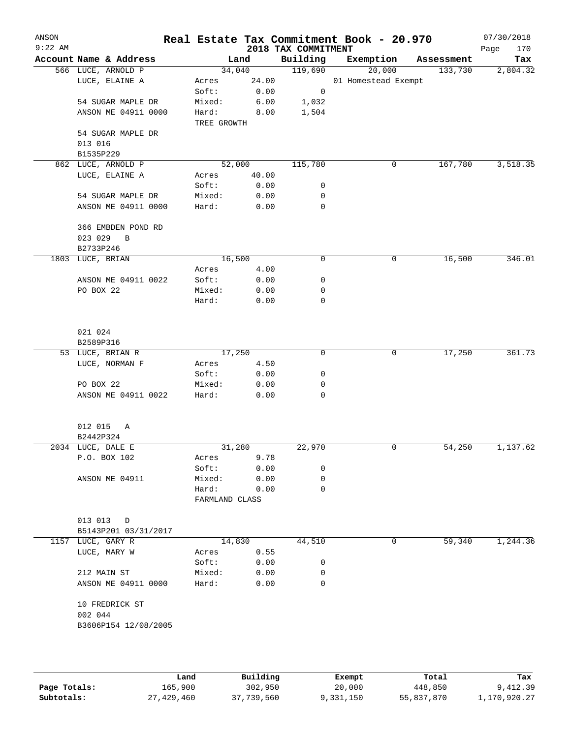ANSON 9:22 AM

# Real Estate Tax Commitment Book - 20.970

## 2018 TAX COMMITMENT

07/30/2018

| Account Name & Address | Land | | Building | Exemption | Assessment | Tax |
|---|---|---|---|---|---|---|
| 566 LUCE, ARNOLD P | 34,040 | | 119,690 | 20,000 | 133,730 | 2,804.32 |
| LUCE, ELAINE A | Acres | 24.00 | | 01 Homestead Exempt | | |
| | Soft: | 0.00 | 0 | | | |
| 54 SUGAR MAPLE DR | Mixed: | 6.00 | 1,032 | | | |
| ANSON ME 04911 0000 | Hard: | 8.00 | 1,504 | | | |
| | TREE GROWTH | | | | | |
| 54 SUGAR MAPLE DR | | | | | | |
| 013 016 | | | | | | |
| B1535P229 | | | | | | |
| 862 LUCE, ARNOLD P | 52,000 | | 115,780 | 0 | 167,780 | 3,518.35 |
| LUCE, ELAINE A | Acres | 40.00 | | | | |
| | Soft: | 0.00 | 0 | | | |
| 54 SUGAR MAPLE DR | Mixed: | 0.00 | 0 | | | |
| ANSON ME 04911 0000 | Hard: | 0.00 | 0 | | | |
| 366 EMBDEN POND RD | | | | | | |
| 023 029 B | | | | | | |
| B2733P246 | | | | | | |
| 1803 LUCE, BRIAN | 16,500 | | 0 | 0 | 16,500 | 346.01 |
| | Acres | 4.00 | | | | |
| ANSON ME 04911 0022 | Soft: | 0.00 | 0 | | | |
| PO BOX 22 | Mixed: | 0.00 | 0 | | | |
| | Hard: | 0.00 | 0 | | | |
| 021 024 | | | | | | |
| B2589P316 | | | | | | |
| 53 LUCE, BRIAN R | 17,250 | | 0 | 0 | 17,250 | 361.73 |
| LUCE, NORMAN F | Acres | 4.50 | | | | |
| | Soft: | 0.00 | 0 | | | |
| PO BOX 22 | Mixed: | 0.00 | 0 | | | |
| ANSON ME 04911 0022 | Hard: | 0.00 | 0 | | | |
| 012 015 A | | | | | | |
| B2442P324 | | | | | | |
| 2034 LUCE, DALE E | 31,280 | | 22,970 | 0 | 54,250 | 1,137.62 |
| P.O. BOX 102 | Acres | 9.78 | | | | |
| | Soft: | 0.00 | 0 | | | |
| ANSON ME 04911 | Mixed: | 0.00 | 0 | | | |
| | Hard: | 0.00 | 0 | | | |
| | FARMLAND CLASS | | | | | |
| 013 013 D | | | | | | |
| B5143P201 03/31/2017 | | | | | | |
| 1157 LUCE, GARY R | 14,830 | | 44,510 | 0 | 59,340 | 1,244.36 |
| LUCE, MARY W | Acres | 0.55 | | | | |
| | Soft: | 0.00 | 0 | | | |
| 212 MAIN ST | Mixed: | 0.00 | 0 | | | |
| ANSON ME 04911 0000 | Hard: | 0.00 | 0 | | | |
| 10 FREDRICK ST | | | | | | |
| 002 044 | | | | | | |
| B3606P154 12/08/2005 | | | | | | |

| | Land | Building | Exempt | Total | Tax |
|---|---|---|---|---|---|
| Page Totals: | 165,900 | 302,950 | 20,000 | 448,850 | 9,412.39 |
| Subtotals: | 27,429,460 | 37,739,560 | 9,331,150 | 55,837,870 | 1,170,920.27 |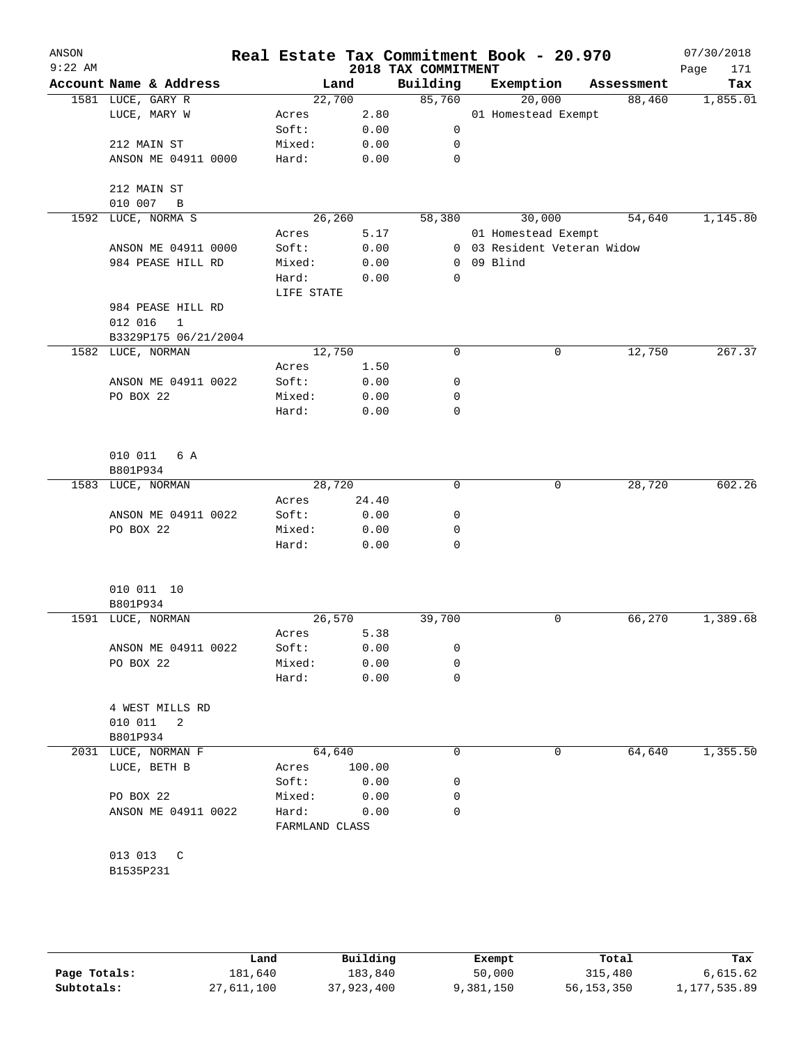ANSON 9:22 AM

# Real Estate Tax Commitment Book - 20.970

## 2018 TAX COMMITMENT

07/30/2018

| Account Name & Address | Land | | Building | Exemption | Assessment | Tax |
|---|---|---|---|---|---|---|
| 1581 LUCE, GARY R | 22,700 | | 85,760 | 20,000 | 88,460 | 1,855.01 |
| LUCE, MARY W | Acres | 2.80 | | 01 Homestead Exempt | | |
| | Soft: | 0.00 | 0 | | | |
| 212 MAIN ST | Mixed: | 0.00 | 0 | | | |
| ANSON ME 04911 0000 | Hard: | 0.00 | 0 | | | |
| 212 MAIN ST | | | | | | |
| 010 007 B | | | | | | |
| 1592 LUCE, NORMA S | 26,260 | | 58,380 | 30,000 | 54,640 | 1,145.80 |
| | Acres | 5.17 | | 01 Homestead Exempt | | |
| ANSON ME 04911 0000 | Soft: | 0.00 | 0 | 03 Resident Veteran Widow | | |
| 984 PEASE HILL RD | Mixed: | 0.00 | 0 | 09 Blind | | |
| | Hard: | 0.00 | 0 | | | |
| | LIFE STATE | | | | | |
| 984 PEASE HILL RD | | | | | | |
| 012 016 1 | | | | | | |
| B3329P175 06/21/2004 | | | | | | |
| 1582 LUCE, NORMAN | 12,750 | | 0 | 0 | 12,750 | 267.37 |
| | Acres | 1.50 | | | | |
| ANSON ME 04911 0022 | Soft: | 0.00 | 0 | | | |
| PO BOX 22 | Mixed: | 0.00 | 0 | | | |
| | Hard: | 0.00 | 0 | | | |
| 010 011 6 A | | | | | | |
| B801P934 | | | | | | |
| 1583 LUCE, NORMAN | 28,720 | | 0 | 0 | 28,720 | 602.26 |
| | Acres | 24.40 | | | | |
| ANSON ME 04911 0022 | Soft: | 0.00 | 0 | | | |
| PO BOX 22 | Mixed: | 0.00 | 0 | | | |
| | Hard: | 0.00 | 0 | | | |
| 010 011 10 | | | | | | |
| B801P934 | | | | | | |
| 1591 LUCE, NORMAN | 26,570 | | 39,700 | 0 | 66,270 | 1,389.68 |
| | Acres | 5.38 | | | | |
| ANSON ME 04911 0022 | Soft: | 0.00 | 0 | | | |
| PO BOX 22 | Mixed: | 0.00 | 0 | | | |
| | Hard: | 0.00 | 0 | | | |
| 4 WEST MILLS RD | | | | | | |
| 010 011 2 | | | | | | |
| B801P934 | | | | | | |
| 2031 LUCE, NORMAN F | 64,640 | | 0 | 0 | 64,640 | 1,355.50 |
| LUCE, BETH B | Acres | 100.00 | | | | |
| | Soft: | 0.00 | 0 | | | |
| PO BOX 22 | Mixed: | 0.00 | 0 | | | |
| ANSON ME 04911 0022 | Hard: | 0.00 | 0 | | | |
| | FARMLAND CLASS | | | | | |
| 013 013 C | | | | | | |
| B1535P231 | | | | | | |

| | Land | Building | Exempt | Total | Tax |
|---|---|---|---|---|---|
| Page Totals: | 181,640 | 183,840 | 50,000 | 315,480 | 6,615.62 |
| Subtotals: | 27,611,100 | 37,923,400 | 9,381,150 | 56,153,350 | 1,177,535.89 |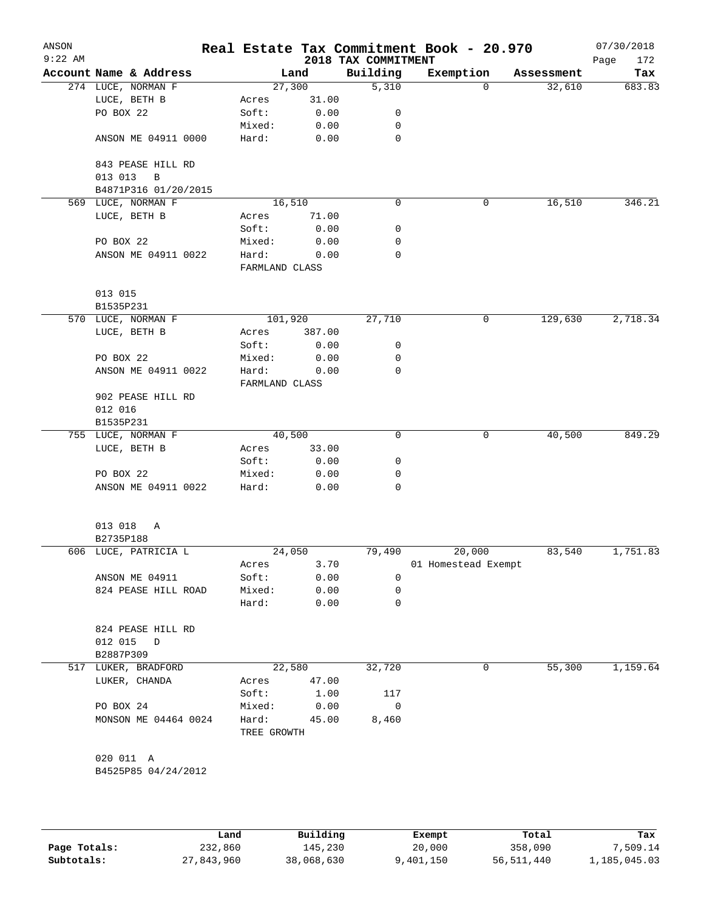ANSON
9:22 AM

# Real Estate Tax Commitment Book - 20.970

## 2018 TAX COMMITMENT

07/30/2018

| Account Name & Address | Land | | Building | Exemption | Assessment | Tax |
|---|---|---|---|---|---|---|
| 274 LUCE, NORMAN F | 27,300 | | 5,310 | 0 | 32,610 | 683.83 |
| LUCE, BETH B | Acres | 31.00 | | | | |
| PO BOX 22 | Soft: | 0.00 | 0 | | | |
| | Mixed: | 0.00 | 0 | | | |
| ANSON ME 04911 0000 | Hard: | 0.00 | 0 | | | |
| 843 PEASE HILL RD | | | | | | |
| 013 013 B | | | | | | |
| B4871P316 01/20/2015 | | | | | | |
| 569 LUCE, NORMAN F | 16,510 | | 0 | 0 | 16,510 | 346.21 |
| LUCE, BETH B | Acres | 71.00 | | | | |
| | Soft: | 0.00 | 0 | | | |
| PO BOX 22 | Mixed: | 0.00 | 0 | | | |
| ANSON ME 04911 0022 | Hard: | 0.00 | 0 | | | |
| | FARMLAND CLASS | | | | | |
| 013 015 | | | | | | |
| B1535P231 | | | | | | |
| 570 LUCE, NORMAN F | 101,920 | | 27,710 | 0 | 129,630 | 2,718.34 |
| LUCE, BETH B | Acres | 387.00 | | | | |
| | Soft: | 0.00 | 0 | | | |
| PO BOX 22 | Mixed: | 0.00 | 0 | | | |
| ANSON ME 04911 0022 | Hard: | 0.00 | 0 | | | |
| | FARMLAND CLASS | | | | | |
| 902 PEASE HILL RD | | | | | | |
| 012 016 | | | | | | |
| B1535P231 | | | | | | |
| 755 LUCE, NORMAN F | 40,500 | | 0 | 0 | 40,500 | 849.29 |
| LUCE, BETH B | Acres | 33.00 | | | | |
| | Soft: | 0.00 | 0 | | | |
| PO BOX 22 | Mixed: | 0.00 | 0 | | | |
| ANSON ME 04911 0022 | Hard: | 0.00 | 0 | | | |
| 013 018 A | | | | | | |
| B2735P188 | | | | | | |
| 606 LUCE, PATRICIA L | 24,050 | | 79,490 | 20,000 | 83,540 | 1,751.83 |
| | Acres | 3.70 | | 01 Homestead Exempt | | |
| ANSON ME 04911 | Soft: | 0.00 | 0 | | | |
| 824 PEASE HILL ROAD | Mixed: | 0.00 | 0 | | | |
| | Hard: | 0.00 | 0 | | | |
| 824 PEASE HILL RD | | | | | | |
| 012 015 D | | | | | | |
| B2887P309 | | | | | | |
| 517 LUKER, BRADFORD | 22,580 | | 32,720 | 0 | 55,300 | 1,159.64 |
| LUKER, CHANDA | Acres | 47.00 | | | | |
| | Soft: | 1.00 | 117 | | | |
| PO BOX 24 | Mixed: | 0.00 | 0 | | | |
| MONSON ME 04464 0024 | Hard: | 45.00 | 8,460 | | | |
| | TREE GROWTH | | | | | |
| 020 011 A | | | | | | |
| B4525P85 04/24/2012 | | | | | | |

| | Land | Building | Exempt | Total | Tax |
|---|---|---|---|---|---|
| Page Totals: | 232,860 | 145,230 | 20,000 | 358,090 | 7,509.14 |
| Subtotals: | 27,843,960 | 38,068,630 | 9,401,150 | 56,511,440 | 1,185,045.03 |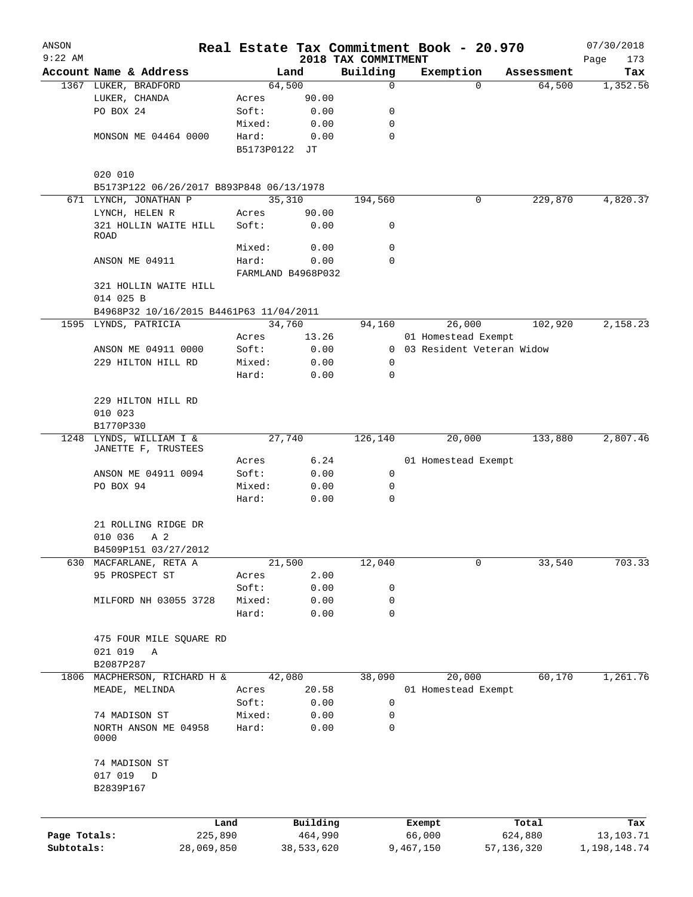# Real Estate Tax Commitment Book - 20.970

ANSON 9:22 AM — 2018 TAX COMMITMENT — 07/30/2018

| Account Name & Address | Land | | Building | Exemption | Assessment | Tax |
|---|---|---|---|---|---|---|
| 1367 LUKER, BRADFORD | 64,500 | | 0 | 0 | 64,500 | 1,352.56 |
| LUKER, CHANDA | Acres | 90.00 | | | | |
| PO BOX 24 | Soft: | 0.00 | 0 | | | |
| | Mixed: | 0.00 | 0 | | | |
| MONSON ME 04464 0000 | Hard: | 0.00 | 0 | | | |
| | B5173P0122 JT | | | | | |
| 020 010 | | | | | | |
| B5173P122 06/26/2017 B893P848 06/13/1978 | | | | | | |
| 671 LYNCH, JONATHAN P | 35,310 | | 194,560 | 0 | 229,870 | 4,820.37 |
| LYNCH, HELEN R | Acres | 90.00 | | | | |
| 321 HOLLIN WAITE HILL ROAD | Soft: | 0.00 | 0 | | | |
| | Mixed: | 0.00 | 0 | | | |
| ANSON ME 04911 | Hard: | 0.00 | 0 | | | |
| | FARMLAND B4968P032 | | | | | |
| 321 HOLLIN WAITE HILL | | | | | | |
| 014 025 B | | | | | | |
| B4968P32 10/16/2015 B4461P63 11/04/2011 | | | | | | |
| 1595 LYNDS, PATRICIA | 34,760 | | 94,160 | 26,000 | 102,920 | 2,158.23 |
| | Acres | 13.26 | | 01 Homestead Exempt | | |
| ANSON ME 04911 0000 | Soft: | 0.00 | 0 | 03 Resident Veteran Widow | | |
| 229 HILTON HILL RD | Mixed: | 0.00 | 0 | | | |
| | Hard: | 0.00 | 0 | | | |
| 229 HILTON HILL RD | | | | | | |
| 010 023 | | | | | | |
| B1770P330 | | | | | | |
| 1248 LYNDS, WILLIAM I & JANETTE F, TRUSTEES | 27,740 | | 126,140 | 20,000 | 133,880 | 2,807.46 |
| | Acres | 6.24 | | 01 Homestead Exempt | | |
| ANSON ME 04911 0094 | Soft: | 0.00 | 0 | | | |
| PO BOX 94 | Mixed: | 0.00 | 0 | | | |
| | Hard: | 0.00 | 0 | | | |
| 21 ROLLING RIDGE DR | | | | | | |
| 010 036 A 2 | | | | | | |
| B4509P151 03/27/2012 | | | | | | |
| 630 MACFARLANE, RETA A | 21,500 | | 12,040 | 0 | 33,540 | 703.33 |
| 95 PROSPECT ST | Acres | 2.00 | | | | |
| | Soft: | 0.00 | 0 | | | |
| MILFORD NH 03055 3728 | Mixed: | 0.00 | 0 | | | |
| | Hard: | 0.00 | 0 | | | |
| 475 FOUR MILE SQUARE RD | | | | | | |
| 021 019 A | | | | | | |
| B2087P287 | | | | | | |
| 1806 MACPHERSON, RICHARD H & | 42,080 | | 38,090 | 20,000 | 60,170 | 1,261.76 |
| MEADE, MELINDA | Acres | 20.58 | | 01 Homestead Exempt | | |
| | Soft: | 0.00 | 0 | | | |
| 74 MADISON ST | Mixed: | 0.00 | 0 | | | |
| NORTH ANSON ME 04958 0000 | Hard: | 0.00 | 0 | | | |
| 74 MADISON ST | | | | | | |
| 017 019 D | | | | | | |
| B2839P167 | | | | | | |

| | Land | Building | Exempt | Total | Tax |
|---|---|---|---|---|---|
| Page Totals: | 225,890 | 464,990 | 66,000 | 624,880 | 13,103.71 |
| Subtotals: | 28,069,850 | 38,533,620 | 9,467,150 | 57,136,320 | 1,198,148.74 |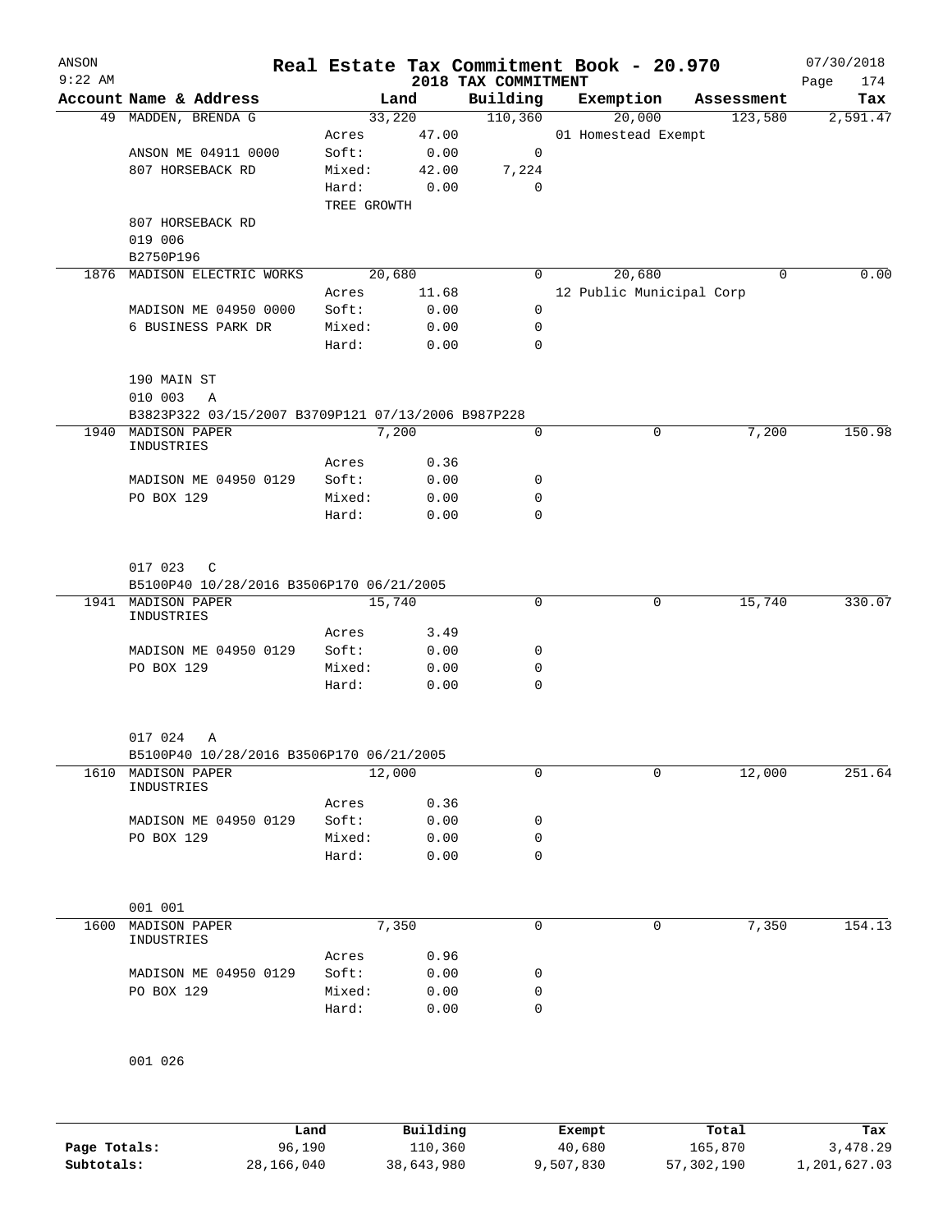# Real Estate Tax Commitment Book - 20.970

ANSON
9:22 AM

2018 TAX COMMITMENT

07/30/2018

| Account | Name & Address | | Land | Building | Exemption | Assessment | Tax |
|---|---|---|---|---|---|---|---|
| 49 | MADDEN, BRENDA G | | 33,220 | 110,360 | 20,000 | 123,580 | 2,591.47 |
| | | Acres | 47.00 | | 01 Homestead Exempt | | |
| | ANSON ME 04911 0000 | Soft: | 0.00 | 0 | | | |
| | 807 HORSEBACK RD | Mixed: | 42.00 | 7,224 | | | |
| | | Hard: | 0.00 | 0 | | | |
| | | TREE GROWTH | | | | | |
| | 807 HORSEBACK RD | | | | | | |
| | 019 006 | | | | | | |
| | B2750P196 | | | | | | |
| 1876 | MADISON ELECTRIC WORKS | | 20,680 | 0 | 20,680 | 0 | 0.00 |
| | | Acres | 11.68 | | 12 Public Municipal Corp | | |
| | MADISON ME 04950 0000 | Soft: | 0.00 | 0 | | | |
| | 6 BUSINESS PARK DR | Mixed: | 0.00 | 0 | | | |
| | | Hard: | 0.00 | 0 | | | |
| | 190 MAIN ST | | | | | | |
| | 010 003 A | | | | | | |
| | B3823P322 03/15/2007 B3709P121 07/13/2006 B987P228 | | | | | | |
| 1940 | MADISON PAPER INDUSTRIES | | 7,200 | 0 | 0 | 7,200 | 150.98 |
| | | Acres | 0.36 | | | | |
| | MADISON ME 04950 0129 | Soft: | 0.00 | 0 | | | |
| | PO BOX 129 | Mixed: | 0.00 | 0 | | | |
| | | Hard: | 0.00 | 0 | | | |
| | 017 023 C | | | | | | |
| | B5100P40 10/28/2016 B3506P170 06/21/2005 | | | | | | |
| 1941 | MADISON PAPER INDUSTRIES | | 15,740 | 0 | 0 | 15,740 | 330.07 |
| | | Acres | 3.49 | | | | |
| | MADISON ME 04950 0129 | Soft: | 0.00 | 0 | | | |
| | PO BOX 129 | Mixed: | 0.00 | 0 | | | |
| | | Hard: | 0.00 | 0 | | | |
| | 017 024 A | | | | | | |
| | B5100P40 10/28/2016 B3506P170 06/21/2005 | | | | | | |
| 1610 | MADISON PAPER INDUSTRIES | | 12,000 | 0 | 0 | 12,000 | 251.64 |
| | | Acres | 0.36 | | | | |
| | MADISON ME 04950 0129 | Soft: | 0.00 | 0 | | | |
| | PO BOX 129 | Mixed: | 0.00 | 0 | | | |
| | | Hard: | 0.00 | 0 | | | |
| | 001 001 | | | | | | |
| 1600 | MADISON PAPER INDUSTRIES | | 7,350 | 0 | 0 | 7,350 | 154.13 |
| | | Acres | 0.96 | | | | |
| | MADISON ME 04950 0129 | Soft: | 0.00 | 0 | | | |
| | PO BOX 129 | Mixed: | 0.00 | 0 | | | |
| | | Hard: | 0.00 | 0 | | | |
| | 001 026 | | | | | | |

| | Land | Building | Exempt | Total | Tax |
|---|---|---|---|---|---|
| Page Totals: | 96,190 | 110,360 | 40,680 | 165,870 | 3,478.29 |
| Subtotals: | 28,166,040 | 38,643,980 | 9,507,830 | 57,302,190 | 1,201,627.03 |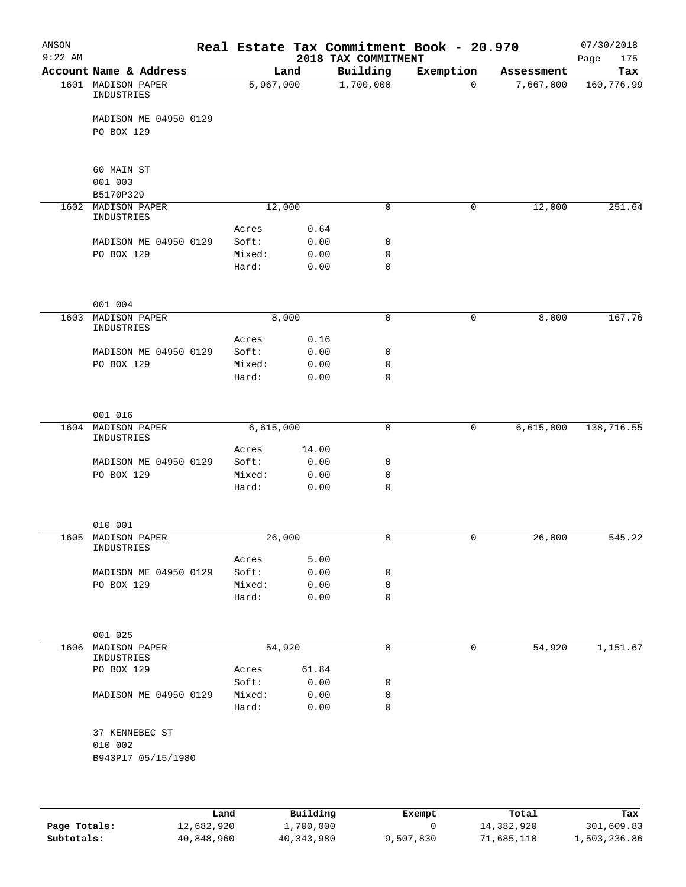# Real Estate Tax Commitment Book - 20.970

ANSON
9:22 AM

2018 TAX COMMITMENT

07/30/2018

| Account Name & Address | | Land | Building | Exemption | Assessment | Tax |
|---|---|---|---|---|---|---|
| 1601 MADISON PAPER INDUSTRIES | | 5,967,000 | 1,700,000 | 0 | 7,667,000 | 160,776.99 |
| MADISON ME 04950 0129 | | | | | | |
| PO BOX 129 | | | | | | |
| 60 MAIN ST | | | | | | |
| 001 003 | | | | | | |
| B5170P329 | | | | | | |
| 1602 MADISON PAPER INDUSTRIES | | 12,000 | 0 | 0 | 12,000 | 251.64 |
| | Acres | 0.64 | | | | |
| MADISON ME 04950 0129 | Soft: | 0.00 | 0 | | | |
| PO BOX 129 | Mixed: | 0.00 | 0 | | | |
| | Hard: | 0.00 | 0 | | | |
| 001 004 | | | | | | |
| 1603 MADISON PAPER INDUSTRIES | | 8,000 | 0 | 0 | 8,000 | 167.76 |
| | Acres | 0.16 | | | | |
| MADISON ME 04950 0129 | Soft: | 0.00 | 0 | | | |
| PO BOX 129 | Mixed: | 0.00 | 0 | | | |
| | Hard: | 0.00 | 0 | | | |
| 001 016 | | | | | | |
| 1604 MADISON PAPER INDUSTRIES | | 6,615,000 | 0 | 0 | 6,615,000 | 138,716.55 |
| | Acres | 14.00 | | | | |
| MADISON ME 04950 0129 | Soft: | 0.00 | 0 | | | |
| PO BOX 129 | Mixed: | 0.00 | 0 | | | |
| | Hard: | 0.00 | 0 | | | |
| 010 001 | | | | | | |
| 1605 MADISON PAPER INDUSTRIES | | 26,000 | 0 | 0 | 26,000 | 545.22 |
| | Acres | 5.00 | | | | |
| MADISON ME 04950 0129 | Soft: | 0.00 | 0 | | | |
| PO BOX 129 | Mixed: | 0.00 | 0 | | | |
| | Hard: | 0.00 | 0 | | | |
| 001 025 | | | | | | |
| 1606 MADISON PAPER INDUSTRIES | | 54,920 | 0 | 0 | 54,920 | 1,151.67 |
| PO BOX 129 | Acres | 61.84 | | | | |
| | Soft: | 0.00 | 0 | | | |
| MADISON ME 04950 0129 | Mixed: | 0.00 | 0 | | | |
| | Hard: | 0.00 | 0 | | | |
| 37 KENNEBEC ST | | | | | | |
| 010 002 | | | | | | |
| B943P17 05/15/1980 | | | | | | |

| | Land | Building | Exempt | Total | Tax |
|---|---|---|---|---|---|
| Page Totals: | 12,682,920 | 1,700,000 | 0 | 14,382,920 | 301,609.83 |
| Subtotals: | 40,848,960 | 40,343,980 | 9,507,830 | 71,685,110 | 1,503,236.86 |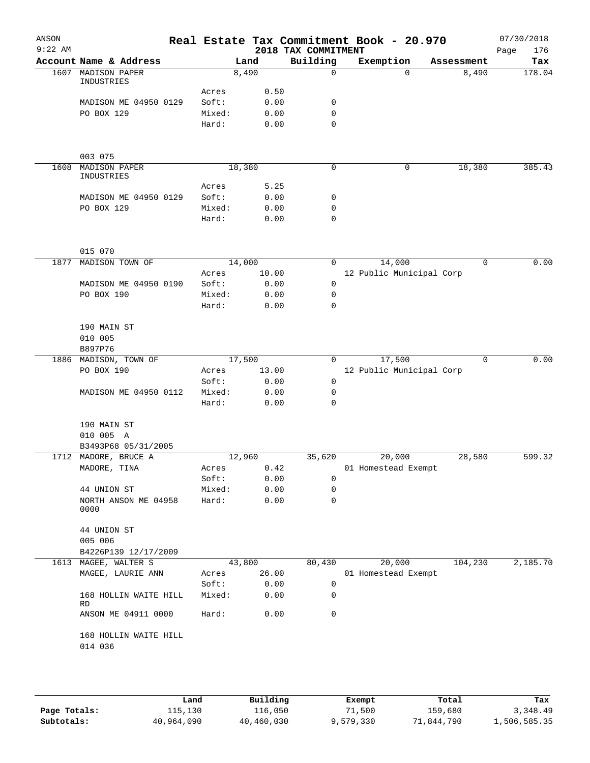# Real Estate Tax Commitment Book - 20.970

ANSON 9:22 AM — 2018 TAX COMMITMENT — 07/30/2018

| Account Name & Address | | Land | Building | Exemption | Assessment | Tax |
|---|---|---|---|---|---|---|
| 1607 MADISON PAPER INDUSTRIES | | 8,490 | 0 | 0 | 8,490 | 178.04 |
| | Acres | 0.50 | | | | |
| MADISON ME 04950 0129 | Soft: | 0.00 | 0 | | | |
| PO BOX 129 | Mixed: | 0.00 | 0 | | | |
| | Hard: | 0.00 | 0 | | | |
| 003 075 | | | | | | |
| 1608 MADISON PAPER INDUSTRIES | | 18,380 | 0 | 0 | 18,380 | 385.43 |
| | Acres | 5.25 | | | | |
| MADISON ME 04950 0129 | Soft: | 0.00 | 0 | | | |
| PO BOX 129 | Mixed: | 0.00 | 0 | | | |
| | Hard: | 0.00 | 0 | | | |
| 015 070 | | | | | | |
| 1877 MADISON TOWN OF | | 14,000 | 0 | 14,000 | 0 | 0.00 |
| | Acres | 10.00 | | 12 Public Municipal Corp | | |
| MADISON ME 04950 0190 | Soft: | 0.00 | 0 | | | |
| PO BOX 190 | Mixed: | 0.00 | 0 | | | |
| | Hard: | 0.00 | 0 | | | |
| 190 MAIN ST | | | | | | |
| 010 005 | | | | | | |
| B897P76 | | | | | | |
| 1886 MADISON, TOWN OF | | 17,500 | 0 | 17,500 | 0 | 0.00 |
| PO BOX 190 | Acres | 13.00 | | 12 Public Municipal Corp | | |
| | Soft: | 0.00 | 0 | | | |
| MADISON ME 04950 0112 | Mixed: | 0.00 | 0 | | | |
| | Hard: | 0.00 | 0 | | | |
| 190 MAIN ST | | | | | | |
| 010 005 A | | | | | | |
| B3493P68 05/31/2005 | | | | | | |
| 1712 MADORE, BRUCE A | | 12,960 | 35,620 | 20,000 | 28,580 | 599.32 |
| MADORE, TINA | Acres | 0.42 | | 01 Homestead Exempt | | |
| | Soft: | 0.00 | 0 | | | |
| 44 UNION ST | Mixed: | 0.00 | 0 | | | |
| NORTH ANSON ME 04958 0000 | Hard: | 0.00 | 0 | | | |
| 44 UNION ST | | | | | | |
| 005 006 | | | | | | |
| B4226P139 12/17/2009 | | | | | | |
| 1613 MAGEE, WALTER S | | 43,800 | 80,430 | 20,000 | 104,230 | 2,185.70 |
| MAGEE, LAURIE ANN | Acres | 26.00 | | 01 Homestead Exempt | | |
| | Soft: | 0.00 | 0 | | | |
| 168 HOLLIN WAITE HILL RD | Mixed: | 0.00 | 0 | | | |
| ANSON ME 04911 0000 | Hard: | 0.00 | 0 | | | |
| 168 HOLLIN WAITE HILL | | | | | | |
| 014 036 | | | | | | |

| | Land | Building | Exempt | Total | Tax |
|---|---|---|---|---|---|
| Page Totals: | 115,130 | 116,050 | 71,500 | 159,680 | 3,348.49 |
| Subtotals: | 40,964,090 | 40,460,030 | 9,579,330 | 71,844,790 | 1,506,585.35 |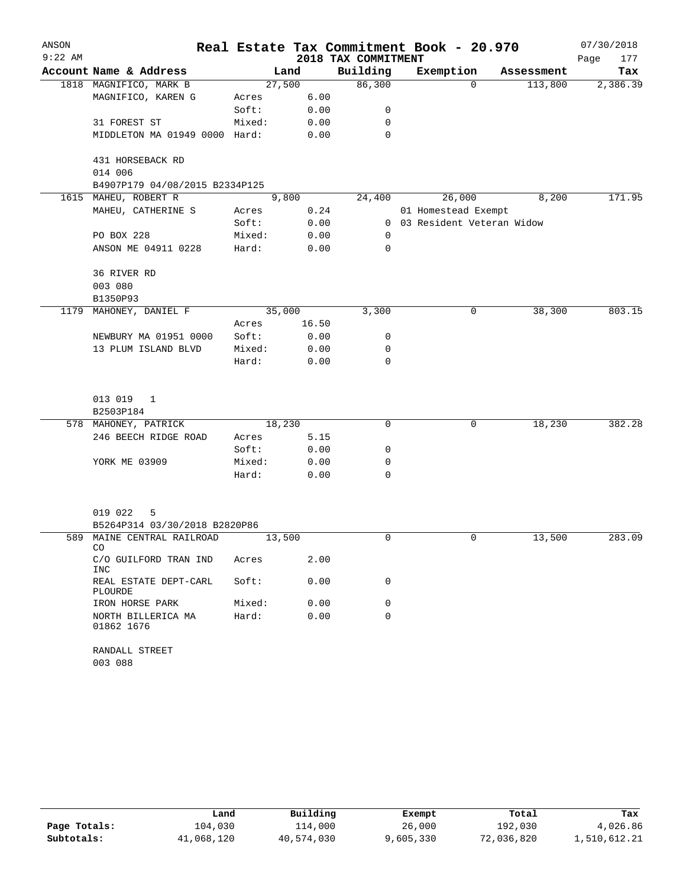ANSON 9:22 AM

# Real Estate Tax Commitment Book - 20.970

## 2018 TAX COMMITMENT

07/30/2018 Page 177

| Account Name & Address | | Land | Building | Exemption | Assessment | Tax |
|---|---|---|---|---|---|---|
| 1818 MAGNIFICO, MARK B | | 27,500 | 86,300 | 0 | 113,800 | 2,386.39 |
| MAGNIFICO, KAREN G | Acres | 6.00 | | | | |
| | Soft: | 0.00 | 0 | | | |
| 31 FOREST ST | Mixed: | 0.00 | 0 | | | |
| MIDDLETON MA 01949 0000 | Hard: | 0.00 | 0 | | | |
| 431 HORSEBACK RD | | | | | | |
| 014 006 | | | | | | |
| B4907P179 04/08/2015 B2334P125 | | | | | | |
| 1615 MAHEU, ROBERT R | | 9,800 | 24,400 | 26,000 | 8,200 | 171.95 |
| MAHEU, CATHERINE S | Acres | 0.24 | | 01 Homestead Exempt | | |
| | Soft: | 0.00 | 0 | 03 Resident Veteran Widow | | |
| PO BOX 228 | Mixed: | 0.00 | 0 | | | |
| ANSON ME 04911 0228 | Hard: | 0.00 | 0 | | | |
| 36 RIVER RD | | | | | | |
| 003 080 | | | | | | |
| B1350P93 | | | | | | |
| 1179 MAHONEY, DANIEL F | | 35,000 | 3,300 | 0 | 38,300 | 803.15 |
| | Acres | 16.50 | | | | |
| NEWBURY MA 01951 0000 | Soft: | 0.00 | 0 | | | |
| 13 PLUM ISLAND BLVD | Mixed: | 0.00 | 0 | | | |
| | Hard: | 0.00 | 0 | | | |
| 013 019 1 | | | | | | |
| B2503P184 | | | | | | |
| 578 MAHONEY, PATRICK | | 18,230 | 0 | 0 | 18,230 | 382.28 |
| 246 BEECH RIDGE ROAD | Acres | 5.15 | | | | |
| | Soft: | 0.00 | 0 | | | |
| YORK ME 03909 | Mixed: | 0.00 | 0 | | | |
| | Hard: | 0.00 | 0 | | | |
| 019 022 5 | | | | | | |
| B5264P314 03/30/2018 B2820P86 | | | | | | |
| 589 MAINE CENTRAL RAILROAD CO | | 13,500 | 0 | 0 | 13,500 | 283.09 |
| C/O GUILFORD TRAN IND INC | Acres | 2.00 | | | | |
| REAL ESTATE DEPT-CARL PLOURDE | Soft: | 0.00 | 0 | | | |
| IRON HORSE PARK | Mixed: | 0.00 | 0 | | | |
| NORTH BILLERICA MA 01862 1676 | Hard: | 0.00 | 0 | | | |
| RANDALL STREET | | | | | | |
| 003 088 | | | | | | |

| | Land | Building | Exempt | Total | Tax |
|---|---|---|---|---|---|
| Page Totals: | 104,030 | 114,000 | 26,000 | 192,030 | 4,026.86 |
| Subtotals: | 41,068,120 | 40,574,030 | 9,605,330 | 72,036,820 | 1,510,612.21 |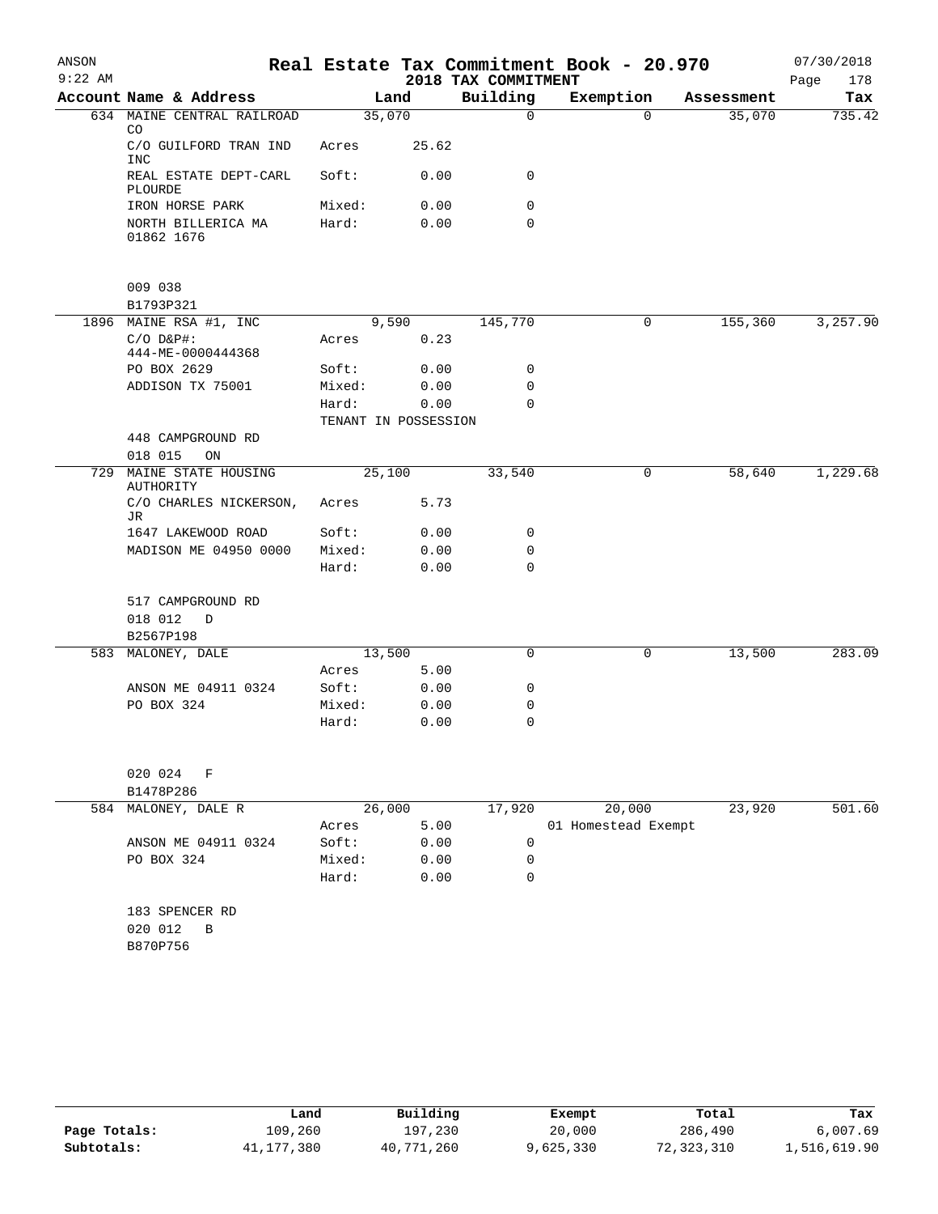ANSON
9:22 AM

# Real Estate Tax Commitment Book - 20.970

2018 TAX COMMITMENT

07/30/2018

| Account Name & Address | Land | | Building | Exemption | Assessment | Tax |
|---|---|---|---|---|---|---|
| 634 MAINE CENTRAL RAILROAD CO | 35,070 | | 0 | 0 | 35,070 | 735.42 |
| C/O GUILFORD TRAN IND INC | Acres | 25.62 | | | | |
| REAL ESTATE DEPT-CARL PLOURDE | Soft: | 0.00 | 0 | | | |
| IRON HORSE PARK | Mixed: | 0.00 | 0 | | | |
| NORTH BILLERICA MA 01862 1676 | Hard: | 0.00 | 0 | | | |
| 009 038 | | | | | | |
| B1793P321 | | | | | | |
| 1896 MAINE RSA #1, INC | 9,590 | | 145,770 | 0 | 155,360 | 3,257.90 |
| C/O D&P#: 444-ME-0000444368 | Acres | 0.23 | | | | |
| PO BOX 2629 | Soft: | 0.00 | 0 | | | |
| ADDISON TX 75001 | Mixed: | 0.00 | 0 | | | |
| | Hard: | 0.00 | 0 | | | |
| | TENANT IN POSSESSION | | | | | |
| 448 CAMPGROUND RD | | | | | | |
| 018 015 ON | | | | | | |
| 729 MAINE STATE HOUSING AUTHORITY | 25,100 | | 33,540 | 0 | 58,640 | 1,229.68 |
| C/O CHARLES NICKERSON, JR | Acres | 5.73 | | | | |
| 1647 LAKEWOOD ROAD | Soft: | 0.00 | 0 | | | |
| MADISON ME 04950 0000 | Mixed: | 0.00 | 0 | | | |
| | Hard: | 0.00 | 0 | | | |
| 517 CAMPGROUND RD | | | | | | |
| 018 012 D | | | | | | |
| B2567P198 | | | | | | |
| 583 MALONEY, DALE | 13,500 | | 0 | 0 | 13,500 | 283.09 |
| | Acres | 5.00 | | | | |
| ANSON ME 04911 0324 | Soft: | 0.00 | 0 | | | |
| PO BOX 324 | Mixed: | 0.00 | 0 | | | |
| | Hard: | 0.00 | 0 | | | |
| 020 024 F | | | | | | |
| B1478P286 | | | | | | |
| 584 MALONEY, DALE R | 26,000 | | 17,920 | 20,000 | 23,920 | 501.60 |
| | Acres | 5.00 | | 01 Homestead Exempt | | |
| ANSON ME 04911 0324 | Soft: | 0.00 | 0 | | | |
| PO BOX 324 | Mixed: | 0.00 | 0 | | | |
| | Hard: | 0.00 | 0 | | | |
| 183 SPENCER RD | | | | | | |
| 020 012 B | | | | | | |
| B870P756 | | | | | | |

| | Land | Building | Exempt | Total | Tax |
|---|---|---|---|---|---|
| Page Totals: | 109,260 | 197,230 | 20,000 | 286,490 | 6,007.69 |
| Subtotals: | 41,177,380 | 40,771,260 | 9,625,330 | 72,323,310 | 1,516,619.90 |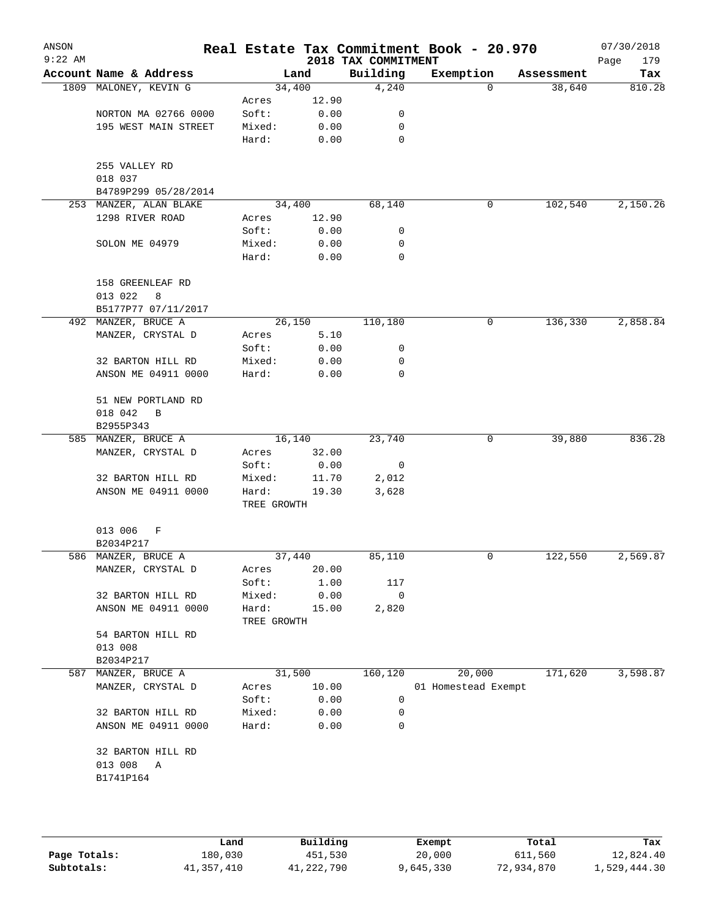# Real Estate Tax Commitment Book - 20.970

ANSON 9:22 AM — 2018 TAX COMMITMENT — 07/30/2018 Page 179

| Account Name & Address | Land | | Building | Exemption | Assessment | Tax |
|---|---|---|---|---|---|---|
| 1809 MALONEY, KEVIN G | 34,400 | | 4,240 | 0 | 38,640 | 810.28 |
| | Acres | 12.90 | | | | |
| NORTON MA 02766 0000 | Soft: | 0.00 | 0 | | | |
| 195 WEST MAIN STREET | Mixed: | 0.00 | 0 | | | |
| | Hard: | 0.00 | 0 | | | |
| 255 VALLEY RD | | | | | | |
| 018 037 | | | | | | |
| B4789P299 05/28/2014 | | | | | | |
| 253 MANZER, ALAN BLAKE | 34,400 | | 68,140 | 0 | 102,540 | 2,150.26 |
| 1298 RIVER ROAD | Acres | 12.90 | | | | |
| | Soft: | 0.00 | 0 | | | |
| SOLON ME 04979 | Mixed: | 0.00 | 0 | | | |
| | Hard: | 0.00 | 0 | | | |
| 158 GREENLEAF RD | | | | | | |
| 013 022 8 | | | | | | |
| B5177P77 07/11/2017 | | | | | | |
| 492 MANZER, BRUCE A | 26,150 | | 110,180 | 0 | 136,330 | 2,858.84 |
| MANZER, CRYSTAL D | Acres | 5.10 | | | | |
| | Soft: | 0.00 | 0 | | | |
| 32 BARTON HILL RD | Mixed: | 0.00 | 0 | | | |
| ANSON ME 04911 0000 | Hard: | 0.00 | 0 | | | |
| 51 NEW PORTLAND RD | | | | | | |
| 018 042 B | | | | | | |
| B2955P343 | | | | | | |
| 585 MANZER, BRUCE A | 16,140 | | 23,740 | 0 | 39,880 | 836.28 |
| MANZER, CRYSTAL D | Acres | 32.00 | | | | |
| | Soft: | 0.00 | 0 | | | |
| 32 BARTON HILL RD | Mixed: | 11.70 | 2,012 | | | |
| ANSON ME 04911 0000 | Hard: | 19.30 | 3,628 | | | |
| | TREE GROWTH | | | | | |
| 013 006 F | | | | | | |
| B2034P217 | | | | | | |
| 586 MANZER, BRUCE A | 37,440 | | 85,110 | 0 | 122,550 | 2,569.87 |
| MANZER, CRYSTAL D | Acres | 20.00 | | | | |
| | Soft: | 1.00 | 117 | | | |
| 32 BARTON HILL RD | Mixed: | 0.00 | 0 | | | |
| ANSON ME 04911 0000 | Hard: | 15.00 | 2,820 | | | |
| | TREE GROWTH | | | | | |
| 54 BARTON HILL RD | | | | | | |
| 013 008 | | | | | | |
| B2034P217 | | | | | | |
| 587 MANZER, BRUCE A | 31,500 | | 160,120 | 20,000 | 171,620 | 3,598.87 |
| MANZER, CRYSTAL D | Acres | 10.00 | | 01 Homestead Exempt | | |
| | Soft: | 0.00 | 0 | | | |
| 32 BARTON HILL RD | Mixed: | 0.00 | 0 | | | |
| ANSON ME 04911 0000 | Hard: | 0.00 | 0 | | | |
| 32 BARTON HILL RD | | | | | | |
| 013 008 A | | | | | | |
| B1741P164 | | | | | | |

| | Land | Building | Exempt | Total | Tax |
|---|---|---|---|---|---|
| Page Totals: | 180,030 | 451,530 | 20,000 | 611,560 | 12,824.40 |
| Subtotals: | 41,357,410 | 41,222,790 | 9,645,330 | 72,934,870 | 1,529,444.30 |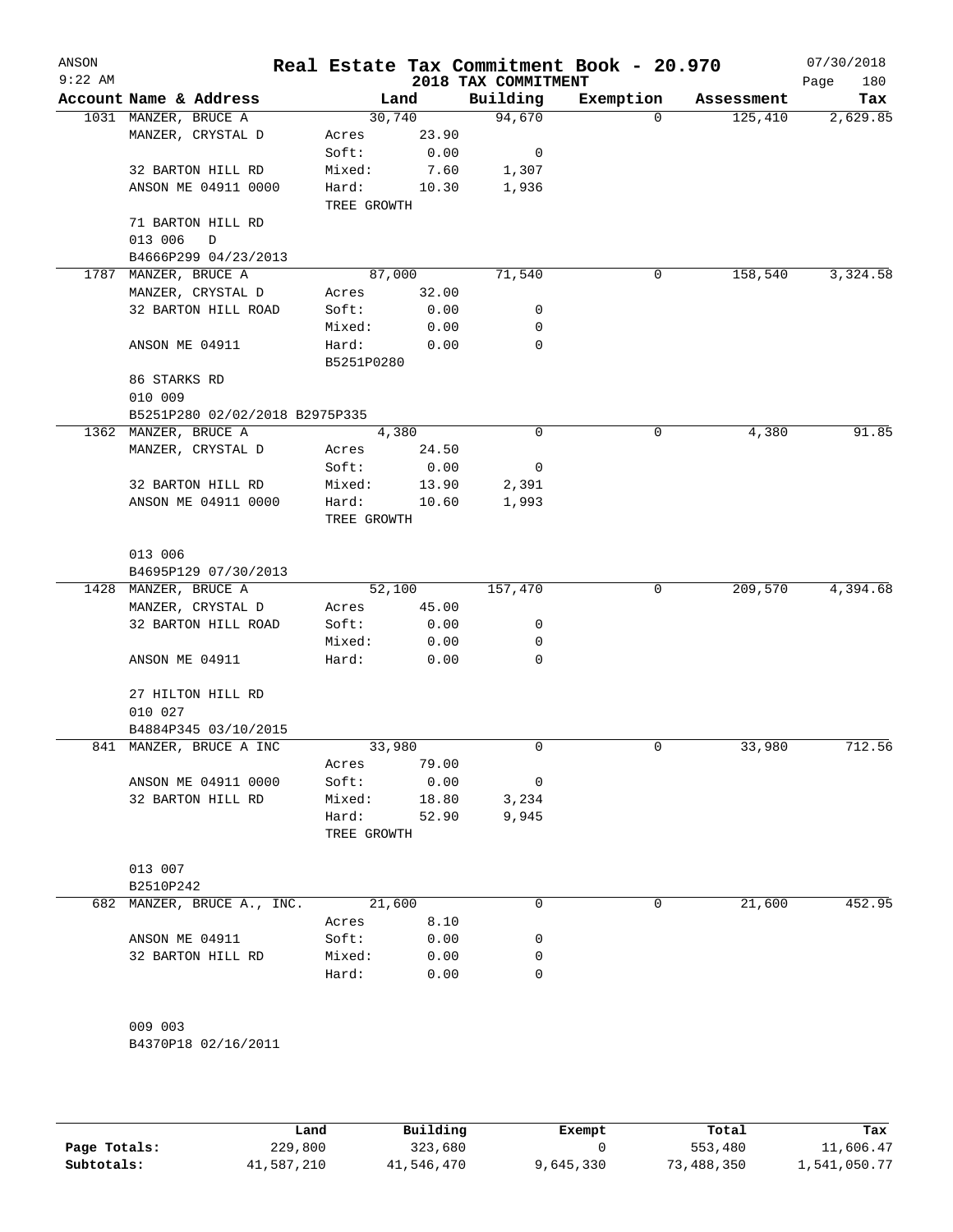ANSON 9:22 AM — **Real Estate Tax Commitment Book - 20.970** — 2018 TAX COMMITMENT — 07/30/2018

| Account Name & Address | Land | | Building | Exemption | Assessment | Tax |
|---|---|---|---|---|---|---|
| 1031 MANZER, BRUCE A | | 30,740 | 94,670 | 0 | 125,410 | 2,629.85 |
| MANZER, CRYSTAL D | Acres | 23.90 | | | | |
| | Soft: | 0.00 | 0 | | | |
| 32 BARTON HILL RD | Mixed: | 7.60 | 1,307 | | | |
| ANSON ME 04911 0000 | Hard: | 10.30 | 1,936 | | | |
| | TREE GROWTH | | | | | |
| 71 BARTON HILL RD | | | | | | |
| 013 006 D | | | | | | |
| B4666P299 04/23/2013 | | | | | | |
| 1787 MANZER, BRUCE A | | 87,000 | 71,540 | 0 | 158,540 | 3,324.58 |
| MANZER, CRYSTAL D | Acres | 32.00 | | | | |
| 32 BARTON HILL ROAD | Soft: | 0.00 | 0 | | | |
| | Mixed: | 0.00 | 0 | | | |
| ANSON ME 04911 | Hard: | 0.00 | 0 | | | |
| | B5251P0280 | | | | | |
| 86 STARKS RD | | | | | | |
| 010 009 | | | | | | |
| B5251P280 02/02/2018 B2975P335 | | | | | | |
| 1362 MANZER, BRUCE A | | 4,380 | 0 | 0 | 4,380 | 91.85 |
| MANZER, CRYSTAL D | Acres | 24.50 | | | | |
| | Soft: | 0.00 | 0 | | | |
| 32 BARTON HILL RD | Mixed: | 13.90 | 2,391 | | | |
| ANSON ME 04911 0000 | Hard: | 10.60 | 1,993 | | | |
| | TREE GROWTH | | | | | |
| 013 006 | | | | | | |
| B4695P129 07/30/2013 | | | | | | |
| 1428 MANZER, BRUCE A | | 52,100 | 157,470 | 0 | 209,570 | 4,394.68 |
| MANZER, CRYSTAL D | Acres | 45.00 | | | | |
| 32 BARTON HILL ROAD | Soft: | 0.00 | 0 | | | |
| | Mixed: | 0.00 | 0 | | | |
| ANSON ME 04911 | Hard: | 0.00 | 0 | | | |
| 27 HILTON HILL RD | | | | | | |
| 010 027 | | | | | | |
| B4884P345 03/10/2015 | | | | | | |
| 841 MANZER, BRUCE A INC | | 33,980 | 0 | 0 | 33,980 | 712.56 |
| | Acres | 79.00 | | | | |
| ANSON ME 04911 0000 | Soft: | 0.00 | 0 | | | |
| 32 BARTON HILL RD | Mixed: | 18.80 | 3,234 | | | |
| | Hard: | 52.90 | 9,945 | | | |
| | TREE GROWTH | | | | | |
| 013 007 | | | | | | |
| B2510P242 | | | | | | |
| 682 MANZER, BRUCE A., INC. | | 21,600 | 0 | 0 | 21,600 | 452.95 |
| | Acres | 8.10 | | | | |
| ANSON ME 04911 | Soft: | 0.00 | 0 | | | |
| 32 BARTON HILL RD | Mixed: | 0.00 | 0 | | | |
| | Hard: | 0.00 | 0 | | | |
| 009 003 | | | | | | |
| B4370P18 02/16/2011 | | | | | | |

| | Land | Building | Exempt | Total | Tax |
|---|---|---|---|---|---|
| Page Totals: | 229,800 | 323,680 | 0 | 553,480 | 11,606.47 |
| Subtotals: | 41,587,210 | 41,546,470 | 9,645,330 | 73,488,350 | 1,541,050.77 |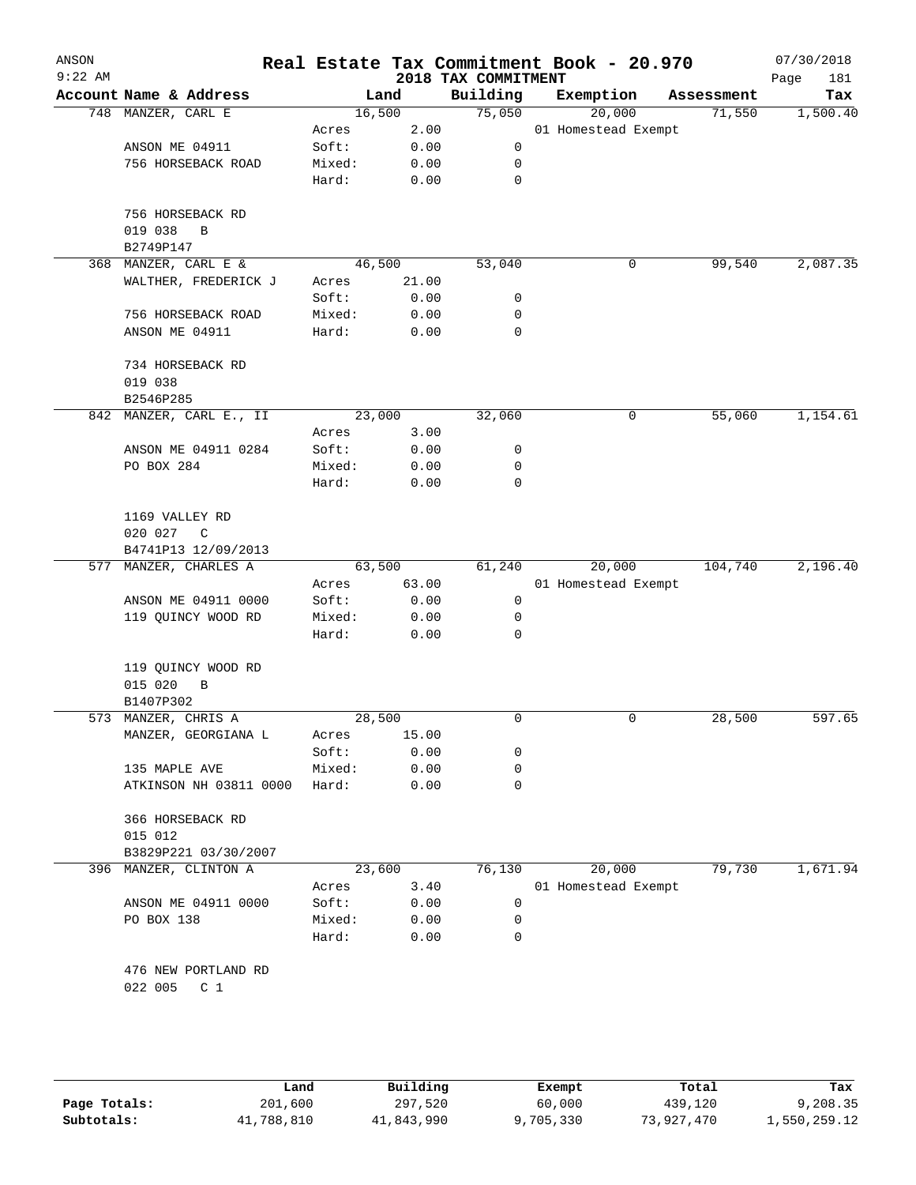# Real Estate Tax Commitment Book - 20.970

ANSON 9:22 AM — 2018 TAX COMMITMENT — 07/30/2018

| Account Name & Address | | Land | Building | Exemption | Assessment | Tax |
|---|---|---|---|---|---|---|
| 748 MANZER, CARL E | | 16,500 | 75,050 | 20,000 | 71,550 | 1,500.40 |
| | Acres | 2.00 | | 01 Homestead Exempt | | |
| ANSON ME 04911 | Soft: | 0.00 | 0 | | | |
| 756 HORSEBACK ROAD | Mixed: | 0.00 | 0 | | | |
| | Hard: | 0.00 | 0 | | | |
| 756 HORSEBACK RD | | | | | | |
| 019 038 B | | | | | | |
| B2749P147 | | | | | | |
| 368 MANZER, CARL E & | | 46,500 | 53,040 | 0 | 99,540 | 2,087.35 |
| WALTHER, FREDERICK J | Acres | 21.00 | | | | |
| | Soft: | 0.00 | 0 | | | |
| 756 HORSEBACK ROAD | Mixed: | 0.00 | 0 | | | |
| ANSON ME 04911 | Hard: | 0.00 | 0 | | | |
| 734 HORSEBACK RD | | | | | | |
| 019 038 | | | | | | |
| B2546P285 | | | | | | |
| 842 MANZER, CARL E., II | | 23,000 | 32,060 | 0 | 55,060 | 1,154.61 |
| | Acres | 3.00 | | | | |
| ANSON ME 04911 0284 | Soft: | 0.00 | 0 | | | |
| PO BOX 284 | Mixed: | 0.00 | 0 | | | |
| | Hard: | 0.00 | 0 | | | |
| 1169 VALLEY RD | | | | | | |
| 020 027 C | | | | | | |
| B4741P13 12/09/2013 | | | | | | |
| 577 MANZER, CHARLES A | | 63,500 | 61,240 | 20,000 | 104,740 | 2,196.40 |
| | Acres | 63.00 | | 01 Homestead Exempt | | |
| ANSON ME 04911 0000 | Soft: | 0.00 | 0 | | | |
| 119 QUINCY WOOD RD | Mixed: | 0.00 | 0 | | | |
| | Hard: | 0.00 | 0 | | | |
| 119 QUINCY WOOD RD | | | | | | |
| 015 020 B | | | | | | |
| B1407P302 | | | | | | |
| 573 MANZER, CHRIS A | | 28,500 | 0 | 0 | 28,500 | 597.65 |
| MANZER, GEORGIANA L | Acres | 15.00 | | | | |
| | Soft: | 0.00 | 0 | | | |
| 135 MAPLE AVE | Mixed: | 0.00 | 0 | | | |
| ATKINSON NH 03811 0000 | Hard: | 0.00 | 0 | | | |
| 366 HORSEBACK RD | | | | | | |
| 015 012 | | | | | | |
| B3829P221 03/30/2007 | | | | | | |
| 396 MANZER, CLINTON A | | 23,600 | 76,130 | 20,000 | 79,730 | 1,671.94 |
| | Acres | 3.40 | | 01 Homestead Exempt | | |
| ANSON ME 04911 0000 | Soft: | 0.00 | 0 | | | |
| PO BOX 138 | Mixed: | 0.00 | 0 | | | |
| | Hard: | 0.00 | 0 | | | |
| 476 NEW PORTLAND RD | | | | | | |
| 022 005 C 1 | | | | | | |

| | Land | Building | Exempt | Total | Tax |
|---|---|---|---|---|---|
| Page Totals: | 201,600 | 297,520 | 60,000 | 439,120 | 9,208.35 |
| Subtotals: | 41,788,810 | 41,843,990 | 9,705,330 | 73,927,470 | 1,550,259.12 |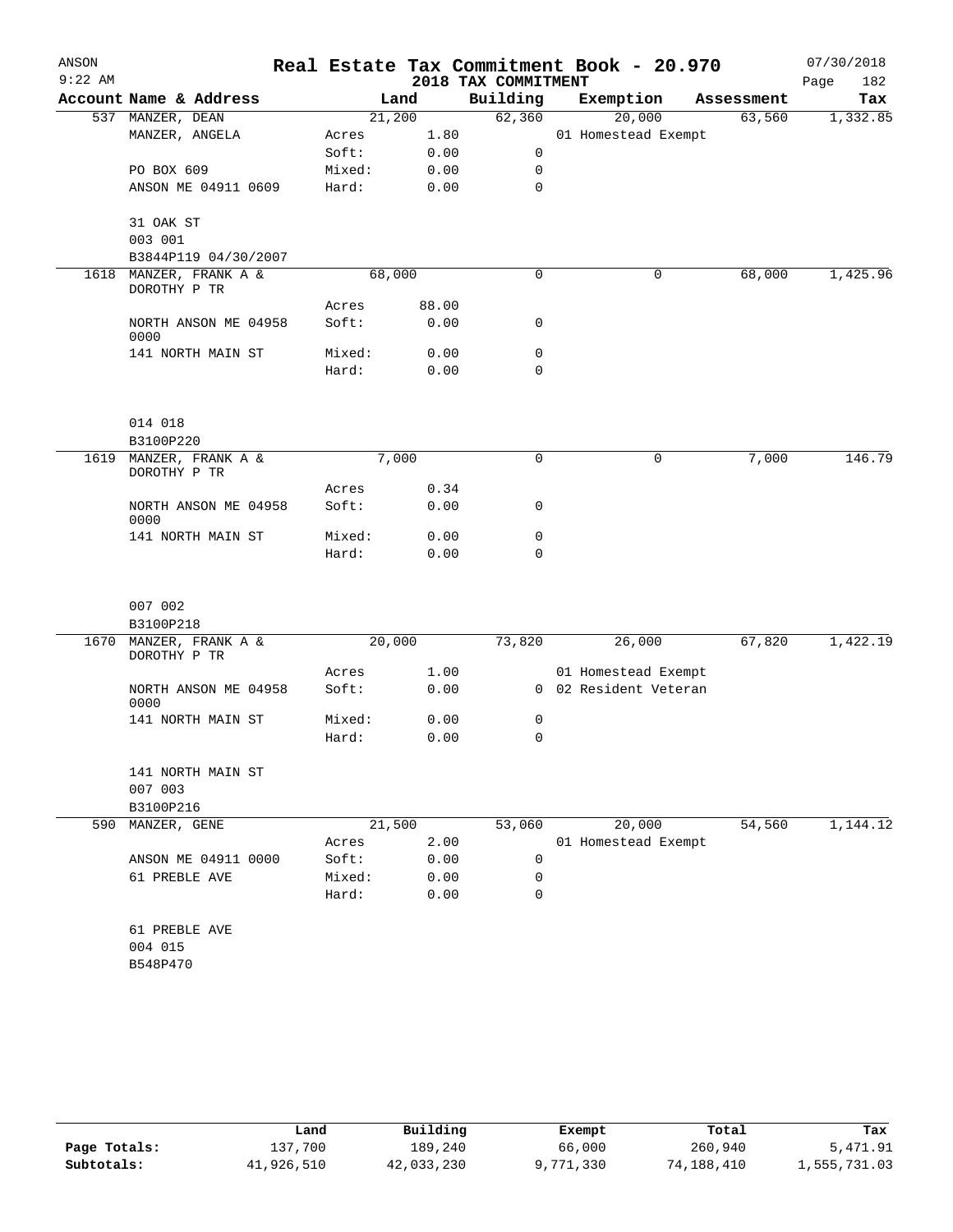# Real Estate Tax Commitment Book - 20.970

ANSON
9:22 AM

2018 TAX COMMITMENT

07/30/2018

| Account | Name & Address | | Land | Building | Exemption | Assessment | Tax |
|---|---|---|---|---|---|---|---|
| 537 | MANZER, DEAN | | 21,200 | 62,360 | 20,000 | 63,560 | 1,332.85 |
| | MANZER, ANGELA | Acres | 1.80 | | 01 Homestead Exempt | | |
| | | Soft: | 0.00 | 0 | | | |
| | PO BOX 609 | Mixed: | 0.00 | 0 | | | |
| | ANSON ME 04911 0609 | Hard: | 0.00 | 0 | | | |
| | 31 OAK ST | | | | | | |
| | 003 001 | | | | | | |
| | B3844P119 04/30/2007 | | | | | | |
| 1618 | MANZER, FRANK A & DOROTHY P TR | | 68,000 | 0 | 0 | 68,000 | 1,425.96 |
| | | Acres | 88.00 | | | | |
| | NORTH ANSON ME 04958 0000 | Soft: | 0.00 | 0 | | | |
| | 141 NORTH MAIN ST | Mixed: | 0.00 | 0 | | | |
| | | Hard: | 0.00 | 0 | | | |
| | 014 018 | | | | | | |
| | B3100P220 | | | | | | |
| 1619 | MANZER, FRANK A & DOROTHY P TR | | 7,000 | 0 | 0 | 7,000 | 146.79 |
| | | Acres | 0.34 | | | | |
| | NORTH ANSON ME 04958 0000 | Soft: | 0.00 | 0 | | | |
| | 141 NORTH MAIN ST | Mixed: | 0.00 | 0 | | | |
| | | Hard: | 0.00 | 0 | | | |
| | 007 002 | | | | | | |
| | B3100P218 | | | | | | |
| 1670 | MANZER, FRANK A & DOROTHY P TR | | 20,000 | 73,820 | 26,000 | 67,820 | 1,422.19 |
| | | Acres | 1.00 | | 01 Homestead Exempt | | |
| | NORTH ANSON ME 04958 0000 | Soft: | 0.00 | 0 | 02 Resident Veteran | | |
| | 141 NORTH MAIN ST | Mixed: | 0.00 | 0 | | | |
| | | Hard: | 0.00 | 0 | | | |
| | 141 NORTH MAIN ST | | | | | | |
| | 007 003 | | | | | | |
| | B3100P216 | | | | | | |
| 590 | MANZER, GENE | | 21,500 | 53,060 | 20,000 | 54,560 | 1,144.12 |
| | | Acres | 2.00 | | 01 Homestead Exempt | | |
| | ANSON ME 04911 0000 | Soft: | 0.00 | 0 | | | |
| | 61 PREBLE AVE | Mixed: | 0.00 | 0 | | | |
| | | Hard: | 0.00 | 0 | | | |
| | 61 PREBLE AVE | | | | | | |
| | 004 015 | | | | | | |
| | B548P470 | | | | | | |

| | Land | Building | Exempt | Total | Tax |
|---|---|---|---|---|---|
| Page Totals: | 137,700 | 189,240 | 66,000 | 260,940 | 5,471.91 |
| Subtotals: | 41,926,510 | 42,033,230 | 9,771,330 | 74,188,410 | 1,555,731.03 |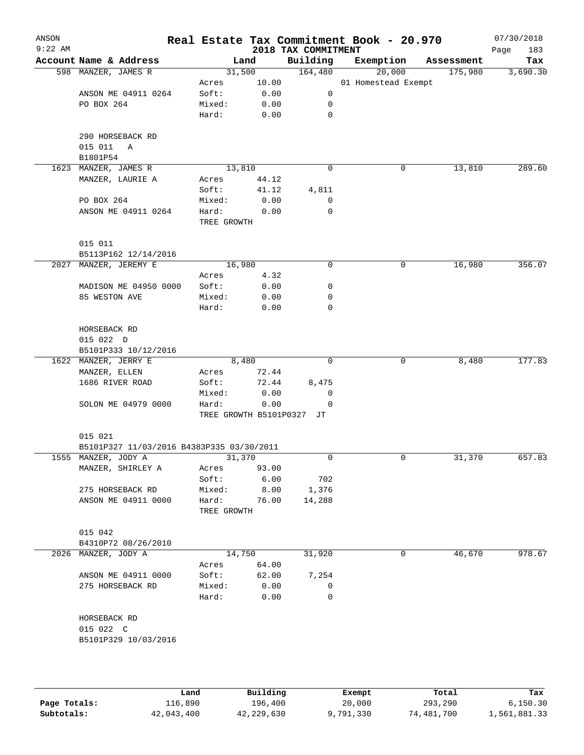ANSON
9:22 AM

# Real Estate Tax Commitment Book - 20.970

2018 TAX COMMITMENT

07/30/2018
Page 183

| Account Name & Address | Land | | Building | Exemption | Assessment | Tax |
|---|---|---|---|---|---|---|
| 598 MANZER, JAMES R | 31,500 | | 164,480 | 20,000 | 175,980 | 3,690.30 |
| | Acres | 10.00 | | 01 Homestead Exempt | | |
| ANSON ME 04911 0264 | Soft: | 0.00 | 0 | | | |
| PO BOX 264 | Mixed: | 0.00 | 0 | | | |
| | Hard: | 0.00 | 0 | | | |
| 290 HORSEBACK RD | | | | | | |
| 015 011 A | | | | | | |
| B1801P54 | | | | | | |
| 1623 MANZER, JAMES R | 13,810 | | 0 | 0 | 13,810 | 289.60 |
| MANZER, LAURIE A | Acres | 44.12 | | | | |
| | Soft: | 41.12 | 4,811 | | | |
| PO BOX 264 | Mixed: | 0.00 | 0 | | | |
| ANSON ME 04911 0264 | Hard: | 0.00 | 0 | | | |
| | TREE GROWTH | | | | | |
| 015 011 | | | | | | |
| B5113P162 12/14/2016 | | | | | | |
| 2027 MANZER, JEREMY E | 16,980 | | 0 | 0 | 16,980 | 356.07 |
| | Acres | 4.32 | | | | |
| MADISON ME 04950 0000 | Soft: | 0.00 | 0 | | | |
| 85 WESTON AVE | Mixed: | 0.00 | 0 | | | |
| | Hard: | 0.00 | 0 | | | |
| HORSEBACK RD | | | | | | |
| 015 022 D | | | | | | |
| B5101P333 10/12/2016 | | | | | | |
| 1622 MANZER, JERRY E | 8,480 | | 0 | 0 | 8,480 | 177.83 |
| MANZER, ELLEN | Acres | 72.44 | | | | |
| 1686 RIVER ROAD | Soft: | 72.44 | 8,475 | | | |
| | Mixed: | 0.00 | 0 | | | |
| SOLON ME 04979 0000 | Hard: | 0.00 | 0 | | | |
| | TREE GROWTH B5101P0327 JT | | | | | |
| 015 021 | | | | | | |
| B5101P327 11/03/2016 B4383P335 03/30/2011 | | | | | | |
| 1555 MANZER, JODY A | 31,370 | | 0 | 0 | 31,370 | 657.83 |
| MANZER, SHIRLEY A | Acres | 93.00 | | | | |
| | Soft: | 6.00 | 702 | | | |
| 275 HORSEBACK RD | Mixed: | 8.00 | 1,376 | | | |
| ANSON ME 04911 0000 | Hard: | 76.00 | 14,288 | | | |
| | TREE GROWTH | | | | | |
| 015 042 | | | | | | |
| B4310P72 08/26/2010 | | | | | | |
| 2026 MANZER, JODY A | 14,750 | | 31,920 | 0 | 46,670 | 978.67 |
| | Acres | 64.00 | | | | |
| ANSON ME 04911 0000 | Soft: | 62.00 | 7,254 | | | |
| 275 HORSEBACK RD | Mixed: | 0.00 | 0 | | | |
| | Hard: | 0.00 | 0 | | | |
| HORSEBACK RD | | | | | | |
| 015 022 C | | | | | | |
| B5101P329 10/03/2016 | | | | | | |

| | Land | Building | Exempt | Total | Tax |
|---|---|---|---|---|---|
| Page Totals: | 116,890 | 196,400 | 20,000 | 293,290 | 6,150.30 |
| Subtotals: | 42,043,400 | 42,229,630 | 9,791,330 | 74,481,700 | 1,561,881.33 |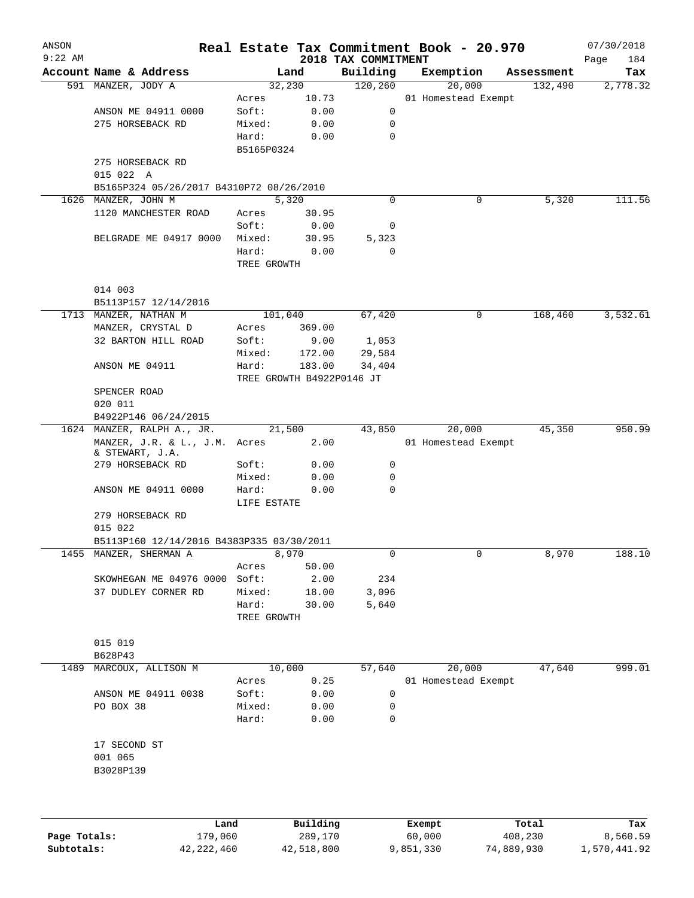# Real Estate Tax Commitment Book - 20.970

## 2018 TAX COMMITMENT

ANSON 9:22 AM — 07/30/2018

| Account Name & Address | Land | | Building | Exemption | Assessment | Tax |
|---|---|---|---|---|---|---|
| 591 MANZER, JODY A | 32,230 | | 120,260 | 20,000 | 132,490 | 2,778.32 |
| | Acres | 10.73 | | 01 Homestead Exempt | | |
| ANSON ME 04911 0000 | Soft: | 0.00 | 0 | | | |
| 275 HORSEBACK RD | Mixed: | 0.00 | 0 | | | |
| | Hard: | 0.00 | 0 | | | |
| | B5165P0324 | | | | | |
| 275 HORSEBACK RD | | | | | | |
| 015 022 A | | | | | | |
| B5165P324 05/26/2017 B4310P72 08/26/2010 | | | | | | |
| 1626 MANZER, JOHN M | 5,320 | | 0 | 0 | 5,320 | 111.56 |
| 1120 MANCHESTER ROAD | Acres | 30.95 | | | | |
| | Soft: | 0.00 | 0 | | | |
| BELGRADE ME 04917 0000 | Mixed: | 30.95 | 5,323 | | | |
| | Hard: | 0.00 | 0 | | | |
| | TREE GROWTH | | | | | |
| 014 003 | | | | | | |
| B5113P157 12/14/2016 | | | | | | |
| 1713 MANZER, NATHAN M | 101,040 | | 67,420 | 0 | 168,460 | 3,532.61 |
| MANZER, CRYSTAL D | Acres | 369.00 | | | | |
| 32 BARTON HILL ROAD | Soft: | 9.00 | 1,053 | | | |
| | Mixed: | 172.00 | 29,584 | | | |
| ANSON ME 04911 | Hard: | 183.00 | 34,404 | | | |
| | TREE GROWTH B4922P0146 JT | | | | | |
| SPENCER ROAD | | | | | | |
| 020 011 | | | | | | |
| B4922P146 06/24/2015 | | | | | | |
| 1624 MANZER, RALPH A., JR. | 21,500 | | 43,850 | 20,000 | 45,350 | 950.99 |
| MANZER, J.R. & L., J.M. & STEWART, J.A. | Acres | 2.00 | | 01 Homestead Exempt | | |
| 279 HORSEBACK RD | Soft: | 0.00 | 0 | | | |
| | Mixed: | 0.00 | 0 | | | |
| ANSON ME 04911 0000 | Hard: | 0.00 | 0 | | | |
| | LIFE ESTATE | | | | | |
| 279 HORSEBACK RD | | | | | | |
| 015 022 | | | | | | |
| B5113P160 12/14/2016 B4383P335 03/30/2011 | | | | | | |
| 1455 MANZER, SHERMAN A | 8,970 | | 0 | 0 | 8,970 | 188.10 |
| | Acres | 50.00 | | | | |
| SKOWHEGAN ME 04976 0000 | Soft: | 2.00 | 234 | | | |
| 37 DUDLEY CORNER RD | Mixed: | 18.00 | 3,096 | | | |
| | Hard: | 30.00 | 5,640 | | | |
| | TREE GROWTH | | | | | |
| 015 019 | | | | | | |
| B628P43 | | | | | | |
| 1489 MARCOUX, ALLISON M | 10,000 | | 57,640 | 20,000 | 47,640 | 999.01 |
| | Acres | 0.25 | | 01 Homestead Exempt | | |
| ANSON ME 04911 0038 | Soft: | 0.00 | 0 | | | |
| PO BOX 38 | Mixed: | 0.00 | 0 | | | |
| | Hard: | 0.00 | 0 | | | |
| 17 SECOND ST | | | | | | |
| 001 065 | | | | | | |
| B3028P139 | | | | | | |

| | Land | Building | Exempt | Total | Tax |
|---|---|---|---|---|---|
| Page Totals: | 179,060 | 289,170 | 60,000 | 408,230 | 8,560.59 |
| Subtotals: | 42,222,460 | 42,518,800 | 9,851,330 | 74,889,930 | 1,570,441.92 |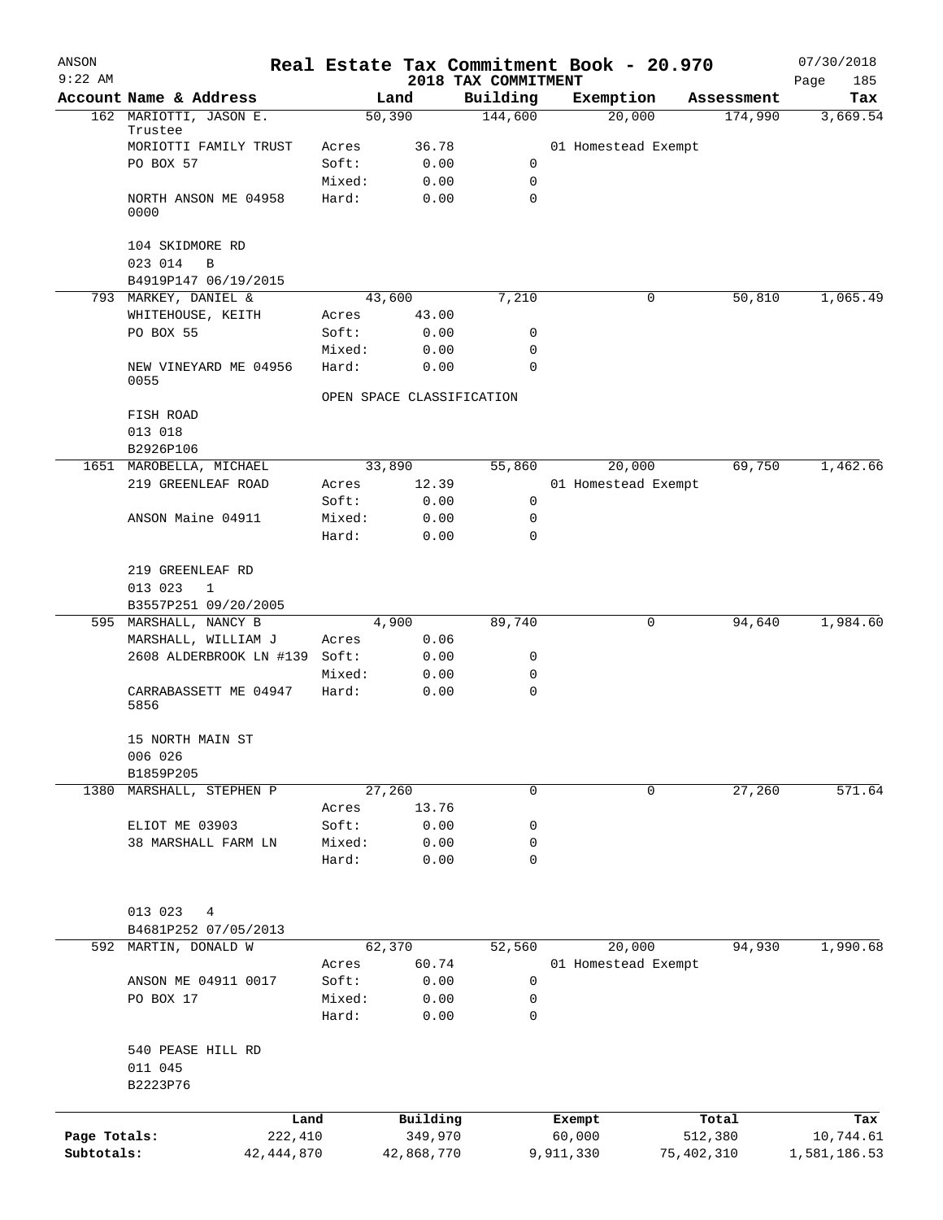ANSON 9:22 AM

# Real Estate Tax Commitment Book - 20.970

## 2018 TAX COMMITMENT

07/30/2018

| Account Name & Address | | Land | Building | Exemption | Assessment | Tax |
|---|---|---|---|---|---|---|
| 162 MARIOTTI, JASON E. Trustee | | 50,390 | 144,600 | 20,000 | 174,990 | 3,669.54 |
| MORIOTTI FAMILY TRUST | Acres | 36.78 | | 01 Homestead Exempt | | |
| PO BOX 57 | Soft: | 0.00 | 0 | | | |
| | Mixed: | 0.00 | 0 | | | |
| NORTH ANSON ME 04958 0000 | Hard: | 0.00 | 0 | | | |
| 104 SKIDMORE RD | | | | | | |
| 023 014 B | | | | | | |
| B4919P147 06/19/2015 | | | | | | |
| 793 MARKEY, DANIEL & | | 43,600 | 7,210 | 0 | 50,810 | 1,065.49 |
| WHITEHOUSE, KEITH | Acres | 43.00 | | | | |
| PO BOX 55 | Soft: | 0.00 | 0 | | | |
| | Mixed: | 0.00 | 0 | | | |
| NEW VINEYARD ME 04956 0055 | Hard: | 0.00 | 0 | | | |
| | OPEN SPACE CLASSIFICATION | | | | | |
| FISH ROAD | | | | | | |
| 013 018 | | | | | | |
| B2926P106 | | | | | | |
| 1651 MAROBELLA, MICHAEL | | 33,890 | 55,860 | 20,000 | 69,750 | 1,462.66 |
| 219 GREENLEAF ROAD | Acres | 12.39 | | 01 Homestead Exempt | | |
| | Soft: | 0.00 | 0 | | | |
| ANSON Maine 04911 | Mixed: | 0.00 | 0 | | | |
| | Hard: | 0.00 | 0 | | | |
| 219 GREENLEAF RD | | | | | | |
| 013 023 1 | | | | | | |
| B3557P251 09/20/2005 | | | | | | |
| 595 MARSHALL, NANCY B | | 4,900 | 89,740 | 0 | 94,640 | 1,984.60 |
| MARSHALL, WILLIAM J | Acres | 0.06 | | | | |
| 2608 ALDERBROOK LN #139 | Soft: | 0.00 | 0 | | | |
| | Mixed: | 0.00 | 0 | | | |
| CARRABASSETT ME 04947 5856 | Hard: | 0.00 | 0 | | | |
| 15 NORTH MAIN ST | | | | | | |
| 006 026 | | | | | | |
| B1859P205 | | | | | | |
| 1380 MARSHALL, STEPHEN P | | 27,260 | 0 | 0 | 27,260 | 571.64 |
| | Acres | 13.76 | | | | |
| ELIOT ME 03903 | Soft: | 0.00 | 0 | | | |
| 38 MARSHALL FARM LN | Mixed: | 0.00 | 0 | | | |
| | Hard: | 0.00 | 0 | | | |
| 013 023 4 | | | | | | |
| B4681P252 07/05/2013 | | | | | | |
| 592 MARTIN, DONALD W | | 62,370 | 52,560 | 20,000 | 94,930 | 1,990.68 |
| | Acres | 60.74 | | 01 Homestead Exempt | | |
| ANSON ME 04911 0017 | Soft: | 0.00 | 0 | | | |
| PO BOX 17 | Mixed: | 0.00 | 0 | | | |
| | Hard: | 0.00 | 0 | | | |
| 540 PEASE HILL RD | | | | | | |
| 011 045 | | | | | | |
| B2223P76 | | | | | | |

| | Land | Building | Exempt | Total | Tax |
|---|---|---|---|---|---|
| Page Totals: | 222,410 | 349,970 | 60,000 | 512,380 | 10,744.61 |
| Subtotals: | 42,444,870 | 42,868,770 | 9,911,330 | 75,402,310 | 1,581,186.53 |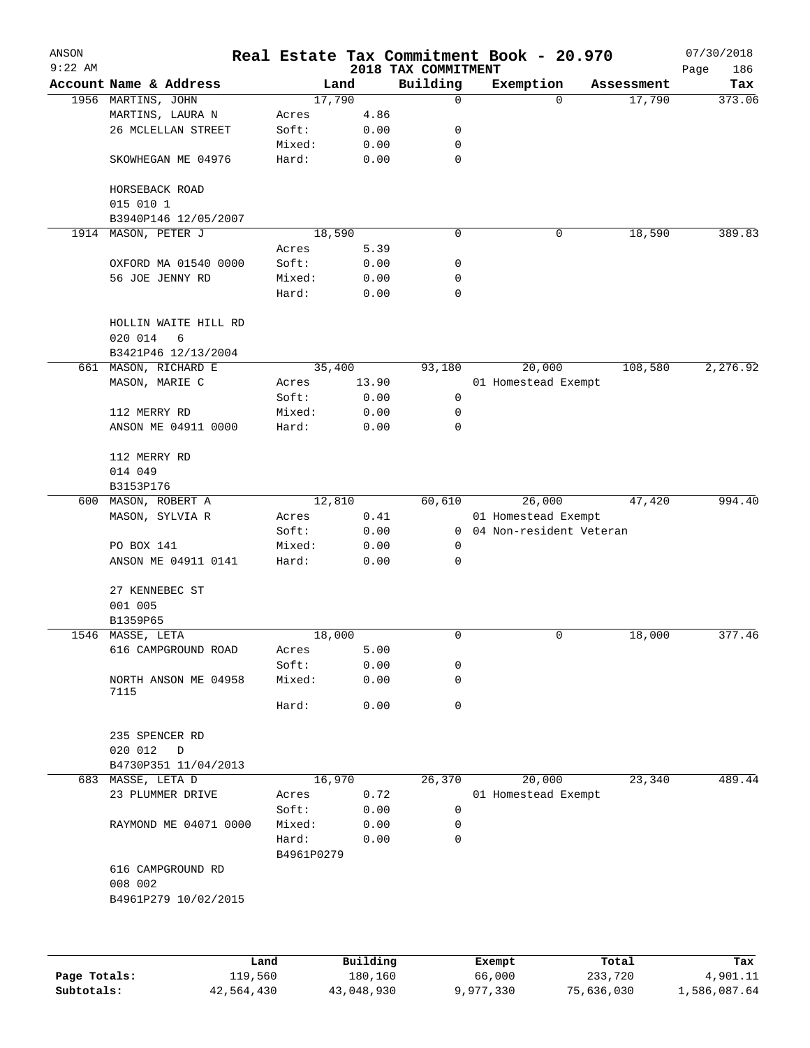ANSON
9:22 AM

# Real Estate Tax Commitment Book - 20.970

2018 TAX COMMITMENT

07/30/2018

| Account Name & Address | | Land | Building | Exemption | Assessment | Tax |
|---|---|---|---|---|---|---|
| 1956 MARTINS, JOHN | | 17,790 | 0 | 0 | 17,790 | 373.06 |
| MARTINS, LAURA N | Acres | 4.86 | | | | |
| 26 MCLELLAN STREET | Soft: | 0.00 | 0 | | | |
| | Mixed: | 0.00 | 0 | | | |
| SKOWHEGAN ME 04976 | Hard: | 0.00 | 0 | | | |
| HORSEBACK ROAD | | | | | | |
| 015 010 1 | | | | | | |
| B3940P146 12/05/2007 | | | | | | |
| 1914 MASON, PETER J | | 18,590 | 0 | 0 | 18,590 | 389.83 |
| | Acres | 5.39 | | | | |
| OXFORD MA 01540 0000 | Soft: | 0.00 | 0 | | | |
| 56 JOE JENNY RD | Mixed: | 0.00 | 0 | | | |
| | Hard: | 0.00 | 0 | | | |
| HOLLIN WAITE HILL RD | | | | | | |
| 020 014 6 | | | | | | |
| B3421P46 12/13/2004 | | | | | | |
| 661 MASON, RICHARD E | | 35,400 | 93,180 | 20,000 | 108,580 | 2,276.92 |
| MASON, MARIE C | Acres | 13.90 | | 01 Homestead Exempt | | |
| | Soft: | 0.00 | 0 | | | |
| 112 MERRY RD | Mixed: | 0.00 | 0 | | | |
| ANSON ME 04911 0000 | Hard: | 0.00 | 0 | | | |
| 112 MERRY RD | | | | | | |
| 014 049 | | | | | | |
| B3153P176 | | | | | | |
| 600 MASON, ROBERT A | | 12,810 | 60,610 | 26,000 | 47,420 | 994.40 |
| MASON, SYLVIA R | Acres | 0.41 | | 01 Homestead Exempt | | |
| | Soft: | 0.00 | 0 | 04 Non-resident Veteran | | |
| PO BOX 141 | Mixed: | 0.00 | 0 | | | |
| ANSON ME 04911 0141 | Hard: | 0.00 | 0 | | | |
| 27 KENNEBEC ST | | | | | | |
| 001 005 | | | | | | |
| B1359P65 | | | | | | |
| 1546 MASSE, LETA | | 18,000 | 0 | 0 | 18,000 | 377.46 |
| 616 CAMPGROUND ROAD | Acres | 5.00 | | | | |
| | Soft: | 0.00 | 0 | | | |
| NORTH ANSON ME 04958 7115 | Mixed: | 0.00 | 0 | | | |
| | Hard: | 0.00 | 0 | | | |
| 235 SPENCER RD | | | | | | |
| 020 012 D | | | | | | |
| B4730P351 11/04/2013 | | | | | | |
| 683 MASSE, LETA D | | 16,970 | 26,370 | 20,000 | 23,340 | 489.44 |
| 23 PLUMMER DRIVE | Acres | 0.72 | | 01 Homestead Exempt | | |
| | Soft: | 0.00 | 0 | | | |
| RAYMOND ME 04071 0000 | Mixed: | 0.00 | 0 | | | |
| | Hard: | 0.00 | 0 | | | |
| | B4961P0279 | | | | | |
| 616 CAMPGROUND RD | | | | | | |
| 008 002 | | | | | | |
| B4961P279 10/02/2015 | | | | | | |

| | Land | Building | Exempt | Total | Tax |
|---|---|---|---|---|---|
| Page Totals: | 119,560 | 180,160 | 66,000 | 233,720 | 4,901.11 |
| Subtotals: | 42,564,430 | 43,048,930 | 9,977,330 | 75,636,030 | 1,586,087.64 |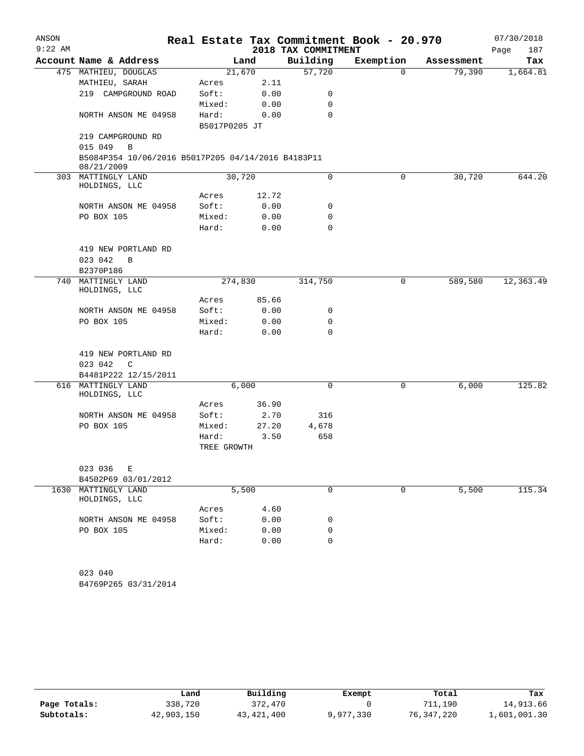ANSON 9:22 AM

# Real Estate Tax Commitment Book - 20.970

## 2018 TAX COMMITMENT

07/30/2018 Page 187

| Account Name & Address | | Land | Building | Exemption | Assessment | Tax |
|---|---|---|---|---|---|---|
| 475 MATHIEU, DOUGLAS | | 21,670 | 57,720 | 0 | 79,390 | 1,664.81 |
| MATHIEU, SARAH | Acres | 2.11 | | | | |
| 219 CAMPGROUND ROAD | Soft: | 0.00 | 0 | | | |
| | Mixed: | 0.00 | 0 | | | |
| NORTH ANSON ME 04958 | Hard: | 0.00 | 0 | | | |
| | B5017P0205 JT | | | | | |
| 219 CAMPGROUND RD | | | | | | |
| 015 049 B | | | | | | |
| B5084P354 10/06/2016 B5017P205 04/14/2016 B4183P11 08/21/2009 | | | | | | |
| 303 MATTINGLY LAND HOLDINGS, LLC | | 30,720 | 0 | 0 | 30,720 | 644.20 |
| | Acres | 12.72 | | | | |
| NORTH ANSON ME 04958 | Soft: | 0.00 | 0 | | | |
| PO BOX 105 | Mixed: | 0.00 | 0 | | | |
| | Hard: | 0.00 | 0 | | | |
| 419 NEW PORTLAND RD | | | | | | |
| 023 042 B | | | | | | |
| B2370P186 | | | | | | |
| 740 MATTINGLY LAND HOLDINGS, LLC | | 274,830 | 314,750 | 0 | 589,580 | 12,363.49 |
| | Acres | 85.66 | | | | |
| NORTH ANSON ME 04958 | Soft: | 0.00 | 0 | | | |
| PO BOX 105 | Mixed: | 0.00 | 0 | | | |
| | Hard: | 0.00 | 0 | | | |
| 419 NEW PORTLAND RD | | | | | | |
| 023 042 C | | | | | | |
| B4481P222 12/15/2011 | | | | | | |
| 616 MATTINGLY LAND HOLDINGS, LLC | | 6,000 | 0 | 0 | 6,000 | 125.82 |
| | Acres | 36.90 | | | | |
| NORTH ANSON ME 04958 | Soft: | 2.70 | 316 | | | |
| PO BOX 105 | Mixed: | 27.20 | 4,678 | | | |
| | Hard: | 3.50 | 658 | | | |
| | TREE GROWTH | | | | | |
| 023 036 E | | | | | | |
| B4502P69 03/01/2012 | | | | | | |
| 1630 MATTINGLY LAND HOLDINGS, LLC | | 5,500 | 0 | 0 | 5,500 | 115.34 |
| | Acres | 4.60 | | | | |
| NORTH ANSON ME 04958 | Soft: | 0.00 | 0 | | | |
| PO BOX 105 | Mixed: | 0.00 | 0 | | | |
| | Hard: | 0.00 | 0 | | | |
| 023 040 | | | | | | |
| B4769P265 03/31/2014 | | | | | | |

| | Land | Building | Exempt | Total | Tax |
|---|---|---|---|---|---|
| Page Totals: | 338,720 | 372,470 | 0 | 711,190 | 14,913.66 |
| Subtotals: | 42,903,150 | 43,421,400 | 9,977,330 | 76,347,220 | 1,601,001.30 |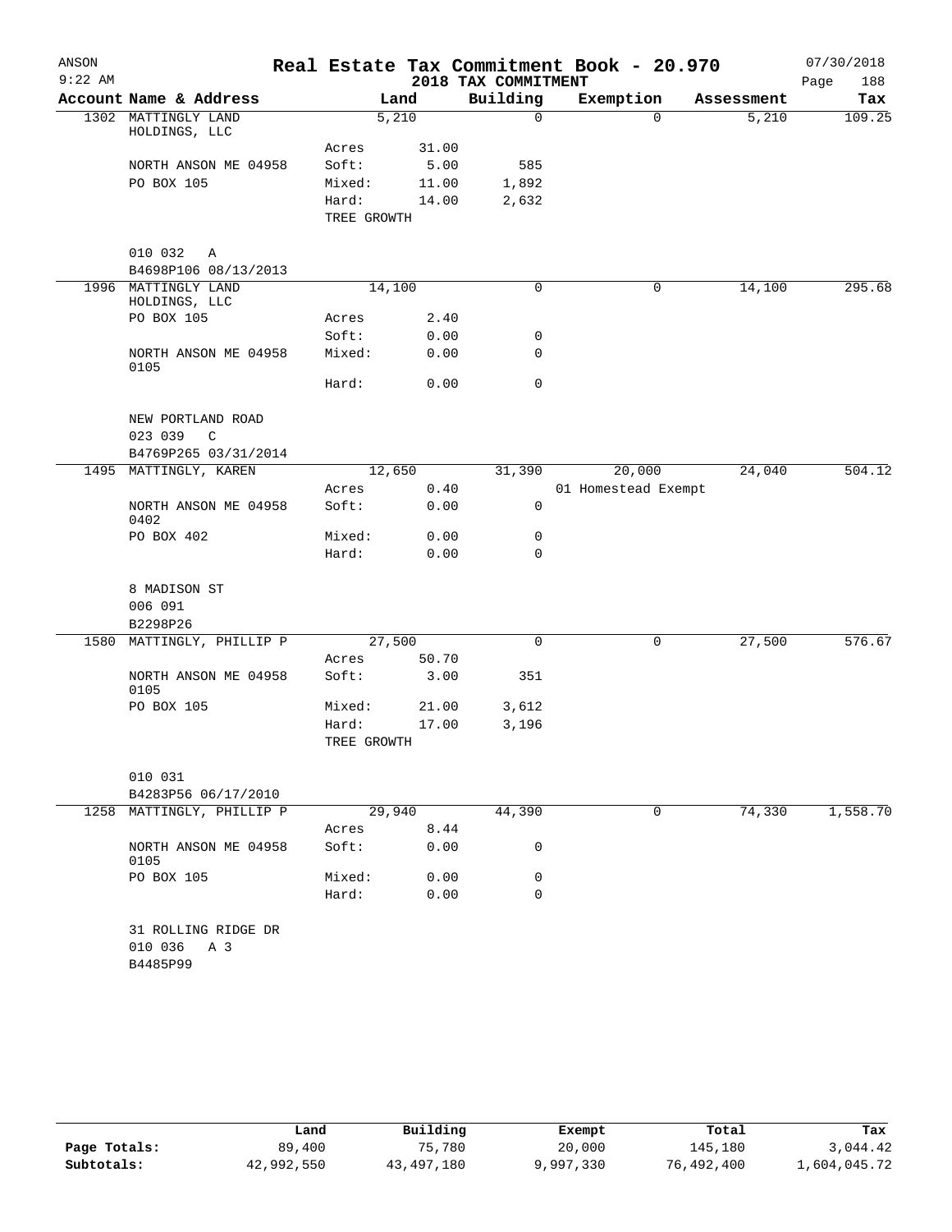ANSON
9:22 AM

# Real Estate Tax Commitment Book - 20.970

## 2018 TAX COMMITMENT

07/30/2018
Page 188

| Account Name & Address | Land | | Building | Exemption | Assessment | Tax |
|---|---|---|---|---|---|---|
| 1302 MATTINGLY LAND HOLDINGS, LLC | 5,210 | | 0 | 0 | 5,210 | 109.25 |
| | Acres | 31.00 | | | | |
| NORTH ANSON ME 04958 | Soft: | 5.00 | 585 | | | |
| PO BOX 105 | Mixed: | 11.00 | 1,892 | | | |
| | Hard: | 14.00 | 2,632 | | | |
| | TREE GROWTH | | | | | |
| 010 032 A | | | | | | |
| B4698P106 08/13/2013 | | | | | | |
| 1996 MATTINGLY LAND HOLDINGS, LLC | 14,100 | | 0 | 0 | 14,100 | 295.68 |
| PO BOX 105 | Acres | 2.40 | | | | |
| | Soft: | 0.00 | 0 | | | |
| NORTH ANSON ME 04958 0105 | Mixed: | 0.00 | 0 | | | |
| | Hard: | 0.00 | 0 | | | |
| NEW PORTLAND ROAD | | | | | | |
| 023 039 C | | | | | | |
| B4769P265 03/31/2014 | | | | | | |
| 1495 MATTINGLY, KAREN | 12,650 | | 31,390 | 20,000 | 24,040 | 504.12 |
| | Acres | 0.40 | | 01 Homestead Exempt | | |
| NORTH ANSON ME 04958 0402 | Soft: | 0.00 | 0 | | | |
| PO BOX 402 | Mixed: | 0.00 | 0 | | | |
| | Hard: | 0.00 | 0 | | | |
| 8 MADISON ST | | | | | | |
| 006 091 | | | | | | |
| B2298P26 | | | | | | |
| 1580 MATTINGLY, PHILLIP P | 27,500 | | 0 | 0 | 27,500 | 576.67 |
| | Acres | 50.70 | | | | |
| NORTH ANSON ME 04958 0105 | Soft: | 3.00 | 351 | | | |
| PO BOX 105 | Mixed: | 21.00 | 3,612 | | | |
| | Hard: | 17.00 | 3,196 | | | |
| | TREE GROWTH | | | | | |
| 010 031 | | | | | | |
| B4283P56 06/17/2010 | | | | | | |
| 1258 MATTINGLY, PHILLIP P | 29,940 | | 44,390 | 0 | 74,330 | 1,558.70 |
| | Acres | 8.44 | | | | |
| NORTH ANSON ME 04958 0105 | Soft: | 0.00 | 0 | | | |
| PO BOX 105 | Mixed: | 0.00 | 0 | | | |
| | Hard: | 0.00 | 0 | | | |
| 31 ROLLING RIDGE DR | | | | | | |
| 010 036 A 3 | | | | | | |
| B4485P99 | | | | | | |

| | Land | Building | Exempt | Total | Tax |
|---|---|---|---|---|---|
| Page Totals: | 89,400 | 75,780 | 20,000 | 145,180 | 3,044.42 |
| Subtotals: | 42,992,550 | 43,497,180 | 9,997,330 | 76,492,400 | 1,604,045.72 |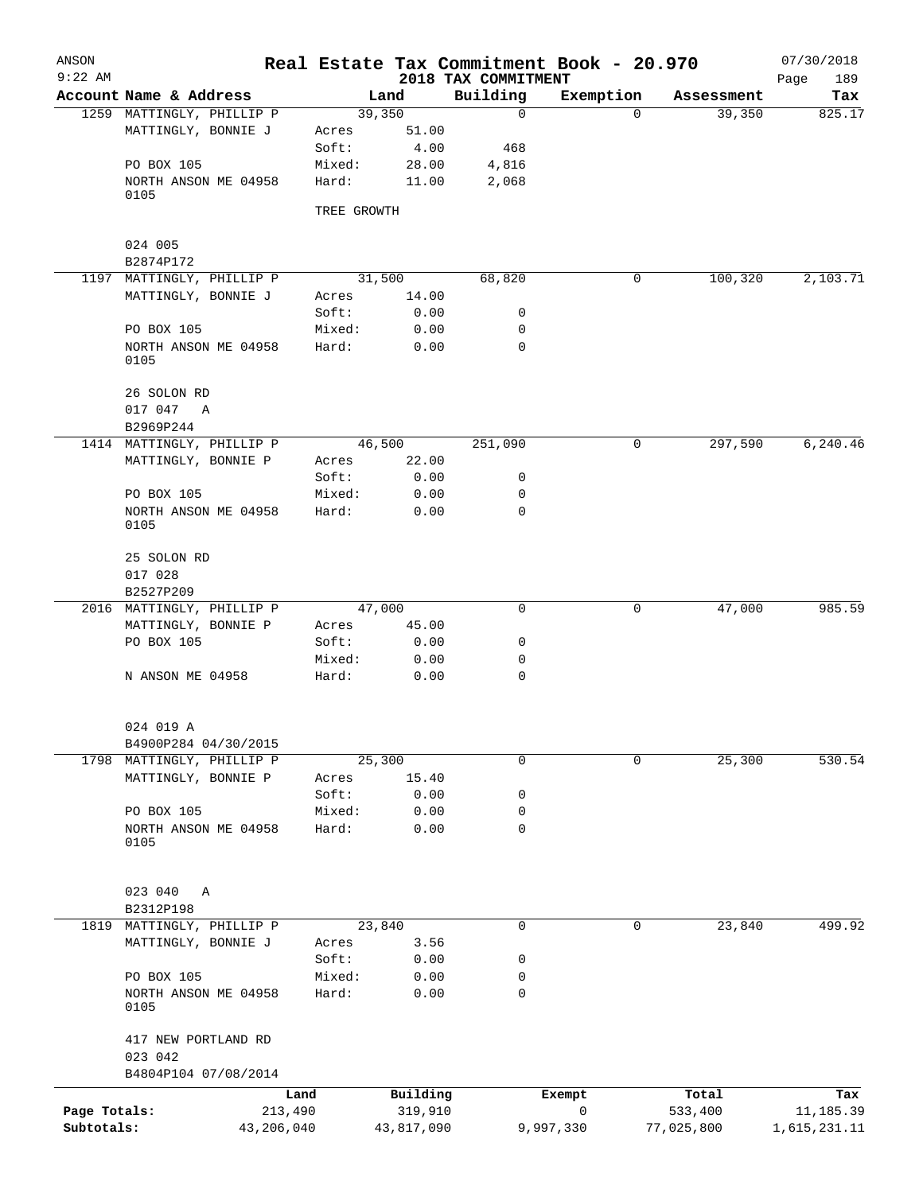# Real Estate Tax Commitment Book - 20.970

ANSON 9:22 AM — 2018 TAX COMMITMENT — 07/30/2018

| Account Name & Address | Land | | Building | Exemption | Assessment | Tax |
|---|---|---|---|---|---|---|
| 1259 MATTINGLY, PHILLIP P | 39,350 | | 0 | 0 | 39,350 | 825.17 |
| MATTINGLY, BONNIE J | Acres | 51.00 | | | | |
| | Soft: | 4.00 | 468 | | | |
| PO BOX 105 | Mixed: | 28.00 | 4,816 | | | |
| NORTH ANSON ME 04958 0105 | Hard: | 11.00 | 2,068 | | | |
| | TREE GROWTH | | | | | |
| 024 005 | | | | | | |
| B2874P172 | | | | | | |
| 1197 MATTINGLY, PHILLIP P | 31,500 | | 68,820 | 0 | 100,320 | 2,103.71 |
| MATTINGLY, BONNIE J | Acres | 14.00 | | | | |
| | Soft: | 0.00 | 0 | | | |
| PO BOX 105 | Mixed: | 0.00 | 0 | | | |
| NORTH ANSON ME 04958 0105 | Hard: | 0.00 | 0 | | | |
| 26 SOLON RD | | | | | | |
| 017 047 A | | | | | | |
| B2969P244 | | | | | | |
| 1414 MATTINGLY, PHILLIP P | 46,500 | | 251,090 | 0 | 297,590 | 6,240.46 |
| MATTINGLY, BONNIE P | Acres | 22.00 | | | | |
| | Soft: | 0.00 | 0 | | | |
| PO BOX 105 | Mixed: | 0.00 | 0 | | | |
| NORTH ANSON ME 04958 0105 | Hard: | 0.00 | 0 | | | |
| 25 SOLON RD | | | | | | |
| 017 028 | | | | | | |
| B2527P209 | | | | | | |
| 2016 MATTINGLY, PHILLIP P | 47,000 | | 0 | 0 | 47,000 | 985.59 |
| MATTINGLY, BONNIE P | Acres | 45.00 | | | | |
| PO BOX 105 | Soft: | 0.00 | 0 | | | |
| | Mixed: | 0.00 | 0 | | | |
| N ANSON ME 04958 | Hard: | 0.00 | 0 | | | |
| 024 019 A | | | | | | |
| B4900P284 04/30/2015 | | | | | | |
| 1798 MATTINGLY, PHILLIP P | 25,300 | | 0 | 0 | 25,300 | 530.54 |
| MATTINGLY, BONNIE P | Acres | 15.40 | | | | |
| | Soft: | 0.00 | 0 | | | |
| PO BOX 105 | Mixed: | 0.00 | 0 | | | |
| NORTH ANSON ME 04958 0105 | Hard: | 0.00 | 0 | | | |
| 023 040 A | | | | | | |
| B2312P198 | | | | | | |
| 1819 MATTINGLY, PHILLIP P | 23,840 | | 0 | 0 | 23,840 | 499.92 |
| MATTINGLY, BONNIE J | Acres | 3.56 | | | | |
| | Soft: | 0.00 | 0 | | | |
| PO BOX 105 | Mixed: | 0.00 | 0 | | | |
| NORTH ANSON ME 04958 0105 | Hard: | 0.00 | 0 | | | |
| 417 NEW PORTLAND RD | | | | | | |
| 023 042 | | | | | | |
| B4804P104 07/08/2014 | | | | | | |

| | Land | Building | Exempt | Total | Tax |
|---|---|---|---|---|---|
| Page Totals: | 213,490 | 319,910 | 0 | 533,400 | 11,185.39 |
| Subtotals: | 43,206,040 | 43,817,090 | 9,997,330 | 77,025,800 | 1,615,231.11 |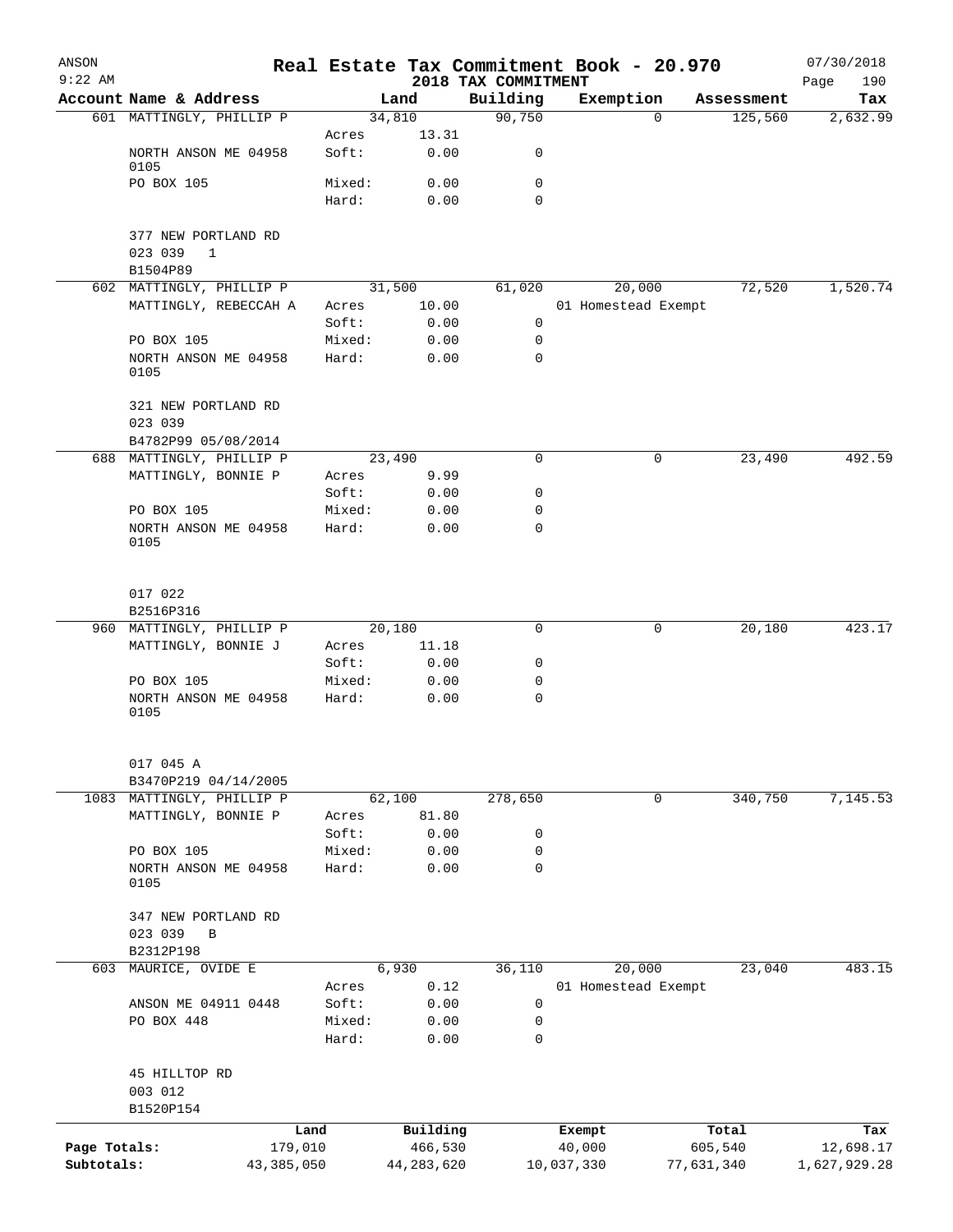ANSON 9:22 AM

# Real Estate Tax Commitment Book - 20.970

## 2018 TAX COMMITMENT

07/30/2018 Page 190

| Account Name & Address | | Land | Building | Exemption | Assessment | Tax |
|---|---|---|---|---|---|---|
| 601 MATTINGLY, PHILLIP P | | 34,810 | 90,750 | 0 | 125,560 | 2,632.99 |
| | Acres | 13.31 | | | | |
| NORTH ANSON ME 04958 0105 | Soft: | 0.00 | 0 | | | |
| PO BOX 105 | Mixed: | 0.00 | 0 | | | |
| | Hard: | 0.00 | 0 | | | |
| 377 NEW PORTLAND RD | | | | | | |
| 023 039 1 | | | | | | |
| B1504P89 | | | | | | |
| 602 MATTINGLY, PHILLIP P | | 31,500 | 61,020 | 20,000 | 72,520 | 1,520.74 |
| MATTINGLY, REBECCAH A | Acres | 10.00 | | 01 Homestead Exempt | | |
| | Soft: | 0.00 | 0 | | | |
| PO BOX 105 | Mixed: | 0.00 | 0 | | | |
| NORTH ANSON ME 04958 0105 | Hard: | 0.00 | 0 | | | |
| 321 NEW PORTLAND RD | | | | | | |
| 023 039 | | | | | | |
| B4782P99 05/08/2014 | | | | | | |
| 688 MATTINGLY, PHILLIP P | | 23,490 | 0 | 0 | 23,490 | 492.59 |
| MATTINGLY, BONNIE P | Acres | 9.99 | | | | |
| | Soft: | 0.00 | 0 | | | |
| PO BOX 105 | Mixed: | 0.00 | 0 | | | |
| NORTH ANSON ME 04958 0105 | Hard: | 0.00 | 0 | | | |
| 017 022 | | | | | | |
| B2516P316 | | | | | | |
| 960 MATTINGLY, PHILLIP P | | 20,180 | 0 | 0 | 20,180 | 423.17 |
| MATTINGLY, BONNIE J | Acres | 11.18 | | | | |
| | Soft: | 0.00 | 0 | | | |
| PO BOX 105 | Mixed: | 0.00 | 0 | | | |
| NORTH ANSON ME 04958 0105 | Hard: | 0.00 | 0 | | | |
| 017 045 A | | | | | | |
| B3470P219 04/14/2005 | | | | | | |
| 1083 MATTINGLY, PHILLIP P | | 62,100 | 278,650 | 0 | 340,750 | 7,145.53 |
| MATTINGLY, BONNIE P | Acres | 81.80 | | | | |
| | Soft: | 0.00 | 0 | | | |
| PO BOX 105 | Mixed: | 0.00 | 0 | | | |
| NORTH ANSON ME 04958 0105 | Hard: | 0.00 | 0 | | | |
| 347 NEW PORTLAND RD | | | | | | |
| 023 039 B | | | | | | |
| B2312P198 | | | | | | |
| 603 MAURICE, OVIDE E | | 6,930 | 36,110 | 20,000 | 23,040 | 483.15 |
| | Acres | 0.12 | | 01 Homestead Exempt | | |
| ANSON ME 04911 0448 | Soft: | 0.00 | 0 | | | |
| PO BOX 448 | Mixed: | 0.00 | 0 | | | |
| | Hard: | 0.00 | 0 | | | |
| 45 HILLTOP RD | | | | | | |
| 003 012 | | | | | | |
| B1520P154 | | | | | | |

| | Land | Building | Exempt | Total | Tax |
|---|---|---|---|---|---|
| Page Totals: | 179,010 | 466,530 | 40,000 | 605,540 | 12,698.17 |
| Subtotals: | 43,385,050 | 44,283,620 | 10,037,330 | 77,631,340 | 1,627,929.28 |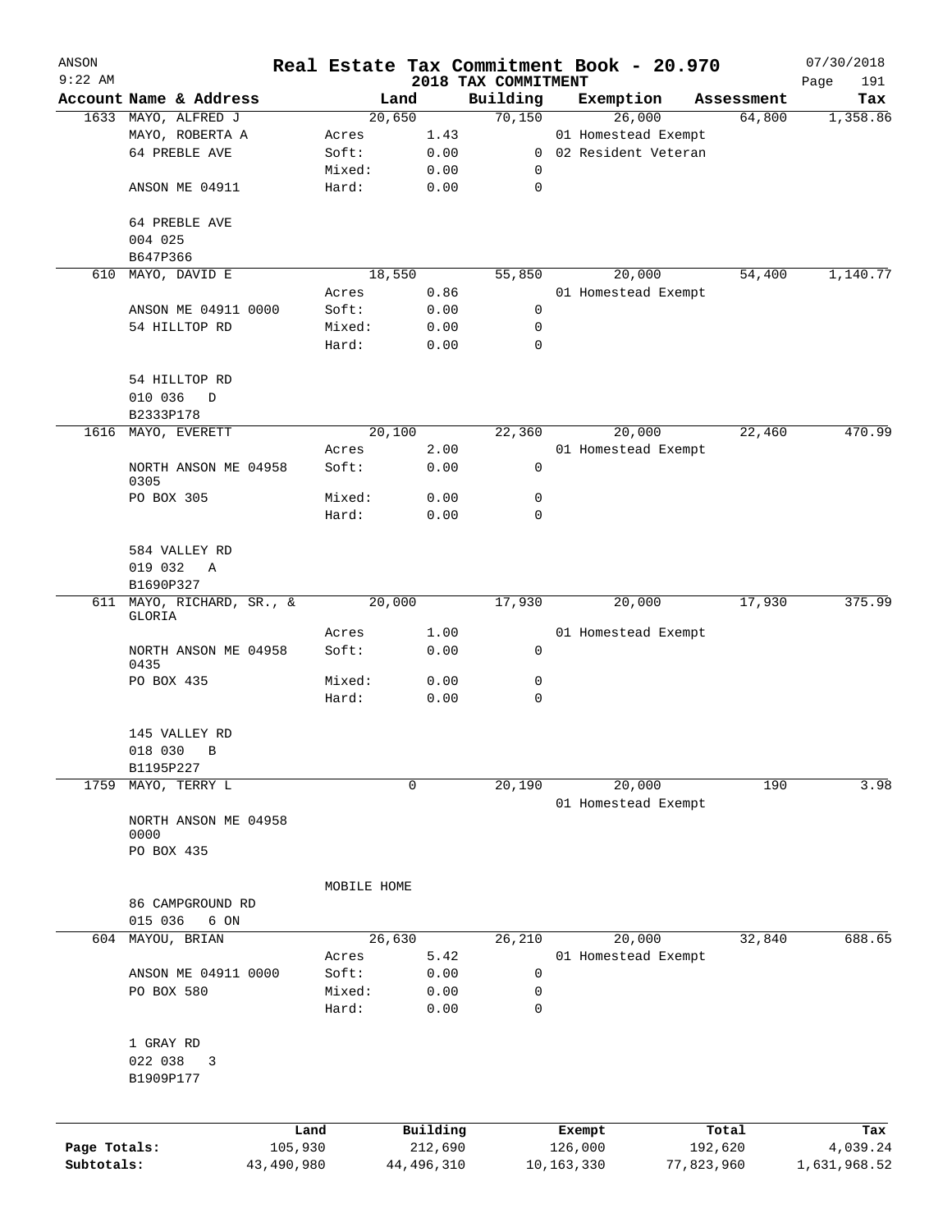# Real Estate Tax Commitment Book - 20.970

ANSON
9:22 AM

2018 TAX COMMITMENT

07/30/2018

| Account | Name & Address | Land | | Building | Exemption | Assessment | Tax |
|---|---|---|---|---|---|---|---|
| 1633 | MAYO, ALFRED J | | 20,650 | 70,150 | 26,000 | 64,800 | 1,358.86 |
| | MAYO, ROBERTA A | Acres | 1.43 | | 01 Homestead Exempt | | |
| | 64 PREBLE AVE | Soft: | 0.00 | 0 | 02 Resident Veteran | | |
| | | Mixed: | 0.00 | 0 | | | |
| | ANSON ME 04911 | Hard: | 0.00 | 0 | | | |
| | 64 PREBLE AVE | | | | | | |
| | 004 025 | | | | | | |
| | B647P366 | | | | | | |
| 610 | MAYO, DAVID E | | 18,550 | 55,850 | 20,000 | 54,400 | 1,140.77 |
| | | Acres | 0.86 | | 01 Homestead Exempt | | |
| | ANSON ME 04911 0000 | Soft: | 0.00 | 0 | | | |
| | 54 HILLTOP RD | Mixed: | 0.00 | 0 | | | |
| | | Hard: | 0.00 | 0 | | | |
| | 54 HILLTOP RD | | | | | | |
| | 010 036 D | | | | | | |
| | B2333P178 | | | | | | |
| 1616 | MAYO, EVERETT | | 20,100 | 22,360 | 20,000 | 22,460 | 470.99 |
| | | Acres | 2.00 | | 01 Homestead Exempt | | |
| | NORTH ANSON ME 04958 0305 | Soft: | 0.00 | 0 | | | |
| | PO BOX 305 | Mixed: | 0.00 | 0 | | | |
| | | Hard: | 0.00 | 0 | | | |
| | 584 VALLEY RD | | | | | | |
| | 019 032 A | | | | | | |
| | B1690P327 | | | | | | |
| 611 | MAYO, RICHARD, SR., & GLORIA | | 20,000 | 17,930 | 20,000 | 17,930 | 375.99 |
| | | Acres | 1.00 | | 01 Homestead Exempt | | |
| | NORTH ANSON ME 04958 0435 | Soft: | 0.00 | 0 | | | |
| | PO BOX 435 | Mixed: | 0.00 | 0 | | | |
| | | Hard: | 0.00 | 0 | | | |
| | 145 VALLEY RD | | | | | | |
| | 018 030 B | | | | | | |
| | B1195P227 | | | | | | |
| 1759 | MAYO, TERRY L | | 0 | 20,190 | 20,000 | 190 | 3.98 |
| | | | | | 01 Homestead Exempt | | |
| | NORTH ANSON ME 04958 0000 | | | | | | |
| | PO BOX 435 | | | | | | |
| | | MOBILE HOME | | | | | |
| | 86 CAMPGROUND RD | | | | | | |
| | 015 036 6 ON | | | | | | |
| 604 | MAYOU, BRIAN | | 26,630 | 26,210 | 20,000 | 32,840 | 688.65 |
| | | Acres | 5.42 | | 01 Homestead Exempt | | |
| | ANSON ME 04911 0000 | Soft: | 0.00 | 0 | | | |
| | PO BOX 580 | Mixed: | 0.00 | 0 | | | |
| | | Hard: | 0.00 | 0 | | | |
| | 1 GRAY RD | | | | | | |
| | 022 038 3 | | | | | | |
| | B1909P177 | | | | | | |

| | Land | Building | Exempt | Total | Tax |
|---|---|---|---|---|---|
| Page Totals: | 105,930 | 212,690 | 126,000 | 192,620 | 4,039.24 |
| Subtotals: | 43,490,980 | 44,496,310 | 10,163,330 | 77,823,960 | 1,631,968.52 |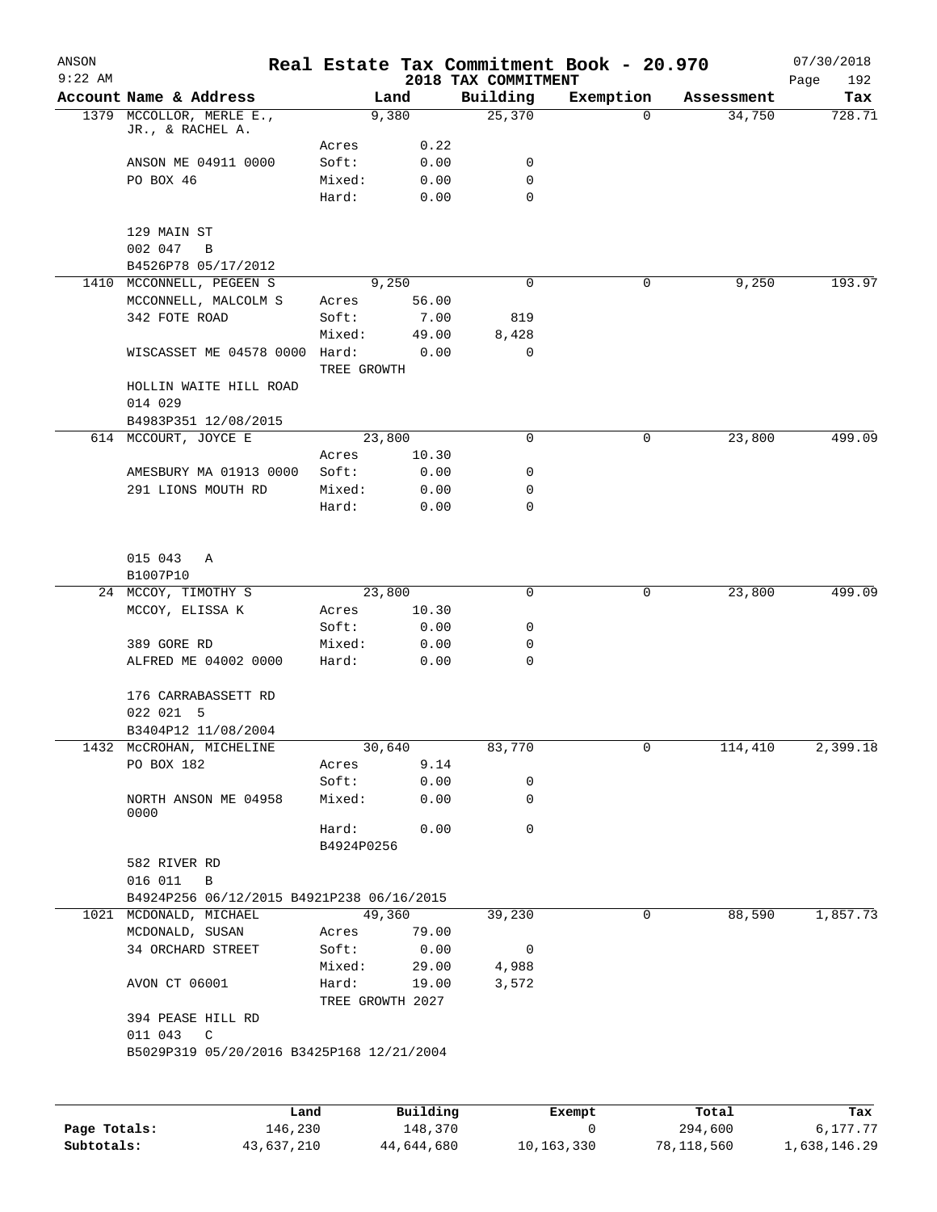ANSON
9:22 AM

# Real Estate Tax Commitment Book - 20.970

## 2018 TAX COMMITMENT

07/30/2018
Page 192

| Account Name & Address | | Land | Building | Exemption | Assessment | Tax |
|---|---|---|---|---|---|---|
| 1379 MCCOLLOR, MERLE E., JR., & RACHEL A. | | 9,380 | 25,370 | 0 | 34,750 | 728.71 |
| | Acres | 0.22 | | | | |
| ANSON ME 04911 0000 | Soft: | 0.00 | 0 | | | |
| PO BOX 46 | Mixed: | 0.00 | 0 | | | |
| | Hard: | 0.00 | 0 | | | |
| 129 MAIN ST | | | | | | |
| 002 047 B | | | | | | |
| B4526P78 05/17/2012 | | | | | | |
| 1410 MCCONNELL, PEGEEN S | | 9,250 | 0 | 0 | 9,250 | 193.97 |
| MCCONNELL, MALCOLM S | Acres | 56.00 | | | | |
| 342 FOTE ROAD | Soft: | 7.00 | 819 | | | |
| | Mixed: | 49.00 | 8,428 | | | |
| WISCASSET ME 04578 0000 | Hard: | 0.00 | 0 | | | |
| | TREE GROWTH | | | | | |
| HOLLIN WAITE HILL ROAD | | | | | | |
| 014 029 | | | | | | |
| B4983P351 12/08/2015 | | | | | | |
| 614 MCCOURT, JOYCE E | | 23,800 | 0 | 0 | 23,800 | 499.09 |
| | Acres | 10.30 | | | | |
| AMESBURY MA 01913 0000 | Soft: | 0.00 | 0 | | | |
| 291 LIONS MOUTH RD | Mixed: | 0.00 | 0 | | | |
| | Hard: | 0.00 | 0 | | | |
| 015 043 A | | | | | | |
| B1007P10 | | | | | | |
| 24 MCCOY, TIMOTHY S | | 23,800 | 0 | 0 | 23,800 | 499.09 |
| MCCOY, ELISSA K | Acres | 10.30 | | | | |
| | Soft: | 0.00 | 0 | | | |
| 389 GORE RD | Mixed: | 0.00 | 0 | | | |
| ALFRED ME 04002 0000 | Hard: | 0.00 | 0 | | | |
| 176 CARRABASSETT RD | | | | | | |
| 022 021 5 | | | | | | |
| B3404P12 11/08/2004 | | | | | | |
| 1432 McCROHAN, MICHELINE | | 30,640 | 83,770 | 0 | 114,410 | 2,399.18 |
| PO BOX 182 | Acres | 9.14 | | | | |
| | Soft: | 0.00 | 0 | | | |
| NORTH ANSON ME 04958 0000 | Mixed: | 0.00 | 0 | | | |
| | Hard: | 0.00 | 0 | | | |
| | B4924P0256 | | | | | |
| 582 RIVER RD | | | | | | |
| 016 011 B | | | | | | |
| B4924P256 06/12/2015 B4921P238 06/16/2015 | | | | | | |
| 1021 MCDONALD, MICHAEL | | 49,360 | 39,230 | 0 | 88,590 | 1,857.73 |
| MCDONALD, SUSAN | Acres | 79.00 | | | | |
| 34 ORCHARD STREET | Soft: | 0.00 | 0 | | | |
| | Mixed: | 29.00 | 4,988 | | | |
| AVON CT 06001 | Hard: | 19.00 | 3,572 | | | |
| | TREE GROWTH 2027 | | | | | |
| 394 PEASE HILL RD | | | | | | |
| 011 043 C | | | | | | |
| B5029P319 05/20/2016 B3425P168 12/21/2004 | | | | | | |

| | Land | Building | Exempt | Total | Tax |
|---|---|---|---|---|---|
| Page Totals: | 146,230 | 148,370 | 0 | 294,600 | 6,177.77 |
| Subtotals: | 43,637,210 | 44,644,680 | 10,163,330 | 78,118,560 | 1,638,146.29 |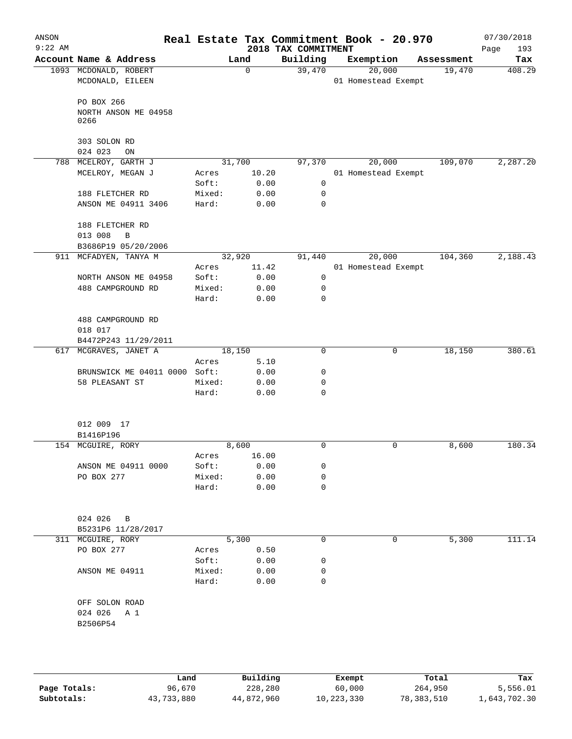# Real Estate Tax Commitment Book - 20.970

ANSON 9:22 AM — 2018 TAX COMMITMENT — 07/30/2018 Page 193

| Account | Name & Address | | Land | Building | Exemption | Assessment | Tax |
|---|---|---|---|---|---|---|---|
| 1093 | MCDONALD, ROBERT | | 0 | 39,470 | 20,000 | 19,470 | 408.29 |
| | MCDONALD, EILEEN | | | | 01 Homestead Exempt | | |
| | PO BOX 266 | | | | | | |
| | NORTH ANSON ME 04958 0266 | | | | | | |
| | 303 SOLON RD | | | | | | |
| | 024 023 ON | | | | | | |
| 788 | MCELROY, GARTH J | | 31,700 | 97,370 | 20,000 | 109,070 | 2,287.20 |
| | MCELROY, MEGAN J | Acres | 10.20 | | 01 Homestead Exempt | | |
| | | Soft: | 0.00 | 0 | | | |
| | 188 FLETCHER RD | Mixed: | 0.00 | 0 | | | |
| | ANSON ME 04911 3406 | Hard: | 0.00 | 0 | | | |
| | 188 FLETCHER RD | | | | | | |
| | 013 008 B | | | | | | |
| | B3686P19 05/20/2006 | | | | | | |
| 911 | MCFADYEN, TANYA M | | 32,920 | 91,440 | 20,000 | 104,360 | 2,188.43 |
| | | Acres | 11.42 | | 01 Homestead Exempt | | |
| | NORTH ANSON ME 04958 | Soft: | 0.00 | 0 | | | |
| | 488 CAMPGROUND RD | Mixed: | 0.00 | 0 | | | |
| | | Hard: | 0.00 | 0 | | | |
| | 488 CAMPGROUND RD | | | | | | |
| | 018 017 | | | | | | |
| | B4472P243 11/29/2011 | | | | | | |
| 617 | MCGRAVES, JANET A | | 18,150 | 0 | 0 | 18,150 | 380.61 |
| | | Acres | 5.10 | | | | |
| | BRUNSWICK ME 04011 0000 | Soft: | 0.00 | 0 | | | |
| | 58 PLEASANT ST | Mixed: | 0.00 | 0 | | | |
| | | Hard: | 0.00 | 0 | | | |
| | 012 009 17 | | | | | | |
| | B1416P196 | | | | | | |
| 154 | MCGUIRE, RORY | | 8,600 | 0 | 0 | 8,600 | 180.34 |
| | | Acres | 16.00 | | | | |
| | ANSON ME 04911 0000 | Soft: | 0.00 | 0 | | | |
| | PO BOX 277 | Mixed: | 0.00 | 0 | | | |
| | | Hard: | 0.00 | 0 | | | |
| | 024 026 B | | | | | | |
| | B5231P6 11/28/2017 | | | | | | |
| 311 | MCGUIRE, RORY | | 5,300 | 0 | 0 | 5,300 | 111.14 |
| | PO BOX 277 | Acres | 0.50 | | | | |
| | | Soft: | 0.00 | 0 | | | |
| | ANSON ME 04911 | Mixed: | 0.00 | 0 | | | |
| | | Hard: | 0.00 | 0 | | | |
| | OFF SOLON ROAD | | | | | | |
| | 024 026 A 1 | | | | | | |
| | B2506P54 | | | | | | |

| | Land | Building | Exempt | Total | Tax |
|---|---|---|---|---|---|
| Page Totals: | 96,670 | 228,280 | 60,000 | 264,950 | 5,556.01 |
| Subtotals: | 43,733,880 | 44,872,960 | 10,223,330 | 78,383,510 | 1,643,702.30 |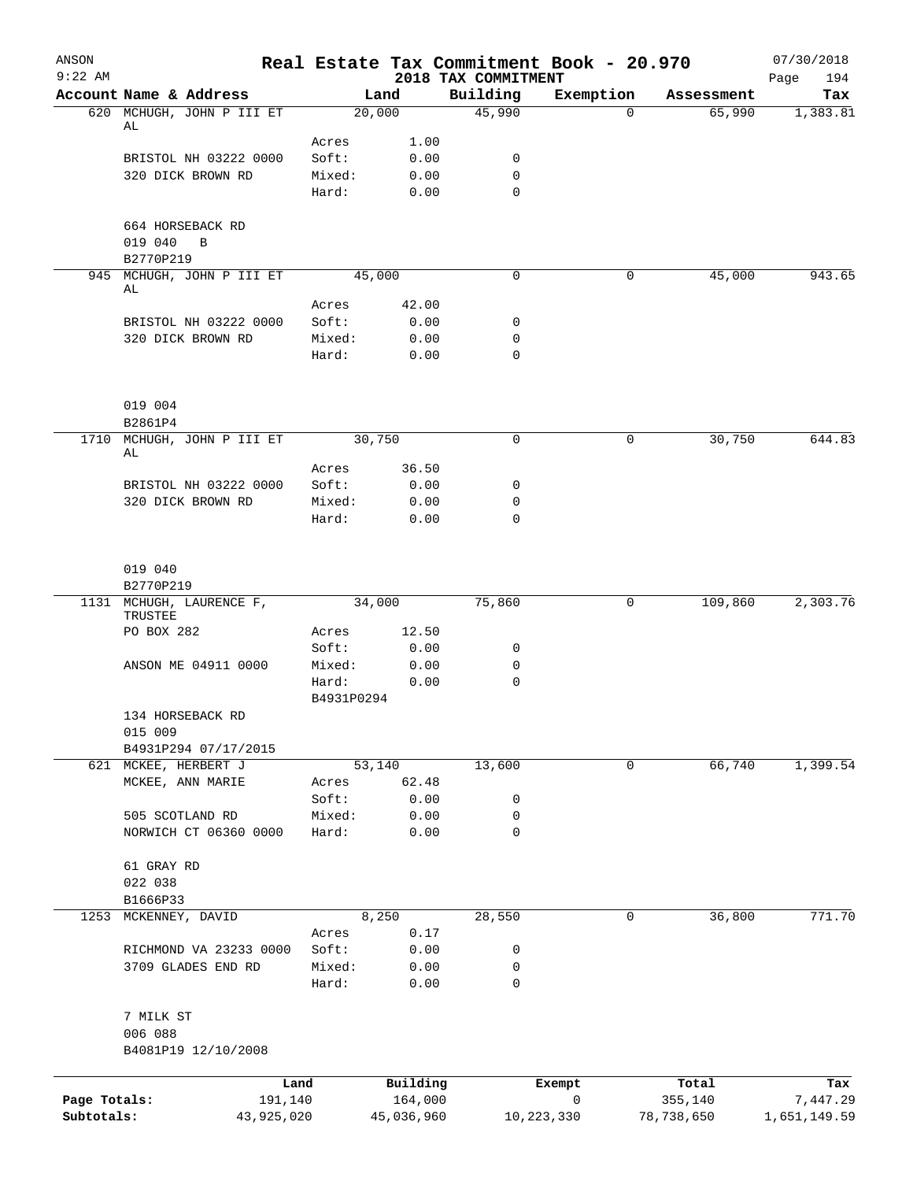ANSON 9:22 AM — **Real Estate Tax Commitment Book - 20.970** — 2018 TAX COMMITMENT — 07/30/2018 Page 194

| Account | Name & Address | | Land | Building | Exemption | Assessment | Tax |
|---|---|---|---|---|---|---|---|
| 620 | MCHUGH, JOHN P III ET AL | | 20,000 | 45,990 | 0 | 65,990 | 1,383.81 |
| | | Acres | 1.00 | | | | |
| | BRISTOL NH 03222 0000 | Soft: | 0.00 | 0 | | | |
| | 320 DICK BROWN RD | Mixed: | 0.00 | 0 | | | |
| | | Hard: | 0.00 | 0 | | | |
| | 664 HORSEBACK RD | | | | | | |
| | 019 040 B | | | | | | |
| | B2770P219 | | | | | | |
| 945 | MCHUGH, JOHN P III ET AL | | 45,000 | 0 | 0 | 45,000 | 943.65 |
| | | Acres | 42.00 | | | | |
| | BRISTOL NH 03222 0000 | Soft: | 0.00 | 0 | | | |
| | 320 DICK BROWN RD | Mixed: | 0.00 | 0 | | | |
| | | Hard: | 0.00 | 0 | | | |
| | 019 004 | | | | | | |
| | B2861P4 | | | | | | |
| 1710 | MCHUGH, JOHN P III ET AL | | 30,750 | 0 | 0 | 30,750 | 644.83 |
| | | Acres | 36.50 | | | | |
| | BRISTOL NH 03222 0000 | Soft: | 0.00 | 0 | | | |
| | 320 DICK BROWN RD | Mixed: | 0.00 | 0 | | | |
| | | Hard: | 0.00 | 0 | | | |
| | 019 040 | | | | | | |
| | B2770P219 | | | | | | |
| 1131 | MCHUGH, LAURENCE F, TRUSTEE | | 34,000 | 75,860 | 0 | 109,860 | 2,303.76 |
| | PO BOX 282 | Acres | 12.50 | | | | |
| | | Soft: | 0.00 | 0 | | | |
| | ANSON ME 04911 0000 | Mixed: | 0.00 | 0 | | | |
| | | Hard: | 0.00 | 0 | | | |
| | | B4931P0294 | | | | | |
| | 134 HORSEBACK RD | | | | | | |
| | 015 009 | | | | | | |
| | B4931P294 07/17/2015 | | | | | | |
| 621 | MCKEE, HERBERT J | | 53,140 | 13,600 | 0 | 66,740 | 1,399.54 |
| | MCKEE, ANN MARIE | Acres | 62.48 | | | | |
| | | Soft: | 0.00 | 0 | | | |
| | 505 SCOTLAND RD | Mixed: | 0.00 | 0 | | | |
| | NORWICH CT 06360 0000 | Hard: | 0.00 | 0 | | | |
| | 61 GRAY RD | | | | | | |
| | 022 038 | | | | | | |
| | B1666P33 | | | | | | |
| 1253 | MCKENNEY, DAVID | | 8,250 | 28,550 | 0 | 36,800 | 771.70 |
| | | Acres | 0.17 | | | | |
| | RICHMOND VA 23233 0000 | Soft: | 0.00 | 0 | | | |
| | 3709 GLADES END RD | Mixed: | 0.00 | 0 | | | |
| | | Hard: | 0.00 | 0 | | | |
| | 7 MILK ST | | | | | | |
| | 006 088 | | | | | | |
| | B4081P19 12/10/2008 | | | | | | |

| | Land | Building | Exempt | Total | Tax |
|---|---|---|---|---|---|
| Page Totals: | 191,140 | 164,000 | 0 | 355,140 | 7,447.29 |
| Subtotals: | 43,925,020 | 45,036,960 | 10,223,330 | 78,738,650 | 1,651,149.59 |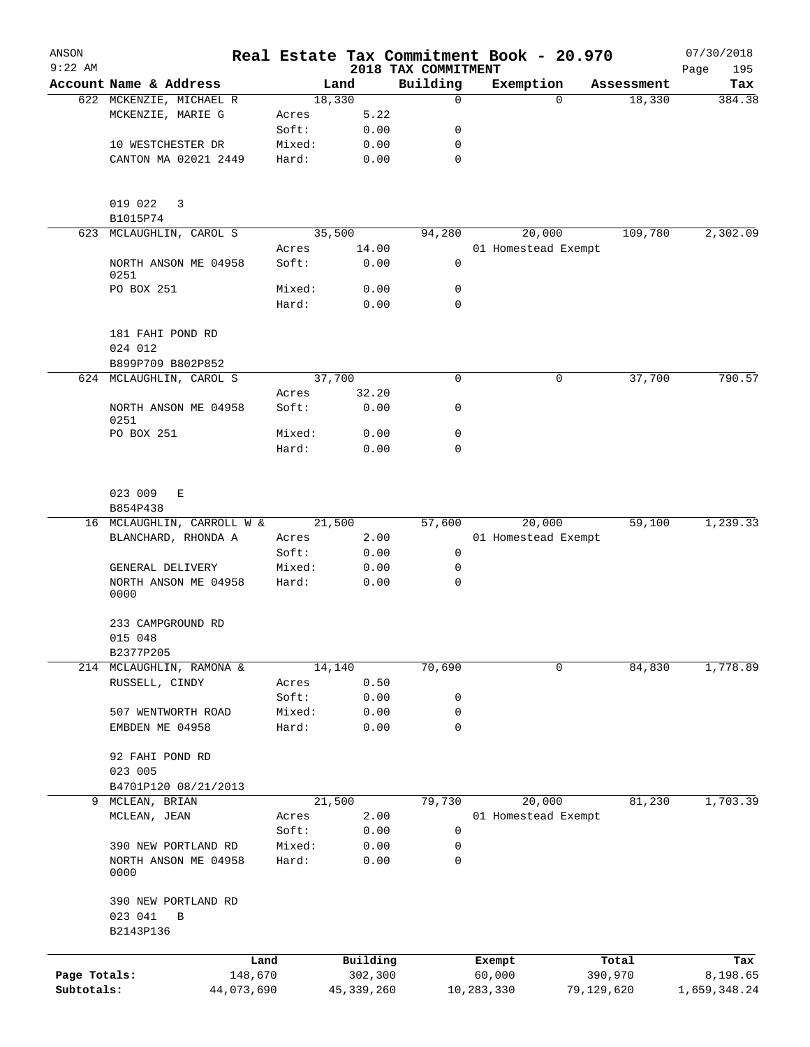ANSON 9:22 AM

# Real Estate Tax Commitment Book - 20.970

2018 TAX COMMITMENT

07/30/2018

| Account Name & Address | Land | | Building | Exemption | Assessment | Tax |
|---|---|---|---|---|---|---|
| 622 MCKENZIE, MICHAEL R | 18,330 | | 0 | 0 | 18,330 | 384.38 |
| MCKENZIE, MARIE G | Acres | 5.22 | | | | |
| | Soft: | 0.00 | 0 | | | |
| 10 WESTCHESTER DR | Mixed: | 0.00 | 0 | | | |
| CANTON MA 02021 2449 | Hard: | 0.00 | 0 | | | |
| 019 022 3 | | | | | | |
| B1015P74 | | | | | | |
| 623 MCLAUGHLIN, CAROL S | 35,500 | | 94,280 | 20,000 | 109,780 | 2,302.09 |
| | Acres | 14.00 | | 01 Homestead Exempt | | |
| NORTH ANSON ME 04958 0251 | Soft: | 0.00 | 0 | | | |
| PO BOX 251 | Mixed: | 0.00 | 0 | | | |
| | Hard: | 0.00 | 0 | | | |
| 181 FAHI POND RD | | | | | | |
| 024 012 | | | | | | |
| B899P709 B802P852 | | | | | | |
| 624 MCLAUGHLIN, CAROL S | 37,700 | | 0 | 0 | 37,700 | 790.57 |
| | Acres | 32.20 | | | | |
| NORTH ANSON ME 04958 0251 | Soft: | 0.00 | 0 | | | |
| PO BOX 251 | Mixed: | 0.00 | 0 | | | |
| | Hard: | 0.00 | 0 | | | |
| 023 009 E | | | | | | |
| B854P438 | | | | | | |
| 16 MCLAUGHLIN, CARROLL W & | 21,500 | | 57,600 | 20,000 | 59,100 | 1,239.33 |
| BLANCHARD, RHONDA A | Acres | 2.00 | | 01 Homestead Exempt | | |
| | Soft: | 0.00 | 0 | | | |
| GENERAL DELIVERY | Mixed: | 0.00 | 0 | | | |
| NORTH ANSON ME 04958 0000 | Hard: | 0.00 | 0 | | | |
| 233 CAMPGROUND RD | | | | | | |
| 015 048 | | | | | | |
| B2377P205 | | | | | | |
| 214 MCLAUGHLIN, RAMONA & | 14,140 | | 70,690 | 0 | 84,830 | 1,778.89 |
| RUSSELL, CINDY | Acres | 0.50 | | | | |
| | Soft: | 0.00 | 0 | | | |
| 507 WENTWORTH ROAD | Mixed: | 0.00 | 0 | | | |
| EMBDEN ME 04958 | Hard: | 0.00 | 0 | | | |
| 92 FAHI POND RD | | | | | | |
| 023 005 | | | | | | |
| B4701P120 08/21/2013 | | | | | | |
| 9 MCLEAN, BRIAN | 21,500 | | 79,730 | 20,000 | 81,230 | 1,703.39 |
| MCLEAN, JEAN | Acres | 2.00 | | 01 Homestead Exempt | | |
| | Soft: | 0.00 | 0 | | | |
| 390 NEW PORTLAND RD | Mixed: | 0.00 | 0 | | | |
| NORTH ANSON ME 04958 0000 | Hard: | 0.00 | 0 | | | |
| 390 NEW PORTLAND RD | | | | | | |
| 023 041 B | | | | | | |
| B2143P136 | | | | | | |

| | Land | Building | Exempt | Total | Tax |
|---|---|---|---|---|---|
| Page Totals: | 148,670 | 302,300 | 60,000 | 390,970 | 8,198.65 |
| Subtotals: | 44,073,690 | 45,339,260 | 10,283,330 | 79,129,620 | 1,659,348.24 |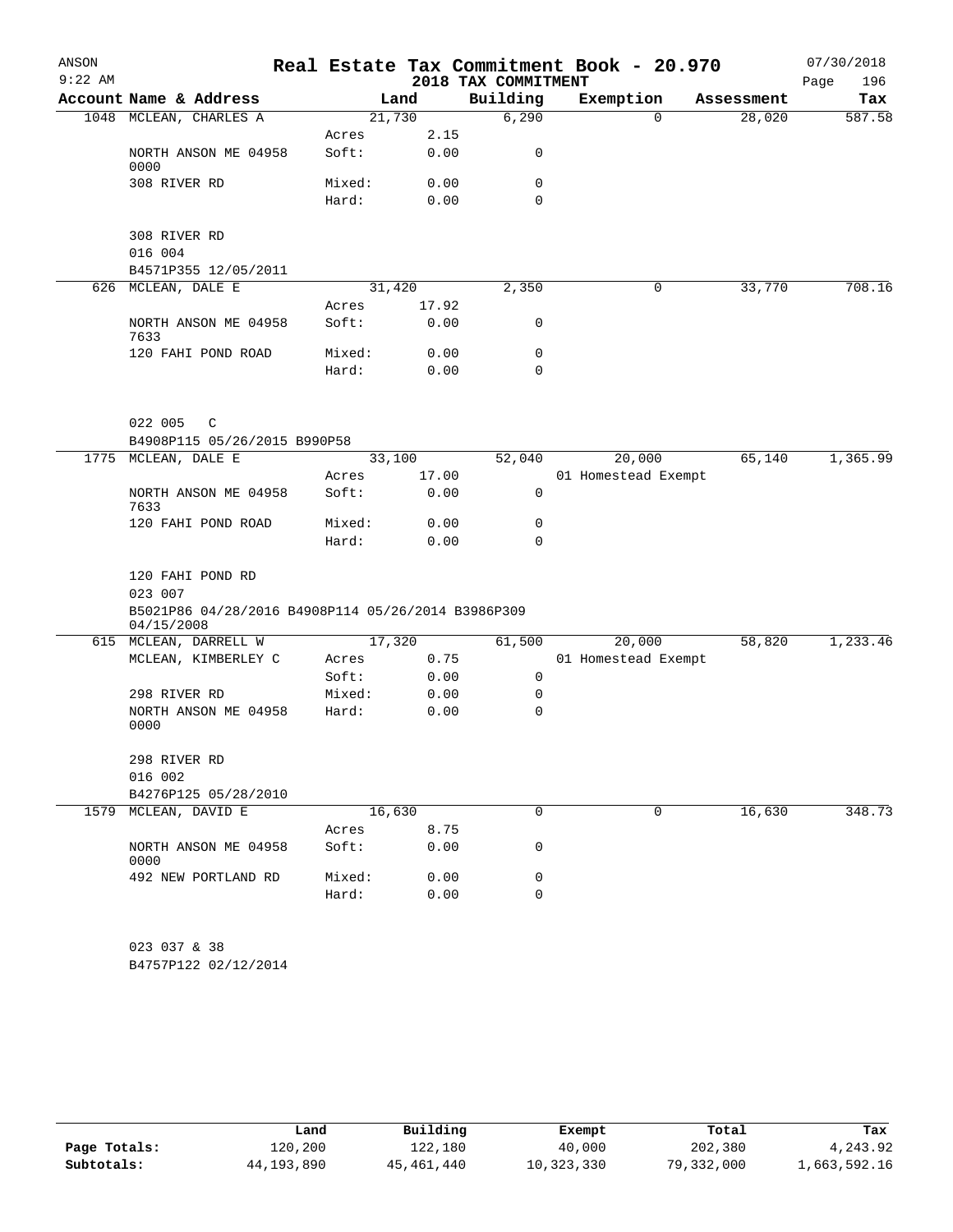ANSON
9:22 AM

# Real Estate Tax Commitment Book - 20.970

## 2018 TAX COMMITMENT

07/30/2018

| Account Name & Address | | Land | Building | Exemption | Assessment | Tax |
|---|---|---|---|---|---|---|
| 1048 MCLEAN, CHARLES A | | 21,730 | 6,290 | 0 | 28,020 | 587.58 |
| | Acres | 2.15 | | | | |
| NORTH ANSON ME 04958 0000 | Soft: | 0.00 | 0 | | | |
| 308 RIVER RD | Mixed: | 0.00 | 0 | | | |
| | Hard: | 0.00 | 0 | | | |
| 308 RIVER RD | | | | | | |
| 016 004 | | | | | | |
| B4571P355 12/05/2011 | | | | | | |
| 626 MCLEAN, DALE E | | 31,420 | 2,350 | 0 | 33,770 | 708.16 |
| | Acres | 17.92 | | | | |
| NORTH ANSON ME 04958 7633 | Soft: | 0.00 | 0 | | | |
| 120 FAHI POND ROAD | Mixed: | 0.00 | 0 | | | |
| | Hard: | 0.00 | 0 | | | |
| 022 005 C | | | | | | |
| B4908P115 05/26/2015 B990P58 | | | | | | |
| 1775 MCLEAN, DALE E | | 33,100 | 52,040 | 20,000 | 65,140 | 1,365.99 |
| | Acres | 17.00 | | 01 Homestead Exempt | | |
| NORTH ANSON ME 04958 7633 | Soft: | 0.00 | 0 | | | |
| 120 FAHI POND ROAD | Mixed: | 0.00 | 0 | | | |
| | Hard: | 0.00 | 0 | | | |
| 120 FAHI POND RD | | | | | | |
| 023 007 | | | | | | |
| B5021P86 04/28/2016 B4908P114 05/26/2014 B3986P309 04/15/2008 | | | | | | |
| 615 MCLEAN, DARRELL W | | 17,320 | 61,500 | 20,000 | 58,820 | 1,233.46 |
| MCLEAN, KIMBERLEY C | Acres | 0.75 | | 01 Homestead Exempt | | |
| | Soft: | 0.00 | 0 | | | |
| 298 RIVER RD | Mixed: | 0.00 | 0 | | | |
| NORTH ANSON ME 04958 0000 | Hard: | 0.00 | 0 | | | |
| 298 RIVER RD | | | | | | |
| 016 002 | | | | | | |
| B4276P125 05/28/2010 | | | | | | |
| 1579 MCLEAN, DAVID E | | 16,630 | 0 | 0 | 16,630 | 348.73 |
| | Acres | 8.75 | | | | |
| NORTH ANSON ME 04958 0000 | Soft: | 0.00 | 0 | | | |
| 492 NEW PORTLAND RD | Mixed: | 0.00 | 0 | | | |
| | Hard: | 0.00 | 0 | | | |
| 023 037 & 38 | | | | | | |
| B4757P122 02/12/2014 | | | | | | |

| | Land | Building | Exempt | Total | Tax |
|---|---|---|---|---|---|
| Page Totals: | 120,200 | 122,180 | 40,000 | 202,380 | 4,243.92 |
| Subtotals: | 44,193,890 | 45,461,440 | 10,323,330 | 79,332,000 | 1,663,592.16 |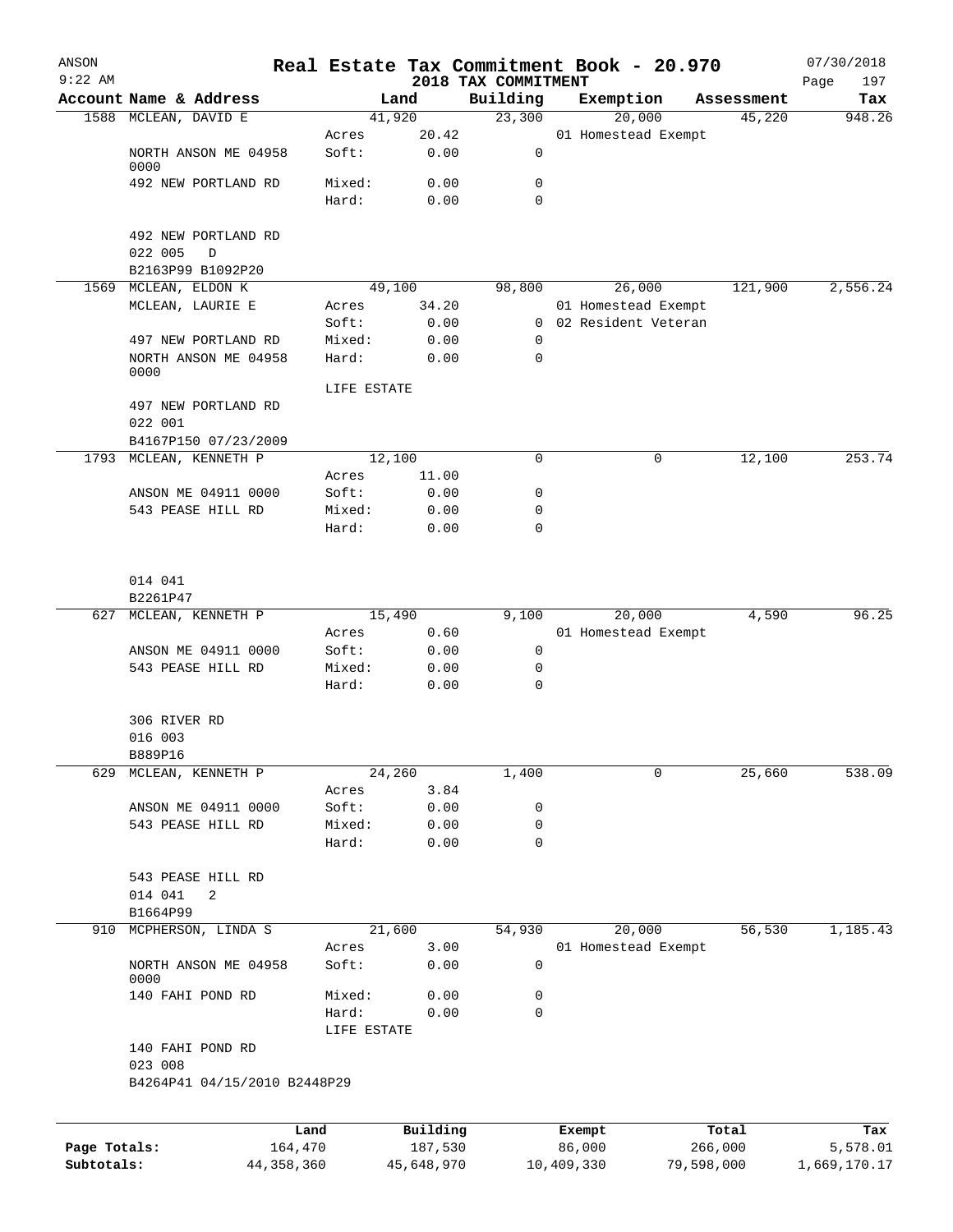# Real Estate Tax Commitment Book - 20.970

ANSON 9:22 AM — 2018 TAX COMMITMENT — 07/30/2018

| Account | Name & Address | Land | | Building | Exemption | Assessment | Tax |
|---|---|---|---|---|---|---|---|
| 1588 | MCLEAN, DAVID E | 41,920 | | 23,300 | 20,000 | 45,220 | 948.26 |
| | | Acres | 20.42 | | 01 Homestead Exempt | | |
| | NORTH ANSON ME 04958 0000 | Soft: | 0.00 | 0 | | | |
| | 492 NEW PORTLAND RD | Mixed: | 0.00 | 0 | | | |
| | | Hard: | 0.00 | 0 | | | |
| | 492 NEW PORTLAND RD | | | | | | |
| | 022 005 D | | | | | | |
| | B2163P99 B1092P20 | | | | | | |
| 1569 | MCLEAN, ELDON K | 49,100 | | 98,800 | 26,000 | 121,900 | 2,556.24 |
| | MCLEAN, LAURIE E | Acres | 34.20 | | 01 Homestead Exempt | | |
| | | Soft: | 0.00 | 0 | 02 Resident Veteran | | |
| | 497 NEW PORTLAND RD | Mixed: | 0.00 | 0 | | | |
| | NORTH ANSON ME 04958 0000 | Hard: | 0.00 | 0 | | | |
| | | LIFE ESTATE | | | | | |
| | 497 NEW PORTLAND RD | | | | | | |
| | 022 001 | | | | | | |
| | B4167P150 07/23/2009 | | | | | | |
| 1793 | MCLEAN, KENNETH P | 12,100 | | 0 | 0 | 12,100 | 253.74 |
| | | Acres | 11.00 | | | | |
| | ANSON ME 04911 0000 | Soft: | 0.00 | 0 | | | |
| | 543 PEASE HILL RD | Mixed: | 0.00 | 0 | | | |
| | | Hard: | 0.00 | 0 | | | |
| | 014 041 | | | | | | |
| | B2261P47 | | | | | | |
| 627 | MCLEAN, KENNETH P | 15,490 | | 9,100 | 20,000 | 4,590 | 96.25 |
| | | Acres | 0.60 | | 01 Homestead Exempt | | |
| | ANSON ME 04911 0000 | Soft: | 0.00 | 0 | | | |
| | 543 PEASE HILL RD | Mixed: | 0.00 | 0 | | | |
| | | Hard: | 0.00 | 0 | | | |
| | 306 RIVER RD | | | | | | |
| | 016 003 | | | | | | |
| | B889P16 | | | | | | |
| 629 | MCLEAN, KENNETH P | 24,260 | | 1,400 | 0 | 25,660 | 538.09 |
| | | Acres | 3.84 | | | | |
| | ANSON ME 04911 0000 | Soft: | 0.00 | 0 | | | |
| | 543 PEASE HILL RD | Mixed: | 0.00 | 0 | | | |
| | | Hard: | 0.00 | 0 | | | |
| | 543 PEASE HILL RD | | | | | | |
| | 014 041 2 | | | | | | |
| | B1664P99 | | | | | | |
| 910 | MCPHERSON, LINDA S | 21,600 | | 54,930 | 20,000 | 56,530 | 1,185.43 |
| | | Acres | 3.00 | | 01 Homestead Exempt | | |
| | NORTH ANSON ME 04958 0000 | Soft: | 0.00 | 0 | | | |
| | 140 FAHI POND RD | Mixed: | 0.00 | 0 | | | |
| | | Hard: | 0.00 | 0 | | | |
| | | LIFE ESTATE | | | | | |
| | 140 FAHI POND RD | | | | | | |
| | 023 008 | | | | | | |
| | B4264P41 04/15/2010 B2448P29 | | | | | | |

| | Land | Building | Exempt | Total | Tax |
|---|---|---|---|---|---|
| Page Totals: | 164,470 | 187,530 | 86,000 | 266,000 | 5,578.01 |
| Subtotals: | 44,358,360 | 45,648,970 | 10,409,330 | 79,598,000 | 1,669,170.17 |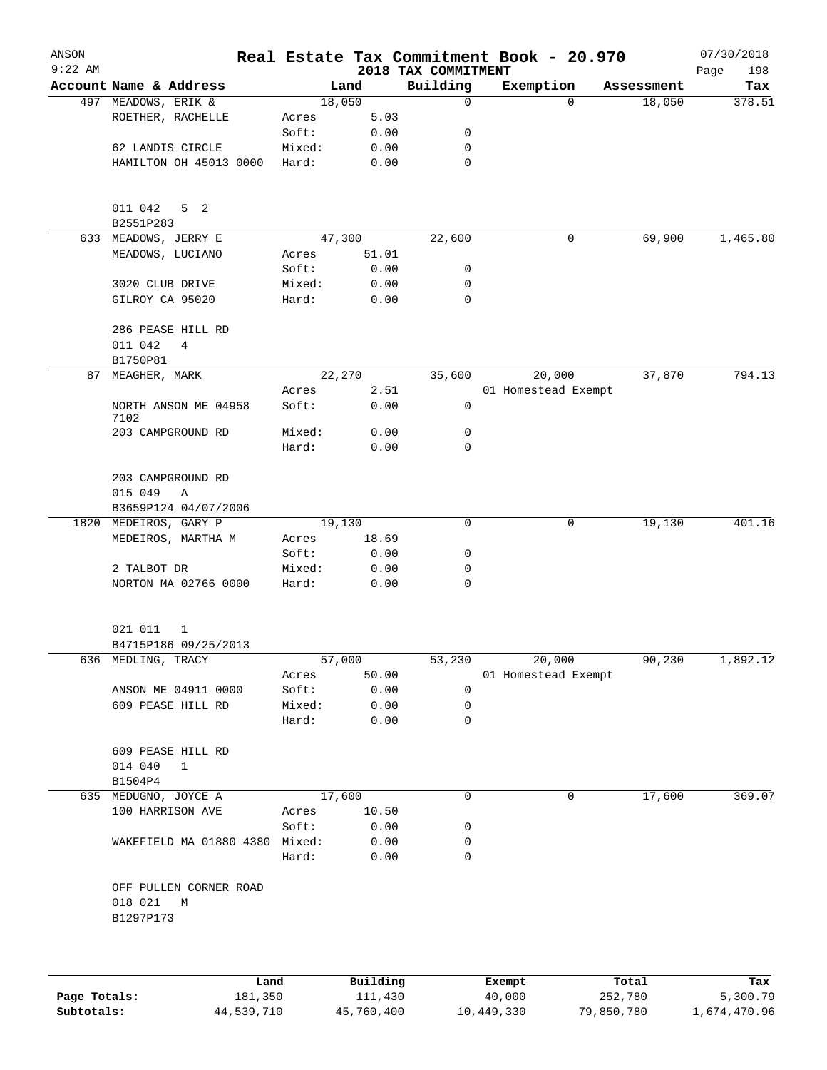ANSON
9:22 AM

# Real Estate Tax Commitment Book - 20.970

2018 TAX COMMITMENT

07/30/2018
Page 198

| Account Name & Address | | Land | Building | Exemption | Assessment | Tax |
|---|---|---|---|---|---|---|
| 497 MEADOWS, ERIK & | | 18,050 | 0 | 0 | 18,050 | 378.51 |
| ROETHER, RACHELLE | Acres | 5.03 | | | | |
| | Soft: | 0.00 | 0 | | | |
| 62 LANDIS CIRCLE | Mixed: | 0.00 | 0 | | | |
| HAMILTON OH 45013 0000 | Hard: | 0.00 | 0 | | | |
| 011 042 5 2 | | | | | | |
| B2551P283 | | | | | | |
| 633 MEADOWS, JERRY E | | 47,300 | 22,600 | 0 | 69,900 | 1,465.80 |
| MEADOWS, LUCIANO | Acres | 51.01 | | | | |
| | Soft: | 0.00 | 0 | | | |
| 3020 CLUB DRIVE | Mixed: | 0.00 | 0 | | | |
| GILROY CA 95020 | Hard: | 0.00 | 0 | | | |
| 286 PEASE HILL RD | | | | | | |
| 011 042 4 | | | | | | |
| B1750P81 | | | | | | |
| 87 MEAGHER, MARK | | 22,270 | 35,600 | 20,000 | 37,870 | 794.13 |
| | Acres | 2.51 | | 01 Homestead Exempt | | |
| NORTH ANSON ME 04958 7102 | Soft: | 0.00 | 0 | | | |
| 203 CAMPGROUND RD | Mixed: | 0.00 | 0 | | | |
| | Hard: | 0.00 | 0 | | | |
| 203 CAMPGROUND RD | | | | | | |
| 015 049 A | | | | | | |
| B3659P124 04/07/2006 | | | | | | |
| 1820 MEDEIROS, GARY P | | 19,130 | 0 | 0 | 19,130 | 401.16 |
| MEDEIROS, MARTHA M | Acres | 18.69 | | | | |
| | Soft: | 0.00 | 0 | | | |
| 2 TALBOT DR | Mixed: | 0.00 | 0 | | | |
| NORTON MA 02766 0000 | Hard: | 0.00 | 0 | | | |
| 021 011 1 | | | | | | |
| B4715P186 09/25/2013 | | | | | | |
| 636 MEDLING, TRACY | | 57,000 | 53,230 | 20,000 | 90,230 | 1,892.12 |
| | Acres | 50.00 | | 01 Homestead Exempt | | |
| ANSON ME 04911 0000 | Soft: | 0.00 | 0 | | | |
| 609 PEASE HILL RD | Mixed: | 0.00 | 0 | | | |
| | Hard: | 0.00 | 0 | | | |
| 609 PEASE HILL RD | | | | | | |
| 014 040 1 | | | | | | |
| B1504P4 | | | | | | |
| 635 MEDUGNO, JOYCE A | | 17,600 | 0 | 0 | 17,600 | 369.07 |
| 100 HARRISON AVE | Acres | 10.50 | | | | |
| | Soft: | 0.00 | 0 | | | |
| WAKEFIELD MA 01880 4380 | Mixed: | 0.00 | 0 | | | |
| | Hard: | 0.00 | 0 | | | |
| OFF PULLEN CORNER ROAD | | | | | | |
| 018 021 M | | | | | | |
| B1297P173 | | | | | | |

| | Land | Building | Exempt | Total | Tax |
|---|---|---|---|---|---|
| Page Totals: | 181,350 | 111,430 | 40,000 | 252,780 | 5,300.79 |
| Subtotals: | 44,539,710 | 45,760,400 | 10,449,330 | 79,850,780 | 1,674,470.96 |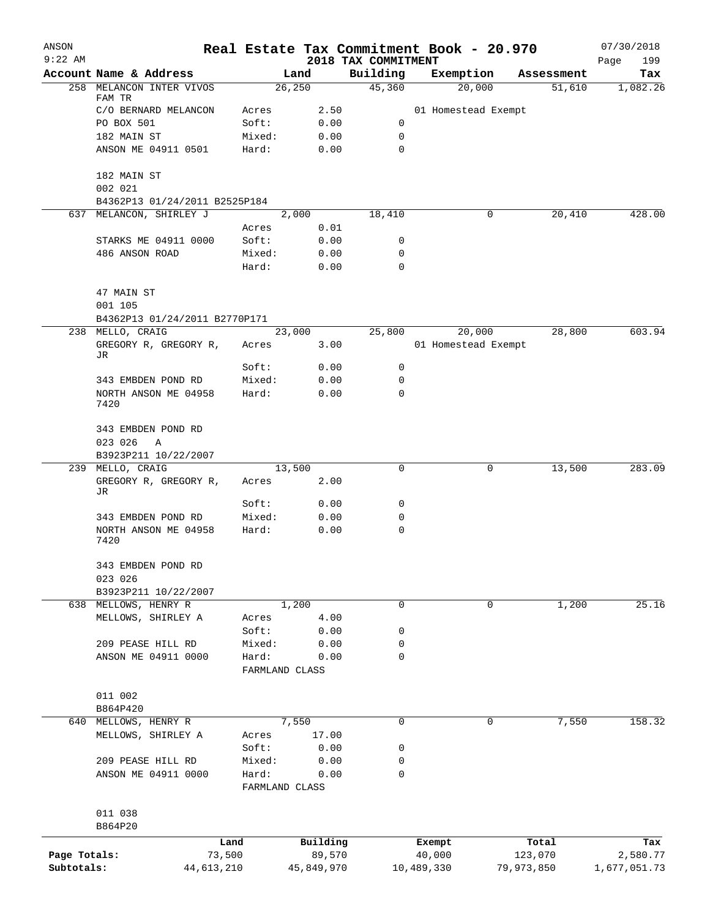# Real Estate Tax Commitment Book - 20.970

ANSON 9:22 AM — 2018 TAX COMMITMENT — 07/30/2018

| Account Name & Address | Land | | Building | Exemption | Assessment | Tax |
|---|---|---|---|---|---|---|
| 258 MELANCON INTER VIVOS FAM TR | 26,250 | | 45,360 | 20,000 | 51,610 | 1,082.26 |
| C/O BERNARD MELANCON | Acres | 2.50 | | 01 Homestead Exempt | | |
| PO BOX 501 | Soft: | 0.00 | 0 | | | |
| 182 MAIN ST | Mixed: | 0.00 | 0 | | | |
| ANSON ME 04911 0501 | Hard: | 0.00 | 0 | | | |
| 182 MAIN ST | | | | | | |
| 002 021 | | | | | | |
| B4362P13 01/24/2011 B2525P184 | | | | | | |
| 637 MELANCON, SHIRLEY J | 2,000 | | 18,410 | 0 | 20,410 | 428.00 |
| | Acres | 0.01 | | | | |
| STARKS ME 04911 0000 | Soft: | 0.00 | 0 | | | |
| 486 ANSON ROAD | Mixed: | 0.00 | 0 | | | |
| | Hard: | 0.00 | 0 | | | |
| 47 MAIN ST | | | | | | |
| 001 105 | | | | | | |
| B4362P13 01/24/2011 B2770P171 | | | | | | |
| 238 MELLO, CRAIG | 23,000 | | 25,800 | 20,000 | 28,800 | 603.94 |
| GREGORY R, GREGORY R, JR | Acres | 3.00 | | 01 Homestead Exempt | | |
| | Soft: | 0.00 | 0 | | | |
| 343 EMBDEN POND RD | Mixed: | 0.00 | 0 | | | |
| NORTH ANSON ME 04958 7420 | Hard: | 0.00 | 0 | | | |
| 343 EMBDEN POND RD | | | | | | |
| 023 026 A | | | | | | |
| B3923P211 10/22/2007 | | | | | | |
| 239 MELLO, CRAIG | 13,500 | | 0 | 0 | 13,500 | 283.09 |
| GREGORY R, GREGORY R, JR | Acres | 2.00 | | | | |
| | Soft: | 0.00 | 0 | | | |
| 343 EMBDEN POND RD | Mixed: | 0.00 | 0 | | | |
| NORTH ANSON ME 04958 7420 | Hard: | 0.00 | 0 | | | |
| 343 EMBDEN POND RD | | | | | | |
| 023 026 | | | | | | |
| B3923P211 10/22/2007 | | | | | | |
| 638 MELLOWS, HENRY R | 1,200 | | 0 | 0 | 1,200 | 25.16 |
| MELLOWS, SHIRLEY A | Acres | 4.00 | | | | |
| | Soft: | 0.00 | 0 | | | |
| 209 PEASE HILL RD | Mixed: | 0.00 | 0 | | | |
| ANSON ME 04911 0000 | Hard: | 0.00 | 0 | | | |
| | FARMLAND CLASS | | | | | |
| 011 002 | | | | | | |
| B864P420 | | | | | | |
| 640 MELLOWS, HENRY R | 7,550 | | 0 | 0 | 7,550 | 158.32 |
| MELLOWS, SHIRLEY A | Acres | 17.00 | | | | |
| | Soft: | 0.00 | 0 | | | |
| 209 PEASE HILL RD | Mixed: | 0.00 | 0 | | | |
| ANSON ME 04911 0000 | Hard: | 0.00 | 0 | | | |
| | FARMLAND CLASS | | | | | |
| 011 038 | | | | | | |
| B864P20 | | | | | | |

| | Land | Building | Exempt | Total | Tax |
|---|---|---|---|---|---|
| Page Totals: | 73,500 | 89,570 | 40,000 | 123,070 | 2,580.77 |
| Subtotals: | 44,613,210 | 45,849,970 | 10,489,330 | 79,973,850 | 1,677,051.73 |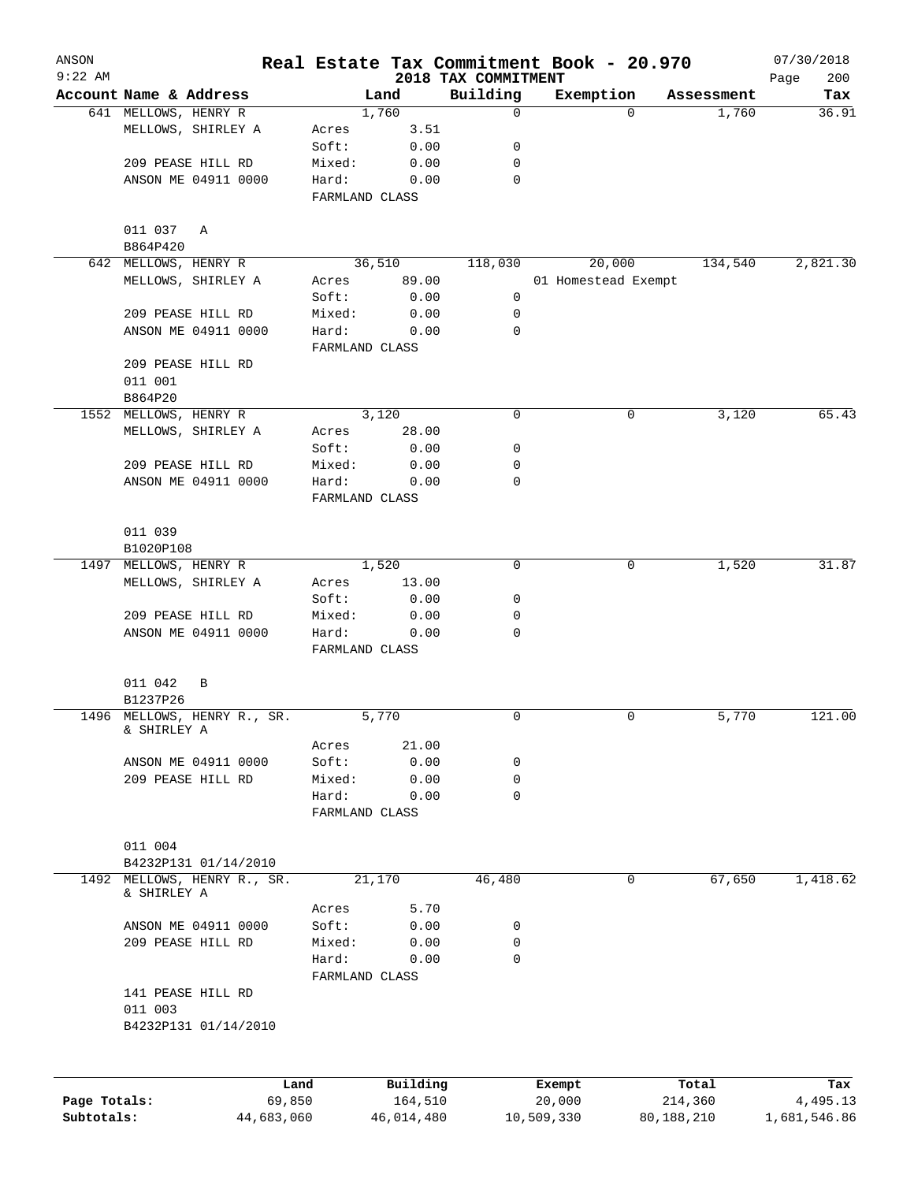ANSON
9:22 AM

# Real Estate Tax Commitment Book - 20.970

2018 TAX COMMITMENT

07/30/2018
Page 200

| Account Name & Address | Land | | Building | Exemption | Assessment | Tax |
|---|---|---|---|---|---|---|
| 641 MELLOWS, HENRY R | 1,760 | | 0 | 0 | 1,760 | 36.91 |
| MELLOWS, SHIRLEY A | Acres | 3.51 | | | | |
| | Soft: | 0.00 | 0 | | | |
| 209 PEASE HILL RD | Mixed: | 0.00 | 0 | | | |
| ANSON ME 04911 0000 | Hard: | 0.00 | 0 | | | |
| | FARMLAND CLASS | | | | | |
| 011 037 A | | | | | | |
| B864P420 | | | | | | |
| 642 MELLOWS, HENRY R | 36,510 | | 118,030 | 20,000 | 134,540 | 2,821.30 |
| MELLOWS, SHIRLEY A | Acres | 89.00 | | 01 Homestead Exempt | | |
| | Soft: | 0.00 | 0 | | | |
| 209 PEASE HILL RD | Mixed: | 0.00 | 0 | | | |
| ANSON ME 04911 0000 | Hard: | 0.00 | 0 | | | |
| | FARMLAND CLASS | | | | | |
| 209 PEASE HILL RD | | | | | | |
| 011 001 | | | | | | |
| B864P20 | | | | | | |
| 1552 MELLOWS, HENRY R | 3,120 | | 0 | 0 | 3,120 | 65.43 |
| MELLOWS, SHIRLEY A | Acres | 28.00 | | | | |
| | Soft: | 0.00 | 0 | | | |
| 209 PEASE HILL RD | Mixed: | 0.00 | 0 | | | |
| ANSON ME 04911 0000 | Hard: | 0.00 | 0 | | | |
| | FARMLAND CLASS | | | | | |
| 011 039 | | | | | | |
| B1020P108 | | | | | | |
| 1497 MELLOWS, HENRY R | 1,520 | | 0 | 0 | 1,520 | 31.87 |
| MELLOWS, SHIRLEY A | Acres | 13.00 | | | | |
| | Soft: | 0.00 | 0 | | | |
| 209 PEASE HILL RD | Mixed: | 0.00 | 0 | | | |
| ANSON ME 04911 0000 | Hard: | 0.00 | 0 | | | |
| | FARMLAND CLASS | | | | | |
| 011 042 B | | | | | | |
| B1237P26 | | | | | | |
| 1496 MELLOWS, HENRY R., SR. & SHIRLEY A | 5,770 | | 0 | 0 | 5,770 | 121.00 |
| | Acres | 21.00 | | | | |
| ANSON ME 04911 0000 | Soft: | 0.00 | 0 | | | |
| 209 PEASE HILL RD | Mixed: | 0.00 | 0 | | | |
| | Hard: | 0.00 | 0 | | | |
| | FARMLAND CLASS | | | | | |
| 011 004 | | | | | | |
| B4232P131 01/14/2010 | | | | | | |
| 1492 MELLOWS, HENRY R., SR. & SHIRLEY A | 21,170 | | 46,480 | 0 | 67,650 | 1,418.62 |
| | Acres | 5.70 | | | | |
| ANSON ME 04911 0000 | Soft: | 0.00 | 0 | | | |
| 209 PEASE HILL RD | Mixed: | 0.00 | 0 | | | |
| | Hard: | 0.00 | 0 | | | |
| | FARMLAND CLASS | | | | | |
| 141 PEASE HILL RD | | | | | | |
| 011 003 | | | | | | |
| B4232P131 01/14/2010 | | | | | | |

| | Land | Building | Exempt | Total | Tax |
|---|---|---|---|---|---|
| Page Totals: | 69,850 | 164,510 | 20,000 | 214,360 | 4,495.13 |
| Subtotals: | 44,683,060 | 46,014,480 | 10,509,330 | 80,188,210 | 1,681,546.86 |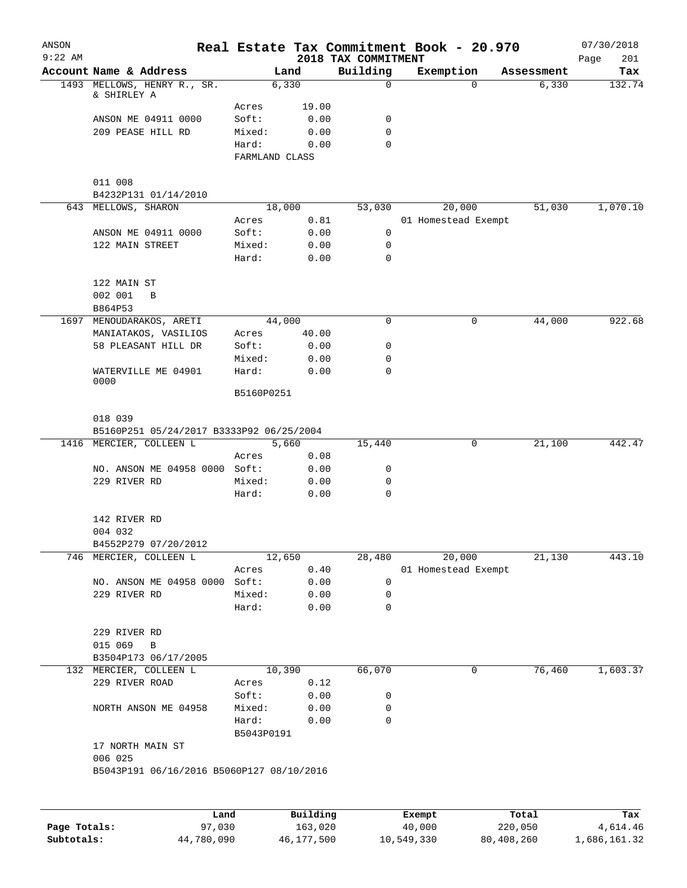ANSON
9:22 AM

# Real Estate Tax Commitment Book - 20.970

2018 TAX COMMITMENT

07/30/2018
Page 201

| Account Name & Address | | Land | Building | Exemption | Assessment | Tax |
|---|---|---|---|---|---|---|
| 1493 MELLOWS, HENRY R., SR. & SHIRLEY A | | 6,330 | 0 | 0 | 6,330 | 132.74 |
| | Acres | 19.00 | | | | |
| ANSON ME 04911 0000 | Soft: | 0.00 | 0 | | | |
| 209 PEASE HILL RD | Mixed: | 0.00 | 0 | | | |
| | Hard: | 0.00 | 0 | | | |
| | FARMLAND CLASS | | | | | |
| 011 008 | | | | | | |
| B4232P131 01/14/2010 | | | | | | |
| 643 MELLOWS, SHARON | | 18,000 | 53,030 | 20,000 | 51,030 | 1,070.10 |
| | Acres | 0.81 | | 01 Homestead Exempt | | |
| ANSON ME 04911 0000 | Soft: | 0.00 | 0 | | | |
| 122 MAIN STREET | Mixed: | 0.00 | 0 | | | |
| | Hard: | 0.00 | 0 | | | |
| 122 MAIN ST | | | | | | |
| 002 001 B | | | | | | |
| B864P53 | | | | | | |
| 1697 MENOUDARAKOS, ARETI | | 44,000 | 0 | 0 | 44,000 | 922.68 |
| MANIATAKOS, VASILIOS | Acres | 40.00 | | | | |
| 58 PLEASANT HILL DR | Soft: | 0.00 | 0 | | | |
| | Mixed: | 0.00 | 0 | | | |
| WATERVILLE ME 04901 0000 | Hard: | 0.00 | 0 | | | |
| | B5160P0251 | | | | | |
| 018 039 | | | | | | |
| B5160P251 05/24/2017 B3333P92 06/25/2004 | | | | | | |
| 1416 MERCIER, COLLEEN L | | 5,660 | 15,440 | 0 | 21,100 | 442.47 |
| | Acres | 0.08 | | | | |
| NO. ANSON ME 04958 0000 | Soft: | 0.00 | 0 | | | |
| 229 RIVER RD | Mixed: | 0.00 | 0 | | | |
| | Hard: | 0.00 | 0 | | | |
| 142 RIVER RD | | | | | | |
| 004 032 | | | | | | |
| B4552P279 07/20/2012 | | | | | | |
| 746 MERCIER, COLLEEN L | | 12,650 | 28,480 | 20,000 | 21,130 | 443.10 |
| | Acres | 0.40 | | 01 Homestead Exempt | | |
| NO. ANSON ME 04958 0000 | Soft: | 0.00 | 0 | | | |
| 229 RIVER RD | Mixed: | 0.00 | 0 | | | |
| | Hard: | 0.00 | 0 | | | |
| 229 RIVER RD | | | | | | |
| 015 069 B | | | | | | |
| B3504P173 06/17/2005 | | | | | | |
| 132 MERCIER, COLLEEN L | | 10,390 | 66,070 | 0 | 76,460 | 1,603.37 |
| 229 RIVER ROAD | Acres | 0.12 | | | | |
| | Soft: | 0.00 | 0 | | | |
| NORTH ANSON ME 04958 | Mixed: | 0.00 | 0 | | | |
| | Hard: | 0.00 | 0 | | | |
| | B5043P0191 | | | | | |
| 17 NORTH MAIN ST | | | | | | |
| 006 025 | | | | | | |
| B5043P191 06/16/2016 B5060P127 08/10/2016 | | | | | | |

| | Land | Building | Exempt | Total | Tax |
|---|---|---|---|---|---|
| Page Totals: | 97,030 | 163,020 | 40,000 | 220,050 | 4,614.46 |
| Subtotals: | 44,780,090 | 46,177,500 | 10,549,330 | 80,408,260 | 1,686,161.32 |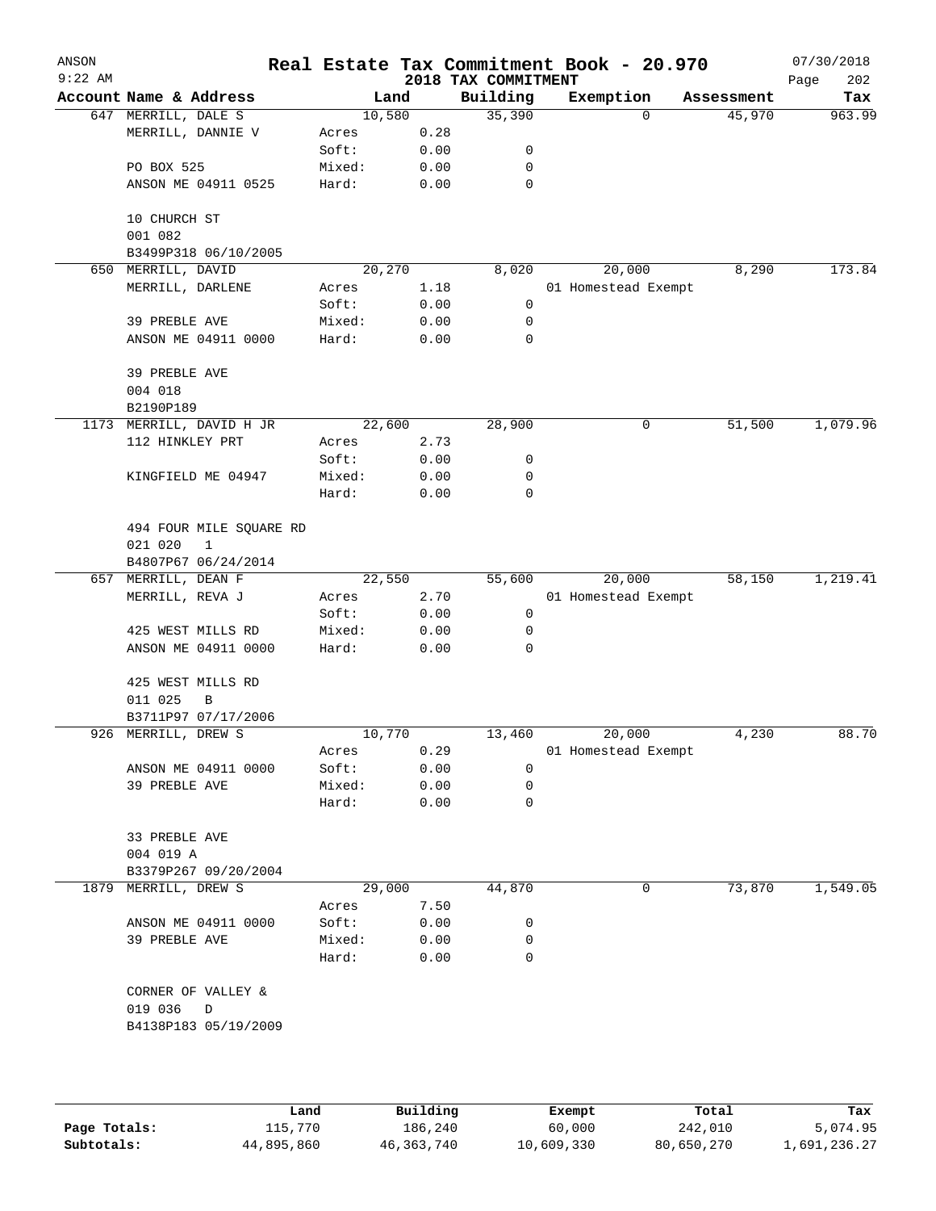# Real Estate Tax Commitment Book - 20.970

ANSON
9:22 AM
2018 TAX COMMITMENT
07/30/2018

| Account Name & Address | | Land | Building | Exemption | Assessment | Tax |
|---|---|---|---|---|---|---|
| 647 MERRILL, DALE S | | 10,580 | 35,390 | 0 | 45,970 | 963.99 |
| MERRILL, DANNIE V | Acres | 0.28 | | | | |
| | Soft: | 0.00 | 0 | | | |
| PO BOX 525 | Mixed: | 0.00 | 0 | | | |
| ANSON ME 04911 0525 | Hard: | 0.00 | 0 | | | |
| 10 CHURCH ST | | | | | | |
| 001 082 | | | | | | |
| B3499P318 06/10/2005 | | | | | | |
| 650 MERRILL, DAVID | | 20,270 | 8,020 | 20,000 | 8,290 | 173.84 |
| MERRILL, DARLENE | Acres | 1.18 | | 01 Homestead Exempt | | |
| | Soft: | 0.00 | 0 | | | |
| 39 PREBLE AVE | Mixed: | 0.00 | 0 | | | |
| ANSON ME 04911 0000 | Hard: | 0.00 | 0 | | | |
| 39 PREBLE AVE | | | | | | |
| 004 018 | | | | | | |
| B2190P189 | | | | | | |
| 1173 MERRILL, DAVID H JR | | 22,600 | 28,900 | 0 | 51,500 | 1,079.96 |
| 112 HINKLEY PRT | Acres | 2.73 | | | | |
| | Soft: | 0.00 | 0 | | | |
| KINGFIELD ME 04947 | Mixed: | 0.00 | 0 | | | |
| | Hard: | 0.00 | 0 | | | |
| 494 FOUR MILE SQUARE RD | | | | | | |
| 021 020 1 | | | | | | |
| B4807P67 06/24/2014 | | | | | | |
| 657 MERRILL, DEAN F | | 22,550 | 55,600 | 20,000 | 58,150 | 1,219.41 |
| MERRILL, REVA J | Acres | 2.70 | | 01 Homestead Exempt | | |
| | Soft: | 0.00 | 0 | | | |
| 425 WEST MILLS RD | Mixed: | 0.00 | 0 | | | |
| ANSON ME 04911 0000 | Hard: | 0.00 | 0 | | | |
| 425 WEST MILLS RD | | | | | | |
| 011 025 B | | | | | | |
| B3711P97 07/17/2006 | | | | | | |
| 926 MERRILL, DREW S | | 10,770 | 13,460 | 20,000 | 4,230 | 88.70 |
| | Acres | 0.29 | | 01 Homestead Exempt | | |
| ANSON ME 04911 0000 | Soft: | 0.00 | 0 | | | |
| 39 PREBLE AVE | Mixed: | 0.00 | 0 | | | |
| | Hard: | 0.00 | 0 | | | |
| 33 PREBLE AVE | | | | | | |
| 004 019 A | | | | | | |
| B3379P267 09/20/2004 | | | | | | |
| 1879 MERRILL, DREW S | | 29,000 | 44,870 | 0 | 73,870 | 1,549.05 |
| | Acres | 7.50 | | | | |
| ANSON ME 04911 0000 | Soft: | 0.00 | 0 | | | |
| 39 PREBLE AVE | Mixed: | 0.00 | 0 | | | |
| | Hard: | 0.00 | 0 | | | |
| CORNER OF VALLEY & | | | | | | |
| 019 036 D | | | | | | |
| B4138P183 05/19/2009 | | | | | | |

| | Land | Building | Exempt | Total | Tax |
|---|---|---|---|---|---|
| Page Totals: | 115,770 | 186,240 | 60,000 | 242,010 | 5,074.95 |
| Subtotals: | 44,895,860 | 46,363,740 | 10,609,330 | 80,650,270 | 1,691,236.27 |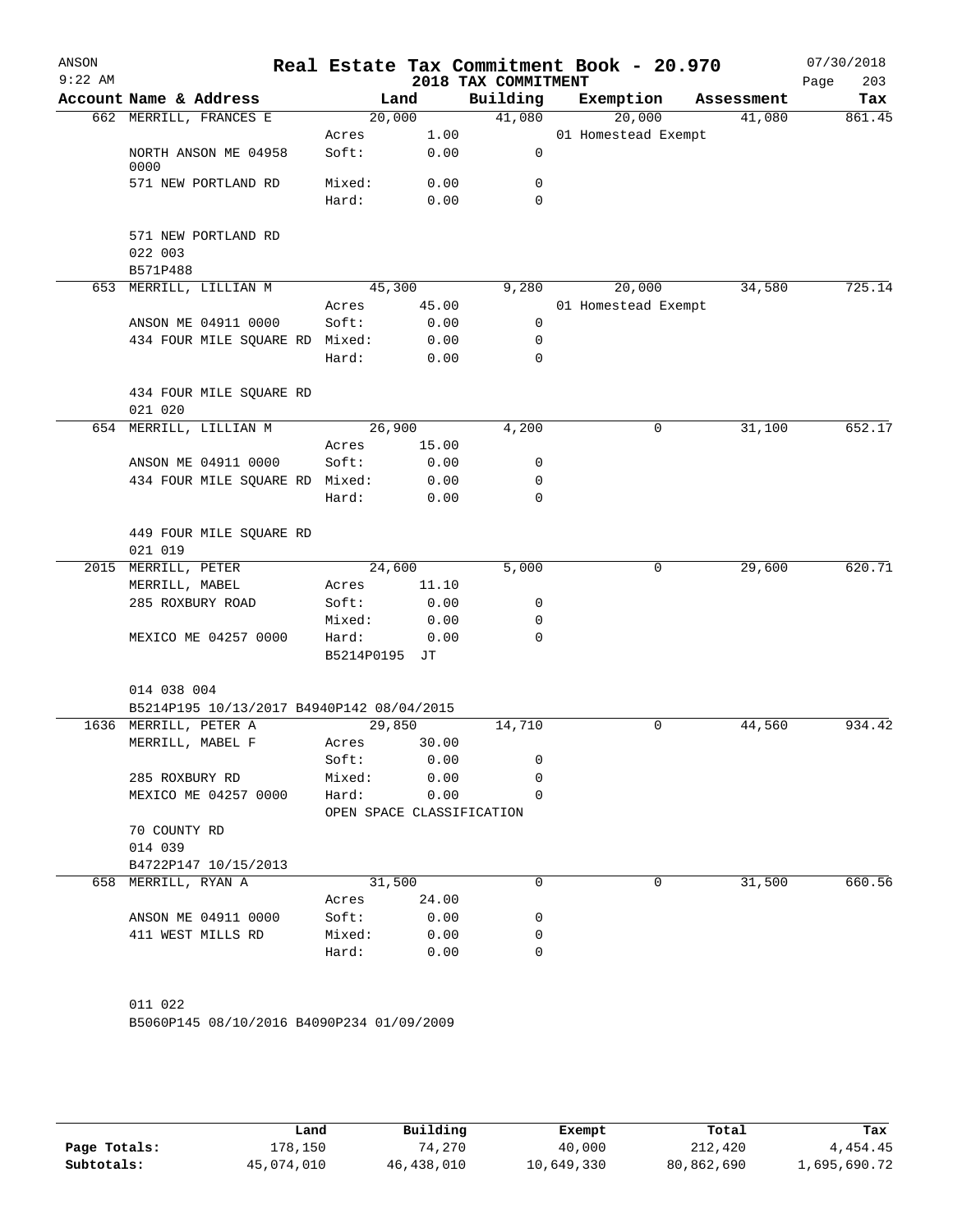# Real Estate Tax Commitment Book - 20.970

ANSON
9:22 AM
2018 TAX COMMITMENT
07/30/2018

| Account Name & Address | Land | | Building | Exemption | Assessment | Tax |
|---|---|---|---|---|---|---|
| 662 MERRILL, FRANCES E | 20,000 | | 41,080 | 20,000 | 41,080 | 861.45 |
| | Acres | 1.00 | | 01 Homestead Exempt | | |
| NORTH ANSON ME 04958 0000 | Soft: | 0.00 | 0 | | | |
| 571 NEW PORTLAND RD | Mixed: | 0.00 | 0 | | | |
| | Hard: | 0.00 | 0 | | | |
| 571 NEW PORTLAND RD | | | | | | |
| 022 003 | | | | | | |
| B571P488 | | | | | | |
| 653 MERRILL, LILLIAN M | 45,300 | | 9,280 | 20,000 | 34,580 | 725.14 |
| | Acres | 45.00 | | 01 Homestead Exempt | | |
| ANSON ME 04911 0000 | Soft: | 0.00 | 0 | | | |
| 434 FOUR MILE SQUARE RD | Mixed: | 0.00 | 0 | | | |
| | Hard: | 0.00 | 0 | | | |
| 434 FOUR MILE SQUARE RD | | | | | | |
| 021 020 | | | | | | |
| 654 MERRILL, LILLIAN M | 26,900 | | 4,200 | 0 | 31,100 | 652.17 |
| | Acres | 15.00 | | | | |
| ANSON ME 04911 0000 | Soft: | 0.00 | 0 | | | |
| 434 FOUR MILE SQUARE RD | Mixed: | 0.00 | 0 | | | |
| | Hard: | 0.00 | 0 | | | |
| 449 FOUR MILE SQUARE RD | | | | | | |
| 021 019 | | | | | | |
| 2015 MERRILL, PETER | 24,600 | | 5,000 | 0 | 29,600 | 620.71 |
| MERRILL, MABEL | Acres | 11.10 | | | | |
| 285 ROXBURY ROAD | Soft: | 0.00 | 0 | | | |
| | Mixed: | 0.00 | 0 | | | |
| MEXICO ME 04257 0000 | Hard: | 0.00 | 0 | | | |
| | B5214P0195 | JT | | | | |
| 014 038 004 | | | | | | |
| B5214P195 10/13/2017 B4940P142 08/04/2015 | | | | | | |
| 1636 MERRILL, PETER A | 29,850 | | 14,710 | 0 | 44,560 | 934.42 |
| MERRILL, MABEL F | Acres | 30.00 | | | | |
| | Soft: | 0.00 | 0 | | | |
| 285 ROXBURY RD | Mixed: | 0.00 | 0 | | | |
| MEXICO ME 04257 0000 | Hard: | 0.00 | 0 | | | |
| | OPEN SPACE CLASSIFICATION | | | | | |
| 70 COUNTY RD | | | | | | |
| 014 039 | | | | | | |
| B4722P147 10/15/2013 | | | | | | |
| 658 MERRILL, RYAN A | 31,500 | | 0 | 0 | 31,500 | 660.56 |
| | Acres | 24.00 | | | | |
| ANSON ME 04911 0000 | Soft: | 0.00 | 0 | | | |
| 411 WEST MILLS RD | Mixed: | 0.00 | 0 | | | |
| | Hard: | 0.00 | 0 | | | |
| 011 022 | | | | | | |
| B5060P145 08/10/2016 B4090P234 01/09/2009 | | | | | | |

| | Land | Building | Exempt | Total | Tax |
|---|---|---|---|---|---|
| Page Totals: | 178,150 | 74,270 | 40,000 | 212,420 | 4,454.45 |
| Subtotals: | 45,074,010 | 46,438,010 | 10,649,330 | 80,862,690 | 1,695,690.72 |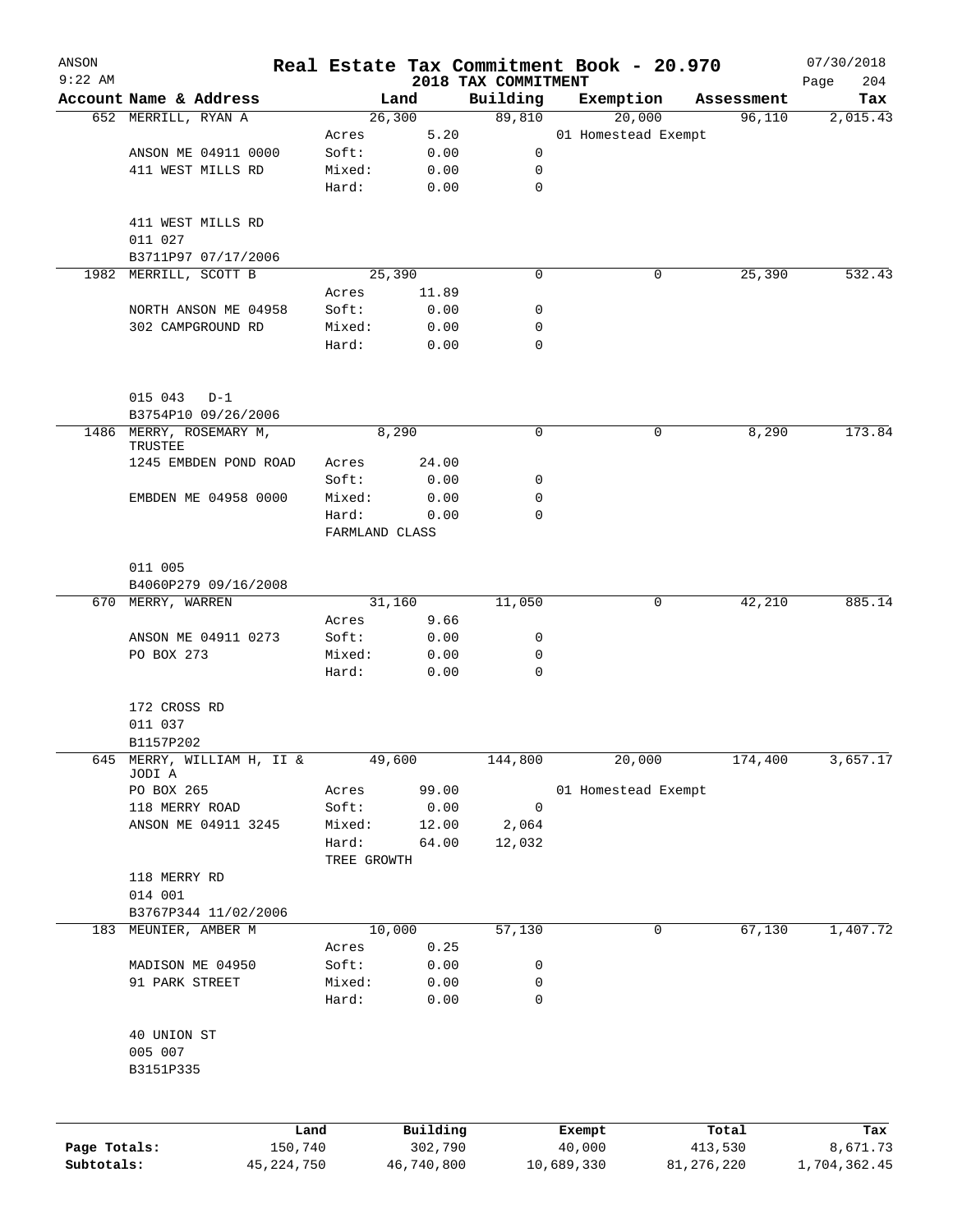ANSON
9:22 AM

# Real Estate Tax Commitment Book - 20.970

## 2018 TAX COMMITMENT

07/30/2018

| Account Name & Address | Land | | Building | Exemption | Assessment | Tax |
|---|---|---|---|---|---|---|
| 652 MERRILL, RYAN A | 26,300 | | 89,810 | 20,000 | 96,110 | 2,015.43 |
| | Acres | 5.20 | | 01 Homestead Exempt | | |
| ANSON ME 04911 0000 | Soft: | 0.00 | 0 | | | |
| 411 WEST MILLS RD | Mixed: | 0.00 | 0 | | | |
| | Hard: | 0.00 | 0 | | | |
| 411 WEST MILLS RD | | | | | | |
| 011 027 | | | | | | |
| B3711P97 07/17/2006 | | | | | | |
| 1982 MERRILL, SCOTT B | 25,390 | | 0 | 0 | 25,390 | 532.43 |
| | Acres | 11.89 | | | | |
| NORTH ANSON ME 04958 | Soft: | 0.00 | 0 | | | |
| 302 CAMPGROUND RD | Mixed: | 0.00 | 0 | | | |
| | Hard: | 0.00 | 0 | | | |
| 015 043 D-1 | | | | | | |
| B3754P10 09/26/2006 | | | | | | |
| 1486 MERRY, ROSEMARY M, TRUSTEE | 8,290 | | 0 | 0 | 8,290 | 173.84 |
| 1245 EMBDEN POND ROAD | Acres | 24.00 | | | | |
| | Soft: | 0.00 | 0 | | | |
| EMBDEN ME 04958 0000 | Mixed: | 0.00 | 0 | | | |
| | Hard: | 0.00 | 0 | | | |
| | FARMLAND CLASS | | | | | |
| 011 005 | | | | | | |
| B4060P279 09/16/2008 | | | | | | |
| 670 MERRY, WARREN | 31,160 | | 11,050 | 0 | 42,210 | 885.14 |
| | Acres | 9.66 | | | | |
| ANSON ME 04911 0273 | Soft: | 0.00 | 0 | | | |
| PO BOX 273 | Mixed: | 0.00 | 0 | | | |
| | Hard: | 0.00 | 0 | | | |
| 172 CROSS RD | | | | | | |
| 011 037 | | | | | | |
| B1157P202 | | | | | | |
| 645 MERRY, WILLIAM H, II & JODI A | 49,600 | | 144,800 | 20,000 | 174,400 | 3,657.17 |
| PO BOX 265 | Acres | 99.00 | | 01 Homestead Exempt | | |
| 118 MERRY ROAD | Soft: | 0.00 | 0 | | | |
| ANSON ME 04911 3245 | Mixed: | 12.00 | 2,064 | | | |
| | Hard: | 64.00 | 12,032 | | | |
| | TREE GROWTH | | | | | |
| 118 MERRY RD | | | | | | |
| 014 001 | | | | | | |
| B3767P344 11/02/2006 | | | | | | |
| 183 MEUNIER, AMBER M | 10,000 | | 57,130 | 0 | 67,130 | 1,407.72 |
| | Acres | 0.25 | | | | |
| MADISON ME 04950 | Soft: | 0.00 | 0 | | | |
| 91 PARK STREET | Mixed: | 0.00 | 0 | | | |
| | Hard: | 0.00 | 0 | | | |
| 40 UNION ST | | | | | | |
| 005 007 | | | | | | |
| B3151P335 | | | | | | |

| | Land | Building | Exempt | Total | Tax |
|---|---|---|---|---|---|
| Page Totals: | 150,740 | 302,790 | 40,000 | 413,530 | 8,671.73 |
| Subtotals: | 45,224,750 | 46,740,800 | 10,689,330 | 81,276,220 | 1,704,362.45 |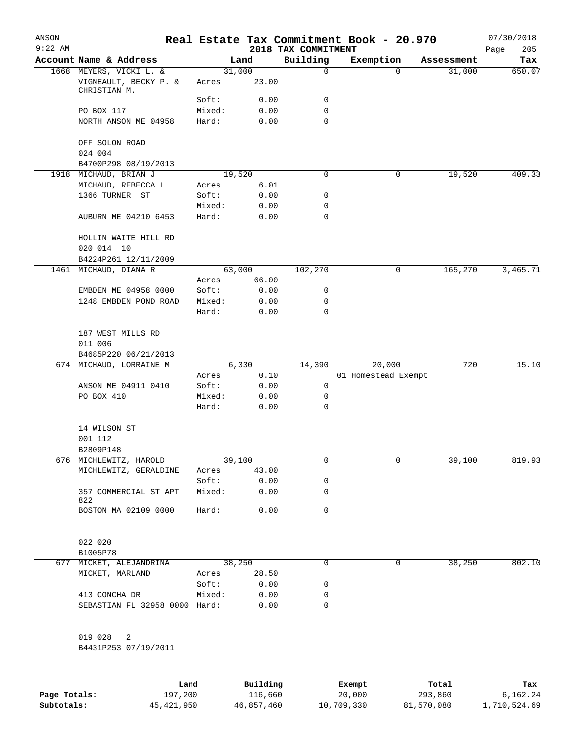ANSON
9:22 AM

# Real Estate Tax Commitment Book - 20.970

## 2018 TAX COMMITMENT

07/30/2018
Page 205

| Account Name & Address | Land | | Building | Exemption | Assessment | Tax |
|---|---|---|---|---|---|---|
| 1668 MEYERS, VICKI L. & | 31,000 | | 0 | 0 | 31,000 | 650.07 |
| VIGNEAULT, BECKY P. & CHRISTIAN M. | Acres | 23.00 | | | | |
| | Soft: | 0.00 | 0 | | | |
| PO BOX 117 | Mixed: | 0.00 | 0 | | | |
| NORTH ANSON ME 04958 | Hard: | 0.00 | 0 | | | |
| OFF SOLON ROAD | | | | | | |
| 024 004 | | | | | | |
| B4700P298 08/19/2013 | | | | | | |
| 1918 MICHAUD, BRIAN J | 19,520 | | 0 | 0 | 19,520 | 409.33 |
| MICHAUD, REBECCA L | Acres | 6.01 | | | | |
| 1366 TURNER ST | Soft: | 0.00 | 0 | | | |
| | Mixed: | 0.00 | 0 | | | |
| AUBURN ME 04210 6453 | Hard: | 0.00 | 0 | | | |
| HOLLIN WAITE HILL RD | | | | | | |
| 020 014 10 | | | | | | |
| B4224P261 12/11/2009 | | | | | | |
| 1461 MICHAUD, DIANA R | 63,000 | | 102,270 | 0 | 165,270 | 3,465.71 |
| | Acres | 66.00 | | | | |
| EMBDEN ME 04958 0000 | Soft: | 0.00 | 0 | | | |
| 1248 EMBDEN POND ROAD | Mixed: | 0.00 | 0 | | | |
| | Hard: | 0.00 | 0 | | | |
| 187 WEST MILLS RD | | | | | | |
| 011 006 | | | | | | |
| B4685P220 06/21/2013 | | | | | | |
| 674 MICHAUD, LORRAINE M | 6,330 | | 14,390 | 20,000 | 720 | 15.10 |
| | Acres | 0.10 | | 01 Homestead Exempt | | |
| ANSON ME 04911 0410 | Soft: | 0.00 | 0 | | | |
| PO BOX 410 | Mixed: | 0.00 | 0 | | | |
| | Hard: | 0.00 | 0 | | | |
| 14 WILSON ST | | | | | | |
| 001 112 | | | | | | |
| B2809P148 | | | | | | |
| 676 MICHLEWITZ, HAROLD | 39,100 | | 0 | 0 | 39,100 | 819.93 |
| MICHLEWITZ, GERALDINE | Acres | 43.00 | | | | |
| | Soft: | 0.00 | 0 | | | |
| 357 COMMERCIAL ST APT 822 | Mixed: | 0.00 | 0 | | | |
| BOSTON MA 02109 0000 | Hard: | 0.00 | 0 | | | |
| 022 020 | | | | | | |
| B1005P78 | | | | | | |
| 677 MICKET, ALEJANDRINA | 38,250 | | 0 | 0 | 38,250 | 802.10 |
| MICKET, MARLAND | Acres | 28.50 | | | | |
| | Soft: | 0.00 | 0 | | | |
| 413 CONCHA DR | Mixed: | 0.00 | 0 | | | |
| SEBASTIAN FL 32958 0000 | Hard: | 0.00 | 0 | | | |
| 019 028 2 | | | | | | |
| B4431P253 07/19/2011 | | | | | | |

| | Land | Building | Exempt | Total | Tax |
|---|---|---|---|---|---|
| Page Totals: | 197,200 | 116,660 | 20,000 | 293,860 | 6,162.24 |
| Subtotals: | 45,421,950 | 46,857,460 | 10,709,330 | 81,570,080 | 1,710,524.69 |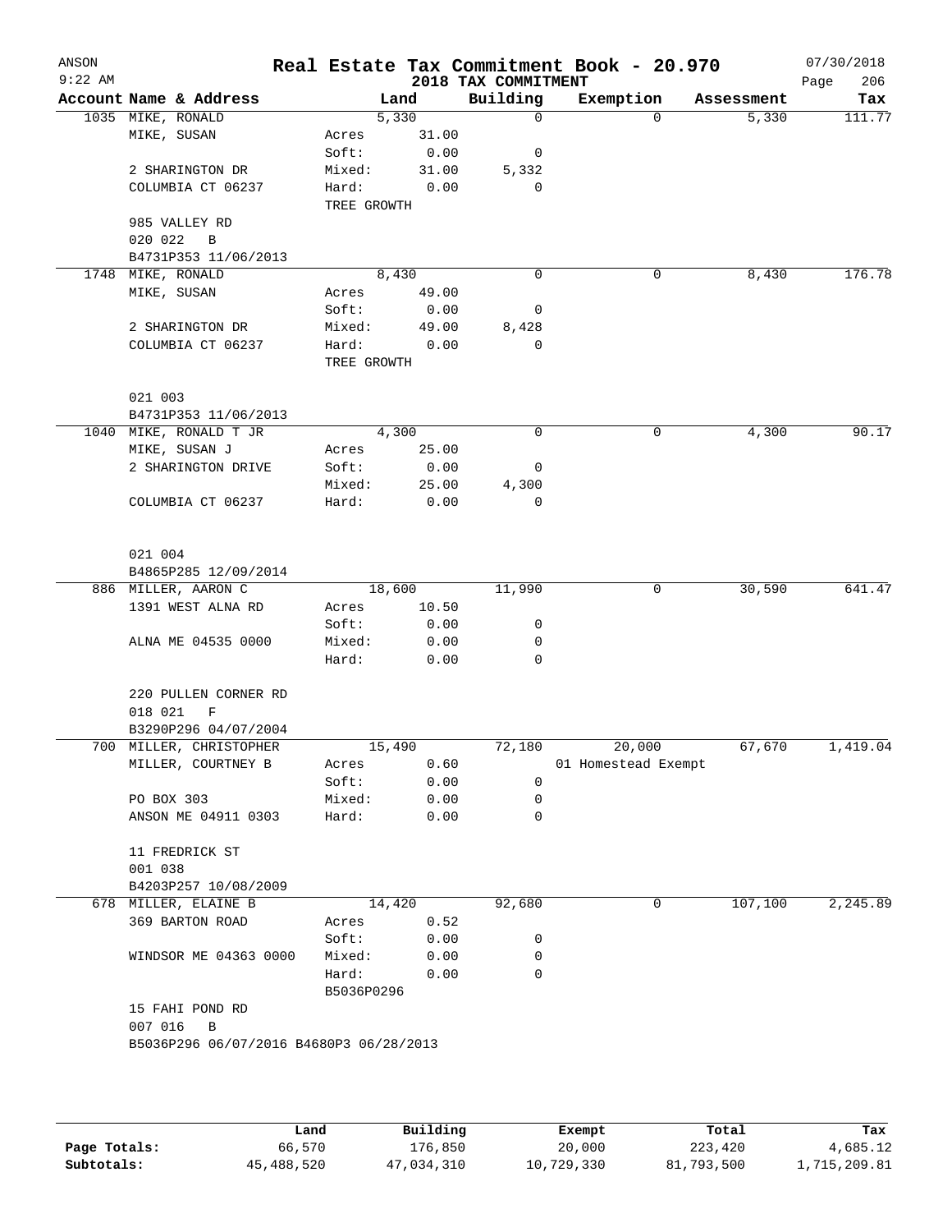# Real Estate Tax Commitment Book - 20.970

ANSON 9:22 AM — 2018 TAX COMMITMENT — 07/30/2018

| Account | Name & Address | Land | | Building | Exemption | Assessment | Tax |
|---|---|---|---|---|---|---|---|
| 1035 | MIKE, RONALD | 5,330 | | 0 | 0 | 5,330 | 111.77 |
| | MIKE, SUSAN | Acres | 31.00 | | | | |
| | | Soft: | 0.00 | 0 | | | |
| | 2 SHARINGTON DR | Mixed: | 31.00 | 5,332 | | | |
| | COLUMBIA CT 06237 | Hard: | 0.00 | 0 | | | |
| | | TREE GROWTH | | | | | |
| | 985 VALLEY RD | | | | | | |
| | 020 022 B | | | | | | |
| | B4731P353 11/06/2013 | | | | | | |
| 1748 | MIKE, RONALD | 8,430 | | 0 | 0 | 8,430 | 176.78 |
| | MIKE, SUSAN | Acres | 49.00 | | | | |
| | | Soft: | 0.00 | 0 | | | |
| | 2 SHARINGTON DR | Mixed: | 49.00 | 8,428 | | | |
| | COLUMBIA CT 06237 | Hard: | 0.00 | 0 | | | |
| | | TREE GROWTH | | | | | |
| | 021 003 | | | | | | |
| | B4731P353 11/06/2013 | | | | | | |
| 1040 | MIKE, RONALD T JR | 4,300 | | 0 | 0 | 4,300 | 90.17 |
| | MIKE, SUSAN J | Acres | 25.00 | | | | |
| | 2 SHARINGTON DRIVE | Soft: | 0.00 | 0 | | | |
| | | Mixed: | 25.00 | 4,300 | | | |
| | COLUMBIA CT 06237 | Hard: | 0.00 | 0 | | | |
| | 021 004 | | | | | | |
| | B4865P285 12/09/2014 | | | | | | |
| 886 | MILLER, AARON C | 18,600 | | 11,990 | 0 | 30,590 | 641.47 |
| | 1391 WEST ALNA RD | Acres | 10.50 | | | | |
| | | Soft: | 0.00 | 0 | | | |
| | ALNA ME 04535 0000 | Mixed: | 0.00 | 0 | | | |
| | | Hard: | 0.00 | 0 | | | |
| | 220 PULLEN CORNER RD | | | | | | |
| | 018 021 F | | | | | | |
| | B3290P296 04/07/2004 | | | | | | |
| 700 | MILLER, CHRISTOPHER | 15,490 | | 72,180 | 20,000 | 67,670 | 1,419.04 |
| | MILLER, COURTNEY B | Acres | 0.60 | | 01 Homestead Exempt | | |
| | | Soft: | 0.00 | 0 | | | |
| | PO BOX 303 | Mixed: | 0.00 | 0 | | | |
| | ANSON ME 04911 0303 | Hard: | 0.00 | 0 | | | |
| | 11 FREDRICK ST | | | | | | |
| | 001 038 | | | | | | |
| | B4203P257 10/08/2009 | | | | | | |
| 678 | MILLER, ELAINE B | 14,420 | | 92,680 | 0 | 107,100 | 2,245.89 |
| | 369 BARTON ROAD | Acres | 0.52 | | | | |
| | | Soft: | 0.00 | 0 | | | |
| | WINDSOR ME 04363 0000 | Mixed: | 0.00 | 0 | | | |
| | | Hard: | 0.00 | 0 | | | |
| | | B5036P0296 | | | | | |
| | 15 FAHI POND RD | | | | | | |
| | 007 016 B | | | | | | |
| | B5036P296 06/07/2016 B4680P3 06/28/2013 | | | | | | |

| | Land | Building | Exempt | Total | Tax |
|---|---|---|---|---|---|
| Page Totals: | 66,570 | 176,850 | 20,000 | 223,420 | 4,685.12 |
| Subtotals: | 45,488,520 | 47,034,310 | 10,729,330 | 81,793,500 | 1,715,209.81 |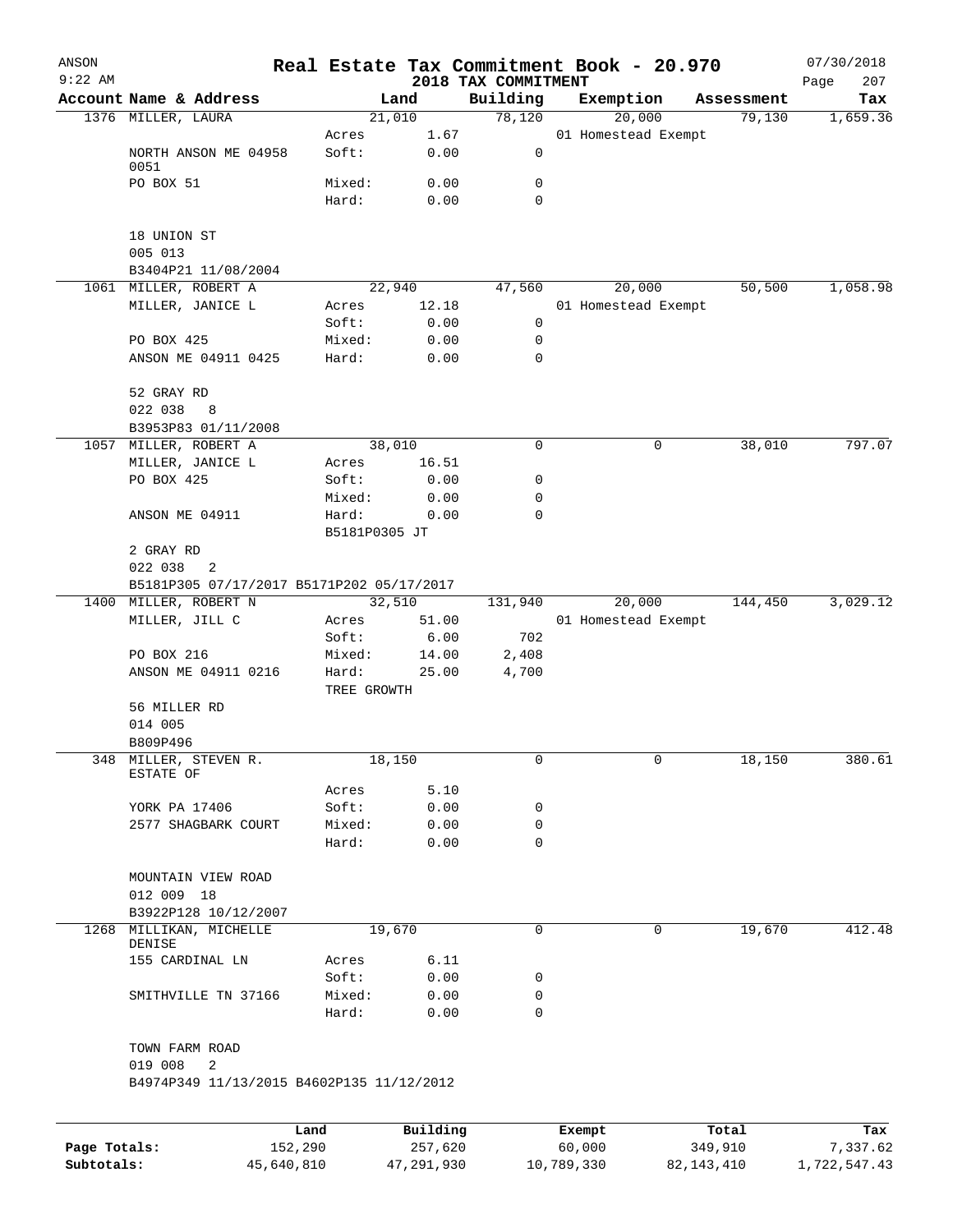# Real Estate Tax Commitment Book - 20.970

ANSON 9:22 AM — 2018 TAX COMMITMENT — 07/30/2018

| Account Name & Address | Land | | Building | Exemption | Assessment | Tax |
|---|---|---|---|---|---|---|
| 1376 MILLER, LAURA | 21,010 | | 78,120 | 20,000 | 79,130 | 1,659.36 |
| | Acres | 1.67 | | 01 Homestead Exempt | | |
| NORTH ANSON ME 04958 0051 | Soft: | 0.00 | 0 | | | |
| PO BOX 51 | Mixed: | 0.00 | 0 | | | |
| | Hard: | 0.00 | 0 | | | |
| 18 UNION ST | | | | | | |
| 005 013 | | | | | | |
| B3404P21 11/08/2004 | | | | | | |
| 1061 MILLER, ROBERT A | 22,940 | | 47,560 | 20,000 | 50,500 | 1,058.98 |
| MILLER, JANICE L | Acres | 12.18 | | 01 Homestead Exempt | | |
| | Soft: | 0.00 | 0 | | | |
| PO BOX 425 | Mixed: | 0.00 | 0 | | | |
| ANSON ME 04911 0425 | Hard: | 0.00 | 0 | | | |
| 52 GRAY RD | | | | | | |
| 022 038 8 | | | | | | |
| B3953P83 01/11/2008 | | | | | | |
| 1057 MILLER, ROBERT A | 38,010 | | 0 | 0 | 38,010 | 797.07 |
| MILLER, JANICE L | Acres | 16.51 | | | | |
| PO BOX 425 | Soft: | 0.00 | 0 | | | |
| | Mixed: | 0.00 | 0 | | | |
| ANSON ME 04911 | Hard: | 0.00 | 0 | | | |
| | B5181P0305 JT | | | | | |
| 2 GRAY RD | | | | | | |
| 022 038 2 | | | | | | |
| B5181P305 07/17/2017 B5171P202 05/17/2017 | | | | | | |
| 1400 MILLER, ROBERT N | 32,510 | | 131,940 | 20,000 | 144,450 | 3,029.12 |
| MILLER, JILL C | Acres | 51.00 | | 01 Homestead Exempt | | |
| | Soft: | 6.00 | 702 | | | |
| PO BOX 216 | Mixed: | 14.00 | 2,408 | | | |
| ANSON ME 04911 0216 | Hard: | 25.00 | 4,700 | | | |
| | TREE GROWTH | | | | | |
| 56 MILLER RD | | | | | | |
| 014 005 | | | | | | |
| B809P496 | | | | | | |
| 348 MILLER, STEVEN R. ESTATE OF | 18,150 | | 0 | 0 | 18,150 | 380.61 |
| | Acres | 5.10 | | | | |
| YORK PA 17406 | Soft: | 0.00 | 0 | | | |
| 2577 SHAGBARK COURT | Mixed: | 0.00 | 0 | | | |
| | Hard: | 0.00 | 0 | | | |
| MOUNTAIN VIEW ROAD | | | | | | |
| 012 009 18 | | | | | | |
| B3922P128 10/12/2007 | | | | | | |
| 1268 MILLIKAN, MICHELLE DENISE | 19,670 | | 0 | 0 | 19,670 | 412.48 |
| 155 CARDINAL LN | Acres | 6.11 | | | | |
| | Soft: | 0.00 | 0 | | | |
| SMITHVILLE TN 37166 | Mixed: | 0.00 | 0 | | | |
| | Hard: | 0.00 | 0 | | | |
| TOWN FARM ROAD | | | | | | |
| 019 008 2 | | | | | | |
| B4974P349 11/13/2015 B4602P135 11/12/2012 | | | | | | |

| | Land | Building | Exempt | Total | Tax |
|---|---|---|---|---|---|
| Page Totals: | 152,290 | 257,620 | 60,000 | 349,910 | 7,337.62 |
| Subtotals: | 45,640,810 | 47,291,930 | 10,789,330 | 82,143,410 | 1,722,547.43 |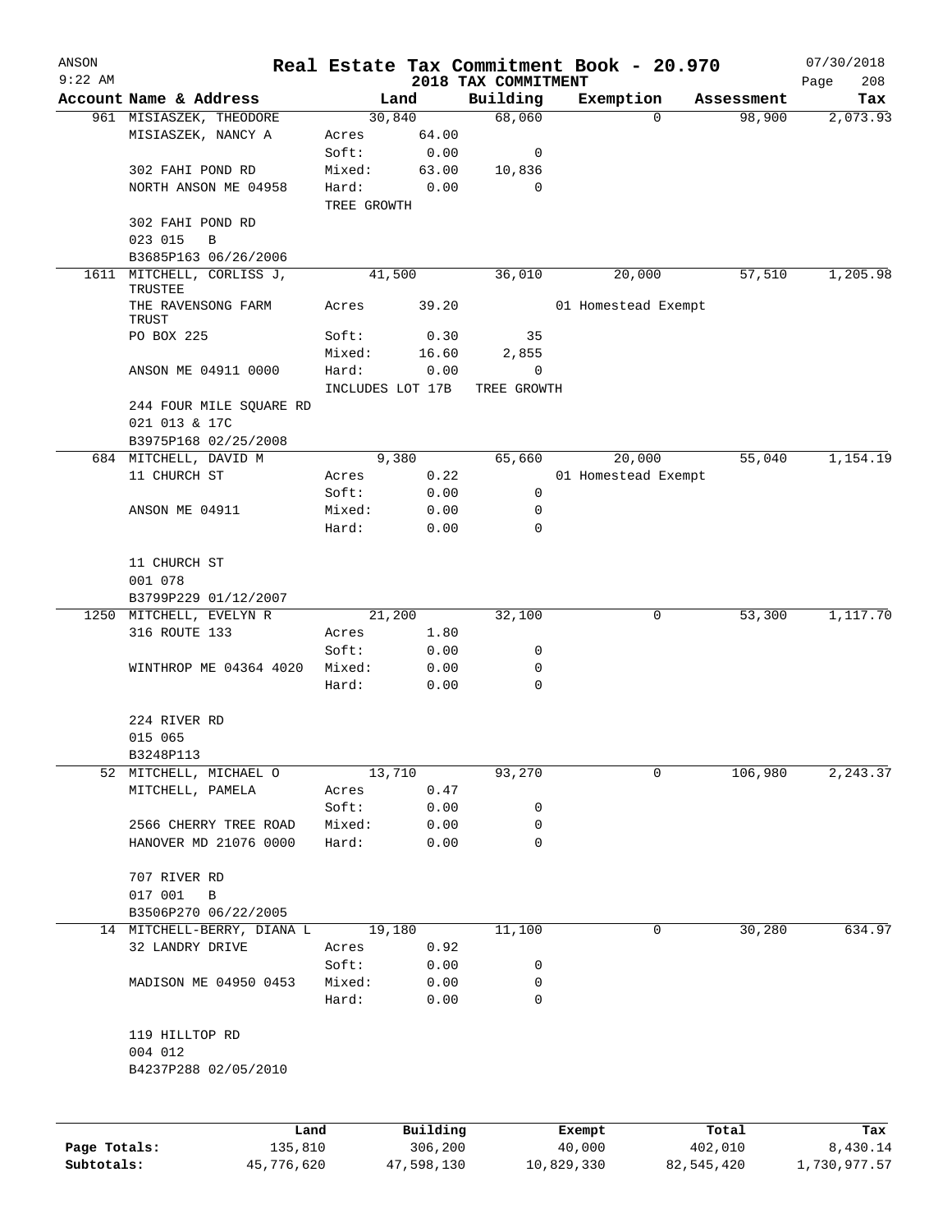# Real Estate Tax Commitment Book - 20.970

ANSON 9:22 AM — 2018 TAX COMMITMENT — 07/30/2018

| Account Name & Address | Land | | Building | Exemption | Assessment | Tax |
|---|---|---|---|---|---|---|
| 961 MISIASZEK, THEODORE | 30,840 | | 68,060 | 0 | 98,900 | 2,073.93 |
| MISIASZEK, NANCY A | Acres | 64.00 | | | | |
| | Soft: | 0.00 | 0 | | | |
| 302 FAHI POND RD | Mixed: | 63.00 | 10,836 | | | |
| NORTH ANSON ME 04958 | Hard: | 0.00 | 0 | | | |
| | TREE GROWTH | | | | | |
| 302 FAHI POND RD | | | | | | |
| 023 015 B | | | | | | |
| B3685P163 06/26/2006 | | | | | | |
| 1611 MITCHELL, CORLISS J, TRUSTEE | 41,500 | | 36,010 | 20,000 | 57,510 | 1,205.98 |
| THE RAVENSONG FARM TRUST | Acres | 39.20 | | 01 Homestead Exempt | | |
| PO BOX 225 | Soft: | 0.30 | 35 | | | |
| | Mixed: | 16.60 | 2,855 | | | |
| ANSON ME 04911 0000 | Hard: | 0.00 | 0 | | | |
| | INCLUDES LOT 17B | | TREE GROWTH | | | |
| 244 FOUR MILE SQUARE RD | | | | | | |
| 021 013 & 17C | | | | | | |
| B3975P168 02/25/2008 | | | | | | |
| 684 MITCHELL, DAVID M | 9,380 | | 65,660 | 20,000 | 55,040 | 1,154.19 |
| 11 CHURCH ST | Acres | 0.22 | | 01 Homestead Exempt | | |
| | Soft: | 0.00 | 0 | | | |
| ANSON ME 04911 | Mixed: | 0.00 | 0 | | | |
| | Hard: | 0.00 | 0 | | | |
| 11 CHURCH ST | | | | | | |
| 001 078 | | | | | | |
| B3799P229 01/12/2007 | | | | | | |
| 1250 MITCHELL, EVELYN R | 21,200 | | 32,100 | 0 | 53,300 | 1,117.70 |
| 316 ROUTE 133 | Acres | 1.80 | | | | |
| | Soft: | 0.00 | 0 | | | |
| WINTHROP ME 04364 4020 | Mixed: | 0.00 | 0 | | | |
| | Hard: | 0.00 | 0 | | | |
| 224 RIVER RD | | | | | | |
| 015 065 | | | | | | |
| B3248P113 | | | | | | |
| 52 MITCHELL, MICHAEL O | 13,710 | | 93,270 | 0 | 106,980 | 2,243.37 |
| MITCHELL, PAMELA | Acres | 0.47 | | | | |
| | Soft: | 0.00 | 0 | | | |
| 2566 CHERRY TREE ROAD | Mixed: | 0.00 | 0 | | | |
| HANOVER MD 21076 0000 | Hard: | 0.00 | 0 | | | |
| 707 RIVER RD | | | | | | |
| 017 001 B | | | | | | |
| B3506P270 06/22/2005 | | | | | | |
| 14 MITCHELL-BERRY, DIANA L | 19,180 | | 11,100 | 0 | 30,280 | 634.97 |
| 32 LANDRY DRIVE | Acres | 0.92 | | | | |
| | Soft: | 0.00 | 0 | | | |
| MADISON ME 04950 0453 | Mixed: | 0.00 | 0 | | | |
| | Hard: | 0.00 | 0 | | | |
| 119 HILLTOP RD | | | | | | |
| 004 012 | | | | | | |
| B4237P288 02/05/2010 | | | | | | |

| | Land | Building | Exempt | Total | Tax |
|---|---|---|---|---|---|
| Page Totals: | 135,810 | 306,200 | 40,000 | 402,010 | 8,430.14 |
| Subtotals: | 45,776,620 | 47,598,130 | 10,829,330 | 82,545,420 | 1,730,977.57 |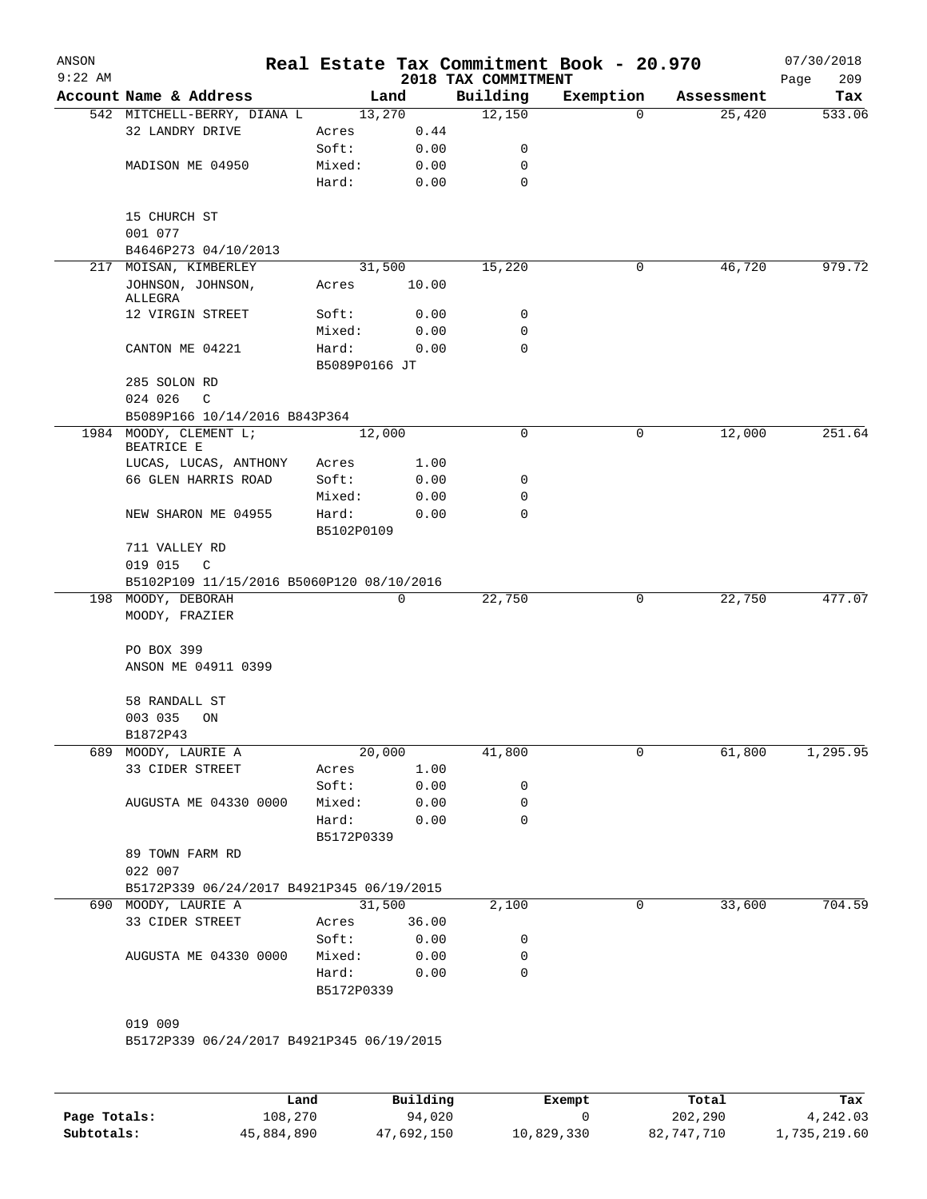# Real Estate Tax Commitment Book - 20.970

ANSON
9:22 AM
2018 TAX COMMITMENT
07/30/2018

| Account Name & Address | Land | | Building | Exemption | Assessment | Tax |
|---|---|---|---|---|---|---|
| 542 MITCHELL-BERRY, DIANA L | 13,270 | | 12,150 | 0 | 25,420 | 533.06 |
| 32 LANDRY DRIVE | Acres | 0.44 | | | | |
| | Soft: | 0.00 | 0 | | | |
| MADISON ME 04950 | Mixed: | 0.00 | 0 | | | |
| | Hard: | 0.00 | 0 | | | |
| 15 CHURCH ST | | | | | | |
| 001 077 | | | | | | |
| B4646P273 04/10/2013 | | | | | | |
| 217 MOISAN, KIMBERLEY | 31,500 | | 15,220 | 0 | 46,720 | 979.72 |
| JOHNSON, JOHNSON, ALLEGRA | Acres | 10.00 | | | | |
| 12 VIRGIN STREET | Soft: | 0.00 | 0 | | | |
| | Mixed: | 0.00 | 0 | | | |
| CANTON ME 04221 | Hard: | 0.00 | 0 | | | |
| | B5089P0166 JT | | | | | |
| 285 SOLON RD | | | | | | |
| 024 026 C | | | | | | |
| B5089P166 10/14/2016 B843P364 | | | | | | |
| 1984 MOODY, CLEMENT L; BEATRICE E | 12,000 | | 0 | 0 | 12,000 | 251.64 |
| LUCAS, LUCAS, ANTHONY | Acres | 1.00 | | | | |
| 66 GLEN HARRIS ROAD | Soft: | 0.00 | 0 | | | |
| | Mixed: | 0.00 | 0 | | | |
| NEW SHARON ME 04955 | Hard: | 0.00 | 0 | | | |
| | B5102P0109 | | | | | |
| 711 VALLEY RD | | | | | | |
| 019 015 C | | | | | | |
| B5102P109 11/15/2016 B5060P120 08/10/2016 | | | | | | |
| 198 MOODY, DEBORAH | 0 | | 22,750 | 0 | 22,750 | 477.07 |
| MOODY, FRAZIER | | | | | | |
| PO BOX 399 | | | | | | |
| ANSON ME 04911 0399 | | | | | | |
| 58 RANDALL ST | | | | | | |
| 003 035 ON | | | | | | |
| B1872P43 | | | | | | |
| 689 MOODY, LAURIE A | 20,000 | | 41,800 | 0 | 61,800 | 1,295.95 |
| 33 CIDER STREET | Acres | 1.00 | | | | |
| | Soft: | 0.00 | 0 | | | |
| AUGUSTA ME 04330 0000 | Mixed: | 0.00 | 0 | | | |
| | Hard: | 0.00 | 0 | | | |
| | B5172P0339 | | | | | |
| 89 TOWN FARM RD | | | | | | |
| 022 007 | | | | | | |
| B5172P339 06/24/2017 B4921P345 06/19/2015 | | | | | | |
| 690 MOODY, LAURIE A | 31,500 | | 2,100 | 0 | 33,600 | 704.59 |
| 33 CIDER STREET | Acres | 36.00 | | | | |
| | Soft: | 0.00 | 0 | | | |
| AUGUSTA ME 04330 0000 | Mixed: | 0.00 | 0 | | | |
| | Hard: | 0.00 | 0 | | | |
| | B5172P0339 | | | | | |
| 019 009 | | | | | | |
| B5172P339 06/24/2017 B4921P345 06/19/2015 | | | | | | |

| | Land | Building | Exempt | Total | Tax |
|---|---|---|---|---|---|
| Page Totals: | 108,270 | 94,020 | 0 | 202,290 | 4,242.03 |
| Subtotals: | 45,884,890 | 47,692,150 | 10,829,330 | 82,747,710 | 1,735,219.60 |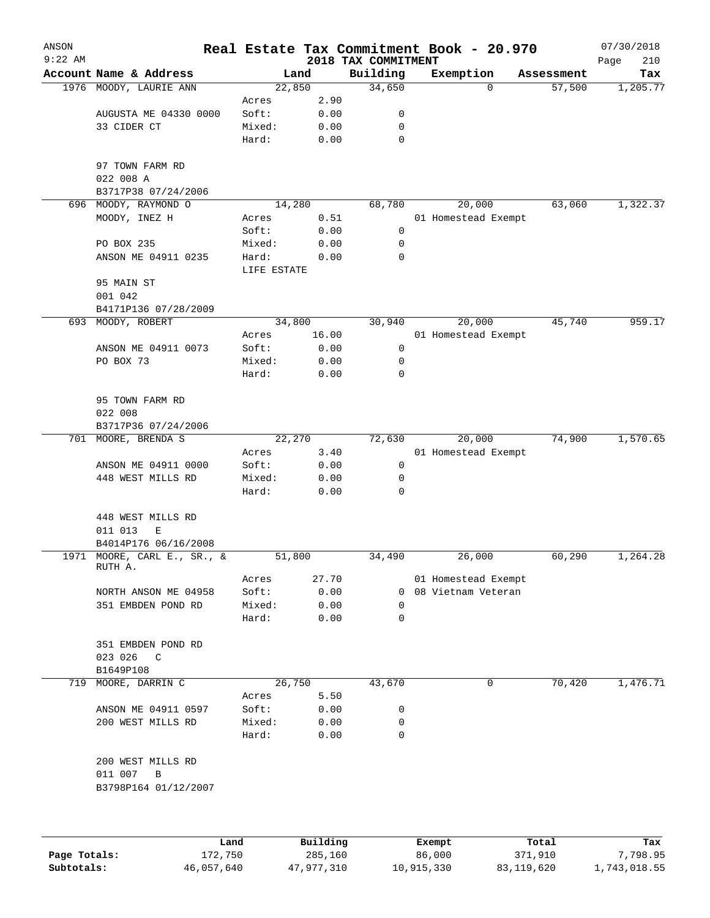# Real Estate Tax Commitment Book - 20.970

ANSON 9:22 AM — 2018 TAX COMMITMENT — 07/30/2018

| Account Name & Address | | Land | Building | Exemption | Assessment | Tax |
|---|---|---|---|---|---|---|
| 1976 MOODY, LAURIE ANN | | 22,850 | 34,650 | 0 | 57,500 | 1,205.77 |
| | Acres | 2.90 | | | | |
| AUGUSTA ME 04330 0000 | Soft: | 0.00 | 0 | | | |
| 33 CIDER CT | Mixed: | 0.00 | 0 | | | |
| | Hard: | 0.00 | 0 | | | |
| 97 TOWN FARM RD | | | | | | |
| 022 008 A | | | | | | |
| B3717P38 07/24/2006 | | | | | | |
| 696 MOODY, RAYMOND O | | 14,280 | 68,780 | 20,000 | 63,060 | 1,322.37 |
| MOODY, INEZ H | Acres | 0.51 | | 01 Homestead Exempt | | |
| | Soft: | 0.00 | 0 | | | |
| PO BOX 235 | Mixed: | 0.00 | 0 | | | |
| ANSON ME 04911 0235 | Hard: | 0.00 | 0 | | | |
| | LIFE ESTATE | | | | | |
| 95 MAIN ST | | | | | | |
| 001 042 | | | | | | |
| B4171P136 07/28/2009 | | | | | | |
| 693 MOODY, ROBERT | | 34,800 | 30,940 | 20,000 | 45,740 | 959.17 |
| | Acres | 16.00 | | 01 Homestead Exempt | | |
| ANSON ME 04911 0073 | Soft: | 0.00 | 0 | | | |
| PO BOX 73 | Mixed: | 0.00 | 0 | | | |
| | Hard: | 0.00 | 0 | | | |
| 95 TOWN FARM RD | | | | | | |
| 022 008 | | | | | | |
| B3717P36 07/24/2006 | | | | | | |
| 701 MOORE, BRENDA S | | 22,270 | 72,630 | 20,000 | 74,900 | 1,570.65 |
| | Acres | 3.40 | | 01 Homestead Exempt | | |
| ANSON ME 04911 0000 | Soft: | 0.00 | 0 | | | |
| 448 WEST MILLS RD | Mixed: | 0.00 | 0 | | | |
| | Hard: | 0.00 | 0 | | | |
| 448 WEST MILLS RD | | | | | | |
| 011 013 E | | | | | | |
| B4014P176 06/16/2008 | | | | | | |
| 1971 MOORE, CARL E., SR., & RUTH A. | | 51,800 | 34,490 | 26,000 | 60,290 | 1,264.28 |
| | Acres | 27.70 | | 01 Homestead Exempt | | |
| NORTH ANSON ME 04958 | Soft: | 0.00 | 0 | 08 Vietnam Veteran | | |
| 351 EMBDEN POND RD | Mixed: | 0.00 | 0 | | | |
| | Hard: | 0.00 | 0 | | | |
| 351 EMBDEN POND RD | | | | | | |
| 023 026 C | | | | | | |
| B1649P108 | | | | | | |
| 719 MOORE, DARRIN C | | 26,750 | 43,670 | 0 | 70,420 | 1,476.71 |
| | Acres | 5.50 | | | | |
| ANSON ME 04911 0597 | Soft: | 0.00 | 0 | | | |
| 200 WEST MILLS RD | Mixed: | 0.00 | 0 | | | |
| | Hard: | 0.00 | 0 | | | |
| 200 WEST MILLS RD | | | | | | |
| 011 007 B | | | | | | |
| B3798P164 01/12/2007 | | | | | | |

| | Land | Building | Exempt | Total | Tax |
|---|---|---|---|---|---|
| Page Totals: | 172,750 | 285,160 | 86,000 | 371,910 | 7,798.95 |
| Subtotals: | 46,057,640 | 47,977,310 | 10,915,330 | 83,119,620 | 1,743,018.55 |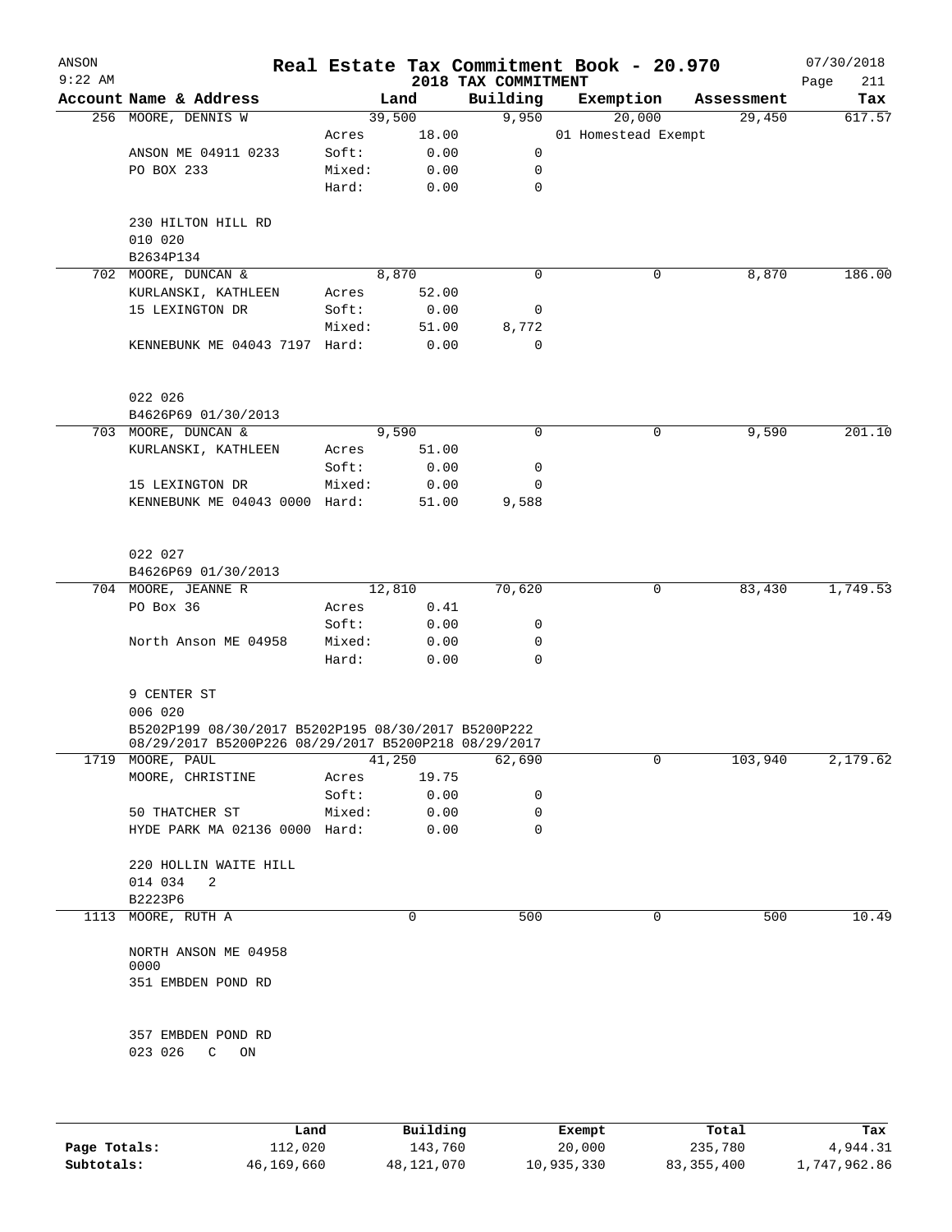# Real Estate Tax Commitment Book - 20.970

ANSON
9:22 AM

2018 TAX COMMITMENT

07/30/2018

| Account Name & Address | | Land | Building | Exemption | Assessment | Tax |
|---|---|---|---|---|---|---|
| 256 MOORE, DENNIS W | | 39,500 | 9,950 | 20,000 | 29,450 | 617.57 |
| | Acres | 18.00 | | 01 Homestead Exempt | | |
| ANSON ME 04911 0233 | Soft: | 0.00 | 0 | | | |
| PO BOX 233 | Mixed: | 0.00 | 0 | | | |
| | Hard: | 0.00 | 0 | | | |
| 230 HILTON HILL RD | | | | | | |
| 010 020 | | | | | | |
| B2634P134 | | | | | | |
| 702 MOORE, DUNCAN & | | 8,870 | 0 | 0 | 8,870 | 186.00 |
| KURLANSKI, KATHLEEN | Acres | 52.00 | | | | |
| 15 LEXINGTON DR | Soft: | 0.00 | 0 | | | |
| | Mixed: | 51.00 | 8,772 | | | |
| KENNEBUNK ME 04043 7197 | Hard: | 0.00 | 0 | | | |
| 022 026 | | | | | | |
| B4626P69 01/30/2013 | | | | | | |
| 703 MOORE, DUNCAN & | | 9,590 | 0 | 0 | 9,590 | 201.10 |
| KURLANSKI, KATHLEEN | Acres | 51.00 | | | | |
| | Soft: | 0.00 | 0 | | | |
| 15 LEXINGTON DR | Mixed: | 0.00 | 0 | | | |
| KENNEBUNK ME 04043 0000 | Hard: | 51.00 | 9,588 | | | |
| 022 027 | | | | | | |
| B4626P69 01/30/2013 | | | | | | |
| 704 MOORE, JEANNE R | | 12,810 | 70,620 | 0 | 83,430 | 1,749.53 |
| PO Box 36 | Acres | 0.41 | | | | |
| | Soft: | 0.00 | 0 | | | |
| North Anson ME 04958 | Mixed: | 0.00 | 0 | | | |
| | Hard: | 0.00 | 0 | | | |
| 9 CENTER ST | | | | | | |
| 006 020 | | | | | | |
| B5202P199 08/30/2017 B5202P195 08/30/2017 B5200P222 08/29/2017 B5200P226 08/29/2017 B5200P218 08/29/2017 | | | | | | |
| 1719 MOORE, PAUL | | 41,250 | 62,690 | 0 | 103,940 | 2,179.62 |
| MOORE, CHRISTINE | Acres | 19.75 | | | | |
| | Soft: | 0.00 | 0 | | | |
| 50 THATCHER ST | Mixed: | 0.00 | 0 | | | |
| HYDE PARK MA 02136 0000 | Hard: | 0.00 | 0 | | | |
| 220 HOLLIN WAITE HILL | | | | | | |
| 014 034 2 | | | | | | |
| B2223P6 | | | | | | |
| 1113 MOORE, RUTH A | | 0 | 500 | 0 | 500 | 10.49 |
| NORTH ANSON ME 04958 0000 | | | | | | |
| 351 EMBDEN POND RD | | | | | | |
| 357 EMBDEN POND RD | | | | | | |
| 023 026 C ON | | | | | | |

| | Land | Building | Exempt | Total | Tax |
|---|---|---|---|---|---|
| Page Totals: | 112,020 | 143,760 | 20,000 | 235,780 | 4,944.31 |
| Subtotals: | 46,169,660 | 48,121,070 | 10,935,330 | 83,355,400 | 1,747,962.86 |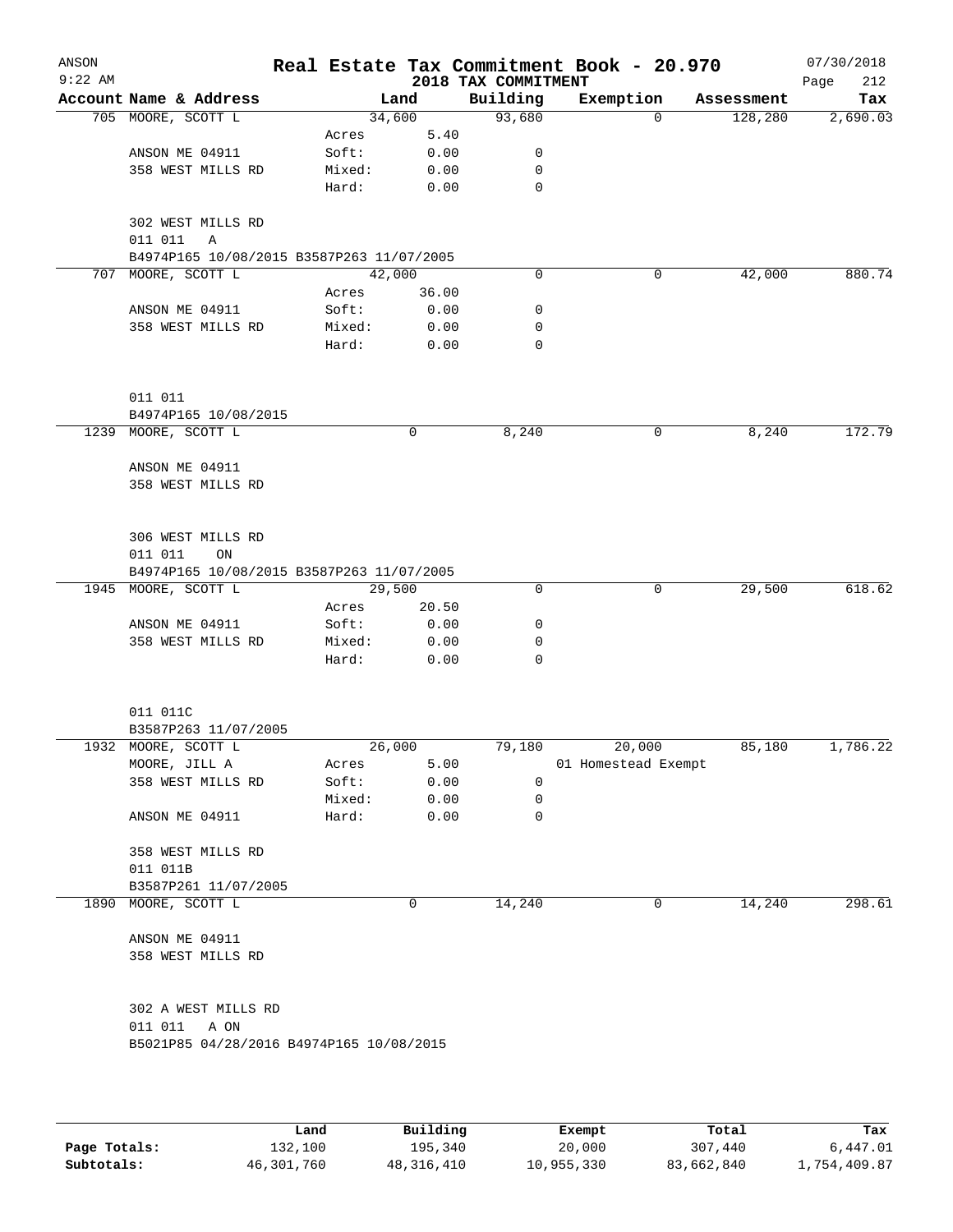# Real Estate Tax Commitment Book - 20.970

ANSON 9:22 AM — 2018 TAX COMMITMENT — 07/30/2018 Page 212

| Account Name & Address | Land | | Building | Exemption | Assessment | Tax |
|---|---|---|---|---|---|---|
| 705 MOORE, SCOTT L | 34,600 | | 93,680 | 0 | 128,280 | 2,690.03 |
| | Acres | 5.40 | | | | |
| ANSON ME 04911 | Soft: | 0.00 | 0 | | | |
| 358 WEST MILLS RD | Mixed: | 0.00 | 0 | | | |
| | Hard: | 0.00 | 0 | | | |
| 302 WEST MILLS RD | | | | | | |
| 011 011 A | | | | | | |
| B4974P165 10/08/2015 B3587P263 11/07/2005 | | | | | | |
| 707 MOORE, SCOTT L | 42,000 | | 0 | 0 | 42,000 | 880.74 |
| | Acres | 36.00 | | | | |
| ANSON ME 04911 | Soft: | 0.00 | 0 | | | |
| 358 WEST MILLS RD | Mixed: | 0.00 | 0 | | | |
| | Hard: | 0.00 | 0 | | | |
| 011 011 | | | | | | |
| B4974P165 10/08/2015 | | | | | | |
| 1239 MOORE, SCOTT L | 0 | | 8,240 | 0 | 8,240 | 172.79 |
| ANSON ME 04911 | | | | | | |
| 358 WEST MILLS RD | | | | | | |
| 306 WEST MILLS RD | | | | | | |
| 011 011 ON | | | | | | |
| B4974P165 10/08/2015 B3587P263 11/07/2005 | | | | | | |
| 1945 MOORE, SCOTT L | 29,500 | | 0 | 0 | 29,500 | 618.62 |
| | Acres | 20.50 | | | | |
| ANSON ME 04911 | Soft: | 0.00 | 0 | | | |
| 358 WEST MILLS RD | Mixed: | 0.00 | 0 | | | |
| | Hard: | 0.00 | 0 | | | |
| 011 011C | | | | | | |
| B3587P263 11/07/2005 | | | | | | |
| 1932 MOORE, SCOTT L | 26,000 | | 79,180 | 20,000 | 85,180 | 1,786.22 |
| MOORE, JILL A | Acres | 5.00 | | 01 Homestead Exempt | | |
| 358 WEST MILLS RD | Soft: | 0.00 | 0 | | | |
| | Mixed: | 0.00 | 0 | | | |
| ANSON ME 04911 | Hard: | 0.00 | 0 | | | |
| 358 WEST MILLS RD | | | | | | |
| 011 011B | | | | | | |
| B3587P261 11/07/2005 | | | | | | |
| 1890 MOORE, SCOTT L | 0 | | 14,240 | 0 | 14,240 | 298.61 |
| ANSON ME 04911 | | | | | | |
| 358 WEST MILLS RD | | | | | | |
| 302 A WEST MILLS RD | | | | | | |
| 011 011 A ON | | | | | | |
| B5021P85 04/28/2016 B4974P165 10/08/2015 | | | | | | |

| | Land | Building | Exempt | Total | Tax |
|---|---|---|---|---|---|
| Page Totals: | 132,100 | 195,340 | 20,000 | 307,440 | 6,447.01 |
| Subtotals: | 46,301,760 | 48,316,410 | 10,955,330 | 83,662,840 | 1,754,409.87 |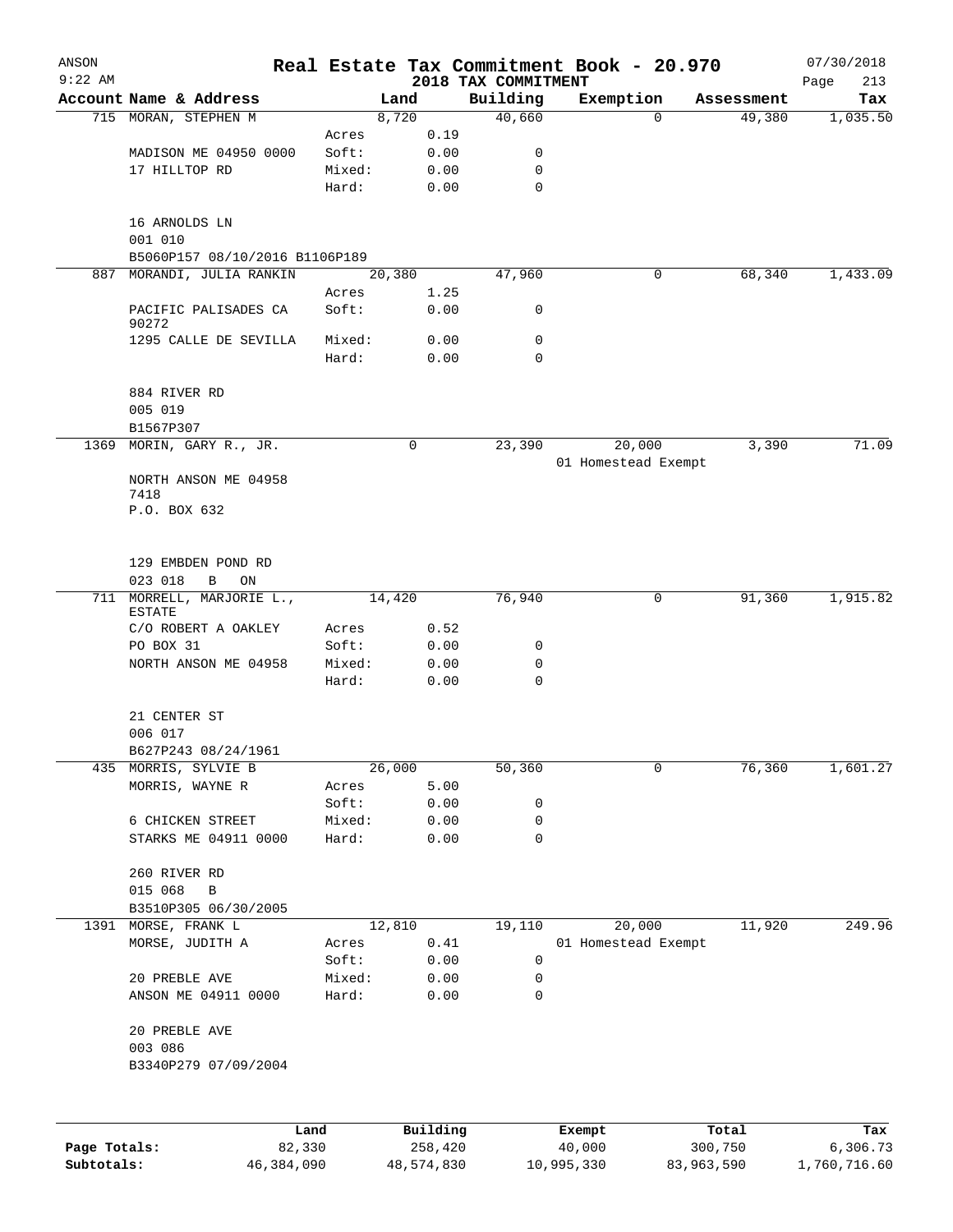ANSON
9:22 AM

# Real Estate Tax Commitment Book - 20.970

## 2018 TAX COMMITMENT

07/30/2018

| Account Name & Address | | Land | Building | Exemption | Assessment | Tax |
|---|---|---|---|---|---|---|
| 715 MORAN, STEPHEN M | | 8,720 | 40,660 | 0 | 49,380 | 1,035.50 |
| | Acres | 0.19 | | | | |
| MADISON ME 04950 0000 | Soft: | 0.00 | 0 | | | |
| 17 HILLTOP RD | Mixed: | 0.00 | 0 | | | |
| | Hard: | 0.00 | 0 | | | |
| 16 ARNOLDS LN | | | | | | |
| 001 010 | | | | | | |
| B5060P157 08/10/2016 B1106P189 | | | | | | |
| 887 MORANDI, JULIA RANKIN | | 20,380 | 47,960 | 0 | 68,340 | 1,433.09 |
| | Acres | 1.25 | | | | |
| PACIFIC PALISADES CA 90272 | Soft: | 0.00 | 0 | | | |
| 1295 CALLE DE SEVILLA | Mixed: | 0.00 | 0 | | | |
| | Hard: | 0.00 | 0 | | | |
| 884 RIVER RD | | | | | | |
| 005 019 | | | | | | |
| B1567P307 | | | | | | |
| 1369 MORIN, GARY R., JR. | | 0 | 23,390 | 20,000 | 3,390 | 71.09 |
| | | | | 01 Homestead Exempt | | |
| NORTH ANSON ME 04958 7418 | | | | | | |
| P.O. BOX 632 | | | | | | |
| 129 EMBDEN POND RD | | | | | | |
| 023 018 B ON | | | | | | |
| 711 MORRELL, MARJORIE L., ESTATE | | 14,420 | 76,940 | 0 | 91,360 | 1,915.82 |
| C/O ROBERT A OAKLEY | Acres | 0.52 | | | | |
| PO BOX 31 | Soft: | 0.00 | 0 | | | |
| NORTH ANSON ME 04958 | Mixed: | 0.00 | 0 | | | |
| | Hard: | 0.00 | 0 | | | |
| 21 CENTER ST | | | | | | |
| 006 017 | | | | | | |
| B627P243 08/24/1961 | | | | | | |
| 435 MORRIS, SYLVIE B | | 26,000 | 50,360 | 0 | 76,360 | 1,601.27 |
| MORRIS, WAYNE R | Acres | 5.00 | | | | |
| | Soft: | 0.00 | 0 | | | |
| 6 CHICKEN STREET | Mixed: | 0.00 | 0 | | | |
| STARKS ME 04911 0000 | Hard: | 0.00 | 0 | | | |
| 260 RIVER RD | | | | | | |
| 015 068 B | | | | | | |
| B3510P305 06/30/2005 | | | | | | |
| 1391 MORSE, FRANK L | | 12,810 | 19,110 | 20,000 | 11,920 | 249.96 |
| MORSE, JUDITH A | Acres | 0.41 | | 01 Homestead Exempt | | |
| | Soft: | 0.00 | 0 | | | |
| 20 PREBLE AVE | Mixed: | 0.00 | 0 | | | |
| ANSON ME 04911 0000 | Hard: | 0.00 | 0 | | | |
| 20 PREBLE AVE | | | | | | |
| 003 086 | | | | | | |
| B3340P279 07/09/2004 | | | | | | |

| | Land | Building | Exempt | Total | Tax |
|---|---|---|---|---|---|
| Page Totals: | 82,330 | 258,420 | 40,000 | 300,750 | 6,306.73 |
| Subtotals: | 46,384,090 | 48,574,830 | 10,995,330 | 83,963,590 | 1,760,716.60 |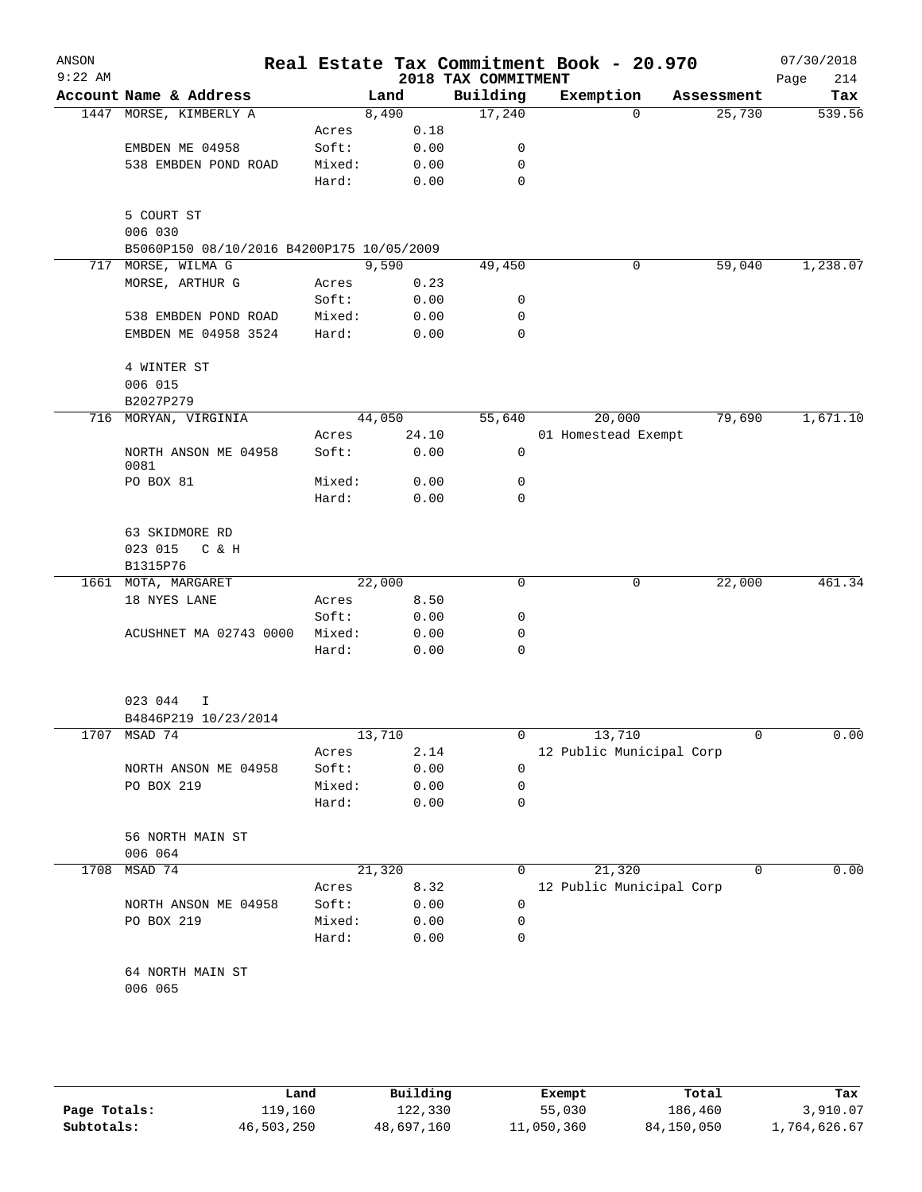# Real Estate Tax Commitment Book - 20.970

ANSON
9:22 AM

2018 TAX COMMITMENT

07/30/2018

| Account Name & Address | | Land | Building | Exemption | Assessment | Tax |
|---|---|---|---|---|---|---|
| 1447 MORSE, KIMBERLY A | | 8,490 | 17,240 | 0 | 25,730 | 539.56 |
| | Acres | 0.18 | | | | |
| EMBDEN ME 04958 | Soft: | 0.00 | 0 | | | |
| 538 EMBDEN POND ROAD | Mixed: | 0.00 | 0 | | | |
| | Hard: | 0.00 | 0 | | | |
| 5 COURT ST | | | | | | |
| 006 030 | | | | | | |
| B5060P150 08/10/2016 B4200P175 10/05/2009 | | | | | | |
| 717 MORSE, WILMA G | | 9,590 | 49,450 | 0 | 59,040 | 1,238.07 |
| MORSE, ARTHUR G | Acres | 0.23 | | | | |
| | Soft: | 0.00 | 0 | | | |
| 538 EMBDEN POND ROAD | Mixed: | 0.00 | 0 | | | |
| EMBDEN ME 04958 3524 | Hard: | 0.00 | 0 | | | |
| 4 WINTER ST | | | | | | |
| 006 015 | | | | | | |
| B2027P279 | | | | | | |
| 716 MORYAN, VIRGINIA | | 44,050 | 55,640 | 20,000 | 79,690 | 1,671.10 |
| | Acres | 24.10 | | 01 Homestead Exempt | | |
| NORTH ANSON ME 04958 0081 | Soft: | 0.00 | 0 | | | |
| PO BOX 81 | Mixed: | 0.00 | 0 | | | |
| | Hard: | 0.00 | 0 | | | |
| 63 SKIDMORE RD | | | | | | |
| 023 015 C & H | | | | | | |
| B1315P76 | | | | | | |
| 1661 MOTA, MARGARET | | 22,000 | 0 | 0 | 22,000 | 461.34 |
| 18 NYES LANE | Acres | 8.50 | | | | |
| | Soft: | 0.00 | 0 | | | |
| ACUSHNET MA 02743 0000 | Mixed: | 0.00 | 0 | | | |
| | Hard: | 0.00 | 0 | | | |
| 023 044 I | | | | | | |
| B4846P219 10/23/2014 | | | | | | |
| 1707 MSAD 74 | | 13,710 | 0 | 13,710 | 0 | 0.00 |
| | Acres | 2.14 | | 12 Public Municipal Corp | | |
| NORTH ANSON ME 04958 | Soft: | 0.00 | 0 | | | |
| PO BOX 219 | Mixed: | 0.00 | 0 | | | |
| | Hard: | 0.00 | 0 | | | |
| 56 NORTH MAIN ST | | | | | | |
| 006 064 | | | | | | |
| 1708 MSAD 74 | | 21,320 | 0 | 21,320 | 0 | 0.00 |
| | Acres | 8.32 | | 12 Public Municipal Corp | | |
| NORTH ANSON ME 04958 | Soft: | 0.00 | 0 | | | |
| PO BOX 219 | Mixed: | 0.00 | 0 | | | |
| | Hard: | 0.00 | 0 | | | |
| 64 NORTH MAIN ST | | | | | | |
| 006 065 | | | | | | |

| | Land | Building | Exempt | Total | Tax |
|---|---|---|---|---|---|
| Page Totals: | 119,160 | 122,330 | 55,030 | 186,460 | 3,910.07 |
| Subtotals: | 46,503,250 | 48,697,160 | 11,050,360 | 84,150,050 | 1,764,626.67 |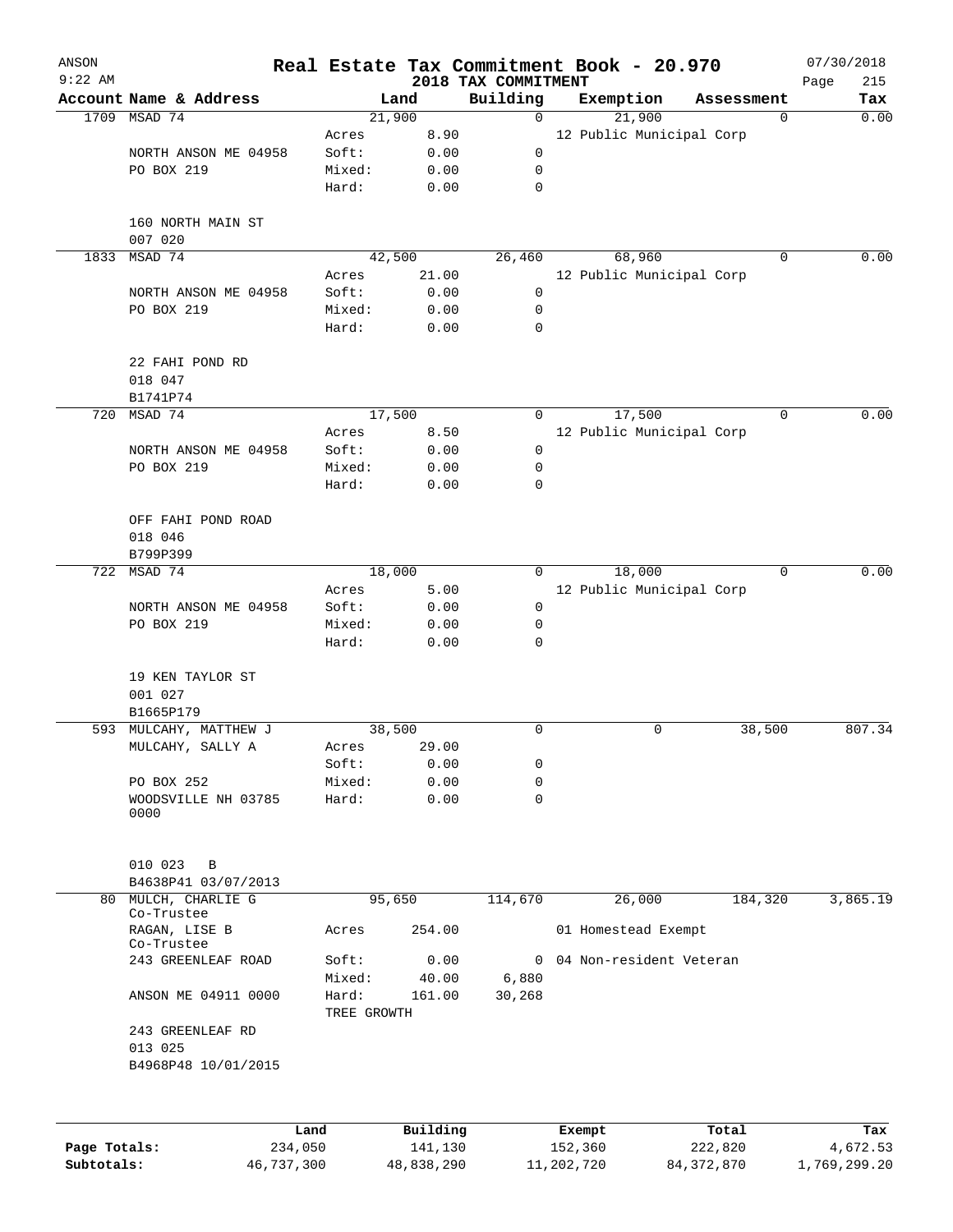# Real Estate Tax Commitment Book - 20.970

## 2018 TAX COMMITMENT

ANSON
9:22 AM

07/30/2018

| Account Name & Address | Land | | Building | Exemption | Assessment | Tax |
|---|---|---|---|---|---|---|
| 1709 MSAD 74 | 21,900 | | 0 | 21,900 | 0 | 0.00 |
| | Acres | 8.90 | | 12 Public Municipal Corp | | |
| NORTH ANSON ME 04958 | Soft: | 0.00 | 0 | | | |
| PO BOX 219 | Mixed: | 0.00 | 0 | | | |
| | Hard: | 0.00 | 0 | | | |
| 160 NORTH MAIN ST | | | | | | |
| 007 020 | | | | | | |
| 1833 MSAD 74 | 42,500 | | 26,460 | 68,960 | 0 | 0.00 |
| | Acres | 21.00 | | 12 Public Municipal Corp | | |
| NORTH ANSON ME 04958 | Soft: | 0.00 | 0 | | | |
| PO BOX 219 | Mixed: | 0.00 | 0 | | | |
| | Hard: | 0.00 | 0 | | | |
| 22 FAHI POND RD | | | | | | |
| 018 047 | | | | | | |
| B1741P74 | | | | | | |
| 720 MSAD 74 | 17,500 | | 0 | 17,500 | 0 | 0.00 |
| | Acres | 8.50 | | 12 Public Municipal Corp | | |
| NORTH ANSON ME 04958 | Soft: | 0.00 | 0 | | | |
| PO BOX 219 | Mixed: | 0.00 | 0 | | | |
| | Hard: | 0.00 | 0 | | | |
| OFF FAHI POND ROAD | | | | | | |
| 018 046 | | | | | | |
| B799P399 | | | | | | |
| 722 MSAD 74 | 18,000 | | 0 | 18,000 | 0 | 0.00 |
| | Acres | 5.00 | | 12 Public Municipal Corp | | |
| NORTH ANSON ME 04958 | Soft: | 0.00 | 0 | | | |
| PO BOX 219 | Mixed: | 0.00 | 0 | | | |
| | Hard: | 0.00 | 0 | | | |
| 19 KEN TAYLOR ST | | | | | | |
| 001 027 | | | | | | |
| B1665P179 | | | | | | |
| 593 MULCAHY, MATTHEW J | 38,500 | | 0 | 0 | 38,500 | 807.34 |
| MULCAHY, SALLY A | Acres | 29.00 | | | | |
| | Soft: | 0.00 | 0 | | | |
| PO BOX 252 | Mixed: | 0.00 | 0 | | | |
| WOODSVILLE NH 03785 0000 | Hard: | 0.00 | 0 | | | |
| 010 023 B | | | | | | |
| B4638P41 03/07/2013 | | | | | | |
| 80 MULCH, CHARLIE G Co-Trustee | 95,650 | | 114,670 | 26,000 | 184,320 | 3,865.19 |
| RAGAN, LISE B Co-Trustee | Acres | 254.00 | | 01 Homestead Exempt | | |
| 243 GREENLEAF ROAD | Soft: | 0.00 | 0 | 04 Non-resident Veteran | | |
| | Mixed: | 40.00 | 6,880 | | | |
| ANSON ME 04911 0000 | Hard: | 161.00 | 30,268 | | | |
| | TREE GROWTH | | | | | |
| 243 GREENLEAF RD | | | | | | |
| 013 025 | | | | | | |
| B4968P48 10/01/2015 | | | | | | |

| | Land | Building | Exempt | Total | Tax |
|---|---|---|---|---|---|
| Page Totals: | 234,050 | 141,130 | 152,360 | 222,820 | 4,672.53 |
| Subtotals: | 46,737,300 | 48,838,290 | 11,202,720 | 84,372,870 | 1,769,299.20 |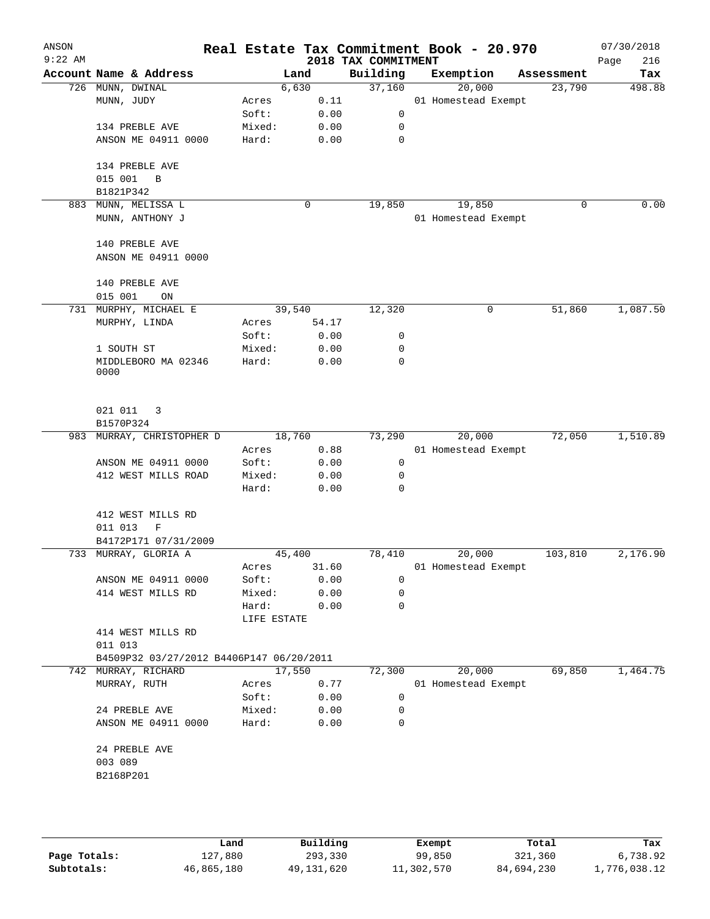# Real Estate Tax Commitment Book - 20.970

ANSON
9:22 AM

2018 TAX COMMITMENT

07/30/2018

| Account Name & Address | | Land | Building | Exemption | Assessment | Tax |
|---|---|---|---|---|---|---|
| 726 MUNN, DWINAL | | 6,630 | 37,160 | 20,000 | 23,790 | 498.88 |
| MUNN, JUDY | Acres | 0.11 | | 01 Homestead Exempt | | |
| | Soft: | 0.00 | 0 | | | |
| 134 PREBLE AVE | Mixed: | 0.00 | 0 | | | |
| ANSON ME 04911 0000 | Hard: | 0.00 | 0 | | | |
| 134 PREBLE AVE | | | | | | |
| 015 001 B | | | | | | |
| B1821P342 | | | | | | |
| 883 MUNN, MELISSA L | | 0 | 19,850 | 19,850 | 0 | 0.00 |
| MUNN, ANTHONY J | | | | 01 Homestead Exempt | | |
| 140 PREBLE AVE | | | | | | |
| ANSON ME 04911 0000 | | | | | | |
| 140 PREBLE AVE | | | | | | |
| 015 001 ON | | | | | | |
| 731 MURPHY, MICHAEL E | | 39,540 | 12,320 | 0 | 51,860 | 1,087.50 |
| MURPHY, LINDA | Acres | 54.17 | | | | |
| | Soft: | 0.00 | 0 | | | |
| 1 SOUTH ST | Mixed: | 0.00 | 0 | | | |
| MIDDLEBORO MA 02346 0000 | Hard: | 0.00 | 0 | | | |
| 021 011 3 | | | | | | |
| B1570P324 | | | | | | |
| 983 MURRAY, CHRISTOPHER D | | 18,760 | 73,290 | 20,000 | 72,050 | 1,510.89 |
| | Acres | 0.88 | | 01 Homestead Exempt | | |
| ANSON ME 04911 0000 | Soft: | 0.00 | 0 | | | |
| 412 WEST MILLS ROAD | Mixed: | 0.00 | 0 | | | |
| | Hard: | 0.00 | 0 | | | |
| 412 WEST MILLS RD | | | | | | |
| 011 013 F | | | | | | |
| B4172P171 07/31/2009 | | | | | | |
| 733 MURRAY, GLORIA A | | 45,400 | 78,410 | 20,000 | 103,810 | 2,176.90 |
| | Acres | 31.60 | | 01 Homestead Exempt | | |
| ANSON ME 04911 0000 | Soft: | 0.00 | 0 | | | |
| 414 WEST MILLS RD | Mixed: | 0.00 | 0 | | | |
| | Hard: | 0.00 | 0 | | | |
| | LIFE ESTATE | | | | | |
| 414 WEST MILLS RD | | | | | | |
| 011 013 | | | | | | |
| B4509P32 03/27/2012 B4406P147 06/20/2011 | | | | | | |
| 742 MURRAY, RICHARD | | 17,550 | 72,300 | 20,000 | 69,850 | 1,464.75 |
| MURRAY, RUTH | Acres | 0.77 | | 01 Homestead Exempt | | |
| | Soft: | 0.00 | 0 | | | |
| 24 PREBLE AVE | Mixed: | 0.00 | 0 | | | |
| ANSON ME 04911 0000 | Hard: | 0.00 | 0 | | | |
| 24 PREBLE AVE | | | | | | |
| 003 089 | | | | | | |
| B2168P201 | | | | | | |

| | Land | Building | Exempt | Total | Tax |
|---|---|---|---|---|---|
| Page Totals: | 127,880 | 293,330 | 99,850 | 321,360 | 6,738.92 |
| Subtotals: | 46,865,180 | 49,131,620 | 11,302,570 | 84,694,230 | 1,776,038.12 |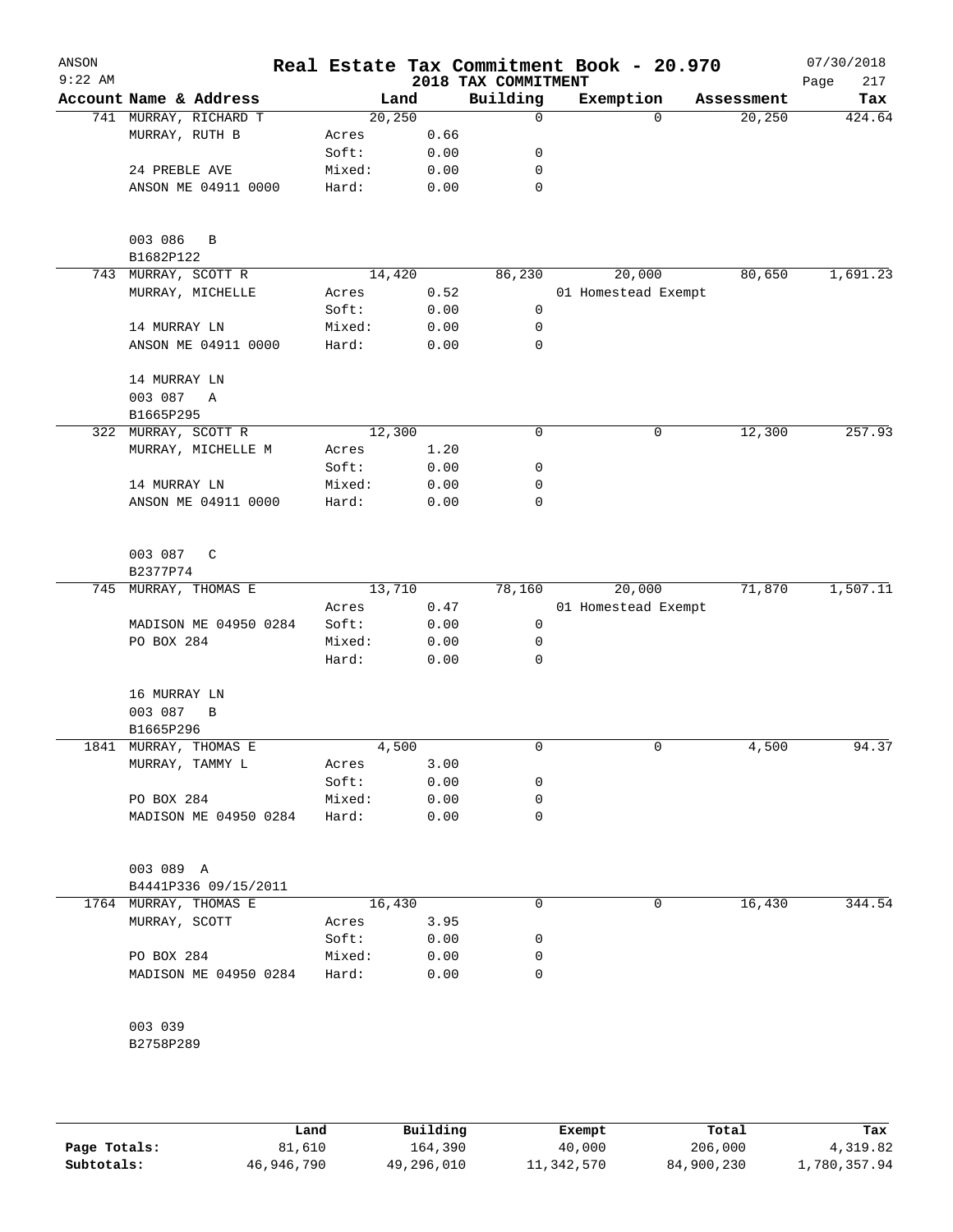# Real Estate Tax Commitment Book - 20.970

ANSON 9:22 AM — 2018 TAX COMMITMENT — 07/30/2018

| Account Name & Address | | Land | Building | Exemption | Assessment | Tax |
|---|---|---|---|---|---|---|
| 741 MURRAY, RICHARD T | | 20,250 | 0 | 0 | 20,250 | 424.64 |
| MURRAY, RUTH B | Acres | 0.66 | | | | |
| | Soft: | 0.00 | 0 | | | |
| 24 PREBLE AVE | Mixed: | 0.00 | 0 | | | |
| ANSON ME 04911 0000 | Hard: | 0.00 | 0 | | | |
| 003 086 B | | | | | | |
| B1682P122 | | | | | | |
| 743 MURRAY, SCOTT R | | 14,420 | 86,230 | 20,000 | 80,650 | 1,691.23 |
| MURRAY, MICHELLE | Acres | 0.52 | | 01 Homestead Exempt | | |
| | Soft: | 0.00 | 0 | | | |
| 14 MURRAY LN | Mixed: | 0.00 | 0 | | | |
| ANSON ME 04911 0000 | Hard: | 0.00 | 0 | | | |
| 14 MURRAY LN | | | | | | |
| 003 087 A | | | | | | |
| B1665P295 | | | | | | |
| 322 MURRAY, SCOTT R | | 12,300 | 0 | 0 | 12,300 | 257.93 |
| MURRAY, MICHELLE M | Acres | 1.20 | | | | |
| | Soft: | 0.00 | 0 | | | |
| 14 MURRAY LN | Mixed: | 0.00 | 0 | | | |
| ANSON ME 04911 0000 | Hard: | 0.00 | 0 | | | |
| 003 087 C | | | | | | |
| B2377P74 | | | | | | |
| 745 MURRAY, THOMAS E | | 13,710 | 78,160 | 20,000 | 71,870 | 1,507.11 |
| | Acres | 0.47 | | 01 Homestead Exempt | | |
| MADISON ME 04950 0284 | Soft: | 0.00 | 0 | | | |
| PO BOX 284 | Mixed: | 0.00 | 0 | | | |
| | Hard: | 0.00 | 0 | | | |
| 16 MURRAY LN | | | | | | |
| 003 087 B | | | | | | |
| B1665P296 | | | | | | |
| 1841 MURRAY, THOMAS E | | 4,500 | 0 | 0 | 4,500 | 94.37 |
| MURRAY, TAMMY L | Acres | 3.00 | | | | |
| | Soft: | 0.00 | 0 | | | |
| PO BOX 284 | Mixed: | 0.00 | 0 | | | |
| MADISON ME 04950 0284 | Hard: | 0.00 | 0 | | | |
| 003 089 A | | | | | | |
| B4441P336 09/15/2011 | | | | | | |
| 1764 MURRAY, THOMAS E | | 16,430 | 0 | 0 | 16,430 | 344.54 |
| MURRAY, SCOTT | Acres | 3.95 | | | | |
| | Soft: | 0.00 | 0 | | | |
| PO BOX 284 | Mixed: | 0.00 | 0 | | | |
| MADISON ME 04950 0284 | Hard: | 0.00 | 0 | | | |
| 003 039 | | | | | | |
| B2758P289 | | | | | | |

| | Land | Building | Exempt | Total | Tax |
|---|---|---|---|---|---|
| Page Totals: | 81,610 | 164,390 | 40,000 | 206,000 | 4,319.82 |
| Subtotals: | 46,946,790 | 49,296,010 | 11,342,570 | 84,900,230 | 1,780,357.94 |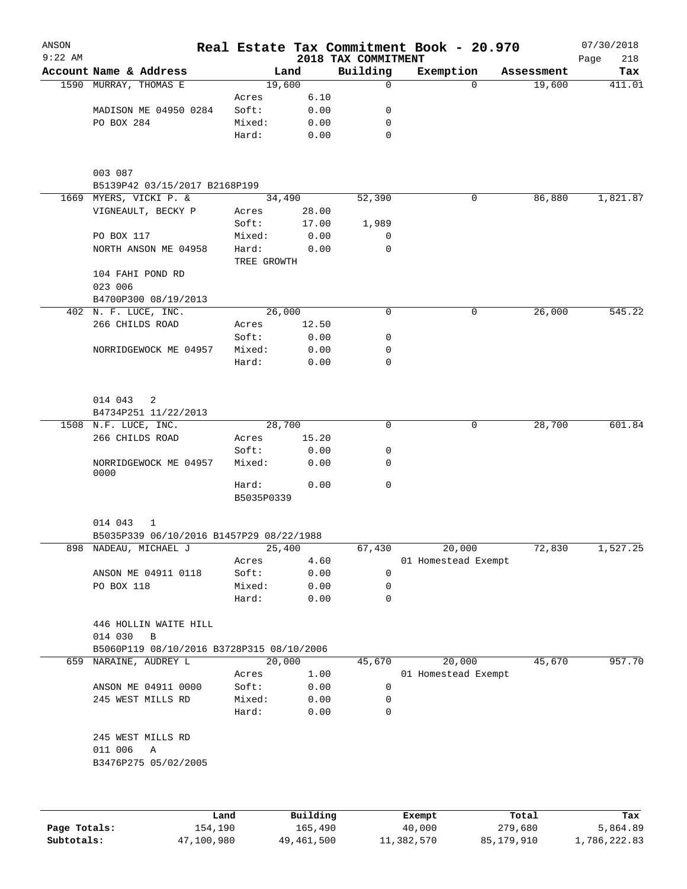ANSON
9:22 AM

# Real Estate Tax Commitment Book - 20.970

## 2018 TAX COMMITMENT

07/30/2018

| Account | Name & Address | Land | | Building | Exemption | Assessment | Tax |
|---|---|---|---|---|---|---|---|
| 1590 | MURRAY, THOMAS E | | 19,600 | 0 | 0 | 19,600 | 411.01 |
| | | Acres | 6.10 | | | | |
| | MADISON ME 04950 0284 | Soft: | 0.00 | 0 | | | |
| | PO BOX 284 | Mixed: | 0.00 | 0 | | | |
| | | Hard: | 0.00 | 0 | | | |
| | 003 087 | | | | | | |
| | B5139P42 03/15/2017 B2168P199 | | | | | | |
| 1669 | MYERS, VICKI P. & | | 34,490 | 52,390 | 0 | 86,880 | 1,821.87 |
| | VIGNEAULT, BECKY P | Acres | 28.00 | | | | |
| | | Soft: | 17.00 | 1,989 | | | |
| | PO BOX 117 | Mixed: | 0.00 | 0 | | | |
| | NORTH ANSON ME 04958 | Hard: | 0.00 | 0 | | | |
| | | TREE GROWTH | | | | | |
| | 104 FAHI POND RD | | | | | | |
| | 023 006 | | | | | | |
| | B4700P300 08/19/2013 | | | | | | |
| 402 | N. F. LUCE, INC. | | 26,000 | 0 | 0 | 26,000 | 545.22 |
| | 266 CHILDS ROAD | Acres | 12.50 | | | | |
| | | Soft: | 0.00 | 0 | | | |
| | NORRIDGEWOCK ME 04957 | Mixed: | 0.00 | 0 | | | |
| | | Hard: | 0.00 | 0 | | | |
| | 014 043 2 | | | | | | |
| | B4734P251 11/22/2013 | | | | | | |
| 1508 | N.F. LUCE, INC. | | 28,700 | 0 | 0 | 28,700 | 601.84 |
| | 266 CHILDS ROAD | Acres | 15.20 | | | | |
| | | Soft: | 0.00 | 0 | | | |
| | NORRIDGEWOCK ME 04957 0000 | Mixed: | 0.00 | 0 | | | |
| | | Hard: | 0.00 | 0 | | | |
| | | B5035P0339 | | | | | |
| | 014 043 1 | | | | | | |
| | B5035P339 06/10/2016 B1457P29 08/22/1988 | | | | | | |
| 898 | NADEAU, MICHAEL J | | 25,400 | 67,430 | 20,000 | 72,830 | 1,527.25 |
| | | Acres | 4.60 | | 01 Homestead Exempt | | |
| | ANSON ME 04911 0118 | Soft: | 0.00 | 0 | | | |
| | PO BOX 118 | Mixed: | 0.00 | 0 | | | |
| | | Hard: | 0.00 | 0 | | | |
| | 446 HOLLIN WAITE HILL | | | | | | |
| | 014 030 B | | | | | | |
| | B5060P119 08/10/2016 B3728P315 08/10/2006 | | | | | | |
| 659 | NARAINE, AUDREY L | | 20,000 | 45,670 | 20,000 | 45,670 | 957.70 |
| | | Acres | 1.00 | | 01 Homestead Exempt | | |
| | ANSON ME 04911 0000 | Soft: | 0.00 | 0 | | | |
| | 245 WEST MILLS RD | Mixed: | 0.00 | 0 | | | |
| | | Hard: | 0.00 | 0 | | | |
| | 245 WEST MILLS RD | | | | | | |
| | 011 006 A | | | | | | |
| | B3476P275 05/02/2005 | | | | | | |

| | Land | Building | Exempt | Total | Tax |
|---|---|---|---|---|---|
| Page Totals: | 154,190 | 165,490 | 40,000 | 279,680 | 5,864.89 |
| Subtotals: | 47,100,980 | 49,461,500 | 11,382,570 | 85,179,910 | 1,786,222.83 |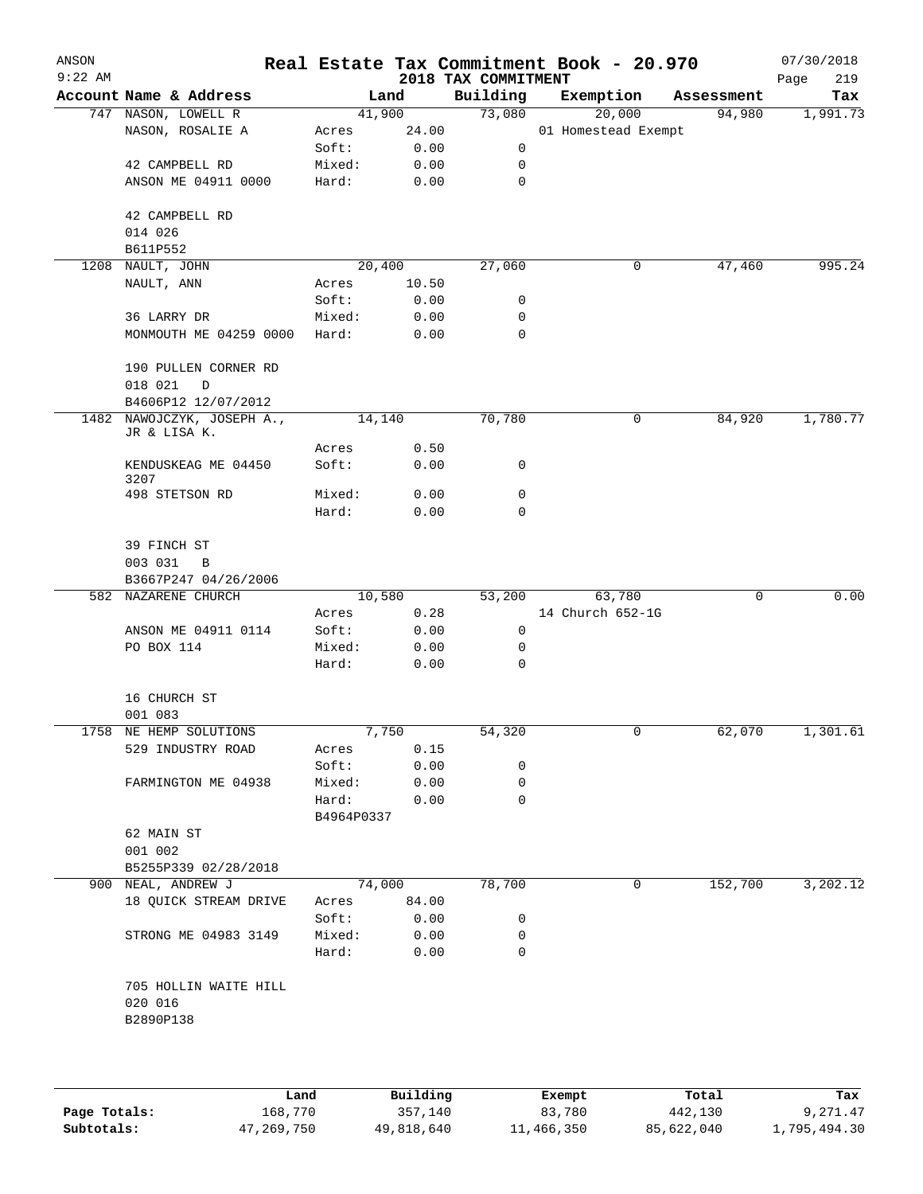ANSON
9:22 AM

# Real Estate Tax Commitment Book - 20.970

2018 TAX COMMITMENT

07/30/2018
Page 219

| Account Name & Address | | Land | Building | Exemption | Assessment | Tax |
|---|---|---|---|---|---|---|
| 747 NASON, LOWELL R | | 41,900 | 73,080 | 20,000 | 94,980 | 1,991.73 |
| NASON, ROSALIE A | Acres | 24.00 | | 01 Homestead Exempt | | |
| | Soft: | 0.00 | 0 | | | |
| 42 CAMPBELL RD | Mixed: | 0.00 | 0 | | | |
| ANSON ME 04911 0000 | Hard: | 0.00 | 0 | | | |
| 42 CAMPBELL RD | | | | | | |
| 014 026 | | | | | | |
| B611P552 | | | | | | |
| 1208 NAULT, JOHN | | 20,400 | 27,060 | 0 | 47,460 | 995.24 |
| NAULT, ANN | Acres | 10.50 | | | | |
| | Soft: | 0.00 | 0 | | | |
| 36 LARRY DR | Mixed: | 0.00 | 0 | | | |
| MONMOUTH ME 04259 0000 | Hard: | 0.00 | 0 | | | |
| 190 PULLEN CORNER RD | | | | | | |
| 018 021 D | | | | | | |
| B4606P12 12/07/2012 | | | | | | |
| 1482 NAWOJCZYK, JOSEPH A., JR & LISA K. | | 14,140 | 70,780 | 0 | 84,920 | 1,780.77 |
| | Acres | 0.50 | | | | |
| KENDUSKEAG ME 04450 3207 | Soft: | 0.00 | 0 | | | |
| 498 STETSON RD | Mixed: | 0.00 | 0 | | | |
| | Hard: | 0.00 | 0 | | | |
| 39 FINCH ST | | | | | | |
| 003 031 B | | | | | | |
| B3667P247 04/26/2006 | | | | | | |
| 582 NAZARENE CHURCH | | 10,580 | 53,200 | 63,780 | 0 | 0.00 |
| | Acres | 0.28 | | 14 Church 652-1G | | |
| ANSON ME 04911 0114 | Soft: | 0.00 | 0 | | | |
| PO BOX 114 | Mixed: | 0.00 | 0 | | | |
| | Hard: | 0.00 | 0 | | | |
| 16 CHURCH ST | | | | | | |
| 001 083 | | | | | | |
| 1758 NE HEMP SOLUTIONS | | 7,750 | 54,320 | 0 | 62,070 | 1,301.61 |
| 529 INDUSTRY ROAD | Acres | 0.15 | | | | |
| | Soft: | 0.00 | 0 | | | |
| FARMINGTON ME 04938 | Mixed: | 0.00 | 0 | | | |
| | Hard: | 0.00 | 0 | | | |
| | B4964P0337 | | | | | |
| 62 MAIN ST | | | | | | |
| 001 002 | | | | | | |
| B5255P339 02/28/2018 | | | | | | |
| 900 NEAL, ANDREW J | | 74,000 | 78,700 | 0 | 152,700 | 3,202.12 |
| 18 QUICK STREAM DRIVE | Acres | 84.00 | | | | |
| | Soft: | 0.00 | 0 | | | |
| STRONG ME 04983 3149 | Mixed: | 0.00 | 0 | | | |
| | Hard: | 0.00 | 0 | | | |
| 705 HOLLIN WAITE HILL | | | | | | |
| 020 016 | | | | | | |
| B2890P138 | | | | | | |

| | Land | Building | Exempt | Total | Tax |
|---|---|---|---|---|---|
| Page Totals: | 168,770 | 357,140 | 83,780 | 442,130 | 9,271.47 |
| Subtotals: | 47,269,750 | 49,818,640 | 11,466,350 | 85,622,040 | 1,795,494.30 |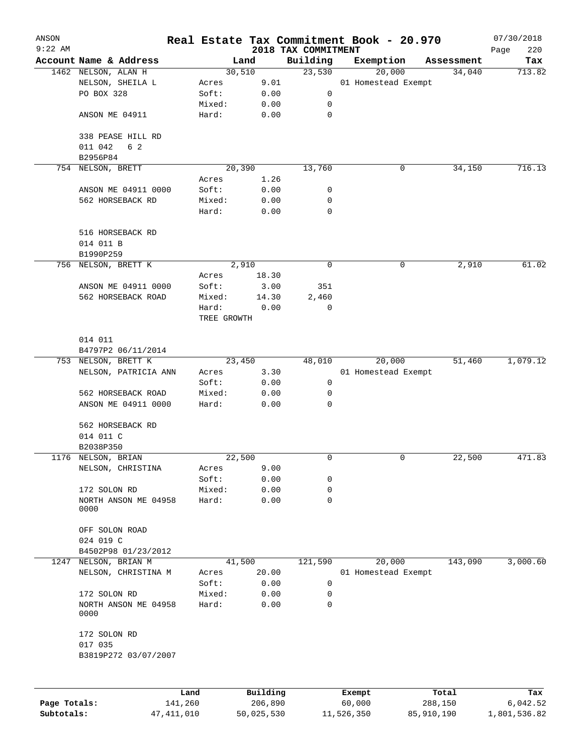# Real Estate Tax Commitment Book - 20.970

ANSON 9:22 AM — 2018 TAX COMMITMENT — 07/30/2018

| Account Name & Address | Land | | Building | Exemption | Assessment | Tax |
|---|---|---|---|---|---|---|
| 1462 NELSON, ALAN H | 30,510 | | 23,530 | 20,000 | 34,040 | 713.82 |
| NELSON, SHEILA L | Acres | 9.01 | | 01 Homestead Exempt | | |
| PO BOX 328 | Soft: | 0.00 | 0 | | | |
| | Mixed: | 0.00 | 0 | | | |
| ANSON ME 04911 | Hard: | 0.00 | 0 | | | |
| 338 PEASE HILL RD | | | | | | |
| 011 042 6 2 | | | | | | |
| B2956P84 | | | | | | |
| 754 NELSON, BRETT | 20,390 | | 13,760 | 0 | 34,150 | 716.13 |
| | Acres | 1.26 | | | | |
| ANSON ME 04911 0000 | Soft: | 0.00 | 0 | | | |
| 562 HORSEBACK RD | Mixed: | 0.00 | 0 | | | |
| | Hard: | 0.00 | 0 | | | |
| 516 HORSEBACK RD | | | | | | |
| 014 011 B | | | | | | |
| B1990P259 | | | | | | |
| 756 NELSON, BRETT K | 2,910 | | 0 | 0 | 2,910 | 61.02 |
| | Acres | 18.30 | | | | |
| ANSON ME 04911 0000 | Soft: | 3.00 | 351 | | | |
| 562 HORSEBACK ROAD | Mixed: | 14.30 | 2,460 | | | |
| | Hard: | 0.00 | 0 | | | |
| | TREE GROWTH | | | | | |
| 014 011 | | | | | | |
| B4797P2 06/11/2014 | | | | | | |
| 753 NELSON, BRETT K | 23,450 | | 48,010 | 20,000 | 51,460 | 1,079.12 |
| NELSON, PATRICIA ANN | Acres | 3.30 | | 01 Homestead Exempt | | |
| | Soft: | 0.00 | 0 | | | |
| 562 HORSEBACK ROAD | Mixed: | 0.00 | 0 | | | |
| ANSON ME 04911 0000 | Hard: | 0.00 | 0 | | | |
| 562 HORSEBACK RD | | | | | | |
| 014 011 C | | | | | | |
| B2038P350 | | | | | | |
| 1176 NELSON, BRIAN | 22,500 | | 0 | 0 | 22,500 | 471.83 |
| NELSON, CHRISTINA | Acres | 9.00 | | | | |
| | Soft: | 0.00 | 0 | | | |
| 172 SOLON RD | Mixed: | 0.00 | 0 | | | |
| NORTH ANSON ME 04958 0000 | Hard: | 0.00 | 0 | | | |
| OFF SOLON ROAD | | | | | | |
| 024 019 C | | | | | | |
| B4502P98 01/23/2012 | | | | | | |
| 1247 NELSON, BRIAN M | 41,500 | | 121,590 | 20,000 | 143,090 | 3,000.60 |
| NELSON, CHRISTINA M | Acres | 20.00 | | 01 Homestead Exempt | | |
| | Soft: | 0.00 | 0 | | | |
| 172 SOLON RD | Mixed: | 0.00 | 0 | | | |
| NORTH ANSON ME 04958 0000 | Hard: | 0.00 | 0 | | | |
| 172 SOLON RD | | | | | | |
| 017 035 | | | | | | |
| B3819P272 03/07/2007 | | | | | | |

| | Land | Building | Exempt | Total | Tax |
|---|---|---|---|---|---|
| Page Totals: | 141,260 | 206,890 | 60,000 | 288,150 | 6,042.52 |
| Subtotals: | 47,411,010 | 50,025,530 | 11,526,350 | 85,910,190 | 1,801,536.82 |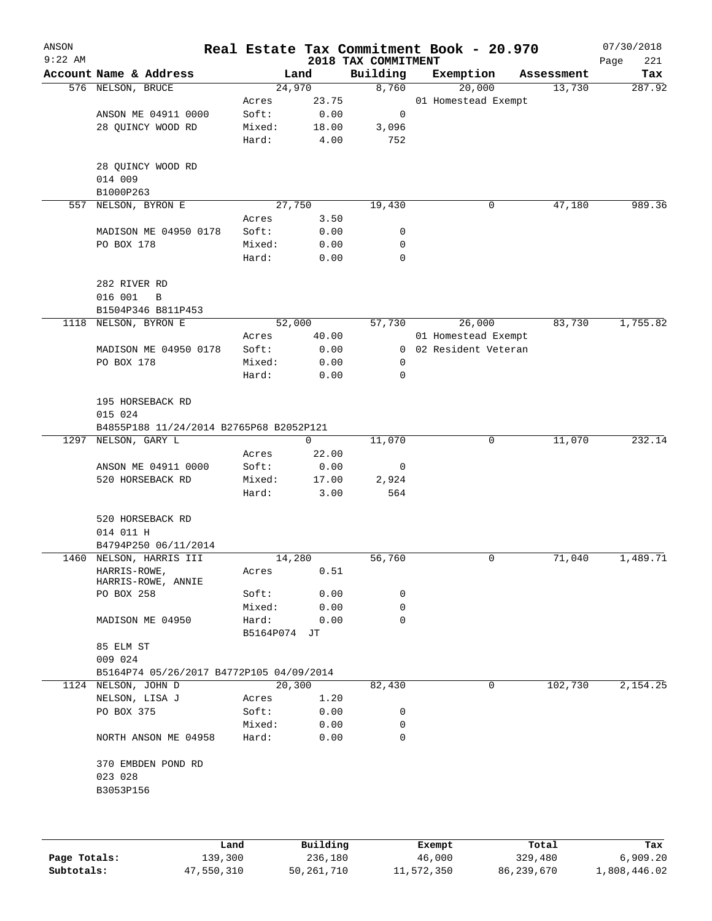# Real Estate Tax Commitment Book - 20.970

ANSON 9:22 AM — 2018 TAX COMMITMENT — 07/30/2018

| Account Name & Address | Land | | Building | Exemption | Assessment | Tax |
|---|---|---|---|---|---|---|
| 576 NELSON, BRUCE | 24,970 | | 8,760 | 20,000 | 13,730 | 287.92 |
| | Acres | 23.75 | | 01 Homestead Exempt | | |
| ANSON ME 04911 0000 | Soft: | 0.00 | 0 | | | |
| 28 QUINCY WOOD RD | Mixed: | 18.00 | 3,096 | | | |
| | Hard: | 4.00 | 752 | | | |
| 28 QUINCY WOOD RD | | | | | | |
| 014 009 | | | | | | |
| B1000P263 | | | | | | |
| 557 NELSON, BYRON E | 27,750 | | 19,430 | 0 | 47,180 | 989.36 |
| | Acres | 3.50 | | | | |
| MADISON ME 04950 0178 | Soft: | 0.00 | 0 | | | |
| PO BOX 178 | Mixed: | 0.00 | 0 | | | |
| | Hard: | 0.00 | 0 | | | |
| 282 RIVER RD | | | | | | |
| 016 001 B | | | | | | |
| B1504P346 B811P453 | | | | | | |
| 1118 NELSON, BYRON E | 52,000 | | 57,730 | 26,000 | 83,730 | 1,755.82 |
| | Acres | 40.00 | | 01 Homestead Exempt | | |
| MADISON ME 04950 0178 | Soft: | 0.00 | 0 | 02 Resident Veteran | | |
| PO BOX 178 | Mixed: | 0.00 | 0 | | | |
| | Hard: | 0.00 | 0 | | | |
| 195 HORSEBACK RD | | | | | | |
| 015 024 | | | | | | |
| B4855P188 11/24/2014 B2765P68 B2052P121 | | | | | | |
| 1297 NELSON, GARY L | 0 | | 11,070 | 0 | 11,070 | 232.14 |
| | Acres | 22.00 | | | | |
| ANSON ME 04911 0000 | Soft: | 0.00 | 0 | | | |
| 520 HORSEBACK RD | Mixed: | 17.00 | 2,924 | | | |
| | Hard: | 3.00 | 564 | | | |
| 520 HORSEBACK RD | | | | | | |
| 014 011 H | | | | | | |
| B4794P250 06/11/2014 | | | | | | |
| 1460 NELSON, HARRIS III | 14,280 | | 56,760 | 0 | 71,040 | 1,489.71 |
| HARRIS-ROWE, HARRIS-ROWE, ANNIE | Acres | 0.51 | | | | |
| PO BOX 258 | Soft: | 0.00 | 0 | | | |
| | Mixed: | 0.00 | 0 | | | |
| MADISON ME 04950 | Hard: | 0.00 | 0 | | | |
| | B5164P074 JT | | | | | |
| 85 ELM ST | | | | | | |
| 009 024 | | | | | | |
| B5164P74 05/26/2017 B4772P105 04/09/2014 | | | | | | |
| 1124 NELSON, JOHN D | 20,300 | | 82,430 | 0 | 102,730 | 2,154.25 |
| NELSON, LISA J | Acres | 1.20 | | | | |
| PO BOX 375 | Soft: | 0.00 | 0 | | | |
| | Mixed: | 0.00 | 0 | | | |
| NORTH ANSON ME 04958 | Hard: | 0.00 | 0 | | | |
| 370 EMBDEN POND RD | | | | | | |
| 023 028 | | | | | | |
| B3053P156 | | | | | | |

| | Land | Building | Exempt | Total | Tax |
|---|---|---|---|---|---|
| Page Totals: | 139,300 | 236,180 | 46,000 | 329,480 | 6,909.20 |
| Subtotals: | 47,550,310 | 50,261,710 | 11,572,350 | 86,239,670 | 1,808,446.02 |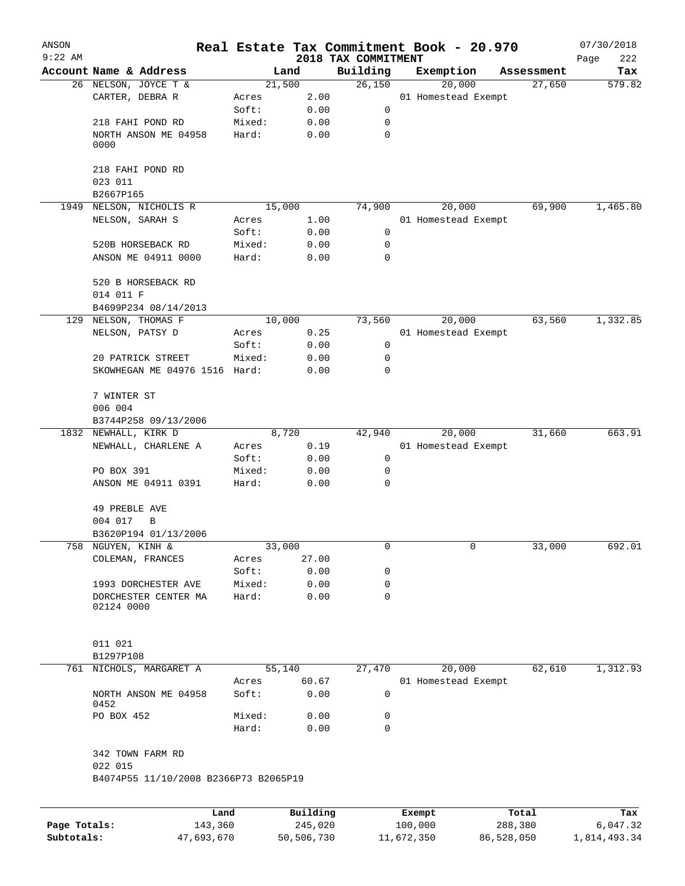# Real Estate Tax Commitment Book - 20.970

ANSON 07/30/2018
9:22 AM
2018 TAX COMMITMENT

| Account | Name & Address | Land | | Building | Exemption | Assessment | Tax |
|---|---|---|---|---|---|---|---|
| 26 | NELSON, JOYCE T & | 21,500 | | 26,150 | 20,000 | 27,650 | 579.82 |
| | CARTER, DEBRA R | Acres | 2.00 | | 01 Homestead Exempt | | |
| | | Soft: | 0.00 | 0 | | | |
| | 218 FAHI POND RD | Mixed: | 0.00 | 0 | | | |
| | NORTH ANSON ME 04958 0000 | Hard: | 0.00 | 0 | | | |
| | 218 FAHI POND RD | | | | | | |
| | 023 011 | | | | | | |
| | B2667P165 | | | | | | |
| 1949 | NELSON, NICHOLIS R | 15,000 | | 74,900 | 20,000 | 69,900 | 1,465.80 |
| | NELSON, SARAH S | Acres | 1.00 | | 01 Homestead Exempt | | |
| | | Soft: | 0.00 | 0 | | | |
| | 520B HORSEBACK RD | Mixed: | 0.00 | 0 | | | |
| | ANSON ME 04911 0000 | Hard: | 0.00 | 0 | | | |
| | 520 B HORSEBACK RD | | | | | | |
| | 014 011 F | | | | | | |
| | B4699P234 08/14/2013 | | | | | | |
| 129 | NELSON, THOMAS F | 10,000 | | 73,560 | 20,000 | 63,560 | 1,332.85 |
| | NELSON, PATSY D | Acres | 0.25 | | 01 Homestead Exempt | | |
| | | Soft: | 0.00 | 0 | | | |
| | 20 PATRICK STREET | Mixed: | 0.00 | 0 | | | |
| | SKOWHEGAN ME 04976 1516 | Hard: | 0.00 | 0 | | | |
| | 7 WINTER ST | | | | | | |
| | 006 004 | | | | | | |
| | B3744P258 09/13/2006 | | | | | | |
| 1832 | NEWHALL, KIRK D | 8,720 | | 42,940 | 20,000 | 31,660 | 663.91 |
| | NEWHALL, CHARLENE A | Acres | 0.19 | | 01 Homestead Exempt | | |
| | | Soft: | 0.00 | 0 | | | |
| | PO BOX 391 | Mixed: | 0.00 | 0 | | | |
| | ANSON ME 04911 0391 | Hard: | 0.00 | 0 | | | |
| | 49 PREBLE AVE | | | | | | |
| | 004 017 B | | | | | | |
| | B3620P194 01/13/2006 | | | | | | |
| 758 | NGUYEN, KINH & | 33,000 | | 0 | 0 | 33,000 | 692.01 |
| | COLEMAN, FRANCES | Acres | 27.00 | | | | |
| | | Soft: | 0.00 | 0 | | | |
| | 1993 DORCHESTER AVE | Mixed: | 0.00 | 0 | | | |
| | DORCHESTER CENTER MA 02124 0000 | Hard: | 0.00 | 0 | | | |
| | 011 021 | | | | | | |
| | B1297P108 | | | | | | |
| 761 | NICHOLS, MARGARET A | 55,140 | | 27,470 | 20,000 | 62,610 | 1,312.93 |
| | | Acres | 60.67 | | 01 Homestead Exempt | | |
| | NORTH ANSON ME 04958 0452 | Soft: | 0.00 | 0 | | | |
| | PO BOX 452 | Mixed: | 0.00 | 0 | | | |
| | | Hard: | 0.00 | 0 | | | |
| | 342 TOWN FARM RD | | | | | | |
| | 022 015 | | | | | | |
| | B4074P55 11/10/2008 B2366P73 B2065P19 | | | | | | |

| | Land | Building | Exempt | Total | Tax |
|---|---|---|---|---|---|
| Page Totals: | 143,360 | 245,020 | 100,000 | 288,380 | 6,047.32 |
| Subtotals: | 47,693,670 | 50,506,730 | 11,672,350 | 86,528,050 | 1,814,493.34 |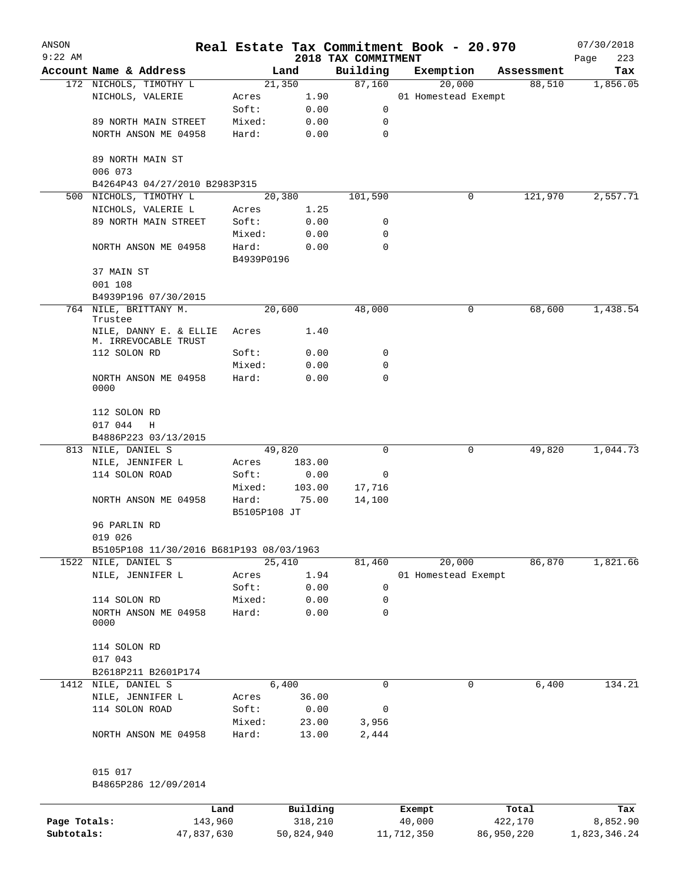# Real Estate Tax Commitment Book - 20.970

ANSON 9:22 AM — 2018 TAX COMMITMENT — 07/30/2018

| Account Name & Address | Land | | Building | Exemption | Assessment | Tax |
|---|---|---|---|---|---|---|
| 172 NICHOLS, TIMOTHY L | 21,350 | | 87,160 | 20,000 | 88,510 | 1,856.05 |
| NICHOLS, VALERIE | Acres | 1.90 | | 01 Homestead Exempt | | |
| | Soft: | 0.00 | 0 | | | |
| 89 NORTH MAIN STREET | Mixed: | 0.00 | 0 | | | |
| NORTH ANSON ME 04958 | Hard: | 0.00 | 0 | | | |
| 89 NORTH MAIN ST | | | | | | |
| 006 073 | | | | | | |
| B4264P43 04/27/2010 B2983P315 | | | | | | |
| 500 NICHOLS, TIMOTHY L | 20,380 | | 101,590 | 0 | 121,970 | 2,557.71 |
| NICHOLS, VALERIE L | Acres | 1.25 | | | | |
| 89 NORTH MAIN STREET | Soft: | 0.00 | 0 | | | |
| | Mixed: | 0.00 | 0 | | | |
| NORTH ANSON ME 04958 | Hard: | 0.00 | 0 | | | |
| | B4939P0196 | | | | | |
| 37 MAIN ST | | | | | | |
| 001 108 | | | | | | |
| B4939P196 07/30/2015 | | | | | | |
| 764 NILE, BRITTANY M. Trustee | 20,600 | | 48,000 | 0 | 68,600 | 1,438.54 |
| NILE, DANNY E. & ELLIE M. IRREVOCABLE TRUST | Acres | 1.40 | | | | |
| 112 SOLON RD | Soft: | 0.00 | 0 | | | |
| | Mixed: | 0.00 | 0 | | | |
| NORTH ANSON ME 04958 0000 | Hard: | 0.00 | 0 | | | |
| 112 SOLON RD | | | | | | |
| 017 044 H | | | | | | |
| B4886P223 03/13/2015 | | | | | | |
| 813 NILE, DANIEL S | 49,820 | | 0 | 0 | 49,820 | 1,044.73 |
| NILE, JENNIFER L | Acres | 183.00 | | | | |
| 114 SOLON ROAD | Soft: | 0.00 | 0 | | | |
| | Mixed: | 103.00 | 17,716 | | | |
| NORTH ANSON ME 04958 | Hard: | 75.00 | 14,100 | | | |
| | B5105P108 JT | | | | | |
| 96 PARLIN RD | | | | | | |
| 019 026 | | | | | | |
| B5105P108 11/30/2016 B681P193 08/03/1963 | | | | | | |
| 1522 NILE, DANIEL S | 25,410 | | 81,460 | 20,000 | 86,870 | 1,821.66 |
| NILE, JENNIFER L | Acres | 1.94 | | 01 Homestead Exempt | | |
| | Soft: | 0.00 | 0 | | | |
| 114 SOLON RD | Mixed: | 0.00 | 0 | | | |
| NORTH ANSON ME 04958 0000 | Hard: | 0.00 | 0 | | | |
| 114 SOLON RD | | | | | | |
| 017 043 | | | | | | |
| B2618P211 B2601P174 | | | | | | |
| 1412 NILE, DANIEL S | 6,400 | | 0 | 0 | 6,400 | 134.21 |
| NILE, JENNIFER L | Acres | 36.00 | | | | |
| 114 SOLON ROAD | Soft: | 0.00 | 0 | | | |
| | Mixed: | 23.00 | 3,956 | | | |
| NORTH ANSON ME 04958 | Hard: | 13.00 | 2,444 | | | |
| 015 017 | | | | | | |
| B4865P286 12/09/2014 | | | | | | |

| | Land | Building | Exempt | Total | Tax |
|---|---|---|---|---|---|
| Page Totals: | 143,960 | 318,210 | 40,000 | 422,170 | 8,852.90 |
| Subtotals: | 47,837,630 | 50,824,940 | 11,712,350 | 86,950,220 | 1,823,346.24 |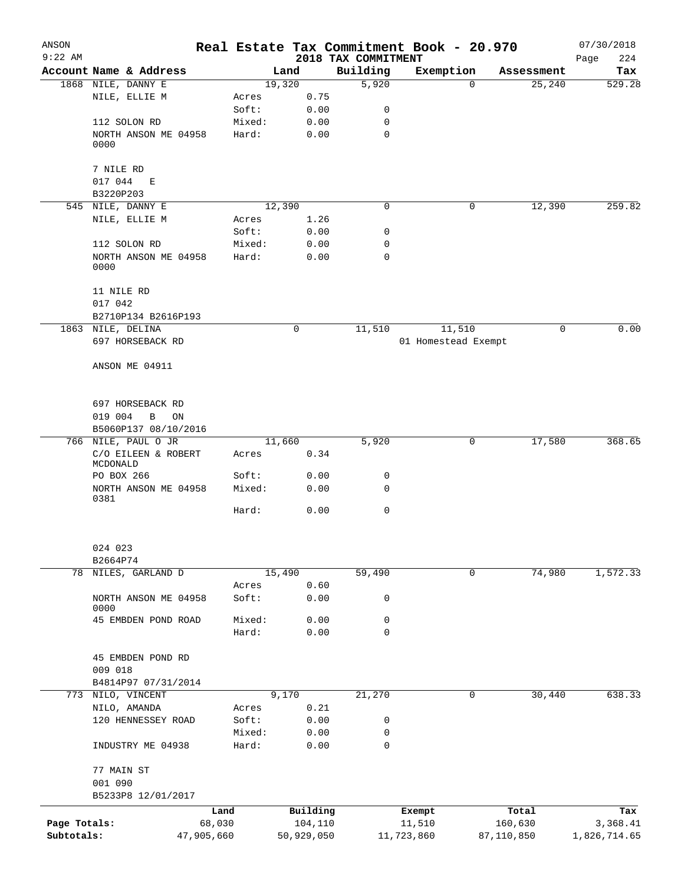ANSON 9:22 AM — Real Estate Tax Commitment Book - 20.970 — 2018 TAX COMMITMENT — 07/30/2018

| Account Name & Address | Land | | Building | Exemption | Assessment | Tax |
|---|---|---|---|---|---|---|
| 1868 NILE, DANNY E | 19,320 | | 5,920 | 0 | 25,240 | 529.28 |
| NILE, ELLIE M | Acres | 0.75 | | | | |
| | Soft: | 0.00 | 0 | | | |
| 112 SOLON RD | Mixed: | 0.00 | 0 | | | |
| NORTH ANSON ME 04958 0000 | Hard: | 0.00 | 0 | | | |
| 7 NILE RD | | | | | | |
| 017 044 E | | | | | | |
| B3220P203 | | | | | | |
| 545 NILE, DANNY E | 12,390 | | 0 | 0 | 12,390 | 259.82 |
| NILE, ELLIE M | Acres | 1.26 | | | | |
| | Soft: | 0.00 | 0 | | | |
| 112 SOLON RD | Mixed: | 0.00 | 0 | | | |
| NORTH ANSON ME 04958 0000 | Hard: | 0.00 | 0 | | | |
| 11 NILE RD | | | | | | |
| 017 042 | | | | | | |
| B2710P134 B2616P193 | | | | | | |
| 1863 NILE, DELINA | 0 | | 11,510 | 11,510 | 0 | 0.00 |
| 697 HORSEBACK RD | | | | 01 Homestead Exempt | | |
| ANSON ME 04911 | | | | | | |
| 697 HORSEBACK RD | | | | | | |
| 019 004 B ON | | | | | | |
| B5060P137 08/10/2016 | | | | | | |
| 766 NILE, PAUL O JR | 11,660 | | 5,920 | 0 | 17,580 | 368.65 |
| C/O EILEEN & ROBERT MCDONALD | Acres | 0.34 | | | | |
| PO BOX 266 | Soft: | 0.00 | 0 | | | |
| NORTH ANSON ME 04958 0381 | Mixed: | 0.00 | 0 | | | |
| | Hard: | 0.00 | 0 | | | |
| 024 023 | | | | | | |
| B2664P74 | | | | | | |
| 78 NILES, GARLAND D | 15,490 | | 59,490 | 0 | 74,980 | 1,572.33 |
| | Acres | 0.60 | | | | |
| NORTH ANSON ME 04958 0000 | Soft: | 0.00 | 0 | | | |
| 45 EMBDEN POND ROAD | Mixed: | 0.00 | 0 | | | |
| | Hard: | 0.00 | 0 | | | |
| 45 EMBDEN POND RD | | | | | | |
| 009 018 | | | | | | |
| B4814P97 07/31/2014 | | | | | | |
| 773 NILO, VINCENT | 9,170 | | 21,270 | 0 | 30,440 | 638.33 |
| NILO, AMANDA | Acres | 0.21 | | | | |
| 120 HENNESSEY ROAD | Soft: | 0.00 | 0 | | | |
| | Mixed: | 0.00 | 0 | | | |
| INDUSTRY ME 04938 | Hard: | 0.00 | 0 | | | |
| 77 MAIN ST | | | | | | |
| 001 090 | | | | | | |
| B5233P8 12/01/2017 | | | | | | |

| | Land | Building | Exempt | Total | Tax |
|---|---|---|---|---|---|
| Page Totals: | 68,030 | 104,110 | 11,510 | 160,630 | 3,368.41 |
| Subtotals: | 47,905,660 | 50,929,050 | 11,723,860 | 87,110,850 | 1,826,714.65 |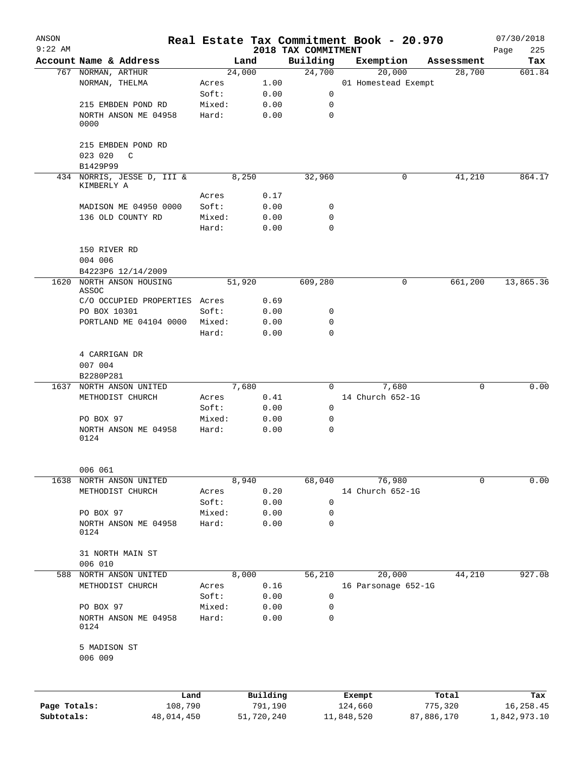ANSON
9:22 AM

# Real Estate Tax Commitment Book - 20.970

## 2018 TAX COMMITMENT

07/30/2018

| Account | Name & Address | | Land | Building | Exemption | Assessment | Tax |
|---|---|---|---|---|---|---|---|
| 767 | NORMAN, ARTHUR | | 24,000 | 24,700 | 20,000 | 28,700 | 601.84 |
| | NORMAN, THELMA | Acres | 1.00 | | 01 Homestead Exempt | | |
| | | Soft: | 0.00 | 0 | | | |
| | 215 EMBDEN POND RD | Mixed: | 0.00 | 0 | | | |
| | NORTH ANSON ME 04958 0000 | Hard: | 0.00 | 0 | | | |
| | 215 EMBDEN POND RD | | | | | | |
| | 023 020 C | | | | | | |
| | B1429P99 | | | | | | |
| 434 | NORRIS, JESSE D, III & KIMBERLY A | | 8,250 | 32,960 | 0 | 41,210 | 864.17 |
| | | Acres | 0.17 | | | | |
| | MADISON ME 04950 0000 | Soft: | 0.00 | 0 | | | |
| | 136 OLD COUNTY RD | Mixed: | 0.00 | 0 | | | |
| | | Hard: | 0.00 | 0 | | | |
| | 150 RIVER RD | | | | | | |
| | 004 006 | | | | | | |
| | B4223P6 12/14/2009 | | | | | | |
| 1620 | NORTH ANSON HOUSING ASSOC | | 51,920 | 609,280 | 0 | 661,200 | 13,865.36 |
| | C/O OCCUPIED PROPERTIES | Acres | 0.69 | | | | |
| | PO BOX 10301 | Soft: | 0.00 | 0 | | | |
| | PORTLAND ME 04104 0000 | Mixed: | 0.00 | 0 | | | |
| | | Hard: | 0.00 | 0 | | | |
| | 4 CARRIGAN DR | | | | | | |
| | 007 004 | | | | | | |
| | B2280P281 | | | | | | |
| 1637 | NORTH ANSON UNITED | | 7,680 | 0 | 7,680 | 0 | 0.00 |
| | METHODIST CHURCH | Acres | 0.41 | | 14 Church 652-1G | | |
| | | Soft: | 0.00 | 0 | | | |
| | PO BOX 97 | Mixed: | 0.00 | 0 | | | |
| | NORTH ANSON ME 04958 0124 | Hard: | 0.00 | 0 | | | |
| | 006 061 | | | | | | |
| 1638 | NORTH ANSON UNITED | | 8,940 | 68,040 | 76,980 | 0 | 0.00 |
| | METHODIST CHURCH | Acres | 0.20 | | 14 Church 652-1G | | |
| | | Soft: | 0.00 | 0 | | | |
| | PO BOX 97 | Mixed: | 0.00 | 0 | | | |
| | NORTH ANSON ME 04958 0124 | Hard: | 0.00 | 0 | | | |
| | 31 NORTH MAIN ST | | | | | | |
| | 006 010 | | | | | | |
| 588 | NORTH ANSON UNITED | | 8,000 | 56,210 | 20,000 | 44,210 | 927.08 |
| | METHODIST CHURCH | Acres | 0.16 | | 16 Parsonage 652-1G | | |
| | | Soft: | 0.00 | 0 | | | |
| | PO BOX 97 | Mixed: | 0.00 | 0 | | | |
| | NORTH ANSON ME 04958 0124 | Hard: | 0.00 | 0 | | | |
| | 5 MADISON ST | | | | | | |
| | 006 009 | | | | | | |

| | Land | Building | Exempt | Total | Tax |
|---|---|---|---|---|---|
| Page Totals: | 108,790 | 791,190 | 124,660 | 775,320 | 16,258.45 |
| Subtotals: | 48,014,450 | 51,720,240 | 11,848,520 | 87,886,170 | 1,842,973.10 |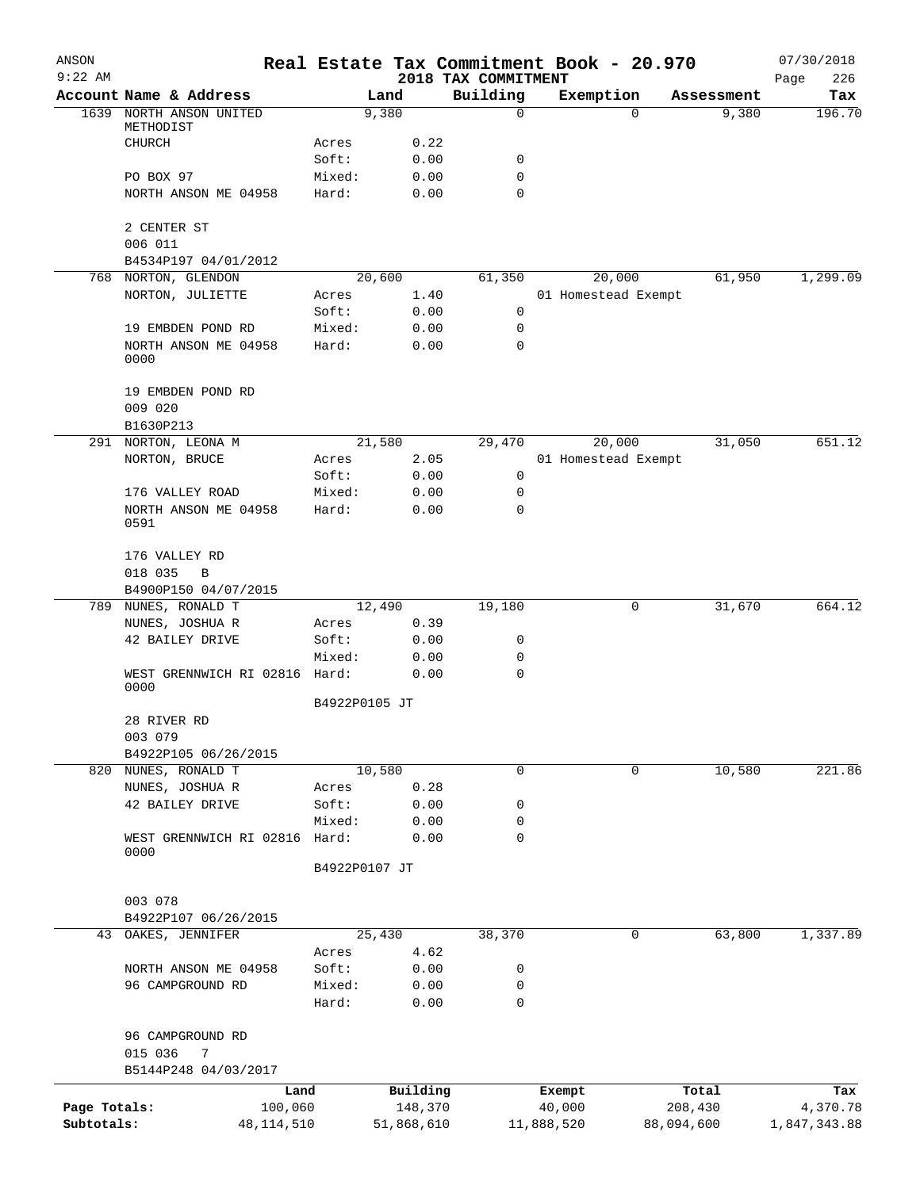ANSON 9:22 AM

# Real Estate Tax Commitment Book - 20.970

2018 TAX COMMITMENT

07/30/2018 Page 226

| Account Name & Address | | Land | Building | Exemption | Assessment | Tax |
|---|---|---|---|---|---|---|
| 1639 NORTH ANSON UNITED METHODIST | | 9,380 | 0 | 0 | 9,380 | 196.70 |
| CHURCH | Acres | 0.22 | | | | |
| | Soft: | 0.00 | 0 | | | |
| PO BOX 97 | Mixed: | 0.00 | 0 | | | |
| NORTH ANSON ME 04958 | Hard: | 0.00 | 0 | | | |
| 2 CENTER ST | | | | | | |
| 006 011 | | | | | | |
| B4534P197 04/01/2012 | | | | | | |
| 768 NORTON, GLENDON | | 20,600 | 61,350 | 20,000 | 61,950 | 1,299.09 |
| NORTON, JULIETTE | Acres | 1.40 | | 01 Homestead Exempt | | |
| | Soft: | 0.00 | 0 | | | |
| 19 EMBDEN POND RD | Mixed: | 0.00 | 0 | | | |
| NORTH ANSON ME 04958 0000 | Hard: | 0.00 | 0 | | | |
| 19 EMBDEN POND RD | | | | | | |
| 009 020 | | | | | | |
| B1630P213 | | | | | | |
| 291 NORTON, LEONA M | | 21,580 | 29,470 | 20,000 | 31,050 | 651.12 |
| NORTON, BRUCE | Acres | 2.05 | | 01 Homestead Exempt | | |
| | Soft: | 0.00 | 0 | | | |
| 176 VALLEY ROAD | Mixed: | 0.00 | 0 | | | |
| NORTH ANSON ME 04958 0591 | Hard: | 0.00 | 0 | | | |
| 176 VALLEY RD | | | | | | |
| 018 035 B | | | | | | |
| B4900P150 04/07/2015 | | | | | | |
| 789 NUNES, RONALD T | | 12,490 | 19,180 | 0 | 31,670 | 664.12 |
| NUNES, JOSHUA R | Acres | 0.39 | | | | |
| 42 BAILEY DRIVE | Soft: | 0.00 | 0 | | | |
| | Mixed: | 0.00 | 0 | | | |
| WEST GRENNWICH RI 02816 0000 | Hard: | 0.00 | 0 | | | |
| | B4922P0105 JT | | | | | |
| 28 RIVER RD | | | | | | |
| 003 079 | | | | | | |
| B4922P105 06/26/2015 | | | | | | |
| 820 NUNES, RONALD T | | 10,580 | 0 | 0 | 10,580 | 221.86 |
| NUNES, JOSHUA R | Acres | 0.28 | | | | |
| 42 BAILEY DRIVE | Soft: | 0.00 | 0 | | | |
| | Mixed: | 0.00 | 0 | | | |
| WEST GRENNWICH RI 02816 0000 | Hard: | 0.00 | 0 | | | |
| | B4922P0107 JT | | | | | |
| 003 078 | | | | | | |
| B4922P107 06/26/2015 | | | | | | |
| 43 OAKES, JENNIFER | | 25,430 | 38,370 | 0 | 63,800 | 1,337.89 |
| | Acres | 4.62 | | | | |
| NORTH ANSON ME 04958 | Soft: | 0.00 | 0 | | | |
| 96 CAMPGROUND RD | Mixed: | 0.00 | 0 | | | |
| | Hard: | 0.00 | 0 | | | |
| 96 CAMPGROUND RD | | | | | | |
| 015 036 7 | | | | | | |
| B5144P248 04/03/2017 | | | | | | |

| | Land | Building | Exempt | Total | Tax |
|---|---|---|---|---|---|
| Page Totals: | 100,060 | 148,370 | 40,000 | 208,430 | 4,370.78 |
| Subtotals: | 48,114,510 | 51,868,610 | 11,888,520 | 88,094,600 | 1,847,343.88 |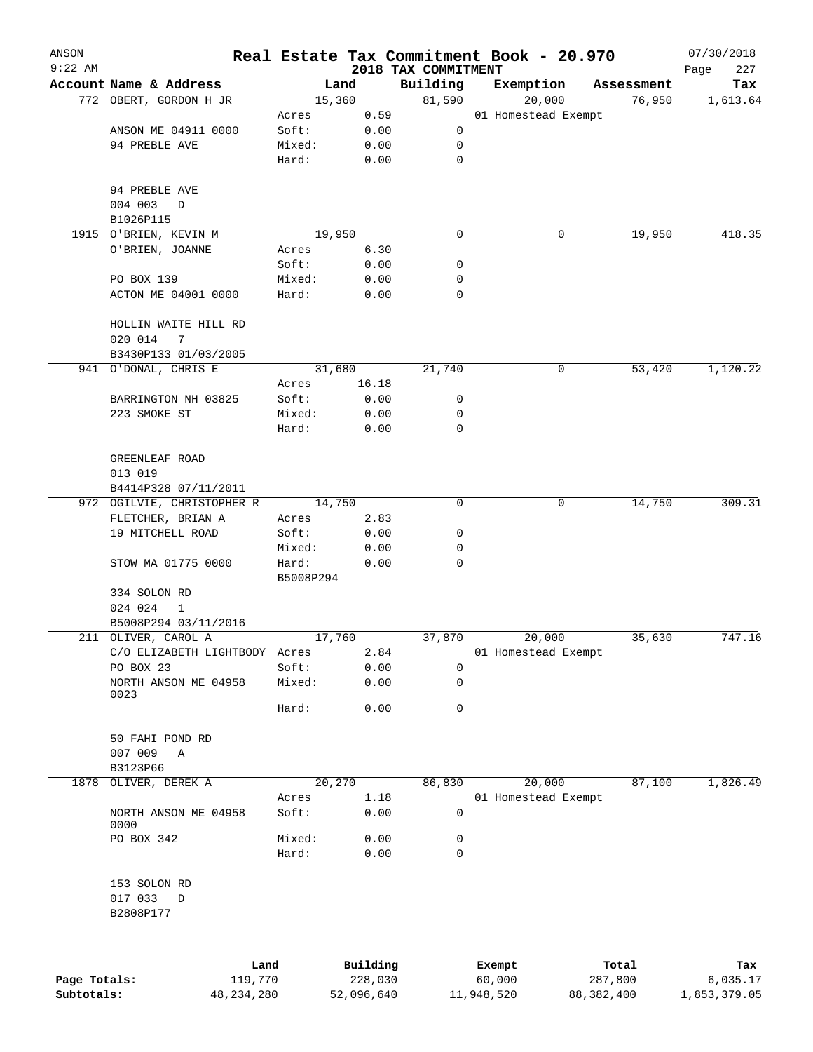ANSON 9:22 AM

# Real Estate Tax Commitment Book - 20.970

## 2018 TAX COMMITMENT

07/30/2018

| Account | Name & Address | | Land | Building | Exemption | Assessment | Tax |
|---|---|---|---|---|---|---|---|
| 772 | OBERT, GORDON H JR | | 15,360 | 81,590 | 20,000 | 76,950 | 1,613.64 |
| | | Acres | 0.59 | | 01 Homestead Exempt | | |
| | ANSON ME 04911 0000 | Soft: | 0.00 | 0 | | | |
| | 94 PREBLE AVE | Mixed: | 0.00 | 0 | | | |
| | | Hard: | 0.00 | 0 | | | |
| | 94 PREBLE AVE | | | | | | |
| | 004 003 D | | | | | | |
| | B1026P115 | | | | | | |
| 1915 | O'BRIEN, KEVIN M | | 19,950 | 0 | 0 | 19,950 | 418.35 |
| | O'BRIEN, JOANNE | Acres | 6.30 | | | | |
| | | Soft: | 0.00 | 0 | | | |
| | PO BOX 139 | Mixed: | 0.00 | 0 | | | |
| | ACTON ME 04001 0000 | Hard: | 0.00 | 0 | | | |
| | HOLLIN WAITE HILL RD | | | | | | |
| | 020 014 7 | | | | | | |
| | B3430P133 01/03/2005 | | | | | | |
| 941 | O'DONAL, CHRIS E | | 31,680 | 21,740 | 0 | 53,420 | 1,120.22 |
| | | Acres | 16.18 | | | | |
| | BARRINGTON NH 03825 | Soft: | 0.00 | 0 | | | |
| | 223 SMOKE ST | Mixed: | 0.00 | 0 | | | |
| | | Hard: | 0.00 | 0 | | | |
| | GREENLEAF ROAD | | | | | | |
| | 013 019 | | | | | | |
| | B4414P328 07/11/2011 | | | | | | |
| 972 | OGILVIE, CHRISTOPHER R | | 14,750 | 0 | 0 | 14,750 | 309.31 |
| | FLETCHER, BRIAN A | Acres | 2.83 | | | | |
| | 19 MITCHELL ROAD | Soft: | 0.00 | 0 | | | |
| | | Mixed: | 0.00 | 0 | | | |
| | STOW MA 01775 0000 | Hard: | 0.00 | 0 | | | |
| | | B5008P294 | | | | | |
| | 334 SOLON RD | | | | | | |
| | 024 024 1 | | | | | | |
| | B5008P294 03/11/2016 | | | | | | |
| 211 | OLIVER, CAROL A | | 17,760 | 37,870 | 20,000 | 35,630 | 747.16 |
| | C/O ELIZABETH LIGHTBODY | Acres | 2.84 | | 01 Homestead Exempt | | |
| | PO BOX 23 | Soft: | 0.00 | 0 | | | |
| | NORTH ANSON ME 04958 0023 | Mixed: | 0.00 | 0 | | | |
| | | Hard: | 0.00 | 0 | | | |
| | 50 FAHI POND RD | | | | | | |
| | 007 009 A | | | | | | |
| | B3123P66 | | | | | | |
| 1878 | OLIVER, DEREK A | | 20,270 | 86,830 | 20,000 | 87,100 | 1,826.49 |
| | | Acres | 1.18 | | 01 Homestead Exempt | | |
| | NORTH ANSON ME 04958 0000 | Soft: | 0.00 | 0 | | | |
| | PO BOX 342 | Mixed: | 0.00 | 0 | | | |
| | | Hard: | 0.00 | 0 | | | |
| | 153 SOLON RD | | | | | | |
| | 017 033 D | | | | | | |
| | B2808P177 | | | | | | |

| | Land | Building | Exempt | Total | Tax |
|---|---|---|---|---|---|
| Page Totals: | 119,770 | 228,030 | 60,000 | 287,800 | 6,035.17 |
| Subtotals: | 48,234,280 | 52,096,640 | 11,948,520 | 88,382,400 | 1,853,379.05 |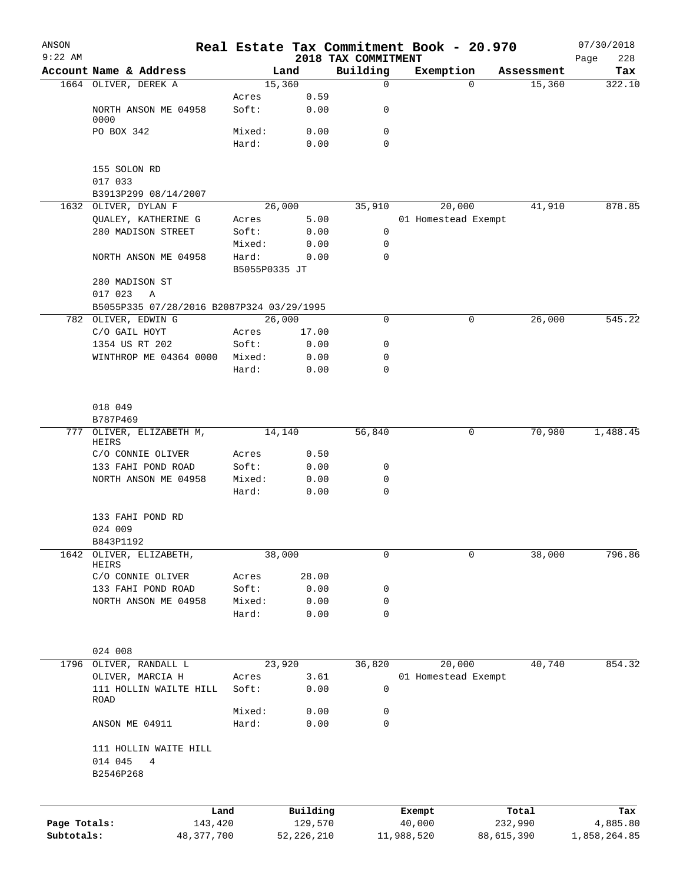# Real Estate Tax Commitment Book - 20.970

## 2018 TAX COMMITMENT

ANSON 9:22 AM — 07/30/2018

| Account Name & Address | Land | | Building | Exemption | Assessment | Tax |
|---|---|---|---|---|---|---|
| 1664 OLIVER, DEREK A | 15,360 | | 0 | 0 | 15,360 | 322.10 |
| | Acres | 0.59 | | | | |
| NORTH ANSON ME 04958 0000 | Soft: | 0.00 | 0 | | | |
| PO BOX 342 | Mixed: | 0.00 | 0 | | | |
| | Hard: | 0.00 | 0 | | | |
| 155 SOLON RD | | | | | | |
| 017 033 | | | | | | |
| B3913P299 08/14/2007 | | | | | | |
| 1632 OLIVER, DYLAN F | 26,000 | | 35,910 | 20,000 | 41,910 | 878.85 |
| QUALEY, KATHERINE G | Acres | 5.00 | | 01 Homestead Exempt | | |
| 280 MADISON STREET | Soft: | 0.00 | 0 | | | |
| | Mixed: | 0.00 | 0 | | | |
| NORTH ANSON ME 04958 | Hard: | 0.00 | 0 | | | |
| | B5055P0335 JT | | | | | |
| 280 MADISON ST | | | | | | |
| 017 023 A | | | | | | |
| B5055P335 07/28/2016 B2087P324 03/29/1995 | | | | | | |
| 782 OLIVER, EDWIN G | 26,000 | | 0 | 0 | 26,000 | 545.22 |
| C/O GAIL HOYT | Acres | 17.00 | | | | |
| 1354 US RT 202 | Soft: | 0.00 | 0 | | | |
| WINTHROP ME 04364 0000 | Mixed: | 0.00 | 0 | | | |
| | Hard: | 0.00 | 0 | | | |
| 018 049 | | | | | | |
| B787P469 | | | | | | |
| 777 OLIVER, ELIZABETH M, HEIRS | 14,140 | | 56,840 | 0 | 70,980 | 1,488.45 |
| C/O CONNIE OLIVER | Acres | 0.50 | | | | |
| 133 FAHI POND ROAD | Soft: | 0.00 | 0 | | | |
| NORTH ANSON ME 04958 | Mixed: | 0.00 | 0 | | | |
| | Hard: | 0.00 | 0 | | | |
| 133 FAHI POND RD | | | | | | |
| 024 009 | | | | | | |
| B843P1192 | | | | | | |
| 1642 OLIVER, ELIZABETH, HEIRS | 38,000 | | 0 | 0 | 38,000 | 796.86 |
| C/O CONNIE OLIVER | Acres | 28.00 | | | | |
| 133 FAHI POND ROAD | Soft: | 0.00 | 0 | | | |
| NORTH ANSON ME 04958 | Mixed: | 0.00 | 0 | | | |
| | Hard: | 0.00 | 0 | | | |
| 024 008 | | | | | | |
| 1796 OLIVER, RANDALL L | 23,920 | | 36,820 | 20,000 | 40,740 | 854.32 |
| OLIVER, MARCIA H | Acres | 3.61 | | 01 Homestead Exempt | | |
| 111 HOLLIN WAILTE HILL ROAD | Soft: | 0.00 | 0 | | | |
| | Mixed: | 0.00 | 0 | | | |
| ANSON ME 04911 | Hard: | 0.00 | 0 | | | |
| 111 HOLLIN WAITE HILL | | | | | | |
| 014 045 4 | | | | | | |
| B2546P268 | | | | | | |

| | Land | Building | Exempt | Total | Tax |
|---|---|---|---|---|---|
| Page Totals: | 143,420 | 129,570 | 40,000 | 232,990 | 4,885.80 |
| Subtotals: | 48,377,700 | 52,226,210 | 11,988,520 | 88,615,390 | 1,858,264.85 |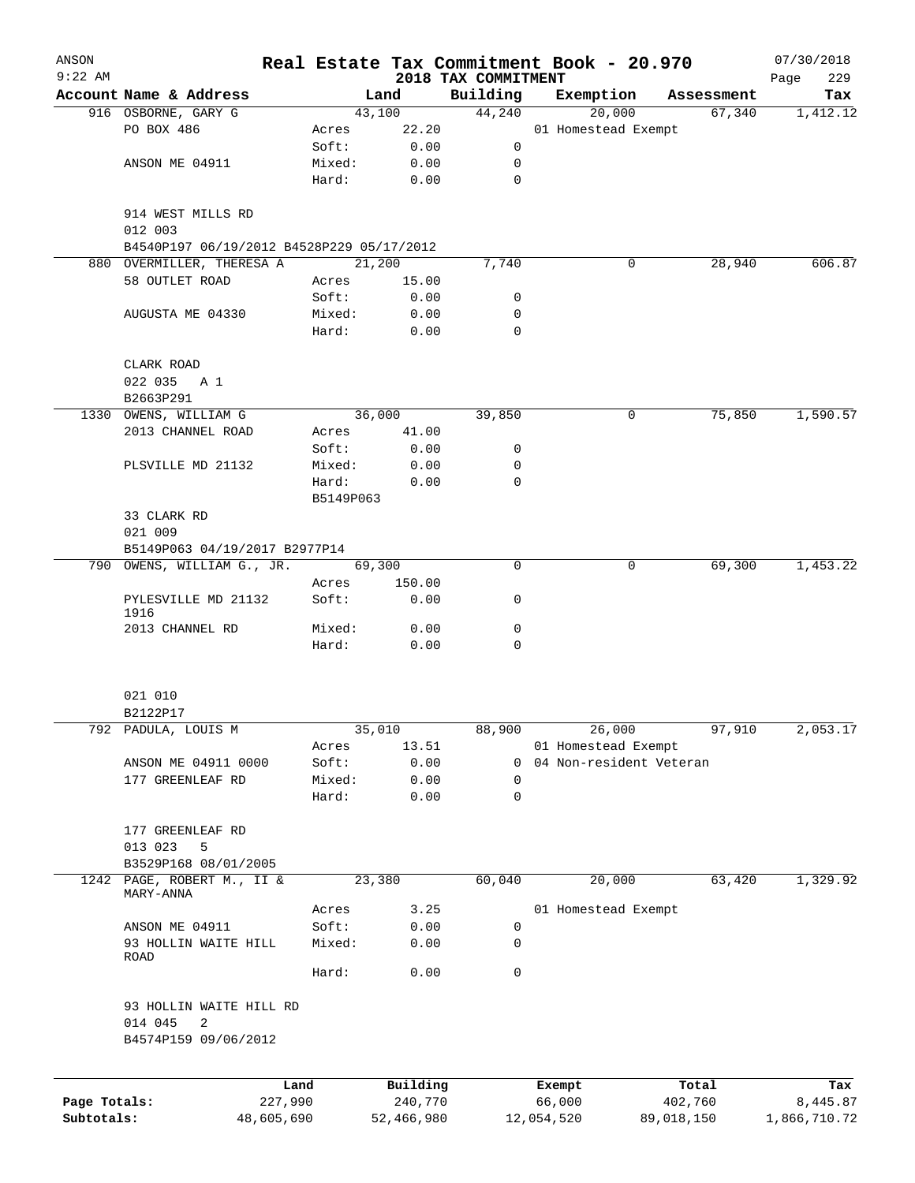ANSON
9:22 AM

# Real Estate Tax Commitment Book - 20.970

## 2018 TAX COMMITMENT

07/30/2018

| Account Name & Address | | Land | Building | Exemption | Assessment | Tax |
|---|---|---|---|---|---|---|
| 916 OSBORNE, GARY G | | 43,100 | 44,240 | 20,000 | 67,340 | 1,412.12 |
| PO BOX 486 | Acres | 22.20 | | 01 Homestead Exempt | | |
| | Soft: | 0.00 | 0 | | | |
| ANSON ME 04911 | Mixed: | 0.00 | 0 | | | |
| | Hard: | 0.00 | 0 | | | |
| 914 WEST MILLS RD | | | | | | |
| 012 003 | | | | | | |
| B4540P197 06/19/2012 B4528P229 05/17/2012 | | | | | | |
| 880 OVERMILLER, THERESA A | | 21,200 | 7,740 | 0 | 28,940 | 606.87 |
| 58 OUTLET ROAD | Acres | 15.00 | | | | |
| | Soft: | 0.00 | 0 | | | |
| AUGUSTA ME 04330 | Mixed: | 0.00 | 0 | | | |
| | Hard: | 0.00 | 0 | | | |
| CLARK ROAD | | | | | | |
| 022 035 A 1 | | | | | | |
| B2663P291 | | | | | | |
| 1330 OWENS, WILLIAM G | | 36,000 | 39,850 | 0 | 75,850 | 1,590.57 |
| 2013 CHANNEL ROAD | Acres | 41.00 | | | | |
| | Soft: | 0.00 | 0 | | | |
| PLSVILLE MD 21132 | Mixed: | 0.00 | 0 | | | |
| | Hard: | 0.00 | 0 | | | |
| | B5149P063 | | | | | |
| 33 CLARK RD | | | | | | |
| 021 009 | | | | | | |
| B5149P063 04/19/2017 B2977P14 | | | | | | |
| 790 OWENS, WILLIAM G., JR. | | 69,300 | 0 | 0 | 69,300 | 1,453.22 |
| | Acres | 150.00 | | | | |
| PYLESVILLE MD 21132 1916 | Soft: | 0.00 | 0 | | | |
| 2013 CHANNEL RD | Mixed: | 0.00 | 0 | | | |
| | Hard: | 0.00 | 0 | | | |
| 021 010 | | | | | | |
| B2122P17 | | | | | | |
| 792 PADULA, LOUIS M | | 35,010 | 88,900 | 26,000 | 97,910 | 2,053.17 |
| | Acres | 13.51 | | 01 Homestead Exempt | | |
| ANSON ME 04911 0000 | Soft: | 0.00 | 0 | 04 Non-resident Veteran | | |
| 177 GREENLEAF RD | Mixed: | 0.00 | 0 | | | |
| | Hard: | 0.00 | 0 | | | |
| 177 GREENLEAF RD | | | | | | |
| 013 023 5 | | | | | | |
| B3529P168 08/01/2005 | | | | | | |
| 1242 PAGE, ROBERT M., II & MARY-ANNA | | 23,380 | 60,040 | 20,000 | 63,420 | 1,329.92 |
| | Acres | 3.25 | | 01 Homestead Exempt | | |
| ANSON ME 04911 | Soft: | 0.00 | 0 | | | |
| 93 HOLLIN WAITE HILL ROAD | Mixed: | 0.00 | 0 | | | |
| | Hard: | 0.00 | 0 | | | |
| 93 HOLLIN WAITE HILL RD | | | | | | |
| 014 045 2 | | | | | | |
| B4574P159 09/06/2012 | | | | | | |

| | Land | Building | Exempt | Total | Tax |
|---|---|---|---|---|---|
| Page Totals: | 227,990 | 240,770 | 66,000 | 402,760 | 8,445.87 |
| Subtotals: | 48,605,690 | 52,466,980 | 12,054,520 | 89,018,150 | 1,866,710.72 |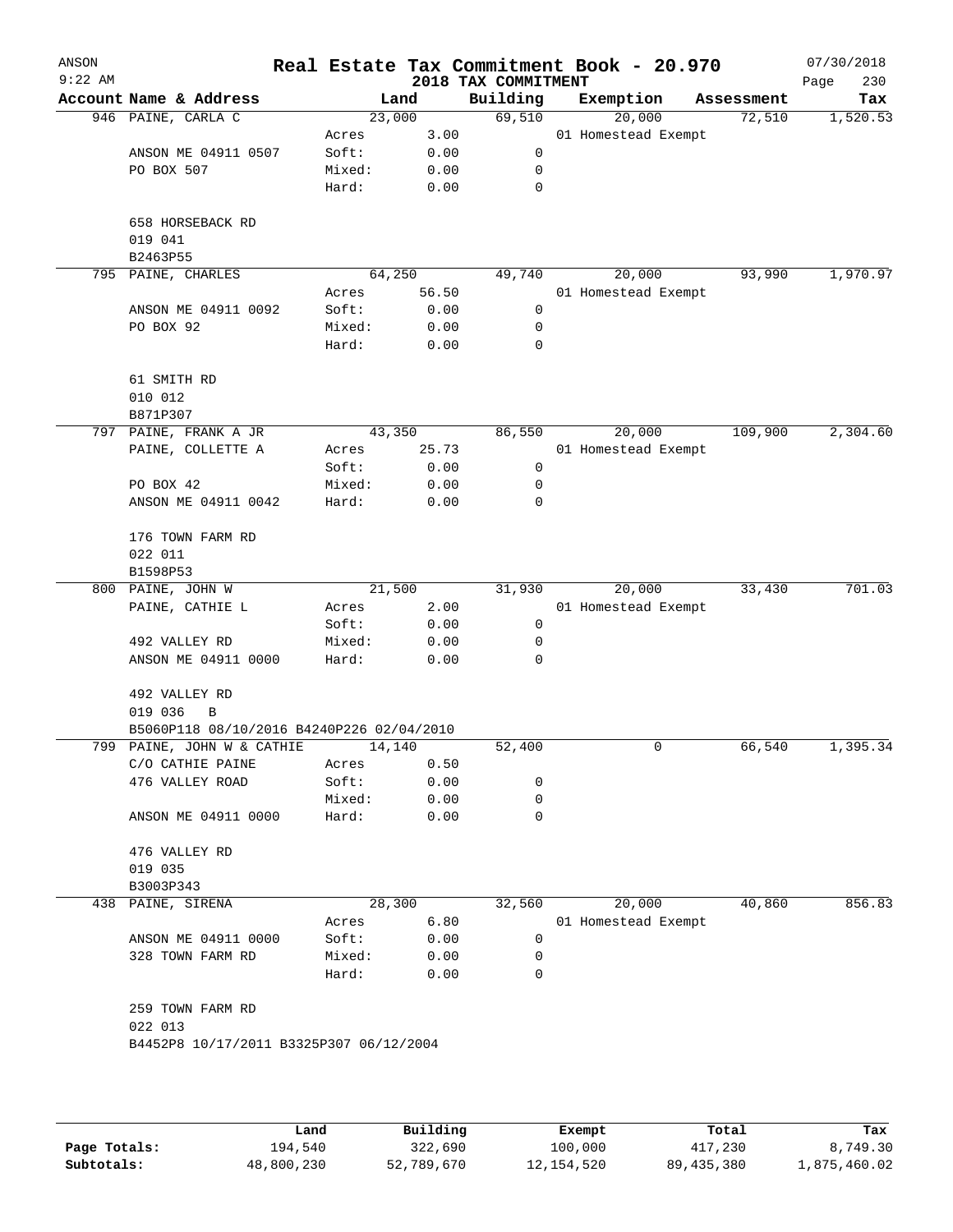# Real Estate Tax Commitment Book - 20.970

ANSON
9:22 AM

2018 TAX COMMITMENT

07/30/2018

| Account Name & Address | | Land | Building | Exemption | Assessment | Tax |
|---|---|---|---|---|---|---|
| 946 PAINE, CARLA C | | 23,000 | 69,510 | 20,000 | 72,510 | 1,520.53 |
| | Acres | 3.00 | | 01 Homestead Exempt | | |
| ANSON ME 04911 0507 | Soft: | 0.00 | 0 | | | |
| PO BOX 507 | Mixed: | 0.00 | 0 | | | |
| | Hard: | 0.00 | 0 | | | |
| 658 HORSEBACK RD | | | | | | |
| 019 041 | | | | | | |
| B2463P55 | | | | | | |
| 795 PAINE, CHARLES | | 64,250 | 49,740 | 20,000 | 93,990 | 1,970.97 |
| | Acres | 56.50 | | 01 Homestead Exempt | | |
| ANSON ME 04911 0092 | Soft: | 0.00 | 0 | | | |
| PO BOX 92 | Mixed: | 0.00 | 0 | | | |
| | Hard: | 0.00 | 0 | | | |
| 61 SMITH RD | | | | | | |
| 010 012 | | | | | | |
| B871P307 | | | | | | |
| 797 PAINE, FRANK A JR | | 43,350 | 86,550 | 20,000 | 109,900 | 2,304.60 |
| PAINE, COLLETTE A | Acres | 25.73 | | 01 Homestead Exempt | | |
| | Soft: | 0.00 | 0 | | | |
| PO BOX 42 | Mixed: | 0.00 | 0 | | | |
| ANSON ME 04911 0042 | Hard: | 0.00 | 0 | | | |
| 176 TOWN FARM RD | | | | | | |
| 022 011 | | | | | | |
| B1598P53 | | | | | | |
| 800 PAINE, JOHN W | | 21,500 | 31,930 | 20,000 | 33,430 | 701.03 |
| PAINE, CATHIE L | Acres | 2.00 | | 01 Homestead Exempt | | |
| | Soft: | 0.00 | 0 | | | |
| 492 VALLEY RD | Mixed: | 0.00 | 0 | | | |
| ANSON ME 04911 0000 | Hard: | 0.00 | 0 | | | |
| 492 VALLEY RD | | | | | | |
| 019 036 B | | | | | | |
| B5060P118 08/10/2016 B4240P226 02/04/2010 | | | | | | |
| 799 PAINE, JOHN W & CATHIE | | 14,140 | 52,400 | 0 | 66,540 | 1,395.34 |
| C/O CATHIE PAINE | Acres | 0.50 | | | | |
| 476 VALLEY ROAD | Soft: | 0.00 | 0 | | | |
| | Mixed: | 0.00 | 0 | | | |
| ANSON ME 04911 0000 | Hard: | 0.00 | 0 | | | |
| 476 VALLEY RD | | | | | | |
| 019 035 | | | | | | |
| B3003P343 | | | | | | |
| 438 PAINE, SIRENA | | 28,300 | 32,560 | 20,000 | 40,860 | 856.83 |
| | Acres | 6.80 | | 01 Homestead Exempt | | |
| ANSON ME 04911 0000 | Soft: | 0.00 | 0 | | | |
| 328 TOWN FARM RD | Mixed: | 0.00 | 0 | | | |
| | Hard: | 0.00 | 0 | | | |
| 259 TOWN FARM RD | | | | | | |
| 022 013 | | | | | | |
| B4452P8 10/17/2011 B3325P307 06/12/2004 | | | | | | |

| | Land | Building | Exempt | Total | Tax |
|---|---|---|---|---|---|
| Page Totals: | 194,540 | 322,690 | 100,000 | 417,230 | 8,749.30 |
| Subtotals: | 48,800,230 | 52,789,670 | 12,154,520 | 89,435,380 | 1,875,460.02 |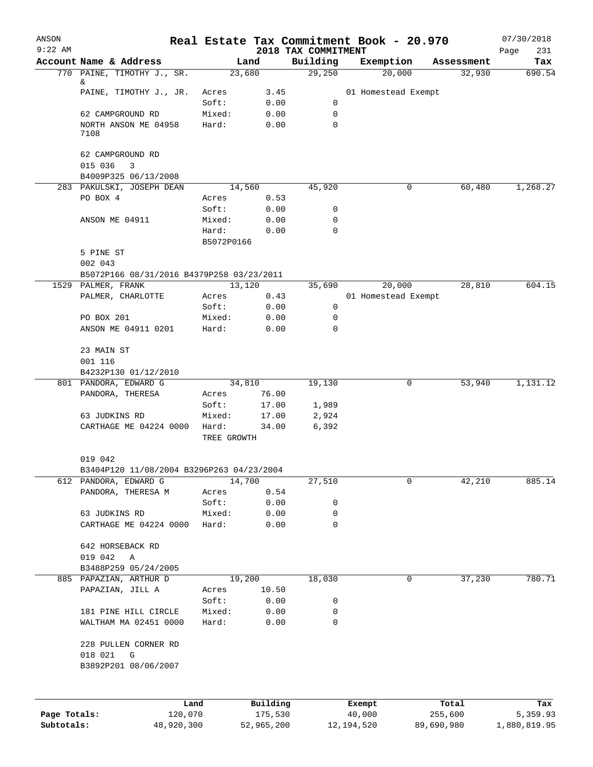# Real Estate Tax Commitment Book - 20.970

ANSON
9:22 AM

2018 TAX COMMITMENT

07/30/2018

| Account Name & Address | Land | | Building | Exemption | Assessment | Tax |
|---|---|---|---|---|---|---|
| 770 PAINE, TIMOTHY J., SR. & | 23,680 | | 29,250 | 20,000 | 32,930 | 690.54 |
| PAINE, TIMOTHY J., JR. | Acres | 3.45 | | 01 Homestead Exempt | | |
| | Soft: | 0.00 | 0 | | | |
| 62 CAMPGROUND RD | Mixed: | 0.00 | 0 | | | |
| NORTH ANSON ME 04958 7108 | Hard: | 0.00 | 0 | | | |
| 62 CAMPGROUND RD | | | | | | |
| 015 036 3 | | | | | | |
| B4009P325 06/13/2008 | | | | | | |
| 283 PAKULSKI, JOSEPH DEAN | 14,560 | | 45,920 | 0 | 60,480 | 1,268.27 |
| PO BOX 4 | Acres | 0.53 | | | | |
| | Soft: | 0.00 | 0 | | | |
| ANSON ME 04911 | Mixed: | 0.00 | 0 | | | |
| | Hard: | 0.00 | 0 | | | |
| | B5072P0166 | | | | | |
| 5 PINE ST | | | | | | |
| 002 043 | | | | | | |
| B5072P166 08/31/2016 B4379P258 03/23/2011 | | | | | | |
| 1529 PALMER, FRANK | 13,120 | | 35,690 | 20,000 | 28,810 | 604.15 |
| PALMER, CHARLOTTE | Acres | 0.43 | | 01 Homestead Exempt | | |
| | Soft: | 0.00 | 0 | | | |
| PO BOX 201 | Mixed: | 0.00 | 0 | | | |
| ANSON ME 04911 0201 | Hard: | 0.00 | 0 | | | |
| 23 MAIN ST | | | | | | |
| 001 116 | | | | | | |
| B4232P130 01/12/2010 | | | | | | |
| 801 PANDORA, EDWARD G | 34,810 | | 19,130 | 0 | 53,940 | 1,131.12 |
| PANDORA, THERESA | Acres | 76.00 | | | | |
| | Soft: | 17.00 | 1,989 | | | |
| 63 JUDKINS RD | Mixed: | 17.00 | 2,924 | | | |
| CARTHAGE ME 04224 0000 | Hard: | 34.00 | 6,392 | | | |
| | TREE GROWTH | | | | | |
| 019 042 | | | | | | |
| B3404P120 11/08/2004 B3296P263 04/23/2004 | | | | | | |
| 612 PANDORA, EDWARD G | 14,700 | | 27,510 | 0 | 42,210 | 885.14 |
| PANDORA, THERESA M | Acres | 0.54 | | | | |
| | Soft: | 0.00 | 0 | | | |
| 63 JUDKINS RD | Mixed: | 0.00 | 0 | | | |
| CARTHAGE ME 04224 0000 | Hard: | 0.00 | 0 | | | |
| 642 HORSEBACK RD | | | | | | |
| 019 042 A | | | | | | |
| B3488P259 05/24/2005 | | | | | | |
| 885 PAPAZIAN, ARTHUR D | 19,200 | | 18,030 | 0 | 37,230 | 780.71 |
| PAPAZIAN, JILL A | Acres | 10.50 | | | | |
| | Soft: | 0.00 | 0 | | | |
| 181 PINE HILL CIRCLE | Mixed: | 0.00 | 0 | | | |
| WALTHAM MA 02451 0000 | Hard: | 0.00 | 0 | | | |
| 228 PULLEN CORNER RD | | | | | | |
| 018 021 G | | | | | | |
| B3892P201 08/06/2007 | | | | | | |

| | Land | Building | Exempt | Total | Tax |
|---|---|---|---|---|---|
| Page Totals: | 120,070 | 175,530 | 40,000 | 255,600 | 5,359.93 |
| Subtotals: | 48,920,300 | 52,965,200 | 12,194,520 | 89,690,980 | 1,880,819.95 |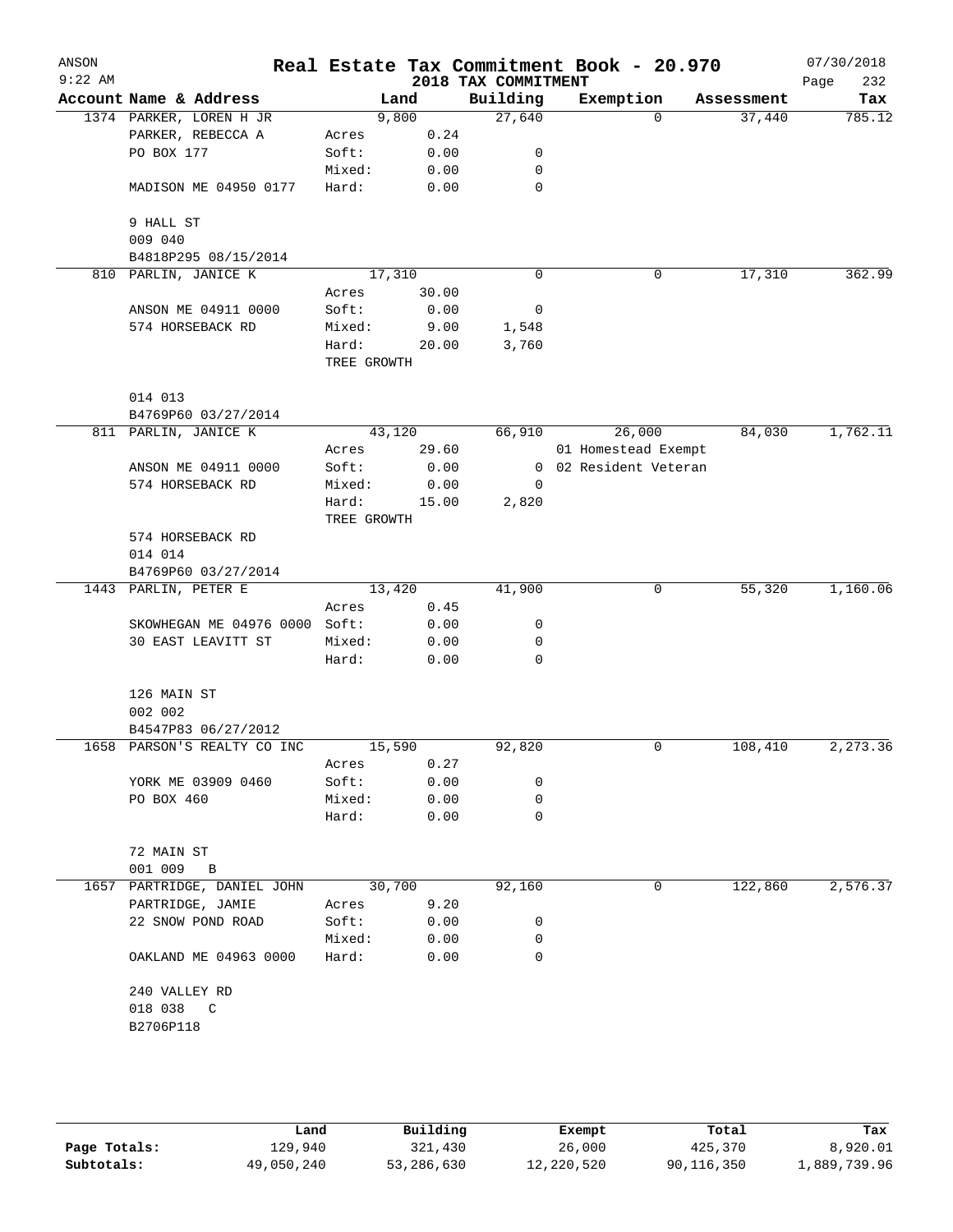ANSON 9:22 AM

# Real Estate Tax Commitment Book - 20.970

## 2018 TAX COMMITMENT

07/30/2018 Page 232

| Account Name & Address | Land | | Building | Exemption | Assessment | Tax |
|---|---|---|---|---|---|---|
| 1374 PARKER, LOREN H JR | 9,800 | | 27,640 | 0 | 37,440 | 785.12 |
| PARKER, REBECCA A | Acres | 0.24 | | | | |
| PO BOX 177 | Soft: | 0.00 | 0 | | | |
| | Mixed: | 0.00 | 0 | | | |
| MADISON ME 04950 0177 | Hard: | 0.00 | 0 | | | |
| 9 HALL ST | | | | | | |
| 009 040 | | | | | | |
| B4818P295 08/15/2014 | | | | | | |
| 810 PARLIN, JANICE K | 17,310 | | 0 | 0 | 17,310 | 362.99 |
| | Acres | 30.00 | | | | |
| ANSON ME 04911 0000 | Soft: | 0.00 | 0 | | | |
| 574 HORSEBACK RD | Mixed: | 9.00 | 1,548 | | | |
| | Hard: | 20.00 | 3,760 | | | |
| | TREE GROWTH | | | | | |
| 014 013 | | | | | | |
| B4769P60 03/27/2014 | | | | | | |
| 811 PARLIN, JANICE K | 43,120 | | 66,910 | 26,000 | 84,030 | 1,762.11 |
| | Acres | 29.60 | | 01 Homestead Exempt | | |
| ANSON ME 04911 0000 | Soft: | 0.00 | 0 | 02 Resident Veteran | | |
| 574 HORSEBACK RD | Mixed: | 0.00 | 0 | | | |
| | Hard: | 15.00 | 2,820 | | | |
| | TREE GROWTH | | | | | |
| 574 HORSEBACK RD | | | | | | |
| 014 014 | | | | | | |
| B4769P60 03/27/2014 | | | | | | |
| 1443 PARLIN, PETER E | 13,420 | | 41,900 | 0 | 55,320 | 1,160.06 |
| | Acres | 0.45 | | | | |
| SKOWHEGAN ME 04976 0000 | Soft: | 0.00 | 0 | | | |
| 30 EAST LEAVITT ST | Mixed: | 0.00 | 0 | | | |
| | Hard: | 0.00 | 0 | | | |
| 126 MAIN ST | | | | | | |
| 002 002 | | | | | | |
| B4547P83 06/27/2012 | | | | | | |
| 1658 PARSON'S REALTY CO INC | 15,590 | | 92,820 | 0 | 108,410 | 2,273.36 |
| | Acres | 0.27 | | | | |
| YORK ME 03909 0460 | Soft: | 0.00 | 0 | | | |
| PO BOX 460 | Mixed: | 0.00 | 0 | | | |
| | Hard: | 0.00 | 0 | | | |
| 72 MAIN ST | | | | | | |
| 001 009 B | | | | | | |
| 1657 PARTRIDGE, DANIEL JOHN | 30,700 | | 92,160 | 0 | 122,860 | 2,576.37 |
| PARTRIDGE, JAMIE | Acres | 9.20 | | | | |
| 22 SNOW POND ROAD | Soft: | 0.00 | 0 | | | |
| | Mixed: | 0.00 | 0 | | | |
| OAKLAND ME 04963 0000 | Hard: | 0.00 | 0 | | | |
| 240 VALLEY RD | | | | | | |
| 018 038 C | | | | | | |
| B2706P118 | | | | | | |

| | Land | Building | Exempt | Total | Tax |
|---|---|---|---|---|---|
| Page Totals: | 129,940 | 321,430 | 26,000 | 425,370 | 8,920.01 |
| Subtotals: | 49,050,240 | 53,286,630 | 12,220,520 | 90,116,350 | 1,889,739.96 |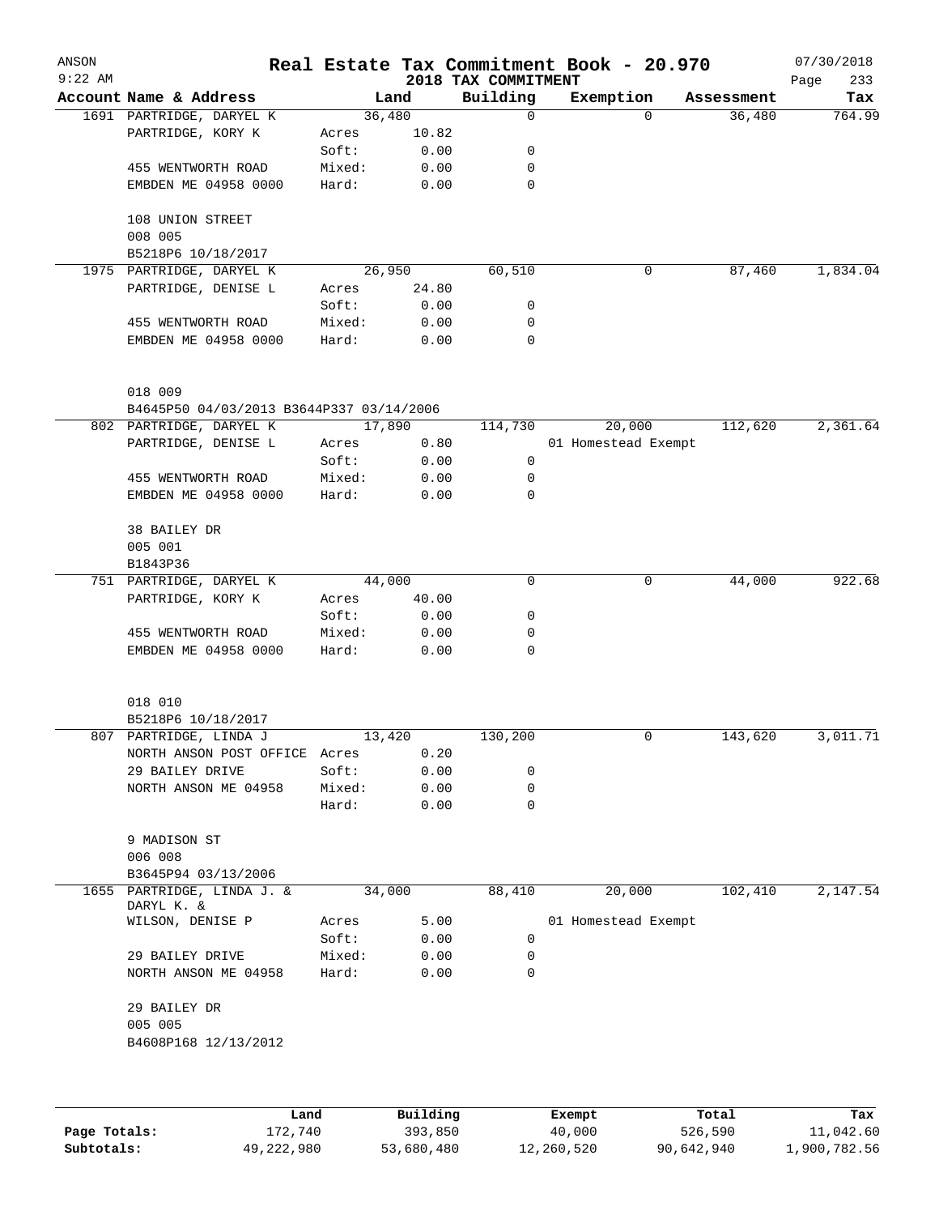# Real Estate Tax Commitment Book - 20.970

ANSON 9:22 AM — 2018 TAX COMMITMENT — 07/30/2018

| Account Name & Address | | Land | Building | Exemption | Assessment | Tax |
|---|---|---|---|---|---|---|
| 1691 PARTRIDGE, DARYEL K | | 36,480 | 0 | 0 | 36,480 | 764.99 |
| PARTRIDGE, KORY K | Acres | 10.82 | | | | |
| | Soft: | 0.00 | 0 | | | |
| 455 WENTWORTH ROAD | Mixed: | 0.00 | 0 | | | |
| EMBDEN ME 04958 0000 | Hard: | 0.00 | 0 | | | |
| 108 UNION STREET | | | | | | |
| 008 005 | | | | | | |
| B5218P6 10/18/2017 | | | | | | |
| 1975 PARTRIDGE, DARYEL K | | 26,950 | 60,510 | 0 | 87,460 | 1,834.04 |
| PARTRIDGE, DENISE L | Acres | 24.80 | | | | |
| | Soft: | 0.00 | 0 | | | |
| 455 WENTWORTH ROAD | Mixed: | 0.00 | 0 | | | |
| EMBDEN ME 04958 0000 | Hard: | 0.00 | 0 | | | |
| 018 009 | | | | | | |
| B4645P50 04/03/2013 B3644P337 03/14/2006 | | | | | | |
| 802 PARTRIDGE, DARYEL K | | 17,890 | 114,730 | 20,000 | 112,620 | 2,361.64 |
| PARTRIDGE, DENISE L | Acres | 0.80 | | 01 Homestead Exempt | | |
| | Soft: | 0.00 | 0 | | | |
| 455 WENTWORTH ROAD | Mixed: | 0.00 | 0 | | | |
| EMBDEN ME 04958 0000 | Hard: | 0.00 | 0 | | | |
| 38 BAILEY DR | | | | | | |
| 005 001 | | | | | | |
| B1843P36 | | | | | | |
| 751 PARTRIDGE, DARYEL K | | 44,000 | 0 | 0 | 44,000 | 922.68 |
| PARTRIDGE, KORY K | Acres | 40.00 | | | | |
| | Soft: | 0.00 | 0 | | | |
| 455 WENTWORTH ROAD | Mixed: | 0.00 | 0 | | | |
| EMBDEN ME 04958 0000 | Hard: | 0.00 | 0 | | | |
| 018 010 | | | | | | |
| B5218P6 10/18/2017 | | | | | | |
| 807 PARTRIDGE, LINDA J | | 13,420 | 130,200 | 0 | 143,620 | 3,011.71 |
| NORTH ANSON POST OFFICE | Acres | 0.20 | | | | |
| 29 BAILEY DRIVE | Soft: | 0.00 | 0 | | | |
| NORTH ANSON ME 04958 | Mixed: | 0.00 | 0 | | | |
| | Hard: | 0.00 | 0 | | | |
| 9 MADISON ST | | | | | | |
| 006 008 | | | | | | |
| B3645P94 03/13/2006 | | | | | | |
| 1655 PARTRIDGE, LINDA J. & DARYL K. & | | 34,000 | 88,410 | 20,000 | 102,410 | 2,147.54 |
| WILSON, DENISE P | Acres | 5.00 | | 01 Homestead Exempt | | |
| | Soft: | 0.00 | 0 | | | |
| 29 BAILEY DRIVE | Mixed: | 0.00 | 0 | | | |
| NORTH ANSON ME 04958 | Hard: | 0.00 | 0 | | | |
| 29 BAILEY DR | | | | | | |
| 005 005 | | | | | | |
| B4608P168 12/13/2012 | | | | | | |

| | Land | Building | Exempt | Total | Tax |
|---|---|---|---|---|---|
| Page Totals: | 172,740 | 393,850 | 40,000 | 526,590 | 11,042.60 |
| Subtotals: | 49,222,980 | 53,680,480 | 12,260,520 | 90,642,940 | 1,900,782.56 |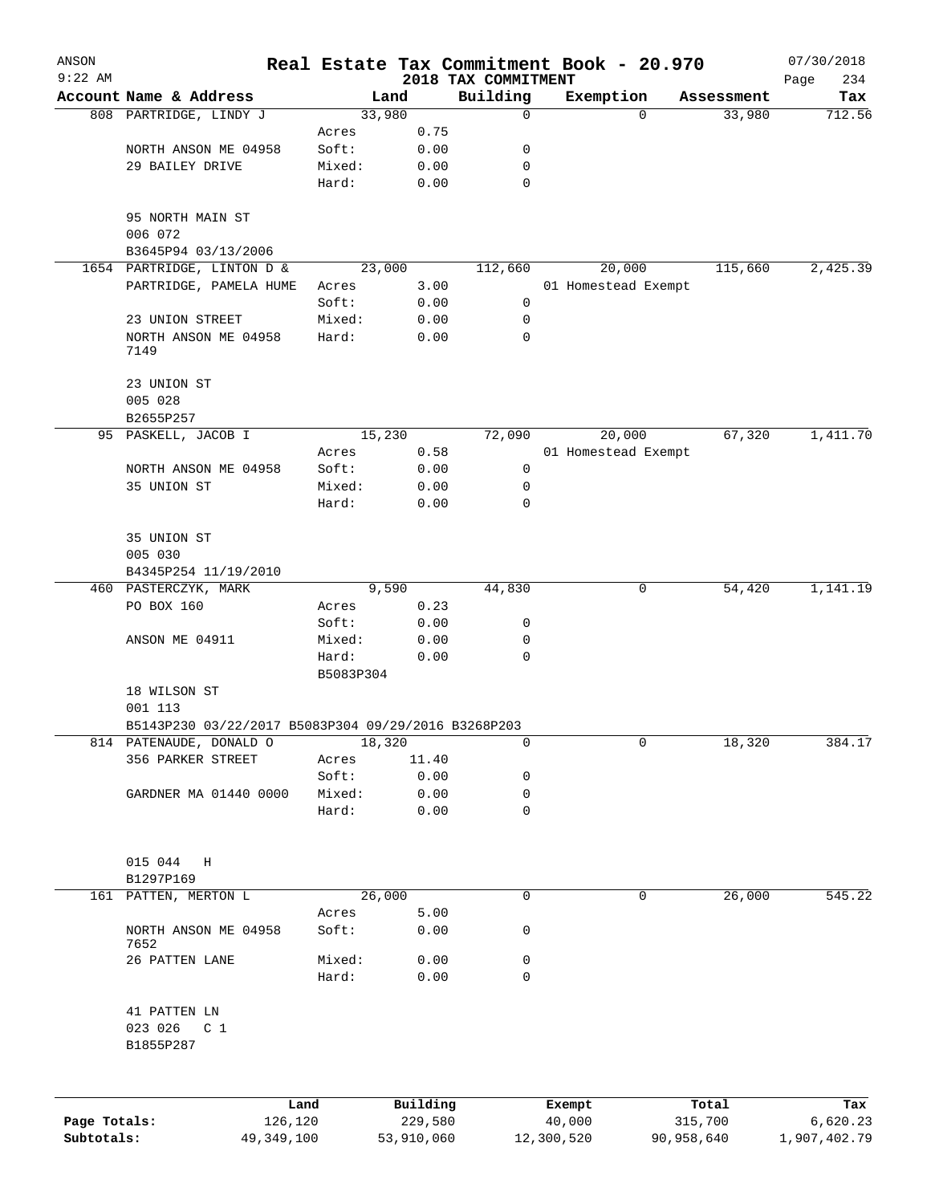ANSON 9:22 AM

# Real Estate Tax Commitment Book - 20.970

## 2018 TAX COMMITMENT

07/30/2018

| Account Name & Address | Land | | Building | Exemption | Assessment | Tax |
|---|---|---|---|---|---|---|
| 808 PARTRIDGE, LINDY J | 33,980 | | 0 | 0 | 33,980 | 712.56 |
| | Acres | 0.75 | | | | |
| NORTH ANSON ME 04958 | Soft: | 0.00 | 0 | | | |
| 29 BAILEY DRIVE | Mixed: | 0.00 | 0 | | | |
| | Hard: | 0.00 | 0 | | | |
| 95 NORTH MAIN ST | | | | | | |
| 006 072 | | | | | | |
| B3645P94 03/13/2006 | | | | | | |
| 1654 PARTRIDGE, LINTON D & | 23,000 | | 112,660 | 20,000 | 115,660 | 2,425.39 |
| PARTRIDGE, PAMELA HUME | Acres | 3.00 | | 01 Homestead Exempt | | |
| | Soft: | 0.00 | 0 | | | |
| 23 UNION STREET | Mixed: | 0.00 | 0 | | | |
| NORTH ANSON ME 04958 7149 | Hard: | 0.00 | 0 | | | |
| 23 UNION ST | | | | | | |
| 005 028 | | | | | | |
| B2655P257 | | | | | | |
| 95 PASKELL, JACOB I | 15,230 | | 72,090 | 20,000 | 67,320 | 1,411.70 |
| | Acres | 0.58 | | 01 Homestead Exempt | | |
| NORTH ANSON ME 04958 | Soft: | 0.00 | 0 | | | |
| 35 UNION ST | Mixed: | 0.00 | 0 | | | |
| | Hard: | 0.00 | 0 | | | |
| 35 UNION ST | | | | | | |
| 005 030 | | | | | | |
| B4345P254 11/19/2010 | | | | | | |
| 460 PASTERCZYK, MARK | 9,590 | | 44,830 | 0 | 54,420 | 1,141.19 |
| PO BOX 160 | Acres | 0.23 | | | | |
| | Soft: | 0.00 | 0 | | | |
| ANSON ME 04911 | Mixed: | 0.00 | 0 | | | |
| | Hard: | 0.00 | 0 | | | |
| | B5083P304 | | | | | |
| 18 WILSON ST | | | | | | |
| 001 113 | | | | | | |
| B5143P230 03/22/2017 B5083P304 09/29/2016 B3268P203 | | | | | | |
| 814 PATENAUDE, DONALD O | 18,320 | | 0 | 0 | 18,320 | 384.17 |
| 356 PARKER STREET | Acres | 11.40 | | | | |
| | Soft: | 0.00 | 0 | | | |
| GARDNER MA 01440 0000 | Mixed: | 0.00 | 0 | | | |
| | Hard: | 0.00 | 0 | | | |
| 015 044 H | | | | | | |
| B1297P169 | | | | | | |
| 161 PATTEN, MERTON L | 26,000 | | 0 | 0 | 26,000 | 545.22 |
| | Acres | 5.00 | | | | |
| NORTH ANSON ME 04958 7652 | Soft: | 0.00 | 0 | | | |
| 26 PATTEN LANE | Mixed: | 0.00 | 0 | | | |
| | Hard: | 0.00 | 0 | | | |
| 41 PATTEN LN | | | | | | |
| 023 026 C 1 | | | | | | |
| B1855P287 | | | | | | |

| | Land | Building | Exempt | Total | Tax |
|---|---|---|---|---|---|
| Page Totals: | 126,120 | 229,580 | 40,000 | 315,700 | 6,620.23 |
| Subtotals: | 49,349,100 | 53,910,060 | 12,300,520 | 90,958,640 | 1,907,402.79 |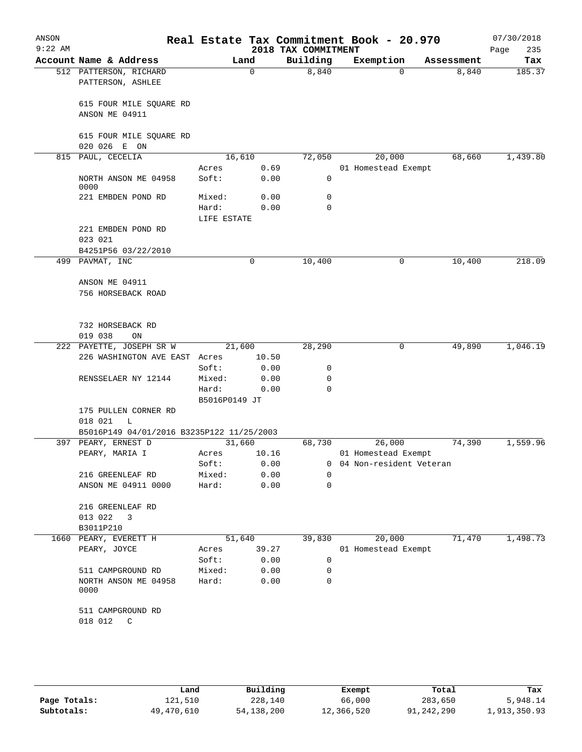# Real Estate Tax Commitment Book - 20.970

ANSON
9:22 AM

2018 TAX COMMITMENT

07/30/2018

| Account Name & Address | Land | | Building | Exemption | Assessment | Tax |
|---|---|---|---|---|---|---|
| 512 PATTERSON, RICHARD | | 0 | 8,840 | 0 | 8,840 | 185.37 |
| PATTERSON, ASHLEE | | | | | | |
| 615 FOUR MILE SQUARE RD | | | | | | |
| ANSON ME 04911 | | | | | | |
| 615 FOUR MILE SQUARE RD | | | | | | |
| 020 026 E ON | | | | | | |
| 815 PAUL, CECELIA | | 16,610 | 72,050 | 20,000 | 68,660 | 1,439.80 |
| | Acres | 0.69 | | 01 Homestead Exempt | | |
| NORTH ANSON ME 04958 0000 | Soft: | 0.00 | 0 | | | |
| 221 EMBDEN POND RD | Mixed: | 0.00 | 0 | | | |
| | Hard: | 0.00 | 0 | | | |
| | LIFE ESTATE | | | | | |
| 221 EMBDEN POND RD | | | | | | |
| 023 021 | | | | | | |
| B4251P56 03/22/2010 | | | | | | |
| 499 PAVMAT, INC | | 0 | 10,400 | 0 | 10,400 | 218.09 |
| ANSON ME 04911 | | | | | | |
| 756 HORSEBACK ROAD | | | | | | |
| 732 HORSEBACK RD | | | | | | |
| 019 038 ON | | | | | | |
| 222 PAYETTE, JOSEPH SR W | | 21,600 | 28,290 | 0 | 49,890 | 1,046.19 |
| 226 WASHINGTON AVE EAST | Acres | 10.50 | | | | |
| | Soft: | 0.00 | 0 | | | |
| RENSSELAER NY 12144 | Mixed: | 0.00 | 0 | | | |
| | Hard: | 0.00 | 0 | | | |
| | B5016P0149 JT | | | | | |
| 175 PULLEN CORNER RD | | | | | | |
| 018 021 L | | | | | | |
| B5016P149 04/01/2016 B3235P122 11/25/2003 | | | | | | |
| 397 PEARY, ERNEST D | | 31,660 | 68,730 | 26,000 | 74,390 | 1,559.96 |
| PEARY, MARIA I | Acres | 10.16 | | 01 Homestead Exempt | | |
| | Soft: | 0.00 | 0 | 04 Non-resident Veteran | | |
| 216 GREENLEAF RD | Mixed: | 0.00 | 0 | | | |
| ANSON ME 04911 0000 | Hard: | 0.00 | 0 | | | |
| 216 GREENLEAF RD | | | | | | |
| 013 022 3 | | | | | | |
| B3011P210 | | | | | | |
| 1660 PEARY, EVERETT H | | 51,640 | 39,830 | 20,000 | 71,470 | 1,498.73 |
| PEARY, JOYCE | Acres | 39.27 | | 01 Homestead Exempt | | |
| | Soft: | 0.00 | 0 | | | |
| 511 CAMPGROUND RD | Mixed: | 0.00 | 0 | | | |
| NORTH ANSON ME 04958 0000 | Hard: | 0.00 | 0 | | | |
| 511 CAMPGROUND RD | | | | | | |
| 018 012 C | | | | | | |

| | Land | Building | Exempt | Total | Tax |
|---|---|---|---|---|---|
| Page Totals: | 121,510 | 228,140 | 66,000 | 283,650 | 5,948.14 |
| Subtotals: | 49,470,610 | 54,138,200 | 12,366,520 | 91,242,290 | 1,913,350.93 |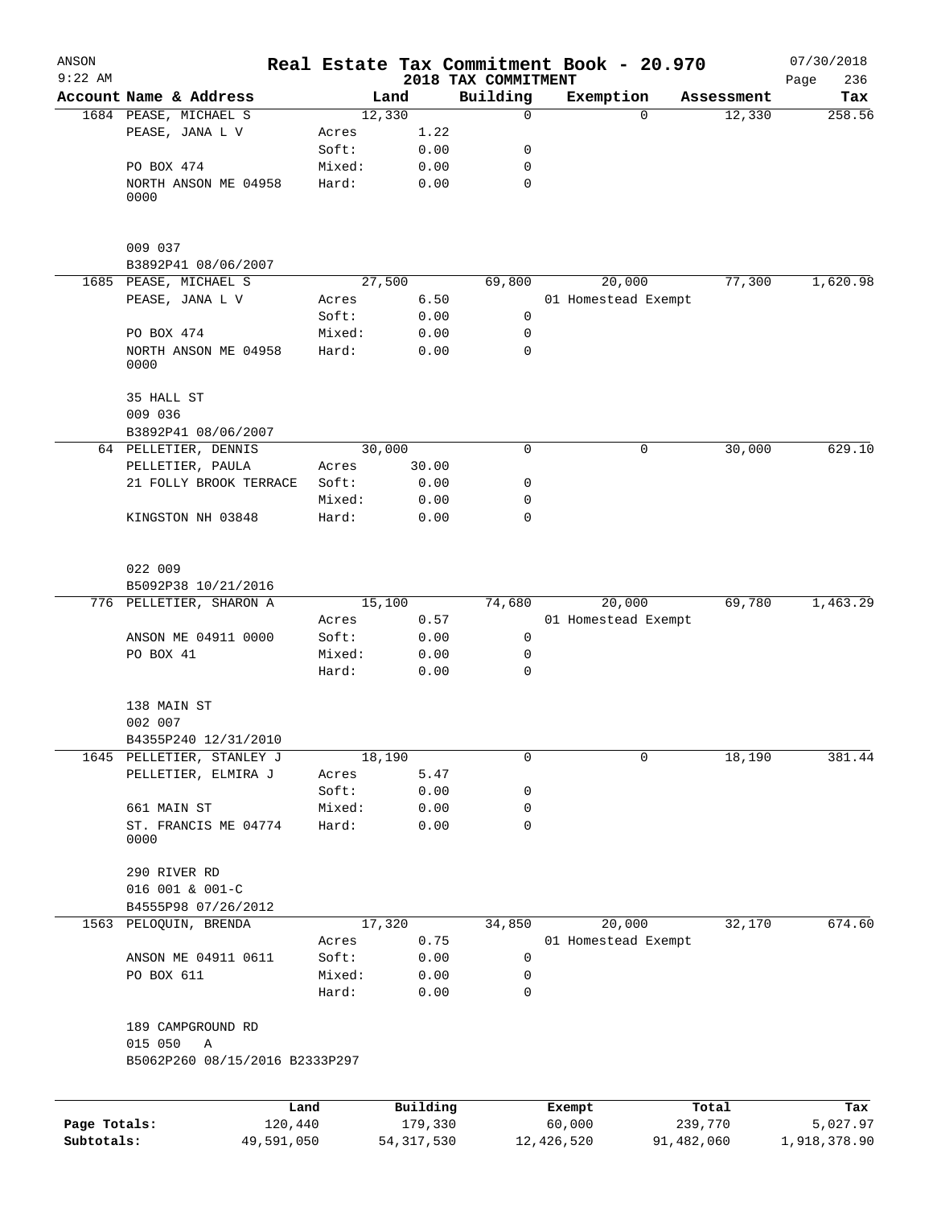ANSON 9:22 AM

# Real Estate Tax Commitment Book - 20.970

## 2018 TAX COMMITMENT

07/30/2018 Page 236

| Account Name & Address | | Land | Building | Exemption | Assessment | Tax |
|---|---|---|---|---|---|---|
| 1684 PEASE, MICHAEL S | | 12,330 | 0 | 0 | 12,330 | 258.56 |
| PEASE, JANA L V | Acres | 1.22 | | | | |
| | Soft: | 0.00 | 0 | | | |
| PO BOX 474 | Mixed: | 0.00 | 0 | | | |
| NORTH ANSON ME 04958 0000 | Hard: | 0.00 | 0 | | | |
| 009 037 | | | | | | |
| B3892P41 08/06/2007 | | | | | | |
| 1685 PEASE, MICHAEL S | | 27,500 | 69,800 | 20,000 | 77,300 | 1,620.98 |
| PEASE, JANA L V | Acres | 6.50 | | 01 Homestead Exempt | | |
| | Soft: | 0.00 | 0 | | | |
| PO BOX 474 | Mixed: | 0.00 | 0 | | | |
| NORTH ANSON ME 04958 0000 | Hard: | 0.00 | 0 | | | |
| 35 HALL ST | | | | | | |
| 009 036 | | | | | | |
| B3892P41 08/06/2007 | | | | | | |
| 64 PELLETIER, DENNIS | | 30,000 | 0 | 0 | 30,000 | 629.10 |
| PELLETIER, PAULA | Acres | 30.00 | | | | |
| 21 FOLLY BROOK TERRACE | Soft: | 0.00 | 0 | | | |
| | Mixed: | 0.00 | 0 | | | |
| KINGSTON NH 03848 | Hard: | 0.00 | 0 | | | |
| 022 009 | | | | | | |
| B5092P38 10/21/2016 | | | | | | |
| 776 PELLETIER, SHARON A | | 15,100 | 74,680 | 20,000 | 69,780 | 1,463.29 |
| | Acres | 0.57 | | 01 Homestead Exempt | | |
| ANSON ME 04911 0000 | Soft: | 0.00 | 0 | | | |
| PO BOX 41 | Mixed: | 0.00 | 0 | | | |
| | Hard: | 0.00 | 0 | | | |
| 138 MAIN ST | | | | | | |
| 002 007 | | | | | | |
| B4355P240 12/31/2010 | | | | | | |
| 1645 PELLETIER, STANLEY J | | 18,190 | 0 | 0 | 18,190 | 381.44 |
| PELLETIER, ELMIRA J | Acres | 5.47 | | | | |
| | Soft: | 0.00 | 0 | | | |
| 661 MAIN ST | Mixed: | 0.00 | 0 | | | |
| ST. FRANCIS ME 04774 0000 | Hard: | 0.00 | 0 | | | |
| 290 RIVER RD | | | | | | |
| 016 001 & 001-C | | | | | | |
| B4555P98 07/26/2012 | | | | | | |
| 1563 PELOQUIN, BRENDA | | 17,320 | 34,850 | 20,000 | 32,170 | 674.60 |
| | Acres | 0.75 | | 01 Homestead Exempt | | |
| ANSON ME 04911 0611 | Soft: | 0.00 | 0 | | | |
| PO BOX 611 | Mixed: | 0.00 | 0 | | | |
| | Hard: | 0.00 | 0 | | | |
| 189 CAMPGROUND RD | | | | | | |
| 015 050 A | | | | | | |
| B5062P260 08/15/2016 B2333P297 | | | | | | |

| | Land | Building | Exempt | Total | Tax |
|---|---|---|---|---|---|
| Page Totals: | 120,440 | 179,330 | 60,000 | 239,770 | 5,027.97 |
| Subtotals: | 49,591,050 | 54,317,530 | 12,426,520 | 91,482,060 | 1,918,378.90 |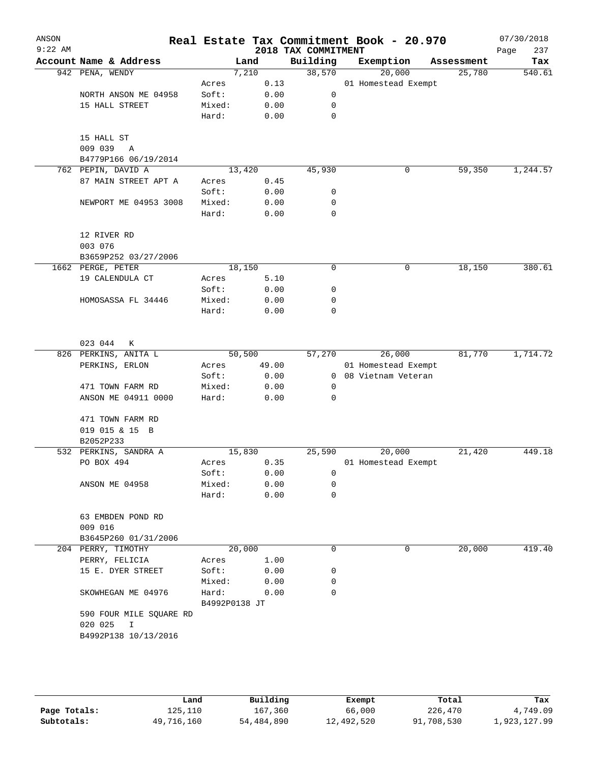# Real Estate Tax Commitment Book - 20.970

ANSON 9:22 AM — 2018 TAX COMMITMENT — 07/30/2018

| Account Name & Address | | Land | Building | Exemption | Assessment | Tax |
|---|---|---|---|---|---|---|
| 942 PENA, WENDY | | 7,210 | 38,570 | 20,000 | 25,780 | 540.61 |
| | Acres | 0.13 | | 01 Homestead Exempt | | |
| NORTH ANSON ME 04958 | Soft: | 0.00 | 0 | | | |
| 15 HALL STREET | Mixed: | 0.00 | 0 | | | |
| | Hard: | 0.00 | 0 | | | |
| 15 HALL ST | | | | | | |
| 009 039 A | | | | | | |
| B4779P166 06/19/2014 | | | | | | |
| 762 PEPIN, DAVID A | | 13,420 | 45,930 | 0 | 59,350 | 1,244.57 |
| 87 MAIN STREET APT A | Acres | 0.45 | | | | |
| | Soft: | 0.00 | 0 | | | |
| NEWPORT ME 04953 3008 | Mixed: | 0.00 | 0 | | | |
| | Hard: | 0.00 | 0 | | | |
| 12 RIVER RD | | | | | | |
| 003 076 | | | | | | |
| B3659P252 03/27/2006 | | | | | | |
| 1662 PERGE, PETER | | 18,150 | 0 | 0 | 18,150 | 380.61 |
| 19 CALENDULA CT | Acres | 5.10 | | | | |
| | Soft: | 0.00 | 0 | | | |
| HOMOSASSA FL 34446 | Mixed: | 0.00 | 0 | | | |
| | Hard: | 0.00 | 0 | | | |
| 023 044 K | | | | | | |
| 826 PERKINS, ANITA L | | 50,500 | 57,270 | 26,000 | 81,770 | 1,714.72 |
| PERKINS, ERLON | Acres | 49.00 | | 01 Homestead Exempt | | |
| | Soft: | 0.00 | 0 | 08 Vietnam Veteran | | |
| 471 TOWN FARM RD | Mixed: | 0.00 | 0 | | | |
| ANSON ME 04911 0000 | Hard: | 0.00 | 0 | | | |
| 471 TOWN FARM RD | | | | | | |
| 019 015 & 15 B | | | | | | |
| B2052P233 | | | | | | |
| 532 PERKINS, SANDRA A | | 15,830 | 25,590 | 20,000 | 21,420 | 449.18 |
| PO BOX 494 | Acres | 0.35 | | 01 Homestead Exempt | | |
| | Soft: | 0.00 | 0 | | | |
| ANSON ME 04958 | Mixed: | 0.00 | 0 | | | |
| | Hard: | 0.00 | 0 | | | |
| 63 EMBDEN POND RD | | | | | | |
| 009 016 | | | | | | |
| B3645P260 01/31/2006 | | | | | | |
| 204 PERRY, TIMOTHY | | 20,000 | 0 | 0 | 20,000 | 419.40 |
| PERRY, FELICIA | Acres | 1.00 | | | | |
| 15 E. DYER STREET | Soft: | 0.00 | 0 | | | |
| | Mixed: | 0.00 | 0 | | | |
| SKOWHEGAN ME 04976 | Hard: | 0.00 | 0 | | | |
| | B4992P0138 JT | | | | | |
| 590 FOUR MILE SQUARE RD | | | | | | |
| 020 025 I | | | | | | |
| B4992P138 10/13/2016 | | | | | | |

| | Land | Building | Exempt | Total | Tax |
|---|---|---|---|---|---|
| Page Totals: | 125,110 | 167,360 | 66,000 | 226,470 | 4,749.09 |
| Subtotals: | 49,716,160 | 54,484,890 | 12,492,520 | 91,708,530 | 1,923,127.99 |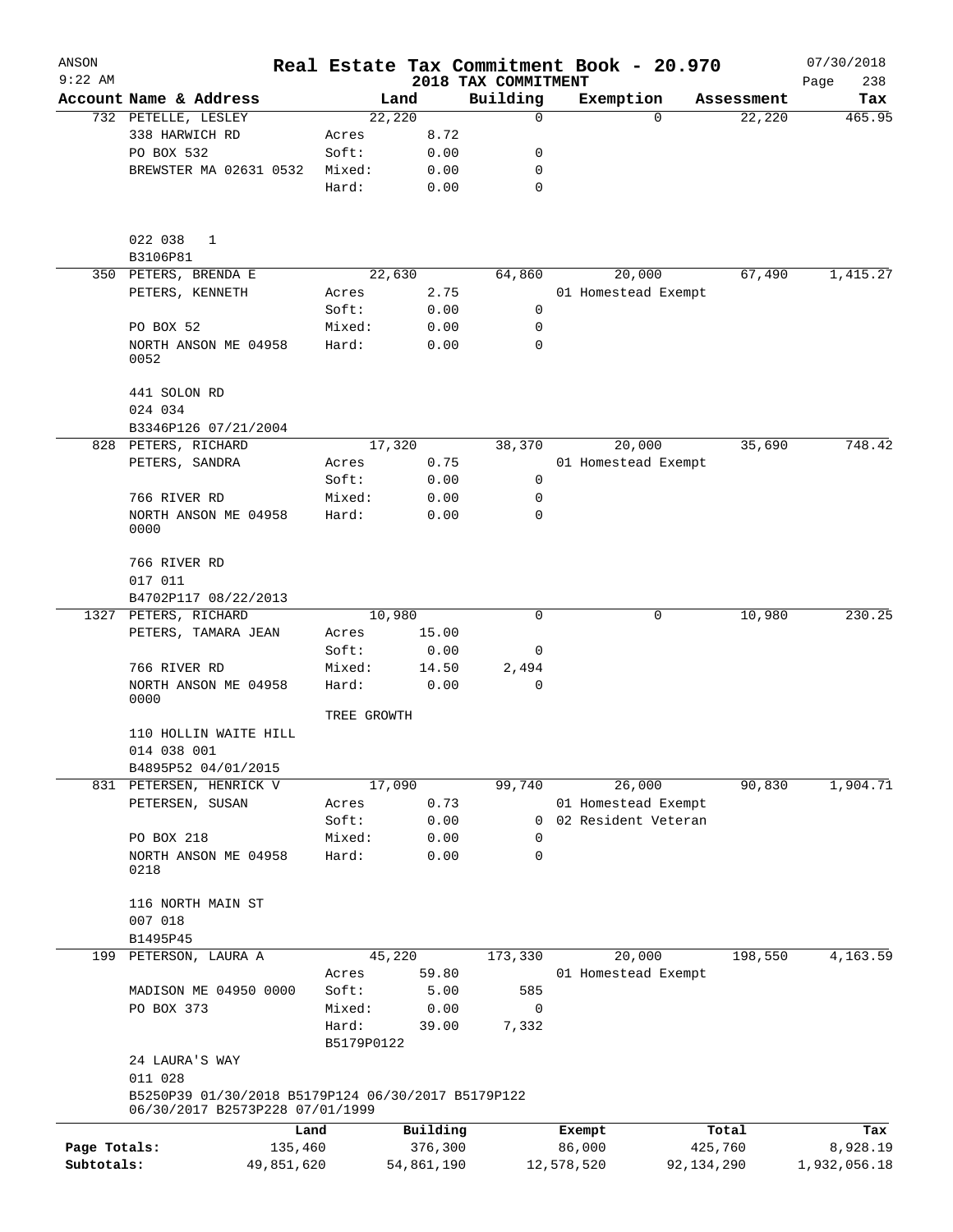# Real Estate Tax Commitment Book - 20.970

ANSON 9:22 AM — 2018 TAX COMMITMENT — 07/30/2018 Page 238

| Account | Name & Address | Land | | Building | Exemption | Assessment | Tax |
|---|---|---|---|---|---|---|---|
| 732 | PETELLE, LESLEY | 22,220 | | 0 | 0 | 22,220 | 465.95 |
| | 338 HARWICH RD | Acres | 8.72 | | | | |
| | PO BOX 532 | Soft: | 0.00 | 0 | | | |
| | BREWSTER MA 02631 0532 | Mixed: | 0.00 | 0 | | | |
| | | Hard: | 0.00 | 0 | | | |
| | 022 038 1 | | | | | | |
| | B3106P81 | | | | | | |
| 350 | PETERS, BRENDA E | 22,630 | | 64,860 | 20,000 | 67,490 | 1,415.27 |
| | PETERS, KENNETH | Acres | 2.75 | | 01 Homestead Exempt | | |
| | | Soft: | 0.00 | 0 | | | |
| | PO BOX 52 | Mixed: | 0.00 | 0 | | | |
| | NORTH ANSON ME 04958 0052 | Hard: | 0.00 | 0 | | | |
| | 441 SOLON RD | | | | | | |
| | 024 034 | | | | | | |
| | B3346P126 07/21/2004 | | | | | | |
| 828 | PETERS, RICHARD | 17,320 | | 38,370 | 20,000 | 35,690 | 748.42 |
| | PETERS, SANDRA | Acres | 0.75 | | 01 Homestead Exempt | | |
| | | Soft: | 0.00 | 0 | | | |
| | 766 RIVER RD | Mixed: | 0.00 | 0 | | | |
| | NORTH ANSON ME 04958 0000 | Hard: | 0.00 | 0 | | | |
| | 766 RIVER RD | | | | | | |
| | 017 011 | | | | | | |
| | B4702P117 08/22/2013 | | | | | | |
| 1327 | PETERS, RICHARD | 10,980 | | 0 | 0 | 10,980 | 230.25 |
| | PETERS, TAMARA JEAN | Acres | 15.00 | | | | |
| | | Soft: | 0.00 | 0 | | | |
| | 766 RIVER RD | Mixed: | 14.50 | 2,494 | | | |
| | NORTH ANSON ME 04958 0000 | Hard: | 0.00 | 0 | | | |
| | | TREE GROWTH | | | | | |
| | 110 HOLLIN WAITE HILL | | | | | | |
| | 014 038 001 | | | | | | |
| | B4895P52 04/01/2015 | | | | | | |
| 831 | PETERSEN, HENRICK V | 17,090 | | 99,740 | 26,000 | 90,830 | 1,904.71 |
| | PETERSEN, SUSAN | Acres | 0.73 | | 01 Homestead Exempt | | |
| | | Soft: | 0.00 | 0 | 02 Resident Veteran | | |
| | PO BOX 218 | Mixed: | 0.00 | 0 | | | |
| | NORTH ANSON ME 04958 0218 | Hard: | 0.00 | 0 | | | |
| | 116 NORTH MAIN ST | | | | | | |
| | 007 018 | | | | | | |
| | B1495P45 | | | | | | |
| 199 | PETERSON, LAURA A | 45,220 | | 173,330 | 20,000 | 198,550 | 4,163.59 |
| | | Acres | 59.80 | | 01 Homestead Exempt | | |
| | MADISON ME 04950 0000 | Soft: | 5.00 | 585 | | | |
| | PO BOX 373 | Mixed: | 0.00 | 0 | | | |
| | | Hard: | 39.00 | 7,332 | | | |
| | | B5179P0122 | | | | | |
| | 24 LAURA'S WAY | | | | | | |
| | 011 028 | | | | | | |
| | B5250P39 01/30/2018 B5179P124 06/30/2017 B5179P122 06/30/2017 B2573P228 07/01/1999 | | | | | | |

| | Land | Building | Exempt | Total | Tax |
|---|---|---|---|---|---|
| Page Totals: | 135,460 | 376,300 | 86,000 | 425,760 | 8,928.19 |
| Subtotals: | 49,851,620 | 54,861,190 | 12,578,520 | 92,134,290 | 1,932,056.18 |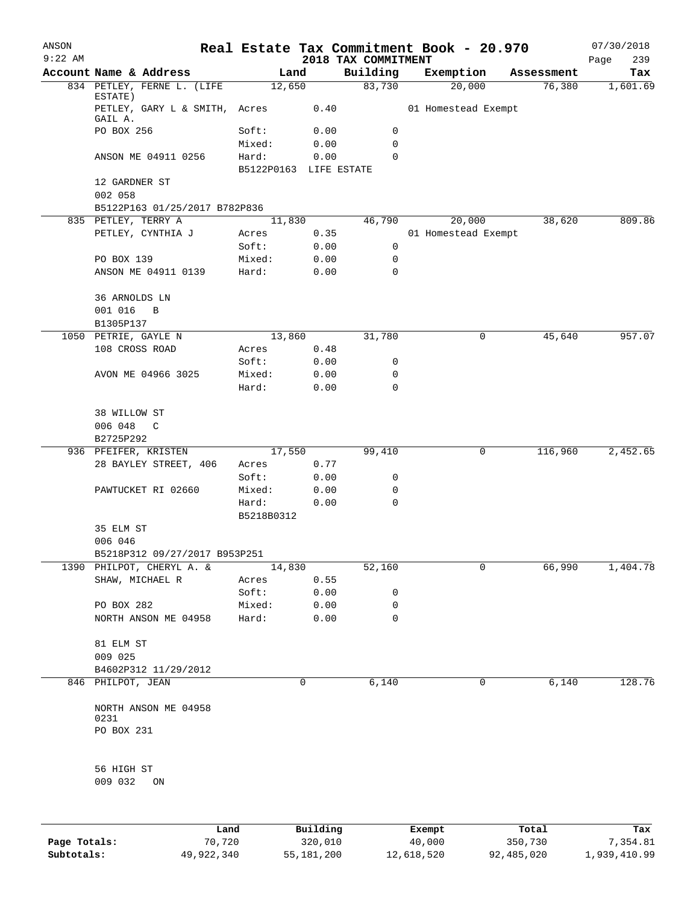# Real Estate Tax Commitment Book - 20.970

ANSON
9:22 AM

2018 TAX COMMITMENT

07/30/2018
Page 239

| Account Name & Address | | Land | Building | Exemption | Assessment | Tax |
|---|---|---|---|---|---|---|
| 834 PETLEY, FERNE L. (LIFE ESTATE) | | 12,650 | 83,730 | 20,000 | 76,380 | 1,601.69 |
| PETLEY, GARY L & SMITH, GAIL A. | Acres | 0.40 | | 01 Homestead Exempt | | |
| PO BOX 256 | Soft: | 0.00 | 0 | | | |
| | Mixed: | 0.00 | 0 | | | |
| ANSON ME 04911 0256 | Hard: | 0.00 | 0 | | | |
| | B5122P0163 | LIFE ESTATE | | | | |
| 12 GARDNER ST | | | | | | |
| 002 058 | | | | | | |
| B5122P163 01/25/2017 B782P836 | | | | | | |
| 835 PETLEY, TERRY A | | 11,830 | 46,790 | 20,000 | 38,620 | 809.86 |
| PETLEY, CYNTHIA J | Acres | 0.35 | | 01 Homestead Exempt | | |
| | Soft: | 0.00 | 0 | | | |
| PO BOX 139 | Mixed: | 0.00 | 0 | | | |
| ANSON ME 04911 0139 | Hard: | 0.00 | 0 | | | |
| 36 ARNOLDS LN | | | | | | |
| 001 016 B | | | | | | |
| B1305P137 | | | | | | |
| 1050 PETRIE, GAYLE N | | 13,860 | 31,780 | 0 | 45,640 | 957.07 |
| 108 CROSS ROAD | Acres | 0.48 | | | | |
| | Soft: | 0.00 | 0 | | | |
| AVON ME 04966 3025 | Mixed: | 0.00 | 0 | | | |
| | Hard: | 0.00 | 0 | | | |
| 38 WILLOW ST | | | | | | |
| 006 048 C | | | | | | |
| B2725P292 | | | | | | |
| 936 PFEIFER, KRISTEN | | 17,550 | 99,410 | 0 | 116,960 | 2,452.65 |
| 28 BAYLEY STREET, 406 | Acres | 0.77 | | | | |
| | Soft: | 0.00 | 0 | | | |
| PAWTUCKET RI 02660 | Mixed: | 0.00 | 0 | | | |
| | Hard: | 0.00 | 0 | | | |
| | B5218B0312 | | | | | |
| 35 ELM ST | | | | | | |
| 006 046 | | | | | | |
| B5218P312 09/27/2017 B953P251 | | | | | | |
| 1390 PHILPOT, CHERYL A. & | | 14,830 | 52,160 | 0 | 66,990 | 1,404.78 |
| SHAW, MICHAEL R | Acres | 0.55 | | | | |
| | Soft: | 0.00 | 0 | | | |
| PO BOX 282 | Mixed: | 0.00 | 0 | | | |
| NORTH ANSON ME 04958 | Hard: | 0.00 | 0 | | | |
| 81 ELM ST | | | | | | |
| 009 025 | | | | | | |
| B4602P312 11/29/2012 | | | | | | |
| 846 PHILPOT, JEAN | | 0 | 6,140 | 0 | 6,140 | 128.76 |
| NORTH ANSON ME 04958 0231 | | | | | | |
| PO BOX 231 | | | | | | |
| 56 HIGH ST | | | | | | |
| 009 032 ON | | | | | | |

| | Land | Building | Exempt | Total | Tax |
|---|---|---|---|---|---|
| Page Totals: | 70,720 | 320,010 | 40,000 | 350,730 | 7,354.81 |
| Subtotals: | 49,922,340 | 55,181,200 | 12,618,520 | 92,485,020 | 1,939,410.99 |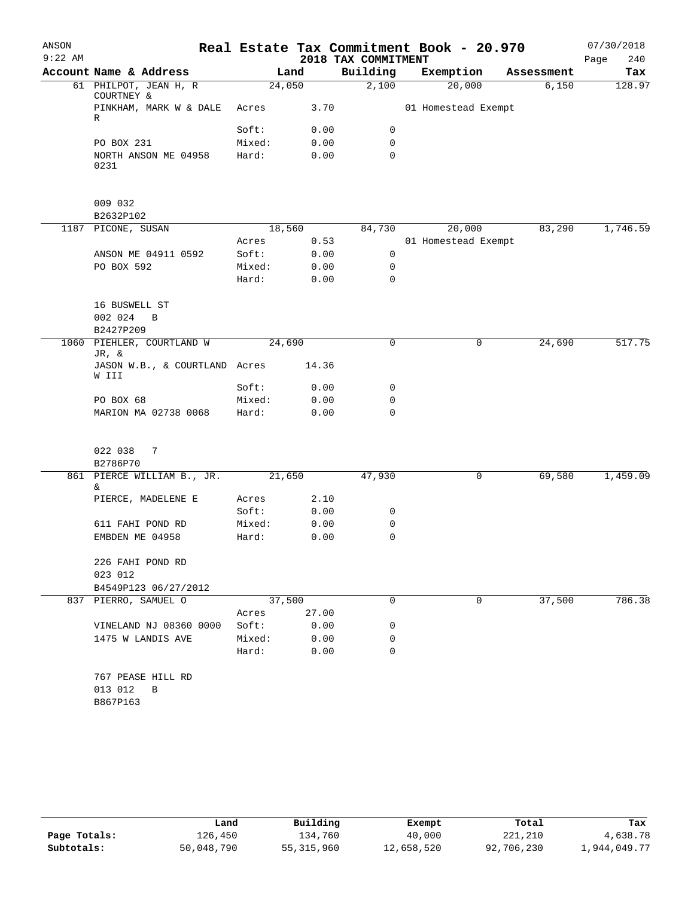ANSON 9:22 AM

# Real Estate Tax Commitment Book - 20.970

2018 TAX COMMITMENT

07/30/2018 Page 240

| Account Name & Address | | Land | Building | Exemption | Assessment | Tax |
|---|---|---|---|---|---|---|
| 61 PHILPOT, JEAN H, R COURTNEY & | | 24,050 | 2,100 | 20,000 | 6,150 | 128.97 |
| PINKHAM, MARK W & DALE R | Acres | 3.70 | | 01 Homestead Exempt | | |
| | Soft: | 0.00 | 0 | | | |
| PO BOX 231 | Mixed: | 0.00 | 0 | | | |
| NORTH ANSON ME 04958 0231 | Hard: | 0.00 | 0 | | | |
| 009 032 | | | | | | |
| B2632P102 | | | | | | |
| 1187 PICONE, SUSAN | | 18,560 | 84,730 | 20,000 | 83,290 | 1,746.59 |
| | Acres | 0.53 | | 01 Homestead Exempt | | |
| ANSON ME 04911 0592 | Soft: | 0.00 | 0 | | | |
| PO BOX 592 | Mixed: | 0.00 | 0 | | | |
| | Hard: | 0.00 | 0 | | | |
| 16 BUSWELL ST | | | | | | |
| 002 024 B | | | | | | |
| B2427P209 | | | | | | |
| 1060 PIEHLER, COURTLAND W JR, & | | 24,690 | 0 | 0 | 24,690 | 517.75 |
| JASON W.B., & COURTLAND W III | Acres | 14.36 | | | | |
| | Soft: | 0.00 | 0 | | | |
| PO BOX 68 | Mixed: | 0.00 | 0 | | | |
| MARION MA 02738 0068 | Hard: | 0.00 | 0 | | | |
| 022 038 7 | | | | | | |
| B2786P70 | | | | | | |
| 861 PIERCE WILLIAM B., JR. & | | 21,650 | 47,930 | 0 | 69,580 | 1,459.09 |
| PIERCE, MADELENE E | Acres | 2.10 | | | | |
| | Soft: | 0.00 | 0 | | | |
| 611 FAHI POND RD | Mixed: | 0.00 | 0 | | | |
| EMBDEN ME 04958 | Hard: | 0.00 | 0 | | | |
| 226 FAHI POND RD | | | | | | |
| 023 012 | | | | | | |
| B4549P123 06/27/2012 | | | | | | |
| 837 PIERRO, SAMUEL O | | 37,500 | 0 | 0 | 37,500 | 786.38 |
| | Acres | 27.00 | | | | |
| VINELAND NJ 08360 0000 | Soft: | 0.00 | 0 | | | |
| 1475 W LANDIS AVE | Mixed: | 0.00 | 0 | | | |
| | Hard: | 0.00 | 0 | | | |
| 767 PEASE HILL RD | | | | | | |
| 013 012 B | | | | | | |
| B867P163 | | | | | | |

| | Land | Building | Exempt | Total | Tax |
|---|---|---|---|---|---|
| Page Totals: | 126,450 | 134,760 | 40,000 | 221,210 | 4,638.78 |
| Subtotals: | 50,048,790 | 55,315,960 | 12,658,520 | 92,706,230 | 1,944,049.77 |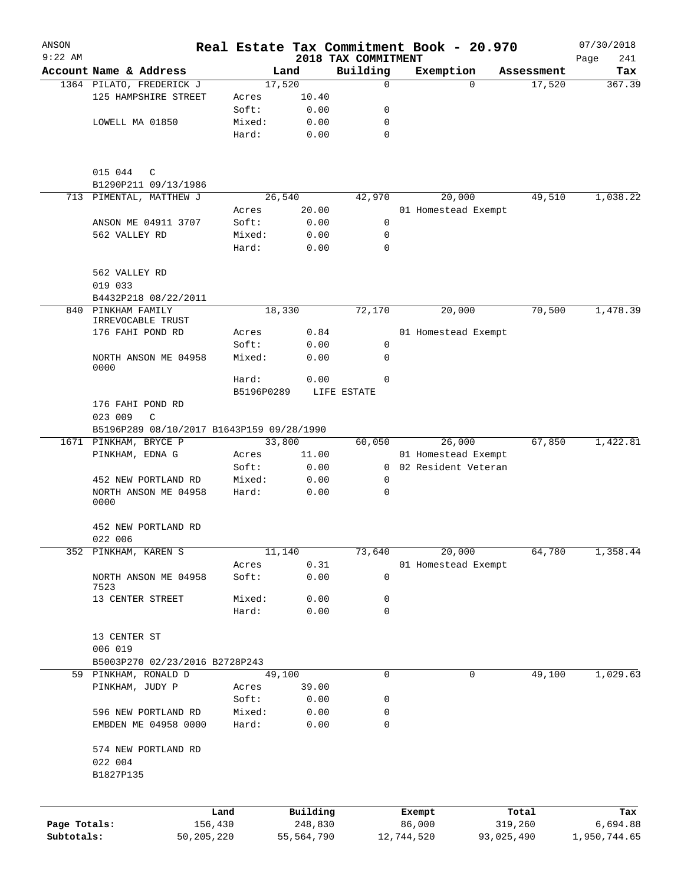# ANSON — Real Estate Tax Commitment Book - 20.970

9:22 AM — 2018 TAX COMMITMENT — 07/30/2018

| Account | Name & Address | Land | | Building | Exemption | Assessment | Tax |
|---|---|---|---|---|---|---|---|
| 1364 | PILATO, FREDERICK J | 17,520 | | 0 | 0 | 17,520 | 367.39 |
| | 125 HAMPSHIRE STREET | Acres | 10.40 | | | | |
| | | Soft: | 0.00 | 0 | | | |
| | LOWELL MA 01850 | Mixed: | 0.00 | 0 | | | |
| | | Hard: | 0.00 | 0 | | | |
| | 015 044 C | | | | | | |
| | B1290P211 09/13/1986 | | | | | | |
| 713 | PIMENTAL, MATTHEW J | 26,540 | | 42,970 | 20,000 | 49,510 | 1,038.22 |
| | | Acres | 20.00 | | 01 Homestead Exempt | | |
| | ANSON ME 04911 3707 | Soft: | 0.00 | 0 | | | |
| | 562 VALLEY RD | Mixed: | 0.00 | 0 | | | |
| | | Hard: | 0.00 | 0 | | | |
| | 562 VALLEY RD | | | | | | |
| | 019 033 | | | | | | |
| | B4432P218 08/22/2011 | | | | | | |
| 840 | PINKHAM FAMILY IRREVOCABLE TRUST | 18,330 | | 72,170 | 20,000 | 70,500 | 1,478.39 |
| | 176 FAHI POND RD | Acres | 0.84 | | 01 Homestead Exempt | | |
| | | Soft: | 0.00 | 0 | | | |
| | NORTH ANSON ME 04958 0000 | Mixed: | 0.00 | 0 | | | |
| | | Hard: | 0.00 | 0 | | | |
| | | B5196P0289 | | LIFE ESTATE | | | |
| | 176 FAHI POND RD | | | | | | |
| | 023 009 C | | | | | | |
| | B5196P289 08/10/2017 B1643P159 09/28/1990 | | | | | | |
| 1671 | PINKHAM, BRYCE P | 33,800 | | 60,050 | 26,000 | 67,850 | 1,422.81 |
| | PINKHAM, EDNA G | Acres | 11.00 | | 01 Homestead Exempt | | |
| | | Soft: | 0.00 | 0 | 02 Resident Veteran | | |
| | 452 NEW PORTLAND RD | Mixed: | 0.00 | 0 | | | |
| | NORTH ANSON ME 04958 0000 | Hard: | 0.00 | 0 | | | |
| | 452 NEW PORTLAND RD | | | | | | |
| | 022 006 | | | | | | |
| 352 | PINKHAM, KAREN S | 11,140 | | 73,640 | 20,000 | 64,780 | 1,358.44 |
| | | Acres | 0.31 | | 01 Homestead Exempt | | |
| | NORTH ANSON ME 04958 7523 | Soft: | 0.00 | 0 | | | |
| | 13 CENTER STREET | Mixed: | 0.00 | 0 | | | |
| | | Hard: | 0.00 | 0 | | | |
| | 13 CENTER ST | | | | | | |
| | 006 019 | | | | | | |
| | B5003P270 02/23/2016 B2728P243 | | | | | | |
| 59 | PINKHAM, RONALD D | 49,100 | | 0 | 0 | 49,100 | 1,029.63 |
| | PINKHAM, JUDY P | Acres | 39.00 | | | | |
| | | Soft: | 0.00 | 0 | | | |
| | 596 NEW PORTLAND RD | Mixed: | 0.00 | 0 | | | |
| | EMBDEN ME 04958 0000 | Hard: | 0.00 | 0 | | | |
| | 574 NEW PORTLAND RD | | | | | | |
| | 022 004 | | | | | | |
| | B1827P135 | | | | | | |

| | Land | Building | Exempt | Total | Tax |
|---|---|---|---|---|---|
| Page Totals: | 156,430 | 248,830 | 86,000 | 319,260 | 6,694.88 |
| Subtotals: | 50,205,220 | 55,564,790 | 12,744,520 | 93,025,490 | 1,950,744.65 |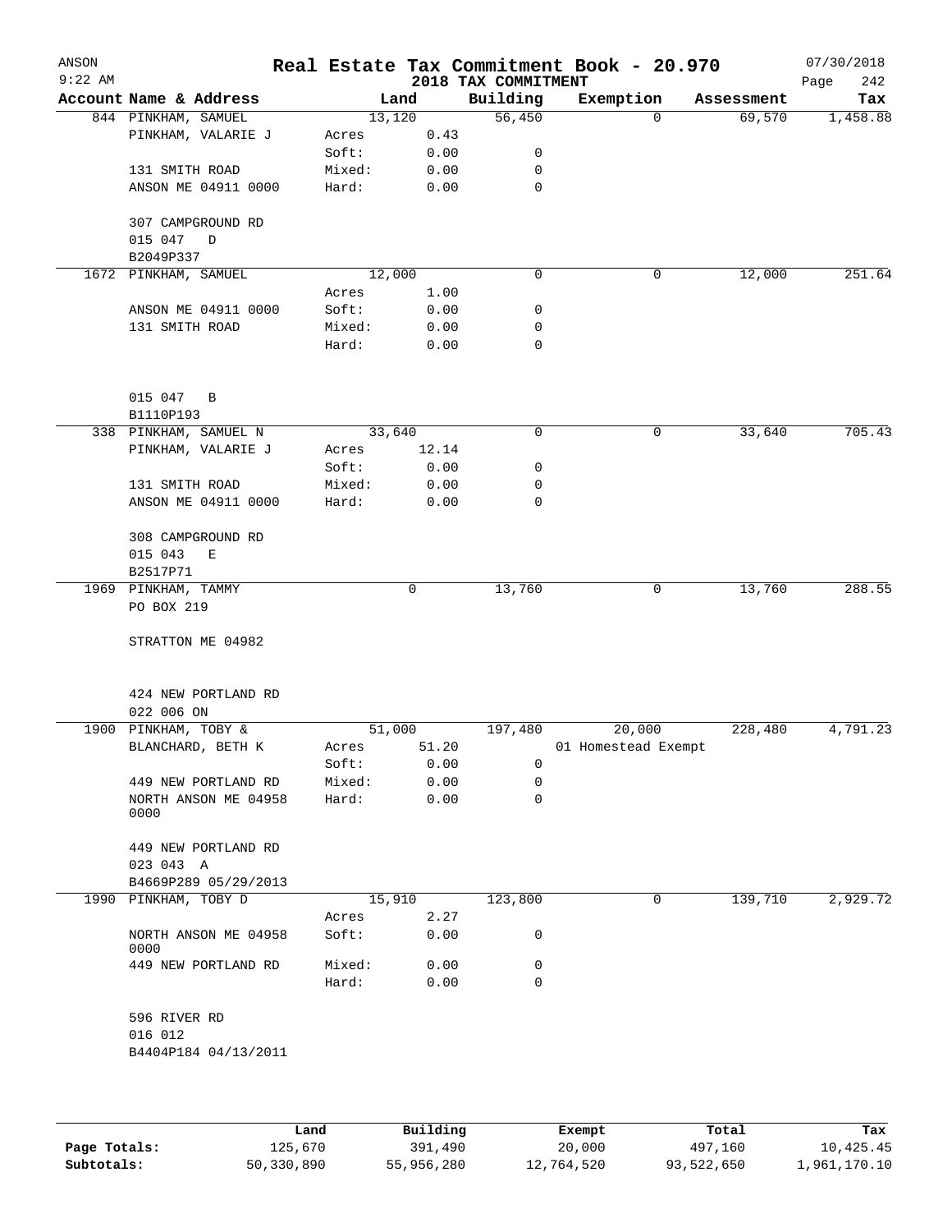# ANSON — Real Estate Tax Commitment Book - 20.970

2018 TAX COMMITMENT

9:22 AM — 07/30/2018 — Page 242

| Account | Name & Address | Land | | Building | Exemption | Assessment | Tax |
|---|---|---|---|---|---|---|---|
| 844 | PINKHAM, SAMUEL | 13,120 | | 56,450 | 0 | 69,570 | 1,458.88 |
| | PINKHAM, VALARIE J | Acres | 0.43 | | | | |
| | | Soft: | 0.00 | 0 | | | |
| | 131 SMITH ROAD | Mixed: | 0.00 | 0 | | | |
| | ANSON ME 04911 0000 | Hard: | 0.00 | 0 | | | |
| | 307 CAMPGROUND RD | | | | | | |
| | 015 047 D | | | | | | |
| | B2049P337 | | | | | | |
| 1672 | PINKHAM, SAMUEL | 12,000 | | 0 | 0 | 12,000 | 251.64 |
| | | Acres | 1.00 | | | | |
| | ANSON ME 04911 0000 | Soft: | 0.00 | 0 | | | |
| | 131 SMITH ROAD | Mixed: | 0.00 | 0 | | | |
| | | Hard: | 0.00 | 0 | | | |
| | 015 047 B | | | | | | |
| | B1110P193 | | | | | | |
| 338 | PINKHAM, SAMUEL N | 33,640 | | 0 | 0 | 33,640 | 705.43 |
| | PINKHAM, VALARIE J | Acres | 12.14 | | | | |
| | | Soft: | 0.00 | 0 | | | |
| | 131 SMITH ROAD | Mixed: | 0.00 | 0 | | | |
| | ANSON ME 04911 0000 | Hard: | 0.00 | 0 | | | |
| | 308 CAMPGROUND RD | | | | | | |
| | 015 043 E | | | | | | |
| | B2517P71 | | | | | | |
| 1969 | PINKHAM, TAMMY | 0 | | 13,760 | 0 | 13,760 | 288.55 |
| | PO BOX 219 | | | | | | |
| | STRATTON ME 04982 | | | | | | |
| | 424 NEW PORTLAND RD | | | | | | |
| | 022 006 ON | | | | | | |
| 1900 | PINKHAM, TOBY & | 51,000 | | 197,480 | 20,000 | 228,480 | 4,791.23 |
| | BLANCHARD, BETH K | Acres | 51.20 | | 01 Homestead Exempt | | |
| | | Soft: | 0.00 | 0 | | | |
| | 449 NEW PORTLAND RD | Mixed: | 0.00 | 0 | | | |
| | NORTH ANSON ME 04958 0000 | Hard: | 0.00 | 0 | | | |
| | 449 NEW PORTLAND RD | | | | | | |
| | 023 043 A | | | | | | |
| | B4669P289 05/29/2013 | | | | | | |
| 1990 | PINKHAM, TOBY D | 15,910 | | 123,800 | 0 | 139,710 | 2,929.72 |
| | | Acres | 2.27 | | | | |
| | NORTH ANSON ME 04958 0000 | Soft: | 0.00 | 0 | | | |
| | 449 NEW PORTLAND RD | Mixed: | 0.00 | 0 | | | |
| | | Hard: | 0.00 | 0 | | | |
| | 596 RIVER RD | | | | | | |
| | 016 012 | | | | | | |
| | B4404P184 04/13/2011 | | | | | | |

| | Land | Building | Exempt | Total | Tax |
|---|---|---|---|---|---|
| Page Totals: | 125,670 | 391,490 | 20,000 | 497,160 | 10,425.45 |
| Subtotals: | 50,330,890 | 55,956,280 | 12,764,520 | 93,522,650 | 1,961,170.10 |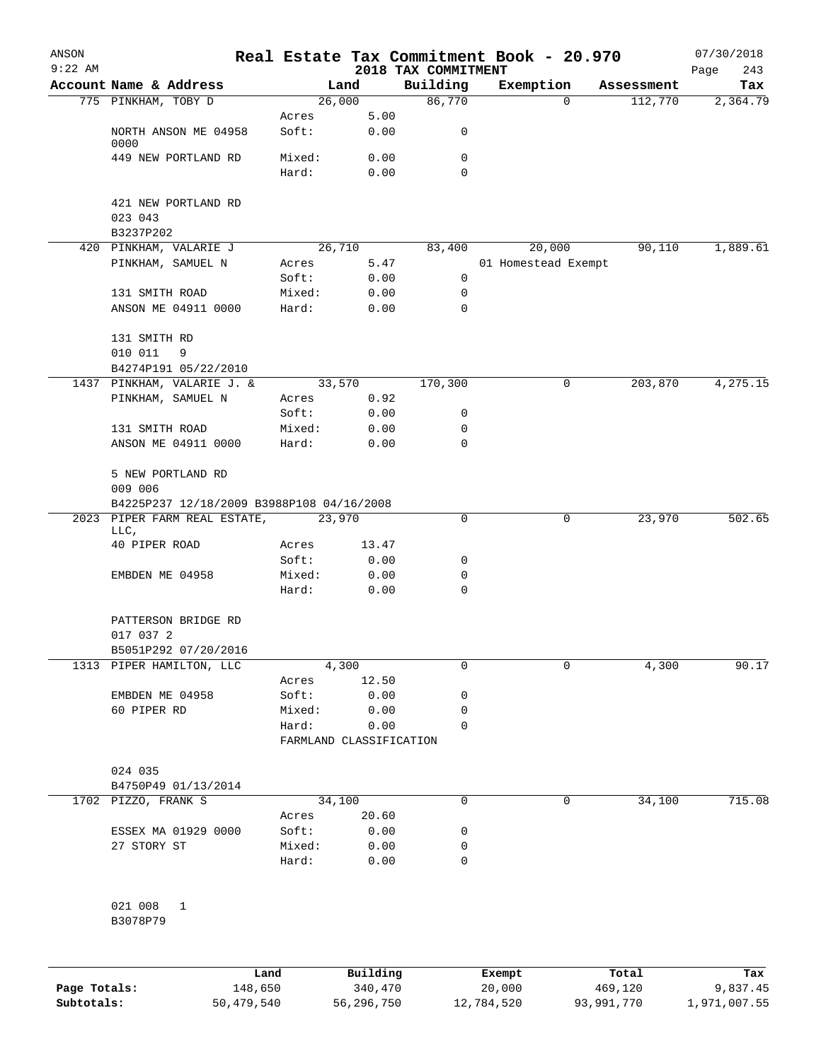ANSON 9:22 AM

# Real Estate Tax Commitment Book - 20.970

## 2018 TAX COMMITMENT

07/30/2018 Page 243

| Account Name & Address | | Land | Building | Exemption | Assessment | Tax |
|---|---|---|---|---|---|---|
| 775 PINKHAM, TOBY D | | 26,000 | 86,770 | 0 | 112,770 | 2,364.79 |
| | Acres | 5.00 | | | | |
| NORTH ANSON ME 04958 0000 | Soft: | 0.00 | 0 | | | |
| 449 NEW PORTLAND RD | Mixed: | 0.00 | 0 | | | |
| | Hard: | 0.00 | 0 | | | |
| 421 NEW PORTLAND RD | | | | | | |
| 023 043 | | | | | | |
| B3237P202 | | | | | | |
| 420 PINKHAM, VALARIE J | | 26,710 | 83,400 | 20,000 | 90,110 | 1,889.61 |
| PINKHAM, SAMUEL N | Acres | 5.47 | | 01 Homestead Exempt | | |
| | Soft: | 0.00 | 0 | | | |
| 131 SMITH ROAD | Mixed: | 0.00 | 0 | | | |
| ANSON ME 04911 0000 | Hard: | 0.00 | 0 | | | |
| 131 SMITH RD | | | | | | |
| 010 011 9 | | | | | | |
| B4274P191 05/22/2010 | | | | | | |
| 1437 PINKHAM, VALARIE J. & | | 33,570 | 170,300 | 0 | 203,870 | 4,275.15 |
| PINKHAM, SAMUEL N | Acres | 0.92 | | | | |
| | Soft: | 0.00 | 0 | | | |
| 131 SMITH ROAD | Mixed: | 0.00 | 0 | | | |
| ANSON ME 04911 0000 | Hard: | 0.00 | 0 | | | |
| 5 NEW PORTLAND RD | | | | | | |
| 009 006 | | | | | | |
| B4225P237 12/18/2009 B3988P108 04/16/2008 | | | | | | |
| 2023 PIPER FARM REAL ESTATE, LLC, | | 23,970 | 0 | 0 | 23,970 | 502.65 |
| 40 PIPER ROAD | Acres | 13.47 | | | | |
| | Soft: | 0.00 | 0 | | | |
| EMBDEN ME 04958 | Mixed: | 0.00 | 0 | | | |
| | Hard: | 0.00 | 0 | | | |
| PATTERSON BRIDGE RD | | | | | | |
| 017 037 2 | | | | | | |
| B5051P292 07/20/2016 | | | | | | |
| 1313 PIPER HAMILTON, LLC | | 4,300 | 0 | 0 | 4,300 | 90.17 |
| | Acres | 12.50 | | | | |
| EMBDEN ME 04958 | Soft: | 0.00 | 0 | | | |
| 60 PIPER RD | Mixed: | 0.00 | 0 | | | |
| | Hard: | 0.00 | 0 | | | |
| | FARMLAND CLASSIFICATION | | | | | |
| 024 035 | | | | | | |
| B4750P49 01/13/2014 | | | | | | |
| 1702 PIZZO, FRANK S | | 34,100 | 0 | 0 | 34,100 | 715.08 |
| | Acres | 20.60 | | | | |
| ESSEX MA 01929 0000 | Soft: | 0.00 | 0 | | | |
| 27 STORY ST | Mixed: | 0.00 | 0 | | | |
| | Hard: | 0.00 | 0 | | | |
| 021 008 1 | | | | | | |
| B3078P79 | | | | | | |

| | Land | Building | Exempt | Total | Tax |
|---|---|---|---|---|---|
| Page Totals: | 148,650 | 340,470 | 20,000 | 469,120 | 9,837.45 |
| Subtotals: | 50,479,540 | 56,296,750 | 12,784,520 | 93,991,770 | 1,971,007.55 |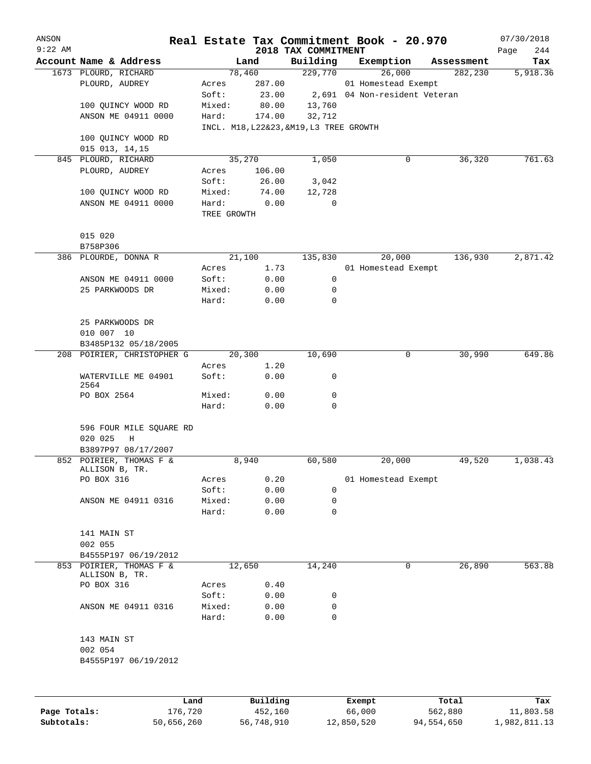# Real Estate Tax Commitment Book - 20.970

ANSON
9:22 AM

2018 TAX COMMITMENT

07/30/2018

| Account Name & Address | Land | | Building | Exemption | Assessment | Tax |
|---|---|---|---|---|---|---|
| 1673 PLOURD, RICHARD | 78,460 | | 229,770 | 26,000 | 282,230 | 5,918.36 |
| PLOURD, AUDREY | Acres | 287.00 | | 01 Homestead Exempt | | |
| | Soft: | 23.00 | 2,691 | 04 Non-resident Veteran | | |
| 100 QUINCY WOOD RD | Mixed: | 80.00 | 13,760 | | | |
| ANSON ME 04911 0000 | Hard: | 174.00 | 32,712 | | | |
| | INCL. M18,L22&23,&M19,L3 TREE GROWTH | | | | | |
| 100 QUINCY WOOD RD | | | | | | |
| 015 013, 14,15 | | | | | | |
| 845 PLOURD, RICHARD | 35,270 | | 1,050 | 0 | 36,320 | 761.63 |
| PLOURD, AUDREY | Acres | 106.00 | | | | |
| | Soft: | 26.00 | 3,042 | | | |
| 100 QUINCY WOOD RD | Mixed: | 74.00 | 12,728 | | | |
| ANSON ME 04911 0000 | Hard: | 0.00 | 0 | | | |
| | TREE GROWTH | | | | | |
| 015 020 | | | | | | |
| B758P306 | | | | | | |
| 386 PLOURDE, DONNA R | 21,100 | | 135,830 | 20,000 | 136,930 | 2,871.42 |
| | Acres | 1.73 | | 01 Homestead Exempt | | |
| ANSON ME 04911 0000 | Soft: | 0.00 | 0 | | | |
| 25 PARKWOODS DR | Mixed: | 0.00 | 0 | | | |
| | Hard: | 0.00 | 0 | | | |
| 25 PARKWOODS DR | | | | | | |
| 010 007 10 | | | | | | |
| B3485P132 05/18/2005 | | | | | | |
| 208 POIRIER, CHRISTOPHER G | 20,300 | | 10,690 | 0 | 30,990 | 649.86 |
| | Acres | 1.20 | | | | |
| WATERVILLE ME 04901 2564 | Soft: | 0.00 | 0 | | | |
| PO BOX 2564 | Mixed: | 0.00 | 0 | | | |
| | Hard: | 0.00 | 0 | | | |
| 596 FOUR MILE SQUARE RD | | | | | | |
| 020 025 H | | | | | | |
| B3897P97 08/17/2007 | | | | | | |
| 852 POIRIER, THOMAS F & ALLISON B, TR. | 8,940 | | 60,580 | 20,000 | 49,520 | 1,038.43 |
| PO BOX 316 | Acres | 0.20 | | 01 Homestead Exempt | | |
| | Soft: | 0.00 | 0 | | | |
| ANSON ME 04911 0316 | Mixed: | 0.00 | 0 | | | |
| | Hard: | 0.00 | 0 | | | |
| 141 MAIN ST | | | | | | |
| 002 055 | | | | | | |
| B4555P197 06/19/2012 | | | | | | |
| 853 POIRIER, THOMAS F & ALLISON B, TR. | 12,650 | | 14,240 | 0 | 26,890 | 563.88 |
| PO BOX 316 | Acres | 0.40 | | | | |
| | Soft: | 0.00 | 0 | | | |
| ANSON ME 04911 0316 | Mixed: | 0.00 | 0 | | | |
| | Hard: | 0.00 | 0 | | | |
| 143 MAIN ST | | | | | | |
| 002 054 | | | | | | |
| B4555P197 06/19/2012 | | | | | | |

| | Land | Building | Exempt | Total | Tax |
|---|---|---|---|---|---|
| Page Totals: | 176,720 | 452,160 | 66,000 | 562,880 | 11,803.58 |
| Subtotals: | 50,656,260 | 56,748,910 | 12,850,520 | 94,554,650 | 1,982,811.13 |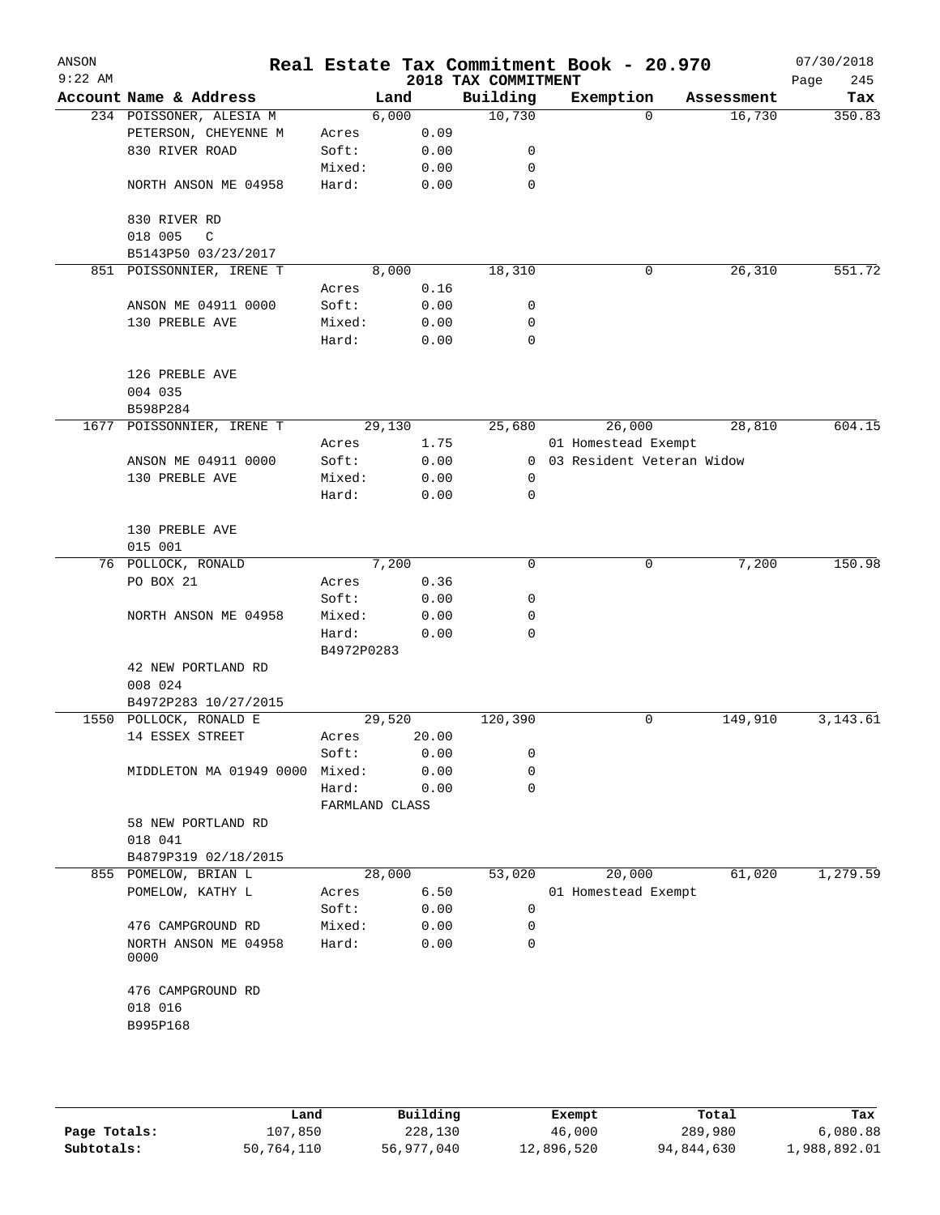# Real Estate Tax Commitment Book - 20.970

ANSON
9:22 AM

2018 TAX COMMITMENT

07/30/2018

| Account Name & Address | Land | | Building | Exemption | Assessment | Tax |
|---|---|---|---|---|---|---|
| 234 POISSONER, ALESIA M | 6,000 | | 10,730 | 0 | 16,730 | 350.83 |
| PETERSON, CHEYENNE M | Acres | 0.09 | | | | |
| 830 RIVER ROAD | Soft: | 0.00 | 0 | | | |
| | Mixed: | 0.00 | 0 | | | |
| NORTH ANSON ME 04958 | Hard: | 0.00 | 0 | | | |
| 830 RIVER RD | | | | | | |
| 018 005 C | | | | | | |
| B5143P50 03/23/2017 | | | | | | |
| 851 POISSONNIER, IRENE T | 8,000 | | 18,310 | 0 | 26,310 | 551.72 |
| | Acres | 0.16 | | | | |
| ANSON ME 04911 0000 | Soft: | 0.00 | 0 | | | |
| 130 PREBLE AVE | Mixed: | 0.00 | 0 | | | |
| | Hard: | 0.00 | 0 | | | |
| 126 PREBLE AVE | | | | | | |
| 004 035 | | | | | | |
| B598P284 | | | | | | |
| 1677 POISSONNIER, IRENE T | 29,130 | | 25,680 | 26,000 | 28,810 | 604.15 |
| | Acres | 1.75 | | 01 Homestead Exempt | | |
| ANSON ME 04911 0000 | Soft: | 0.00 | 0 | 03 Resident Veteran Widow | | |
| 130 PREBLE AVE | Mixed: | 0.00 | 0 | | | |
| | Hard: | 0.00 | 0 | | | |
| 130 PREBLE AVE | | | | | | |
| 015 001 | | | | | | |
| 76 POLLOCK, RONALD | 7,200 | | 0 | 0 | 7,200 | 150.98 |
| PO BOX 21 | Acres | 0.36 | | | | |
| | Soft: | 0.00 | 0 | | | |
| NORTH ANSON ME 04958 | Mixed: | 0.00 | 0 | | | |
| | Hard: | 0.00 | 0 | | | |
| | B4972P0283 | | | | | |
| 42 NEW PORTLAND RD | | | | | | |
| 008 024 | | | | | | |
| B4972P283 10/27/2015 | | | | | | |
| 1550 POLLOCK, RONALD E | 29,520 | | 120,390 | 0 | 149,910 | 3,143.61 |
| 14 ESSEX STREET | Acres | 20.00 | | | | |
| | Soft: | 0.00 | 0 | | | |
| MIDDLETON MA 01949 0000 | Mixed: | 0.00 | 0 | | | |
| | Hard: | 0.00 | 0 | | | |
| | FARMLAND CLASS | | | | | |
| 58 NEW PORTLAND RD | | | | | | |
| 018 041 | | | | | | |
| B4879P319 02/18/2015 | | | | | | |
| 855 POMELOW, BRIAN L | 28,000 | | 53,020 | 20,000 | 61,020 | 1,279.59 |
| POMELOW, KATHY L | Acres | 6.50 | | 01 Homestead Exempt | | |
| | Soft: | 0.00 | 0 | | | |
| 476 CAMPGROUND RD | Mixed: | 0.00 | 0 | | | |
| NORTH ANSON ME 04958 0000 | Hard: | 0.00 | 0 | | | |
| 476 CAMPGROUND RD | | | | | | |
| 018 016 | | | | | | |
| B995P168 | | | | | | |

| | Land | Building | Exempt | Total | Tax |
|---|---|---|---|---|---|
| Page Totals: | 107,850 | 228,130 | 46,000 | 289,980 | 6,080.88 |
| Subtotals: | 50,764,110 | 56,977,040 | 12,896,520 | 94,844,630 | 1,988,892.01 |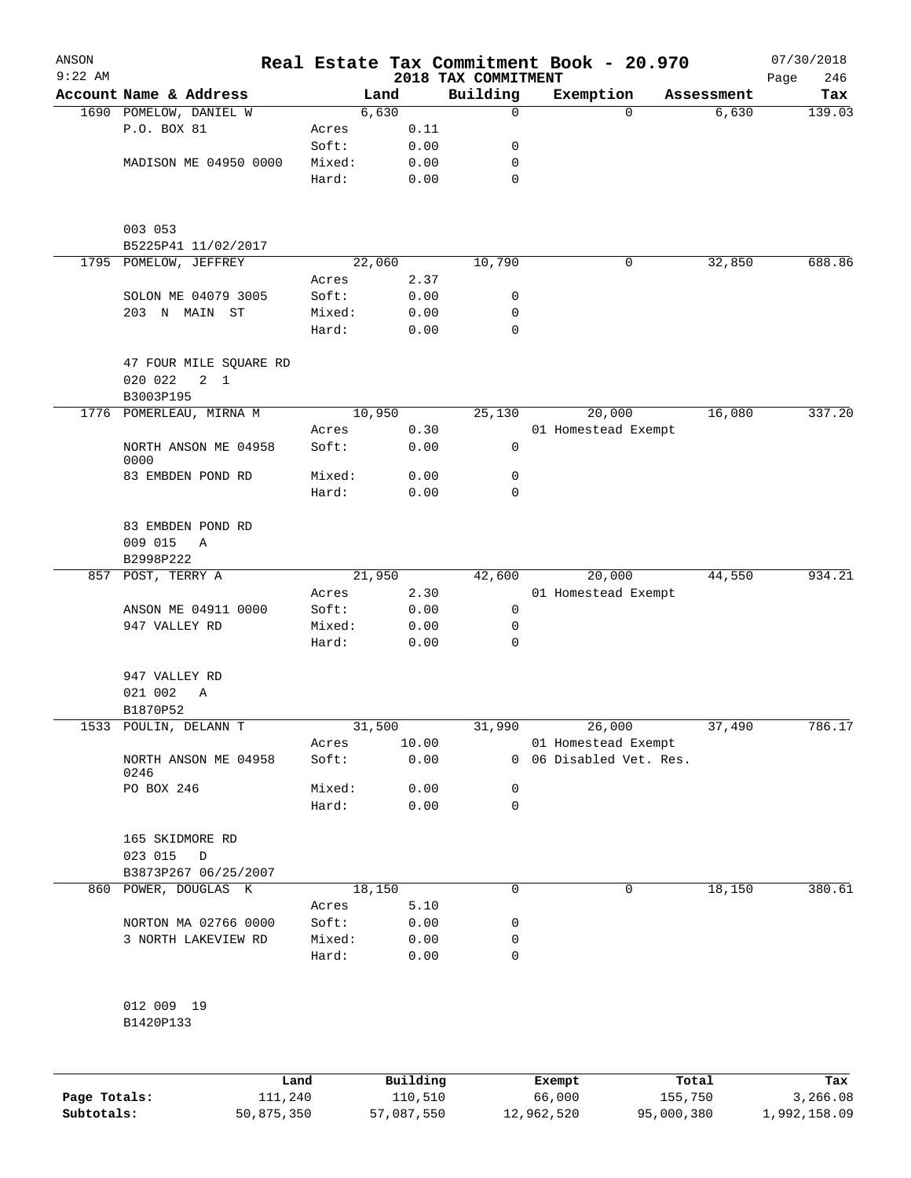# Real Estate Tax Commitment Book - 20.970

ANSON
9:22 AM

2018 TAX COMMITMENT

07/30/2018

| Account | Name & Address | | Land | Building | Exemption | Assessment | Tax |
|---|---|---|---|---|---|---|---|
| 1690 | POMELOW, DANIEL W | | 6,630 | 0 | 0 | 6,630 | 139.03 |
| | P.O. BOX 81 | Acres | 0.11 | | | | |
| | | Soft: | 0.00 | 0 | | | |
| | MADISON ME 04950 0000 | Mixed: | 0.00 | 0 | | | |
| | | Hard: | 0.00 | 0 | | | |
| | 003 053 | | | | | | |
| | B5225P41 11/02/2017 | | | | | | |
| 1795 | POMELOW, JEFFREY | | 22,060 | 10,790 | 0 | 32,850 | 688.86 |
| | | Acres | 2.37 | | | | |
| | SOLON ME 04079 3005 | Soft: | 0.00 | 0 | | | |
| | 203 N MAIN ST | Mixed: | 0.00 | 0 | | | |
| | | Hard: | 0.00 | 0 | | | |
| | 47 FOUR MILE SQUARE RD | | | | | | |
| | 020 022 2 1 | | | | | | |
| | B3003P195 | | | | | | |
| 1776 | POMERLEAU, MIRNA M | | 10,950 | 25,130 | 20,000 | 16,080 | 337.20 |
| | | Acres | 0.30 | | 01 Homestead Exempt | | |
| | NORTH ANSON ME 04958 0000 | Soft: | 0.00 | 0 | | | |
| | 83 EMBDEN POND RD | Mixed: | 0.00 | 0 | | | |
| | | Hard: | 0.00 | 0 | | | |
| | 83 EMBDEN POND RD | | | | | | |
| | 009 015 A | | | | | | |
| | B2998P222 | | | | | | |
| 857 | POST, TERRY A | | 21,950 | 42,600 | 20,000 | 44,550 | 934.21 |
| | | Acres | 2.30 | | 01 Homestead Exempt | | |
| | ANSON ME 04911 0000 | Soft: | 0.00 | 0 | | | |
| | 947 VALLEY RD | Mixed: | 0.00 | 0 | | | |
| | | Hard: | 0.00 | 0 | | | |
| | 947 VALLEY RD | | | | | | |
| | 021 002 A | | | | | | |
| | B1870P52 | | | | | | |
| 1533 | POULIN, DELANN T | | 31,500 | 31,990 | 26,000 | 37,490 | 786.17 |
| | | Acres | 10.00 | | 01 Homestead Exempt | | |
| | NORTH ANSON ME 04958 0246 | Soft: | 0.00 | 0 | 06 Disabled Vet. Res. | | |
| | PO BOX 246 | Mixed: | 0.00 | 0 | | | |
| | | Hard: | 0.00 | 0 | | | |
| | 165 SKIDMORE RD | | | | | | |
| | 023 015 D | | | | | | |
| | B3873P267 06/25/2007 | | | | | | |
| 860 | POWER, DOUGLAS K | | 18,150 | 0 | 0 | 18,150 | 380.61 |
| | | Acres | 5.10 | | | | |
| | NORTON MA 02766 0000 | Soft: | 0.00 | 0 | | | |
| | 3 NORTH LAKEVIEW RD | Mixed: | 0.00 | 0 | | | |
| | | Hard: | 0.00 | 0 | | | |
| | 012 009 19 | | | | | | |
| | B1420P133 | | | | | | |

| | Land | Building | Exempt | Total | Tax |
|---|---|---|---|---|---|
| Page Totals: | 111,240 | 110,510 | 66,000 | 155,750 | 3,266.08 |
| Subtotals: | 50,875,350 | 57,087,550 | 12,962,520 | 95,000,380 | 1,992,158.09 |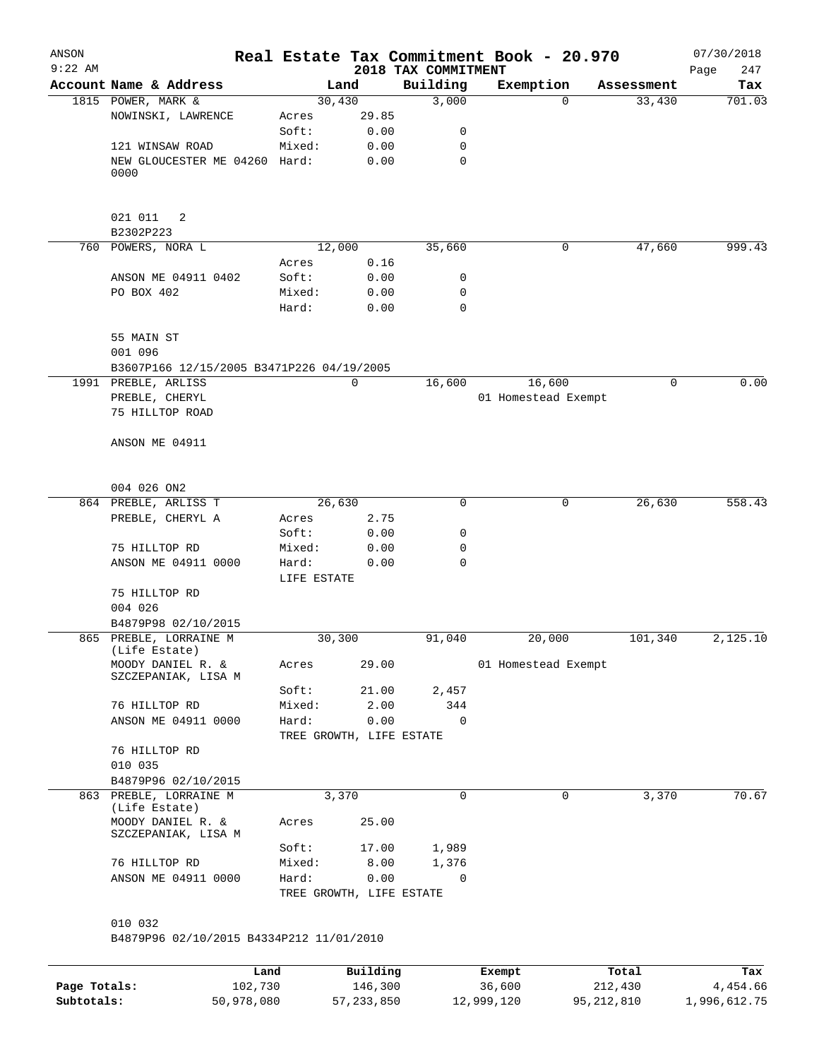# Real Estate Tax Commitment Book - 20.970

ANSON — 9:22 AM — 2018 TAX COMMITMENT — 07/30/2018

| Account Name & Address | Land | | Building | Exemption | Assessment | Tax |
|---|---|---|---|---|---|---|
| 1815 POWER, MARK & | 30,430 | | 3,000 | 0 | 33,430 | 701.03 |
| NOWINSKI, LAWRENCE | Acres | 29.85 | | | | |
| | Soft: | 0.00 | 0 | | | |
| 121 WINSAW ROAD | Mixed: | 0.00 | 0 | | | |
| NEW GLOUCESTER ME 04260 0000 | Hard: | 0.00 | 0 | | | |
| 021 011 2 | | | | | | |
| B2302P223 | | | | | | |
| 760 POWERS, NORA L | 12,000 | | 35,660 | 0 | 47,660 | 999.43 |
| | Acres | 0.16 | | | | |
| ANSON ME 04911 0402 | Soft: | 0.00 | 0 | | | |
| PO BOX 402 | Mixed: | 0.00 | 0 | | | |
| | Hard: | 0.00 | 0 | | | |
| 55 MAIN ST | | | | | | |
| 001 096 | | | | | | |
| B3607P166 12/15/2005 B3471P226 04/19/2005 | | | | | | |
| 1991 PREBLE, ARLISS | 0 | | 16,600 | 16,600 | 0 | 0.00 |
| PREBLE, CHERYL | | | | 01 Homestead Exempt | | |
| 75 HILLTOP ROAD | | | | | | |
| ANSON ME 04911 | | | | | | |
| 004 026 ON2 | | | | | | |
| 864 PREBLE, ARLISS T | 26,630 | | 0 | 0 | 26,630 | 558.43 |
| PREBLE, CHERYL A | Acres | 2.75 | | | | |
| | Soft: | 0.00 | 0 | | | |
| 75 HILLTOP RD | Mixed: | 0.00 | 0 | | | |
| ANSON ME 04911 0000 | Hard: | 0.00 | 0 | | | |
| | LIFE ESTATE | | | | | |
| 75 HILLTOP RD | | | | | | |
| 004 026 | | | | | | |
| B4879P98 02/10/2015 | | | | | | |
| 865 PREBLE, LORRAINE M (Life Estate) | 30,300 | | 91,040 | 20,000 | 101,340 | 2,125.10 |
| MOODY DANIEL R. & SZCZEPANIAK, LISA M | Acres | 29.00 | | 01 Homestead Exempt | | |
| | Soft: | 21.00 | 2,457 | | | |
| 76 HILLTOP RD | Mixed: | 2.00 | 344 | | | |
| ANSON ME 04911 0000 | Hard: | 0.00 | 0 | | | |
| | TREE GROWTH, LIFE ESTATE | | | | | |
| 76 HILLTOP RD | | | | | | |
| 010 035 | | | | | | |
| B4879P96 02/10/2015 | | | | | | |
| 863 PREBLE, LORRAINE M (Life Estate) | 3,370 | | 0 | 0 | 3,370 | 70.67 |
| MOODY DANIEL R. & SZCZEPANIAK, LISA M | Acres | 25.00 | | | | |
| | Soft: | 17.00 | 1,989 | | | |
| 76 HILLTOP RD | Mixed: | 8.00 | 1,376 | | | |
| ANSON ME 04911 0000 | Hard: | 0.00 | 0 | | | |
| | TREE GROWTH, LIFE ESTATE | | | | | |
| 010 032 | | | | | | |
| B4879P96 02/10/2015 B4334P212 11/01/2010 | | | | | | |

| | Land | Building | Exempt | Total | Tax |
|---|---|---|---|---|---|
| Page Totals: | 102,730 | 146,300 | 36,600 | 212,430 | 4,454.66 |
| Subtotals: | 50,978,080 | 57,233,850 | 12,999,120 | 95,212,810 | 1,996,612.75 |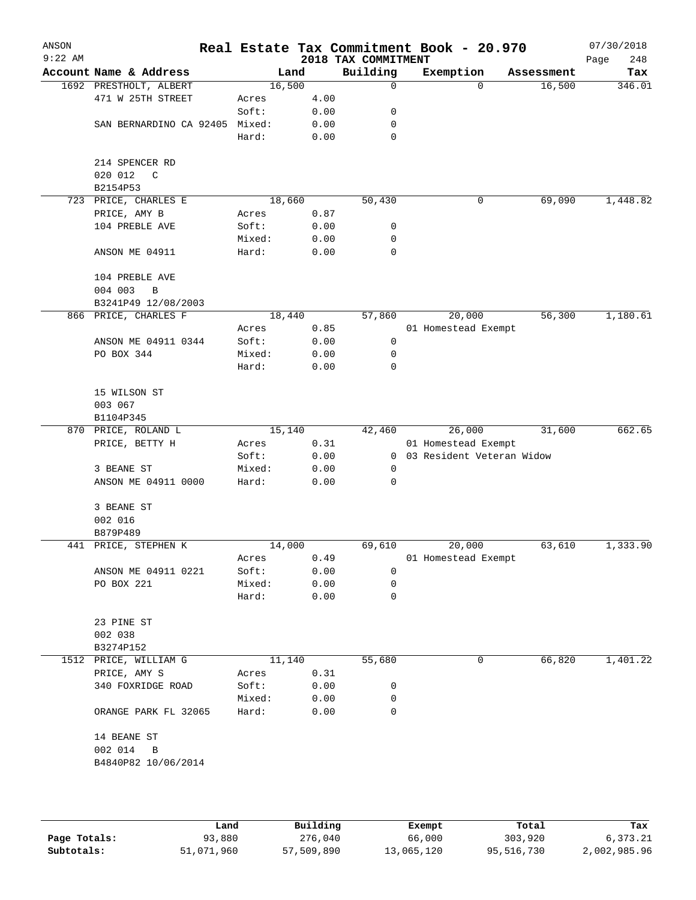# Real Estate Tax Commitment Book - 20.970

ANSON 9:22 AM — 2018 TAX COMMITMENT — 07/30/2018

| Account | Name & Address | | Land | Building | Exemption | Assessment | Tax |
|---|---|---|---|---|---|---|---|
| 1692 | PRESTHOLT, ALBERT | | 16,500 | 0 | 0 | 16,500 | 346.01 |
| | 471 W 25TH STREET | Acres | 4.00 | | | | |
| | | Soft: | 0.00 | 0 | | | |
| | SAN BERNARDINO CA 92405 | Mixed: | 0.00 | 0 | | | |
| | | Hard: | 0.00 | 0 | | | |
| | 214 SPENCER RD | | | | | | |
| | 020 012 C | | | | | | |
| | B2154P53 | | | | | | |
| 723 | PRICE, CHARLES E | | 18,660 | 50,430 | 0 | 69,090 | 1,448.82 |
| | PRICE, AMY B | Acres | 0.87 | | | | |
| | 104 PREBLE AVE | Soft: | 0.00 | 0 | | | |
| | | Mixed: | 0.00 | 0 | | | |
| | ANSON ME 04911 | Hard: | 0.00 | 0 | | | |
| | 104 PREBLE AVE | | | | | | |
| | 004 003 B | | | | | | |
| | B3241P49 12/08/2003 | | | | | | |
| 866 | PRICE, CHARLES F | | 18,440 | 57,860 | 20,000 | 56,300 | 1,180.61 |
| | | Acres | 0.85 | | 01 Homestead Exempt | | |
| | ANSON ME 04911 0344 | Soft: | 0.00 | 0 | | | |
| | PO BOX 344 | Mixed: | 0.00 | 0 | | | |
| | | Hard: | 0.00 | 0 | | | |
| | 15 WILSON ST | | | | | | |
| | 003 067 | | | | | | |
| | B1104P345 | | | | | | |
| 870 | PRICE, ROLAND L | | 15,140 | 42,460 | 26,000 | 31,600 | 662.65 |
| | PRICE, BETTY H | Acres | 0.31 | | 01 Homestead Exempt | | |
| | | Soft: | 0.00 | 0 | 03 Resident Veteran Widow | | |
| | 3 BEANE ST | Mixed: | 0.00 | 0 | | | |
| | ANSON ME 04911 0000 | Hard: | 0.00 | 0 | | | |
| | 3 BEANE ST | | | | | | |
| | 002 016 | | | | | | |
| | B879P489 | | | | | | |
| 441 | PRICE, STEPHEN K | | 14,000 | 69,610 | 20,000 | 63,610 | 1,333.90 |
| | | Acres | 0.49 | | 01 Homestead Exempt | | |
| | ANSON ME 04911 0221 | Soft: | 0.00 | 0 | | | |
| | PO BOX 221 | Mixed: | 0.00 | 0 | | | |
| | | Hard: | 0.00 | 0 | | | |
| | 23 PINE ST | | | | | | |
| | 002 038 | | | | | | |
| | B3274P152 | | | | | | |
| 1512 | PRICE, WILLIAM G | | 11,140 | 55,680 | 0 | 66,820 | 1,401.22 |
| | PRICE, AMY S | Acres | 0.31 | | | | |
| | 340 FOXRIDGE ROAD | Soft: | 0.00 | 0 | | | |
| | | Mixed: | 0.00 | 0 | | | |
| | ORANGE PARK FL 32065 | Hard: | 0.00 | 0 | | | |
| | 14 BEANE ST | | | | | | |
| | 002 014 B | | | | | | |
| | B4840P82 10/06/2014 | | | | | | |

| | Land | Building | Exempt | Total | Tax |
|---|---|---|---|---|---|
| Page Totals: | 93,880 | 276,040 | 66,000 | 303,920 | 6,373.21 |
| Subtotals: | 51,071,960 | 57,509,890 | 13,065,120 | 95,516,730 | 2,002,985.96 |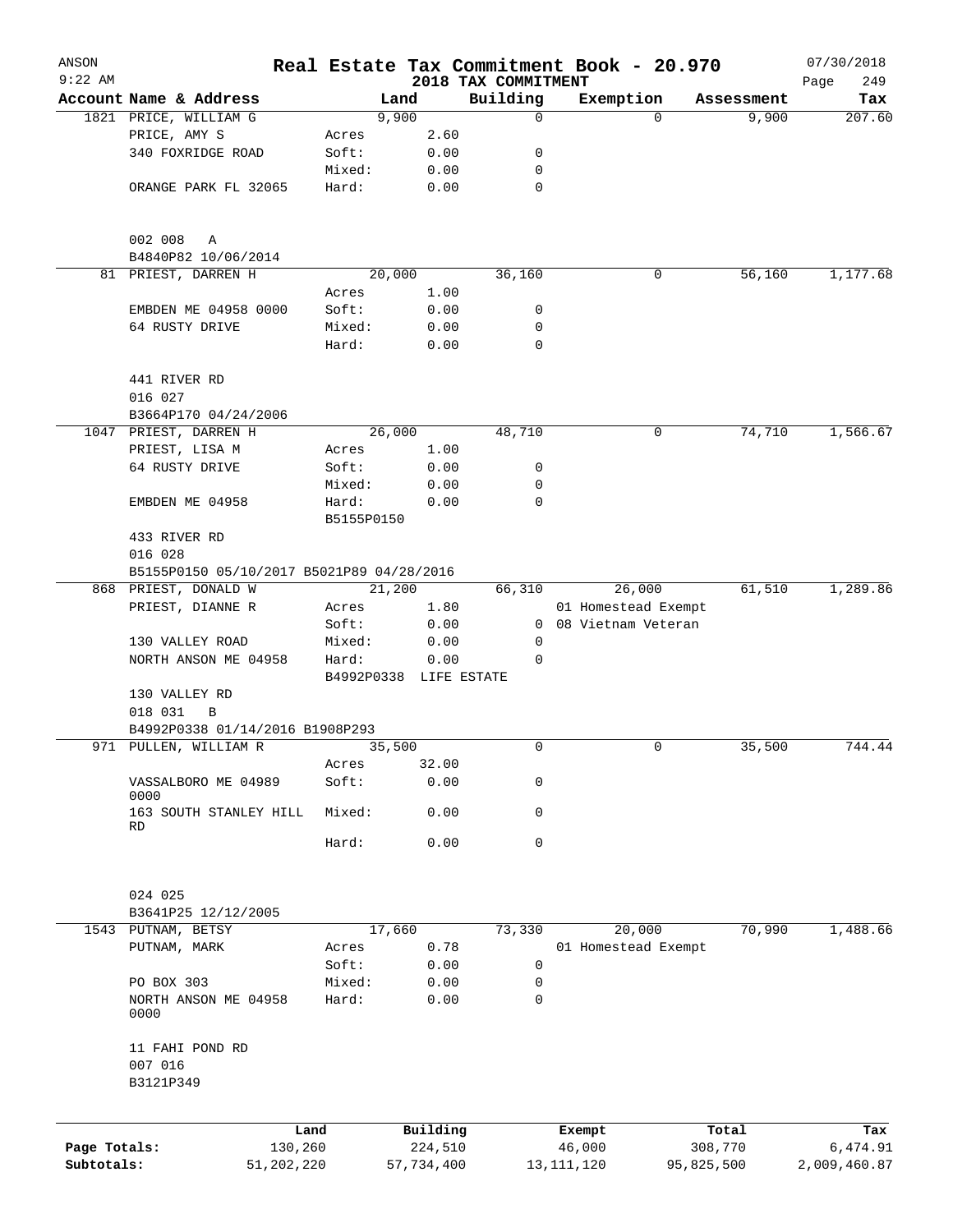# ANSON — Real Estate Tax Commitment Book - 20.970

**2018 TAX COMMITMENT**

9:22 AM — 07/30/2018

| Account Name & Address | Land | | Building | Exemption | Assessment | Tax |
|---|---|---|---|---|---|---|
| 1821 PRICE, WILLIAM G | 9,900 | | 0 | 0 | 9,900 | 207.60 |
| PRICE, AMY S | Acres | 2.60 | | | | |
| 340 FOXRIDGE ROAD | Soft: | 0.00 | 0 | | | |
| | Mixed: | 0.00 | 0 | | | |
| ORANGE PARK FL 32065 | Hard: | 0.00 | 0 | | | |
| 002 008 A | | | | | | |
| B4840P82 10/06/2014 | | | | | | |
| 81 PRIEST, DARREN H | 20,000 | | 36,160 | 0 | 56,160 | 1,177.68 |
| | Acres | 1.00 | | | | |
| EMBDEN ME 04958 0000 | Soft: | 0.00 | 0 | | | |
| 64 RUSTY DRIVE | Mixed: | 0.00 | 0 | | | |
| | Hard: | 0.00 | 0 | | | |
| 441 RIVER RD | | | | | | |
| 016 027 | | | | | | |
| B3664P170 04/24/2006 | | | | | | |
| 1047 PRIEST, DARREN H | 26,000 | | 48,710 | 0 | 74,710 | 1,566.67 |
| PRIEST, LISA M | Acres | 1.00 | | | | |
| 64 RUSTY DRIVE | Soft: | 0.00 | 0 | | | |
| | Mixed: | 0.00 | 0 | | | |
| EMBDEN ME 04958 | Hard: | 0.00 | 0 | | | |
| | B5155P0150 | | | | | |
| 433 RIVER RD | | | | | | |
| 016 028 | | | | | | |
| B5155P0150 05/10/2017 B5021P89 04/28/2016 | | | | | | |
| 868 PRIEST, DONALD W | 21,200 | | 66,310 | 26,000 | 61,510 | 1,289.86 |
| PRIEST, DIANNE R | Acres | 1.80 | | 01 Homestead Exempt | | |
| | Soft: | 0.00 | 0 | 08 Vietnam Veteran | | |
| 130 VALLEY ROAD | Mixed: | 0.00 | 0 | | | |
| NORTH ANSON ME 04958 | Hard: | 0.00 | 0 | | | |
| | B4992P0338 | LIFE ESTATE | | | | |
| 130 VALLEY RD | | | | | | |
| 018 031 B | | | | | | |
| B4992P0338 01/14/2016 B1908P293 | | | | | | |
| 971 PULLEN, WILLIAM R | 35,500 | | 0 | 0 | 35,500 | 744.44 |
| | Acres | 32.00 | | | | |
| VASSALBORO ME 04989 0000 | Soft: | 0.00 | 0 | | | |
| 163 SOUTH STANLEY HILL RD | Mixed: | 0.00 | 0 | | | |
| | Hard: | 0.00 | 0 | | | |
| 024 025 | | | | | | |
| B3641P25 12/12/2005 | | | | | | |
| 1543 PUTNAM, BETSY | 17,660 | | 73,330 | 20,000 | 70,990 | 1,488.66 |
| PUTNAM, MARK | Acres | 0.78 | | 01 Homestead Exempt | | |
| | Soft: | 0.00 | 0 | | | |
| PO BOX 303 | Mixed: | 0.00 | 0 | | | |
| NORTH ANSON ME 04958 0000 | Hard: | 0.00 | 0 | | | |
| 11 FAHI POND RD | | | | | | |
| 007 016 | | | | | | |
| B3121P349 | | | | | | |

| | Land | Building | Exempt | Total | Tax |
|---|---|---|---|---|---|
| Page Totals: | 130,260 | 224,510 | 46,000 | 308,770 | 6,474.91 |
| Subtotals: | 51,202,220 | 57,734,400 | 13,111,120 | 95,825,500 | 2,009,460.87 |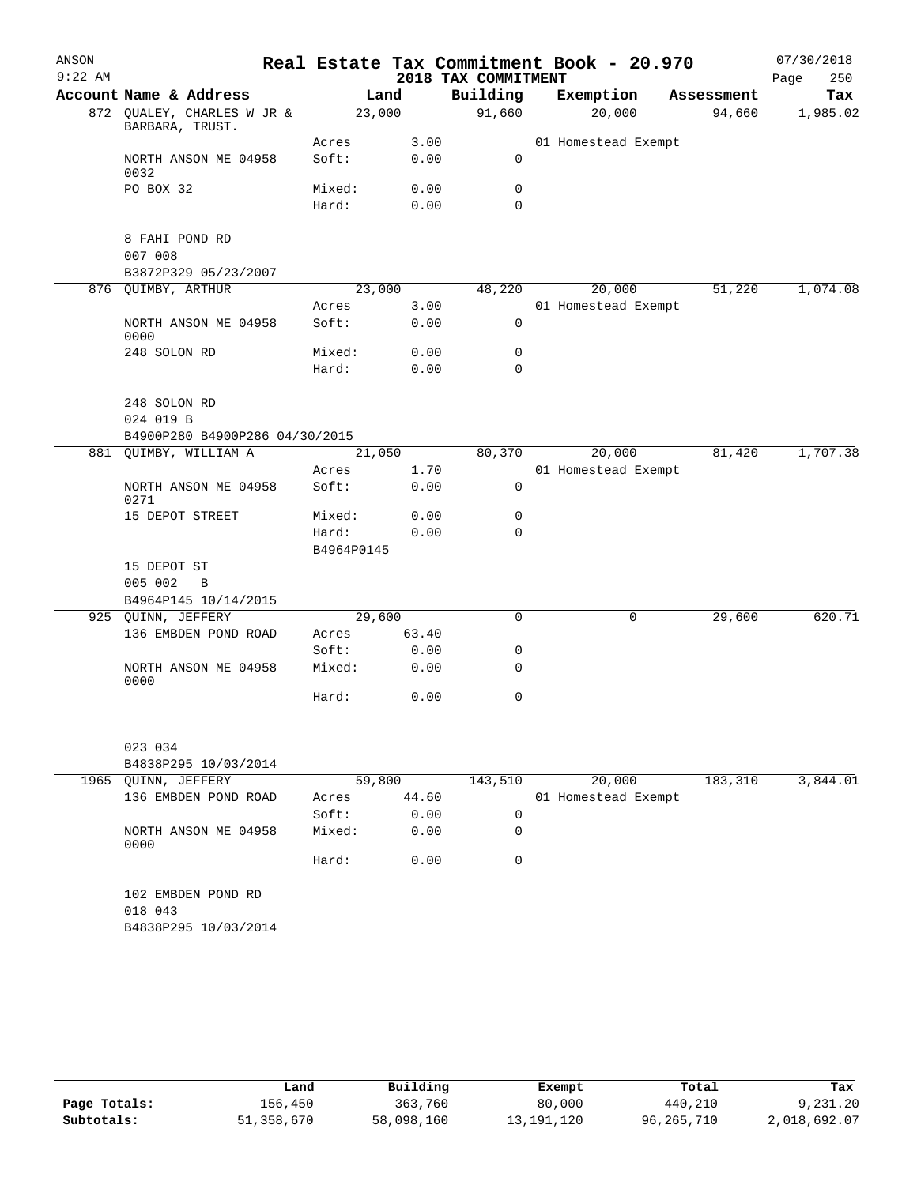ANSON
9:22 AM

# Real Estate Tax Commitment Book - 20.970

2018 TAX COMMITMENT

07/30/2018

| Account Name & Address | Land | | Building | Exemption | Assessment | Tax |
|---|---|---|---|---|---|---|
| 872 QUALEY, CHARLES W JR & BARBARA, TRUST. | 23,000 | | 91,660 | 20,000 | 94,660 | 1,985.02 |
| | Acres | 3.00 | | 01 Homestead Exempt | | |
| NORTH ANSON ME 04958 0032 | Soft: | 0.00 | 0 | | | |
| PO BOX 32 | Mixed: | 0.00 | 0 | | | |
| | Hard: | 0.00 | 0 | | | |
| 8 FAHI POND RD | | | | | | |
| 007 008 | | | | | | |
| B3872P329 05/23/2007 | | | | | | |
| 876 QUIMBY, ARTHUR | 23,000 | | 48,220 | 20,000 | 51,220 | 1,074.08 |
| | Acres | 3.00 | | 01 Homestead Exempt | | |
| NORTH ANSON ME 04958 0000 | Soft: | 0.00 | 0 | | | |
| 248 SOLON RD | Mixed: | 0.00 | 0 | | | |
| | Hard: | 0.00 | 0 | | | |
| 248 SOLON RD | | | | | | |
| 024 019 B | | | | | | |
| B4900P280 B4900P286 04/30/2015 | | | | | | |
| 881 QUIMBY, WILLIAM A | 21,050 | | 80,370 | 20,000 | 81,420 | 1,707.38 |
| | Acres | 1.70 | | 01 Homestead Exempt | | |
| NORTH ANSON ME 04958 0271 | Soft: | 0.00 | 0 | | | |
| 15 DEPOT STREET | Mixed: | 0.00 | 0 | | | |
| | Hard: | 0.00 | 0 | | | |
| | B4964P0145 | | | | | |
| 15 DEPOT ST | | | | | | |
| 005 002 B | | | | | | |
| B4964P145 10/14/2015 | | | | | | |
| 925 QUINN, JEFFERY | 29,600 | | 0 | 0 | 29,600 | 620.71 |
| 136 EMBDEN POND ROAD | Acres | 63.40 | | | | |
| | Soft: | 0.00 | 0 | | | |
| NORTH ANSON ME 04958 0000 | Mixed: | 0.00 | 0 | | | |
| | Hard: | 0.00 | 0 | | | |
| 023 034 | | | | | | |
| B4838P295 10/03/2014 | | | | | | |
| 1965 QUINN, JEFFERY | 59,800 | | 143,510 | 20,000 | 183,310 | 3,844.01 |
| 136 EMBDEN POND ROAD | Acres | 44.60 | | 01 Homestead Exempt | | |
| | Soft: | 0.00 | 0 | | | |
| NORTH ANSON ME 04958 0000 | Mixed: | 0.00 | 0 | | | |
| | Hard: | 0.00 | 0 | | | |
| 102 EMBDEN POND RD | | | | | | |
| 018 043 | | | | | | |
| B4838P295 10/03/2014 | | | | | | |

| | Land | Building | Exempt | Total | Tax |
|---|---|---|---|---|---|
| Page Totals: | 156,450 | 363,760 | 80,000 | 440,210 | 9,231.20 |
| Subtotals: | 51,358,670 | 58,098,160 | 13,191,120 | 96,265,710 | 2,018,692.07 |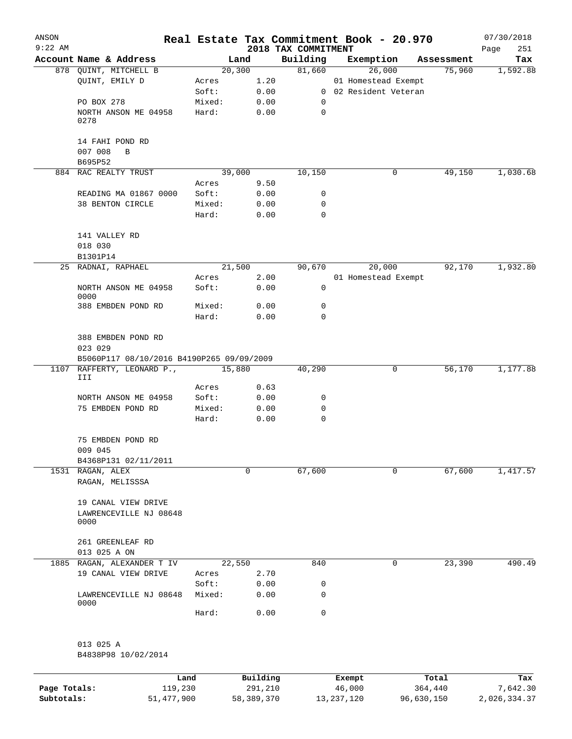# Real Estate Tax Commitment Book - 20.970

ANSON 9:22 AM — 2018 TAX COMMITMENT — 07/30/2018

| Account Name & Address | Land | | Building | Exemption | Assessment | Tax |
|---|---|---|---|---|---|---|
| 878 QUINT, MITCHELL B | 20,300 | | 81,660 | 26,000 | 75,960 | 1,592.88 |
| QUINT, EMILY D | Acres | 1.20 | | 01 Homestead Exempt | | |
| | Soft: | 0.00 | 0 | 02 Resident Veteran | | |
| PO BOX 278 | Mixed: | 0.00 | 0 | | | |
| NORTH ANSON ME 04958 0278 | Hard: | 0.00 | 0 | | | |
| 14 FAHI POND RD | | | | | | |
| 007 008 B | | | | | | |
| B695P52 | | | | | | |
| 884 RAC REALTY TRUST | 39,000 | | 10,150 | 0 | 49,150 | 1,030.68 |
| | Acres | 9.50 | | | | |
| READING MA 01867 0000 | Soft: | 0.00 | 0 | | | |
| 38 BENTON CIRCLE | Mixed: | 0.00 | 0 | | | |
| | Hard: | 0.00 | 0 | | | |
| 141 VALLEY RD | | | | | | |
| 018 030 | | | | | | |
| B1301P14 | | | | | | |
| 25 RADNAI, RAPHAEL | 21,500 | | 90,670 | 20,000 | 92,170 | 1,932.80 |
| | Acres | 2.00 | | 01 Homestead Exempt | | |
| NORTH ANSON ME 04958 0000 | Soft: | 0.00 | 0 | | | |
| 388 EMBDEN POND RD | Mixed: | 0.00 | 0 | | | |
| | Hard: | 0.00 | 0 | | | |
| 388 EMBDEN POND RD | | | | | | |
| 023 029 | | | | | | |
| B5060P117 08/10/2016 B4190P265 09/09/2009 | | | | | | |
| 1107 RAFFERTY, LEONARD P., III | 15,880 | | 40,290 | 0 | 56,170 | 1,177.88 |
| | Acres | 0.63 | | | | |
| NORTH ANSON ME 04958 | Soft: | 0.00 | 0 | | | |
| 75 EMBDEN POND RD | Mixed: | 0.00 | 0 | | | |
| | Hard: | 0.00 | 0 | | | |
| 75 EMBDEN POND RD | | | | | | |
| 009 045 | | | | | | |
| B4368P131 02/11/2011 | | | | | | |
| 1531 RAGAN, ALEX | 0 | | 67,600 | 0 | 67,600 | 1,417.57 |
| RAGAN, MELISSSA | | | | | | |
| 19 CANAL VIEW DRIVE | | | | | | |
| LAWRENCEVILLE NJ 08648 0000 | | | | | | |
| 261 GREENLEAF RD | | | | | | |
| 013 025 A ON | | | | | | |
| 1885 RAGAN, ALEXANDER T IV | 22,550 | | 840 | 0 | 23,390 | 490.49 |
| 19 CANAL VIEW DRIVE | Acres | 2.70 | | | | |
| | Soft: | 0.00 | 0 | | | |
| LAWRENCEVILLE NJ 08648 0000 | Mixed: | 0.00 | 0 | | | |
| | Hard: | 0.00 | 0 | | | |
| 013 025 A | | | | | | |
| B4838P98 10/02/2014 | | | | | | |

| | Land | Building | Exempt | Total | Tax |
|---|---|---|---|---|---|
| Page Totals: | 119,230 | 291,210 | 46,000 | 364,440 | 7,642.30 |
| Subtotals: | 51,477,900 | 58,389,370 | 13,237,120 | 96,630,150 | 2,026,334.37 |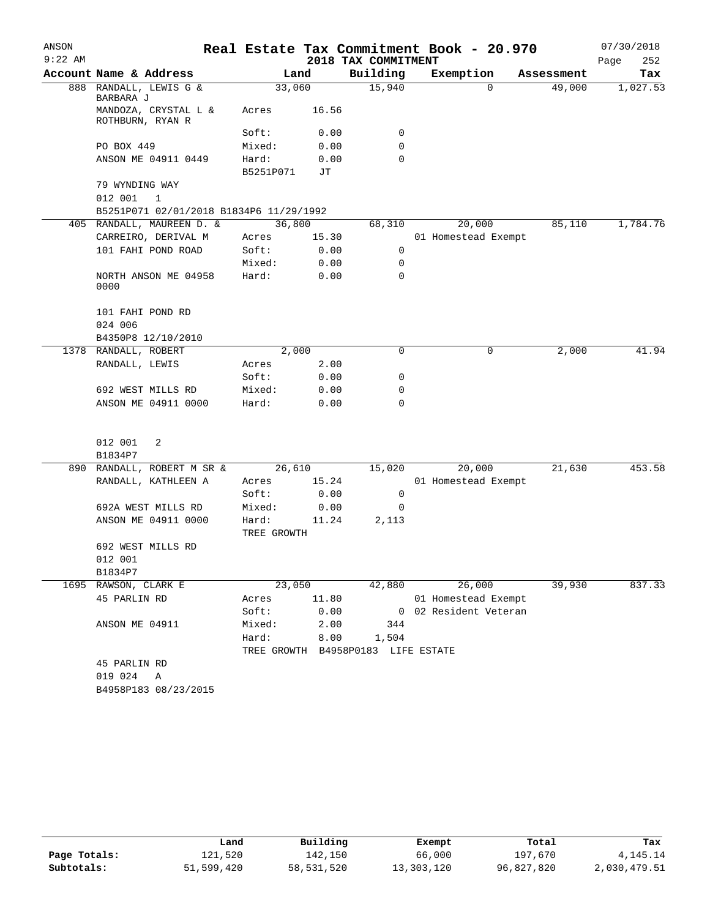ANSON 9:22 AM

# Real Estate Tax Commitment Book - 20.970

## 2018 TAX COMMITMENT

07/30/2018 Page 252

| Account Name & Address | Land | | Building | Exemption | Assessment | Tax |
|---|---|---|---|---|---|---|
| 888 RANDALL, LEWIS G & BARBARA J | 33,060 | | 15,940 | 0 | 49,000 | 1,027.53 |
| MANDOZA, CRYSTAL L & ROTHBURN, RYAN R | Acres | 16.56 | | | | |
| | Soft: | 0.00 | 0 | | | |
| PO BOX 449 | Mixed: | 0.00 | 0 | | | |
| ANSON ME 04911 0449 | Hard: | 0.00 | 0 | | | |
| | B5251P071 | JT | | | | |
| 79 WYNDING WAY | | | | | | |
| 012 001 1 | | | | | | |
| B5251P071 02/01/2018 B1834P6 11/29/1992 | | | | | | |
| 405 RANDALL, MAUREEN D. & | 36,800 | | 68,310 | 20,000 | 85,110 | 1,784.76 |
| CARREIRO, DERIVAL M | Acres | 15.30 | | 01 Homestead Exempt | | |
| 101 FAHI POND ROAD | Soft: | 0.00 | 0 | | | |
| | Mixed: | 0.00 | 0 | | | |
| NORTH ANSON ME 04958 0000 | Hard: | 0.00 | 0 | | | |
| 101 FAHI POND RD | | | | | | |
| 024 006 | | | | | | |
| B4350P8 12/10/2010 | | | | | | |
| 1378 RANDALL, ROBERT | 2,000 | | 0 | 0 | 2,000 | 41.94 |
| RANDALL, LEWIS | Acres | 2.00 | | | | |
| | Soft: | 0.00 | 0 | | | |
| 692 WEST MILLS RD | Mixed: | 0.00 | 0 | | | |
| ANSON ME 04911 0000 | Hard: | 0.00 | 0 | | | |
| 012 001 2 | | | | | | |
| B1834P7 | | | | | | |
| 890 RANDALL, ROBERT M SR & | 26,610 | | 15,020 | 20,000 | 21,630 | 453.58 |
| RANDALL, KATHLEEN A | Acres | 15.24 | | 01 Homestead Exempt | | |
| | Soft: | 0.00 | 0 | | | |
| 692A WEST MILLS RD | Mixed: | 0.00 | 0 | | | |
| ANSON ME 04911 0000 | Hard: | 11.24 | 2,113 | | | |
| | TREE GROWTH | | | | | |
| 692 WEST MILLS RD | | | | | | |
| 012 001 | | | | | | |
| B1834P7 | | | | | | |
| 1695 RAWSON, CLARK E | 23,050 | | 42,880 | 26,000 | 39,930 | 837.33 |
| 45 PARLIN RD | Acres | 11.80 | | 01 Homestead Exempt | | |
| | Soft: | 0.00 | 0 | 02 Resident Veteran | | |
| ANSON ME 04911 | Mixed: | 2.00 | 344 | | | |
| | Hard: | 8.00 | 1,504 | | | |
| | TREE GROWTH | B4958P0183 | LIFE ESTATE | | | |
| 45 PARLIN RD | | | | | | |
| 019 024 A | | | | | | |
| B4958P183 08/23/2015 | | | | | | |

| | Land | Building | Exempt | Total | Tax |
|---|---|---|---|---|---|
| Page Totals: | 121,520 | 142,150 | 66,000 | 197,670 | 4,145.14 |
| Subtotals: | 51,599,420 | 58,531,520 | 13,303,120 | 96,827,820 | 2,030,479.51 |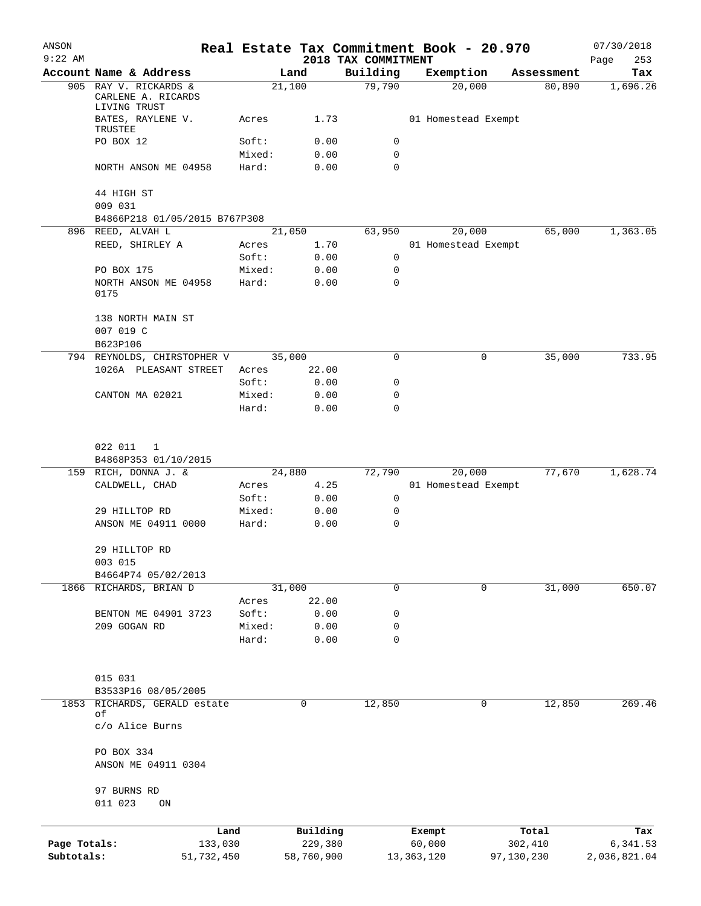# Real Estate Tax Commitment Book - 20.970

ANSON 9:22 AM — 2018 TAX COMMITMENT — 07/30/2018

| Account Name & Address | Land | | Building | Exemption | Assessment | Tax |
|---|---|---|---|---|---|---|
| 905 RAY V. RICKARDS & CARLENE A. RICARDS LIVING TRUST | 21,100 | | 79,790 | 20,000 | 80,890 | 1,696.26 |
| BATES, RAYLENE V. TRUSTEE | Acres | 1.73 | | 01 Homestead Exempt | | |
| PO BOX 12 | Soft: | 0.00 | 0 | | | |
| | Mixed: | 0.00 | 0 | | | |
| NORTH ANSON ME 04958 | Hard: | 0.00 | 0 | | | |
| 44 HIGH ST | | | | | | |
| 009 031 | | | | | | |
| B4866P218 01/05/2015 B767P308 | | | | | | |
| 896 REED, ALVAH L | 21,050 | | 63,950 | 20,000 | 65,000 | 1,363.05 |
| REED, SHIRLEY A | Acres | 1.70 | | 01 Homestead Exempt | | |
| | Soft: | 0.00 | 0 | | | |
| PO BOX 175 | Mixed: | 0.00 | 0 | | | |
| NORTH ANSON ME 04958 0175 | Hard: | 0.00 | 0 | | | |
| 138 NORTH MAIN ST | | | | | | |
| 007 019 C | | | | | | |
| B623P106 | | | | | | |
| 794 REYNOLDS, CHIRSTOPHER V | 35,000 | | 0 | 0 | 35,000 | 733.95 |
| 1026A PLEASANT STREET | Acres | 22.00 | | | | |
| | Soft: | 0.00 | 0 | | | |
| CANTON MA 02021 | Mixed: | 0.00 | 0 | | | |
| | Hard: | 0.00 | 0 | | | |
| 022 011 1 | | | | | | |
| B4868P353 01/10/2015 | | | | | | |
| 159 RICH, DONNA J. & | 24,880 | | 72,790 | 20,000 | 77,670 | 1,628.74 |
| CALDWELL, CHAD | Acres | 4.25 | | 01 Homestead Exempt | | |
| | Soft: | 0.00 | 0 | | | |
| 29 HILLTOP RD | Mixed: | 0.00 | 0 | | | |
| ANSON ME 04911 0000 | Hard: | 0.00 | 0 | | | |
| 29 HILLTOP RD | | | | | | |
| 003 015 | | | | | | |
| B4664P74 05/02/2013 | | | | | | |
| 1866 RICHARDS, BRIAN D | 31,000 | | 0 | 0 | 31,000 | 650.07 |
| | Acres | 22.00 | | | | |
| BENTON ME 04901 3723 | Soft: | 0.00 | 0 | | | |
| 209 GOGAN RD | Mixed: | 0.00 | 0 | | | |
| | Hard: | 0.00 | 0 | | | |
| 015 031 | | | | | | |
| B3533P16 08/05/2005 | | | | | | |
| 1853 RICHARDS, GERALD estate of | 0 | | 12,850 | 0 | 12,850 | 269.46 |
| c/o Alice Burns | | | | | | |
| PO BOX 334 | | | | | | |
| ANSON ME 04911 0304 | | | | | | |
| 97 BURNS RD | | | | | | |
| 011 023 ON | | | | | | |

| | Land | Building | Exempt | Total | Tax |
|---|---|---|---|---|---|
| Page Totals: | 133,030 | 229,380 | 60,000 | 302,410 | 6,341.53 |
| Subtotals: | 51,732,450 | 58,760,900 | 13,363,120 | 97,130,230 | 2,036,821.04 |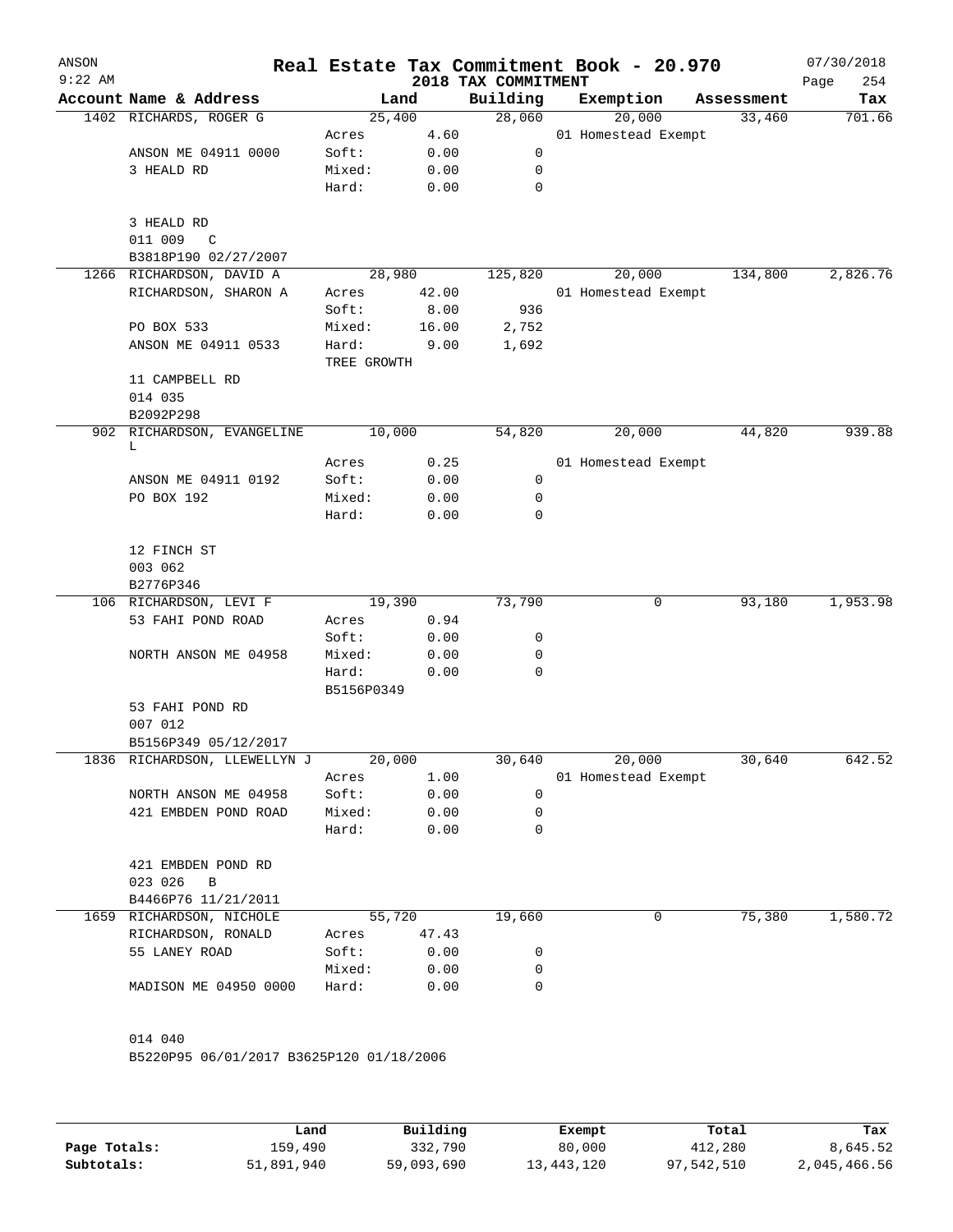ANSON 9:22 AM

# Real Estate Tax Commitment Book - 20.970

## 2018 TAX COMMITMENT

07/30/2018

| Account | Name & Address | Land | | Building | Exemption | Assessment | Tax |
|---|---|---|---|---|---|---|---|
| 1402 | RICHARDS, ROGER G | | 25,400 | 28,060 | 20,000 | 33,460 | 701.66 |
| | | Acres | 4.60 | | 01 Homestead Exempt | | |
| | ANSON ME 04911 0000 | Soft: | 0.00 | 0 | | | |
| | 3 HEALD RD | Mixed: | 0.00 | 0 | | | |
| | | Hard: | 0.00 | 0 | | | |
| | 3 HEALD RD | | | | | | |
| | 011 009 C | | | | | | |
| | B3818P190 02/27/2007 | | | | | | |
| 1266 | RICHARDSON, DAVID A | | 28,980 | 125,820 | 20,000 | 134,800 | 2,826.76 |
| | RICHARDSON, SHARON A | Acres | 42.00 | | 01 Homestead Exempt | | |
| | | Soft: | 8.00 | 936 | | | |
| | PO BOX 533 | Mixed: | 16.00 | 2,752 | | | |
| | ANSON ME 04911 0533 | Hard: | 9.00 | 1,692 | | | |
| | | TREE GROWTH | | | | | |
| | 11 CAMPBELL RD | | | | | | |
| | 014 035 | | | | | | |
| | B2092P298 | | | | | | |
| 902 | RICHARDSON, EVANGELINE L | | 10,000 | 54,820 | 20,000 | 44,820 | 939.88 |
| | | Acres | 0.25 | | 01 Homestead Exempt | | |
| | ANSON ME 04911 0192 | Soft: | 0.00 | 0 | | | |
| | PO BOX 192 | Mixed: | 0.00 | 0 | | | |
| | | Hard: | 0.00 | 0 | | | |
| | 12 FINCH ST | | | | | | |
| | 003 062 | | | | | | |
| | B2776P346 | | | | | | |
| 106 | RICHARDSON, LEVI F | | 19,390 | 73,790 | 0 | 93,180 | 1,953.98 |
| | 53 FAHI POND ROAD | Acres | 0.94 | | | | |
| | | Soft: | 0.00 | 0 | | | |
| | NORTH ANSON ME 04958 | Mixed: | 0.00 | 0 | | | |
| | | Hard: | 0.00 | 0 | | | |
| | | B5156P0349 | | | | | |
| | 53 FAHI POND RD | | | | | | |
| | 007 012 | | | | | | |
| | B5156P349 05/12/2017 | | | | | | |
| 1836 | RICHARDSON, LLEWELLYN J | | 20,000 | 30,640 | 20,000 | 30,640 | 642.52 |
| | | Acres | 1.00 | | 01 Homestead Exempt | | |
| | NORTH ANSON ME 04958 | Soft: | 0.00 | 0 | | | |
| | 421 EMBDEN POND ROAD | Mixed: | 0.00 | 0 | | | |
| | | Hard: | 0.00 | 0 | | | |
| | 421 EMBDEN POND RD | | | | | | |
| | 023 026 B | | | | | | |
| | B4466P76 11/21/2011 | | | | | | |
| 1659 | RICHARDSON, NICHOLE | | 55,720 | 19,660 | 0 | 75,380 | 1,580.72 |
| | RICHARDSON, RONALD | Acres | 47.43 | | | | |
| | 55 LANEY ROAD | Soft: | 0.00 | 0 | | | |
| | | Mixed: | 0.00 | 0 | | | |
| | MADISON ME 04950 0000 | Hard: | 0.00 | 0 | | | |
| | 014 040 | | | | | | |
| | B5220P95 06/01/2017 B3625P120 01/18/2006 | | | | | | |

| | Land | Building | Exempt | Total | Tax |
|---|---|---|---|---|---|
| Page Totals: | 159,490 | 332,790 | 80,000 | 412,280 | 8,645.52 |
| Subtotals: | 51,891,940 | 59,093,690 | 13,443,120 | 97,542,510 | 2,045,466.56 |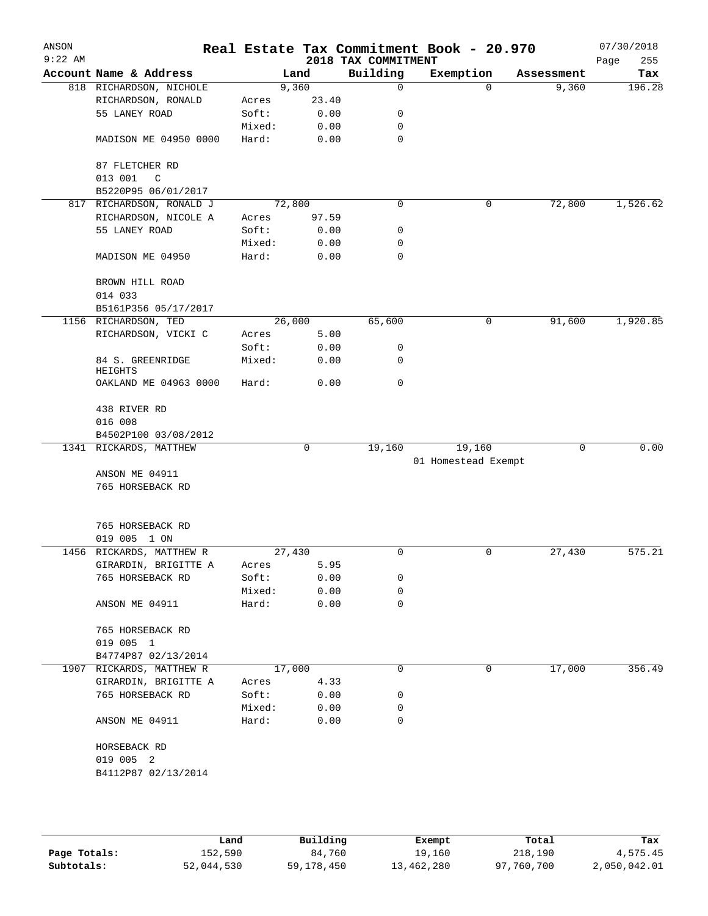ANSON
9:22 AM

# Real Estate Tax Commitment Book - 20.970

## 2018 TAX COMMITMENT

07/30/2018
Page 255

| Account Name & Address | | Land | Building | Exemption | Assessment | Tax |
|---|---|---|---|---|---|---|
| 818 RICHARDSON, NICHOLE | | 9,360 | 0 | 0 | 9,360 | 196.28 |
| RICHARDSON, RONALD | Acres | 23.40 | | | | |
| 55 LANEY ROAD | Soft: | 0.00 | 0 | | | |
| | Mixed: | 0.00 | 0 | | | |
| MADISON ME 04950 0000 | Hard: | 0.00 | 0 | | | |
| 87 FLETCHER RD | | | | | | |
| 013 001 C | | | | | | |
| B5220P95 06/01/2017 | | | | | | |
| 817 RICHARDSON, RONALD J | | 72,800 | 0 | 0 | 72,800 | 1,526.62 |
| RICHARDSON, NICOLE A | Acres | 97.59 | | | | |
| 55 LANEY ROAD | Soft: | 0.00 | 0 | | | |
| | Mixed: | 0.00 | 0 | | | |
| MADISON ME 04950 | Hard: | 0.00 | 0 | | | |
| BROWN HILL ROAD | | | | | | |
| 014 033 | | | | | | |
| B5161P356 05/17/2017 | | | | | | |
| 1156 RICHARDSON, TED | | 26,000 | 65,600 | 0 | 91,600 | 1,920.85 |
| RICHARDSON, VICKI C | Acres | 5.00 | | | | |
| | Soft: | 0.00 | 0 | | | |
| 84 S. GREENRIDGE HEIGHTS | Mixed: | 0.00 | 0 | | | |
| OAKLAND ME 04963 0000 | Hard: | 0.00 | 0 | | | |
| 438 RIVER RD | | | | | | |
| 016 008 | | | | | | |
| B4502P100 03/08/2012 | | | | | | |
| 1341 RICKARDS, MATTHEW | | 0 | 19,160 | 19,160 | 0 | 0.00 |
| | | | | 01 Homestead Exempt | | |
| ANSON ME 04911 | | | | | | |
| 765 HORSEBACK RD | | | | | | |
| 765 HORSEBACK RD | | | | | | |
| 019 005 1 ON | | | | | | |
| 1456 RICKARDS, MATTHEW R | | 27,430 | 0 | 0 | 27,430 | 575.21 |
| GIRARDIN, BRIGITTE A | Acres | 5.95 | | | | |
| 765 HORSEBACK RD | Soft: | 0.00 | 0 | | | |
| | Mixed: | 0.00 | 0 | | | |
| ANSON ME 04911 | Hard: | 0.00 | 0 | | | |
| 765 HORSEBACK RD | | | | | | |
| 019 005 1 | | | | | | |
| B4774P87 02/13/2014 | | | | | | |
| 1907 RICKARDS, MATTHEW R | | 17,000 | 0 | 0 | 17,000 | 356.49 |
| GIRARDIN, BRIGITTE A | Acres | 4.33 | | | | |
| 765 HORSEBACK RD | Soft: | 0.00 | 0 | | | |
| | Mixed: | 0.00 | 0 | | | |
| ANSON ME 04911 | Hard: | 0.00 | 0 | | | |
| HORSEBACK RD | | | | | | |
| 019 005 2 | | | | | | |
| B4112P87 02/13/2014 | | | | | | |

| | Land | Building | Exempt | Total | Tax |
|---|---|---|---|---|---|
| Page Totals: | 152,590 | 84,760 | 19,160 | 218,190 | 4,575.45 |
| Subtotals: | 52,044,530 | 59,178,450 | 13,462,280 | 97,760,700 | 2,050,042.01 |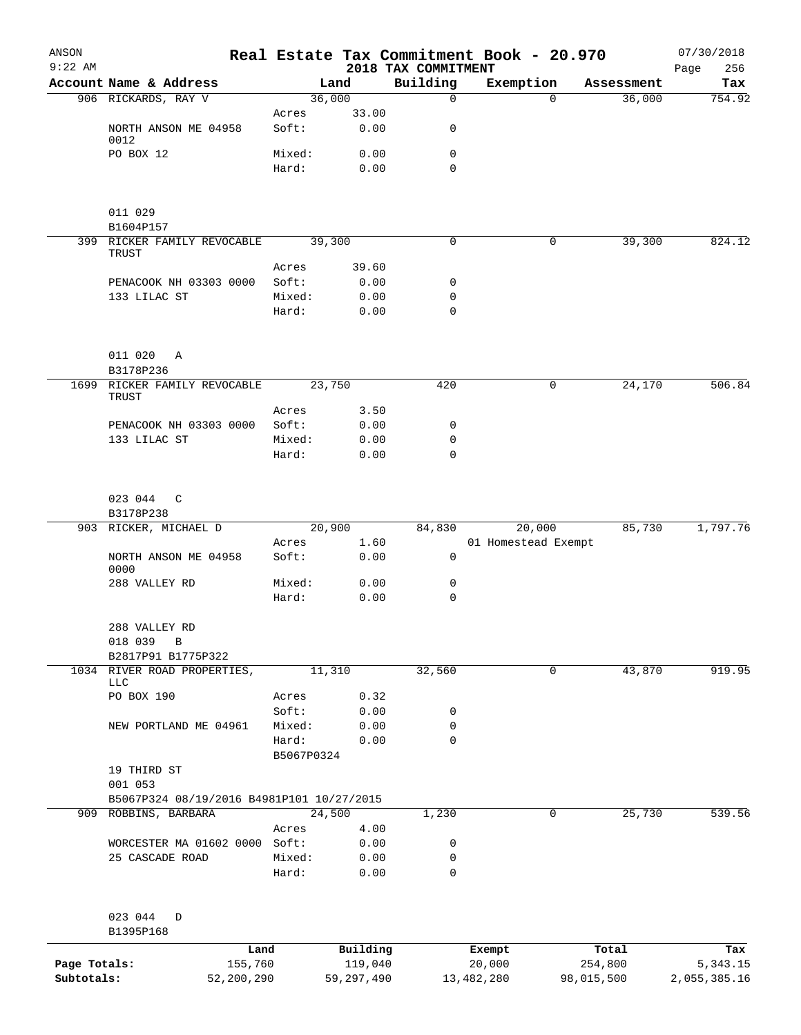ANSON
9:22 AM

# Real Estate Tax Commitment Book - 20.970

2018 TAX COMMITMENT

07/30/2018

| Account | Name & Address | | Land | Building | Exemption | Assessment | Tax |
|---|---|---|---|---|---|---|---|
| 906 | RICKARDS, RAY V | | 36,000 | 0 | 0 | 36,000 | 754.92 |
| | | Acres | 33.00 | | | | |
| | NORTH ANSON ME 04958 0012 | Soft: | 0.00 | 0 | | | |
| | PO BOX 12 | Mixed: | 0.00 | 0 | | | |
| | | Hard: | 0.00 | 0 | | | |
| | 011 029 | | | | | | |
| | B1604P157 | | | | | | |
| 399 | RICKER FAMILY REVOCABLE TRUST | | 39,300 | 0 | 0 | 39,300 | 824.12 |
| | | Acres | 39.60 | | | | |
| | PENACOOK NH 03303 0000 | Soft: | 0.00 | 0 | | | |
| | 133 LILAC ST | Mixed: | 0.00 | 0 | | | |
| | | Hard: | 0.00 | 0 | | | |
| | 011 020 A | | | | | | |
| | B3178P236 | | | | | | |
| 1699 | RICKER FAMILY REVOCABLE TRUST | | 23,750 | 420 | 0 | 24,170 | 506.84 |
| | | Acres | 3.50 | | | | |
| | PENACOOK NH 03303 0000 | Soft: | 0.00 | 0 | | | |
| | 133 LILAC ST | Mixed: | 0.00 | 0 | | | |
| | | Hard: | 0.00 | 0 | | | |
| | 023 044 C | | | | | | |
| | B3178P238 | | | | | | |
| 903 | RICKER, MICHAEL D | | 20,900 | 84,830 | 20,000 | 85,730 | 1,797.76 |
| | | Acres | 1.60 | | 01 Homestead Exempt | | |
| | NORTH ANSON ME 04958 0000 | Soft: | 0.00 | 0 | | | |
| | 288 VALLEY RD | Mixed: | 0.00 | 0 | | | |
| | | Hard: | 0.00 | 0 | | | |
| | 288 VALLEY RD | | | | | | |
| | 018 039 B | | | | | | |
| | B2817P91 B1775P322 | | | | | | |
| 1034 | RIVER ROAD PROPERTIES, LLC | | 11,310 | 32,560 | 0 | 43,870 | 919.95 |
| | PO BOX 190 | Acres | 0.32 | | | | |
| | | Soft: | 0.00 | 0 | | | |
| | NEW PORTLAND ME 04961 | Mixed: | 0.00 | 0 | | | |
| | | Hard: | 0.00 | 0 | | | |
| | | B5067P0324 | | | | | |
| | 19 THIRD ST | | | | | | |
| | 001 053 | | | | | | |
| | B5067P324 08/19/2016 B4981P101 10/27/2015 | | | | | | |
| 909 | ROBBINS, BARBARA | | 24,500 | 1,230 | 0 | 25,730 | 539.56 |
| | | Acres | 4.00 | | | | |
| | WORCESTER MA 01602 0000 | Soft: | 0.00 | 0 | | | |
| | 25 CASCADE ROAD | Mixed: | 0.00 | 0 | | | |
| | | Hard: | 0.00 | 0 | | | |
| | 023 044 D | | | | | | |
| | B1395P168 | | | | | | |

| | Land | Building | Exempt | Total | Tax |
|---|---|---|---|---|---|
| Page Totals: | 155,760 | 119,040 | 20,000 | 254,800 | 5,343.15 |
| Subtotals: | 52,200,290 | 59,297,490 | 13,482,280 | 98,015,500 | 2,055,385.16 |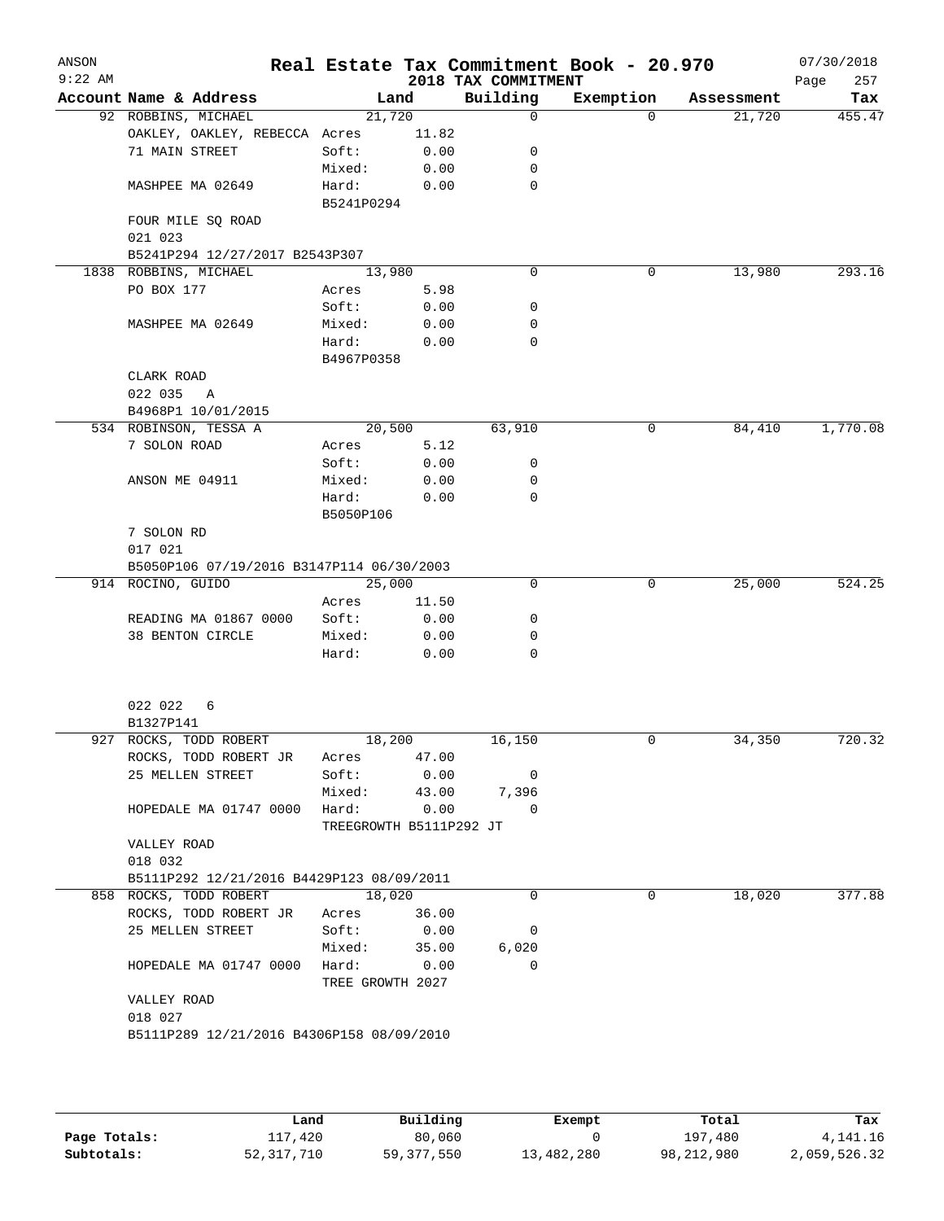ANSON 9:22 AM

# Real Estate Tax Commitment Book - 20.970

## 2018 TAX COMMITMENT

07/30/2018

| Account Name & Address | Land | | Building | Exemption | Assessment | Tax |
|---|---|---|---|---|---|---|
| 92 ROBBINS, MICHAEL | 21,720 | | 0 | 0 | 21,720 | 455.47 |
| OAKLEY, OAKLEY, REBECCA | Acres | 11.82 | | | | |
| 71 MAIN STREET | Soft: | 0.00 | 0 | | | |
| | Mixed: | 0.00 | 0 | | | |
| MASHPEE MA 02649 | Hard: | 0.00 | 0 | | | |
| | B5241P0294 | | | | | |
| FOUR MILE SQ ROAD | | | | | | |
| 021 023 | | | | | | |
| B5241P294 12/27/2017 B2543P307 | | | | | | |
| 1838 ROBBINS, MICHAEL | 13,980 | | 0 | 0 | 13,980 | 293.16 |
| PO BOX 177 | Acres | 5.98 | | | | |
| | Soft: | 0.00 | 0 | | | |
| MASHPEE MA 02649 | Mixed: | 0.00 | 0 | | | |
| | Hard: | 0.00 | 0 | | | |
| | B4967P0358 | | | | | |
| CLARK ROAD | | | | | | |
| 022 035 A | | | | | | |
| B4968P1 10/01/2015 | | | | | | |
| 534 ROBINSON, TESSA A | 20,500 | | 63,910 | 0 | 84,410 | 1,770.08 |
| 7 SOLON ROAD | Acres | 5.12 | | | | |
| | Soft: | 0.00 | 0 | | | |
| ANSON ME 04911 | Mixed: | 0.00 | 0 | | | |
| | Hard: | 0.00 | 0 | | | |
| | B5050P106 | | | | | |
| 7 SOLON RD | | | | | | |
| 017 021 | | | | | | |
| B5050P106 07/19/2016 B3147P114 06/30/2003 | | | | | | |
| 914 ROCINO, GUIDO | 25,000 | | 0 | 0 | 25,000 | 524.25 |
| | Acres | 11.50 | | | | |
| READING MA 01867 0000 | Soft: | 0.00 | 0 | | | |
| 38 BENTON CIRCLE | Mixed: | 0.00 | 0 | | | |
| | Hard: | 0.00 | 0 | | | |
| 022 022 6 | | | | | | |
| B1327P141 | | | | | | |
| 927 ROCKS, TODD ROBERT | 18,200 | | 16,150 | 0 | 34,350 | 720.32 |
| ROCKS, TODD ROBERT JR | Acres | 47.00 | | | | |
| 25 MELLEN STREET | Soft: | 0.00 | 0 | | | |
| | Mixed: | 43.00 | 7,396 | | | |
| HOPEDALE MA 01747 0000 | Hard: | 0.00 | 0 | | | |
| | TREEGROWTH B5111P292 JT | | | | | |
| VALLEY ROAD | | | | | | |
| 018 032 | | | | | | |
| B5111P292 12/21/2016 B4429P123 08/09/2011 | | | | | | |
| 858 ROCKS, TODD ROBERT | 18,020 | | 0 | 0 | 18,020 | 377.88 |
| ROCKS, TODD ROBERT JR | Acres | 36.00 | | | | |
| 25 MELLEN STREET | Soft: | 0.00 | 0 | | | |
| | Mixed: | 35.00 | 6,020 | | | |
| HOPEDALE MA 01747 0000 | Hard: | 0.00 | 0 | | | |
| | TREE GROWTH 2027 | | | | | |
| VALLEY ROAD | | | | | | |
| 018 027 | | | | | | |
| B5111P289 12/21/2016 B4306P158 08/09/2010 | | | | | | |

| | Land | Building | Exempt | Total | Tax |
|---|---|---|---|---|---|
| Page Totals: | 117,420 | 80,060 | 0 | 197,480 | 4,141.16 |
| Subtotals: | 52,317,710 | 59,377,550 | 13,482,280 | 98,212,980 | 2,059,526.32 |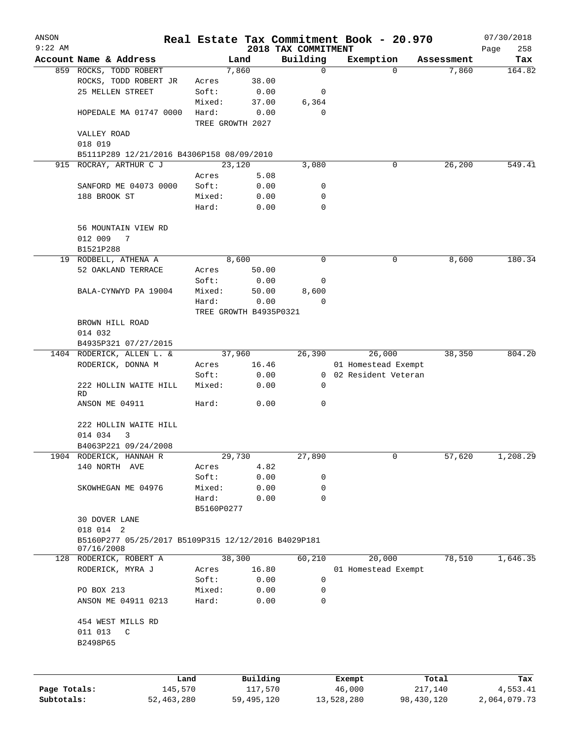ANSON
9:22 AM

# Real Estate Tax Commitment Book - 20.970

2018 TAX COMMITMENT

07/30/2018

| Account Name & Address | Land | | Building | Exemption | Assessment | Tax |
|---|---|---|---|---|---|---|
| 859 ROCKS, TODD ROBERT | 7,860 | | 0 | 0 | 7,860 | 164.82 |
| ROCKS, TODD ROBERT JR | Acres | 38.00 | | | | |
| 25 MELLEN STREET | Soft: | 0.00 | 0 | | | |
| | Mixed: | 37.00 | 6,364 | | | |
| HOPEDALE MA 01747 0000 | Hard: | 0.00 | 0 | | | |
| | TREE GROWTH 2027 | | | | | |
| VALLEY ROAD | | | | | | |
| 018 019 | | | | | | |
| B5111P289 12/21/2016 B4306P158 08/09/2010 | | | | | | |
| 915 ROCRAY, ARTHUR C J | 23,120 | | 3,080 | 0 | 26,200 | 549.41 |
| | Acres | 5.08 | | | | |
| SANFORD ME 04073 0000 | Soft: | 0.00 | 0 | | | |
| 188 BROOK ST | Mixed: | 0.00 | 0 | | | |
| | Hard: | 0.00 | 0 | | | |
| 56 MOUNTAIN VIEW RD | | | | | | |
| 012 009 7 | | | | | | |
| B1521P288 | | | | | | |
| 19 RODBELL, ATHENA A | 8,600 | | 0 | 0 | 8,600 | 180.34 |
| 52 OAKLAND TERRACE | Acres | 50.00 | | | | |
| | Soft: | 0.00 | 0 | | | |
| BALA-CYNWYD PA 19004 | Mixed: | 50.00 | 8,600 | | | |
| | Hard: | 0.00 | 0 | | | |
| | TREE GROWTH B4935P0321 | | | | | |
| BROWN HILL ROAD | | | | | | |
| 014 032 | | | | | | |
| B4935P321 07/27/2015 | | | | | | |
| 1404 RODERICK, ALLEN L. & | 37,960 | | 26,390 | 26,000 | 38,350 | 804.20 |
| RODERICK, DONNA M | Acres | 16.46 | | 01 Homestead Exempt | | |
| | Soft: | 0.00 | 0 | 02 Resident Veteran | | |
| 222 HOLLIN WAITE HILL RD | Mixed: | 0.00 | 0 | | | |
| ANSON ME 04911 | Hard: | 0.00 | 0 | | | |
| 222 HOLLIN WAITE HILL | | | | | | |
| 014 034 3 | | | | | | |
| B4063P221 09/24/2008 | | | | | | |
| 1904 RODERICK, HANNAH R | 29,730 | | 27,890 | 0 | 57,620 | 1,208.29 |
| 140 NORTH AVE | Acres | 4.82 | | | | |
| | Soft: | 0.00 | 0 | | | |
| SKOWHEGAN ME 04976 | Mixed: | 0.00 | 0 | | | |
| | Hard: | 0.00 | 0 | | | |
| | B5160P0277 | | | | | |
| 30 DOVER LANE | | | | | | |
| 018 014 2 | | | | | | |
| B5160P277 05/25/2017 B5109P315 12/12/2016 B4029P181 07/16/2008 | | | | | | |
| 128 RODERICK, ROBERT A | 38,300 | | 60,210 | 20,000 | 78,510 | 1,646.35 |
| RODERICK, MYRA J | Acres | 16.80 | | 01 Homestead Exempt | | |
| | Soft: | 0.00 | 0 | | | |
| PO BOX 213 | Mixed: | 0.00 | 0 | | | |
| ANSON ME 04911 0213 | Hard: | 0.00 | 0 | | | |
| 454 WEST MILLS RD | | | | | | |
| 011 013 C | | | | | | |
| B2498P65 | | | | | | |

| | Land | Building | Exempt | Total | Tax |
|---|---|---|---|---|---|
| Page Totals: | 145,570 | 117,570 | 46,000 | 217,140 | 4,553.41 |
| Subtotals: | 52,463,280 | 59,495,120 | 13,528,280 | 98,430,120 | 2,064,079.73 |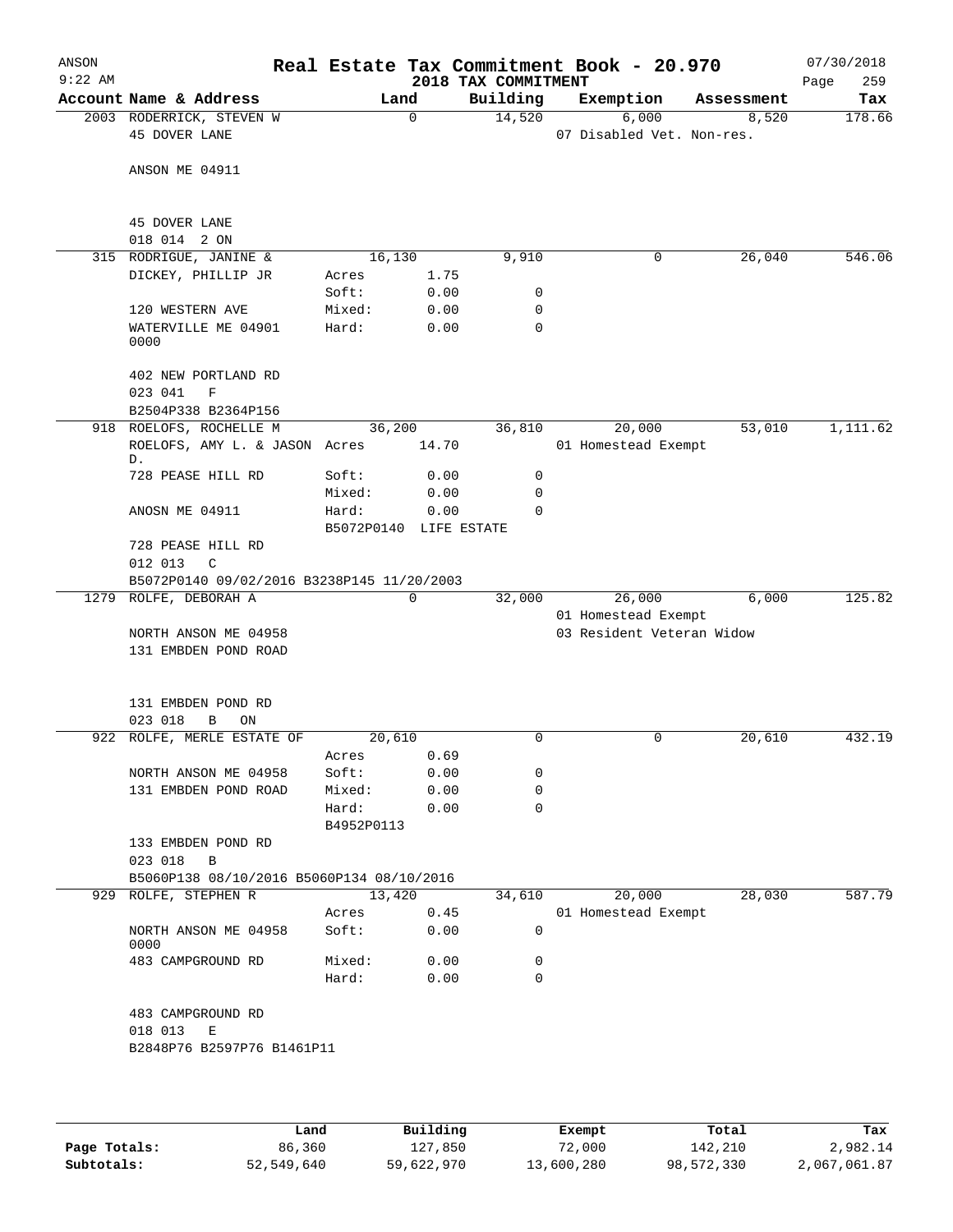# Real Estate Tax Commitment Book - 20.970

ANSON 9:22 AM — 2018 TAX COMMITMENT — 07/30/2018

| Account | Name & Address | Land | | Building | Exemption | Assessment | Tax |
|---|---|---|---|---|---|---|---|
| 2003 | RODERRICK, STEVEN W | | 0 | 14,520 | 6,000 | 8,520 | 178.66 |
| | 45 DOVER LANE | | | | 07 Disabled Vet. Non-res. | | |
| | ANSON ME 04911 | | | | | | |
| | 45 DOVER LANE | | | | | | |
| | 018 014 2 ON | | | | | | |
| 315 | RODRIGUE, JANINE & | | 16,130 | 9,910 | 0 | 26,040 | 546.06 |
| | DICKEY, PHILLIP JR | Acres | 1.75 | | | | |
| | | Soft: | 0.00 | 0 | | | |
| | 120 WESTERN AVE | Mixed: | 0.00 | 0 | | | |
| | WATERVILLE ME 04901 0000 | Hard: | 0.00 | 0 | | | |
| | 402 NEW PORTLAND RD | | | | | | |
| | 023 041 F | | | | | | |
| | B2504P338 B2364P156 | | | | | | |
| 918 | ROELOFS, ROCHELLE M | | 36,200 | 36,810 | 20,000 | 53,010 | 1,111.62 |
| | ROELOFS, AMY L. & JASON D. | Acres | 14.70 | | 01 Homestead Exempt | | |
| | 728 PEASE HILL RD | Soft: | 0.00 | 0 | | | |
| | | Mixed: | 0.00 | 0 | | | |
| | ANOSN ME 04911 | Hard: | 0.00 | 0 | | | |
| | | B5072P0140 | LIFE ESTATE | | | | |
| | 728 PEASE HILL RD | | | | | | |
| | 012 013 C | | | | | | |
| | B5072P0140 09/02/2016 B3238P145 11/20/2003 | | | | | | |
| 1279 | ROLFE, DEBORAH A | | 0 | 32,000 | 26,000 | 6,000 | 125.82 |
| | | | | | 01 Homestead Exempt | | |
| | NORTH ANSON ME 04958 | | | | 03 Resident Veteran Widow | | |
| | 131 EMBDEN POND ROAD | | | | | | |
| | 131 EMBDEN POND RD | | | | | | |
| | 023 018 B ON | | | | | | |
| 922 | ROLFE, MERLE ESTATE OF | | 20,610 | 0 | 0 | 20,610 | 432.19 |
| | | Acres | 0.69 | | | | |
| | NORTH ANSON ME 04958 | Soft: | 0.00 | 0 | | | |
| | 131 EMBDEN POND ROAD | Mixed: | 0.00 | 0 | | | |
| | | Hard: | 0.00 | 0 | | | |
| | | B4952P0113 | | | | | |
| | 133 EMBDEN POND RD | | | | | | |
| | 023 018 B | | | | | | |
| | B5060P138 08/10/2016 B5060P134 08/10/2016 | | | | | | |
| 929 | ROLFE, STEPHEN R | | 13,420 | 34,610 | 20,000 | 28,030 | 587.79 |
| | | Acres | 0.45 | | 01 Homestead Exempt | | |
| | NORTH ANSON ME 04958 0000 | Soft: | 0.00 | 0 | | | |
| | 483 CAMPGROUND RD | Mixed: | 0.00 | 0 | | | |
| | | Hard: | 0.00 | 0 | | | |
| | 483 CAMPGROUND RD | | | | | | |
| | 018 013 E | | | | | | |
| | B2848P76 B2597P76 B1461P11 | | | | | | |

| | Land | Building | Exempt | Total | Tax |
|---|---|---|---|---|---|
| Page Totals: | 86,360 | 127,850 | 72,000 | 142,210 | 2,982.14 |
| Subtotals: | 52,549,640 | 59,622,970 | 13,600,280 | 98,572,330 | 2,067,061.87 |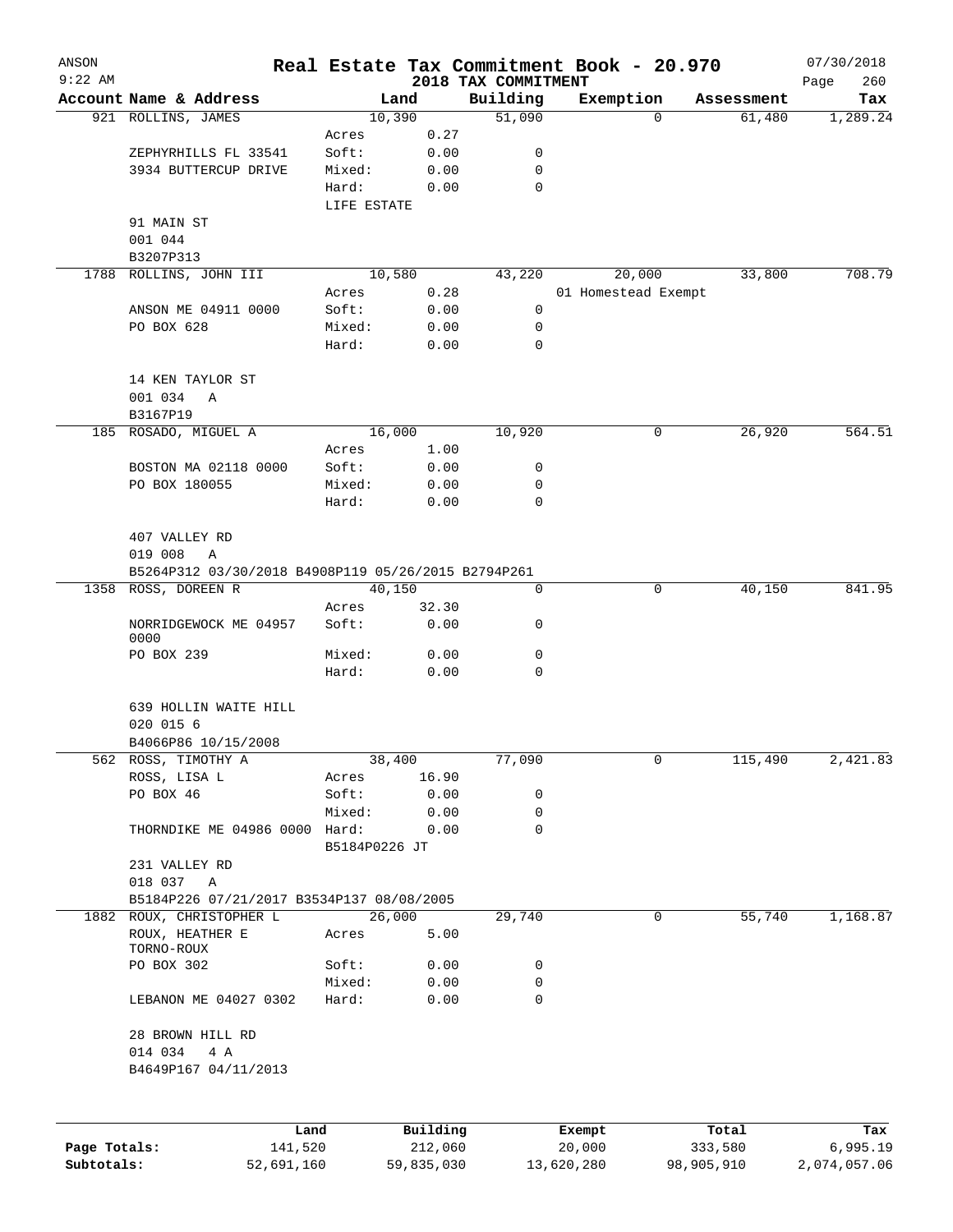ANSON 9:22 AM

# Real Estate Tax Commitment Book - 20.970
## 2018 TAX COMMITMENT

07/30/2018

| Account Name & Address | Land | | Building | Exemption | Assessment | Tax |
|---|---|---|---|---|---|---|
| 921 ROLLINS, JAMES | 10,390 | | 51,090 | 0 | 61,480 | 1,289.24 |
| | Acres | 0.27 | | | | |
| ZEPHYRHILLS FL 33541 | Soft: | 0.00 | 0 | | | |
| 3934 BUTTERCUP DRIVE | Mixed: | 0.00 | 0 | | | |
| | Hard: | 0.00 | 0 | | | |
| | LIFE ESTATE | | | | | |
| 91 MAIN ST | | | | | | |
| 001 044 | | | | | | |
| B3207P313 | | | | | | |
| 1788 ROLLINS, JOHN III | 10,580 | | 43,220 | 20,000 | 33,800 | 708.79 |
| | Acres | 0.28 | | 01 Homestead Exempt | | |
| ANSON ME 04911 0000 | Soft: | 0.00 | 0 | | | |
| PO BOX 628 | Mixed: | 0.00 | 0 | | | |
| | Hard: | 0.00 | 0 | | | |
| 14 KEN TAYLOR ST | | | | | | |
| 001 034 A | | | | | | |
| B3167P19 | | | | | | |
| 185 ROSADO, MIGUEL A | 16,000 | | 10,920 | 0 | 26,920 | 564.51 |
| | Acres | 1.00 | | | | |
| BOSTON MA 02118 0000 | Soft: | 0.00 | 0 | | | |
| PO BOX 180055 | Mixed: | 0.00 | 0 | | | |
| | Hard: | 0.00 | 0 | | | |
| 407 VALLEY RD | | | | | | |
| 019 008 A | | | | | | |
| B5264P312 03/30/2018 B4908P119 05/26/2015 B2794P261 | | | | | | |
| 1358 ROSS, DOREEN R | 40,150 | | 0 | 0 | 40,150 | 841.95 |
| | Acres | 32.30 | | | | |
| NORRIDGEWOCK ME 04957 0000 | Soft: | 0.00 | 0 | | | |
| PO BOX 239 | Mixed: | 0.00 | 0 | | | |
| | Hard: | 0.00 | 0 | | | |
| 639 HOLLIN WAITE HILL | | | | | | |
| 020 015 6 | | | | | | |
| B4066P86 10/15/2008 | | | | | | |
| 562 ROSS, TIMOTHY A | 38,400 | | 77,090 | 0 | 115,490 | 2,421.83 |
| ROSS, LISA L | Acres | 16.90 | | | | |
| PO BOX 46 | Soft: | 0.00 | 0 | | | |
| | Mixed: | 0.00 | 0 | | | |
| THORNDIKE ME 04986 0000 | Hard: | 0.00 | 0 | | | |
| | B5184P0226 JT | | | | | |
| 231 VALLEY RD | | | | | | |
| 018 037 A | | | | | | |
| B5184P226 07/21/2017 B3534P137 08/08/2005 | | | | | | |
| 1882 ROUX, CHRISTOPHER L | 26,000 | | 29,740 | 0 | 55,740 | 1,168.87 |
| ROUX, HEATHER E TORNO-ROUX | Acres | 5.00 | | | | |
| PO BOX 302 | Soft: | 0.00 | 0 | | | |
| | Mixed: | 0.00 | 0 | | | |
| LEBANON ME 04027 0302 | Hard: | 0.00 | 0 | | | |
| 28 BROWN HILL RD | | | | | | |
| 014 034 4 A | | | | | | |
| B4649P167 04/11/2013 | | | | | | |

| | Land | Building | Exempt | Total | Tax |
|---|---|---|---|---|---|
| Page Totals: | 141,520 | 212,060 | 20,000 | 333,580 | 6,995.19 |
| Subtotals: | 52,691,160 | 59,835,030 | 13,620,280 | 98,905,910 | 2,074,057.06 |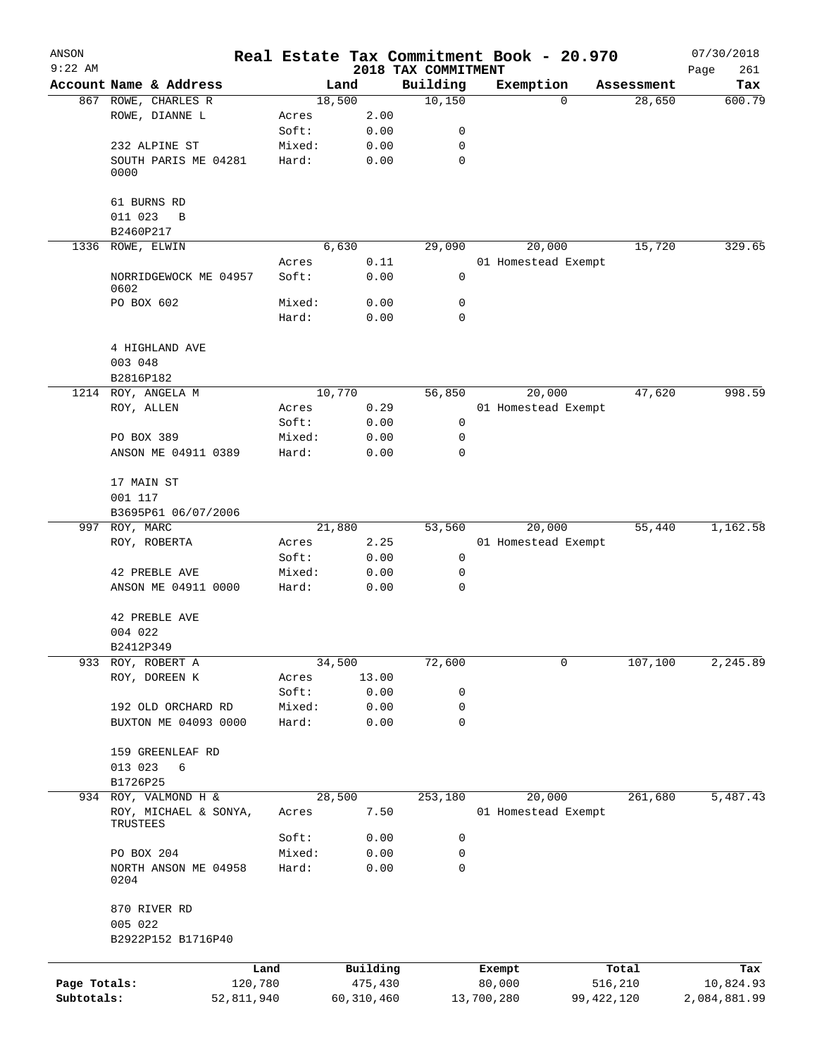# Real Estate Tax Commitment Book - 20.970

ANSON
9:22 AM

2018 TAX COMMITMENT

07/30/2018

| Account Name & Address | | Land | Building | Exemption | Assessment | Tax |
|---|---|---|---|---|---|---|
| 867 ROWE, CHARLES R | | 18,500 | 10,150 | 0 | 28,650 | 600.79 |
| ROWE, DIANNE L | Acres | 2.00 | | | | |
| | Soft: | 0.00 | 0 | | | |
| 232 ALPINE ST | Mixed: | 0.00 | 0 | | | |
| SOUTH PARIS ME 04281 0000 | Hard: | 0.00 | 0 | | | |
| 61 BURNS RD | | | | | | |
| 011 023 B | | | | | | |
| B2460P217 | | | | | | |
| 1336 ROWE, ELWIN | | 6,630 | 29,090 | 20,000 | 15,720 | 329.65 |
| | Acres | 0.11 | | 01 Homestead Exempt | | |
| NORRIDGEWOCK ME 04957 0602 | Soft: | 0.00 | 0 | | | |
| PO BOX 602 | Mixed: | 0.00 | 0 | | | |
| | Hard: | 0.00 | 0 | | | |
| 4 HIGHLAND AVE | | | | | | |
| 003 048 | | | | | | |
| B2816P182 | | | | | | |
| 1214 ROY, ANGELA M | | 10,770 | 56,850 | 20,000 | 47,620 | 998.59 |
| ROY, ALLEN | Acres | 0.29 | | 01 Homestead Exempt | | |
| | Soft: | 0.00 | 0 | | | |
| PO BOX 389 | Mixed: | 0.00 | 0 | | | |
| ANSON ME 04911 0389 | Hard: | 0.00 | 0 | | | |
| 17 MAIN ST | | | | | | |
| 001 117 | | | | | | |
| B3695P61 06/07/2006 | | | | | | |
| 997 ROY, MARC | | 21,880 | 53,560 | 20,000 | 55,440 | 1,162.58 |
| ROY, ROBERTA | Acres | 2.25 | | 01 Homestead Exempt | | |
| | Soft: | 0.00 | 0 | | | |
| 42 PREBLE AVE | Mixed: | 0.00 | 0 | | | |
| ANSON ME 04911 0000 | Hard: | 0.00 | 0 | | | |
| 42 PREBLE AVE | | | | | | |
| 004 022 | | | | | | |
| B2412P349 | | | | | | |
| 933 ROY, ROBERT A | | 34,500 | 72,600 | 0 | 107,100 | 2,245.89 |
| ROY, DOREEN K | Acres | 13.00 | | | | |
| | Soft: | 0.00 | 0 | | | |
| 192 OLD ORCHARD RD | Mixed: | 0.00 | 0 | | | |
| BUXTON ME 04093 0000 | Hard: | 0.00 | 0 | | | |
| 159 GREENLEAF RD | | | | | | |
| 013 023 6 | | | | | | |
| B1726P25 | | | | | | |
| 934 ROY, VALMOND H & | | 28,500 | 253,180 | 20,000 | 261,680 | 5,487.43 |
| ROY, MICHAEL & SONYA, TRUSTEES | Acres | 7.50 | | 01 Homestead Exempt | | |
| | Soft: | 0.00 | 0 | | | |
| PO BOX 204 | Mixed: | 0.00 | 0 | | | |
| NORTH ANSON ME 04958 0204 | Hard: | 0.00 | 0 | | | |
| 870 RIVER RD | | | | | | |
| 005 022 | | | | | | |
| B2922P152 B1716P40 | | | | | | |

| | Land | Building | Exempt | Total | Tax |
|---|---|---|---|---|---|
| Page Totals: | 120,780 | 475,430 | 80,000 | 516,210 | 10,824.93 |
| Subtotals: | 52,811,940 | 60,310,460 | 13,700,280 | 99,422,120 | 2,084,881.99 |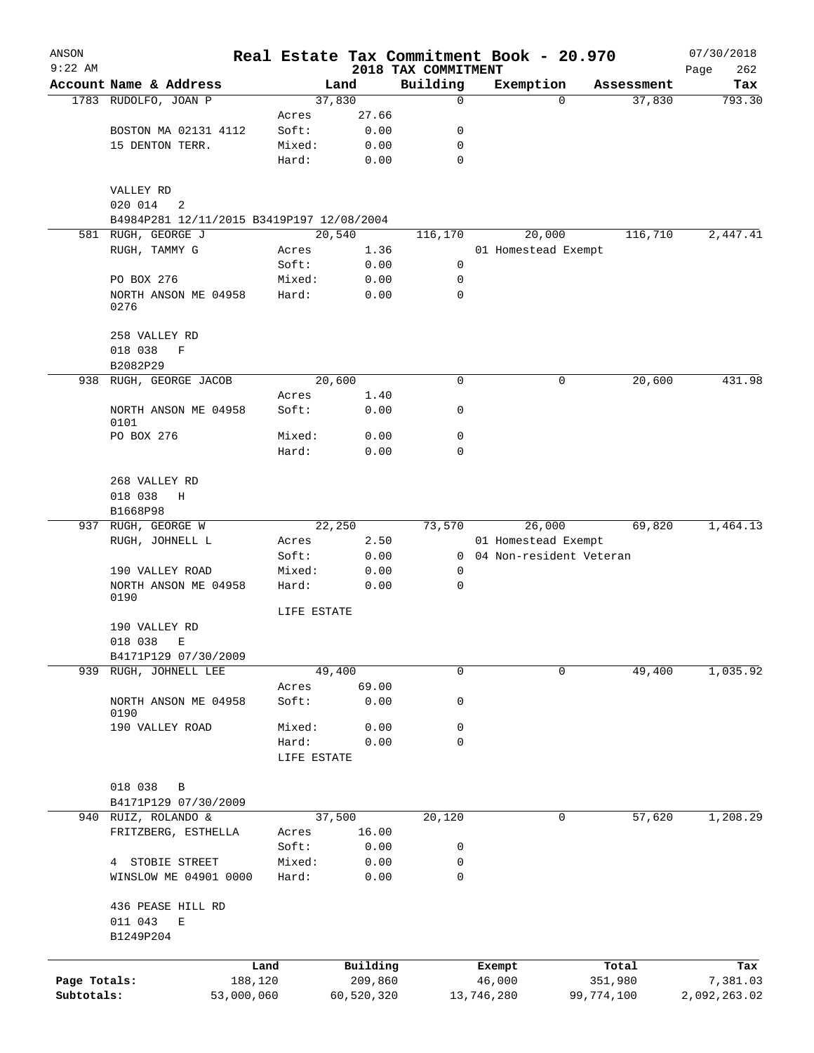# Real Estate Tax Commitment Book - 20.970

ANSON
9:22 AM
2018 TAX COMMITMENT
07/30/2018

| Account Name & Address | Land | | Building | Exemption | Assessment | Tax |
|---|---|---|---|---|---|---|
| 1783 RUDOLFO, JOAN P | 37,830 | | 0 | 0 | 37,830 | 793.30 |
| | Acres | 27.66 | | | | |
| BOSTON MA 02131 4112 | Soft: | 0.00 | 0 | | | |
| 15 DENTON TERR. | Mixed: | 0.00 | 0 | | | |
| | Hard: | 0.00 | 0 | | | |
| VALLEY RD | | | | | | |
| 020 014 2 | | | | | | |
| B4984P281 12/11/2015 B3419P197 12/08/2004 | | | | | | |
| 581 RUGH, GEORGE J | 20,540 | | 116,170 | 20,000 | 116,710 | 2,447.41 |
| RUGH, TAMMY G | Acres | 1.36 | | 01 Homestead Exempt | | |
| | Soft: | 0.00 | 0 | | | |
| PO BOX 276 | Mixed: | 0.00 | 0 | | | |
| NORTH ANSON ME 04958 0276 | Hard: | 0.00 | 0 | | | |
| 258 VALLEY RD | | | | | | |
| 018 038 F | | | | | | |
| B2082P29 | | | | | | |
| 938 RUGH, GEORGE JACOB | 20,600 | | 0 | 0 | 20,600 | 431.98 |
| | Acres | 1.40 | | | | |
| NORTH ANSON ME 04958 0101 | Soft: | 0.00 | 0 | | | |
| PO BOX 276 | Mixed: | 0.00 | 0 | | | |
| | Hard: | 0.00 | 0 | | | |
| 268 VALLEY RD | | | | | | |
| 018 038 H | | | | | | |
| B1668P98 | | | | | | |
| 937 RUGH, GEORGE W | 22,250 | | 73,570 | 26,000 | 69,820 | 1,464.13 |
| RUGH, JOHNELL L | Acres | 2.50 | | 01 Homestead Exempt | | |
| | Soft: | 0.00 | 0 | 04 Non-resident Veteran | | |
| 190 VALLEY ROAD | Mixed: | 0.00 | 0 | | | |
| NORTH ANSON ME 04958 0190 | Hard: | 0.00 | 0 | | | |
| | LIFE ESTATE | | | | | |
| 190 VALLEY RD | | | | | | |
| 018 038 E | | | | | | |
| B4171P129 07/30/2009 | | | | | | |
| 939 RUGH, JOHNELL LEE | 49,400 | | 0 | 0 | 49,400 | 1,035.92 |
| | Acres | 69.00 | | | | |
| NORTH ANSON ME 04958 0190 | Soft: | 0.00 | 0 | | | |
| 190 VALLEY ROAD | Mixed: | 0.00 | 0 | | | |
| | Hard: | 0.00 | 0 | | | |
| | LIFE ESTATE | | | | | |
| 018 038 B | | | | | | |
| B4171P129 07/30/2009 | | | | | | |
| 940 RUIZ, ROLANDO & | 37,500 | | 20,120 | 0 | 57,620 | 1,208.29 |
| FRITZBERG, ESTHELLA | Acres | 16.00 | | | | |
| | Soft: | 0.00 | 0 | | | |
| 4 STOBIE STREET | Mixed: | 0.00 | 0 | | | |
| WINSLOW ME 04901 0000 | Hard: | 0.00 | 0 | | | |
| 436 PEASE HILL RD | | | | | | |
| 011 043 E | | | | | | |
| B1249P204 | | | | | | |

| | Land | Building | Exempt | Total | Tax |
|---|---|---|---|---|---|
| Page Totals: | 188,120 | 209,860 | 46,000 | 351,980 | 7,381.03 |
| Subtotals: | 53,000,060 | 60,520,320 | 13,746,280 | 99,774,100 | 2,092,263.02 |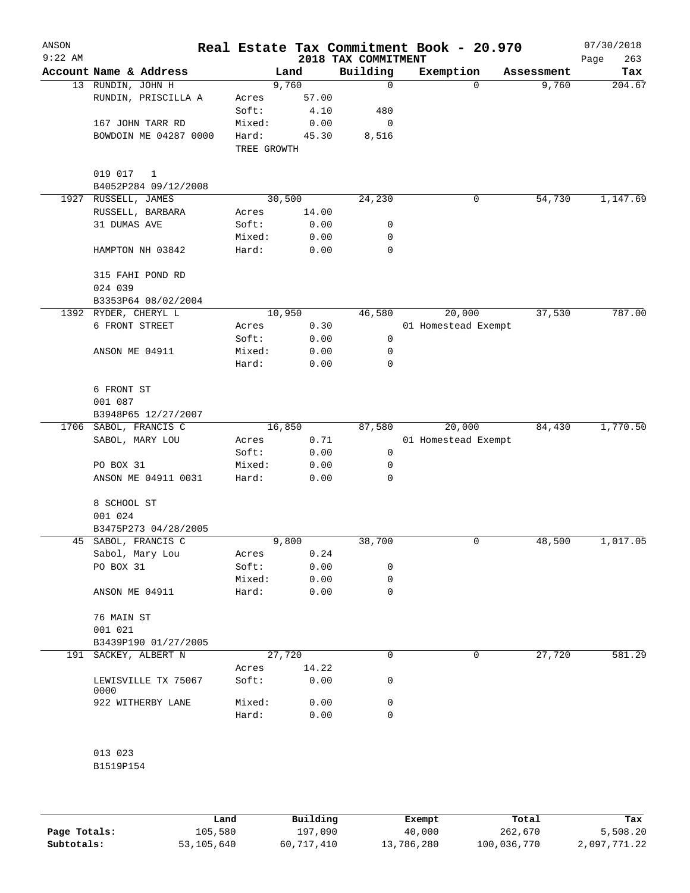# Real Estate Tax Commitment Book - 20.970

ANSON
9:22 AM

2018 TAX COMMITMENT

07/30/2018

| Account | Name & Address | Land | | Building | Exemption | Assessment | Tax |
|---|---|---|---|---|---|---|---|
| 13 | RUNDIN, JOHN H | | 9,760 | 0 | 0 | 9,760 | 204.67 |
| | RUNDIN, PRISCILLA A | Acres | 57.00 | | | | |
| | | Soft: | 4.10 | 480 | | | |
| | 167 JOHN TARR RD | Mixed: | 0.00 | 0 | | | |
| | BOWDOIN ME 04287 0000 | Hard: | 45.30 | 8,516 | | | |
| | | TREE GROWTH | | | | | |
| | 019 017 1 | | | | | | |
| | B4052P284 09/12/2008 | | | | | | |
| 1927 | RUSSELL, JAMES | | 30,500 | 24,230 | 0 | 54,730 | 1,147.69 |
| | RUSSELL, BARBARA | Acres | 14.00 | | | | |
| | 31 DUMAS AVE | Soft: | 0.00 | 0 | | | |
| | | Mixed: | 0.00 | 0 | | | |
| | HAMPTON NH 03842 | Hard: | 0.00 | 0 | | | |
| | 315 FAHI POND RD | | | | | | |
| | 024 039 | | | | | | |
| | B3353P64 08/02/2004 | | | | | | |
| 1392 | RYDER, CHERYL L | | 10,950 | 46,580 | 20,000 | 37,530 | 787.00 |
| | 6 FRONT STREET | Acres | 0.30 | | 01 Homestead Exempt | | |
| | | Soft: | 0.00 | 0 | | | |
| | ANSON ME 04911 | Mixed: | 0.00 | 0 | | | |
| | | Hard: | 0.00 | 0 | | | |
| | 6 FRONT ST | | | | | | |
| | 001 087 | | | | | | |
| | B3948P65 12/27/2007 | | | | | | |
| 1706 | SABOL, FRANCIS C | | 16,850 | 87,580 | 20,000 | 84,430 | 1,770.50 |
| | SABOL, MARY LOU | Acres | 0.71 | | 01 Homestead Exempt | | |
| | | Soft: | 0.00 | 0 | | | |
| | PO BOX 31 | Mixed: | 0.00 | 0 | | | |
| | ANSON ME 04911 0031 | Hard: | 0.00 | 0 | | | |
| | 8 SCHOOL ST | | | | | | |
| | 001 024 | | | | | | |
| | B3475P273 04/28/2005 | | | | | | |
| 45 | SABOL, FRANCIS C | | 9,800 | 38,700 | 0 | 48,500 | 1,017.05 |
| | Sabol, Mary Lou | Acres | 0.24 | | | | |
| | PO BOX 31 | Soft: | 0.00 | 0 | | | |
| | | Mixed: | 0.00 | 0 | | | |
| | ANSON ME 04911 | Hard: | 0.00 | 0 | | | |
| | 76 MAIN ST | | | | | | |
| | 001 021 | | | | | | |
| | B3439P190 01/27/2005 | | | | | | |
| 191 | SACKEY, ALBERT N | | 27,720 | 0 | 0 | 27,720 | 581.29 |
| | | Acres | 14.22 | | | | |
| | LEWISVILLE TX 75067 0000 | Soft: | 0.00 | 0 | | | |
| | 922 WITHERBY LANE | Mixed: | 0.00 | 0 | | | |
| | | Hard: | 0.00 | 0 | | | |
| | 013 023 | | | | | | |
| | B1519P154 | | | | | | |

| | Land | Building | Exempt | Total | Tax |
|---|---|---|---|---|---|
| Page Totals: | 105,580 | 197,090 | 40,000 | 262,670 | 5,508.20 |
| Subtotals: | 53,105,640 | 60,717,410 | 13,786,280 | 100,036,770 | 2,097,771.22 |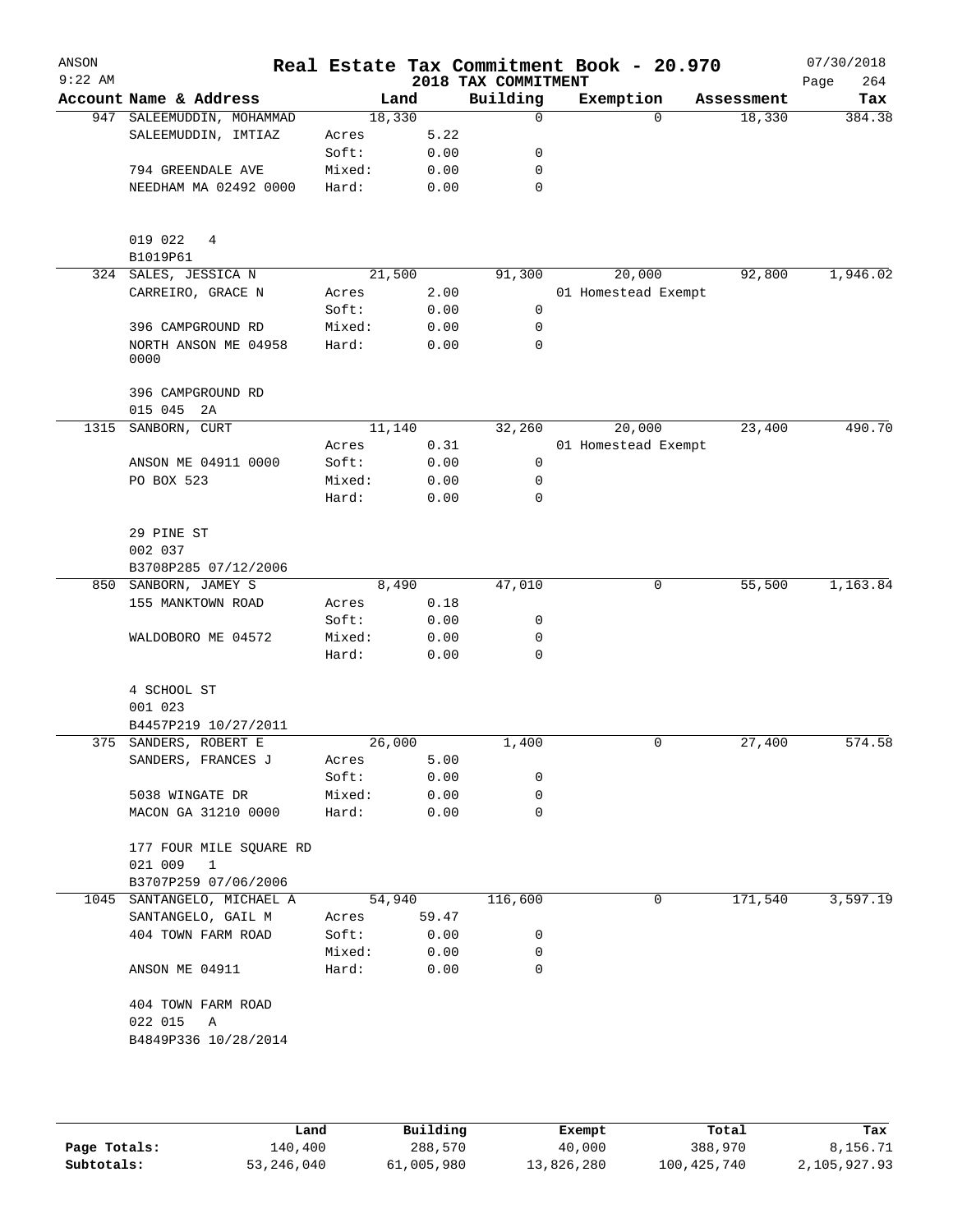# Real Estate Tax Commitment Book - 20.970

ANSON
9:22 AM

## 2018 TAX COMMITMENT

07/30/2018

| Account Name & Address | Land | | Building | Exemption | Assessment | Tax |
|---|---|---|---|---|---|---|
| 947 SALEEMUDDIN, MOHAMMAD | 18,330 | | 0 | 0 | 18,330 | 384.38 |
| SALEEMUDDIN, IMTIAZ | Acres | 5.22 | | | | |
| | Soft: | 0.00 | 0 | | | |
| 794 GREENDALE AVE | Mixed: | 0.00 | 0 | | | |
| NEEDHAM MA 02492 0000 | Hard: | 0.00 | 0 | | | |
| 019 022 4 | | | | | | |
| B1019P61 | | | | | | |
| 324 SALES, JESSICA N | 21,500 | | 91,300 | 20,000 | 92,800 | 1,946.02 |
| CARREIRO, GRACE N | Acres | 2.00 | | 01 Homestead Exempt | | |
| | Soft: | 0.00 | 0 | | | |
| 396 CAMPGROUND RD | Mixed: | 0.00 | 0 | | | |
| NORTH ANSON ME 04958 0000 | Hard: | 0.00 | 0 | | | |
| 396 CAMPGROUND RD | | | | | | |
| 015 045 2A | | | | | | |
| 1315 SANBORN, CURT | 11,140 | | 32,260 | 20,000 | 23,400 | 490.70 |
| | Acres | 0.31 | | 01 Homestead Exempt | | |
| ANSON ME 04911 0000 | Soft: | 0.00 | 0 | | | |
| PO BOX 523 | Mixed: | 0.00 | 0 | | | |
| | Hard: | 0.00 | 0 | | | |
| 29 PINE ST | | | | | | |
| 002 037 | | | | | | |
| B3708P285 07/12/2006 | | | | | | |
| 850 SANBORN, JAMEY S | 8,490 | | 47,010 | 0 | 55,500 | 1,163.84 |
| 155 MANKTOWN ROAD | Acres | 0.18 | | | | |
| | Soft: | 0.00 | 0 | | | |
| WALDOBORO ME 04572 | Mixed: | 0.00 | 0 | | | |
| | Hard: | 0.00 | 0 | | | |
| 4 SCHOOL ST | | | | | | |
| 001 023 | | | | | | |
| B4457P219 10/27/2011 | | | | | | |
| 375 SANDERS, ROBERT E | 26,000 | | 1,400 | 0 | 27,400 | 574.58 |
| SANDERS, FRANCES J | Acres | 5.00 | | | | |
| | Soft: | 0.00 | 0 | | | |
| 5038 WINGATE DR | Mixed: | 0.00 | 0 | | | |
| MACON GA 31210 0000 | Hard: | 0.00 | 0 | | | |
| 177 FOUR MILE SQUARE RD | | | | | | |
| 021 009 1 | | | | | | |
| B3707P259 07/06/2006 | | | | | | |
| 1045 SANTANGELO, MICHAEL A | 54,940 | | 116,600 | 0 | 171,540 | 3,597.19 |
| SANTANGELO, GAIL M | Acres | 59.47 | | | | |
| 404 TOWN FARM ROAD | Soft: | 0.00 | 0 | | | |
| | Mixed: | 0.00 | 0 | | | |
| ANSON ME 04911 | Hard: | 0.00 | 0 | | | |
| 404 TOWN FARM ROAD | | | | | | |
| 022 015 A | | | | | | |
| B4849P336 10/28/2014 | | | | | | |

| | Land | Building | Exempt | Total | Tax |
|---|---|---|---|---|---|
| Page Totals: | 140,400 | 288,570 | 40,000 | 388,970 | 8,156.71 |
| Subtotals: | 53,246,040 | 61,005,980 | 13,826,280 | 100,425,740 | 2,105,927.93 |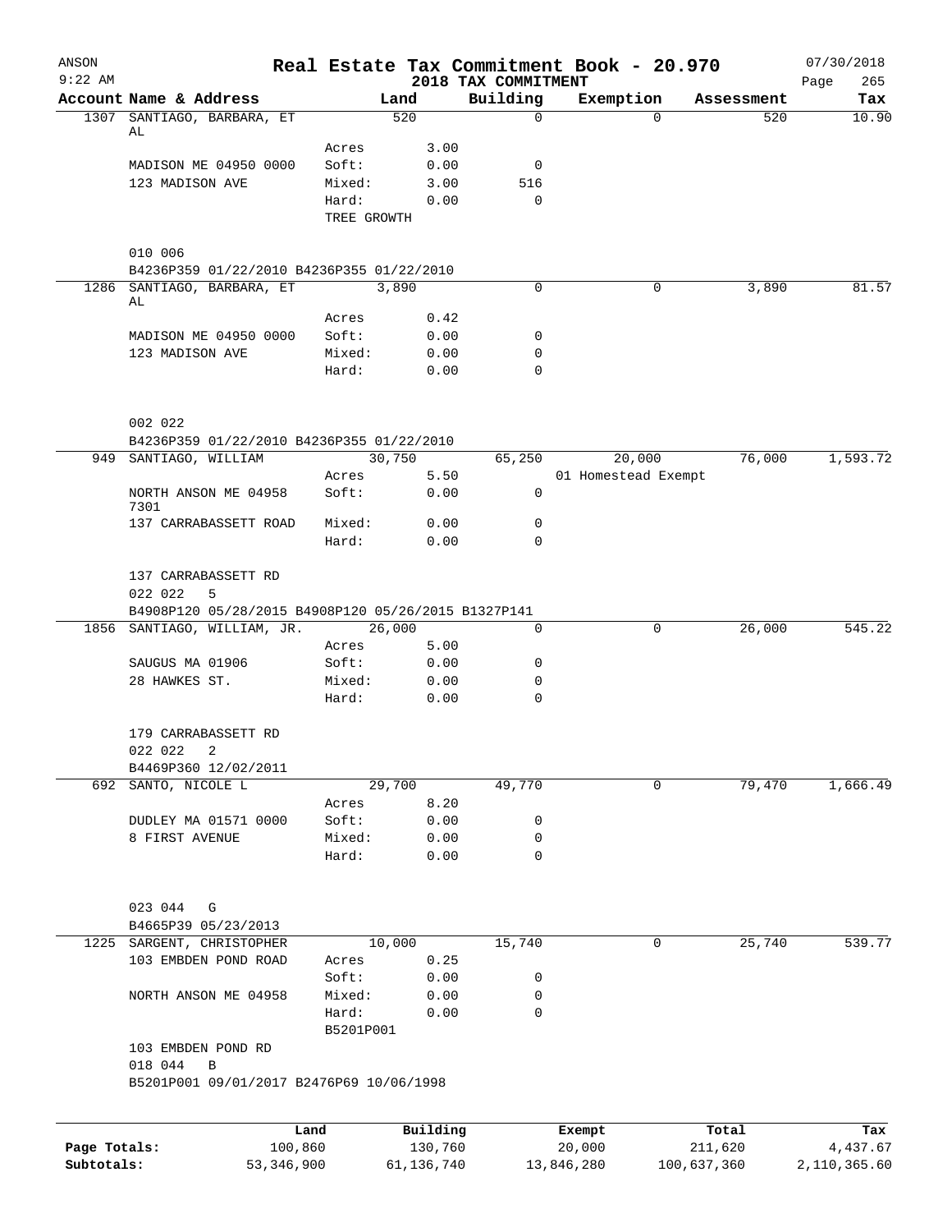ANSON
9:22 AM

# Real Estate Tax Commitment Book - 20.970

## 2018 TAX COMMITMENT

07/30/2018

| Account Name & Address | Land | | Building | Exemption | Assessment | Tax |
|---|---|---|---|---|---|---|
| 1307 SANTIAGO, BARBARA, ET AL | 520 | | 0 | 0 | 520 | 10.90 |
| | Acres | 3.00 | | | | |
| MADISON ME 04950 0000 | Soft: | 0.00 | 0 | | | |
| 123 MADISON AVE | Mixed: | 3.00 | 516 | | | |
| | Hard: | 0.00 | 0 | | | |
| | TREE GROWTH | | | | | |
| 010 006 | | | | | | |
| B4236P359 01/22/2010 B4236P355 01/22/2010 | | | | | | |
| 1286 SANTIAGO, BARBARA, ET AL | 3,890 | | 0 | 0 | 3,890 | 81.57 |
| | Acres | 0.42 | | | | |
| MADISON ME 04950 0000 | Soft: | 0.00 | 0 | | | |
| 123 MADISON AVE | Mixed: | 0.00 | 0 | | | |
| | Hard: | 0.00 | 0 | | | |
| 002 022 | | | | | | |
| B4236P359 01/22/2010 B4236P355 01/22/2010 | | | | | | |
| 949 SANTIAGO, WILLIAM | 30,750 | | 65,250 | 20,000 | 76,000 | 1,593.72 |
| | Acres | 5.50 | | 01 Homestead Exempt | | |
| NORTH ANSON ME 04958 7301 | Soft: | 0.00 | 0 | | | |
| 137 CARRABASSETT ROAD | Mixed: | 0.00 | 0 | | | |
| | Hard: | 0.00 | 0 | | | |
| 137 CARRABASSETT RD | | | | | | |
| 022 022 5 | | | | | | |
| B4908P120 05/28/2015 B4908P120 05/26/2015 B1327P141 | | | | | | |
| 1856 SANTIAGO, WILLIAM, JR. | 26,000 | | 0 | 0 | 26,000 | 545.22 |
| | Acres | 5.00 | | | | |
| SAUGUS MA 01906 | Soft: | 0.00 | 0 | | | |
| 28 HAWKES ST. | Mixed: | 0.00 | 0 | | | |
| | Hard: | 0.00 | 0 | | | |
| 179 CARRABASSETT RD | | | | | | |
| 022 022 2 | | | | | | |
| B4469P360 12/02/2011 | | | | | | |
| 692 SANTO, NICOLE L | 29,700 | | 49,770 | 0 | 79,470 | 1,666.49 |
| | Acres | 8.20 | | | | |
| DUDLEY MA 01571 0000 | Soft: | 0.00 | 0 | | | |
| 8 FIRST AVENUE | Mixed: | 0.00 | 0 | | | |
| | Hard: | 0.00 | 0 | | | |
| 023 044 G | | | | | | |
| B4665P39 05/23/2013 | | | | | | |
| 1225 SARGENT, CHRISTOPHER | 10,000 | | 15,740 | 0 | 25,740 | 539.77 |
| 103 EMBDEN POND ROAD | Acres | 0.25 | | | | |
| | Soft: | 0.00 | 0 | | | |
| NORTH ANSON ME 04958 | Mixed: | 0.00 | 0 | | | |
| | Hard: | 0.00 | 0 | | | |
| | B5201P001 | | | | | |
| 103 EMBDEN POND RD | | | | | | |
| 018 044 B | | | | | | |
| B5201P001 09/01/2017 B2476P69 10/06/1998 | | | | | | |

| | Land | Building | Exempt | Total | Tax |
|---|---|---|---|---|---|
| Page Totals: | 100,860 | 130,760 | 20,000 | 211,620 | 4,437.67 |
| Subtotals: | 53,346,900 | 61,136,740 | 13,846,280 | 100,637,360 | 2,110,365.60 |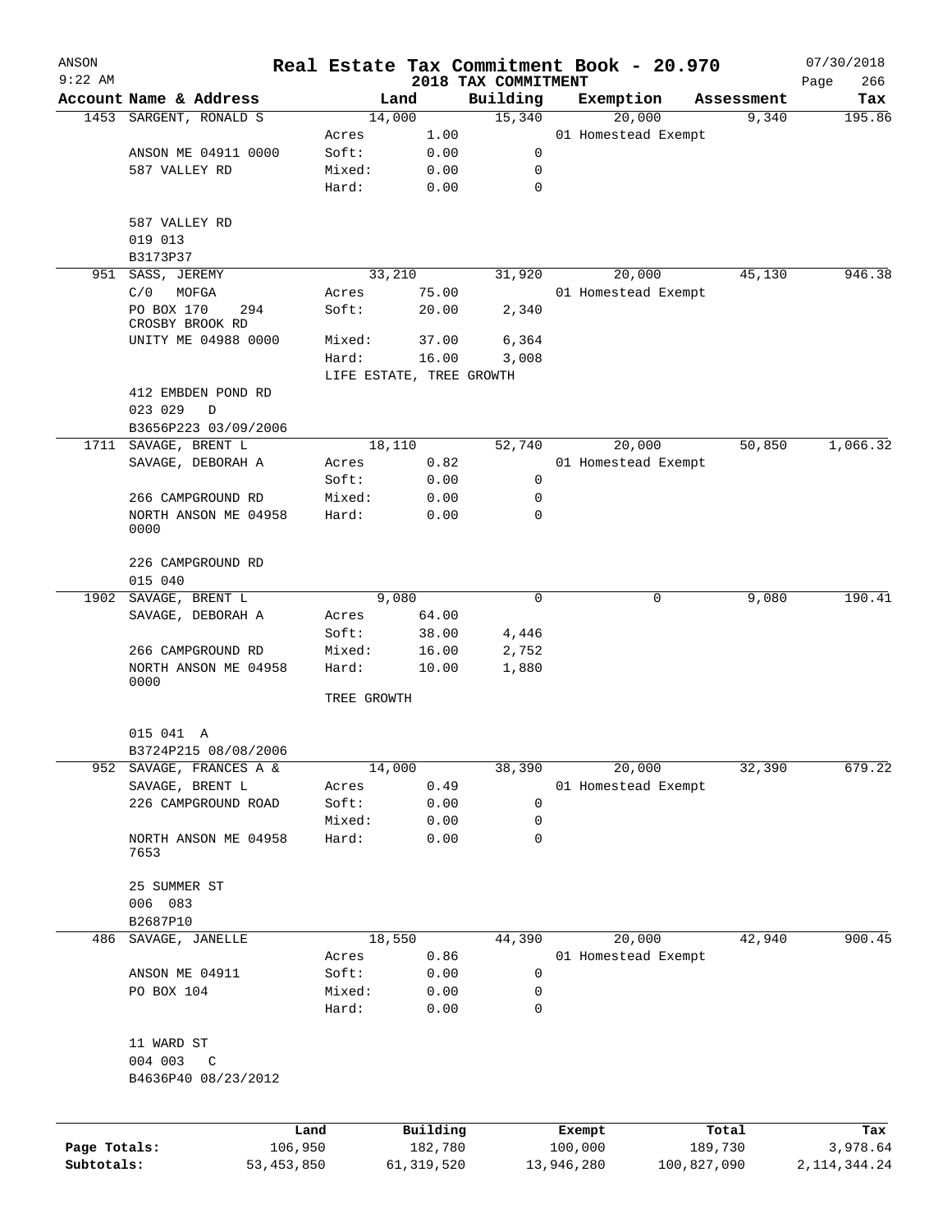# Real Estate Tax Commitment Book - 20.970

ANSON
9:22 AM

2018 TAX COMMITMENT

07/30/2018

| Account Name & Address | | Land | | Building | Exemption | Assessment | Tax |
|---|---|---|---|---|---|---|---|
| 1453 SARGENT, RONALD S | | 14,000 | | 15,340 | 20,000 | 9,340 | 195.86 |
| | Acres | | 1.00 | | 01 Homestead Exempt | | |
| ANSON ME 04911 0000 | Soft: | | 0.00 | 0 | | | |
| 587 VALLEY RD | Mixed: | | 0.00 | 0 | | | |
| | Hard: | | 0.00 | 0 | | | |
| 587 VALLEY RD | | | | | | | |
| 019 013 | | | | | | | |
| B3173P37 | | | | | | | |
| 951 SASS, JEREMY | | 33,210 | | 31,920 | 20,000 | 45,130 | 946.38 |
| C/0 MOFGA | Acres | | 75.00 | | 01 Homestead Exempt | | |
| PO BOX 170 294 CROSBY BROOK RD | Soft: | | 20.00 | 2,340 | | | |
| UNITY ME 04988 0000 | Mixed: | | 37.00 | 6,364 | | | |
| | Hard: | | 16.00 | 3,008 | | | |
| | LIFE ESTATE, TREE GROWTH | | | | | | |
| 412 EMBDEN POND RD | | | | | | | |
| 023 029 D | | | | | | | |
| B3656P223 03/09/2006 | | | | | | | |
| 1711 SAVAGE, BRENT L | | 18,110 | | 52,740 | 20,000 | 50,850 | 1,066.32 |
| SAVAGE, DEBORAH A | Acres | | 0.82 | | 01 Homestead Exempt | | |
| | Soft: | | 0.00 | 0 | | | |
| 266 CAMPGROUND RD | Mixed: | | 0.00 | 0 | | | |
| NORTH ANSON ME 04958 0000 | Hard: | | 0.00 | 0 | | | |
| 226 CAMPGROUND RD | | | | | | | |
| 015 040 | | | | | | | |
| 1902 SAVAGE, BRENT L | | 9,080 | | 0 | 0 | 9,080 | 190.41 |
| SAVAGE, DEBORAH A | Acres | | 64.00 | | | | |
| | Soft: | | 38.00 | 4,446 | | | |
| 266 CAMPGROUND RD | Mixed: | | 16.00 | 2,752 | | | |
| NORTH ANSON ME 04958 0000 | Hard: | | 10.00 | 1,880 | | | |
| | TREE GROWTH | | | | | | |
| 015 041 A | | | | | | | |
| B3724P215 08/08/2006 | | | | | | | |
| 952 SAVAGE, FRANCES A & | | 14,000 | | 38,390 | 20,000 | 32,390 | 679.22 |
| SAVAGE, BRENT L | Acres | | 0.49 | | 01 Homestead Exempt | | |
| 226 CAMPGROUND ROAD | Soft: | | 0.00 | 0 | | | |
| | Mixed: | | 0.00 | 0 | | | |
| NORTH ANSON ME 04958 7653 | Hard: | | 0.00 | 0 | | | |
| 25 SUMMER ST | | | | | | | |
| 006 083 | | | | | | | |
| B2687P10 | | | | | | | |
| 486 SAVAGE, JANELLE | | 18,550 | | 44,390 | 20,000 | 42,940 | 900.45 |
| | Acres | | 0.86 | | 01 Homestead Exempt | | |
| ANSON ME 04911 | Soft: | | 0.00 | 0 | | | |
| PO BOX 104 | Mixed: | | 0.00 | 0 | | | |
| | Hard: | | 0.00 | 0 | | | |
| 11 WARD ST | | | | | | | |
| 004 003 C | | | | | | | |
| B4636P40 08/23/2012 | | | | | | | |

| | Land | Building | Exempt | Total | Tax |
|---|---|---|---|---|---|
| Page Totals: | 106,950 | 182,780 | 100,000 | 189,730 | 3,978.64 |
| Subtotals: | 53,453,850 | 61,319,520 | 13,946,280 | 100,827,090 | 2,114,344.24 |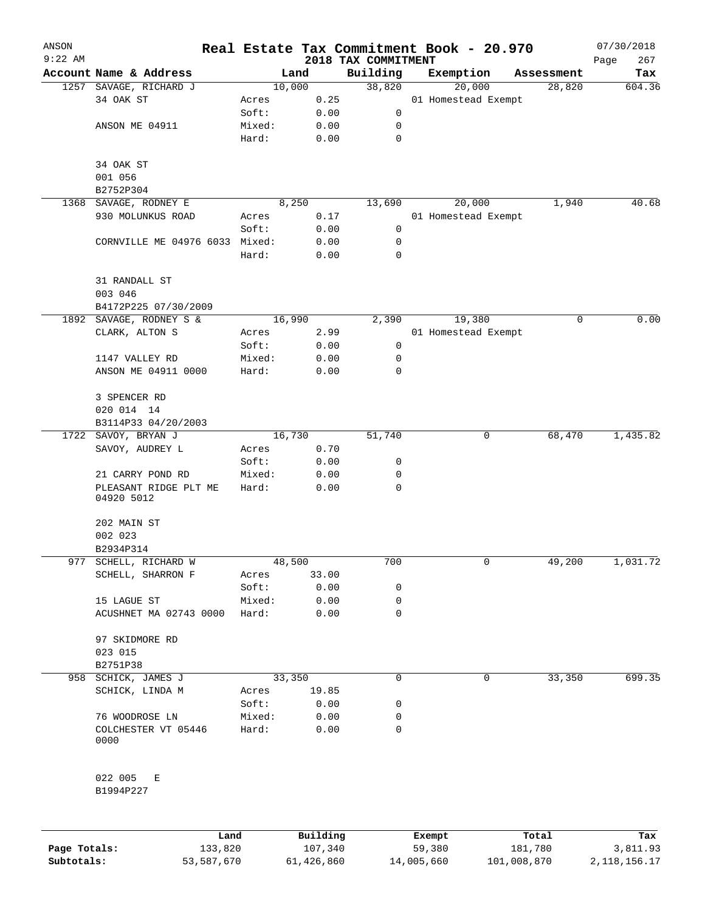ANSON 9:22 AM

# Real Estate Tax Commitment Book - 20.970

## 2018 TAX COMMITMENT

07/30/2018

| Account Name & Address | | Land | Building | Exemption | Assessment | Tax |
|---|---|---|---|---|---|---|
| 1257 SAVAGE, RICHARD J | | 10,000 | 38,820 | 20,000 | 28,820 | 604.36 |
| 34 OAK ST | Acres | 0.25 | | 01 Homestead Exempt | | |
| | Soft: | 0.00 | 0 | | | |
| ANSON ME 04911 | Mixed: | 0.00 | 0 | | | |
| | Hard: | 0.00 | 0 | | | |
| 34 OAK ST | | | | | | |
| 001 056 | | | | | | |
| B2752P304 | | | | | | |
| 1368 SAVAGE, RODNEY E | | 8,250 | 13,690 | 20,000 | 1,940 | 40.68 |
| 930 MOLUNKUS ROAD | Acres | 0.17 | | 01 Homestead Exempt | | |
| | Soft: | 0.00 | 0 | | | |
| CORNVILLE ME 04976 6033 | Mixed: | 0.00 | 0 | | | |
| | Hard: | 0.00 | 0 | | | |
| 31 RANDALL ST | | | | | | |
| 003 046 | | | | | | |
| B4172P225 07/30/2009 | | | | | | |
| 1892 SAVAGE, RODNEY S & | | 16,990 | 2,390 | 19,380 | 0 | 0.00 |
| CLARK, ALTON S | Acres | 2.99 | | 01 Homestead Exempt | | |
| | Soft: | 0.00 | 0 | | | |
| 1147 VALLEY RD | Mixed: | 0.00 | 0 | | | |
| ANSON ME 04911 0000 | Hard: | 0.00 | 0 | | | |
| 3 SPENCER RD | | | | | | |
| 020 014 14 | | | | | | |
| B3114P33 04/20/2003 | | | | | | |
| 1722 SAVOY, BRYAN J | | 16,730 | 51,740 | 0 | 68,470 | 1,435.82 |
| SAVOY, AUDREY L | Acres | 0.70 | | | | |
| | Soft: | 0.00 | 0 | | | |
| 21 CARRY POND RD | Mixed: | 0.00 | 0 | | | |
| PLEASANT RIDGE PLT ME 04920 5012 | Hard: | 0.00 | 0 | | | |
| 202 MAIN ST | | | | | | |
| 002 023 | | | | | | |
| B2934P314 | | | | | | |
| 977 SCHELL, RICHARD W | | 48,500 | 700 | 0 | 49,200 | 1,031.72 |
| SCHELL, SHARRON F | Acres | 33.00 | | | | |
| | Soft: | 0.00 | 0 | | | |
| 15 LAGUE ST | Mixed: | 0.00 | 0 | | | |
| ACUSHNET MA 02743 0000 | Hard: | 0.00 | 0 | | | |
| 97 SKIDMORE RD | | | | | | |
| 023 015 | | | | | | |
| B2751P38 | | | | | | |
| 958 SCHICK, JAMES J | | 33,350 | 0 | 0 | 33,350 | 699.35 |
| SCHICK, LINDA M | Acres | 19.85 | | | | |
| | Soft: | 0.00 | 0 | | | |
| 76 WOODROSE LN | Mixed: | 0.00 | 0 | | | |
| COLCHESTER VT 05446 0000 | Hard: | 0.00 | 0 | | | |
| 022 005 E | | | | | | |
| B1994P227 | | | | | | |

| | Land | Building | Exempt | Total | Tax |
|---|---|---|---|---|---|
| Page Totals: | 133,820 | 107,340 | 59,380 | 181,780 | 3,811.93 |
| Subtotals: | 53,587,670 | 61,426,860 | 14,005,660 | 101,008,870 | 2,118,156.17 |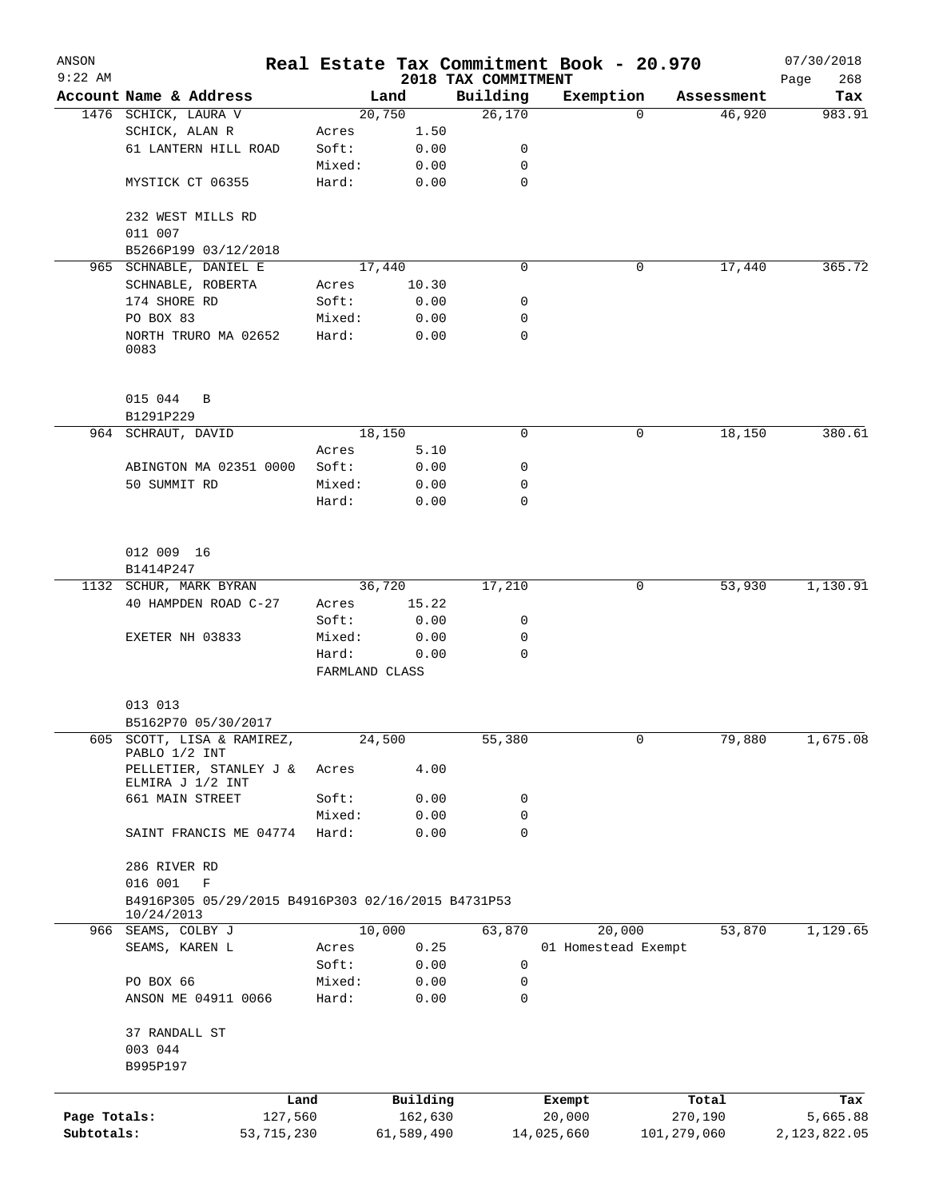# Real Estate Tax Commitment Book - 20.970

ANSON
9:22 AM

2018 TAX COMMITMENT

07/30/2018

| Account Name & Address | Land | | Building | Exemption | Assessment | Tax |
|---|---|---|---|---|---|---|
| 1476 SCHICK, LAURA V | 20,750 | | 26,170 | 0 | 46,920 | 983.91 |
| SCHICK, ALAN R | Acres | 1.50 | | | | |
| 61 LANTERN HILL ROAD | Soft: | 0.00 | 0 | | | |
| | Mixed: | 0.00 | 0 | | | |
| MYSTICK CT 06355 | Hard: | 0.00 | 0 | | | |
| 232 WEST MILLS RD | | | | | | |
| 011 007 | | | | | | |
| B5266P199 03/12/2018 | | | | | | |
| 965 SCHNABLE, DANIEL E | 17,440 | | 0 | 0 | 17,440 | 365.72 |
| SCHNABLE, ROBERTA | Acres | 10.30 | | | | |
| 174 SHORE RD | Soft: | 0.00 | 0 | | | |
| PO BOX 83 | Mixed: | 0.00 | 0 | | | |
| NORTH TRURO MA 02652 0083 | Hard: | 0.00 | 0 | | | |
| 015 044 B | | | | | | |
| B1291P229 | | | | | | |
| 964 SCHRAUT, DAVID | 18,150 | | 0 | 0 | 18,150 | 380.61 |
| | Acres | 5.10 | | | | |
| ABINGTON MA 02351 0000 | Soft: | 0.00 | 0 | | | |
| 50 SUMMIT RD | Mixed: | 0.00 | 0 | | | |
| | Hard: | 0.00 | 0 | | | |
| 012 009 16 | | | | | | |
| B1414P247 | | | | | | |
| 1132 SCHUR, MARK BYRAN | 36,720 | | 17,210 | 0 | 53,930 | 1,130.91 |
| 40 HAMPDEN ROAD C-27 | Acres | 15.22 | | | | |
| | Soft: | 0.00 | 0 | | | |
| EXETER NH 03833 | Mixed: | 0.00 | 0 | | | |
| | Hard: | 0.00 | 0 | | | |
| | FARMLAND CLASS | | | | | |
| 013 013 | | | | | | |
| B5162P70 05/30/2017 | | | | | | |
| 605 SCOTT, LISA & RAMIREZ, PABLO 1/2 INT | 24,500 | | 55,380 | 0 | 79,880 | 1,675.08 |
| PELLETIER, STANLEY J & ELMIRA J 1/2 INT | Acres | 4.00 | | | | |
| 661 MAIN STREET | Soft: | 0.00 | 0 | | | |
| | Mixed: | 0.00 | 0 | | | |
| SAINT FRANCIS ME 04774 | Hard: | 0.00 | 0 | | | |
| 286 RIVER RD | | | | | | |
| 016 001 F | | | | | | |
| B4916P305 05/29/2015 B4916P303 02/16/2015 B4731P53 10/24/2013 | | | | | | |
| 966 SEAMS, COLBY J | 10,000 | | 63,870 | 20,000 | 53,870 | 1,129.65 |
| SEAMS, KAREN L | Acres | 0.25 | | 01 Homestead Exempt | | |
| | Soft: | 0.00 | 0 | | | |
| PO BOX 66 | Mixed: | 0.00 | 0 | | | |
| ANSON ME 04911 0066 | Hard: | 0.00 | 0 | | | |
| 37 RANDALL ST | | | | | | |
| 003 044 | | | | | | |
| B995P197 | | | | | | |

| | Land | Building | Exempt | Total | Tax |
|---|---|---|---|---|---|
| Page Totals: | 127,560 | 162,630 | 20,000 | 270,190 | 5,665.88 |
| Subtotals: | 53,715,230 | 61,589,490 | 14,025,660 | 101,279,060 | 2,123,822.05 |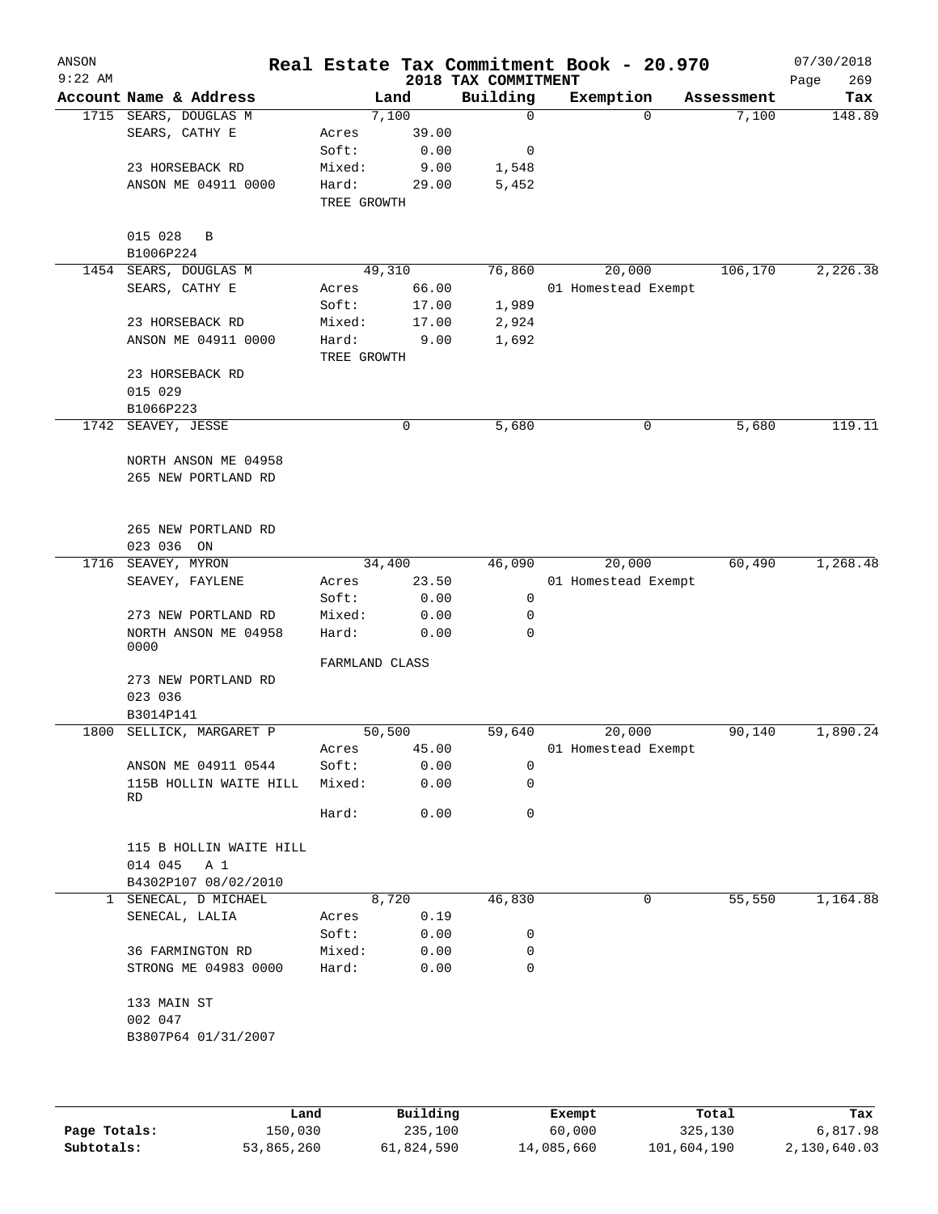# Real Estate Tax Commitment Book - 20.970

ANSON
9:22 AM

2018 TAX COMMITMENT

07/30/2018
Page 269

| Account | Name & Address | Land | | Building | Exemption | Assessment | Tax |
|---|---|---|---|---|---|---|---|
| 1715 | SEARS, DOUGLAS M | | 7,100 | 0 | 0 | 7,100 | 148.89 |
| | SEARS, CATHY E | Acres | 39.00 | | | | |
| | | Soft: | 0.00 | 0 | | | |
| | 23 HORSEBACK RD | Mixed: | 9.00 | 1,548 | | | |
| | ANSON ME 04911 0000 | Hard: | 29.00 | 5,452 | | | |
| | | TREE GROWTH | | | | | |
| | 015 028 B | | | | | | |
| | B1006P224 | | | | | | |
| 1454 | SEARS, DOUGLAS M | | 49,310 | 76,860 | 20,000 | 106,170 | 2,226.38 |
| | SEARS, CATHY E | Acres | 66.00 | | 01 Homestead Exempt | | |
| | | Soft: | 17.00 | 1,989 | | | |
| | 23 HORSEBACK RD | Mixed: | 17.00 | 2,924 | | | |
| | ANSON ME 04911 0000 | Hard: | 9.00 | 1,692 | | | |
| | | TREE GROWTH | | | | | |
| | 23 HORSEBACK RD | | | | | | |
| | 015 029 | | | | | | |
| | B1066P223 | | | | | | |
| 1742 | SEAVEY, JESSE | | 0 | 5,680 | 0 | 5,680 | 119.11 |
| | NORTH ANSON ME 04958 | | | | | | |
| | 265 NEW PORTLAND RD | | | | | | |
| | 265 NEW PORTLAND RD | | | | | | |
| | 023 036 ON | | | | | | |
| 1716 | SEAVEY, MYRON | | 34,400 | 46,090 | 20,000 | 60,490 | 1,268.48 |
| | SEAVEY, FAYLENE | Acres | 23.50 | | 01 Homestead Exempt | | |
| | | Soft: | 0.00 | 0 | | | |
| | 273 NEW PORTLAND RD | Mixed: | 0.00 | 0 | | | |
| | NORTH ANSON ME 04958 0000 | Hard: | 0.00 | 0 | | | |
| | | FARMLAND CLASS | | | | | |
| | 273 NEW PORTLAND RD | | | | | | |
| | 023 036 | | | | | | |
| | B3014P141 | | | | | | |
| 1800 | SELLICK, MARGARET P | | 50,500 | 59,640 | 20,000 | 90,140 | 1,890.24 |
| | | Acres | 45.00 | | 01 Homestead Exempt | | |
| | ANSON ME 04911 0544 | Soft: | 0.00 | 0 | | | |
| | 115B HOLLIN WAITE HILL RD | Mixed: | 0.00 | 0 | | | |
| | | Hard: | 0.00 | 0 | | | |
| | 115 B HOLLIN WAITE HILL | | | | | | |
| | 014 045 A 1 | | | | | | |
| | B4302P107 08/02/2010 | | | | | | |
| 1 | SENECAL, D MICHAEL | | 8,720 | 46,830 | 0 | 55,550 | 1,164.88 |
| | SENECAL, LALIA | Acres | 0.19 | | | | |
| | | Soft: | 0.00 | 0 | | | |
| | 36 FARMINGTON RD | Mixed: | 0.00 | 0 | | | |
| | STRONG ME 04983 0000 | Hard: | 0.00 | 0 | | | |
| | 133 MAIN ST | | | | | | |
| | 002 047 | | | | | | |
| | B3807P64 01/31/2007 | | | | | | |

| | Land | Building | Exempt | Total | Tax |
|---|---|---|---|---|---|
| Page Totals: | 150,030 | 235,100 | 60,000 | 325,130 | 6,817.98 |
| Subtotals: | 53,865,260 | 61,824,590 | 14,085,660 | 101,604,190 | 2,130,640.03 |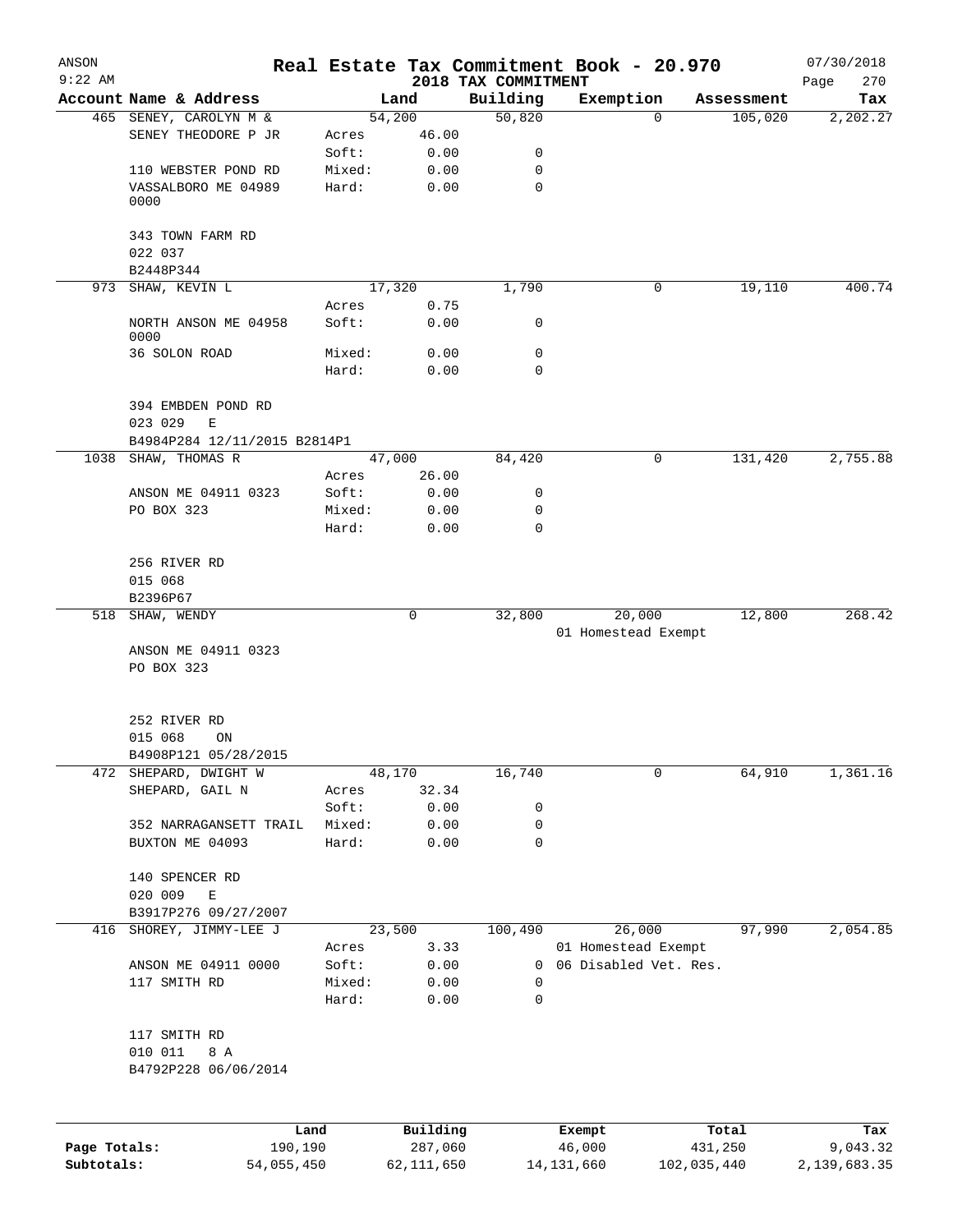# Real Estate Tax Commitment Book - 20.970

ANSON 9:22 AM — 2018 TAX COMMITMENT — 07/30/2018

| Account Name & Address | | Land | Building | Exemption | Assessment | Tax |
|---|---|---|---|---|---|---|
| 465 SENEY, CAROLYN M & | | 54,200 | 50,820 | 0 | 105,020 | 2,202.27 |
| SENEY THEODORE P JR | Acres | 46.00 | | | | |
| | Soft: | 0.00 | 0 | | | |
| 110 WEBSTER POND RD | Mixed: | 0.00 | 0 | | | |
| VASSALBORO ME 04989 0000 | Hard: | 0.00 | 0 | | | |
| 343 TOWN FARM RD | | | | | | |
| 022 037 | | | | | | |
| B2448P344 | | | | | | |
| 973 SHAW, KEVIN L | | 17,320 | 1,790 | 0 | 19,110 | 400.74 |
| | Acres | 0.75 | | | | |
| NORTH ANSON ME 04958 0000 | Soft: | 0.00 | 0 | | | |
| 36 SOLON ROAD | Mixed: | 0.00 | 0 | | | |
| | Hard: | 0.00 | 0 | | | |
| 394 EMBDEN POND RD | | | | | | |
| 023 029 E | | | | | | |
| B4984P284 12/11/2015 B2814P1 | | | | | | |
| 1038 SHAW, THOMAS R | | 47,000 | 84,420 | 0 | 131,420 | 2,755.88 |
| | Acres | 26.00 | | | | |
| ANSON ME 04911 0323 | Soft: | 0.00 | 0 | | | |
| PO BOX 323 | Mixed: | 0.00 | 0 | | | |
| | Hard: | 0.00 | 0 | | | |
| 256 RIVER RD | | | | | | |
| 015 068 | | | | | | |
| B2396P67 | | | | | | |
| 518 SHAW, WENDY | | 0 | 32,800 | 20,000 | 12,800 | 268.42 |
| | | | | 01 Homestead Exempt | | |
| ANSON ME 04911 0323 | | | | | | |
| PO BOX 323 | | | | | | |
| 252 RIVER RD | | | | | | |
| 015 068 ON | | | | | | |
| B4908P121 05/28/2015 | | | | | | |
| 472 SHEPARD, DWIGHT W | | 48,170 | 16,740 | 0 | 64,910 | 1,361.16 |
| SHEPARD, GAIL N | Acres | 32.34 | | | | |
| | Soft: | 0.00 | 0 | | | |
| 352 NARRAGANSETT TRAIL | Mixed: | 0.00 | 0 | | | |
| BUXTON ME 04093 | Hard: | 0.00 | 0 | | | |
| 140 SPENCER RD | | | | | | |
| 020 009 E | | | | | | |
| B3917P276 09/27/2007 | | | | | | |
| 416 SHOREY, JIMMY-LEE J | | 23,500 | 100,490 | 26,000 | 97,990 | 2,054.85 |
| | Acres | 3.33 | | 01 Homestead Exempt | | |
| ANSON ME 04911 0000 | Soft: | 0.00 | 0 | 06 Disabled Vet. Res. | | |
| 117 SMITH RD | Mixed: | 0.00 | 0 | | | |
| | Hard: | 0.00 | 0 | | | |
| 117 SMITH RD | | | | | | |
| 010 011 8 A | | | | | | |
| B4792P228 06/06/2014 | | | | | | |

| | Land | Building | Exempt | Total | Tax |
|---|---|---|---|---|---|
| Page Totals: | 190,190 | 287,060 | 46,000 | 431,250 | 9,043.32 |
| Subtotals: | 54,055,450 | 62,111,650 | 14,131,660 | 102,035,440 | 2,139,683.35 |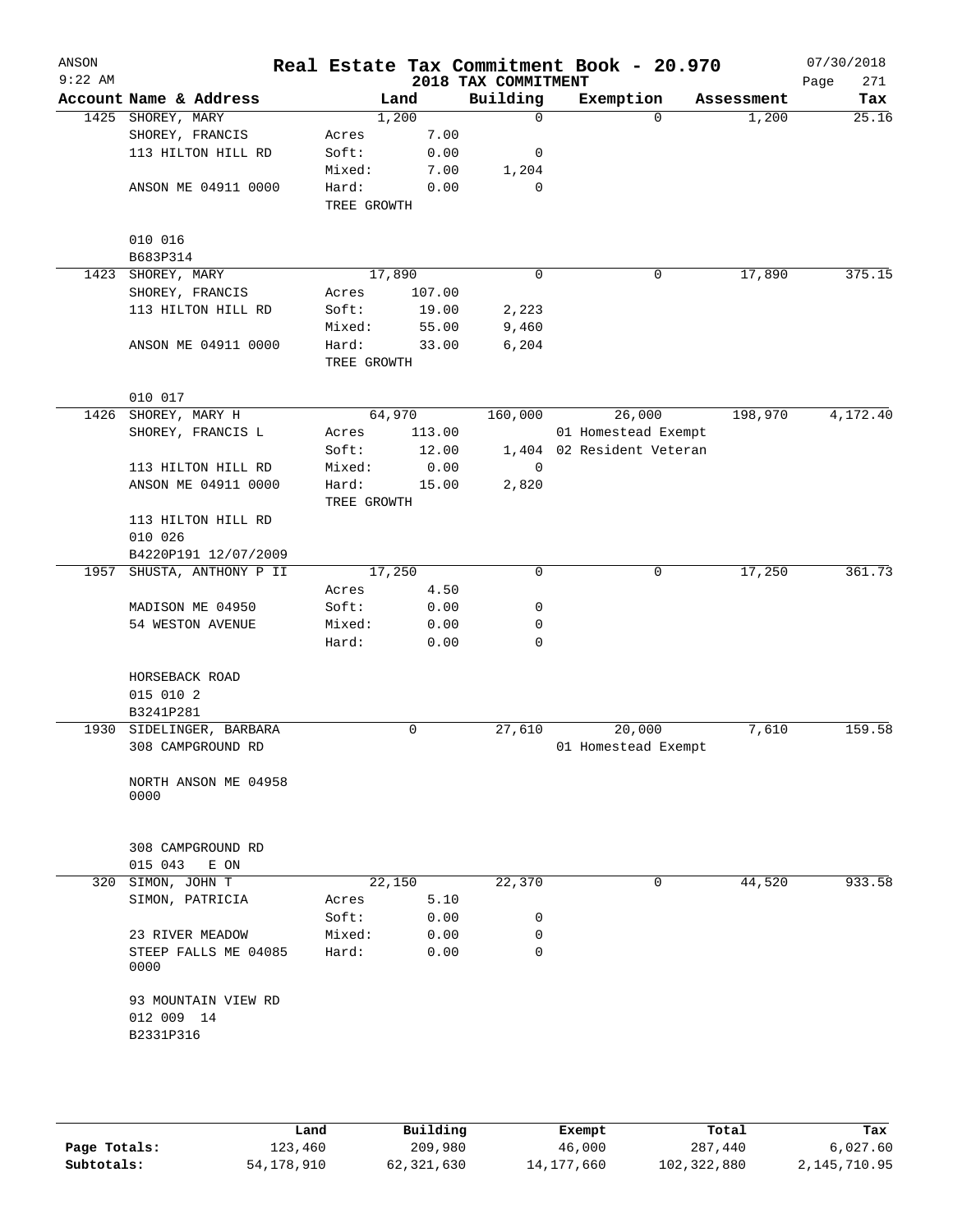# Real Estate Tax Commitment Book - 20.970

## 2018 TAX COMMITMENT

ANSON 9:22 AM — 07/30/2018

| Account | Name & Address | Land | | Building | Exemption | Assessment | Tax |
|---|---|---|---|---|---|---|---|
| 1425 | SHOREY, MARY | 1,200 | | 0 | 0 | 1,200 | 25.16 |
| | SHOREY, FRANCIS | Acres | 7.00 | | | | |
| | 113 HILTON HILL RD | Soft: | 0.00 | 0 | | | |
| | | Mixed: | 7.00 | 1,204 | | | |
| | ANSON ME 04911 0000 | Hard: | 0.00 | 0 | | | |
| | | TREE GROWTH | | | | | |
| | 010 016 | | | | | | |
| | B683P314 | | | | | | |
| 1423 | SHOREY, MARY | 17,890 | | 0 | 0 | 17,890 | 375.15 |
| | SHOREY, FRANCIS | Acres | 107.00 | | | | |
| | 113 HILTON HILL RD | Soft: | 19.00 | 2,223 | | | |
| | | Mixed: | 55.00 | 9,460 | | | |
| | ANSON ME 04911 0000 | Hard: | 33.00 | 6,204 | | | |
| | | TREE GROWTH | | | | | |
| | 010 017 | | | | | | |
| 1426 | SHOREY, MARY H | 64,970 | | 160,000 | 26,000 | 198,970 | 4,172.40 |
| | SHOREY, FRANCIS L | Acres | 113.00 | | 01 Homestead Exempt | | |
| | | Soft: | 12.00 | 1,404 | 02 Resident Veteran | | |
| | 113 HILTON HILL RD | Mixed: | 0.00 | 0 | | | |
| | ANSON ME 04911 0000 | Hard: | 15.00 | 2,820 | | | |
| | | TREE GROWTH | | | | | |
| | 113 HILTON HILL RD | | | | | | |
| | 010 026 | | | | | | |
| | B4220P191 12/07/2009 | | | | | | |
| 1957 | SHUSTA, ANTHONY P II | 17,250 | | 0 | 0 | 17,250 | 361.73 |
| | | Acres | 4.50 | | | | |
| | MADISON ME 04950 | Soft: | 0.00 | 0 | | | |
| | 54 WESTON AVENUE | Mixed: | 0.00 | 0 | | | |
| | | Hard: | 0.00 | 0 | | | |
| | HORSEBACK ROAD | | | | | | |
| | 015 010 2 | | | | | | |
| | B3241P281 | | | | | | |
| 1930 | SIDELINGER, BARBARA | 0 | | 27,610 | 20,000 | 7,610 | 159.58 |
| | 308 CAMPGROUND RD | | | | 01 Homestead Exempt | | |
| | NORTH ANSON ME 04958 0000 | | | | | | |
| | 308 CAMPGROUND RD | | | | | | |
| | 015 043 E ON | | | | | | |
| 320 | SIMON, JOHN T | 22,150 | | 22,370 | 0 | 44,520 | 933.58 |
| | SIMON, PATRICIA | Acres | 5.10 | | | | |
| | | Soft: | 0.00 | 0 | | | |
| | 23 RIVER MEADOW | Mixed: | 0.00 | 0 | | | |
| | STEEP FALLS ME 04085 0000 | Hard: | 0.00 | 0 | | | |
| | 93 MOUNTAIN VIEW RD | | | | | | |
| | 012 009 14 | | | | | | |
| | B2331P316 | | | | | | |

| | Land | Building | Exempt | Total | Tax |
|---|---|---|---|---|---|
| Page Totals: | 123,460 | 209,980 | 46,000 | 287,440 | 6,027.60 |
| Subtotals: | 54,178,910 | 62,321,630 | 14,177,660 | 102,322,880 | 2,145,710.95 |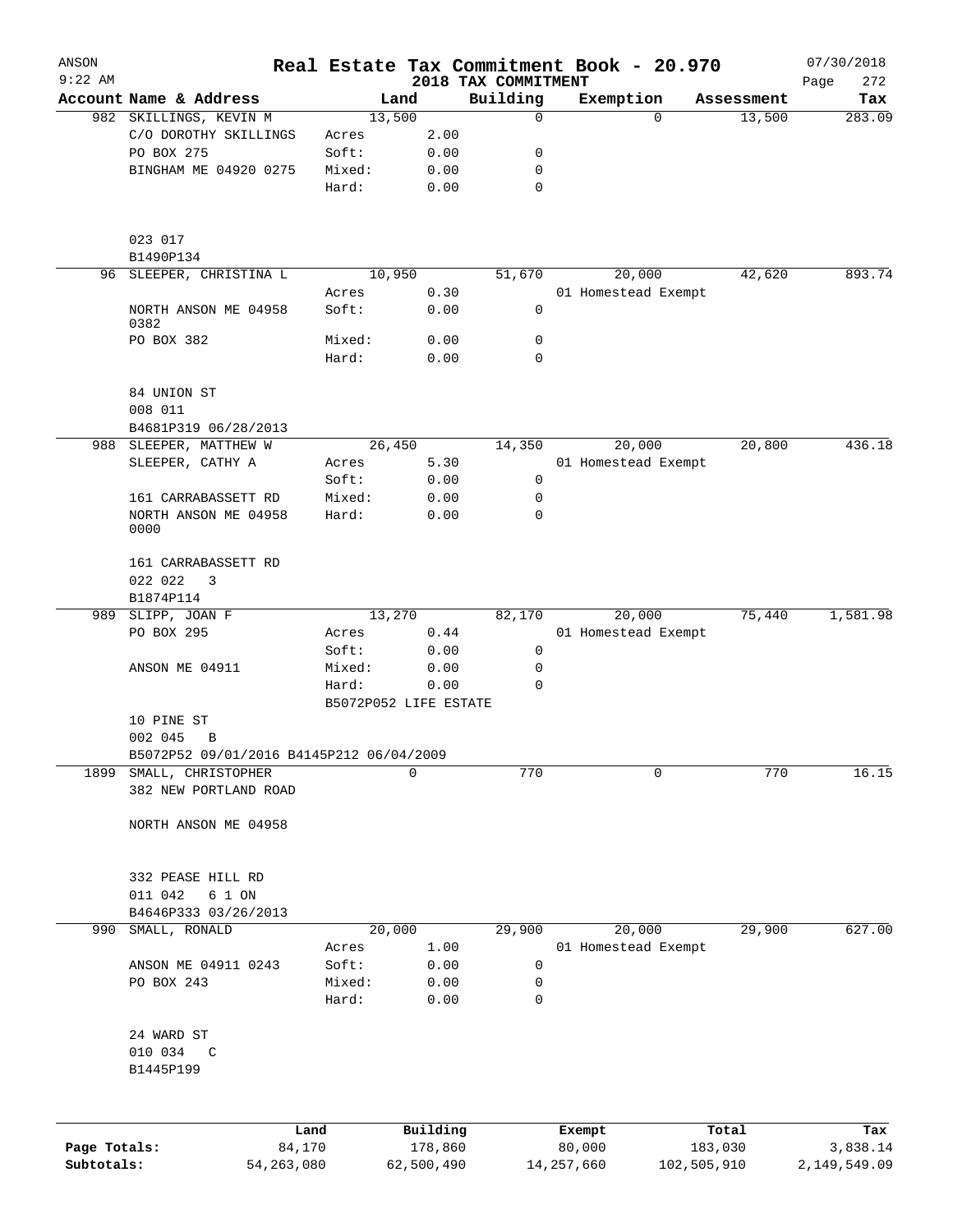ANSON
9:22 AM

# Real Estate Tax Commitment Book - 20.970

## 2018 TAX COMMITMENT

07/30/2018

| Account | Name & Address | Land | | Building | Exemption | Assessment | Tax |
|---|---|---|---|---|---|---|---|
| 982 | SKILLINGS, KEVIN M | 13,500 | | 0 | 0 | 13,500 | 283.09 |
| | C/O DOROTHY SKILLINGS | Acres | 2.00 | | | | |
| | PO BOX 275 | Soft: | 0.00 | 0 | | | |
| | BINGHAM ME 04920 0275 | Mixed: | 0.00 | 0 | | | |
| | | Hard: | 0.00 | 0 | | | |
| | 023 017 | | | | | | |
| | B1490P134 | | | | | | |
| 96 | SLEEPER, CHRISTINA L | 10,950 | | 51,670 | 20,000 | 42,620 | 893.74 |
| | | Acres | 0.30 | | 01 Homestead Exempt | | |
| | NORTH ANSON ME 04958 0382 | Soft: | 0.00 | 0 | | | |
| | PO BOX 382 | Mixed: | 0.00 | 0 | | | |
| | | Hard: | 0.00 | 0 | | | |
| | 84 UNION ST | | | | | | |
| | 008 011 | | | | | | |
| | B4681P319 06/28/2013 | | | | | | |
| 988 | SLEEPER, MATTHEW W | 26,450 | | 14,350 | 20,000 | 20,800 | 436.18 |
| | SLEEPER, CATHY A | Acres | 5.30 | | 01 Homestead Exempt | | |
| | | Soft: | 0.00 | 0 | | | |
| | 161 CARRABASSETT RD | Mixed: | 0.00 | 0 | | | |
| | NORTH ANSON ME 04958 0000 | Hard: | 0.00 | 0 | | | |
| | 161 CARRABASSETT RD | | | | | | |
| | 022 022 3 | | | | | | |
| | B1874P114 | | | | | | |
| 989 | SLIPP, JOAN F | 13,270 | | 82,170 | 20,000 | 75,440 | 1,581.98 |
| | PO BOX 295 | Acres | 0.44 | | 01 Homestead Exempt | | |
| | | Soft: | 0.00 | 0 | | | |
| | ANSON ME 04911 | Mixed: | 0.00 | 0 | | | |
| | | Hard: | 0.00 | 0 | | | |
| | | B5072P052 LIFE ESTATE | | | | | |
| | 10 PINE ST | | | | | | |
| | 002 045 B | | | | | | |
| | B5072P52 09/01/2016 B4145P212 06/04/2009 | | | | | | |
| 1899 | SMALL, CHRISTOPHER | 0 | | 770 | 0 | 770 | 16.15 |
| | 382 NEW PORTLAND ROAD | | | | | | |
| | NORTH ANSON ME 04958 | | | | | | |
| | 332 PEASE HILL RD | | | | | | |
| | 011 042 6 1 ON | | | | | | |
| | B4646P333 03/26/2013 | | | | | | |
| 990 | SMALL, RONALD | 20,000 | | 29,900 | 20,000 | 29,900 | 627.00 |
| | | Acres | 1.00 | | 01 Homestead Exempt | | |
| | ANSON ME 04911 0243 | Soft: | 0.00 | 0 | | | |
| | PO BOX 243 | Mixed: | 0.00 | 0 | | | |
| | | Hard: | 0.00 | 0 | | | |
| | 24 WARD ST | | | | | | |
| | 010 034 C | | | | | | |
| | B1445P199 | | | | | | |

| | Land | Building | Exempt | Total | Tax |
|---|---|---|---|---|---|
| Page Totals: | 84,170 | 178,860 | 80,000 | 183,030 | 3,838.14 |
| Subtotals: | 54,263,080 | 62,500,490 | 14,257,660 | 102,505,910 | 2,149,549.09 |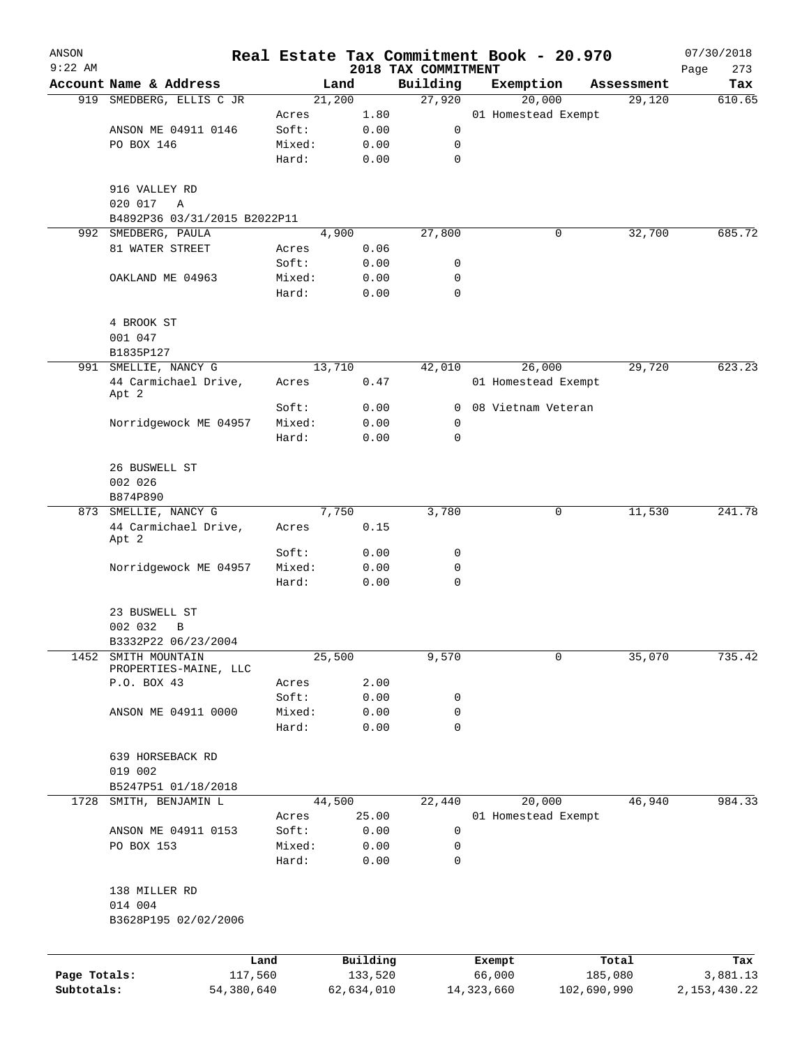# Real Estate Tax Commitment Book - 20.970

ANSON
9:22 AM

2018 TAX COMMITMENT

07/30/2018

| Account | Name & Address | | Land | | Building | Exemption | Assessment | Tax |
|---|---|---|---|---|---|---|---|---|
| 919 | SMEDBERG, ELLIS C JR | | 21,200 | | 27,920 | 20,000 | 29,120 | 610.65 |
| | | Acres | | 1.80 | | 01 Homestead Exempt | | |
| | ANSON ME 04911 0146 | Soft: | | 0.00 | 0 | | | |
| | PO BOX 146 | Mixed: | | 0.00 | 0 | | | |
| | | Hard: | | 0.00 | 0 | | | |
| | 916 VALLEY RD | | | | | | | |
| | 020 017 A | | | | | | | |
| | B4892P36 03/31/2015 B2022P11 | | | | | | | |
| 992 | SMEDBERG, PAULA | | 4,900 | | 27,800 | 0 | 32,700 | 685.72 |
| | 81 WATER STREET | Acres | | 0.06 | | | | |
| | | Soft: | | 0.00 | 0 | | | |
| | OAKLAND ME 04963 | Mixed: | | 0.00 | 0 | | | |
| | | Hard: | | 0.00 | 0 | | | |
| | 4 BROOK ST | | | | | | | |
| | 001 047 | | | | | | | |
| | B1835P127 | | | | | | | |
| 991 | SMELLIE, NANCY G | | 13,710 | | 42,010 | 26,000 | 29,720 | 623.23 |
| | 44 Carmichael Drive, Apt 2 | Acres | | 0.47 | | 01 Homestead Exempt | | |
| | | Soft: | | 0.00 | 0 | 08 Vietnam Veteran | | |
| | Norridgewock ME 04957 | Mixed: | | 0.00 | 0 | | | |
| | | Hard: | | 0.00 | 0 | | | |
| | 26 BUSWELL ST | | | | | | | |
| | 002 026 | | | | | | | |
| | B874P890 | | | | | | | |
| 873 | SMELLIE, NANCY G | | 7,750 | | 3,780 | 0 | 11,530 | 241.78 |
| | 44 Carmichael Drive, Apt 2 | Acres | | 0.15 | | | | |
| | | Soft: | | 0.00 | 0 | | | |
| | Norridgewock ME 04957 | Mixed: | | 0.00 | 0 | | | |
| | | Hard: | | 0.00 | 0 | | | |
| | 23 BUSWELL ST | | | | | | | |
| | 002 032 B | | | | | | | |
| | B3332P22 06/23/2004 | | | | | | | |
| 1452 | SMITH MOUNTAIN PROPERTIES-MAINE, LLC | | 25,500 | | 9,570 | 0 | 35,070 | 735.42 |
| | P.O. BOX 43 | Acres | | 2.00 | | | | |
| | | Soft: | | 0.00 | 0 | | | |
| | ANSON ME 04911 0000 | Mixed: | | 0.00 | 0 | | | |
| | | Hard: | | 0.00 | 0 | | | |
| | 639 HORSEBACK RD | | | | | | | |
| | 019 002 | | | | | | | |
| | B5247P51 01/18/2018 | | | | | | | |
| 1728 | SMITH, BENJAMIN L | | 44,500 | | 22,440 | 20,000 | 46,940 | 984.33 |
| | | Acres | | 25.00 | | 01 Homestead Exempt | | |
| | ANSON ME 04911 0153 | Soft: | | 0.00 | 0 | | | |
| | PO BOX 153 | Mixed: | | 0.00 | 0 | | | |
| | | Hard: | | 0.00 | 0 | | | |
| | 138 MILLER RD | | | | | | | |
| | 014 004 | | | | | | | |
| | B3628P195 02/02/2006 | | | | | | | |

| | Land | Building | Exempt | Total | Tax |
|---|---|---|---|---|---|
| Page Totals: | 117,560 | 133,520 | 66,000 | 185,080 | 3,881.13 |
| Subtotals: | 54,380,640 | 62,634,010 | 14,323,660 | 102,690,990 | 2,153,430.22 |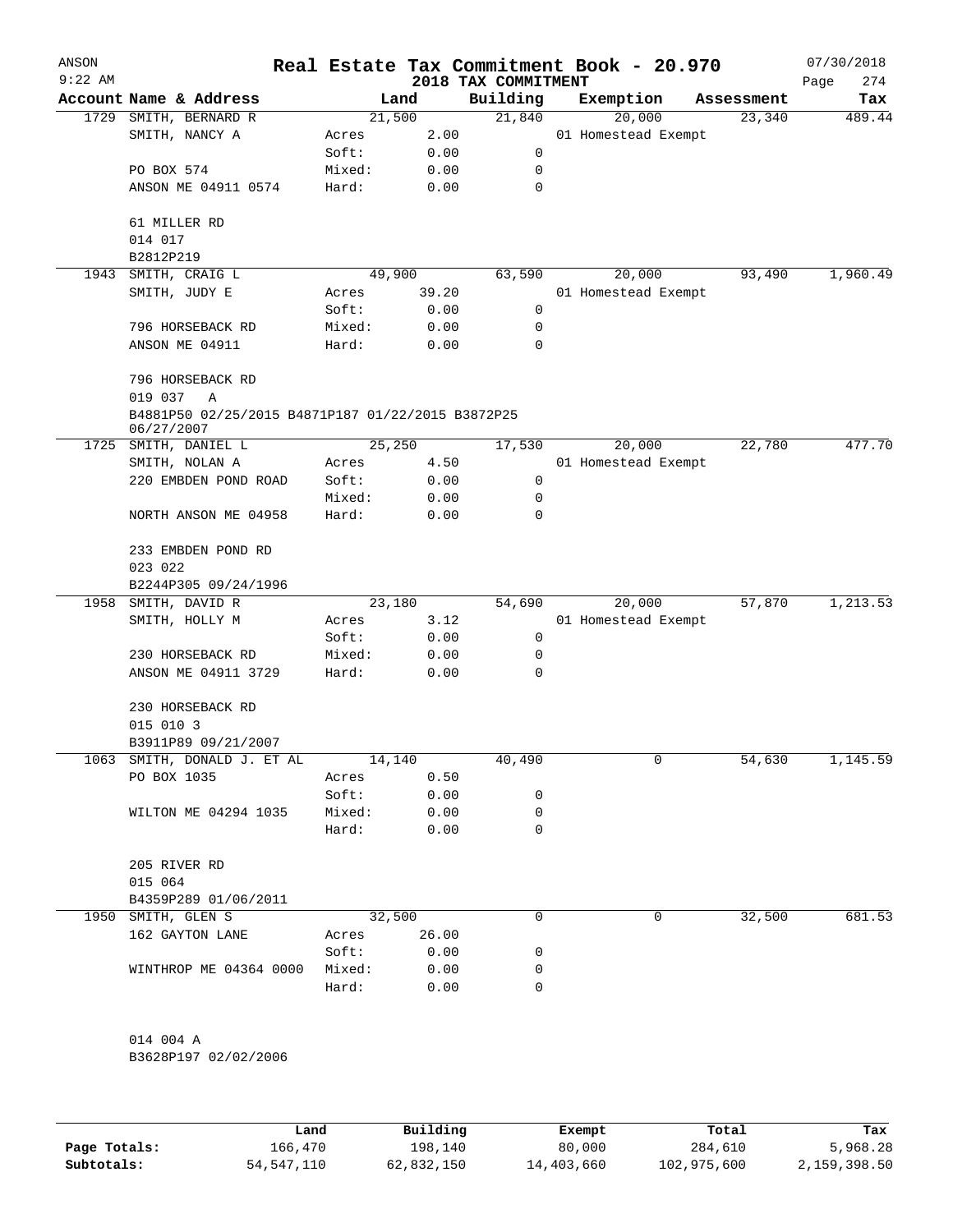# Real Estate Tax Commitment Book - 20.970

ANSON 9:22 AM — 2018 TAX COMMITMENT — 07/30/2018

| Account | Name & Address | Land | | Building | Exemption | Assessment | Tax |
|---|---|---|---|---|---|---|---|
| 1729 | SMITH, BERNARD R | 21,500 | | 21,840 | 20,000 | 23,340 | 489.44 |
| | SMITH, NANCY A | Acres | 2.00 | | 01 Homestead Exempt | | |
| | | Soft: | 0.00 | 0 | | | |
| | PO BOX 574 | Mixed: | 0.00 | 0 | | | |
| | ANSON ME 04911 0574 | Hard: | 0.00 | 0 | | | |
| | 61 MILLER RD | | | | | | |
| | 014 017 | | | | | | |
| | B2812P219 | | | | | | |
| 1943 | SMITH, CRAIG L | 49,900 | | 63,590 | 20,000 | 93,490 | 1,960.49 |
| | SMITH, JUDY E | Acres | 39.20 | | 01 Homestead Exempt | | |
| | | Soft: | 0.00 | 0 | | | |
| | 796 HORSEBACK RD | Mixed: | 0.00 | 0 | | | |
| | ANSON ME 04911 | Hard: | 0.00 | 0 | | | |
| | 796 HORSEBACK RD | | | | | | |
| | 019 037 A | | | | | | |
| | B4881P50 02/25/2015 B4871P187 01/22/2015 B3872P25 06/27/2007 | | | | | | |
| 1725 | SMITH, DANIEL L | 25,250 | | 17,530 | 20,000 | 22,780 | 477.70 |
| | SMITH, NOLAN A | Acres | 4.50 | | 01 Homestead Exempt | | |
| | 220 EMBDEN POND ROAD | Soft: | 0.00 | 0 | | | |
| | | Mixed: | 0.00 | 0 | | | |
| | NORTH ANSON ME 04958 | Hard: | 0.00 | 0 | | | |
| | 233 EMBDEN POND RD | | | | | | |
| | 023 022 | | | | | | |
| | B2244P305 09/24/1996 | | | | | | |
| 1958 | SMITH, DAVID R | 23,180 | | 54,690 | 20,000 | 57,870 | 1,213.53 |
| | SMITH, HOLLY M | Acres | 3.12 | | 01 Homestead Exempt | | |
| | | Soft: | 0.00 | 0 | | | |
| | 230 HORSEBACK RD | Mixed: | 0.00 | 0 | | | |
| | ANSON ME 04911 3729 | Hard: | 0.00 | 0 | | | |
| | 230 HORSEBACK RD | | | | | | |
| | 015 010 3 | | | | | | |
| | B3911P89 09/21/2007 | | | | | | |
| 1063 | SMITH, DONALD J. ET AL | 14,140 | | 40,490 | 0 | 54,630 | 1,145.59 |
| | PO BOX 1035 | Acres | 0.50 | | | | |
| | | Soft: | 0.00 | 0 | | | |
| | WILTON ME 04294 1035 | Mixed: | 0.00 | 0 | | | |
| | | Hard: | 0.00 | 0 | | | |
| | 205 RIVER RD | | | | | | |
| | 015 064 | | | | | | |
| | B4359P289 01/06/2011 | | | | | | |
| 1950 | SMITH, GLEN S | 32,500 | | 0 | 0 | 32,500 | 681.53 |
| | 162 GAYTON LANE | Acres | 26.00 | | | | |
| | | Soft: | 0.00 | 0 | | | |
| | WINTHROP ME 04364 0000 | Mixed: | 0.00 | 0 | | | |
| | | Hard: | 0.00 | 0 | | | |
| | 014 004 A | | | | | | |
| | B3628P197 02/02/2006 | | | | | | |

| | Land | Building | Exempt | Total | Tax |
|---|---|---|---|---|---|
| Page Totals: | 166,470 | 198,140 | 80,000 | 284,610 | 5,968.28 |
| Subtotals: | 54,547,110 | 62,832,150 | 14,403,660 | 102,975,600 | 2,159,398.50 |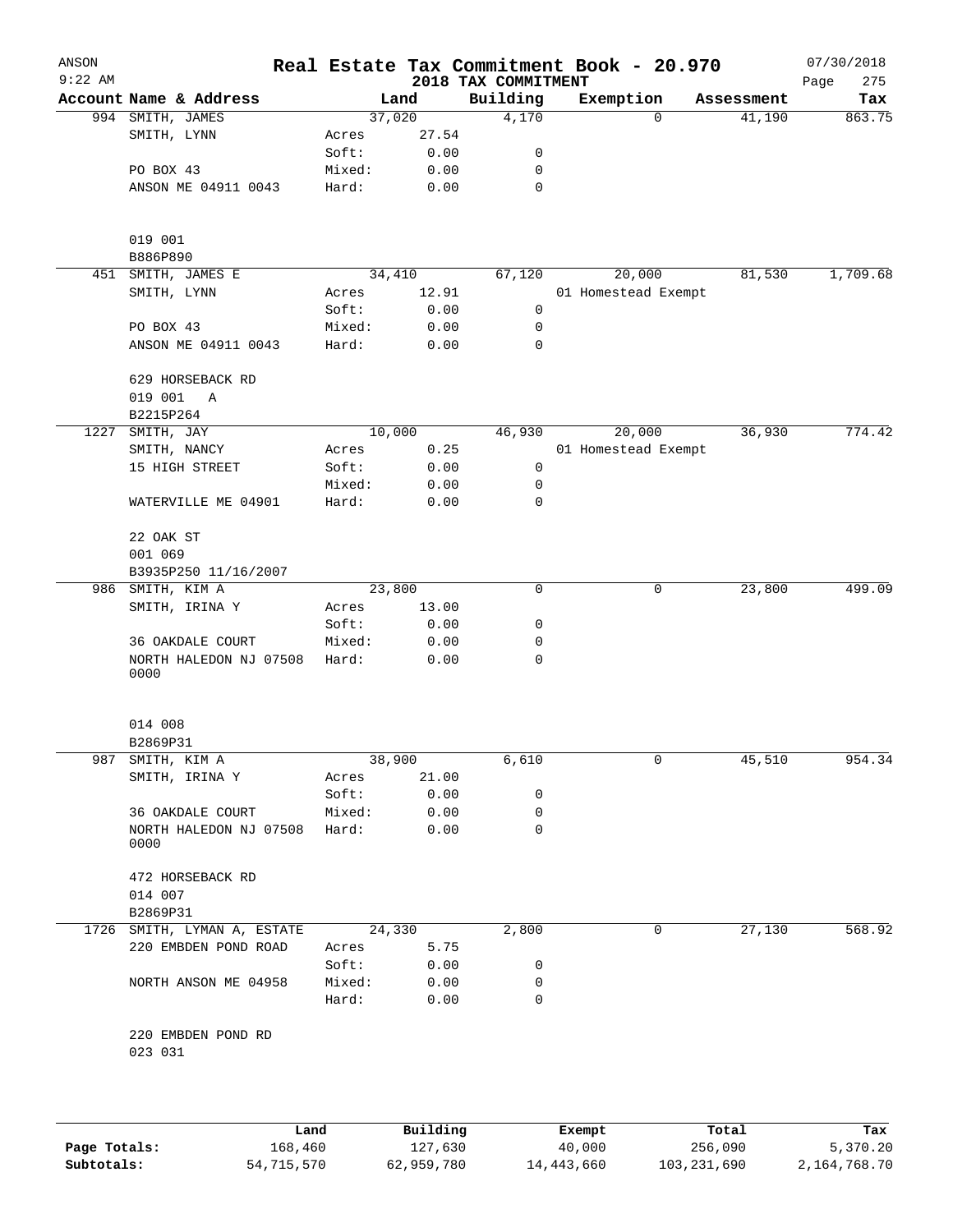# Real Estate Tax Commitment Book - 20.970

## 2018 TAX COMMITMENT

ANSON 9:22 AM — 07/30/2018

| Account | Name & Address | | Land | Building | Exemption | Assessment | Tax |
|---|---|---|---|---|---|---|---|
| 994 | SMITH, JAMES | | 37,020 | 4,170 | 0 | 41,190 | 863.75 |
| | SMITH, LYNN | Acres | 27.54 | | | | |
| | | Soft: | 0.00 | 0 | | | |
| | PO BOX 43 | Mixed: | 0.00 | 0 | | | |
| | ANSON ME 04911 0043 | Hard: | 0.00 | 0 | | | |
| | 019 001 | | | | | | |
| | B886P890 | | | | | | |
| 451 | SMITH, JAMES E | | 34,410 | 67,120 | 20,000 | 81,530 | 1,709.68 |
| | SMITH, LYNN | Acres | 12.91 | | 01 Homestead Exempt | | |
| | | Soft: | 0.00 | 0 | | | |
| | PO BOX 43 | Mixed: | 0.00 | 0 | | | |
| | ANSON ME 04911 0043 | Hard: | 0.00 | 0 | | | |
| | 629 HORSEBACK RD | | | | | | |
| | 019 001 A | | | | | | |
| | B2215P264 | | | | | | |
| 1227 | SMITH, JAY | | 10,000 | 46,930 | 20,000 | 36,930 | 774.42 |
| | SMITH, NANCY | Acres | 0.25 | | 01 Homestead Exempt | | |
| | 15 HIGH STREET | Soft: | 0.00 | 0 | | | |
| | | Mixed: | 0.00 | 0 | | | |
| | WATERVILLE ME 04901 | Hard: | 0.00 | 0 | | | |
| | 22 OAK ST | | | | | | |
| | 001 069 | | | | | | |
| | B3935P250 11/16/2007 | | | | | | |
| 986 | SMITH, KIM A | | 23,800 | 0 | 0 | 23,800 | 499.09 |
| | SMITH, IRINA Y | Acres | 13.00 | | | | |
| | | Soft: | 0.00 | 0 | | | |
| | 36 OAKDALE COURT | Mixed: | 0.00 | 0 | | | |
| | NORTH HALEDON NJ 07508 0000 | Hard: | 0.00 | 0 | | | |
| | 014 008 | | | | | | |
| | B2869P31 | | | | | | |
| 987 | SMITH, KIM A | | 38,900 | 6,610 | 0 | 45,510 | 954.34 |
| | SMITH, IRINA Y | Acres | 21.00 | | | | |
| | | Soft: | 0.00 | 0 | | | |
| | 36 OAKDALE COURT | Mixed: | 0.00 | 0 | | | |
| | NORTH HALEDON NJ 07508 0000 | Hard: | 0.00 | 0 | | | |
| | 472 HORSEBACK RD | | | | | | |
| | 014 007 | | | | | | |
| | B2869P31 | | | | | | |
| 1726 | SMITH, LYMAN A, ESTATE | | 24,330 | 2,800 | 0 | 27,130 | 568.92 |
| | 220 EMBDEN POND ROAD | Acres | 5.75 | | | | |
| | | Soft: | 0.00 | 0 | | | |
| | NORTH ANSON ME 04958 | Mixed: | 0.00 | 0 | | | |
| | | Hard: | 0.00 | 0 | | | |
| | 220 EMBDEN POND RD | | | | | | |
| | 023 031 | | | | | | |

| | Land | Building | Exempt | Total | Tax |
|---|---|---|---|---|---|
| Page Totals: | 168,460 | 127,630 | 40,000 | 256,090 | 5,370.20 |
| Subtotals: | 54,715,570 | 62,959,780 | 14,443,660 | 103,231,690 | 2,164,768.70 |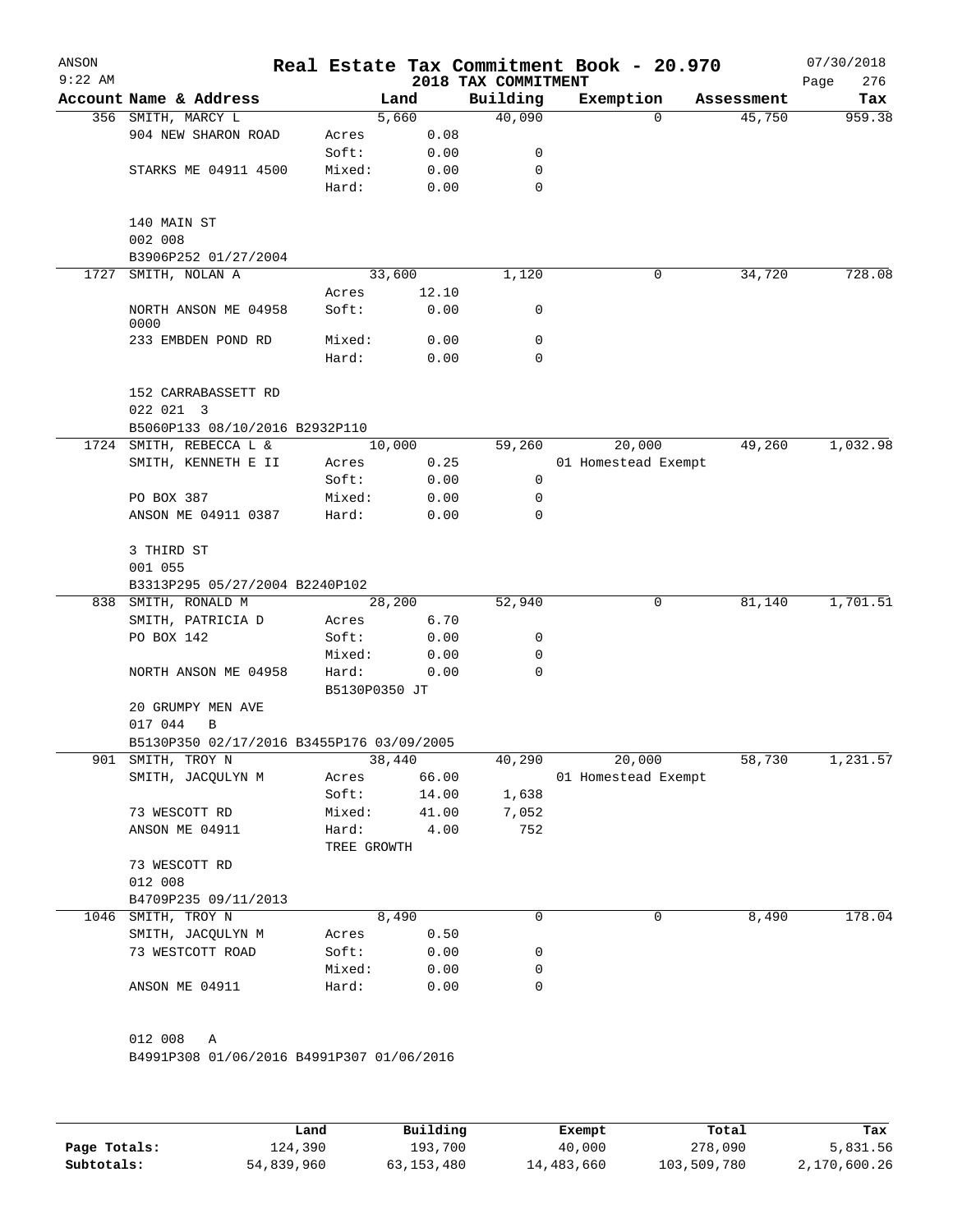# Real Estate Tax Commitment Book - 20.970

ANSON
9:22 AM

## 2018 TAX COMMITMENT

07/30/2018

| Account Name & Address | | Land | Building | Exemption | Assessment | Tax |
|---|---|---|---|---|---|---|
| 356 SMITH, MARCY L | | 5,660 | 40,090 | 0 | 45,750 | 959.38 |
| 904 NEW SHARON ROAD | Acres | 0.08 | | | | |
| | Soft: | 0.00 | 0 | | | |
| STARKS ME 04911 4500 | Mixed: | 0.00 | 0 | | | |
| | Hard: | 0.00 | 0 | | | |
| 140 MAIN ST | | | | | | |
| 002 008 | | | | | | |
| B3906P252 01/27/2004 | | | | | | |
| 1727 SMITH, NOLAN A | | 33,600 | 1,120 | 0 | 34,720 | 728.08 |
| | Acres | 12.10 | | | | |
| NORTH ANSON ME 04958 0000 | Soft: | 0.00 | 0 | | | |
| 233 EMBDEN POND RD | Mixed: | 0.00 | 0 | | | |
| | Hard: | 0.00 | 0 | | | |
| 152 CARRABASSETT RD | | | | | | |
| 022 021 3 | | | | | | |
| B5060P133 08/10/2016 B2932P110 | | | | | | |
| 1724 SMITH, REBECCA L & | | 10,000 | 59,260 | 20,000 | 49,260 | 1,032.98 |
| SMITH, KENNETH E II | Acres | 0.25 | | 01 Homestead Exempt | | |
| | Soft: | 0.00 | 0 | | | |
| PO BOX 387 | Mixed: | 0.00 | 0 | | | |
| ANSON ME 04911 0387 | Hard: | 0.00 | 0 | | | |
| 3 THIRD ST | | | | | | |
| 001 055 | | | | | | |
| B3313P295 05/27/2004 B2240P102 | | | | | | |
| 838 SMITH, RONALD M | | 28,200 | 52,940 | 0 | 81,140 | 1,701.51 |
| SMITH, PATRICIA D | Acres | 6.70 | | | | |
| PO BOX 142 | Soft: | 0.00 | 0 | | | |
| | Mixed: | 0.00 | 0 | | | |
| NORTH ANSON ME 04958 | Hard: | 0.00 | 0 | | | |
| | B5130P0350 JT | | | | | |
| 20 GRUMPY MEN AVE | | | | | | |
| 017 044 B | | | | | | |
| B5130P350 02/17/2016 B3455P176 03/09/2005 | | | | | | |
| 901 SMITH, TROY N | | 38,440 | 40,290 | 20,000 | 58,730 | 1,231.57 |
| SMITH, JACQULYN M | Acres | 66.00 | | 01 Homestead Exempt | | |
| | Soft: | 14.00 | 1,638 | | | |
| 73 WESCOTT RD | Mixed: | 41.00 | 7,052 | | | |
| ANSON ME 04911 | Hard: | 4.00 | 752 | | | |
| | TREE GROWTH | | | | | |
| 73 WESCOTT RD | | | | | | |
| 012 008 | | | | | | |
| B4709P235 09/11/2013 | | | | | | |
| 1046 SMITH, TROY N | | 8,490 | 0 | 0 | 8,490 | 178.04 |
| SMITH, JACQULYN M | Acres | 0.50 | | | | |
| 73 WESTCOTT ROAD | Soft: | 0.00 | 0 | | | |
| | Mixed: | 0.00 | 0 | | | |
| ANSON ME 04911 | Hard: | 0.00 | 0 | | | |
| 012 008 A | | | | | | |
| B4991P308 01/06/2016 B4991P307 01/06/2016 | | | | | | |

| | Land | Building | Exempt | Total | Tax |
|---|---|---|---|---|---|
| Page Totals: | 124,390 | 193,700 | 40,000 | 278,090 | 5,831.56 |
| Subtotals: | 54,839,960 | 63,153,480 | 14,483,660 | 103,509,780 | 2,170,600.26 |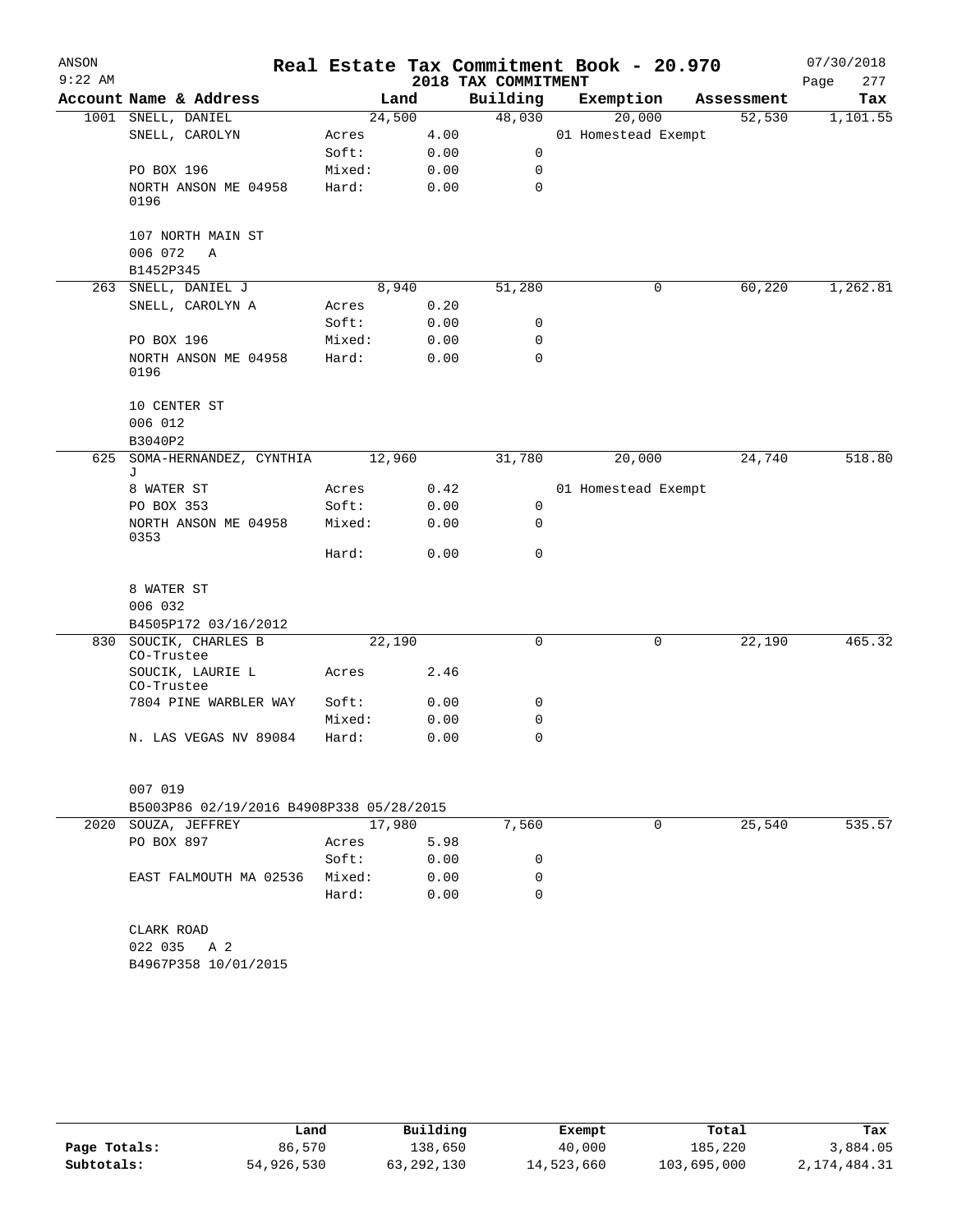# Real Estate Tax Commitment Book - 20.970

ANSON
9:22 AM

2018 TAX COMMITMENT

07/30/2018

| Account Name & Address | Land | | Building | Exemption | Assessment | Tax |
|---|---|---|---|---|---|---|
| 1001 SNELL, DANIEL | 24,500 | | 48,030 | 20,000 | 52,530 | 1,101.55 |
| SNELL, CAROLYN | Acres | 4.00 | | 01 Homestead Exempt | | |
| | Soft: | 0.00 | 0 | | | |
| PO BOX 196 | Mixed: | 0.00 | 0 | | | |
| NORTH ANSON ME 04958 0196 | Hard: | 0.00 | 0 | | | |
| 107 NORTH MAIN ST | | | | | | |
| 006 072 A | | | | | | |
| B1452P345 | | | | | | |
| 263 SNELL, DANIEL J | 8,940 | | 51,280 | 0 | 60,220 | 1,262.81 |
| SNELL, CAROLYN A | Acres | 0.20 | | | | |
| | Soft: | 0.00 | 0 | | | |
| PO BOX 196 | Mixed: | 0.00 | 0 | | | |
| NORTH ANSON ME 04958 0196 | Hard: | 0.00 | 0 | | | |
| 10 CENTER ST | | | | | | |
| 006 012 | | | | | | |
| B3040P2 | | | | | | |
| 625 SOMA-HERNANDEZ, CYNTHIA J | 12,960 | | 31,780 | 20,000 | 24,740 | 518.80 |
| 8 WATER ST | Acres | 0.42 | | 01 Homestead Exempt | | |
| PO BOX 353 | Soft: | 0.00 | 0 | | | |
| NORTH ANSON ME 04958 0353 | Mixed: | 0.00 | 0 | | | |
| | Hard: | 0.00 | 0 | | | |
| 8 WATER ST | | | | | | |
| 006 032 | | | | | | |
| B4505P172 03/16/2012 | | | | | | |
| 830 SOUCIK, CHARLES B CO-Trustee | 22,190 | | 0 | 0 | 22,190 | 465.32 |
| SOUCIK, LAURIE L CO-Trustee | Acres | 2.46 | | | | |
| 7804 PINE WARBLER WAY | Soft: | 0.00 | 0 | | | |
| | Mixed: | 0.00 | 0 | | | |
| N. LAS VEGAS NV 89084 | Hard: | 0.00 | 0 | | | |
| 007 019 | | | | | | |
| B5003P86 02/19/2016 B4908P338 05/28/2015 | | | | | | |
| 2020 SOUZA, JEFFREY | 17,980 | | 7,560 | 0 | 25,540 | 535.57 |
| PO BOX 897 | Acres | 5.98 | | | | |
| | Soft: | 0.00 | 0 | | | |
| EAST FALMOUTH MA 02536 | Mixed: | 0.00 | 0 | | | |
| | Hard: | 0.00 | 0 | | | |
| CLARK ROAD | | | | | | |
| 022 035 A 2 | | | | | | |
| B4967P358 10/01/2015 | | | | | | |

| | Land | Building | Exempt | Total | Tax |
|---|---|---|---|---|---|
| Page Totals: | 86,570 | 138,650 | 40,000 | 185,220 | 3,884.05 |
| Subtotals: | 54,926,530 | 63,292,130 | 14,523,660 | 103,695,000 | 2,174,484.31 |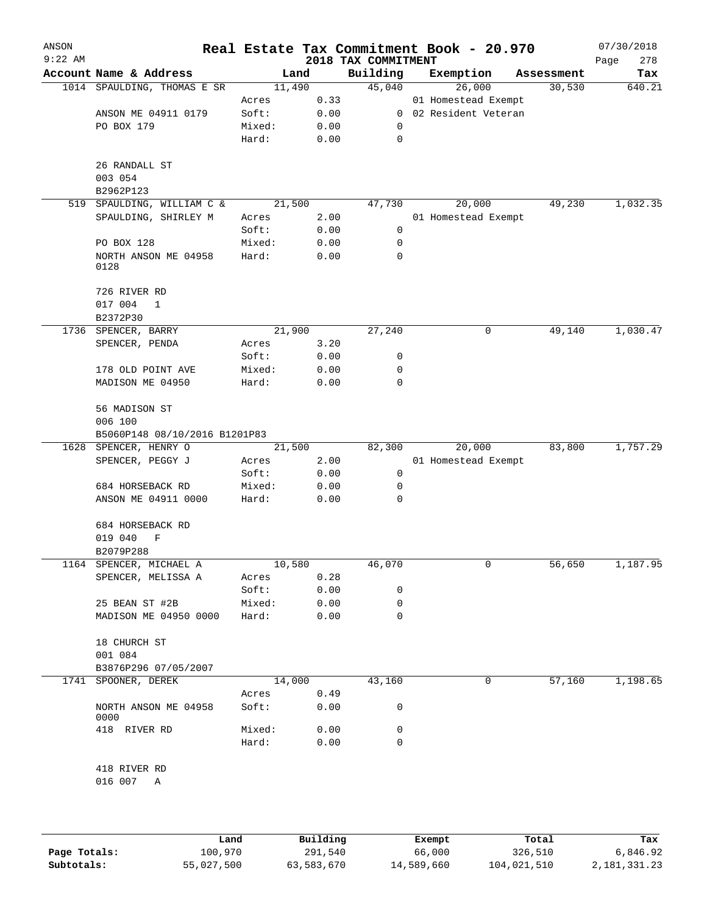# Real Estate Tax Commitment Book - 20.970

ANSON
9:22 AM

2018 TAX COMMITMENT

07/30/2018

| Account | Name & Address | | Land | Building | Exemption | Assessment | Tax |
|---|---|---|---|---|---|---|---|
| 1014 | SPAULDING, THOMAS E SR | | 11,490 | 45,040 | 26,000 | 30,530 | 640.21 |
| | | Acres | 0.33 | | 01 Homestead Exempt | | |
| | ANSON ME 04911 0179 | Soft: | 0.00 | 0 | 02 Resident Veteran | | |
| | PO BOX 179 | Mixed: | 0.00 | 0 | | | |
| | | Hard: | 0.00 | 0 | | | |
| | 26 RANDALL ST | | | | | | |
| | 003 054 | | | | | | |
| | B2962P123 | | | | | | |
| 519 | SPAULDING, WILLIAM C & | | 21,500 | 47,730 | 20,000 | 49,230 | 1,032.35 |
| | SPAULDING, SHIRLEY M | Acres | 2.00 | | 01 Homestead Exempt | | |
| | | Soft: | 0.00 | 0 | | | |
| | PO BOX 128 | Mixed: | 0.00 | 0 | | | |
| | NORTH ANSON ME 04958 0128 | Hard: | 0.00 | 0 | | | |
| | 726 RIVER RD | | | | | | |
| | 017 004 1 | | | | | | |
| | B2372P30 | | | | | | |
| 1736 | SPENCER, BARRY | | 21,900 | 27,240 | 0 | 49,140 | 1,030.47 |
| | SPENCER, PENDA | Acres | 3.20 | | | | |
| | | Soft: | 0.00 | 0 | | | |
| | 178 OLD POINT AVE | Mixed: | 0.00 | 0 | | | |
| | MADISON ME 04950 | Hard: | 0.00 | 0 | | | |
| | 56 MADISON ST | | | | | | |
| | 006 100 | | | | | | |
| | B5060P148 08/10/2016 B1201P83 | | | | | | |
| 1628 | SPENCER, HENRY O | | 21,500 | 82,300 | 20,000 | 83,800 | 1,757.29 |
| | SPENCER, PEGGY J | Acres | 2.00 | | 01 Homestead Exempt | | |
| | | Soft: | 0.00 | 0 | | | |
| | 684 HORSEBACK RD | Mixed: | 0.00 | 0 | | | |
| | ANSON ME 04911 0000 | Hard: | 0.00 | 0 | | | |
| | 684 HORSEBACK RD | | | | | | |
| | 019 040 F | | | | | | |
| | B2079P288 | | | | | | |
| 1164 | SPENCER, MICHAEL A | | 10,580 | 46,070 | 0 | 56,650 | 1,187.95 |
| | SPENCER, MELISSA A | Acres | 0.28 | | | | |
| | | Soft: | 0.00 | 0 | | | |
| | 25 BEAN ST #2B | Mixed: | 0.00 | 0 | | | |
| | MADISON ME 04950 0000 | Hard: | 0.00 | 0 | | | |
| | 18 CHURCH ST | | | | | | |
| | 001 084 | | | | | | |
| | B3876P296 07/05/2007 | | | | | | |
| 1741 | SPOONER, DEREK | | 14,000 | 43,160 | 0 | 57,160 | 1,198.65 |
| | | Acres | 0.49 | | | | |
| | NORTH ANSON ME 04958 0000 | Soft: | 0.00 | 0 | | | |
| | 418 RIVER RD | Mixed: | 0.00 | 0 | | | |
| | | Hard: | 0.00 | 0 | | | |
| | 418 RIVER RD | | | | | | |
| | 016 007 A | | | | | | |

| | Land | Building | Exempt | Total | Tax |
|---|---|---|---|---|---|
| Page Totals: | 100,970 | 291,540 | 66,000 | 326,510 | 6,846.92 |
| Subtotals: | 55,027,500 | 63,583,670 | 14,589,660 | 104,021,510 | 2,181,331.23 |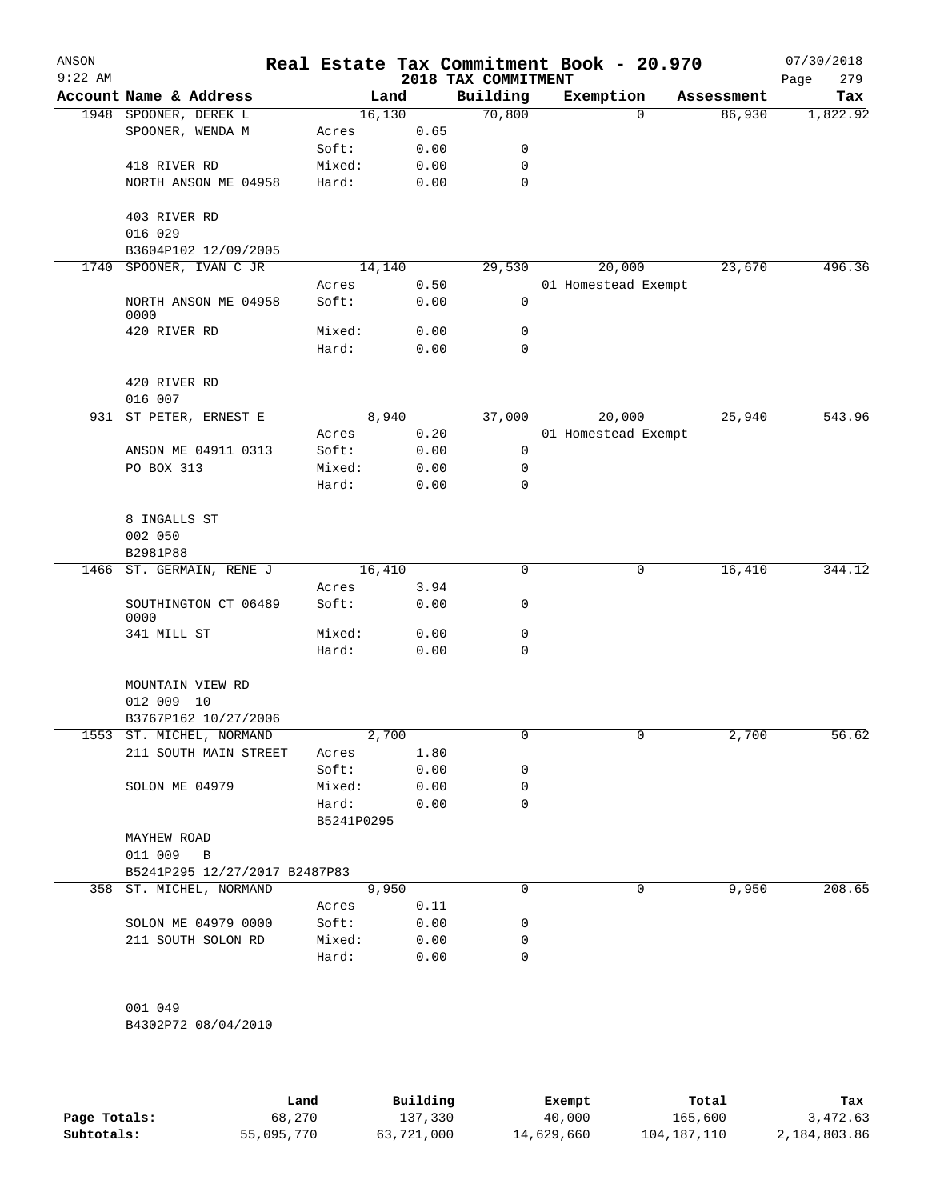# Real Estate Tax Commitment Book - 20.970

ANSON
9:22 AM

2018 TAX COMMITMENT

07/30/2018

| Account Name & Address | | Land | Building | Exemption | Assessment | Tax |
|---|---|---|---|---|---|---|
| 1948 SPOONER, DEREK L | | 16,130 | 70,800 | 0 | 86,930 | 1,822.92 |
| SPOONER, WENDA M | Acres | 0.65 | | | | |
| | Soft: | 0.00 | 0 | | | |
| 418 RIVER RD | Mixed: | 0.00 | 0 | | | |
| NORTH ANSON ME 04958 | Hard: | 0.00 | 0 | | | |
| 403 RIVER RD | | | | | | |
| 016 029 | | | | | | |
| B3604P102 12/09/2005 | | | | | | |
| 1740 SPOONER, IVAN C JR | | 14,140 | 29,530 | 20,000 | 23,670 | 496.36 |
| | Acres | 0.50 | | 01 Homestead Exempt | | |
| NORTH ANSON ME 04958 0000 | Soft: | 0.00 | 0 | | | |
| 420 RIVER RD | Mixed: | 0.00 | 0 | | | |
| | Hard: | 0.00 | 0 | | | |
| 420 RIVER RD | | | | | | |
| 016 007 | | | | | | |
| 931 ST PETER, ERNEST E | | 8,940 | 37,000 | 20,000 | 25,940 | 543.96 |
| | Acres | 0.20 | | 01 Homestead Exempt | | |
| ANSON ME 04911 0313 | Soft: | 0.00 | 0 | | | |
| PO BOX 313 | Mixed: | 0.00 | 0 | | | |
| | Hard: | 0.00 | 0 | | | |
| 8 INGALLS ST | | | | | | |
| 002 050 | | | | | | |
| B2981P88 | | | | | | |
| 1466 ST. GERMAIN, RENE J | | 16,410 | 0 | 0 | 16,410 | 344.12 |
| | Acres | 3.94 | | | | |
| SOUTHINGTON CT 06489 0000 | Soft: | 0.00 | 0 | | | |
| 341 MILL ST | Mixed: | 0.00 | 0 | | | |
| | Hard: | 0.00 | 0 | | | |
| MOUNTAIN VIEW RD | | | | | | |
| 012 009 10 | | | | | | |
| B3767P162 10/27/2006 | | | | | | |
| 1553 ST. MICHEL, NORMAND | | 2,700 | 0 | 0 | 2,700 | 56.62 |
| 211 SOUTH MAIN STREET | Acres | 1.80 | | | | |
| | Soft: | 0.00 | 0 | | | |
| SOLON ME 04979 | Mixed: | 0.00 | 0 | | | |
| | Hard: | 0.00 | 0 | | | |
| | B5241P0295 | | | | | |
| MAYHEW ROAD | | | | | | |
| 011 009 B | | | | | | |
| B5241P295 12/27/2017 B2487P83 | | | | | | |
| 358 ST. MICHEL, NORMAND | | 9,950 | 0 | 0 | 9,950 | 208.65 |
| | Acres | 0.11 | | | | |
| SOLON ME 04979 0000 | Soft: | 0.00 | 0 | | | |
| 211 SOUTH SOLON RD | Mixed: | 0.00 | 0 | | | |
| | Hard: | 0.00 | 0 | | | |
| 001 049 | | | | | | |
| B4302P72 08/04/2010 | | | | | | |

| | Land | Building | Exempt | Total | Tax |
|---|---|---|---|---|---|
| Page Totals: | 68,270 | 137,330 | 40,000 | 165,600 | 3,472.63 |
| Subtotals: | 55,095,770 | 63,721,000 | 14,629,660 | 104,187,110 | 2,184,803.86 |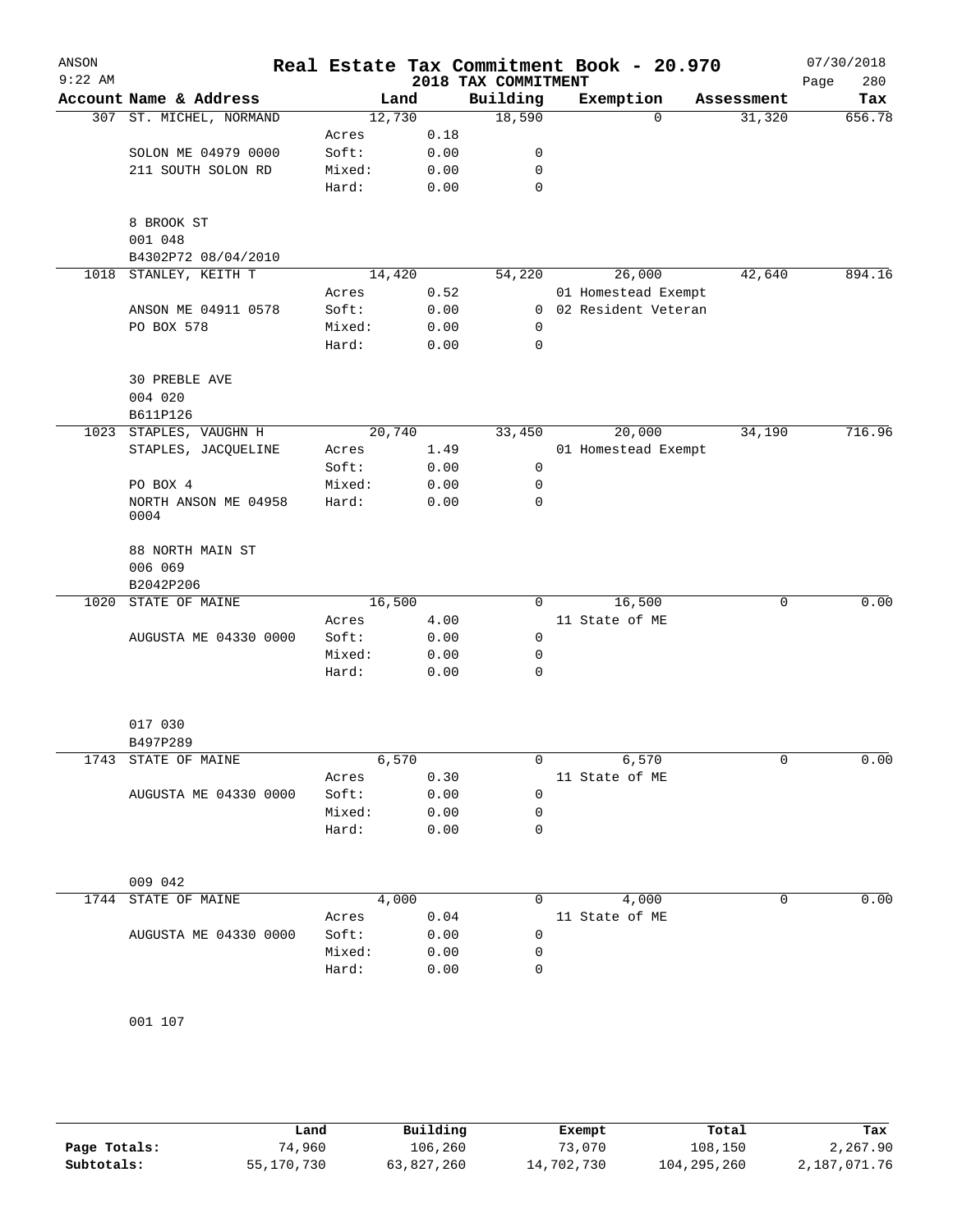# Real Estate Tax Commitment Book - 20.970

ANSON
9:22 AM

## 2018 TAX COMMITMENT

07/30/2018

| Account | Name & Address | | Land | Building | Exemption | Assessment | Tax |
|---|---|---|---|---|---|---|---|
| 307 | ST. MICHEL, NORMAND | | 12,730 | 18,590 | 0 | 31,320 | 656.78 |
| | | Acres | 0.18 | | | | |
| | SOLON ME 04979 0000 | Soft: | 0.00 | 0 | | | |
| | 211 SOUTH SOLON RD | Mixed: | 0.00 | 0 | | | |
| | | Hard: | 0.00 | 0 | | | |
| | 8 BROOK ST | | | | | | |
| | 001 048 | | | | | | |
| | B4302P72 08/04/2010 | | | | | | |
| 1018 | STANLEY, KEITH T | | 14,420 | 54,220 | 26,000 | 42,640 | 894.16 |
| | | Acres | 0.52 | | 01 Homestead Exempt | | |
| | ANSON ME 04911 0578 | Soft: | 0.00 | 0 | 02 Resident Veteran | | |
| | PO BOX 578 | Mixed: | 0.00 | 0 | | | |
| | | Hard: | 0.00 | 0 | | | |
| | 30 PREBLE AVE | | | | | | |
| | 004 020 | | | | | | |
| | B611P126 | | | | | | |
| 1023 | STAPLES, VAUGHN H | | 20,740 | 33,450 | 20,000 | 34,190 | 716.96 |
| | STAPLES, JACQUELINE | Acres | 1.49 | | 01 Homestead Exempt | | |
| | | Soft: | 0.00 | 0 | | | |
| | PO BOX 4 | Mixed: | 0.00 | 0 | | | |
| | NORTH ANSON ME 04958 0004 | Hard: | 0.00 | 0 | | | |
| | 88 NORTH MAIN ST | | | | | | |
| | 006 069 | | | | | | |
| | B2042P206 | | | | | | |
| 1020 | STATE OF MAINE | | 16,500 | 0 | 16,500 | 0 | 0.00 |
| | | Acres | 4.00 | | 11 State of ME | | |
| | AUGUSTA ME 04330 0000 | Soft: | 0.00 | 0 | | | |
| | | Mixed: | 0.00 | 0 | | | |
| | | Hard: | 0.00 | 0 | | | |
| | 017 030 | | | | | | |
| | B497P289 | | | | | | |
| 1743 | STATE OF MAINE | | 6,570 | 0 | 6,570 | 0 | 0.00 |
| | | Acres | 0.30 | | 11 State of ME | | |
| | AUGUSTA ME 04330 0000 | Soft: | 0.00 | 0 | | | |
| | | Mixed: | 0.00 | 0 | | | |
| | | Hard: | 0.00 | 0 | | | |
| | 009 042 | | | | | | |
| 1744 | STATE OF MAINE | | 4,000 | 0 | 4,000 | 0 | 0.00 |
| | | Acres | 0.04 | | 11 State of ME | | |
| | AUGUSTA ME 04330 0000 | Soft: | 0.00 | 0 | | | |
| | | Mixed: | 0.00 | 0 | | | |
| | | Hard: | 0.00 | 0 | | | |
| | 001 107 | | | | | | |

| | Land | Building | Exempt | Total | Tax |
|---|---|---|---|---|---|
| Page Totals: | 74,960 | 106,260 | 73,070 | 108,150 | 2,267.90 |
| Subtotals: | 55,170,730 | 63,827,260 | 14,702,730 | 104,295,260 | 2,187,071.76 |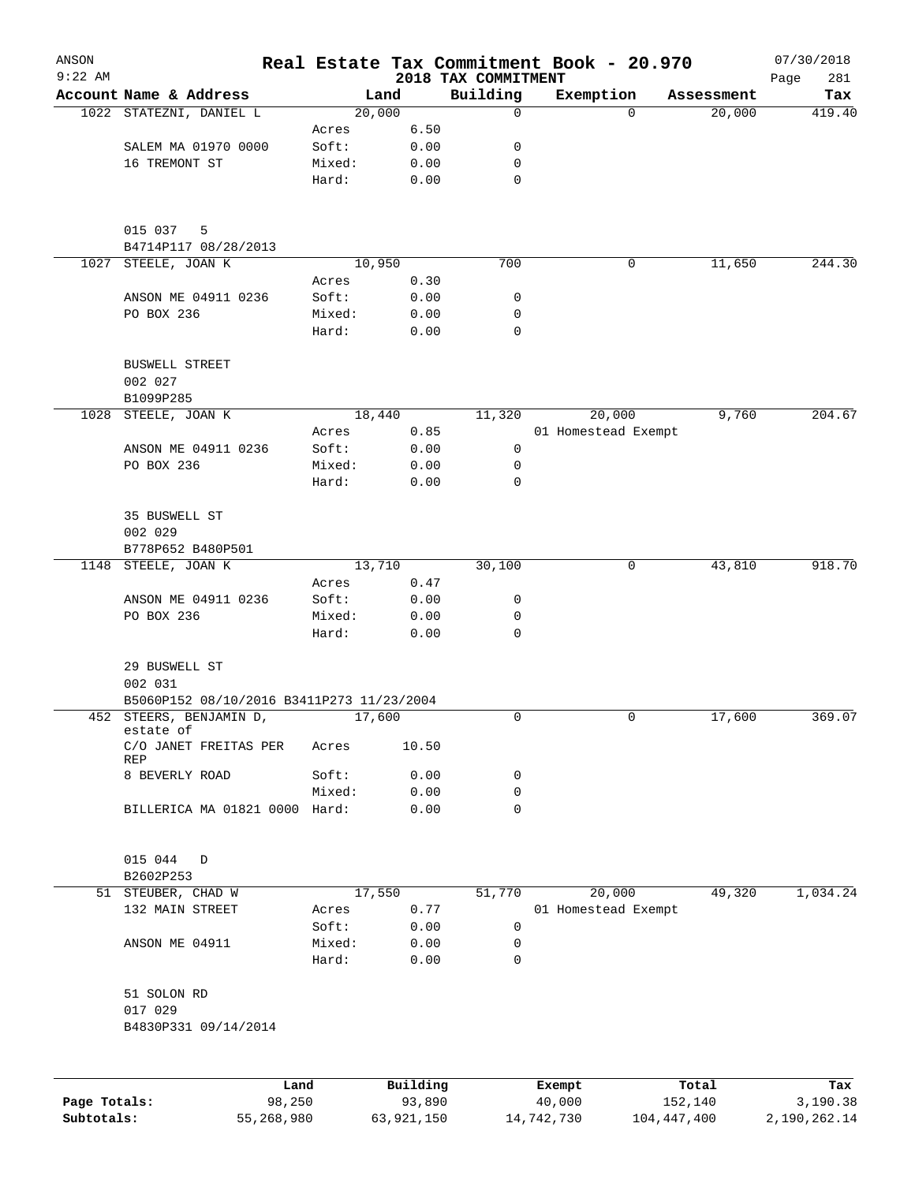# Real Estate Tax Commitment Book - 20.970

ANSON
9:22 AM

2018 TAX COMMITMENT

07/30/2018

| Account | Name & Address | | Land | | Building | Exemption | Assessment | Tax |
|---|---|---|---|---|---|---|---|---|
| 1022 | STATEZNI, DANIEL L | | 20,000 | | 0 | 0 | 20,000 | 419.40 |
| | | Acres | | 6.50 | | | | |
| | SALEM MA 01970 0000 | Soft: | | 0.00 | 0 | | | |
| | 16 TREMONT ST | Mixed: | | 0.00 | 0 | | | |
| | | Hard: | | 0.00 | 0 | | | |
| | 015 037 5 | | | | | | | |
| | B4714P117 08/28/2013 | | | | | | | |
| 1027 | STEELE, JOAN K | | 10,950 | | 700 | 0 | 11,650 | 244.30 |
| | | Acres | | 0.30 | | | | |
| | ANSON ME 04911 0236 | Soft: | | 0.00 | 0 | | | |
| | PO BOX 236 | Mixed: | | 0.00 | 0 | | | |
| | | Hard: | | 0.00 | 0 | | | |
| | BUSWELL STREET | | | | | | | |
| | 002 027 | | | | | | | |
| | B1099P285 | | | | | | | |
| 1028 | STEELE, JOAN K | | 18,440 | | 11,320 | 20,000 | 9,760 | 204.67 |
| | | Acres | | 0.85 | | 01 Homestead Exempt | | |
| | ANSON ME 04911 0236 | Soft: | | 0.00 | 0 | | | |
| | PO BOX 236 | Mixed: | | 0.00 | 0 | | | |
| | | Hard: | | 0.00 | 0 | | | |
| | 35 BUSWELL ST | | | | | | | |
| | 002 029 | | | | | | | |
| | B778P652 B480P501 | | | | | | | |
| 1148 | STEELE, JOAN K | | 13,710 | | 30,100 | 0 | 43,810 | 918.70 |
| | | Acres | | 0.47 | | | | |
| | ANSON ME 04911 0236 | Soft: | | 0.00 | 0 | | | |
| | PO BOX 236 | Mixed: | | 0.00 | 0 | | | |
| | | Hard: | | 0.00 | 0 | | | |
| | 29 BUSWELL ST | | | | | | | |
| | 002 031 | | | | | | | |
| | B5060P152 08/10/2016 B3411P273 11/23/2004 | | | | | | | |
| 452 | STEERS, BENJAMIN D, estate of | | 17,600 | | 0 | 0 | 17,600 | 369.07 |
| | C/O JANET FREITAS PER REP | Acres | | 10.50 | | | | |
| | 8 BEVERLY ROAD | Soft: | | 0.00 | 0 | | | |
| | | Mixed: | | 0.00 | 0 | | | |
| | BILLERICA MA 01821 0000 | Hard: | | 0.00 | 0 | | | |
| | 015 044 D | | | | | | | |
| | B2602P253 | | | | | | | |
| 51 | STEUBER, CHAD W | | 17,550 | | 51,770 | 20,000 | 49,320 | 1,034.24 |
| | 132 MAIN STREET | Acres | | 0.77 | | 01 Homestead Exempt | | |
| | | Soft: | | 0.00 | 0 | | | |
| | ANSON ME 04911 | Mixed: | | 0.00 | 0 | | | |
| | | Hard: | | 0.00 | 0 | | | |
| | 51 SOLON RD | | | | | | | |
| | 017 029 | | | | | | | |
| | B4830P331 09/14/2014 | | | | | | | |

| | Land | Building | Exempt | Total | Tax |
|---|---|---|---|---|---|
| Page Totals: | 98,250 | 93,890 | 40,000 | 152,140 | 3,190.38 |
| Subtotals: | 55,268,980 | 63,921,150 | 14,742,730 | 104,447,400 | 2,190,262.14 |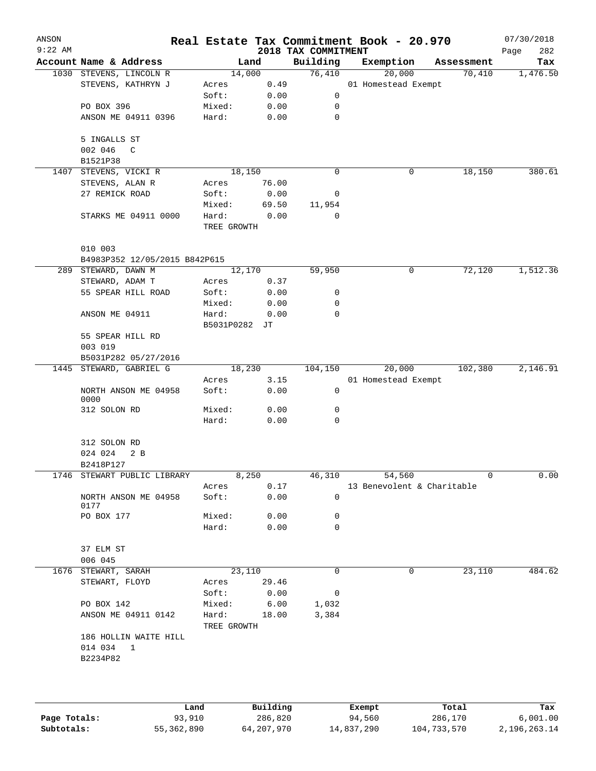# Real Estate Tax Commitment Book - 20.970

ANSON
9:22 AM

2018 TAX COMMITMENT

07/30/2018

| Account | Name & Address | Land | | Building | Exemption | Assessment | Tax |
|---|---|---|---|---|---|---|---|
| 1030 | STEVENS, LINCOLN R | 14,000 | | 76,410 | 20,000 | 70,410 | 1,476.50 |
| | STEVENS, KATHRYN J | Acres | 0.49 | | 01 Homestead Exempt | | |
| | | Soft: | 0.00 | 0 | | | |
| | PO BOX 396 | Mixed: | 0.00 | 0 | | | |
| | ANSON ME 04911 0396 | Hard: | 0.00 | 0 | | | |
| | 5 INGALLS ST | | | | | | |
| | 002 046 C | | | | | | |
| | B1521P38 | | | | | | |
| 1407 | STEVENS, VICKI R | 18,150 | | 0 | 0 | 18,150 | 380.61 |
| | STEVENS, ALAN R | Acres | 76.00 | | | | |
| | 27 REMICK ROAD | Soft: | 0.00 | 0 | | | |
| | | Mixed: | 69.50 | 11,954 | | | |
| | STARKS ME 04911 0000 | Hard: | 0.00 | 0 | | | |
| | | TREE GROWTH | | | | | |
| | 010 003 | | | | | | |
| | B4983P352 12/05/2015 B842P615 | | | | | | |
| 289 | STEWARD, DAWN M | 12,170 | | 59,950 | 0 | 72,120 | 1,512.36 |
| | STEWARD, ADAM T | Acres | 0.37 | | | | |
| | 55 SPEAR HILL ROAD | Soft: | 0.00 | 0 | | | |
| | | Mixed: | 0.00 | 0 | | | |
| | ANSON ME 04911 | Hard: | 0.00 | 0 | | | |
| | | B5031P0282 JT | | | | | |
| | 55 SPEAR HILL RD | | | | | | |
| | 003 019 | | | | | | |
| | B5031P282 05/27/2016 | | | | | | |
| 1445 | STEWARD, GABRIEL G | 18,230 | | 104,150 | 20,000 | 102,380 | 2,146.91 |
| | | Acres | 3.15 | | 01 Homestead Exempt | | |
| | NORTH ANSON ME 04958 0000 | Soft: | 0.00 | 0 | | | |
| | 312 SOLON RD | Mixed: | 0.00 | 0 | | | |
| | | Hard: | 0.00 | 0 | | | |
| | 312 SOLON RD | | | | | | |
| | 024 024 2 B | | | | | | |
| | B2418P127 | | | | | | |
| 1746 | STEWART PUBLIC LIBRARY | 8,250 | | 46,310 | 54,560 | 0 | 0.00 |
| | | Acres | 0.17 | | 13 Benevolent & Charitable | | |
| | NORTH ANSON ME 04958 0177 | Soft: | 0.00 | 0 | | | |
| | PO BOX 177 | Mixed: | 0.00 | 0 | | | |
| | | Hard: | 0.00 | 0 | | | |
| | 37 ELM ST | | | | | | |
| | 006 045 | | | | | | |
| 1676 | STEWART, SARAH | 23,110 | | 0 | 0 | 23,110 | 484.62 |
| | STEWART, FLOYD | Acres | 29.46 | | | | |
| | | Soft: | 0.00 | 0 | | | |
| | PO BOX 142 | Mixed: | 6.00 | 1,032 | | | |
| | ANSON ME 04911 0142 | Hard: | 18.00 | 3,384 | | | |
| | | TREE GROWTH | | | | | |
| | 186 HOLLIN WAITE HILL | | | | | | |
| | 014 034 1 | | | | | | |
| | B2234P82 | | | | | | |

| | Land | Building | Exempt | Total | Tax |
|---|---|---|---|---|---|
| Page Totals: | 93,910 | 286,820 | 94,560 | 286,170 | 6,001.00 |
| Subtotals: | 55,362,890 | 64,207,970 | 14,837,290 | 104,733,570 | 2,196,263.14 |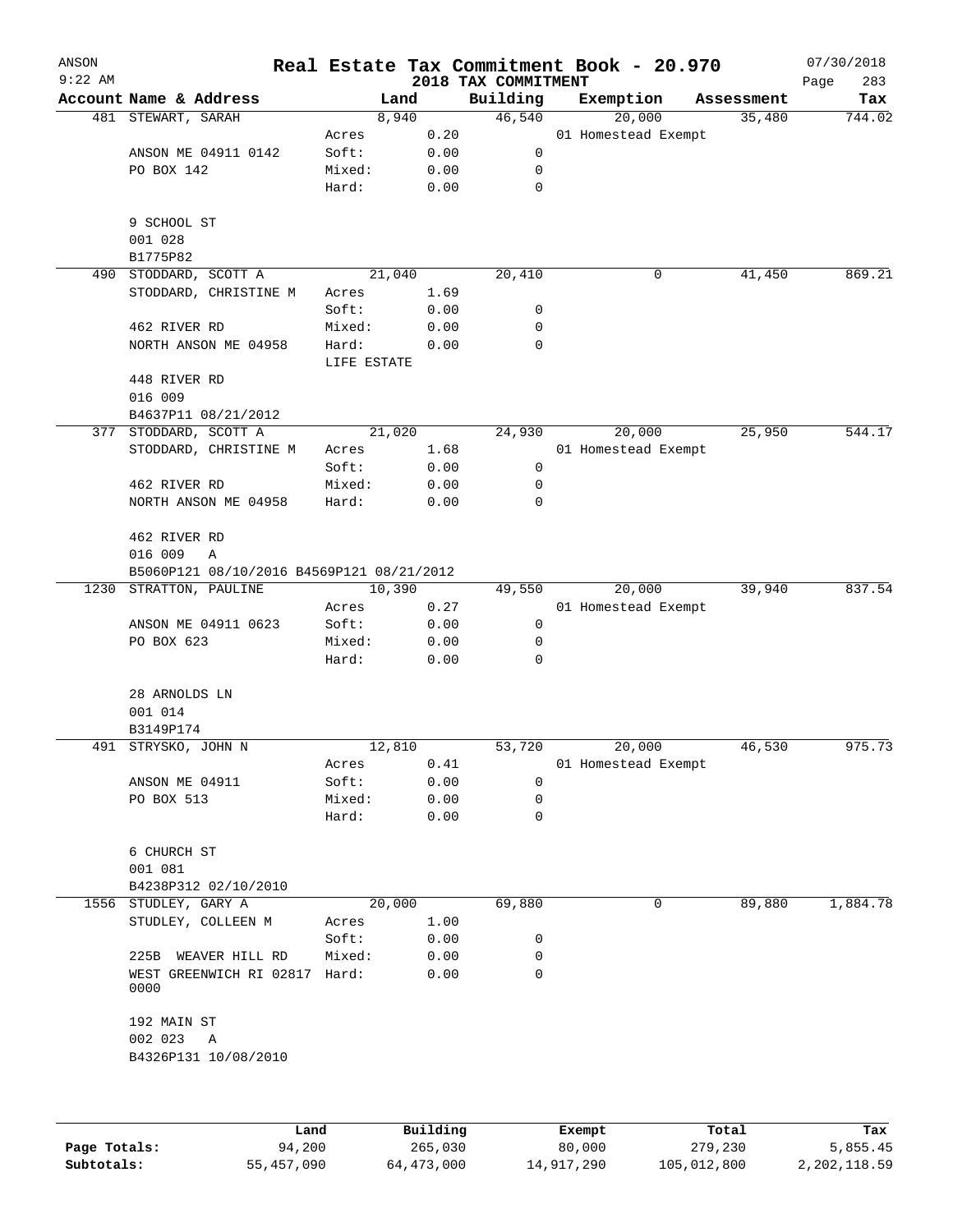ANSON
9:22 AM

# Real Estate Tax Commitment Book - 20.970

## 2018 TAX COMMITMENT

07/30/2018

| Account Name & Address | | Land | Building | Exemption | Assessment | Tax |
|---|---|---|---|---|---|---|
| 481 STEWART, SARAH | | 8,940 | 46,540 | 20,000 | 35,480 | 744.02 |
| | Acres | 0.20 | | 01 Homestead Exempt | | |
| ANSON ME 04911 0142 | Soft: | 0.00 | 0 | | | |
| PO BOX 142 | Mixed: | 0.00 | 0 | | | |
| | Hard: | 0.00 | 0 | | | |
| 9 SCHOOL ST | | | | | | |
| 001 028 | | | | | | |
| B1775P82 | | | | | | |
| 490 STODDARD, SCOTT A | | 21,040 | 20,410 | 0 | 41,450 | 869.21 |
| STODDARD, CHRISTINE M | Acres | 1.69 | | | | |
| | Soft: | 0.00 | 0 | | | |
| 462 RIVER RD | Mixed: | 0.00 | 0 | | | |
| NORTH ANSON ME 04958 | Hard: | 0.00 | 0 | | | |
| | LIFE ESTATE | | | | | |
| 448 RIVER RD | | | | | | |
| 016 009 | | | | | | |
| B4637P11 08/21/2012 | | | | | | |
| 377 STODDARD, SCOTT A | | 21,020 | 24,930 | 20,000 | 25,950 | 544.17 |
| STODDARD, CHRISTINE M | Acres | 1.68 | | 01 Homestead Exempt | | |
| | Soft: | 0.00 | 0 | | | |
| 462 RIVER RD | Mixed: | 0.00 | 0 | | | |
| NORTH ANSON ME 04958 | Hard: | 0.00 | 0 | | | |
| 462 RIVER RD | | | | | | |
| 016 009 A | | | | | | |
| B5060P121 08/10/2016 B4569P121 08/21/2012 | | | | | | |
| 1230 STRATTON, PAULINE | | 10,390 | 49,550 | 20,000 | 39,940 | 837.54 |
| | Acres | 0.27 | | 01 Homestead Exempt | | |
| ANSON ME 04911 0623 | Soft: | 0.00 | 0 | | | |
| PO BOX 623 | Mixed: | 0.00 | 0 | | | |
| | Hard: | 0.00 | 0 | | | |
| 28 ARNOLDS LN | | | | | | |
| 001 014 | | | | | | |
| B3149P174 | | | | | | |
| 491 STRYSKO, JOHN N | | 12,810 | 53,720 | 20,000 | 46,530 | 975.73 |
| | Acres | 0.41 | | 01 Homestead Exempt | | |
| ANSON ME 04911 | Soft: | 0.00 | 0 | | | |
| PO BOX 513 | Mixed: | 0.00 | 0 | | | |
| | Hard: | 0.00 | 0 | | | |
| 6 CHURCH ST | | | | | | |
| 001 081 | | | | | | |
| B4238P312 02/10/2010 | | | | | | |
| 1556 STUDLEY, GARY A | | 20,000 | 69,880 | 0 | 89,880 | 1,884.78 |
| STUDLEY, COLLEEN M | Acres | 1.00 | | | | |
| | Soft: | 0.00 | 0 | | | |
| 225B WEAVER HILL RD | Mixed: | 0.00 | 0 | | | |
| WEST GREENWICH RI 02817 0000 | Hard: | 0.00 | 0 | | | |
| 192 MAIN ST | | | | | | |
| 002 023 A | | | | | | |
| B4326P131 10/08/2010 | | | | | | |

| | Land | Building | Exempt | Total | Tax |
|---|---|---|---|---|---|
| Page Totals: | 94,200 | 265,030 | 80,000 | 279,230 | 5,855.45 |
| Subtotals: | 55,457,090 | 64,473,000 | 14,917,290 | 105,012,800 | 2,202,118.59 |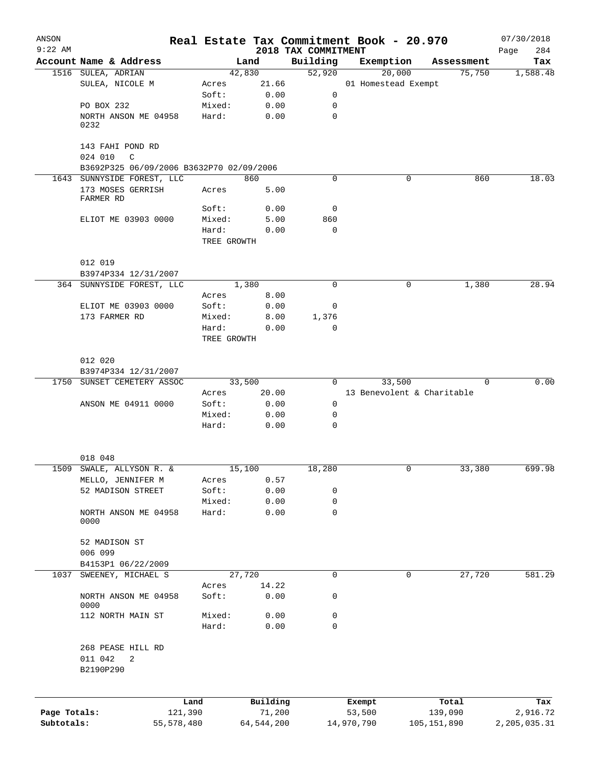# Real Estate Tax Commitment Book - 20.970

ANSON
9:22 AM

2018 TAX COMMITMENT

07/30/2018

| Account Name & Address | Land | | Building | Exemption | Assessment | Tax |
|---|---|---|---|---|---|---|
| 1516 SULEA, ADRIAN | 42,830 | | 52,920 | 20,000 | 75,750 | 1,588.48 |
| SULEA, NICOLE M | Acres | 21.66 | | 01 Homestead Exempt | | |
| | Soft: | 0.00 | 0 | | | |
| PO BOX 232 | Mixed: | 0.00 | 0 | | | |
| NORTH ANSON ME 04958 0232 | Hard: | 0.00 | 0 | | | |
| 143 FAHI POND RD | | | | | | |
| 024 010 C | | | | | | |
| B3692P325 06/09/2006 B3632P70 02/09/2006 | | | | | | |
| 1643 SUNNYSIDE FOREST, LLC | 860 | | 0 | 0 | 860 | 18.03 |
| 173 MOSES GERRISH FARMER RD | Acres | 5.00 | | | | |
| | Soft: | 0.00 | 0 | | | |
| ELIOT ME 03903 0000 | Mixed: | 5.00 | 860 | | | |
| | Hard: | 0.00 | 0 | | | |
| | TREE GROWTH | | | | | |
| 012 019 | | | | | | |
| B3974P334 12/31/2007 | | | | | | |
| 364 SUNNYSIDE FOREST, LLC | 1,380 | | 0 | 0 | 1,380 | 28.94 |
| | Acres | 8.00 | | | | |
| ELIOT ME 03903 0000 | Soft: | 0.00 | 0 | | | |
| 173 FARMER RD | Mixed: | 8.00 | 1,376 | | | |
| | Hard: | 0.00 | 0 | | | |
| | TREE GROWTH | | | | | |
| 012 020 | | | | | | |
| B3974P334 12/31/2007 | | | | | | |
| 1750 SUNSET CEMETERY ASSOC | 33,500 | | 0 | 33,500 | 0 | 0.00 |
| | Acres | 20.00 | | 13 Benevolent & Charitable | | |
| ANSON ME 04911 0000 | Soft: | 0.00 | 0 | | | |
| | Mixed: | 0.00 | 0 | | | |
| | Hard: | 0.00 | 0 | | | |
| 018 048 | | | | | | |
| 1509 SWALE, ALLYSON R. & | 15,100 | | 18,280 | 0 | 33,380 | 699.98 |
| MELLO, JENNIFER M | Acres | 0.57 | | | | |
| 52 MADISON STREET | Soft: | 0.00 | 0 | | | |
| | Mixed: | 0.00 | 0 | | | |
| NORTH ANSON ME 04958 0000 | Hard: | 0.00 | 0 | | | |
| 52 MADISON ST | | | | | | |
| 006 099 | | | | | | |
| B4153P1 06/22/2009 | | | | | | |
| 1037 SWEENEY, MICHAEL S | 27,720 | | 0 | 0 | 27,720 | 581.29 |
| | Acres | 14.22 | | | | |
| NORTH ANSON ME 04958 0000 | Soft: | 0.00 | 0 | | | |
| 112 NORTH MAIN ST | Mixed: | 0.00 | 0 | | | |
| | Hard: | 0.00 | 0 | | | |
| 268 PEASE HILL RD | | | | | | |
| 011 042 2 | | | | | | |
| B2190P290 | | | | | | |

| | Land | Building | Exempt | Total | Tax |
|---|---|---|---|---|---|
| Page Totals: | 121,390 | 71,200 | 53,500 | 139,090 | 2,916.72 |
| Subtotals: | 55,578,480 | 64,544,200 | 14,970,790 | 105,151,890 | 2,205,035.31 |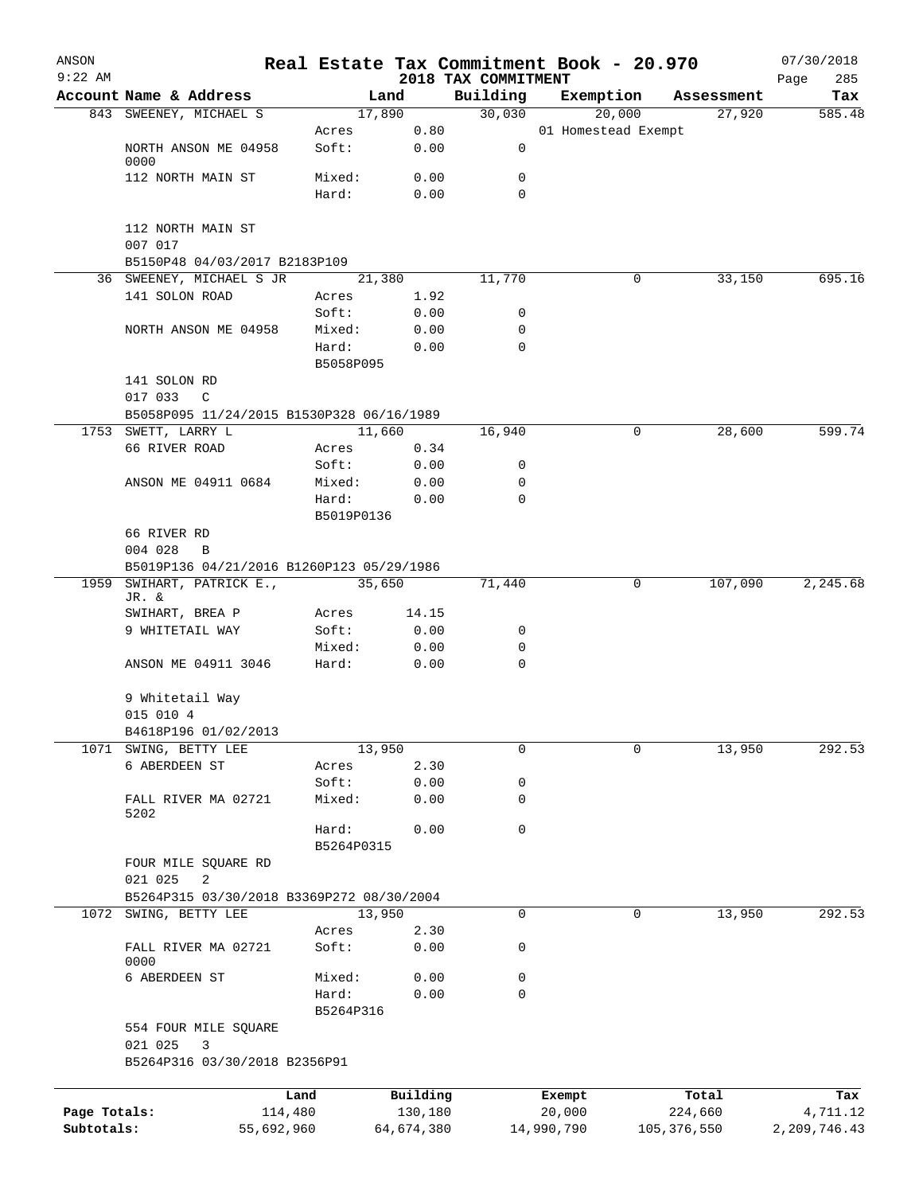# Real Estate Tax Commitment Book - 20.970

ANSON 9:22 AM — 2018 TAX COMMITMENT — 07/30/2018

| Account Name & Address | Land | | Building | Exemption | Assessment | Tax |
|---|---|---|---|---|---|---|
| 843 SWEENEY, MICHAEL S | 17,890 | | 30,030 | 20,000 | 27,920 | 585.48 |
| | Acres | 0.80 | | 01 Homestead Exempt | | |
| NORTH ANSON ME 04958 0000 | Soft: | 0.00 | 0 | | | |
| 112 NORTH MAIN ST | Mixed: | 0.00 | 0 | | | |
| | Hard: | 0.00 | 0 | | | |
| 112 NORTH MAIN ST | | | | | | |
| 007 017 | | | | | | |
| B5150P48 04/03/2017 B2183P109 | | | | | | |
| 36 SWEENEY, MICHAEL S JR | 21,380 | | 11,770 | 0 | 33,150 | 695.16 |
| 141 SOLON ROAD | Acres | 1.92 | | | | |
| | Soft: | 0.00 | 0 | | | |
| NORTH ANSON ME 04958 | Mixed: | 0.00 | 0 | | | |
| | Hard: | 0.00 | 0 | | | |
| | B5058P095 | | | | | |
| 141 SOLON RD | | | | | | |
| 017 033 C | | | | | | |
| B5058P095 11/24/2015 B1530P328 06/16/1989 | | | | | | |
| 1753 SWETT, LARRY L | 11,660 | | 16,940 | 0 | 28,600 | 599.74 |
| 66 RIVER ROAD | Acres | 0.34 | | | | |
| | Soft: | 0.00 | 0 | | | |
| ANSON ME 04911 0684 | Mixed: | 0.00 | 0 | | | |
| | Hard: | 0.00 | 0 | | | |
| | B5019P0136 | | | | | |
| 66 RIVER RD | | | | | | |
| 004 028 B | | | | | | |
| B5019P136 04/21/2016 B1260P123 05/29/1986 | | | | | | |
| 1959 SWIHART, PATRICK E., JR. & | 35,650 | | 71,440 | 0 | 107,090 | 2,245.68 |
| SWIHART, BREA P | Acres | 14.15 | | | | |
| 9 WHITETAIL WAY | Soft: | 0.00 | 0 | | | |
| | Mixed: | 0.00 | 0 | | | |
| ANSON ME 04911 3046 | Hard: | 0.00 | 0 | | | |
| 9 Whitetail Way | | | | | | |
| 015 010 4 | | | | | | |
| B4618P196 01/02/2013 | | | | | | |
| 1071 SWING, BETTY LEE | 13,950 | | 0 | 0 | 13,950 | 292.53 |
| 6 ABERDEEN ST | Acres | 2.30 | | | | |
| | Soft: | 0.00 | 0 | | | |
| FALL RIVER MA 02721 5202 | Mixed: | 0.00 | 0 | | | |
| | Hard: | 0.00 | 0 | | | |
| | B5264P0315 | | | | | |
| FOUR MILE SQUARE RD | | | | | | |
| 021 025 2 | | | | | | |
| B5264P315 03/30/2018 B3369P272 08/30/2004 | | | | | | |
| 1072 SWING, BETTY LEE | 13,950 | | 0 | 0 | 13,950 | 292.53 |
| | Acres | 2.30 | | | | |
| FALL RIVER MA 02721 0000 | Soft: | 0.00 | 0 | | | |
| 6 ABERDEEN ST | Mixed: | 0.00 | 0 | | | |
| | Hard: | 0.00 | 0 | | | |
| | B5264P316 | | | | | |
| 554 FOUR MILE SQUARE | | | | | | |
| 021 025 3 | | | | | | |
| B5264P316 03/30/2018 B2356P91 | | | | | | |

| | Land | Building | Exempt | Total | Tax |
|---|---|---|---|---|---|
| Page Totals: | 114,480 | 130,180 | 20,000 | 224,660 | 4,711.12 |
| Subtotals: | 55,692,960 | 64,674,380 | 14,990,790 | 105,376,550 | 2,209,746.43 |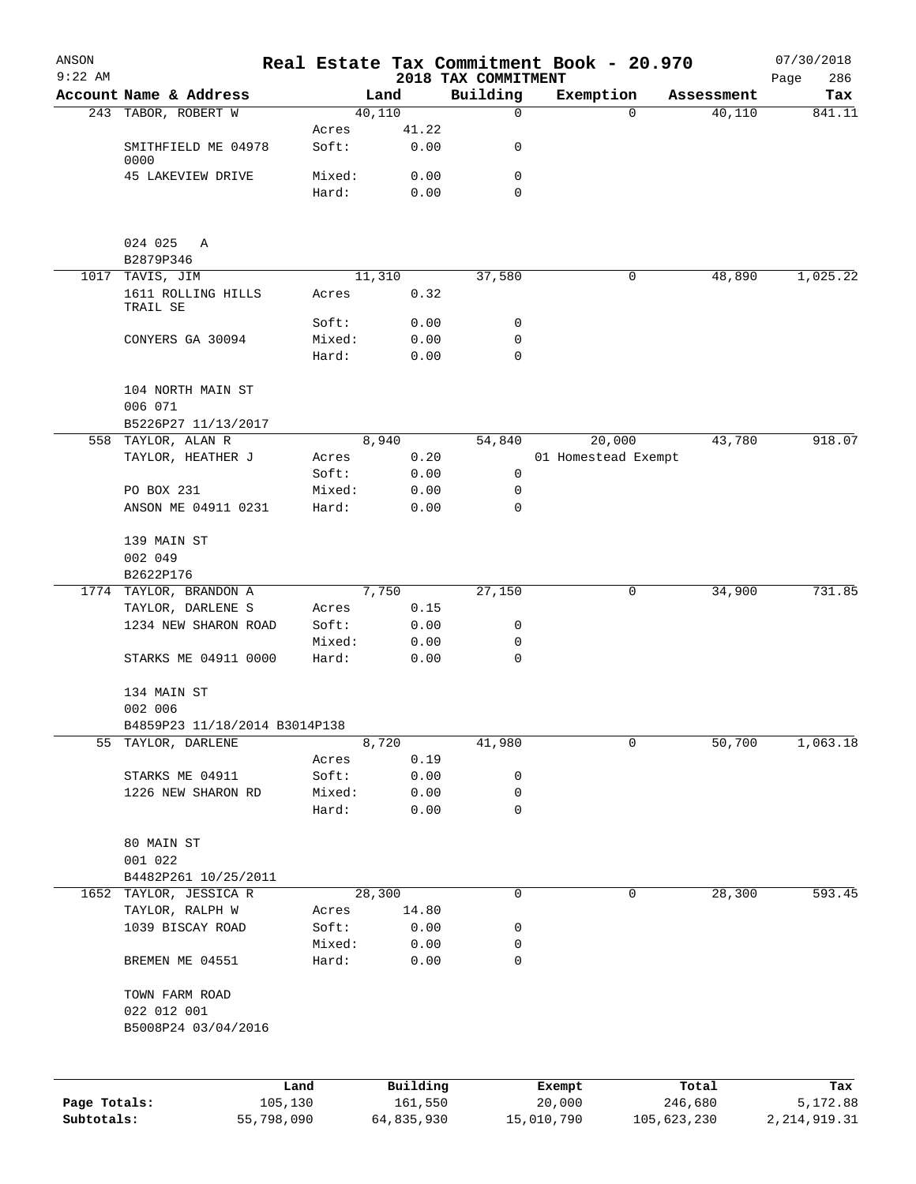ANSON 9:22 AM

# Real Estate Tax Commitment Book - 20.970

2018 TAX COMMITMENT

07/30/2018 Page 286

| Account | Name & Address | | Land | Building | Exemption | Assessment | Tax |
|---|---|---|---|---|---|---|---|
| 243 | TABOR, ROBERT W | | 40,110 | 0 | 0 | 40,110 | 841.11 |
| | | Acres | 41.22 | | | | |
| | SMITHFIELD ME 04978 0000 | Soft: | 0.00 | 0 | | | |
| | 45 LAKEVIEW DRIVE | Mixed: | 0.00 | 0 | | | |
| | | Hard: | 0.00 | 0 | | | |
| | 024 025 A | | | | | | |
| | B2879P346 | | | | | | |
| 1017 | TAVIS, JIM | | 11,310 | 37,580 | 0 | 48,890 | 1,025.22 |
| | 1611 ROLLING HILLS TRAIL SE | Acres | 0.32 | | | | |
| | | Soft: | 0.00 | 0 | | | |
| | CONYERS GA 30094 | Mixed: | 0.00 | 0 | | | |
| | | Hard: | 0.00 | 0 | | | |
| | 104 NORTH MAIN ST | | | | | | |
| | 006 071 | | | | | | |
| | B5226P27 11/13/2017 | | | | | | |
| 558 | TAYLOR, ALAN R | | 8,940 | 54,840 | 20,000 | 43,780 | 918.07 |
| | TAYLOR, HEATHER J | Acres | 0.20 | | 01 Homestead Exempt | | |
| | | Soft: | 0.00 | 0 | | | |
| | PO BOX 231 | Mixed: | 0.00 | 0 | | | |
| | ANSON ME 04911 0231 | Hard: | 0.00 | 0 | | | |
| | 139 MAIN ST | | | | | | |
| | 002 049 | | | | | | |
| | B2622P176 | | | | | | |
| 1774 | TAYLOR, BRANDON A | | 7,750 | 27,150 | 0 | 34,900 | 731.85 |
| | TAYLOR, DARLENE S | Acres | 0.15 | | | | |
| | 1234 NEW SHARON ROAD | Soft: | 0.00 | 0 | | | |
| | | Mixed: | 0.00 | 0 | | | |
| | STARKS ME 04911 0000 | Hard: | 0.00 | 0 | | | |
| | 134 MAIN ST | | | | | | |
| | 002 006 | | | | | | |
| | B4859P23 11/18/2014 B3014P138 | | | | | | |
| 55 | TAYLOR, DARLENE | | 8,720 | 41,980 | 0 | 50,700 | 1,063.18 |
| | | Acres | 0.19 | | | | |
| | STARKS ME 04911 | Soft: | 0.00 | 0 | | | |
| | 1226 NEW SHARON RD | Mixed: | 0.00 | 0 | | | |
| | | Hard: | 0.00 | 0 | | | |
| | 80 MAIN ST | | | | | | |
| | 001 022 | | | | | | |
| | B4482P261 10/25/2011 | | | | | | |
| 1652 | TAYLOR, JESSICA R | | 28,300 | 0 | 0 | 28,300 | 593.45 |
| | TAYLOR, RALPH W | Acres | 14.80 | | | | |
| | 1039 BISCAY ROAD | Soft: | 0.00 | 0 | | | |
| | | Mixed: | 0.00 | 0 | | | |
| | BREMEN ME 04551 | Hard: | 0.00 | 0 | | | |
| | TOWN FARM ROAD | | | | | | |
| | 022 012 001 | | | | | | |
| | B5008P24 03/04/2016 | | | | | | |

| | Land | Building | Exempt | Total | Tax |
|---|---|---|---|---|---|
| Page Totals: | 105,130 | 161,550 | 20,000 | 246,680 | 5,172.88 |
| Subtotals: | 55,798,090 | 64,835,930 | 15,010,790 | 105,623,230 | 2,214,919.31 |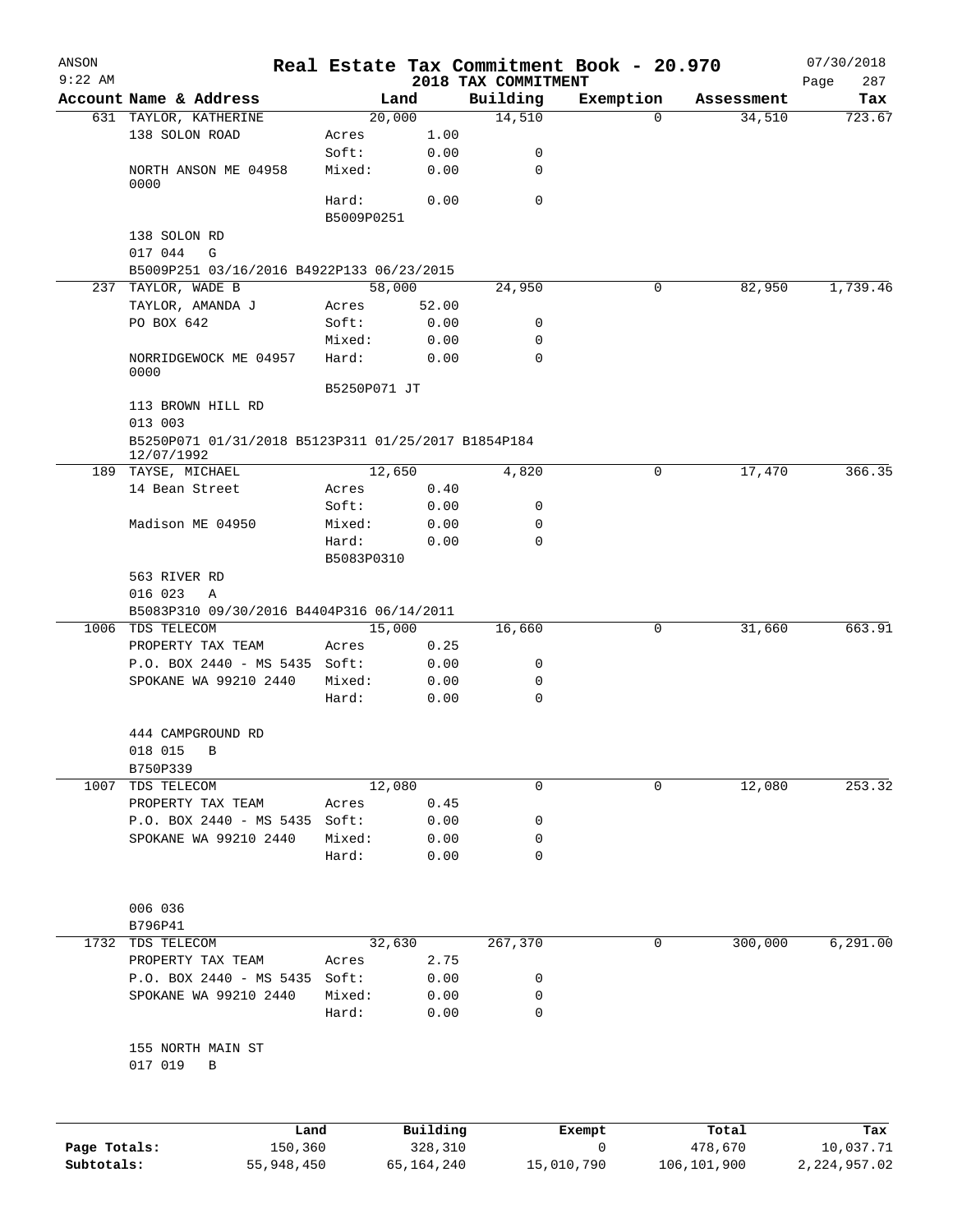# Real Estate Tax Commitment Book - 20.970

ANSON 9:22 AM — 2018 TAX COMMITMENT — 07/30/2018

| Account Name & Address | Land | | Building | Exemption | Assessment | Tax |
|---|---|---|---|---|---|---|
| 631 TAYLOR, KATHERINE | 20,000 | | 14,510 | 0 | 34,510 | 723.67 |
| 138 SOLON ROAD | Acres | 1.00 | | | | |
| | Soft: | 0.00 | 0 | | | |
| NORTH ANSON ME 04958 0000 | Mixed: | 0.00 | 0 | | | |
| | Hard: | 0.00 | 0 | | | |
| | B5009P0251 | | | | | |
| 138 SOLON RD | | | | | | |
| 017 044 G | | | | | | |
| B5009P251 03/16/2016 B4922P133 06/23/2015 | | | | | | |
| 237 TAYLOR, WADE B | 58,000 | | 24,950 | 0 | 82,950 | 1,739.46 |
| TAYLOR, AMANDA J | Acres | 52.00 | | | | |
| PO BOX 642 | Soft: | 0.00 | 0 | | | |
| | Mixed: | 0.00 | 0 | | | |
| NORRIDGEWOCK ME 04957 0000 | Hard: | 0.00 | 0 | | | |
| | B5250P071 JT | | | | | |
| 113 BROWN HILL RD | | | | | | |
| 013 003 | | | | | | |
| B5250P071 01/31/2018 B5123P311 01/25/2017 B1854P184 12/07/1992 | | | | | | |
| 189 TAYSE, MICHAEL | 12,650 | | 4,820 | 0 | 17,470 | 366.35 |
| 14 Bean Street | Acres | 0.40 | | | | |
| | Soft: | 0.00 | 0 | | | |
| Madison ME 04950 | Mixed: | 0.00 | 0 | | | |
| | Hard: | 0.00 | 0 | | | |
| | B5083P0310 | | | | | |
| 563 RIVER RD | | | | | | |
| 016 023 A | | | | | | |
| B5083P310 09/30/2016 B4404P316 06/14/2011 | | | | | | |
| 1006 TDS TELECOM | 15,000 | | 16,660 | 0 | 31,660 | 663.91 |
| PROPERTY TAX TEAM | Acres | 0.25 | | | | |
| P.O. BOX 2440 - MS 5435 | Soft: | 0.00 | 0 | | | |
| SPOKANE WA 99210 2440 | Mixed: | 0.00 | 0 | | | |
| | Hard: | 0.00 | 0 | | | |
| 444 CAMPGROUND RD | | | | | | |
| 018 015 B | | | | | | |
| B750P339 | | | | | | |
| 1007 TDS TELECOM | 12,080 | | 0 | 0 | 12,080 | 253.32 |
| PROPERTY TAX TEAM | Acres | 0.45 | | | | |
| P.O. BOX 2440 - MS 5435 | Soft: | 0.00 | 0 | | | |
| SPOKANE WA 99210 2440 | Mixed: | 0.00 | 0 | | | |
| | Hard: | 0.00 | 0 | | | |
| 006 036 | | | | | | |
| B796P41 | | | | | | |
| 1732 TDS TELECOM | 32,630 | | 267,370 | 0 | 300,000 | 6,291.00 |
| PROPERTY TAX TEAM | Acres | 2.75 | | | | |
| P.O. BOX 2440 - MS 5435 | Soft: | 0.00 | 0 | | | |
| SPOKANE WA 99210 2440 | Mixed: | 0.00 | 0 | | | |
| | Hard: | 0.00 | 0 | | | |
| 155 NORTH MAIN ST | | | | | | |
| 017 019 B | | | | | | |

| | Land | Building | Exempt | Total | Tax |
|---|---|---|---|---|---|
| Page Totals: | 150,360 | 328,310 | 0 | 478,670 | 10,037.71 |
| Subtotals: | 55,948,450 | 65,164,240 | 15,010,790 | 106,101,900 | 2,224,957.02 |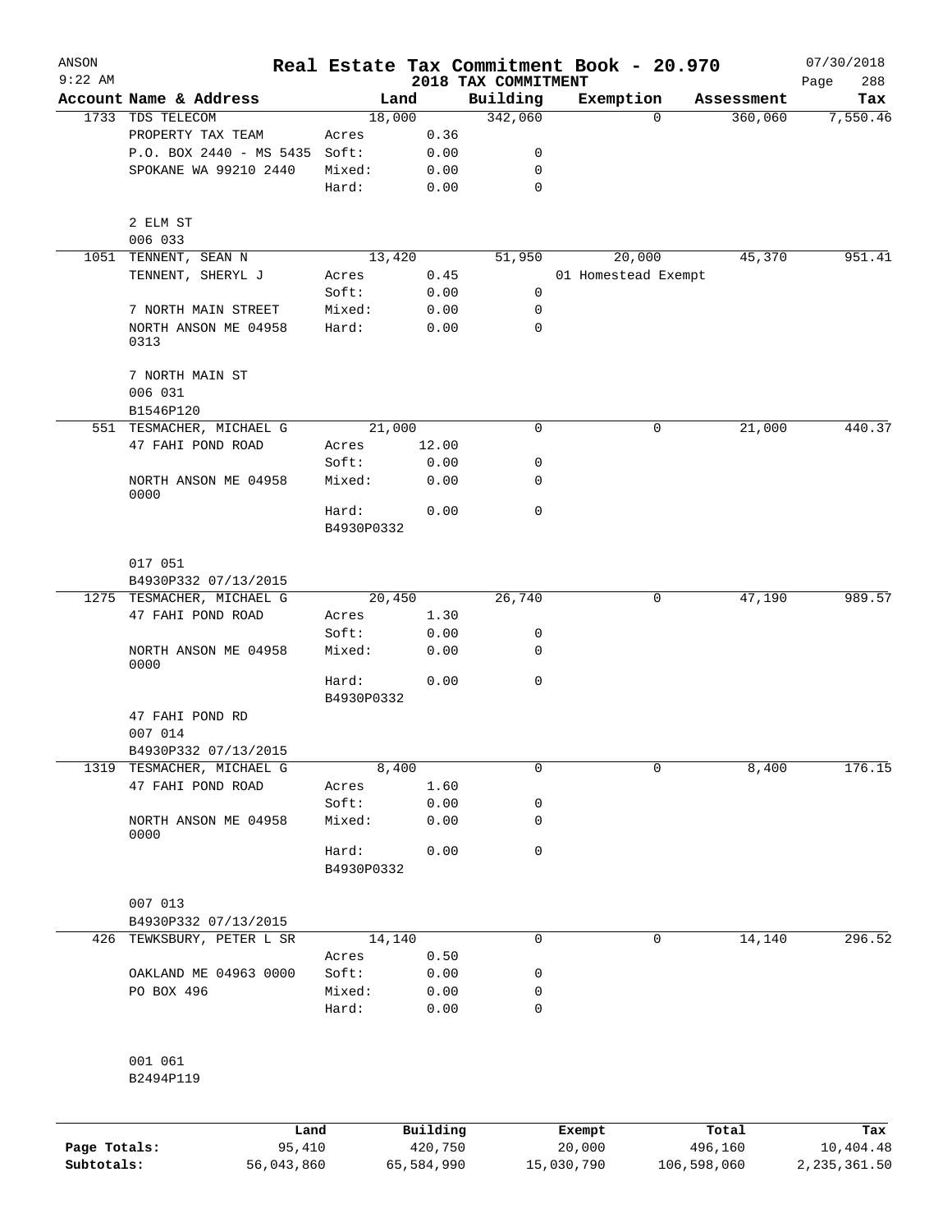ANSON
9:22 AM

# Real Estate Tax Commitment Book - 20.970

## 2018 TAX COMMITMENT

07/30/2018

| Account | Name & Address | Land | | Building | Exemption | Assessment | Tax |
|---|---|---|---|---|---|---|---|
| 1733 | TDS TELECOM | | 18,000 | 342,060 | 0 | 360,060 | 7,550.46 |
| | PROPERTY TAX TEAM | Acres | 0.36 | | | | |
| | P.O. BOX 2440 - MS 5435 | Soft: | 0.00 | 0 | | | |
| | SPOKANE WA 99210 2440 | Mixed: | 0.00 | 0 | | | |
| | | Hard: | 0.00 | 0 | | | |
| | 2 ELM ST | | | | | | |
| | 006 033 | | | | | | |
| 1051 | TENNENT, SEAN N | | 13,420 | 51,950 | 20,000 | 45,370 | 951.41 |
| | TENNENT, SHERYL J | Acres | 0.45 | | 01 Homestead Exempt | | |
| | | Soft: | 0.00 | 0 | | | |
| | 7 NORTH MAIN STREET | Mixed: | 0.00 | 0 | | | |
| | NORTH ANSON ME 04958 0313 | Hard: | 0.00 | 0 | | | |
| | 7 NORTH MAIN ST | | | | | | |
| | 006 031 | | | | | | |
| | B1546P120 | | | | | | |
| 551 | TESMACHER, MICHAEL G | | 21,000 | 0 | 0 | 21,000 | 440.37 |
| | 47 FAHI POND ROAD | Acres | 12.00 | | | | |
| | | Soft: | 0.00 | 0 | | | |
| | NORTH ANSON ME 04958 0000 | Mixed: | 0.00 | 0 | | | |
| | | Hard: | 0.00 | 0 | | | |
| | | B4930P0332 | | | | | |
| | 017 051 | | | | | | |
| | B4930P332 07/13/2015 | | | | | | |
| 1275 | TESMACHER, MICHAEL G | | 20,450 | 26,740 | 0 | 47,190 | 989.57 |
| | 47 FAHI POND ROAD | Acres | 1.30 | | | | |
| | | Soft: | 0.00 | 0 | | | |
| | NORTH ANSON ME 04958 0000 | Mixed: | 0.00 | 0 | | | |
| | | Hard: | 0.00 | 0 | | | |
| | | B4930P0332 | | | | | |
| | 47 FAHI POND RD | | | | | | |
| | 007 014 | | | | | | |
| | B4930P332 07/13/2015 | | | | | | |
| 1319 | TESMACHER, MICHAEL G | | 8,400 | 0 | 0 | 8,400 | 176.15 |
| | 47 FAHI POND ROAD | Acres | 1.60 | | | | |
| | | Soft: | 0.00 | 0 | | | |
| | NORTH ANSON ME 04958 0000 | Mixed: | 0.00 | 0 | | | |
| | | Hard: | 0.00 | 0 | | | |
| | | B4930P0332 | | | | | |
| | 007 013 | | | | | | |
| | B4930P332 07/13/2015 | | | | | | |
| 426 | TEWKSBURY, PETER L SR | | 14,140 | 0 | 0 | 14,140 | 296.52 |
| | | Acres | 0.50 | | | | |
| | OAKLAND ME 04963 0000 | Soft: | 0.00 | 0 | | | |
| | PO BOX 496 | Mixed: | 0.00 | 0 | | | |
| | | Hard: | 0.00 | 0 | | | |
| | 001 061 | | | | | | |
| | B2494P119 | | | | | | |

| | Land | Building | Exempt | Total | Tax |
|---|---|---|---|---|---|
| Page Totals: | 95,410 | 420,750 | 20,000 | 496,160 | 10,404.48 |
| Subtotals: | 56,043,860 | 65,584,990 | 15,030,790 | 106,598,060 | 2,235,361.50 |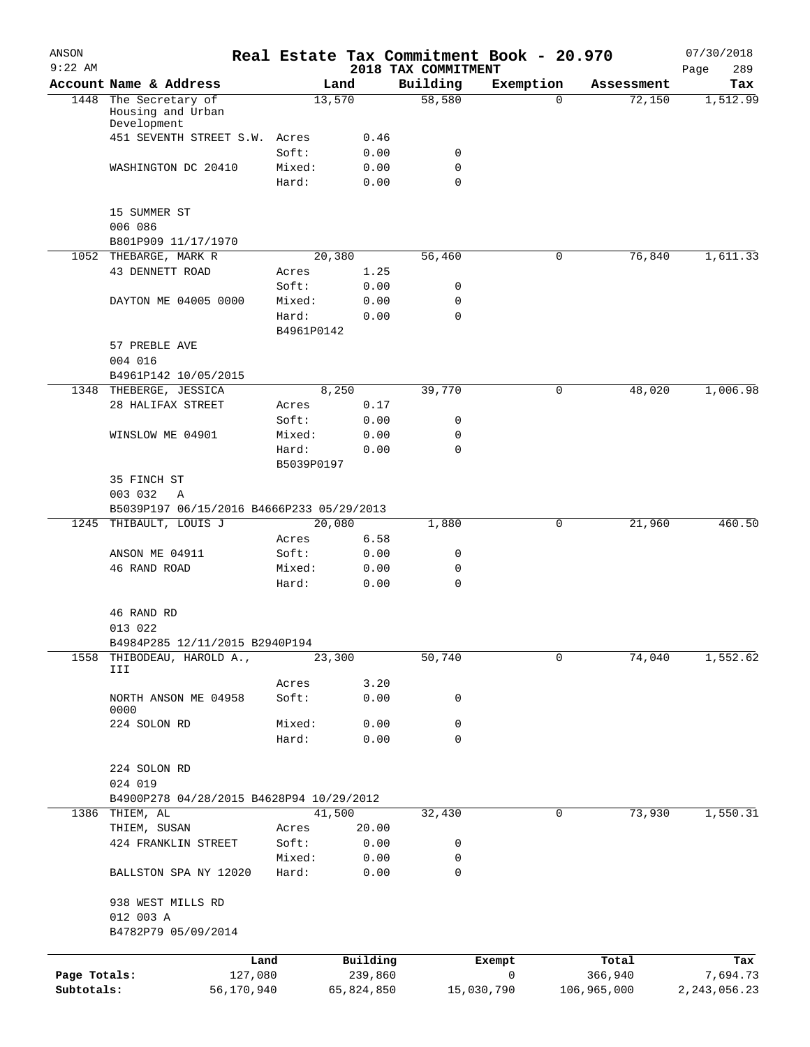# Real Estate Tax Commitment Book - 20.970

ANSON 9:22 AM — 2018 TAX COMMITMENT — 07/30/2018

| Account | Name & Address | Land | | Building | Exemption | Assessment | Tax |
|---|---|---|---|---|---|---|---|
| 1448 | The Secretary of Housing and Urban Development | 13,570 | | 58,580 | 0 | 72,150 | 1,512.99 |
| | 451 SEVENTH STREET S.W. | Acres | 0.46 | | | | |
| | | Soft: | 0.00 | 0 | | | |
| | WASHINGTON DC 20410 | Mixed: | 0.00 | 0 | | | |
| | | Hard: | 0.00 | 0 | | | |
| | 15 SUMMER ST | | | | | | |
| | 006 086 | | | | | | |
| | B801P909 11/17/1970 | | | | | | |
| 1052 | THEBARGE, MARK R | 20,380 | | 56,460 | 0 | 76,840 | 1,611.33 |
| | 43 DENNETT ROAD | Acres | 1.25 | | | | |
| | | Soft: | 0.00 | 0 | | | |
| | DAYTON ME 04005 0000 | Mixed: | 0.00 | 0 | | | |
| | | Hard: | 0.00 | 0 | | | |
| | | B4961P0142 | | | | | |
| | 57 PREBLE AVE | | | | | | |
| | 004 016 | | | | | | |
| | B4961P142 10/05/2015 | | | | | | |
| 1348 | THEBERGE, JESSICA | 8,250 | | 39,770 | 0 | 48,020 | 1,006.98 |
| | 28 HALIFAX STREET | Acres | 0.17 | | | | |
| | | Soft: | 0.00 | 0 | | | |
| | WINSLOW ME 04901 | Mixed: | 0.00 | 0 | | | |
| | | Hard: | 0.00 | 0 | | | |
| | | B5039P0197 | | | | | |
| | 35 FINCH ST | | | | | | |
| | 003 032 A | | | | | | |
| | B5039P197 06/15/2016 B4666P233 05/29/2013 | | | | | | |
| 1245 | THIBAULT, LOUIS J | 20,080 | | 1,880 | 0 | 21,960 | 460.50 |
| | | Acres | 6.58 | | | | |
| | ANSON ME 04911 | Soft: | 0.00 | 0 | | | |
| | 46 RAND ROAD | Mixed: | 0.00 | 0 | | | |
| | | Hard: | 0.00 | 0 | | | |
| | 46 RAND RD | | | | | | |
| | 013 022 | | | | | | |
| | B4984P285 12/11/2015 B2940P194 | | | | | | |
| 1558 | THIBODEAU, HAROLD A., III | 23,300 | | 50,740 | 0 | 74,040 | 1,552.62 |
| | | Acres | 3.20 | | | | |
| | NORTH ANSON ME 04958 0000 | Soft: | 0.00 | 0 | | | |
| | 224 SOLON RD | Mixed: | 0.00 | 0 | | | |
| | | Hard: | 0.00 | 0 | | | |
| | 224 SOLON RD | | | | | | |
| | 024 019 | | | | | | |
| | B4900P278 04/28/2015 B4628P94 10/29/2012 | | | | | | |
| 1386 | THIEM, AL | 41,500 | | 32,430 | 0 | 73,930 | 1,550.31 |
| | THIEM, SUSAN | Acres | 20.00 | | | | |
| | 424 FRANKLIN STREET | Soft: | 0.00 | 0 | | | |
| | | Mixed: | 0.00 | 0 | | | |
| | BALLSTON SPA NY 12020 | Hard: | 0.00 | 0 | | | |
| | 938 WEST MILLS RD | | | | | | |
| | 012 003 A | | | | | | |
| | B4782P79 05/09/2014 | | | | | | |

| | Land | Building | Exempt | Total | Tax |
|---|---|---|---|---|---|
| Page Totals: | 127,080 | 239,860 | 0 | 366,940 | 7,694.73 |
| Subtotals: | 56,170,940 | 65,824,850 | 15,030,790 | 106,965,000 | 2,243,056.23 |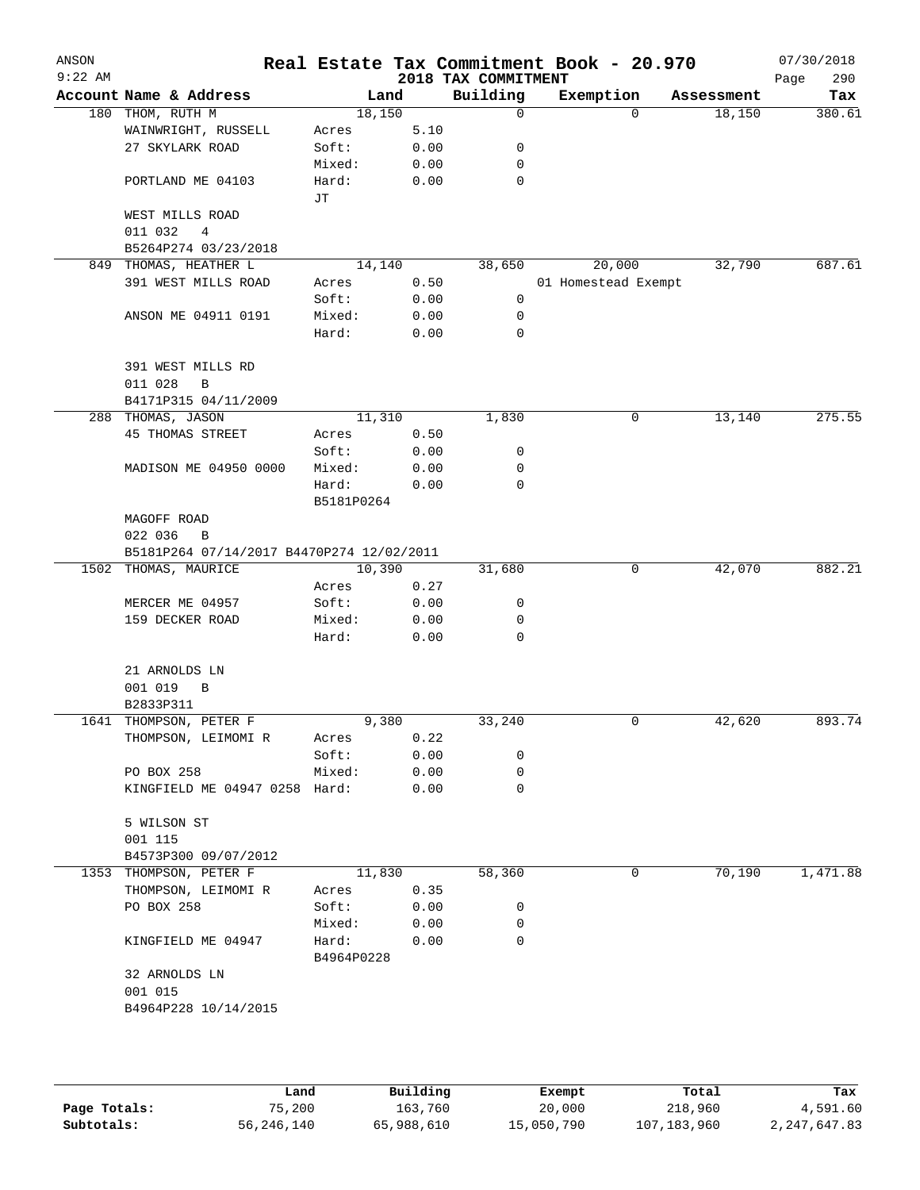# Real Estate Tax Commitment Book - 20.970

ANSON 9:22 AM — 2018 TAX COMMITMENT — 07/30/2018

| Account | Name & Address | Land | | Building | Exemption | Assessment | Tax |
|---|---|---|---|---|---|---|---|
| 180 | THOM, RUTH M | 18,150 | | 0 | 0 | 18,150 | 380.61 |
| | WAINWRIGHT, RUSSELL | Acres | 5.10 | | | | |
| | 27 SKYLARK ROAD | Soft: | 0.00 | 0 | | | |
| | | Mixed: | 0.00 | 0 | | | |
| | PORTLAND ME 04103 | Hard: | 0.00 | 0 | | | |
| | | JT | | | | | |
| | WEST MILLS ROAD | | | | | | |
| | 011 032 4 | | | | | | |
| | B5264P274 03/23/2018 | | | | | | |
| 849 | THOMAS, HEATHER L | 14,140 | | 38,650 | 20,000 | 32,790 | 687.61 |
| | 391 WEST MILLS ROAD | Acres | 0.50 | | 01 Homestead Exempt | | |
| | | Soft: | 0.00 | 0 | | | |
| | ANSON ME 04911 0191 | Mixed: | 0.00 | 0 | | | |
| | | Hard: | 0.00 | 0 | | | |
| | 391 WEST MILLS RD | | | | | | |
| | 011 028 B | | | | | | |
| | B4171P315 04/11/2009 | | | | | | |
| 288 | THOMAS, JASON | 11,310 | | 1,830 | 0 | 13,140 | 275.55 |
| | 45 THOMAS STREET | Acres | 0.50 | | | | |
| | | Soft: | 0.00 | 0 | | | |
| | MADISON ME 04950 0000 | Mixed: | 0.00 | 0 | | | |
| | | Hard: | 0.00 | 0 | | | |
| | | B5181P0264 | | | | | |
| | MAGOFF ROAD | | | | | | |
| | 022 036 B | | | | | | |
| | B5181P264 07/14/2017 B4470P274 12/02/2011 | | | | | | |
| 1502 | THOMAS, MAURICE | 10,390 | | 31,680 | 0 | 42,070 | 882.21 |
| | | Acres | 0.27 | | | | |
| | MERCER ME 04957 | Soft: | 0.00 | 0 | | | |
| | 159 DECKER ROAD | Mixed: | 0.00 | 0 | | | |
| | | Hard: | 0.00 | 0 | | | |
| | 21 ARNOLDS LN | | | | | | |
| | 001 019 B | | | | | | |
| | B2833P311 | | | | | | |
| 1641 | THOMPSON, PETER F | 9,380 | | 33,240 | 0 | 42,620 | 893.74 |
| | THOMPSON, LEIMOMI R | Acres | 0.22 | | | | |
| | | Soft: | 0.00 | 0 | | | |
| | PO BOX 258 | Mixed: | 0.00 | 0 | | | |
| | KINGFIELD ME 04947 0258 | Hard: | 0.00 | 0 | | | |
| | 5 WILSON ST | | | | | | |
| | 001 115 | | | | | | |
| | B4573P300 09/07/2012 | | | | | | |
| 1353 | THOMPSON, PETER F | 11,830 | | 58,360 | 0 | 70,190 | 1,471.88 |
| | THOMPSON, LEIMOMI R | Acres | 0.35 | | | | |
| | PO BOX 258 | Soft: | 0.00 | 0 | | | |
| | | Mixed: | 0.00 | 0 | | | |
| | KINGFIELD ME 04947 | Hard: | 0.00 | 0 | | | |
| | | B4964P0228 | | | | | |
| | 32 ARNOLDS LN | | | | | | |
| | 001 015 | | | | | | |
| | B4964P228 10/14/2015 | | | | | | |

| | Land | Building | Exempt | Total | Tax |
|---|---|---|---|---|---|
| Page Totals: | 75,200 | 163,760 | 20,000 | 218,960 | 4,591.60 |
| Subtotals: | 56,246,140 | 65,988,610 | 15,050,790 | 107,183,960 | 2,247,647.83 |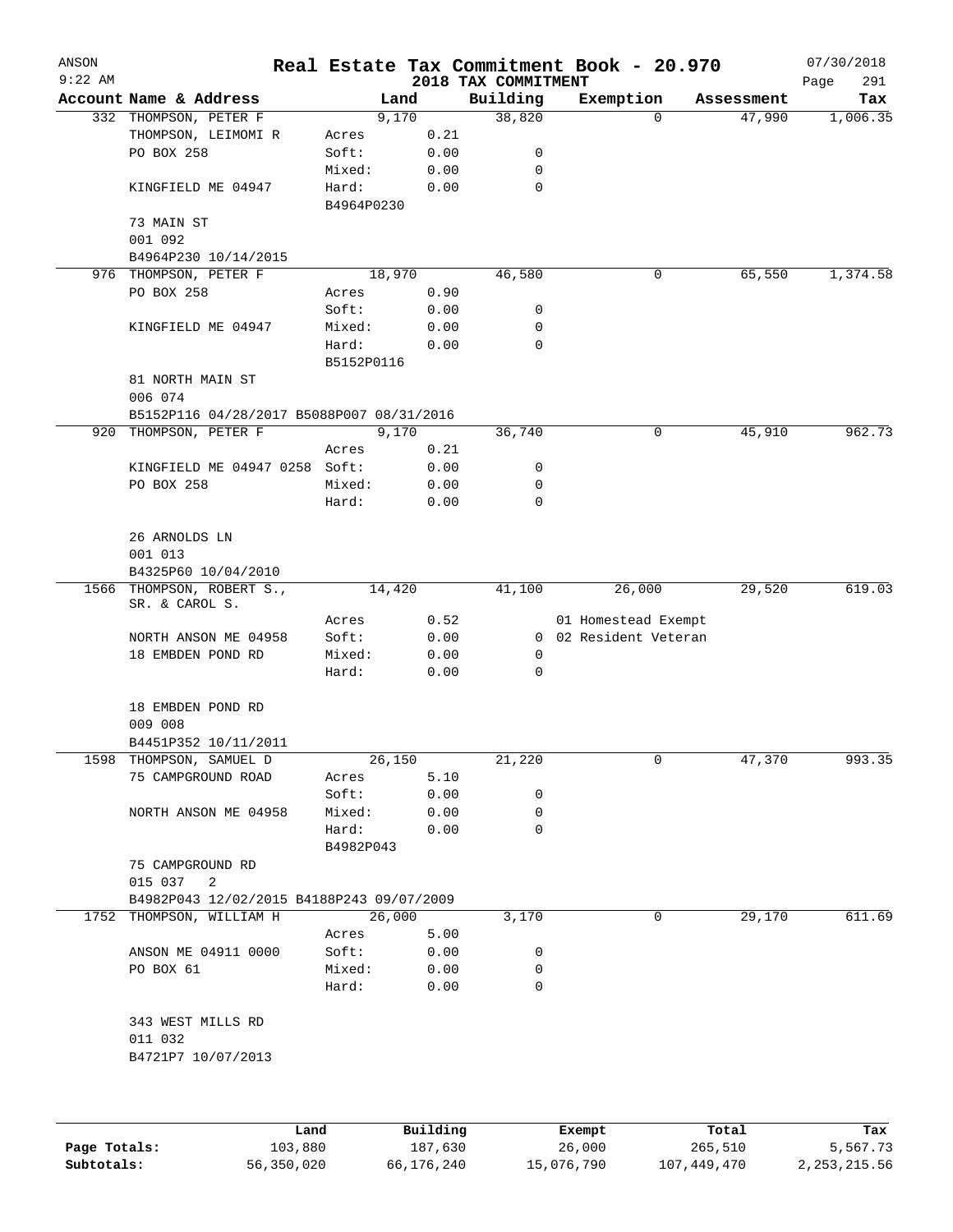# Real Estate Tax Commitment Book - 20.970

## 2018 TAX COMMITMENT

ANSON
9:22 AM

07/30/2018

| Account Name & Address | Land | | Building | Exemption | Assessment | Tax |
|---|---|---|---|---|---|---|
| 332 THOMPSON, PETER F | 9,170 | | 38,820 | 0 | 47,990 | 1,006.35 |
| THOMPSON, LEIMOMI R | Acres | 0.21 | | | | |
| PO BOX 258 | Soft: | 0.00 | 0 | | | |
| | Mixed: | 0.00 | 0 | | | |
| KINGFIELD ME 04947 | Hard: | 0.00 | 0 | | | |
| | B4964P0230 | | | | | |
| 73 MAIN ST | | | | | | |
| 001 092 | | | | | | |
| B4964P230 10/14/2015 | | | | | | |
| 976 THOMPSON, PETER F | 18,970 | | 46,580 | 0 | 65,550 | 1,374.58 |
| PO BOX 258 | Acres | 0.90 | | | | |
| | Soft: | 0.00 | 0 | | | |
| KINGFIELD ME 04947 | Mixed: | 0.00 | 0 | | | |
| | Hard: | 0.00 | 0 | | | |
| | B5152P0116 | | | | | |
| 81 NORTH MAIN ST | | | | | | |
| 006 074 | | | | | | |
| B5152P116 04/28/2017 B5088P007 08/31/2016 | | | | | | |
| 920 THOMPSON, PETER F | 9,170 | | 36,740 | 0 | 45,910 | 962.73 |
| | Acres | 0.21 | | | | |
| KINGFIELD ME 04947 0258 | Soft: | 0.00 | 0 | | | |
| PO BOX 258 | Mixed: | 0.00 | 0 | | | |
| | Hard: | 0.00 | 0 | | | |
| 26 ARNOLDS LN | | | | | | |
| 001 013 | | | | | | |
| B4325P60 10/04/2010 | | | | | | |
| 1566 THOMPSON, ROBERT S., SR. & CAROL S. | 14,420 | | 41,100 | 26,000 | 29,520 | 619.03 |
| | Acres | 0.52 | | 01 Homestead Exempt | | |
| NORTH ANSON ME 04958 | Soft: | 0.00 | 0 | 02 Resident Veteran | | |
| 18 EMBDEN POND RD | Mixed: | 0.00 | 0 | | | |
| | Hard: | 0.00 | 0 | | | |
| 18 EMBDEN POND RD | | | | | | |
| 009 008 | | | | | | |
| B4451P352 10/11/2011 | | | | | | |
| 1598 THOMPSON, SAMUEL D | 26,150 | | 21,220 | 0 | 47,370 | 993.35 |
| 75 CAMPGROUND ROAD | Acres | 5.10 | | | | |
| | Soft: | 0.00 | 0 | | | |
| NORTH ANSON ME 04958 | Mixed: | 0.00 | 0 | | | |
| | Hard: | 0.00 | 0 | | | |
| | B4982P043 | | | | | |
| 75 CAMPGROUND RD | | | | | | |
| 015 037 2 | | | | | | |
| B4982P043 12/02/2015 B4188P243 09/07/2009 | | | | | | |
| 1752 THOMPSON, WILLIAM H | 26,000 | | 3,170 | 0 | 29,170 | 611.69 |
| | Acres | 5.00 | | | | |
| ANSON ME 04911 0000 | Soft: | 0.00 | 0 | | | |
| PO BOX 61 | Mixed: | 0.00 | 0 | | | |
| | Hard: | 0.00 | 0 | | | |
| 343 WEST MILLS RD | | | | | | |
| 011 032 | | | | | | |
| B4721P7 10/07/2013 | | | | | | |

| | Land | Building | Exempt | Total | Tax |
|---|---|---|---|---|---|
| Page Totals: | 103,880 | 187,630 | 26,000 | 265,510 | 5,567.73 |
| Subtotals: | 56,350,020 | 66,176,240 | 15,076,790 | 107,449,470 | 2,253,215.56 |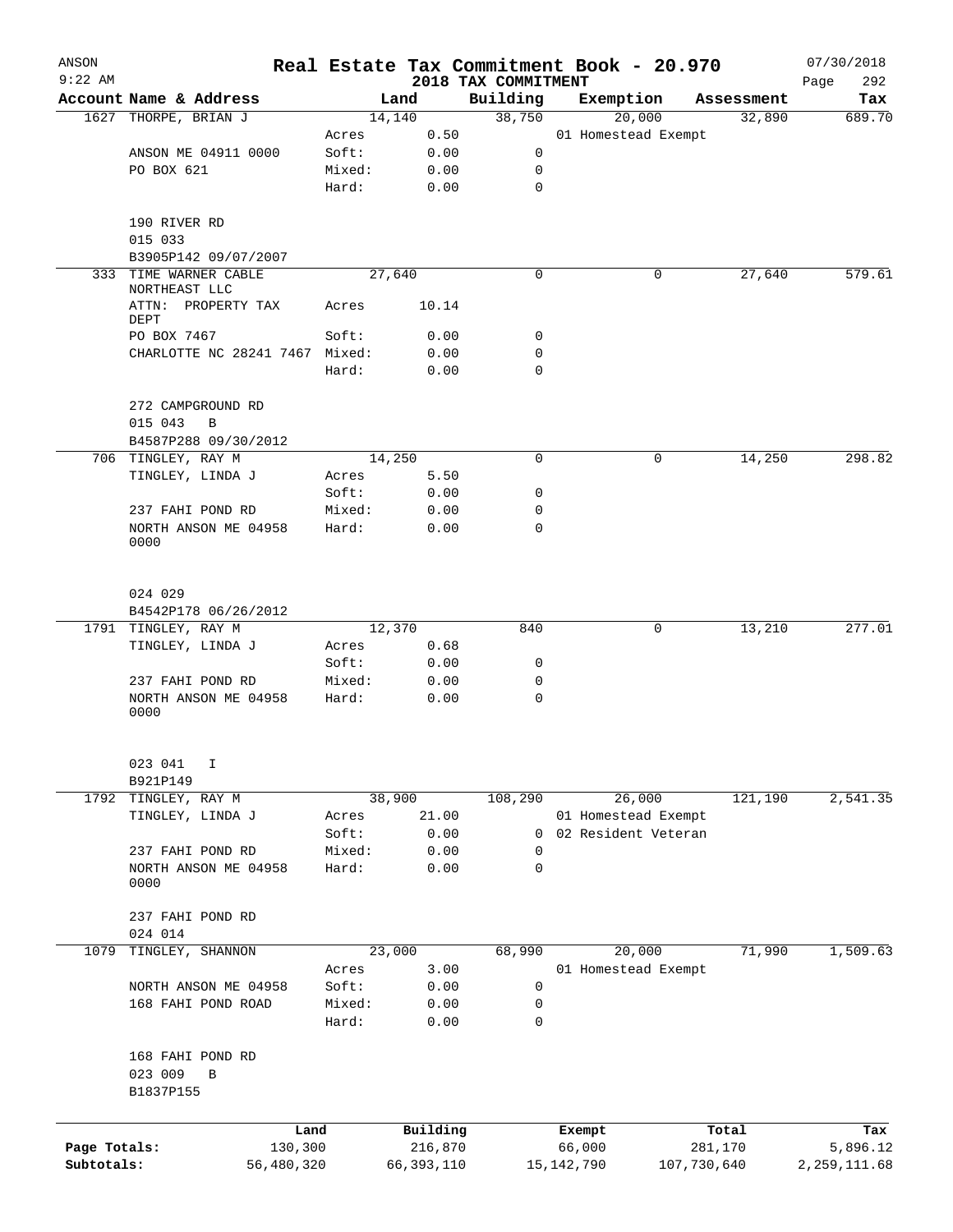ANSON
9:22 AM

# Real Estate Tax Commitment Book - 20.970

2018 TAX COMMITMENT

07/30/2018
Page 292

| Account Name & Address | | Land | Building | Exemption | Assessment | Tax |
|---|---|---|---|---|---|---|
| 1627 THORPE, BRIAN J | | 14,140 | 38,750 | 20,000 | 32,890 | 689.70 |
| | Acres | 0.50 | | 01 Homestead Exempt | | |
| ANSON ME 04911 0000 | Soft: | 0.00 | 0 | | | |
| PO BOX 621 | Mixed: | 0.00 | 0 | | | |
| | Hard: | 0.00 | 0 | | | |
| 190 RIVER RD | | | | | | |
| 015 033 | | | | | | |
| B3905P142 09/07/2007 | | | | | | |
| 333 TIME WARNER CABLE NORTHEAST LLC | | 27,640 | 0 | 0 | 27,640 | 579.61 |
| ATTN: PROPERTY TAX DEPT | Acres | 10.14 | | | | |
| PO BOX 7467 | Soft: | 0.00 | 0 | | | |
| CHARLOTTE NC 28241 7467 | Mixed: | 0.00 | 0 | | | |
| | Hard: | 0.00 | 0 | | | |
| 272 CAMPGROUND RD | | | | | | |
| 015 043 B | | | | | | |
| B4587P288 09/30/2012 | | | | | | |
| 706 TINGLEY, RAY M | | 14,250 | 0 | 0 | 14,250 | 298.82 |
| TINGLEY, LINDA J | Acres | 5.50 | | | | |
| | Soft: | 0.00 | 0 | | | |
| 237 FAHI POND RD | Mixed: | 0.00 | 0 | | | |
| NORTH ANSON ME 04958 0000 | Hard: | 0.00 | 0 | | | |
| 024 029 | | | | | | |
| B4542P178 06/26/2012 | | | | | | |
| 1791 TINGLEY, RAY M | | 12,370 | 840 | 0 | 13,210 | 277.01 |
| TINGLEY, LINDA J | Acres | 0.68 | | | | |
| | Soft: | 0.00 | 0 | | | |
| 237 FAHI POND RD | Mixed: | 0.00 | 0 | | | |
| NORTH ANSON ME 04958 0000 | Hard: | 0.00 | 0 | | | |
| 023 041 I | | | | | | |
| B921P149 | | | | | | |
| 1792 TINGLEY, RAY M | | 38,900 | 108,290 | 26,000 | 121,190 | 2,541.35 |
| TINGLEY, LINDA J | Acres | 21.00 | | 01 Homestead Exempt | | |
| | Soft: | 0.00 | 0 | 02 Resident Veteran | | |
| 237 FAHI POND RD | Mixed: | 0.00 | 0 | | | |
| NORTH ANSON ME 04958 0000 | Hard: | 0.00 | 0 | | | |
| 237 FAHI POND RD | | | | | | |
| 024 014 | | | | | | |
| 1079 TINGLEY, SHANNON | | 23,000 | 68,990 | 20,000 | 71,990 | 1,509.63 |
| | Acres | 3.00 | | 01 Homestead Exempt | | |
| NORTH ANSON ME 04958 | Soft: | 0.00 | 0 | | | |
| 168 FAHI POND ROAD | Mixed: | 0.00 | 0 | | | |
| | Hard: | 0.00 | 0 | | | |
| 168 FAHI POND RD | | | | | | |
| 023 009 B | | | | | | |
| B1837P155 | | | | | | |

| | Land | Building | Exempt | Total | Tax |
|---|---|---|---|---|---|
| Page Totals: | 130,300 | 216,870 | 66,000 | 281,170 | 5,896.12 |
| Subtotals: | 56,480,320 | 66,393,110 | 15,142,790 | 107,730,640 | 2,259,111.68 |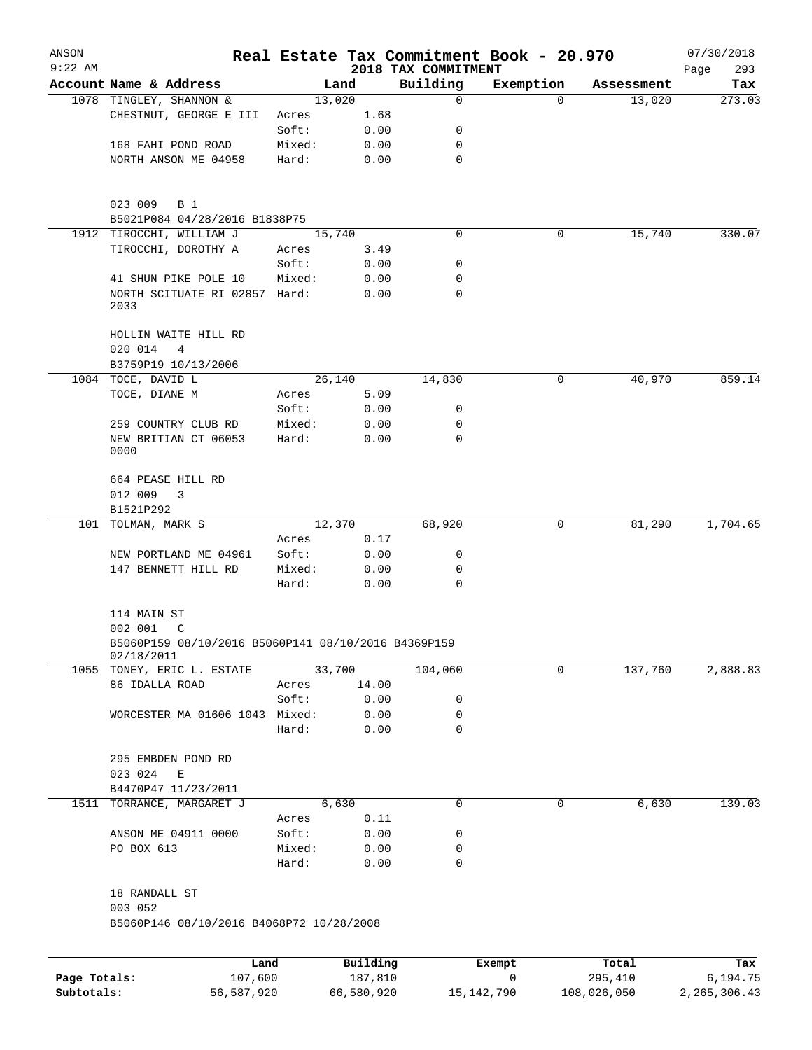ANSON
9:22 AM

# Real Estate Tax Commitment Book - 20.970

## 2018 TAX COMMITMENT

07/30/2018

| Account | Name & Address | | Land | Building | Exemption | Assessment | Tax |
|---|---|---|---|---|---|---|---|
| 1078 | TINGLEY, SHANNON & | | 13,020 | 0 | 0 | 13,020 | 273.03 |
| | CHESTNUT, GEORGE E III | Acres | 1.68 | | | | |
| | | Soft: | 0.00 | 0 | | | |
| | 168 FAHI POND ROAD | Mixed: | 0.00 | 0 | | | |
| | NORTH ANSON ME 04958 | Hard: | 0.00 | 0 | | | |
| | 023 009 B 1 | | | | | | |
| | B5021P084 04/28/2016 B1838P75 | | | | | | |
| 1912 | TIROCCHI, WILLIAM J | | 15,740 | 0 | 0 | 15,740 | 330.07 |
| | TIROCCHI, DOROTHY A | Acres | 3.49 | | | | |
| | | Soft: | 0.00 | 0 | | | |
| | 41 SHUN PIKE POLE 10 | Mixed: | 0.00 | 0 | | | |
| | NORTH SCITUATE RI 02857 2033 | Hard: | 0.00 | 0 | | | |
| | HOLLIN WAITE HILL RD | | | | | | |
| | 020 014 4 | | | | | | |
| | B3759P19 10/13/2006 | | | | | | |
| 1084 | TOCE, DAVID L | | 26,140 | 14,830 | 0 | 40,970 | 859.14 |
| | TOCE, DIANE M | Acres | 5.09 | | | | |
| | | Soft: | 0.00 | 0 | | | |
| | 259 COUNTRY CLUB RD | Mixed: | 0.00 | 0 | | | |
| | NEW BRITIAN CT 06053 0000 | Hard: | 0.00 | 0 | | | |
| | 664 PEASE HILL RD | | | | | | |
| | 012 009 3 | | | | | | |
| | B1521P292 | | | | | | |
| 101 | TOLMAN, MARK S | | 12,370 | 68,920 | 0 | 81,290 | 1,704.65 |
| | | Acres | 0.17 | | | | |
| | NEW PORTLAND ME 04961 | Soft: | 0.00 | 0 | | | |
| | 147 BENNETT HILL RD | Mixed: | 0.00 | 0 | | | |
| | | Hard: | 0.00 | 0 | | | |
| | 114 MAIN ST | | | | | | |
| | 002 001 C | | | | | | |
| | B5060P159 08/10/2016 B5060P141 08/10/2016 B4369P159 02/18/2011 | | | | | | |
| 1055 | TONEY, ERIC L. ESTATE | | 33,700 | 104,060 | 0 | 137,760 | 2,888.83 |
| | 86 IDALLA ROAD | Acres | 14.00 | | | | |
| | | Soft: | 0.00 | 0 | | | |
| | WORCESTER MA 01606 1043 | Mixed: | 0.00 | 0 | | | |
| | | Hard: | 0.00 | 0 | | | |
| | 295 EMBDEN POND RD | | | | | | |
| | 023 024 E | | | | | | |
| | B4470P47 11/23/2011 | | | | | | |
| 1511 | TORRANCE, MARGARET J | | 6,630 | 0 | 0 | 6,630 | 139.03 |
| | | Acres | 0.11 | | | | |
| | ANSON ME 04911 0000 | Soft: | 0.00 | 0 | | | |
| | PO BOX 613 | Mixed: | 0.00 | 0 | | | |
| | | Hard: | 0.00 | 0 | | | |
| | 18 RANDALL ST | | | | | | |
| | 003 052 | | | | | | |
| | B5060P146 08/10/2016 B4068P72 10/28/2008 | | | | | | |

| | Land | Building | Exempt | Total | Tax |
|---|---|---|---|---|---|
| Page Totals: | 107,600 | 187,810 | 0 | 295,410 | 6,194.75 |
| Subtotals: | 56,587,920 | 66,580,920 | 15,142,790 | 108,026,050 | 2,265,306.43 |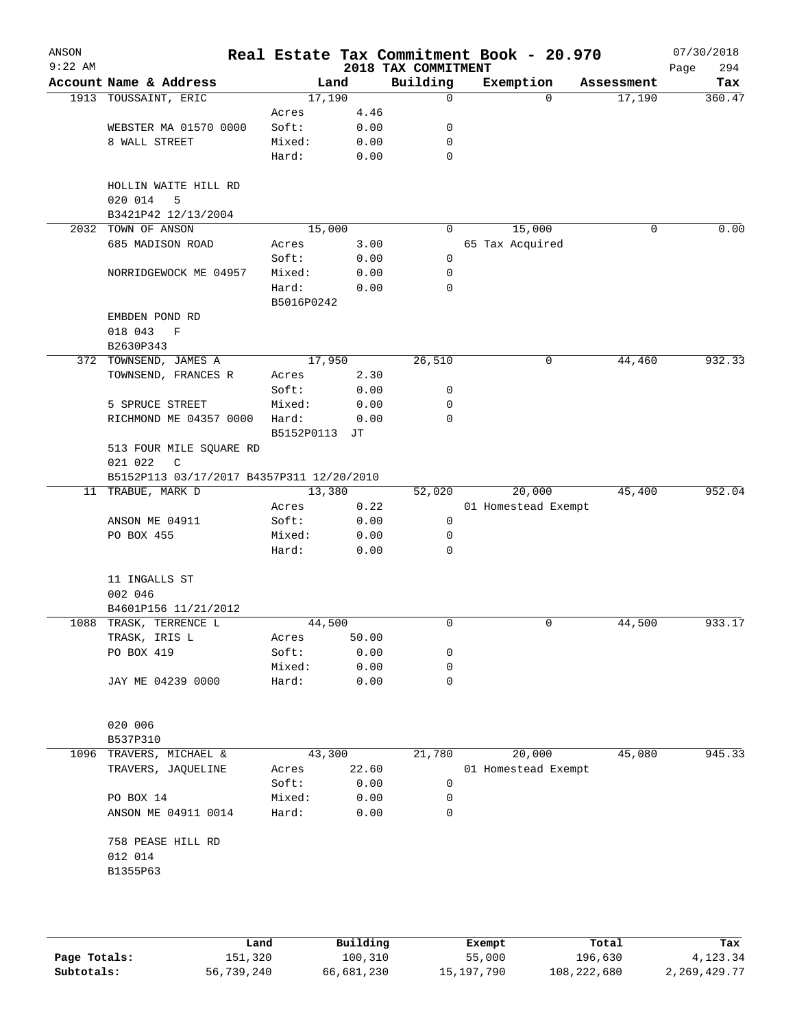ANSON 9:22 AM

# Real Estate Tax Commitment Book - 20.970

## 2018 TAX COMMITMENT

07/30/2018 Page 294

| Account Name & Address | Land | | Building | Exemption | Assessment | Tax |
|---|---|---|---|---|---|---|
| 1913 TOUSSAINT, ERIC | 17,190 | | 0 | 0 | 17,190 | 360.47 |
| | Acres | 4.46 | | | | |
| WEBSTER MA 01570 0000 | Soft: | 0.00 | 0 | | | |
| 8 WALL STREET | Mixed: | 0.00 | 0 | | | |
| | Hard: | 0.00 | 0 | | | |
| HOLLIN WAITE HILL RD | | | | | | |
| 020 014 5 | | | | | | |
| B3421P42 12/13/2004 | | | | | | |
| 2032 TOWN OF ANSON | 15,000 | | 0 | 15,000 | 0 | 0.00 |
| 685 MADISON ROAD | Acres | 3.00 | | 65 Tax Acquired | | |
| | Soft: | 0.00 | 0 | | | |
| NORRIDGEWOCK ME 04957 | Mixed: | 0.00 | 0 | | | |
| | Hard: | 0.00 | 0 | | | |
| | B5016P0242 | | | | | |
| EMBDEN POND RD | | | | | | |
| 018 043 F | | | | | | |
| B2630P343 | | | | | | |
| 372 TOWNSEND, JAMES A | 17,950 | | 26,510 | 0 | 44,460 | 932.33 |
| TOWNSEND, FRANCES R | Acres | 2.30 | | | | |
| | Soft: | 0.00 | 0 | | | |
| 5 SPRUCE STREET | Mixed: | 0.00 | 0 | | | |
| RICHMOND ME 04357 0000 | Hard: | 0.00 | 0 | | | |
| | B5152P0113 JT | | | | | |
| 513 FOUR MILE SQUARE RD | | | | | | |
| 021 022 C | | | | | | |
| B5152P113 03/17/2017 B4357P311 12/20/2010 | | | | | | |
| 11 TRABUE, MARK D | 13,380 | | 52,020 | 20,000 | 45,400 | 952.04 |
| | Acres | 0.22 | | 01 Homestead Exempt | | |
| ANSON ME 04911 | Soft: | 0.00 | 0 | | | |
| PO BOX 455 | Mixed: | 0.00 | 0 | | | |
| | Hard: | 0.00 | 0 | | | |
| 11 INGALLS ST | | | | | | |
| 002 046 | | | | | | |
| B4601P156 11/21/2012 | | | | | | |
| 1088 TRASK, TERRENCE L | 44,500 | | 0 | 0 | 44,500 | 933.17 |
| TRASK, IRIS L | Acres | 50.00 | | | | |
| PO BOX 419 | Soft: | 0.00 | 0 | | | |
| | Mixed: | 0.00 | 0 | | | |
| JAY ME 04239 0000 | Hard: | 0.00 | 0 | | | |
| 020 006 | | | | | | |
| B537P310 | | | | | | |
| 1096 TRAVERS, MICHAEL & | 43,300 | | 21,780 | 20,000 | 45,080 | 945.33 |
| TRAVERS, JAQUELINE | Acres | 22.60 | | 01 Homestead Exempt | | |
| | Soft: | 0.00 | 0 | | | |
| PO BOX 14 | Mixed: | 0.00 | 0 | | | |
| ANSON ME 04911 0014 | Hard: | 0.00 | 0 | | | |
| 758 PEASE HILL RD | | | | | | |
| 012 014 | | | | | | |
| B1355P63 | | | | | | |

| | Land | Building | Exempt | Total | Tax |
|---|---|---|---|---|---|
| Page Totals: | 151,320 | 100,310 | 55,000 | 196,630 | 4,123.34 |
| Subtotals: | 56,739,240 | 66,681,230 | 15,197,790 | 108,222,680 | 2,269,429.77 |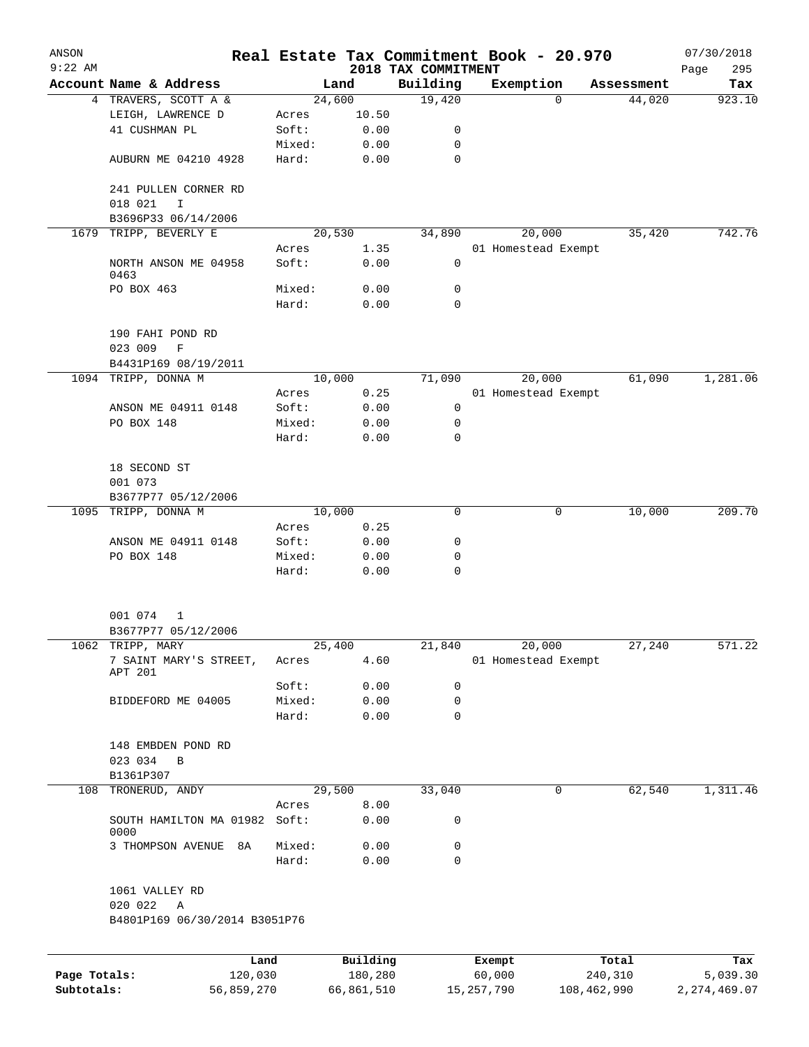ANSON
9:22 AM

# Real Estate Tax Commitment Book - 20.970

## 2018 TAX COMMITMENT

07/30/2018

| Account | Name & Address | | Land | Building | Exemption | Assessment | Tax |
|---|---|---|---|---|---|---|---|
| 4 | TRAVERS, SCOTT A & | | 24,600 | 19,420 | 0 | 44,020 | 923.10 |
| | LEIGH, LAWRENCE D | Acres | 10.50 | | | | |
| | 41 CUSHMAN PL | Soft: | 0.00 | 0 | | | |
| | | Mixed: | 0.00 | 0 | | | |
| | AUBURN ME 04210 4928 | Hard: | 0.00 | 0 | | | |
| | 241 PULLEN CORNER RD | | | | | | |
| | 018 021 I | | | | | | |
| | B3696P33 06/14/2006 | | | | | | |
| 1679 | TRIPP, BEVERLY E | | 20,530 | 34,890 | 20,000 | 35,420 | 742.76 |
| | | Acres | 1.35 | | 01 Homestead Exempt | | |
| | NORTH ANSON ME 04958 0463 | Soft: | 0.00 | 0 | | | |
| | PO BOX 463 | Mixed: | 0.00 | 0 | | | |
| | | Hard: | 0.00 | 0 | | | |
| | 190 FAHI POND RD | | | | | | |
| | 023 009 F | | | | | | |
| | B4431P169 08/19/2011 | | | | | | |
| 1094 | TRIPP, DONNA M | | 10,000 | 71,090 | 20,000 | 61,090 | 1,281.06 |
| | | Acres | 0.25 | | 01 Homestead Exempt | | |
| | ANSON ME 04911 0148 | Soft: | 0.00 | 0 | | | |
| | PO BOX 148 | Mixed: | 0.00 | 0 | | | |
| | | Hard: | 0.00 | 0 | | | |
| | 18 SECOND ST | | | | | | |
| | 001 073 | | | | | | |
| | B3677P77 05/12/2006 | | | | | | |
| 1095 | TRIPP, DONNA M | | 10,000 | 0 | 0 | 10,000 | 209.70 |
| | | Acres | 0.25 | | | | |
| | ANSON ME 04911 0148 | Soft: | 0.00 | 0 | | | |
| | PO BOX 148 | Mixed: | 0.00 | 0 | | | |
| | | Hard: | 0.00 | 0 | | | |
| | 001 074 1 | | | | | | |
| | B3677P77 05/12/2006 | | | | | | |
| 1062 | TRIPP, MARY | | 25,400 | 21,840 | 20,000 | 27,240 | 571.22 |
| | 7 SAINT MARY'S STREET, APT 201 | Acres | 4.60 | | 01 Homestead Exempt | | |
| | | Soft: | 0.00 | 0 | | | |
| | BIDDEFORD ME 04005 | Mixed: | 0.00 | 0 | | | |
| | | Hard: | 0.00 | 0 | | | |
| | 148 EMBDEN POND RD | | | | | | |
| | 023 034 B | | | | | | |
| | B1361P307 | | | | | | |
| 108 | TRONERUD, ANDY | | 29,500 | 33,040 | 0 | 62,540 | 1,311.46 |
| | | Acres | 8.00 | | | | |
| | SOUTH HAMILTON MA 01982 0000 | Soft: | 0.00 | 0 | | | |
| | 3 THOMPSON AVENUE 8A | Mixed: | 0.00 | 0 | | | |
| | | Hard: | 0.00 | 0 | | | |
| | 1061 VALLEY RD | | | | | | |
| | 020 022 A | | | | | | |
| | B4801P169 06/30/2014 B3051P76 | | | | | | |

| | Land | Building | Exempt | Total | Tax |
|---|---|---|---|---|---|
| Page Totals: | 120,030 | 180,280 | 60,000 | 240,310 | 5,039.30 |
| Subtotals: | 56,859,270 | 66,861,510 | 15,257,790 | 108,462,990 | 2,274,469.07 |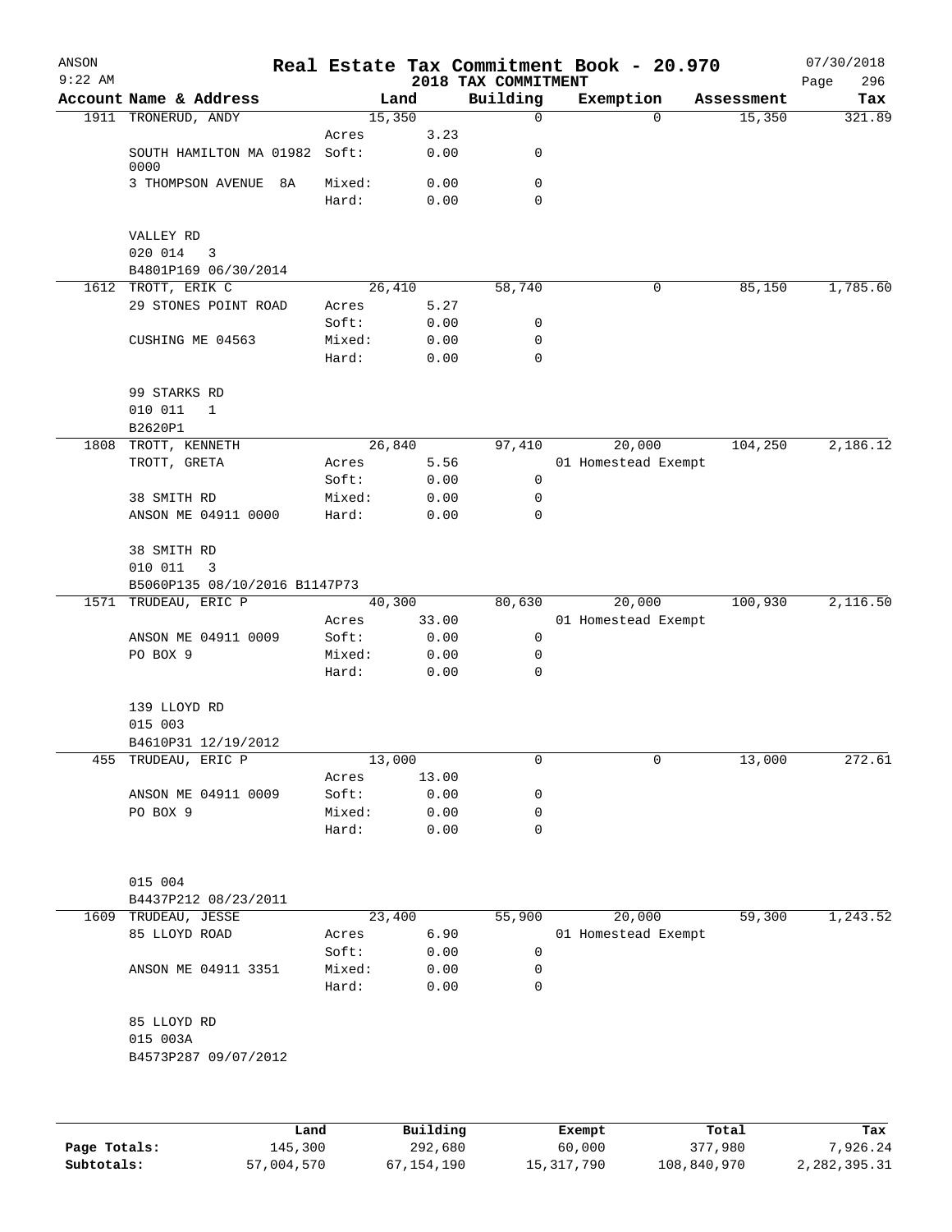ANSON
9:22 AM

# Real Estate Tax Commitment Book - 20.970

## 2018 TAX COMMITMENT

07/30/2018

| Account | Name & Address | | Land | Building | Exemption | Assessment | Tax |
|---|---|---|---|---|---|---|---|
| 1911 | TRONERUD, ANDY | | 15,350 | 0 | 0 | 15,350 | 321.89 |
| | | Acres | 3.23 | | | | |
| | SOUTH HAMILTON MA 01982 0000 | Soft: | 0.00 | 0 | | | |
| | 3 THOMPSON AVENUE 8A | Mixed: | 0.00 | 0 | | | |
| | | Hard: | 0.00 | 0 | | | |
| | VALLEY RD | | | | | | |
| | 020 014 3 | | | | | | |
| | B4801P169 06/30/2014 | | | | | | |
| 1612 | TROTT, ERIK C | | 26,410 | 58,740 | 0 | 85,150 | 1,785.60 |
| | 29 STONES POINT ROAD | Acres | 5.27 | | | | |
| | | Soft: | 0.00 | 0 | | | |
| | CUSHING ME 04563 | Mixed: | 0.00 | 0 | | | |
| | | Hard: | 0.00 | 0 | | | |
| | 99 STARKS RD | | | | | | |
| | 010 011 1 | | | | | | |
| | B2620P1 | | | | | | |
| 1808 | TROTT, KENNETH | | 26,840 | 97,410 | 20,000 | 104,250 | 2,186.12 |
| | TROTT, GRETA | Acres | 5.56 | | 01 Homestead Exempt | | |
| | | Soft: | 0.00 | 0 | | | |
| | 38 SMITH RD | Mixed: | 0.00 | 0 | | | |
| | ANSON ME 04911 0000 | Hard: | 0.00 | 0 | | | |
| | 38 SMITH RD | | | | | | |
| | 010 011 3 | | | | | | |
| | B5060P135 08/10/2016 B1147P73 | | | | | | |
| 1571 | TRUDEAU, ERIC P | | 40,300 | 80,630 | 20,000 | 100,930 | 2,116.50 |
| | | Acres | 33.00 | | 01 Homestead Exempt | | |
| | ANSON ME 04911 0009 | Soft: | 0.00 | 0 | | | |
| | PO BOX 9 | Mixed: | 0.00 | 0 | | | |
| | | Hard: | 0.00 | 0 | | | |
| | 139 LLOYD RD | | | | | | |
| | 015 003 | | | | | | |
| | B4610P31 12/19/2012 | | | | | | |
| 455 | TRUDEAU, ERIC P | | 13,000 | 0 | 0 | 13,000 | 272.61 |
| | | Acres | 13.00 | | | | |
| | ANSON ME 04911 0009 | Soft: | 0.00 | 0 | | | |
| | PO BOX 9 | Mixed: | 0.00 | 0 | | | |
| | | Hard: | 0.00 | 0 | | | |
| | 015 004 | | | | | | |
| | B4437P212 08/23/2011 | | | | | | |
| 1609 | TRUDEAU, JESSE | | 23,400 | 55,900 | 20,000 | 59,300 | 1,243.52 |
| | 85 LLOYD ROAD | Acres | 6.90 | | 01 Homestead Exempt | | |
| | | Soft: | 0.00 | 0 | | | |
| | ANSON ME 04911 3351 | Mixed: | 0.00 | 0 | | | |
| | | Hard: | 0.00 | 0 | | | |
| | 85 LLOYD RD | | | | | | |
| | 015 003A | | | | | | |
| | B4573P287 09/07/2012 | | | | | | |

| | Land | Building | Exempt | Total | Tax |
|---|---|---|---|---|---|
| Page Totals: | 145,300 | 292,680 | 60,000 | 377,980 | 7,926.24 |
| Subtotals: | 57,004,570 | 67,154,190 | 15,317,790 | 108,840,970 | 2,282,395.31 |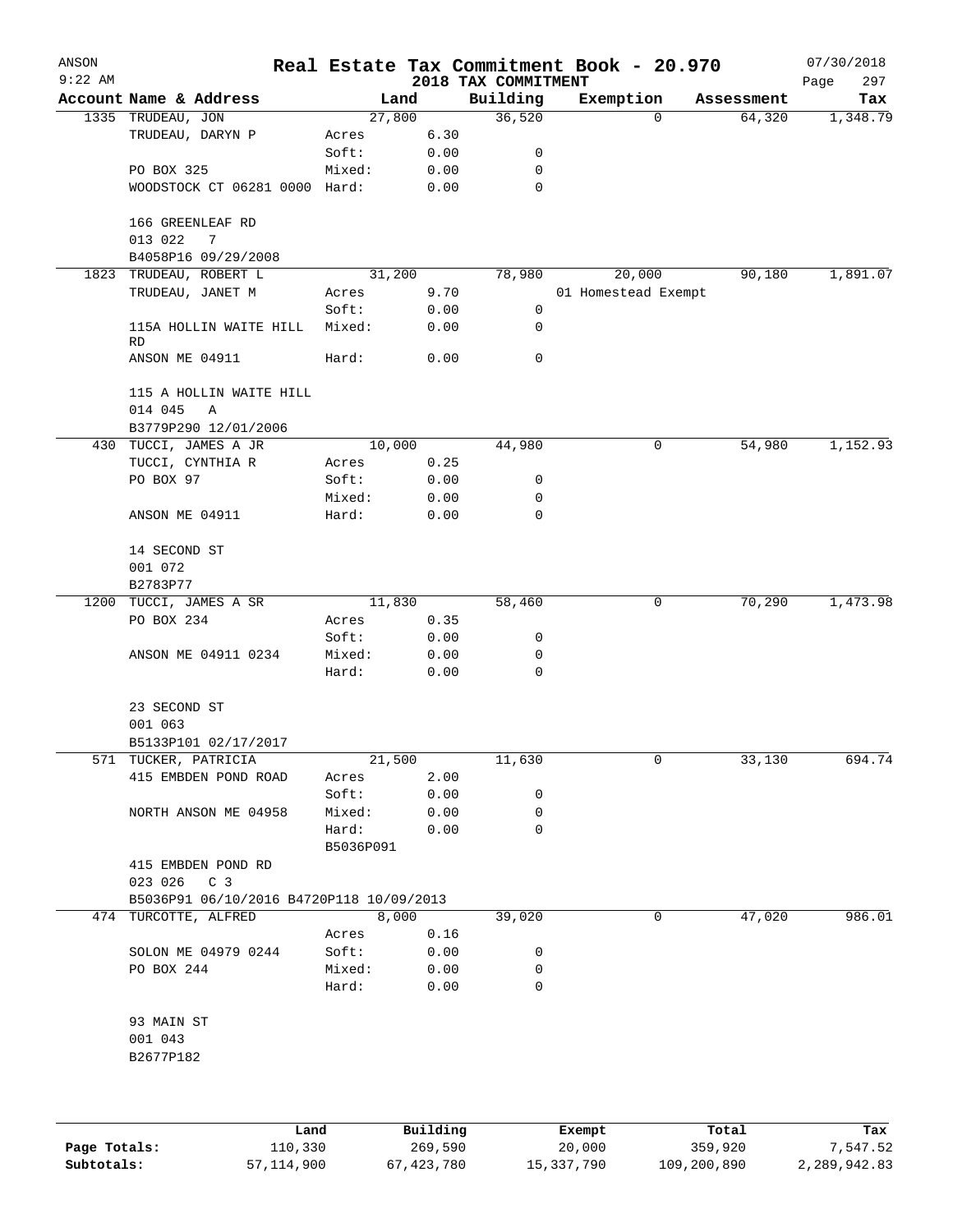# Real Estate Tax Commitment Book - 20.970

ANSON
9:22 AM

2018 TAX COMMITMENT

07/30/2018

| Account | Name & Address | | Land | Building | Exemption | Assessment | Tax |
|---|---|---|---|---|---|---|---|
| 1335 | TRUDEAU, JON | | 27,800 | 36,520 | 0 | 64,320 | 1,348.79 |
| | TRUDEAU, DARYN P | Acres | 6.30 | | | | |
| | | Soft: | 0.00 | 0 | | | |
| | PO BOX 325 | Mixed: | 0.00 | 0 | | | |
| | WOODSTOCK CT 06281 0000 | Hard: | 0.00 | 0 | | | |
| | 166 GREENLEAF RD | | | | | | |
| | 013 022 7 | | | | | | |
| | B4058P16 09/29/2008 | | | | | | |
| 1823 | TRUDEAU, ROBERT L | | 31,200 | 78,980 | 20,000 | 90,180 | 1,891.07 |
| | TRUDEAU, JANET M | Acres | 9.70 | | 01 Homestead Exempt | | |
| | | Soft: | 0.00 | 0 | | | |
| | 115A HOLLIN WAITE HILL RD | Mixed: | 0.00 | 0 | | | |
| | ANSON ME 04911 | Hard: | 0.00 | 0 | | | |
| | 115 A HOLLIN WAITE HILL | | | | | | |
| | 014 045 A | | | | | | |
| | B3779P290 12/01/2006 | | | | | | |
| 430 | TUCCI, JAMES A JR | | 10,000 | 44,980 | 0 | 54,980 | 1,152.93 |
| | TUCCI, CYNTHIA R | Acres | 0.25 | | | | |
| | PO BOX 97 | Soft: | 0.00 | 0 | | | |
| | | Mixed: | 0.00 | 0 | | | |
| | ANSON ME 04911 | Hard: | 0.00 | 0 | | | |
| | 14 SECOND ST | | | | | | |
| | 001 072 | | | | | | |
| | B2783P77 | | | | | | |
| 1200 | TUCCI, JAMES A SR | | 11,830 | 58,460 | 0 | 70,290 | 1,473.98 |
| | PO BOX 234 | Acres | 0.35 | | | | |
| | | Soft: | 0.00 | 0 | | | |
| | ANSON ME 04911 0234 | Mixed: | 0.00 | 0 | | | |
| | | Hard: | 0.00 | 0 | | | |
| | 23 SECOND ST | | | | | | |
| | 001 063 | | | | | | |
| | B5133P101 02/17/2017 | | | | | | |
| 571 | TUCKER, PATRICIA | | 21,500 | 11,630 | 0 | 33,130 | 694.74 |
| | 415 EMBDEN POND ROAD | Acres | 2.00 | | | | |
| | | Soft: | 0.00 | 0 | | | |
| | NORTH ANSON ME 04958 | Mixed: | 0.00 | 0 | | | |
| | | Hard: | 0.00 | 0 | | | |
| | | B5036P091 | | | | | |
| | 415 EMBDEN POND RD | | | | | | |
| | 023 026 C 3 | | | | | | |
| | B5036P91 06/10/2016 B4720P118 10/09/2013 | | | | | | |
| 474 | TURCOTTE, ALFRED | | 8,000 | 39,020 | 0 | 47,020 | 986.01 |
| | | Acres | 0.16 | | | | |
| | SOLON ME 04979 0244 | Soft: | 0.00 | 0 | | | |
| | PO BOX 244 | Mixed: | 0.00 | 0 | | | |
| | | Hard: | 0.00 | 0 | | | |
| | 93 MAIN ST | | | | | | |
| | 001 043 | | | | | | |
| | B2677P182 | | | | | | |

| | Land | Building | Exempt | Total | Tax |
|---|---|---|---|---|---|
| Page Totals: | 110,330 | 269,590 | 20,000 | 359,920 | 7,547.52 |
| Subtotals: | 57,114,900 | 67,423,780 | 15,337,790 | 109,200,890 | 2,289,942.83 |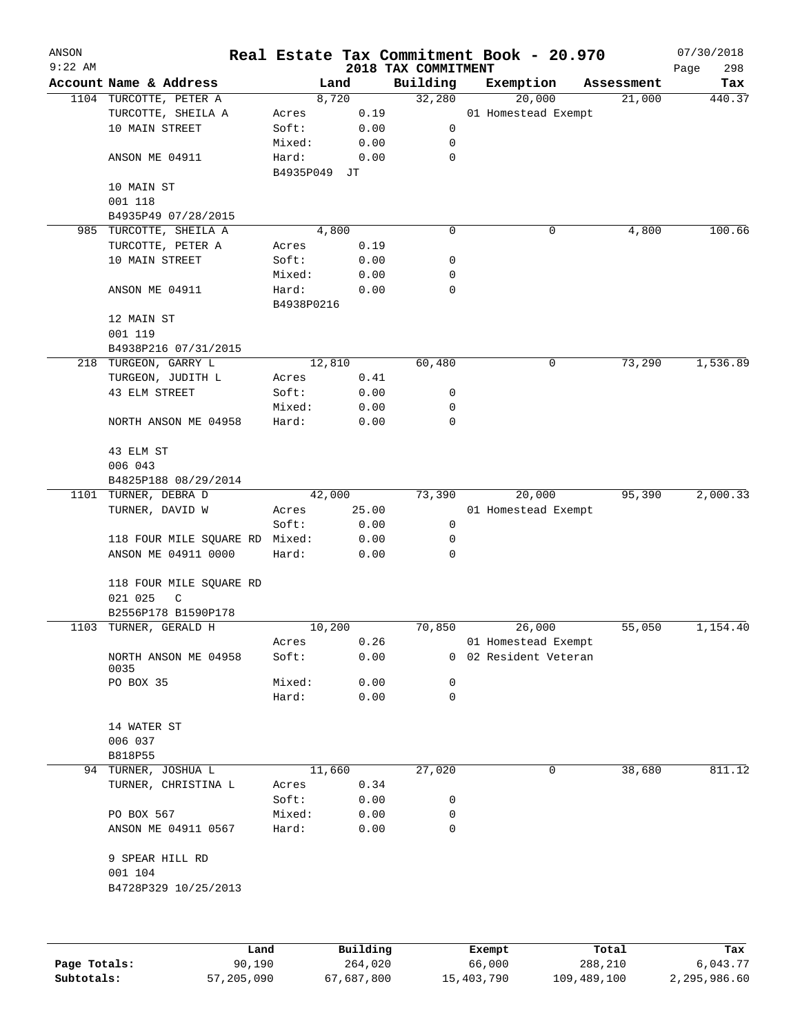ANSON
9:22 AM

# Real Estate Tax Commitment Book - 20.970

## 2018 TAX COMMITMENT

07/30/2018
Page 298

| Account | Name & Address | Land | | Building | Exemption | Assessment | Tax |
|---|---|---|---|---|---|---|---|
| 1104 | TURCOTTE, PETER A | | 8,720 | 32,280 | 20,000 | 21,000 | 440.37 |
| | TURCOTTE, SHEILA A | Acres | 0.19 | | 01 Homestead Exempt | | |
| | 10 MAIN STREET | Soft: | 0.00 | 0 | | | |
| | | Mixed: | 0.00 | 0 | | | |
| | ANSON ME 04911 | Hard: | 0.00 | 0 | | | |
| | | B4935P049 JT | | | | | |
| | 10 MAIN ST | | | | | | |
| | 001 118 | | | | | | |
| | B4935P49 07/28/2015 | | | | | | |
| 985 | TURCOTTE, SHEILA A | | 4,800 | 0 | 0 | 4,800 | 100.66 |
| | TURCOTTE, PETER A | Acres | 0.19 | | | | |
| | 10 MAIN STREET | Soft: | 0.00 | 0 | | | |
| | | Mixed: | 0.00 | 0 | | | |
| | ANSON ME 04911 | Hard: | 0.00 | 0 | | | |
| | | B4938P0216 | | | | | |
| | 12 MAIN ST | | | | | | |
| | 001 119 | | | | | | |
| | B4938P216 07/31/2015 | | | | | | |
| 218 | TURGEON, GARRY L | | 12,810 | 60,480 | 0 | 73,290 | 1,536.89 |
| | TURGEON, JUDITH L | Acres | 0.41 | | | | |
| | 43 ELM STREET | Soft: | 0.00 | 0 | | | |
| | | Mixed: | 0.00 | 0 | | | |
| | NORTH ANSON ME 04958 | Hard: | 0.00 | 0 | | | |
| | 43 ELM ST | | | | | | |
| | 006 043 | | | | | | |
| | B4825P188 08/29/2014 | | | | | | |
| 1101 | TURNER, DEBRA D | | 42,000 | 73,390 | 20,000 | 95,390 | 2,000.33 |
| | TURNER, DAVID W | Acres | 25.00 | | 01 Homestead Exempt | | |
| | | Soft: | 0.00 | 0 | | | |
| | 118 FOUR MILE SQUARE RD | Mixed: | 0.00 | 0 | | | |
| | ANSON ME 04911 0000 | Hard: | 0.00 | 0 | | | |
| | 118 FOUR MILE SQUARE RD | | | | | | |
| | 021 025 C | | | | | | |
| | B2556P178 B1590P178 | | | | | | |
| 1103 | TURNER, GERALD H | | 10,200 | 70,850 | 26,000 | 55,050 | 1,154.40 |
| | | Acres | 0.26 | | 01 Homestead Exempt | | |
| | NORTH ANSON ME 04958 0035 | Soft: | 0.00 | 0 | 02 Resident Veteran | | |
| | PO BOX 35 | Mixed: | 0.00 | 0 | | | |
| | | Hard: | 0.00 | 0 | | | |
| | 14 WATER ST | | | | | | |
| | 006 037 | | | | | | |
| | B818P55 | | | | | | |
| 94 | TURNER, JOSHUA L | | 11,660 | 27,020 | 0 | 38,680 | 811.12 |
| | TURNER, CHRISTINA L | Acres | 0.34 | | | | |
| | | Soft: | 0.00 | 0 | | | |
| | PO BOX 567 | Mixed: | 0.00 | 0 | | | |
| | ANSON ME 04911 0567 | Hard: | 0.00 | 0 | | | |
| | 9 SPEAR HILL RD | | | | | | |
| | 001 104 | | | | | | |
| | B4728P329 10/25/2013 | | | | | | |

| | Land | Building | Exempt | Total | Tax |
|---|---|---|---|---|---|
| Page Totals: | 90,190 | 264,020 | 66,000 | 288,210 | 6,043.77 |
| Subtotals: | 57,205,090 | 67,687,800 | 15,403,790 | 109,489,100 | 2,295,986.60 |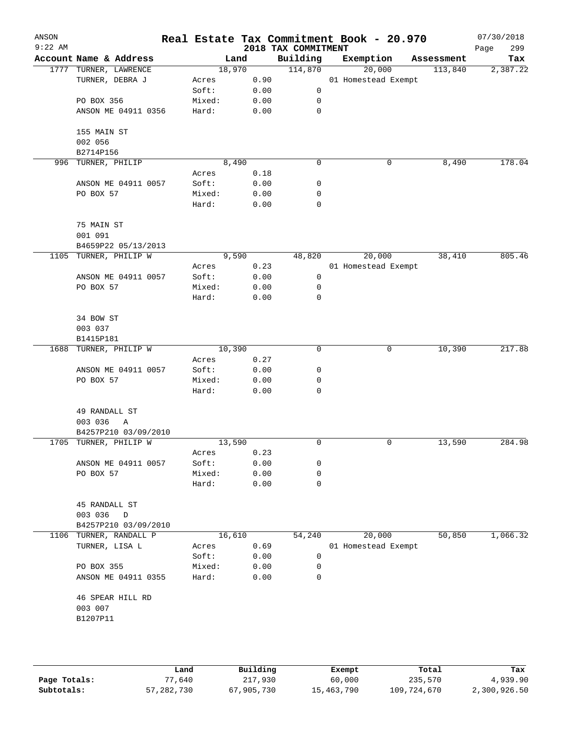ANSON
9:22 AM

# Real Estate Tax Commitment Book - 20.970

## 2018 TAX COMMITMENT

07/30/2018

| Account Name & Address | | Land | Building | Exemption | Assessment | Tax |
|---|---|---|---|---|---|---|
| 1777 TURNER, LAWRENCE | | 18,970 | 114,870 | 20,000 | 113,840 | 2,387.22 |
| TURNER, DEBRA J | Acres | 0.90 | | 01 Homestead Exempt | | |
| | Soft: | 0.00 | 0 | | | |
| PO BOX 356 | Mixed: | 0.00 | 0 | | | |
| ANSON ME 04911 0356 | Hard: | 0.00 | 0 | | | |
| 155 MAIN ST | | | | | | |
| 002 056 | | | | | | |
| B2714P156 | | | | | | |
| 996 TURNER, PHILIP | | 8,490 | 0 | 0 | 8,490 | 178.04 |
| | Acres | 0.18 | | | | |
| ANSON ME 04911 0057 | Soft: | 0.00 | 0 | | | |
| PO BOX 57 | Mixed: | 0.00 | 0 | | | |
| | Hard: | 0.00 | 0 | | | |
| 75 MAIN ST | | | | | | |
| 001 091 | | | | | | |
| B4659P22 05/13/2013 | | | | | | |
| 1105 TURNER, PHILIP W | | 9,590 | 48,820 | 20,000 | 38,410 | 805.46 |
| | Acres | 0.23 | | 01 Homestead Exempt | | |
| ANSON ME 04911 0057 | Soft: | 0.00 | 0 | | | |
| PO BOX 57 | Mixed: | 0.00 | 0 | | | |
| | Hard: | 0.00 | 0 | | | |
| 34 BOW ST | | | | | | |
| 003 037 | | | | | | |
| B1415P181 | | | | | | |
| 1688 TURNER, PHILIP W | | 10,390 | 0 | 0 | 10,390 | 217.88 |
| | Acres | 0.27 | | | | |
| ANSON ME 04911 0057 | Soft: | 0.00 | 0 | | | |
| PO BOX 57 | Mixed: | 0.00 | 0 | | | |
| | Hard: | 0.00 | 0 | | | |
| 49 RANDALL ST | | | | | | |
| 003 036 A | | | | | | |
| B4257P210 03/09/2010 | | | | | | |
| 1705 TURNER, PHILIP W | | 13,590 | 0 | 0 | 13,590 | 284.98 |
| | Acres | 0.23 | | | | |
| ANSON ME 04911 0057 | Soft: | 0.00 | 0 | | | |
| PO BOX 57 | Mixed: | 0.00 | 0 | | | |
| | Hard: | 0.00 | 0 | | | |
| 45 RANDALL ST | | | | | | |
| 003 036 D | | | | | | |
| B4257P210 03/09/2010 | | | | | | |
| 1106 TURNER, RANDALL P | | 16,610 | 54,240 | 20,000 | 50,850 | 1,066.32 |
| TURNER, LISA L | Acres | 0.69 | | 01 Homestead Exempt | | |
| | Soft: | 0.00 | 0 | | | |
| PO BOX 355 | Mixed: | 0.00 | 0 | | | |
| ANSON ME 04911 0355 | Hard: | 0.00 | 0 | | | |
| 46 SPEAR HILL RD | | | | | | |
| 003 007 | | | | | | |
| B1207P11 | | | | | | |

| | Land | Building | Exempt | Total | Tax |
|---|---|---|---|---|---|
| Page Totals: | 77,640 | 217,930 | 60,000 | 235,570 | 4,939.90 |
| Subtotals: | 57,282,730 | 67,905,730 | 15,463,790 | 109,724,670 | 2,300,926.50 |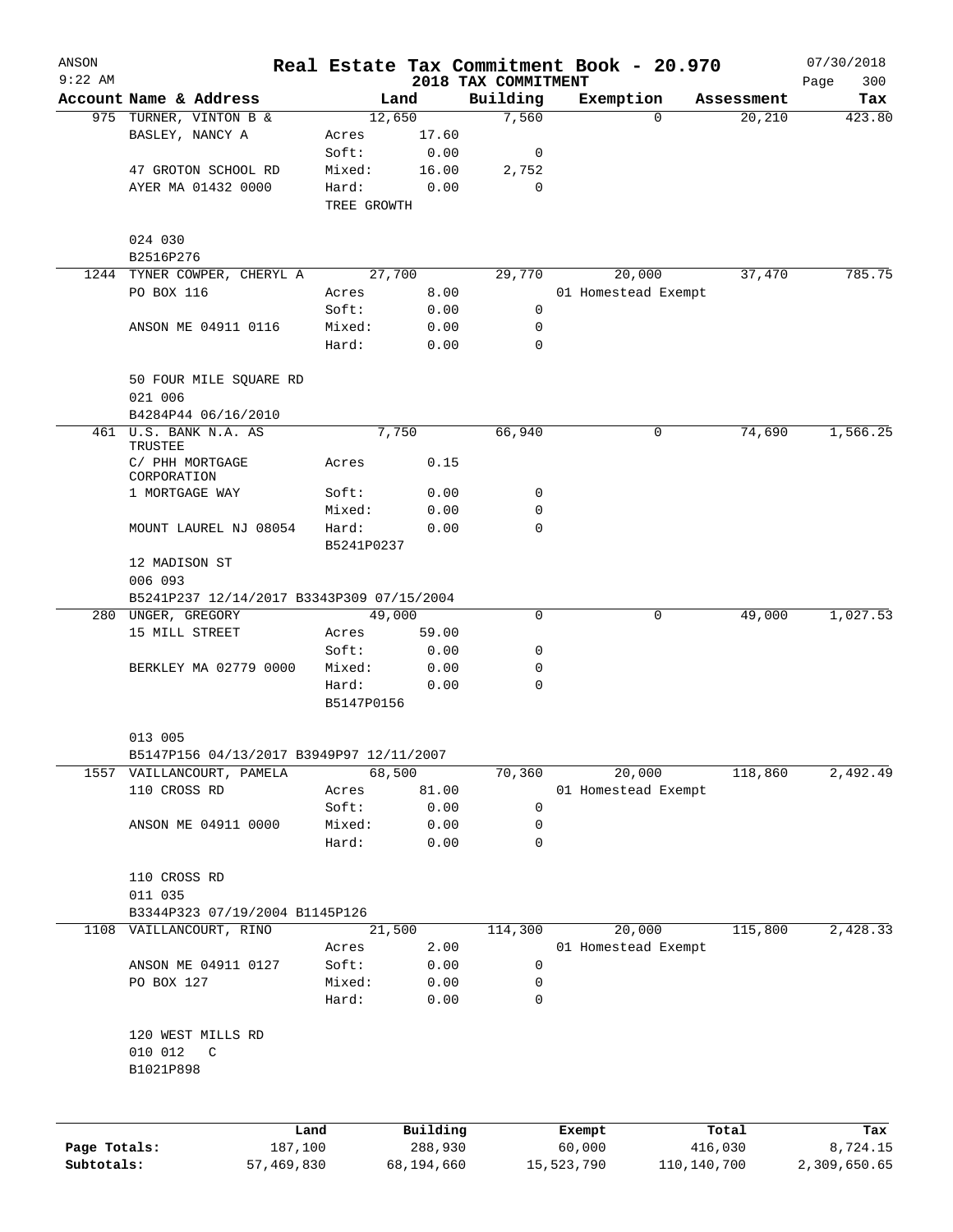ANSON
9:22 AM

# Real Estate Tax Commitment Book - 20.970

2018 TAX COMMITMENT

07/30/2018

| Account Name & Address | | Land | Building | Exemption | Assessment | Tax |
|---|---|---|---|---|---|---|
| 975 TURNER, VINTON B & | | 12,650 | 7,560 | 0 | 20,210 | 423.80 |
| BASLEY, NANCY A | Acres | 17.60 | | | | |
| | Soft: | 0.00 | 0 | | | |
| 47 GROTON SCHOOL RD | Mixed: | 16.00 | 2,752 | | | |
| AYER MA 01432 0000 | Hard: | 0.00 | 0 | | | |
| | TREE GROWTH | | | | | |
| 024 030 | | | | | | |
| B2516P276 | | | | | | |
| 1244 TYNER COWPER, CHERYL A | | 27,700 | 29,770 | 20,000 | 37,470 | 785.75 |
| PO BOX 116 | Acres | 8.00 | | 01 Homestead Exempt | | |
| | Soft: | 0.00 | 0 | | | |
| ANSON ME 04911 0116 | Mixed: | 0.00 | 0 | | | |
| | Hard: | 0.00 | 0 | | | |
| 50 FOUR MILE SQUARE RD | | | | | | |
| 021 006 | | | | | | |
| B4284P44 06/16/2010 | | | | | | |
| 461 U.S. BANK N.A. AS TRUSTEE | | 7,750 | 66,940 | 0 | 74,690 | 1,566.25 |
| C/ PHH MORTGAGE CORPORATION | Acres | 0.15 | | | | |
| 1 MORTGAGE WAY | Soft: | 0.00 | 0 | | | |
| | Mixed: | 0.00 | 0 | | | |
| MOUNT LAUREL NJ 08054 | Hard: | 0.00 | 0 | | | |
| | B5241P0237 | | | | | |
| 12 MADISON ST | | | | | | |
| 006 093 | | | | | | |
| B5241P237 12/14/2017 B3343P309 07/15/2004 | | | | | | |
| 280 UNGER, GREGORY | | 49,000 | 0 | 0 | 49,000 | 1,027.53 |
| 15 MILL STREET | Acres | 59.00 | | | | |
| | Soft: | 0.00 | 0 | | | |
| BERKLEY MA 02779 0000 | Mixed: | 0.00 | 0 | | | |
| | Hard: | 0.00 | 0 | | | |
| | B5147P0156 | | | | | |
| 013 005 | | | | | | |
| B5147P156 04/13/2017 B3949P97 12/11/2007 | | | | | | |
| 1557 VAILLANCOURT, PAMELA | | 68,500 | 70,360 | 20,000 | 118,860 | 2,492.49 |
| 110 CROSS RD | Acres | 81.00 | | 01 Homestead Exempt | | |
| | Soft: | 0.00 | 0 | | | |
| ANSON ME 04911 0000 | Mixed: | 0.00 | 0 | | | |
| | Hard: | 0.00 | 0 | | | |
| 110 CROSS RD | | | | | | |
| 011 035 | | | | | | |
| B3344P323 07/19/2004 B1145P126 | | | | | | |
| 1108 VAILLANCOURT, RINO | | 21,500 | 114,300 | 20,000 | 115,800 | 2,428.33 |
| | Acres | 2.00 | | 01 Homestead Exempt | | |
| ANSON ME 04911 0127 | Soft: | 0.00 | 0 | | | |
| PO BOX 127 | Mixed: | 0.00 | 0 | | | |
| | Hard: | 0.00 | 0 | | | |
| 120 WEST MILLS RD | | | | | | |
| 010 012 C | | | | | | |
| B1021P898 | | | | | | |

| | Land | Building | Exempt | Total | Tax |
|---|---|---|---|---|---|
| Page Totals: | 187,100 | 288,930 | 60,000 | 416,030 | 8,724.15 |
| Subtotals: | 57,469,830 | 68,194,660 | 15,523,790 | 110,140,700 | 2,309,650.65 |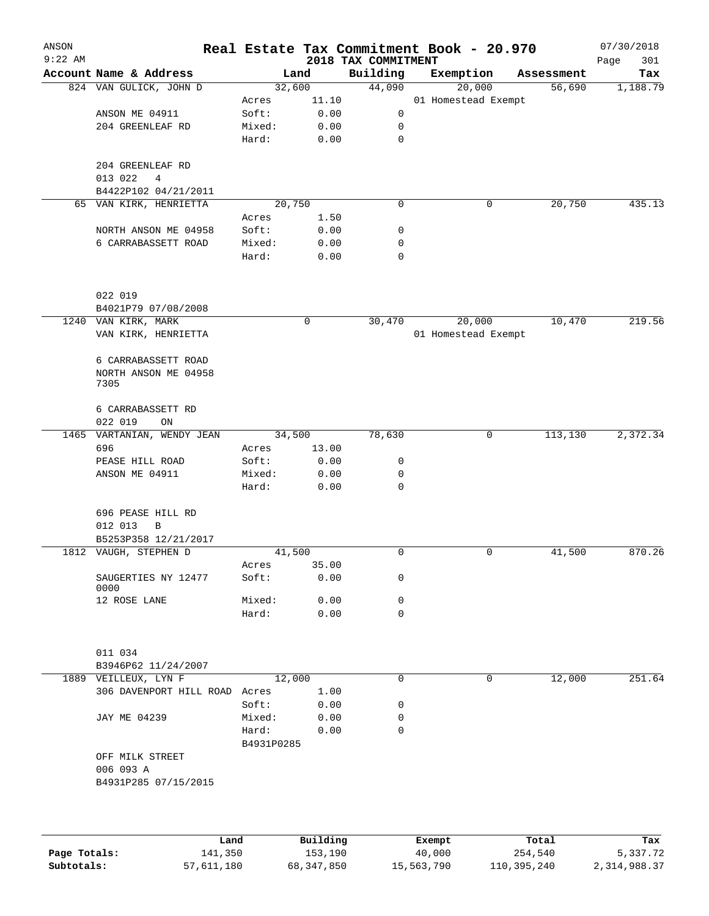ANSON 9:22 AM

# Real Estate Tax Commitment Book - 20.970

## 2018 TAX COMMITMENT

07/30/2018

| Account Name & Address | Land | | Building | Exemption | Assessment | Tax |
|---|---|---|---|---|---|---|
| 824 VAN GULICK, JOHN D | 32,600 | | 44,090 | 20,000 | 56,690 | 1,188.79 |
| | Acres | 11.10 | | 01 Homestead Exempt | | |
| ANSON ME 04911 | Soft: | 0.00 | 0 | | | |
| 204 GREENLEAF RD | Mixed: | 0.00 | 0 | | | |
| | Hard: | 0.00 | 0 | | | |
| 204 GREENLEAF RD | | | | | | |
| 013 022 4 | | | | | | |
| B4422P102 04/21/2011 | | | | | | |
| 65 VAN KIRK, HENRIETTA | 20,750 | | 0 | 0 | 20,750 | 435.13 |
| | Acres | 1.50 | | | | |
| NORTH ANSON ME 04958 | Soft: | 0.00 | 0 | | | |
| 6 CARRABASSETT ROAD | Mixed: | 0.00 | 0 | | | |
| | Hard: | 0.00 | 0 | | | |
| 022 019 | | | | | | |
| B4021P79 07/08/2008 | | | | | | |
| 1240 VAN KIRK, MARK | 0 | | 30,470 | 20,000 | 10,470 | 219.56 |
| VAN KIRK, HENRIETTA | | | | 01 Homestead Exempt | | |
| 6 CARRABASSETT ROAD | | | | | | |
| NORTH ANSON ME 04958 7305 | | | | | | |
| 6 CARRABASSETT RD | | | | | | |
| 022 019 ON | | | | | | |
| 1465 VARTANIAN, WENDY JEAN | 34,500 | | 78,630 | 0 | 113,130 | 2,372.34 |
| 696 | Acres | 13.00 | | | | |
| PEASE HILL ROAD | Soft: | 0.00 | 0 | | | |
| ANSON ME 04911 | Mixed: | 0.00 | 0 | | | |
| | Hard: | 0.00 | 0 | | | |
| 696 PEASE HILL RD | | | | | | |
| 012 013 B | | | | | | |
| B5253P358 12/21/2017 | | | | | | |
| 1812 VAUGH, STEPHEN D | 41,500 | | 0 | 0 | 41,500 | 870.26 |
| | Acres | 35.00 | | | | |
| SAUGERTIES NY 12477 0000 | Soft: | 0.00 | 0 | | | |
| 12 ROSE LANE | Mixed: | 0.00 | 0 | | | |
| | Hard: | 0.00 | 0 | | | |
| 011 034 | | | | | | |
| B3946P62 11/24/2007 | | | | | | |
| 1889 VEILLEUX, LYN F | 12,000 | | 0 | 0 | 12,000 | 251.64 |
| 306 DAVENPORT HILL ROAD | Acres | 1.00 | | | | |
| | Soft: | 0.00 | 0 | | | |
| JAY ME 04239 | Mixed: | 0.00 | 0 | | | |
| | Hard: | 0.00 | 0 | | | |
| | B4931P0285 | | | | | |
| OFF MILK STREET | | | | | | |
| 006 093 A | | | | | | |
| B4931P285 07/15/2015 | | | | | | |

| | Land | Building | Exempt | Total | Tax |
|---|---|---|---|---|---|
| Page Totals: | 141,350 | 153,190 | 40,000 | 254,540 | 5,337.72 |
| Subtotals: | 57,611,180 | 68,347,850 | 15,563,790 | 110,395,240 | 2,314,988.37 |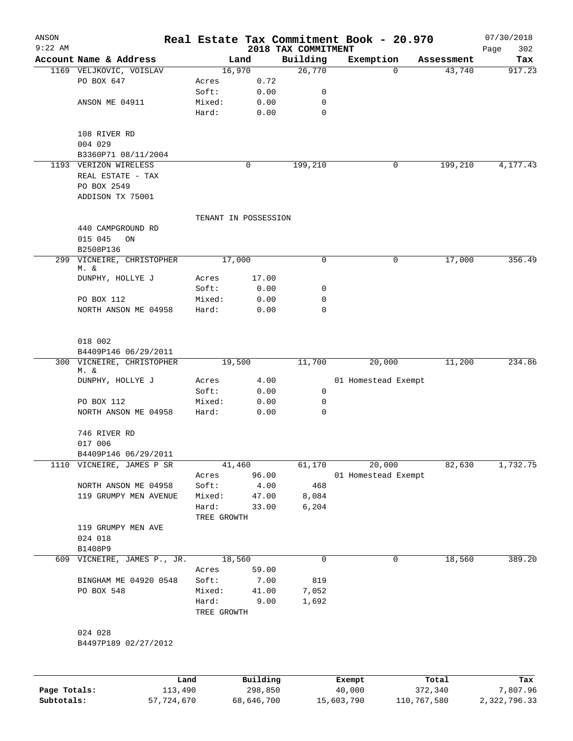ANSON 9:22 AM

# Real Estate Tax Commitment Book - 20.970

2018 TAX COMMITMENT

07/30/2018 Page 302

| Account | Name & Address | Land | | Building | Exemption | Assessment | Tax |
|---|---|---|---|---|---|---|---|
| 1169 | VELJKOVIC, VOISLAV | 16,970 | | 26,770 | 0 | 43,740 | 917.23 |
| | PO BOX 647 | Acres | 0.72 | | | | |
| | | Soft: | 0.00 | 0 | | | |
| | ANSON ME 04911 | Mixed: | 0.00 | 0 | | | |
| | | Hard: | 0.00 | 0 | | | |
| | 108 RIVER RD | | | | | | |
| | 004 029 | | | | | | |
| | B3360P71 08/11/2004 | | | | | | |
| 1193 | VERIZON WIRELESS | 0 | | 199,210 | 0 | 199,210 | 4,177.43 |
| | REAL ESTATE - TAX | | | | | | |
| | PO BOX 2549 | | | | | | |
| | ADDISON TX 75001 | | | | | | |
| | | TENANT IN POSSESSION | | | | | |
| | 440 CAMPGROUND RD | | | | | | |
| | 015 045 ON | | | | | | |
| | B2508P136 | | | | | | |
| 299 | VICNEIRE, CHRISTOPHER M. & | 17,000 | | 0 | 0 | 17,000 | 356.49 |
| | DUNPHY, HOLLYE J | Acres | 17.00 | | | | |
| | | Soft: | 0.00 | 0 | | | |
| | PO BOX 112 | Mixed: | 0.00 | 0 | | | |
| | NORTH ANSON ME 04958 | Hard: | 0.00 | 0 | | | |
| | 018 002 | | | | | | |
| | B4409P146 06/29/2011 | | | | | | |
| 300 | VICNEIRE, CHRISTOPHER M. & | 19,500 | | 11,700 | 20,000 | 11,200 | 234.86 |
| | DUNPHY, HOLLYE J | Acres | 4.00 | | 01 Homestead Exempt | | |
| | | Soft: | 0.00 | 0 | | | |
| | PO BOX 112 | Mixed: | 0.00 | 0 | | | |
| | NORTH ANSON ME 04958 | Hard: | 0.00 | 0 | | | |
| | 746 RIVER RD | | | | | | |
| | 017 006 | | | | | | |
| | B4409P146 06/29/2011 | | | | | | |
| 1110 | VICNEIRE, JAMES P SR | 41,460 | | 61,170 | 20,000 | 82,630 | 1,732.75 |
| | | Acres | 96.00 | | 01 Homestead Exempt | | |
| | NORTH ANSON ME 04958 | Soft: | 4.00 | 468 | | | |
| | 119 GRUMPY MEN AVENUE | Mixed: | 47.00 | 8,084 | | | |
| | | Hard: | 33.00 | 6,204 | | | |
| | | TREE GROWTH | | | | | |
| | 119 GRUMPY MEN AVE | | | | | | |
| | 024 018 | | | | | | |
| | B1408P9 | | | | | | |
| 609 | VICNEIRE, JAMES P., JR. | 18,560 | | 0 | 0 | 18,560 | 389.20 |
| | | Acres | 59.00 | | | | |
| | BINGHAM ME 04920 0548 | Soft: | 7.00 | 819 | | | |
| | PO BOX 548 | Mixed: | 41.00 | 7,052 | | | |
| | | Hard: | 9.00 | 1,692 | | | |
| | | TREE GROWTH | | | | | |
| | 024 028 | | | | | | |
| | B4497P189 02/27/2012 | | | | | | |

| | Land | Building | Exempt | Total | Tax |
|---|---|---|---|---|---|
| Page Totals: | 113,490 | 298,850 | 40,000 | 372,340 | 7,807.96 |
| Subtotals: | 57,724,670 | 68,646,700 | 15,603,790 | 110,767,580 | 2,322,796.33 |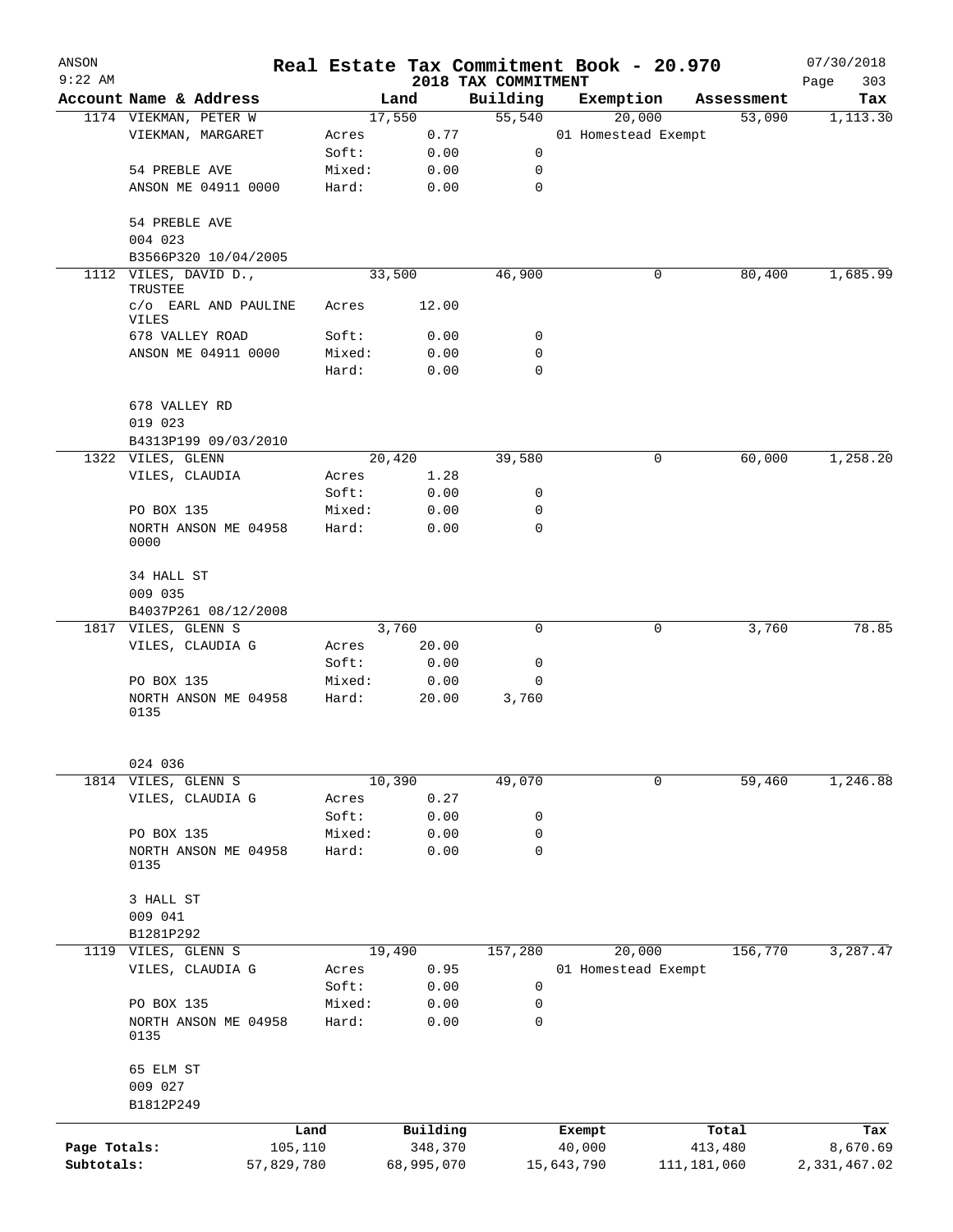# Real Estate Tax Commitment Book - 20.970

ANSON
9:22 AM

2018 TAX COMMITMENT

07/30/2018

| Account Name & Address | | Land | Building | Exemption | Assessment | Tax |
|---|---|---|---|---|---|---|
| 1174 VIEKMAN, PETER W | | 17,550 | 55,540 | 20,000 | 53,090 | 1,113.30 |
| VIEKMAN, MARGARET | Acres | 0.77 | | 01 Homestead Exempt | | |
| | Soft: | 0.00 | 0 | | | |
| 54 PREBLE AVE | Mixed: | 0.00 | 0 | | | |
| ANSON ME 04911 0000 | Hard: | 0.00 | 0 | | | |
| 54 PREBLE AVE | | | | | | |
| 004 023 | | | | | | |
| B3566P320 10/04/2005 | | | | | | |
| 1112 VILES, DAVID D., TRUSTEE | | 33,500 | 46,900 | 0 | 80,400 | 1,685.99 |
| c/o EARL AND PAULINE VILES | Acres | 12.00 | | | | |
| 678 VALLEY ROAD | Soft: | 0.00 | 0 | | | |
| ANSON ME 04911 0000 | Mixed: | 0.00 | 0 | | | |
| | Hard: | 0.00 | 0 | | | |
| 678 VALLEY RD | | | | | | |
| 019 023 | | | | | | |
| B4313P199 09/03/2010 | | | | | | |
| 1322 VILES, GLENN | | 20,420 | 39,580 | 0 | 60,000 | 1,258.20 |
| VILES, CLAUDIA | Acres | 1.28 | | | | |
| | Soft: | 0.00 | 0 | | | |
| PO BOX 135 | Mixed: | 0.00 | 0 | | | |
| NORTH ANSON ME 04958 0000 | Hard: | 0.00 | 0 | | | |
| 34 HALL ST | | | | | | |
| 009 035 | | | | | | |
| B4037P261 08/12/2008 | | | | | | |
| 1817 VILES, GLENN S | | 3,760 | 0 | 0 | 3,760 | 78.85 |
| VILES, CLAUDIA G | Acres | 20.00 | | | | |
| | Soft: | 0.00 | 0 | | | |
| PO BOX 135 | Mixed: | 0.00 | 0 | | | |
| NORTH ANSON ME 04958 0135 | Hard: | 20.00 | 3,760 | | | |
| 024 036 | | | | | | |
| 1814 VILES, GLENN S | | 10,390 | 49,070 | 0 | 59,460 | 1,246.88 |
| VILES, CLAUDIA G | Acres | 0.27 | | | | |
| | Soft: | 0.00 | 0 | | | |
| PO BOX 135 | Mixed: | 0.00 | 0 | | | |
| NORTH ANSON ME 04958 0135 | Hard: | 0.00 | 0 | | | |
| 3 HALL ST | | | | | | |
| 009 041 | | | | | | |
| B1281P292 | | | | | | |
| 1119 VILES, GLENN S | | 19,490 | 157,280 | 20,000 | 156,770 | 3,287.47 |
| VILES, CLAUDIA G | Acres | 0.95 | | 01 Homestead Exempt | | |
| | Soft: | 0.00 | 0 | | | |
| PO BOX 135 | Mixed: | 0.00 | 0 | | | |
| NORTH ANSON ME 04958 0135 | Hard: | 0.00 | 0 | | | |
| 65 ELM ST | | | | | | |
| 009 027 | | | | | | |
| B1812P249 | | | | | | |

| | Land | Building | Exempt | Total | Tax |
|---|---|---|---|---|---|
| Page Totals: | 105,110 | 348,370 | 40,000 | 413,480 | 8,670.69 |
| Subtotals: | 57,829,780 | 68,995,070 | 15,643,790 | 111,181,060 | 2,331,467.02 |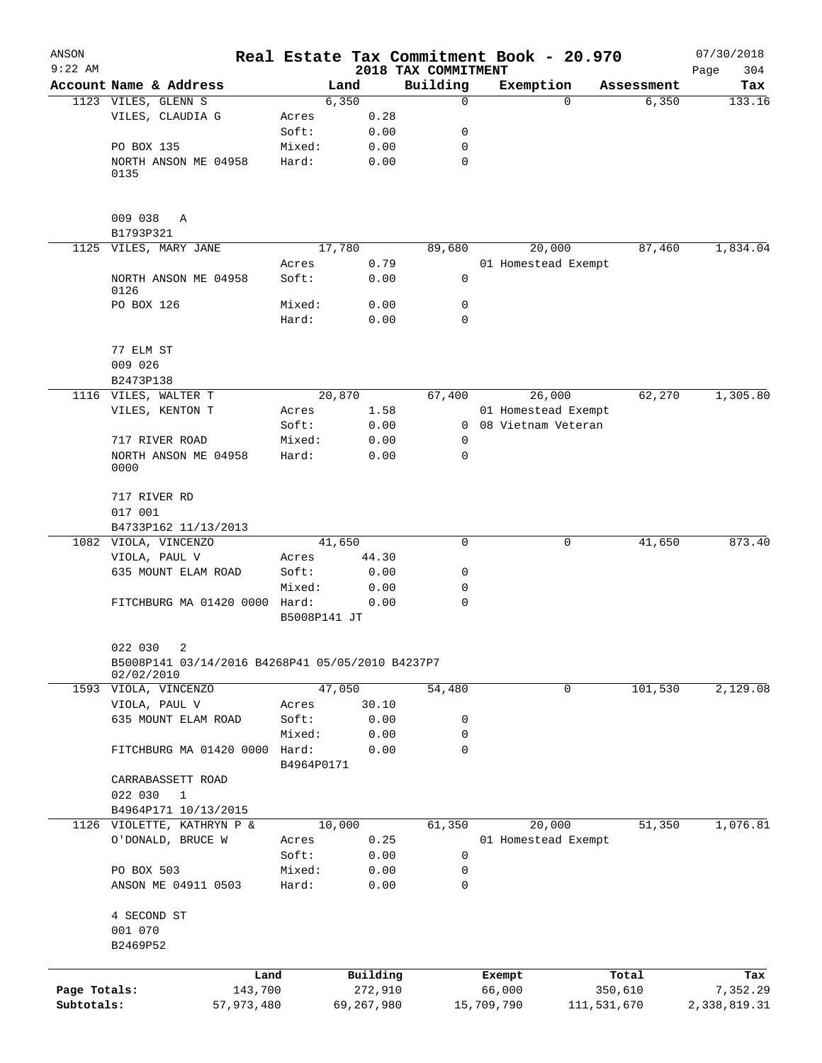ANSON
9:22 AM

# Real Estate Tax Commitment Book - 20.970

2018 TAX COMMITMENT

07/30/2018
Page 304

| Account Name & Address | | Land | Building | Exemption | Assessment | Tax |
|---|---|---|---|---|---|---|
| 1123 VILES, GLENN S | | 6,350 | 0 | 0 | 6,350 | 133.16 |
| VILES, CLAUDIA G | Acres | 0.28 | | | | |
| | Soft: | 0.00 | 0 | | | |
| PO BOX 135 | Mixed: | 0.00 | 0 | | | |
| NORTH ANSON ME 04958 0135 | Hard: | 0.00 | 0 | | | |
| 009 038 A | | | | | | |
| B1793P321 | | | | | | |
| 1125 VILES, MARY JANE | | 17,780 | 89,680 | 20,000 | 87,460 | 1,834.04 |
| | Acres | 0.79 | | 01 Homestead Exempt | | |
| NORTH ANSON ME 04958 0126 | Soft: | 0.00 | 0 | | | |
| PO BOX 126 | Mixed: | 0.00 | 0 | | | |
| | Hard: | 0.00 | 0 | | | |
| 77 ELM ST | | | | | | |
| 009 026 | | | | | | |
| B2473P138 | | | | | | |
| 1116 VILES, WALTER T | | 20,870 | 67,400 | 26,000 | 62,270 | 1,305.80 |
| VILES, KENTON T | Acres | 1.58 | | 01 Homestead Exempt | | |
| | Soft: | 0.00 | 0 | 08 Vietnam Veteran | | |
| 717 RIVER ROAD | Mixed: | 0.00 | 0 | | | |
| NORTH ANSON ME 04958 0000 | Hard: | 0.00 | 0 | | | |
| 717 RIVER RD | | | | | | |
| 017 001 | | | | | | |
| B4733P162 11/13/2013 | | | | | | |
| 1082 VIOLA, VINCENZO | | 41,650 | 0 | 0 | 41,650 | 873.40 |
| VIOLA, PAUL V | Acres | 44.30 | | | | |
| 635 MOUNT ELAM ROAD | Soft: | 0.00 | 0 | | | |
| | Mixed: | 0.00 | 0 | | | |
| FITCHBURG MA 01420 0000 | Hard: | 0.00 | 0 | | | |
| | B5008P141 JT | | | | | |
| 022 030 2 | | | | | | |
| B5008P141 03/14/2016 B4268P41 05/05/2010 B4237P7 02/02/2010 | | | | | | |
| 1593 VIOLA, VINCENZO | | 47,050 | 54,480 | 0 | 101,530 | 2,129.08 |
| VIOLA, PAUL V | Acres | 30.10 | | | | |
| 635 MOUNT ELAM ROAD | Soft: | 0.00 | 0 | | | |
| | Mixed: | 0.00 | 0 | | | |
| FITCHBURG MA 01420 0000 | Hard: | 0.00 | 0 | | | |
| | B4964P0171 | | | | | |
| CARRABASSETT ROAD | | | | | | |
| 022 030 1 | | | | | | |
| B4964P171 10/13/2015 | | | | | | |
| 1126 VIOLETTE, KATHRYN P & | | 10,000 | 61,350 | 20,000 | 51,350 | 1,076.81 |
| O'DONALD, BRUCE W | Acres | 0.25 | | 01 Homestead Exempt | | |
| | Soft: | 0.00 | 0 | | | |
| PO BOX 503 | Mixed: | 0.00 | 0 | | | |
| ANSON ME 04911 0503 | Hard: | 0.00 | 0 | | | |
| 4 SECOND ST | | | | | | |
| 001 070 | | | | | | |
| B2469P52 | | | | | | |

| | Land | Building | Exempt | Total | Tax |
|---|---|---|---|---|---|
| Page Totals: | 143,700 | 272,910 | 66,000 | 350,610 | 7,352.29 |
| Subtotals: | 57,973,480 | 69,267,980 | 15,709,790 | 111,531,670 | 2,338,819.31 |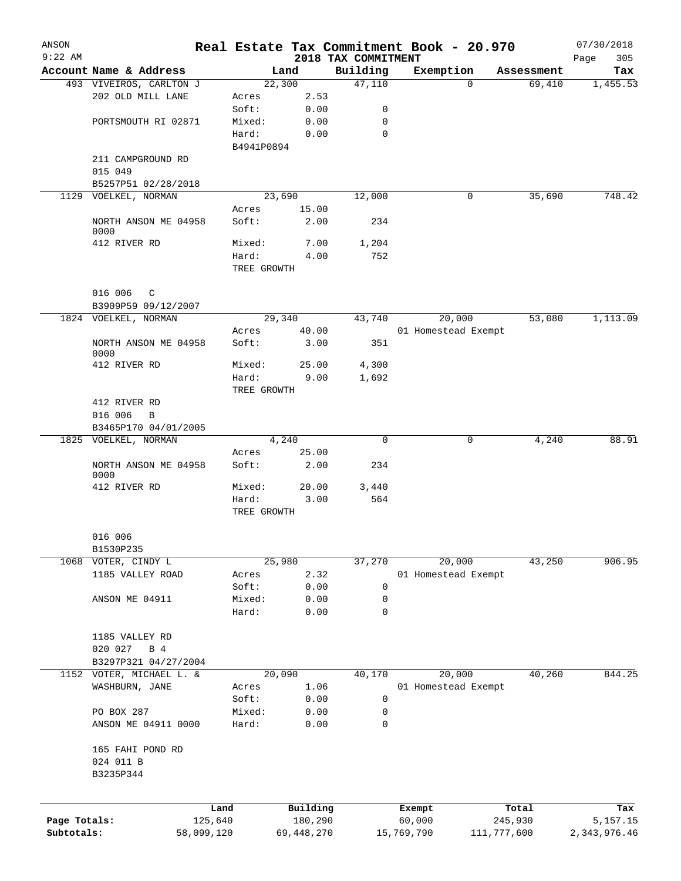# Real Estate Tax Commitment Book - 20.970

ANSON
9:22 AM

2018 TAX COMMITMENT

07/30/2018
Page 305

| Account Name & Address | Land | | Building | Exemption | Assessment | Tax |
|---|---|---|---|---|---|---|
| 493 VIVEIROS, CARLTON J | 22,300 | | 47,110 | 0 | 69,410 | 1,455.53 |
| 202 OLD MILL LANE | Acres | 2.53 | | | | |
| | Soft: | 0.00 | 0 | | | |
| PORTSMOUTH RI 02871 | Mixed: | 0.00 | 0 | | | |
| | Hard: | 0.00 | 0 | | | |
| | B4941P0894 | | | | | |
| 211 CAMPGROUND RD | | | | | | |
| 015 049 | | | | | | |
| B5257P51 02/28/2018 | | | | | | |
| 1129 VOELKEL, NORMAN | 23,690 | | 12,000 | 0 | 35,690 | 748.42 |
| | Acres | 15.00 | | | | |
| NORTH ANSON ME 04958 0000 | Soft: | 2.00 | 234 | | | |
| 412 RIVER RD | Mixed: | 7.00 | 1,204 | | | |
| | Hard: | 4.00 | 752 | | | |
| | TREE GROWTH | | | | | |
| 016 006 C | | | | | | |
| B3909P59 09/12/2007 | | | | | | |
| 1824 VOELKEL, NORMAN | 29,340 | | 43,740 | 20,000 | 53,080 | 1,113.09 |
| | Acres | 40.00 | | 01 Homestead Exempt | | |
| NORTH ANSON ME 04958 0000 | Soft: | 3.00 | 351 | | | |
| 412 RIVER RD | Mixed: | 25.00 | 4,300 | | | |
| | Hard: | 9.00 | 1,692 | | | |
| | TREE GROWTH | | | | | |
| 412 RIVER RD | | | | | | |
| 016 006 B | | | | | | |
| B3465P170 04/01/2005 | | | | | | |
| 1825 VOELKEL, NORMAN | 4,240 | | 0 | 0 | 4,240 | 88.91 |
| | Acres | 25.00 | | | | |
| NORTH ANSON ME 04958 0000 | Soft: | 2.00 | 234 | | | |
| 412 RIVER RD | Mixed: | 20.00 | 3,440 | | | |
| | Hard: | 3.00 | 564 | | | |
| | TREE GROWTH | | | | | |
| 016 006 | | | | | | |
| B1530P235 | | | | | | |
| 1068 VOTER, CINDY L | 25,980 | | 37,270 | 20,000 | 43,250 | 906.95 |
| 1185 VALLEY ROAD | Acres | 2.32 | | 01 Homestead Exempt | | |
| | Soft: | 0.00 | 0 | | | |
| ANSON ME 04911 | Mixed: | 0.00 | 0 | | | |
| | Hard: | 0.00 | 0 | | | |
| 1185 VALLEY RD | | | | | | |
| 020 027 B 4 | | | | | | |
| B3297P321 04/27/2004 | | | | | | |
| 1152 VOTER, MICHAEL L. & | 20,090 | | 40,170 | 20,000 | 40,260 | 844.25 |
| WASHBURN, JANE | Acres | 1.06 | | 01 Homestead Exempt | | |
| | Soft: | 0.00 | 0 | | | |
| PO BOX 287 | Mixed: | 0.00 | 0 | | | |
| ANSON ME 04911 0000 | Hard: | 0.00 | 0 | | | |
| 165 FAHI POND RD | | | | | | |
| 024 011 B | | | | | | |
| B3235P344 | | | | | | |

| | Land | Building | Exempt | Total | Tax |
|---|---|---|---|---|---|
| Page Totals: | 125,640 | 180,290 | 60,000 | 245,930 | 5,157.15 |
| Subtotals: | 58,099,120 | 69,448,270 | 15,769,790 | 111,777,600 | 2,343,976.46 |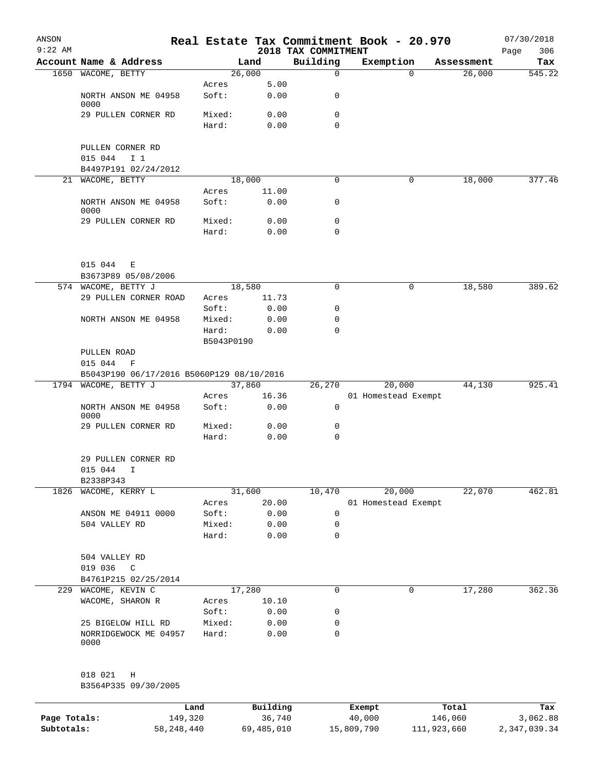ANSON 9:22 AM

# Real Estate Tax Commitment Book - 20.970

2018 TAX COMMITMENT

07/30/2018 Page 306

| Account | Name & Address | Land | | Building | Exemption | Assessment | Tax |
|---|---|---|---|---|---|---|---|
| 1650 | WACOME, BETTY | | 26,000 | 0 | 0 | 26,000 | 545.22 |
| | | Acres | 5.00 | | | | |
| | NORTH ANSON ME 04958 0000 | Soft: | 0.00 | 0 | | | |
| | 29 PULLEN CORNER RD | Mixed: | 0.00 | 0 | | | |
| | | Hard: | 0.00 | 0 | | | |
| | PULLEN CORNER RD | | | | | | |
| | 015 044 I 1 | | | | | | |
| | B4497P191 02/24/2012 | | | | | | |
| 21 | WACOME, BETTY | | 18,000 | 0 | 0 | 18,000 | 377.46 |
| | | Acres | 11.00 | | | | |
| | NORTH ANSON ME 04958 0000 | Soft: | 0.00 | 0 | | | |
| | 29 PULLEN CORNER RD | Mixed: | 0.00 | 0 | | | |
| | | Hard: | 0.00 | 0 | | | |
| | 015 044 E | | | | | | |
| | B3673P89 05/08/2006 | | | | | | |
| 574 | WACOME, BETTY J | | 18,580 | 0 | 0 | 18,580 | 389.62 |
| | 29 PULLEN CORNER ROAD | Acres | 11.73 | | | | |
| | | Soft: | 0.00 | 0 | | | |
| | NORTH ANSON ME 04958 | Mixed: | 0.00 | 0 | | | |
| | | Hard: | 0.00 | 0 | | | |
| | | B5043P0190 | | | | | |
| | PULLEN ROAD | | | | | | |
| | 015 044 F | | | | | | |
| | B5043P190 06/17/2016 B5060P129 08/10/2016 | | | | | | |
| 1794 | WACOME, BETTY J | | 37,860 | 26,270 | 20,000 | 44,130 | 925.41 |
| | | Acres | 16.36 | | 01 Homestead Exempt | | |
| | NORTH ANSON ME 04958 0000 | Soft: | 0.00 | 0 | | | |
| | 29 PULLEN CORNER RD | Mixed: | 0.00 | 0 | | | |
| | | Hard: | 0.00 | 0 | | | |
| | 29 PULLEN CORNER RD | | | | | | |
| | 015 044 I | | | | | | |
| | B2338P343 | | | | | | |
| 1826 | WACOME, KERRY L | | 31,600 | 10,470 | 20,000 | 22,070 | 462.81 |
| | | Acres | 20.00 | | 01 Homestead Exempt | | |
| | ANSON ME 04911 0000 | Soft: | 0.00 | 0 | | | |
| | 504 VALLEY RD | Mixed: | 0.00 | 0 | | | |
| | | Hard: | 0.00 | 0 | | | |
| | 504 VALLEY RD | | | | | | |
| | 019 036 C | | | | | | |
| | B4761P215 02/25/2014 | | | | | | |
| 229 | WACOME, KEVIN C | | 17,280 | 0 | 0 | 17,280 | 362.36 |
| | WACOME, SHARON R | Acres | 10.10 | | | | |
| | | Soft: | 0.00 | 0 | | | |
| | 25 BIGELOW HILL RD | Mixed: | 0.00 | 0 | | | |
| | NORRIDGEWOCK ME 04957 0000 | Hard: | 0.00 | 0 | | | |
| | 018 021 H | | | | | | |
| | B3564P335 09/30/2005 | | | | | | |

| | Land | Building | Exempt | Total | Tax |
|---|---|---|---|---|---|
| Page Totals: | 149,320 | 36,740 | 40,000 | 146,060 | 3,062.88 |
| Subtotals: | 58,248,440 | 69,485,010 | 15,809,790 | 111,923,660 | 2,347,039.34 |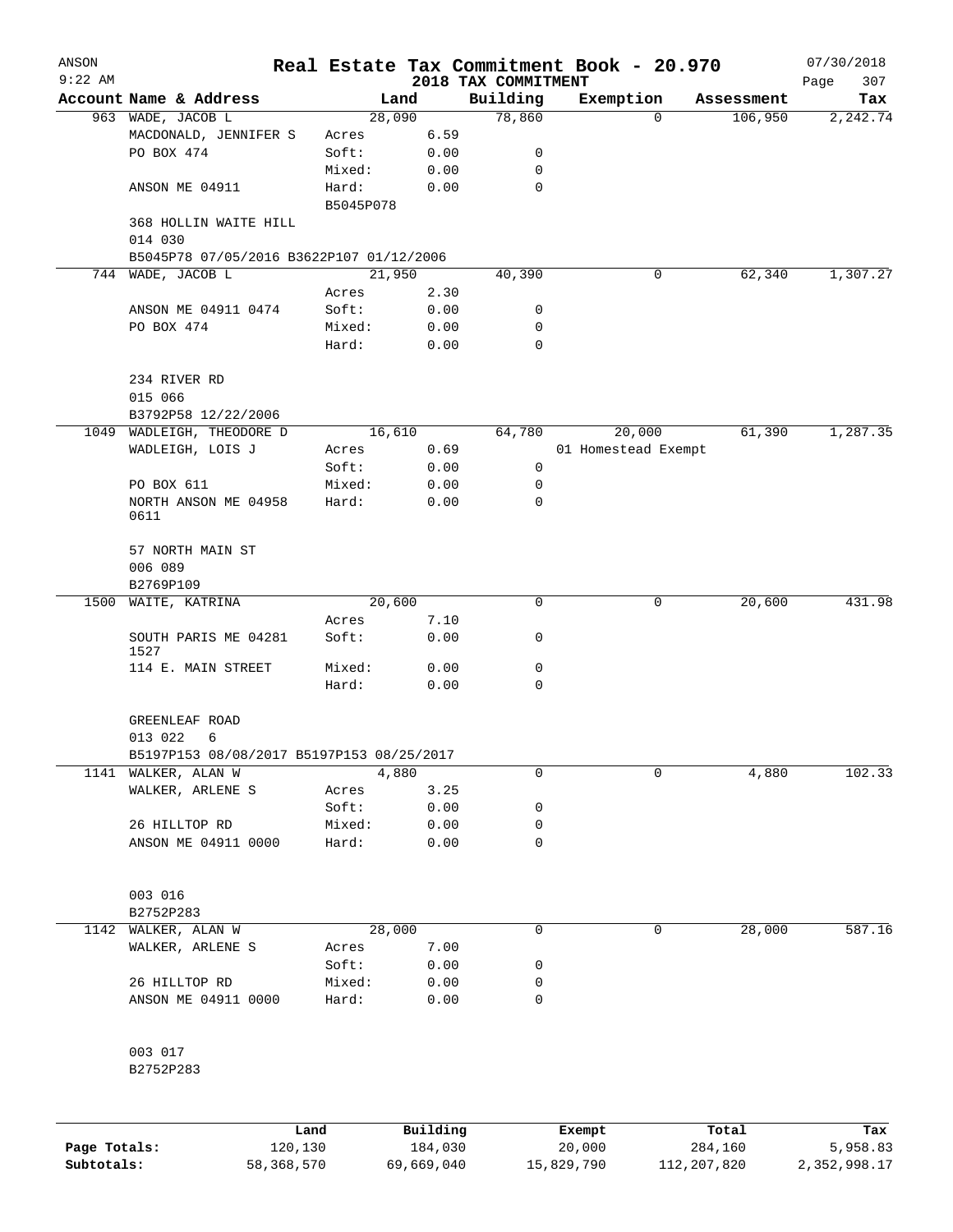ANSON
9:22 AM

# Real Estate Tax Commitment Book - 20.970

## 2018 TAX COMMITMENT

07/30/2018

| Account Name & Address | | Land | Building | Exemption | Assessment | Tax |
|---|---|---|---|---|---|---|
| 963 WADE, JACOB L | | 28,090 | 78,860 | 0 | 106,950 | 2,242.74 |
| MACDONALD, JENNIFER S | Acres | 6.59 | | | | |
| PO BOX 474 | Soft: | 0.00 | 0 | | | |
| | Mixed: | 0.00 | 0 | | | |
| ANSON ME 04911 | Hard: | 0.00 | 0 | | | |
| | B5045P078 | | | | | |
| 368 HOLLIN WAITE HILL | | | | | | |
| 014 030 | | | | | | |
| B5045P78 07/05/2016 B3622P107 01/12/2006 | | | | | | |
| 744 WADE, JACOB L | | 21,950 | 40,390 | 0 | 62,340 | 1,307.27 |
| | Acres | 2.30 | | | | |
| ANSON ME 04911 0474 | Soft: | 0.00 | 0 | | | |
| PO BOX 474 | Mixed: | 0.00 | 0 | | | |
| | Hard: | 0.00 | 0 | | | |
| 234 RIVER RD | | | | | | |
| 015 066 | | | | | | |
| B3792P58 12/22/2006 | | | | | | |
| 1049 WADLEIGH, THEODORE D | | 16,610 | 64,780 | 20,000 | 61,390 | 1,287.35 |
| WADLEIGH, LOIS J | Acres | 0.69 | | 01 Homestead Exempt | | |
| | Soft: | 0.00 | 0 | | | |
| PO BOX 611 | Mixed: | 0.00 | 0 | | | |
| NORTH ANSON ME 04958 0611 | Hard: | 0.00 | 0 | | | |
| 57 NORTH MAIN ST | | | | | | |
| 006 089 | | | | | | |
| B2769P109 | | | | | | |
| 1500 WAITE, KATRINA | | 20,600 | 0 | 0 | 20,600 | 431.98 |
| | Acres | 7.10 | | | | |
| SOUTH PARIS ME 04281 1527 | Soft: | 0.00 | 0 | | | |
| 114 E. MAIN STREET | Mixed: | 0.00 | 0 | | | |
| | Hard: | 0.00 | 0 | | | |
| GREENLEAF ROAD | | | | | | |
| 013 022 6 | | | | | | |
| B5197P153 08/08/2017 B5197P153 08/25/2017 | | | | | | |
| 1141 WALKER, ALAN W | | 4,880 | 0 | 0 | 4,880 | 102.33 |
| WALKER, ARLENE S | Acres | 3.25 | | | | |
| | Soft: | 0.00 | 0 | | | |
| 26 HILLTOP RD | Mixed: | 0.00 | 0 | | | |
| ANSON ME 04911 0000 | Hard: | 0.00 | 0 | | | |
| 003 016 | | | | | | |
| B2752P283 | | | | | | |
| 1142 WALKER, ALAN W | | 28,000 | 0 | 0 | 28,000 | 587.16 |
| WALKER, ARLENE S | Acres | 7.00 | | | | |
| | Soft: | 0.00 | 0 | | | |
| 26 HILLTOP RD | Mixed: | 0.00 | 0 | | | |
| ANSON ME 04911 0000 | Hard: | 0.00 | 0 | | | |
| 003 017 | | | | | | |
| B2752P283 | | | | | | |

| | Land | Building | Exempt | Total | Tax |
|---|---|---|---|---|---|
| Page Totals: | 120,130 | 184,030 | 20,000 | 284,160 | 5,958.83 |
| Subtotals: | 58,368,570 | 69,669,040 | 15,829,790 | 112,207,820 | 2,352,998.17 |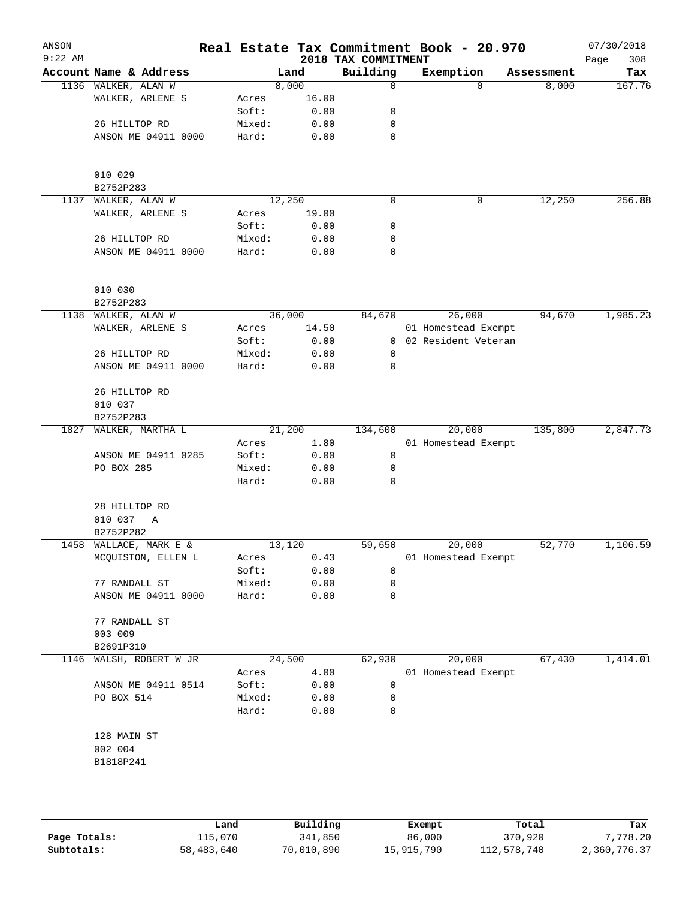# Real Estate Tax Commitment Book - 20.970

ANSON
9:22 AM

2018 TAX COMMITMENT

07/30/2018

| Account | Name & Address | | Land | Building | Exemption | Assessment | Tax |
|---|---|---|---|---|---|---|---|
| 1136 | WALKER, ALAN W | | 8,000 | 0 | 0 | 8,000 | 167.76 |
| | WALKER, ARLENE S | Acres | 16.00 | | | | |
| | | Soft: | 0.00 | 0 | | | |
| | 26 HILLTOP RD | Mixed: | 0.00 | 0 | | | |
| | ANSON ME 04911 0000 | Hard: | 0.00 | 0 | | | |
| | 010 029 | | | | | | |
| | B2752P283 | | | | | | |
| 1137 | WALKER, ALAN W | | 12,250 | 0 | 0 | 12,250 | 256.88 |
| | WALKER, ARLENE S | Acres | 19.00 | | | | |
| | | Soft: | 0.00 | 0 | | | |
| | 26 HILLTOP RD | Mixed: | 0.00 | 0 | | | |
| | ANSON ME 04911 0000 | Hard: | 0.00 | 0 | | | |
| | 010 030 | | | | | | |
| | B2752P283 | | | | | | |
| 1138 | WALKER, ALAN W | | 36,000 | 84,670 | 26,000 | 94,670 | 1,985.23 |
| | WALKER, ARLENE S | Acres | 14.50 | | 01 Homestead Exempt | | |
| | | Soft: | 0.00 | 0 | 02 Resident Veteran | | |
| | 26 HILLTOP RD | Mixed: | 0.00 | 0 | | | |
| | ANSON ME 04911 0000 | Hard: | 0.00 | 0 | | | |
| | 26 HILLTOP RD | | | | | | |
| | 010 037 | | | | | | |
| | B2752P283 | | | | | | |
| 1827 | WALKER, MARTHA L | | 21,200 | 134,600 | 20,000 | 135,800 | 2,847.73 |
| | | Acres | 1.80 | | 01 Homestead Exempt | | |
| | ANSON ME 04911 0285 | Soft: | 0.00 | 0 | | | |
| | PO BOX 285 | Mixed: | 0.00 | 0 | | | |
| | | Hard: | 0.00 | 0 | | | |
| | 28 HILLTOP RD | | | | | | |
| | 010 037 A | | | | | | |
| | B2752P282 | | | | | | |
| 1458 | WALLACE, MARK E & | | 13,120 | 59,650 | 20,000 | 52,770 | 1,106.59 |
| | MCQUISTON, ELLEN L | Acres | 0.43 | | 01 Homestead Exempt | | |
| | | Soft: | 0.00 | 0 | | | |
| | 77 RANDALL ST | Mixed: | 0.00 | 0 | | | |
| | ANSON ME 04911 0000 | Hard: | 0.00 | 0 | | | |
| | 77 RANDALL ST | | | | | | |
| | 003 009 | | | | | | |
| | B2691P310 | | | | | | |
| 1146 | WALSH, ROBERT W JR | | 24,500 | 62,930 | 20,000 | 67,430 | 1,414.01 |
| | | Acres | 4.00 | | 01 Homestead Exempt | | |
| | ANSON ME 04911 0514 | Soft: | 0.00 | 0 | | | |
| | PO BOX 514 | Mixed: | 0.00 | 0 | | | |
| | | Hard: | 0.00 | 0 | | | |
| | 128 MAIN ST | | | | | | |
| | 002 004 | | | | | | |
| | B1818P241 | | | | | | |

| | Land | Building | Exempt | Total | Tax |
|---|---|---|---|---|---|
| Page Totals: | 115,070 | 341,850 | 86,000 | 370,920 | 7,778.20 |
| Subtotals: | 58,483,640 | 70,010,890 | 15,915,790 | 112,578,740 | 2,360,776.37 |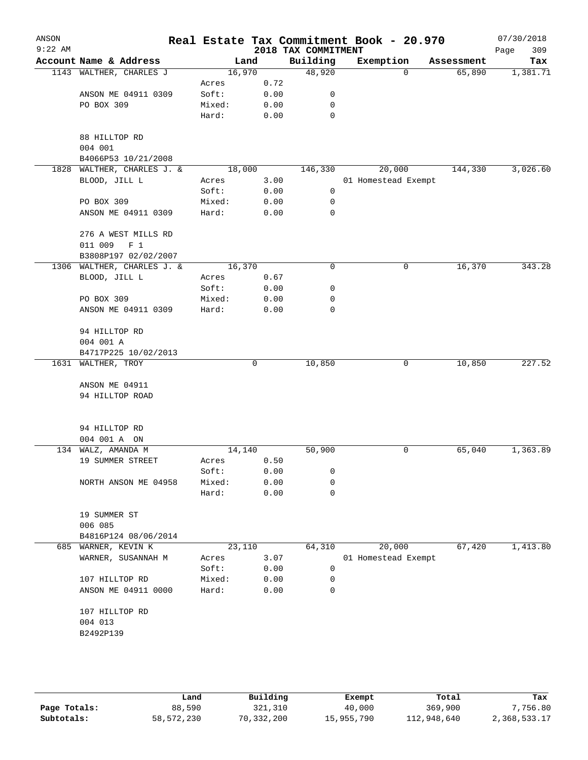ANSON 9:22 AM

# Real Estate Tax Commitment Book - 20.970

## 2018 TAX COMMITMENT

07/30/2018

| Account Name & Address | | Land | Building | Exemption | Assessment | Tax |
|---|---|---|---|---|---|---|
| 1143 WALTHER, CHARLES J | | 16,970 | 48,920 | 0 | 65,890 | 1,381.71 |
| | Acres | 0.72 | | | | |
| ANSON ME 04911 0309 | Soft: | 0.00 | 0 | | | |
| PO BOX 309 | Mixed: | 0.00 | 0 | | | |
| | Hard: | 0.00 | 0 | | | |
| 88 HILLTOP RD | | | | | | |
| 004 001 | | | | | | |
| B4066P53 10/21/2008 | | | | | | |
| 1828 WALTHER, CHARLES J. & | | 18,000 | 146,330 | 20,000 | 144,330 | 3,026.60 |
| BLOOD, JILL L | Acres | 3.00 | | 01 Homestead Exempt | | |
| | Soft: | 0.00 | 0 | | | |
| PO BOX 309 | Mixed: | 0.00 | 0 | | | |
| ANSON ME 04911 0309 | Hard: | 0.00 | 0 | | | |
| 276 A WEST MILLS RD | | | | | | |
| 011 009 F 1 | | | | | | |
| B3808P197 02/02/2007 | | | | | | |
| 1306 WALTHER, CHARLES J. & | | 16,370 | 0 | 0 | 16,370 | 343.28 |
| BLOOD, JILL L | Acres | 0.67 | | | | |
| | Soft: | 0.00 | 0 | | | |
| PO BOX 309 | Mixed: | 0.00 | 0 | | | |
| ANSON ME 04911 0309 | Hard: | 0.00 | 0 | | | |
| 94 HILLTOP RD | | | | | | |
| 004 001 A | | | | | | |
| B4717P225 10/02/2013 | | | | | | |
| 1631 WALTHER, TROY | | 0 | 10,850 | 0 | 10,850 | 227.52 |
| ANSON ME 04911 | | | | | | |
| 94 HILLTOP ROAD | | | | | | |
| 94 HILLTOP RD | | | | | | |
| 004 001 A ON | | | | | | |
| 134 WALZ, AMANDA M | | 14,140 | 50,900 | 0 | 65,040 | 1,363.89 |
| 19 SUMMER STREET | Acres | 0.50 | | | | |
| | Soft: | 0.00 | 0 | | | |
| NORTH ANSON ME 04958 | Mixed: | 0.00 | 0 | | | |
| | Hard: | 0.00 | 0 | | | |
| 19 SUMMER ST | | | | | | |
| 006 085 | | | | | | |
| B4816P124 08/06/2014 | | | | | | |
| 685 WARNER, KEVIN K | | 23,110 | 64,310 | 20,000 | 67,420 | 1,413.80 |
| WARNER, SUSANNAH M | Acres | 3.07 | | 01 Homestead Exempt | | |
| | Soft: | 0.00 | 0 | | | |
| 107 HILLTOP RD | Mixed: | 0.00 | 0 | | | |
| ANSON ME 04911 0000 | Hard: | 0.00 | 0 | | | |
| 107 HILLTOP RD | | | | | | |
| 004 013 | | | | | | |
| B2492P139 | | | | | | |

| | Land | Building | Exempt | Total | Tax |
|---|---|---|---|---|---|
| Page Totals: | 88,590 | 321,310 | 40,000 | 369,900 | 7,756.80 |
| Subtotals: | 58,572,230 | 70,332,200 | 15,955,790 | 112,948,640 | 2,368,533.17 |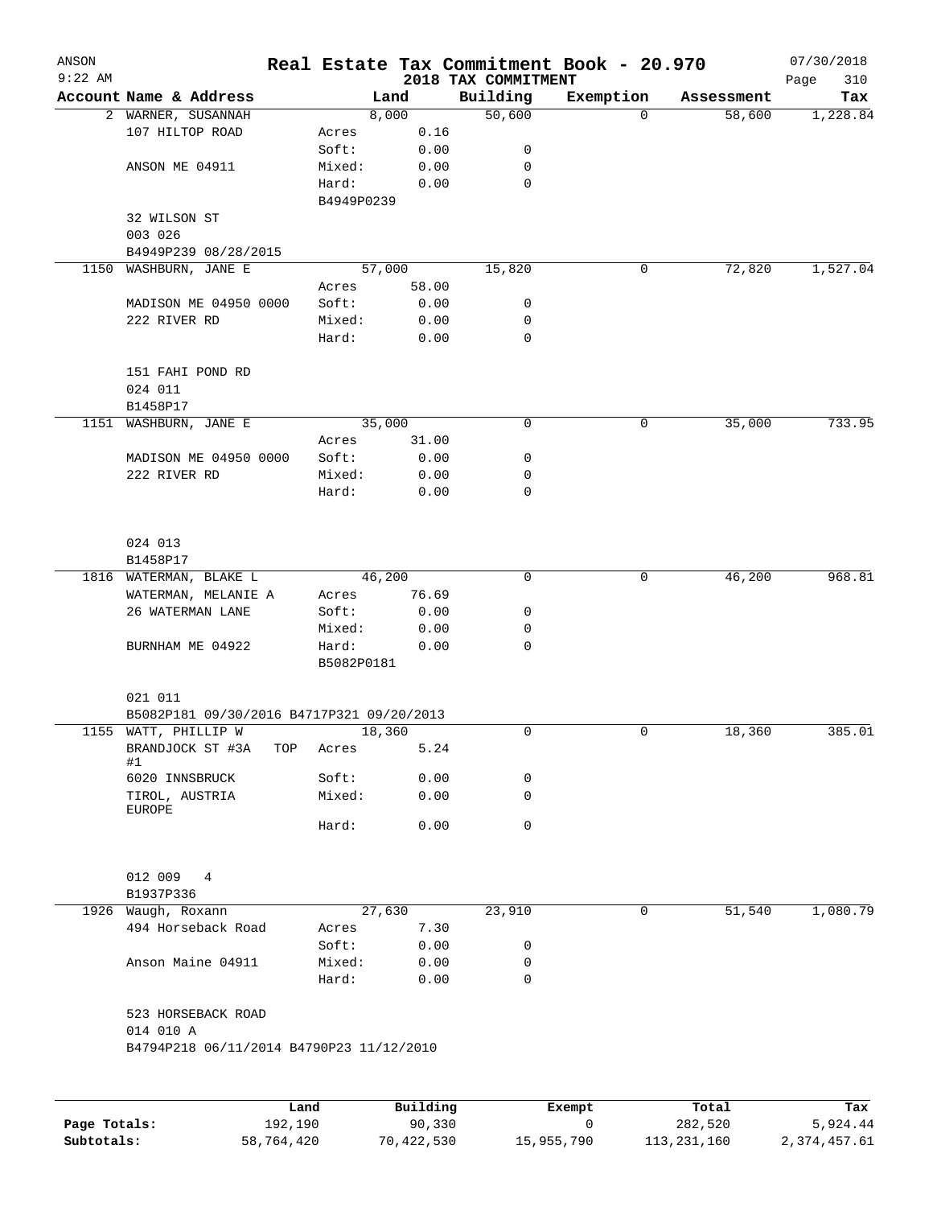# Real Estate Tax Commitment Book - 20.970

ANSON 9:22 AM — 2018 TAX COMMITMENT — 07/30/2018

| Account | Name & Address | | Land | Building | Exemption | Assessment | Tax |
|---|---|---|---|---|---|---|---|
| 2 | WARNER, SUSANNAH | | 8,000 | 50,600 | 0 | 58,600 | 1,228.84 |
| | 107 HILTOP ROAD | Acres | 0.16 | | | | |
| | | Soft: | 0.00 | 0 | | | |
| | ANSON ME 04911 | Mixed: | 0.00 | 0 | | | |
| | | Hard: | 0.00 | 0 | | | |
| | | B4949P0239 | | | | | |
| | 32 WILSON ST | | | | | | |
| | 003 026 | | | | | | |
| | B4949P239 08/28/2015 | | | | | | |
| 1150 | WASHBURN, JANE E | | 57,000 | 15,820 | 0 | 72,820 | 1,527.04 |
| | | Acres | 58.00 | | | | |
| | MADISON ME 04950 0000 | Soft: | 0.00 | 0 | | | |
| | 222 RIVER RD | Mixed: | 0.00 | 0 | | | |
| | | Hard: | 0.00 | 0 | | | |
| | 151 FAHI POND RD | | | | | | |
| | 024 011 | | | | | | |
| | B1458P17 | | | | | | |
| 1151 | WASHBURN, JANE E | | 35,000 | 0 | 0 | 35,000 | 733.95 |
| | | Acres | 31.00 | | | | |
| | MADISON ME 04950 0000 | Soft: | 0.00 | 0 | | | |
| | 222 RIVER RD | Mixed: | 0.00 | 0 | | | |
| | | Hard: | 0.00 | 0 | | | |
| | 024 013 | | | | | | |
| | B1458P17 | | | | | | |
| 1816 | WATERMAN, BLAKE L | | 46,200 | 0 | 0 | 46,200 | 968.81 |
| | WATERMAN, MELANIE A | Acres | 76.69 | | | | |
| | 26 WATERMAN LANE | Soft: | 0.00 | 0 | | | |
| | | Mixed: | 0.00 | 0 | | | |
| | BURNHAM ME 04922 | Hard: | 0.00 | 0 | | | |
| | | B5082P0181 | | | | | |
| | 021 011 | | | | | | |
| | B5082P181 09/30/2016 B4717P321 09/20/2013 | | | | | | |
| 1155 | WATT, PHILLIP W | | 18,360 | 0 | 0 | 18,360 | 385.01 |
| | BRANDJOCK ST #3A TOP #1 | Acres | 5.24 | | | | |
| | 6020 INNSBRUCK | Soft: | 0.00 | 0 | | | |
| | TIROL, AUSTRIA EUROPE | Mixed: | 0.00 | 0 | | | |
| | | Hard: | 0.00 | 0 | | | |
| | 012 009 4 | | | | | | |
| | B1937P336 | | | | | | |
| 1926 | Waugh, Roxann | | 27,630 | 23,910 | 0 | 51,540 | 1,080.79 |
| | 494 Horseback Road | Acres | 7.30 | | | | |
| | | Soft: | 0.00 | 0 | | | |
| | Anson Maine 04911 | Mixed: | 0.00 | 0 | | | |
| | | Hard: | 0.00 | 0 | | | |
| | 523 HORSEBACK ROAD | | | | | | |
| | 014 010 A | | | | | | |
| | B4794P218 06/11/2014 B4790P23 11/12/2010 | | | | | | |

| | Land | Building | Exempt | Total | Tax |
|---|---|---|---|---|---|
| Page Totals: | 192,190 | 90,330 | 0 | 282,520 | 5,924.44 |
| Subtotals: | 58,764,420 | 70,422,530 | 15,955,790 | 113,231,160 | 2,374,457.61 |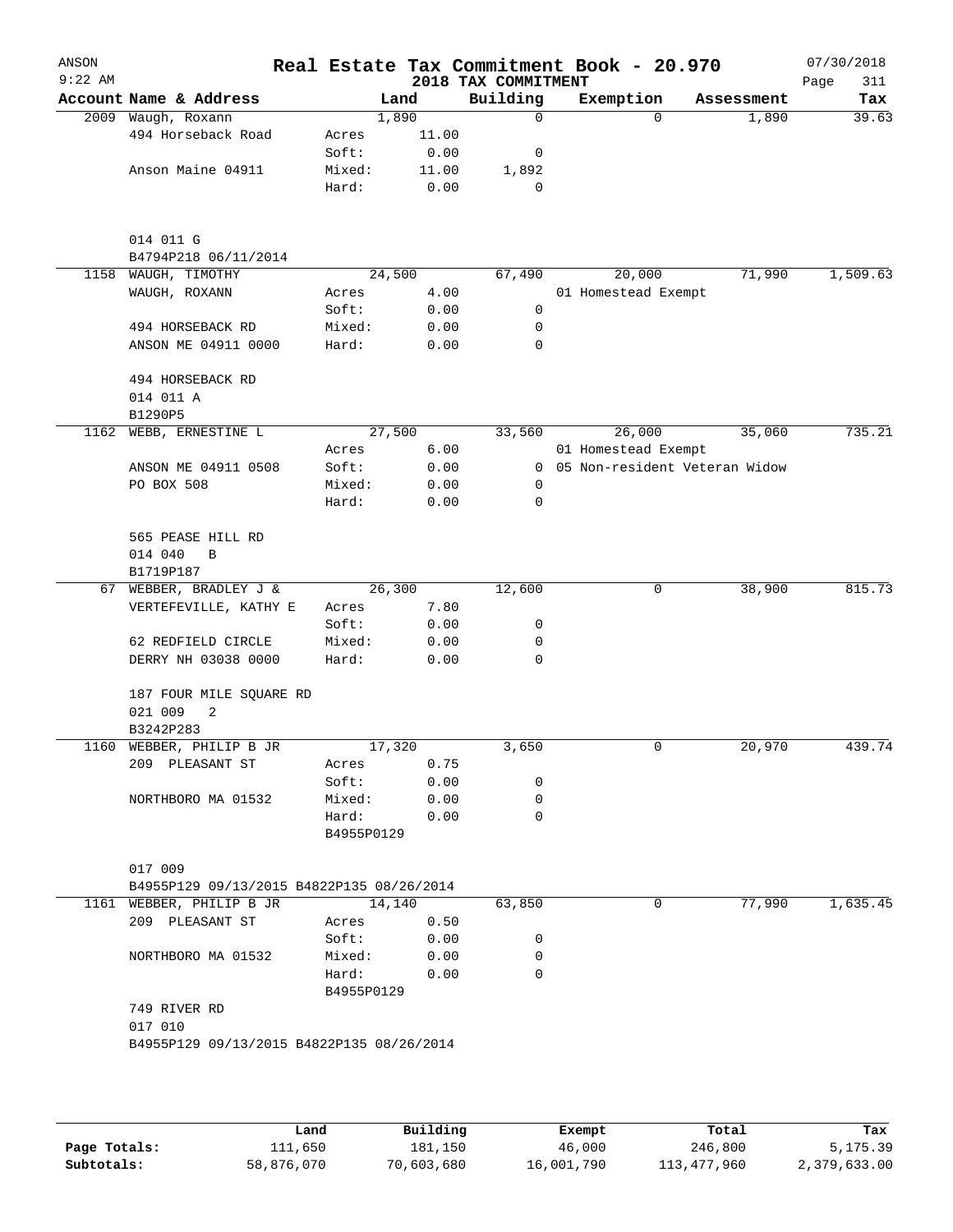ANSON 9:22 AM

# Real Estate Tax Commitment Book - 20.970

2018 TAX COMMITMENT

07/30/2018 Page 311

| Account Name & Address | | Land | Building | Exemption | Assessment | Tax |
|---|---|---|---|---|---|---|
| 2009 Waugh, Roxann | | 1,890 | 0 | 0 | 1,890 | 39.63 |
| 494 Horseback Road | Acres | 11.00 | | | | |
| | Soft: | 0.00 | 0 | | | |
| Anson Maine 04911 | Mixed: | 11.00 | 1,892 | | | |
| | Hard: | 0.00 | 0 | | | |
| 014 011 G | | | | | | |
| B4794P218 06/11/2014 | | | | | | |
| 1158 WAUGH, TIMOTHY | | 24,500 | 67,490 | 20,000 | 71,990 | 1,509.63 |
| WAUGH, ROXANN | Acres | 4.00 | | 01 Homestead Exempt | | |
| | Soft: | 0.00 | 0 | | | |
| 494 HORSEBACK RD | Mixed: | 0.00 | 0 | | | |
| ANSON ME 04911 0000 | Hard: | 0.00 | 0 | | | |
| 494 HORSEBACK RD | | | | | | |
| 014 011 A | | | | | | |
| B1290P5 | | | | | | |
| 1162 WEBB, ERNESTINE L | | 27,500 | 33,560 | 26,000 | 35,060 | 735.21 |
| | Acres | 6.00 | | 01 Homestead Exempt | | |
| ANSON ME 04911 0508 | Soft: | 0.00 | 0 | 05 Non-resident Veteran Widow | | |
| PO BOX 508 | Mixed: | 0.00 | 0 | | | |
| | Hard: | 0.00 | 0 | | | |
| 565 PEASE HILL RD | | | | | | |
| 014 040 B | | | | | | |
| B1719P187 | | | | | | |
| 67 WEBBER, BRADLEY J & | | 26,300 | 12,600 | 0 | 38,900 | 815.73 |
| VERTEFEVILLE, KATHY E | Acres | 7.80 | | | | |
| | Soft: | 0.00 | 0 | | | |
| 62 REDFIELD CIRCLE | Mixed: | 0.00 | 0 | | | |
| DERRY NH 03038 0000 | Hard: | 0.00 | 0 | | | |
| 187 FOUR MILE SQUARE RD | | | | | | |
| 021 009 2 | | | | | | |
| B3242P283 | | | | | | |
| 1160 WEBBER, PHILIP B JR | | 17,320 | 3,650 | 0 | 20,970 | 439.74 |
| 209 PLEASANT ST | Acres | 0.75 | | | | |
| | Soft: | 0.00 | 0 | | | |
| NORTHBORO MA 01532 | Mixed: | 0.00 | 0 | | | |
| | Hard: | 0.00 | 0 | | | |
| | B4955P0129 | | | | | |
| 017 009 | | | | | | |
| B4955P129 09/13/2015 B4822P135 08/26/2014 | | | | | | |
| 1161 WEBBER, PHILIP B JR | | 14,140 | 63,850 | 0 | 77,990 | 1,635.45 |
| 209 PLEASANT ST | Acres | 0.50 | | | | |
| | Soft: | 0.00 | 0 | | | |
| NORTHBORO MA 01532 | Mixed: | 0.00 | 0 | | | |
| | Hard: | 0.00 | 0 | | | |
| | B4955P0129 | | | | | |
| 749 RIVER RD | | | | | | |
| 017 010 | | | | | | |
| B4955P129 09/13/2015 B4822P135 08/26/2014 | | | | | | |

| | Land | Building | Exempt | Total | Tax |
|---|---|---|---|---|---|
| Page Totals: | 111,650 | 181,150 | 46,000 | 246,800 | 5,175.39 |
| Subtotals: | 58,876,070 | 70,603,680 | 16,001,790 | 113,477,960 | 2,379,633.00 |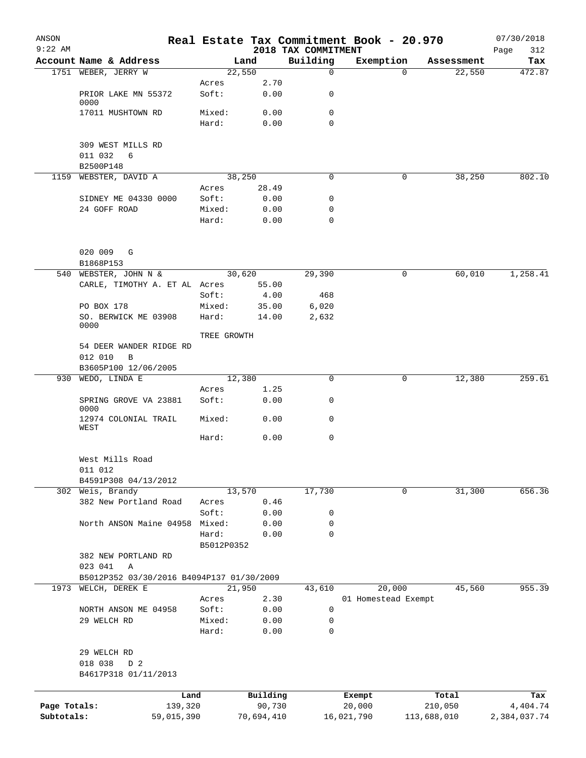# Real Estate Tax Commitment Book - 20.970

ANSON 9:22 AM — 2018 TAX COMMITMENT — 07/30/2018 Page 312

| Account Name & Address | Land | | Building | Exemption | Assessment | Tax |
|---|---|---|---|---|---|---|
| 1751 WEBER, JERRY W | 22,550 | | 0 | 0 | 22,550 | 472.87 |
| | Acres | 2.70 | | | | |
| PRIOR LAKE MN 55372 0000 | Soft: | 0.00 | 0 | | | |
| 17011 MUSHTOWN RD | Mixed: | 0.00 | 0 | | | |
| | Hard: | 0.00 | 0 | | | |
| 309 WEST MILLS RD | | | | | | |
| 011 032 6 | | | | | | |
| B2500P148 | | | | | | |
| 1159 WEBSTER, DAVID A | 38,250 | | 0 | 0 | 38,250 | 802.10 |
| | Acres | 28.49 | | | | |
| SIDNEY ME 04330 0000 | Soft: | 0.00 | 0 | | | |
| 24 GOFF ROAD | Mixed: | 0.00 | 0 | | | |
| | Hard: | 0.00 | 0 | | | |
| 020 009 G | | | | | | |
| B1868P153 | | | | | | |
| 540 WEBSTER, JOHN N & | 30,620 | | 29,390 | 0 | 60,010 | 1,258.41 |
| CARLE, TIMOTHY A. ET AL | Acres | 55.00 | | | | |
| | Soft: | 4.00 | 468 | | | |
| PO BOX 178 | Mixed: | 35.00 | 6,020 | | | |
| SO. BERWICK ME 03908 0000 | Hard: | 14.00 | 2,632 | | | |
| | TREE GROWTH | | | | | |
| 54 DEER WANDER RIDGE RD | | | | | | |
| 012 010 B | | | | | | |
| B3605P100 12/06/2005 | | | | | | |
| 930 WEDO, LINDA E | 12,380 | | 0 | 0 | 12,380 | 259.61 |
| | Acres | 1.25 | | | | |
| SPRING GROVE VA 23881 0000 | Soft: | 0.00 | 0 | | | |
| 12974 COLONIAL TRAIL WEST | Mixed: | 0.00 | 0 | | | |
| | Hard: | 0.00 | 0 | | | |
| West Mills Road | | | | | | |
| 011 012 | | | | | | |
| B4591P308 04/13/2012 | | | | | | |
| 302 Weis, Brandy | 13,570 | | 17,730 | 0 | 31,300 | 656.36 |
| 382 New Portland Road | Acres | 0.46 | | | | |
| | Soft: | 0.00 | 0 | | | |
| North ANSON Maine 04958 | Mixed: | 0.00 | 0 | | | |
| | Hard: | 0.00 | 0 | | | |
| | B5012P0352 | | | | | |
| 382 NEW PORTLAND RD | | | | | | |
| 023 041 A | | | | | | |
| B5012P352 03/30/2016 B4094P137 01/30/2009 | | | | | | |
| 1973 WELCH, DEREK E | 21,950 | | 43,610 | 20,000 | 45,560 | 955.39 |
| | Acres | 2.30 | | 01 Homestead Exempt | | |
| NORTH ANSON ME 04958 | Soft: | 0.00 | 0 | | | |
| 29 WELCH RD | Mixed: | 0.00 | 0 | | | |
| | Hard: | 0.00 | 0 | | | |
| 29 WELCH RD | | | | | | |
| 018 038 D 2 | | | | | | |
| B4617P318 01/11/2013 | | | | | | |

| | Land | Building | Exempt | Total | Tax |
|---|---|---|---|---|---|
| Page Totals: | 139,320 | 90,730 | 20,000 | 210,050 | 4,404.74 |
| Subtotals: | 59,015,390 | 70,694,410 | 16,021,790 | 113,688,010 | 2,384,037.74 |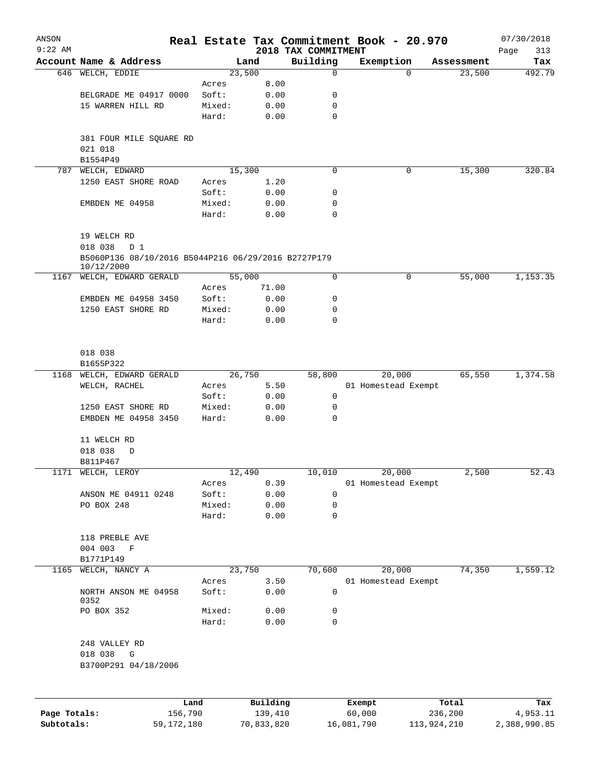ANSON
9:22 AM

# Real Estate Tax Commitment Book - 20.970

## 2018 TAX COMMITMENT

07/30/2018

| Account Name & Address | Land | | Building | Exemption | Assessment | Tax |
|---|---|---|---|---|---|---|
| 646 WELCH, EDDIE | 23,500 | | 0 | 0 | 23,500 | 492.79 |
| | Acres | 8.00 | | | | |
| BELGRADE ME 04917 0000 | Soft: | 0.00 | 0 | | | |
| 15 WARREN HILL RD | Mixed: | 0.00 | 0 | | | |
| | Hard: | 0.00 | 0 | | | |
| 381 FOUR MILE SQUARE RD | | | | | | |
| 021 018 | | | | | | |
| B1554P49 | | | | | | |
| 787 WELCH, EDWARD | 15,300 | | 0 | 0 | 15,300 | 320.84 |
| 1250 EAST SHORE ROAD | Acres | 1.20 | | | | |
| | Soft: | 0.00 | 0 | | | |
| EMBDEN ME 04958 | Mixed: | 0.00 | 0 | | | |
| | Hard: | 0.00 | 0 | | | |
| 19 WELCH RD | | | | | | |
| 018 038 D 1 | | | | | | |
| B5060P136 08/10/2016 B5044P216 06/29/2016 B2727P179 10/12/2000 | | | | | | |
| 1167 WELCH, EDWARD GERALD | 55,000 | | 0 | 0 | 55,000 | 1,153.35 |
| | Acres | 71.00 | | | | |
| EMBDEN ME 04958 3450 | Soft: | 0.00 | 0 | | | |
| 1250 EAST SHORE RD | Mixed: | 0.00 | 0 | | | |
| | Hard: | 0.00 | 0 | | | |
| 018 038 | | | | | | |
| B1655P322 | | | | | | |
| 1168 WELCH, EDWARD GERALD | 26,750 | | 58,800 | 20,000 | 65,550 | 1,374.58 |
| WELCH, RACHEL | Acres | 5.50 | | 01 Homestead Exempt | | |
| | Soft: | 0.00 | 0 | | | |
| 1250 EAST SHORE RD | Mixed: | 0.00 | 0 | | | |
| EMBDEN ME 04958 3450 | Hard: | 0.00 | 0 | | | |
| 11 WELCH RD | | | | | | |
| 018 038 D | | | | | | |
| B811P467 | | | | | | |
| 1171 WELCH, LEROY | 12,490 | | 10,010 | 20,000 | 2,500 | 52.43 |
| | Acres | 0.39 | | 01 Homestead Exempt | | |
| ANSON ME 04911 0248 | Soft: | 0.00 | 0 | | | |
| PO BOX 248 | Mixed: | 0.00 | 0 | | | |
| | Hard: | 0.00 | 0 | | | |
| 118 PREBLE AVE | | | | | | |
| 004 003 F | | | | | | |
| B1771P149 | | | | | | |
| 1165 WELCH, NANCY A | 23,750 | | 70,600 | 20,000 | 74,350 | 1,559.12 |
| | Acres | 3.50 | | 01 Homestead Exempt | | |
| NORTH ANSON ME 04958 0352 | Soft: | 0.00 | 0 | | | |
| PO BOX 352 | Mixed: | 0.00 | 0 | | | |
| | Hard: | 0.00 | 0 | | | |
| 248 VALLEY RD | | | | | | |
| 018 038 G | | | | | | |
| B3700P291 04/18/2006 | | | | | | |

| | Land | Building | Exempt | Total | Tax |
|---|---|---|---|---|---|
| Page Totals: | 156,790 | 139,410 | 60,000 | 236,200 | 4,953.11 |
| Subtotals: | 59,172,180 | 70,833,820 | 16,081,790 | 113,924,210 | 2,388,990.85 |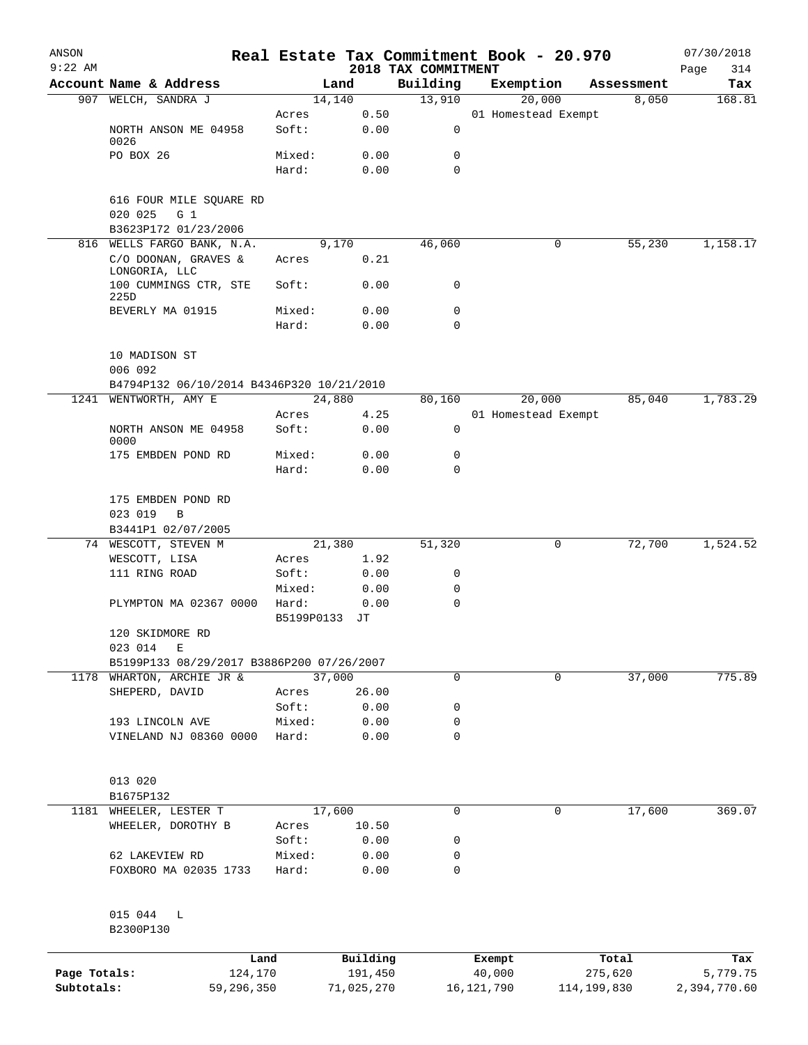ANSON
9:22 AM

# Real Estate Tax Commitment Book - 20.970
## 2018 TAX COMMITMENT

07/30/2018

| Account Name & Address | | Land | Building | Exemption | Assessment | Tax |
|---|---|---|---|---|---|---|
| 907 WELCH, SANDRA J | | 14,140 | 13,910 | 20,000 | 8,050 | 168.81 |
| | Acres | 0.50 | | 01 Homestead Exempt | | |
| NORTH ANSON ME 04958 0026 | Soft: | 0.00 | 0 | | | |
| PO BOX 26 | Mixed: | 0.00 | 0 | | | |
| | Hard: | 0.00 | 0 | | | |
| 616 FOUR MILE SQUARE RD | | | | | | |
| 020 025 G 1 | | | | | | |
| B3623P172 01/23/2006 | | | | | | |
| 816 WELLS FARGO BANK, N.A. | | 9,170 | 46,060 | 0 | 55,230 | 1,158.17 |
| C/O DOONAN, GRAVES & LONGORIA, LLC | Acres | 0.21 | | | | |
| 100 CUMMINGS CTR, STE 225D | Soft: | 0.00 | 0 | | | |
| BEVERLY MA 01915 | Mixed: | 0.00 | 0 | | | |
| | Hard: | 0.00 | 0 | | | |
| 10 MADISON ST | | | | | | |
| 006 092 | | | | | | |
| B4794P132 06/10/2014 B4346P320 10/21/2010 | | | | | | |
| 1241 WENTWORTH, AMY E | | 24,880 | 80,160 | 20,000 | 85,040 | 1,783.29 |
| | Acres | 4.25 | | 01 Homestead Exempt | | |
| NORTH ANSON ME 04958 0000 | Soft: | 0.00 | 0 | | | |
| 175 EMBDEN POND RD | Mixed: | 0.00 | 0 | | | |
| | Hard: | 0.00 | 0 | | | |
| 175 EMBDEN POND RD | | | | | | |
| 023 019 B | | | | | | |
| B3441P1 02/07/2005 | | | | | | |
| 74 WESCOTT, STEVEN M | | 21,380 | 51,320 | 0 | 72,700 | 1,524.52 |
| WESCOTT, LISA | Acres | 1.92 | | | | |
| 111 RING ROAD | Soft: | 0.00 | 0 | | | |
| | Mixed: | 0.00 | 0 | | | |
| PLYMPTON MA 02367 0000 | Hard: | 0.00 | 0 | | | |
| | B5199P0133 JT | | | | | |
| 120 SKIDMORE RD | | | | | | |
| 023 014 E | | | | | | |
| B5199P133 08/29/2017 B3886P200 07/26/2007 | | | | | | |
| 1178 WHARTON, ARCHIE JR & | | 37,000 | 0 | 0 | 37,000 | 775.89 |
| SHEPERD, DAVID | Acres | 26.00 | | | | |
| | Soft: | 0.00 | 0 | | | |
| 193 LINCOLN AVE | Mixed: | 0.00 | 0 | | | |
| VINELAND NJ 08360 0000 | Hard: | 0.00 | 0 | | | |
| 013 020 | | | | | | |
| B1675P132 | | | | | | |
| 1181 WHEELER, LESTER T | | 17,600 | 0 | 0 | 17,600 | 369.07 |
| WHEELER, DOROTHY B | Acres | 10.50 | | | | |
| | Soft: | 0.00 | 0 | | | |
| 62 LAKEVIEW RD | Mixed: | 0.00 | 0 | | | |
| FOXBORO MA 02035 1733 | Hard: | 0.00 | 0 | | | |
| 015 044 L | | | | | | |
| B2300P130 | | | | | | |

| | Land | Building | Exempt | Total | Tax |
|---|---|---|---|---|---|
| Page Totals: | 124,170 | 191,450 | 40,000 | 275,620 | 5,779.75 |
| Subtotals: | 59,296,350 | 71,025,270 | 16,121,790 | 114,199,830 | 2,394,770.60 |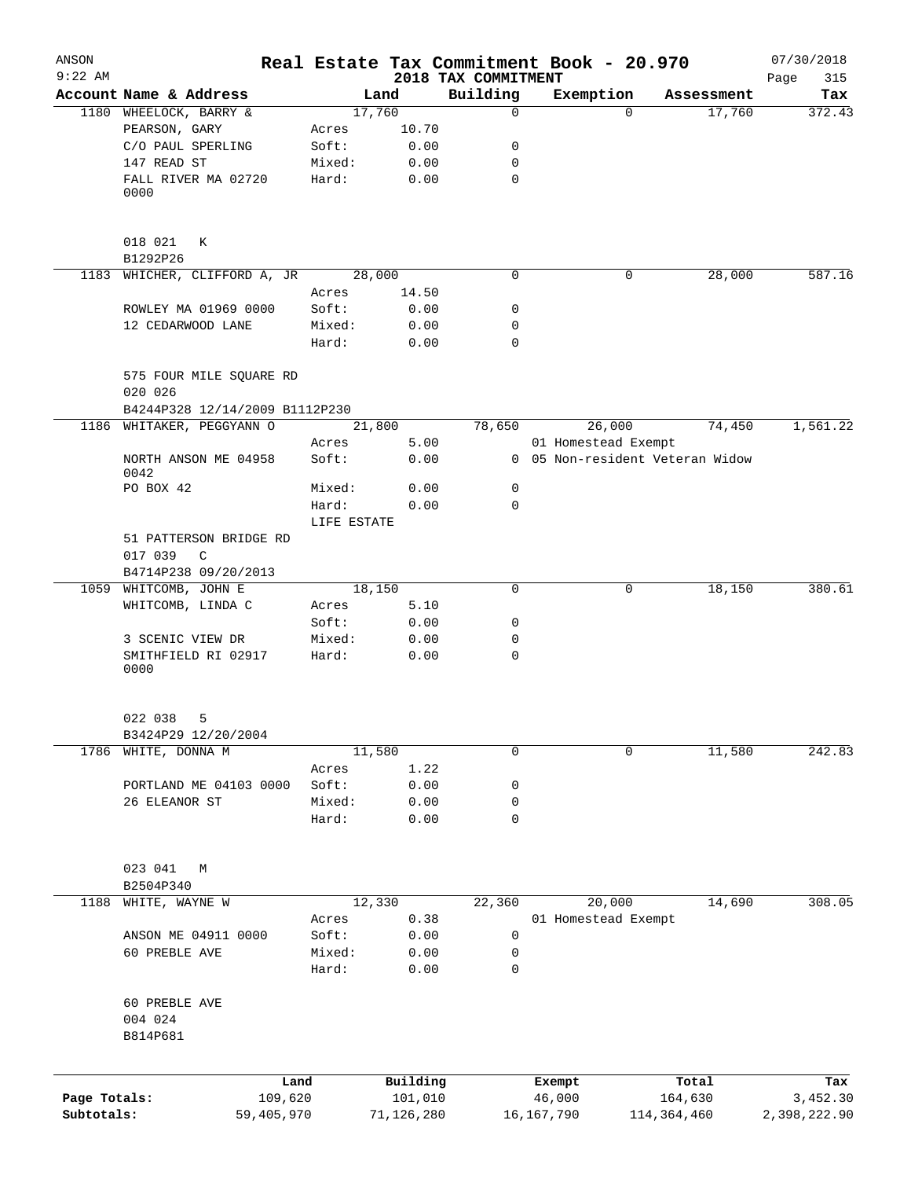ANSON 9:22 AM

# Real Estate Tax Commitment Book - 20.970

2018 TAX COMMITMENT

07/30/2018

| Account Name & Address | | Land | Building | Exemption | Assessment | Tax |
|---|---|---|---|---|---|---|
| 1180 WHEELOCK, BARRY & | | 17,760 | 0 | 0 | 17,760 | 372.43 |
| PEARSON, GARY | Acres | 10.70 | | | | |
| C/O PAUL SPERLING | Soft: | 0.00 | 0 | | | |
| 147 READ ST | Mixed: | 0.00 | 0 | | | |
| FALL RIVER MA 02720 0000 | Hard: | 0.00 | 0 | | | |
| 018 021 K | | | | | | |
| B1292P26 | | | | | | |
| 1183 WHICHER, CLIFFORD A, JR | | 28,000 | 0 | 0 | 28,000 | 587.16 |
| | Acres | 14.50 | | | | |
| ROWLEY MA 01969 0000 | Soft: | 0.00 | 0 | | | |
| 12 CEDARWOOD LANE | Mixed: | 0.00 | 0 | | | |
| | Hard: | 0.00 | 0 | | | |
| 575 FOUR MILE SQUARE RD | | | | | | |
| 020 026 | | | | | | |
| B4244P328 12/14/2009 B1112P230 | | | | | | |
| 1186 WHITAKER, PEGGYANN O | | 21,800 | 78,650 | 26,000 | 74,450 | 1,561.22 |
| | Acres | 5.00 | | 01 Homestead Exempt | | |
| NORTH ANSON ME 04958 0042 | Soft: | 0.00 | 0 | 05 Non-resident Veteran Widow | | |
| PO BOX 42 | Mixed: | 0.00 | 0 | | | |
| | Hard: | 0.00 | 0 | | | |
| | LIFE ESTATE | | | | | |
| 51 PATTERSON BRIDGE RD | | | | | | |
| 017 039 C | | | | | | |
| B4714P238 09/20/2013 | | | | | | |
| 1059 WHITCOMB, JOHN E | | 18,150 | 0 | 0 | 18,150 | 380.61 |
| WHITCOMB, LINDA C | Acres | 5.10 | | | | |
| | Soft: | 0.00 | 0 | | | |
| 3 SCENIC VIEW DR | Mixed: | 0.00 | 0 | | | |
| SMITHFIELD RI 02917 0000 | Hard: | 0.00 | 0 | | | |
| 022 038 5 | | | | | | |
| B3424P29 12/20/2004 | | | | | | |
| 1786 WHITE, DONNA M | | 11,580 | 0 | 0 | 11,580 | 242.83 |
| | Acres | 1.22 | | | | |
| PORTLAND ME 04103 0000 | Soft: | 0.00 | 0 | | | |
| 26 ELEANOR ST | Mixed: | 0.00 | 0 | | | |
| | Hard: | 0.00 | 0 | | | |
| 023 041 M | | | | | | |
| B2504P340 | | | | | | |
| 1188 WHITE, WAYNE W | | 12,330 | 22,360 | 20,000 | 14,690 | 308.05 |
| | Acres | 0.38 | | 01 Homestead Exempt | | |
| ANSON ME 04911 0000 | Soft: | 0.00 | 0 | | | |
| 60 PREBLE AVE | Mixed: | 0.00 | 0 | | | |
| | Hard: | 0.00 | 0 | | | |
| 60 PREBLE AVE | | | | | | |
| 004 024 | | | | | | |
| B814P681 | | | | | | |

| | Land | Building | Exempt | Total | Tax |
|---|---|---|---|---|---|
| Page Totals: | 109,620 | 101,010 | 46,000 | 164,630 | 3,452.30 |
| Subtotals: | 59,405,970 | 71,126,280 | 16,167,790 | 114,364,460 | 2,398,222.90 |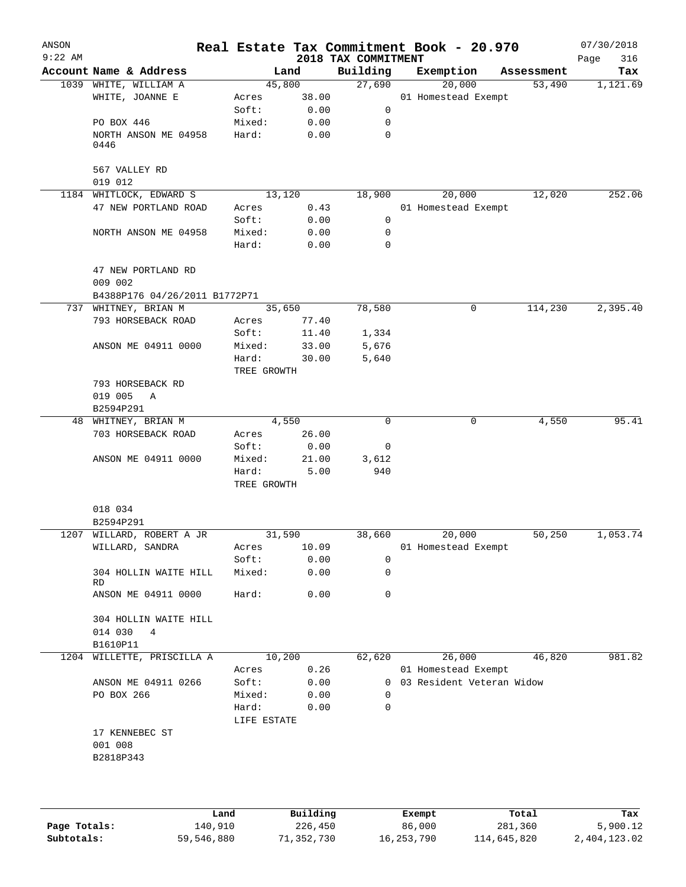ANSON 9:22 AM

# Real Estate Tax Commitment Book - 20.970

## 2018 TAX COMMITMENT

07/30/2018

| Account | Name & Address | Land | | Building | Exemption | Assessment | Tax |
|---|---|---|---|---|---|---|---|
| 1039 | WHITE, WILLIAM A | 45,800 | | 27,690 | 20,000 | 53,490 | 1,121.69 |
| | WHITE, JOANNE E | Acres | 38.00 | | 01 Homestead Exempt | | |
| | | Soft: | 0.00 | 0 | | | |
| | PO BOX 446 | Mixed: | 0.00 | 0 | | | |
| | NORTH ANSON ME 04958 0446 | Hard: | 0.00 | 0 | | | |
| | 567 VALLEY RD | | | | | | |
| | 019 012 | | | | | | |
| 1184 | WHITLOCK, EDWARD S | 13,120 | | 18,900 | 20,000 | 12,020 | 252.06 |
| | 47 NEW PORTLAND ROAD | Acres | 0.43 | | 01 Homestead Exempt | | |
| | | Soft: | 0.00 | 0 | | | |
| | NORTH ANSON ME 04958 | Mixed: | 0.00 | 0 | | | |
| | | Hard: | 0.00 | 0 | | | |
| | 47 NEW PORTLAND RD | | | | | | |
| | 009 002 | | | | | | |
| | B4388P176 04/26/2011 B1772P71 | | | | | | |
| 737 | WHITNEY, BRIAN M | 35,650 | | 78,580 | 0 | 114,230 | 2,395.40 |
| | 793 HORSEBACK ROAD | Acres | 77.40 | | | | |
| | | Soft: | 11.40 | 1,334 | | | |
| | ANSON ME 04911 0000 | Mixed: | 33.00 | 5,676 | | | |
| | | Hard: | 30.00 | 5,640 | | | |
| | | TREE GROWTH | | | | | |
| | 793 HORSEBACK RD | | | | | | |
| | 019 005 A | | | | | | |
| | B2594P291 | | | | | | |
| 48 | WHITNEY, BRIAN M | 4,550 | | 0 | 0 | 4,550 | 95.41 |
| | 703 HORSEBACK ROAD | Acres | 26.00 | | | | |
| | | Soft: | 0.00 | 0 | | | |
| | ANSON ME 04911 0000 | Mixed: | 21.00 | 3,612 | | | |
| | | Hard: | 5.00 | 940 | | | |
| | | TREE GROWTH | | | | | |
| | 018 034 | | | | | | |
| | B2594P291 | | | | | | |
| 1207 | WILLARD, ROBERT A JR | 31,590 | | 38,660 | 20,000 | 50,250 | 1,053.74 |
| | WILLARD, SANDRA | Acres | 10.09 | | 01 Homestead Exempt | | |
| | | Soft: | 0.00 | 0 | | | |
| | 304 HOLLIN WAITE HILL RD | Mixed: | 0.00 | 0 | | | |
| | ANSON ME 04911 0000 | Hard: | 0.00 | 0 | | | |
| | 304 HOLLIN WAITE HILL | | | | | | |
| | 014 030 4 | | | | | | |
| | B1610P11 | | | | | | |
| 1204 | WILLETTE, PRISCILLA A | 10,200 | | 62,620 | 26,000 | 46,820 | 981.82 |
| | | Acres | 0.26 | | 01 Homestead Exempt | | |
| | ANSON ME 04911 0266 | Soft: | 0.00 | 0 | 03 Resident Veteran Widow | | |
| | PO BOX 266 | Mixed: | 0.00 | 0 | | | |
| | | Hard: | 0.00 | 0 | | | |
| | | LIFE ESTATE | | | | | |
| | 17 KENNEBEC ST | | | | | | |
| | 001 008 | | | | | | |
| | B2818P343 | | | | | | |

| | Land | Building | Exempt | Total | Tax |
|---|---|---|---|---|---|
| Page Totals: | 140,910 | 226,450 | 86,000 | 281,360 | 5,900.12 |
| Subtotals: | 59,546,880 | 71,352,730 | 16,253,790 | 114,645,820 | 2,404,123.02 |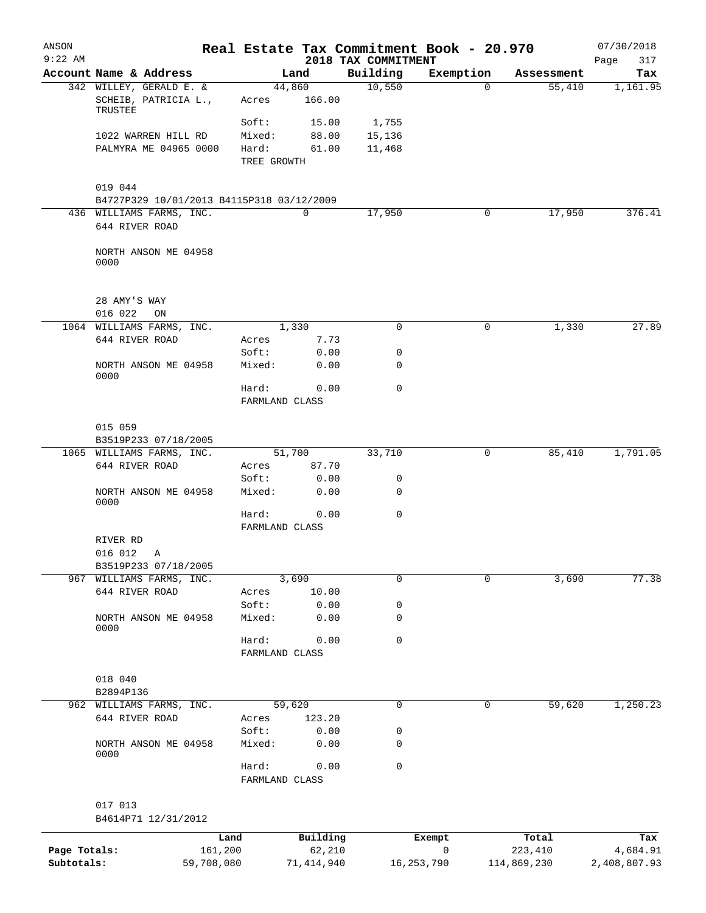# Real Estate Tax Commitment Book - 20.970

ANSON 9:22 AM — 2018 TAX COMMITMENT — 07/30/2018

| Account Name & Address | Land | | Building | Exemption | Assessment | Tax |
|---|---|---|---|---|---|---|
| 342 WILLEY, GERALD E. & | 44,860 | | 10,550 | 0 | 55,410 | 1,161.95 |
| SCHEIB, PATRICIA L., TRUSTEE | Acres | 166.00 | | | | |
| | Soft: | 15.00 | 1,755 | | | |
| 1022 WARREN HILL RD | Mixed: | 88.00 | 15,136 | | | |
| PALMYRA ME 04965 0000 | Hard: | 61.00 | 11,468 | | | |
| | TREE GROWTH | | | | | |
| 019 044 | | | | | | |
| B4727P329 10/01/2013 B4115P318 03/12/2009 | | | | | | |
| 436 WILLIAMS FARMS, INC. | 0 | | 17,950 | 0 | 17,950 | 376.41 |
| 644 RIVER ROAD | | | | | | |
| NORTH ANSON ME 04958 0000 | | | | | | |
| 28 AMY'S WAY | | | | | | |
| 016 022 ON | | | | | | |
| 1064 WILLIAMS FARMS, INC. | 1,330 | | 0 | 0 | 1,330 | 27.89 |
| 644 RIVER ROAD | Acres | 7.73 | | | | |
| | Soft: | 0.00 | 0 | | | |
| NORTH ANSON ME 04958 0000 | Mixed: | 0.00 | 0 | | | |
| | Hard: | 0.00 | 0 | | | |
| | FARMLAND CLASS | | | | | |
| 015 059 | | | | | | |
| B3519P233 07/18/2005 | | | | | | |
| 1065 WILLIAMS FARMS, INC. | 51,700 | | 33,710 | 0 | 85,410 | 1,791.05 |
| 644 RIVER ROAD | Acres | 87.70 | | | | |
| | Soft: | 0.00 | 0 | | | |
| NORTH ANSON ME 04958 0000 | Mixed: | 0.00 | 0 | | | |
| | Hard: | 0.00 | 0 | | | |
| | FARMLAND CLASS | | | | | |
| RIVER RD | | | | | | |
| 016 012 A | | | | | | |
| B3519P233 07/18/2005 | | | | | | |
| 967 WILLIAMS FARMS, INC. | 3,690 | | 0 | 0 | 3,690 | 77.38 |
| 644 RIVER ROAD | Acres | 10.00 | | | | |
| | Soft: | 0.00 | 0 | | | |
| NORTH ANSON ME 04958 0000 | Mixed: | 0.00 | 0 | | | |
| | Hard: | 0.00 | 0 | | | |
| | FARMLAND CLASS | | | | | |
| 018 040 | | | | | | |
| B2894P136 | | | | | | |
| 962 WILLIAMS FARMS, INC. | 59,620 | | 0 | 0 | 59,620 | 1,250.23 |
| 644 RIVER ROAD | Acres | 123.20 | | | | |
| | Soft: | 0.00 | 0 | | | |
| NORTH ANSON ME 04958 0000 | Mixed: | 0.00 | 0 | | | |
| | Hard: | 0.00 | 0 | | | |
| | FARMLAND CLASS | | | | | |
| 017 013 | | | | | | |
| B4614P71 12/31/2012 | | | | | | |

| | Land | Building | Exempt | Total | Tax |
|---|---|---|---|---|---|
| Page Totals: | 161,200 | 62,210 | 0 | 223,410 | 4,684.91 |
| Subtotals: | 59,708,080 | 71,414,940 | 16,253,790 | 114,869,230 | 2,408,807.93 |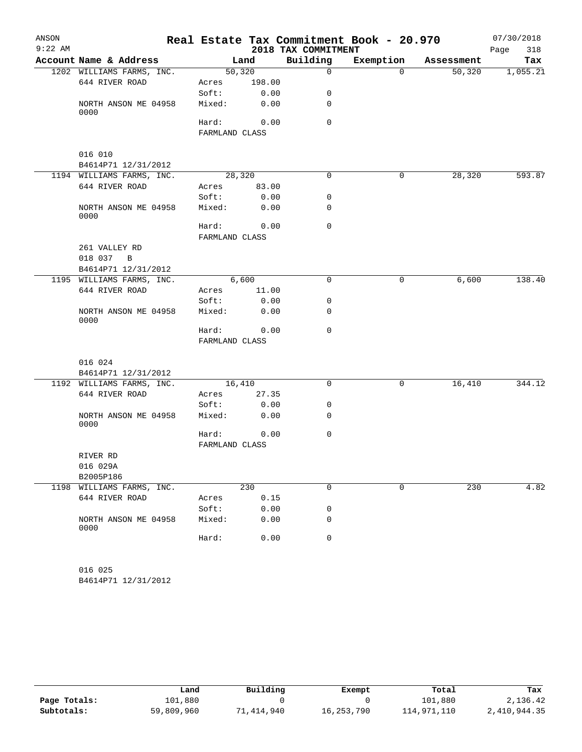ANSON
9:22 AM

# Real Estate Tax Commitment Book - 20.970
## 2018 TAX COMMITMENT

07/30/2018
Page 318

| Account Name & Address | Land | | Building | Exemption | Assessment | Tax |
|---|---|---|---|---|---|---|
| 1202 WILLIAMS FARMS, INC. | 50,320 | | 0 | 0 | 50,320 | 1,055.21 |
| 644 RIVER ROAD | Acres | 198.00 | | | | |
| | Soft: | 0.00 | 0 | | | |
| NORTH ANSON ME 04958 0000 | Mixed: | 0.00 | 0 | | | |
| | Hard: | 0.00 | 0 | | | |
| | FARMLAND CLASS | | | | | |
| 016 010 | | | | | | |
| B4614P71 12/31/2012 | | | | | | |
| 1194 WILLIAMS FARMS, INC. | 28,320 | | 0 | 0 | 28,320 | 593.87 |
| 644 RIVER ROAD | Acres | 83.00 | | | | |
| | Soft: | 0.00 | 0 | | | |
| NORTH ANSON ME 04958 0000 | Mixed: | 0.00 | 0 | | | |
| | Hard: | 0.00 | 0 | | | |
| | FARMLAND CLASS | | | | | |
| 261 VALLEY RD | | | | | | |
| 018 037 B | | | | | | |
| B4614P71 12/31/2012 | | | | | | |
| 1195 WILLIAMS FARMS, INC. | 6,600 | | 0 | 0 | 6,600 | 138.40 |
| 644 RIVER ROAD | Acres | 11.00 | | | | |
| | Soft: | 0.00 | 0 | | | |
| NORTH ANSON ME 04958 0000 | Mixed: | 0.00 | 0 | | | |
| | Hard: | 0.00 | 0 | | | |
| | FARMLAND CLASS | | | | | |
| 016 024 | | | | | | |
| B4614P71 12/31/2012 | | | | | | |
| 1192 WILLIAMS FARMS, INC. | 16,410 | | 0 | 0 | 16,410 | 344.12 |
| 644 RIVER ROAD | Acres | 27.35 | | | | |
| | Soft: | 0.00 | 0 | | | |
| NORTH ANSON ME 04958 0000 | Mixed: | 0.00 | 0 | | | |
| | Hard: | 0.00 | 0 | | | |
| | FARMLAND CLASS | | | | | |
| RIVER RD | | | | | | |
| 016 029A | | | | | | |
| B2005P186 | | | | | | |
| 1198 WILLIAMS FARMS, INC. | 230 | | 0 | 0 | 230 | 4.82 |
| 644 RIVER ROAD | Acres | 0.15 | | | | |
| | Soft: | 0.00 | 0 | | | |
| NORTH ANSON ME 04958 0000 | Mixed: | 0.00 | 0 | | | |
| | Hard: | 0.00 | 0 | | | |
| 016 025 | | | | | | |
| B4614P71 12/31/2012 | | | | | | |

| | Land | Building | Exempt | Total | Tax |
|---|---|---|---|---|---|
| Page Totals: | 101,880 | 0 | 0 | 101,880 | 2,136.42 |
| Subtotals: | 59,809,960 | 71,414,940 | 16,253,790 | 114,971,110 | 2,410,944.35 |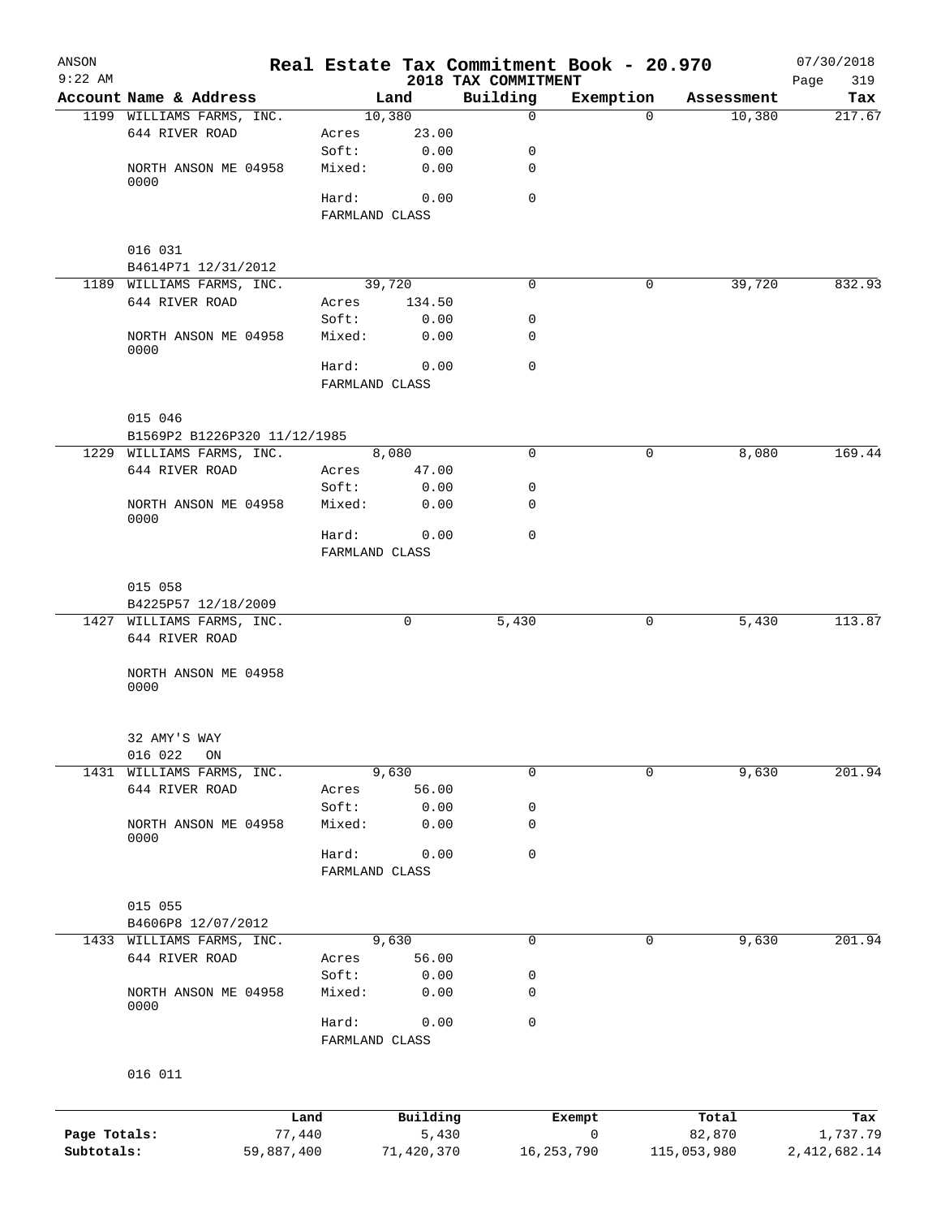ANSON 9:22 AM

# Real Estate Tax Commitment Book - 20.970

2018 TAX COMMITMENT

07/30/2018 Page 319

| Account Name & Address | Land | | Building | Exemption | Assessment | Tax |
|---|---|---|---|---|---|---|
| 1199 WILLIAMS FARMS, INC. | 10,380 | | 0 | 0 | 10,380 | 217.67 |
| 644 RIVER ROAD | Acres | 23.00 | | | | |
| | Soft: | 0.00 | 0 | | | |
| NORTH ANSON ME 04958 0000 | Mixed: | 0.00 | 0 | | | |
| | Hard: | 0.00 | 0 | | | |
| | FARMLAND CLASS | | | | | |
| 016 031 | | | | | | |
| B4614P71 12/31/2012 | | | | | | |
| 1189 WILLIAMS FARMS, INC. | 39,720 | | 0 | 0 | 39,720 | 832.93 |
| 644 RIVER ROAD | Acres | 134.50 | | | | |
| | Soft: | 0.00 | 0 | | | |
| NORTH ANSON ME 04958 0000 | Mixed: | 0.00 | 0 | | | |
| | Hard: | 0.00 | 0 | | | |
| | FARMLAND CLASS | | | | | |
| 015 046 | | | | | | |
| B1569P2 B1226P320 11/12/1985 | | | | | | |
| 1229 WILLIAMS FARMS, INC. | 8,080 | | 0 | 0 | 8,080 | 169.44 |
| 644 RIVER ROAD | Acres | 47.00 | | | | |
| | Soft: | 0.00 | 0 | | | |
| NORTH ANSON ME 04958 0000 | Mixed: | 0.00 | 0 | | | |
| | Hard: | 0.00 | 0 | | | |
| | FARMLAND CLASS | | | | | |
| 015 058 | | | | | | |
| B4225P57 12/18/2009 | | | | | | |
| 1427 WILLIAMS FARMS, INC. | 0 | | 5,430 | 0 | 5,430 | 113.87 |
| 644 RIVER ROAD | | | | | | |
| NORTH ANSON ME 04958 0000 | | | | | | |
| 32 AMY'S WAY | | | | | | |
| 016 022 ON | | | | | | |
| 1431 WILLIAMS FARMS, INC. | 9,630 | | 0 | 0 | 9,630 | 201.94 |
| 644 RIVER ROAD | Acres | 56.00 | | | | |
| | Soft: | 0.00 | 0 | | | |
| NORTH ANSON ME 04958 0000 | Mixed: | 0.00 | 0 | | | |
| | Hard: | 0.00 | 0 | | | |
| | FARMLAND CLASS | | | | | |
| 015 055 | | | | | | |
| B4606P8 12/07/2012 | | | | | | |
| 1433 WILLIAMS FARMS, INC. | 9,630 | | 0 | 0 | 9,630 | 201.94 |
| 644 RIVER ROAD | Acres | 56.00 | | | | |
| | Soft: | 0.00 | 0 | | | |
| NORTH ANSON ME 04958 0000 | Mixed: | 0.00 | 0 | | | |
| | Hard: | 0.00 | 0 | | | |
| | FARMLAND CLASS | | | | | |
| 016 011 | | | | | | |

| | Land | Building | Exempt | Total | Tax |
|---|---|---|---|---|---|
| Page Totals: | 77,440 | 5,430 | 0 | 82,870 | 1,737.79 |
| Subtotals: | 59,887,400 | 71,420,370 | 16,253,790 | 115,053,980 | 2,412,682.14 |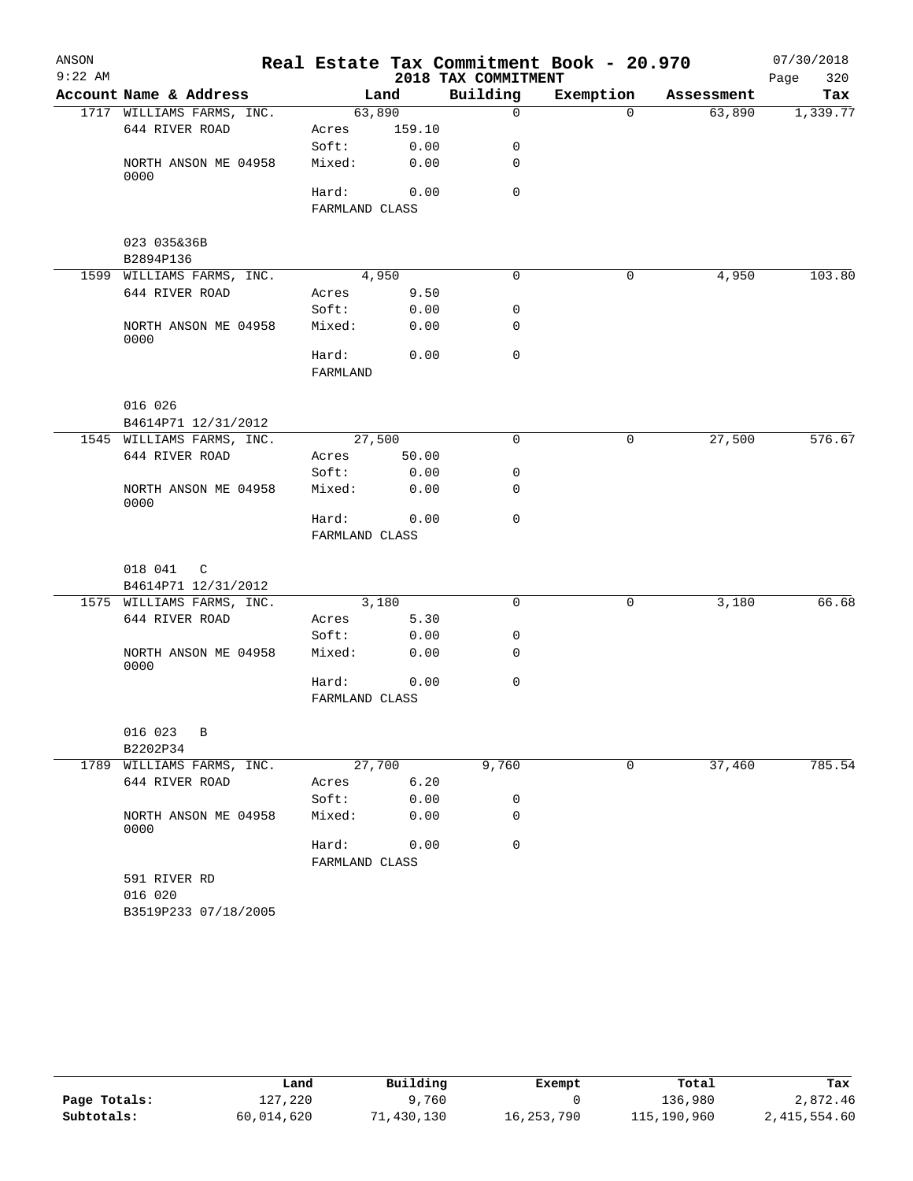# Real Estate Tax Commitment Book - 20.970

ANSON 9:22 AM — 2018 TAX COMMITMENT — 07/30/2018

| Account Name & Address | Land | | Building | Exemption | Assessment | Tax |
|---|---|---|---|---|---|---|
| 1717 WILLIAMS FARMS, INC. | 63,890 | | 0 | 0 | 63,890 | 1,339.77 |
| 644 RIVER ROAD | Acres | 159.10 | | | | |
| | Soft: | 0.00 | 0 | | | |
| NORTH ANSON ME 04958 0000 | Mixed: | 0.00 | 0 | | | |
| | Hard: | 0.00 | 0 | | | |
| | FARMLAND CLASS | | | | | |
| 023 035&36B | | | | | | |
| B2894P136 | | | | | | |
| 1599 WILLIAMS FARMS, INC. | 4,950 | | 0 | 0 | 4,950 | 103.80 |
| 644 RIVER ROAD | Acres | 9.50 | | | | |
| | Soft: | 0.00 | 0 | | | |
| NORTH ANSON ME 04958 0000 | Mixed: | 0.00 | 0 | | | |
| | Hard: | 0.00 | 0 | | | |
| | FARMLAND | | | | | |
| 016 026 | | | | | | |
| B4614P71 12/31/2012 | | | | | | |
| 1545 WILLIAMS FARMS, INC. | 27,500 | | 0 | 0 | 27,500 | 576.67 |
| 644 RIVER ROAD | Acres | 50.00 | | | | |
| | Soft: | 0.00 | 0 | | | |
| NORTH ANSON ME 04958 0000 | Mixed: | 0.00 | 0 | | | |
| | Hard: | 0.00 | 0 | | | |
| | FARMLAND CLASS | | | | | |
| 018 041 C | | | | | | |
| B4614P71 12/31/2012 | | | | | | |
| 1575 WILLIAMS FARMS, INC. | 3,180 | | 0 | 0 | 3,180 | 66.68 |
| 644 RIVER ROAD | Acres | 5.30 | | | | |
| | Soft: | 0.00 | 0 | | | |
| NORTH ANSON ME 04958 0000 | Mixed: | 0.00 | 0 | | | |
| | Hard: | 0.00 | 0 | | | |
| | FARMLAND CLASS | | | | | |
| 016 023 B | | | | | | |
| B2202P34 | | | | | | |
| 1789 WILLIAMS FARMS, INC. | 27,700 | | 9,760 | 0 | 37,460 | 785.54 |
| 644 RIVER ROAD | Acres | 6.20 | | | | |
| | Soft: | 0.00 | 0 | | | |
| NORTH ANSON ME 04958 0000 | Mixed: | 0.00 | 0 | | | |
| | Hard: | 0.00 | 0 | | | |
| | FARMLAND CLASS | | | | | |
| 591 RIVER RD | | | | | | |
| 016 020 | | | | | | |
| B3519P233 07/18/2005 | | | | | | |

| | Land | Building | Exempt | Total | Tax |
|---|---|---|---|---|---|
| Page Totals: | 127,220 | 9,760 | 0 | 136,980 | 2,872.46 |
| Subtotals: | 60,014,620 | 71,430,130 | 16,253,790 | 115,190,960 | 2,415,554.60 |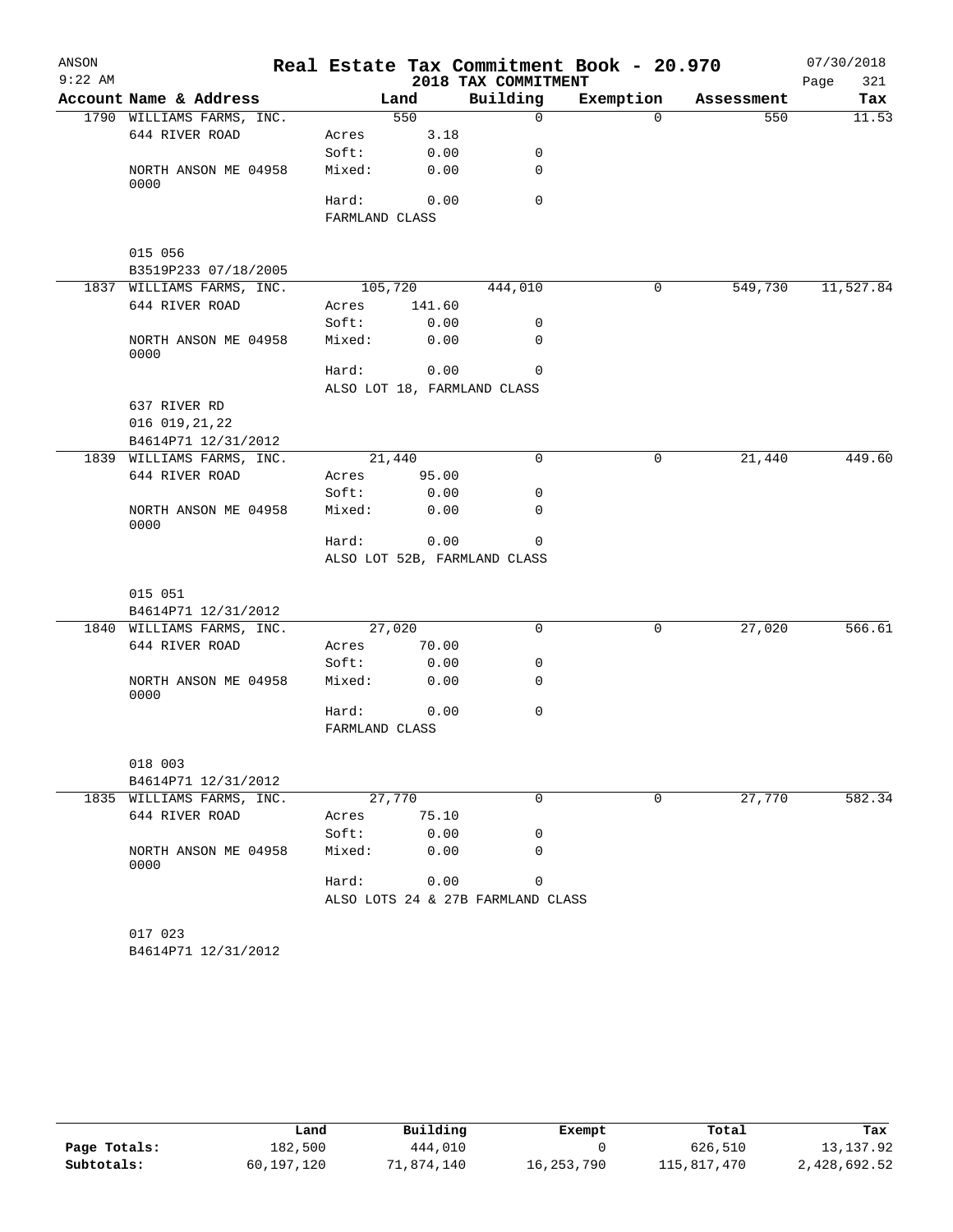ANSON
9:22 AM

# Real Estate Tax Commitment Book - 20.970

2018 TAX COMMITMENT

07/30/2018

| Account Name & Address | Land | | Building | Exemption | Assessment | Tax |
|---|---|---|---|---|---|---|
| 1790 WILLIAMS FARMS, INC. | 550 | | 0 | 0 | 550 | 11.53 |
| 644 RIVER ROAD | Acres | 3.18 | | | | |
| | Soft: | 0.00 | 0 | | | |
| NORTH ANSON ME 04958 0000 | Mixed: | 0.00 | 0 | | | |
| | Hard: | 0.00 | 0 | | | |
| | FARMLAND CLASS | | | | | |
| 015 056 | | | | | | |
| B3519P233 07/18/2005 | | | | | | |
| 1837 WILLIAMS FARMS, INC. | 105,720 | | 444,010 | 0 | 549,730 | 11,527.84 |
| 644 RIVER ROAD | Acres | 141.60 | | | | |
| | Soft: | 0.00 | 0 | | | |
| NORTH ANSON ME 04958 0000 | Mixed: | 0.00 | 0 | | | |
| | Hard: | 0.00 | 0 | | | |
| | ALSO LOT 18, FARMLAND CLASS | | | | | |
| 637 RIVER RD | | | | | | |
| 016 019,21,22 | | | | | | |
| B4614P71 12/31/2012 | | | | | | |
| 1839 WILLIAMS FARMS, INC. | 21,440 | | 0 | 0 | 21,440 | 449.60 |
| 644 RIVER ROAD | Acres | 95.00 | | | | |
| | Soft: | 0.00 | 0 | | | |
| NORTH ANSON ME 04958 0000 | Mixed: | 0.00 | 0 | | | |
| | Hard: | 0.00 | 0 | | | |
| | ALSO LOT 52B, FARMLAND CLASS | | | | | |
| 015 051 | | | | | | |
| B4614P71 12/31/2012 | | | | | | |
| 1840 WILLIAMS FARMS, INC. | 27,020 | | 0 | 0 | 27,020 | 566.61 |
| 644 RIVER ROAD | Acres | 70.00 | | | | |
| | Soft: | 0.00 | 0 | | | |
| NORTH ANSON ME 04958 0000 | Mixed: | 0.00 | 0 | | | |
| | Hard: | 0.00 | 0 | | | |
| | FARMLAND CLASS | | | | | |
| 018 003 | | | | | | |
| B4614P71 12/31/2012 | | | | | | |
| 1835 WILLIAMS FARMS, INC. | 27,770 | | 0 | 0 | 27,770 | 582.34 |
| 644 RIVER ROAD | Acres | 75.10 | | | | |
| | Soft: | 0.00 | 0 | | | |
| NORTH ANSON ME 04958 0000 | Mixed: | 0.00 | 0 | | | |
| | Hard: | 0.00 | 0 | | | |
| | ALSO LOTS 24 & 27B FARMLAND CLASS | | | | | |
| 017 023 | | | | | | |
| B4614P71 12/31/2012 | | | | | | |

| | Land | Building | Exempt | Total | Tax |
|---|---|---|---|---|---|
| Page Totals: | 182,500 | 444,010 | 0 | 626,510 | 13,137.92 |
| Subtotals: | 60,197,120 | 71,874,140 | 16,253,790 | 115,817,470 | 2,428,692.52 |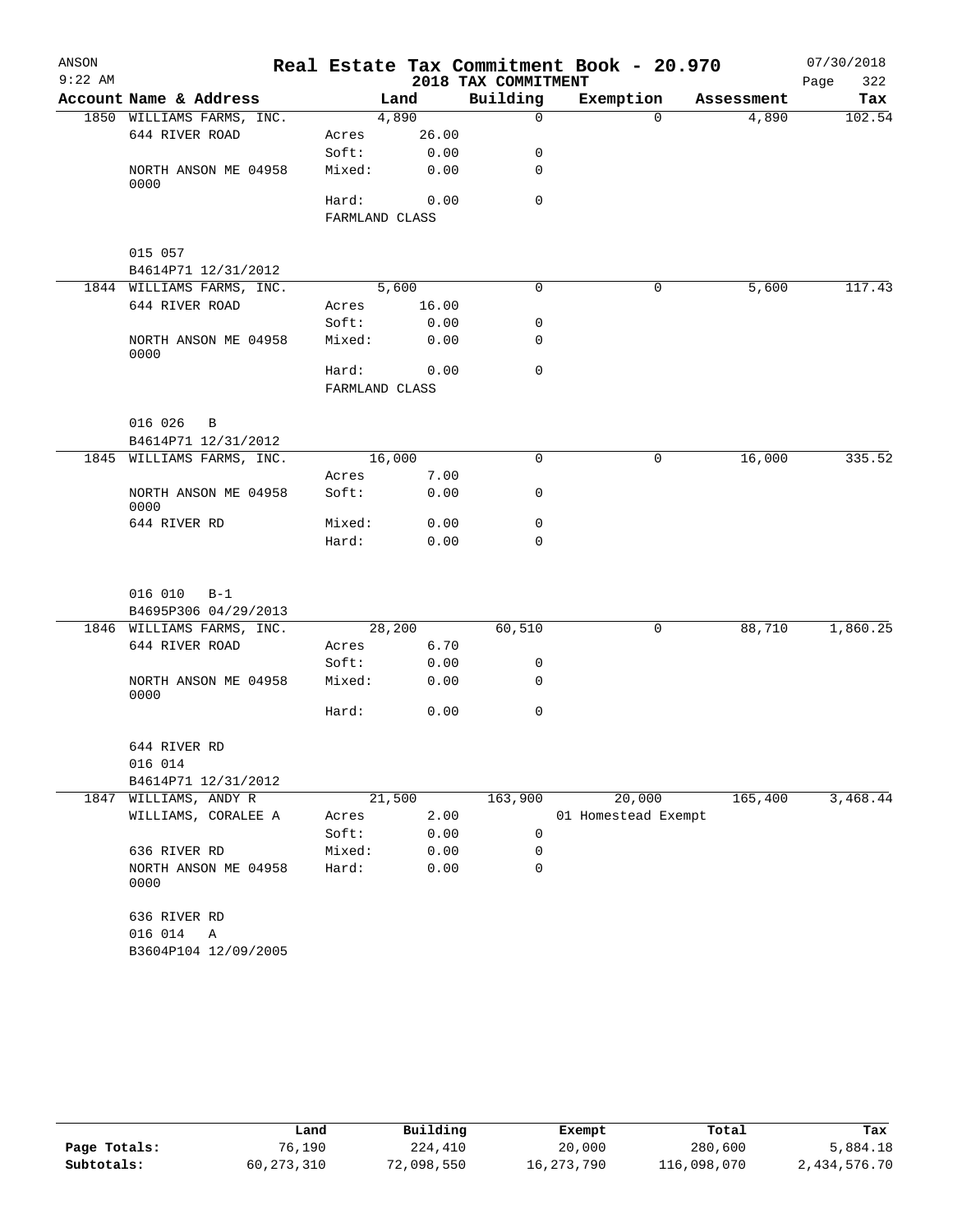ANSON 9:22 AM

# Real Estate Tax Commitment Book - 20.970

## 2018 TAX COMMITMENT

07/30/2018

| Account Name & Address | Land | | Building | Exemption | Assessment | Tax |
|---|---|---|---|---|---|---|
| 1850 WILLIAMS FARMS, INC. | 4,890 | | 0 | 0 | 4,890 | 102.54 |
| 644 RIVER ROAD | Acres | 26.00 | | | | |
| | Soft: | 0.00 | 0 | | | |
| NORTH ANSON ME 04958 0000 | Mixed: | 0.00 | 0 | | | |
| | Hard: | 0.00 | 0 | | | |
| | FARMLAND CLASS | | | | | |
| 015 057 | | | | | | |
| B4614P71 12/31/2012 | | | | | | |
| 1844 WILLIAMS FARMS, INC. | 5,600 | | 0 | 0 | 5,600 | 117.43 |
| 644 RIVER ROAD | Acres | 16.00 | | | | |
| | Soft: | 0.00 | 0 | | | |
| NORTH ANSON ME 04958 0000 | Mixed: | 0.00 | 0 | | | |
| | Hard: | 0.00 | 0 | | | |
| | FARMLAND CLASS | | | | | |
| 016 026 B | | | | | | |
| B4614P71 12/31/2012 | | | | | | |
| 1845 WILLIAMS FARMS, INC. | 16,000 | | 0 | 0 | 16,000 | 335.52 |
| | Acres | 7.00 | | | | |
| NORTH ANSON ME 04958 0000 | Soft: | 0.00 | 0 | | | |
| 644 RIVER RD | Mixed: | 0.00 | 0 | | | |
| | Hard: | 0.00 | 0 | | | |
| 016 010 B-1 | | | | | | |
| B4695P306 04/29/2013 | | | | | | |
| 1846 WILLIAMS FARMS, INC. | 28,200 | | 60,510 | 0 | 88,710 | 1,860.25 |
| 644 RIVER ROAD | Acres | 6.70 | | | | |
| | Soft: | 0.00 | 0 | | | |
| NORTH ANSON ME 04958 0000 | Mixed: | 0.00 | 0 | | | |
| | Hard: | 0.00 | 0 | | | |
| 644 RIVER RD | | | | | | |
| 016 014 | | | | | | |
| B4614P71 12/31/2012 | | | | | | |
| 1847 WILLIAMS, ANDY R | 21,500 | | 163,900 | 20,000 | 165,400 | 3,468.44 |
| WILLIAMS, CORALEE A | Acres | 2.00 | | 01 Homestead Exempt | | |
| | Soft: | 0.00 | 0 | | | |
| 636 RIVER RD | Mixed: | 0.00 | 0 | | | |
| NORTH ANSON ME 04958 0000 | Hard: | 0.00 | 0 | | | |
| 636 RIVER RD | | | | | | |
| 016 014 A | | | | | | |
| B3604P104 12/09/2005 | | | | | | |

| | Land | Building | Exempt | Total | Tax |
|---|---|---|---|---|---|
| Page Totals: | 76,190 | 224,410 | 20,000 | 280,600 | 5,884.18 |
| Subtotals: | 60,273,310 | 72,098,550 | 16,273,790 | 116,098,070 | 2,434,576.70 |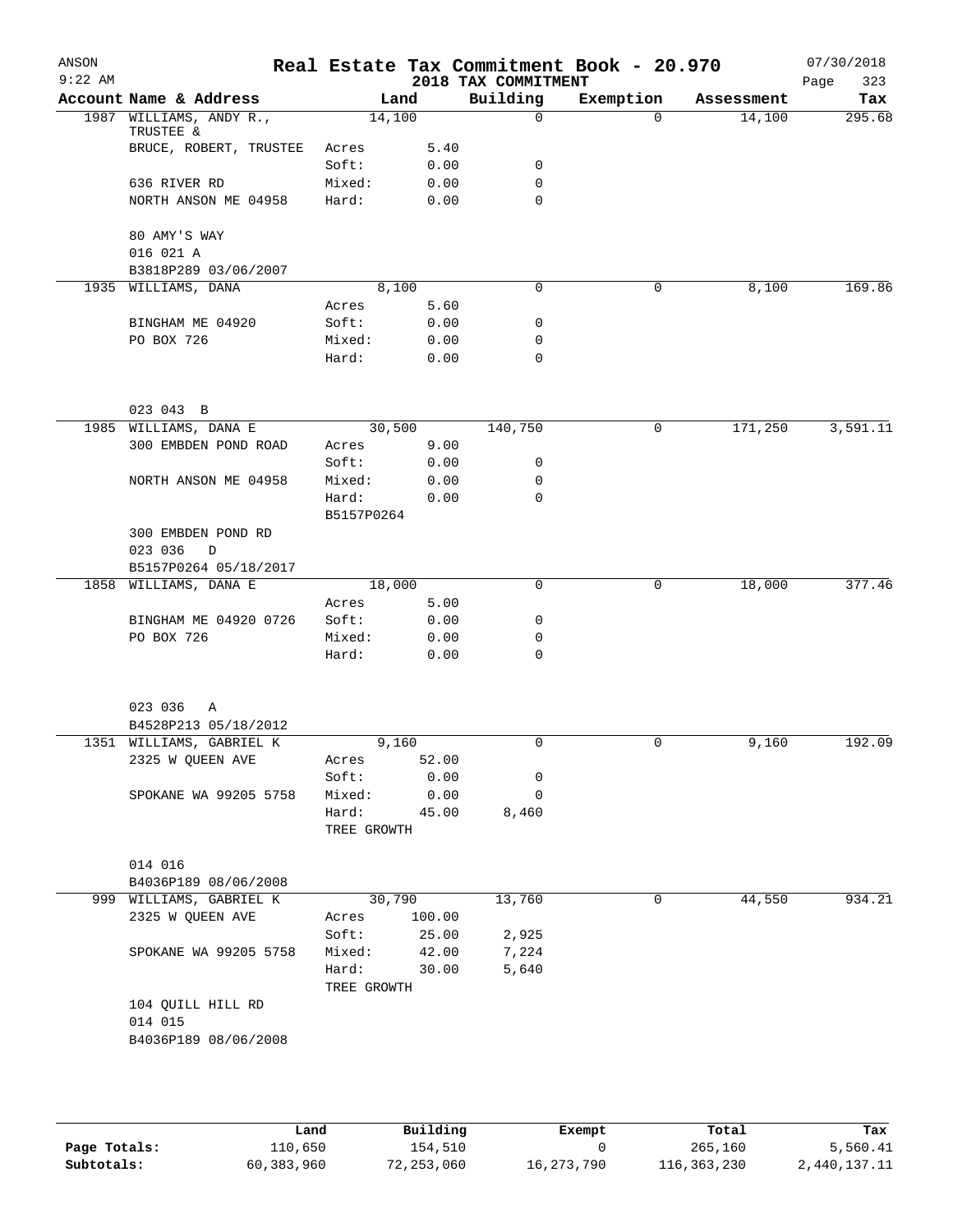# Real Estate Tax Commitment Book - 20.970

ANSON
9:22 AM

## 2018 TAX COMMITMENT

07/30/2018

| Account Name & Address | Land | | Building | Exemption | Assessment | Tax |
|---|---|---|---|---|---|---|
| 1987 WILLIAMS, ANDY R., TRUSTEE & | 14,100 | | 0 | 0 | 14,100 | 295.68 |
| BRUCE, ROBERT, TRUSTEE | Acres | 5.40 | | | | |
| | Soft: | 0.00 | 0 | | | |
| 636 RIVER RD | Mixed: | 0.00 | 0 | | | |
| NORTH ANSON ME 04958 | Hard: | 0.00 | 0 | | | |
| 80 AMY'S WAY | | | | | | |
| 016 021 A | | | | | | |
| B3818P289 03/06/2007 | | | | | | |
| 1935 WILLIAMS, DANA | 8,100 | | 0 | 0 | 8,100 | 169.86 |
| | Acres | 5.60 | | | | |
| BINGHAM ME 04920 | Soft: | 0.00 | 0 | | | |
| PO BOX 726 | Mixed: | 0.00 | 0 | | | |
| | Hard: | 0.00 | 0 | | | |
| 023 043 B | | | | | | |
| 1985 WILLIAMS, DANA E | 30,500 | | 140,750 | 0 | 171,250 | 3,591.11 |
| 300 EMBDEN POND ROAD | Acres | 9.00 | | | | |
| | Soft: | 0.00 | 0 | | | |
| NORTH ANSON ME 04958 | Mixed: | 0.00 | 0 | | | |
| | Hard: | 0.00 | 0 | | | |
| | B5157P0264 | | | | | |
| 300 EMBDEN POND RD | | | | | | |
| 023 036 D | | | | | | |
| B5157P0264 05/18/2017 | | | | | | |
| 1858 WILLIAMS, DANA E | 18,000 | | 0 | 0 | 18,000 | 377.46 |
| | Acres | 5.00 | | | | |
| BINGHAM ME 04920 0726 | Soft: | 0.00 | 0 | | | |
| PO BOX 726 | Mixed: | 0.00 | 0 | | | |
| | Hard: | 0.00 | 0 | | | |
| 023 036 A | | | | | | |
| B4528P213 05/18/2012 | | | | | | |
| 1351 WILLIAMS, GABRIEL K | 9,160 | | 0 | 0 | 9,160 | 192.09 |
| 2325 W QUEEN AVE | Acres | 52.00 | | | | |
| | Soft: | 0.00 | 0 | | | |
| SPOKANE WA 99205 5758 | Mixed: | 0.00 | 0 | | | |
| | Hard: | 45.00 | 8,460 | | | |
| | TREE GROWTH | | | | | |
| 014 016 | | | | | | |
| B4036P189 08/06/2008 | | | | | | |
| 999 WILLIAMS, GABRIEL K | 30,790 | | 13,760 | 0 | 44,550 | 934.21 |
| 2325 W QUEEN AVE | Acres | 100.00 | | | | |
| | Soft: | 25.00 | 2,925 | | | |
| SPOKANE WA 99205 5758 | Mixed: | 42.00 | 7,224 | | | |
| | Hard: | 30.00 | 5,640 | | | |
| | TREE GROWTH | | | | | |
| 104 QUILL HILL RD | | | | | | |
| 014 015 | | | | | | |
| B4036P189 08/06/2008 | | | | | | |

| | Land | Building | Exempt | Total | Tax |
|---|---|---|---|---|---|
| Page Totals: | 110,650 | 154,510 | 0 | 265,160 | 5,560.41 |
| Subtotals: | 60,383,960 | 72,253,060 | 16,273,790 | 116,363,230 | 2,440,137.11 |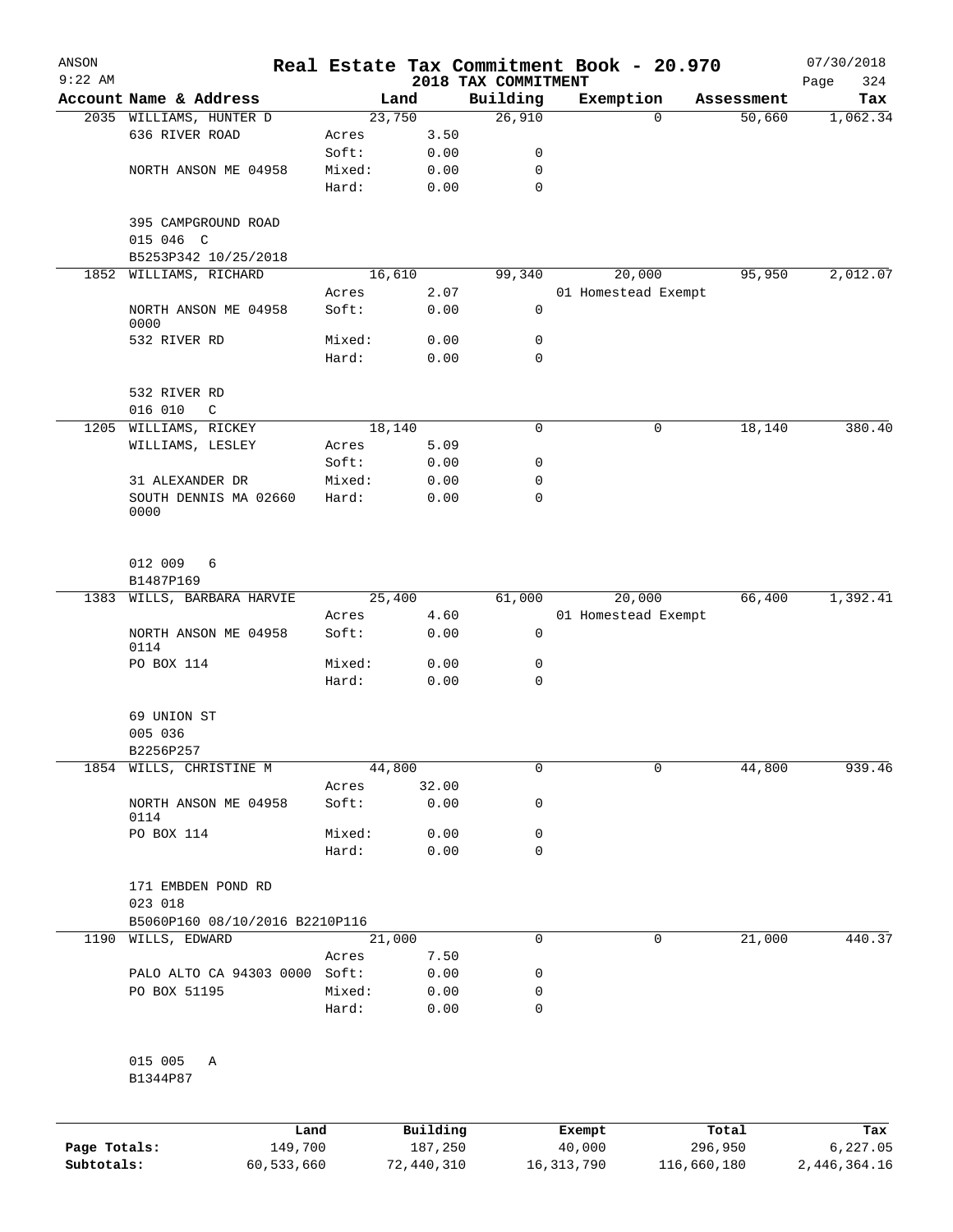# Real Estate Tax Commitment Book - 20.970

ANSON 9:22 AM — 2018 TAX COMMITMENT — 07/30/2018

| Account Name & Address | | Land | | Building | Exemption | Assessment | Tax |
|---|---|---|---|---|---|---|---|
| 2035 WILLIAMS, HUNTER D | | 23,750 | | 26,910 | 0 | 50,660 | 1,062.34 |
| 636 RIVER ROAD | Acres | | 3.50 | | | | |
| | Soft: | | 0.00 | 0 | | | |
| NORTH ANSON ME 04958 | Mixed: | | 0.00 | 0 | | | |
| | Hard: | | 0.00 | 0 | | | |
| 395 CAMPGROUND ROAD | | | | | | | |
| 015 046 C | | | | | | | |
| B5253P342 10/25/2018 | | | | | | | |
| 1852 WILLIAMS, RICHARD | | 16,610 | | 99,340 | 20,000 | 95,950 | 2,012.07 |
| | Acres | | 2.07 | | 01 Homestead Exempt | | |
| NORTH ANSON ME 04958 0000 | Soft: | | 0.00 | 0 | | | |
| 532 RIVER RD | Mixed: | | 0.00 | 0 | | | |
| | Hard: | | 0.00 | 0 | | | |
| 532 RIVER RD | | | | | | | |
| 016 010 C | | | | | | | |
| 1205 WILLIAMS, RICKEY | | 18,140 | | 0 | 0 | 18,140 | 380.40 |
| WILLIAMS, LESLEY | Acres | | 5.09 | | | | |
| | Soft: | | 0.00 | 0 | | | |
| 31 ALEXANDER DR | Mixed: | | 0.00 | 0 | | | |
| SOUTH DENNIS MA 02660 0000 | Hard: | | 0.00 | 0 | | | |
| 012 009 6 | | | | | | | |
| B1487P169 | | | | | | | |
| 1383 WILLS, BARBARA HARVIE | | 25,400 | | 61,000 | 20,000 | 66,400 | 1,392.41 |
| | Acres | | 4.60 | | 01 Homestead Exempt | | |
| NORTH ANSON ME 04958 0114 | Soft: | | 0.00 | 0 | | | |
| PO BOX 114 | Mixed: | | 0.00 | 0 | | | |
| | Hard: | | 0.00 | 0 | | | |
| 69 UNION ST | | | | | | | |
| 005 036 | | | | | | | |
| B2256P257 | | | | | | | |
| 1854 WILLS, CHRISTINE M | | 44,800 | | 0 | 0 | 44,800 | 939.46 |
| | Acres | | 32.00 | | | | |
| NORTH ANSON ME 04958 0114 | Soft: | | 0.00 | 0 | | | |
| PO BOX 114 | Mixed: | | 0.00 | 0 | | | |
| | Hard: | | 0.00 | 0 | | | |
| 171 EMBDEN POND RD | | | | | | | |
| 023 018 | | | | | | | |
| B5060P160 08/10/2016 B2210P116 | | | | | | | |
| 1190 WILLS, EDWARD | | 21,000 | | 0 | 0 | 21,000 | 440.37 |
| | Acres | | 7.50 | | | | |
| PALO ALTO CA 94303 0000 | Soft: | | 0.00 | 0 | | | |
| PO BOX 51195 | Mixed: | | 0.00 | 0 | | | |
| | Hard: | | 0.00 | 0 | | | |
| 015 005 A | | | | | | | |
| B1344P87 | | | | | | | |

| | Land | Building | Exempt | Total | Tax |
|---|---|---|---|---|---|
| Page Totals: | 149,700 | 187,250 | 40,000 | 296,950 | 6,227.05 |
| Subtotals: | 60,533,660 | 72,440,310 | 16,313,790 | 116,660,180 | 2,446,364.16 |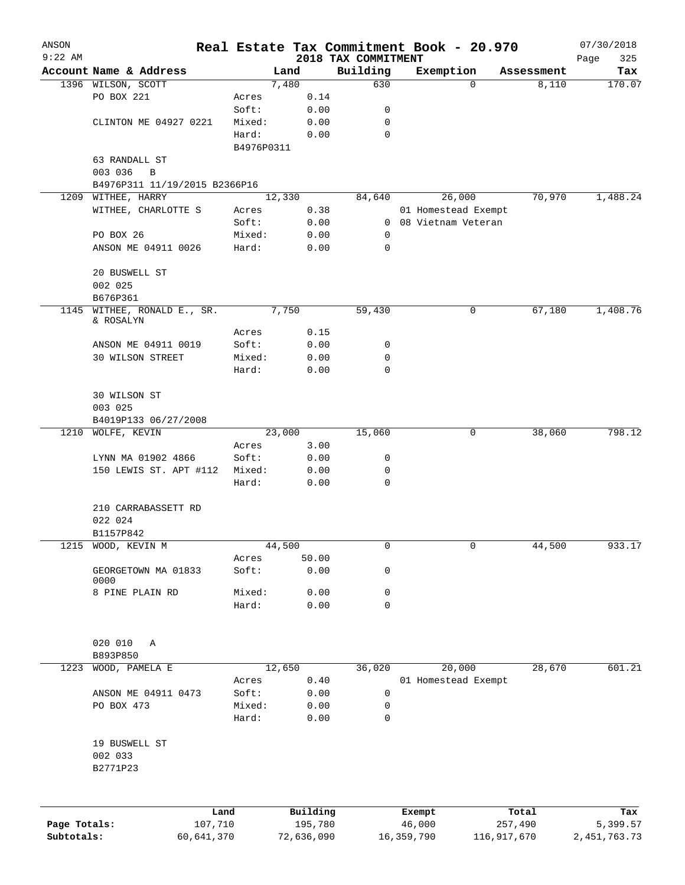ANSON 9:22 AM

# Real Estate Tax Commitment Book - 20.970

## 2018 TAX COMMITMENT

07/30/2018 Page 325

| Account Name & Address | | Land | Building | Exemption | Assessment | Tax |
|---|---|---|---|---|---|---|
| 1396 WILSON, SCOTT | | 7,480 | 630 | 0 | 8,110 | 170.07 |
| PO BOX 221 | Acres | 0.14 | | | | |
| | Soft: | 0.00 | 0 | | | |
| CLINTON ME 04927 0221 | Mixed: | 0.00 | 0 | | | |
| | Hard: | 0.00 | 0 | | | |
| | B4976P0311 | | | | | |
| 63 RANDALL ST | | | | | | |
| 003 036 B | | | | | | |
| B4976P311 11/19/2015 B2366P16 | | | | | | |
| 1209 WITHEE, HARRY | | 12,330 | 84,640 | 26,000 | 70,970 | 1,488.24 |
| WITHEE, CHARLOTTE S | Acres | 0.38 | | 01 Homestead Exempt | | |
| | Soft: | 0.00 | 0 | 08 Vietnam Veteran | | |
| PO BOX 26 | Mixed: | 0.00 | 0 | | | |
| ANSON ME 04911 0026 | Hard: | 0.00 | 0 | | | |
| 20 BUSWELL ST | | | | | | |
| 002 025 | | | | | | |
| B676P361 | | | | | | |
| 1145 WITHEE, RONALD E., SR. & ROSALYN | | 7,750 | 59,430 | 0 | 67,180 | 1,408.76 |
| | Acres | 0.15 | | | | |
| ANSON ME 04911 0019 | Soft: | 0.00 | 0 | | | |
| 30 WILSON STREET | Mixed: | 0.00 | 0 | | | |
| | Hard: | 0.00 | 0 | | | |
| 30 WILSON ST | | | | | | |
| 003 025 | | | | | | |
| B4019P133 06/27/2008 | | | | | | |
| 1210 WOLFE, KEVIN | | 23,000 | 15,060 | 0 | 38,060 | 798.12 |
| | Acres | 3.00 | | | | |
| LYNN MA 01902 4866 | Soft: | 0.00 | 0 | | | |
| 150 LEWIS ST. APT #112 | Mixed: | 0.00 | 0 | | | |
| | Hard: | 0.00 | 0 | | | |
| 210 CARRABASSETT RD | | | | | | |
| 022 024 | | | | | | |
| B1157P842 | | | | | | |
| 1215 WOOD, KEVIN M | | 44,500 | 0 | 0 | 44,500 | 933.17 |
| | Acres | 50.00 | | | | |
| GEORGETOWN MA 01833 0000 | Soft: | 0.00 | 0 | | | |
| 8 PINE PLAIN RD | Mixed: | 0.00 | 0 | | | |
| | Hard: | 0.00 | 0 | | | |
| 020 010 A | | | | | | |
| B893P850 | | | | | | |
| 1223 WOOD, PAMELA E | | 12,650 | 36,020 | 20,000 | 28,670 | 601.21 |
| | Acres | 0.40 | | 01 Homestead Exempt | | |
| ANSON ME 04911 0473 | Soft: | 0.00 | 0 | | | |
| PO BOX 473 | Mixed: | 0.00 | 0 | | | |
| | Hard: | 0.00 | 0 | | | |
| 19 BUSWELL ST | | | | | | |
| 002 033 | | | | | | |
| B2771P23 | | | | | | |

| | Land | Building | Exempt | Total | Tax |
|---|---|---|---|---|---|
| Page Totals: | 107,710 | 195,780 | 46,000 | 257,490 | 5,399.57 |
| Subtotals: | 60,641,370 | 72,636,090 | 16,359,790 | 116,917,670 | 2,451,763.73 |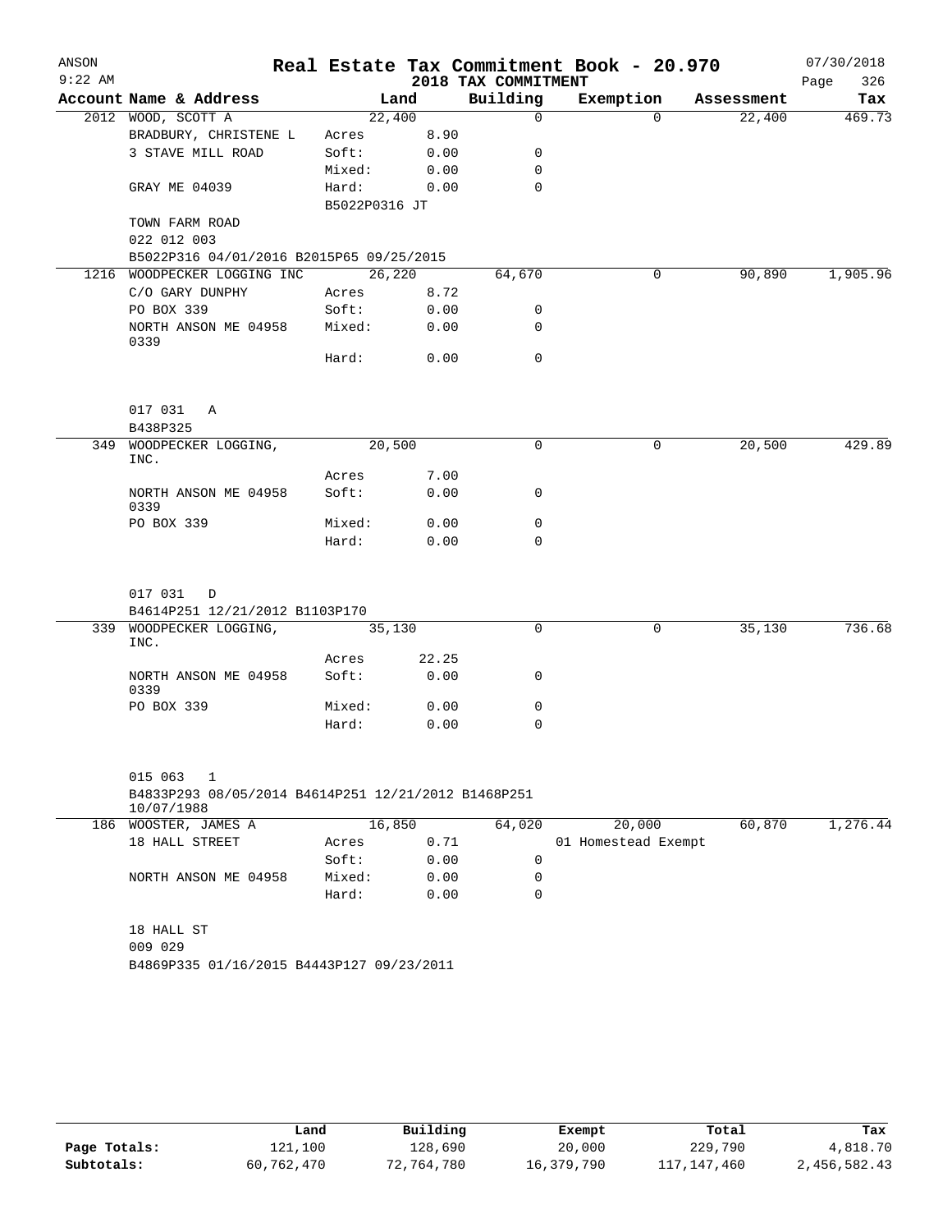# Real Estate Tax Commitment Book - 20.970

ANSON 9:22 AM — 2018 TAX COMMITMENT — 07/30/2018

| Account | Name & Address | Land | | Building | Exemption | Assessment | Tax |
|---|---|---|---|---|---|---|---|
| 2012 | WOOD, SCOTT A | 22,400 | | 0 | 0 | 22,400 | 469.73 |
| | BRADBURY, CHRISTENE L | Acres | 8.90 | | | | |
| | 3 STAVE MILL ROAD | Soft: | 0.00 | 0 | | | |
| | | Mixed: | 0.00 | 0 | | | |
| | GRAY ME 04039 | Hard: | 0.00 | 0 | | | |
| | | B5022P0316 JT | | | | | |
| | TOWN FARM ROAD | | | | | | |
| | 022 012 003 | | | | | | |
| | B5022P316 04/01/2016 B2015P65 09/25/2015 | | | | | | |
| 1216 | WOODPECKER LOGGING INC | 26,220 | | 64,670 | 0 | 90,890 | 1,905.96 |
| | C/O GARY DUNPHY | Acres | 8.72 | | | | |
| | PO BOX 339 | Soft: | 0.00 | 0 | | | |
| | NORTH ANSON ME 04958 0339 | Mixed: | 0.00 | 0 | | | |
| | | Hard: | 0.00 | 0 | | | |
| | 017 031 A | | | | | | |
| | B438P325 | | | | | | |
| 349 | WOODPECKER LOGGING, INC. | 20,500 | | 0 | 0 | 20,500 | 429.89 |
| | | Acres | 7.00 | | | | |
| | NORTH ANSON ME 04958 0339 | Soft: | 0.00 | 0 | | | |
| | PO BOX 339 | Mixed: | 0.00 | 0 | | | |
| | | Hard: | 0.00 | 0 | | | |
| | 017 031 D | | | | | | |
| | B4614P251 12/21/2012 B1103P170 | | | | | | |
| 339 | WOODPECKER LOGGING, INC. | 35,130 | | 0 | 0 | 35,130 | 736.68 |
| | | Acres | 22.25 | | | | |
| | NORTH ANSON ME 04958 0339 | Soft: | 0.00 | 0 | | | |
| | PO BOX 339 | Mixed: | 0.00 | 0 | | | |
| | | Hard: | 0.00 | 0 | | | |
| | 015 063 1 | | | | | | |
| | B4833P293 08/05/2014 B4614P251 12/21/2012 B1468P251 10/07/1988 | | | | | | |
| 186 | WOOSTER, JAMES A | 16,850 | | 64,020 | 20,000 | 60,870 | 1,276.44 |
| | 18 HALL STREET | Acres | 0.71 | | 01 Homestead Exempt | | |
| | | Soft: | 0.00 | 0 | | | |
| | NORTH ANSON ME 04958 | Mixed: | 0.00 | 0 | | | |
| | | Hard: | 0.00 | 0 | | | |
| | 18 HALL ST | | | | | | |
| | 009 029 | | | | | | |
| | B4869P335 01/16/2015 B4443P127 09/23/2011 | | | | | | |

| | Land | Building | Exempt | Total | Tax |
|---|---|---|---|---|---|
| Page Totals: | 121,100 | 128,690 | 20,000 | 229,790 | 4,818.70 |
| Subtotals: | 60,762,470 | 72,764,780 | 16,379,790 | 117,147,460 | 2,456,582.43 |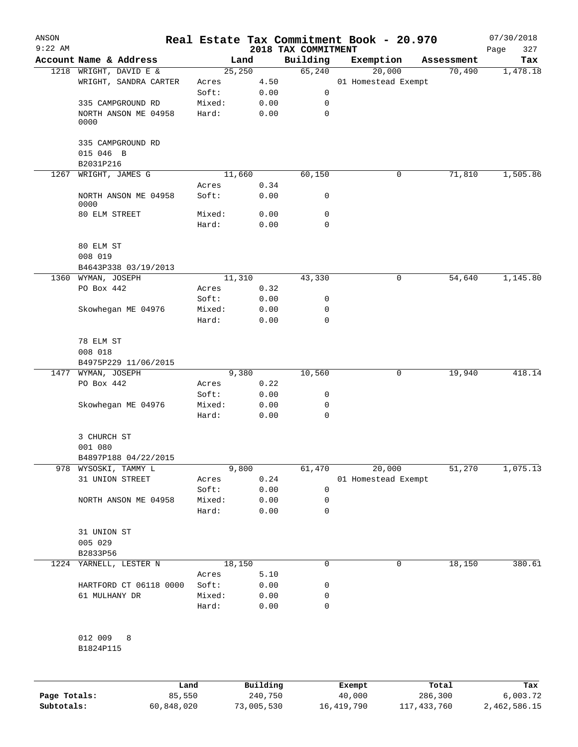ANSON 9:22 AM

# Real Estate Tax Commitment Book - 20.970

## 2018 TAX COMMITMENT

07/30/2018

| Account | Name & Address | Land | | Building | Exemption | Assessment | Tax |
|---|---|---|---|---|---|---|---|
| 1218 | WRIGHT, DAVID E & | | 25,250 | 65,240 | 20,000 | 70,490 | 1,478.18 |
| | WRIGHT, SANDRA CARTER | Acres | 4.50 | | 01 Homestead Exempt | | |
| | | Soft: | 0.00 | 0 | | | |
| | 335 CAMPGROUND RD | Mixed: | 0.00 | 0 | | | |
| | NORTH ANSON ME 04958 0000 | Hard: | 0.00 | 0 | | | |
| | 335 CAMPGROUND RD | | | | | | |
| | 015 046 B | | | | | | |
| | B2031P216 | | | | | | |
| 1267 | WRIGHT, JAMES G | | 11,660 | 60,150 | 0 | 71,810 | 1,505.86 |
| | | Acres | 0.34 | | | | |
| | NORTH ANSON ME 04958 0000 | Soft: | 0.00 | 0 | | | |
| | 80 ELM STREET | Mixed: | 0.00 | 0 | | | |
| | | Hard: | 0.00 | 0 | | | |
| | 80 ELM ST | | | | | | |
| | 008 019 | | | | | | |
| | B4643P338 03/19/2013 | | | | | | |
| 1360 | WYMAN, JOSEPH | | 11,310 | 43,330 | 0 | 54,640 | 1,145.80 |
| | PO Box 442 | Acres | 0.32 | | | | |
| | | Soft: | 0.00 | 0 | | | |
| | Skowhegan ME 04976 | Mixed: | 0.00 | 0 | | | |
| | | Hard: | 0.00 | 0 | | | |
| | 78 ELM ST | | | | | | |
| | 008 018 | | | | | | |
| | B4975P229 11/06/2015 | | | | | | |
| 1477 | WYMAN, JOSEPH | | 9,380 | 10,560 | 0 | 19,940 | 418.14 |
| | PO Box 442 | Acres | 0.22 | | | | |
| | | Soft: | 0.00 | 0 | | | |
| | Skowhegan ME 04976 | Mixed: | 0.00 | 0 | | | |
| | | Hard: | 0.00 | 0 | | | |
| | 3 CHURCH ST | | | | | | |
| | 001 080 | | | | | | |
| | B4897P188 04/22/2015 | | | | | | |
| 978 | WYSOSKI, TAMMY L | | 9,800 | 61,470 | 20,000 | 51,270 | 1,075.13 |
| | 31 UNION STREET | Acres | 0.24 | | 01 Homestead Exempt | | |
| | | Soft: | 0.00 | 0 | | | |
| | NORTH ANSON ME 04958 | Mixed: | 0.00 | 0 | | | |
| | | Hard: | 0.00 | 0 | | | |
| | 31 UNION ST | | | | | | |
| | 005 029 | | | | | | |
| | B2833P56 | | | | | | |
| 1224 | YARNELL, LESTER N | | 18,150 | 0 | 0 | 18,150 | 380.61 |
| | | Acres | 5.10 | | | | |
| | HARTFORD CT 06118 0000 | Soft: | 0.00 | 0 | | | |
| | 61 MULHANY DR | Mixed: | 0.00 | 0 | | | |
| | | Hard: | 0.00 | 0 | | | |
| | 012 009 8 | | | | | | |
| | B1824P115 | | | | | | |

| | Land | Building | Exempt | Total | Tax |
|---|---|---|---|---|---|
| Page Totals: | 85,550 | 240,750 | 40,000 | 286,300 | 6,003.72 |
| Subtotals: | 60,848,020 | 73,005,530 | 16,419,790 | 117,433,760 | 2,462,586.15 |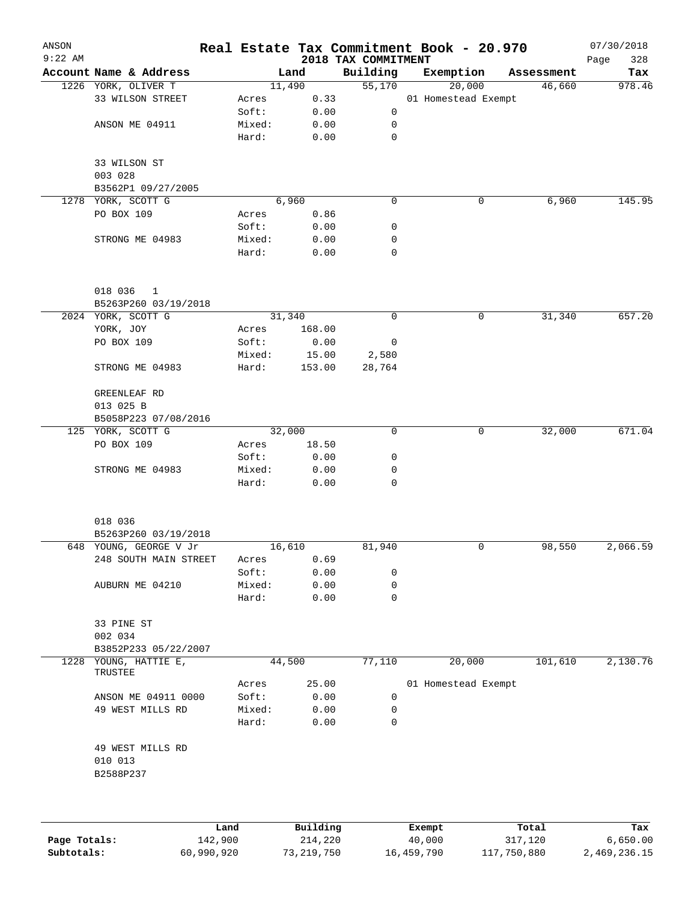# Real Estate Tax Commitment Book - 20.970

ANSON 9:22 AM — 2018 TAX COMMITMENT — 07/30/2018

| Account | Name & Address | | Land | Building | Exemption | Assessment | Tax |
|---|---|---|---|---|---|---|---|
| 1226 | YORK, OLIVER T | | 11,490 | 55,170 | 20,000 | 46,660 | 978.46 |
| | 33 WILSON STREET | Acres | 0.33 | | 01 Homestead Exempt | | |
| | | Soft: | 0.00 | 0 | | | |
| | ANSON ME 04911 | Mixed: | 0.00 | 0 | | | |
| | | Hard: | 0.00 | 0 | | | |
| | 33 WILSON ST | | | | | | |
| | 003 028 | | | | | | |
| | B3562P1 09/27/2005 | | | | | | |
| 1278 | YORK, SCOTT G | | 6,960 | 0 | 0 | 6,960 | 145.95 |
| | PO BOX 109 | Acres | 0.86 | | | | |
| | | Soft: | 0.00 | 0 | | | |
| | STRONG ME 04983 | Mixed: | 0.00 | 0 | | | |
| | | Hard: | 0.00 | 0 | | | |
| | 018 036 1 | | | | | | |
| | B5263P260 03/19/2018 | | | | | | |
| 2024 | YORK, SCOTT G | | 31,340 | 0 | 0 | 31,340 | 657.20 |
| | YORK, JOY | Acres | 168.00 | | | | |
| | PO BOX 109 | Soft: | 0.00 | 0 | | | |
| | | Mixed: | 15.00 | 2,580 | | | |
| | STRONG ME 04983 | Hard: | 153.00 | 28,764 | | | |
| | GREENLEAF RD | | | | | | |
| | 013 025 B | | | | | | |
| | B5058P223 07/08/2016 | | | | | | |
| 125 | YORK, SCOTT G | | 32,000 | 0 | 0 | 32,000 | 671.04 |
| | PO BOX 109 | Acres | 18.50 | | | | |
| | | Soft: | 0.00 | 0 | | | |
| | STRONG ME 04983 | Mixed: | 0.00 | 0 | | | |
| | | Hard: | 0.00 | 0 | | | |
| | 018 036 | | | | | | |
| | B5263P260 03/19/2018 | | | | | | |
| 648 | YOUNG, GEORGE V Jr | | 16,610 | 81,940 | 0 | 98,550 | 2,066.59 |
| | 248 SOUTH MAIN STREET | Acres | 0.69 | | | | |
| | | Soft: | 0.00 | 0 | | | |
| | AUBURN ME 04210 | Mixed: | 0.00 | 0 | | | |
| | | Hard: | 0.00 | 0 | | | |
| | 33 PINE ST | | | | | | |
| | 002 034 | | | | | | |
| | B3852P233 05/22/2007 | | | | | | |
| 1228 | YOUNG, HATTIE E, TRUSTEE | | 44,500 | 77,110 | 20,000 | 101,610 | 2,130.76 |
| | | Acres | 25.00 | | 01 Homestead Exempt | | |
| | ANSON ME 04911 0000 | Soft: | 0.00 | 0 | | | |
| | 49 WEST MILLS RD | Mixed: | 0.00 | 0 | | | |
| | | Hard: | 0.00 | 0 | | | |
| | 49 WEST MILLS RD | | | | | | |
| | 010 013 | | | | | | |
| | B2588P237 | | | | | | |

| | Land | Building | Exempt | Total | Tax |
|---|---|---|---|---|---|
| Page Totals: | 142,900 | 214,220 | 40,000 | 317,120 | 6,650.00 |
| Subtotals: | 60,990,920 | 73,219,750 | 16,459,790 | 117,750,880 | 2,469,236.15 |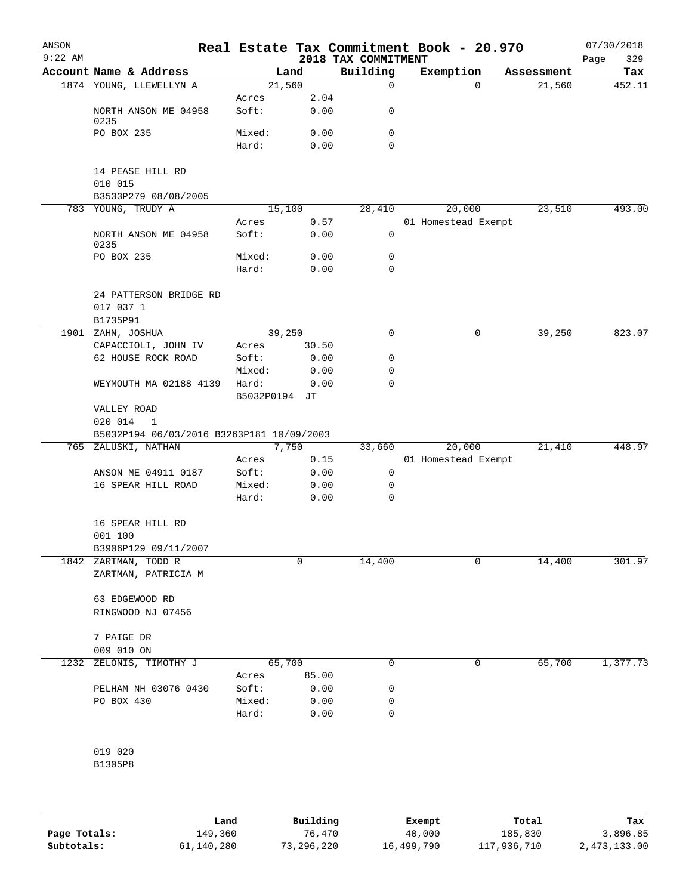ANSON 9:22 AM

# Real Estate Tax Commitment Book - 20.970

## 2018 TAX COMMITMENT

07/30/2018

| Account Name & Address | Land | | Building | Exemption | Assessment | Tax |
|---|---|---|---|---|---|---|
| 1874 YOUNG, LLEWELLYN A | 21,560 | | 0 | 0 | 21,560 | 452.11 |
| | Acres | 2.04 | | | | |
| NORTH ANSON ME 04958 0235 | Soft: | 0.00 | 0 | | | |
| PO BOX 235 | Mixed: | 0.00 | 0 | | | |
| | Hard: | 0.00 | 0 | | | |
| 14 PEASE HILL RD | | | | | | |
| 010 015 | | | | | | |
| B3533P279 08/08/2005 | | | | | | |
| 783 YOUNG, TRUDY A | 15,100 | | 28,410 | 20,000 | 23,510 | 493.00 |
| | Acres | 0.57 | | 01 Homestead Exempt | | |
| NORTH ANSON ME 04958 0235 | Soft: | 0.00 | 0 | | | |
| PO BOX 235 | Mixed: | 0.00 | 0 | | | |
| | Hard: | 0.00 | 0 | | | |
| 24 PATTERSON BRIDGE RD | | | | | | |
| 017 037 1 | | | | | | |
| B1735P91 | | | | | | |
| 1901 ZAHN, JOSHUA | 39,250 | | 0 | 0 | 39,250 | 823.07 |
| CAPACCIOLI, JOHN IV | Acres | 30.50 | | | | |
| 62 HOUSE ROCK ROAD | Soft: | 0.00 | 0 | | | |
| | Mixed: | 0.00 | 0 | | | |
| WEYMOUTH MA 02188 4139 | Hard: | 0.00 | 0 | | | |
| | B5032P0194 JT | | | | | |
| VALLEY ROAD | | | | | | |
| 020 014 1 | | | | | | |
| B5032P194 06/03/2016 B3263P181 10/09/2003 | | | | | | |
| 765 ZALUSKI, NATHAN | 7,750 | | 33,660 | 20,000 | 21,410 | 448.97 |
| | Acres | 0.15 | | 01 Homestead Exempt | | |
| ANSON ME 04911 0187 | Soft: | 0.00 | 0 | | | |
| 16 SPEAR HILL ROAD | Mixed: | 0.00 | 0 | | | |
| | Hard: | 0.00 | 0 | | | |
| 16 SPEAR HILL RD | | | | | | |
| 001 100 | | | | | | |
| B3906P129 09/11/2007 | | | | | | |
| 1842 ZARTMAN, TODD R | 0 | | 14,400 | 0 | 14,400 | 301.97 |
| ZARTMAN, PATRICIA M | | | | | | |
| 63 EDGEWOOD RD | | | | | | |
| RINGWOOD NJ 07456 | | | | | | |
| 7 PAIGE DR | | | | | | |
| 009 010 ON | | | | | | |
| 1232 ZELONIS, TIMOTHY J | 65,700 | | 0 | 0 | 65,700 | 1,377.73 |
| | Acres | 85.00 | | | | |
| PELHAM NH 03076 0430 | Soft: | 0.00 | 0 | | | |
| PO BOX 430 | Mixed: | 0.00 | 0 | | | |
| | Hard: | 0.00 | 0 | | | |
| 019 020 | | | | | | |
| B1305P8 | | | | | | |

| | Land | Building | Exempt | Total | Tax |
|---|---|---|---|---|---|
| Page Totals: | 149,360 | 76,470 | 40,000 | 185,830 | 3,896.85 |
| Subtotals: | 61,140,280 | 73,296,220 | 16,499,790 | 117,936,710 | 2,473,133.00 |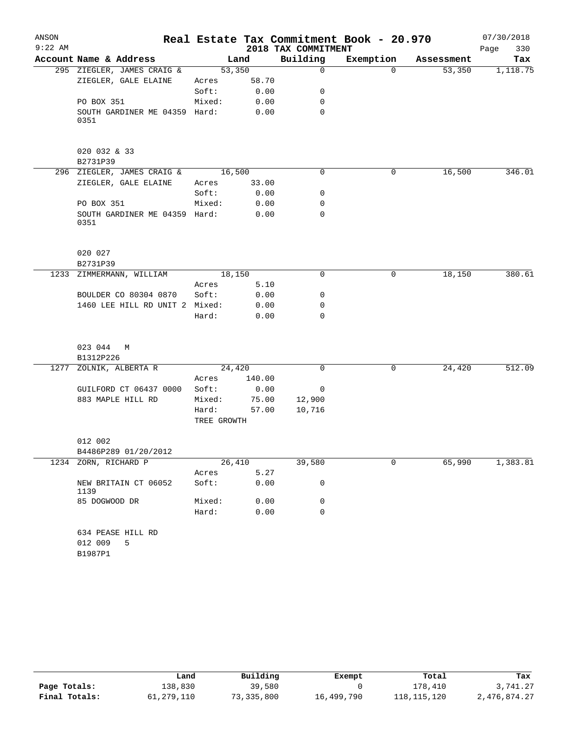ANSON
9:22 AM

# Real Estate Tax Commitment Book - 20.970

2018 TAX COMMITMENT

07/30/2018

| Account Name & Address | | Land | Building | Exemption | Assessment | Tax |
|---|---|---|---|---|---|---|
| 295 ZIEGLER, JAMES CRAIG & | | 53,350 | 0 | 0 | 53,350 | 1,118.75 |
| ZIEGLER, GALE ELAINE | Acres | 58.70 | | | | |
| | Soft: | 0.00 | 0 | | | |
| PO BOX 351 | Mixed: | 0.00 | 0 | | | |
| SOUTH GARDINER ME 04359 0351 | Hard: | 0.00 | 0 | | | |
| 020 032 & 33 | | | | | | |
| B2731P39 | | | | | | |
| 296 ZIEGLER, JAMES CRAIG & | | 16,500 | 0 | 0 | 16,500 | 346.01 |
| ZIEGLER, GALE ELAINE | Acres | 33.00 | | | | |
| | Soft: | 0.00 | 0 | | | |
| PO BOX 351 | Mixed: | 0.00 | 0 | | | |
| SOUTH GARDINER ME 04359 0351 | Hard: | 0.00 | 0 | | | |
| 020 027 | | | | | | |
| B2731P39 | | | | | | |
| 1233 ZIMMERMANN, WILLIAM | | 18,150 | 0 | 0 | 18,150 | 380.61 |
| | Acres | 5.10 | | | | |
| BOULDER CO 80304 0870 | Soft: | 0.00 | 0 | | | |
| 1460 LEE HILL RD UNIT 2 | Mixed: | 0.00 | 0 | | | |
| | Hard: | 0.00 | 0 | | | |
| 023 044 M | | | | | | |
| B1312P226 | | | | | | |
| 1277 ZOLNIK, ALBERTA R | | 24,420 | 0 | 0 | 24,420 | 512.09 |
| | Acres | 140.00 | | | | |
| GUILFORD CT 06437 0000 | Soft: | 0.00 | 0 | | | |
| 883 MAPLE HILL RD | Mixed: | 75.00 | 12,900 | | | |
| | Hard: | 57.00 | 10,716 | | | |
| | TREE GROWTH | | | | | |
| 012 002 | | | | | | |
| B4486P289 01/20/2012 | | | | | | |
| 1234 ZORN, RICHARD P | | 26,410 | 39,580 | 0 | 65,990 | 1,383.81 |
| | Acres | 5.27 | | | | |
| NEW BRITAIN CT 06052 1139 | Soft: | 0.00 | 0 | | | |
| 85 DOGWOOD DR | Mixed: | 0.00 | 0 | | | |
| | Hard: | 0.00 | 0 | | | |
| 634 PEASE HILL RD | | | | | | |
| 012 009 5 | | | | | | |
| B1987P1 | | | | | | |

| | Land | Building | Exempt | Total | Tax |
|---|---|---|---|---|---|
| Page Totals: | 138,830 | 39,580 | 0 | 178,410 | 3,741.27 |
| Final Totals: | 61,279,110 | 73,335,800 | 16,499,790 | 118,115,120 | 2,476,874.27 |